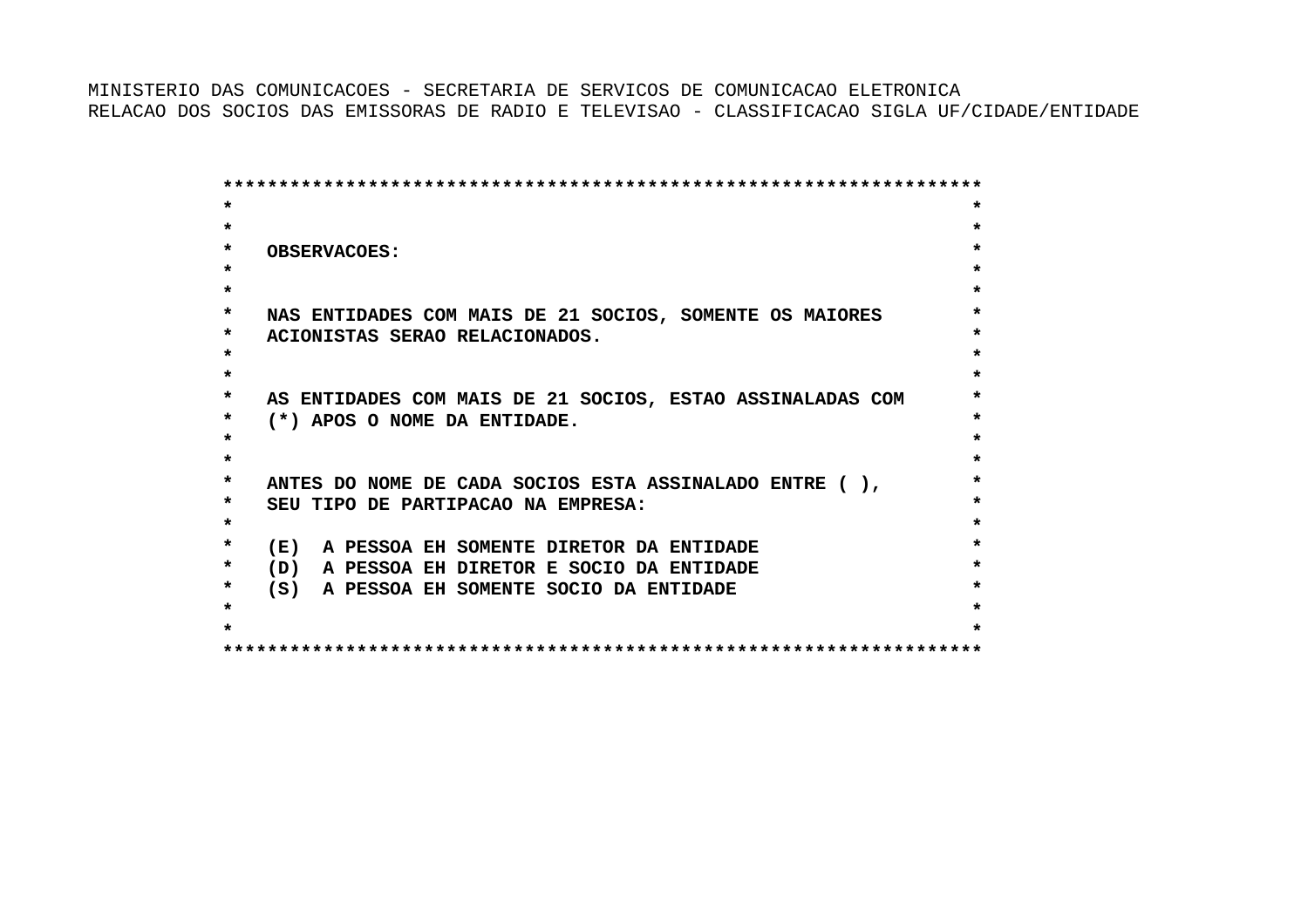MINISTERIO DAS COMUNICACOES - SECRETARIA DE SERVICOS DE COMUNICACAO ELETRONICA
RELACAO DOS SOCIOS DAS EMISSORAS DE RADIO E TELEVISAO - CLASSIFICACAO SIGLA UF/CIDADE/ENTIDADE

**OBSERVACOES:**

**NAS ENTIDADES COM MAIS DE 21 SOCIOS, SOMENTE OS MAIORES ACIONISTAS SERAO RELACIONADOS.**

**AS ENTIDADES COM MAIS DE 21 SOCIOS, ESTAO ASSINALADAS COM (*) APOS O NOME DA ENTIDADE.**

**ANTES DO NOME DE CADA SOCIOS ESTA ASSINALADO ENTRE ( ), SEU TIPO DE PARTIPACAO NA EMPRESA:**

**(E) A PESSOA EH SOMENTE DIRETOR DA ENTIDADE**
**(D) A PESSOA EH DIRETOR E SOCIO DA ENTIDADE**
**(S) A PESSOA EH SOMENTE SOCIO DA ENTIDADE**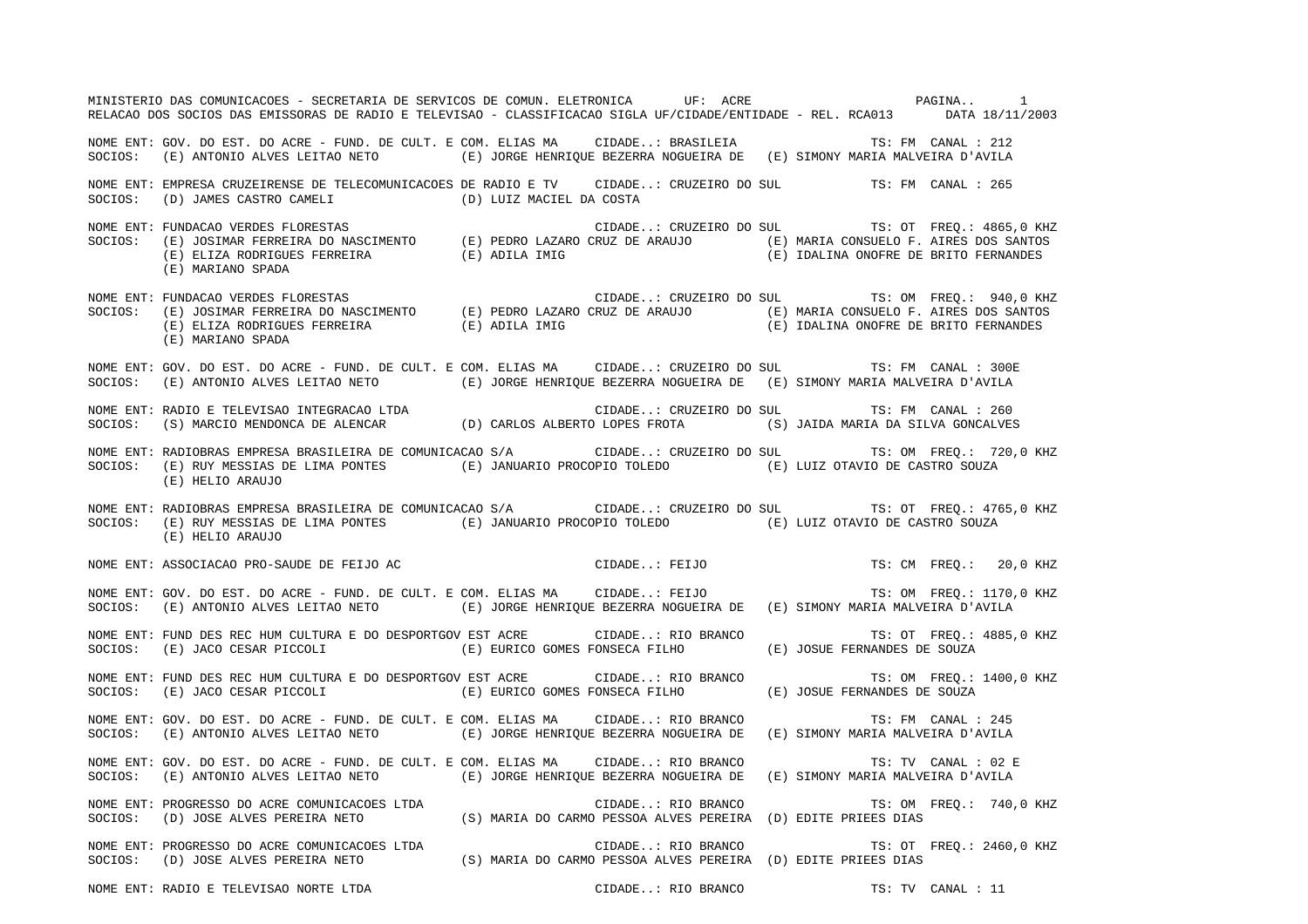MINISTERIO DAS COMUNICACOES - SECRETARIA DE SERVICOS DE COMUN. ELETRONICA UF: ACRE

RELACAO DOS SOCIOS DAS EMISSORAS DE RADIO E TELEVISAO - CLASSIFICACAO SIGLA UF/CIDADE/ENTIDADE - REL. RCA013 DATA 18/11/2003

NOME ENT: GOV. DO EST. DO ACRE - FUND. DE CULT. E COM. ELIAS MA CIDADE..: BRASILEIA TS: FM CANAL : 212
SOCIOS: (E) ANTONIO ALVES LEITAO NETO (E) JORGE HENRIQUE BEZERRA NOGUEIRA DE (E) SIMONY MARIA MALVEIRA D'AVILA

NOME ENT: EMPRESA CRUZEIRENSE DE TELECOMUNICACOES DE RADIO E TV CIDADE..: CRUZEIRO DO SUL TS: FM CANAL : 265
SOCIOS: (D) JAMES CASTRO CAMELI (D) LUIZ MACIEL DA COSTA

NOME ENT: FUNDACAO VERDES FLORESTAS CIDADE..: CRUZEIRO DO SUL TS: OT FREQ.: 4865,0 KHZ
SOCIOS: (E) JOSIMAR FERREIRA DO NASCIMENTO (E) PEDRO LAZARO CRUZ DE ARAUJO (E) MARIA CONSUELO F. AIRES DOS SANTOS
(E) ELIZA RODRIGUES FERREIRA (E) ADILA IMIG (E) IDALINA ONOFRE DE BRITO FERNANDES
(E) MARIANO SPADA

NOME ENT: FUNDACAO VERDES FLORESTAS CIDADE..: CRUZEIRO DO SUL TS: OM FREQ.: 940,0 KHZ
SOCIOS: (E) JOSIMAR FERREIRA DO NASCIMENTO (E) PEDRO LAZARO CRUZ DE ARAUJO (E) MARIA CONSUELO F. AIRES DOS SANTOS
(E) ELIZA RODRIGUES FERREIRA (E) ADILA IMIG (E) IDALINA ONOFRE DE BRITO FERNANDES
(E) MARIANO SPADA

NOME ENT: GOV. DO EST. DO ACRE - FUND. DE CULT. E COM. ELIAS MA CIDADE..: CRUZEIRO DO SUL TS: FM CANAL : 300E
SOCIOS: (E) ANTONIO ALVES LEITAO NETO (E) JORGE HENRIQUE BEZERRA NOGUEIRA DE (E) SIMONY MARIA MALVEIRA D'AVILA

NOME ENT: RADIO E TELEVISAO INTEGRACAO LTDA CIDADE..: CRUZEIRO DO SUL TS: FM CANAL : 260
SOCIOS: (S) MARCIO MENDONCA DE ALENCAR (D) CARLOS ALBERTO LOPES FROTA (S) JAIDA MARIA DA SILVA GONCALVES

NOME ENT: RADIOBRAS EMPRESA BRASILEIRA DE COMUNICACAO S/A CIDADE..: CRUZEIRO DO SUL TS: OM FREQ.: 720,0 KHZ
SOCIOS: (E) RUY MESSIAS DE LIMA PONTES (E) JANUARIO PROCOPIO TOLEDO (E) LUIZ OTAVIO DE CASTRO SOUZA
(E) HELIO ARAUJO

NOME ENT: RADIOBRAS EMPRESA BRASILEIRA DE COMUNICACAO S/A CIDADE..: CRUZEIRO DO SUL TS: OT FREQ.: 4765,0 KHZ
SOCIOS: (E) RUY MESSIAS DE LIMA PONTES (E) JANUARIO PROCOPIO TOLEDO (E) LUIZ OTAVIO DE CASTRO SOUZA
(E) HELIO ARAUJO

NOME ENT: ASSOCIACAO PRO-SAUDE DE FEIJO AC CIDADE..: FEIJO TS: CM FREQ.: 20,0 KHZ

NOME ENT: GOV. DO EST. DO ACRE - FUND. DE CULT. E COM. ELIAS MA CIDADE..: FEIJO TS: OM FREQ.: 1170,0 KHZ
SOCIOS: (E) ANTONIO ALVES LEITAO NETO (E) JORGE HENRIQUE BEZERRA NOGUEIRA DE (E) SIMONY MARIA MALVEIRA D'AVILA

NOME ENT: FUND DES REC HUM CULTURA E DO DESPORTGOV EST ACRE CIDADE..: RIO BRANCO TS: OT FREQ.: 4885,0 KHZ
SOCIOS: (E) JACO CESAR PICCOLI (E) EURICO GOMES FONSECA FILHO (E) JOSUE FERNANDES DE SOUZA

NOME ENT: FUND DES REC HUM CULTURA E DO DESPORTGOV EST ACRE CIDADE..: RIO BRANCO TS: OM FREQ.: 1400,0 KHZ
SOCIOS: (E) JACO CESAR PICCOLI (E) EURICO GOMES FONSECA FILHO (E) JOSUE FERNANDES DE SOUZA

NOME ENT: GOV. DO EST. DO ACRE - FUND. DE CULT. E COM. ELIAS MA CIDADE..: RIO BRANCO TS: FM CANAL : 245
SOCIOS: (E) ANTONIO ALVES LEITAO NETO (E) JORGE HENRIQUE BEZERRA NOGUEIRA DE (E) SIMONY MARIA MALVEIRA D'AVILA

NOME ENT: GOV. DO EST. DO ACRE - FUND. DE CULT. E COM. ELIAS MA CIDADE..: RIO BRANCO TS: TV CANAL : 02 E
SOCIOS: (E) ANTONIO ALVES LEITAO NETO (E) JORGE HENRIQUE BEZERRA NOGUEIRA DE (E) SIMONY MARIA MALVEIRA D'AVILA

NOME ENT: PROGRESSO DO ACRE COMUNICACOES LTDA CIDADE..: RIO BRANCO TS: OM FREQ.: 740,0 KHZ
SOCIOS: (D) JOSE ALVES PEREIRA NETO (S) MARIA DO CARMO PESSOA ALVES PEREIRA (D) EDITE PRIEES DIAS

NOME ENT: PROGRESSO DO ACRE COMUNICACOES LTDA CIDADE..: RIO BRANCO TS: OT FREQ.: 2460,0 KHZ
SOCIOS: (D) JOSE ALVES PEREIRA NETO (S) MARIA DO CARMO PESSOA ALVES PEREIRA (D) EDITE PRIEES DIAS

NOME ENT: RADIO E TELEVISAO NORTE LTDA CIDADE..: RIO BRANCO TS: TV CANAL : 11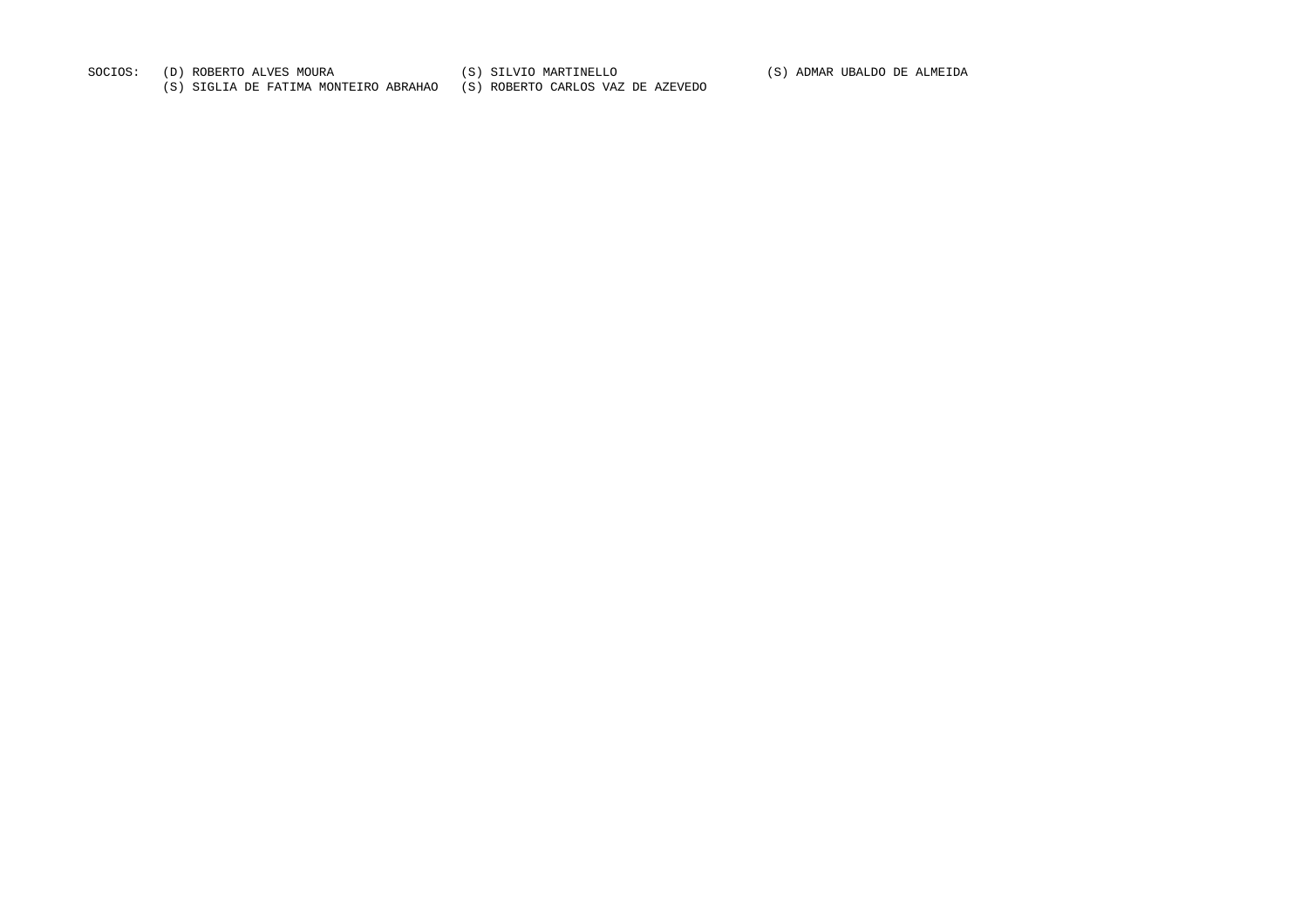SOCIOS: (D) ROBERTO ALVES MOURA (S) SILVIO MARTINELLO (S) ADMAR UBALDO DE ALMEIDA
(S) SIGLIA DE FATIMA MONTEIRO ABRAHAO (S) ROBERTO CARLOS VAZ DE AZEVEDO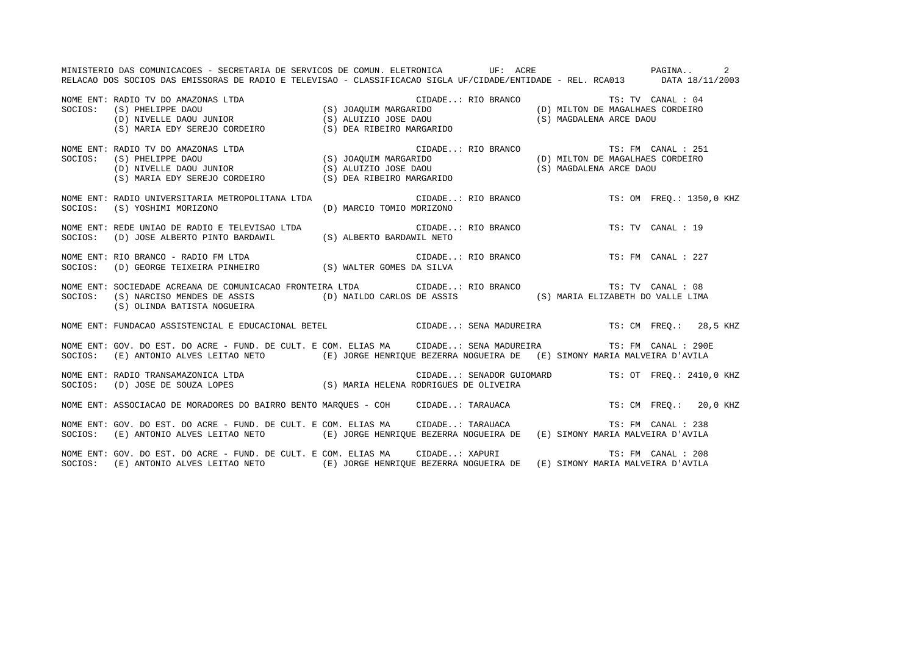MINISTERIO DAS COMUNICACOES - SECRETARIA DE SERVICOS DE COMUN. ELETRONICA UF: ACRE

RELACAO DOS SOCIOS DAS EMISSORAS DE RADIO E TELEVISAO - CLASSIFICACAO SIGLA UF/CIDADE/ENTIDADE - REL. RCA013 DATA 18/11/2003

```
NOME ENT: RADIO TV DO AMAZONAS LTDA                                    CIDADE..: RIO BRANCO                 TS: TV  CANAL : 04
SOCIOS:   (S) PHELIPPE DAOU                  (S) JOAQUIM MARGARIDO                        (D) MILTON DE MAGALHAES CORDEIRO
          (D) NIVELLE DAOU JUNIOR            (S) ALUIZIO JOSE DAOU                        (S) MAGDALENA ARCE DAOU
          (S) MARIA EDY SEREJO CORDEIRO      (S) DEA RIBEIRO MARGARIDO

NOME ENT: RADIO TV DO AMAZONAS LTDA                                    CIDADE..: RIO BRANCO                 TS: FM  CANAL : 251
SOCIOS:   (S) PHELIPPE DAOU                  (S) JOAQUIM MARGARIDO                        (D) MILTON DE MAGALHAES CORDEIRO
          (D) NIVELLE DAOU JUNIOR            (S) ALUIZIO JOSE DAOU                        (S) MAGDALENA ARCE DAOU
          (S) MARIA EDY SEREJO CORDEIRO      (S) DEA RIBEIRO MARGARIDO

NOME ENT: RADIO UNIVERSITARIA METROPOLITANA LTDA                       CIDADE..: RIO BRANCO                 TS: OM  FREQ.: 1350,0 KHZ
SOCIOS:   (S) YOSHIMI MORIZONO               (D) MARCIO TOMIO MORIZONO

NOME ENT: REDE UNIAO DE RADIO E TELEVISAO LTDA                         CIDADE..: RIO BRANCO                 TS: TV  CANAL : 19
SOCIOS:   (D) JOSE ALBERTO PINTO BARDAWIL    (S) ALBERTO BARDAWIL NETO

NOME ENT: RIO BRANCO - RADIO FM LTDA                                   CIDADE..: RIO BRANCO                 TS: FM  CANAL : 227
SOCIOS:   (D) GEORGE TEIXEIRA PINHEIRO       (S) WALTER GOMES DA SILVA

NOME ENT: SOCIEDADE ACREANA DE COMUNICACAO FRONTEIRA LTDA              CIDADE..: RIO BRANCO                 TS: TV  CANAL : 08
SOCIOS:   (S) NARCISO MENDES DE ASSIS        (D) NAILDO CARLOS DE ASSIS                   (S) MARIA ELIZABETH DO VALLE LIMA
          (S) OLINDA BATISTA NOGUEIRA

NOME ENT: FUNDACAO ASSISTENCIAL E EDUCACIONAL BETEL                    CIDADE..: SENA MADUREIRA             TS: CM  FREQ.:   28,5 KHZ

NOME ENT: GOV. DO EST. DO ACRE - FUND. DE CULT. E COM. ELIAS MA        CIDADE..: SENA MADUREIRA             TS: FM  CANAL : 290E
SOCIOS:   (E) ANTONIO ALVES LEITAO NETO      (E) JORGE HENRIQUE BEZERRA NOGUEIRA DE       (E) SIMONY MARIA MALVEIRA D'AVILA

NOME ENT: RADIO TRANSAMAZONICA LTDA                                    CIDADE..: SENADOR GUIOMARD           TS: OT  FREQ.: 2410,0 KHZ
SOCIOS:   (D) JOSE DE SOUZA LOPES            (S) MARIA HELENA RODRIGUES DE OLIVEIRA

NOME ENT: ASSOCIACAO DE MORADORES DO BAIRRO BENTO MARQUES - COH        CIDADE..: TARAUACA                   TS: CM  FREQ.:   20,0 KHZ

NOME ENT: GOV. DO EST. DO ACRE - FUND. DE CULT. E COM. ELIAS MA        CIDADE..: TARAUACA                   TS: FM  CANAL : 238
SOCIOS:   (E) ANTONIO ALVES LEITAO NETO      (E) JORGE HENRIQUE BEZERRA NOGUEIRA DE       (E) SIMONY MARIA MALVEIRA D'AVILA

NOME ENT: GOV. DO EST. DO ACRE - FUND. DE CULT. E COM. ELIAS MA        CIDADE..: XAPURI                     TS: FM  CANAL : 208
SOCIOS:   (E) ANTONIO ALVES LEITAO NETO      (E) JORGE HENRIQUE BEZERRA NOGUEIRA DE       (E) SIMONY MARIA MALVEIRA D'AVILA
```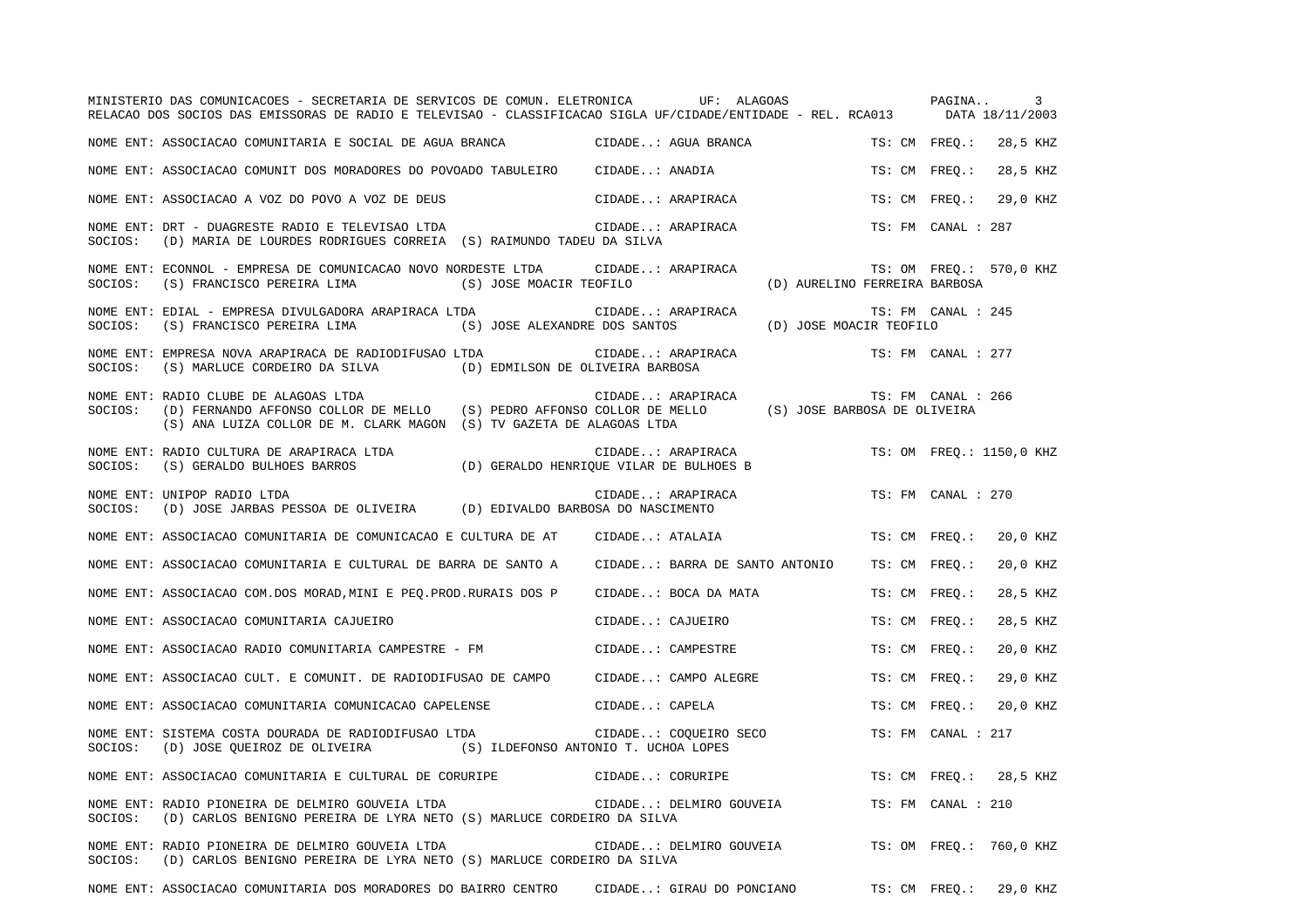MINISTERIO DAS COMUNICACOES - SECRETARIA DE SERVICOS DE COMUN. ELETRONICA UF: ALAGOAS

RELACAO DOS SOCIOS DAS EMISSORAS DE RADIO E TELEVISAO - CLASSIFICACAO SIGLA UF/CIDADE/ENTIDADE - REL. RCA013 DATA 18/11/2003

NOME ENT: ASSOCIACAO COMUNITARIA E SOCIAL DE AGUA BRANCA CIDADE..: AGUA BRANCA TS: CM FREQ.: 28,5 KHZ

NOME ENT: ASSOCIACAO COMUNIT DOS MORADORES DO POVOADO TABULEIRO CIDADE..: ANADIA TS: CM FREQ.: 28,5 KHZ

NOME ENT: ASSOCIACAO A VOZ DO POVO A VOZ DE DEUS CIDADE..: ARAPIRACA TS: CM FREQ.: 29,0 KHZ

NOME ENT: DRT - DUAGRESTE RADIO E TELEVISAO LTDA CIDADE..: ARAPIRACA TS: FM CANAL : 287
SOCIOS: (D) MARIA DE LOURDES RODRIGUES CORREIA (S) RAIMUNDO TADEU DA SILVA

NOME ENT: ECONNOL - EMPRESA DE COMUNICACAO NOVO NORDESTE LTDA CIDADE..: ARAPIRACA TS: OM FREQ.: 570,0 KHZ
SOCIOS: (S) FRANCISCO PEREIRA LIMA (S) JOSE MOACIR TEOFILO (D) AURELINO FERREIRA BARBOSA

NOME ENT: EDIAL - EMPRESA DIVULGADORA ARAPIRACA LTDA CIDADE..: ARAPIRACA TS: FM CANAL : 245
SOCIOS: (S) FRANCISCO PEREIRA LIMA (S) JOSE ALEXANDRE DOS SANTOS (D) JOSE MOACIR TEOFILO

NOME ENT: EMPRESA NOVA ARAPIRACA DE RADIODIFUSAO LTDA CIDADE..: ARAPIRACA TS: FM CANAL : 277
SOCIOS: (S) MARLUCE CORDEIRO DA SILVA (D) EDMILSON DE OLIVEIRA BARBOSA

NOME ENT: RADIO CLUBE DE ALAGOAS LTDA CIDADE..: ARAPIRACA TS: FM CANAL : 266
SOCIOS: (D) FERNANDO AFFONSO COLLOR DE MELLO (S) PEDRO AFFONSO COLLOR DE MELLO (S) JOSE BARBOSA DE OLIVEIRA
(S) ANA LUIZA COLLOR DE M. CLARK MAGON (S) TV GAZETA DE ALAGOAS LTDA

NOME ENT: RADIO CULTURA DE ARAPIRACA LTDA CIDADE..: ARAPIRACA TS: OM FREQ.: 1150,0 KHZ
SOCIOS: (S) GERALDO BULHOES BARROS (D) GERALDO HENRIQUE VILAR DE BULHOES B

NOME ENT: UNIPOP RADIO LTDA CIDADE..: ARAPIRACA TS: FM CANAL : 270
SOCIOS: (D) JOSE JARBAS PESSOA DE OLIVEIRA (D) EDIVALDO BARBOSA DO NASCIMENTO

NOME ENT: ASSOCIACAO COMUNITARIA DE COMUNICACAO E CULTURA DE AT CIDADE..: ATALAIA TS: CM FREQ.: 20,0 KHZ

NOME ENT: ASSOCIACAO COMUNITARIA E CULTURAL DE BARRA DE SANTO A CIDADE..: BARRA DE SANTO ANTONIO TS: CM FREQ.: 20,0 KHZ

NOME ENT: ASSOCIACAO COM.DOS MORAD,MINI E PEQ.PROD.RURAIS DOS P CIDADE..: BOCA DA MATA TS: CM FREQ.: 28,5 KHZ

NOME ENT: ASSOCIACAO COMUNITARIA CAJUEIRO CIDADE..: CAJUEIRO TS: CM FREQ.: 28,5 KHZ

NOME ENT: ASSOCIACAO RADIO COMUNITARIA CAMPESTRE - FM CIDADE..: CAMPESTRE TS: CM FREQ.: 20,0 KHZ

NOME ENT: ASSOCIACAO CULT. E COMUNIT. DE RADIODIFUSAO DE CAMPO CIDADE..: CAMPO ALEGRE TS: CM FREQ.: 29,0 KHZ

NOME ENT: ASSOCIACAO COMUNITARIA COMUNICACAO CAPELENSE CIDADE..: CAPELA TS: CM FREQ.: 20,0 KHZ

NOME ENT: SISTEMA COSTA DOURADA DE RADIODIFUSAO LTDA CIDADE..: COQUEIRO SECO TS: FM CANAL : 217
SOCIOS: (D) JOSE QUEIROZ DE OLIVEIRA (S) ILDEFONSO ANTONIO T. UCHOA LOPES

NOME ENT: ASSOCIACAO COMUNITARIA E CULTURAL DE CORURIPE CIDADE..: CORURIPE TS: CM FREQ.: 28,5 KHZ

NOME ENT: RADIO PIONEIRA DE DELMIRO GOUVEIA LTDA CIDADE..: DELMIRO GOUVEIA TS: FM CANAL : 210
SOCIOS: (D) CARLOS BENIGNO PEREIRA DE LYRA NETO (S) MARLUCE CORDEIRO DA SILVA

NOME ENT: RADIO PIONEIRA DE DELMIRO GOUVEIA LTDA CIDADE..: DELMIRO GOUVEIA TS: OM FREQ.: 760,0 KHZ
SOCIOS: (D) CARLOS BENIGNO PEREIRA DE LYRA NETO (S) MARLUCE CORDEIRO DA SILVA

NOME ENT: ASSOCIACAO COMUNITARIA DOS MORADORES DO BAIRRO CENTRO CIDADE..: GIRAU DO PONCIANO TS: CM FREQ.: 29,0 KHZ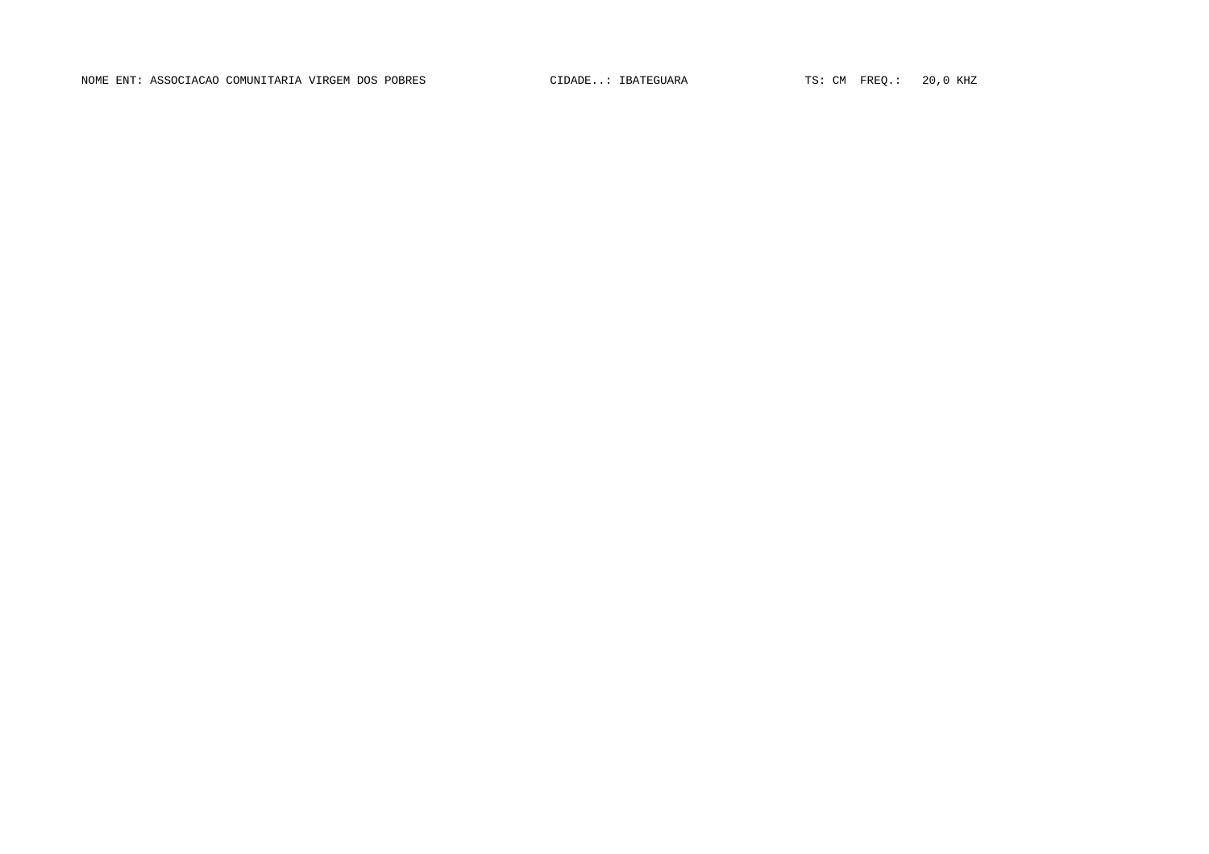NOME ENT: ASSOCIACAO COMUNITARIA VIRGEM DOS POBRES CIDADE..: IBATEGUARA TS: CM FREQ.: 20,0 KHZ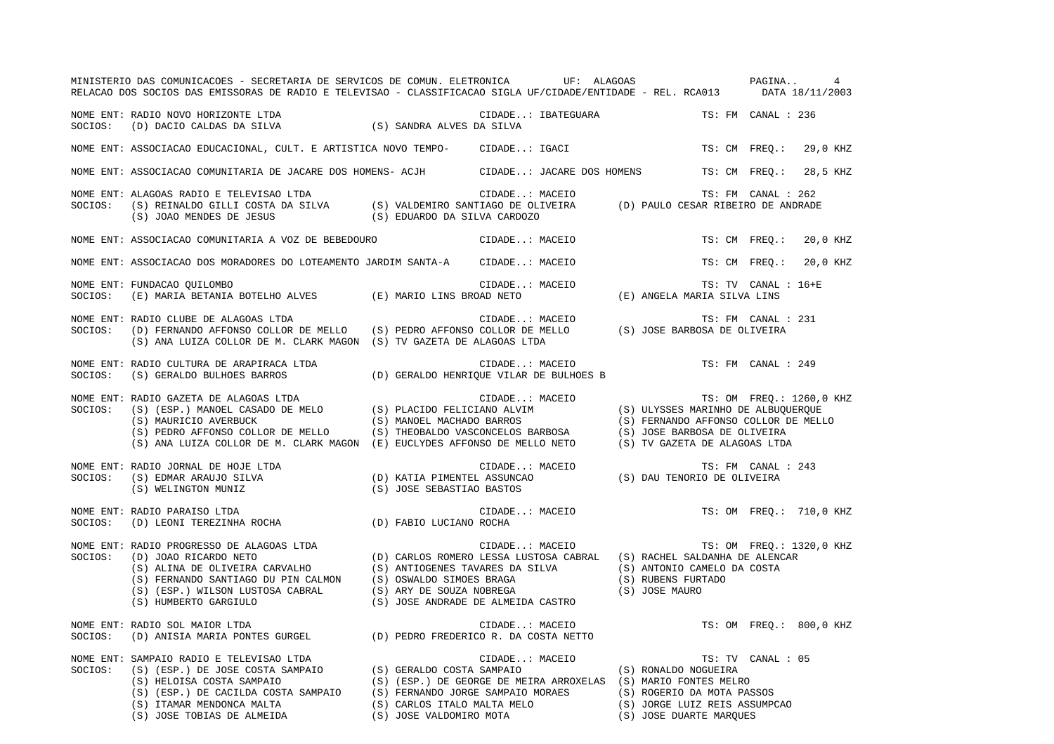MINISTERIO DAS COMUNICACOES - SECRETARIA DE SERVICOS DE COMUN. ELETRONICA UF: ALAGOAS

RELACAO DOS SOCIOS DAS EMISSORAS DE RADIO E TELEVISAO - CLASSIFICACAO SIGLA UF/CIDADE/ENTIDADE - REL. RCA013 DATA 18/11/2003

NOME ENT: RADIO NOVO HORIZONTE LTDA — CIDADE..: IBATEGUARA — TS: FM CANAL : 236
SOCIOS: (D) DACIO CALDAS DA SILVA (S) SANDRA ALVES DA SILVA

NOME ENT: ASSOCIACAO EDUCACIONAL, CULT. E ARTISTICA NOVO TEMPO- — CIDADE..: IGACI — TS: CM FREQ.: 29,0 KHZ

NOME ENT: ASSOCIACAO COMUNITARIA DE JACARE DOS HOMENS- ACJH — CIDADE..: JACARE DOS HOMENS — TS: CM FREQ.: 28,5 KHZ

NOME ENT: ALAGOAS RADIO E TELEVISAO LTDA — CIDADE..: MACEIO — TS: FM CANAL : 262
SOCIOS: (S) REINALDO GILLI COSTA DA SILVA (S) VALDEMIRO SANTIAGO DE OLIVEIRA (D) PAULO CESAR RIBEIRO DE ANDRADE (S) JOAO MENDES DE JESUS (S) EDUARDO DA SILVA CARDOZO

NOME ENT: ASSOCIACAO COMUNITARIA A VOZ DE BEBEDOURO — CIDADE..: MACEIO — TS: CM FREQ.: 20,0 KHZ

NOME ENT: ASSOCIACAO DOS MORADORES DO LOTEAMENTO JARDIM SANTA-A — CIDADE..: MACEIO — TS: CM FREQ.: 20,0 KHZ

NOME ENT: FUNDACAO QUILOMBO — CIDADE..: MACEIO — TS: TV CANAL : 16+E
SOCIOS: (E) MARIA BETANIA BOTELHO ALVES (E) MARIO LINS BROAD NETO (E) ANGELA MARIA SILVA LINS

NOME ENT: RADIO CLUBE DE ALAGOAS LTDA — CIDADE..: MACEIO — TS: FM CANAL : 231
SOCIOS: (D) FERNANDO AFFONSO COLLOR DE MELLO (S) PEDRO AFFONSO COLLOR DE MELLO (S) JOSE BARBOSA DE OLIVEIRA (S) ANA LUIZA COLLOR DE M. CLARK MAGON (S) TV GAZETA DE ALAGOAS LTDA

NOME ENT: RADIO CULTURA DE ARAPIRACA LTDA — CIDADE..: MACEIO — TS: FM CANAL : 249
SOCIOS: (S) GERALDO BULHOES BARROS (D) GERALDO HENRIQUE VILAR DE BULHOES B

NOME ENT: RADIO GAZETA DE ALAGOAS LTDA — CIDADE..: MACEIO — TS: OM FREQ.: 1260,0 KHZ
SOCIOS: (S) (ESP.) MANOEL CASADO DE MELO (S) PLACIDO FELICIANO ALVIM (S) ULYSSES MARINHO DE ALBUQUERQUE (S) MAURICIO AVERBUCK (S) MANOEL MACHADO BARROS (S) FERNANDO AFFONSO COLLOR DE MELLO (S) PEDRO AFFONSO COLLOR DE MELLO (S) THEOBALDO VASCONCELOS BARBOSA (S) JOSE BARBOSA DE OLIVEIRA (S) ANA LUIZA COLLOR DE M. CLARK MAGON (E) EUCLYDES AFFONSO DE MELLO NETO (S) TV GAZETA DE ALAGOAS LTDA

NOME ENT: RADIO JORNAL DE HOJE LTDA — CIDADE..: MACEIO — TS: FM CANAL : 243
SOCIOS: (S) EDMAR ARAUJO SILVA (D) KATIA PIMENTEL ASSUNCAO (S) DAU TENORIO DE OLIVEIRA (S) WELINGTON MUNIZ (S) JOSE SEBASTIAO BASTOS

NOME ENT: RADIO PARAISO LTDA — CIDADE..: MACEIO — TS: OM FREQ.: 710,0 KHZ
SOCIOS: (D) LEONI TEREZINHA ROCHA (D) FABIO LUCIANO ROCHA

NOME ENT: RADIO PROGRESSO DE ALAGOAS LTDA — CIDADE..: MACEIO — TS: OM FREQ.: 1320,0 KHZ
SOCIOS: (D) JOAO RICARDO NETO (D) CARLOS ROMERO LESSA LUSTOSA CABRAL (S) RACHEL SALDANHA DE ALENCAR (S) ALINA DE OLIVEIRA CARVALHO (S) ANTIOGENES TAVARES DA SILVA (S) ANTONIO CAMELO DA COSTA (S) FERNANDO SANTIAGO DU PIN CALMON (S) OSWALDO SIMOES BRAGA (S) RUBENS FURTADO (S) (ESP.) WILSON LUSTOSA CABRAL (S) ARY DE SOUZA NOBREGA (S) JOSE MAURO (S) HUMBERTO GARGIULO (S) JOSE ANDRADE DE ALMEIDA CASTRO

NOME ENT: RADIO SOL MAIOR LTDA — CIDADE..: MACEIO — TS: OM FREQ.: 800,0 KHZ
SOCIOS: (D) ANISIA MARIA PONTES GURGEL (D) PEDRO FREDERICO R. DA COSTA NETTO

NOME ENT: SAMPAIO RADIO E TELEVISAO LTDA — CIDADE..: MACEIO — TS: TV CANAL : 05
SOCIOS: (S) (ESP.) DE JOSE COSTA SAMPAIO (S) GERALDO COSTA SAMPAIO (S) RONALDO NOGUEIRA (S) HELOISA COSTA SAMPAIO (S) (ESP.) DE GEORGE DE MEIRA ARROXELAS (S) MARIO FONTES MELRO (S) (ESP.) DE CACILDA COSTA SAMPAIO (S) FERNANDO JORGE SAMPAIO MORAES (S) ROGERIO DA MOTA PASSOS (S) ITAMAR MENDONCA MALTA (S) CARLOS ITALO MALTA MELO (S) JORGE LUIZ REIS ASSUMPCAO (S) JOSE TOBIAS DE ALMEIDA (S) JOSE VALDOMIRO MOTA (S) JOSE DUARTE MARQUES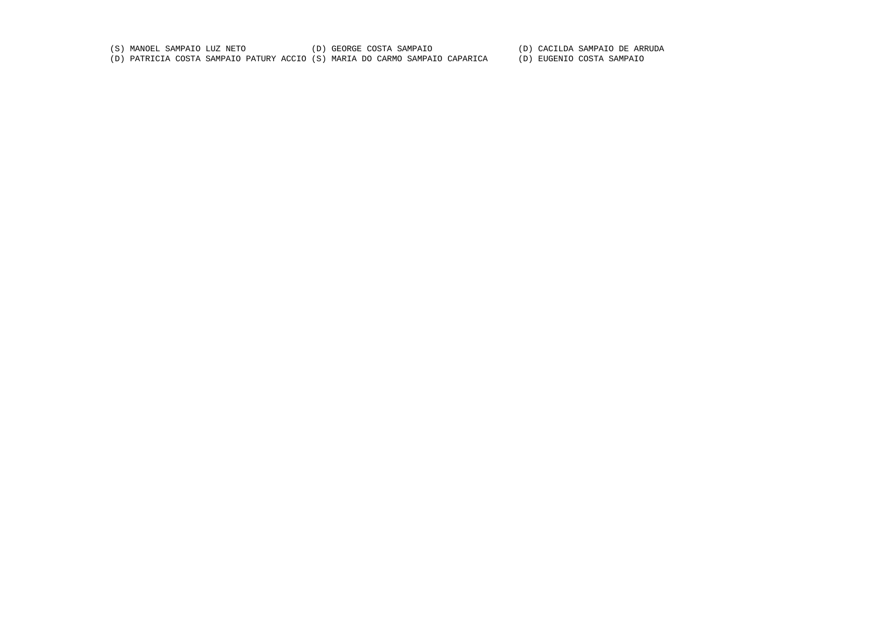(S) MANOEL SAMPAIO LUZ NETO (D) GEORGE COSTA SAMPAIO (D) CACILDA SAMPAIO DE ARRUDA
(D) PATRICIA COSTA SAMPAIO PATURY ACCIO (S) MARIA DO CARMO SAMPAIO CAPARICA (D) EUGENIO COSTA SAMPAIO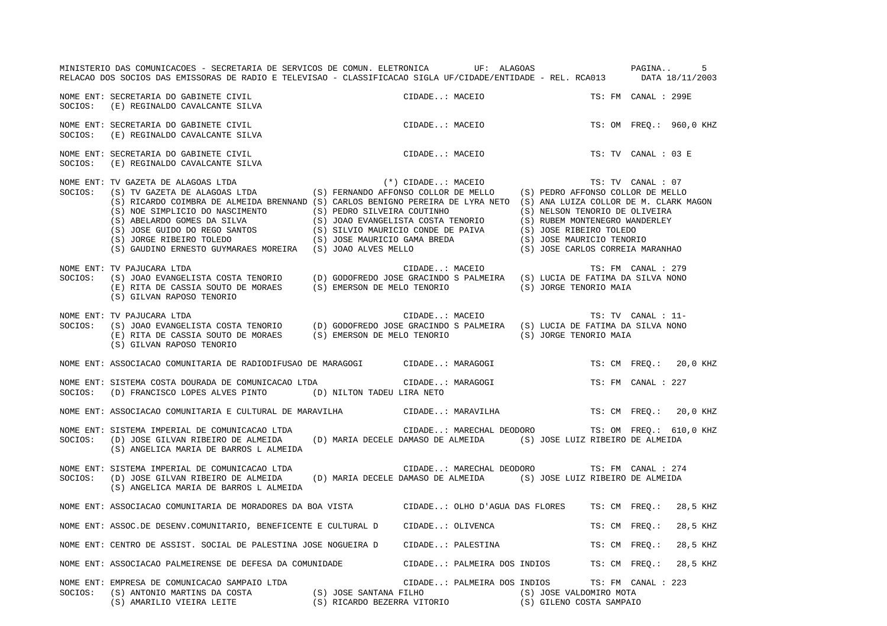MINISTERIO DAS COMUNICACOES - SECRETARIA DE SERVICOS DE COMUN. ELETRONICA UF: ALAGOAS

RELACAO DOS SOCIOS DAS EMISSORAS DE RADIO E TELEVISAO - CLASSIFICACAO SIGLA UF/CIDADE/ENTIDADE - REL. RCA013 DATA 18/11/2003

NOME ENT: SECRETARIA DO GABINETE CIVIL — CIDADE..: MACEIO — TS: FM CANAL : 299E
SOCIOS: (E) REGINALDO CAVALCANTE SILVA

NOME ENT: SECRETARIA DO GABINETE CIVIL — CIDADE..: MACEIO — TS: OM FREQ.: 960,0 KHZ
SOCIOS: (E) REGINALDO CAVALCANTE SILVA

NOME ENT: SECRETARIA DO GABINETE CIVIL — CIDADE..: MACEIO — TS: TV CANAL : 03 E
SOCIOS: (E) REGINALDO CAVALCANTE SILVA

NOME ENT: TV GAZETA DE ALAGOAS LTDA — (*) CIDADE..: MACEIO — TS: TV CANAL : 07
SOCIOS:
- (S) TV GAZETA DE ALAGOAS LTDA
- (S) FERNANDO AFFONSO COLLOR DE MELLO
- (S) PEDRO AFFONSO COLLOR DE MELLO
- (S) RICARDO COIMBRA DE ALMEIDA BRENNAND
- (S) CARLOS BENIGNO PEREIRA DE LYRA NETO
- (S) ANA LUIZA COLLOR DE M. CLARK MAGON
- (S) NOE SIMPLICIO DO NASCIMENTO
- (S) PEDRO SILVEIRA COUTINHO
- (S) NELSON TENORIO DE OLIVEIRA
- (S) ABELARDO GOMES DA SILVA
- (S) JOAO EVANGELISTA COSTA TENORIO
- (S) RUBEM MONTENEGRO WANDERLEY
- (S) JOSE GUIDO DO REGO SANTOS
- (S) SILVIO MAURICIO CONDE DE PAIVA
- (S) JOSE RIBEIRO TOLEDO
- (S) JORGE RIBEIRO TOLEDO
- (S) JOSE MAURICIO GAMA BREDA
- (S) JOSE MAURICIO TENORIO
- (S) GAUDINO ERNESTO GUYMARAES MOREIRA
- (S) JOAO ALVES MELLO
- (S) JOSE CARLOS CORREIA MARANHAO

NOME ENT: TV PAJUCARA LTDA — CIDADE..: MACEIO — TS: FM CANAL : 279
SOCIOS:
- (S) JOAO EVANGELISTA COSTA TENORIO
- (D) GODOFREDO JOSE GRACINDO S PALMEIRA
- (S) LUCIA DE FATIMA DA SILVA NONO
- (E) RITA DE CASSIA SOUTO DE MORAES
- (S) EMERSON DE MELO TENORIO
- (S) JORGE TENORIO MAIA
- (S) GILVAN RAPOSO TENORIO

NOME ENT: TV PAJUCARA LTDA — CIDADE..: MACEIO — TS: TV CANAL : 11-
SOCIOS:
- (S) JOAO EVANGELISTA COSTA TENORIO
- (D) GODOFREDO JOSE GRACINDO S PALMEIRA
- (S) LUCIA DE FATIMA DA SILVA NONO
- (E) RITA DE CASSIA SOUTO DE MORAES
- (S) EMERSON DE MELO TENORIO
- (S) JORGE TENORIO MAIA
- (S) GILVAN RAPOSO TENORIO

NOME ENT: ASSOCIACAO COMUNITARIA DE RADIODIFUSAO DE MARAGOGI — CIDADE..: MARAGOGI — TS: CM FREQ.: 20,0 KHZ

NOME ENT: SISTEMA COSTA DOURADA DE COMUNICACAO LTDA — CIDADE..: MARAGOGI — TS: FM CANAL : 227
SOCIOS:
- (D) FRANCISCO LOPES ALVES PINTO
- (D) NILTON TADEU LIRA NETO

NOME ENT: ASSOCIACAO COMUNITARIA E CULTURAL DE MARAVILHA — CIDADE..: MARAVILHA — TS: CM FREQ.: 20,0 KHZ

NOME ENT: SISTEMA IMPERIAL DE COMUNICACAO LTDA — CIDADE..: MARECHAL DEODORO — TS: OM FREQ.: 610,0 KHZ
SOCIOS:
- (D) JOSE GILVAN RIBEIRO DE ALMEIDA
- (D) MARIA DECELE DAMASO DE ALMEIDA
- (S) JOSE LUIZ RIBEIRO DE ALMEIDA
- (S) ANGELICA MARIA DE BARROS L ALMEIDA

NOME ENT: SISTEMA IMPERIAL DE COMUNICACAO LTDA — CIDADE..: MARECHAL DEODORO — TS: FM CANAL : 274
SOCIOS:
- (D) JOSE GILVAN RIBEIRO DE ALMEIDA
- (D) MARIA DECELE DAMASO DE ALMEIDA
- (S) JOSE LUIZ RIBEIRO DE ALMEIDA
- (S) ANGELICA MARIA DE BARROS L ALMEIDA

NOME ENT: ASSOCIACAO COMUNITARIA DE MORADORES DA BOA VISTA — CIDADE..: OLHO D'AGUA DAS FLORES — TS: CM FREQ.: 28,5 KHZ

NOME ENT: ASSOC.DE DESENV.COMUNITARIO, BENEFICENTE E CULTURAL D — CIDADE..: OLIVENCA — TS: CM FREQ.: 28,5 KHZ

NOME ENT: CENTRO DE ASSIST. SOCIAL DE PALESTINA JOSE NOGUEIRA D — CIDADE..: PALESTINA — TS: CM FREQ.: 28,5 KHZ

NOME ENT: ASSOCIACAO PALMEIRENSE DE DEFESA DA COMUNIDADE — CIDADE..: PALMEIRA DOS INDIOS — TS: CM FREQ.: 28,5 KHZ

NOME ENT: EMPRESA DE COMUNICACAO SAMPAIO LTDA — CIDADE..: PALMEIRA DOS INDIOS — TS: FM CANAL : 223
SOCIOS:
- (S) ANTONIO MARTINS DA COSTA
- (S) JOSE SANTANA FILHO
- (S) JOSE VALDOMIRO MOTA
- (S) AMARILIO VIEIRA LEITE
- (S) RICARDO BEZERRA VITORIO
- (S) GILENO COSTA SAMPAIO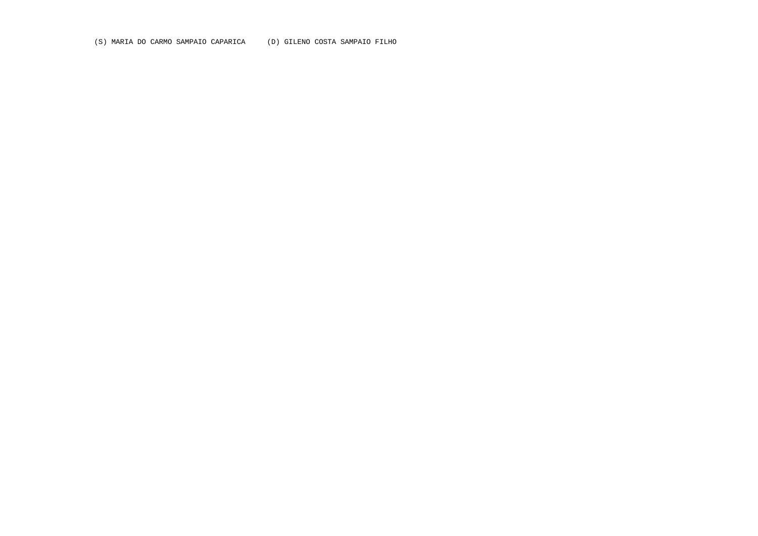(S) MARIA DO CARMO SAMPAIO CAPARICA     (D) GILENO COSTA SAMPAIO FILHO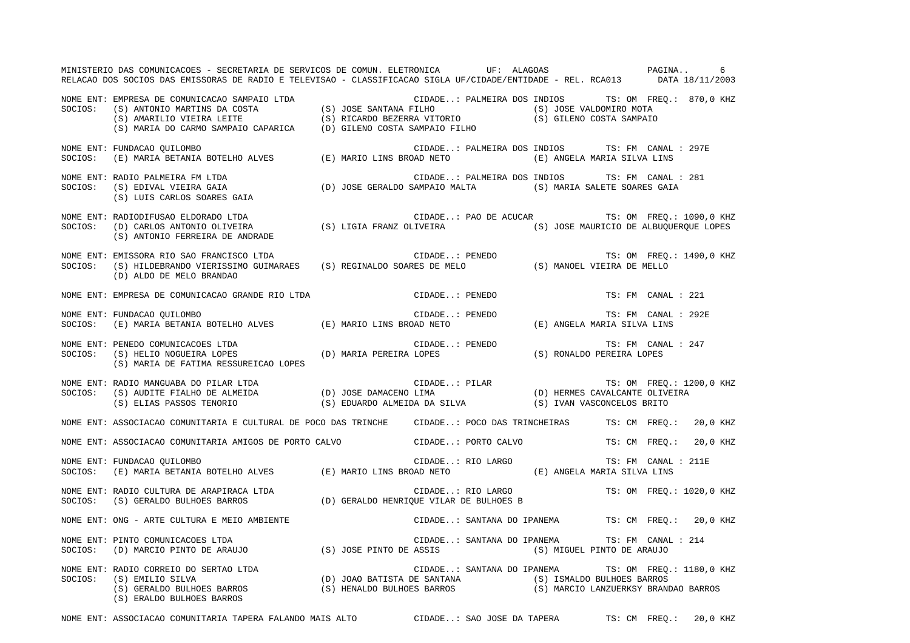NOME ENT: EMPRESA DE COMUNICACAO SAMPAIO LTDA CIDADE..: PALMEIRA DOS INDIOS TS: OM FREQ.: 870,0 KHZ
SOCIOS: (S) ANTONIO MARTINS DA COSTA (S) JOSE SANTANA FILHO (S) JOSE VALDOMIRO MOTA
(S) AMARILIO VIEIRA LEITE (S) RICARDO BEZERRA VITORIO (S) GILENO COSTA SAMPAIO
(S) MARIA DO CARMO SAMPAIO CAPARICA (D) GILENO COSTA SAMPAIO FILHO

NOME ENT: FUNDACAO QUILOMBO CIDADE..: PALMEIRA DOS INDIOS TS: FM CANAL : 297E
SOCIOS: (E) MARIA BETANIA BOTELHO ALVES (E) MARIO LINS BROAD NETO (E) ANGELA MARIA SILVA LINS

NOME ENT: RADIO PALMEIRA FM LTDA CIDADE..: PALMEIRA DOS INDIOS TS: FM CANAL : 281
SOCIOS: (S) EDIVAL VIEIRA GAIA (D) JOSE GERALDO SAMPAIO MALTA (S) MARIA SALETE SOARES GAIA
(S) LUIS CARLOS SOARES GAIA

NOME ENT: RADIODIFUSAO ELDORADO LTDA CIDADE..: PAO DE ACUCAR TS: OM FREQ.: 1090,0 KHZ
SOCIOS: (D) CARLOS ANTONIO OLIVEIRA (S) LIGIA FRANZ OLIVEIRA (S) JOSE MAURICIO DE ALBUQUERQUE LOPES
(S) ANTONIO FERREIRA DE ANDRADE

NOME ENT: EMISSORA RIO SAO FRANCISCO LTDA CIDADE..: PENEDO TS: OM FREQ.: 1490,0 KHZ
SOCIOS: (S) HILDEBRANDO VIERISSIMO GUIMARAES (S) REGINALDO SOARES DE MELO (S) MANOEL VIEIRA DE MELLO
(D) ALDO DE MELO BRANDAO

NOME ENT: EMPRESA DE COMUNICACAO GRANDE RIO LTDA CIDADE..: PENEDO TS: FM CANAL : 221

NOME ENT: FUNDACAO QUILOMBO CIDADE..: PENEDO TS: FM CANAL : 292E
SOCIOS: (E) MARIA BETANIA BOTELHO ALVES (E) MARIO LINS BROAD NETO (E) ANGELA MARIA SILVA LINS

NOME ENT: PENEDO COMUNICACOES LTDA CIDADE..: PENEDO TS: FM CANAL : 247
SOCIOS: (S) HELIO NOGUEIRA LOPES (D) MARIA PEREIRA LOPES (S) RONALDO PEREIRA LOPES
(S) MARIA DE FATIMA RESSUREICAO LOPES

NOME ENT: RADIO MANGUABA DO PILAR LTDA CIDADE..: PILAR TS: OM FREQ.: 1200,0 KHZ
SOCIOS: (S) AUDITE FIALHO DE ALMEIDA (D) JOSE DAMACENO LIMA (D) HERMES CAVALCANTE OLIVEIRA
(S) ELIAS PASSOS TENORIO (S) EDUARDO ALMEIDA DA SILVA (S) IVAN VASCONCELOS BRITO

NOME ENT: ASSOCIACAO COMUNITARIA E CULTURAL DE POCO DAS TRINCHE CIDADE..: POCO DAS TRINCHEIRAS TS: CM FREQ.: 20,0 KHZ

NOME ENT: ASSOCIACAO COMUNITARIA AMIGOS DE PORTO CALVO CIDADE..: PORTO CALVO TS: CM FREQ.: 20,0 KHZ

NOME ENT: FUNDACAO QUILOMBO CIDADE..: RIO LARGO TS: FM CANAL : 211E
SOCIOS: (E) MARIA BETANIA BOTELHO ALVES (E) MARIO LINS BROAD NETO (E) ANGELA MARIA SILVA LINS

NOME ENT: RADIO CULTURA DE ARAPIRACA LTDA CIDADE..: RIO LARGO TS: OM FREQ.: 1020,0 KHZ
SOCIOS: (S) GERALDO BULHOES BARROS (D) GERALDO HENRIQUE VILAR DE BULHOES B

NOME ENT: ONG - ARTE CULTURA E MEIO AMBIENTE CIDADE..: SANTANA DO IPANEMA TS: CM FREQ.: 20,0 KHZ

NOME ENT: PINTO COMUNICACOES LTDA CIDADE..: SANTANA DO IPANEMA TS: FM CANAL : 214
SOCIOS: (D) MARCIO PINTO DE ARAUJO (S) JOSE PINTO DE ASSIS (S) MIGUEL PINTO DE ARAUJO

NOME ENT: RADIO CORREIO DO SERTAO LTDA CIDADE..: SANTANA DO IPANEMA TS: OM FREQ.: 1180,0 KHZ
SOCIOS: (S) EMILIO SILVA (D) JOAO BATISTA DE SANTANA (S) ISMALDO BULHOES BARROS
(S) GERALDO BULHOES BARROS (S) HENALDO BULHOES BARROS (S) MARCIO LANZUERKSY BRANDAO BARROS
(S) ERALDO BULHOES BARROS

NOME ENT: ASSOCIACAO COMUNITARIA TAPERA FALANDO MAIS ALTO CIDADE..: SAO JOSE DA TAPERA TS: CM FREQ.: 20,0 KHZ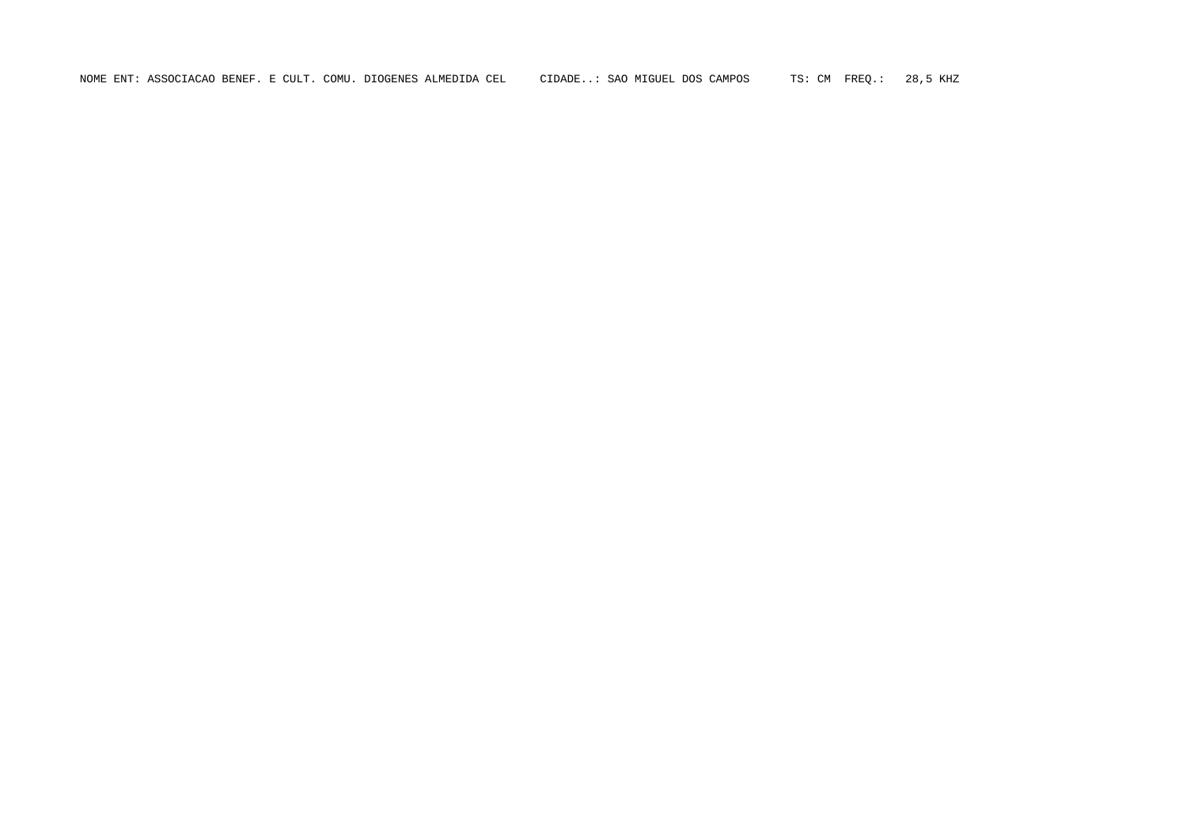NOME ENT: ASSOCIACAO BENEF. E CULT. COMU. DIOGENES ALMEDIDA CEL     CIDADE..: SAO MIGUEL DOS CAMPOS     TS: CM  FREQ.:  28,5 KHZ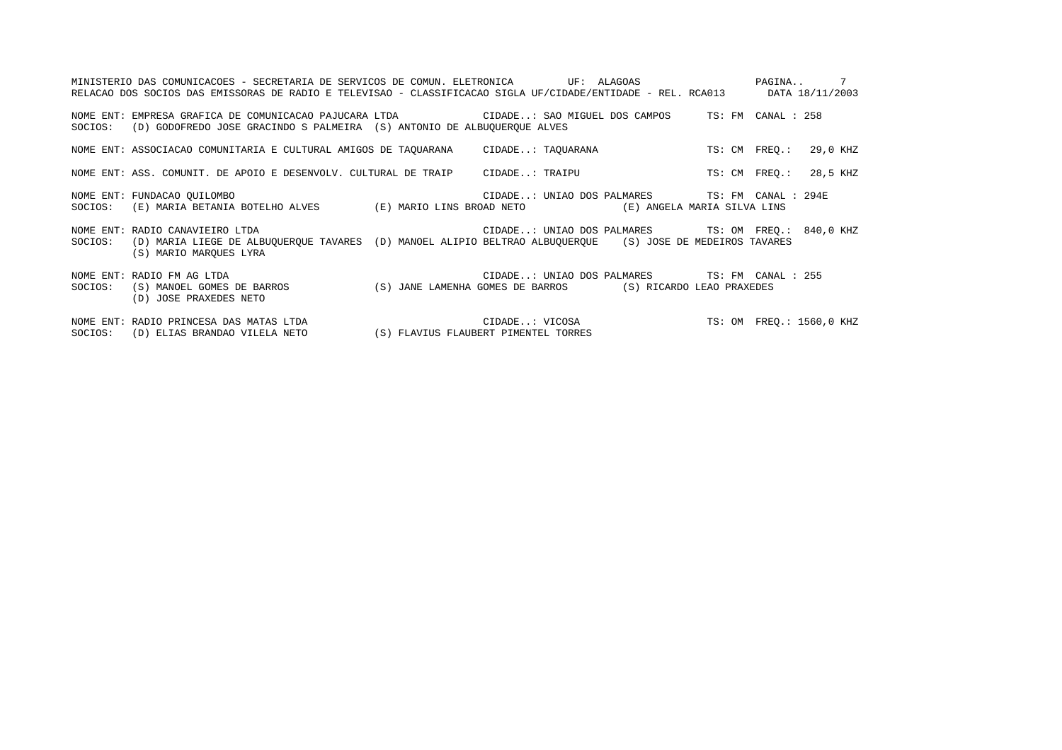MINISTERIO DAS COMUNICACOES - SECRETARIA DE SERVICOS DE COMUN. ELETRONICA UF: ALAGOAS

RELACAO DOS SOCIOS DAS EMISSORAS DE RADIO E TELEVISAO - CLASSIFICACAO SIGLA UF/CIDADE/ENTIDADE - REL. RCA013 DATA 18/11/2003

NOME ENT: EMPRESA GRAFICA DE COMUNICACAO PAJUCARA LTDA CIDADE..: SAO MIGUEL DOS CAMPOS TS: FM CANAL : 258
SOCIOS: (D) GODOFREDO JOSE GRACINDO S PALMEIRA (S) ANTONIO DE ALBUQUERQUE ALVES

NOME ENT: ASSOCIACAO COMUNITARIA E CULTURAL AMIGOS DE TAQUARANA CIDADE..: TAQUARANA TS: CM FREQ.: 29,0 KHZ

NOME ENT: ASS. COMUNIT. DE APOIO E DESENVOLV. CULTURAL DE TRAIP CIDADE..: TRAIPU TS: CM FREQ.: 28,5 KHZ

NOME ENT: FUNDACAO QUILOMBO CIDADE..: UNIAO DOS PALMARES TS: FM CANAL : 294E
SOCIOS: (E) MARIA BETANIA BOTELHO ALVES (E) MARIO LINS BROAD NETO (E) ANGELA MARIA SILVA LINS

NOME ENT: RADIO CANAVIEIRO LTDA CIDADE..: UNIAO DOS PALMARES TS: OM FREQ.: 840,0 KHZ
SOCIOS: (D) MARIA LIEGE DE ALBUQUERQUE TAVARES (D) MANOEL ALIPIO BELTRAO ALBUQUERQUE (S) JOSE DE MEDEIROS TAVARES
(S) MARIO MARQUES LYRA

NOME ENT: RADIO FM AG LTDA CIDADE..: UNIAO DOS PALMARES TS: FM CANAL : 255
SOCIOS: (S) MANOEL GOMES DE BARROS (S) JANE LAMENHA GOMES DE BARROS (S) RICARDO LEAO PRAXEDES
(D) JOSE PRAXEDES NETO

NOME ENT: RADIO PRINCESA DAS MATAS LTDA CIDADE..: VICOSA TS: OM FREQ.: 1560,0 KHZ
SOCIOS: (D) ELIAS BRANDAO VILELA NETO (S) FLAVIUS FLAUBERT PIMENTEL TORRES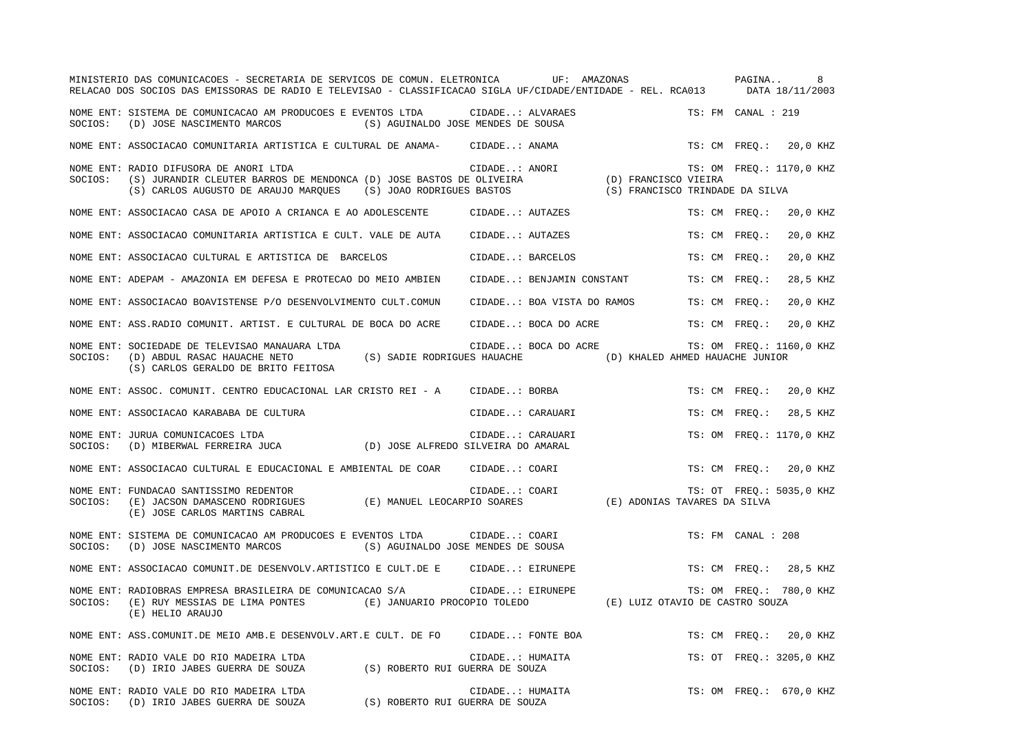MINISTERIO DAS COMUNICACOES - SECRETARIA DE SERVICOS DE COMUN. ELETRONICA UF: AMAZONAS

RELACAO DOS SOCIOS DAS EMISSORAS DE RADIO E TELEVISAO - CLASSIFICACAO SIGLA UF/CIDADE/ENTIDADE - REL. RCA013 DATA 18/11/2003

NOME ENT: SISTEMA DE COMUNICACAO AM PRODUCOES E EVENTOS LTDA CIDADE..: ALVARAES TS: FM CANAL : 219
SOCIOS: (D) JOSE NASCIMENTO MARCOS (S) AGUINALDO JOSE MENDES DE SOUSA

NOME ENT: ASSOCIACAO COMUNITARIA ARTISTICA E CULTURAL DE ANAMA- CIDADE..: ANAMA TS: CM FREQ.: 20,0 KHZ

NOME ENT: RADIO DIFUSORA DE ANORI LTDA CIDADE..: ANORI TS: OM FREQ.: 1170,0 KHZ
SOCIOS: (S) JURANDIR CLEUTER BARROS DE MENDONCA (D) JOSE BASTOS DE OLIVEIRA (D) FRANCISCO VIEIRA
(S) CARLOS AUGUSTO DE ARAUJO MARQUES (S) JOAO RODRIGUES BASTOS (S) FRANCISCO TRINDADE DA SILVA

NOME ENT: ASSOCIACAO CASA DE APOIO A CRIANCA E AO ADOLESCENTE CIDADE..: AUTAZES TS: CM FREQ.: 20,0 KHZ

NOME ENT: ASSOCIACAO COMUNITARIA ARTISTICA E CULT. VALE DE AUTA CIDADE..: AUTAZES TS: CM FREQ.: 20,0 KHZ

NOME ENT: ASSOCIACAO CULTURAL E ARTISTICA DE BARCELOS CIDADE..: BARCELOS TS: CM FREQ.: 20,0 KHZ

NOME ENT: ADEPAM - AMAZONIA EM DEFESA E PROTECAO DO MEIO AMBIEN CIDADE..: BENJAMIN CONSTANT TS: CM FREQ.: 28,5 KHZ

NOME ENT: ASSOCIACAO BOAVISTENSE P/O DESENVOLVIMENTO CULT.COMUN CIDADE..: BOA VISTA DO RAMOS TS: CM FREQ.: 20,0 KHZ

NOME ENT: ASS.RADIO COMUNIT. ARTIST. E CULTURAL DE BOCA DO ACRE CIDADE..: BOCA DO ACRE TS: CM FREQ.: 20,0 KHZ

NOME ENT: SOCIEDADE DE TELEVISAO MANAUARA LTDA CIDADE..: BOCA DO ACRE TS: OM FREQ.: 1160,0 KHZ
SOCIOS: (D) ABDUL RASAC HAUACHE NETO (S) SADIE RODRIGUES HAUACHE (D) KHALED AHMED HAUACHE JUNIOR
(S) CARLOS GERALDO DE BRITO FEITOSA

NOME ENT: ASSOC. COMUNIT. CENTRO EDUCACIONAL LAR CRISTO REI - A CIDADE..: BORBA TS: CM FREQ.: 20,0 KHZ

NOME ENT: ASSOCIACAO KARABABA DE CULTURA CIDADE..: CARAUARI TS: CM FREQ.: 28,5 KHZ

NOME ENT: JURUA COMUNICACOES LTDA CIDADE..: CARAUARI TS: OM FREQ.: 1170,0 KHZ
SOCIOS: (D) MIBERWAL FERREIRA JUCA (D) JOSE ALFREDO SILVEIRA DO AMARAL

NOME ENT: ASSOCIACAO CULTURAL E EDUCACIONAL E AMBIENTAL DE COAR CIDADE..: COARI TS: CM FREQ.: 20,0 KHZ

NOME ENT: FUNDACAO SANTISSIMO REDENTOR CIDADE..: COARI TS: OT FREQ.: 5035,0 KHZ
SOCIOS: (E) JACSON DAMASCENO RODRIGUES (E) MANUEL LEOCARPIO SOARES (E) ADONIAS TAVARES DA SILVA
(E) JOSE CARLOS MARTINS CABRAL

NOME ENT: SISTEMA DE COMUNICACAO AM PRODUCOES E EVENTOS LTDA CIDADE..: COARI TS: FM CANAL : 208
SOCIOS: (D) JOSE NASCIMENTO MARCOS (S) AGUINALDO JOSE MENDES DE SOUSA

NOME ENT: ASSOCIACAO COMUNIT.DE DESENVOLV.ARTISTICO E CULT.DE E CIDADE..: EIRUNEPE TS: CM FREQ.: 28,5 KHZ

NOME ENT: RADIOBRAS EMPRESA BRASILEIRA DE COMUNICACAO S/A CIDADE..: EIRUNEPE TS: OM FREQ.: 780,0 KHZ
SOCIOS: (E) RUY MESSIAS DE LIMA PONTES (E) JANUARIO PROCOPIO TOLEDO (E) LUIZ OTAVIO DE CASTRO SOUZA
(E) HELIO ARAUJO

NOME ENT: ASS.COMUNIT.DE MEIO AMB.E DESENVOLV.ART.E CULT. DE FO CIDADE..: FONTE BOA TS: CM FREQ.: 20,0 KHZ

NOME ENT: RADIO VALE DO RIO MADEIRA LTDA CIDADE..: HUMAITA TS: OT FREQ.: 3205,0 KHZ
SOCIOS: (D) IRIO JABES GUERRA DE SOUZA (S) ROBERTO RUI GUERRA DE SOUZA

NOME ENT: RADIO VALE DO RIO MADEIRA LTDA CIDADE..: HUMAITA TS: OM FREQ.: 670,0 KHZ
SOCIOS: (D) IRIO JABES GUERRA DE SOUZA (S) ROBERTO RUI GUERRA DE SOUZA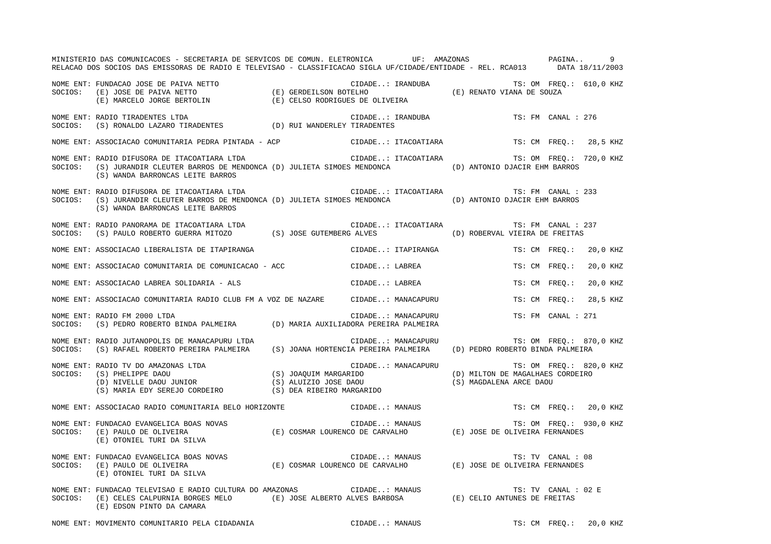MINISTERIO DAS COMUNICACOES - SECRETARIA DE SERVICOS DE COMUN. ELETRONICA UF: AMAZONAS
RELACAO DOS SOCIOS DAS EMISSORAS DE RADIO E TELEVISAO - CLASSIFICACAO SIGLA UF/CIDADE/ENTIDADE - REL. RCA013 DATA 18/11/2003

NOME ENT: FUNDACAO JOSE DE PAIVA NETTO — CIDADE..: IRANDUBA — TS: OM FREQ.: 610,0 KHZ
SOCIOS: (E) JOSE DE PAIVA NETTO; (E) GERDEILSON BOTELHO; (E) RENATO VIANA DE SOUZA; (E) MARCELO JORGE BERTOLIN; (E) CELSO RODRIGUES DE OLIVEIRA

NOME ENT: RADIO TIRADENTES LTDA — CIDADE..: IRANDUBA — TS: FM CANAL : 276
SOCIOS: (S) RONALDO LAZARO TIRADENTES; (D) RUI WANDERLEY TIRADENTES

NOME ENT: ASSOCIACAO COMUNITARIA PEDRA PINTADA - ACP — CIDADE..: ITACOATIARA — TS: CM FREQ.: 28,5 KHZ

NOME ENT: RADIO DIFUSORA DE ITACOATIARA LTDA — CIDADE..: ITACOATIARA — TS: OM FREQ.: 720,0 KHZ
SOCIOS: (S) JURANDIR CLEUTER BARROS DE MENDONCA; (D) JULIETA SIMOES MENDONCA; (D) ANTONIO DJACIR EHM BARROS; (S) WANDA BARRONCAS LEITE BARROS

NOME ENT: RADIO DIFUSORA DE ITACOATIARA LTDA — CIDADE..: ITACOATIARA — TS: FM CANAL : 233
SOCIOS: (S) JURANDIR CLEUTER BARROS DE MENDONCA; (D) JULIETA SIMOES MENDONCA; (D) ANTONIO DJACIR EHM BARROS; (S) WANDA BARRONCAS LEITE BARROS

NOME ENT: RADIO PANORAMA DE ITACOATIARA LTDA — CIDADE..: ITACOATIARA — TS: FM CANAL : 237
SOCIOS: (S) PAULO ROBERTO GUERRA MITOZO; (S) JOSE GUTEMBERG ALVES; (D) ROBERVAL VIEIRA DE FREITAS

NOME ENT: ASSOCIACAO LIBERALISTA DE ITAPIRANGA — CIDADE..: ITAPIRANGA — TS: CM FREQ.: 20,0 KHZ

NOME ENT: ASSOCIACAO COMUNITARIA DE COMUNICACAO - ACC — CIDADE..: LABREA — TS: CM FREQ.: 20,0 KHZ

NOME ENT: ASSOCIACAO LABREA SOLIDARIA - ALS — CIDADE..: LABREA — TS: CM FREQ.: 20,0 KHZ

NOME ENT: ASSOCIACAO COMUNITARIA RADIO CLUB FM A VOZ DE NAZARE — CIDADE..: MANACAPURU — TS: CM FREQ.: 28,5 KHZ

NOME ENT: RADIO FM 2000 LTDA — CIDADE..: MANACAPURU — TS: FM CANAL : 271
SOCIOS: (S) PEDRO ROBERTO BINDA PALMEIRA; (D) MARIA AUXILIADORA PEREIRA PALMEIRA

NOME ENT: RADIO JUTANOPOLIS DE MANACAPURU LTDA — CIDADE..: MANACAPURU — TS: OM FREQ.: 870,0 KHZ
SOCIOS: (S) RAFAEL ROBERTO PEREIRA PALMEIRA; (S) JOANA HORTENCIA PEREIRA PALMEIRA; (D) PEDRO ROBERTO BINDA PALMEIRA

NOME ENT: RADIO TV DO AMAZONAS LTDA — CIDADE..: MANACAPURU — TS: OM FREQ.: 820,0 KHZ
SOCIOS: (S) PHELIPPE DAOU; (S) JOAQUIM MARGARIDO; (D) MILTON DE MAGALHAES CORDEIRO; (D) NIVELLE DAOU JUNIOR; (S) ALUIZIO JOSE DAOU; (S) MAGDALENA ARCE DAOU; (S) MARIA EDY SEREJO CORDEIRO; (S) DEA RIBEIRO MARGARIDO

NOME ENT: ASSOCIACAO RADIO COMUNITARIA BELO HORIZONTE — CIDADE..: MANAUS — TS: CM FREQ.: 20,0 KHZ

NOME ENT: FUNDACAO EVANGELICA BOAS NOVAS — CIDADE..: MANAUS — TS: OM FREQ.: 930,0 KHZ
SOCIOS: (E) PAULO DE OLIVEIRA; (E) COSMAR LOURENCO DE CARVALHO; (E) JOSE DE OLIVEIRA FERNANDES; (E) OTONIEL TURI DA SILVA

NOME ENT: FUNDACAO EVANGELICA BOAS NOVAS — CIDADE..: MANAUS — TS: TV CANAL : 08
SOCIOS: (E) PAULO DE OLIVEIRA; (E) COSMAR LOURENCO DE CARVALHO; (E) JOSE DE OLIVEIRA FERNANDES; (E) OTONIEL TURI DA SILVA

NOME ENT: FUNDACAO TELEVISAO E RADIO CULTURA DO AMAZONAS — CIDADE..: MANAUS — TS: TV CANAL : 02 E
SOCIOS: (E) CELES CALPURNIA BORGES MELO; (E) JOSE ALBERTO ALVES BARBOSA; (E) CELIO ANTUNES DE FREITAS; (E) EDSON PINTO DA CAMARA

NOME ENT: MOVIMENTO COMUNITARIO PELA CIDADANIA — CIDADE..: MANAUS — TS: CM FREQ.: 20,0 KHZ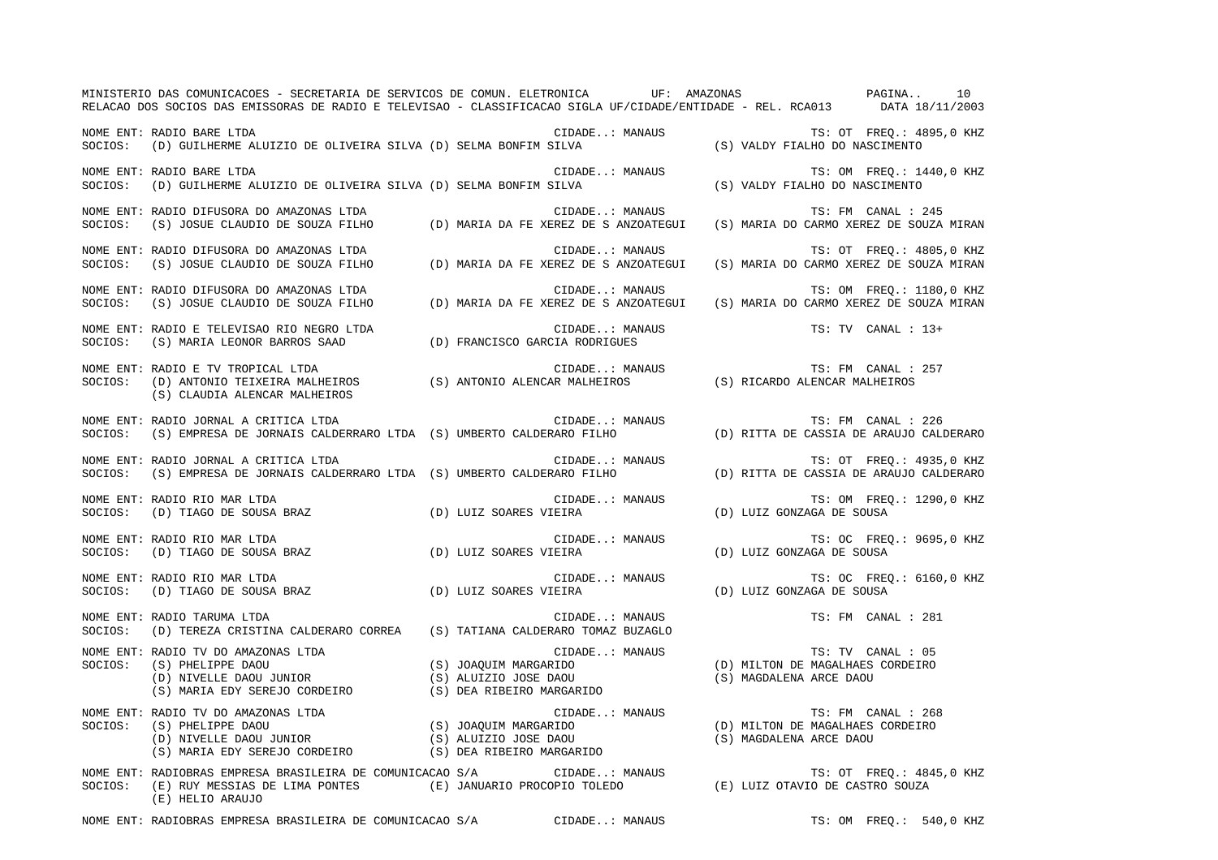MINISTERIO DAS COMUNICACOES - SECRETARIA DE SERVICOS DE COMUN. ELETRONICA UF: AMAZONAS

RELACAO DOS SOCIOS DAS EMISSORAS DE RADIO E TELEVISAO - CLASSIFICACAO SIGLA UF/CIDADE/ENTIDADE - REL. RCA013 DATA 18/11/2003

NOME ENT: RADIO BARE LTDA CIDADE..: MANAUS TS: OT FREQ.: 4895,0 KHZ
SOCIOS: (D) GUILHERME ALUIZIO DE OLIVEIRA SILVA (D) SELMA BONFIM SILVA (S) VALDY FIALHO DO NASCIMENTO

NOME ENT: RADIO BARE LTDA CIDADE..: MANAUS TS: OM FREQ.: 1440,0 KHZ
SOCIOS: (D) GUILHERME ALUIZIO DE OLIVEIRA SILVA (D) SELMA BONFIM SILVA (S) VALDY FIALHO DO NASCIMENTO

NOME ENT: RADIO DIFUSORA DO AMAZONAS LTDA CIDADE..: MANAUS TS: FM CANAL : 245
SOCIOS: (S) JOSUE CLAUDIO DE SOUZA FILHO (D) MARIA DA FE XEREZ DE S ANZOATEGUI (S) MARIA DO CARMO XEREZ DE SOUZA MIRAN

NOME ENT: RADIO DIFUSORA DO AMAZONAS LTDA CIDADE..: MANAUS TS: OT FREQ.: 4805,0 KHZ
SOCIOS: (S) JOSUE CLAUDIO DE SOUZA FILHO (D) MARIA DA FE XEREZ DE S ANZOATEGUI (S) MARIA DO CARMO XEREZ DE SOUZA MIRAN

NOME ENT: RADIO DIFUSORA DO AMAZONAS LTDA CIDADE..: MANAUS TS: OM FREQ.: 1180,0 KHZ
SOCIOS: (S) JOSUE CLAUDIO DE SOUZA FILHO (D) MARIA DA FE XEREZ DE S ANZOATEGUI (S) MARIA DO CARMO XEREZ DE SOUZA MIRAN

NOME ENT: RADIO E TELEVISAO RIO NEGRO LTDA CIDADE..: MANAUS TS: TV CANAL : 13+
SOCIOS: (S) MARIA LEONOR BARROS SAAD (D) FRANCISCO GARCIA RODRIGUES

NOME ENT: RADIO E TV TROPICAL LTDA CIDADE..: MANAUS TS: FM CANAL : 257
SOCIOS: (D) ANTONIO TEIXEIRA MALHEIROS (S) ANTONIO ALENCAR MALHEIROS (S) RICARDO ALENCAR MALHEIROS
(S) CLAUDIA ALENCAR MALHEIROS

NOME ENT: RADIO JORNAL A CRITICA LTDA CIDADE..: MANAUS TS: FM CANAL : 226
SOCIOS: (S) EMPRESA DE JORNAIS CALDERRARO LTDA (S) UMBERTO CALDERARO FILHO (D) RITTA DE CASSIA DE ARAUJO CALDERARO

NOME ENT: RADIO JORNAL A CRITICA LTDA CIDADE..: MANAUS TS: OT FREQ.: 4935,0 KHZ
SOCIOS: (S) EMPRESA DE JORNAIS CALDERRARO LTDA (S) UMBERTO CALDERARO FILHO (D) RITTA DE CASSIA DE ARAUJO CALDERARO

NOME ENT: RADIO RIO MAR LTDA CIDADE..: MANAUS TS: OM FREQ.: 1290,0 KHZ
SOCIOS: (D) TIAGO DE SOUSA BRAZ (D) LUIZ SOARES VIEIRA (D) LUIZ GONZAGA DE SOUSA

NOME ENT: RADIO RIO MAR LTDA CIDADE..: MANAUS TS: OC FREQ.: 9695,0 KHZ
SOCIOS: (D) TIAGO DE SOUSA BRAZ (D) LUIZ SOARES VIEIRA (D) LUIZ GONZAGA DE SOUSA

NOME ENT: RADIO RIO MAR LTDA CIDADE..: MANAUS TS: OC FREQ.: 6160,0 KHZ
SOCIOS: (D) TIAGO DE SOUSA BRAZ (D) LUIZ SOARES VIEIRA (D) LUIZ GONZAGA DE SOUSA

NOME ENT: RADIO TARUMA LTDA CIDADE..: MANAUS TS: FM CANAL : 281
SOCIOS: (D) TEREZA CRISTINA CALDERARO CORREA (S) TATIANA CALDERARO TOMAZ BUZAGLO

NOME ENT: RADIO TV DO AMAZONAS LTDA CIDADE..: MANAUS TS: TV CANAL : 05
SOCIOS: (S) PHELIPPE DAOU (S) JOAQUIM MARGARIDO (D) MILTON DE MAGALHAES CORDEIRO
(D) NIVELLE DAOU JUNIOR (S) ALUIZIO JOSE DAOU (S) MAGDALENA ARCE DAOU
(S) MARIA EDY SEREJO CORDEIRO (S) DEA RIBEIRO MARGARIDO

NOME ENT: RADIO TV DO AMAZONAS LTDA CIDADE..: MANAUS TS: FM CANAL : 268
SOCIOS: (S) PHELIPPE DAOU (S) JOAQUIM MARGARIDO (D) MILTON DE MAGALHAES CORDEIRO
(D) NIVELLE DAOU JUNIOR (S) ALUIZIO JOSE DAOU (S) MAGDALENA ARCE DAOU
(S) MARIA EDY SEREJO CORDEIRO (S) DEA RIBEIRO MARGARIDO

NOME ENT: RADIOBRAS EMPRESA BRASILEIRA DE COMUNICACAO S/A CIDADE..: MANAUS TS: OT FREQ.: 4845,0 KHZ
SOCIOS: (E) RUY MESSIAS DE LIMA PONTES (E) JANUARIO PROCOPIO TOLEDO (E) LUIZ OTAVIO DE CASTRO SOUZA
(E) HELIO ARAUJO

NOME ENT: RADIOBRAS EMPRESA BRASILEIRA DE COMUNICACAO S/A CIDADE..: MANAUS TS: OM FREQ.: 540,0 KHZ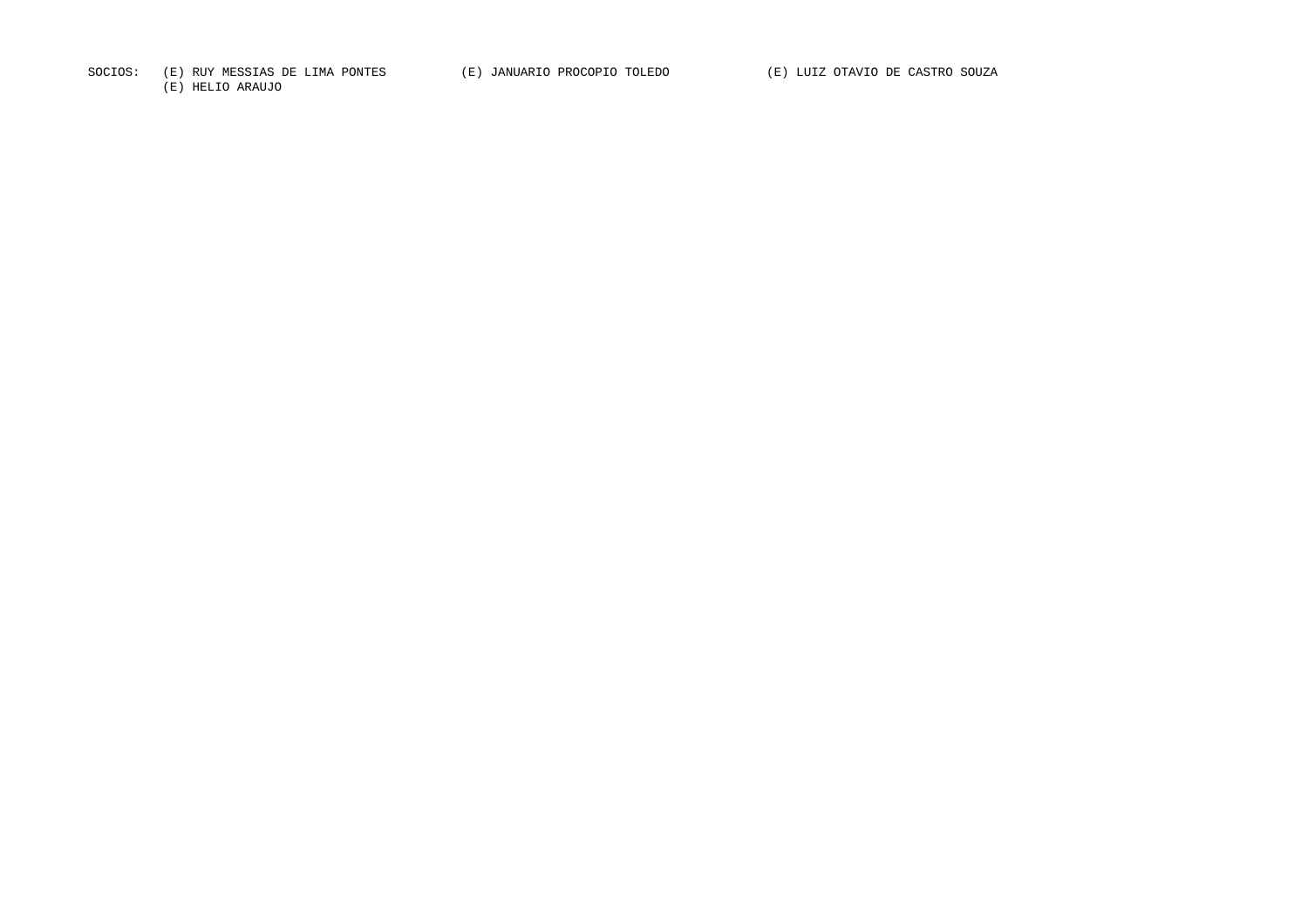SOCIOS: (E) RUY MESSIAS DE LIMA PONTES (E) JANUARIO PROCOPIO TOLEDO (E) LUIZ OTAVIO DE CASTRO SOUZA
(E) HELIO ARAUJO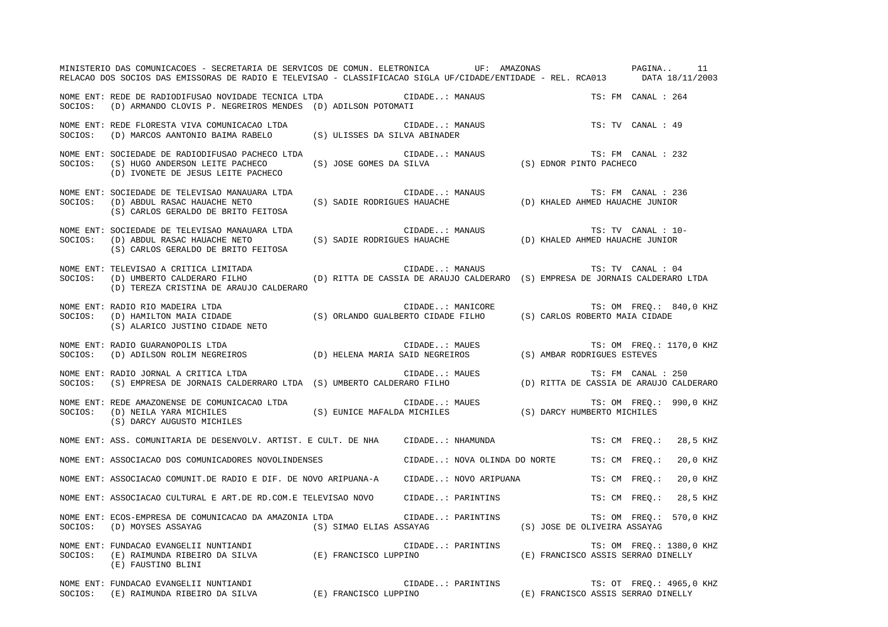MINISTERIO DAS COMUNICACOES - SECRETARIA DE SERVICOS DE COMUN. ELETRONICA UF: AMAZONAS

RELACAO DOS SOCIOS DAS EMISSORAS DE RADIO E TELEVISAO - CLASSIFICACAO SIGLA UF/CIDADE/ENTIDADE - REL. RCA013 DATA 18/11/2003

NOME ENT: REDE DE RADIODIFUSAO NOVIDADE TECNICA LTDA CIDADE..: MANAUS TS: FM CANAL : 264
SOCIOS: (D) ARMANDO CLOVIS P. NEGREIROS MENDES (D) ADILSON POTOMATI

NOME ENT: REDE FLORESTA VIVA COMUNICACAO LTDA CIDADE..: MANAUS TS: TV CANAL : 49
SOCIOS: (D) MARCOS AANTONIO BAIMA RABELO (S) ULISSES DA SILVA ABINADER

NOME ENT: SOCIEDADE DE RADIODIFUSAO PACHECO LTDA CIDADE..: MANAUS TS: FM CANAL : 232
SOCIOS: (S) HUGO ANDERSON LEITE PACHECO (S) JOSE GOMES DA SILVA (S) EDNOR PINTO PACHECO
(D) IVONETE DE JESUS LEITE PACHECO

NOME ENT: SOCIEDADE DE TELEVISAO MANAUARA LTDA CIDADE..: MANAUS TS: FM CANAL : 236
SOCIOS: (D) ABDUL RASAC HAUACHE NETO (S) SADIE RODRIGUES HAUACHE (D) KHALED AHMED HAUACHE JUNIOR
(S) CARLOS GERALDO DE BRITO FEITOSA

NOME ENT: SOCIEDADE DE TELEVISAO MANAUARA LTDA CIDADE..: MANAUS TS: TV CANAL : 10-
SOCIOS: (D) ABDUL RASAC HAUACHE NETO (S) SADIE RODRIGUES HAUACHE (D) KHALED AHMED HAUACHE JUNIOR
(S) CARLOS GERALDO DE BRITO FEITOSA

NOME ENT: TELEVISAO A CRITICA LIMITADA CIDADE..: MANAUS TS: TV CANAL : 04
SOCIOS: (D) UMBERTO CALDERARO FILHO (D) RITTA DE CASSIA DE ARAUJO CALDERARO (S) EMPRESA DE JORNAIS CALDERARO LTDA
(D) TEREZA CRISTINA DE ARAUJO CALDERARO

NOME ENT: RADIO RIO MADEIRA LTDA CIDADE..: MANICORE TS: OM FREQ.: 840,0 KHZ
SOCIOS: (D) HAMILTON MAIA CIDADE (S) ORLANDO GUALBERTO CIDADE FILHO (S) CARLOS ROBERTO MAIA CIDADE
(S) ALARICO JUSTINO CIDADE NETO

NOME ENT: RADIO GUARANOPOLIS LTDA CIDADE..: MAUES TS: OM FREQ.: 1170,0 KHZ
SOCIOS: (D) ADILSON ROLIM NEGREIROS (D) HELENA MARIA SAID NEGREIROS (S) AMBAR RODRIGUES ESTEVES

NOME ENT: RADIO JORNAL A CRITICA LTDA CIDADE..: MAUES TS: FM CANAL : 250
SOCIOS: (S) EMPRESA DE JORNAIS CALDERRARO LTDA (S) UMBERTO CALDERARO FILHO (D) RITTA DE CASSIA DE ARAUJO CALDERARO

NOME ENT: REDE AMAZONENSE DE COMUNICACAO LTDA CIDADE..: MAUES TS: OM FREQ.: 990,0 KHZ
SOCIOS: (D) NEILA YARA MICHILES (S) EUNICE MAFALDA MICHILES (S) DARCY HUMBERTO MICHILES
(S) DARCY AUGUSTO MICHILES

NOME ENT: ASS. COMUNITARIA DE DESENVOLV. ARTIST. E CULT. DE NHA CIDADE..: NHAMUNDA TS: CM FREQ.: 28,5 KHZ

NOME ENT: ASSOCIACAO DOS COMUNICADORES NOVOLINDENSES CIDADE..: NOVA OLINDA DO NORTE TS: CM FREQ.: 20,0 KHZ

NOME ENT: ASSOCIACAO COMUNIT.DE RADIO E DIF. DE NOVO ARIPUANA-A CIDADE..: NOVO ARIPUANA TS: CM FREQ.: 20,0 KHZ

NOME ENT: ASSOCIACAO CULTURAL E ART.DE RD.COM.E TELEVISAO NOVO CIDADE..: PARINTINS TS: CM FREQ.: 28,5 KHZ

NOME ENT: ECOS-EMPRESA DE COMUNICACAO DA AMAZONIA LTDA CIDADE..: PARINTINS TS: OM FREQ.: 570,0 KHZ
SOCIOS: (D) MOYSES ASSAYAG (S) SIMAO ELIAS ASSAYAG (S) JOSE DE OLIVEIRA ASSAYAG

NOME ENT: FUNDACAO EVANGELII NUNTIANDI CIDADE..: PARINTINS TS: OM FREQ.: 1380,0 KHZ
SOCIOS: (E) RAIMUNDA RIBEIRO DA SILVA (E) FRANCISCO LUPPINO (E) FRANCISCO ASSIS SERRAO DINELLY
(E) FAUSTINO BLINI

NOME ENT: FUNDACAO EVANGELII NUNTIANDI CIDADE..: PARINTINS TS: OT FREQ.: 4965,0 KHZ
SOCIOS: (E) RAIMUNDA RIBEIRO DA SILVA (E) FRANCISCO LUPPINO (E) FRANCISCO ASSIS SERRAO DINELLY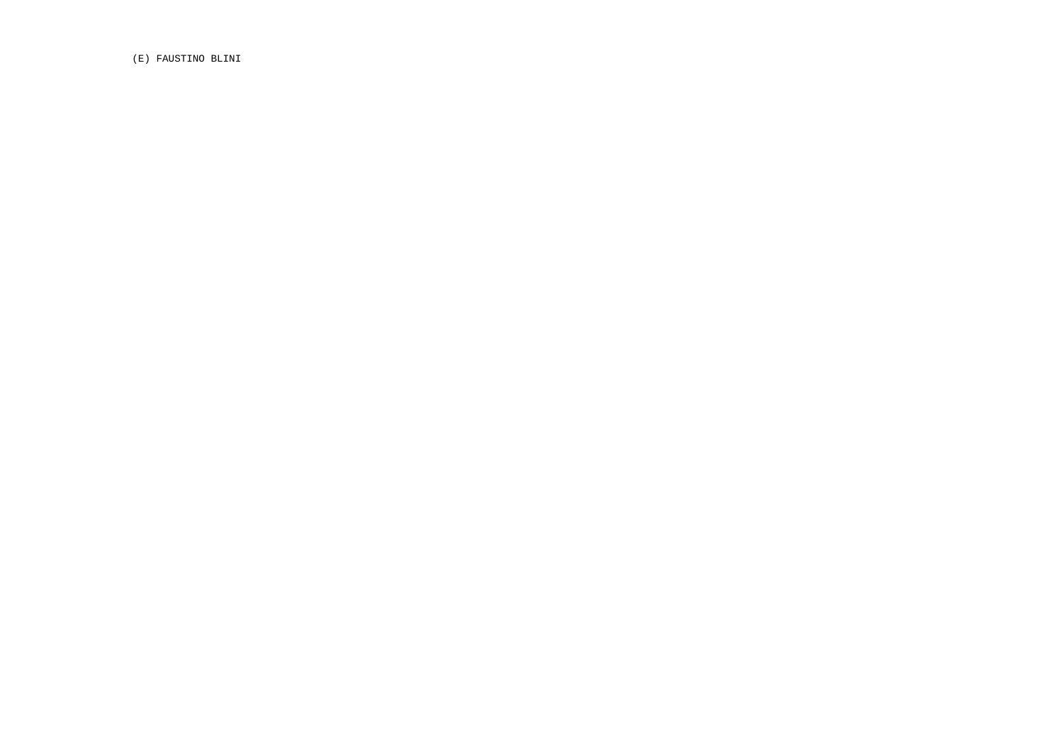(E) FAUSTINO BLINI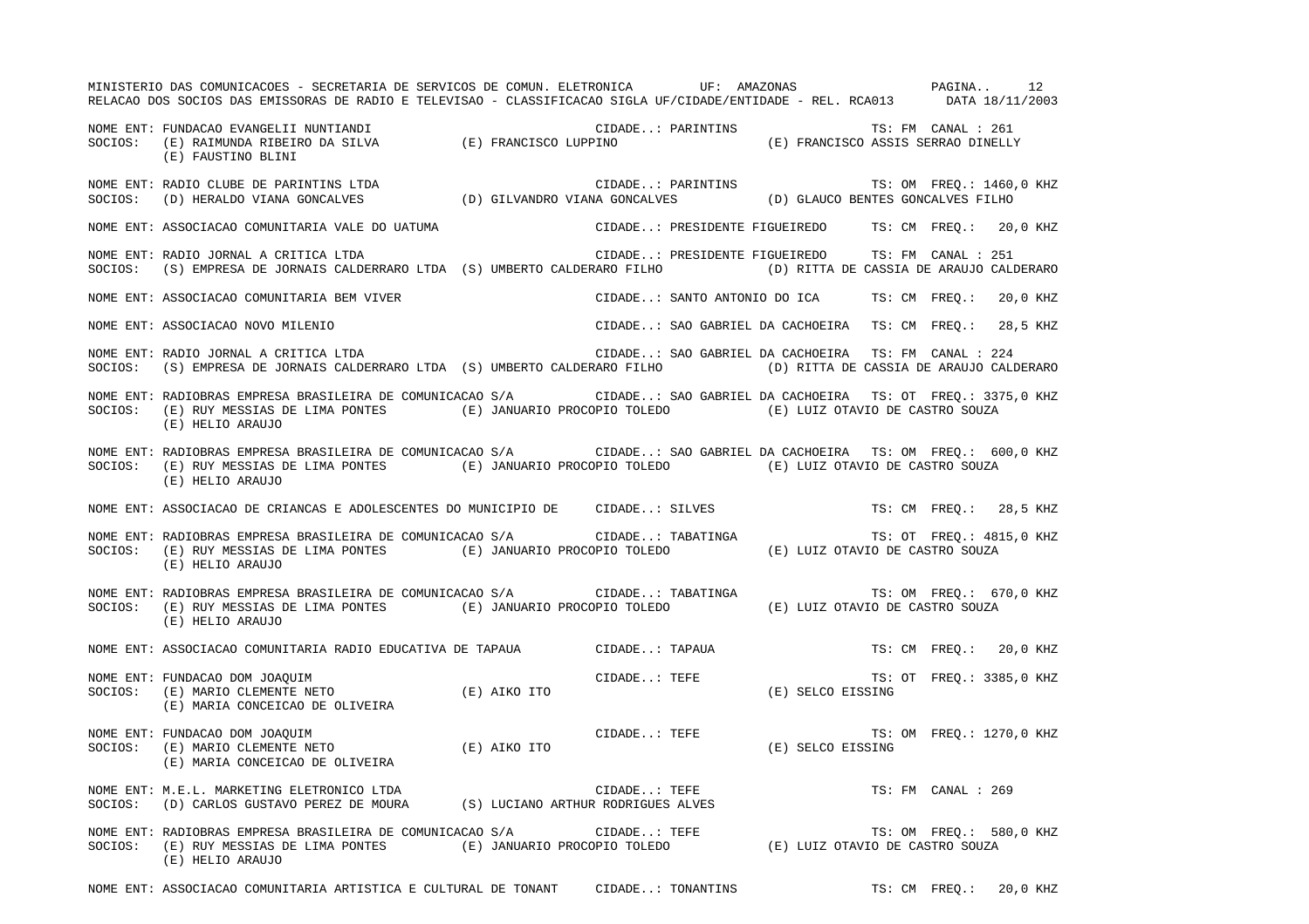NOME ENT: FUNDACAO EVANGELII NUNTIANDI — CIDADE..: PARINTINS — TS: FM CANAL : 261
SOCIOS: (E) RAIMUNDA RIBEIRO DA SILVA (E) FRANCISCO LUPPINO (E) FRANCISCO ASSIS SERRAO DINELLY
(E) FAUSTINO BLINI

NOME ENT: RADIO CLUBE DE PARINTINS LTDA — CIDADE..: PARINTINS — TS: OM FREQ.: 1460,0 KHZ
SOCIOS: (D) HERALDO VIANA GONCALVES (D) GILVANDRO VIANA GONCALVES (D) GLAUCO BENTES GONCALVES FILHO

NOME ENT: ASSOCIACAO COMUNITARIA VALE DO UATUMA — CIDADE..: PRESIDENTE FIGUEIREDO — TS: CM FREQ.: 20,0 KHZ

NOME ENT: RADIO JORNAL A CRITICA LTDA — CIDADE..: PRESIDENTE FIGUEIREDO — TS: FM CANAL : 251
SOCIOS: (S) EMPRESA DE JORNAIS CALDERRARO LTDA (S) UMBERTO CALDERARO FILHO (D) RITTA DE CASSIA DE ARAUJO CALDERARO

NOME ENT: ASSOCIACAO COMUNITARIA BEM VIVER — CIDADE..: SANTO ANTONIO DO ICA — TS: CM FREQ.: 20,0 KHZ

NOME ENT: ASSOCIACAO NOVO MILENIO — CIDADE..: SAO GABRIEL DA CACHOEIRA — TS: CM FREQ.: 28,5 KHZ

NOME ENT: RADIO JORNAL A CRITICA LTDA — CIDADE..: SAO GABRIEL DA CACHOEIRA — TS: FM CANAL : 224
SOCIOS: (S) EMPRESA DE JORNAIS CALDERRARO LTDA (S) UMBERTO CALDERARO FILHO (D) RITTA DE CASSIA DE ARAUJO CALDERARO

NOME ENT: RADIOBRAS EMPRESA BRASILEIRA DE COMUNICACAO S/A — CIDADE..: SAO GABRIEL DA CACHOEIRA — TS: OT FREQ.: 3375,0 KHZ
SOCIOS: (E) RUY MESSIAS DE LIMA PONTES (E) JANUARIO PROCOPIO TOLEDO (E) LUIZ OTAVIO DE CASTRO SOUZA
(E) HELIO ARAUJO

NOME ENT: RADIOBRAS EMPRESA BRASILEIRA DE COMUNICACAO S/A — CIDADE..: SAO GABRIEL DA CACHOEIRA — TS: OM FREQ.: 600,0 KHZ
SOCIOS: (E) RUY MESSIAS DE LIMA PONTES (E) JANUARIO PROCOPIO TOLEDO (E) LUIZ OTAVIO DE CASTRO SOUZA
(E) HELIO ARAUJO

NOME ENT: ASSOCIACAO DE CRIANCAS E ADOLESCENTES DO MUNICIPIO DE — CIDADE..: SILVES — TS: CM FREQ.: 28,5 KHZ

NOME ENT: RADIOBRAS EMPRESA BRASILEIRA DE COMUNICACAO S/A — CIDADE..: TABATINGA — TS: OT FREQ.: 4815,0 KHZ
SOCIOS: (E) RUY MESSIAS DE LIMA PONTES (E) JANUARIO PROCOPIO TOLEDO (E) LUIZ OTAVIO DE CASTRO SOUZA
(E) HELIO ARAUJO

NOME ENT: RADIOBRAS EMPRESA BRASILEIRA DE COMUNICACAO S/A — CIDADE..: TABATINGA — TS: OM FREQ.: 670,0 KHZ
SOCIOS: (E) RUY MESSIAS DE LIMA PONTES (E) JANUARIO PROCOPIO TOLEDO (E) LUIZ OTAVIO DE CASTRO SOUZA
(E) HELIO ARAUJO

NOME ENT: ASSOCIACAO COMUNITARIA RADIO EDUCATIVA DE TAPAUA — CIDADE..: TAPAUA — TS: CM FREQ.: 20,0 KHZ

NOME ENT: FUNDACAO DOM JOAQUIM — CIDADE..: TEFE — TS: OT FREQ.: 3385,0 KHZ
SOCIOS: (E) MARIO CLEMENTE NETO (E) AIKO ITO (E) SELCO EISSING
(E) MARIA CONCEICAO DE OLIVEIRA

NOME ENT: FUNDACAO DOM JOAQUIM — CIDADE..: TEFE — TS: OM FREQ.: 1270,0 KHZ
SOCIOS: (E) MARIO CLEMENTE NETO (E) AIKO ITO (E) SELCO EISSING
(E) MARIA CONCEICAO DE OLIVEIRA

NOME ENT: M.E.L. MARKETING ELETRONICO LTDA — CIDADE..: TEFE — TS: FM CANAL : 269
SOCIOS: (D) CARLOS GUSTAVO PEREZ DE MOURA (S) LUCIANO ARTHUR RODRIGUES ALVES

NOME ENT: RADIOBRAS EMPRESA BRASILEIRA DE COMUNICACAO S/A — CIDADE..: TEFE — TS: OM FREQ.: 580,0 KHZ
SOCIOS: (E) RUY MESSIAS DE LIMA PONTES (E) JANUARIO PROCOPIO TOLEDO (E) LUIZ OTAVIO DE CASTRO SOUZA
(E) HELIO ARAUJO

NOME ENT: ASSOCIACAO COMUNITARIA ARTISTICA E CULTURAL DE TONANT — CIDADE..: TONANTINS — TS: CM FREQ.: 20,0 KHZ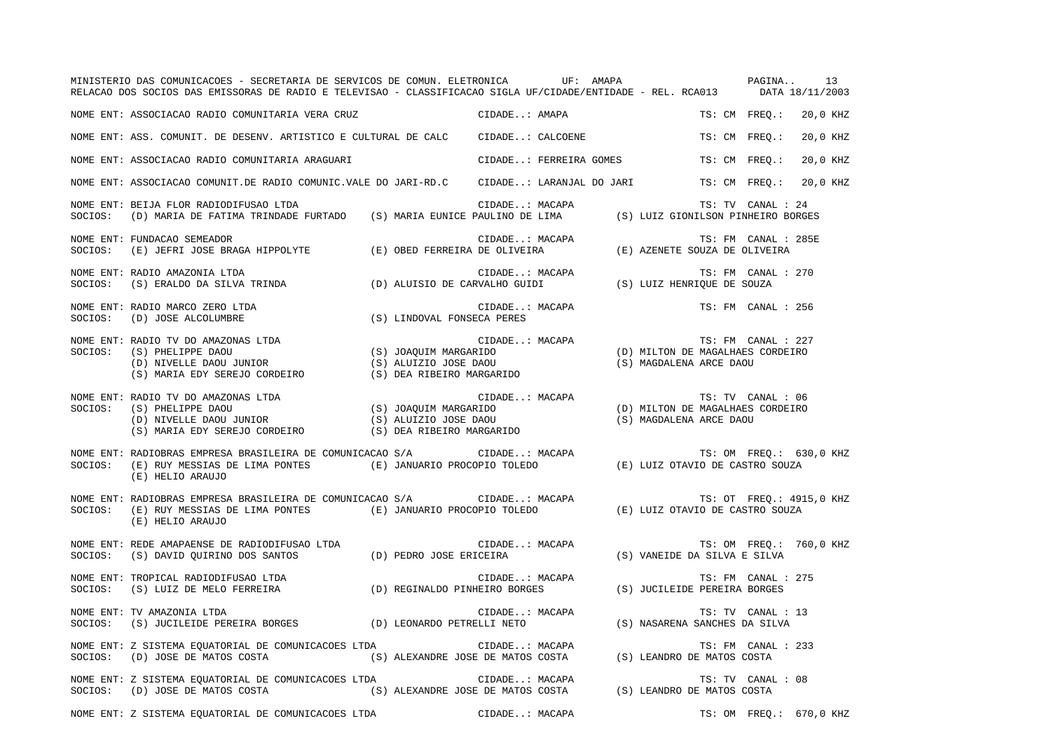MINISTERIO DAS COMUNICACOES - SECRETARIA DE SERVICOS DE COMUN. ELETRONICA UF: AMAPA

RELACAO DOS SOCIOS DAS EMISSORAS DE RADIO E TELEVISAO - CLASSIFICACAO SIGLA UF/CIDADE/ENTIDADE - REL. RCA013 DATA 18/11/2003

NOME ENT: ASSOCIACAO RADIO COMUNITARIA VERA CRUZ CIDADE..: AMAPA TS: CM FREQ.: 20,0 KHZ

NOME ENT: ASS. COMUNIT. DE DESENV. ARTISTICO E CULTURAL DE CALC CIDADE..: CALCOENE TS: CM FREQ.: 20,0 KHZ

NOME ENT: ASSOCIACAO RADIO COMUNITARIA ARAGUARI CIDADE..: FERREIRA GOMES TS: CM FREQ.: 20,0 KHZ

NOME ENT: ASSOCIACAO COMUNIT.DE RADIO COMUNIC.VALE DO JARI-RD.C CIDADE..: LARANJAL DO JARI TS: CM FREQ.: 20,0 KHZ

NOME ENT: BEIJA FLOR RADIODIFUSAO LTDA CIDADE..: MACAPA TS: TV CANAL : 24
SOCIOS: (D) MARIA DE FATIMA TRINDADE FURTADO (S) MARIA EUNICE PAULINO DE LIMA (S) LUIZ GIONILSON PINHEIRO BORGES

NOME ENT: FUNDACAO SEMEADOR CIDADE..: MACAPA TS: FM CANAL : 285E
SOCIOS: (E) JEFRI JOSE BRAGA HIPPOLYTE (E) OBED FERREIRA DE OLIVEIRA (E) AZENETE SOUZA DE OLIVEIRA

NOME ENT: RADIO AMAZONIA LTDA CIDADE..: MACAPA TS: FM CANAL : 270
SOCIOS: (S) ERALDO DA SILVA TRINDA (D) ALUISIO DE CARVALHO GUIDI (S) LUIZ HENRIQUE DE SOUZA

NOME ENT: RADIO MARCO ZERO LTDA CIDADE..: MACAPA TS: FM CANAL : 256
SOCIOS: (D) JOSE ALCOLUMBRE (S) LINDOVAL FONSECA PERES

NOME ENT: RADIO TV DO AMAZONAS LTDA CIDADE..: MACAPA TS: FM CANAL : 227
SOCIOS: (S) PHELIPPE DAOU (S) JOAQUIM MARGARIDO (D) MILTON DE MAGALHAES CORDEIRO
(D) NIVELLE DAOU JUNIOR (S) ALUIZIO JOSE DAOU (S) MAGDALENA ARCE DAOU
(S) MARIA EDY SEREJO CORDEIRO (S) DEA RIBEIRO MARGARIDO

NOME ENT: RADIO TV DO AMAZONAS LTDA CIDADE..: MACAPA TS: TV CANAL : 06
SOCIOS: (S) PHELIPPE DAOU (S) JOAQUIM MARGARIDO (D) MILTON DE MAGALHAES CORDEIRO
(D) NIVELLE DAOU JUNIOR (S) ALUIZIO JOSE DAOU (S) MAGDALENA ARCE DAOU
(S) MARIA EDY SEREJO CORDEIRO (S) DEA RIBEIRO MARGARIDO

NOME ENT: RADIOBRAS EMPRESA BRASILEIRA DE COMUNICACAO S/A CIDADE..: MACAPA TS: OM FREQ.: 630,0 KHZ
SOCIOS: (E) RUY MESSIAS DE LIMA PONTES (E) JANUARIO PROCOPIO TOLEDO (E) LUIZ OTAVIO DE CASTRO SOUZA
(E) HELIO ARAUJO

NOME ENT: RADIOBRAS EMPRESA BRASILEIRA DE COMUNICACAO S/A CIDADE..: MACAPA TS: OT FREQ.: 4915,0 KHZ
SOCIOS: (E) RUY MESSIAS DE LIMA PONTES (E) JANUARIO PROCOPIO TOLEDO (E) LUIZ OTAVIO DE CASTRO SOUZA
(E) HELIO ARAUJO

NOME ENT: REDE AMAPAENSE DE RADIODIFUSAO LTDA CIDADE..: MACAPA TS: OM FREQ.: 760,0 KHZ
SOCIOS: (S) DAVID QUIRINO DOS SANTOS (D) PEDRO JOSE ERICEIRA (S) VANEIDE DA SILVA E SILVA

NOME ENT: TROPICAL RADIODIFUSAO LTDA CIDADE..: MACAPA TS: FM CANAL : 275
SOCIOS: (S) LUIZ DE MELO FERREIRA (D) REGINALDO PINHEIRO BORGES (S) JUCILEIDE PEREIRA BORGES

NOME ENT: TV AMAZONIA LTDA CIDADE..: MACAPA TS: TV CANAL : 13
SOCIOS: (S) JUCILEIDE PEREIRA BORGES (D) LEONARDO PETRELLI NETO (S) NASARENA SANCHES DA SILVA

NOME ENT: Z SISTEMA EQUATORIAL DE COMUNICACOES LTDA CIDADE..: MACAPA TS: FM CANAL : 233
SOCIOS: (D) JOSE DE MATOS COSTA (S) ALEXANDRE JOSE DE MATOS COSTA (S) LEANDRO DE MATOS COSTA

NOME ENT: Z SISTEMA EQUATORIAL DE COMUNICACOES LTDA CIDADE..: MACAPA TS: TV CANAL : 08
SOCIOS: (D) JOSE DE MATOS COSTA (S) ALEXANDRE JOSE DE MATOS COSTA (S) LEANDRO DE MATOS COSTA

NOME ENT: Z SISTEMA EQUATORIAL DE COMUNICACOES LTDA CIDADE..: MACAPA TS: OM FREQ.: 670,0 KHZ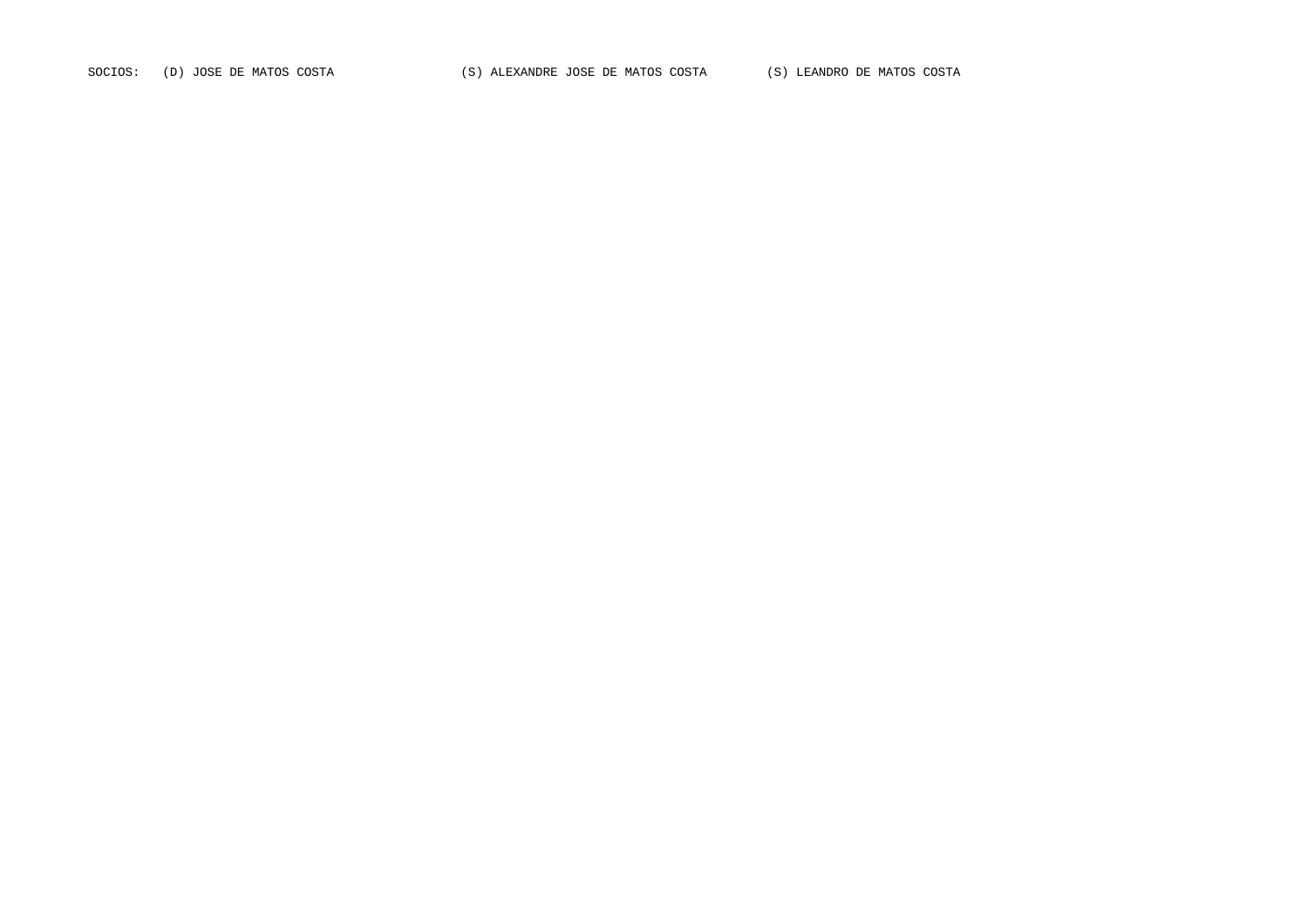SOCIOS: (D) JOSE DE MATOS COSTA (S) ALEXANDRE JOSE DE MATOS COSTA (S) LEANDRO DE MATOS COSTA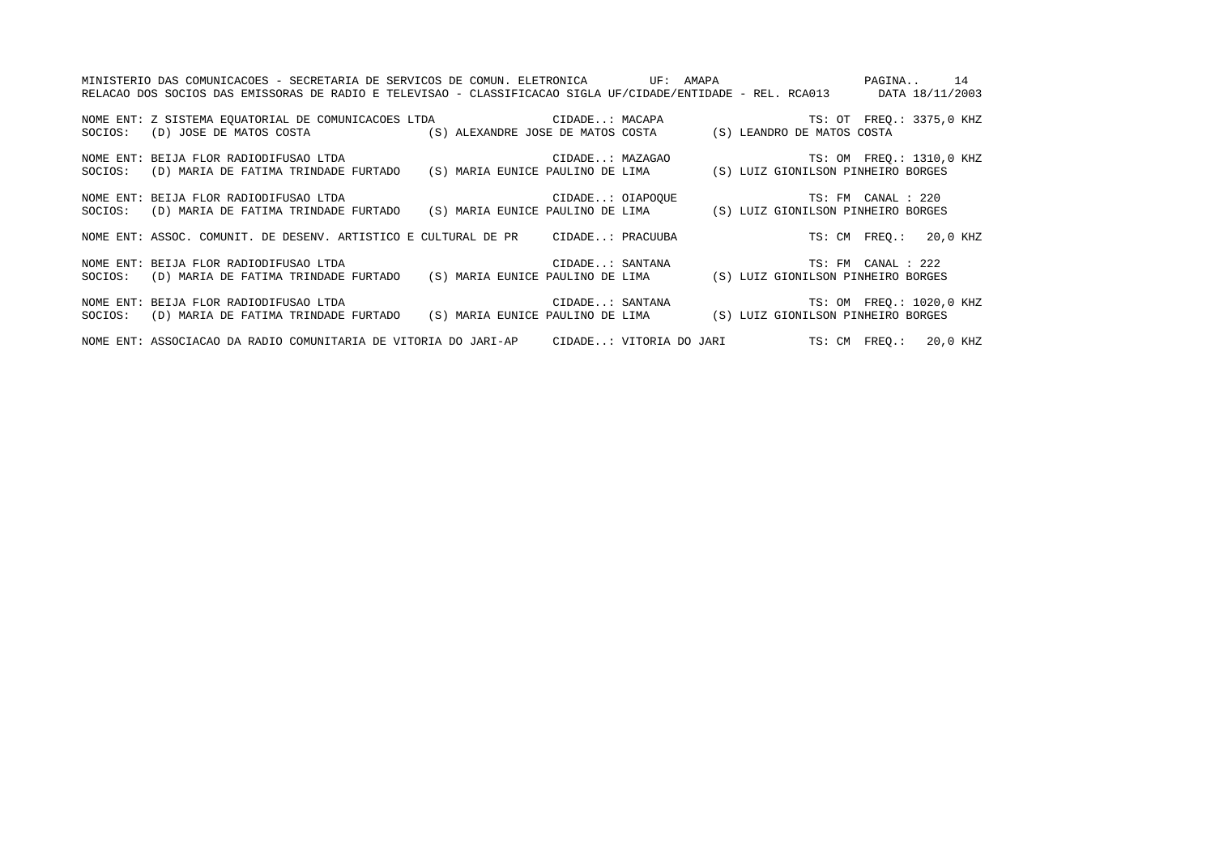MINISTERIO DAS COMUNICACOES - SECRETARIA DE SERVICOS DE COMUN. ELETRONICA UF: AMAPA

RELACAO DOS SOCIOS DAS EMISSORAS DE RADIO E TELEVISAO - CLASSIFICACAO SIGLA UF/CIDADE/ENTIDADE - REL. RCA013 DATA 18/11/2003

NOME ENT: Z SISTEMA EQUATORIAL DE COMUNICACOES LTDA CIDADE..: MACAPA TS: OT FREQ.: 3375,0 KHZ
SOCIOS: (D) JOSE DE MATOS COSTA (S) ALEXANDRE JOSE DE MATOS COSTA (S) LEANDRO DE MATOS COSTA

NOME ENT: BEIJA FLOR RADIODIFUSAO LTDA CIDADE..: MAZAGAO TS: OM FREQ.: 1310,0 KHZ
SOCIOS: (D) MARIA DE FATIMA TRINDADE FURTADO (S) MARIA EUNICE PAULINO DE LIMA (S) LUIZ GIONILSON PINHEIRO BORGES

NOME ENT: BEIJA FLOR RADIODIFUSAO LTDA CIDADE..: OIAPOQUE TS: FM CANAL : 220
SOCIOS: (D) MARIA DE FATIMA TRINDADE FURTADO (S) MARIA EUNICE PAULINO DE LIMA (S) LUIZ GIONILSON PINHEIRO BORGES

NOME ENT: ASSOC. COMUNIT. DE DESENV. ARTISTICO E CULTURAL DE PR CIDADE..: PRACUUBA TS: CM FREQ.: 20,0 KHZ

NOME ENT: BEIJA FLOR RADIODIFUSAO LTDA CIDADE..: SANTANA TS: FM CANAL : 222
SOCIOS: (D) MARIA DE FATIMA TRINDADE FURTADO (S) MARIA EUNICE PAULINO DE LIMA (S) LUIZ GIONILSON PINHEIRO BORGES

NOME ENT: BEIJA FLOR RADIODIFUSAO LTDA CIDADE..: SANTANA TS: OM FREQ.: 1020,0 KHZ
SOCIOS: (D) MARIA DE FATIMA TRINDADE FURTADO (S) MARIA EUNICE PAULINO DE LIMA (S) LUIZ GIONILSON PINHEIRO BORGES

NOME ENT: ASSOCIACAO DA RADIO COMUNITARIA DE VITORIA DO JARI-AP CIDADE..: VITORIA DO JARI TS: CM FREQ.: 20,0 KHZ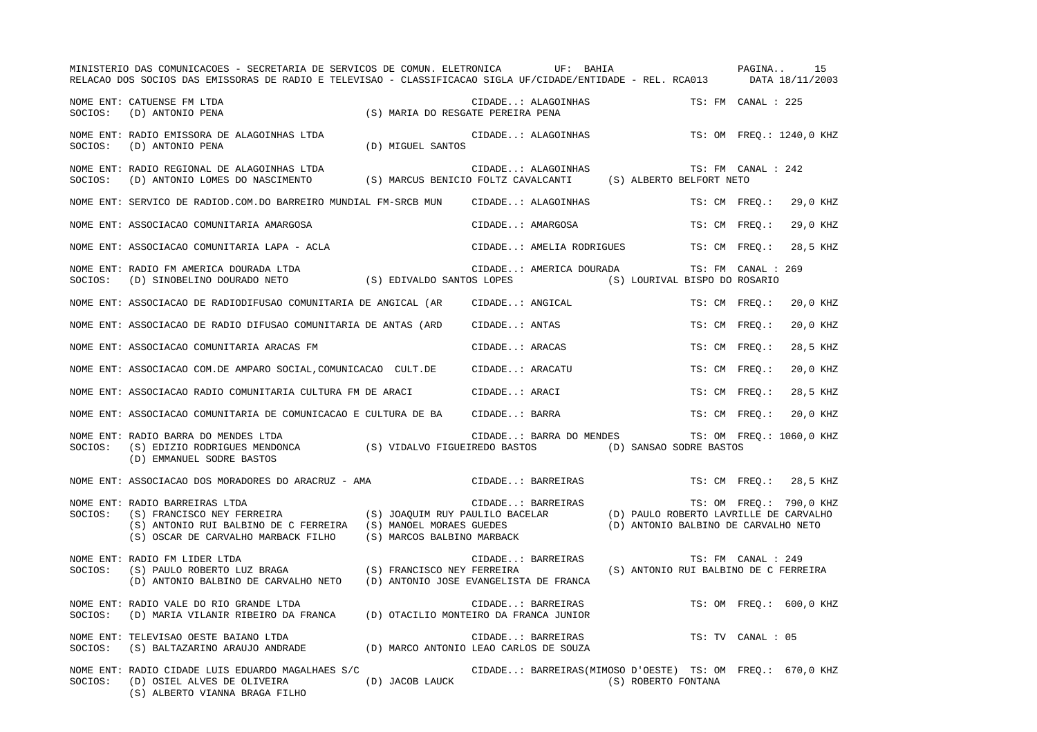NOME ENT: CATUENSE FM LTDA CIDADE..: ALAGOINHAS TS: FM CANAL : 225
SOCIOS: (D) ANTONIO PENA (S) MARIA DO RESGATE PEREIRA PENA

NOME ENT: RADIO EMISSORA DE ALAGOINHAS LTDA CIDADE..: ALAGOINHAS TS: OM FREQ.: 1240,0 KHZ
SOCIOS: (D) ANTONIO PENA (D) MIGUEL SANTOS

NOME ENT: RADIO REGIONAL DE ALAGOINHAS LTDA CIDADE..: ALAGOINHAS TS: FM CANAL : 242
SOCIOS: (D) ANTONIO LOMES DO NASCIMENTO (S) MARCUS BENICIO FOLTZ CAVALCANTI (S) ALBERTO BELFORT NETO

NOME ENT: SERVICO DE RADIOD.COM.DO BARREIRO MUNDIAL FM-SRCB MUN CIDADE..: ALAGOINHAS TS: CM FREQ.: 29,0 KHZ

NOME ENT: ASSOCIACAO COMUNITARIA AMARGOSA CIDADE..: AMARGOSA TS: CM FREQ.: 29,0 KHZ

NOME ENT: ASSOCIACAO COMUNITARIA LAPA - ACLA CIDADE..: AMELIA RODRIGUES TS: CM FREQ.: 28,5 KHZ

NOME ENT: RADIO FM AMERICA DOURADA LTDA CIDADE..: AMERICA DOURADA TS: FM CANAL : 269
SOCIOS: (D) SINOBELINO DOURADO NETO (S) EDIVALDO SANTOS LOPES (S) LOURIVAL BISPO DO ROSARIO

NOME ENT: ASSOCIACAO DE RADIODIFUSAO COMUNITARIA DE ANGICAL (AR CIDADE..: ANGICAL TS: CM FREQ.: 20,0 KHZ

NOME ENT: ASSOCIACAO DE RADIO DIFUSAO COMUNITARIA DE ANTAS (ARD CIDADE..: ANTAS TS: CM FREQ.: 20,0 KHZ

NOME ENT: ASSOCIACAO COMUNITARIA ARACAS FM CIDADE..: ARACAS TS: CM FREQ.: 28,5 KHZ

NOME ENT: ASSOCIACAO COM.DE AMPARO SOCIAL,COMUNICACAO CULT.DE CIDADE..: ARACATU TS: CM FREQ.: 20,0 KHZ

NOME ENT: ASSOCIACAO RADIO COMUNITARIA CULTURA FM DE ARACI CIDADE..: ARACI TS: CM FREQ.: 28,5 KHZ

NOME ENT: ASSOCIACAO COMUNITARIA DE COMUNICACAO E CULTURA DE BA CIDADE..: BARRA TS: CM FREQ.: 20,0 KHZ

NOME ENT: RADIO BARRA DO MENDES LTDA CIDADE..: BARRA DO MENDES TS: OM FREQ.: 1060,0 KHZ
SOCIOS: (S) EDIZIO RODRIGUES MENDONCA (S) VIDALVO FIGUEIREDO BASTOS (D) SANSAO SODRE BASTOS
(D) EMMANUEL SODRE BASTOS

NOME ENT: ASSOCIACAO DOS MORADORES DO ARACRUZ - AMA CIDADE..: BARREIRAS TS: CM FREQ.: 28,5 KHZ

NOME ENT: RADIO BARREIRAS LTDA CIDADE..: BARREIRAS TS: OM FREQ.: 790,0 KHZ
SOCIOS: (S) FRANCISCO NEY FERREIRA (S) JOAQUIM RUY PAULILO BACELAR (D) PAULO ROBERTO LAVRILLE DE CARVALHO
(S) ANTONIO RUI BALBINO DE C FERREIRA (S) MANOEL MORAES GUEDES (D) ANTONIO BALBINO DE CARVALHO NETO
(S) OSCAR DE CARVALHO MARBACK FILHO (S) MARCOS BALBINO MARBACK

NOME ENT: RADIO FM LIDER LTDA CIDADE..: BARREIRAS TS: FM CANAL : 249
SOCIOS: (S) PAULO ROBERTO LUZ BRAGA (S) FRANCISCO NEY FERREIRA (S) ANTONIO RUI BALBINO DE C FERREIRA
(D) ANTONIO BALBINO DE CARVALHO NETO (D) ANTONIO JOSE EVANGELISTA DE FRANCA

NOME ENT: RADIO VALE DO RIO GRANDE LTDA CIDADE..: BARREIRAS TS: OM FREQ.: 600,0 KHZ
SOCIOS: (D) MARIA VILANIR RIBEIRO DA FRANCA (D) OTACILIO MONTEIRO DA FRANCA JUNIOR

NOME ENT: TELEVISAO OESTE BAIANO LTDA CIDADE..: BARREIRAS TS: TV CANAL : 05
SOCIOS: (S) BALTAZARINO ARAUJO ANDRADE (D) MARCO ANTONIO LEAO CARLOS DE SOUZA

NOME ENT: RADIO CIDADE LUIS EDUARDO MAGALHAES S/C CIDADE..: BARREIRAS(MIMOSO D'OESTE) TS: OM FREQ.: 670,0 KHZ
SOCIOS: (D) OSIEL ALVES DE OLIVEIRA (D) JACOB LAUCK (S) ROBERTO FONTANA
(S) ALBERTO VIANNA BRAGA FILHO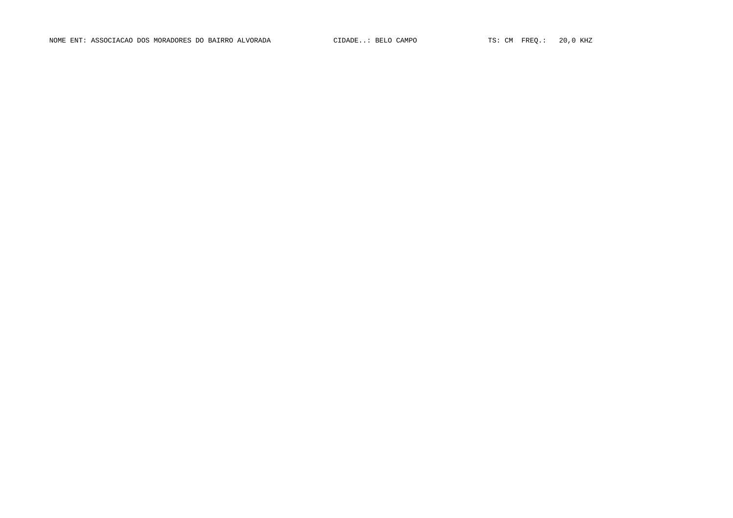NOME ENT: ASSOCIACAO DOS MORADORES DO BAIRRO ALVORADA CIDADE..: BELO CAMPO TS: CM FREQ.: 20,0 KHZ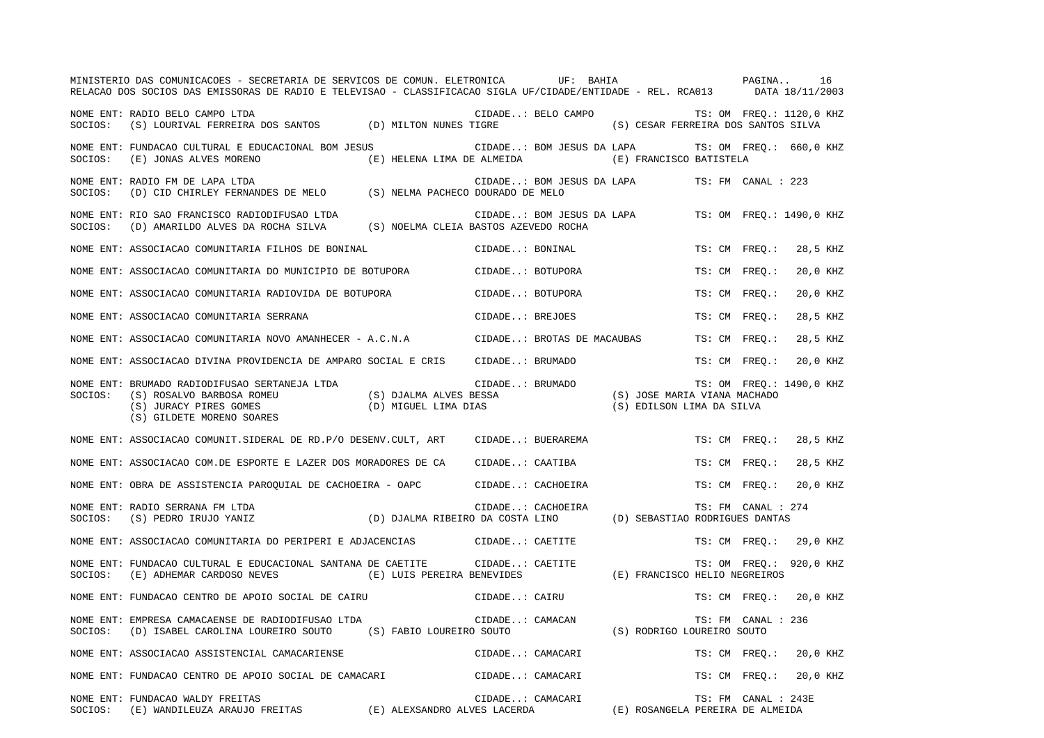MINISTERIO DAS COMUNICACOES - SECRETARIA DE SERVICOS DE COMUN. ELETRONICA UF: BAHIA

RELACAO DOS SOCIOS DAS EMISSORAS DE RADIO E TELEVISAO - CLASSIFICACAO SIGLA UF/CIDADE/ENTIDADE - REL. RCA013 DATA 18/11/2003

NOME ENT: RADIO BELO CAMPO LTDA CIDADE..: BELO CAMPO TS: OM FREQ.: 1120,0 KHZ
SOCIOS: (S) LOURIVAL FERREIRA DOS SANTOS (D) MILTON NUNES TIGRE (S) CESAR FERREIRA DOS SANTOS SILVA

NOME ENT: FUNDACAO CULTURAL E EDUCACIONAL BOM JESUS CIDADE..: BOM JESUS DA LAPA TS: OM FREQ.: 660,0 KHZ
SOCIOS: (E) JONAS ALVES MORENO (E) HELENA LIMA DE ALMEIDA (E) FRANCISCO BATISTELA

NOME ENT: RADIO FM DE LAPA LTDA CIDADE..: BOM JESUS DA LAPA TS: FM CANAL : 223
SOCIOS: (D) CID CHIRLEY FERNANDES DE MELO (S) NELMA PACHECO DOURADO DE MELO

NOME ENT: RIO SAO FRANCISCO RADIODIFUSAO LTDA CIDADE..: BOM JESUS DA LAPA TS: OM FREQ.: 1490,0 KHZ
SOCIOS: (D) AMARILDO ALVES DA ROCHA SILVA (S) NOELMA CLEIA BASTOS AZEVEDO ROCHA

NOME ENT: ASSOCIACAO COMUNITARIA FILHOS DE BONINAL CIDADE..: BONINAL TS: CM FREQ.: 28,5 KHZ

NOME ENT: ASSOCIACAO COMUNITARIA DO MUNICIPIO DE BOTUPORA CIDADE..: BOTUPORA TS: CM FREQ.: 20,0 KHZ

NOME ENT: ASSOCIACAO COMUNITARIA RADIOVIDA DE BOTUPORA CIDADE..: BOTUPORA TS: CM FREQ.: 20,0 KHZ

NOME ENT: ASSOCIACAO COMUNITARIA SERRANA CIDADE..: BREJOES TS: CM FREQ.: 28,5 KHZ

NOME ENT: ASSOCIACAO COMUNITARIA NOVO AMANHECER - A.C.N.A CIDADE..: BROTAS DE MACAUBAS TS: CM FREQ.: 28,5 KHZ

NOME ENT: ASSOCIACAO DIVINA PROVIDENCIA DE AMPARO SOCIAL E CRIS CIDADE..: BRUMADO TS: CM FREQ.: 20,0 KHZ

NOME ENT: BRUMADO RADIODIFUSAO SERTANEJA LTDA CIDADE..: BRUMADO TS: OM FREQ.: 1490,0 KHZ
SOCIOS: (S) ROSALVO BARBOSA ROMEU (S) DJALMA ALVES BESSA (S) JOSE MARIA VIANA MACHADO
(S) JURACY PIRES GOMES (D) MIGUEL LIMA DIAS (S) EDILSON LIMA DA SILVA
(S) GILDETE MORENO SOARES

NOME ENT: ASSOCIACAO COMUNIT.SIDERAL DE RD.P/O DESENV.CULT, ART CIDADE..: BUERAREMA TS: CM FREQ.: 28,5 KHZ

NOME ENT: ASSOCIACAO COM.DE ESPORTE E LAZER DOS MORADORES DE CA CIDADE..: CAATIBA TS: CM FREQ.: 28,5 KHZ

NOME ENT: OBRA DE ASSISTENCIA PAROQUIAL DE CACHOEIRA - OAPC CIDADE..: CACHOEIRA TS: CM FREQ.: 20,0 KHZ

NOME ENT: RADIO SERRANA FM LTDA CIDADE..: CACHOEIRA TS: FM CANAL : 274
SOCIOS: (S) PEDRO IRUJO YANIZ (D) DJALMA RIBEIRO DA COSTA LINO (D) SEBASTIAO RODRIGUES DANTAS

NOME ENT: ASSOCIACAO COMUNITARIA DO PERIPERI E ADJACENCIAS CIDADE..: CAETITE TS: CM FREQ.: 29,0 KHZ

NOME ENT: FUNDACAO CULTURAL E EDUCACIONAL SANTANA DE CAETITE CIDADE..: CAETITE TS: OM FREQ.: 920,0 KHZ
SOCIOS: (E) ADHEMAR CARDOSO NEVES (E) LUIS PEREIRA BENEVIDES (E) FRANCISCO HELIO NEGREIROS

NOME ENT: FUNDACAO CENTRO DE APOIO SOCIAL DE CAIRU CIDADE..: CAIRU TS: CM FREQ.: 20,0 KHZ

NOME ENT: EMPRESA CAMACAENSE DE RADIODIFUSAO LTDA CIDADE..: CAMACAN TS: FM CANAL : 236
SOCIOS: (D) ISABEL CAROLINA LOUREIRO SOUTO (S) FABIO LOUREIRO SOUTO (S) RODRIGO LOUREIRO SOUTO

NOME ENT: ASSOCIACAO ASSISTENCIAL CAMACARIENSE CIDADE..: CAMACARI TS: CM FREQ.: 20,0 KHZ

NOME ENT: FUNDACAO CENTRO DE APOIO SOCIAL DE CAMACARI CIDADE..: CAMACARI TS: CM FREQ.: 20,0 KHZ

NOME ENT: FUNDACAO WALDY FREITAS CIDADE..: CAMACARI TS: FM CANAL : 243E
SOCIOS: (E) WANDILEUZA ARAUJO FREITAS (E) ALEXSANDRO ALVES LACERDA (E) ROSANGELA PEREIRA DE ALMEIDA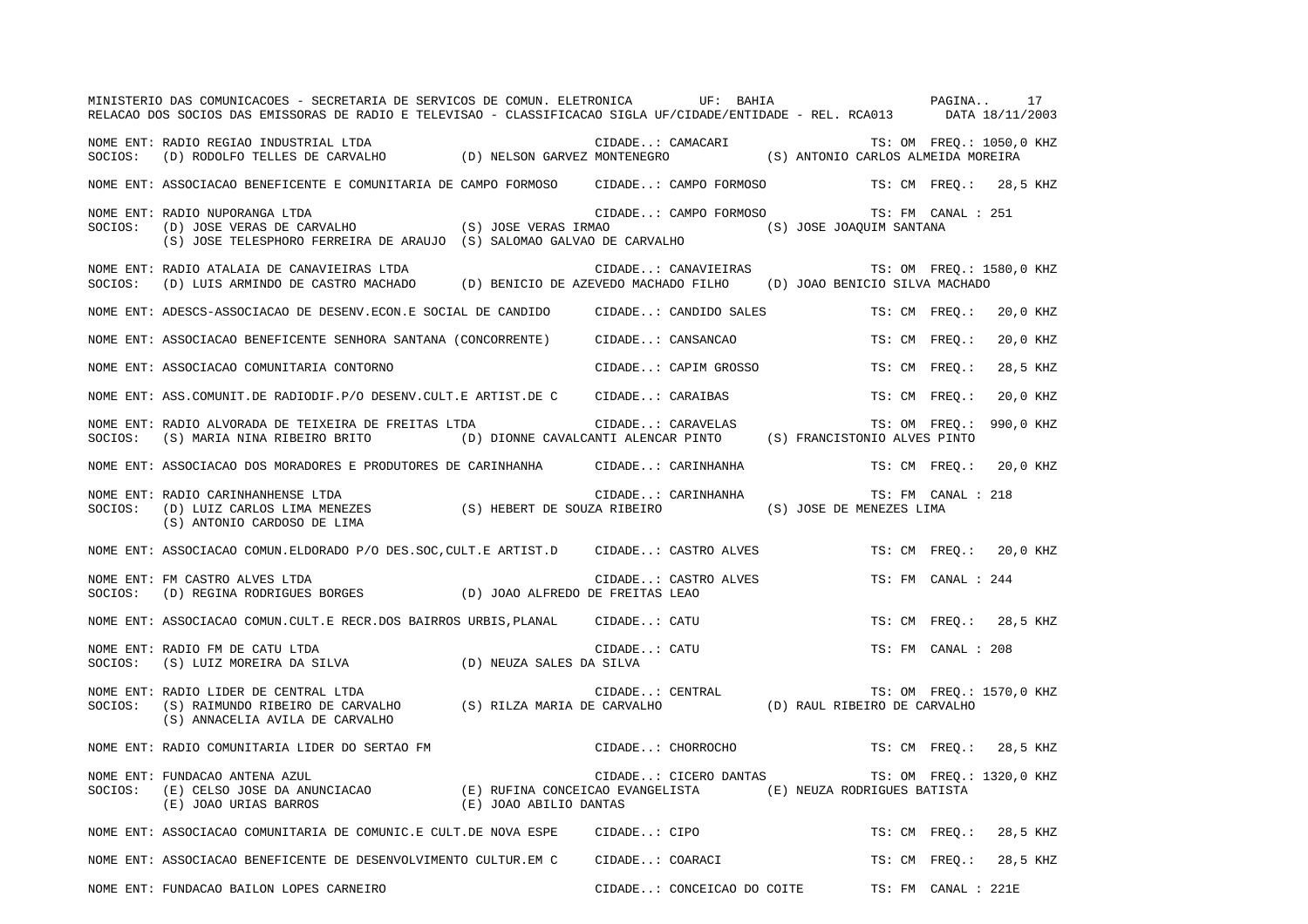MINISTERIO DAS COMUNICACOES - SECRETARIA DE SERVICOS DE COMUN. ELETRONICA UF: BAHIA

RELACAO DOS SOCIOS DAS EMISSORAS DE RADIO E TELEVISAO - CLASSIFICACAO SIGLA UF/CIDADE/ENTIDADE - REL. RCA013 DATA 18/11/2003

NOME ENT: RADIO REGIAO INDUSTRIAL LTDA CIDADE..: CAMACARI TS: OM FREQ.: 1050,0 KHZ
SOCIOS: (D) RODOLFO TELLES DE CARVALHO (D) NELSON GARVEZ MONTENEGRO (S) ANTONIO CARLOS ALMEIDA MOREIRA

NOME ENT: ASSOCIACAO BENEFICENTE E COMUNITARIA DE CAMPO FORMOSO CIDADE..: CAMPO FORMOSO TS: CM FREQ.: 28,5 KHZ

NOME ENT: RADIO NUPORANGA LTDA CIDADE..: CAMPO FORMOSO TS: FM CANAL : 251
SOCIOS: (D) JOSE VERAS DE CARVALHO (S) JOSE VERAS IRMAO (S) JOSE JOAQUIM SANTANA
(S) JOSE TELESPHORO FERREIRA DE ARAUJO (S) SALOMAO GALVAO DE CARVALHO

NOME ENT: RADIO ATALAIA DE CANAVIEIRAS LTDA CIDADE..: CANAVIEIRAS TS: OM FREQ.: 1580,0 KHZ
SOCIOS: (D) LUIS ARMINDO DE CASTRO MACHADO (D) BENICIO DE AZEVEDO MACHADO FILHO (D) JOAO BENICIO SILVA MACHADO

NOME ENT: ADESCS-ASSOCIACAO DE DESENV.ECON.E SOCIAL DE CANDIDO CIDADE..: CANDIDO SALES TS: CM FREQ.: 20,0 KHZ

NOME ENT: ASSOCIACAO BENEFICENTE SENHORA SANTANA (CONCORRENTE) CIDADE..: CANSANCAO TS: CM FREQ.: 20,0 KHZ

NOME ENT: ASSOCIACAO COMUNITARIA CONTORNO CIDADE..: CAPIM GROSSO TS: CM FREQ.: 28,5 KHZ

NOME ENT: ASS.COMUNIT.DE RADIODIF.P/O DESENV.CULT.E ARTIST.DE C CIDADE..: CARAIBAS TS: CM FREQ.: 20,0 KHZ

NOME ENT: RADIO ALVORADA DE TEIXEIRA DE FREITAS LTDA CIDADE..: CARAVELAS TS: OM FREQ.: 990,0 KHZ
SOCIOS: (S) MARIA NINA RIBEIRO BRITO (D) DIONNE CAVALCANTI ALENCAR PINTO (S) FRANCISTONIO ALVES PINTO

NOME ENT: ASSOCIACAO DOS MORADORES E PRODUTORES DE CARINHANHA CIDADE..: CARINHANHA TS: CM FREQ.: 20,0 KHZ

NOME ENT: RADIO CARINHANHENSE LTDA CIDADE..: CARINHANHA TS: FM CANAL : 218
SOCIOS: (D) LUIZ CARLOS LIMA MENEZES (S) HEBERT DE SOUZA RIBEIRO (S) JOSE DE MENEZES LIMA
(S) ANTONIO CARDOSO DE LIMA

NOME ENT: ASSOCIACAO COMUN.ELDORADO P/O DES.SOC,CULT.E ARTIST.D CIDADE..: CASTRO ALVES TS: CM FREQ.: 20,0 KHZ

NOME ENT: FM CASTRO ALVES LTDA CIDADE..: CASTRO ALVES TS: FM CANAL : 244
SOCIOS: (D) REGINA RODRIGUES BORGES (D) JOAO ALFREDO DE FREITAS LEAO

NOME ENT: ASSOCIACAO COMUN.CULT.E RECR.DOS BAIRROS URBIS,PLANAL CIDADE..: CATU TS: CM FREQ.: 28,5 KHZ

NOME ENT: RADIO FM DE CATU LTDA CIDADE..: CATU TS: FM CANAL : 208
SOCIOS: (S) LUIZ MOREIRA DA SILVA (D) NEUZA SALES DA SILVA

NOME ENT: RADIO LIDER DE CENTRAL LTDA CIDADE..: CENTRAL TS: OM FREQ.: 1570,0 KHZ
SOCIOS: (S) RAIMUNDO RIBEIRO DE CARVALHO (S) RILZA MARIA DE CARVALHO (D) RAUL RIBEIRO DE CARVALHO
(S) ANNACELIA AVILA DE CARVALHO

NOME ENT: RADIO COMUNITARIA LIDER DO SERTAO FM CIDADE..: CHORROCHO TS: CM FREQ.: 28,5 KHZ

NOME ENT: FUNDACAO ANTENA AZUL CIDADE..: CICERO DANTAS TS: OM FREQ.: 1320,0 KHZ
SOCIOS: (E) CELSO JOSE DA ANUNCIACAO (E) RUFINA CONCEICAO EVANGELISTA (E) NEUZA RODRIGUES BATISTA
(E) JOAO URIAS BARROS (E) JOAO ABILIO DANTAS

NOME ENT: ASSOCIACAO COMUNITARIA DE COMUNIC.E CULT.DE NOVA ESPE CIDADE..: CIPO TS: CM FREQ.: 28,5 KHZ

NOME ENT: ASSOCIACAO BENEFICENTE DE DESENVOLVIMENTO CULTUR.EM C CIDADE..: COARACI TS: CM FREQ.: 28,5 KHZ

NOME ENT: FUNDACAO BAILON LOPES CARNEIRO CIDADE..: CONCEICAO DO COITE TS: FM CANAL : 221E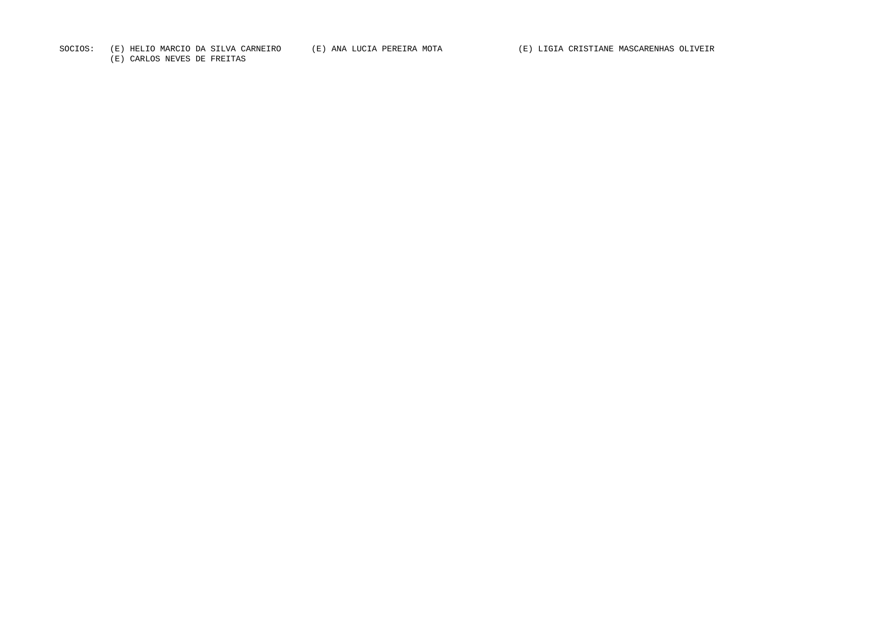SOCIOS: (E) HELIO MARCIO DA SILVA CARNEIRO (E) ANA LUCIA PEREIRA MOTA (E) LIGIA CRISTIANE MASCARENHAS OLIVEIR
(E) CARLOS NEVES DE FREITAS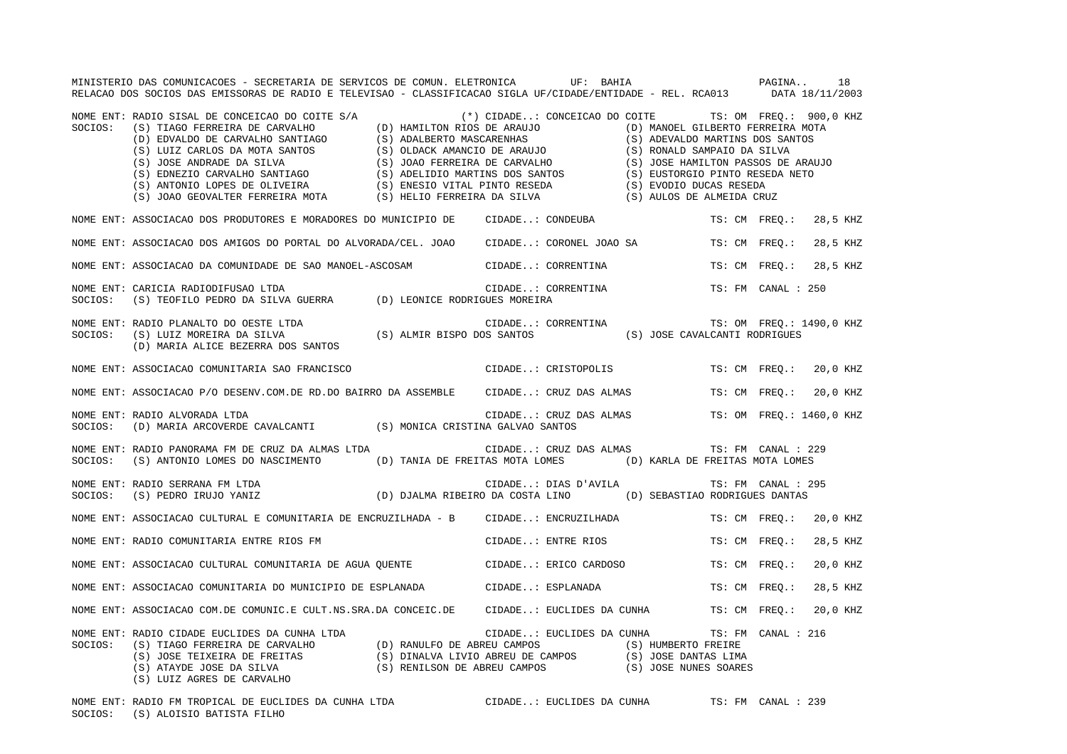MINISTERIO DAS COMUNICACOES - SECRETARIA DE SERVICOS DE COMUN. ELETRONICA UF: BAHIA
RELACAO DOS SOCIOS DAS EMISSORAS DE RADIO E TELEVISAO - CLASSIFICACAO SIGLA UF/CIDADE/ENTIDADE - REL. RCA013 DATA 18/11/2003

NOME ENT: RADIO SISAL DE CONCEICAO DO COITE S/A (*) CIDADE..: CONCEICAO DO COITE TS: OM FREQ.: 900,0 KHZ
SOCIOS: (S) TIAGO FERREIRA DE CARVALHO (D) HAMILTON RIOS DE ARAUJO (D) MANOEL GILBERTO FERREIRA MOTA
(D) EDVALDO DE CARVALHO SANTIAGO (S) ADALBERTO MASCARENHAS (S) ADEVALDO MARTINS DOS SANTOS
(S) LUIZ CARLOS DA MOTA SANTOS (S) OLDACK AMANCIO DE ARAUJO (S) RONALD SAMPAIO DA SILVA
(S) JOSE ANDRADE DA SILVA (S) JOAO FERREIRA DE CARVALHO (S) JOSE HAMILTON PASSOS DE ARAUJO
(S) EDNEZIO CARVALHO SANTIAGO (S) ADELIDIO MARTINS DOS SANTOS (S) EUSTORGIO PINTO RESEDA NETO
(S) ANTONIO LOPES DE OLIVEIRA (S) ENESIO VITAL PINTO RESEDA (S) EVODIO DUCAS RESEDA
(S) JOAO GEOVALTER FERREIRA MOTA (S) HELIO FERREIRA DA SILVA (S) AULOS DE ALMEIDA CRUZ

NOME ENT: ASSOCIACAO DOS PRODUTORES E MORADORES DO MUNICIPIO DE CIDADE..: CONDEUBA TS: CM FREQ.: 28,5 KHZ

NOME ENT: ASSOCIACAO DOS AMIGOS DO PORTAL DO ALVORADA/CEL. JOAO CIDADE..: CORONEL JOAO SA TS: CM FREQ.: 28,5 KHZ

NOME ENT: ASSOCIACAO DA COMUNIDADE DE SAO MANOEL-ASCOSAM CIDADE..: CORRENTINA TS: CM FREQ.: 28,5 KHZ

NOME ENT: CARICIA RADIODIFUSAO LTDA CIDADE..: CORRENTINA TS: FM CANAL : 250
SOCIOS: (S) TEOFILO PEDRO DA SILVA GUERRA (D) LEONICE RODRIGUES MOREIRA

NOME ENT: RADIO PLANALTO DO OESTE LTDA CIDADE..: CORRENTINA TS: OM FREQ.: 1490,0 KHZ
SOCIOS: (S) LUIZ MOREIRA DA SILVA (S) ALMIR BISPO DOS SANTOS (S) JOSE CAVALCANTI RODRIGUES
(D) MARIA ALICE BEZERRA DOS SANTOS

NOME ENT: ASSOCIACAO COMUNITARIA SAO FRANCISCO CIDADE..: CRISTOPOLIS TS: CM FREQ.: 20,0 KHZ

NOME ENT: ASSOCIACAO P/O DESENV.COM.DE RD.DO BAIRRO DA ASSEMBLE CIDADE..: CRUZ DAS ALMAS TS: CM FREQ.: 20,0 KHZ

NOME ENT: RADIO ALVORADA LTDA CIDADE..: CRUZ DAS ALMAS TS: OM FREQ.: 1460,0 KHZ
SOCIOS: (D) MARIA ARCOVERDE CAVALCANTI (S) MONICA CRISTINA GALVAO SANTOS

NOME ENT: RADIO PANORAMA FM DE CRUZ DA ALMAS LTDA CIDADE..: CRUZ DAS ALMAS TS: FM CANAL : 229
SOCIOS: (S) ANTONIO LOMES DO NASCIMENTO (D) TANIA DE FREITAS MOTA LOMES (D) KARLA DE FREITAS MOTA LOMES

NOME ENT: RADIO SERRANA FM LTDA CIDADE..: DIAS D'AVILA TS: FM CANAL : 295
SOCIOS: (S) PEDRO IRUJO YANIZ (D) DJALMA RIBEIRO DA COSTA LINO (D) SEBASTIAO RODRIGUES DANTAS

NOME ENT: ASSOCIACAO CULTURAL E COMUNITARIA DE ENCRUZILHADA - B CIDADE..: ENCRUZILHADA TS: CM FREQ.: 20,0 KHZ

NOME ENT: RADIO COMUNITARIA ENTRE RIOS FM CIDADE..: ENTRE RIOS TS: CM FREQ.: 28,5 KHZ

NOME ENT: ASSOCIACAO CULTURAL COMUNITARIA DE AGUA QUENTE CIDADE..: ERICO CARDOSO TS: CM FREQ.: 20,0 KHZ

NOME ENT: ASSOCIACAO COMUNITARIA DO MUNICIPIO DE ESPLANADA CIDADE..: ESPLANADA TS: CM FREQ.: 28,5 KHZ

NOME ENT: ASSOCIACAO COM.DE COMUNIC.E CULT.NS.SRA.DA CONCEIC.DE CIDADE..: EUCLIDES DA CUNHA TS: CM FREQ.: 20,0 KHZ

NOME ENT: RADIO CIDADE EUCLIDES DA CUNHA LTDA CIDADE..: EUCLIDES DA CUNHA TS: FM CANAL : 216
SOCIOS: (S) TIAGO FERREIRA DE CARVALHO (D) RANULFO DE ABREU CAMPOS (S) HUMBERTO FREIRE
(S) JOSE TEIXEIRA DE FREITAS (S) DINALVA LIVIO ABREU DE CAMPOS (S) JOSE DANTAS LIMA
(S) ATAYDE JOSE DA SILVA (S) RENILSON DE ABREU CAMPOS (S) JOSE NUNES SOARES
(S) LUIZ AGRES DE CARVALHO

NOME ENT: RADIO FM TROPICAL DE EUCLIDES DA CUNHA LTDA CIDADE..: EUCLIDES DA CUNHA TS: FM CANAL : 239
SOCIOS: (S) ALOISIO BATISTA FILHO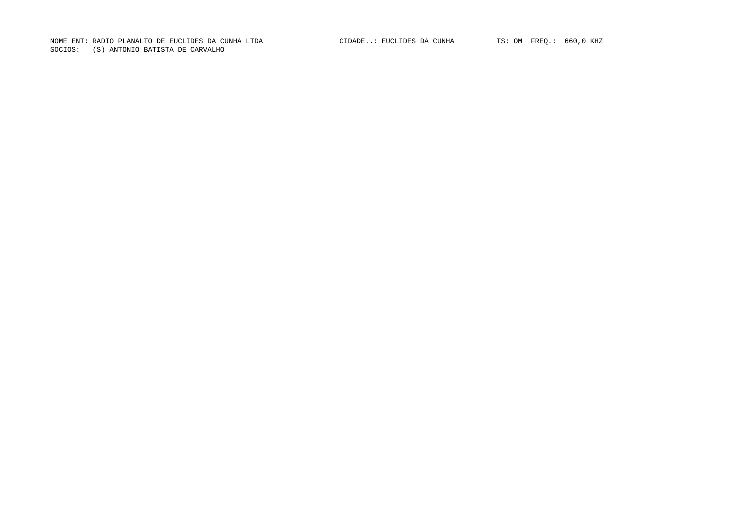NOME ENT: RADIO PLANALTO DE EUCLIDES DA CUNHA LTDA CIDADE..: EUCLIDES DA CUNHA TS: OM FREQ.: 660,0 KHZ
SOCIOS: (S) ANTONIO BATISTA DE CARVALHO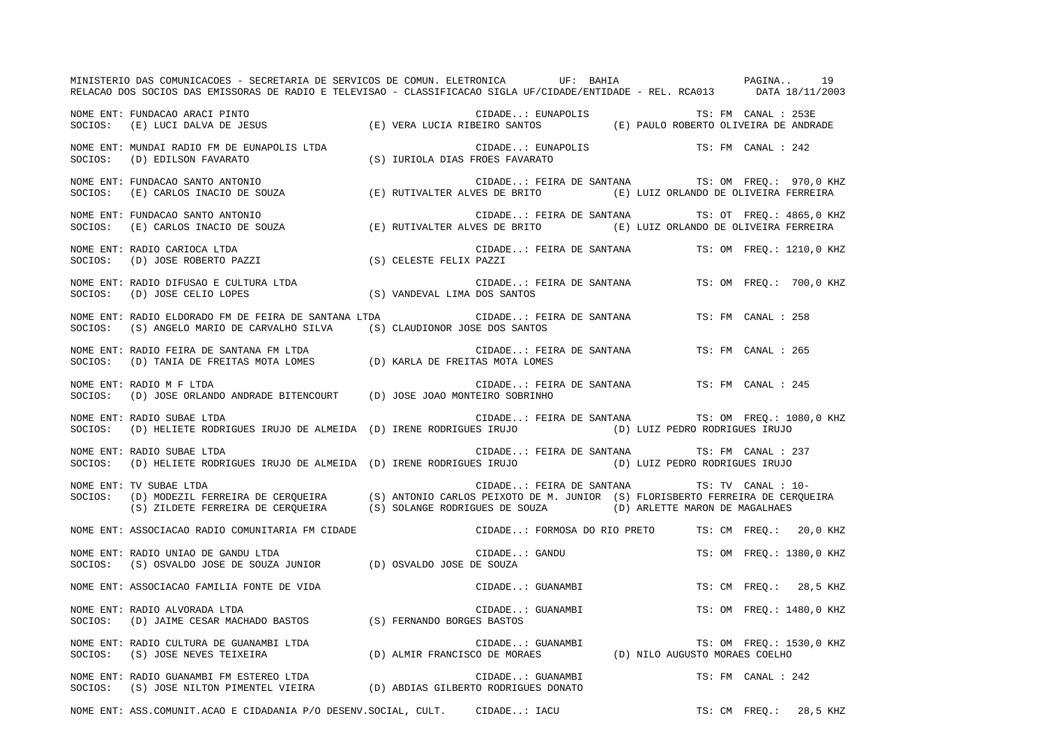MINISTERIO DAS COMUNICACOES - SECRETARIA DE SERVICOS DE COMUN. ELETRONICA UF: BAHIA

RELACAO DOS SOCIOS DAS EMISSORAS DE RADIO E TELEVISAO - CLASSIFICACAO SIGLA UF/CIDADE/ENTIDADE - REL. RCA013 DATA 18/11/2003

NOME ENT: FUNDACAO ARACI PINTO — CIDADE..: EUNAPOLIS — TS: FM CANAL : 253E
SOCIOS: (E) LUCI DALVA DE JESUS (E) VERA LUCIA RIBEIRO SANTOS (E) PAULO ROBERTO OLIVEIRA DE ANDRADE

NOME ENT: MUNDAI RADIO FM DE EUNAPOLIS LTDA — CIDADE..: EUNAPOLIS — TS: FM CANAL : 242
SOCIOS: (D) EDILSON FAVARATO (S) IURIOLA DIAS FROES FAVARATO

NOME ENT: FUNDACAO SANTO ANTONIO — CIDADE..: FEIRA DE SANTANA — TS: OM FREQ.: 970,0 KHZ
SOCIOS: (E) CARLOS INACIO DE SOUZA (E) RUTIVALTER ALVES DE BRITO (E) LUIZ ORLANDO DE OLIVEIRA FERREIRA

NOME ENT: FUNDACAO SANTO ANTONIO — CIDADE..: FEIRA DE SANTANA — TS: OT FREQ.: 4865,0 KHZ
SOCIOS: (E) CARLOS INACIO DE SOUZA (E) RUTIVALTER ALVES DE BRITO (E) LUIZ ORLANDO DE OLIVEIRA FERREIRA

NOME ENT: RADIO CARIOCA LTDA — CIDADE..: FEIRA DE SANTANA — TS: OM FREQ.: 1210,0 KHZ
SOCIOS: (D) JOSE ROBERTO PAZZI (S) CELESTE FELIX PAZZI

NOME ENT: RADIO DIFUSAO E CULTURA LTDA — CIDADE..: FEIRA DE SANTANA — TS: OM FREQ.: 700,0 KHZ
SOCIOS: (D) JOSE CELIO LOPES (S) VANDEVAL LIMA DOS SANTOS

NOME ENT: RADIO ELDORADO FM DE FEIRA DE SANTANA LTDA — CIDADE..: FEIRA DE SANTANA — TS: FM CANAL : 258
SOCIOS: (S) ANGELO MARIO DE CARVALHO SILVA (S) CLAUDIONOR JOSE DOS SANTOS

NOME ENT: RADIO FEIRA DE SANTANA FM LTDA — CIDADE..: FEIRA DE SANTANA — TS: FM CANAL : 265
SOCIOS: (D) TANIA DE FREITAS MOTA LOMES (D) KARLA DE FREITAS MOTA LOMES

NOME ENT: RADIO M F LTDA — CIDADE..: FEIRA DE SANTANA — TS: FM CANAL : 245
SOCIOS: (D) JOSE ORLANDO ANDRADE BITENCOURT (D) JOSE JOAO MONTEIRO SOBRINHO

NOME ENT: RADIO SUBAE LTDA — CIDADE..: FEIRA DE SANTANA — TS: OM FREQ.: 1080,0 KHZ
SOCIOS: (D) HELIETE RODRIGUES IRUJO DE ALMEIDA (D) IRENE RODRIGUES IRUJO (D) LUIZ PEDRO RODRIGUES IRUJO

NOME ENT: RADIO SUBAE LTDA — CIDADE..: FEIRA DE SANTANA — TS: FM CANAL : 237
SOCIOS: (D) HELIETE RODRIGUES IRUJO DE ALMEIDA (D) IRENE RODRIGUES IRUJO (D) LUIZ PEDRO RODRIGUES IRUJO

NOME ENT: TV SUBAE LTDA — CIDADE..: FEIRA DE SANTANA — TS: TV CANAL : 10-
SOCIOS: (D) MODEZIL FERREIRA DE CERQUEIRA (S) ANTONIO CARLOS PEIXOTO DE M. JUNIOR (S) FLORISBERTO FERREIRA DE CERQUEIRA (S) ZILDETE FERREIRA DE CERQUEIRA (S) SOLANGE RODRIGUES DE SOUZA (D) ARLETTE MARON DE MAGALHAES

NOME ENT: ASSOCIACAO RADIO COMUNITARIA FM CIDADE — CIDADE..: FORMOSA DO RIO PRETO — TS: CM FREQ.: 20,0 KHZ

NOME ENT: RADIO UNIAO DE GANDU LTDA — CIDADE..: GANDU — TS: OM FREQ.: 1380,0 KHZ
SOCIOS: (S) OSVALDO JOSE DE SOUZA JUNIOR (D) OSVALDO JOSE DE SOUZA

NOME ENT: ASSOCIACAO FAMILIA FONTE DE VIDA — CIDADE..: GUANAMBI — TS: CM FREQ.: 28,5 KHZ

NOME ENT: RADIO ALVORADA LTDA — CIDADE..: GUANAMBI — TS: OM FREQ.: 1480,0 KHZ
SOCIOS: (D) JAIME CESAR MACHADO BASTOS (S) FERNANDO BORGES BASTOS

NOME ENT: RADIO CULTURA DE GUANAMBI LTDA — CIDADE..: GUANAMBI — TS: OM FREQ.: 1530,0 KHZ
SOCIOS: (S) JOSE NEVES TEIXEIRA (D) ALMIR FRANCISCO DE MORAES (D) NILO AUGUSTO MORAES COELHO

NOME ENT: RADIO GUANAMBI FM ESTEREO LTDA — CIDADE..: GUANAMBI — TS: FM CANAL : 242
SOCIOS: (S) JOSE NILTON PIMENTEL VIEIRA (D) ABDIAS GILBERTO RODRIGUES DONATO

NOME ENT: ASS.COMUNIT.ACAO E CIDADANIA P/O DESENV.SOCIAL, CULT. — CIDADE..: IACU — TS: CM FREQ.: 28,5 KHZ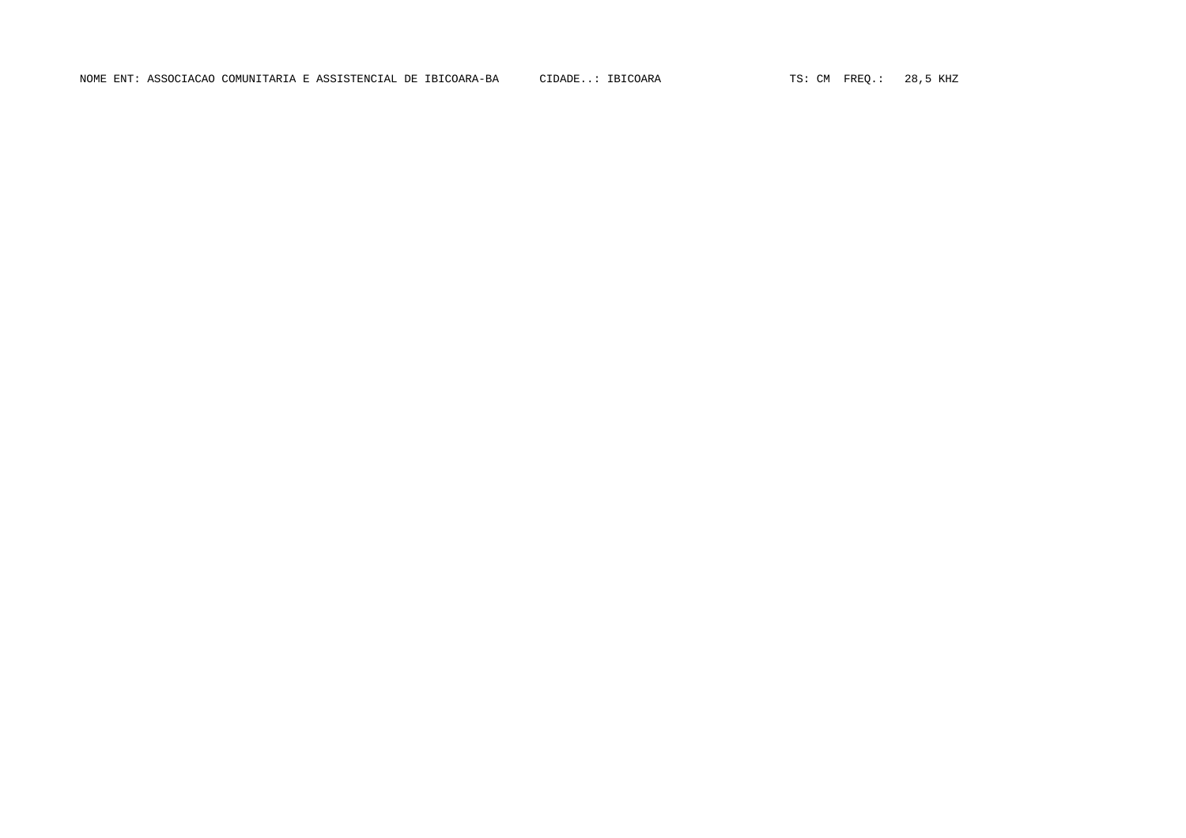NOME ENT: ASSOCIACAO COMUNITARIA E ASSISTENCIAL DE IBICOARA-BA      CIDADE..: IBICOARA                  TS: CM  FREQ.:   28,5 KHZ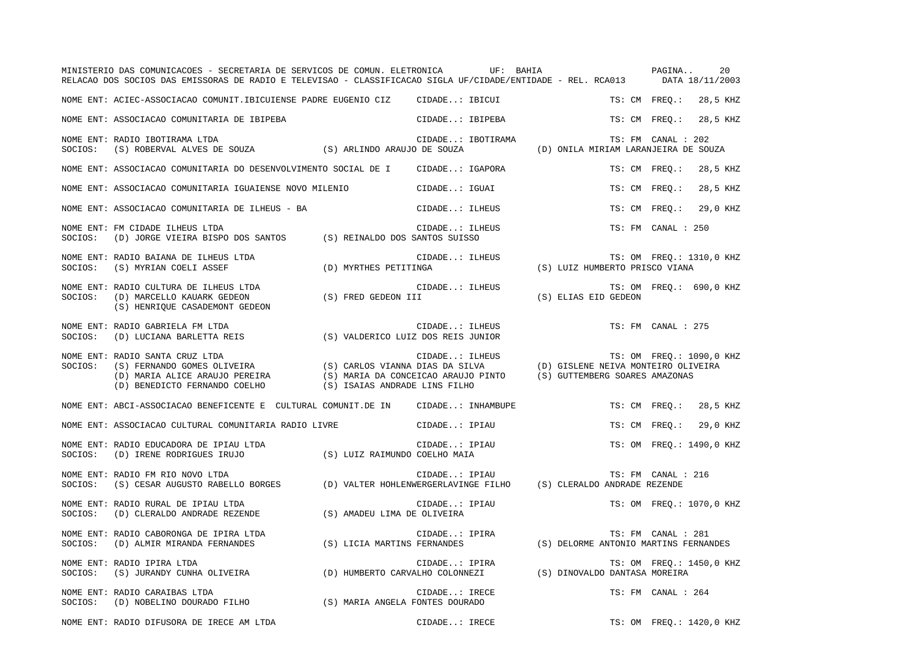MINISTERIO DAS COMUNICACOES - SECRETARIA DE SERVICOS DE COMUN. ELETRONICA UF: BAHIA

RELACAO DOS SOCIOS DAS EMISSORAS DE RADIO E TELEVISAO - CLASSIFICACAO SIGLA UF/CIDADE/ENTIDADE - REL. RCA013 DATA 18/11/2003

NOME ENT: ACIEC-ASSOCIACAO COMUNIT.IBICUIENSE PADRE EUGENIO CIZ CIDADE..: IBICUI TS: CM FREQ.: 28,5 KHZ

NOME ENT: ASSOCIACAO COMUNITARIA DE IBIPEBA CIDADE..: IBIPEBA TS: CM FREQ.: 28,5 KHZ

NOME ENT: RADIO IBOTIRAMA LTDA CIDADE..: IBOTIRAMA TS: FM CANAL : 202
SOCIOS: (S) ROBERVAL ALVES DE SOUZA (S) ARLINDO ARAUJO DE SOUZA (D) ONILA MIRIAM LARANJEIRA DE SOUZA

NOME ENT: ASSOCIACAO COMUNITARIA DO DESENVOLVIMENTO SOCIAL DE I CIDADE..: IGAPORA TS: CM FREQ.: 28,5 KHZ

NOME ENT: ASSOCIACAO COMUNITARIA IGUAIENSE NOVO MILENIO CIDADE..: IGUAI TS: CM FREQ.: 28,5 KHZ

NOME ENT: ASSOCIACAO COMUNITARIA DE ILHEUS - BA CIDADE..: ILHEUS TS: CM FREQ.: 29,0 KHZ

NOME ENT: FM CIDADE ILHEUS LTDA CIDADE..: ILHEUS TS: FM CANAL : 250
SOCIOS: (D) JORGE VIEIRA BISPO DOS SANTOS (S) REINALDO DOS SANTOS SUISSO

NOME ENT: RADIO BAIANA DE ILHEUS LTDA CIDADE..: ILHEUS TS: OM FREQ.: 1310,0 KHZ
SOCIOS: (S) MYRIAN COELI ASSEF (D) MYRTHES PETITINGA (S) LUIZ HUMBERTO PRISCO VIANA

NOME ENT: RADIO CULTURA DE ILHEUS LTDA CIDADE..: ILHEUS TS: OM FREQ.: 690,0 KHZ
SOCIOS: (D) MARCELLO KAUARK GEDEON (S) FRED GEDEON III (S) ELIAS EID GEDEON
(S) HENRIQUE CASADEMONT GEDEON

NOME ENT: RADIO GABRIELA FM LTDA CIDADE..: ILHEUS TS: FM CANAL : 275
SOCIOS: (D) LUCIANA BARLETTA REIS (S) VALDERICO LUIZ DOS REIS JUNIOR

NOME ENT: RADIO SANTA CRUZ LTDA CIDADE..: ILHEUS TS: OM FREQ.: 1090,0 KHZ
SOCIOS: (S) FERNANDO GOMES OLIVEIRA (S) CARLOS VIANNA DIAS DA SILVA (D) GISLENE NEIVA MONTEIRO OLIVEIRA
(D) MARIA ALICE ARAUJO PEREIRA (S) MARIA DA CONCEICAO ARAUJO PINTO (S) GUTTEMBERG SOARES AMAZONAS
(D) BENEDICTO FERNANDO COELHO (S) ISAIAS ANDRADE LINS FILHO

NOME ENT: ABCI-ASSOCIACAO BENEFICENTE E CULTURAL COMUNIT.DE IN CIDADE..: INHAMBUPE TS: CM FREQ.: 28,5 KHZ

NOME ENT: ASSOCIACAO CULTURAL COMUNITARIA RADIO LIVRE CIDADE..: IPIAU TS: CM FREQ.: 29,0 KHZ

NOME ENT: RADIO EDUCADORA DE IPIAU LTDA CIDADE..: IPIAU TS: OM FREQ.: 1490,0 KHZ
SOCIOS: (D) IRENE RODRIGUES IRUJO (S) LUIZ RAIMUNDO COELHO MAIA

NOME ENT: RADIO FM RIO NOVO LTDA CIDADE..: IPIAU TS: FM CANAL : 216
SOCIOS: (S) CESAR AUGUSTO RABELLO BORGES (D) VALTER HOHLENWERGERLAVINGE FILHO (S) CLERALDO ANDRADE REZENDE

NOME ENT: RADIO RURAL DE IPIAU LTDA CIDADE..: IPIAU TS: OM FREQ.: 1070,0 KHZ
SOCIOS: (D) CLERALDO ANDRADE REZENDE (S) AMADEU LIMA DE OLIVEIRA

NOME ENT: RADIO CABORONGA DE IPIRA LTDA CIDADE..: IPIRA TS: FM CANAL : 281
SOCIOS: (D) ALMIR MIRANDA FERNANDES (S) LICIA MARTINS FERNANDES (S) DELORME ANTONIO MARTINS FERNANDES

NOME ENT: RADIO IPIRA LTDA CIDADE..: IPIRA TS: OM FREQ.: 1450,0 KHZ
SOCIOS: (S) JURANDY CUNHA OLIVEIRA (D) HUMBERTO CARVALHO COLONNEZI (S) DINOVALDO DANTASA MOREIRA

NOME ENT: RADIO CARAIBAS LTDA CIDADE..: IRECE TS: FM CANAL : 264
SOCIOS: (D) NOBELINO DOURADO FILHO (S) MARIA ANGELA FONTES DOURADO

NOME ENT: RADIO DIFUSORA DE IRECE AM LTDA CIDADE..: IRECE TS: OM FREQ.: 1420,0 KHZ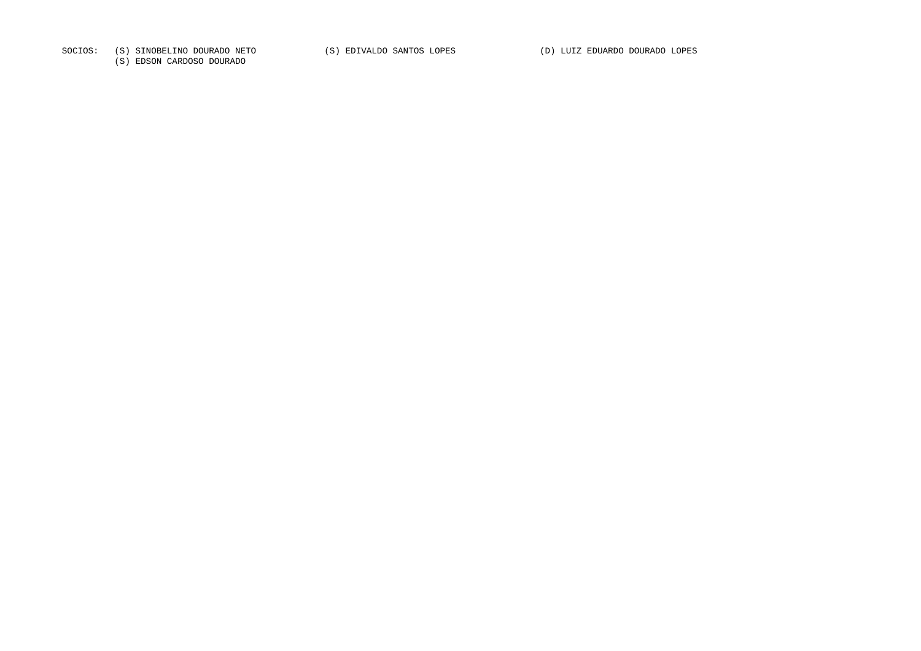SOCIOS: (S) SINOBELINO DOURADO NETO (S) EDIVALDO SANTOS LOPES (D) LUIZ EDUARDO DOURADO LOPES
(S) EDSON CARDOSO DOURADO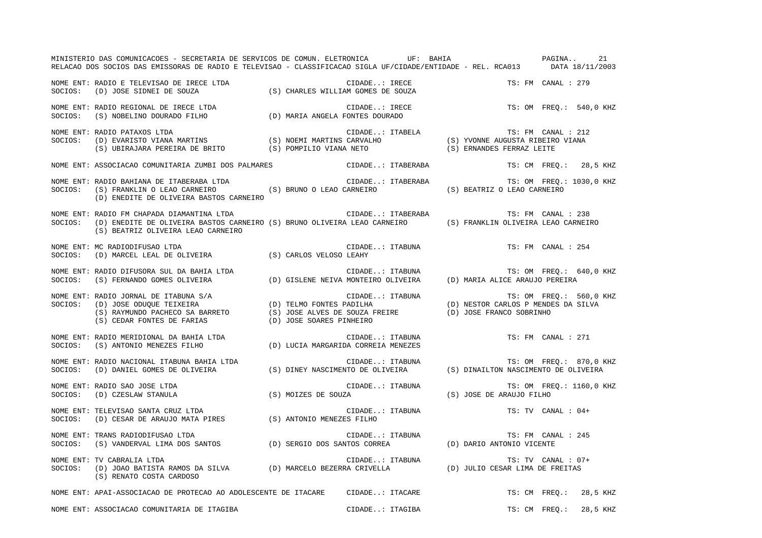MINISTERIO DAS COMUNICACOES - SECRETARIA DE SERVICOS DE COMUN. ELETRONICA UF: BAHIA

RELACAO DOS SOCIOS DAS EMISSORAS DE RADIO E TELEVISAO - CLASSIFICACAO SIGLA UF/CIDADE/ENTIDADE - REL. RCA013 DATA 18/11/2003

NOME ENT: RADIO E TELEVISAO DE IRECE LTDA CIDADE..: IRECE TS: FM CANAL : 279
SOCIOS: (D) JOSE SIDNEI DE SOUZA (S) CHARLES WILLIAM GOMES DE SOUZA

NOME ENT: RADIO REGIONAL DE IRECE LTDA CIDADE..: IRECE TS: OM FREQ.: 540,0 KHZ
SOCIOS: (S) NOBELINO DOURADO FILHO (D) MARIA ANGELA FONTES DOURADO

NOME ENT: RADIO PATAXOS LTDA CIDADE..: ITABELA TS: FM CANAL : 212
SOCIOS: (D) EVARISTO VIANA MARTINS (S) NOEMI MARTINS CARVALHO (S) YVONNE AUGUSTA RIBEIRO VIANA
(S) UBIRAJARA PEREIRA DE BRITO (S) POMPILIO VIANA NETO (S) ERNANDES FERRAZ LEITE

NOME ENT: ASSOCIACAO COMUNITARIA ZUMBI DOS PALMARES CIDADE..: ITABERABA TS: CM FREQ.: 28,5 KHZ

NOME ENT: RADIO BAHIANA DE ITABERABA LTDA CIDADE..: ITABERABA TS: OM FREQ.: 1030,0 KHZ
SOCIOS: (S) FRANKLIN O LEAO CARNEIRO (S) BRUNO O LEAO CARNEIRO (S) BEATRIZ O LEAO CARNEIRO
(D) ENEDITE DE OLIVEIRA BASTOS CARNEIRO

NOME ENT: RADIO FM CHAPADA DIAMANTINA LTDA CIDADE..: ITABERABA TS: FM CANAL : 238
SOCIOS: (D) ENEDITE DE OLIVEIRA BASTOS CARNEIRO (S) BRUNO OLIVEIRA LEAO CARNEIRO (S) FRANKLIN OLIVEIRA LEAO CARNEIRO
(S) BEATRIZ OLIVEIRA LEAO CARNEIRO

NOME ENT: MC RADIODIFUSAO LTDA CIDADE..: ITABUNA TS: FM CANAL : 254
SOCIOS: (D) MARCEL LEAL DE OLIVEIRA (S) CARLOS VELOSO LEAHY

NOME ENT: RADIO DIFUSORA SUL DA BAHIA LTDA CIDADE..: ITABUNA TS: OM FREQ.: 640,0 KHZ
SOCIOS: (S) FERNANDO GOMES OLIVEIRA (D) GISLENE NEIVA MONTEIRO OLIVEIRA (D) MARIA ALICE ARAUJO PEREIRA

NOME ENT: RADIO JORNAL DE ITABUNA S/A CIDADE..: ITABUNA TS: OM FREQ.: 560,0 KHZ
SOCIOS: (D) JOSE ODUQUE TEIXEIRA (D) TELMO FONTES PADILHA (D) NESTOR CARLOS P MENDES DA SILVA
(S) RAYMUNDO PACHECO SA BARRETO (S) JOSE ALVES DE SOUZA FREIRE (D) JOSE FRANCO SOBRINHO
(S) CEDAR FONTES DE FARIAS (D) JOSE SOARES PINHEIRO

NOME ENT: RADIO MERIDIONAL DA BAHIA LTDA CIDADE..: ITABUNA TS: FM CANAL : 271
SOCIOS: (S) ANTONIO MENEZES FILHO (D) LUCIA MARGARIDA CORREIA MENEZES

NOME ENT: RADIO NACIONAL ITABUNA BAHIA LTDA CIDADE..: ITABUNA TS: OM FREQ.: 870,0 KHZ
SOCIOS: (D) DANIEL GOMES DE OLIVEIRA (S) DINEY NASCIMENTO DE OLIVEIRA (S) DINAILTON NASCIMENTO DE OLIVEIRA

NOME ENT: RADIO SAO JOSE LTDA CIDADE..: ITABUNA TS: OM FREQ.: 1160,0 KHZ
SOCIOS: (D) CZESLAW STANULA (S) MOIZES DE SOUZA (S) JOSE DE ARAUJO FILHO

NOME ENT: TELEVISAO SANTA CRUZ LTDA CIDADE..: ITABUNA TS: TV CANAL : 04+
SOCIOS: (D) CESAR DE ARAUJO MATA PIRES (S) ANTONIO MENEZES FILHO

NOME ENT: TRANS RADIODIFUSAO LTDA CIDADE..: ITABUNA TS: FM CANAL : 245
SOCIOS: (S) VANDERVAL LIMA DOS SANTOS (D) SERGIO DOS SANTOS CORREA (D) DARIO ANTONIO VICENTE

NOME ENT: TV CABRALIA LTDA CIDADE..: ITABUNA TS: TV CANAL : 07+
SOCIOS: (D) JOAO BATISTA RAMOS DA SILVA (D) MARCELO BEZERRA CRIVELLA (D) JULIO CESAR LIMA DE FREITAS
(S) RENATO COSTA CARDOSO

NOME ENT: APAI-ASSOCIACAO DE PROTECAO AO ADOLESCENTE DE ITACARE CIDADE..: ITACARE TS: CM FREQ.: 28,5 KHZ

NOME ENT: ASSOCIACAO COMUNITARIA DE ITAGIBA CIDADE..: ITAGIBA TS: CM FREQ.: 28,5 KHZ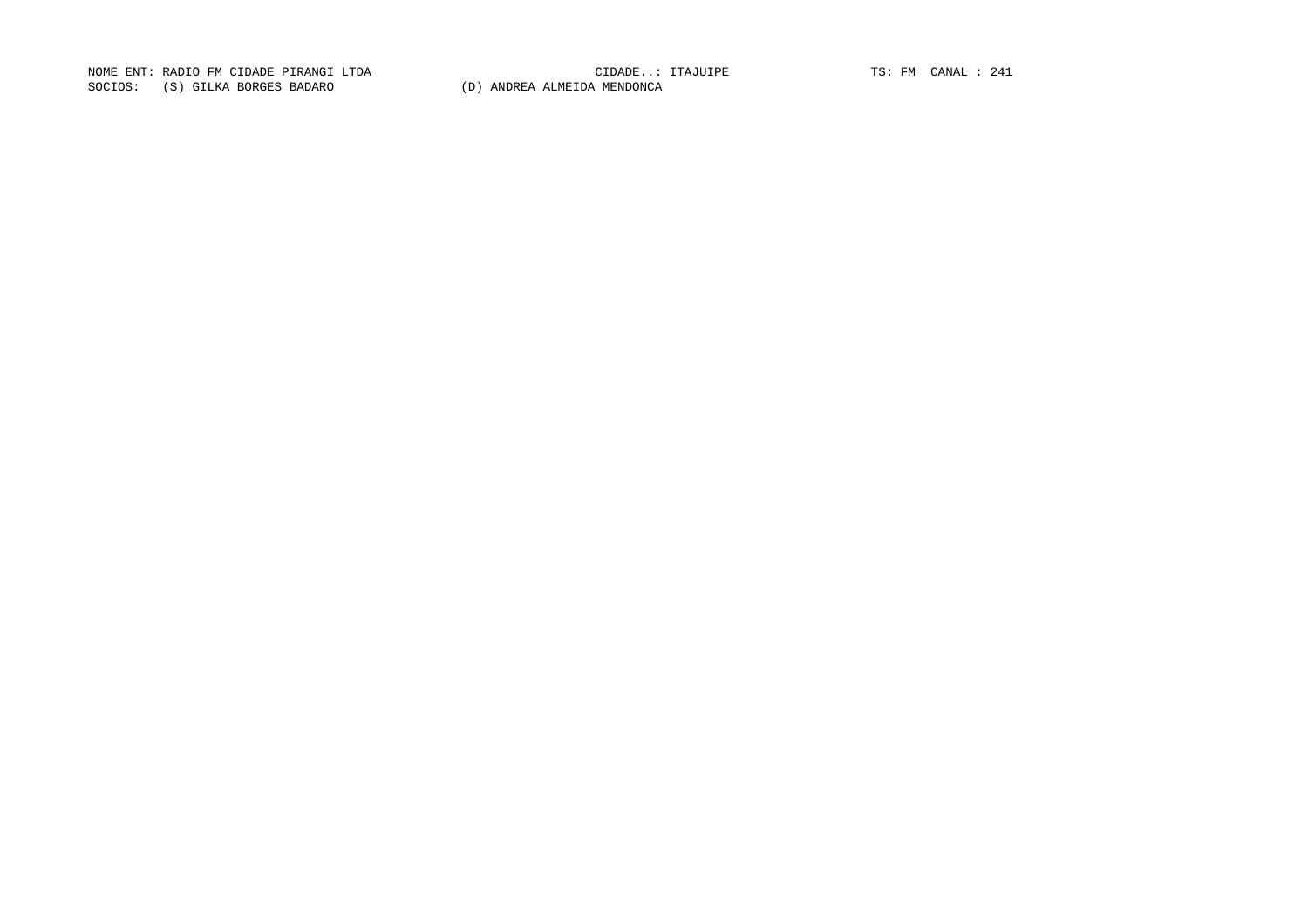NOME ENT: RADIO FM CIDADE PIRANGI LTDA CIDADE..: ITAJUIPE TS: FM CANAL : 241

SOCIOS: (S) GILKA BORGES BADARO (D) ANDREA ALMEIDA MENDONCA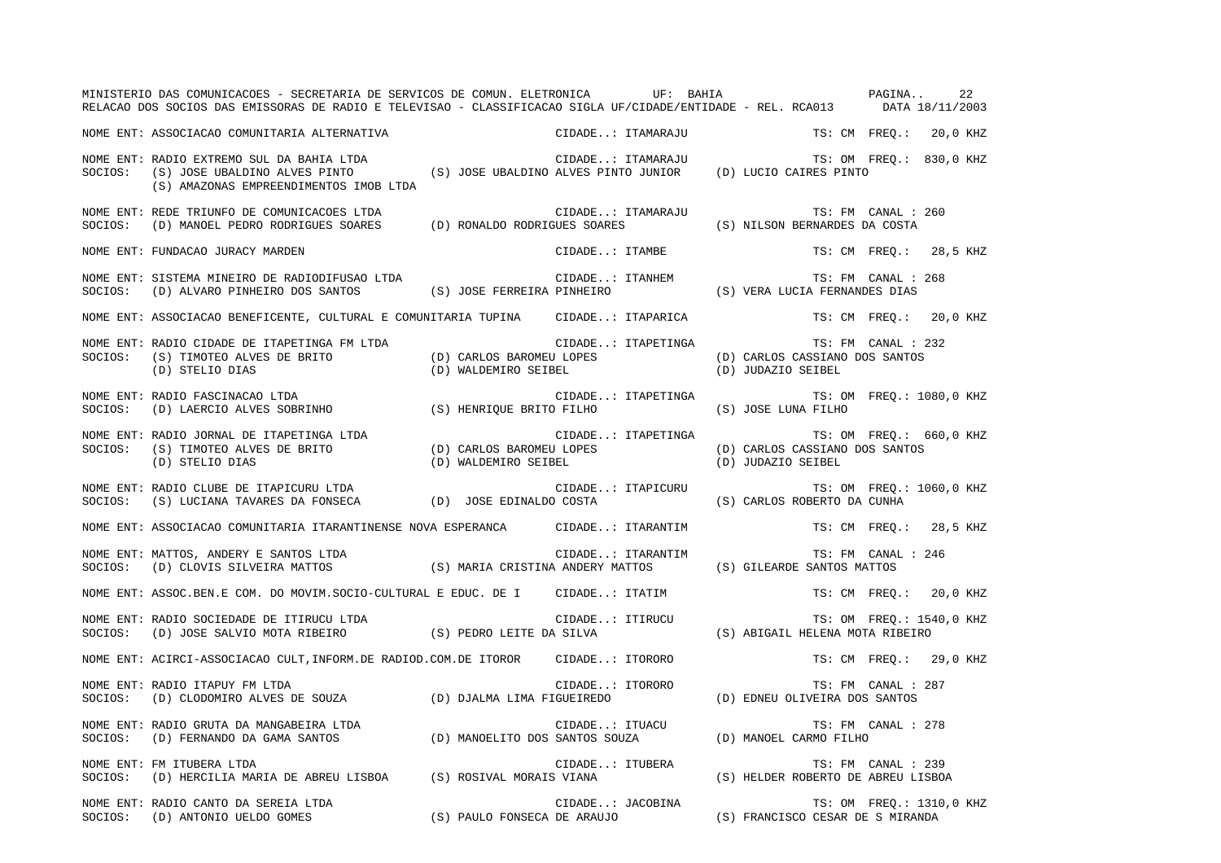MINISTERIO DAS COMUNICACOES - SECRETARIA DE SERVICOS DE COMUN. ELETRONICA UF: BAHIA

RELACAO DOS SOCIOS DAS EMISSORAS DE RADIO E TELEVISAO - CLASSIFICACAO SIGLA UF/CIDADE/ENTIDADE - REL. RCA013 DATA 18/11/2003

NOME ENT: ASSOCIACAO COMUNITARIA ALTERNATIVA CIDADE..: ITAMARAJU TS: CM FREQ.: 20,0 KHZ

NOME ENT: RADIO EXTREMO SUL DA BAHIA LTDA CIDADE..: ITAMARAJU TS: OM FREQ.: 830,0 KHZ
SOCIOS: (S) JOSE UBALDINO ALVES PINTO (S) JOSE UBALDINO ALVES PINTO JUNIOR (D) LUCIO CAIRES PINTO
(S) AMAZONAS EMPREENDIMENTOS IMOB LTDA

NOME ENT: REDE TRIUNFO DE COMUNICACOES LTDA CIDADE..: ITAMARAJU TS: FM CANAL : 260
SOCIOS: (D) MANOEL PEDRO RODRIGUES SOARES (D) RONALDO RODRIGUES SOARES (S) NILSON BERNARDES DA COSTA

NOME ENT: FUNDACAO JURACY MARDEN CIDADE..: ITAMBE TS: CM FREQ.: 28,5 KHZ

NOME ENT: SISTEMA MINEIRO DE RADIODIFUSAO LTDA CIDADE..: ITANHEM TS: FM CANAL : 268
SOCIOS: (D) ALVARO PINHEIRO DOS SANTOS (S) JOSE FERREIRA PINHEIRO (S) VERA LUCIA FERNANDES DIAS

NOME ENT: ASSOCIACAO BENEFICENTE, CULTURAL E COMUNITARIA TUPINA CIDADE..: ITAPARICA TS: CM FREQ.: 20,0 KHZ

NOME ENT: RADIO CIDADE DE ITAPETINGA FM LTDA CIDADE..: ITAPETINGA TS: FM CANAL : 232
SOCIOS: (S) TIMOTEO ALVES DE BRITO (D) CARLOS BAROMEU LOPES (D) CARLOS CASSIANO DOS SANTOS
(D) STELIO DIAS (D) WALDEMIRO SEIBEL (D) JUDAZIO SEIBEL

NOME ENT: RADIO FASCINACAO LTDA CIDADE..: ITAPETINGA TS: OM FREQ.: 1080,0 KHZ
SOCIOS: (D) LAERCIO ALVES SOBRINHO (S) HENRIQUE BRITO FILHO (S) JOSE LUNA FILHO

NOME ENT: RADIO JORNAL DE ITAPETINGA LTDA CIDADE..: ITAPETINGA TS: OM FREQ.: 660,0 KHZ
SOCIOS: (S) TIMOTEO ALVES DE BRITO (D) CARLOS BAROMEU LOPES (D) CARLOS CASSIANO DOS SANTOS
(D) STELIO DIAS (D) WALDEMIRO SEIBEL (D) JUDAZIO SEIBEL

NOME ENT: RADIO CLUBE DE ITAPICURU LTDA CIDADE..: ITAPICURU TS: OM FREQ.: 1060,0 KHZ
SOCIOS: (S) LUCIANA TAVARES DA FONSECA (D) JOSE EDINALDO COSTA (S) CARLOS ROBERTO DA CUNHA

NOME ENT: ASSOCIACAO COMUNITARIA ITARANTINENSE NOVA ESPERANCA CIDADE..: ITARANTIM TS: CM FREQ.: 28,5 KHZ

NOME ENT: MATTOS, ANDERY E SANTOS LTDA CIDADE..: ITARANTIM TS: FM CANAL : 246
SOCIOS: (D) CLOVIS SILVEIRA MATTOS (S) MARIA CRISTINA ANDERY MATTOS (S) GILEARDE SANTOS MATTOS

NOME ENT: ASSOC.BEN.E COM. DO MOVIM.SOCIO-CULTURAL E EDUC. DE I CIDADE..: ITATIM TS: CM FREQ.: 20,0 KHZ

NOME ENT: RADIO SOCIEDADE DE ITIRUCU LTDA CIDADE..: ITIRUCU TS: OM FREQ.: 1540,0 KHZ
SOCIOS: (D) JOSE SALVIO MOTA RIBEIRO (S) PEDRO LEITE DA SILVA (S) ABIGAIL HELENA MOTA RIBEIRO

NOME ENT: ACIRCI-ASSOCIACAO CULT,INFORM.DE RADIOD.COM.DE ITOROR CIDADE..: ITORORO TS: CM FREQ.: 29,0 KHZ

NOME ENT: RADIO ITAPUY FM LTDA CIDADE..: ITORORO TS: FM CANAL : 287
SOCIOS: (D) CLODOMIRO ALVES DE SOUZA (D) DJALMA LIMA FIGUEIREDO (D) EDNEU OLIVEIRA DOS SANTOS

NOME ENT: RADIO GRUTA DA MANGABEIRA LTDA CIDADE..: ITUACU TS: FM CANAL : 278
SOCIOS: (D) FERNANDO DA GAMA SANTOS (D) MANOELITO DOS SANTOS SOUZA (D) MANOEL CARMO FILHO

NOME ENT: FM ITUBERA LTDA CIDADE..: ITUBERA TS: FM CANAL : 239
SOCIOS: (D) HERCILIA MARIA DE ABREU LISBOA (S) ROSIVAL MORAIS VIANA (S) HELDER ROBERTO DE ABREU LISBOA

NOME ENT: RADIO CANTO DA SEREIA LTDA CIDADE..: JACOBINA TS: OM FREQ.: 1310,0 KHZ
SOCIOS: (D) ANTONIO UELDO GOMES (S) PAULO FONSECA DE ARAUJO (S) FRANCISCO CESAR DE S MIRANDA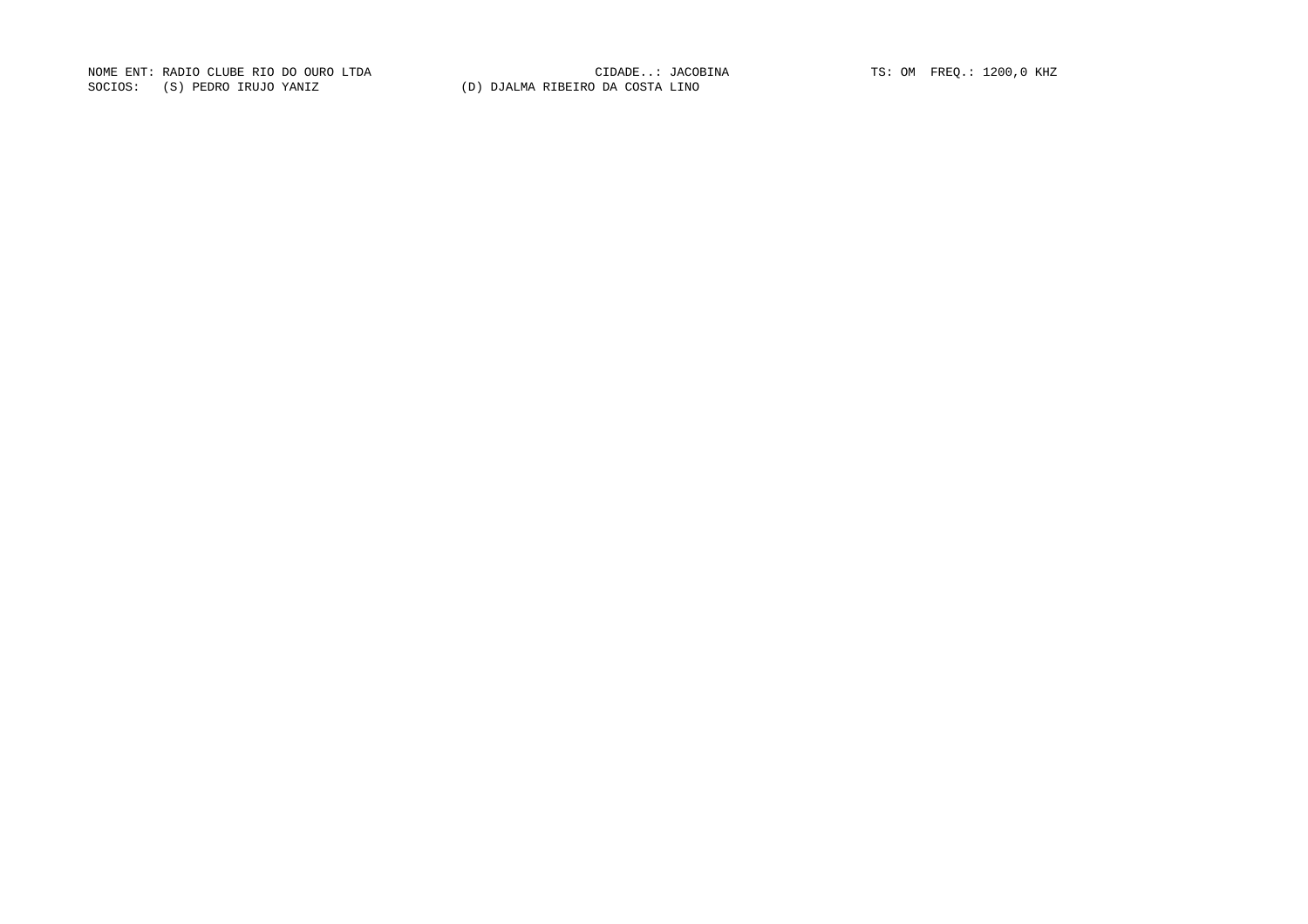NOME ENT: RADIO CLUBE RIO DO OURO LTDA CIDADE..: JACOBINA TS: OM FREQ.: 1200,0 KHZ

SOCIOS: (S) PEDRO IRUJO YANIZ (D) DJALMA RIBEIRO DA COSTA LINO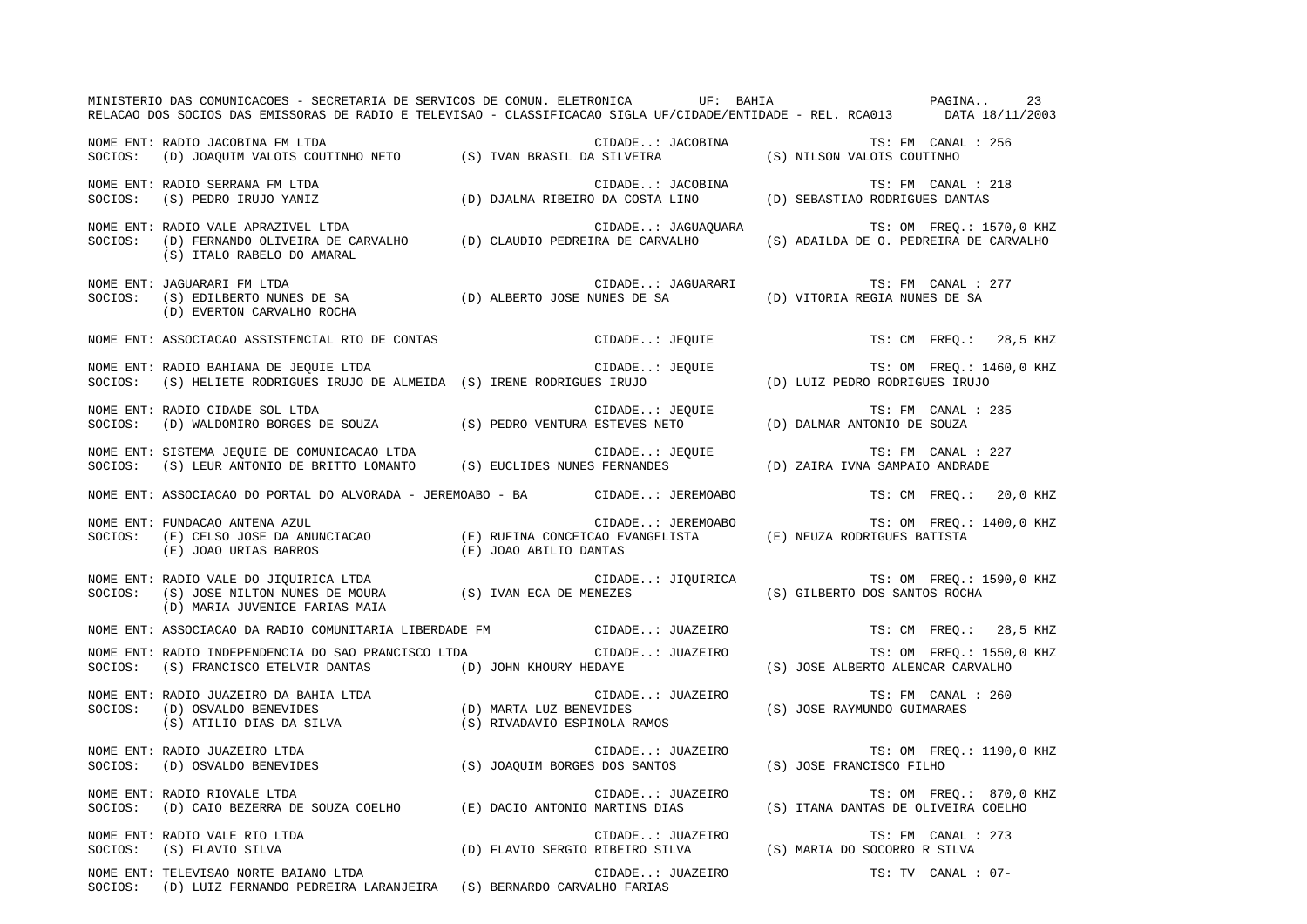MINISTERIO DAS COMUNICACOES - SECRETARIA DE SERVICOS DE COMUN. ELETRONICA UF: BAHIA

RELACAO DOS SOCIOS DAS EMISSORAS DE RADIO E TELEVISAO - CLASSIFICACAO SIGLA UF/CIDADE/ENTIDADE - REL. RCA013 DATA 18/11/2003

NOME ENT: RADIO JACOBINA FM LTDA — CIDADE..: JACOBINA — TS: FM CANAL : 256
SOCIOS: (D) JOAQUIM VALOIS COUTINHO NETO (S) IVAN BRASIL DA SILVEIRA (S) NILSON VALOIS COUTINHO

NOME ENT: RADIO SERRANA FM LTDA — CIDADE..: JACOBINA — TS: FM CANAL : 218
SOCIOS: (S) PEDRO IRUJO YANIZ (D) DJALMA RIBEIRO DA COSTA LINO (D) SEBASTIAO RODRIGUES DANTAS

NOME ENT: RADIO VALE APRAZIVEL LTDA — CIDADE..: JAGUAQUARA — TS: OM FREQ.: 1570,0 KHZ
SOCIOS: (D) FERNANDO OLIVEIRA DE CARVALHO (D) CLAUDIO PEDREIRA DE CARVALHO (S) ADAILDA DE O. PEDREIRA DE CARVALHO (S) ITALO RABELO DO AMARAL

NOME ENT: JAGUARARI FM LTDA — CIDADE..: JAGUARARI — TS: FM CANAL : 277
SOCIOS: (S) EDILBERTO NUNES DE SA (D) ALBERTO JOSE NUNES DE SA (D) VITORIA REGIA NUNES DE SA (D) EVERTON CARVALHO ROCHA

NOME ENT: ASSOCIACAO ASSISTENCIAL RIO DE CONTAS — CIDADE..: JEQUIE — TS: CM FREQ.: 28,5 KHZ

NOME ENT: RADIO BAHIANA DE JEQUIE LTDA — CIDADE..: JEQUIE — TS: OM FREQ.: 1460,0 KHZ
SOCIOS: (S) HELIETE RODRIGUES IRUJO DE ALMEIDA (S) IRENE RODRIGUES IRUJO (D) LUIZ PEDRO RODRIGUES IRUJO

NOME ENT: RADIO CIDADE SOL LTDA — CIDADE..: JEQUIE — TS: FM CANAL : 235
SOCIOS: (D) WALDOMIRO BORGES DE SOUZA (S) PEDRO VENTURA ESTEVES NETO (D) DALMAR ANTONIO DE SOUZA

NOME ENT: SISTEMA JEQUIE DE COMUNICACAO LTDA — CIDADE..: JEQUIE — TS: FM CANAL : 227
SOCIOS: (S) LEUR ANTONIO DE BRITTO LOMANTO (S) EUCLIDES NUNES FERNANDES (D) ZAIRA IVNA SAMPAIO ANDRADE

NOME ENT: ASSOCIACAO DO PORTAL DO ALVORADA - JEREMOABO - BA — CIDADE..: JEREMOABO — TS: CM FREQ.: 20,0 KHZ

NOME ENT: FUNDACAO ANTENA AZUL — CIDADE..: JEREMOABO — TS: OM FREQ.: 1400,0 KHZ
SOCIOS: (E) CELSO JOSE DA ANUNCIACAO (E) RUFINA CONCEICAO EVANGELISTA (E) NEUZA RODRIGUES BATISTA (E) JOAO URIAS BARROS (E) JOAO ABILIO DANTAS

NOME ENT: RADIO VALE DO JIQUIRICA LTDA — CIDADE..: JIQUIRICA — TS: OM FREQ.: 1590,0 KHZ
SOCIOS: (S) JOSE NILTON NUNES DE MOURA (S) IVAN ECA DE MENEZES (S) GILBERTO DOS SANTOS ROCHA (D) MARIA JUVENICE FARIAS MAIA

NOME ENT: ASSOCIACAO DA RADIO COMUNITARIA LIBERDADE FM — CIDADE..: JUAZEIRO — TS: CM FREQ.: 28,5 KHZ

NOME ENT: RADIO INDEPENDENCIA DO SAO FRANCISCO LTDA — CIDADE..: JUAZEIRO — TS: OM FREQ.: 1550,0 KHZ
SOCIOS: (S) FRANCISCO ETELVIR DANTAS (D) JOHN KHOURY HEDAYE (S) JOSE ALBERTO ALENCAR CARVALHO

NOME ENT: RADIO JUAZEIRO DA BAHIA LTDA — CIDADE..: JUAZEIRO — TS: FM CANAL : 260
SOCIOS: (D) OSVALDO BENEVIDES (D) MARTA LUZ BENEVIDES (S) JOSE RAYMUNDO GUIMARAES (S) ATILIO DIAS DA SILVA (S) RIVADAVIO ESPINOLA RAMOS

NOME ENT: RADIO JUAZEIRO LTDA — CIDADE..: JUAZEIRO — TS: OM FREQ.: 1190,0 KHZ
SOCIOS: (D) OSVALDO BENEVIDES (S) JOAQUIM BORGES DOS SANTOS (S) JOSE FRANCISCO FILHO

NOME ENT: RADIO RIOVALE LTDA — CIDADE..: JUAZEIRO — TS: OM FREQ.: 870,0 KHZ
SOCIOS: (D) CAIO BEZERRA DE SOUZA COELHO (E) DACIO ANTONIO MARTINS DIAS (S) ITANA DANTAS DE OLIVEIRA COELHO

NOME ENT: RADIO VALE RIO LTDA — CIDADE..: JUAZEIRO — TS: FM CANAL : 273
SOCIOS: (S) FLAVIO SILVA (D) FLAVIO SERGIO RIBEIRO SILVA (S) MARIA DO SOCORRO R SILVA

NOME ENT: TELEVISAO NORTE BAIANO LTDA — CIDADE..: JUAZEIRO — TS: TV CANAL : 07-
SOCIOS: (D) LUIZ FERNANDO PEDREIRA LARANJEIRA (S) BERNARDO CARVALHO FARIAS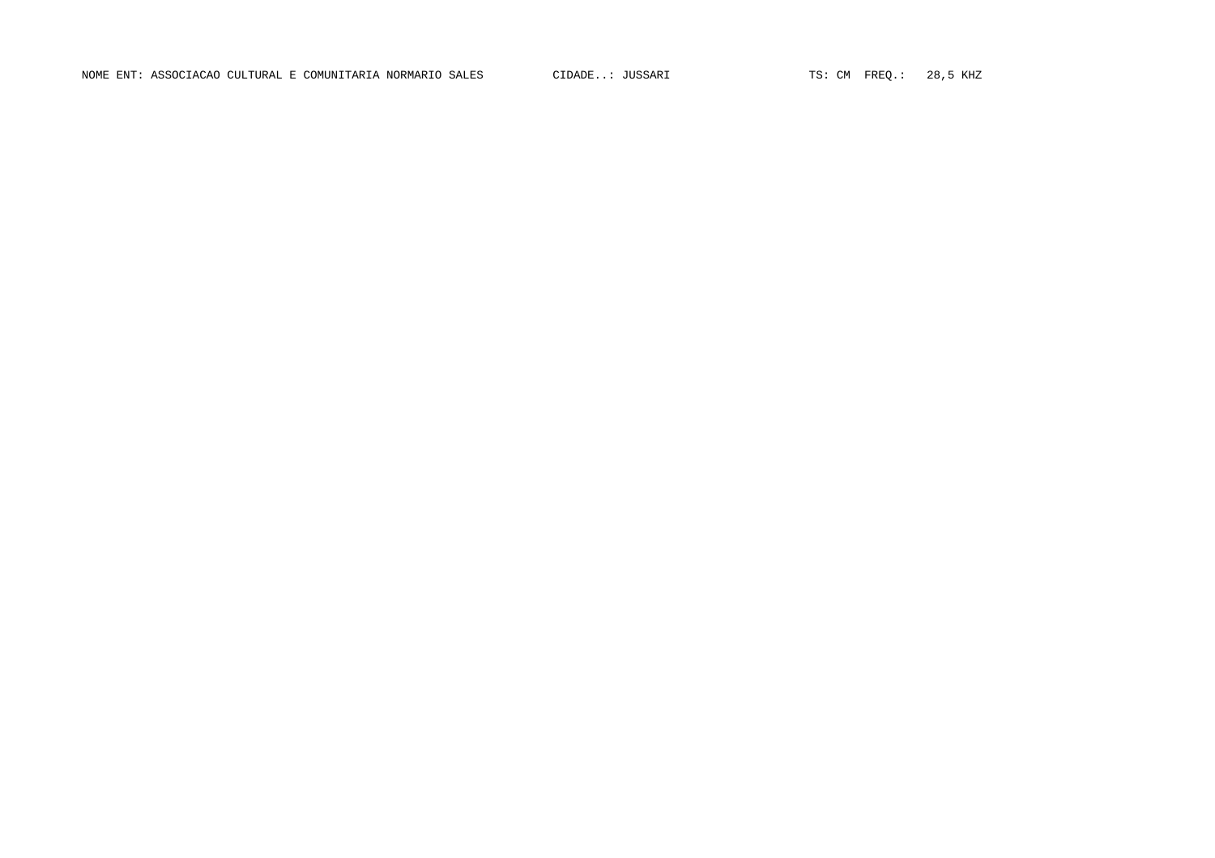NOME ENT: ASSOCIACAO CULTURAL E COMUNITARIA NORMARIO SALES CIDADE..: JUSSARI TS: CM FREQ.: 28,5 KHZ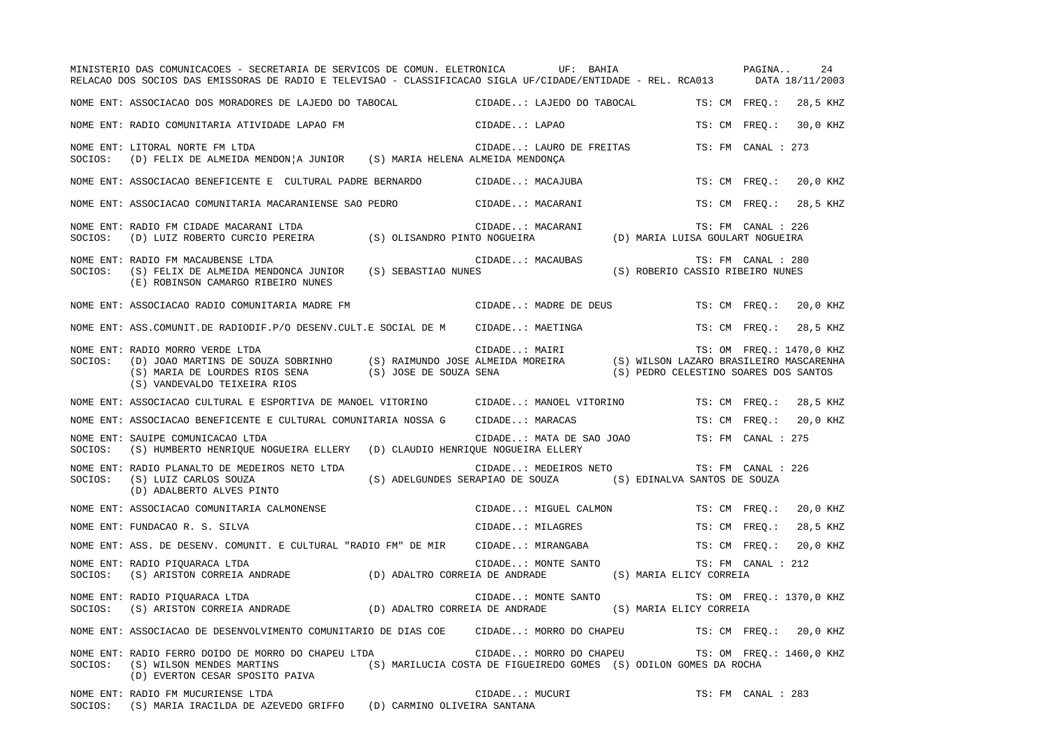MINISTERIO DAS COMUNICACOES - SECRETARIA DE SERVICOS DE COMUN. ELETRONICA UF: BAHIA

RELACAO DOS SOCIOS DAS EMISSORAS DE RADIO E TELEVISAO - CLASSIFICACAO SIGLA UF/CIDADE/ENTIDADE - REL. RCA013 DATA 18/11/2003

NOME ENT: ASSOCIACAO DOS MORADORES DE LAJEDO DO TABOCAL CIDADE..: LAJEDO DO TABOCAL TS: CM FREQ.: 28,5 KHZ

NOME ENT: RADIO COMUNITARIA ATIVIDADE LAPAO FM CIDADE..: LAPAO TS: CM FREQ.: 30,0 KHZ

NOME ENT: LITORAL NORTE FM LTDA CIDADE..: LAURO DE FREITAS TS: FM CANAL : 273
SOCIOS: (D) FELIX DE ALMEIDA MENDON¦A JUNIOR (S) MARIA HELENA ALMEIDA MENDONÇA

NOME ENT: ASSOCIACAO BENEFICENTE E CULTURAL PADRE BERNARDO CIDADE..: MACAJUBA TS: CM FREQ.: 20,0 KHZ

NOME ENT: ASSOCIACAO COMUNITARIA MACARANIENSE SAO PEDRO CIDADE..: MACARANI TS: CM FREQ.: 28,5 KHZ

NOME ENT: RADIO FM CIDADE MACARANI LTDA CIDADE..: MACARANI TS: FM CANAL : 226
SOCIOS: (D) LUIZ ROBERTO CURCIO PEREIRA (S) OLISANDRO PINTO NOGUEIRA (D) MARIA LUISA GOULART NOGUEIRA

NOME ENT: RADIO FM MACAUBENSE LTDA CIDADE..: MACAUBAS TS: FM CANAL : 280
SOCIOS: (S) FELIX DE ALMEIDA MENDONCA JUNIOR (S) SEBASTIAO NUNES (S) ROBERIO CASSIO RIBEIRO NUNES
(E) ROBINSON CAMARGO RIBEIRO NUNES

NOME ENT: ASSOCIACAO RADIO COMUNITARIA MADRE FM CIDADE..: MADRE DE DEUS TS: CM FREQ.: 20,0 KHZ

NOME ENT: ASS.COMUNIT.DE RADIODIF.P/O DESENV.CULT.E SOCIAL DE M CIDADE..: MAETINGA TS: CM FREQ.: 28,5 KHZ

NOME ENT: RADIO MORRO VERDE LTDA CIDADE..: MAIRI TS: OM FREQ.: 1470,0 KHZ
SOCIOS: (D) JOAO MARTINS DE SOUZA SOBRINHO (S) RAIMUNDO JOSE ALMEIDA MOREIRA (S) WILSON LAZARO BRASILEIRO MASCARENHA
(S) MARIA DE LOURDES RIOS SENA (S) JOSE DE SOUZA SENA (S) PEDRO CELESTINO SOARES DOS SANTOS
(S) VANDEVALDO TEIXEIRA RIOS

NOME ENT: ASSOCIACAO CULTURAL E ESPORTIVA DE MANOEL VITORINO CIDADE..: MANOEL VITORINO TS: CM FREQ.: 28,5 KHZ

NOME ENT: ASSOCIACAO BENEFICENTE E CULTURAL COMUNITARIA NOSSA G CIDADE..: MARACAS TS: CM FREQ.: 20,0 KHZ

NOME ENT: SAUIPE COMUNICACAO LTDA CIDADE..: MATA DE SAO JOAO TS: FM CANAL : 275
SOCIOS: (S) HUMBERTO HENRIQUE NOGUEIRA ELLERY (D) CLAUDIO HENRIQUE NOGUEIRA ELLERY

NOME ENT: RADIO PLANALTO DE MEDEIROS NETO LTDA CIDADE..: MEDEIROS NETO TS: FM CANAL : 226
SOCIOS: (S) LUIZ CARLOS SOUZA (S) ADELGUNDES SERAPIAO DE SOUZA (S) EDINALVA SANTOS DE SOUZA
(D) ADALBERTO ALVES PINTO

NOME ENT: ASSOCIACAO COMUNITARIA CALMONENSE CIDADE..: MIGUEL CALMON TS: CM FREQ.: 20,0 KHZ

NOME ENT: FUNDACAO R. S. SILVA CIDADE..: MILAGRES TS: CM FREQ.: 28,5 KHZ

NOME ENT: ASS. DE DESENV. COMUNIT. E CULTURAL "RADIO FM" DE MIR CIDADE..: MIRANGABA TS: CM FREQ.: 20,0 KHZ

NOME ENT: RADIO PIQUARACA LTDA CIDADE..: MONTE SANTO TS: FM CANAL : 212
SOCIOS: (S) ARISTON CORREIA ANDRADE (D) ADALTRO CORREIA DE ANDRADE (S) MARIA ELICY CORREIA

NOME ENT: RADIO PIQUARACA LTDA CIDADE..: MONTE SANTO TS: OM FREQ.: 1370,0 KHZ
SOCIOS: (S) ARISTON CORREIA ANDRADE (D) ADALTRO CORREIA DE ANDRADE (S) MARIA ELICY CORREIA

NOME ENT: ASSOCIACAO DE DESENVOLVIMENTO COMUNITARIO DE DIAS COE CIDADE..: MORRO DO CHAPEU TS: CM FREQ.: 20,0 KHZ

NOME ENT: RADIO FERRO DOIDO DE MORRO DO CHAPEU LTDA CIDADE..: MORRO DO CHAPEU TS: OM FREQ.: 1460,0 KHZ
SOCIOS: (S) WILSON MENDES MARTINS (S) MARILUCIA COSTA DE FIGUEIREDO GOMES (S) ODILON GOMES DA ROCHA
(D) EVERTON CESAR SPOSITO PAIVA

NOME ENT: RADIO FM MUCURIENSE LTDA CIDADE..: MUCURI TS: FM CANAL : 283
SOCIOS: (S) MARIA IRACILDA DE AZEVEDO GRIFFO (D) CARMINO OLIVEIRA SANTANA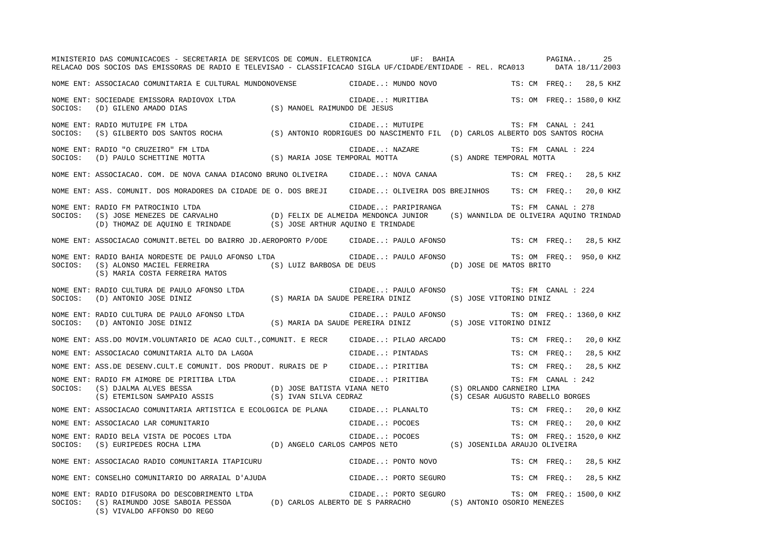MINISTERIO DAS COMUNICACOES - SECRETARIA DE SERVICOS DE COMUN. ELETRONICA UF: BAHIA
RELACAO DOS SOCIOS DAS EMISSORAS DE RADIO E TELEVISAO - CLASSIFICACAO SIGLA UF/CIDADE/ENTIDADE - REL. RCA013 DATA 18/11/2003

NOME ENT: ASSOCIACAO COMUNITARIA E CULTURAL MUNDONOVENSE — CIDADE..: MUNDO NOVO — TS: CM FREQ.: 28,5 KHZ

NOME ENT: SOCIEDADE EMISSORA RADIOVOX LTDA — CIDADE..: MURITIBA — TS: OM FREQ.: 1580,0 KHZ
SOCIOS: (D) GILENO AMADO DIAS (S) MANOEL RAIMUNDO DE JESUS

NOME ENT: RADIO MUTUIPE FM LTDA — CIDADE..: MUTUIPE — TS: FM CANAL : 241
SOCIOS: (S) GILBERTO DOS SANTOS ROCHA (S) ANTONIO RODRIGUES DO NASCIMENTO FIL (D) CARLOS ALBERTO DOS SANTOS ROCHA

NOME ENT: RADIO "O CRUZEIRO" FM LTDA — CIDADE..: NAZARE — TS: FM CANAL : 224
SOCIOS: (D) PAULO SCHETTINE MOTTA (S) MARIA JOSE TEMPORAL MOTTA (S) ANDRE TEMPORAL MOTTA

NOME ENT: ASSOCIACAO. COM. DE NOVA CANAA DIACONO BRUNO OLIVEIRA — CIDADE..: NOVA CANAA — TS: CM FREQ.: 28,5 KHZ

NOME ENT: ASS. COMUNIT. DOS MORADORES DA CIDADE DE O. DOS BREJI — CIDADE..: OLIVEIRA DOS BREJINHOS — TS: CM FREQ.: 20,0 KHZ

NOME ENT: RADIO FM PATROCINIO LTDA — CIDADE..: PARIPIRANGA — TS: FM CANAL : 278
SOCIOS: (S) JOSE MENEZES DE CARVALHO (D) FELIX DE ALMEIDA MENDONCA JUNIOR (S) WANNILDA DE OLIVEIRA AQUINO TRINDAD (D) THOMAZ DE AQUINO E TRINDADE (S) JOSE ARTHUR AQUINO E TRINDADE

NOME ENT: ASSOCIACAO COMUNIT.BETEL DO BAIRRO JD.AEROPORTO P/ODE — CIDADE..: PAULO AFONSO — TS: CM FREQ.: 28,5 KHZ

NOME ENT: RADIO BAHIA NORDESTE DE PAULO AFONSO LTDA — CIDADE..: PAULO AFONSO — TS: OM FREQ.: 950,0 KHZ
SOCIOS: (S) ALONSO MACIEL FERREIRA (S) LUIZ BARBOSA DE DEUS (D) JOSE DE MATOS BRITO (S) MARIA COSTA FERREIRA MATOS

NOME ENT: RADIO CULTURA DE PAULO AFONSO LTDA — CIDADE..: PAULO AFONSO — TS: FM CANAL : 224
SOCIOS: (D) ANTONIO JOSE DINIZ (S) MARIA DA SAUDE PEREIRA DINIZ (S) JOSE VITORINO DINIZ

NOME ENT: RADIO CULTURA DE PAULO AFONSO LTDA — CIDADE..: PAULO AFONSO — TS: OM FREQ.: 1360,0 KHZ
SOCIOS: (D) ANTONIO JOSE DINIZ (S) MARIA DA SAUDE PEREIRA DINIZ (S) JOSE VITORINO DINIZ

NOME ENT: ASS.DO MOVIM.VOLUNTARIO DE ACAO CULT.,COMUNIT. E RECR — CIDADE..: PILAO ARCADO — TS: CM FREQ.: 20,0 KHZ

NOME ENT: ASSOCIACAO COMUNITARIA ALTO DA LAGOA — CIDADE..: PINTADAS — TS: CM FREQ.: 28,5 KHZ

NOME ENT: ASS.DE DESENV.CULT.E COMUNIT. DOS PRODUT. RURAIS DE P — CIDADE..: PIRITIBA — TS: CM FREQ.: 28,5 KHZ

NOME ENT: RADIO FM AIMORE DE PIRITIBA LTDA — CIDADE..: PIRITIBA — TS: FM CANAL : 242
SOCIOS: (S) DJALMA ALVES BESSA (D) JOSE BATISTA VIANA NETO (S) ORLANDO CARNEIRO LIMA (S) ETEMILSON SAMPAIO ASSIS (S) IVAN SILVA CEDRAZ (S) CESAR AUGUSTO RABELLO BORGES

NOME ENT: ASSOCIACAO COMUNITARIA ARTISTICA E ECOLOGICA DE PLANA — CIDADE..: PLANALTO — TS: CM FREQ.: 20,0 KHZ

NOME ENT: ASSOCIACAO LAR COMUNITARIO — CIDADE..: POCOES — TS: CM FREQ.: 20,0 KHZ

NOME ENT: RADIO BELA VISTA DE POCOES LTDA — CIDADE..: POCOES — TS: OM FREQ.: 1520,0 KHZ
SOCIOS: (S) EURIPEDES ROCHA LIMA (D) ANGELO CARLOS CAMPOS NETO (S) JOSENILDA ARAUJO OLIVEIRA

NOME ENT: ASSOCIACAO RADIO COMUNITARIA ITAPICURU — CIDADE..: PONTO NOVO — TS: CM FREQ.: 28,5 KHZ

NOME ENT: CONSELHO COMUNITARIO DO ARRAIAL D'AJUDA — CIDADE..: PORTO SEGURO — TS: CM FREQ.: 28,5 KHZ

NOME ENT: RADIO DIFUSORA DO DESCOBRIMENTO LTDA — CIDADE..: PORTO SEGURO — TS: OM FREQ.: 1500,0 KHZ
SOCIOS: (S) RAIMUNDO JOSE SABOIA PESSOA (D) CARLOS ALBERTO DE S PARRACHO (S) ANTONIO OSORIO MENEZES (S) VIVALDO AFFONSO DO REGO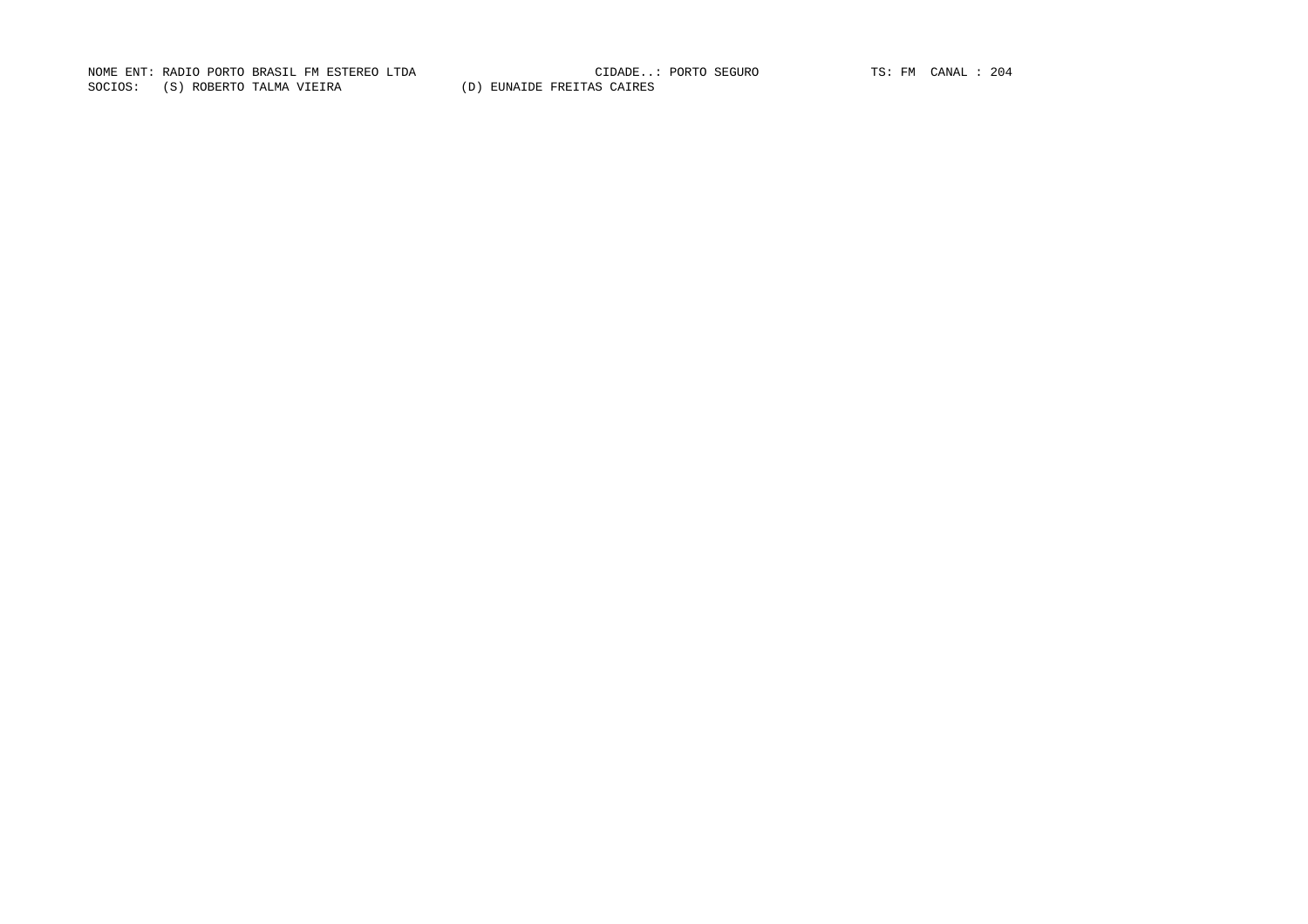NOME ENT: RADIO PORTO BRASIL FM ESTEREO LTDA CIDADE..: PORTO SEGURO TS: FM CANAL : 204

SOCIOS: (S) ROBERTO TALMA VIEIRA (D) EUNAIDE FREITAS CAIRES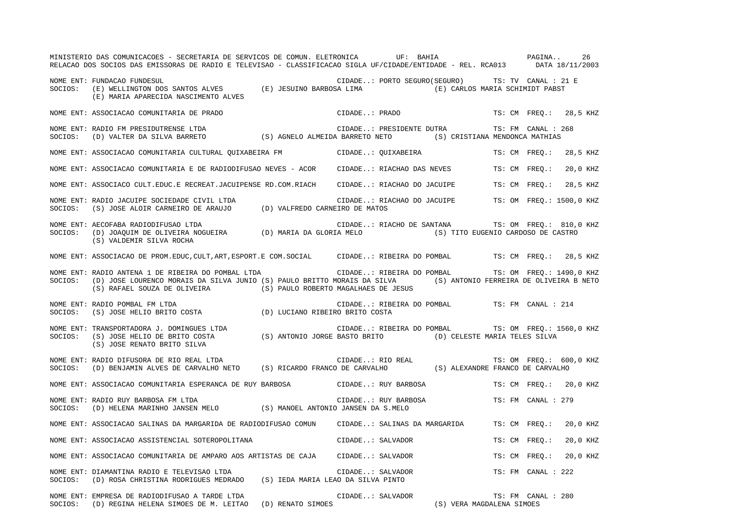MINISTERIO DAS COMUNICACOES - SECRETARIA DE SERVICOS DE COMUN. ELETRONICA UF: BAHIA

RELACAO DOS SOCIOS DAS EMISSORAS DE RADIO E TELEVISAO - CLASSIFICACAO SIGLA UF/CIDADE/ENTIDADE - REL. RCA013 DATA 18/11/2003

NOME ENT: FUNDACAO FUNDESUL CIDADE..: PORTO SEGURO(SEGURO) TS: TV CANAL : 21 E
SOCIOS: (E) WELLINGTON DOS SANTOS ALVES (E) JESUINO BARBOSA LIMA (E) CARLOS MARIA SCHIMIDT PABST
(E) MARIA APARECIDA NASCIMENTO ALVES

NOME ENT: ASSOCIACAO COMUNITARIA DE PRADO CIDADE..: PRADO TS: CM FREQ.: 28,5 KHZ

NOME ENT: RADIO FM PRESIDUTRENSE LTDA CIDADE..: PRESIDENTE DUTRA TS: FM CANAL : 268
SOCIOS: (D) VALTER DA SILVA BARRETO (S) AGNELO ALMEIDA BARRETO NETO (S) CRISTIANA MENDONCA MATHIAS

NOME ENT: ASSOCIACAO COMUNITARIA CULTURAL QUIXABEIRA FM CIDADE..: QUIXABEIRA TS: CM FREQ.: 28,5 KHZ

NOME ENT: ASSOCIACAO COMUNITARIA E DE RADIODIFUSAO NEVES - ACOR CIDADE..: RIACHAO DAS NEVES TS: CM FREQ.: 20,0 KHZ

NOME ENT: ASSOCIACO CULT.EDUC.E RECREAT.JACUIPENSE RD.COM.RIACH CIDADE..: RIACHAO DO JACUIPE TS: CM FREQ.: 28,5 KHZ

NOME ENT: RADIO JACUIPE SOCIEDADE CIVIL LTDA CIDADE..: RIACHAO DO JACUIPE TS: OM FREQ.: 1500,0 KHZ
SOCIOS: (S) JOSE ALOIR CARNEIRO DE ARAUJO (D) VALFREDO CARNEIRO DE MATOS

NOME ENT: AECOFABA RADIODIFUSAO LTDA CIDADE..: RIACHO DE SANTANA TS: OM FREQ.: 810,0 KHZ
SOCIOS: (D) JOAQUIM DE OLIVEIRA NOGUEIRA (D) MARIA DA GLORIA MELO (S) TITO EUGENIO CARDOSO DE CASTRO
(S) VALDEMIR SILVA ROCHA

NOME ENT: ASSOCIACAO DE PROM.EDUC,CULT,ART,ESPORT.E COM.SOCIAL CIDADE..: RIBEIRA DO POMBAL TS: CM FREQ.: 28,5 KHZ

NOME ENT: RADIO ANTENA 1 DE RIBEIRA DO POMBAL LTDA CIDADE..: RIBEIRA DO POMBAL TS: OM FREQ.: 1490,0 KHZ
SOCIOS: (D) JOSE LOURENCO MORAIS DA SILVA JUNIO (S) PAULO BRITTO MORAIS DA SILVA (S) ANTONIO FERREIRA DE OLIVEIRA B NETO
(S) RAFAEL SOUZA DE OLIVEIRA (S) PAULO ROBERTO MAGALHAES DE JESUS

NOME ENT: RADIO POMBAL FM LTDA CIDADE..: RIBEIRA DO POMBAL TS: FM CANAL : 214
SOCIOS: (S) JOSE HELIO BRITO COSTA (D) LUCIANO RIBEIRO BRITO COSTA

NOME ENT: TRANSPORTADORA J. DOMINGUES LTDA CIDADE..: RIBEIRA DO POMBAL TS: OM FREQ.: 1560,0 KHZ
SOCIOS: (S) JOSE HELIO DE BRITO COSTA (S) ANTONIO JORGE BASTO BRITO (D) CELESTE MARIA TELES SILVA
(S) JOSE RENATO BRITO SILVA

NOME ENT: RADIO DIFUSORA DE RIO REAL LTDA CIDADE..: RIO REAL TS: OM FREQ.: 600,0 KHZ
SOCIOS: (D) BENJAMIN ALVES DE CARVALHO NETO (S) RICARDO FRANCO DE CARVALHO (S) ALEXANDRE FRANCO DE CARVALHO

NOME ENT: ASSOCIACAO COMUNITARIA ESPERANCA DE RUY BARBOSA CIDADE..: RUY BARBOSA TS: CM FREQ.: 20,0 KHZ

NOME ENT: RADIO RUY BARBOSA FM LTDA CIDADE..: RUY BARBOSA TS: FM CANAL : 279
SOCIOS: (D) HELENA MARINHO JANSEN MELO (S) MANOEL ANTONIO JANSEN DA S.MELO

NOME ENT: ASSOCIACAO SALINAS DA MARGARIDA DE RADIODIFUSAO COMUN CIDADE..: SALINAS DA MARGARIDA TS: CM FREQ.: 20,0 KHZ

NOME ENT: ASSOCIACAO ASSISTENCIAL SOTEROPOLITANA CIDADE..: SALVADOR TS: CM FREQ.: 20,0 KHZ

NOME ENT: ASSOCIACAO COMUNITARIA DE AMPARO AOS ARTISTAS DE CAJA CIDADE..: SALVADOR TS: CM FREQ.: 20,0 KHZ

NOME ENT: DIAMANTINA RADIO E TELEVISAO LTDA CIDADE..: SALVADOR TS: FM CANAL : 222
SOCIOS: (D) ROSA CHRISTINA RODRIGUES MEDRADO (S) IEDA MARIA LEAO DA SILVA PINTO

NOME ENT: EMPRESA DE RADIODIFUSAO A TARDE LTDA CIDADE..: SALVADOR TS: FM CANAL : 280
SOCIOS: (D) REGINA HELENA SIMOES DE M. LEITAO (D) RENATO SIMOES (S) VERA MAGDALENA SIMOES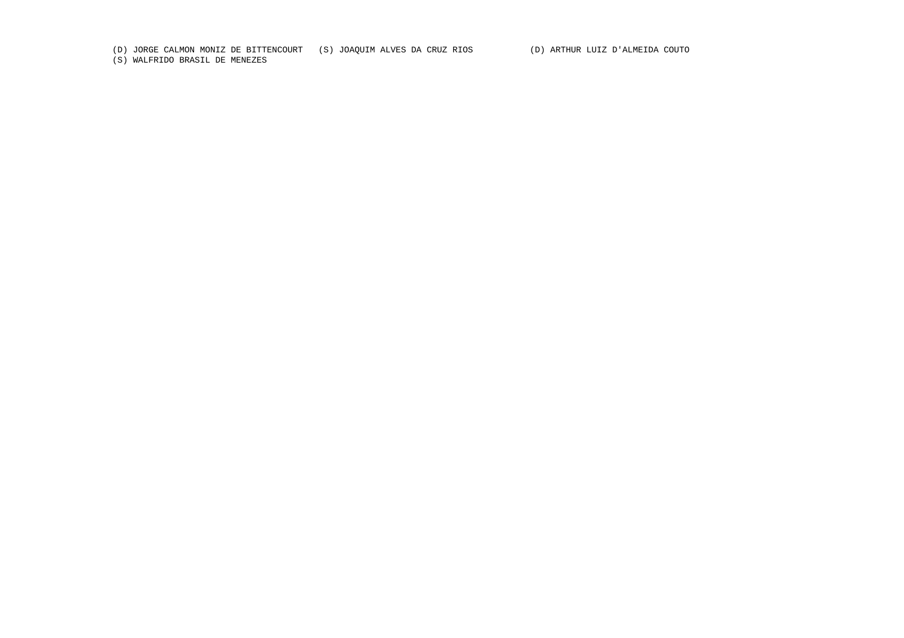(D) JORGE CALMON MONIZ DE BITTENCOURT (S) JOAQUIM ALVES DA CRUZ RIOS (D) ARTHUR LUIZ D'ALMEIDA COUTO
(S) WALFRIDO BRASIL DE MENEZES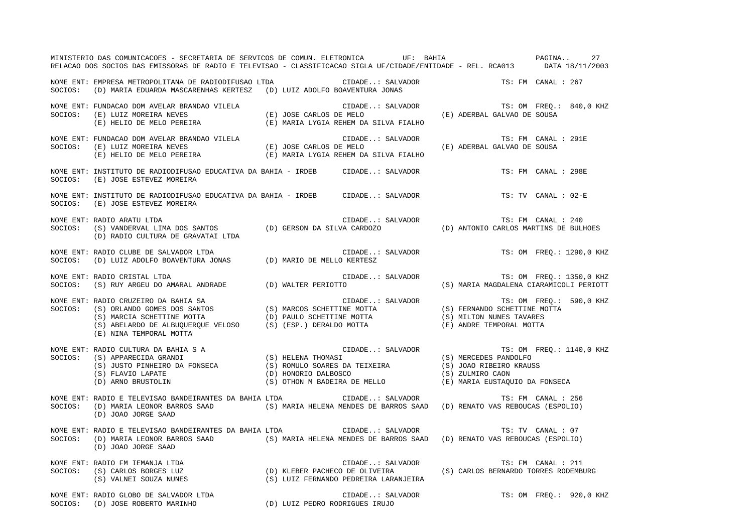MINISTERIO DAS COMUNICACOES - SECRETARIA DE SERVICOS DE COMUN. ELETRONICA UF: BAHIA

RELACAO DOS SOCIOS DAS EMISSORAS DE RADIO E TELEVISAO - CLASSIFICACAO SIGLA UF/CIDADE/ENTIDADE - REL. RCA013 DATA 18/11/2003

NOME ENT: EMPRESA METROPOLITANA DE RADIODIFUSAO LTDA CIDADE..: SALVADOR TS: FM CANAL : 267
SOCIOS: (D) MARIA EDUARDA MASCARENHAS KERTESZ (D) LUIZ ADOLFO BOAVENTURA JONAS

NOME ENT: FUNDACAO DOM AVELAR BRANDAO VILELA CIDADE..: SALVADOR TS: OM FREQ.: 840,0 KHZ
SOCIOS: (E) LUIZ MOREIRA NEVES (E) JOSE CARLOS DE MELO (E) ADERBAL GALVAO DE SOUSA
(E) HELIO DE MELO PEREIRA (E) MARIA LYGIA REHEM DA SILVA FIALHO

NOME ENT: FUNDACAO DOM AVELAR BRANDAO VILELA CIDADE..: SALVADOR TS: FM CANAL : 291E
SOCIOS: (E) LUIZ MOREIRA NEVES (E) JOSE CARLOS DE MELO (E) ADERBAL GALVAO DE SOUSA
(E) HELIO DE MELO PEREIRA (E) MARIA LYGIA REHEM DA SILVA FIALHO

NOME ENT: INSTITUTO DE RADIODIFUSAO EDUCATIVA DA BAHIA - IRDEB CIDADE..: SALVADOR TS: FM CANAL : 298E
SOCIOS: (E) JOSE ESTEVEZ MOREIRA

NOME ENT: INSTITUTO DE RADIODIFUSAO EDUCATIVA DA BAHIA - IRDEB CIDADE..: SALVADOR TS: TV CANAL : 02-E
SOCIOS: (E) JOSE ESTEVEZ MOREIRA

NOME ENT: RADIO ARATU LTDA CIDADE..: SALVADOR TS: FM CANAL : 240
SOCIOS: (S) VANDERVAL LIMA DOS SANTOS (D) GERSON DA SILVA CARDOZO (D) ANTONIO CARLOS MARTINS DE BULHOES
(D) RADIO CULTURA DE GRAVATAI LTDA

NOME ENT: RADIO CLUBE DE SALVADOR LTDA CIDADE..: SALVADOR TS: OM FREQ.: 1290,0 KHZ
SOCIOS: (D) LUIZ ADOLFO BOAVENTURA JONAS (D) MARIO DE MELLO KERTESZ

NOME ENT: RADIO CRISTAL LTDA CIDADE..: SALVADOR TS: OM FREQ.: 1350,0 KHZ
SOCIOS: (S) RUY ARGEU DO AMARAL ANDRADE (D) WALTER PERIOTTO (S) MARIA MAGDALENA CIARAMICOLI PERIOTT

NOME ENT: RADIO CRUZEIRO DA BAHIA SA CIDADE..: SALVADOR TS: OM FREQ.: 590,0 KHZ
SOCIOS: (S) ORLANDO GOMES DOS SANTOS (S) MARCOS SCHETTINE MOTTA (S) FERNANDO SCHETTINE MOTTA
(S) MARCIA SCHETTINE MOTTA (D) PAULO SCHETTINE MOTTA (S) MILTON NUNES TAVARES
(S) ABELARDO DE ALBUQUERQUE VELOSO (S) (ESP.) DERALDO MOTTA (E) ANDRE TEMPORAL MOTTA
(E) NINA TEMPORAL MOTTA

NOME ENT: RADIO CULTURA DA BAHIA S A CIDADE..: SALVADOR TS: OM FREQ.: 1140,0 KHZ
SOCIOS: (S) APPARECIDA GRANDI (S) HELENA THOMASI (S) MERCEDES PANDOLFO
(S) JUSTO PINHEIRO DA FONSECA (S) ROMULO SOARES DA TEIXEIRA (S) JOAO RIBEIRO KRAUSS
(S) FLAVIO LAPATE (D) HONORIO DALBOSCO (S) ZULMIRO CAON
(D) ARNO BRUSTOLIN (S) OTHON M BADEIRA DE MELLO (E) MARIA EUSTAQUIO DA FONSECA

NOME ENT: RADIO E TELEVISAO BANDEIRANTES DA BAHIA LTDA CIDADE..: SALVADOR TS: FM CANAL : 256
SOCIOS: (D) MARIA LEONOR BARROS SAAD (S) MARIA HELENA MENDES DE BARROS SAAD (D) RENATO VAS REBOUCAS (ESPOLIO)
(D) JOAO JORGE SAAD

NOME ENT: RADIO E TELEVISAO BANDEIRANTES DA BAHIA LTDA CIDADE..: SALVADOR TS: TV CANAL : 07
SOCIOS: (D) MARIA LEONOR BARROS SAAD (S) MARIA HELENA MENDES DE BARROS SAAD (D) RENATO VAS REBOUCAS (ESPOLIO)
(D) JOAO JORGE SAAD

NOME ENT: RADIO FM IEMANJA LTDA CIDADE..: SALVADOR TS: FM CANAL : 211
SOCIOS: (S) CARLOS BORGES LUZ (D) KLEBER PACHECO DE OLIVEIRA (S) CARLOS BERNARDO TORRES RODEMBURG
(S) VALNEI SOUZA NUNES (S) LUIZ FERNANDO PEDREIRA LARANJEIRA

NOME ENT: RADIO GLOBO DE SALVADOR LTDA CIDADE..: SALVADOR TS: OM FREQ.: 920,0 KHZ
SOCIOS: (D) JOSE ROBERTO MARINHO (D) LUIZ PEDRO RODRIGUES IRUJO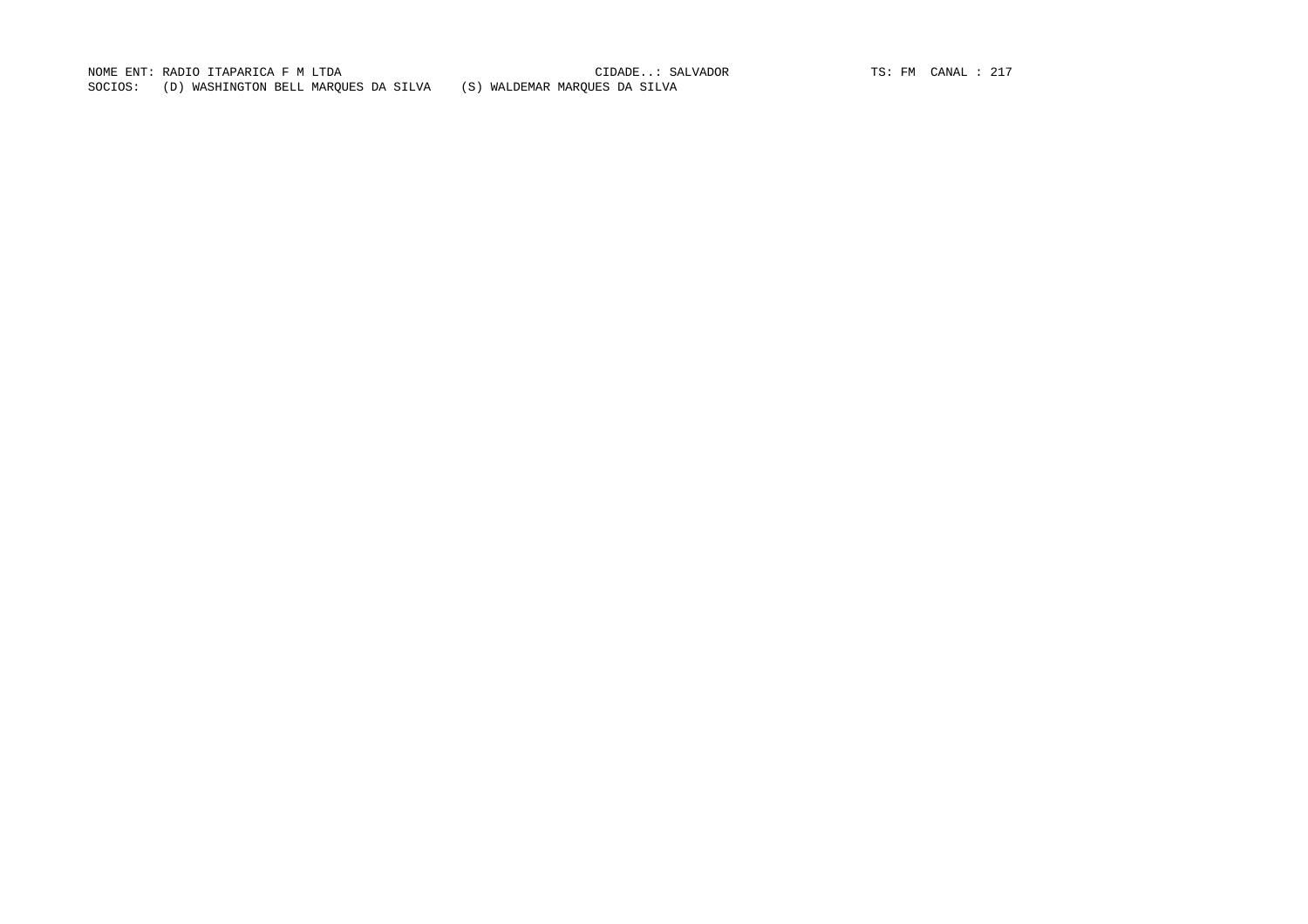NOME ENT: RADIO ITAPARICA F M LTDA CIDADE..: SALVADOR TS: FM CANAL : 217

SOCIOS: (D) WASHINGTON BELL MARQUES DA SILVA (S) WALDEMAR MARQUES DA SILVA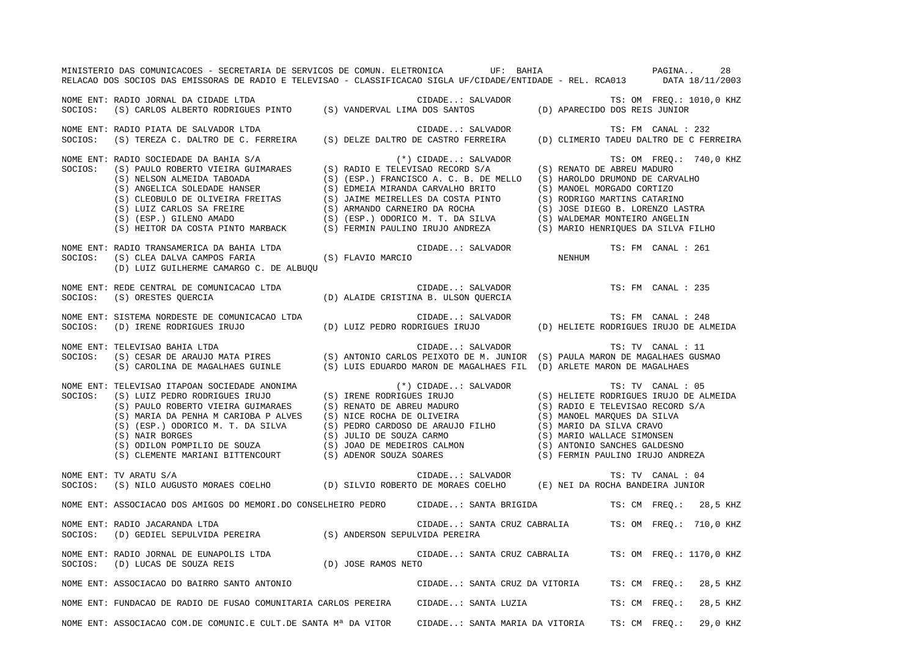MINISTERIO DAS COMUNICACOES - SECRETARIA DE SERVICOS DE COMUN. ELETRONICA UF: BAHIA

RELACAO DOS SOCIOS DAS EMISSORAS DE RADIO E TELEVISAO - CLASSIFICACAO SIGLA UF/CIDADE/ENTIDADE - REL. RCA013 DATA 18/11/2003

```
NOME ENT: RADIO JORNAL DA CIDADE LTDA                                   CIDADE..: SALVADOR                     TS: OM  FREQ.: 1010,0 KHZ
SOCIOS:   (S) CARLOS ALBERTO RODRIGUES PINTO     (S) VANDERVAL LIMA DOS SANTOS            (D) APARECIDO DOS REIS JUNIOR

NOME ENT: RADIO PIATA DE SALVADOR LTDA                                  CIDADE..: SALVADOR                     TS: FM  CANAL : 232
SOCIOS:   (S) TEREZA C. DALTRO DE C. FERREIRA    (S) DELZE DALTRO DE CASTRO FERREIRA      (D) CLIMERIO TADEU DALTRO DE C FERREIRA

NOME ENT: RADIO SOCIEDADE DA BAHIA S/A                              (*) CIDADE..: SALVADOR                     TS: OM  FREQ.: 740,0 KHZ
SOCIOS:   (S) PAULO ROBERTO VIEIRA GUIMARAES     (S) RADIO E TELEVISAO RECORD S/A         (S) RENATO DE ABREU MADURO
          (S) NELSON ALMEIDA TABOADA             (S) (ESP.) FRANCISCO A. C. B. DE MELLO   (S) HAROLDO DRUMOND DE CARVALHO
          (S) ANGELICA SOLEDADE HANSER           (S) EDMEIA MIRANDA CARVALHO BRITO        (S) MANOEL MORGADO CORTIZO
          (S) CLEOBULO DE OLIVEIRA FREITAS       (S) JAIME MEIRELLES DA COSTA PINTO       (S) RODRIGO MARTINS CATARINO
          (S) LUIZ CARLOS SA FREIRE              (S) ARMANDO CARNEIRO DA ROCHA            (S) JOSE DIEGO B. LORENZO LASTRA
          (S) (ESP.) GILENO AMADO                (S) (ESP.) ODORICO M. T. DA SILVA        (S) WALDEMAR MONTEIRO ANGELIN
          (S) HEITOR DA COSTA PINTO MARBACK      (S) FERMIN PAULINO IRUJO ANDREZA         (S) MARIO HENRIQUES DA SILVA FILHO

NOME ENT: RADIO TRANSAMERICA DA BAHIA LTDA                              CIDADE..: SALVADOR                     TS: FM  CANAL : 261
SOCIOS:   (S) CLEA DALVA CAMPOS FARIA            (S) FLAVIO MARCIO                            NENHUM
          (D) LUIZ GUILHERME CAMARGO C. DE ALBUQU

NOME ENT: REDE CENTRAL DE COMUNICACAO LTDA                              CIDADE..: SALVADOR                     TS: FM  CANAL : 235
SOCIOS:   (S) ORESTES QUERCIA                    (D) ALAIDE CRISTINA B. ULSON QUERCIA

NOME ENT: SISTEMA NORDESTE DE COMUNICACAO LTDA                          CIDADE..: SALVADOR                     TS: FM  CANAL : 248
SOCIOS:   (D) IRENE RODRIGUES IRUJO              (D) LUIZ PEDRO RODRIGUES IRUJO           (D) HELIETE RODRIGUES IRUJO DE ALMEIDA

NOME ENT: TELEVISAO BAHIA LTDA                                          CIDADE..: SALVADOR                     TS: TV  CANAL : 11
SOCIOS:   (S) CESAR DE ARAUJO MATA PIRES         (S) ANTONIO CARLOS PEIXOTO DE M. JUNIOR  (S) PAULA MARON DE MAGALHAES GUSMAO
          (S) CAROLINA DE MAGALHAES GUINLE       (S) LUIS EDUARDO MARON DE MAGALHAES FIL  (D) ARLETE MARON DE MAGALHAES

NOME ENT: TELEVISAO ITAPOAN SOCIEDADE ANONIMA                       (*) CIDADE..: SALVADOR                     TS: TV  CANAL : 05
SOCIOS:   (S) LUIZ PEDRO RODRIGUES IRUJO         (S) IRENE RODRIGUES IRUJO                (S) HELIETE RODRIGUES IRUJO DE ALMEIDA
          (S) PAULO ROBERTO VIEIRA GUIMARAES     (S) RENATO DE ABREU MADURO               (S) RADIO E TELEVISAO RECORD S/A
          (S) MARIA DA PENHA M CARIOBA P ALVES   (S) NICE ROCHA DE OLIVEIRA               (S) MANOEL MARQUES DA SILVA
          (S) (ESP.) ODORICO M. T. DA SILVA      (S) PEDRO CARDOSO DE ARAUJO FILHO        (S) MARIO DA SILVA CRAVO
          (S) NAIR BORGES                        (S) JULIO DE SOUZA CARMO                 (S) MARIO WALLACE SIMONSEN
          (S) ODILON POMPILIO DE SOUZA           (S) JOAO DE MEDEIROS CALMON              (S) ANTONIO SANCHES GALDESNO
          (S) CLEMENTE MARIANI BITTENCOURT       (S) ADENOR SOUZA SOARES                  (S) FERMIN PAULINO IRUJO ANDREZA

NOME ENT: TV ARATU S/A                                                  CIDADE..: SALVADOR                     TS: TV  CANAL : 04
SOCIOS:   (S) NILO AUGUSTO MORAES COELHO         (D) SILVIO ROBERTO DE MORAES COELHO      (E) NEI DA ROCHA BANDEIRA JUNIOR

NOME ENT: ASSOCIACAO DOS AMIGOS DO MEMORI.DO CONSELHEIRO PEDRO      CIDADE..: SANTA BRIGIDA              TS: CM  FREQ.:   28,5 KHZ

NOME ENT: RADIO JACARANDA LTDA                                          CIDADE..: SANTA CRUZ CABRALIA        TS: OM  FREQ.: 710,0 KHZ
SOCIOS:   (D) GEDIEL SEPULVIDA PEREIRA           (S) ANDERSON SEPULVIDA PEREIRA

NOME ENT: RADIO JORNAL DE EUNAPOLIS LTDA                                CIDADE..: SANTA CRUZ CABRALIA        TS: OM  FREQ.: 1170,0 KHZ
SOCIOS:   (D) LUCAS DE SOUZA REIS                (D) JOSE RAMOS NETO

NOME ENT: ASSOCIACAO DO BAIRRO SANTO ANTONIO                            CIDADE..: SANTA CRUZ DA VITORIA      TS: CM  FREQ.:   28,5 KHZ

NOME ENT: FUNDACAO DE RADIO DE FUSAO COMUNITARIA CARLOS PEREIRA     CIDADE..: SANTA LUZIA                TS: CM  FREQ.:   28,5 KHZ

NOME ENT: ASSOCIACAO COM.DE COMUNIC.E CULT.DE SANTA Mª DA VITOR     CIDADE..: SANTA MARIA DA VITORIA     TS: CM  FREQ.:   29,0 KHZ
```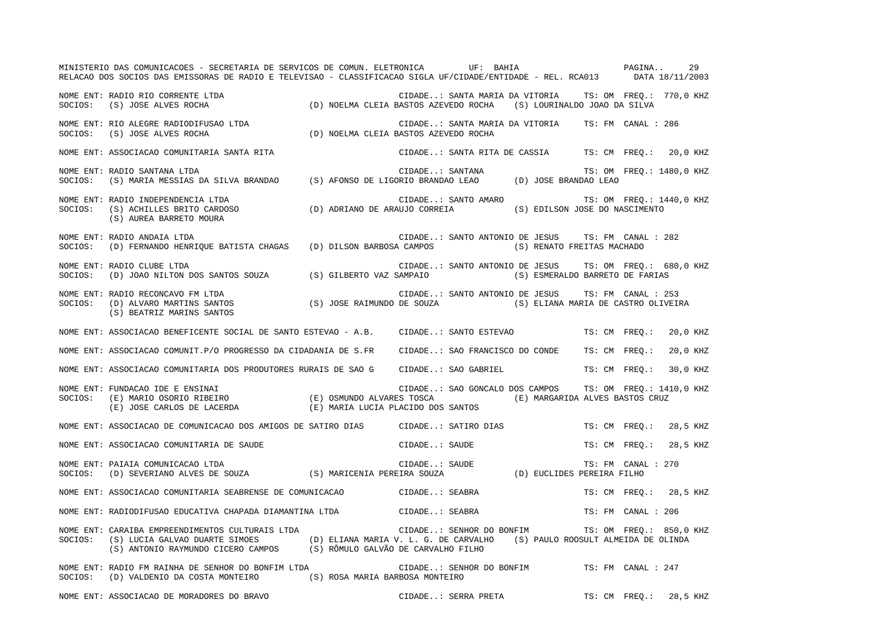MINISTERIO DAS COMUNICACOES - SECRETARIA DE SERVICOS DE COMUN. ELETRONICA UF: BAHIA

RELACAO DOS SOCIOS DAS EMISSORAS DE RADIO E TELEVISAO - CLASSIFICACAO SIGLA UF/CIDADE/ENTIDADE - REL. RCA013 DATA 18/11/2003

NOME ENT: RADIO RIO CORRENTE LTDA — CIDADE..: SANTA MARIA DA VITORIA — TS: OM FREQ.: 770,0 KHZ
SOCIOS: (S) JOSE ALVES ROCHA (D) NOELMA CLEIA BASTOS AZEVEDO ROCHA (S) LOURINALDO JOAO DA SILVA

NOME ENT: RIO ALEGRE RADIODIFUSAO LTDA — CIDADE..: SANTA MARIA DA VITORIA — TS: FM CANAL : 286
SOCIOS: (S) JOSE ALVES ROCHA (D) NOELMA CLEIA BASTOS AZEVEDO ROCHA

NOME ENT: ASSOCIACAO COMUNITARIA SANTA RITA — CIDADE..: SANTA RITA DE CASSIA — TS: CM FREQ.: 20,0 KHZ

NOME ENT: RADIO SANTANA LTDA — CIDADE..: SANTANA — TS: OM FREQ.: 1480,0 KHZ
SOCIOS: (S) MARIA MESSIAS DA SILVA BRANDAO (S) AFONSO DE LIGORIO BRANDAO LEAO (D) JOSE BRANDAO LEAO

NOME ENT: RADIO INDEPENDENCIA LTDA — CIDADE..: SANTO AMARO — TS: OM FREQ.: 1440,0 KHZ
SOCIOS: (S) ACHILLES BRITO CARDOSO (D) ADRIANO DE ARAUJO CORREIA (S) EDILSON JOSE DO NASCIMENTO (S) AUREA BARRETO MOURA

NOME ENT: RADIO ANDAIA LTDA — CIDADE..: SANTO ANTONIO DE JESUS — TS: FM CANAL : 282
SOCIOS: (D) FERNANDO HENRIQUE BATISTA CHAGAS (D) DILSON BARBOSA CAMPOS (S) RENATO FREITAS MACHADO

NOME ENT: RADIO CLUBE LTDA — CIDADE..: SANTO ANTONIO DE JESUS — TS: OM FREQ.: 680,0 KHZ
SOCIOS: (D) JOAO NILTON DOS SANTOS SOUZA (S) GILBERTO VAZ SAMPAIO (S) ESMERALDO BARRETO DE FARIAS

NOME ENT: RADIO RECONCAVO FM LTDA — CIDADE..: SANTO ANTONIO DE JESUS — TS: FM CANAL : 253
SOCIOS: (D) ALVARO MARTINS SANTOS (S) JOSE RAIMUNDO DE SOUZA (S) ELIANA MARIA DE CASTRO OLIVEIRA (S) BEATRIZ MARINS SANTOS

NOME ENT: ASSOCIACAO BENEFICENTE SOCIAL DE SANTO ESTEVAO - A.B. — CIDADE..: SANTO ESTEVAO — TS: CM FREQ.: 20,0 KHZ

NOME ENT: ASSOCIACAO COMUNIT.P/O PROGRESSO DA CIDADANIA DE S.FR — CIDADE..: SAO FRANCISCO DO CONDE — TS: CM FREQ.: 20,0 KHZ

NOME ENT: ASSOCIACAO COMUNITARIA DOS PRODUTORES RURAIS DE SAO G — CIDADE..: SAO GABRIEL — TS: CM FREQ.: 30,0 KHZ

NOME ENT: FUNDACAO IDE E ENSINAI — CIDADE..: SAO GONCALO DOS CAMPOS — TS: OM FREQ.: 1410,0 KHZ
SOCIOS: (E) MARIO OSORIO RIBEIRO (E) OSMUNDO ALVARES TOSCA (E) MARGARIDA ALVES BASTOS CRUZ (E) JOSE CARLOS DE LACERDA (E) MARIA LUCIA PLACIDO DOS SANTOS

NOME ENT: ASSOCIACAO DE COMUNICACAO DOS AMIGOS DE SATIRO DIAS — CIDADE..: SATIRO DIAS — TS: CM FREQ.: 28,5 KHZ

NOME ENT: ASSOCIACAO COMUNITARIA DE SAUDE — CIDADE..: SAUDE — TS: CM FREQ.: 28,5 KHZ

NOME ENT: PAIAIA COMUNICACAO LTDA — CIDADE..: SAUDE — TS: FM CANAL : 270
SOCIOS: (D) SEVERIANO ALVES DE SOUZA (S) MARICENIA PEREIRA SOUZA (D) EUCLIDES PEREIRA FILHO

NOME ENT: ASSOCIACAO COMUNITARIA SEABRENSE DE COMUNICACAO — CIDADE..: SEABRA — TS: CM FREQ.: 28,5 KHZ

NOME ENT: RADIODIFUSAO EDUCATIVA CHAPADA DIAMANTINA LTDA — CIDADE..: SEABRA — TS: FM CANAL : 206

NOME ENT: CARAIBA EMPREENDIMENTOS CULTURAIS LTDA — CIDADE..: SENHOR DO BONFIM — TS: OM FREQ.: 850,0 KHZ
SOCIOS: (S) LUCIA GALVAO DUARTE SIMOES (D) ELIANA MARIA V. L. G. DE CARVALHO (S) PAULO ROOSULT ALMEIDA DE OLINDA (S) ANTONIO RAYMUNDO CICERO CAMPOS (S) RÔMULO GALVÃO DE CARVALHO FILHO

NOME ENT: RADIO FM RAINHA DE SENHOR DO BONFIM LTDA — CIDADE..: SENHOR DO BONFIM — TS: FM CANAL : 247
SOCIOS: (D) VALDENIO DA COSTA MONTEIRO (S) ROSA MARIA BARBOSA MONTEIRO

NOME ENT: ASSOCIACAO DE MORADORES DO BRAVO — CIDADE..: SERRA PRETA — TS: CM FREQ.: 28,5 KHZ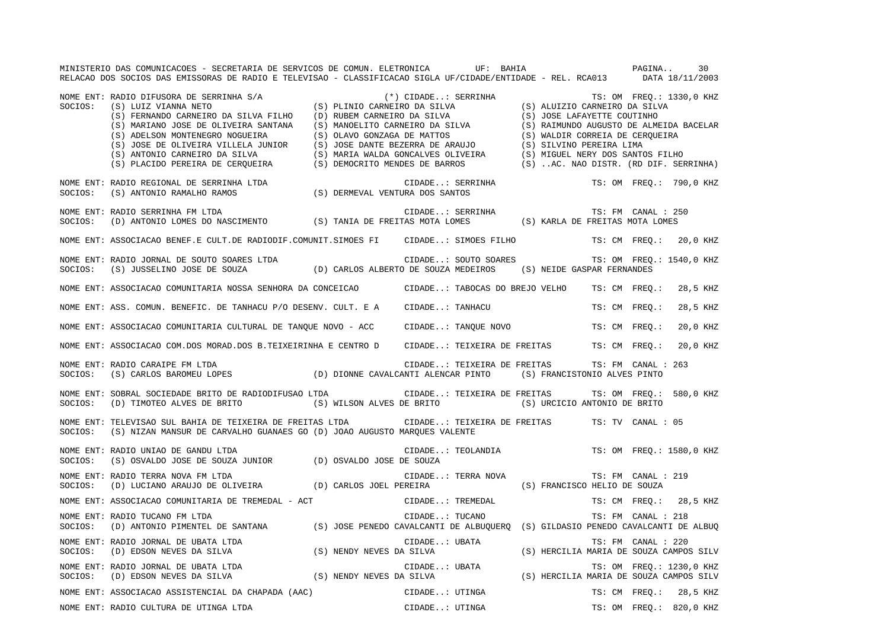MINISTERIO DAS COMUNICACOES - SECRETARIA DE SERVICOS DE COMUN. ELETRONICA UF: BAHIA

RELACAO DOS SOCIOS DAS EMISSORAS DE RADIO E TELEVISAO - CLASSIFICACAO SIGLA UF/CIDADE/ENTIDADE - REL. RCA013 DATA 18/11/2003

```
NOME ENT: RADIO DIFUSORA DE SERRINHA S/A                    (*) CIDADE..: SERRINHA                 TS: OM  FREQ.: 1330,0 KHZ
SOCIOS:   (S) LUIZ VIANNA NETO                   (S) PLINIO CARNEIRO DA SILVA          (S) ALUIZIO CARNEIRO DA SILVA
          (S) FERNANDO CARNEIRO DA SILVA FILHO   (D) RUBEM CARNEIRO DA SILVA           (S) JOSE LAFAYETTE COUTINHO
          (S) MARIANO JOSE DE OLIVEIRA SANTANA   (S) MANOELITO CARNEIRO DA SILVA       (S) RAIMUNDO AUGUSTO DE ALMEIDA BACELAR
          (S) ADELSON MONTENEGRO NOGUEIRA        (S) OLAVO GONZAGA DE MATTOS           (S) WALDIR CORREIA DE CERQUEIRA
          (S) JOSE DE OLIVEIRA VILLELA JUNIOR    (S) JOSE DANTE BEZERRA DE ARAUJO      (S) SILVINO PEREIRA LIMA
          (S) ANTONIO CARNEIRO DA SILVA          (S) MARIA WALDA GONCALVES OLIVEIRA    (S) MIGUEL NERY DOS SANTOS FILHO
          (S) PLACIDO PEREIRA DE CERQUEIRA       (S) DEMOCRITO MENDES DE BARROS        (S) ..AC. NAO DISTR. (RD DIF. SERRINHA)

NOME ENT: RADIO REGIONAL DE SERRINHA LTDA                       CIDADE..: SERRINHA                 TS: OM  FREQ.: 790,0 KHZ
SOCIOS:   (S) ANTONIO RAMALHO RAMOS              (S) DERMEVAL VENTURA DOS SANTOS

NOME ENT: RADIO SERRINHA FM LTDA                                CIDADE..: SERRINHA                 TS: FM  CANAL : 250
SOCIOS:   (D) ANTONIO LOMES DO NASCIMENTO        (S) TANIA DE FREITAS MOTA LOMES       (S) KARLA DE FREITAS MOTA LOMES

NOME ENT: ASSOCIACAO BENEF.E CULT.DE RADIODIF.COMUNIT.SIMOES FI    CIDADE..: SIMOES FILHO          TS: CM  FREQ.:   20,0 KHZ

NOME ENT: RADIO JORNAL DE SOUTO SOARES LTDA                     CIDADE..: SOUTO SOARES             TS: OM  FREQ.: 1540,0 KHZ
SOCIOS:   (S) JUSSELINO JOSE DE SOUZA            (D) CARLOS ALBERTO DE SOUZA MEDEIROS  (S) NEIDE GASPAR FERNANDES

NOME ENT: ASSOCIACAO COMUNITARIA NOSSA SENHORA DA CONCEICAO     CIDADE..: TABOCAS DO BREJO VELHO   TS: CM  FREQ.:   28,5 KHZ

NOME ENT: ASS. COMUN. BENEFIC. DE TANHACU P/O DESENV. CULT. E A   CIDADE..: TANHACU                TS: CM  FREQ.:   28,5 KHZ

NOME ENT: ASSOCIACAO COMUNITARIA CULTURAL DE TANQUE NOVO - ACC    CIDADE..: TANQUE NOVO            TS: CM  FREQ.:   20,0 KHZ

NOME ENT: ASSOCIACAO COM.DOS MORAD.DOS B.TEIXEIRINHA E CENTRO D   CIDADE..: TEIXEIRA DE FREITAS    TS: CM  FREQ.:   20,0 KHZ

NOME ENT: RADIO CARAIPE FM LTDA                                 CIDADE..: TEIXEIRA DE FREITAS      TS: FM  CANAL : 263
SOCIOS:   (S) CARLOS BAROMEU LOPES               (D) DIONNE CAVALCANTI ALENCAR PINTO   (S) FRANCISTONIO ALVES PINTO

NOME ENT: SOBRAL SOCIEDADE BRITO DE RADIODIFUSAO LTDA           CIDADE..: TEIXEIRA DE FREITAS      TS: OM  FREQ.: 580,0 KHZ
SOCIOS:   (D) TIMOTEO ALVES DE BRITO             (S) WILSON ALVES DE BRITO             (S) URCICIO ANTONIO DE BRITO

NOME ENT: TELEVISAO SUL BAHIA DE TEIXEIRA DE FREITAS LTDA       CIDADE..: TEIXEIRA DE FREITAS      TS: TV  CANAL : 05
SOCIOS:   (S) NIZAN MANSUR DE CARVALHO GUANAES GO (D) JOAO AUGUSTO MARQUES VALENTE

NOME ENT: RADIO UNIAO DE GANDU LTDA                             CIDADE..: TEOLANDIA                TS: OM  FREQ.: 1580,0 KHZ
SOCIOS:   (S) OSVALDO JOSE DE SOUZA JUNIOR       (D) OSVALDO JOSE DE SOUZA

NOME ENT: RADIO TERRA NOVA FM LTDA                              CIDADE..: TERRA NOVA               TS: FM  CANAL : 219
SOCIOS:   (D) LUCIANO ARAUJO DE OLIVEIRA         (D) CARLOS JOEL PEREIRA               (S) FRANCISCO HELIO DE SOUZA

NOME ENT: ASSOCIACAO COMUNITARIA DE TREMEDAL - ACT              CIDADE..: TREMEDAL                 TS: CM  FREQ.:   28,5 KHZ

NOME ENT: RADIO TUCANO FM LTDA                                  CIDADE..: TUCANO                   TS: FM  CANAL : 218
SOCIOS:   (D) ANTONIO PIMENTEL DE SANTANA        (S) JOSE PENEDO CAVALCANTI DE ALBUQUERQ (S) GILDASIO PENEDO CAVALCANTI DE ALBUQ

NOME ENT: RADIO JORNAL DE UBATA LTDA                            CIDADE..: UBATA                    TS: FM  CANAL : 220
SOCIOS:   (D) EDSON NEVES DA SILVA               (S) NENDY NEVES DA SILVA              (S) HERCILIA MARIA DE SOUZA CAMPOS SILV

NOME ENT: RADIO JORNAL DE UBATA LTDA                            CIDADE..: UBATA                    TS: OM  FREQ.: 1230,0 KHZ
SOCIOS:   (D) EDSON NEVES DA SILVA               (S) NENDY NEVES DA SILVA              (S) HERCILIA MARIA DE SOUZA CAMPOS SILV

NOME ENT: ASSOCIACAO ASSISTENCIAL DA CHAPADA (AAC)              CIDADE..: UTINGA                   TS: CM  FREQ.:   28,5 KHZ

NOME ENT: RADIO CULTURA DE UTINGA LTDA                          CIDADE..: UTINGA                   TS: OM  FREQ.: 820,0 KHZ
```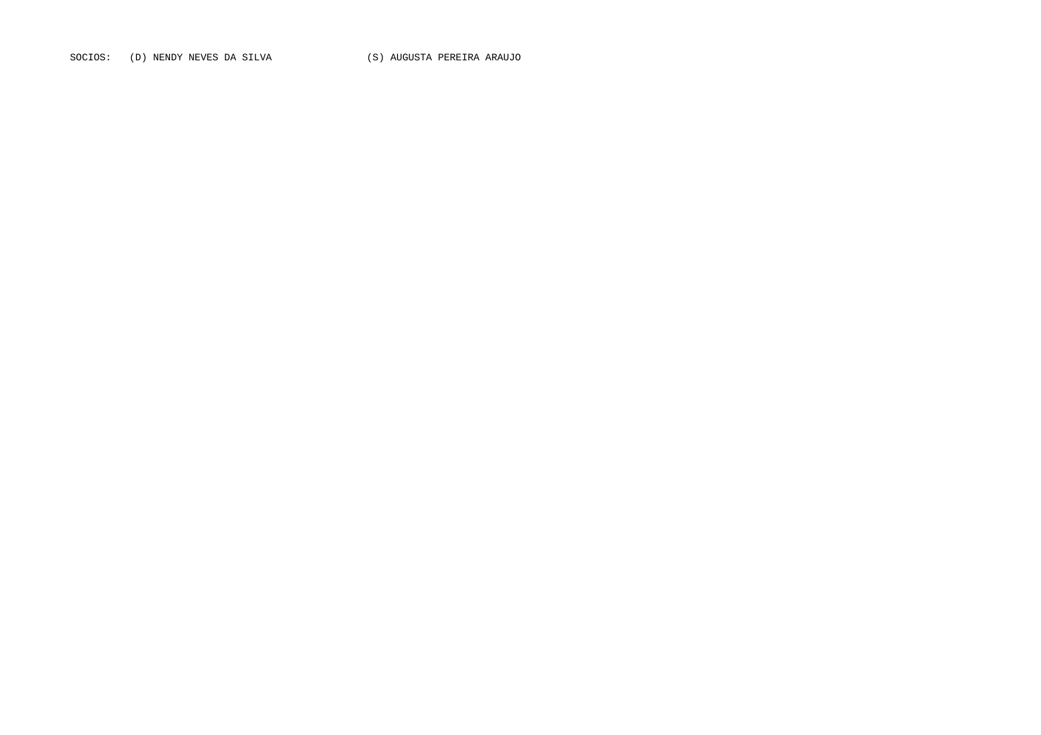SOCIOS: (D) NENDY NEVES DA SILVA (S) AUGUSTA PEREIRA ARAUJO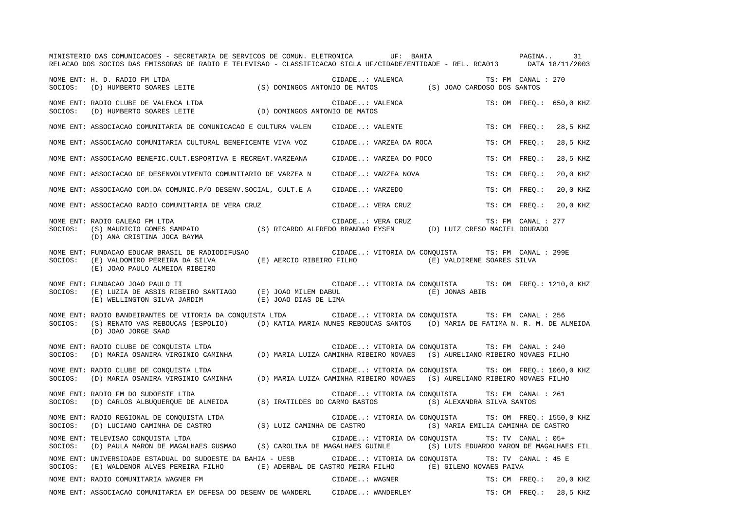MINISTERIO DAS COMUNICACOES - SECRETARIA DE SERVICOS DE COMUN. ELETRONICA UF: BAHIA
RELACAO DOS SOCIOS DAS EMISSORAS DE RADIO E TELEVISAO - CLASSIFICACAO SIGLA UF/CIDADE/ENTIDADE - REL. RCA013 DATA 18/11/2003

NOME ENT: H. D. RADIO FM LTDA — CIDADE..: VALENCA — TS: FM CANAL : 270
SOCIOS: (D) HUMBERTO SOARES LEITE (S) DOMINGOS ANTONIO DE MATOS (S) JOAO CARDOSO DOS SANTOS

NOME ENT: RADIO CLUBE DE VALENCA LTDA — CIDADE..: VALENCA — TS: OM FREQ.: 650,0 KHZ
SOCIOS: (D) HUMBERTO SOARES LEITE (D) DOMINGOS ANTONIO DE MATOS

NOME ENT: ASSOCIACAO COMUNITARIA DE COMUNICACAO E CULTURA VALEN — CIDADE..: VALENTE — TS: CM FREQ.: 28,5 KHZ

NOME ENT: ASSOCIACAO COMUNITARIA CULTURAL BENEFICENTE VIVA VOZ — CIDADE..: VARZEA DA ROCA — TS: CM FREQ.: 28,5 KHZ

NOME ENT: ASSOCIACAO BENEFIC.CULT.ESPORTIVA E RECREAT.VARZEANA — CIDADE..: VARZEA DO POCO — TS: CM FREQ.: 28,5 KHZ

NOME ENT: ASSOCIACAO DE DESENVOLVIMENTO COMUNITARIO DE VARZEA N — CIDADE..: VARZEA NOVA — TS: CM FREQ.: 20,0 KHZ

NOME ENT: ASSOCIACAO COM.DA COMUNIC.P/O DESENV.SOCIAL, CULT.E A — CIDADE..: VARZEDO — TS: CM FREQ.: 20,0 KHZ

NOME ENT: ASSOCIACAO RADIO COMUNITARIA DE VERA CRUZ — CIDADE..: VERA CRUZ — TS: CM FREQ.: 20,0 KHZ

NOME ENT: RADIO GALEAO FM LTDA — CIDADE..: VERA CRUZ — TS: FM CANAL : 277
SOCIOS: (S) MAURICIO GOMES SAMPAIO (S) RICARDO ALFREDO BRANDAO EYSEN (D) LUIZ CRESO MACIEL DOURADO (D) ANA CRISTINA JOCA BAYMA

NOME ENT: FUNDACAO EDUCAR BRASIL DE RADIODIFUSAO — CIDADE..: VITORIA DA CONQUISTA — TS: FM CANAL : 299E
SOCIOS: (E) VALDOMIRO PEREIRA DA SILVA (E) AERCIO RIBEIRO FILHO (E) VALDIRENE SOARES SILVA (E) JOAO PAULO ALMEIDA RIBEIRO

NOME ENT: FUNDACAO JOAO PAULO II — CIDADE..: VITORIA DA CONQUISTA — TS: OM FREQ.: 1210,0 KHZ
SOCIOS: (E) LUZIA DE ASSIS RIBEIRO SANTIAGO (E) JOAO MILEM DABUL (E) JONAS ABIB (E) WELLINGTON SILVA JARDIM (E) JOAO DIAS DE LIMA

NOME ENT: RADIO BANDEIRANTES DE VITORIA DA CONQUISTA LTDA — CIDADE..: VITORIA DA CONQUISTA — TS: FM CANAL : 256
SOCIOS: (S) RENATO VAS REBOUCAS (ESPOLIO) (D) KATIA MARIA NUNES REBOUCAS SANTOS (D) MARIA DE FATIMA N. R. M. DE ALMEIDA (D) JOAO JORGE SAAD

NOME ENT: RADIO CLUBE DE CONQUISTA LTDA — CIDADE..: VITORIA DA CONQUISTA — TS: FM CANAL : 240
SOCIOS: (D) MARIA OSANIRA VIRGINIO CAMINHA (D) MARIA LUIZA CAMINHA RIBEIRO NOVAES (S) AURELIANO RIBEIRO NOVAES FILHO

NOME ENT: RADIO CLUBE DE CONQUISTA LTDA — CIDADE..: VITORIA DA CONQUISTA — TS: OM FREQ.: 1060,0 KHZ
SOCIOS: (D) MARIA OSANIRA VIRGINIO CAMINHA (D) MARIA LUIZA CAMINHA RIBEIRO NOVAES (S) AURELIANO RIBEIRO NOVAES FILHO

NOME ENT: RADIO FM DO SUDOESTE LTDA — CIDADE..: VITORIA DA CONQUISTA — TS: FM CANAL : 261
SOCIOS: (D) CARLOS ALBUQUERQUE DE ALMEIDA (S) IRATILDES DO CARMO BASTOS (S) ALEXANDRA SILVA SANTOS

NOME ENT: RADIO REGIONAL DE CONQUISTA LTDA — CIDADE..: VITORIA DA CONQUISTA — TS: OM FREQ.: 1550,0 KHZ
SOCIOS: (D) LUCIANO CAMINHA DE CASTRO (S) LUIZ CAMINHA DE CASTRO (S) MARIA EMILIA CAMINHA DE CASTRO

NOME ENT: TELEVISAO CONQUISTA LTDA — CIDADE..: VITORIA DA CONQUISTA — TS: TV CANAL : 05+
SOCIOS: (D) PAULA MARON DE MAGALHAES GUSMAO (S) CAROLINA DE MAGALHAES GUINLE (S) LUIS EDUARDO MARON DE MAGALHAES FIL

NOME ENT: UNIVERSIDADE ESTADUAL DO SUDOESTE DA BAHIA - UESB — CIDADE..: VITORIA DA CONQUISTA — TS: TV CANAL : 45 E
SOCIOS: (E) WALDENOR ALVES PEREIRA FILHO (E) ADERBAL DE CASTRO MEIRA FILHO (E) GILENO NOVAES PAIVA

NOME ENT: RADIO COMUNITARIA WAGNER FM — CIDADE..: WAGNER — TS: CM FREQ.: 20,0 KHZ

NOME ENT: ASSOCIACAO COMUNITARIA EM DEFESA DO DESENV DE WANDERL — CIDADE..: WANDERLEY — TS: CM FREQ.: 28,5 KHZ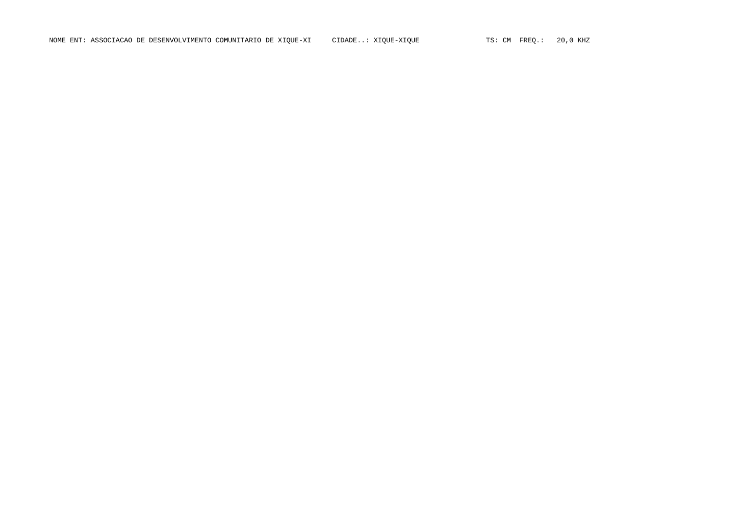NOME ENT: ASSOCIACAO DE DESENVOLVIMENTO COMUNITARIO DE XIQUE-XI     CIDADE..: XIQUE-XIQUE     TS: CM  FREQ.:   20,0 KHZ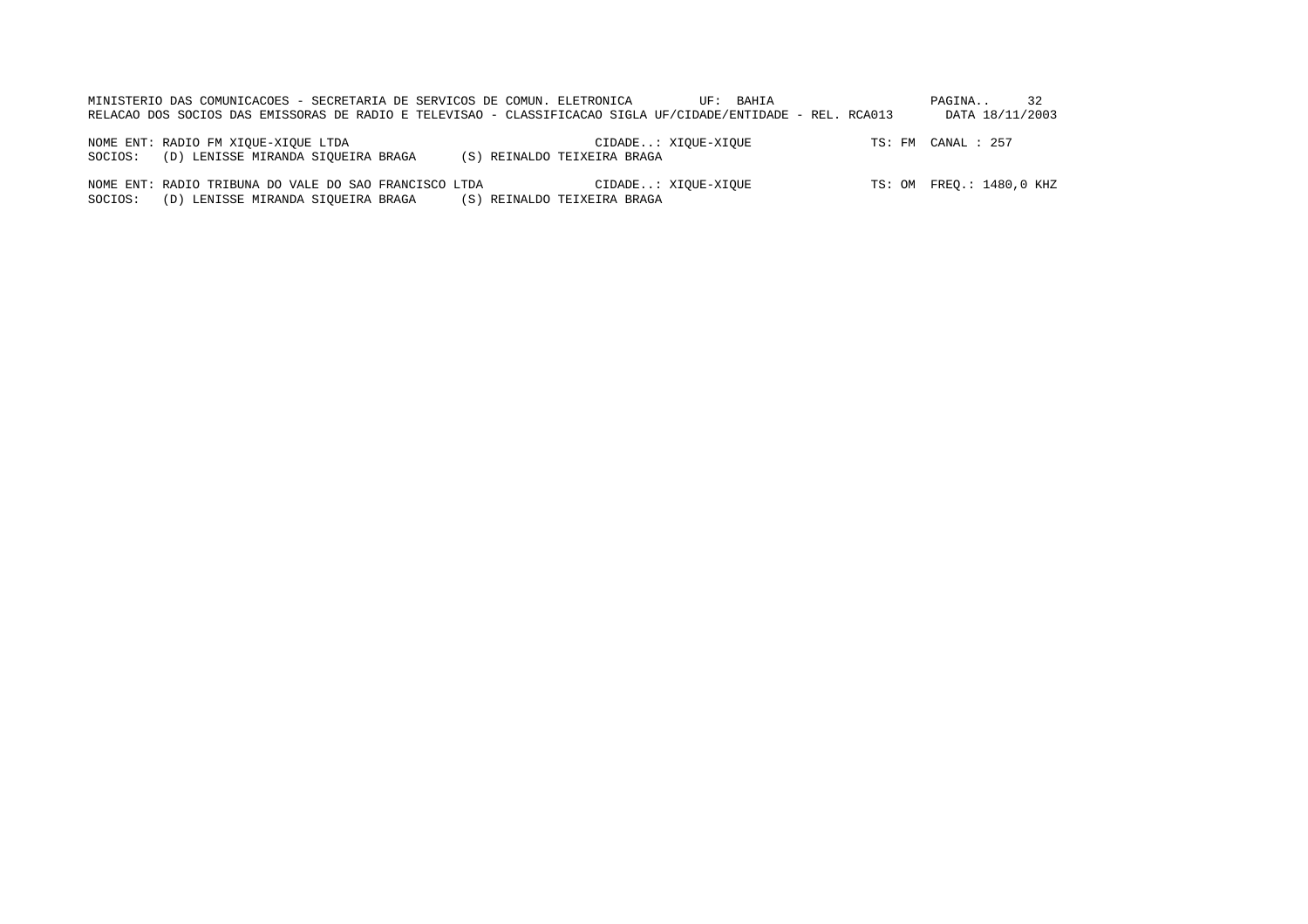MINISTERIO DAS COMUNICACOES - SECRETARIA DE SERVICOS DE COMUN. ELETRONICA UF: BAHIA

RELACAO DOS SOCIOS DAS EMISSORAS DE RADIO E TELEVISAO - CLASSIFICACAO SIGLA UF/CIDADE/ENTIDADE - REL. RCA013 DATA 18/11/2003

NOME ENT: RADIO FM XIQUE-XIQUE LTDA CIDADE..: XIQUE-XIQUE TS: FM CANAL : 257

SOCIOS: (D) LENISSE MIRANDA SIQUEIRA BRAGA (S) REINALDO TEIXEIRA BRAGA

NOME ENT: RADIO TRIBUNA DO VALE DO SAO FRANCISCO LTDA CIDADE..: XIQUE-XIQUE TS: OM FREQ.: 1480,0 KHZ

SOCIOS: (D) LENISSE MIRANDA SIQUEIRA BRAGA (S) REINALDO TEIXEIRA BRAGA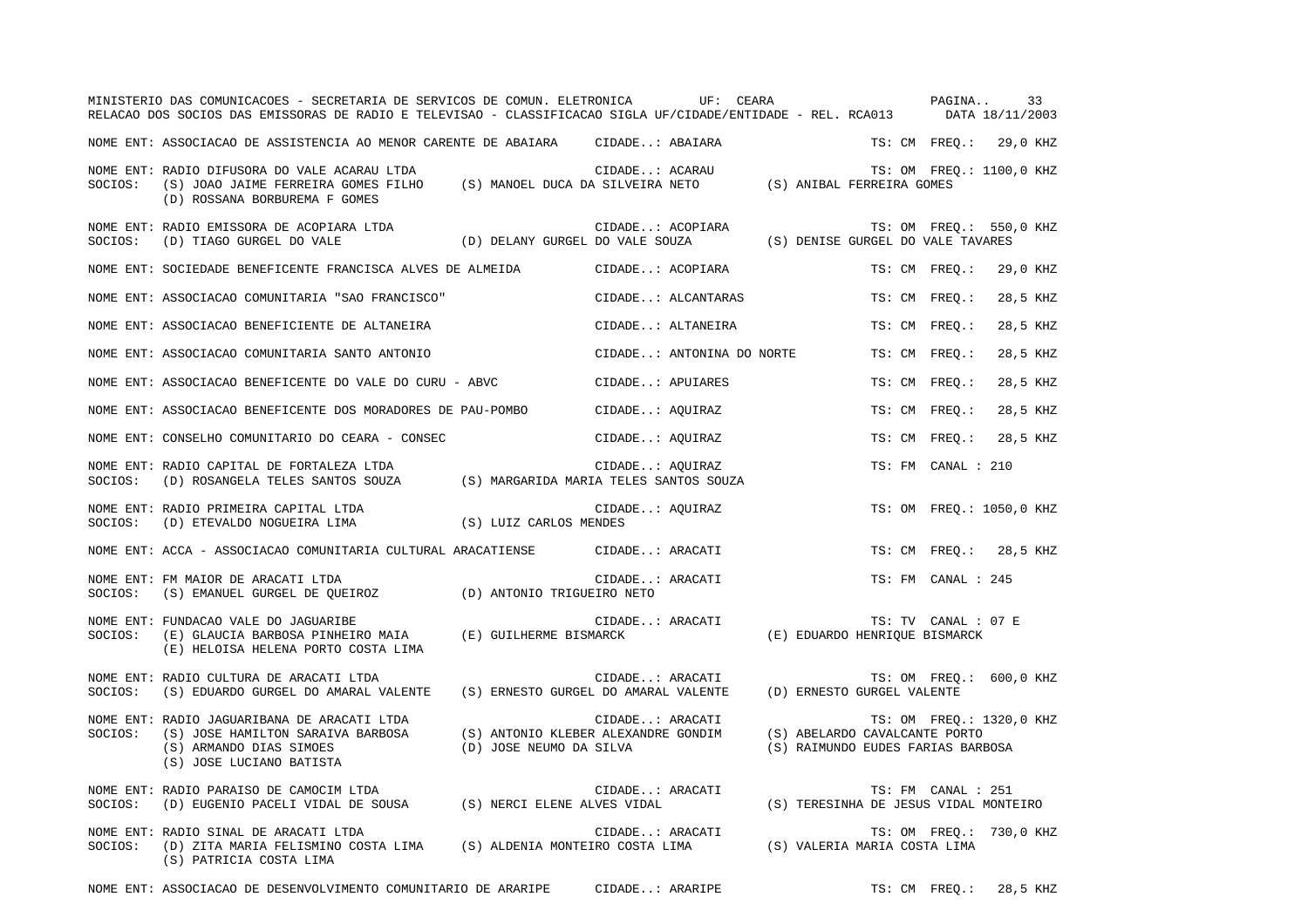MINISTERIO DAS COMUNICACOES - SECRETARIA DE SERVICOS DE COMUN. ELETRONICA UF: CEARA PAGINA.. 33
RELACAO DOS SOCIOS DAS EMISSORAS DE RADIO E TELEVISAO - CLASSIFICACAO SIGLA UF/CIDADE/ENTIDADE - REL. RCA013 DATA 18/11/2003

NOME ENT: ASSOCIACAO DE ASSISTENCIA AO MENOR CARENTE DE ABAIARA CIDADE..: ABAIARA TS: CM FREQ.: 29,0 KHZ

NOME ENT: RADIO DIFUSORA DO VALE ACARAU LTDA CIDADE..: ACARAU TS: OM FREQ.: 1100,0 KHZ
SOCIOS: (S) JOAO JAIME FERREIRA GOMES FILHO (S) MANOEL DUCA DA SILVEIRA NETO (S) ANIBAL FERREIRA GOMES
(D) ROSSANA BORBUREMA F GOMES

NOME ENT: RADIO EMISSORA DE ACOPIARA LTDA CIDADE..: ACOPIARA TS: OM FREQ.: 550,0 KHZ
SOCIOS: (D) TIAGO GURGEL DO VALE (D) DELANY GURGEL DO VALE SOUZA (S) DENISE GURGEL DO VALE TAVARES

NOME ENT: SOCIEDADE BENEFICENTE FRANCISCA ALVES DE ALMEIDA CIDADE..: ACOPIARA TS: CM FREQ.: 29,0 KHZ

NOME ENT: ASSOCIACAO COMUNITARIA "SAO FRANCISCO" CIDADE..: ALCANTARAS TS: CM FREQ.: 28,5 KHZ

NOME ENT: ASSOCIACAO BENEFICIENTE DE ALTANEIRA CIDADE..: ALTANEIRA TS: CM FREQ.: 28,5 KHZ

NOME ENT: ASSOCIACAO COMUNITARIA SANTO ANTONIO CIDADE..: ANTONINA DO NORTE TS: CM FREQ.: 28,5 KHZ

NOME ENT: ASSOCIACAO BENEFICENTE DO VALE DO CURU - ABVC CIDADE..: APUIARES TS: CM FREQ.: 28,5 KHZ

NOME ENT: ASSOCIACAO BENEFICENTE DOS MORADORES DE PAU-POMBO CIDADE..: AQUIRAZ TS: CM FREQ.: 28,5 KHZ

NOME ENT: CONSELHO COMUNITARIO DO CEARA - CONSEC CIDADE..: AQUIRAZ TS: CM FREQ.: 28,5 KHZ

NOME ENT: RADIO CAPITAL DE FORTALEZA LTDA CIDADE..: AQUIRAZ TS: FM CANAL : 210
SOCIOS: (D) ROSANGELA TELES SANTOS SOUZA (S) MARGARIDA MARIA TELES SANTOS SOUZA

NOME ENT: RADIO PRIMEIRA CAPITAL LTDA CIDADE..: AQUIRAZ TS: OM FREQ.: 1050,0 KHZ
SOCIOS: (D) ETEVALDO NOGUEIRA LIMA (S) LUIZ CARLOS MENDES

NOME ENT: ACCA - ASSOCIACAO COMUNITARIA CULTURAL ARACATIENSE CIDADE..: ARACATI TS: CM FREQ.: 28,5 KHZ

NOME ENT: FM MAIOR DE ARACATI LTDA CIDADE..: ARACATI TS: FM CANAL : 245
SOCIOS: (S) EMANUEL GURGEL DE QUEIROZ (D) ANTONIO TRIGUEIRO NETO

NOME ENT: FUNDACAO VALE DO JAGUARIBE CIDADE..: ARACATI TS: TV CANAL : 07 E
SOCIOS: (E) GLAUCIA BARBOSA PINHEIRO MAIA (E) GUILHERME BISMARCK (E) EDUARDO HENRIQUE BISMARCK
(E) HELOISA HELENA PORTO COSTA LIMA

NOME ENT: RADIO CULTURA DE ARACATI LTDA CIDADE..: ARACATI TS: OM FREQ.: 600,0 KHZ
SOCIOS: (S) EDUARDO GURGEL DO AMARAL VALENTE (S) ERNESTO GURGEL DO AMARAL VALENTE (D) ERNESTO GURGEL VALENTE

NOME ENT: RADIO JAGUARIBANA DE ARACATI LTDA CIDADE..: ARACATI TS: OM FREQ.: 1320,0 KHZ
SOCIOS: (S) JOSE HAMILTON SARAIVA BARBOSA (S) ANTONIO KLEBER ALEXANDRE GONDIM (S) ABELARDO CAVALCANTE PORTO
(S) ARMANDO DIAS SIMOES (D) JOSE NEUMO DA SILVA (S) RAIMUNDO EUDES FARIAS BARBOSA
(S) JOSE LUCIANO BATISTA

NOME ENT: RADIO PARAISO DE CAMOCIM LTDA CIDADE..: ARACATI TS: FM CANAL : 251
SOCIOS: (D) EUGENIO PACELI VIDAL DE SOUSA (S) NERCI ELENE ALVES VIDAL (S) TERESINHA DE JESUS VIDAL MONTEIRO

NOME ENT: RADIO SINAL DE ARACATI LTDA CIDADE..: ARACATI TS: OM FREQ.: 730,0 KHZ
SOCIOS: (D) ZITA MARIA FELISMINO COSTA LIMA (S) ALDENIA MONTEIRO COSTA LIMA (S) VALERIA MARIA COSTA LIMA
(S) PATRICIA COSTA LIMA

NOME ENT: ASSOCIACAO DE DESENVOLVIMENTO COMUNITARIO DE ARARIPE CIDADE..: ARARIPE TS: CM FREQ.: 28,5 KHZ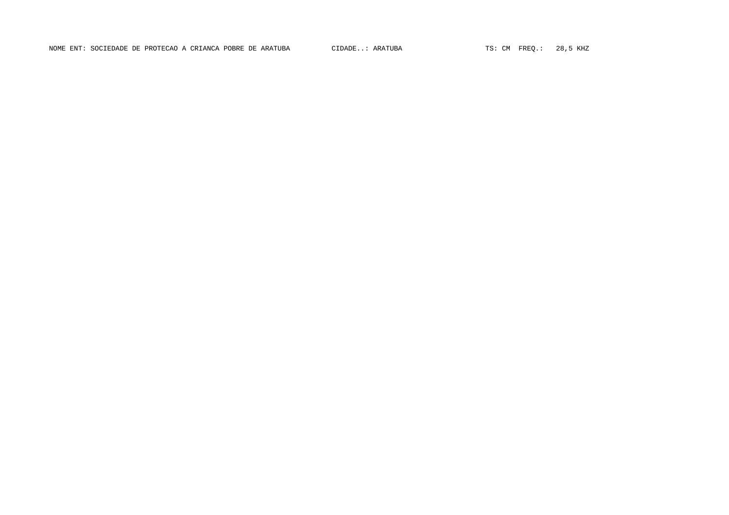NOME ENT: SOCIEDADE DE PROTECAO A CRIANCA POBRE DE ARATUBA CIDADE..: ARATUBA TS: CM FREQ.: 28,5 KHZ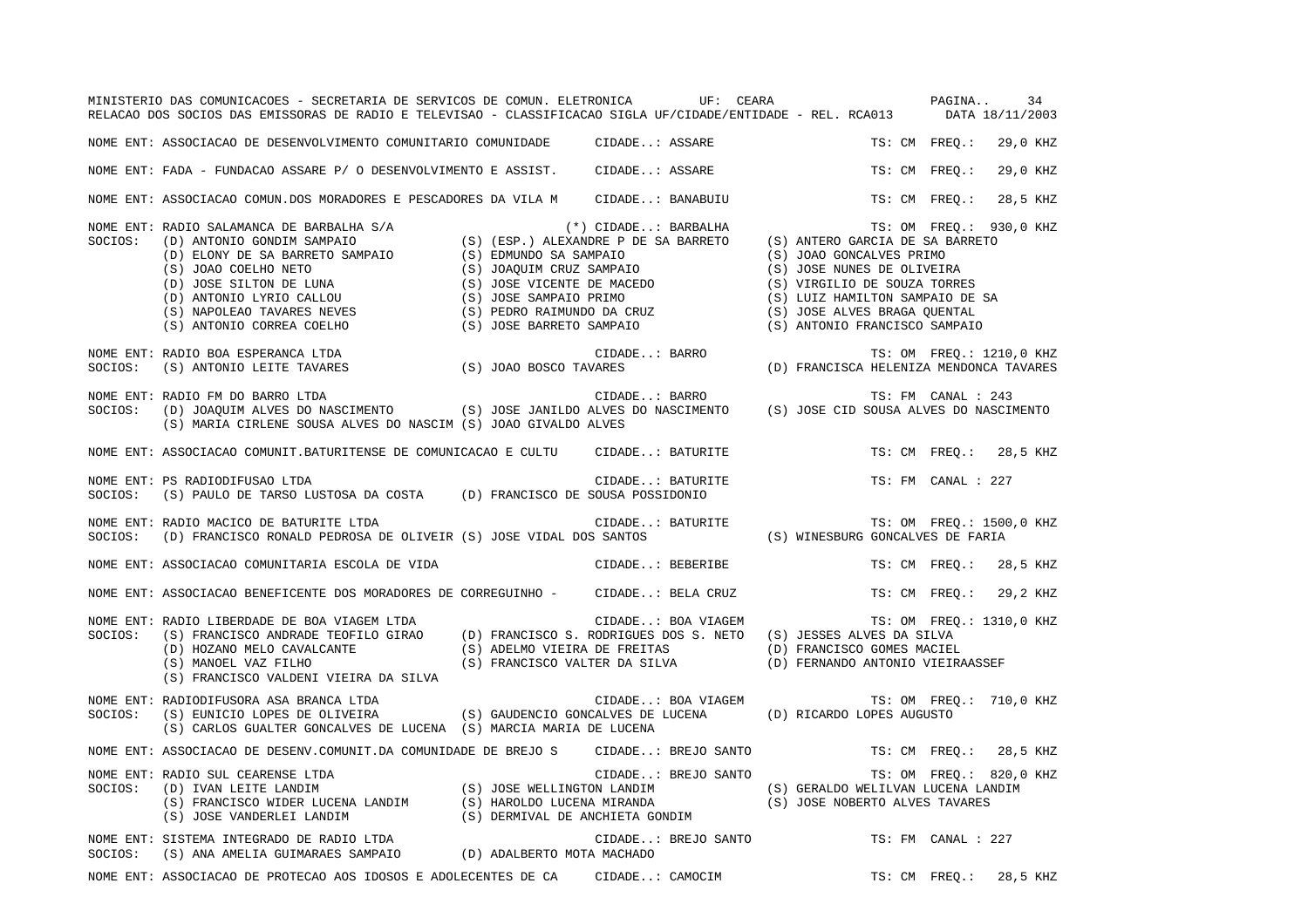MINISTERIO DAS COMUNICACOES - SECRETARIA DE SERVICOS DE COMUN. ELETRONICA UF: CEARA

RELACAO DOS SOCIOS DAS EMISSORAS DE RADIO E TELEVISAO - CLASSIFICACAO SIGLA UF/CIDADE/ENTIDADE - REL. RCA013 DATA 18/11/2003

NOME ENT: ASSOCIACAO DE DESENVOLVIMENTO COMUNITARIO COMUNIDADE CIDADE..: ASSARE TS: CM FREQ.: 29,0 KHZ

NOME ENT: FADA - FUNDACAO ASSARE P/ O DESENVOLVIMENTO E ASSIST. CIDADE..: ASSARE TS: CM FREQ.: 29,0 KHZ

NOME ENT: ASSOCIACAO COMUN.DOS MORADORES E PESCADORES DA VILA M CIDADE..: BANABUIU TS: CM FREQ.: 28,5 KHZ

NOME ENT: RADIO SALAMANCA DE BARBALHA S/A (*) CIDADE..: BARBALHA TS: OM FREQ.: 930,0 KHZ
SOCIOS: (D) ANTONIO GONDIM SAMPAIO (S) (ESP.) ALEXANDRE P DE SA BARRETO (S) ANTERO GARCIA DE SA BARRETO
(D) ELONY DE SA BARRETO SAMPAIO (S) EDMUNDO SA SAMPAIO (S) JOAO GONCALVES PRIMO
(S) JOAO COELHO NETO (S) JOAQUIM CRUZ SAMPAIO (S) JOSE NUNES DE OLIVEIRA
(D) JOSE SILTON DE LUNA (S) JOSE VICENTE DE MACEDO (S) VIRGILIO DE SOUZA TORRES
(D) ANTONIO LYRIO CALLOU (S) JOSE SAMPAIO PRIMO (S) LUIZ HAMILTON SAMPAIO DE SA
(S) NAPOLEAO TAVARES NEVES (S) PEDRO RAIMUNDO DA CRUZ (S) JOSE ALVES BRAGA QUENTAL
(S) ANTONIO CORREA COELHO (S) JOSE BARRETO SAMPAIO (S) ANTONIO FRANCISCO SAMPAIO

NOME ENT: RADIO BOA ESPERANCA LTDA CIDADE..: BARRO TS: OM FREQ.: 1210,0 KHZ
SOCIOS: (S) ANTONIO LEITE TAVARES (S) JOAO BOSCO TAVARES (D) FRANCISCA HELENIZA MENDONCA TAVARES

NOME ENT: RADIO FM DO BARRO LTDA CIDADE..: BARRO TS: FM CANAL : 243
SOCIOS: (D) JOAQUIM ALVES DO NASCIMENTO (S) JOSE JANILDO ALVES DO NASCIMENTO (S) JOSE CID SOUSA ALVES DO NASCIMENTO
(S) MARIA CIRLENE SOUSA ALVES DO NASCIM (S) JOAO GIVALDO ALVES

NOME ENT: ASSOCIACAO COMUNIT.BATURITENSE DE COMUNICACAO E CULTU CIDADE..: BATURITE TS: CM FREQ.: 28,5 KHZ

NOME ENT: PS RADIODIFUSAO LTDA CIDADE..: BATURITE TS: FM CANAL : 227
SOCIOS: (S) PAULO DE TARSO LUSTOSA DA COSTA (D) FRANCISCO DE SOUSA POSSIDONIO

NOME ENT: RADIO MACICO DE BATURITE LTDA CIDADE..: BATURITE TS: OM FREQ.: 1500,0 KHZ
SOCIOS: (D) FRANCISCO RONALD PEDROSA DE OLIVEIR (S) JOSE VIDAL DOS SANTOS (S) WINESBURG GONCALVES DE FARIA

NOME ENT: ASSOCIACAO COMUNITARIA ESCOLA DE VIDA CIDADE..: BEBERIBE TS: CM FREQ.: 28,5 KHZ

NOME ENT: ASSOCIACAO BENEFICENTE DOS MORADORES DE CORREGUINHO - CIDADE..: BELA CRUZ TS: CM FREQ.: 29,2 KHZ

NOME ENT: RADIO LIBERDADE DE BOA VIAGEM LTDA CIDADE..: BOA VIAGEM TS: OM FREQ.: 1310,0 KHZ
SOCIOS: (S) FRANCISCO ANDRADE TEOFILO GIRAO (D) FRANCISCO S. RODRIGUES DOS S. NETO (S) JESSES ALVES DA SILVA
(D) HOZANO MELO CAVALCANTE (S) ADELMO VIEIRA DE FREITAS (D) FRANCISCO GOMES MACIEL
(S) MANOEL VAZ FILHO (S) FRANCISCO VALTER DA SILVA (D) FERNANDO ANTONIO VIEIRAASSEF
(S) FRANCISCO VALDENI VIEIRA DA SILVA

NOME ENT: RADIODIFUSORA ASA BRANCA LTDA CIDADE..: BOA VIAGEM TS: OM FREQ.: 710,0 KHZ
SOCIOS: (S) EUNICIO LOPES DE OLIVEIRA (S) GAUDENCIO GONCALVES DE LUCENA (D) RICARDO LOPES AUGUSTO
(S) CARLOS GUALTER GONCALVES DE LUCENA (S) MARCIA MARIA DE LUCENA

NOME ENT: ASSOCIACAO DE DESENV.COMUNIT.DA COMUNIDADE DE BREJO S CIDADE..: BREJO SANTO TS: CM FREQ.: 28,5 KHZ

NOME ENT: RADIO SUL CEARENSE LTDA CIDADE..: BREJO SANTO TS: OM FREQ.: 820,0 KHZ
SOCIOS: (D) IVAN LEITE LANDIM (S) JOSE WELLINGTON LANDIM (S) GERALDO WELILVAN LUCENA LANDIM
(S) FRANCISCO WIDER LUCENA LANDIM (S) HAROLDO LUCENA MIRANDA (S) JOSE NOBERTO ALVES TAVARES
(S) JOSE VANDERLEI LANDIM (S) DERMIVAL DE ANCHIETA GONDIM

NOME ENT: SISTEMA INTEGRADO DE RADIO LTDA CIDADE..: BREJO SANTO TS: FM CANAL : 227
SOCIOS: (S) ANA AMELIA GUIMARAES SAMPAIO (D) ADALBERTO MOTA MACHADO

NOME ENT: ASSOCIACAO DE PROTECAO AOS IDOSOS E ADOLECENTES DE CA CIDADE..: CAMOCIM TS: CM FREQ.: 28,5 KHZ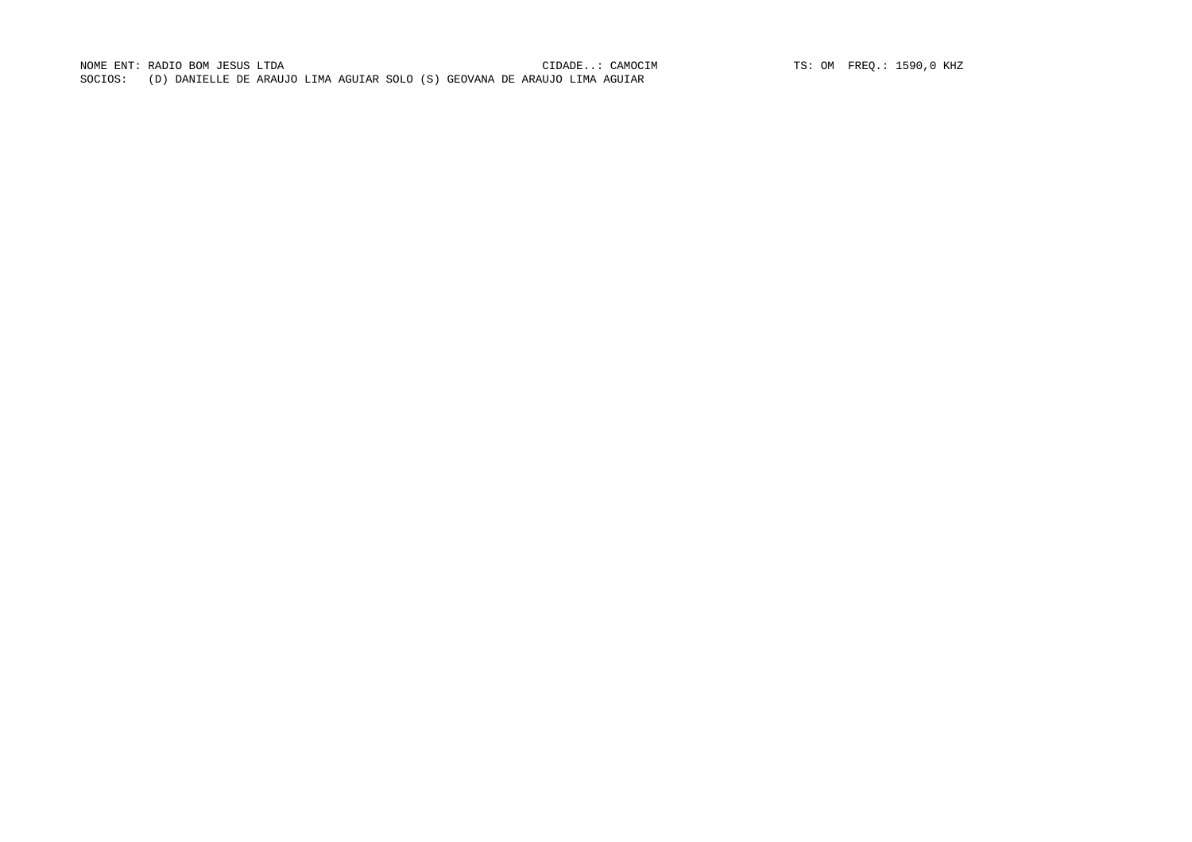NOME ENT: RADIO BOM JESUS LTDA CIDADE..: CAMOCIM TS: OM FREQ.: 1590,0 KHZ

SOCIOS: (D) DANIELLE DE ARAUJO LIMA AGUIAR SOLO (S) GEOVANA DE ARAUJO LIMA AGUIAR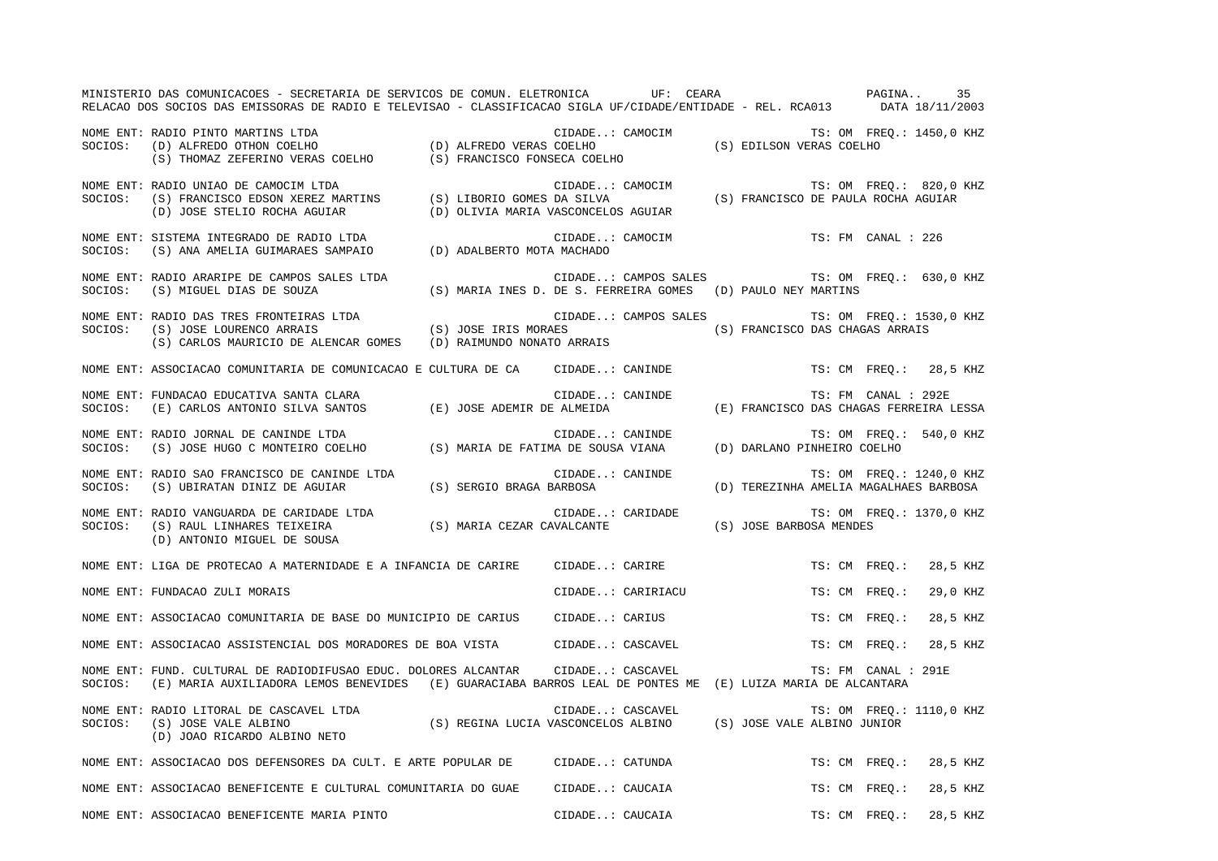MINISTERIO DAS COMUNICACOES - SECRETARIA DE SERVICOS DE COMUN. ELETRONICA UF: CEARA

RELACAO DOS SOCIOS DAS EMISSORAS DE RADIO E TELEVISAO - CLASSIFICACAO SIGLA UF/CIDADE/ENTIDADE - REL. RCA013 DATA 18/11/2003

NOME ENT: RADIO PINTO MARTINS LTDA | CIDADE..: CAMOCIM | TS: OM FREQ.: 1450,0 KHZ
SOCIOS: (D) ALFREDO OTHON COELHO (D) ALFREDO VERAS COELHO (S) EDILSON VERAS COELHO
(S) THOMAZ ZEFERINO VERAS COELHO (S) FRANCISCO FONSECA COELHO

NOME ENT: RADIO UNIAO DE CAMOCIM LTDA | CIDADE..: CAMOCIM | TS: OM FREQ.: 820,0 KHZ
SOCIOS: (S) FRANCISCO EDSON XEREZ MARTINS (S) LIBORIO GOMES DA SILVA (S) FRANCISCO DE PAULA ROCHA AGUIAR
(D) JOSE STELIO ROCHA AGUIAR (D) OLIVIA MARIA VASCONCELOS AGUIAR

NOME ENT: SISTEMA INTEGRADO DE RADIO LTDA | CIDADE..: CAMOCIM | TS: FM CANAL : 226
SOCIOS: (S) ANA AMELIA GUIMARAES SAMPAIO (D) ADALBERTO MOTA MACHADO

NOME ENT: RADIO ARARIPE DE CAMPOS SALES LTDA | CIDADE..: CAMPOS SALES | TS: OM FREQ.: 630,0 KHZ
SOCIOS: (S) MIGUEL DIAS DE SOUZA (S) MARIA INES D. DE S. FERREIRA GOMES (D) PAULO NEY MARTINS

NOME ENT: RADIO DAS TRES FRONTEIRAS LTDA | CIDADE..: CAMPOS SALES | TS: OM FREQ.: 1530,0 KHZ
SOCIOS: (S) JOSE LOURENCO ARRAIS (S) JOSE IRIS MORAES (S) FRANCISCO DAS CHAGAS ARRAIS
(S) CARLOS MAURICIO DE ALENCAR GOMES (D) RAIMUNDO NONATO ARRAIS

NOME ENT: ASSOCIACAO COMUNITARIA DE COMUNICACAO E CULTURA DE CA | CIDADE..: CANINDE | TS: CM FREQ.: 28,5 KHZ

NOME ENT: FUNDACAO EDUCATIVA SANTA CLARA | CIDADE..: CANINDE | TS: FM CANAL : 292E
SOCIOS: (E) CARLOS ANTONIO SILVA SANTOS (E) JOSE ADEMIR DE ALMEIDA (E) FRANCISCO DAS CHAGAS FERREIRA LESSA

NOME ENT: RADIO JORNAL DE CANINDE LTDA | CIDADE..: CANINDE | TS: OM FREQ.: 540,0 KHZ
SOCIOS: (S) JOSE HUGO C MONTEIRO COELHO (S) MARIA DE FATIMA DE SOUSA VIANA (D) DARLANO PINHEIRO COELHO

NOME ENT: RADIO SAO FRANCISCO DE CANINDE LTDA | CIDADE..: CANINDE | TS: OM FREQ.: 1240,0 KHZ
SOCIOS: (S) UBIRATAN DINIZ DE AGUIAR (S) SERGIO BRAGA BARBOSA (D) TEREZINHA AMELIA MAGALHAES BARBOSA

NOME ENT: RADIO VANGUARDA DE CARIDADE LTDA | CIDADE..: CARIDADE | TS: OM FREQ.: 1370,0 KHZ
SOCIOS: (S) RAUL LINHARES TEIXEIRA (S) MARIA CEZAR CAVALCANTE (S) JOSE BARBOSA MENDES
(D) ANTONIO MIGUEL DE SOUSA

NOME ENT: LIGA DE PROTECAO A MATERNIDADE E A INFANCIA DE CARIRE | CIDADE..: CARIRE | TS: CM FREQ.: 28,5 KHZ

NOME ENT: FUNDACAO ZULI MORAIS | CIDADE..: CARIRIACU | TS: CM FREQ.: 29,0 KHZ

NOME ENT: ASSOCIACAO COMUNITARIA DE BASE DO MUNICIPIO DE CARIUS | CIDADE..: CARIUS | TS: CM FREQ.: 28,5 KHZ

NOME ENT: ASSOCIACAO ASSISTENCIAL DOS MORADORES DE BOA VISTA | CIDADE..: CASCAVEL | TS: CM FREQ.: 28,5 KHZ

NOME ENT: FUND. CULTURAL DE RADIODIFUSAO EDUC. DOLORES ALCANTAR | CIDADE..: CASCAVEL | TS: FM CANAL : 291E
SOCIOS: (E) MARIA AUXILIADORA LEMOS BENEVIDES (E) GUARACIABA BARROS LEAL DE PONTES ME (E) LUIZA MARIA DE ALCANTARA

NOME ENT: RADIO LITORAL DE CASCAVEL LTDA | CIDADE..: CASCAVEL | TS: OM FREQ.: 1110,0 KHZ
SOCIOS: (S) JOSE VALE ALBINO (S) REGINA LUCIA VASCONCELOS ALBINO (S) JOSE VALE ALBINO JUNIOR
(D) JOAO RICARDO ALBINO NETO

NOME ENT: ASSOCIACAO DOS DEFENSORES DA CULT. E ARTE POPULAR DE | CIDADE..: CATUNDA | TS: CM FREQ.: 28,5 KHZ

NOME ENT: ASSOCIACAO BENEFICENTE E CULTURAL COMUNITARIA DO GUAE | CIDADE..: CAUCAIA | TS: CM FREQ.: 28,5 KHZ

NOME ENT: ASSOCIACAO BENEFICENTE MARIA PINTO | CIDADE..: CAUCAIA | TS: CM FREQ.: 28,5 KHZ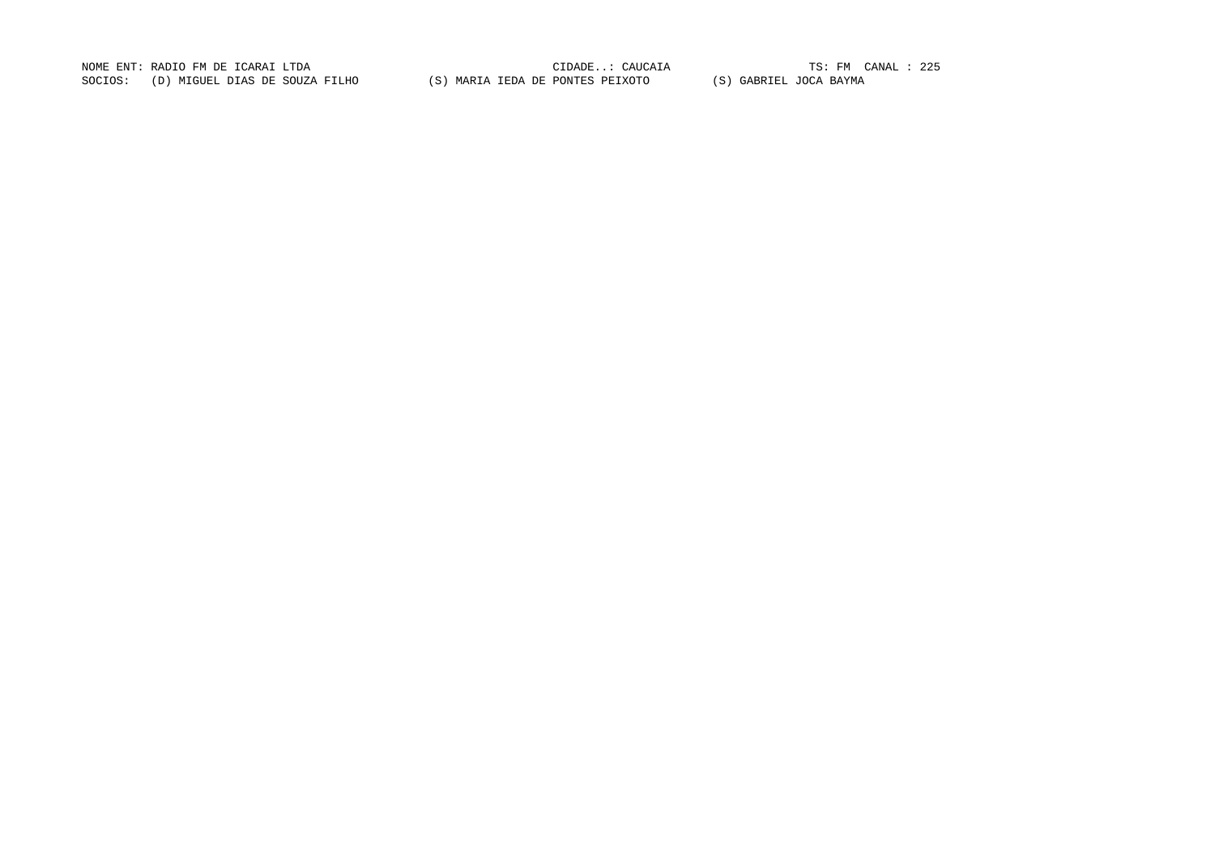NOME ENT: RADIO FM DE ICARAI LTDA CIDADE..: CAUCAIA TS: FM CANAL : 225

SOCIOS: (D) MIGUEL DIAS DE SOUZA FILHO (S) MARIA IEDA DE PONTES PEIXOTO (S) GABRIEL JOCA BAYMA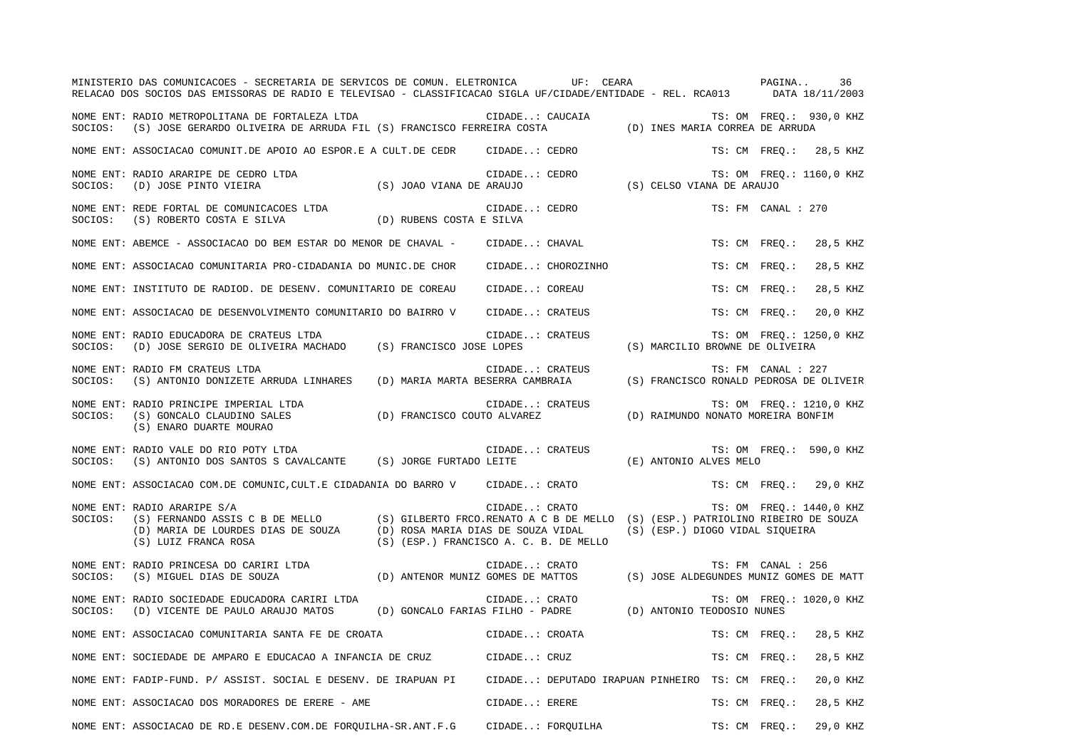MINISTERIO DAS COMUNICACOES - SECRETARIA DE SERVICOS DE COMUN. ELETRONICA UF: CEARA

RELACAO DOS SOCIOS DAS EMISSORAS DE RADIO E TELEVISAO - CLASSIFICACAO SIGLA UF/CIDADE/ENTIDADE - REL. RCA013 DATA 18/11/2003

```
NOME ENT: RADIO METROPOLITANA DE FORTALEZA LTDA                    CIDADE..: CAUCAIA                       TS: OM  FREQ.: 930,0 KHZ
SOCIOS:  (S) JOSE GERARDO OLIVEIRA DE ARRUDA FIL (S) FRANCISCO FERREIRA COSTA          (D) INES MARIA CORREA DE ARRUDA

NOME ENT: ASSOCIACAO COMUNIT.DE APOIO AO ESPOR.E A CULT.DE CEDR     CIDADE..: CEDRO                         TS: CM  FREQ.:  28,5 KHZ

NOME ENT: RADIO ARARIPE DE CEDRO LTDA                               CIDADE..: CEDRO                         TS: OM  FREQ.: 1160,0 KHZ
SOCIOS:  (D) JOSE PINTO VIEIRA              (S) JOAO VIANA DE ARAUJO                   (S) CELSO VIANA DE ARAUJO

NOME ENT: REDE FORTAL DE COMUNICACOES LTDA                          CIDADE..: CEDRO                         TS: FM  CANAL : 270
SOCIOS:  (S) ROBERTO COSTA E SILVA          (D) RUBENS COSTA E SILVA

NOME ENT: ABEMCE - ASSOCIACAO DO BEM ESTAR DO MENOR DE CHAVAL -     CIDADE..: CHAVAL                        TS: CM  FREQ.:  28,5 KHZ

NOME ENT: ASSOCIACAO COMUNITARIA PRO-CIDADANIA DO MUNIC.DE CHOR     CIDADE..: CHOROZINHO                    TS: CM  FREQ.:  28,5 KHZ

NOME ENT: INSTITUTO DE RADIOD. DE DESENV. COMUNITARIO DE COREAU     CIDADE..: COREAU                        TS: CM  FREQ.:  28,5 KHZ

NOME ENT: ASSOCIACAO DE DESENVOLVIMENTO COMUNITARIO DO BAIRRO V     CIDADE..: CRATEUS                       TS: CM  FREQ.:  20,0 KHZ

NOME ENT: RADIO EDUCADORA DE CRATEUS LTDA                           CIDADE..: CRATEUS                       TS: OM  FREQ.: 1250,0 KHZ
SOCIOS:  (D) JOSE SERGIO DE OLIVEIRA MACHADO    (S) FRANCISCO JOSE LOPES               (S) MARCILIO BROWNE DE OLIVEIRA

NOME ENT: RADIO FM CRATEUS LTDA                                     CIDADE..: CRATEUS                       TS: FM  CANAL : 227
SOCIOS:  (S) ANTONIO DONIZETE ARRUDA LINHARES   (D) MARIA MARTA BESERRA CAMBRAIA       (S) FRANCISCO RONALD PEDROSA DE OLIVEIR

NOME ENT: RADIO PRINCIPE IMPERIAL LTDA                              CIDADE..: CRATEUS                       TS: OM  FREQ.: 1210,0 KHZ
SOCIOS:  (S) GONCALO CLAUDINO SALES         (D) FRANCISCO COUTO ALVAREZ                (D) RAIMUNDO NONATO MOREIRA BONFIM
         (S) ENARO DUARTE MOURAO

NOME ENT: RADIO VALE DO RIO POTY LTDA                               CIDADE..: CRATEUS                       TS: OM  FREQ.: 590,0 KHZ
SOCIOS:  (S) ANTONIO DOS SANTOS S CAVALCANTE    (S) JORGE FURTADO LEITE                (E) ANTONIO ALVES MELO

NOME ENT: ASSOCIACAO COM.DE COMUNIC,CULT.E CIDADANIA DO BARRO V     CIDADE..: CRATO                         TS: CM  FREQ.:  29,0 KHZ

NOME ENT: RADIO ARARIPE S/A                                         CIDADE..: CRATO                         TS: OM  FREQ.: 1440,0 KHZ
SOCIOS:  (S) FERNANDO ASSIS C B DE MELLO        (S) GILBERTO FRCO.RENATO A C B DE MELLO  (S) (ESP.) PATRIOLINO RIBEIRO DE SOUZA
         (D) MARIA DE LOURDES DIAS DE SOUZA     (D) ROSA MARIA DIAS DE SOUZA VIDAL       (S) (ESP.) DIOGO VIDAL SIQUEIRA
         (S) LUIZ FRANCA ROSA                   (S) (ESP.) FRANCISCO A. C. B. DE MELLO

NOME ENT: RADIO PRINCESA DO CARIRI LTDA                             CIDADE..: CRATO                         TS: FM  CANAL : 256
SOCIOS:  (S) MIGUEL DIAS DE SOUZA           (D) ANTENOR MUNIZ GOMES DE MATTOS          (S) JOSE ALDEGUNDES MUNIZ GOMES DE MATT

NOME ENT: RADIO SOCIEDADE EDUCADORA CARIRI LTDA                     CIDADE..: CRATO                         TS: OM  FREQ.: 1020,0 KHZ
SOCIOS:  (D) VICENTE DE PAULO ARAUJO MATOS      (D) GONCALO FARIAS FILHO - PADRE       (D) ANTONIO TEODOSIO NUNES

NOME ENT: ASSOCIACAO COMUNITARIA SANTA FE DE CROATA                 CIDADE..: CROATA                        TS: CM  FREQ.:  28,5 KHZ

NOME ENT: SOCIEDADE DE AMPARO E EDUCACAO A INFANCIA DE CRUZ         CIDADE..: CRUZ                          TS: CM  FREQ.:  28,5 KHZ

NOME ENT: FADIP-FUND. P/ ASSIST. SOCIAL E DESENV. DE IRAPUAN PI     CIDADE..: DEPUTADO IRAPUAN PINHEIRO     TS: CM  FREQ.:  20,0 KHZ

NOME ENT: ASSOCIACAO DOS MORADORES DE ERERE - AME                   CIDADE..: ERERE                         TS: CM  FREQ.:  28,5 KHZ

NOME ENT: ASSOCIACAO DE RD.E DESENV.COM.DE FORQUILHA-SR.ANT.F.G     CIDADE..: FORQUILHA                     TS: CM  FREQ.:  29,0 KHZ
```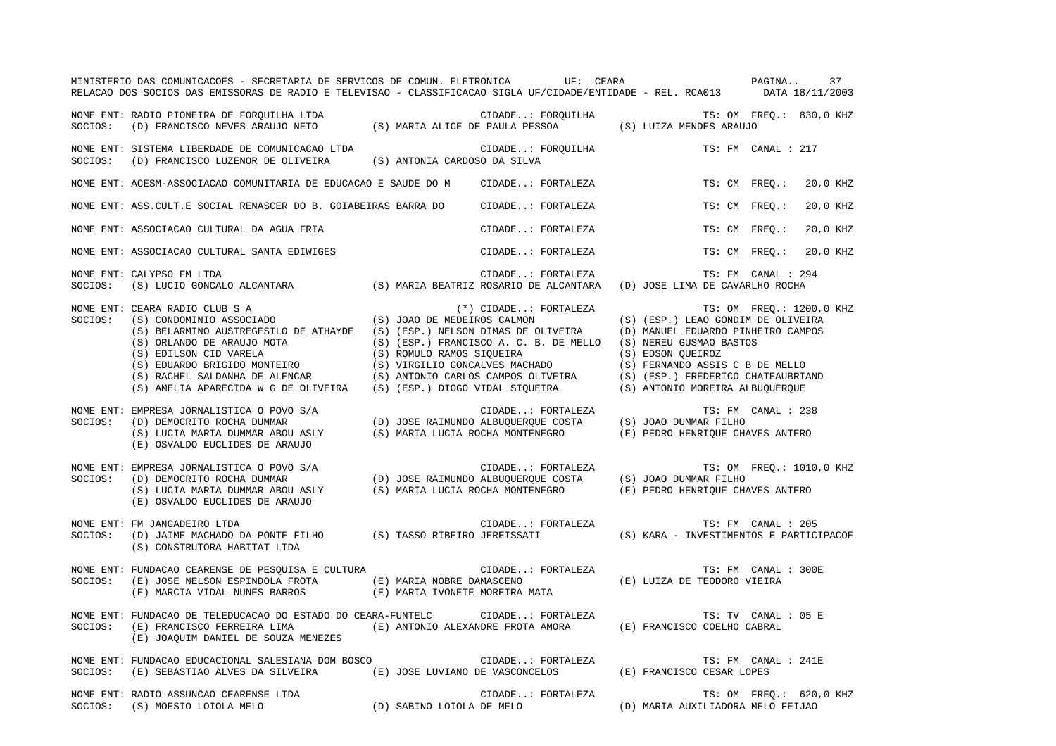NOME ENT: RADIO PIONEIRA DE FORQUILHA LTDA — CIDADE..: FORQUILHA — TS: OM FREQ.: 830,0 KHZ
SOCIOS: (D) FRANCISCO NEVES ARAUJO NETO (S) MARIA ALICE DE PAULA PESSOA (S) LUIZA MENDES ARAUJO

NOME ENT: SISTEMA LIBERDADE DE COMUNICACAO LTDA — CIDADE..: FORQUILHA — TS: FM CANAL : 217
SOCIOS: (D) FRANCISCO LUZENOR DE OLIVEIRA (S) ANTONIA CARDOSO DA SILVA

NOME ENT: ACESM-ASSOCIACAO COMUNITARIA DE EDUCACAO E SAUDE DO M — CIDADE..: FORTALEZA — TS: CM FREQ.: 20,0 KHZ

NOME ENT: ASS.CULT.E SOCIAL RENASCER DO B. GOIABEIRAS BARRA DO — CIDADE..: FORTALEZA — TS: CM FREQ.: 20,0 KHZ

NOME ENT: ASSOCIACAO CULTURAL DA AGUA FRIA — CIDADE..: FORTALEZA — TS: CM FREQ.: 20,0 KHZ

NOME ENT: ASSOCIACAO CULTURAL SANTA EDIWIGES — CIDADE..: FORTALEZA — TS: CM FREQ.: 20,0 KHZ

NOME ENT: CALYPSO FM LTDA — CIDADE..: FORTALEZA — TS: FM CANAL : 294
SOCIOS: (S) LUCIO GONCALO ALCANTARA (S) MARIA BEATRIZ ROSARIO DE ALCANTARA (D) JOSE LIMA DE CAVARLHO ROCHA

NOME ENT: CEARA RADIO CLUB S A — (*) CIDADE..: FORTALEZA — TS: OM FREQ.: 1200,0 KHZ
SOCIOS: (S) CONDOMINIO ASSOCIADO (S) JOAO DE MEDEIROS CALMON (S) (ESP.) LEAO GONDIM DE OLIVEIRA
(S) BELARMINO AUSTREGESILO DE ATHAYDE (S) (ESP.) NELSON DIMAS DE OLIVEIRA (D) MANUEL EDUARDO PINHEIRO CAMPOS
(S) ORLANDO DE ARAUJO MOTA (S) (ESP.) FRANCISCO A. C. B. DE MELLO (S) NEREU GUSMAO BASTOS
(S) EDILSON CID VARELA (S) ROMULO RAMOS SIQUEIRA (S) EDSON QUEIROZ
(S) EDUARDO BRIGIDO MONTEIRO (S) VIRGILIO GONCALVES MACHADO (S) FERNANDO ASSIS C B DE MELLO
(S) RACHEL SALDANHA DE ALENCAR (S) ANTONIO CARLOS CAMPOS OLIVEIRA (S) (ESP.) FREDERICO CHATEAUBRIAND
(S) AMELIA APARECIDA W G DE OLIVEIRA (S) (ESP.) DIOGO VIDAL SIQUEIRA (S) ANTONIO MOREIRA ALBUQUERQUE

NOME ENT: EMPRESA JORNALISTICA O POVO S/A — CIDADE..: FORTALEZA — TS: FM CANAL : 238
SOCIOS: (D) DEMOCRITO ROCHA DUMMAR (D) JOSE RAIMUNDO ALBUQUERQUE COSTA (S) JOAO DUMMAR FILHO
(S) LUCIA MARIA DUMMAR ABOU ASLY (S) MARIA LUCIA ROCHA MONTENEGRO (E) PEDRO HENRIQUE CHAVES ANTERO
(E) OSVALDO EUCLIDES DE ARAUJO

NOME ENT: EMPRESA JORNALISTICA O POVO S/A — CIDADE..: FORTALEZA — TS: OM FREQ.: 1010,0 KHZ
SOCIOS: (D) DEMOCRITO ROCHA DUMMAR (D) JOSE RAIMUNDO ALBUQUERQUE COSTA (S) JOAO DUMMAR FILHO
(S) LUCIA MARIA DUMMAR ABOU ASLY (S) MARIA LUCIA ROCHA MONTENEGRO (E) PEDRO HENRIQUE CHAVES ANTERO
(E) OSVALDO EUCLIDES DE ARAUJO

NOME ENT: FM JANGADEIRO LTDA — CIDADE..: FORTALEZA — TS: FM CANAL : 205
SOCIOS: (D) JAIME MACHADO DA PONTE FILHO (S) TASSO RIBEIRO JEREISSATI (S) KARA - INVESTIMENTOS E PARTICIPACOE
(S) CONSTRUTORA HABITAT LTDA

NOME ENT: FUNDACAO CEARENSE DE PESQUISA E CULTURA — CIDADE..: FORTALEZA — TS: FM CANAL : 300E
SOCIOS: (E) JOSE NELSON ESPINDOLA FROTA (E) MARIA NOBRE DAMASCENO (E) LUIZA DE TEODORO VIEIRA
(E) MARCIA VIDAL NUNES BARROS (E) MARIA IVONETE MOREIRA MAIA

NOME ENT: FUNDACAO DE TELEDUCACAO DO ESTADO DO CEARA-FUNTELC — CIDADE..: FORTALEZA — TS: TV CANAL : 05 E
SOCIOS: (E) FRANCISCO FERREIRA LIMA (E) ANTONIO ALEXANDRE FROTA AMORA (E) FRANCISCO COELHO CABRAL
(E) JOAQUIM DANIEL DE SOUZA MENEZES

NOME ENT: FUNDACAO EDUCACIONAL SALESIANA DOM BOSCO — CIDADE..: FORTALEZA — TS: FM CANAL : 241E
SOCIOS: (E) SEBASTIAO ALVES DA SILVEIRA (E) JOSE LUVIANO DE VASCONCELOS (E) FRANCISCO CESAR LOPES

NOME ENT: RADIO ASSUNCAO CEARENSE LTDA — CIDADE..: FORTALEZA — TS: OM FREQ.: 620,0 KHZ
SOCIOS: (S) MOESIO LOIOLA MELO (D) SABINO LOIOLA DE MELO (D) MARIA AUXILIADORA MELO FEIJAO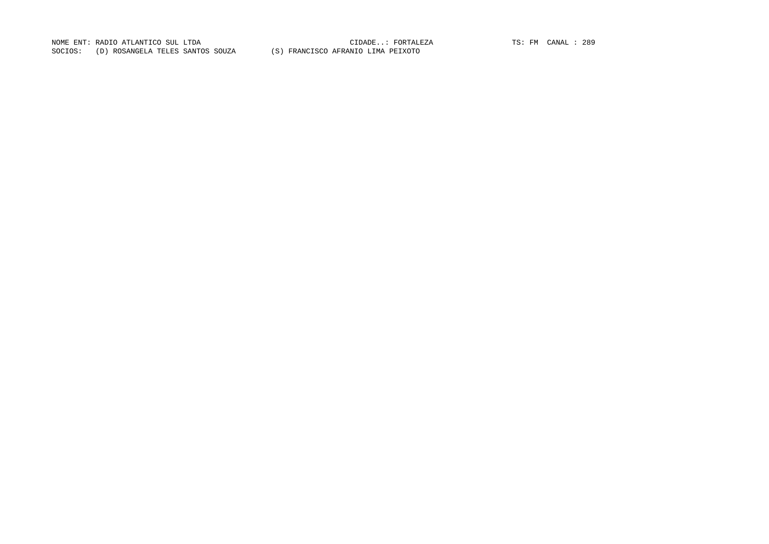NOME ENT: RADIO ATLANTICO SUL LTDA CIDADE..: FORTALEZA TS: FM CANAL : 289

SOCIOS: (D) ROSANGELA TELES SANTOS SOUZA (S) FRANCISCO AFRANIO LIMA PEIXOTO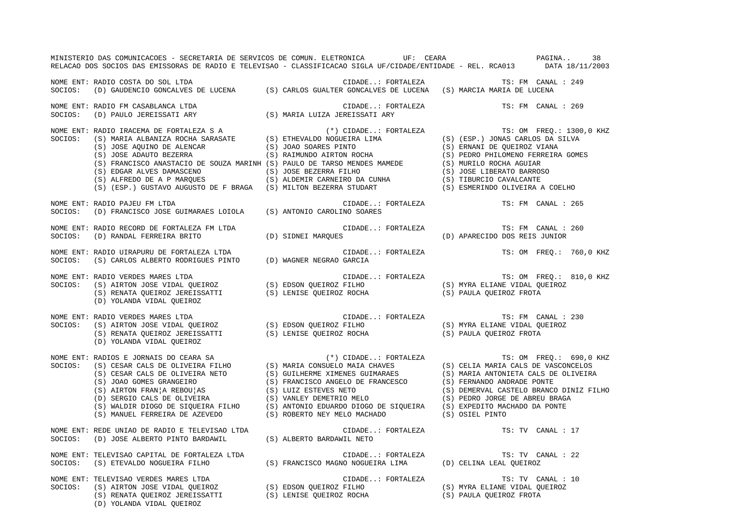MINISTERIO DAS COMUNICACOES - SECRETARIA DE SERVICOS DE COMUN. ELETRONICA UF: CEARA

RELACAO DOS SOCIOS DAS EMISSORAS DE RADIO E TELEVISAO - CLASSIFICACAO SIGLA UF/CIDADE/ENTIDADE - REL. RCA013 DATA 18/11/2003

NOME ENT: RADIO COSTA DO SOL LTDA CIDADE..: FORTALEZA TS: FM CANAL : 249
SOCIOS: (D) GAUDENCIO GONCALVES DE LUCENA (S) CARLOS GUALTER GONCALVES DE LUCENA (S) MARCIA MARIA DE LUCENA

NOME ENT: RADIO FM CASABLANCA LTDA CIDADE..: FORTALEZA TS: FM CANAL : 269
SOCIOS: (D) PAULO JEREISSATI ARY (S) MARIA LUIZA JEREISSATI ARY

NOME ENT: RADIO IRACEMA DE FORTALEZA S A (*) CIDADE..: FORTALEZA TS: OM FREQ.: 1300,0 KHZ
SOCIOS: (S) MARIA ALBANIZA ROCHA SARASATE (S) ETHEVALDO NOGUEIRA LIMA (S) (ESP.) JONAS CARLOS DA SILVA
(S) JOSE AQUINO DE ALENCAR (S) JOAO SOARES PINTO (S) ERNANI DE QUEIROZ VIANA
(S) JOSE ADAUTO BEZERRA (S) RAIMUNDO AIRTON ROCHA (S) PEDRO PHILOMENO FERREIRA GOMES
(S) FRANCISCO ANASTACIO DE SOUZA MARINH (S) PAULO DE TARSO MENDES MAMEDE (S) MURILO ROCHA AGUIAR
(S) EDGAR ALVES DAMASCENO (S) JOSE BEZERRA FILHO (S) JOSE LIBERATO BARROSO
(S) ALFREDO DE A P MARQUES (S) ALDEMIR CARNEIRO DA CUNHA (S) TIBURCIO CAVALCANTE
(S) (ESP.) GUSTAVO AUGUSTO DE F BRAGA (S) MILTON BEZERRA STUDART (S) ESMERINDO OLIVEIRA A COELHO

NOME ENT: RADIO PAJEU FM LTDA CIDADE..: FORTALEZA TS: FM CANAL : 265
SOCIOS: (D) FRANCISCO JOSE GUIMARAES LOIOLA (S) ANTONIO CAROLINO SOARES

NOME ENT: RADIO RECORD DE FORTALEZA FM LTDA CIDADE..: FORTALEZA TS: FM CANAL : 260
SOCIOS: (D) RANDAL FERREIRA BRITO (D) SIDNEI MARQUES (D) APARECIDO DOS REIS JUNIOR

NOME ENT: RADIO UIRAPURU DE FORTALEZA LTDA CIDADE..: FORTALEZA TS: OM FREQ.: 760,0 KHZ
SOCIOS: (S) CARLOS ALBERTO RODRIGUES PINTO (D) WAGNER NEGRAO GARCIA

NOME ENT: RADIO VERDES MARES LTDA CIDADE..: FORTALEZA TS: OM FREQ.: 810,0 KHZ
SOCIOS: (S) AIRTON JOSE VIDAL QUEIROZ (S) EDSON QUEIROZ FILHO (S) MYRA ELIANE VIDAL QUEIROZ
(S) RENATA QUEIROZ JEREISSATTI (S) LENISE QUEIROZ ROCHA (S) PAULA QUEIROZ FROTA
(D) YOLANDA VIDAL QUEIROZ

NOME ENT: RADIO VERDES MARES LTDA CIDADE..: FORTALEZA TS: FM CANAL : 230
SOCIOS: (S) AIRTON JOSE VIDAL QUEIROZ (S) EDSON QUEIROZ FILHO (S) MYRA ELIANE VIDAL QUEIROZ
(S) RENATA QUEIROZ JEREISSATTI (S) LENISE QUEIROZ ROCHA (S) PAULA QUEIROZ FROTA
(D) YOLANDA VIDAL QUEIROZ

NOME ENT: RADIOS E JORNAIS DO CEARA SA (*) CIDADE..: FORTALEZA TS: OM FREQ.: 690,0 KHZ
SOCIOS: (S) CESAR CALS DE OLIVEIRA FILHO (S) MARIA CONSUELO MAIA CHAVES (S) CELIA MARIA CALS DE VASCONCELOS
(S) CESAR CALS DE OLIVEIRA NETO (S) GUILHERME XIMENES GUIMARAES (S) MARIA ANTONIETA CALS DE OLIVEIRA
(S) JOAO GOMES GRANGEIRO (S) FRANCISCO ANGELO DE FRANCESCO (S) FERNANDO ANDRADE PONTE
(S) AIRTON FRAN¦A REBOU¦AS (S) LUIZ ESTEVES NETO (S) DEMERVAL CASTELO BRANCO DINIZ FILHO
(D) SERGIO CALS DE OLIVEIRA (S) VANLEY DEMETRIO MELO (S) PEDRO JORGE DE ABREU BRAGA
(S) WALDIR DIOGO DE SIQUEIRA FILHO (S) ANTONIO EDUARDO DIOGO DE SIQUEIRA (S) EXPEDITO MACHADO DA PONTE
(S) MANUEL FERREIRA DE AZEVEDO (S) ROBERTO NEY MELO MACHADO (S) OSIEL PINTO

NOME ENT: REDE UNIAO DE RADIO E TELEVISAO LTDA CIDADE..: FORTALEZA TS: TV CANAL : 17
SOCIOS: (D) JOSE ALBERTO PINTO BARDAWIL (S) ALBERTO BARDAWIL NETO

NOME ENT: TELEVISAO CAPITAL DE FORTALEZA LTDA CIDADE..: FORTALEZA TS: TV CANAL : 22
SOCIOS: (S) ETEVALDO NOGUEIRA FILHO (S) FRANCISCO MAGNO NOGUEIRA LIMA (D) CELINA LEAL QUEIROZ

NOME ENT: TELEVISAO VERDES MARES LTDA CIDADE..: FORTALEZA TS: TV CANAL : 10
SOCIOS: (S) AIRTON JOSE VIDAL QUEIROZ (S) EDSON QUEIROZ FILHO (S) MYRA ELIANE VIDAL QUEIROZ
(S) RENATA QUEIROZ JEREISSATTI (S) LENISE QUEIROZ ROCHA (S) PAULA QUEIROZ FROTA
(D) YOLANDA VIDAL QUEIROZ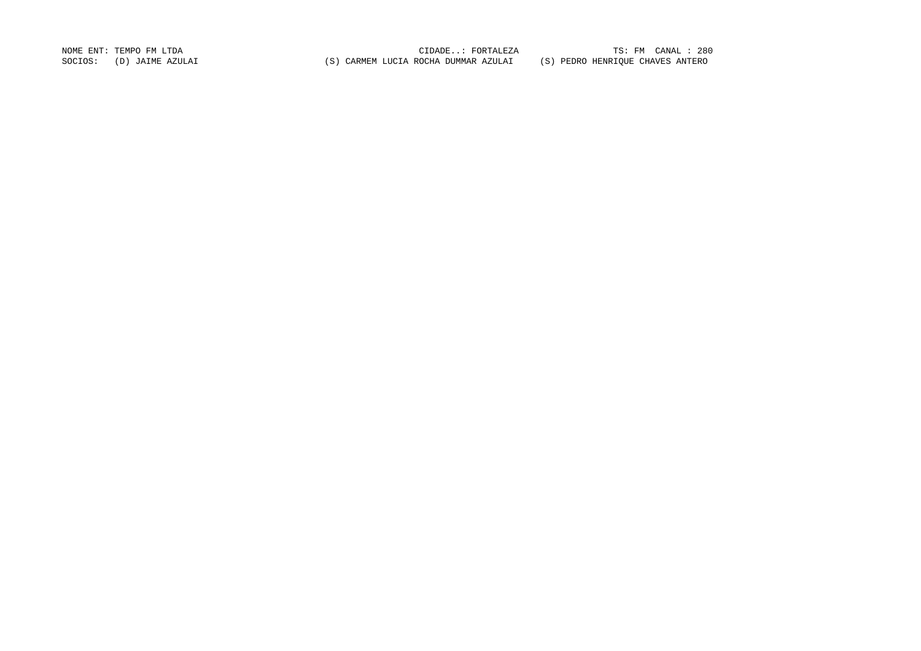NOME ENT: TEMPO FM LTDA CIDADE..: FORTALEZA TS: FM CANAL : 280

SOCIOS: (D) JAIME AZULAI (S) CARMEM LUCIA ROCHA DUMMAR AZULAI (S) PEDRO HENRIQUE CHAVES ANTERO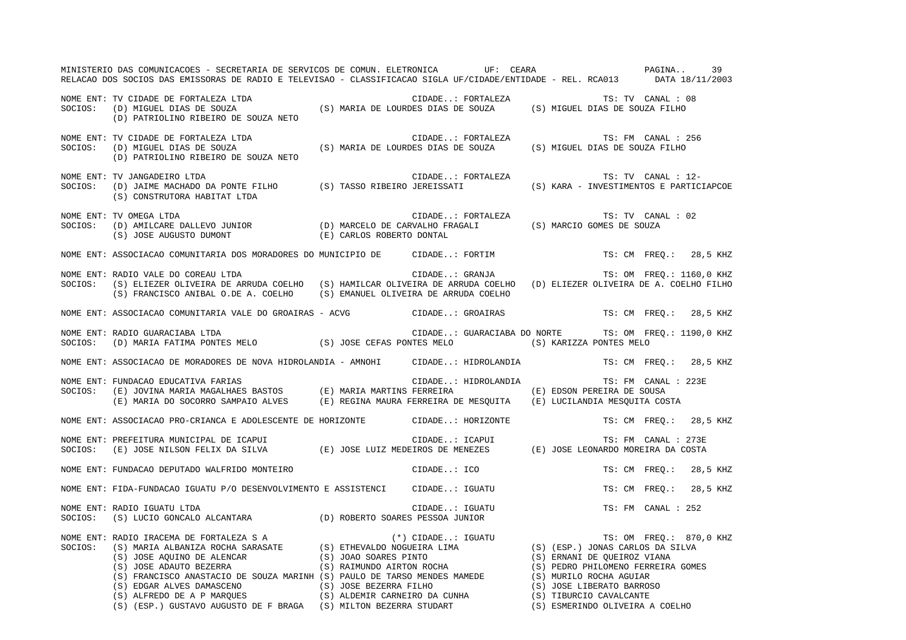NOME ENT: TV CIDADE DE FORTALEZA LTDA CIDADE..: FORTALEZA TS: TV CANAL : 08
SOCIOS: (D) MIGUEL DIAS DE SOUZA (S) MARIA DE LOURDES DIAS DE SOUZA (S) MIGUEL DIAS DE SOUZA FILHO
(D) PATRIOLINO RIBEIRO DE SOUZA NETO

NOME ENT: TV CIDADE DE FORTALEZA LTDA CIDADE..: FORTALEZA TS: FM CANAL : 256
SOCIOS: (D) MIGUEL DIAS DE SOUZA (S) MARIA DE LOURDES DIAS DE SOUZA (S) MIGUEL DIAS DE SOUZA FILHO
(D) PATRIOLINO RIBEIRO DE SOUZA NETO

NOME ENT: TV JANGADEIRO LTDA CIDADE..: FORTALEZA TS: TV CANAL : 12-
SOCIOS: (D) JAIME MACHADO DA PONTE FILHO (S) TASSO RIBEIRO JEREISSATI (S) KARA - INVESTIMENTOS E PARTICIAPCOE
(S) CONSTRUTORA HABITAT LTDA

NOME ENT: TV OMEGA LTDA CIDADE..: FORTALEZA TS: TV CANAL : 02
SOCIOS: (D) AMILCARE DALLEVO JUNIOR (D) MARCELO DE CARVALHO FRAGALI (S) MARCIO GOMES DE SOUZA
(S) JOSE AUGUSTO DUMONT (E) CARLOS ROBERTO DONTAL

NOME ENT: ASSOCIACAO COMUNITARIA DOS MORADORES DO MUNICIPIO DE CIDADE..: FORTIM TS: CM FREQ.: 28,5 KHZ

NOME ENT: RADIO VALE DO COREAU LTDA CIDADE..: GRANJA TS: OM FREQ.: 1160,0 KHZ
SOCIOS: (S) ELIEZER OLIVEIRA DE ARRUDA COELHO (S) HAMILCAR OLIVEIRA DE ARRUDA COELHO (D) ELIEZER OLIVEIRA DE A. COELHO FILHO
(S) FRANCISCO ANIBAL O.DE A. COELHO (S) EMANUEL OLIVEIRA DE ARRUDA COELHO

NOME ENT: ASSOCIACAO COMUNITARIA VALE DO GROAIRAS - ACVG CIDADE..: GROAIRAS TS: CM FREQ.: 28,5 KHZ

NOME ENT: RADIO GUARACIABA LTDA CIDADE..: GUARACIABA DO NORTE TS: OM FREQ.: 1190,0 KHZ
SOCIOS: (D) MARIA FATIMA PONTES MELO (S) JOSE CEFAS PONTES MELO (S) KARIZZA PONTES MELO

NOME ENT: ASSOCIACAO DE MORADORES DE NOVA HIDROLANDIA - AMNOHI CIDADE..: HIDROLANDIA TS: CM FREQ.: 28,5 KHZ

NOME ENT: FUNDACAO EDUCATIVA FARIAS CIDADE..: HIDROLANDIA TS: FM CANAL : 223E
SOCIOS: (E) JOVINA MARIA MAGALHAES BASTOS (E) MARIA MARTINS FERREIRA (E) EDSON PEREIRA DE SOUSA
(E) MARIA DO SOCORRO SAMPAIO ALVES (E) REGINA MAURA FERREIRA DE MESQUITA (E) LUCILANDIA MESQUITA COSTA

NOME ENT: ASSOCIACAO PRO-CRIANCA E ADOLESCENTE DE HORIZONTE CIDADE..: HORIZONTE TS: CM FREQ.: 28,5 KHZ

NOME ENT: PREFEITURA MUNICIPAL DE ICAPUI CIDADE..: ICAPUI TS: FM CANAL : 273E
SOCIOS: (E) JOSE NILSON FELIX DA SILVA (E) JOSE LUIZ MEDEIROS DE MENEZES (E) JOSE LEONARDO MOREIRA DA COSTA

NOME ENT: FUNDACAO DEPUTADO WALFRIDO MONTEIRO CIDADE..: ICO TS: CM FREQ.: 28,5 KHZ

NOME ENT: FIDA-FUNDACAO IGUATU P/O DESENVOLVIMENTO E ASSISTENCI CIDADE..: IGUATU TS: CM FREQ.: 28,5 KHZ

NOME ENT: RADIO IGUATU LTDA CIDADE..: IGUATU TS: FM CANAL : 252
SOCIOS: (S) LUCIO GONCALO ALCANTARA (D) ROBERTO SOARES PESSOA JUNIOR

NOME ENT: RADIO IRACEMA DE FORTALEZA S A (*) CIDADE..: IGUATU TS: OM FREQ.: 870,0 KHZ
SOCIOS: (S) MARIA ALBANIZA ROCHA SARASATE (S) ETHEVALDO NOGUEIRA LIMA (S) (ESP.) JONAS CARLOS DA SILVA
(S) JOSE AQUINO DE ALENCAR (S) JOAO SOARES PINTO (S) ERNANI DE QUEIROZ VIANA
(S) JOSE ADAUTO BEZERRA (S) RAIMUNDO AIRTON ROCHA (S) PEDRO PHILOMENO FERREIRA GOMES
(S) FRANCISCO ANASTACIO DE SOUZA MARINH (S) PAULO DE TARSO MENDES MAMEDE (S) MURILO ROCHA AGUIAR
(S) EDGAR ALVES DAMASCENO (S) JOSE BEZERRA FILHO (S) JOSE LIBERATO BARROSO
(S) ALFREDO DE A P MARQUES (S) ALDEMIR CARNEIRO DA CUNHA (S) TIBURCIO CAVALCANTE
(S) (ESP.) GUSTAVO AUGUSTO DE F BRAGA (S) MILTON BEZERRA STUDART (S) ESMERINDO OLIVEIRA A COELHO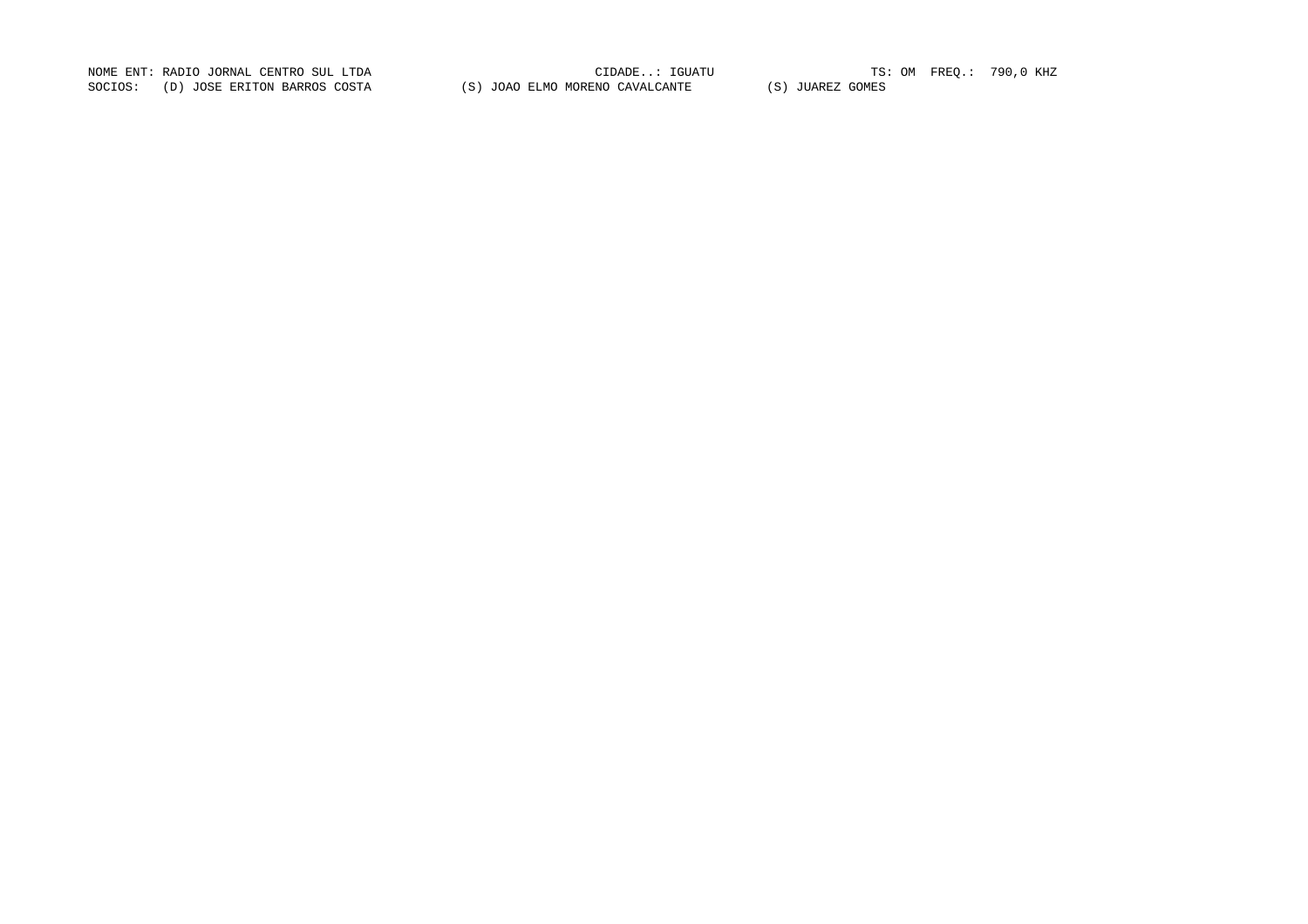NOME ENT: RADIO JORNAL CENTRO SUL LTDA CIDADE..: IGUATU TS: OM FREQ.: 790,0 KHZ

SOCIOS: (D) JOSE ERITON BARROS COSTA (S) JOAO ELMO MORENO CAVALCANTE (S) JUAREZ GOMES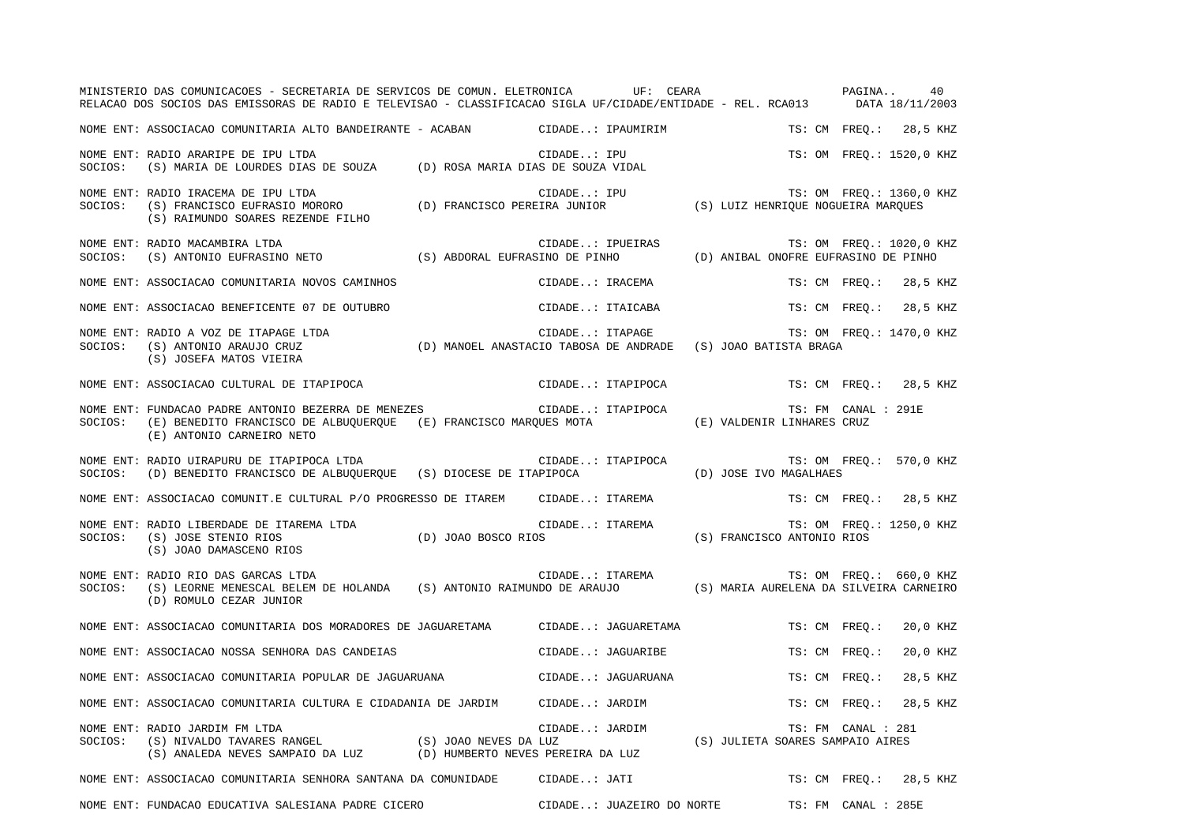MINISTERIO DAS COMUNICACOES - SECRETARIA DE SERVICOS DE COMUN. ELETRONICA UF: CEARA

RELACAO DOS SOCIOS DAS EMISSORAS DE RADIO E TELEVISAO - CLASSIFICACAO SIGLA UF/CIDADE/ENTIDADE - REL. RCA013 DATA 18/11/2003

NOME ENT: ASSOCIACAO COMUNITARIA ALTO BANDEIRANTE - ACABAN CIDADE..: IPAUMIRIM TS: CM FREQ.: 28,5 KHZ

NOME ENT: RADIO ARARIPE DE IPU LTDA CIDADE..: IPU TS: OM FREQ.: 1520,0 KHZ
SOCIOS: (S) MARIA DE LOURDES DIAS DE SOUZA (D) ROSA MARIA DIAS DE SOUZA VIDAL

NOME ENT: RADIO IRACEMA DE IPU LTDA CIDADE..: IPU TS: OM FREQ.: 1360,0 KHZ
SOCIOS: (S) FRANCISCO EUFRASIO MORORO (D) FRANCISCO PEREIRA JUNIOR (S) LUIZ HENRIQUE NOGUEIRA MARQUES
(S) RAIMUNDO SOARES REZENDE FILHO

NOME ENT: RADIO MACAMBIRA LTDA CIDADE..: IPUEIRAS TS: OM FREQ.: 1020,0 KHZ
SOCIOS: (S) ANTONIO EUFRASINO NETO (S) ABDORAL EUFRASINO DE PINHO (D) ANIBAL ONOFRE EUFRASINO DE PINHO

NOME ENT: ASSOCIACAO COMUNITARIA NOVOS CAMINHOS CIDADE..: IRACEMA TS: CM FREQ.: 28,5 KHZ

NOME ENT: ASSOCIACAO BENEFICENTE 07 DE OUTUBRO CIDADE..: ITAICABA TS: CM FREQ.: 28,5 KHZ

NOME ENT: RADIO A VOZ DE ITAPAGE LTDA CIDADE..: ITAPAGE TS: OM FREQ.: 1470,0 KHZ
SOCIOS: (S) ANTONIO ARAUJO CRUZ (D) MANOEL ANASTACIO TABOSA DE ANDRADE (S) JOAO BATISTA BRAGA
(S) JOSEFA MATOS VIEIRA

NOME ENT: ASSOCIACAO CULTURAL DE ITAPIPOCA CIDADE..: ITAPIPOCA TS: CM FREQ.: 28,5 KHZ

NOME ENT: FUNDACAO PADRE ANTONIO BEZERRA DE MENEZES CIDADE..: ITAPIPOCA TS: FM CANAL : 291E
SOCIOS: (E) BENEDITO FRANCISCO DE ALBUQUERQUE (E) FRANCISCO MARQUES MOTA (E) VALDENIR LINHARES CRUZ
(E) ANTONIO CARNEIRO NETO

NOME ENT: RADIO UIRAPURU DE ITAPIPOCA LTDA CIDADE..: ITAPIPOCA TS: OM FREQ.: 570,0 KHZ
SOCIOS: (D) BENEDITO FRANCISCO DE ALBUQUERQUE (S) DIOCESE DE ITAPIPOCA (D) JOSE IVO MAGALHAES

NOME ENT: ASSOCIACAO COMUNIT.E CULTURAL P/O PROGRESSO DE ITAREM CIDADE..: ITAREMA TS: CM FREQ.: 28,5 KHZ

NOME ENT: RADIO LIBERDADE DE ITAREMA LTDA CIDADE..: ITAREMA TS: OM FREQ.: 1250,0 KHZ
SOCIOS: (S) JOSE STENIO RIOS (D) JOAO BOSCO RIOS (S) FRANCISCO ANTONIO RIOS
(S) JOAO DAMASCENO RIOS

NOME ENT: RADIO RIO DAS GARCAS LTDA CIDADE..: ITAREMA TS: OM FREQ.: 660,0 KHZ
SOCIOS: (S) LEORNE MENESCAL BELEM DE HOLANDA (S) ANTONIO RAIMUNDO DE ARAUJO (S) MARIA AURELENA DA SILVEIRA CARNEIRO
(D) ROMULO CEZAR JUNIOR

NOME ENT: ASSOCIACAO COMUNITARIA DOS MORADORES DE JAGUARETAMA CIDADE..: JAGUARETAMA TS: CM FREQ.: 20,0 KHZ

NOME ENT: ASSOCIACAO NOSSA SENHORA DAS CANDEIAS CIDADE..: JAGUARIBE TS: CM FREQ.: 20,0 KHZ

NOME ENT: ASSOCIACAO COMUNITARIA POPULAR DE JAGUARUANA CIDADE..: JAGUARUANA TS: CM FREQ.: 28,5 KHZ

NOME ENT: ASSOCIACAO COMUNITARIA CULTURA E CIDADANIA DE JARDIM CIDADE..: JARDIM TS: CM FREQ.: 28,5 KHZ

NOME ENT: RADIO JARDIM FM LTDA CIDADE..: JARDIM TS: FM CANAL : 281
SOCIOS: (S) NIVALDO TAVARES RANGEL (S) JOAO NEVES DA LUZ (S) JULIETA SOARES SAMPAIO AIRES
(S) ANALEDA NEVES SAMPAIO DA LUZ (D) HUMBERTO NEVES PEREIRA DA LUZ

NOME ENT: ASSOCIACAO COMUNITARIA SENHORA SANTANA DA COMUNIDADE CIDADE..: JATI TS: CM FREQ.: 28,5 KHZ

NOME ENT: FUNDACAO EDUCATIVA SALESIANA PADRE CICERO CIDADE..: JUAZEIRO DO NORTE TS: FM CANAL : 285E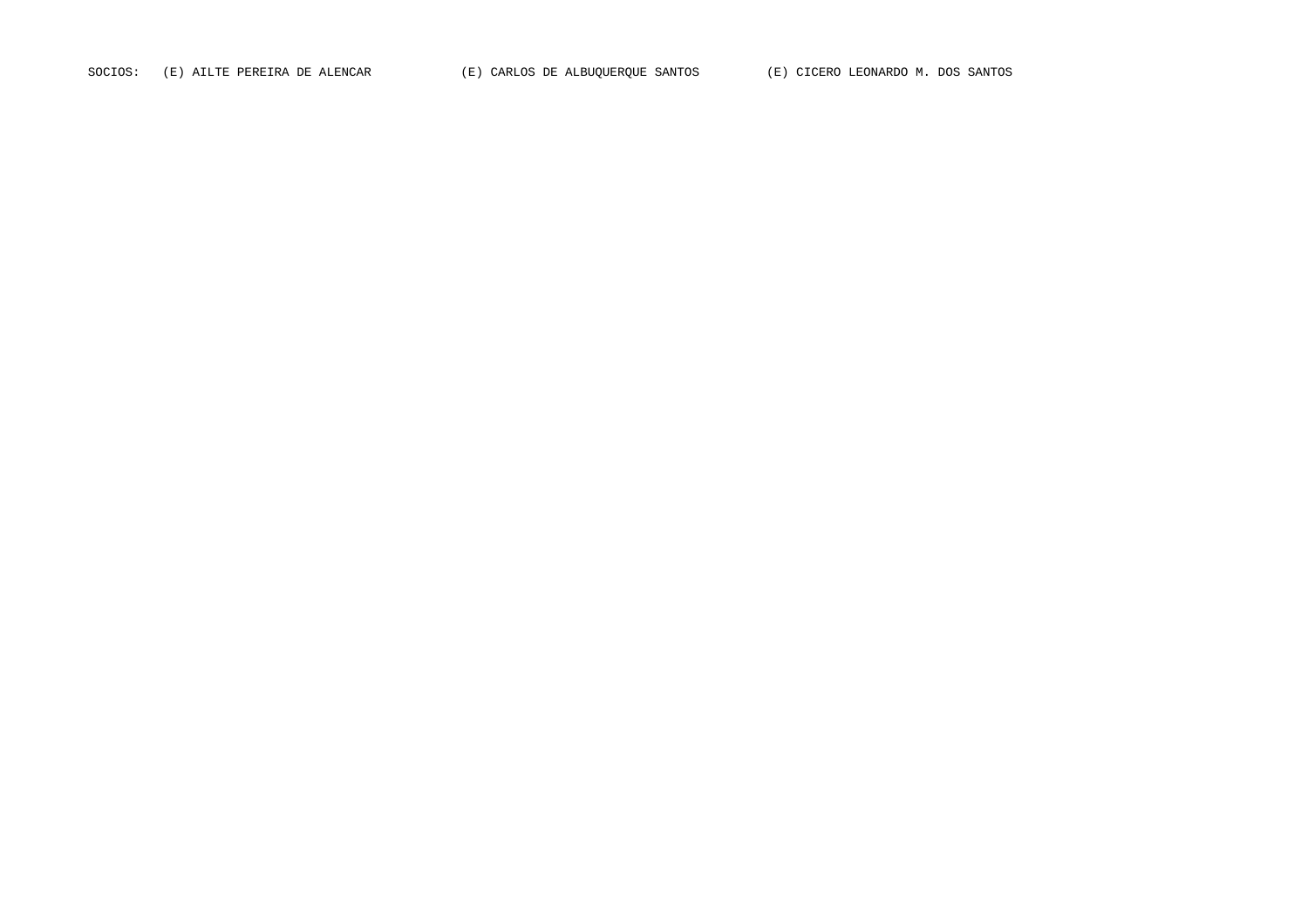SOCIOS: (E) AILTE PEREIRA DE ALENCAR (E) CARLOS DE ALBUQUERQUE SANTOS (E) CICERO LEONARDO M. DOS SANTOS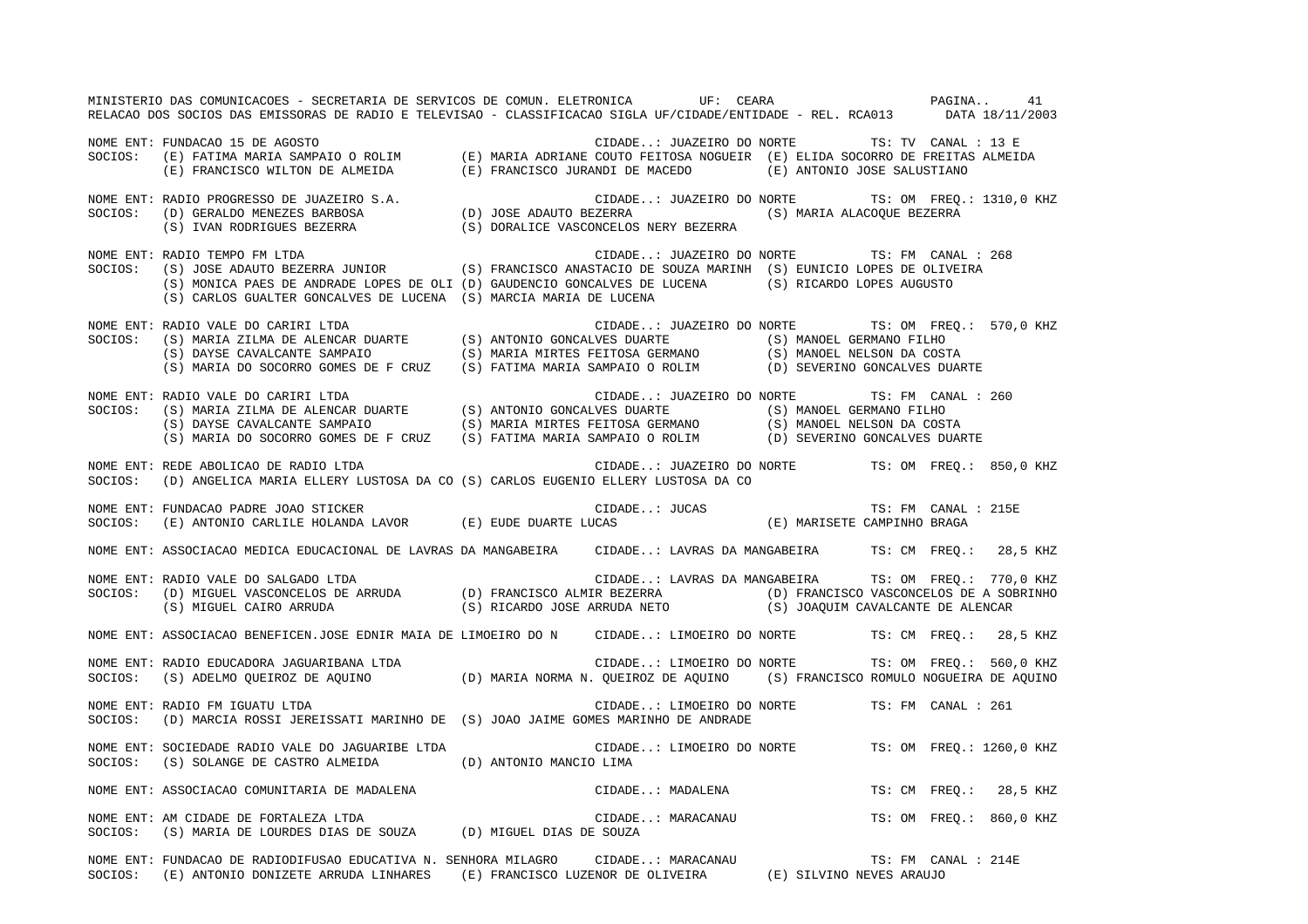MINISTERIO DAS COMUNICACOES - SECRETARIA DE SERVICOS DE COMUN. ELETRONICA UF: CEARA

RELACAO DOS SOCIOS DAS EMISSORAS DE RADIO E TELEVISAO - CLASSIFICACAO SIGLA UF/CIDADE/ENTIDADE - REL. RCA013 DATA 18/11/2003

NOME ENT: FUNDACAO 15 DE AGOSTO CIDADE..: JUAZEIRO DO NORTE TS: TV CANAL : 13 E
SOCIOS: (E) FATIMA MARIA SAMPAIO O ROLIM (E) MARIA ADRIANE COUTO FEITOSA NOGUEIR (E) ELIDA SOCORRO DE FREITAS ALMEIDA
(E) FRANCISCO WILTON DE ALMEIDA (E) FRANCISCO JURANDI DE MACEDO (E) ANTONIO JOSE SALUSTIANO

NOME ENT: RADIO PROGRESSO DE JUAZEIRO S.A. CIDADE..: JUAZEIRO DO NORTE TS: OM FREQ.: 1310,0 KHZ
SOCIOS: (D) GERALDO MENEZES BARBOSA (D) JOSE ADAUTO BEZERRA (S) MARIA ALACOQUE BEZERRA
(S) IVAN RODRIGUES BEZERRA (S) DORALICE VASCONCELOS NERY BEZERRA

NOME ENT: RADIO TEMPO FM LTDA CIDADE..: JUAZEIRO DO NORTE TS: FM CANAL : 268
SOCIOS: (S) JOSE ADAUTO BEZERRA JUNIOR (S) FRANCISCO ANASTACIO DE SOUZA MARINH (S) EUNICIO LOPES DE OLIVEIRA
(S) MONICA PAES DE ANDRADE LOPES DE OLI (D) GAUDENCIO GONCALVES DE LUCENA (S) RICARDO LOPES AUGUSTO
(S) CARLOS GUALTER GONCALVES DE LUCENA (S) MARCIA MARIA DE LUCENA

NOME ENT: RADIO VALE DO CARIRI LTDA CIDADE..: JUAZEIRO DO NORTE TS: OM FREQ.: 570,0 KHZ
SOCIOS: (S) MARIA ZILMA DE ALENCAR DUARTE (S) ANTONIO GONCALVES DUARTE (S) MANOEL GERMANO FILHO
(S) DAYSE CAVALCANTE SAMPAIO (S) MARIA MIRTES FEITOSA GERMANO (S) MANOEL NELSON DA COSTA
(S) MARIA DO SOCORRO GOMES DE F CRUZ (S) FATIMA MARIA SAMPAIO O ROLIM (D) SEVERINO GONCALVES DUARTE

NOME ENT: RADIO VALE DO CARIRI LTDA CIDADE..: JUAZEIRO DO NORTE TS: FM CANAL : 260
SOCIOS: (S) MARIA ZILMA DE ALENCAR DUARTE (S) ANTONIO GONCALVES DUARTE (S) MANOEL GERMANO FILHO
(S) DAYSE CAVALCANTE SAMPAIO (S) MARIA MIRTES FEITOSA GERMANO (S) MANOEL NELSON DA COSTA
(S) MARIA DO SOCORRO GOMES DE F CRUZ (S) FATIMA MARIA SAMPAIO O ROLIM (D) SEVERINO GONCALVES DUARTE

NOME ENT: REDE ABOLICAO DE RADIO LTDA CIDADE..: JUAZEIRO DO NORTE TS: OM FREQ.: 850,0 KHZ
SOCIOS: (D) ANGELICA MARIA ELLERY LUSTOSA DA CO (S) CARLOS EUGENIO ELLERY LUSTOSA DA CO

NOME ENT: FUNDACAO PADRE JOAO STICKER CIDADE..: JUCAS TS: FM CANAL : 215E
SOCIOS: (E) ANTONIO CARLILE HOLANDA LAVOR (E) EUDE DUARTE LUCAS (E) MARISETE CAMPINHO BRAGA

NOME ENT: ASSOCIACAO MEDICA EDUCACIONAL DE LAVRAS DA MANGABEIRA CIDADE..: LAVRAS DA MANGABEIRA TS: CM FREQ.: 28,5 KHZ

NOME ENT: RADIO VALE DO SALGADO LTDA CIDADE..: LAVRAS DA MANGABEIRA TS: OM FREQ.: 770,0 KHZ
SOCIOS: (D) MIGUEL VASCONCELOS DE ARRUDA (D) FRANCISCO ALMIR BEZERRA (D) FRANCISCO VASCONCELOS DE A SOBRINHO
(S) MIGUEL CAIRO ARRUDA (S) RICARDO JOSE ARRUDA NETO (S) JOAQUIM CAVALCANTE DE ALENCAR

NOME ENT: ASSOCIACAO BENEFICEN.JOSE EDNIR MAIA DE LIMOEIRO DO N CIDADE..: LIMOEIRO DO NORTE TS: CM FREQ.: 28,5 KHZ

NOME ENT: RADIO EDUCADORA JAGUARIBANA LTDA CIDADE..: LIMOEIRO DO NORTE TS: OM FREQ.: 560,0 KHZ
SOCIOS: (S) ADELMO QUEIROZ DE AQUINO (D) MARIA NORMA N. QUEIROZ DE AQUINO (S) FRANCISCO ROMULO NOGUEIRA DE AQUINO

NOME ENT: RADIO FM IGUATU LTDA CIDADE..: LIMOEIRO DO NORTE TS: FM CANAL : 261
SOCIOS: (D) MARCIA ROSSI JEREISSATI MARINHO DE (S) JOAO JAIME GOMES MARINHO DE ANDRADE

NOME ENT: SOCIEDADE RADIO VALE DO JAGUARIBE LTDA CIDADE..: LIMOEIRO DO NORTE TS: OM FREQ.: 1260,0 KHZ
SOCIOS: (S) SOLANGE DE CASTRO ALMEIDA (D) ANTONIO MANCIO LIMA

NOME ENT: ASSOCIACAO COMUNITARIA DE MADALENA CIDADE..: MADALENA TS: CM FREQ.: 28,5 KHZ

NOME ENT: AM CIDADE DE FORTALEZA LTDA CIDADE..: MARACANAU TS: OM FREQ.: 860,0 KHZ
SOCIOS: (S) MARIA DE LOURDES DIAS DE SOUZA (D) MIGUEL DIAS DE SOUZA

NOME ENT: FUNDACAO DE RADIODIFUSAO EDUCATIVA N. SENHORA MILAGRO CIDADE..: MARACANAU TS: FM CANAL : 214E
SOCIOS: (E) ANTONIO DONIZETE ARRUDA LINHARES (E) FRANCISCO LUZENOR DE OLIVEIRA (E) SILVINO NEVES ARAUJO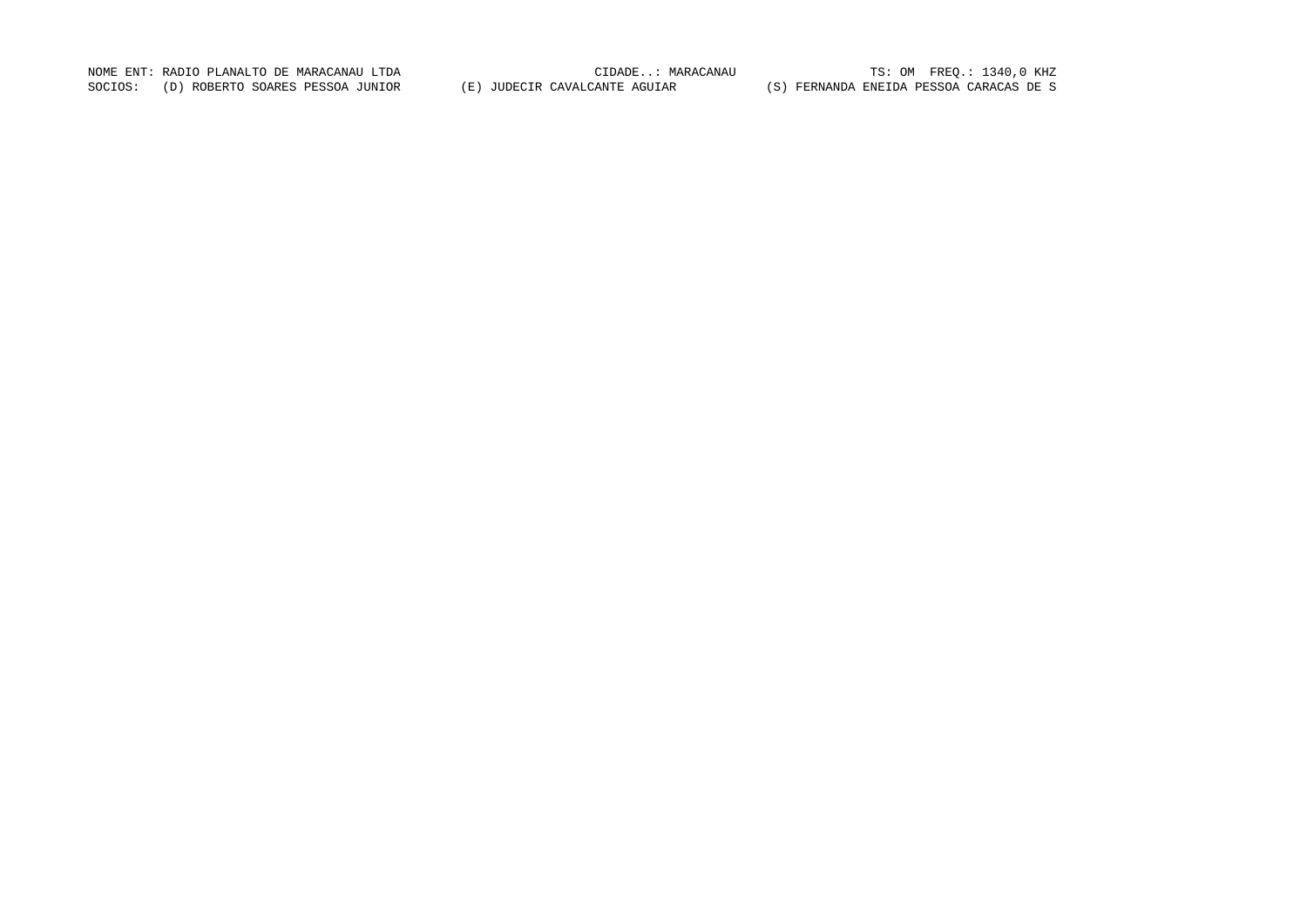NOME ENT: RADIO PLANALTO DE MARACANAU LTDA CIDADE..: MARACANAU TS: OM FREQ.: 1340,0 KHZ

SOCIOS: (D) ROBERTO SOARES PESSOA JUNIOR (E) JUDECIR CAVALCANTE AGUIAR (S) FERNANDA ENEIDA PESSOA CARACAS DE S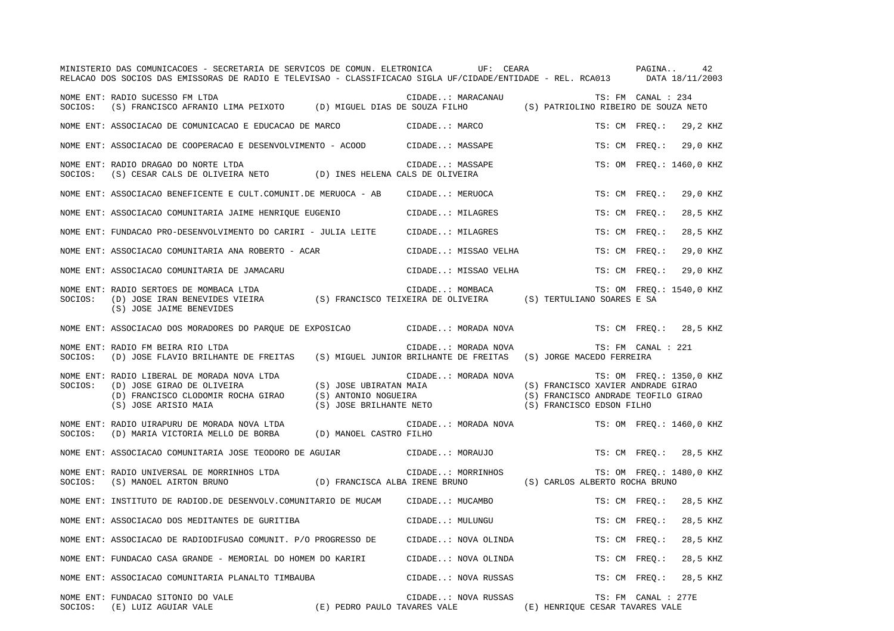NOME ENT: RADIO SUCESSO FM LTDA CIDADE..: MARACANAU TS: FM CANAL : 234
SOCIOS: (S) FRANCISCO AFRANIO LIMA PEIXOTO (D) MIGUEL DIAS DE SOUZA FILHO (S) PATRIOLINO RIBEIRO DE SOUZA NETO

NOME ENT: ASSOCIACAO DE COMUNICACAO E EDUCACAO DE MARCO CIDADE..: MARCO TS: CM FREQ.: 29,2 KHZ

NOME ENT: ASSOCIACAO DE COOPERACAO E DESENVOLVIMENTO - ACOOD CIDADE..: MASSAPE TS: CM FREQ.: 29,0 KHZ

NOME ENT: RADIO DRAGAO DO NORTE LTDA CIDADE..: MASSAPE TS: OM FREQ.: 1460,0 KHZ
SOCIOS: (S) CESAR CALS DE OLIVEIRA NETO (D) INES HELENA CALS DE OLIVEIRA

NOME ENT: ASSOCIACAO BENEFICENTE E CULT.COMUNIT.DE MERUOCA - AB CIDADE..: MERUOCA TS: CM FREQ.: 29,0 KHZ

NOME ENT: ASSOCIACAO COMUNITARIA JAIME HENRIQUE EUGENIO CIDADE..: MILAGRES TS: CM FREQ.: 28,5 KHZ

NOME ENT: FUNDACAO PRO-DESENVOLVIMENTO DO CARIRI - JULIA LEITE CIDADE..: MILAGRES TS: CM FREQ.: 28,5 KHZ

NOME ENT: ASSOCIACAO COMUNITARIA ANA ROBERTO - ACAR CIDADE..: MISSAO VELHA TS: CM FREQ.: 29,0 KHZ

NOME ENT: ASSOCIACAO COMUNITARIA DE JAMACARU CIDADE..: MISSAO VELHA TS: CM FREQ.: 29,0 KHZ

NOME ENT: RADIO SERTOES DE MOMBACA LTDA CIDADE..: MOMBACA TS: OM FREQ.: 1540,0 KHZ
SOCIOS: (D) JOSE IRAN BENEVIDES VIEIRA (S) FRANCISCO TEIXEIRA DE OLIVEIRA (S) TERTULIANO SOARES E SA
(S) JOSE JAIME BENEVIDES

NOME ENT: ASSOCIACAO DOS MORADORES DO PARQUE DE EXPOSICAO CIDADE..: MORADA NOVA TS: CM FREQ.: 28,5 KHZ

NOME ENT: RADIO FM BEIRA RIO LTDA CIDADE..: MORADA NOVA TS: FM CANAL : 221
SOCIOS: (D) JOSE FLAVIO BRILHANTE DE FREITAS (S) MIGUEL JUNIOR BRILHANTE DE FREITAS (S) JORGE MACEDO FERREIRA

NOME ENT: RADIO LIBERAL DE MORADA NOVA LTDA CIDADE..: MORADA NOVA TS: OM FREQ.: 1350,0 KHZ
SOCIOS: (D) JOSE GIRAO DE OLIVEIRA (S) JOSE UBIRATAN MAIA (S) FRANCISCO XAVIER ANDRADE GIRAO
(D) FRANCISCO CLODOMIR ROCHA GIRAO (S) ANTONIO NOGUEIRA (S) FRANCISCO ANDRADE TEOFILO GIRAO
(S) JOSE ARISIO MAIA (S) JOSE BRILHANTE NETO (S) FRANCISCO EDSON FILHO

NOME ENT: RADIO UIRAPURU DE MORADA NOVA LTDA CIDADE..: MORADA NOVA TS: OM FREQ.: 1460,0 KHZ
SOCIOS: (D) MARIA VICTORIA MELLO DE BORBA (D) MANOEL CASTRO FILHO

NOME ENT: ASSOCIACAO COMUNITARIA JOSE TEODORO DE AGUIAR CIDADE..: MORAUJO TS: CM FREQ.: 28,5 KHZ

NOME ENT: RADIO UNIVERSAL DE MORRINHOS LTDA CIDADE..: MORRINHOS TS: OM FREQ.: 1480,0 KHZ
SOCIOS: (S) MANOEL AIRTON BRUNO (D) FRANCISCA ALBA IRENE BRUNO (S) CARLOS ALBERTO ROCHA BRUNO

NOME ENT: INSTITUTO DE RADIOD.DE DESENVOLV.COMUNITARIO DE MUCAM CIDADE..: MUCAMBO TS: CM FREQ.: 28,5 KHZ

NOME ENT: ASSOCIACAO DOS MEDITANTES DE GURITIBA CIDADE..: MULUNGU TS: CM FREQ.: 28,5 KHZ

NOME ENT: ASSOCIACAO DE RADIODIFUSAO COMUNIT. P/O PROGRESSO DE CIDADE..: NOVA OLINDA TS: CM FREQ.: 28,5 KHZ

NOME ENT: FUNDACAO CASA GRANDE - MEMORIAL DO HOMEM DO KARIRI CIDADE..: NOVA OLINDA TS: CM FREQ.: 28,5 KHZ

NOME ENT: ASSOCIACAO COMUNITARIA PLANALTO TIMBAUBA CIDADE..: NOVA RUSSAS TS: CM FREQ.: 28,5 KHZ

NOME ENT: FUNDACAO SITONIO DO VALE CIDADE..: NOVA RUSSAS TS: FM CANAL : 277E
SOCIOS: (E) LUIZ AGUIAR VALE (E) PEDRO PAULO TAVARES VALE (E) HENRIQUE CESAR TAVARES VALE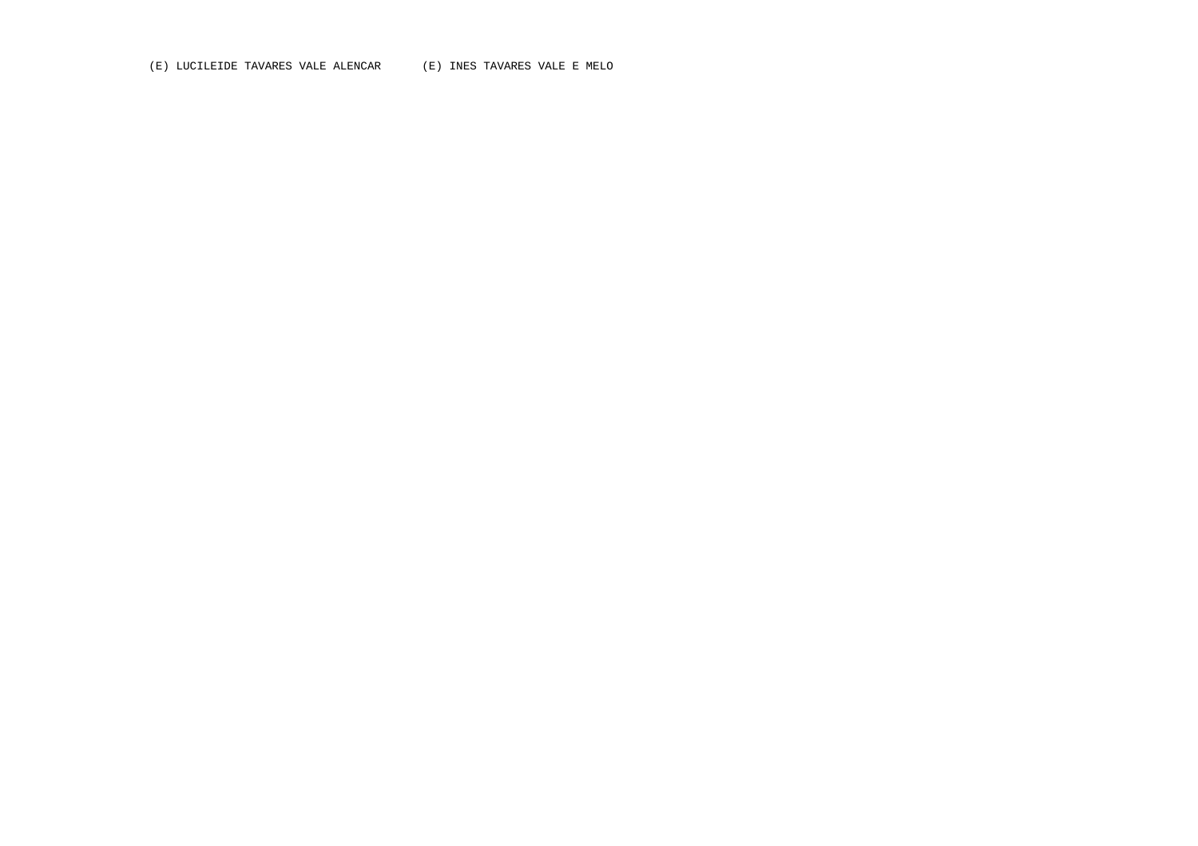(E) LUCILEIDE TAVARES VALE ALENCAR      (E) INES TAVARES VALE E MELO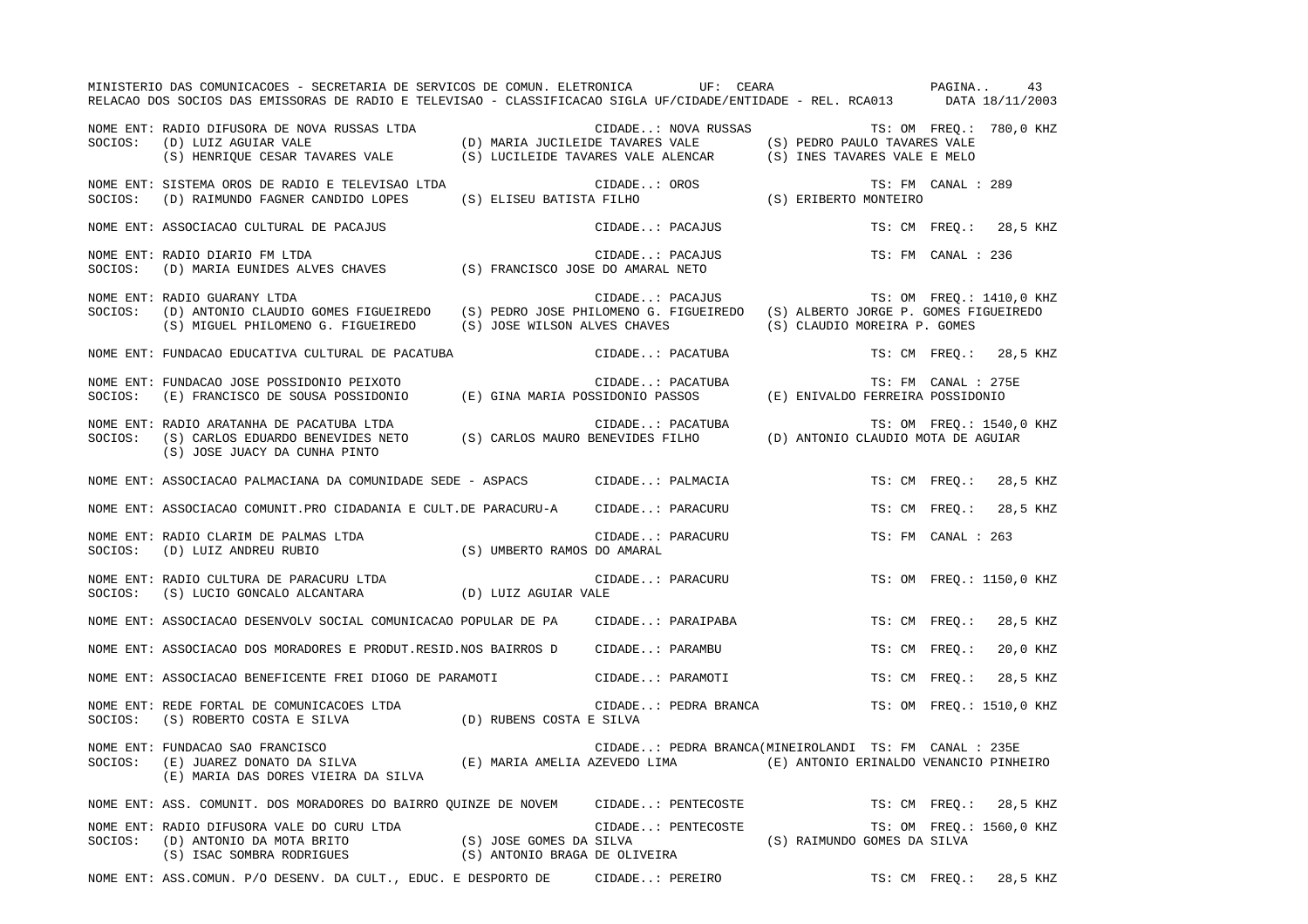MINISTERIO DAS COMUNICACOES - SECRETARIA DE SERVICOS DE COMUN. ELETRONICA UF: CEARA

RELACAO DOS SOCIOS DAS EMISSORAS DE RADIO E TELEVISAO - CLASSIFICACAO SIGLA UF/CIDADE/ENTIDADE - REL. RCA013 DATA 18/11/2003

NOME ENT: RADIO DIFUSORA DE NOVA RUSSAS LTDA — CIDADE..: NOVA RUSSAS — TS: OM FREQ.: 780,0 KHZ
SOCIOS: (D) LUIZ AGUIAR VALE; (D) MARIA JUCILEIDE TAVARES VALE; (S) PEDRO PAULO TAVARES VALE; (S) HENRIQUE CESAR TAVARES VALE; (S) LUCILEIDE TAVARES VALE ALENCAR; (S) INES TAVARES VALE E MELO

NOME ENT: SISTEMA OROS DE RADIO E TELEVISAO LTDA — CIDADE..: OROS — TS: FM CANAL : 289
SOCIOS: (D) RAIMUNDO FAGNER CANDIDO LOPES; (S) ELISEU BATISTA FILHO; (S) ERIBERTO MONTEIRO

NOME ENT: ASSOCIACAO CULTURAL DE PACAJUS — CIDADE..: PACAJUS — TS: CM FREQ.: 28,5 KHZ

NOME ENT: RADIO DIARIO FM LTDA — CIDADE..: PACAJUS — TS: FM CANAL : 236
SOCIOS: (D) MARIA EUNIDES ALVES CHAVES; (S) FRANCISCO JOSE DO AMARAL NETO

NOME ENT: RADIO GUARANY LTDA — CIDADE..: PACAJUS — TS: OM FREQ.: 1410,0 KHZ
SOCIOS: (D) ANTONIO CLAUDIO GOMES FIGUEIREDO; (S) PEDRO JOSE PHILOMENO G. FIGUEIREDO; (S) ALBERTO JORGE P. GOMES FIGUEIREDO; (S) MIGUEL PHILOMENO G. FIGUEIREDO; (S) JOSE WILSON ALVES CHAVES; (S) CLAUDIO MOREIRA P. GOMES

NOME ENT: FUNDACAO EDUCATIVA CULTURAL DE PACATUBA — CIDADE..: PACATUBA — TS: CM FREQ.: 28,5 KHZ

NOME ENT: FUNDACAO JOSE POSSIDONIO PEIXOTO — CIDADE..: PACATUBA — TS: FM CANAL : 275E
SOCIOS: (E) FRANCISCO DE SOUSA POSSIDONIO; (E) GINA MARIA POSSIDONIO PASSOS; (E) ENIVALDO FERREIRA POSSIDONIO

NOME ENT: RADIO ARATANHA DE PACATUBA LTDA — CIDADE..: PACATUBA — TS: OM FREQ.: 1540,0 KHZ
SOCIOS: (S) CARLOS EDUARDO BENEVIDES NETO; (S) CARLOS MAURO BENEVIDES FILHO; (D) ANTONIO CLAUDIO MOTA DE AGUIAR; (S) JOSE JUACY DA CUNHA PINTO

NOME ENT: ASSOCIACAO PALMACIANA DA COMUNIDADE SEDE - ASPACS — CIDADE..: PALMACIA — TS: CM FREQ.: 28,5 KHZ

NOME ENT: ASSOCIACAO COMUNIT.PRO CIDADANIA E CULT.DE PARACURU-A — CIDADE..: PARACURU — TS: CM FREQ.: 28,5 KHZ

NOME ENT: RADIO CLARIM DE PALMAS LTDA — CIDADE..: PARACURU — TS: FM CANAL : 263
SOCIOS: (D) LUIZ ANDREU RUBIO; (S) UMBERTO RAMOS DO AMARAL

NOME ENT: RADIO CULTURA DE PARACURU LTDA — CIDADE..: PARACURU — TS: OM FREQ.: 1150,0 KHZ
SOCIOS: (S) LUCIO GONCALO ALCANTARA; (D) LUIZ AGUIAR VALE

NOME ENT: ASSOCIACAO DESENVOLV SOCIAL COMUNICACAO POPULAR DE PA — CIDADE..: PARAIPABA — TS: CM FREQ.: 28,5 KHZ

NOME ENT: ASSOCIACAO DOS MORADORES E PRODUT.RESID.NOS BAIRROS D — CIDADE..: PARAMBU — TS: CM FREQ.: 20,0 KHZ

NOME ENT: ASSOCIACAO BENEFICENTE FREI DIOGO DE PARAMOTI — CIDADE..: PARAMOTI — TS: CM FREQ.: 28,5 KHZ

NOME ENT: REDE FORTAL DE COMUNICACOES LTDA — CIDADE..: PEDRA BRANCA — TS: OM FREQ.: 1510,0 KHZ
SOCIOS: (S) ROBERTO COSTA E SILVA; (D) RUBENS COSTA E SILVA

NOME ENT: FUNDACAO SAO FRANCISCO — CIDADE..: PEDRA BRANCA(MINEIROLANDI — TS: FM CANAL : 235E
SOCIOS: (E) JUAREZ DONATO DA SILVA; (E) MARIA AMELIA AZEVEDO LIMA; (E) ANTONIO ERINALDO VENANCIO PINHEIRO; (E) MARIA DAS DORES VIEIRA DA SILVA

NOME ENT: ASS. COMUNIT. DOS MORADORES DO BAIRRO QUINZE DE NOVEM — CIDADE..: PENTECOSTE — TS: CM FREQ.: 28,5 KHZ

NOME ENT: RADIO DIFUSORA VALE DO CURU LTDA — CIDADE..: PENTECOSTE — TS: OM FREQ.: 1560,0 KHZ
SOCIOS: (D) ANTONIO DA MOTA BRITO; (S) JOSE GOMES DA SILVA; (S) RAIMUNDO GOMES DA SILVA; (S) ISAC SOMBRA RODRIGUES; (S) ANTONIO BRAGA DE OLIVEIRA

NOME ENT: ASS.COMUN. P/O DESENV. DA CULT., EDUC. E DESPORTO DE — CIDADE..: PEREIRO — TS: CM FREQ.: 28,5 KHZ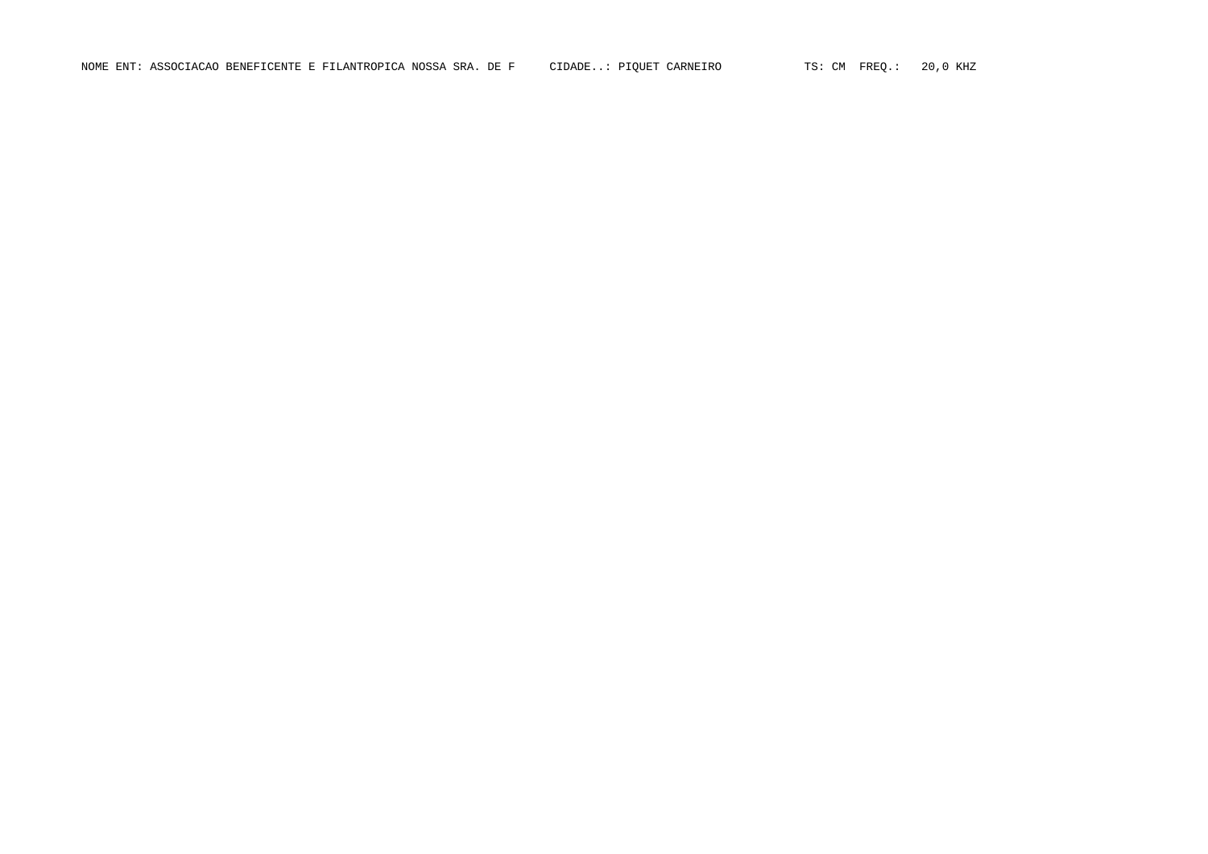NOME ENT: ASSOCIACAO BENEFICENTE E FILANTROPICA NOSSA SRA. DE F     CIDADE..: PIQUET CARNEIRO     TS: CM  FREQ.:  20,0 KHZ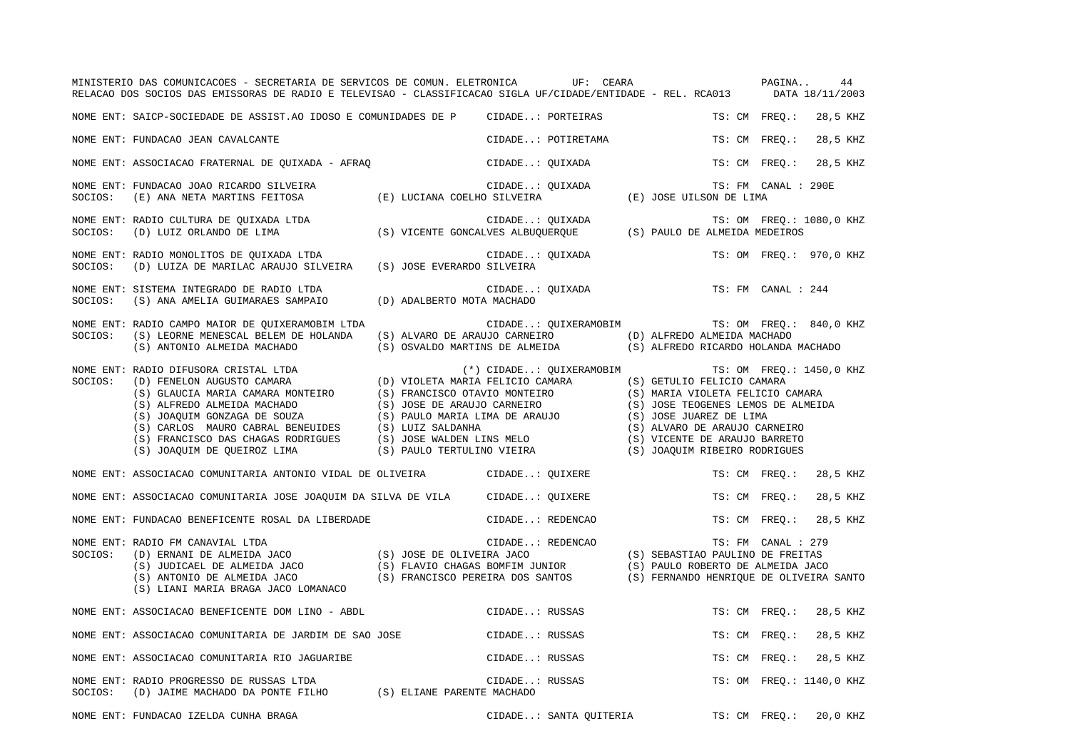MINISTERIO DAS COMUNICACOES - SECRETARIA DE SERVICOS DE COMUN. ELETRONICA UF: CEARA

RELACAO DOS SOCIOS DAS EMISSORAS DE RADIO E TELEVISAO - CLASSIFICACAO SIGLA UF/CIDADE/ENTIDADE - REL. RCA013 DATA 18/11/2003

NOME ENT: SAICP-SOCIEDADE DE ASSIST.AO IDOSO E COMUNIDADES DE P CIDADE..: PORTEIRAS TS: CM FREQ.: 28,5 KHZ

NOME ENT: FUNDACAO JEAN CAVALCANTE CIDADE..: POTIRETAMA TS: CM FREQ.: 28,5 KHZ

NOME ENT: ASSOCIACAO FRATERNAL DE QUIXADA - AFRAQ CIDADE..: QUIXADA TS: CM FREQ.: 28,5 KHZ

NOME ENT: FUNDACAO JOAO RICARDO SILVEIRA CIDADE..: QUIXADA TS: FM CANAL : 290E
SOCIOS: (E) ANA NETA MARTINS FEITOSA (E) LUCIANA COELHO SILVEIRA (E) JOSE UILSON DE LIMA

NOME ENT: RADIO CULTURA DE QUIXADA LTDA CIDADE..: QUIXADA TS: OM FREQ.: 1080,0 KHZ
SOCIOS: (D) LUIZ ORLANDO DE LIMA (S) VICENTE GONCALVES ALBUQUERQUE (S) PAULO DE ALMEIDA MEDEIROS

NOME ENT: RADIO MONOLITOS DE QUIXADA LTDA CIDADE..: QUIXADA TS: OM FREQ.: 970,0 KHZ
SOCIOS: (D) LUIZA DE MARILAC ARAUJO SILVEIRA (S) JOSE EVERARDO SILVEIRA

NOME ENT: SISTEMA INTEGRADO DE RADIO LTDA CIDADE..: QUIXADA TS: FM CANAL : 244
SOCIOS: (S) ANA AMELIA GUIMARAES SAMPAIO (D) ADALBERTO MOTA MACHADO

NOME ENT: RADIO CAMPO MAIOR DE QUIXERAMOBIM LTDA CIDADE..: QUIXERAMOBIM TS: OM FREQ.: 840,0 KHZ
SOCIOS: (S) LEORNE MENESCAL BELEM DE HOLANDA (S) ALVARO DE ARAUJO CARNEIRO (D) ALFREDO ALMEIDA MACHADO
(S) ANTONIO ALMEIDA MACHADO (S) OSVALDO MARTINS DE ALMEIDA (S) ALFREDO RICARDO HOLANDA MACHADO

NOME ENT: RADIO DIFUSORA CRISTAL LTDA (*) CIDADE..: QUIXERAMOBIM TS: OM FREQ.: 1450,0 KHZ
SOCIOS: (D) FENELON AUGUSTO CAMARA (D) VIOLETA MARIA FELICIO CAMARA (S) GETULIO FELICIO CAMARA
(S) GLAUCIA MARIA CAMARA MONTEIRO (S) FRANCISCO OTAVIO MONTEIRO (S) MARIA VIOLETA FELICIO CAMARA
(S) ALFREDO ALMEIDA MACHADO (S) JOSE DE ARAUJO CARNEIRO (S) JOSE TEOGENES LEMOS DE ALMEIDA
(S) JOAQUIM GONZAGA DE SOUZA (S) PAULO MARIA LIMA DE ARAUJO (S) JOSE JUAREZ DE LIMA
(S) CARLOS MAURO CABRAL BENEUIDES (S) LUIZ SALDANHA (S) ALVARO DE ARAUJO CARNEIRO
(S) FRANCISCO DAS CHAGAS RODRIGUES (S) JOSE WALDEN LINS MELO (S) VICENTE DE ARAUJO BARRETO
(S) JOAQUIM DE QUEIROZ LIMA (S) PAULO TERTULINO VIEIRA (S) JOAQUIM RIBEIRO RODRIGUES

NOME ENT: ASSOCIACAO COMUNITARIA ANTONIO VIDAL DE OLIVEIRA CIDADE..: QUIXERE TS: CM FREQ.: 28,5 KHZ

NOME ENT: ASSOCIACAO COMUNITARIA JOSE JOAQUIM DA SILVA DE VILA CIDADE..: QUIXERE TS: CM FREQ.: 28,5 KHZ

NOME ENT: FUNDACAO BENEFICENTE ROSAL DA LIBERDADE CIDADE..: REDENCAO TS: CM FREQ.: 28,5 KHZ

NOME ENT: RADIO FM CANAVIAL LTDA CIDADE..: REDENCAO TS: FM CANAL : 279
SOCIOS: (D) ERNANI DE ALMEIDA JACO (S) JOSE DE OLIVEIRA JACO (S) SEBASTIAO PAULINO DE FREITAS
(S) JUDICAEL DE ALMEIDA JACO (S) FLAVIO CHAGAS BOMFIM JUNIOR (S) PAULO ROBERTO DE ALMEIDA JACO
(S) ANTONIO DE ALMEIDA JACO (S) FRANCISCO PEREIRA DOS SANTOS (S) FERNANDO HENRIQUE DE OLIVEIRA SANTO
(S) LIANI MARIA BRAGA JACO LOMANACO

NOME ENT: ASSOCIACAO BENEFICENTE DOM LINO - ABDL CIDADE..: RUSSAS TS: CM FREQ.: 28,5 KHZ

NOME ENT: ASSOCIACAO COMUNITARIA DE JARDIM DE SAO JOSE CIDADE..: RUSSAS TS: CM FREQ.: 28,5 KHZ

NOME ENT: ASSOCIACAO COMUNITARIA RIO JAGUARIBE CIDADE..: RUSSAS TS: CM FREQ.: 28,5 KHZ

NOME ENT: RADIO PROGRESSO DE RUSSAS LTDA CIDADE..: RUSSAS TS: OM FREQ.: 1140,0 KHZ
SOCIOS: (D) JAIME MACHADO DA PONTE FILHO (S) ELIANE PARENTE MACHADO

NOME ENT: FUNDACAO IZELDA CUNHA BRAGA CIDADE..: SANTA QUITERIA TS: CM FREQ.: 20,0 KHZ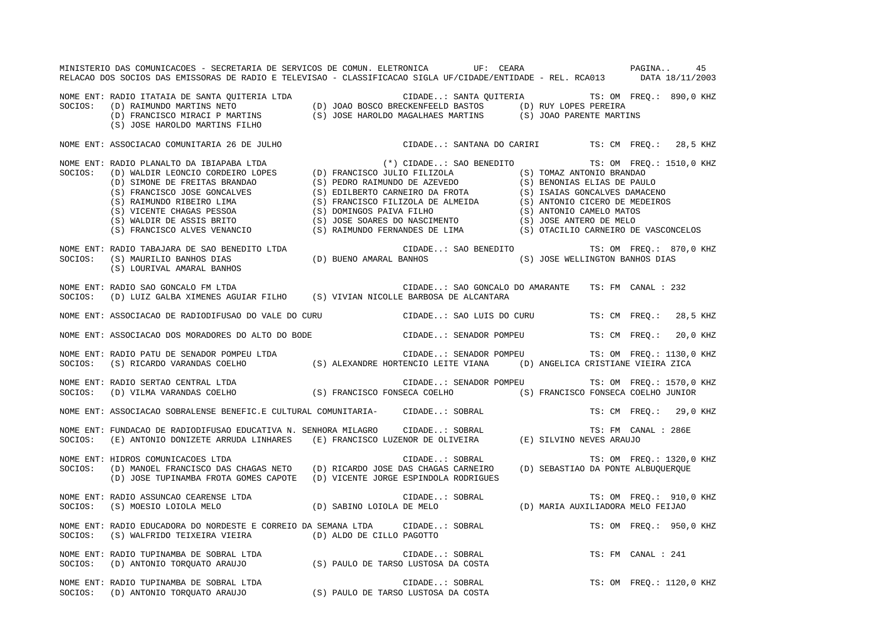MINISTERIO DAS COMUNICACOES - SECRETARIA DE SERVICOS DE COMUN. ELETRONICA UF: CEARA

RELACAO DOS SOCIOS DAS EMISSORAS DE RADIO E TELEVISAO - CLASSIFICACAO SIGLA UF/CIDADE/ENTIDADE - REL. RCA013 DATA 18/11/2003

NOME ENT: RADIO ITATAIA DE SANTA QUITERIA LTDA — CIDADE..: SANTA QUITERIA — TS: OM FREQ.: 890,0 KHZ
SOCIOS: (D) RAIMUNDO MARTINS NETO; (D) JOAO BOSCO BRECKENFEELD BASTOS; (D) RUY LOPES PEREIRA; (D) FRANCISCO MIRACI P MARTINS; (S) JOSE HAROLDO MAGALHAES MARTINS; (S) JOAO PARENTE MARTINS; (S) JOSE HAROLDO MARTINS FILHO

NOME ENT: ASSOCIACAO COMUNITARIA 26 DE JULHO — CIDADE..: SANTANA DO CARIRI — TS: CM FREQ.: 28,5 KHZ

NOME ENT: RADIO PLANALTO DA IBIAPABA LTDA — (*) CIDADE..: SAO BENEDITO — TS: OM FREQ.: 1510,0 KHZ
SOCIOS: (D) WALDIR LEONCIO CORDEIRO LOPES; (D) FRANCISCO JULIO FILIZOLA; (S) TOMAZ ANTONIO BRANDAO; (D) SIMONE DE FREITAS BRANDAO; (S) PEDRO RAIMUNDO DE AZEVEDO; (S) BENONIAS ELIAS DE PAULO; (S) FRANCISCO JOSE GONCALVES; (S) EDILBERTO CARNEIRO DA FROTA; (S) ISAIAS GONCALVES DAMACENO; (S) RAIMUNDO RIBEIRO LIMA; (S) FRANCISCO FILIZOLA DE ALMEIDA; (S) ANTONIO CICERO DE MEDEIROS; (S) VICENTE CHAGAS PESSOA; (S) DOMINGOS PAIVA FILHO; (S) ANTONIO CAMELO MATOS; (S) WALDIR DE ASSIS BRITO; (S) JOSE SOARES DO NASCIMENTO; (S) JOSE ANTERO DE MELO; (S) FRANCISCO ALVES VENANCIO; (S) RAIMUNDO FERNANDES DE LIMA; (S) OTACILIO CARNEIRO DE VASCONCELOS

NOME ENT: RADIO TABAJARA DE SAO BENEDITO LTDA — CIDADE..: SAO BENEDITO — TS: OM FREQ.: 870,0 KHZ
SOCIOS: (S) MAURILIO BANHOS DIAS; (D) BUENO AMARAL BANHOS; (S) JOSE WELLINGTON BANHOS DIAS; (S) LOURIVAL AMARAL BANHOS

NOME ENT: RADIO SAO GONCALO FM LTDA — CIDADE..: SAO GONCALO DO AMARANTE — TS: FM CANAL : 232
SOCIOS: (D) LUIZ GALBA XIMENES AGUIAR FILHO; (S) VIVIAN NICOLLE BARBOSA DE ALCANTARA

NOME ENT: ASSOCIACAO DE RADIODIFUSAO DO VALE DO CURU — CIDADE..: SAO LUIS DO CURU — TS: CM FREQ.: 28,5 KHZ

NOME ENT: ASSOCIACAO DOS MORADORES DO ALTO DO BODE — CIDADE..: SENADOR POMPEU — TS: CM FREQ.: 20,0 KHZ

NOME ENT: RADIO PATU DE SENADOR POMPEU LTDA — CIDADE..: SENADOR POMPEU — TS: OM FREQ.: 1130,0 KHZ
SOCIOS: (S) RICARDO VARANDAS COELHO; (S) ALEXANDRE HORTENCIO LEITE VIANA; (D) ANGELICA CRISTIANE VIEIRA ZICA

NOME ENT: RADIO SERTAO CENTRAL LTDA — CIDADE..: SENADOR POMPEU — TS: OM FREQ.: 1570,0 KHZ
SOCIOS: (D) VILMA VARANDAS COELHO; (S) FRANCISCO FONSECA COELHO; (S) FRANCISCO FONSECA COELHO JUNIOR

NOME ENT: ASSOCIACAO SOBRALENSE BENEFIC.E CULTURAL COMUNITARIA- — CIDADE..: SOBRAL — TS: CM FREQ.: 29,0 KHZ

NOME ENT: FUNDACAO DE RADIODIFUSAO EDUCATIVA N. SENHORA MILAGRO — CIDADE..: SOBRAL — TS: FM CANAL : 286E
SOCIOS: (E) ANTONIO DONIZETE ARRUDA LINHARES; (E) FRANCISCO LUZENOR DE OLIVEIRA; (E) SILVINO NEVES ARAUJO

NOME ENT: HIDROS COMUNICACOES LTDA — CIDADE..: SOBRAL — TS: OM FREQ.: 1320,0 KHZ
SOCIOS: (D) MANOEL FRANCISCO DAS CHAGAS NETO; (D) RICARDO JOSE DAS CHAGAS CARNEIRO; (D) SEBASTIAO DA PONTE ALBUQUERQUE; (D) JOSE TUPINAMBA FROTA GOMES CAPOTE; (D) VICENTE JORGE ESPINDOLA RODRIGUES

NOME ENT: RADIO ASSUNCAO CEARENSE LTDA — CIDADE..: SOBRAL — TS: OM FREQ.: 910,0 KHZ
SOCIOS: (S) MOESIO LOIOLA MELO; (D) SABINO LOIOLA DE MELO; (D) MARIA AUXILIADORA MELO FEIJAO

NOME ENT: RADIO EDUCADORA DO NORDESTE E CORREIO DA SEMANA LTDA — CIDADE..: SOBRAL — TS: OM FREQ.: 950,0 KHZ
SOCIOS: (S) WALFRIDO TEIXEIRA VIEIRA; (D) ALDO DE CILLO PAGOTTO

NOME ENT: RADIO TUPINAMBA DE SOBRAL LTDA — CIDADE..: SOBRAL — TS: FM CANAL : 241
SOCIOS: (D) ANTONIO TORQUATO ARAUJO; (S) PAULO DE TARSO LUSTOSA DA COSTA

NOME ENT: RADIO TUPINAMBA DE SOBRAL LTDA — CIDADE..: SOBRAL — TS: OM FREQ.: 1120,0 KHZ
SOCIOS: (D) ANTONIO TORQUATO ARAUJO; (S) PAULO DE TARSO LUSTOSA DA COSTA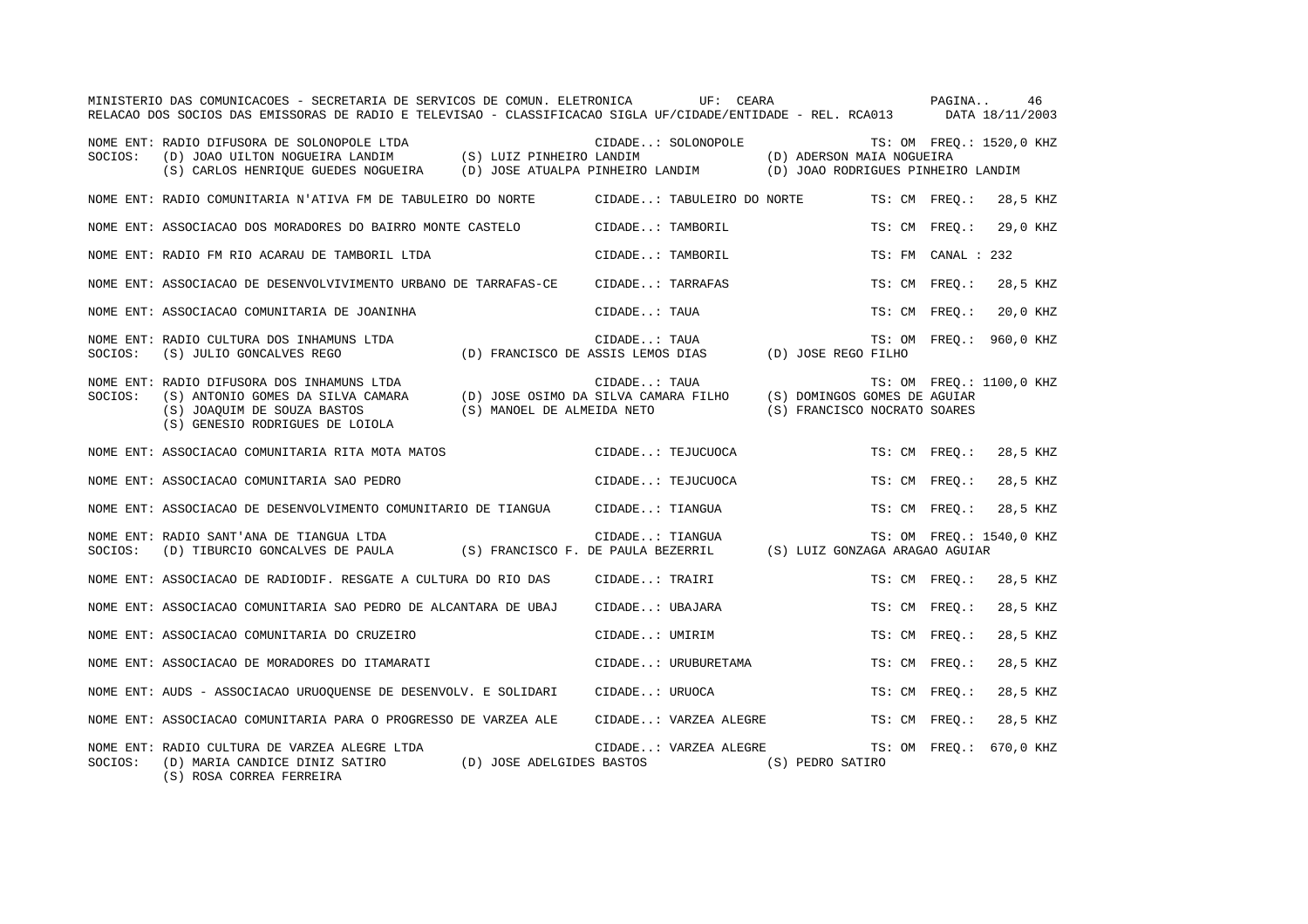MINISTERIO DAS COMUNICACOES - SECRETARIA DE SERVICOS DE COMUN. ELETRONICA UF: CEARA

RELACAO DOS SOCIOS DAS EMISSORAS DE RADIO E TELEVISAO - CLASSIFICACAO SIGLA UF/CIDADE/ENTIDADE - REL. RCA013 DATA 18/11/2003

NOME ENT: RADIO DIFUSORA DE SOLONOPOLE LTDA — CIDADE..: SOLONOPOLE — TS: OM FREQ.: 1520,0 KHZ
SOCIOS: (D) JOAO UILTON NOGUEIRA LANDIM (S) LUIZ PINHEIRO LANDIM (D) ADERSON MAIA NOGUEIRA
(S) CARLOS HENRIQUE GUEDES NOGUEIRA (D) JOSE ATUALPA PINHEIRO LANDIM (D) JOAO RODRIGUES PINHEIRO LANDIM

NOME ENT: RADIO COMUNITARIA N'ATIVA FM DE TABULEIRO DO NORTE — CIDADE..: TABULEIRO DO NORTE — TS: CM FREQ.: 28,5 KHZ

NOME ENT: ASSOCIACAO DOS MORADORES DO BAIRRO MONTE CASTELO — CIDADE..: TAMBORIL — TS: CM FREQ.: 29,0 KHZ

NOME ENT: RADIO FM RIO ACARAU DE TAMBORIL LTDA — CIDADE..: TAMBORIL — TS: FM CANAL : 232

NOME ENT: ASSOCIACAO DE DESENVOLVIVIMENTO URBANO DE TARRAFAS-CE — CIDADE..: TARRAFAS — TS: CM FREQ.: 28,5 KHZ

NOME ENT: ASSOCIACAO COMUNITARIA DE JOANINHA — CIDADE..: TAUA — TS: CM FREQ.: 20,0 KHZ

NOME ENT: RADIO CULTURA DOS INHAMUNS LTDA — CIDADE..: TAUA — TS: OM FREQ.: 960,0 KHZ
SOCIOS: (S) JULIO GONCALVES REGO (D) FRANCISCO DE ASSIS LEMOS DIAS (D) JOSE REGO FILHO

NOME ENT: RADIO DIFUSORA DOS INHAMUNS LTDA — CIDADE..: TAUA — TS: OM FREQ.: 1100,0 KHZ
SOCIOS: (S) ANTONIO GOMES DA SILVA CAMARA (D) JOSE OSIMO DA SILVA CAMARA FILHO (S) DOMINGOS GOMES DE AGUIAR
(S) JOAQUIM DE SOUZA BASTOS (S) MANOEL DE ALMEIDA NETO (S) FRANCISCO NOCRATO SOARES
(S) GENESIO RODRIGUES DE LOIOLA

NOME ENT: ASSOCIACAO COMUNITARIA RITA MOTA MATOS — CIDADE..: TEJUCUOCA — TS: CM FREQ.: 28,5 KHZ

NOME ENT: ASSOCIACAO COMUNITARIA SAO PEDRO — CIDADE..: TEJUCUOCA — TS: CM FREQ.: 28,5 KHZ

NOME ENT: ASSOCIACAO DE DESENVOLVIMENTO COMUNITARIO DE TIANGUA — CIDADE..: TIANGUA — TS: CM FREQ.: 28,5 KHZ

NOME ENT: RADIO SANT'ANA DE TIANGUA LTDA — CIDADE..: TIANGUA — TS: OM FREQ.: 1540,0 KHZ
SOCIOS: (D) TIBURCIO GONCALVES DE PAULA (S) FRANCISCO F. DE PAULA BEZERRIL (S) LUIZ GONZAGA ARAGAO AGUIAR

NOME ENT: ASSOCIACAO DE RADIODIF. RESGATE A CULTURA DO RIO DAS — CIDADE..: TRAIRI — TS: CM FREQ.: 28,5 KHZ

NOME ENT: ASSOCIACAO COMUNITARIA SAO PEDRO DE ALCANTARA DE UBAJ — CIDADE..: UBAJARA — TS: CM FREQ.: 28,5 KHZ

NOME ENT: ASSOCIACAO COMUNITARIA DO CRUZEIRO — CIDADE..: UMIRIM — TS: CM FREQ.: 28,5 KHZ

NOME ENT: ASSOCIACAO DE MORADORES DO ITAMARATI — CIDADE..: URUBURETAMA — TS: CM FREQ.: 28,5 KHZ

NOME ENT: AUDS - ASSOCIACAO URUOQUENSE DE DESENVOLV. E SOLIDARI — CIDADE..: URUOCA — TS: CM FREQ.: 28,5 KHZ

NOME ENT: ASSOCIACAO COMUNITARIA PARA O PROGRESSO DE VARZEA ALE — CIDADE..: VARZEA ALEGRE — TS: CM FREQ.: 28,5 KHZ

NOME ENT: RADIO CULTURA DE VARZEA ALEGRE LTDA — CIDADE..: VARZEA ALEGRE — TS: OM FREQ.: 670,0 KHZ
SOCIOS: (D) MARIA CANDICE DINIZ SATIRO (D) JOSE ADELGIDES BASTOS (S) PEDRO SATIRO
(S) ROSA CORREA FERREIRA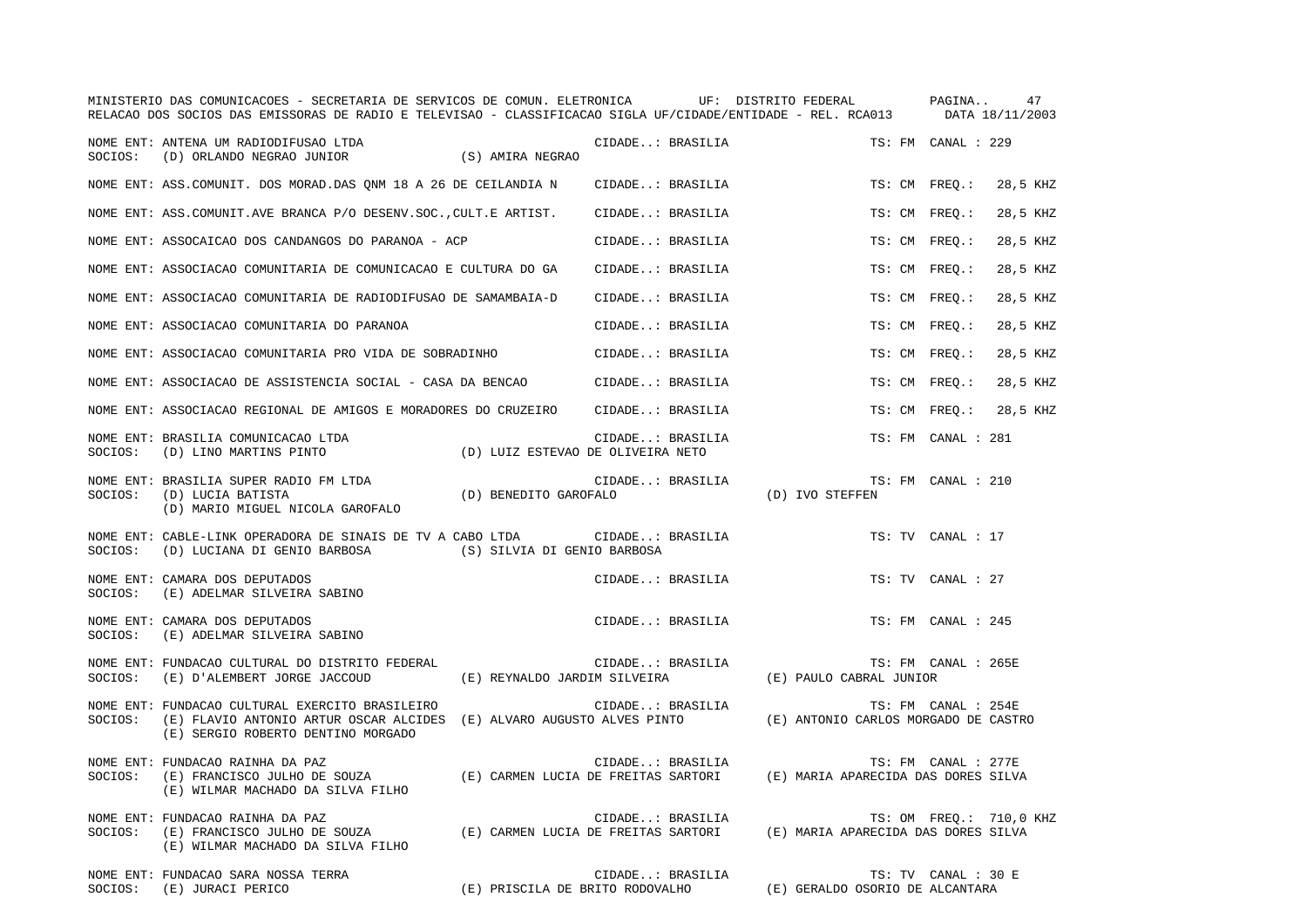MINISTERIO DAS COMUNICACOES - SECRETARIA DE SERVICOS DE COMUN. ELETRONICA UF: DISTRITO FEDERAL
RELACAO DOS SOCIOS DAS EMISSORAS DE RADIO E TELEVISAO - CLASSIFICACAO SIGLA UF/CIDADE/ENTIDADE - REL. RCA013 DATA 18/11/2003

NOME ENT: ANTENA UM RADIODIFUSAO LTDA — CIDADE..: BRASILIA — TS: FM CANAL : 229
SOCIOS: (D) ORLANDO NEGRAO JUNIOR (S) AMIRA NEGRAO

NOME ENT: ASS.COMUNIT. DOS MORAD.DAS QNM 18 A 26 DE CEILANDIA N — CIDADE..: BRASILIA — TS: CM FREQ.: 28,5 KHZ

NOME ENT: ASS.COMUNIT.AVE BRANCA P/O DESENV.SOC.,CULT.E ARTIST. — CIDADE..: BRASILIA — TS: CM FREQ.: 28,5 KHZ

NOME ENT: ASSOCAICAO DOS CANDANGOS DO PARANOA - ACP — CIDADE..: BRASILIA — TS: CM FREQ.: 28,5 KHZ

NOME ENT: ASSOCIACAO COMUNITARIA DE COMUNICACAO E CULTURA DO GA — CIDADE..: BRASILIA — TS: CM FREQ.: 28,5 KHZ

NOME ENT: ASSOCIACAO COMUNITARIA DE RADIODIFUSAO DE SAMAMBAIA-D — CIDADE..: BRASILIA — TS: CM FREQ.: 28,5 KHZ

NOME ENT: ASSOCIACAO COMUNITARIA DO PARANOA — CIDADE..: BRASILIA — TS: CM FREQ.: 28,5 KHZ

NOME ENT: ASSOCIACAO COMUNITARIA PRO VIDA DE SOBRADINHO — CIDADE..: BRASILIA — TS: CM FREQ.: 28,5 KHZ

NOME ENT: ASSOCIACAO DE ASSISTENCIA SOCIAL - CASA DA BENCAO — CIDADE..: BRASILIA — TS: CM FREQ.: 28,5 KHZ

NOME ENT: ASSOCIACAO REGIONAL DE AMIGOS E MORADORES DO CRUZEIRO — CIDADE..: BRASILIA — TS: CM FREQ.: 28,5 KHZ

NOME ENT: BRASILIA COMUNICACAO LTDA — CIDADE..: BRASILIA — TS: FM CANAL : 281
SOCIOS: (D) LINO MARTINS PINTO (D) LUIZ ESTEVAO DE OLIVEIRA NETO

NOME ENT: BRASILIA SUPER RADIO FM LTDA — CIDADE..: BRASILIA — TS: FM CANAL : 210
SOCIOS: (D) LUCIA BATISTA (D) BENEDITO GAROFALO (D) IVO STEFFEN
(D) MARIO MIGUEL NICOLA GAROFALO

NOME ENT: CABLE-LINK OPERADORA DE SINAIS DE TV A CABO LTDA — CIDADE..: BRASILIA — TS: TV CANAL : 17
SOCIOS: (D) LUCIANA DI GENIO BARBOSA (S) SILVIA DI GENIO BARBOSA

NOME ENT: CAMARA DOS DEPUTADOS — CIDADE..: BRASILIA — TS: TV CANAL : 27
SOCIOS: (E) ADELMAR SILVEIRA SABINO

NOME ENT: CAMARA DOS DEPUTADOS — CIDADE..: BRASILIA — TS: FM CANAL : 245
SOCIOS: (E) ADELMAR SILVEIRA SABINO

NOME ENT: FUNDACAO CULTURAL DO DISTRITO FEDERAL — CIDADE..: BRASILIA — TS: FM CANAL : 265E
SOCIOS: (E) D'ALEMBERT JORGE JACCOUD (E) REYNALDO JARDIM SILVEIRA (E) PAULO CABRAL JUNIOR

NOME ENT: FUNDACAO CULTURAL EXERCITO BRASILEIRO — CIDADE..: BRASILIA — TS: FM CANAL : 254E
SOCIOS: (E) FLAVIO ANTONIO ARTUR OSCAR ALCIDES (E) ALVARO AUGUSTO ALVES PINTO (E) ANTONIO CARLOS MORGADO DE CASTRO
(E) SERGIO ROBERTO DENTINO MORGADO

NOME ENT: FUNDACAO RAINHA DA PAZ — CIDADE..: BRASILIA — TS: FM CANAL : 277E
SOCIOS: (E) FRANCISCO JULHO DE SOUZA (E) CARMEN LUCIA DE FREITAS SARTORI (E) MARIA APARECIDA DAS DORES SILVA
(E) WILMAR MACHADO DA SILVA FILHO

NOME ENT: FUNDACAO RAINHA DA PAZ — CIDADE..: BRASILIA — TS: OM FREQ.: 710,0 KHZ
SOCIOS: (E) FRANCISCO JULHO DE SOUZA (E) CARMEN LUCIA DE FREITAS SARTORI (E) MARIA APARECIDA DAS DORES SILVA
(E) WILMAR MACHADO DA SILVA FILHO

NOME ENT: FUNDACAO SARA NOSSA TERRA — CIDADE..: BRASILIA — TS: TV CANAL : 30 E
SOCIOS: (E) JURACI PERICO (E) PRISCILA DE BRITO RODOVALHO (E) GERALDO OSORIO DE ALCANTARA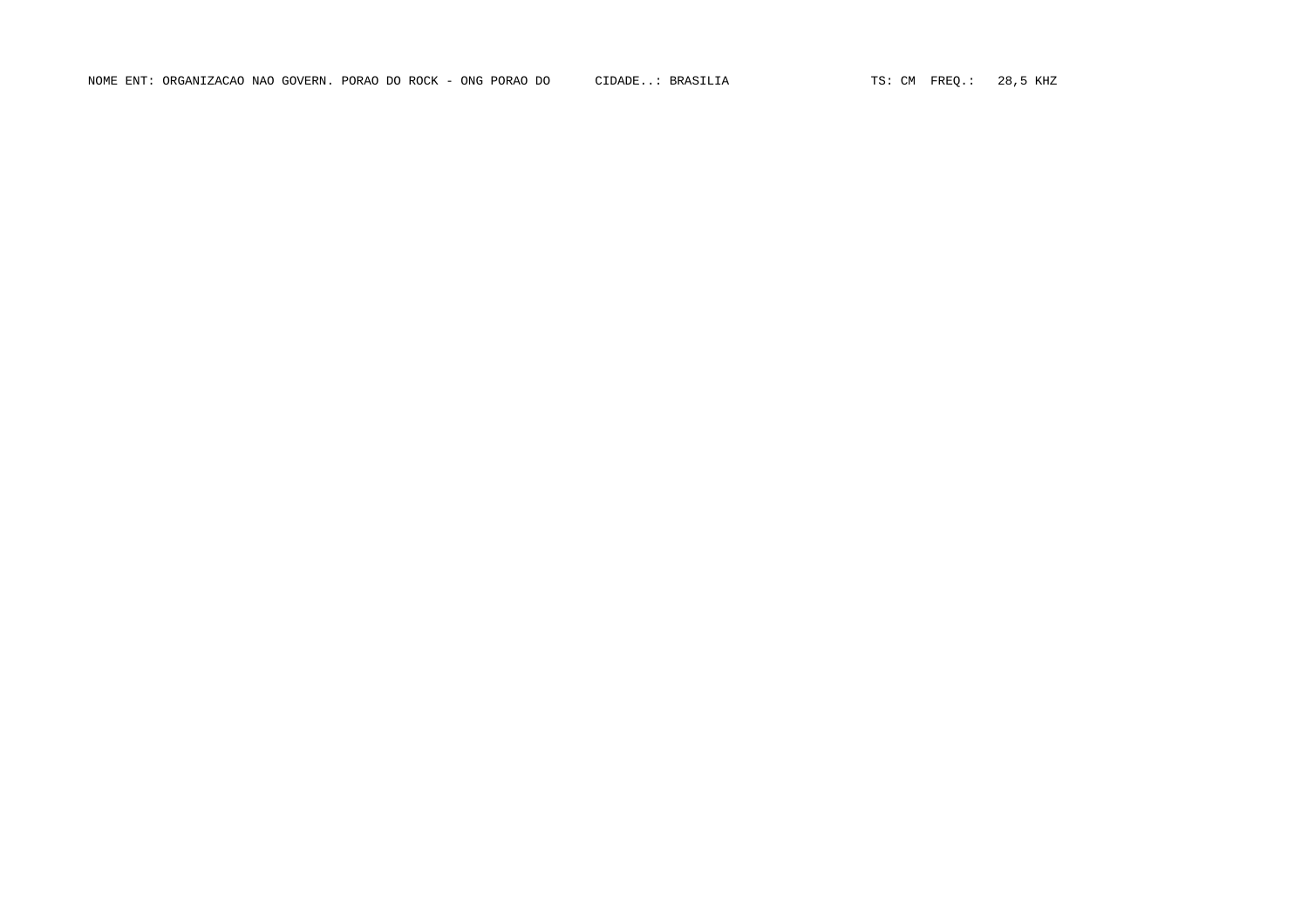NOME ENT: ORGANIZACAO NAO GOVERN. PORAO DO ROCK - ONG PORAO DO      CIDADE..: BRASILIA                 TS: CM  FREQ.:   28,5 KHZ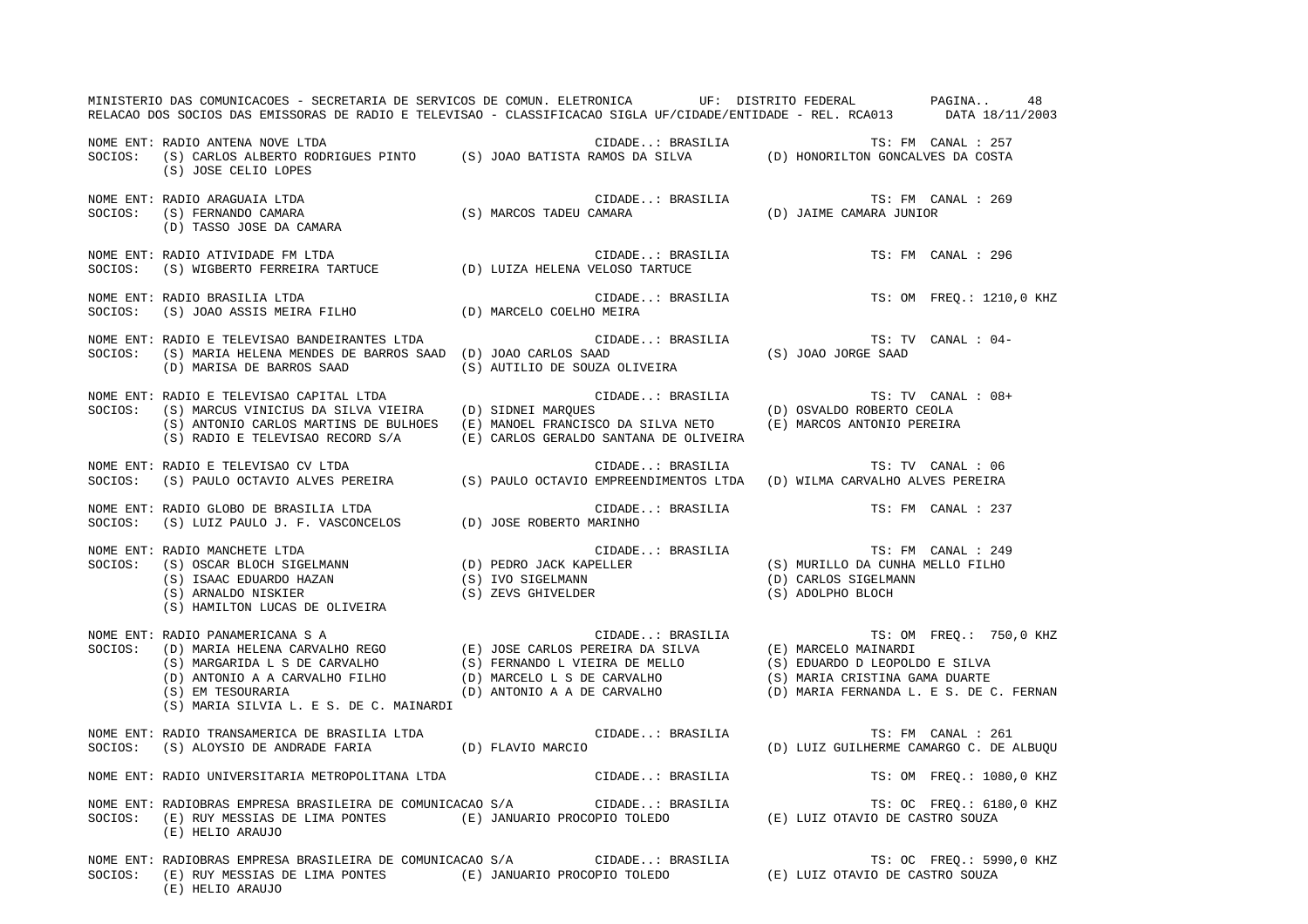MINISTERIO DAS COMUNICACOES - SECRETARIA DE SERVICOS DE COMUN. ELETRONICA UF: DISTRITO FEDERAL

RELACAO DOS SOCIOS DAS EMISSORAS DE RADIO E TELEVISAO - CLASSIFICACAO SIGLA UF/CIDADE/ENTIDADE - REL. RCA013 DATA 18/11/2003

NOME ENT: RADIO ANTENA NOVE LTDA — CIDADE..: BRASILIA — TS: FM CANAL : 257
SOCIOS: (S) CARLOS ALBERTO RODRIGUES PINTO (S) JOAO BATISTA RAMOS DA SILVA (D) HONORILTON GONCALVES DA COSTA
(S) JOSE CELIO LOPES

NOME ENT: RADIO ARAGUAIA LTDA — CIDADE..: BRASILIA — TS: FM CANAL : 269
SOCIOS: (S) FERNANDO CAMARA (S) MARCOS TADEU CAMARA (D) JAIME CAMARA JUNIOR
(D) TASSO JOSE DA CAMARA

NOME ENT: RADIO ATIVIDADE FM LTDA — CIDADE..: BRASILIA — TS: FM CANAL : 296
SOCIOS: (S) WIGBERTO FERREIRA TARTUCE (D) LUIZA HELENA VELOSO TARTUCE

NOME ENT: RADIO BRASILIA LTDA — CIDADE..: BRASILIA — TS: OM FREQ.: 1210,0 KHZ
SOCIOS: (S) JOAO ASSIS MEIRA FILHO (D) MARCELO COELHO MEIRA

NOME ENT: RADIO E TELEVISAO BANDEIRANTES LTDA — CIDADE..: BRASILIA — TS: TV CANAL : 04-
SOCIOS: (S) MARIA HELENA MENDES DE BARROS SAAD (D) JOAO CARLOS SAAD (S) JOAO JORGE SAAD
(D) MARISA DE BARROS SAAD (S) AUTILIO DE SOUZA OLIVEIRA

NOME ENT: RADIO E TELEVISAO CAPITAL LTDA — CIDADE..: BRASILIA — TS: TV CANAL : 08+
SOCIOS: (S) MARCUS VINICIUS DA SILVA VIEIRA (D) SIDNEI MARQUES (D) OSVALDO ROBERTO CEOLA
(S) ANTONIO CARLOS MARTINS DE BULHOES (E) MANOEL FRANCISCO DA SILVA NETO (E) MARCOS ANTONIO PEREIRA
(S) RADIO E TELEVISAO RECORD S/A (E) CARLOS GERALDO SANTANA DE OLIVEIRA

NOME ENT: RADIO E TELEVISAO CV LTDA — CIDADE..: BRASILIA — TS: TV CANAL : 06
SOCIOS: (S) PAULO OCTAVIO ALVES PEREIRA (S) PAULO OCTAVIO EMPREENDIMENTOS LTDA (D) WILMA CARVALHO ALVES PEREIRA

NOME ENT: RADIO GLOBO DE BRASILIA LTDA — CIDADE..: BRASILIA — TS: FM CANAL : 237
SOCIOS: (S) LUIZ PAULO J. F. VASCONCELOS (D) JOSE ROBERTO MARINHO

NOME ENT: RADIO MANCHETE LTDA — CIDADE..: BRASILIA — TS: FM CANAL : 249
SOCIOS: (S) OSCAR BLOCH SIGELMANN (D) PEDRO JACK KAPELLER (S) MURILLO DA CUNHA MELLO FILHO
(S) ISAAC EDUARDO HAZAN (S) IVO SIGELMANN (D) CARLOS SIGELMANN
(S) ARNALDO NISKIER (S) ZEVS GHIVELDER (S) ADOLPHO BLOCH
(S) HAMILTON LUCAS DE OLIVEIRA

NOME ENT: RADIO PANAMERICANA S A — CIDADE..: BRASILIA — TS: OM FREQ.: 750,0 KHZ
SOCIOS: (D) MARIA HELENA CARVALHO REGO (E) JOSE CARLOS PEREIRA DA SILVA (E) MARCELO MAINARDI
(S) MARGARIDA L S DE CARVALHO (S) FERNANDO L VIEIRA DE MELLO (S) EDUARDO D LEOPOLDO E SILVA
(D) ANTONIO A A CARVALHO FILHO (D) MARCELO L S DE CARVALHO (S) MARIA CRISTINA GAMA DUARTE
(S) EM TESOURARIA (D) ANTONIO A A DE CARVALHO (D) MARIA FERNANDA L. E S. DE C. FERNAN
(S) MARIA SILVIA L. E S. DE C. MAINARDI

NOME ENT: RADIO TRANSAMERICA DE BRASILIA LTDA — CIDADE..: BRASILIA — TS: FM CANAL : 261
SOCIOS: (S) ALOYSIO DE ANDRADE FARIA (D) FLAVIO MARCIO (D) LUIZ GUILHERME CAMARGO C. DE ALBUQU

NOME ENT: RADIO UNIVERSITARIA METROPOLITANA LTDA — CIDADE..: BRASILIA — TS: OM FREQ.: 1080,0 KHZ

NOME ENT: RADIOBRAS EMPRESA BRASILEIRA DE COMUNICACAO S/A — CIDADE..: BRASILIA — TS: OC FREQ.: 6180,0 KHZ
SOCIOS: (E) RUY MESSIAS DE LIMA PONTES (E) JANUARIO PROCOPIO TOLEDO (E) LUIZ OTAVIO DE CASTRO SOUZA
(E) HELIO ARAUJO

NOME ENT: RADIOBRAS EMPRESA BRASILEIRA DE COMUNICACAO S/A — CIDADE..: BRASILIA — TS: OC FREQ.: 5990,0 KHZ
SOCIOS: (E) RUY MESSIAS DE LIMA PONTES (E) JANUARIO PROCOPIO TOLEDO (E) LUIZ OTAVIO DE CASTRO SOUZA
(E) HELIO ARAUJO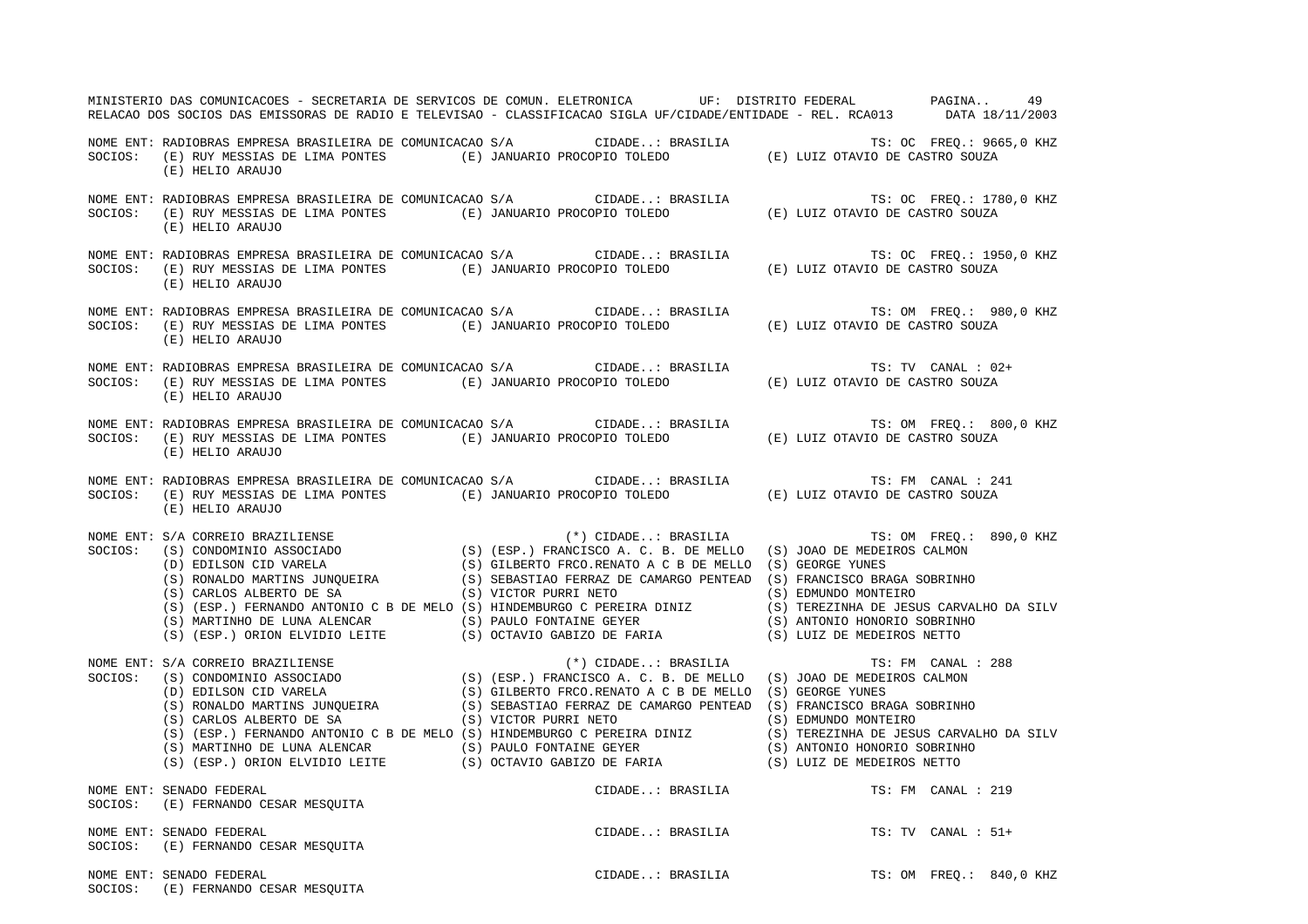NOME ENT: RADIOBRAS EMPRESA BRASILEIRA DE COMUNICACAO S/A CIDADE..: BRASILIA TS: OC FREQ.: 9665,0 KHZ
SOCIOS: (E) RUY MESSIAS DE LIMA PONTES (E) JANUARIO PROCOPIO TOLEDO (E) LUIZ OTAVIO DE CASTRO SOUZA
(E) HELIO ARAUJO

NOME ENT: RADIOBRAS EMPRESA BRASILEIRA DE COMUNICACAO S/A CIDADE..: BRASILIA TS: OC FREQ.: 1780,0 KHZ
SOCIOS: (E) RUY MESSIAS DE LIMA PONTES (E) JANUARIO PROCOPIO TOLEDO (E) LUIZ OTAVIO DE CASTRO SOUZA
(E) HELIO ARAUJO

NOME ENT: RADIOBRAS EMPRESA BRASILEIRA DE COMUNICACAO S/A CIDADE..: BRASILIA TS: OC FREQ.: 1950,0 KHZ
SOCIOS: (E) RUY MESSIAS DE LIMA PONTES (E) JANUARIO PROCOPIO TOLEDO (E) LUIZ OTAVIO DE CASTRO SOUZA
(E) HELIO ARAUJO

NOME ENT: RADIOBRAS EMPRESA BRASILEIRA DE COMUNICACAO S/A CIDADE..: BRASILIA TS: OM FREQ.: 980,0 KHZ
SOCIOS: (E) RUY MESSIAS DE LIMA PONTES (E) JANUARIO PROCOPIO TOLEDO (E) LUIZ OTAVIO DE CASTRO SOUZA
(E) HELIO ARAUJO

NOME ENT: RADIOBRAS EMPRESA BRASILEIRA DE COMUNICACAO S/A CIDADE..: BRASILIA TS: TV CANAL : 02+
SOCIOS: (E) RUY MESSIAS DE LIMA PONTES (E) JANUARIO PROCOPIO TOLEDO (E) LUIZ OTAVIO DE CASTRO SOUZA
(E) HELIO ARAUJO

NOME ENT: RADIOBRAS EMPRESA BRASILEIRA DE COMUNICACAO S/A CIDADE..: BRASILIA TS: OM FREQ.: 800,0 KHZ
SOCIOS: (E) RUY MESSIAS DE LIMA PONTES (E) JANUARIO PROCOPIO TOLEDO (E) LUIZ OTAVIO DE CASTRO SOUZA
(E) HELIO ARAUJO

NOME ENT: RADIOBRAS EMPRESA BRASILEIRA DE COMUNICACAO S/A CIDADE..: BRASILIA TS: FM CANAL : 241
SOCIOS: (E) RUY MESSIAS DE LIMA PONTES (E) JANUARIO PROCOPIO TOLEDO (E) LUIZ OTAVIO DE CASTRO SOUZA
(E) HELIO ARAUJO

NOME ENT: S/A CORREIO BRAZILIENSE (*) CIDADE..: BRASILIA TS: OM FREQ.: 890,0 KHZ
SOCIOS: (S) CONDOMINIO ASSOCIADO (S) (ESP.) FRANCISCO A. C. B. DE MELLO (S) JOAO DE MEDEIROS CALMON
(D) EDILSON CID VARELA (S) GILBERTO FRCO.RENATO A C B DE MELLO (S) GEORGE YUNES
(S) RONALDO MARTINS JUNQUEIRA (S) SEBASTIAO FERRAZ DE CAMARGO PENTEAD (S) FRANCISCO BRAGA SOBRINHO
(S) CARLOS ALBERTO DE SA (S) VICTOR PURRI NETO (S) EDMUNDO MONTEIRO
(S) (ESP.) FERNANDO ANTONIO C B DE MELO (S) HINDEMBURGO C PEREIRA DINIZ (S) TEREZINHA DE JESUS CARVALHO DA SILV
(S) MARTINHO DE LUNA ALENCAR (S) PAULO FONTAINE GEYER (S) ANTONIO HONORIO SOBRINHO
(S) (ESP.) ORION ELVIDIO LEITE (S) OCTAVIO GABIZO DE FARIA (S) LUIZ DE MEDEIROS NETTO

NOME ENT: S/A CORREIO BRAZILIENSE (*) CIDADE..: BRASILIA TS: FM CANAL : 288
SOCIOS: (S) CONDOMINIO ASSOCIADO (S) (ESP.) FRANCISCO A. C. B. DE MELLO (S) JOAO DE MEDEIROS CALMON
(D) EDILSON CID VARELA (S) GILBERTO FRCO.RENATO A C B DE MELLO (S) GEORGE YUNES
(S) RONALDO MARTINS JUNQUEIRA (S) SEBASTIAO FERRAZ DE CAMARGO PENTEAD (S) FRANCISCO BRAGA SOBRINHO
(S) CARLOS ALBERTO DE SA (S) VICTOR PURRI NETO (S) EDMUNDO MONTEIRO
(S) (ESP.) FERNANDO ANTONIO C B DE MELO (S) HINDEMBURGO C PEREIRA DINIZ (S) TEREZINHA DE JESUS CARVALHO DA SILV
(S) MARTINHO DE LUNA ALENCAR (S) PAULO FONTAINE GEYER (S) ANTONIO HONORIO SOBRINHO
(S) (ESP.) ORION ELVIDIO LEITE (S) OCTAVIO GABIZO DE FARIA (S) LUIZ DE MEDEIROS NETTO

NOME ENT: SENADO FEDERAL CIDADE..: BRASILIA TS: FM CANAL : 219
SOCIOS: (E) FERNANDO CESAR MESQUITA

NOME ENT: SENADO FEDERAL CIDADE..: BRASILIA TS: TV CANAL : 51+
SOCIOS: (E) FERNANDO CESAR MESQUITA

NOME ENT: SENADO FEDERAL CIDADE..: BRASILIA TS: OM FREQ.: 840,0 KHZ
SOCIOS: (E) FERNANDO CESAR MESQUITA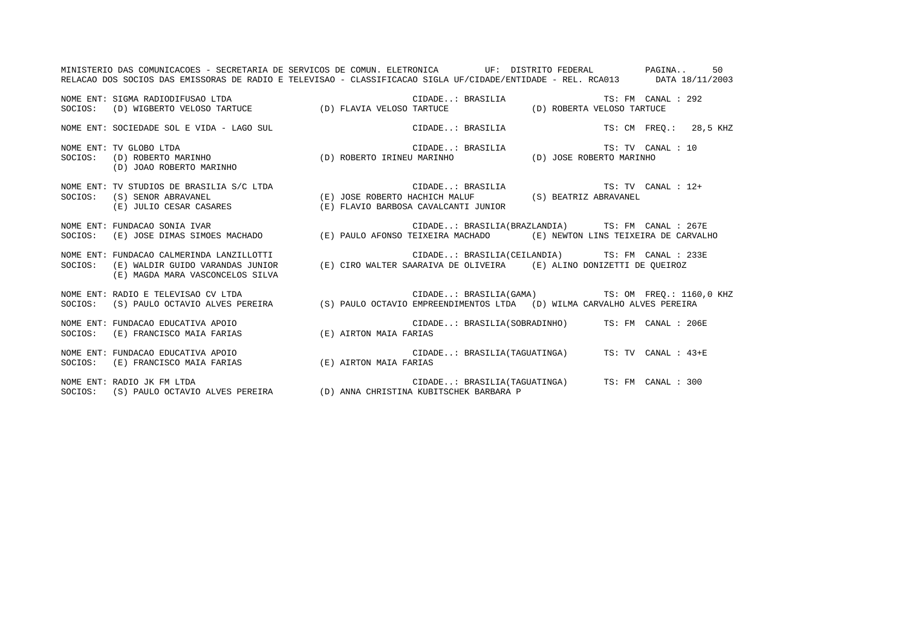MINISTERIO DAS COMUNICACOES - SECRETARIA DE SERVICOS DE COMUN. ELETRONICA UF: DISTRITO FEDERAL

RELACAO DOS SOCIOS DAS EMISSORAS DE RADIO E TELEVISAO - CLASSIFICACAO SIGLA UF/CIDADE/ENTIDADE - REL. RCA013 DATA 18/11/2003

NOME ENT: SIGMA RADIODIFUSAO LTDA — CIDADE..: BRASILIA — TS: FM CANAL : 292
SOCIOS: (D) WIGBERTO VELOSO TARTUCE (D) FLAVIA VELOSO TARTUCE (D) ROBERTA VELOSO TARTUCE

NOME ENT: SOCIEDADE SOL E VIDA - LAGO SUL — CIDADE..: BRASILIA — TS: CM FREQ.: 28,5 KHZ

NOME ENT: TV GLOBO LTDA — CIDADE..: BRASILIA — TS: TV CANAL : 10
SOCIOS: (D) ROBERTO MARINHO (D) ROBERTO IRINEU MARINHO (D) JOSE ROBERTO MARINHO
(D) JOAO ROBERTO MARINHO

NOME ENT: TV STUDIOS DE BRASILIA S/C LTDA — CIDADE..: BRASILIA — TS: TV CANAL : 12+
SOCIOS: (S) SENOR ABRAVANEL (E) JOSE ROBERTO HACHICH MALUF (S) BEATRIZ ABRAVANEL
(E) JULIO CESAR CASARES (E) FLAVIO BARBOSA CAVALCANTI JUNIOR

NOME ENT: FUNDACAO SONIA IVAR — CIDADE..: BRASILIA(BRAZLANDIA) — TS: FM CANAL : 267E
SOCIOS: (E) JOSE DIMAS SIMOES MACHADO (E) PAULO AFONSO TEIXEIRA MACHADO (E) NEWTON LINS TEIXEIRA DE CARVALHO

NOME ENT: FUNDACAO CALMERINDA LANZILLOTTI — CIDADE..: BRASILIA(CEILANDIA) — TS: FM CANAL : 233E
SOCIOS: (E) WALDIR GUIDO VARANDAS JUNIOR (E) CIRO WALTER SAARAIVA DE OLIVEIRA (E) ALINO DONIZETTI DE QUEIROZ
(E) MAGDA MARA VASCONCELOS SILVA

NOME ENT: RADIO E TELEVISAO CV LTDA — CIDADE..: BRASILIA(GAMA) — TS: OM FREQ.: 1160,0 KHZ
SOCIOS: (S) PAULO OCTAVIO ALVES PEREIRA (S) PAULO OCTAVIO EMPREENDIMENTOS LTDA (D) WILMA CARVALHO ALVES PEREIRA

NOME ENT: FUNDACAO EDUCATIVA APOIO — CIDADE..: BRASILIA(SOBRADINHO) — TS: FM CANAL : 206E
SOCIOS: (E) FRANCISCO MAIA FARIAS (E) AIRTON MAIA FARIAS

NOME ENT: FUNDACAO EDUCATIVA APOIO — CIDADE..: BRASILIA(TAGUATINGA) — TS: TV CANAL : 43+E
SOCIOS: (E) FRANCISCO MAIA FARIAS (E) AIRTON MAIA FARIAS

NOME ENT: RADIO JK FM LTDA — CIDADE..: BRASILIA(TAGUATINGA) — TS: FM CANAL : 300
SOCIOS: (S) PAULO OCTAVIO ALVES PEREIRA (D) ANNA CHRISTINA KUBITSCHEK BARBARA P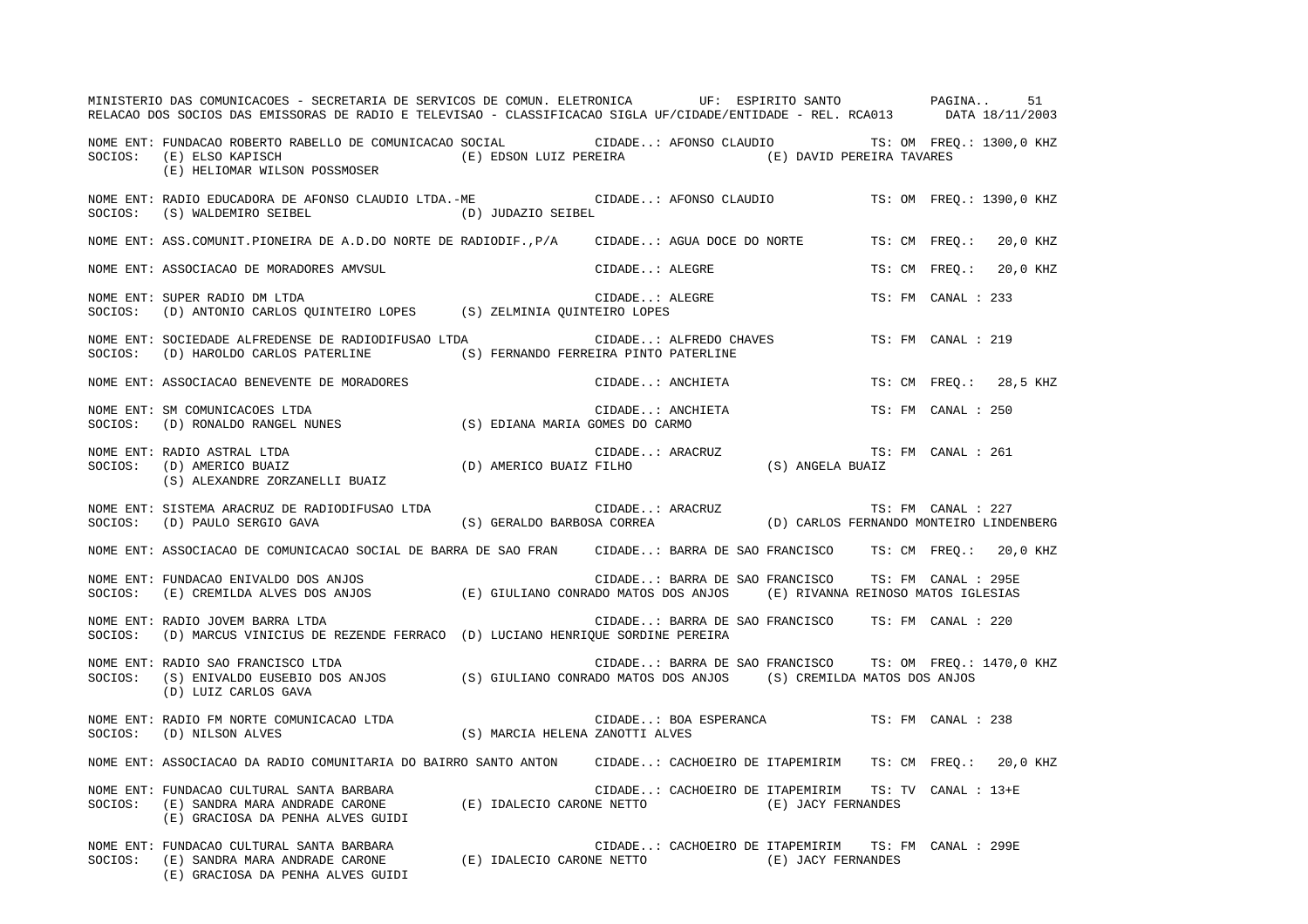NOME ENT: FUNDACAO ROBERTO RABELLO DE COMUNICACAO SOCIAL CIDADE..: AFONSO CLAUDIO TS: OM FREQ.: 1300,0 KHZ
SOCIOS: (E) ELSO KAPISCH (E) EDSON LUIZ PEREIRA (E) DAVID PEREIRA TAVARES
(E) HELIOMAR WILSON POSSMOSER

NOME ENT: RADIO EDUCADORA DE AFONSO CLAUDIO LTDA.-ME CIDADE..: AFONSO CLAUDIO TS: OM FREQ.: 1390,0 KHZ
SOCIOS: (S) WALDEMIRO SEIBEL (D) JUDAZIO SEIBEL

NOME ENT: ASS.COMUNIT.PIONEIRA DE A.D.DO NORTE DE RADIODIF.,P/A CIDADE..: AGUA DOCE DO NORTE TS: CM FREQ.: 20,0 KHZ

NOME ENT: ASSOCIACAO DE MORADORES AMVSUL CIDADE..: ALEGRE TS: CM FREQ.: 20,0 KHZ

NOME ENT: SUPER RADIO DM LTDA CIDADE..: ALEGRE TS: FM CANAL : 233
SOCIOS: (D) ANTONIO CARLOS QUINTEIRO LOPES (S) ZELMINIA QUINTEIRO LOPES

NOME ENT: SOCIEDADE ALFREDENSE DE RADIODIFUSAO LTDA CIDADE..: ALFREDO CHAVES TS: FM CANAL : 219
SOCIOS: (D) HAROLDO CARLOS PATERLINE (S) FERNANDO FERREIRA PINTO PATERLINE

NOME ENT: ASSOCIACAO BENEVENTE DE MORADORES CIDADE..: ANCHIETA TS: CM FREQ.: 28,5 KHZ

NOME ENT: SM COMUNICACOES LTDA CIDADE..: ANCHIETA TS: FM CANAL : 250
SOCIOS: (D) RONALDO RANGEL NUNES (S) EDIANA MARIA GOMES DO CARMO

NOME ENT: RADIO ASTRAL LTDA CIDADE..: ARACRUZ TS: FM CANAL : 261
SOCIOS: (D) AMERICO BUAIZ (D) AMERICO BUAIZ FILHO (S) ANGELA BUAIZ
(S) ALEXANDRE ZORZANELLI BUAIZ

NOME ENT: SISTEMA ARACRUZ DE RADIODIFUSAO LTDA CIDADE..: ARACRUZ TS: FM CANAL : 227
SOCIOS: (D) PAULO SERGIO GAVA (S) GERALDO BARBOSA CORREA (D) CARLOS FERNANDO MONTEIRO LINDENBERG

NOME ENT: ASSOCIACAO DE COMUNICACAO SOCIAL DE BARRA DE SAO FRAN CIDADE..: BARRA DE SAO FRANCISCO TS: CM FREQ.: 20,0 KHZ

NOME ENT: FUNDACAO ENIVALDO DOS ANJOS CIDADE..: BARRA DE SAO FRANCISCO TS: FM CANAL : 295E
SOCIOS: (E) CREMILDA ALVES DOS ANJOS (E) GIULIANO CONRADO MATOS DOS ANJOS (E) RIVANNA REINOSO MATOS IGLESIAS

NOME ENT: RADIO JOVEM BARRA LTDA CIDADE..: BARRA DE SAO FRANCISCO TS: FM CANAL : 220
SOCIOS: (D) MARCUS VINICIUS DE REZENDE FERRACO (D) LUCIANO HENRIQUE SORDINE PEREIRA

NOME ENT: RADIO SAO FRANCISCO LTDA CIDADE..: BARRA DE SAO FRANCISCO TS: OM FREQ.: 1470,0 KHZ
SOCIOS: (S) ENIVALDO EUSEBIO DOS ANJOS (S) GIULIANO CONRADO MATOS DOS ANJOS (S) CREMILDA MATOS DOS ANJOS
(D) LUIZ CARLOS GAVA

NOME ENT: RADIO FM NORTE COMUNICACAO LTDA CIDADE..: BOA ESPERANCA TS: FM CANAL : 238
SOCIOS: (D) NILSON ALVES (S) MARCIA HELENA ZANOTTI ALVES

NOME ENT: ASSOCIACAO DA RADIO COMUNITARIA DO BAIRRO SANTO ANTON CIDADE..: CACHOEIRO DE ITAPEMIRIM TS: CM FREQ.: 20,0 KHZ

NOME ENT: FUNDACAO CULTURAL SANTA BARBARA CIDADE..: CACHOEIRO DE ITAPEMIRIM TS: TV CANAL : 13+E
SOCIOS: (E) SANDRA MARA ANDRADE CARONE (E) IDALECIO CARONE NETTO (E) JACY FERNANDES
(E) GRACIOSA DA PENHA ALVES GUIDI

NOME ENT: FUNDACAO CULTURAL SANTA BARBARA CIDADE..: CACHOEIRO DE ITAPEMIRIM TS: FM CANAL : 299E
SOCIOS: (E) SANDRA MARA ANDRADE CARONE (E) IDALECIO CARONE NETTO (E) JACY FERNANDES
(E) GRACIOSA DA PENHA ALVES GUIDI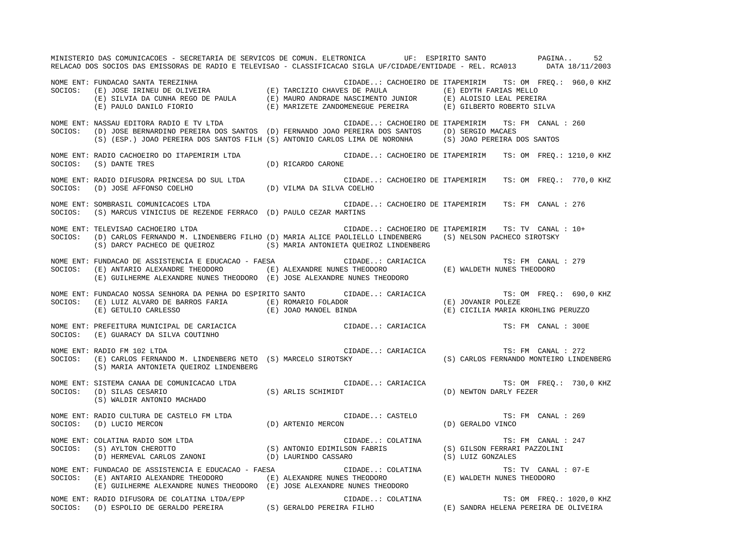MINISTERIO DAS COMUNICACOES - SECRETARIA DE SERVICOS DE COMUN. ELETRONICA UF: ESPIRITO SANTO PAGINA.. 52
RELACAO DOS SOCIOS DAS EMISSORAS DE RADIO E TELEVISAO - CLASSIFICACAO SIGLA UF/CIDADE/ENTIDADE - REL. RCA013 DATA 18/11/2003

NOME ENT: FUNDACAO SANTA TEREZINHA CIDADE..: CACHOEIRO DE ITAPEMIRIM TS: OM FREQ.: 960,0 KHZ
SOCIOS: (E) JOSE IRINEU DE OLIVEIRA (E) TARCIZIO CHAVES DE PAULA (E) EDYTH FARIAS MELLO
(E) SILVIA DA CUNHA REGO DE PAULA (E) MAURO ANDRADE NASCIMENTO JUNIOR (E) ALOISIO LEAL PEREIRA
(E) PAULO DANILO FIORIO (E) MARIZETE ZANDOMENEGUE PEREIRA (E) GILBERTO ROBERTO SILVA

NOME ENT: NASSAU EDITORA RADIO E TV LTDA CIDADE..: CACHOEIRO DE ITAPEMIRIM TS: FM CANAL : 260
SOCIOS: (D) JOSE BERNARDINO PEREIRA DOS SANTOS (D) FERNANDO JOAO PEREIRA DOS SANTOS (D) SERGIO MACAES
(S) (ESP.) JOAO PEREIRA DOS SANTOS FILH (S) ANTONIO CARLOS LIMA DE NORONHA (S) JOAO PEREIRA DOS SANTOS

NOME ENT: RADIO CACHOEIRO DO ITAPEMIRIM LTDA CIDADE..: CACHOEIRO DE ITAPEMIRIM TS: OM FREQ.: 1210,0 KHZ
SOCIOS: (S) DANTE TRES (D) RICARDO CARONE

NOME ENT: RADIO DIFUSORA PRINCESA DO SUL LTDA CIDADE..: CACHOEIRO DE ITAPEMIRIM TS: OM FREQ.: 770,0 KHZ
SOCIOS: (D) JOSE AFFONSO COELHO (D) VILMA DA SILVA COELHO

NOME ENT: SOMBRASIL COMUNICACOES LTDA CIDADE..: CACHOEIRO DE ITAPEMIRIM TS: FM CANAL : 276
SOCIOS: (S) MARCUS VINICIUS DE REZENDE FERRACO (D) PAULO CEZAR MARTINS

NOME ENT: TELEVISAO CACHOEIRO LTDA CIDADE..: CACHOEIRO DE ITAPEMIRIM TS: TV CANAL : 10+
SOCIOS: (D) CARLOS FERNANDO M. LINDENBERG FILHO (D) MARIA ALICE PAOLIELLO LINDENBERG (S) NELSON PACHECO SIROTSKY
(S) DARCY PACHECO DE QUEIROZ (S) MARIA ANTONIETA QUEIROZ LINDENBERG

NOME ENT: FUNDACAO DE ASSISTENCIA E EDUCACAO - FAESA CIDADE..: CARIACICA TS: FM CANAL : 279
SOCIOS: (E) ANTARIO ALEXANDRE THEODORO (E) ALEXANDRE NUNES THEODORO (E) WALDETH NUNES THEODORO
(E) GUILHERME ALEXANDRE NUNES THEODORO (E) JOSE ALEXANDRE NUNES THEODORO

NOME ENT: FUNDACAO NOSSA SENHORA DA PENHA DO ESPIRITO SANTO CIDADE..: CARIACICA TS: OM FREQ.: 690,0 KHZ
SOCIOS: (E) LUIZ ALVARO DE BARROS FARIA (E) ROMARIO FOLADOR (E) JOVANIR POLEZE
(E) GETULIO CARLESSO (E) JOAO MANOEL BINDA (E) CICILIA MARIA KROHLING PERUZZO

NOME ENT: PREFEITURA MUNICIPAL DE CARIACICA CIDADE..: CARIACICA TS: FM CANAL : 300E
SOCIOS: (E) GUARACY DA SILVA COUTINHO

NOME ENT: RADIO FM 102 LTDA CIDADE..: CARIACICA TS: FM CANAL : 272
SOCIOS: (E) CARLOS FERNANDO M. LINDENBERG NETO (S) MARCELO SIROTSKY (S) CARLOS FERNANDO MONTEIRO LINDENBERG
(S) MARIA ANTONIETA QUEIROZ LINDENBERG

NOME ENT: SISTEMA CANAA DE COMUNICACAO LTDA CIDADE..: CARIACICA TS: OM FREQ.: 730,0 KHZ
SOCIOS: (D) SILAS CESARIO (S) ARLIS SCHIMIDT (D) NEWTON DARLY FEZER
(S) WALDIR ANTONIO MACHADO

NOME ENT: RADIO CULTURA DE CASTELO FM LTDA CIDADE..: CASTELO TS: FM CANAL : 269
SOCIOS: (D) LUCIO MERCON (D) ARTENIO MERCON (D) GERALDO VINCO

NOME ENT: COLATINA RADIO SOM LTDA CIDADE..: COLATINA TS: FM CANAL : 247
SOCIOS: (S) AYLTON CHEROTTO (S) ANTONIO EDIMILSON FABRIS (S) GILSON FERRARI PAZZOLINI
(D) HERMEVAL CARLOS ZANONI (D) LAURINDO CASSARO (S) LUIZ GONZALES

NOME ENT: FUNDACAO DE ASSISTENCIA E EDUCACAO - FAESA CIDADE..: COLATINA TS: TV CANAL : 07-E
SOCIOS: (E) ANTARIO ALEXANDRE THEODORO (E) ALEXANDRE NUNES THEODORO (E) WALDETH NUNES THEODORO
(E) GUILHERME ALEXANDRE NUNES THEODORO (E) JOSE ALEXANDRE NUNES THEODORO

NOME ENT: RADIO DIFUSORA DE COLATINA LTDA/EPP CIDADE..: COLATINA TS: OM FREQ.: 1020,0 KHZ
SOCIOS: (D) ESPOLIO DE GERALDO PEREIRA (S) GERALDO PEREIRA FILHO (E) SANDRA HELENA PEREIRA DE OLIVEIRA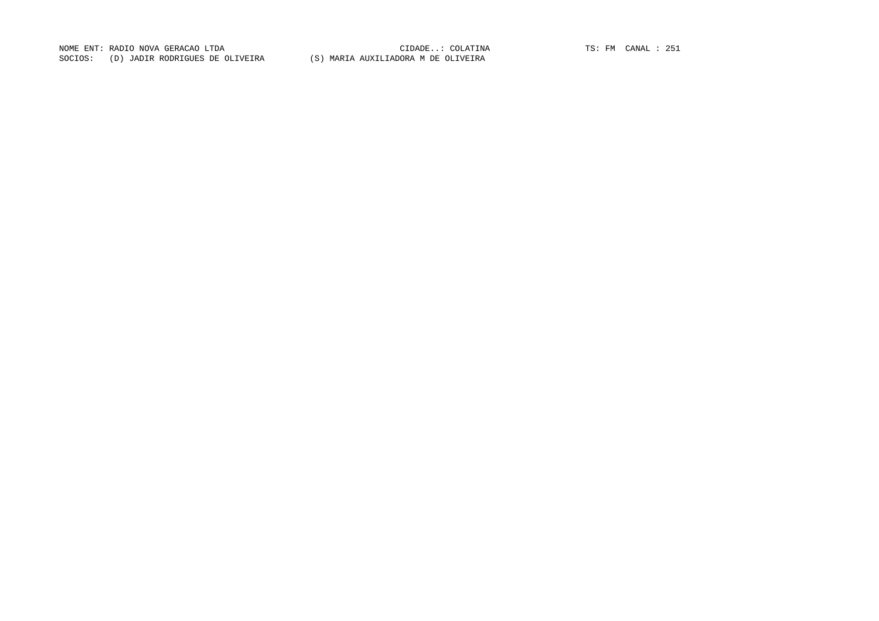NOME ENT: RADIO NOVA GERACAO LTDA CIDADE..: COLATINA TS: FM CANAL : 251
SOCIOS: (D) JADIR RODRIGUES DE OLIVEIRA (S) MARIA AUXILIADORA M DE OLIVEIRA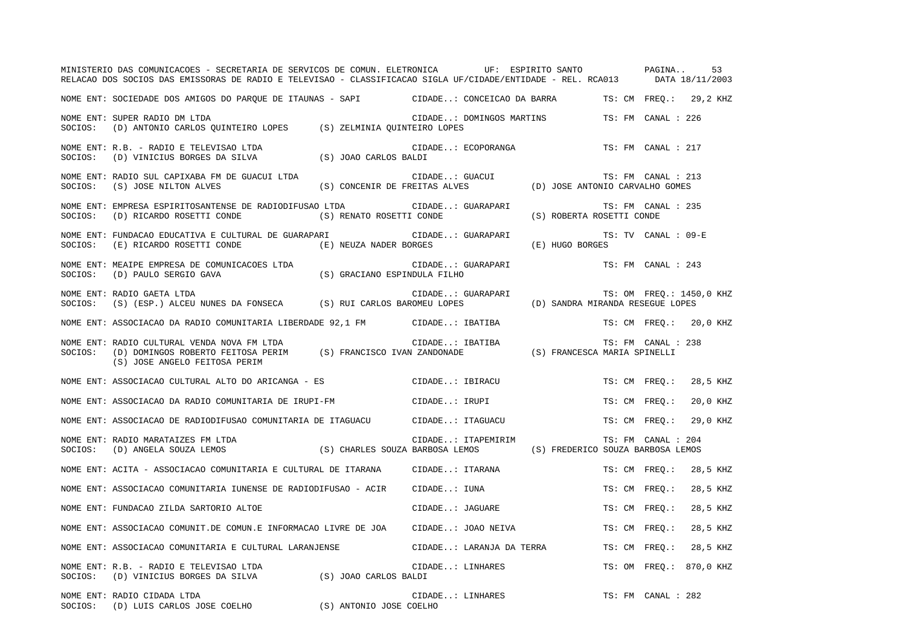MINISTERIO DAS COMUNICACOES - SECRETARIA DE SERVICOS DE COMUN. ELETRONICA UF: ESPIRITO SANTO

RELACAO DOS SOCIOS DAS EMISSORAS DE RADIO E TELEVISAO - CLASSIFICACAO SIGLA UF/CIDADE/ENTIDADE - REL. RCA013 DATA 18/11/2003

NOME ENT: SOCIEDADE DOS AMIGOS DO PARQUE DE ITAUNAS - SAPI CIDADE..: CONCEICAO DA BARRA TS: CM FREQ.: 29,2 KHZ

NOME ENT: SUPER RADIO DM LTDA CIDADE..: DOMINGOS MARTINS TS: FM CANAL : 226
SOCIOS: (D) ANTONIO CARLOS QUINTEIRO LOPES (S) ZELMINIA QUINTEIRO LOPES

NOME ENT: R.B. - RADIO E TELEVISAO LTDA CIDADE..: ECOPORANGA TS: FM CANAL : 217
SOCIOS: (D) VINICIUS BORGES DA SILVA (S) JOAO CARLOS BALDI

NOME ENT: RADIO SUL CAPIXABA FM DE GUACUI LTDA CIDADE..: GUACUI TS: FM CANAL : 213
SOCIOS: (S) JOSE NILTON ALVES (S) CONCENIR DE FREITAS ALVES (D) JOSE ANTONIO CARVALHO GOMES

NOME ENT: EMPRESA ESPIRITOSANTENSE DE RADIODIFUSAO LTDA CIDADE..: GUARAPARI TS: FM CANAL : 235
SOCIOS: (D) RICARDO ROSETTI CONDE (S) RENATO ROSETTI CONDE (S) ROBERTA ROSETTI CONDE

NOME ENT: FUNDACAO EDUCATIVA E CULTURAL DE GUARAPARI CIDADE..: GUARAPARI TS: TV CANAL : 09-E
SOCIOS: (E) RICARDO ROSETTI CONDE (E) NEUZA NADER BORGES (E) HUGO BORGES

NOME ENT: MEAIPE EMPRESA DE COMUNICACOES LTDA CIDADE..: GUARAPARI TS: FM CANAL : 243
SOCIOS: (D) PAULO SERGIO GAVA (S) GRACIANO ESPINDULA FILHO

NOME ENT: RADIO GAETA LTDA CIDADE..: GUARAPARI TS: OM FREQ.: 1450,0 KHZ
SOCIOS: (S) (ESP.) ALCEU NUNES DA FONSECA (S) RUI CARLOS BAROMEU LOPES (D) SANDRA MIRANDA RESEGUE LOPES

NOME ENT: ASSOCIACAO DA RADIO COMUNITARIA LIBERDADE 92,1 FM CIDADE..: IBATIBA TS: CM FREQ.: 20,0 KHZ

NOME ENT: RADIO CULTURAL VENDA NOVA FM LTDA CIDADE..: IBATIBA TS: FM CANAL : 238
SOCIOS: (D) DOMINGOS ROBERTO FEITOSA PERIM (S) FRANCISCO IVAN ZANDONADE (S) FRANCESCA MARIA SPINELLI
(S) JOSE ANGELO FEITOSA PERIM

NOME ENT: ASSOCIACAO CULTURAL ALTO DO ARICANGA - ES CIDADE..: IBIRACU TS: CM FREQ.: 28,5 KHZ

NOME ENT: ASSOCIACAO DA RADIO COMUNITARIA DE IRUPI-FM CIDADE..: IRUPI TS: CM FREQ.: 20,0 KHZ

NOME ENT: ASSOCIACAO DE RADIODIFUSAO COMUNITARIA DE ITAGUACU CIDADE..: ITAGUACU TS: CM FREQ.: 29,0 KHZ

NOME ENT: RADIO MARATAIZES FM LTDA CIDADE..: ITAPEMIRIM TS: FM CANAL : 204
SOCIOS: (D) ANGELA SOUZA LEMOS (S) CHARLES SOUZA BARBOSA LEMOS (S) FREDERICO SOUZA BARBOSA LEMOS

NOME ENT: ACITA - ASSOCIACAO COMUNITARIA E CULTURAL DE ITARANA CIDADE..: ITARANA TS: CM FREQ.: 28,5 KHZ

NOME ENT: ASSOCIACAO COMUNITARIA IUNENSE DE RADIODIFUSAO - ACIR CIDADE..: IUNA TS: CM FREQ.: 28,5 KHZ

NOME ENT: FUNDACAO ZILDA SARTORIO ALTOE CIDADE..: JAGUARE TS: CM FREQ.: 28,5 KHZ

NOME ENT: ASSOCIACAO COMUNIT.DE COMUN.E INFORMACAO LIVRE DE JOA CIDADE..: JOAO NEIVA TS: CM FREQ.: 28,5 KHZ

NOME ENT: ASSOCIACAO COMUNITARIA E CULTURAL LARANJENSE CIDADE..: LARANJA DA TERRA TS: CM FREQ.: 28,5 KHZ

NOME ENT: R.B. - RADIO E TELEVISAO LTDA CIDADE..: LINHARES TS: OM FREQ.: 870,0 KHZ
SOCIOS: (D) VINICIUS BORGES DA SILVA (S) JOAO CARLOS BALDI

NOME ENT: RADIO CIDADA LTDA CIDADE..: LINHARES TS: FM CANAL : 282
SOCIOS: (D) LUIS CARLOS JOSE COELHO (S) ANTONIO JOSE COELHO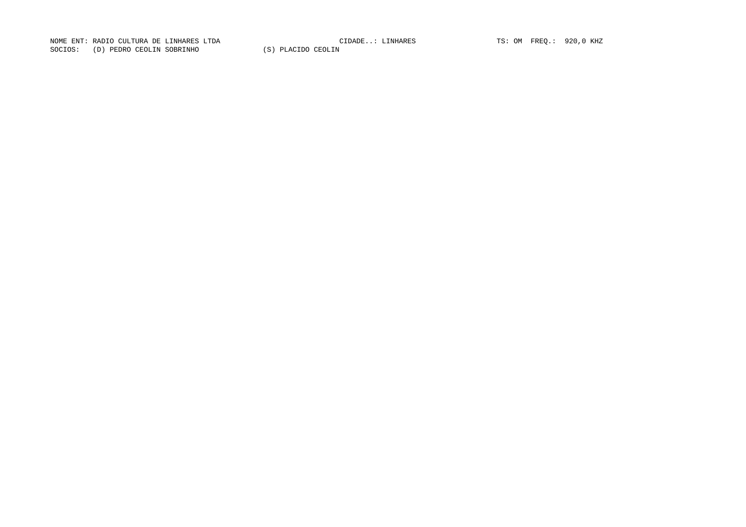NOME ENT: RADIO CULTURA DE LINHARES LTDA CIDADE..: LINHARES TS: OM FREQ.: 920,0 KHZ

SOCIOS: (D) PEDRO CEOLIN SOBRINHO (S) PLACIDO CEOLIN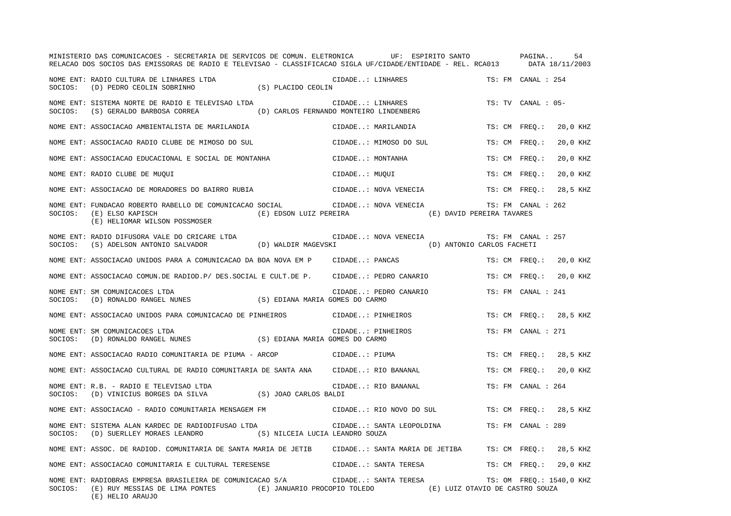MINISTERIO DAS COMUNICACOES - SECRETARIA DE SERVICOS DE COMUN. ELETRONICA UF: ESPIRITO SANTO

RELACAO DOS SOCIOS DAS EMISSORAS DE RADIO E TELEVISAO - CLASSIFICACAO SIGLA UF/CIDADE/ENTIDADE - REL. RCA013 DATA 18/11/2003

NOME ENT: RADIO CULTURA DE LINHARES LTDA — CIDADE..: LINHARES — TS: FM CANAL : 254
SOCIOS: (D) PEDRO CEOLIN SOBRINHO (S) PLACIDO CEOLIN

NOME ENT: SISTEMA NORTE DE RADIO E TELEVISAO LTDA — CIDADE..: LINHARES — TS: TV CANAL : 05-
SOCIOS: (S) GERALDO BARBOSA CORREA (D) CARLOS FERNANDO MONTEIRO LINDENBERG

NOME ENT: ASSOCIACAO AMBIENTALISTA DE MARILANDIA — CIDADE..: MARILANDIA — TS: CM FREQ.: 20,0 KHZ

NOME ENT: ASSOCIACAO RADIO CLUBE DE MIMOSO DO SUL — CIDADE..: MIMOSO DO SUL — TS: CM FREQ.: 20,0 KHZ

NOME ENT: ASSOCIACAO EDUCACIONAL E SOCIAL DE MONTANHA — CIDADE..: MONTANHA — TS: CM FREQ.: 20,0 KHZ

NOME ENT: RADIO CLUBE DE MUQUI — CIDADE..: MUQUI — TS: CM FREQ.: 20,0 KHZ

NOME ENT: ASSOCIACAO DE MORADORES DO BAIRRO RUBIA — CIDADE..: NOVA VENECIA — TS: CM FREQ.: 28,5 KHZ

NOME ENT: FUNDACAO ROBERTO RABELLO DE COMUNICACAO SOCIAL — CIDADE..: NOVA VENECIA — TS: FM CANAL : 262
SOCIOS: (E) ELSO KAPISCH (E) EDSON LUIZ PEREIRA (E) DAVID PEREIRA TAVARES
(E) HELIOMAR WILSON POSSMOSER

NOME ENT: RADIO DIFUSORA VALE DO CRICARE LTDA — CIDADE..: NOVA VENECIA — TS: FM CANAL : 257
SOCIOS: (S) ADELSON ANTONIO SALVADOR (D) WALDIR MAGEVSKI (D) ANTONIO CARLOS FACHETI

NOME ENT: ASSOCIACAO UNIDOS PARA A COMUNICACAO DA BOA NOVA EM P — CIDADE..: PANCAS — TS: CM FREQ.: 20,0 KHZ

NOME ENT: ASSOCIACAO COMUN.DE RADIOD.P/ DES.SOCIAL E CULT.DE P. — CIDADE..: PEDRO CANARIO — TS: CM FREQ.: 20,0 KHZ

NOME ENT: SM COMUNICACOES LTDA — CIDADE..: PEDRO CANARIO — TS: FM CANAL : 241
SOCIOS: (D) RONALDO RANGEL NUNES (S) EDIANA MARIA GOMES DO CARMO

NOME ENT: ASSOCIACAO UNIDOS PARA COMUNICACAO DE PINHEIROS — CIDADE..: PINHEIROS — TS: CM FREQ.: 28,5 KHZ

NOME ENT: SM COMUNICACOES LTDA — CIDADE..: PINHEIROS — TS: FM CANAL : 271
SOCIOS: (D) RONALDO RANGEL NUNES (S) EDIANA MARIA GOMES DO CARMO

NOME ENT: ASSOCIACAO RADIO COMUNITARIA DE PIUMA - ARCOP — CIDADE..: PIUMA — TS: CM FREQ.: 28,5 KHZ

NOME ENT: ASSOCIACAO CULTURAL DE RADIO COMUNITARIA DE SANTA ANA — CIDADE..: RIO BANANAL — TS: CM FREQ.: 20,0 KHZ

NOME ENT: R.B. - RADIO E TELEVISAO LTDA — CIDADE..: RIO BANANAL — TS: FM CANAL : 264
SOCIOS: (D) VINICIUS BORGES DA SILVA (S) JOAO CARLOS BALDI

NOME ENT: ASSOCIACAO - RADIO COMUNITARIA MENSAGEM FM — CIDADE..: RIO NOVO DO SUL — TS: CM FREQ.: 28,5 KHZ

NOME ENT: SISTEMA ALAN KARDEC DE RADIODIFUSAO LTDA — CIDADE..: SANTA LEOPOLDINA — TS: FM CANAL : 289
SOCIOS: (D) SUERLLEY MORAES LEANDRO (S) NILCEIA LUCIA LEANDRO SOUZA

NOME ENT: ASSOC. DE RADIOD. COMUNITARIA DE SANTA MARIA DE JETIB — CIDADE..: SANTA MARIA DE JETIBA — TS: CM FREQ.: 28,5 KHZ

NOME ENT: ASSOCIACAO COMUNITARIA E CULTURAL TERESENSE — CIDADE..: SANTA TERESA — TS: CM FREQ.: 29,0 KHZ

NOME ENT: RADIOBRAS EMPRESA BRASILEIRA DE COMUNICACAO S/A — CIDADE..: SANTA TERESA — TS: OM FREQ.: 1540,0 KHZ
SOCIOS: (E) RUY MESSIAS DE LIMA PONTES (E) JANUARIO PROCOPIO TOLEDO (E) LUIZ OTAVIO DE CASTRO SOUZA
(E) HELIO ARAUJO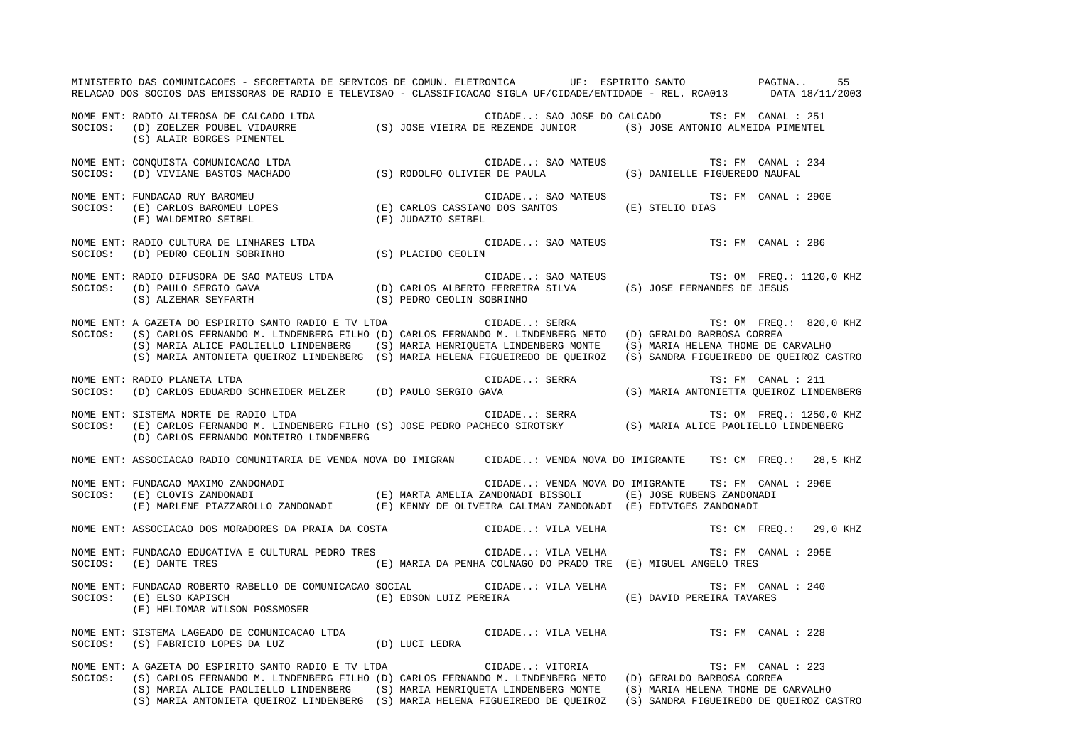NOME ENT: RADIO ALTEROSA DE CALCADO LTDA CIDADE..: SAO JOSE DO CALCADO TS: FM CANAL : 251
SOCIOS: (D) ZOELZER POUBEL VIDAURRE (S) JOSE VIEIRA DE REZENDE JUNIOR (S) JOSE ANTONIO ALMEIDA PIMENTEL
(S) ALAIR BORGES PIMENTEL

NOME ENT: CONQUISTA COMUNICACAO LTDA CIDADE..: SAO MATEUS TS: FM CANAL : 234
SOCIOS: (D) VIVIANE BASTOS MACHADO (S) RODOLFO OLIVIER DE PAULA (S) DANIELLE FIGUEREDO NAUFAL

NOME ENT: FUNDACAO RUY BAROMEU CIDADE..: SAO MATEUS TS: FM CANAL : 290E
SOCIOS: (E) CARLOS BAROMEU LOPES (E) CARLOS CASSIANO DOS SANTOS (E) STELIO DIAS
(E) WALDEMIRO SEIBEL (E) JUDAZIO SEIBEL

NOME ENT: RADIO CULTURA DE LINHARES LTDA CIDADE..: SAO MATEUS TS: FM CANAL : 286
SOCIOS: (D) PEDRO CEOLIN SOBRINHO (S) PLACIDO CEOLIN

NOME ENT: RADIO DIFUSORA DE SAO MATEUS LTDA CIDADE..: SAO MATEUS TS: OM FREQ.: 1120,0 KHZ
SOCIOS: (D) PAULO SERGIO GAVA (D) CARLOS ALBERTO FERREIRA SILVA (S) JOSE FERNANDES DE JESUS
(S) ALZEMAR SEYFARTH (S) PEDRO CEOLIN SOBRINHO

NOME ENT: A GAZETA DO ESPIRITO SANTO RADIO E TV LTDA CIDADE..: SERRA TS: OM FREQ.: 820,0 KHZ
SOCIOS: (S) CARLOS FERNANDO M. LINDENBERG FILHO (D) CARLOS FERNANDO M. LINDENBERG NETO (D) GERALDO BARBOSA CORREA
(S) MARIA ALICE PAOLIELLO LINDENBERG (S) MARIA HENRIQUETA LINDENBERG MONTE (S) MARIA HELENA THOME DE CARVALHO
(S) MARIA ANTONIETA QUEIROZ LINDENBERG (S) MARIA HELENA FIGUEIREDO DE QUEIROZ (S) SANDRA FIGUEIREDO DE QUEIROZ CASTRO

NOME ENT: RADIO PLANETA LTDA CIDADE..: SERRA TS: FM CANAL : 211
SOCIOS: (D) CARLOS EDUARDO SCHNEIDER MELZER (D) PAULO SERGIO GAVA (S) MARIA ANTONIETTA QUEIROZ LINDENBERG

NOME ENT: SISTEMA NORTE DE RADIO LTDA CIDADE..: SERRA TS: OM FREQ.: 1250,0 KHZ
SOCIOS: (E) CARLOS FERNANDO M. LINDENBERG FILHO (S) JOSE PEDRO PACHECO SIROTSKY (S) MARIA ALICE PAOLIELLO LINDENBERG
(D) CARLOS FERNANDO MONTEIRO LINDENBERG

NOME ENT: ASSOCIACAO RADIO COMUNITARIA DE VENDA NOVA DO IMIGRAN CIDADE..: VENDA NOVA DO IMIGRANTE TS: CM FREQ.: 28,5 KHZ

NOME ENT: FUNDACAO MAXIMO ZANDONADI CIDADE..: VENDA NOVA DO IMIGRANTE TS: FM CANAL : 296E
SOCIOS: (E) CLOVIS ZANDONADI (E) MARTA AMELIA ZANDONADI BISSOLI (E) JOSE RUBENS ZANDONADI
(E) MARLENE PIAZZAROLLO ZANDONADI (E) KENNY DE OLIVEIRA CALIMAN ZANDONADI (E) EDIVIGES ZANDONADI

NOME ENT: ASSOCIACAO DOS MORADORES DA PRAIA DA COSTA CIDADE..: VILA VELHA TS: CM FREQ.: 29,0 KHZ

NOME ENT: FUNDACAO EDUCATIVA E CULTURAL PEDRO TRES CIDADE..: VILA VELHA TS: FM CANAL : 295E
SOCIOS: (E) DANTE TRES (E) MARIA DA PENHA COLNAGO DO PRADO TRE (E) MIGUEL ANGELO TRES

NOME ENT: FUNDACAO ROBERTO RABELLO DE COMUNICACAO SOCIAL CIDADE..: VILA VELHA TS: FM CANAL : 240
SOCIOS: (E) ELSO KAPISCH (E) EDSON LUIZ PEREIRA (E) DAVID PEREIRA TAVARES
(E) HELIOMAR WILSON POSSMOSER

NOME ENT: SISTEMA LAGEADO DE COMUNICACAO LTDA CIDADE..: VILA VELHA TS: FM CANAL : 228
SOCIOS: (S) FABRICIO LOPES DA LUZ (D) LUCI LEDRA

NOME ENT: A GAZETA DO ESPIRITO SANTO RADIO E TV LTDA CIDADE..: VITORIA TS: FM CANAL : 223
SOCIOS: (S) CARLOS FERNANDO M. LINDENBERG FILHO (D) CARLOS FERNANDO M. LINDENBERG NETO (D) GERALDO BARBOSA CORREA
(S) MARIA ALICE PAOLIELLO LINDENBERG (S) MARIA HENRIQUETA LINDENBERG MONTE (S) MARIA HELENA THOME DE CARVALHO
(S) MARIA ANTONIETA QUEIROZ LINDENBERG (S) MARIA HELENA FIGUEIREDO DE QUEIROZ (S) SANDRA FIGUEIREDO DE QUEIROZ CASTRO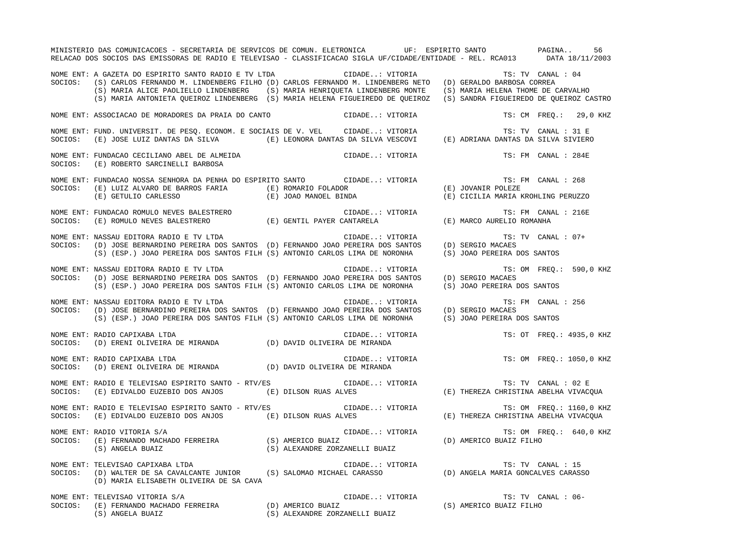MINISTERIO DAS COMUNICACOES - SECRETARIA DE SERVICOS DE COMUN. ELETRONICA UF: ESPIRITO SANTO PAGINA.. 56
RELACAO DOS SOCIOS DAS EMISSORAS DE RADIO E TELEVISAO - CLASSIFICACAO SIGLA UF/CIDADE/ENTIDADE - REL. RCA013 DATA 18/11/2003

NOME ENT: A GAZETA DO ESPIRITO SANTO RADIO E TV LTDA — CIDADE..: VITORIA — TS: TV CANAL : 04
SOCIOS: (S) CARLOS FERNANDO M. LINDENBERG FILHO (D) CARLOS FERNANDO M. LINDENBERG NETO (D) GERALDO BARBOSA CORREA
(S) MARIA ALICE PAOLIELLO LINDENBERG (S) MARIA HENRIQUETA LINDENBERG MONTE (S) MARIA HELENA THOME DE CARVALHO
(S) MARIA ANTONIETA QUEIROZ LINDENBERG (S) MARIA HELENA FIGUEIREDO DE QUEIROZ (S) SANDRA FIGUEIREDO DE QUEIROZ CASTRO

NOME ENT: ASSOCIACAO DE MORADORES DA PRAIA DO CANTO — CIDADE..: VITORIA — TS: CM FREQ.: 29,0 KHZ

NOME ENT: FUND. UNIVERSIT. DE PESQ. ECONOM. E SOCIAIS DE V. VEL — CIDADE..: VITORIA — TS: TV CANAL : 31 E
SOCIOS: (E) JOSE LUIZ DANTAS DA SILVA (E) LEONORA DANTAS DA SILVA VESCOVI (E) ADRIANA DANTAS DA SILVA SIVIERO

NOME ENT: FUNDACAO CECILIANO ABEL DE ALMEIDA — CIDADE..: VITORIA — TS: FM CANAL : 284E
SOCIOS: (E) ROBERTO SARCINELLI BARBOSA

NOME ENT: FUNDACAO NOSSA SENHORA DA PENHA DO ESPIRITO SANTO — CIDADE..: VITORIA — TS: FM CANAL : 268
SOCIOS: (E) LUIZ ALVARO DE BARROS FARIA (E) ROMARIO FOLADOR (E) JOVANIR POLEZE
(E) GETULIO CARLESSO (E) JOAO MANOEL BINDA (E) CICILIA MARIA KROHLING PERUZZO

NOME ENT: FUNDACAO ROMULO NEVES BALESTRERO — CIDADE..: VITORIA — TS: FM CANAL : 216E
SOCIOS: (E) ROMULO NEVES BALESTRERO (E) GENTIL PAYER CANTARELA (E) MARCO AURELIO ROMANHA

NOME ENT: NASSAU EDITORA RADIO E TV LTDA — CIDADE..: VITORIA — TS: TV CANAL : 07+
SOCIOS: (D) JOSE BERNARDINO PEREIRA DOS SANTOS (D) FERNANDO JOAO PEREIRA DOS SANTOS (D) SERGIO MACAES
(S) (ESP.) JOAO PEREIRA DOS SANTOS FILH (S) ANTONIO CARLOS LIMA DE NORONHA (S) JOAO PEREIRA DOS SANTOS

NOME ENT: NASSAU EDITORA RADIO E TV LTDA — CIDADE..: VITORIA — TS: OM FREQ.: 590,0 KHZ
SOCIOS: (D) JOSE BERNARDINO PEREIRA DOS SANTOS (D) FERNANDO JOAO PEREIRA DOS SANTOS (D) SERGIO MACAES
(S) (ESP.) JOAO PEREIRA DOS SANTOS FILH (S) ANTONIO CARLOS LIMA DE NORONHA (S) JOAO PEREIRA DOS SANTOS

NOME ENT: NASSAU EDITORA RADIO E TV LTDA — CIDADE..: VITORIA — TS: FM CANAL : 256
SOCIOS: (D) JOSE BERNARDINO PEREIRA DOS SANTOS (D) FERNANDO JOAO PEREIRA DOS SANTOS (D) SERGIO MACAES
(S) (ESP.) JOAO PEREIRA DOS SANTOS FILH (S) ANTONIO CARLOS LIMA DE NORONHA (S) JOAO PEREIRA DOS SANTOS

NOME ENT: RADIO CAPIXABA LTDA — CIDADE..: VITORIA — TS: OT FREQ.: 4935,0 KHZ
SOCIOS: (D) ERENI OLIVEIRA DE MIRANDA (D) DAVID OLIVEIRA DE MIRANDA

NOME ENT: RADIO CAPIXABA LTDA — CIDADE..: VITORIA — TS: OM FREQ.: 1050,0 KHZ
SOCIOS: (D) ERENI OLIVEIRA DE MIRANDA (D) DAVID OLIVEIRA DE MIRANDA

NOME ENT: RADIO E TELEVISAO ESPIRITO SANTO - RTV/ES — CIDADE..: VITORIA — TS: TV CANAL : 02 E
SOCIOS: (E) EDIVALDO EUZEBIO DOS ANJOS (E) DILSON RUAS ALVES (E) THEREZA CHRISTINA ABELHA VIVACQUA

NOME ENT: RADIO E TELEVISAO ESPIRITO SANTO - RTV/ES — CIDADE..: VITORIA — TS: OM FREQ.: 1160,0 KHZ
SOCIOS: (E) EDIVALDO EUZEBIO DOS ANJOS (E) DILSON RUAS ALVES (E) THEREZA CHRISTINA ABELHA VIVACQUA

NOME ENT: RADIO VITORIA S/A — CIDADE..: VITORIA — TS: OM FREQ.: 640,0 KHZ
SOCIOS: (E) FERNANDO MACHADO FERREIRA (S) AMERICO BUAIZ (D) AMERICO BUAIZ FILHO
(S) ANGELA BUAIZ (S) ALEXANDRE ZORZANELLI BUAIZ

NOME ENT: TELEVISAO CAPIXABA LTDA — CIDADE..: VITORIA — TS: TV CANAL : 15
SOCIOS: (D) WALTER DE SA CAVALCANTE JUNIOR (S) SALOMAO MICHAEL CARASSO (D) ANGELA MARIA GONCALVES CARASSO
(D) MARIA ELISABETH OLIVEIRA DE SA CAVA

NOME ENT: TELEVISAO VITORIA S/A — CIDADE..: VITORIA — TS: TV CANAL : 06-
SOCIOS: (E) FERNANDO MACHADO FERREIRA (D) AMERICO BUAIZ (S) AMERICO BUAIZ FILHO
(S) ANGELA BUAIZ (S) ALEXANDRE ZORZANELLI BUAIZ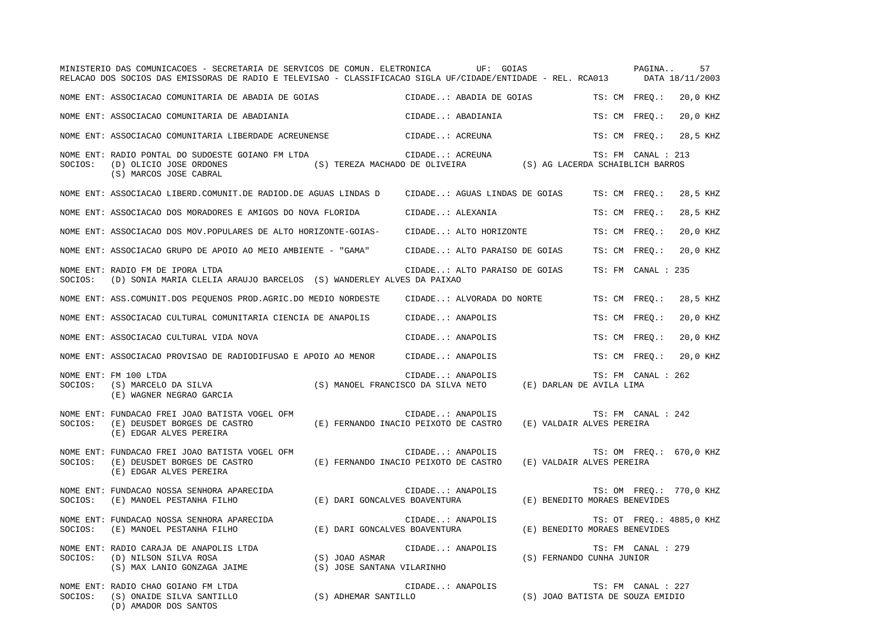MINISTERIO DAS COMUNICACOES - SECRETARIA DE SERVICOS DE COMUN. ELETRONICA UF: GOIAS
RELACAO DOS SOCIOS DAS EMISSORAS DE RADIO E TELEVISAO - CLASSIFICACAO SIGLA UF/CIDADE/ENTIDADE - REL. RCA013 DATA 18/11/2003

NOME ENT: ASSOCIACAO COMUNITARIA DE ABADIA DE GOIAS CIDADE..: ABADIA DE GOIAS TS: CM FREQ.: 20,0 KHZ

NOME ENT: ASSOCIACAO COMUNITARIA DE ABADIANIA CIDADE..: ABADIANIA TS: CM FREQ.: 20,0 KHZ

NOME ENT: ASSOCIACAO COMUNITARIA LIBERDADE ACREUNENSE CIDADE..: ACREUNA TS: CM FREQ.: 28,5 KHZ

NOME ENT: RADIO PONTAL DO SUDOESTE GOIANO FM LTDA CIDADE..: ACREUNA TS: FM CANAL : 213
SOCIOS: (D) OLICIO JOSE ORDONES (S) TEREZA MACHADO DE OLIVEIRA (S) AG LACERDA SCHAIBLICH BARROS
(S) MARCOS JOSE CABRAL

NOME ENT: ASSOCIACAO LIBERD.COMUNIT.DE RADIOD.DE AGUAS LINDAS D CIDADE..: AGUAS LINDAS DE GOIAS TS: CM FREQ.: 28,5 KHZ

NOME ENT: ASSOCIACAO DOS MORADORES E AMIGOS DO NOVA FLORIDA CIDADE..: ALEXANIA TS: CM FREQ.: 28,5 KHZ

NOME ENT: ASSOCIACAO DOS MOV.POPULARES DE ALTO HORIZONTE-GOIAS- CIDADE..: ALTO HORIZONTE TS: CM FREQ.: 20,0 KHZ

NOME ENT: ASSOCIACAO GRUPO DE APOIO AO MEIO AMBIENTE - "GAMA" CIDADE..: ALTO PARAISO DE GOIAS TS: CM FREQ.: 20,0 KHZ

NOME ENT: RADIO FM DE IPORA LTDA CIDADE..: ALTO PARAISO DE GOIAS TS: FM CANAL : 235
SOCIOS: (D) SONIA MARIA CLELIA ARAUJO BARCELOS (S) WANDERLEY ALVES DA PAIXAO

NOME ENT: ASS.COMUNIT.DOS PEQUENOS PROD.AGRIC.DO MEDIO NORDESTE CIDADE..: ALVORADA DO NORTE TS: CM FREQ.: 28,5 KHZ

NOME ENT: ASSOCIACAO CULTURAL COMUNITARIA CIENCIA DE ANAPOLIS CIDADE..: ANAPOLIS TS: CM FREQ.: 20,0 KHZ

NOME ENT: ASSOCIACAO CULTURAL VIDA NOVA CIDADE..: ANAPOLIS TS: CM FREQ.: 20,0 KHZ

NOME ENT: ASSOCIACAO PROVISAO DE RADIODIFUSAO E APOIO AO MENOR CIDADE..: ANAPOLIS TS: CM FREQ.: 20,0 KHZ

NOME ENT: FM 100 LTDA CIDADE..: ANAPOLIS TS: FM CANAL : 262
SOCIOS: (S) MARCELO DA SILVA (S) MANOEL FRANCISCO DA SILVA NETO (E) DARLAN DE AVILA LIMA
(E) WAGNER NEGRAO GARCIA

NOME ENT: FUNDACAO FREI JOAO BATISTA VOGEL OFM CIDADE..: ANAPOLIS TS: FM CANAL : 242
SOCIOS: (E) DEUSDET BORGES DE CASTRO (E) FERNANDO INACIO PEIXOTO DE CASTRO (E) VALDAIR ALVES PEREIRA
(E) EDGAR ALVES PEREIRA

NOME ENT: FUNDACAO FREI JOAO BATISTA VOGEL OFM CIDADE..: ANAPOLIS TS: OM FREQ.: 670,0 KHZ
SOCIOS: (E) DEUSDET BORGES DE CASTRO (E) FERNANDO INACIO PEIXOTO DE CASTRO (E) VALDAIR ALVES PEREIRA
(E) EDGAR ALVES PEREIRA

NOME ENT: FUNDACAO NOSSA SENHORA APARECIDA CIDADE..: ANAPOLIS TS: OM FREQ.: 770,0 KHZ
SOCIOS: (E) MANOEL PESTANHA FILHO (E) DARI GONCALVES BOAVENTURA (E) BENEDITO MORAES BENEVIDES

NOME ENT: FUNDACAO NOSSA SENHORA APARECIDA CIDADE..: ANAPOLIS TS: OT FREQ.: 4885,0 KHZ
SOCIOS: (E) MANOEL PESTANHA FILHO (E) DARI GONCALVES BOAVENTURA (E) BENEDITO MORAES BENEVIDES

NOME ENT: RADIO CARAJA DE ANAPOLIS LTDA CIDADE..: ANAPOLIS TS: FM CANAL : 279
SOCIOS: (D) NILSON SILVA ROSA (S) JOAO ASMAR (S) FERNANDO CUNHA JUNIOR
(S) MAX LANIO GONZAGA JAIME (S) JOSE SANTANA VILARINHO

NOME ENT: RADIO CHAO GOIANO FM LTDA CIDADE..: ANAPOLIS TS: FM CANAL : 227
SOCIOS: (S) ONAIDE SILVA SANTILLO (S) ADHEMAR SANTILLO (S) JOAO BATISTA DE SOUZA EMIDIO
(D) AMADOR DOS SANTOS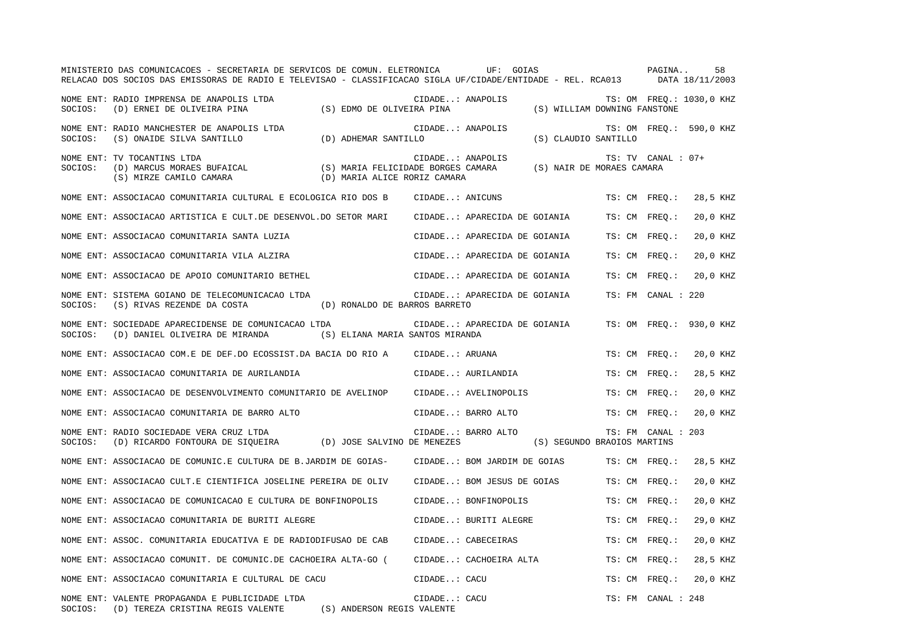MINISTERIO DAS COMUNICACOES - SECRETARIA DE SERVICOS DE COMUN. ELETRONICA UF: GOIAS

RELACAO DOS SOCIOS DAS EMISSORAS DE RADIO E TELEVISAO - CLASSIFICACAO SIGLA UF/CIDADE/ENTIDADE - REL. RCA013 DATA 18/11/2003

NOME ENT: RADIO IMPRENSA DE ANAPOLIS LTDA — CIDADE..: ANAPOLIS — TS: OM FREQ.: 1030,0 KHZ
SOCIOS: (D) ERNEI DE OLIVEIRA PINA; (S) EDMO DE OLIVEIRA PINA; (S) WILLIAM DOWNING FANSTONE

NOME ENT: RADIO MANCHESTER DE ANAPOLIS LTDA — CIDADE..: ANAPOLIS — TS: OM FREQ.: 590,0 KHZ
SOCIOS: (S) ONAIDE SILVA SANTILLO; (D) ADHEMAR SANTILLO; (S) CLAUDIO SANTILLO

NOME ENT: TV TOCANTINS LTDA — CIDADE..: ANAPOLIS — TS: TV CANAL : 07+
SOCIOS: (D) MARCUS MORAES BUFAICAL; (S) MARIA FELICIDADE BORGES CAMARA; (S) NAIR DE MORAES CAMARA; (S) MIRZE CAMILO CAMARA; (D) MARIA ALICE RORIZ CAMARA

NOME ENT: ASSOCIACAO COMUNITARIA CULTURAL E ECOLOGICA RIO DOS B — CIDADE..: ANICUNS — TS: CM FREQ.: 28,5 KHZ

NOME ENT: ASSOCIACAO ARTISTICA E CULT.DE DESENVOL.DO SETOR MARI — CIDADE..: APARECIDA DE GOIANIA — TS: CM FREQ.: 20,0 KHZ

NOME ENT: ASSOCIACAO COMUNITARIA SANTA LUZIA — CIDADE..: APARECIDA DE GOIANIA — TS: CM FREQ.: 20,0 KHZ

NOME ENT: ASSOCIACAO COMUNITARIA VILA ALZIRA — CIDADE..: APARECIDA DE GOIANIA — TS: CM FREQ.: 20,0 KHZ

NOME ENT: ASSOCIACAO DE APOIO COMUNITARIO BETHEL — CIDADE..: APARECIDA DE GOIANIA — TS: CM FREQ.: 20,0 KHZ

NOME ENT: SISTEMA GOIANO DE TELECOMUNICACAO LTDA — CIDADE..: APARECIDA DE GOIANIA — TS: FM CANAL : 220
SOCIOS: (S) RIVAS REZENDE DA COSTA; (D) RONALDO DE BARROS BARRETO

NOME ENT: SOCIEDADE APARECIDENSE DE COMUNICACAO LTDA — CIDADE..: APARECIDA DE GOIANIA — TS: OM FREQ.: 930,0 KHZ
SOCIOS: (D) DANIEL OLIVEIRA DE MIRANDA; (S) ELIANA MARIA SANTOS MIRANDA

NOME ENT: ASSOCIACAO COM.E DE DEF.DO ECOSSIST.DA BACIA DO RIO A — CIDADE..: ARUANA — TS: CM FREQ.: 20,0 KHZ

NOME ENT: ASSOCIACAO COMUNITARIA DE AURILANDIA — CIDADE..: AURILANDIA — TS: CM FREQ.: 28,5 KHZ

NOME ENT: ASSOCIACAO DE DESENVOLVIMENTO COMUNITARIO DE AVELINOP — CIDADE..: AVELINOPOLIS — TS: CM FREQ.: 20,0 KHZ

NOME ENT: ASSOCIACAO COMUNITARIA DE BARRO ALTO — CIDADE..: BARRO ALTO — TS: CM FREQ.: 20,0 KHZ

NOME ENT: RADIO SOCIEDADE VERA CRUZ LTDA — CIDADE..: BARRO ALTO — TS: FM CANAL : 203
SOCIOS: (D) RICARDO FONTOURA DE SIQUEIRA; (D) JOSE SALVINO DE MENEZES; (S) SEGUNDO BRAOIOS MARTINS

NOME ENT: ASSOCIACAO DE COMUNIC.E CULTURA DE B.JARDIM DE GOIAS- — CIDADE..: BOM JARDIM DE GOIAS — TS: CM FREQ.: 28,5 KHZ

NOME ENT: ASSOCIACAO CULT.E CIENTIFICA JOSELINE PEREIRA DE OLIV — CIDADE..: BOM JESUS DE GOIAS — TS: CM FREQ.: 20,0 KHZ

NOME ENT: ASSOCIACAO DE COMUNICACAO E CULTURA DE BONFINOPOLIS — CIDADE..: BONFINOPOLIS — TS: CM FREQ.: 20,0 KHZ

NOME ENT: ASSOCIACAO COMUNITARIA DE BURITI ALEGRE — CIDADE..: BURITI ALEGRE — TS: CM FREQ.: 29,0 KHZ

NOME ENT: ASSOC. COMUNITARIA EDUCATIVA E DE RADIODIFUSAO DE CAB — CIDADE..: CABECEIRAS — TS: CM FREQ.: 20,0 KHZ

NOME ENT: ASSOCIACAO COMUNIT. DE COMUNIC.DE CACHOEIRA ALTA-GO ( — CIDADE..: CACHOEIRA ALTA — TS: CM FREQ.: 28,5 KHZ

NOME ENT: ASSOCIACAO COMUNITARIA E CULTURAL DE CACU — CIDADE..: CACU — TS: CM FREQ.: 20,0 KHZ

NOME ENT: VALENTE PROPAGANDA E PUBLICIDADE LTDA — CIDADE..: CACU — TS: FM CANAL : 248
SOCIOS: (D) TEREZA CRISTINA REGIS VALENTE; (S) ANDERSON REGIS VALENTE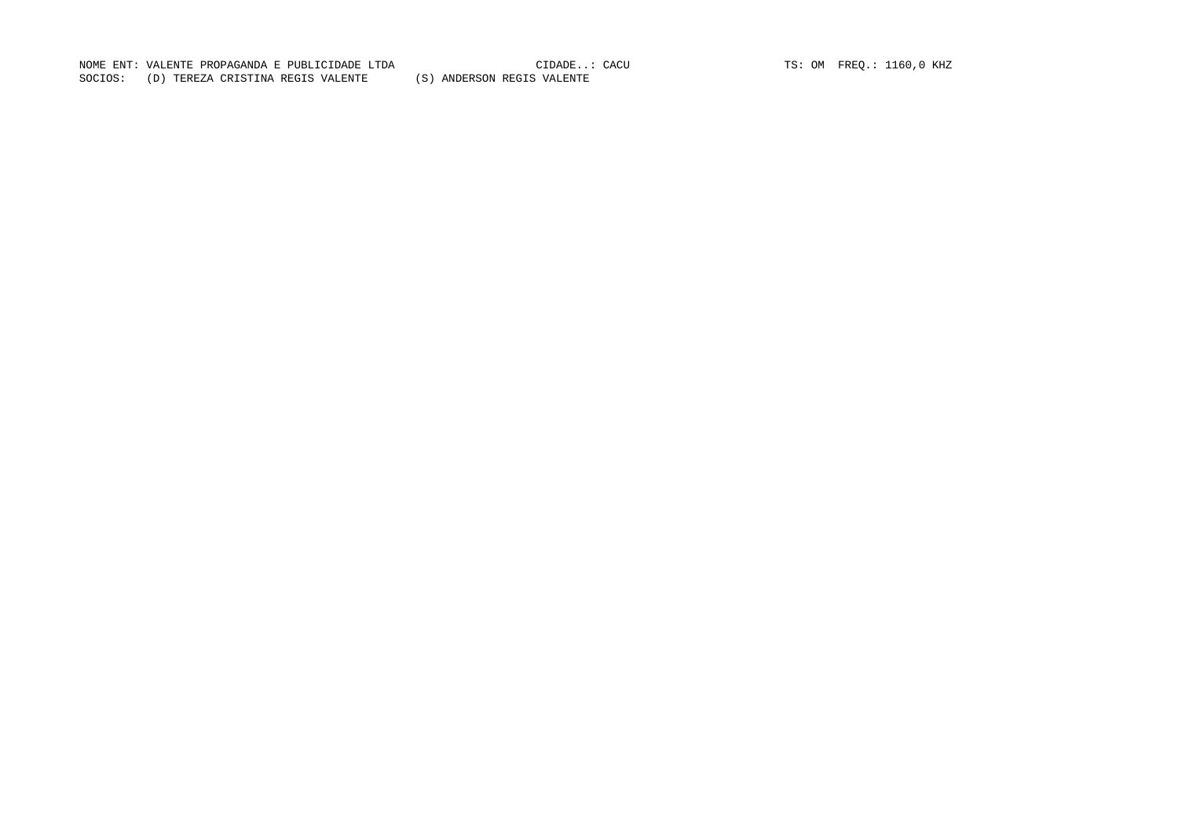NOME ENT: VALENTE PROPAGANDA E PUBLICIDADE LTDA CIDADE..: CACU TS: OM FREQ.: 1160,0 KHZ

SOCIOS: (D) TEREZA CRISTINA REGIS VALENTE (S) ANDERSON REGIS VALENTE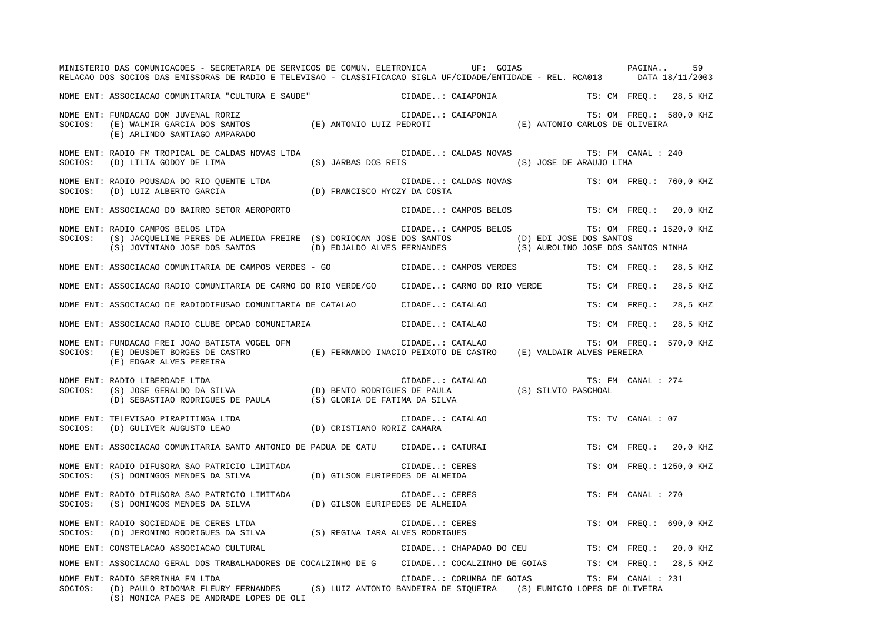MINISTERIO DAS COMUNICACOES - SECRETARIA DE SERVICOS DE COMUN. ELETRONICA UF: GOIAS

RELACAO DOS SOCIOS DAS EMISSORAS DE RADIO E TELEVISAO - CLASSIFICACAO SIGLA UF/CIDADE/ENTIDADE - REL. RCA013 DATA 18/11/2003

NOME ENT: ASSOCIACAO COMUNITARIA "CULTURA E SAUDE" CIDADE..: CAIAPONIA TS: CM FREQ.: 28,5 KHZ

NOME ENT: FUNDACAO DOM JUVENAL RORIZ CIDADE..: CAIAPONIA TS: OM FREQ.: 580,0 KHZ
SOCIOS: (E) WALMIR GARCIA DOS SANTOS (E) ANTONIO LUIZ PEDROTI (E) ANTONIO CARLOS DE OLIVEIRA
(E) ARLINDO SANTIAGO AMPARADO

NOME ENT: RADIO FM TROPICAL DE CALDAS NOVAS LTDA CIDADE..: CALDAS NOVAS TS: FM CANAL : 240
SOCIOS: (D) LILIA GODOY DE LIMA (S) JARBAS DOS REIS (S) JOSE DE ARAUJO LIMA

NOME ENT: RADIO POUSADA DO RIO QUENTE LTDA CIDADE..: CALDAS NOVAS TS: OM FREQ.: 760,0 KHZ
SOCIOS: (D) LUIZ ALBERTO GARCIA (D) FRANCISCO HYCZY DA COSTA

NOME ENT: ASSOCIACAO DO BAIRRO SETOR AEROPORTO CIDADE..: CAMPOS BELOS TS: CM FREQ.: 20,0 KHZ

NOME ENT: RADIO CAMPOS BELOS LTDA CIDADE..: CAMPOS BELOS TS: OM FREQ.: 1520,0 KHZ
SOCIOS: (S) JACQUELINE PERES DE ALMEIDA FREIRE (S) DORIOCAN JOSE DOS SANTOS (D) EDI JOSE DOS SANTOS
(S) JOVINIANO JOSE DOS SANTOS (D) EDJALDO ALVES FERNANDES (S) AUROLINO JOSE DOS SANTOS NINHA

NOME ENT: ASSOCIACAO COMUNITARIA DE CAMPOS VERDES - GO CIDADE..: CAMPOS VERDES TS: CM FREQ.: 28,5 KHZ

NOME ENT: ASSOCIACAO RADIO COMUNITARIA DE CARMO DO RIO VERDE/GO CIDADE..: CARMO DO RIO VERDE TS: CM FREQ.: 28,5 KHZ

NOME ENT: ASSOCIACAO DE RADIODIFUSAO COMUNITARIA DE CATALAO CIDADE..: CATALAO TS: CM FREQ.: 28,5 KHZ

NOME ENT: ASSOCIACAO RADIO CLUBE OPCAO COMUNITARIA CIDADE..: CATALAO TS: CM FREQ.: 28,5 KHZ

NOME ENT: FUNDACAO FREI JOAO BATISTA VOGEL OFM CIDADE..: CATALAO TS: OM FREQ.: 570,0 KHZ
SOCIOS: (E) DEUSDET BORGES DE CASTRO (E) FERNANDO INACIO PEIXOTO DE CASTRO (E) VALDAIR ALVES PEREIRA
(E) EDGAR ALVES PEREIRA

NOME ENT: RADIO LIBERDADE LTDA CIDADE..: CATALAO TS: FM CANAL : 274
SOCIOS: (S) JOSE GERALDO DA SILVA (D) BENTO RODRIGUES DE PAULA (S) SILVIO PASCHOAL
(D) SEBASTIAO RODRIGUES DE PAULA (S) GLORIA DE FATIMA DA SILVA

NOME ENT: TELEVISAO PIRAPITINGA LTDA CIDADE..: CATALAO TS: TV CANAL : 07
SOCIOS: (D) GULIVER AUGUSTO LEAO (D) CRISTIANO RORIZ CAMARA

NOME ENT: ASSOCIACAO COMUNITARIA SANTO ANTONIO DE PADUA DE CATU CIDADE..: CATURAI TS: CM FREQ.: 20,0 KHZ

NOME ENT: RADIO DIFUSORA SAO PATRICIO LIMITADA CIDADE..: CERES TS: OM FREQ.: 1250,0 KHZ
SOCIOS: (S) DOMINGOS MENDES DA SILVA (D) GILSON EURIPEDES DE ALMEIDA

NOME ENT: RADIO DIFUSORA SAO PATRICIO LIMITADA CIDADE..: CERES TS: FM CANAL : 270
SOCIOS: (S) DOMINGOS MENDES DA SILVA (D) GILSON EURIPEDES DE ALMEIDA

NOME ENT: RADIO SOCIEDADE DE CERES LTDA CIDADE..: CERES TS: OM FREQ.: 690,0 KHZ
SOCIOS: (D) JERONIMO RODRIGUES DA SILVA (S) REGINA IARA ALVES RODRIGUES

NOME ENT: CONSTELACAO ASSOCIACAO CULTURAL CIDADE..: CHAPADAO DO CEU TS: CM FREQ.: 20,0 KHZ

NOME ENT: ASSOCIACAO GERAL DOS TRABALHADORES DE COCALZINHO DE G CIDADE..: COCALZINHO DE GOIAS TS: CM FREQ.: 28,5 KHZ

NOME ENT: RADIO SERRINHA FM LTDA CIDADE..: CORUMBA DE GOIAS TS: FM CANAL : 231
SOCIOS: (D) PAULO RIDOMAR FLEURY FERNANDES (S) LUIZ ANTONIO BANDEIRA DE SIQUEIRA (S) EUNICIO LOPES DE OLIVEIRA
(S) MONICA PAES DE ANDRADE LOPES DE OLI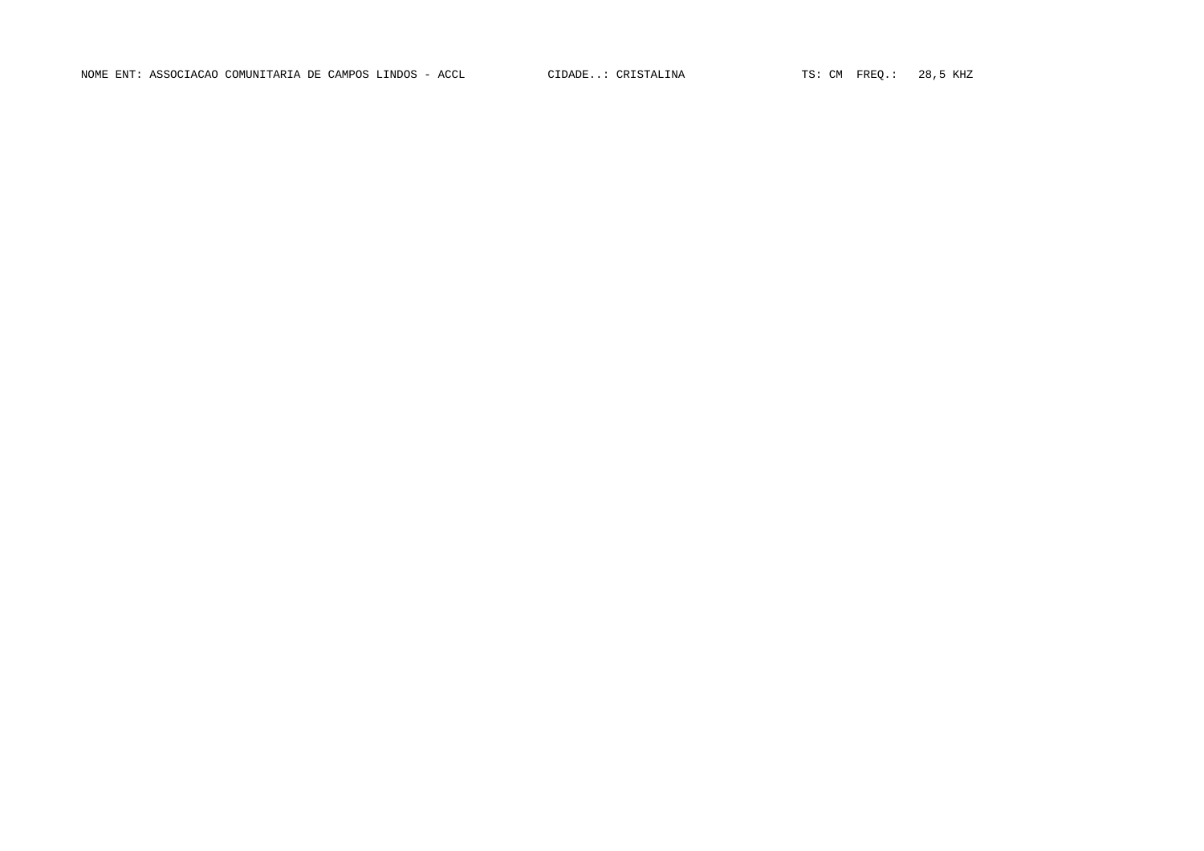NOME ENT: ASSOCIACAO COMUNITARIA DE CAMPOS LINDOS - ACCL CIDADE..: CRISTALINA TS: CM FREQ.: 28,5 KHZ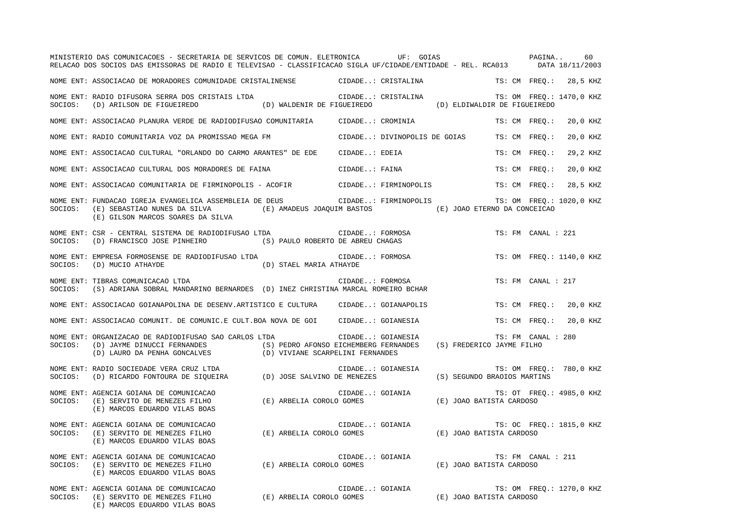NOME ENT: ASSOCIACAO DE MORADORES COMUNIDADE CRISTALINENSE CIDADE..: CRISTALINA TS: CM FREQ.: 28,5 KHZ

NOME ENT: RADIO DIFUSORA SERRA DOS CRISTAIS LTDA CIDADE..: CRISTALINA TS: OM FREQ.: 1470,0 KHZ
SOCIOS: (D) ARILSON DE FIGUEIREDO (D) WALDENIR DE FIGUEIREDO (D) ELDIWALDIR DE FIGUEIREDO

NOME ENT: ASSOCIACAO PLANURA VERDE DE RADIODIFUSAO COMUNITARIA CIDADE..: CROMINIA TS: CM FREQ.: 20,0 KHZ

NOME ENT: RADIO COMUNITARIA VOZ DA PROMISSAO MEGA FM CIDADE..: DIVINOPOLIS DE GOIAS TS: CM FREQ.: 20,0 KHZ

NOME ENT: ASSOCIACAO CULTURAL "ORLANDO DO CARMO ARANTES" DE EDE CIDADE..: EDEIA TS: CM FREQ.: 29,2 KHZ

NOME ENT: ASSOCIACAO CULTURAL DOS MORADORES DE FAINA CIDADE..: FAINA TS: CM FREQ.: 20,0 KHZ

NOME ENT: ASSOCIACAO COMUNITARIA DE FIRMINOPOLIS - ACOFIR CIDADE..: FIRMINOPOLIS TS: CM FREQ.: 28,5 KHZ

NOME ENT: FUNDACAO IGREJA EVANGELICA ASSEMBLEIA DE DEUS CIDADE..: FIRMINOPOLIS TS: OM FREQ.: 1020,0 KHZ
SOCIOS: (E) SEBASTIAO NUNES DA SILVA (E) AMADEUS JOAQUIM BASTOS (E) JOAO ETERNO DA CONCEICAO
(E) GILSON MARCOS SOARES DA SILVA

NOME ENT: CSR - CENTRAL SISTEMA DE RADIODIFUSAO LTDA CIDADE..: FORMOSA TS: FM CANAL : 221
SOCIOS: (D) FRANCISCO JOSE PINHEIRO (S) PAULO ROBERTO DE ABREU CHAGAS

NOME ENT: EMPRESA FORMOSENSE DE RADIODIFUSAO LTDA CIDADE..: FORMOSA TS: OM FREQ.: 1140,0 KHZ
SOCIOS: (D) MUCIO ATHAYDE (D) STAEL MARIA ATHAYDE

NOME ENT: TIBRAS COMUNICACAO LTDA CIDADE..: FORMOSA TS: FM CANAL : 217
SOCIOS: (S) ADRIANA SOBRAL MANDARINO BERNARDES (D) INEZ CHRISTINA MARCAL ROMEIRO BCHAR

NOME ENT: ASSOCIACAO GOIANAPOLINA DE DESENV.ARTISTICO E CULTURA CIDADE..: GOIANAPOLIS TS: CM FREQ.: 20,0 KHZ

NOME ENT: ASSOCIACAO COMUNIT. DE COMUNIC.E CULT.BOA NOVA DE GOI CIDADE..: GOIANESIA TS: CM FREQ.: 20,0 KHZ

NOME ENT: ORGANIZACAO DE RADIODIFUSAO SAO CARLOS LTDA CIDADE..: GOIANESIA TS: FM CANAL : 280
SOCIOS: (D) JAYME DINUCCI FERNANDES (S) PEDRO AFONSO EICHEMBERG FERNANDES (S) FREDERICO JAYME FILHO
(D) LAURO DA PENHA GONCALVES (D) VIVIANE SCARPELINI FERNANDES

NOME ENT: RADIO SOCIEDADE VERA CRUZ LTDA CIDADE..: GOIANESIA TS: OM FREQ.: 780,0 KHZ
SOCIOS: (D) RICARDO FONTOURA DE SIQUEIRA (D) JOSE SALVINO DE MENEZES (S) SEGUNDO BRAOIOS MARTINS

NOME ENT: AGENCIA GOIANA DE COMUNICACAO CIDADE..: GOIANIA TS: OT FREQ.: 4985,0 KHZ
SOCIOS: (E) SERVITO DE MENEZES FILHO (E) ARBELIA COROLO GOMES (E) JOAO BATISTA CARDOSO
(E) MARCOS EDUARDO VILAS BOAS

NOME ENT: AGENCIA GOIANA DE COMUNICACAO CIDADE..: GOIANIA TS: OC FREQ.: 1815,0 KHZ
SOCIOS: (E) SERVITO DE MENEZES FILHO (E) ARBELIA COROLO GOMES (E) JOAO BATISTA CARDOSO
(E) MARCOS EDUARDO VILAS BOAS

NOME ENT: AGENCIA GOIANA DE COMUNICACAO CIDADE..: GOIANIA TS: FM CANAL : 211
SOCIOS: (E) SERVITO DE MENEZES FILHO (E) ARBELIA COROLO GOMES (E) JOAO BATISTA CARDOSO
(E) MARCOS EDUARDO VILAS BOAS

NOME ENT: AGENCIA GOIANA DE COMUNICACAO CIDADE..: GOIANIA TS: OM FREQ.: 1270,0 KHZ
SOCIOS: (E) SERVITO DE MENEZES FILHO (E) ARBELIA COROLO GOMES (E) JOAO BATISTA CARDOSO
(E) MARCOS EDUARDO VILAS BOAS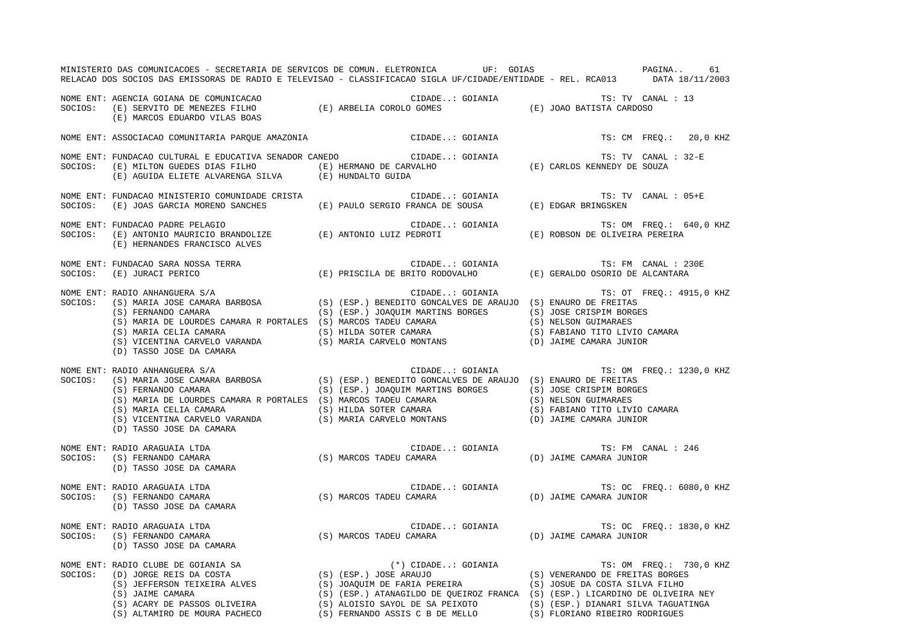MINISTERIO DAS COMUNICACOES - SECRETARIA DE SERVICOS DE COMUN. ELETRONICA UF: GOIAS

RELACAO DOS SOCIOS DAS EMISSORAS DE RADIO E TELEVISAO - CLASSIFICACAO SIGLA UF/CIDADE/ENTIDADE - REL. RCA013 DATA 18/11/2003

NOME ENT: AGENCIA GOIANA DE COMUNICACAO — CIDADE..: GOIANIA — TS: TV CANAL : 13
SOCIOS: (E) SERVITO DE MENEZES FILHO; (E) ARBELIA COROLO GOMES; (E) JOAO BATISTA CARDOSO; (E) MARCOS EDUARDO VILAS BOAS

NOME ENT: ASSOCIACAO COMUNITARIA PARQUE AMAZONIA — CIDADE..: GOIANIA — TS: CM FREQ.: 20,0 KHZ

NOME ENT: FUNDACAO CULTURAL E EDUCATIVA SENADOR CANEDO — CIDADE..: GOIANIA — TS: TV CANAL : 32-E
SOCIOS: (E) MILTON GUEDES DIAS FILHO; (E) HERMANO DE CARVALHO; (E) CARLOS KENNEDY DE SOUZA; (E) AGUIDA ELIETE ALVARENGA SILVA; (E) HUNDALTO GUIDA

NOME ENT: FUNDACAO MINISTERIO COMUNIDADE CRISTA — CIDADE..: GOIANIA — TS: TV CANAL : 05+E
SOCIOS: (E) JOAS GARCIA MORENO SANCHES; (E) PAULO SERGIO FRANCA DE SOUSA; (E) EDGAR BRINGSKEN

NOME ENT: FUNDACAO PADRE PELAGIO — CIDADE..: GOIANIA — TS: OM FREQ.: 640,0 KHZ
SOCIOS: (E) ANTONIO MAURICIO BRANDOLIZE; (E) ANTONIO LUIZ PEDROTI; (E) ROBSON DE OLIVEIRA PEREIRA; (E) HERNANDES FRANCISCO ALVES

NOME ENT: FUNDACAO SARA NOSSA TERRA — CIDADE..: GOIANIA — TS: FM CANAL : 230E
SOCIOS: (E) JURACI PERICO; (E) PRISCILA DE BRITO RODOVALHO; (E) GERALDO OSORIO DE ALCANTARA

NOME ENT: RADIO ANHANGUERA S/A — CIDADE..: GOIANIA — TS: OT FREQ.: 4915,0 KHZ
SOCIOS: (S) MARIA JOSE CAMARA BARBOSA; (S) (ESP.) BENEDITO GONCALVES DE ARAUJO; (S) ENAURO DE FREITAS; (S) FERNANDO CAMARA; (S) (ESP.) JOAQUIM MARTINS BORGES; (S) JOSE CRISPIM BORGES; (S) MARIA DE LOURDES CAMARA R PORTALES; (S) MARCOS TADEU CAMARA; (S) NELSON GUIMARAES; (S) MARIA CELIA CAMARA; (S) HILDA SOTER CAMARA; (S) FABIANO TITO LIVIO CAMARA; (S) VICENTINA CARVELO VARANDA; (S) MARIA CARVELO MONTANS; (D) JAIME CAMARA JUNIOR; (D) TASSO JOSE DA CAMARA

NOME ENT: RADIO ANHANGUERA S/A — CIDADE..: GOIANIA — TS: OM FREQ.: 1230,0 KHZ
SOCIOS: (S) MARIA JOSE CAMARA BARBOSA; (S) (ESP.) BENEDITO GONCALVES DE ARAUJO; (S) ENAURO DE FREITAS; (S) FERNANDO CAMARA; (S) (ESP.) JOAQUIM MARTINS BORGES; (S) JOSE CRISPIM BORGES; (S) MARIA DE LOURDES CAMARA R PORTALES; (S) MARCOS TADEU CAMARA; (S) NELSON GUIMARAES; (S) MARIA CELIA CAMARA; (S) HILDA SOTER CAMARA; (S) FABIANO TITO LIVIO CAMARA; (S) VICENTINA CARVELO VARANDA; (S) MARIA CARVELO MONTANS; (D) JAIME CAMARA JUNIOR; (D) TASSO JOSE DA CAMARA

NOME ENT: RADIO ARAGUAIA LTDA — CIDADE..: GOIANIA — TS: FM CANAL : 246
SOCIOS: (S) FERNANDO CAMARA; (S) MARCOS TADEU CAMARA; (D) JAIME CAMARA JUNIOR; (D) TASSO JOSE DA CAMARA

NOME ENT: RADIO ARAGUAIA LTDA — CIDADE..: GOIANIA — TS: OC FREQ.: 6080,0 KHZ
SOCIOS: (S) FERNANDO CAMARA; (S) MARCOS TADEU CAMARA; (D) JAIME CAMARA JUNIOR; (D) TASSO JOSE DA CAMARA

NOME ENT: RADIO ARAGUAIA LTDA — CIDADE..: GOIANIA — TS: OC FREQ.: 1830,0 KHZ
SOCIOS: (S) FERNANDO CAMARA; (S) MARCOS TADEU CAMARA; (D) JAIME CAMARA JUNIOR; (D) TASSO JOSE DA CAMARA

NOME ENT: RADIO CLUBE DE GOIANIA SA — (*) CIDADE..: GOIANIA — TS: OM FREQ.: 730,0 KHZ
SOCIOS: (D) JORGE REIS DA COSTA; (S) (ESP.) JOSE ARAUJO; (S) VENERANDO DE FREITAS BORGES; (S) JEFFERSON TEIXEIRA ALVES; (S) JOAQUIM DE FARIA PEREIRA; (S) JOSUE DA COSTA SILVA FILHO; (S) JAIME CAMARA; (S) (ESP.) ATANAGILDO DE QUEIROZ FRANCA; (S) (ESP.) LICARDINO DE OLIVEIRA NEY; (S) ACARY DE PASSOS OLIVEIRA; (S) ALOISIO SAYOL DE SA PEIXOTO; (S) (ESP.) DIANARI SILVA TAGUATINGA; (S) ALTAMIRO DE MOURA PACHECO; (S) FERNANDO ASSIS C B DE MELLO; (S) FLORIANO RIBEIRO RODRIGUES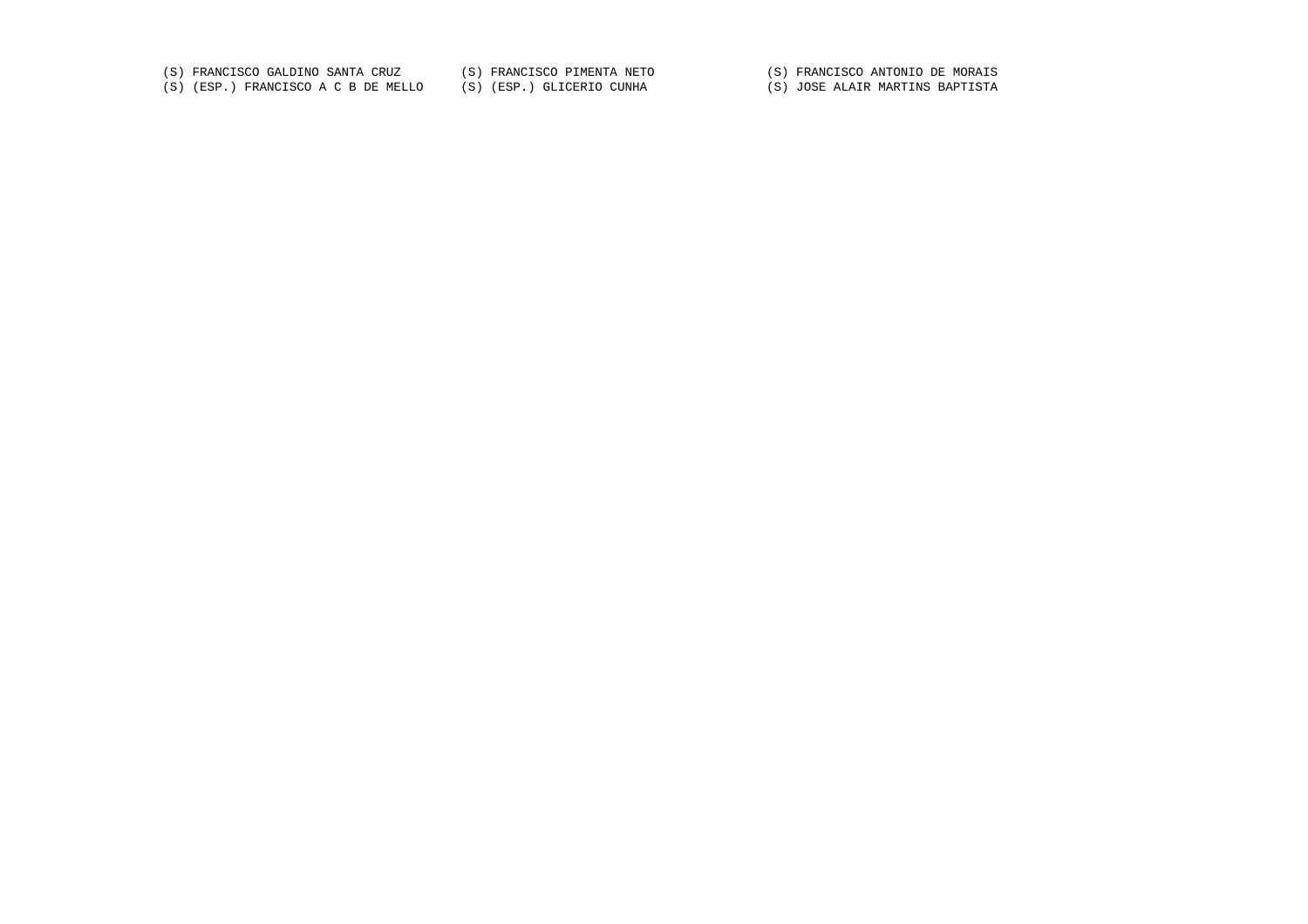(S) FRANCISCO GALDINO SANTA CRUZ (S) FRANCISCO PIMENTA NETO (S) FRANCISCO ANTONIO DE MORAIS
(S) (ESP.) FRANCISCO A C B DE MELLO (S) (ESP.) GLICERIO CUNHA (S) JOSE ALAIR MARTINS BAPTISTA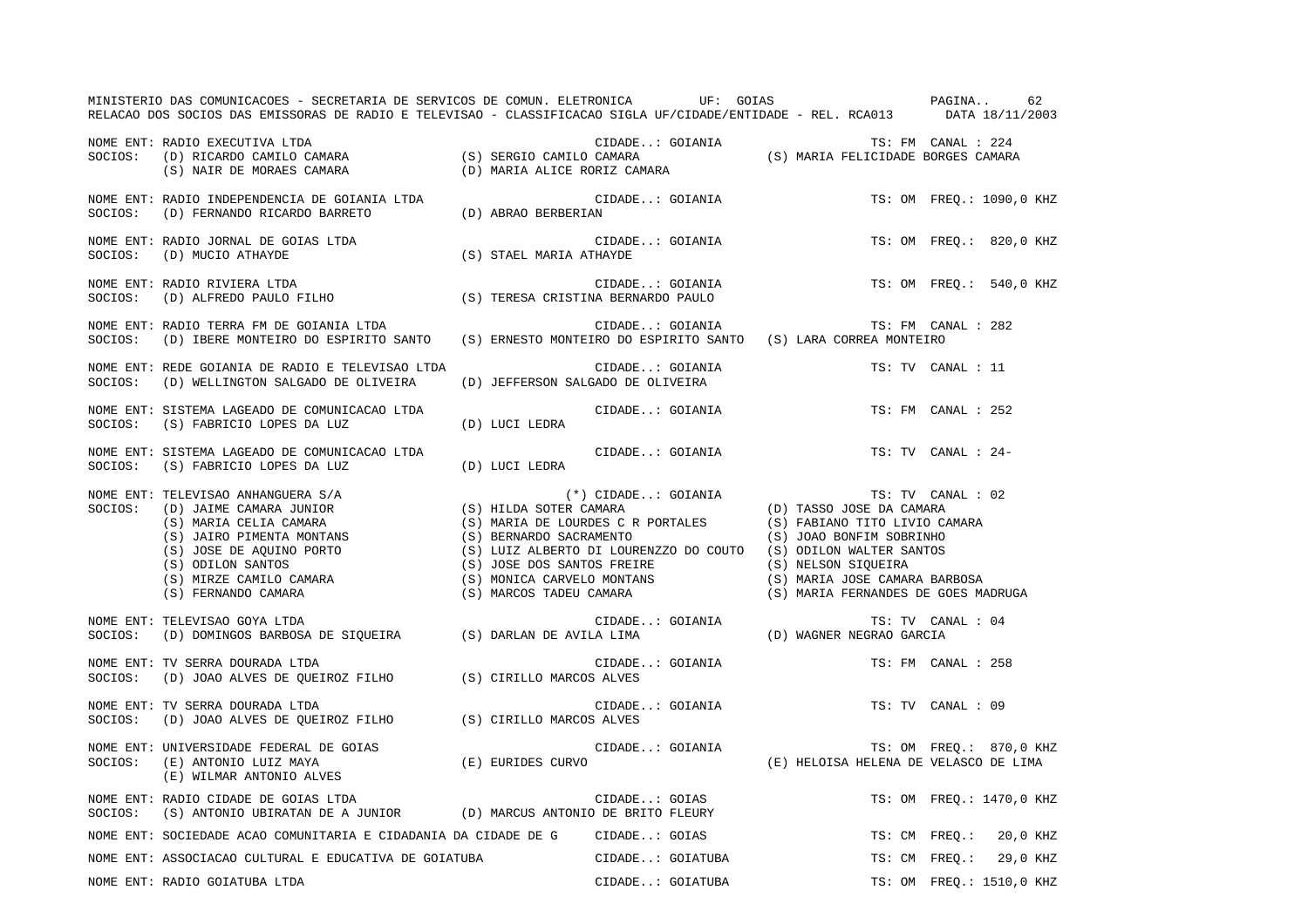MINISTERIO DAS COMUNICACOES - SECRETARIA DE SERVICOS DE COMUN. ELETRONICA UF: GOIAS PAGINA.. 62
RELACAO DOS SOCIOS DAS EMISSORAS DE RADIO E TELEVISAO - CLASSIFICACAO SIGLA UF/CIDADE/ENTIDADE - REL. RCA013 DATA 18/11/2003

NOME ENT: RADIO EXECUTIVA LTDA — CIDADE..: GOIANIA — TS: FM CANAL : 224
SOCIOS: (D) RICARDO CAMILO CAMARA; (S) SERGIO CAMILO CAMARA; (S) MARIA FELICIDADE BORGES CAMARA; (S) NAIR DE MORAES CAMARA; (D) MARIA ALICE RORIZ CAMARA

NOME ENT: RADIO INDEPENDENCIA DE GOIANIA LTDA — CIDADE..: GOIANIA — TS: OM FREQ.: 1090,0 KHZ
SOCIOS: (D) FERNANDO RICARDO BARRETO; (D) ABRAO BERBERIAN

NOME ENT: RADIO JORNAL DE GOIAS LTDA — CIDADE..: GOIANIA — TS: OM FREQ.: 820,0 KHZ
SOCIOS: (D) MUCIO ATHAYDE; (S) STAEL MARIA ATHAYDE

NOME ENT: RADIO RIVIERA LTDA — CIDADE..: GOIANIA — TS: OM FREQ.: 540,0 KHZ
SOCIOS: (D) ALFREDO PAULO FILHO; (S) TERESA CRISTINA BERNARDO PAULO

NOME ENT: RADIO TERRA FM DE GOIANIA LTDA — CIDADE..: GOIANIA — TS: FM CANAL : 282
SOCIOS: (D) IBERE MONTEIRO DO ESPIRITO SANTO; (S) ERNESTO MONTEIRO DO ESPIRITO SANTO; (S) LARA CORREA MONTEIRO

NOME ENT: REDE GOIANIA DE RADIO E TELEVISAO LTDA — CIDADE..: GOIANIA — TS: TV CANAL : 11
SOCIOS: (D) WELLINGTON SALGADO DE OLIVEIRA; (D) JEFFERSON SALGADO DE OLIVEIRA

NOME ENT: SISTEMA LAGEADO DE COMUNICACAO LTDA — CIDADE..: GOIANIA — TS: FM CANAL : 252
SOCIOS: (S) FABRICIO LOPES DA LUZ; (D) LUCI LEDRA

NOME ENT: SISTEMA LAGEADO DE COMUNICACAO LTDA — CIDADE..: GOIANIA — TS: TV CANAL : 24-
SOCIOS: (S) FABRICIO LOPES DA LUZ; (D) LUCI LEDRA

NOME ENT: TELEVISAO ANHANGUERA S/A — (*) CIDADE..: GOIANIA — TS: TV CANAL : 02
SOCIOS: (D) JAIME CAMARA JUNIOR; (S) HILDA SOTER CAMARA; (D) TASSO JOSE DA CAMARA; (S) MARIA CELIA CAMARA; (S) MARIA DE LOURDES C R PORTALES; (S) FABIANO TITO LIVIO CAMARA; (S) JAIRO PIMENTA MONTANS; (S) BERNARDO SACRAMENTO; (S) JOAO BONFIM SOBRINHO; (S) JOSE DE AQUINO PORTO; (S) LUIZ ALBERTO DI LOURENZZO DO COUTO; (S) ODILON WALTER SANTOS; (S) ODILON SANTOS; (S) JOSE DOS SANTOS FREIRE; (S) NELSON SIQUEIRA; (S) MIRZE CAMILO CAMARA; (S) MONICA CARVELO MONTANS; (S) MARIA JOSE CAMARA BARBOSA; (S) FERNANDO CAMARA; (S) MARCOS TADEU CAMARA; (S) MARIA FERNANDES DE GOES MADRUGA

NOME ENT: TELEVISAO GOYA LTDA — CIDADE..: GOIANIA — TS: TV CANAL : 04
SOCIOS: (D) DOMINGOS BARBOSA DE SIQUEIRA; (S) DARLAN DE AVILA LIMA; (D) WAGNER NEGRAO GARCIA

NOME ENT: TV SERRA DOURADA LTDA — CIDADE..: GOIANIA — TS: FM CANAL : 258
SOCIOS: (D) JOAO ALVES DE QUEIROZ FILHO; (S) CIRILLO MARCOS ALVES

NOME ENT: TV SERRA DOURADA LTDA — CIDADE..: GOIANIA — TS: TV CANAL : 09
SOCIOS: (D) JOAO ALVES DE QUEIROZ FILHO; (S) CIRILLO MARCOS ALVES

NOME ENT: UNIVERSIDADE FEDERAL DE GOIAS — CIDADE..: GOIANIA — TS: OM FREQ.: 870,0 KHZ
SOCIOS: (E) ANTONIO LUIZ MAYA; (E) EURIDES CURVO; (E) HELOISA HELENA DE VELASCO DE LIMA; (E) WILMAR ANTONIO ALVES

NOME ENT: RADIO CIDADE DE GOIAS LTDA — CIDADE..: GOIAS — TS: OM FREQ.: 1470,0 KHZ
SOCIOS: (S) ANTONIO UBIRATAN DE A JUNIOR; (D) MARCUS ANTONIO DE BRITO FLEURY

NOME ENT: SOCIEDADE ACAO COMUNITARIA E CIDADANIA DA CIDADE DE G — CIDADE..: GOIAS — TS: CM FREQ.: 20,0 KHZ

NOME ENT: ASSOCIACAO CULTURAL E EDUCATIVA DE GOIATUBA — CIDADE..: GOIATUBA — TS: CM FREQ.: 29,0 KHZ

NOME ENT: RADIO GOIATUBA LTDA — CIDADE..: GOIATUBA — TS: OM FREQ.: 1510,0 KHZ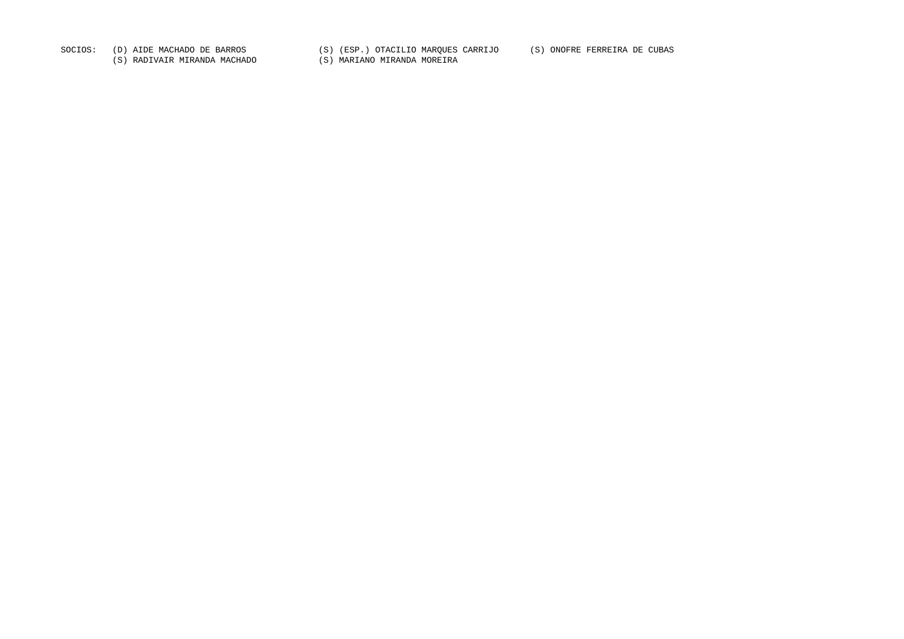SOCIOS: (D) AIDE MACHADO DE BARROS (S) (ESP.) OTACILIO MARQUES CARRIJO (S) ONOFRE FERREIRA DE CUBAS
(S) RADIVAIR MIRANDA MACHADO (S) MARIANO MIRANDA MOREIRA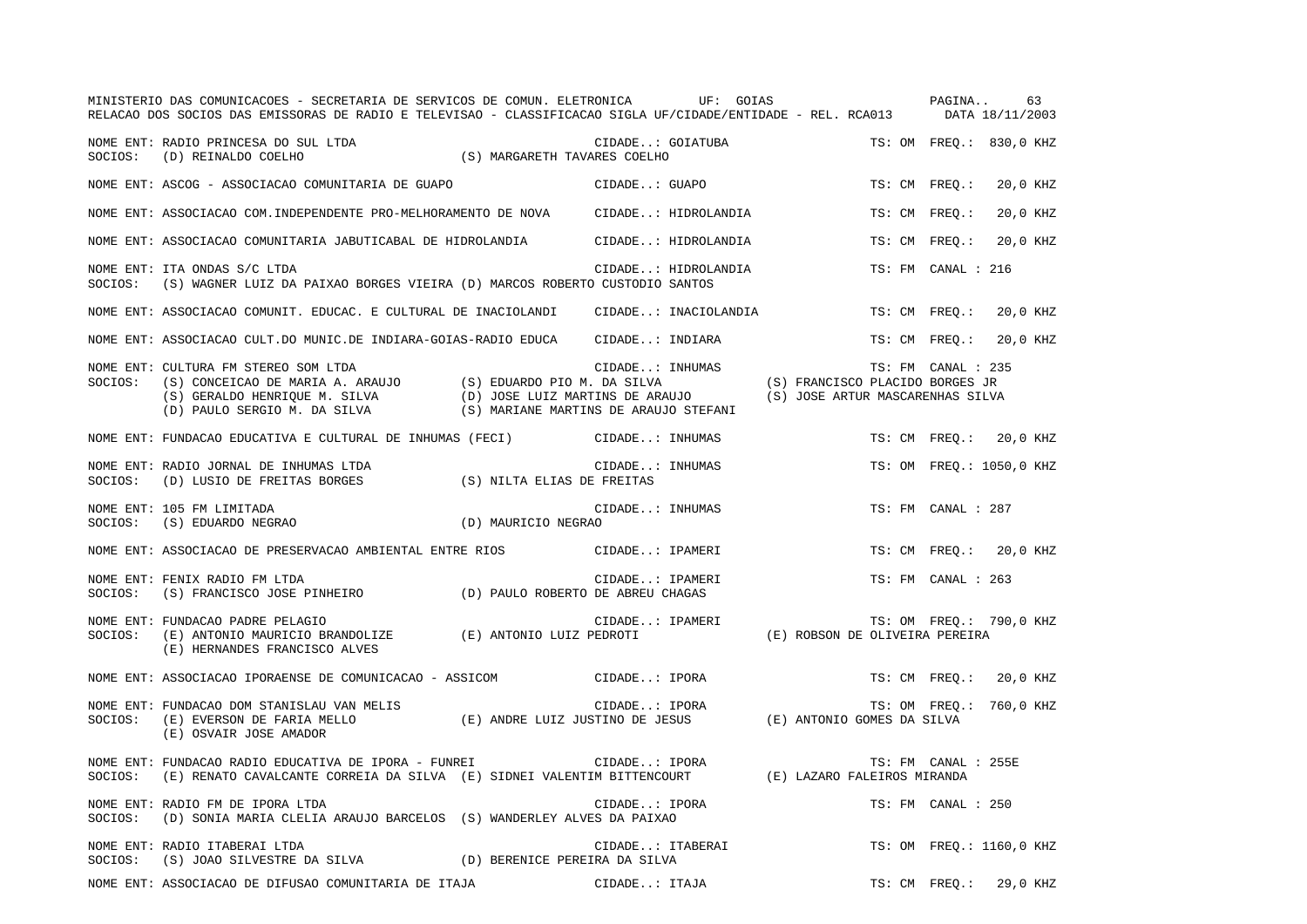MINISTERIO DAS COMUNICACOES - SECRETARIA DE SERVICOS DE COMUN. ELETRONICA UF: GOIAS

RELACAO DOS SOCIOS DAS EMISSORAS DE RADIO E TELEVISAO - CLASSIFICACAO SIGLA UF/CIDADE/ENTIDADE - REL. RCA013 DATA 18/11/2003

NOME ENT: RADIO PRINCESA DO SUL LTDA — CIDADE..: GOIATUBA — TS: OM FREQ.: 830,0 KHZ
SOCIOS: (D) REINALDO COELHO (S) MARGARETH TAVARES COELHO

NOME ENT: ASCOG - ASSOCIACAO COMUNITARIA DE GUAPO — CIDADE..: GUAPO — TS: CM FREQ.: 20,0 KHZ

NOME ENT: ASSOCIACAO COM.INDEPENDENTE PRO-MELHORAMENTO DE NOVA — CIDADE..: HIDROLANDIA — TS: CM FREQ.: 20,0 KHZ

NOME ENT: ASSOCIACAO COMUNITARIA JABUTICABAL DE HIDROLANDIA — CIDADE..: HIDROLANDIA — TS: CM FREQ.: 20,0 KHZ

NOME ENT: ITA ONDAS S/C LTDA — CIDADE..: HIDROLANDIA — TS: FM CANAL : 216
SOCIOS: (S) WAGNER LUIZ DA PAIXAO BORGES VIEIRA (D) MARCOS ROBERTO CUSTODIO SANTOS

NOME ENT: ASSOCIACAO COMUNIT. EDUCAC. E CULTURAL DE INACIOLANDI — CIDADE..: INACIOLANDIA — TS: CM FREQ.: 20,0 KHZ

NOME ENT: ASSOCIACAO CULT.DO MUNIC.DE INDIARA-GOIAS-RADIO EDUCA — CIDADE..: INDIARA — TS: CM FREQ.: 20,0 KHZ

NOME ENT: CULTURA FM STEREO SOM LTDA — CIDADE..: INHUMAS — TS: FM CANAL : 235
SOCIOS: (S) CONCEICAO DE MARIA A. ARAUJO (S) EDUARDO PIO M. DA SILVA (S) FRANCISCO PLACIDO BORGES JR
(S) GERALDO HENRIQUE M. SILVA (D) JOSE LUIZ MARTINS DE ARAUJO (S) JOSE ARTUR MASCARENHAS SILVA
(D) PAULO SERGIO M. DA SILVA (S) MARIANE MARTINS DE ARAUJO STEFANI

NOME ENT: FUNDACAO EDUCATIVA E CULTURAL DE INHUMAS (FECI) — CIDADE..: INHUMAS — TS: CM FREQ.: 20,0 KHZ

NOME ENT: RADIO JORNAL DE INHUMAS LTDA — CIDADE..: INHUMAS — TS: OM FREQ.: 1050,0 KHZ
SOCIOS: (D) LUSIO DE FREITAS BORGES (S) NILTA ELIAS DE FREITAS

NOME ENT: 105 FM LIMITADA — CIDADE..: INHUMAS — TS: FM CANAL : 287
SOCIOS: (S) EDUARDO NEGRAO (D) MAURICIO NEGRAO

NOME ENT: ASSOCIACAO DE PRESERVACAO AMBIENTAL ENTRE RIOS — CIDADE..: IPAMERI — TS: CM FREQ.: 20,0 KHZ

NOME ENT: FENIX RADIO FM LTDA — CIDADE..: IPAMERI — TS: FM CANAL : 263
SOCIOS: (S) FRANCISCO JOSE PINHEIRO (D) PAULO ROBERTO DE ABREU CHAGAS

NOME ENT: FUNDACAO PADRE PELAGIO — CIDADE..: IPAMERI — TS: OM FREQ.: 790,0 KHZ
SOCIOS: (E) ANTONIO MAURICIO BRANDOLIZE (E) ANTONIO LUIZ PEDROTI (E) ROBSON DE OLIVEIRA PEREIRA
(E) HERNANDES FRANCISCO ALVES

NOME ENT: ASSOCIACAO IPORAENSE DE COMUNICACAO - ASSICOM — CIDADE..: IPORA — TS: CM FREQ.: 20,0 KHZ

NOME ENT: FUNDACAO DOM STANISLAU VAN MELIS — CIDADE..: IPORA — TS: OM FREQ.: 760,0 KHZ
SOCIOS: (E) EVERSON DE FARIA MELLO (E) ANDRE LUIZ JUSTINO DE JESUS (E) ANTONIO GOMES DA SILVA
(E) OSVAIR JOSE AMADOR

NOME ENT: FUNDACAO RADIO EDUCATIVA DE IPORA - FUNREI — CIDADE..: IPORA — TS: FM CANAL : 255E
SOCIOS: (E) RENATO CAVALCANTE CORREIA DA SILVA (E) SIDNEI VALENTIM BITTENCOURT (E) LAZARO FALEIROS MIRANDA

NOME ENT: RADIO FM DE IPORA LTDA — CIDADE..: IPORA — TS: FM CANAL : 250
SOCIOS: (D) SONIA MARIA CLELIA ARAUJO BARCELOS (S) WANDERLEY ALVES DA PAIXAO

NOME ENT: RADIO ITABERAI LTDA — CIDADE..: ITABERAI — TS: OM FREQ.: 1160,0 KHZ
SOCIOS: (S) JOAO SILVESTRE DA SILVA (D) BERENICE PEREIRA DA SILVA

NOME ENT: ASSOCIACAO DE DIFUSAO COMUNITARIA DE ITAJA — CIDADE..: ITAJA — TS: CM FREQ.: 29,0 KHZ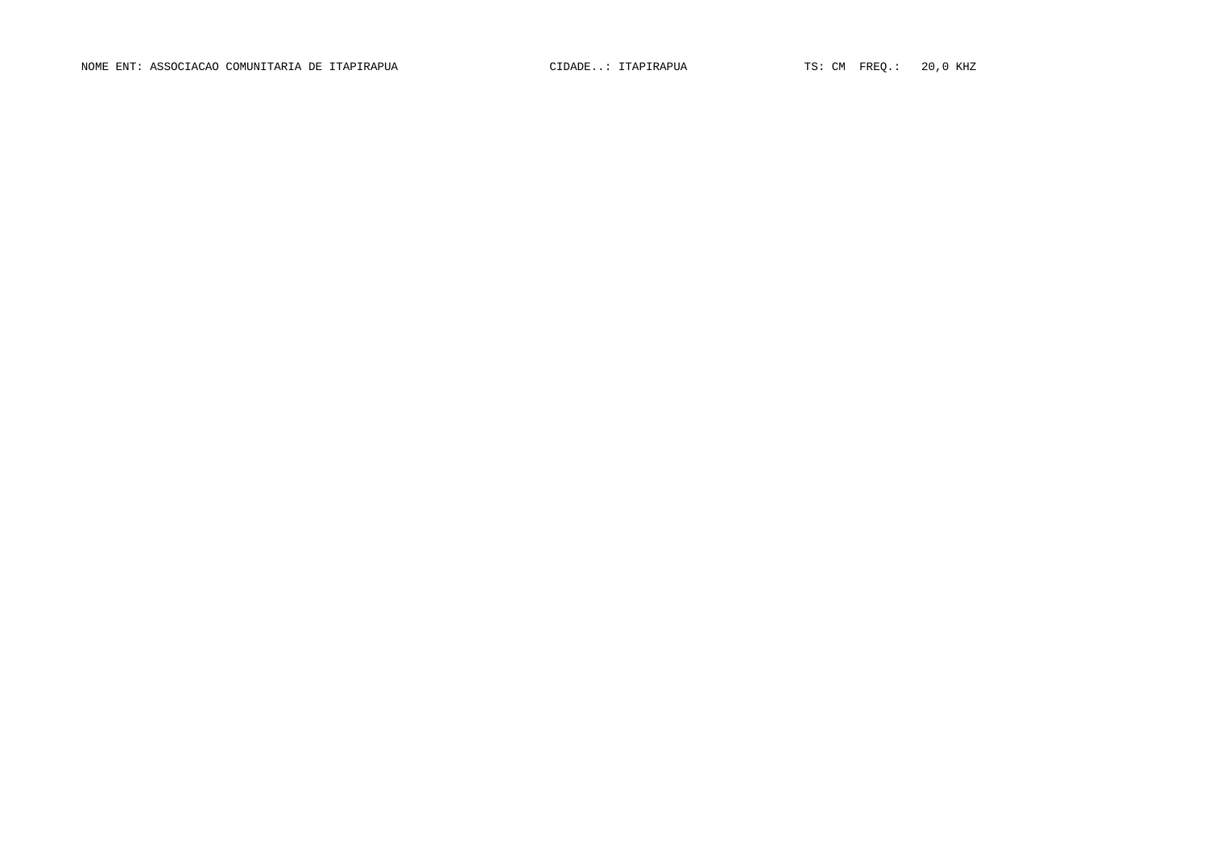NOME ENT: ASSOCIACAO COMUNITARIA DE ITAPIRAPUA CIDADE..: ITAPIRAPUA TS: CM FREQ.: 20,0 KHZ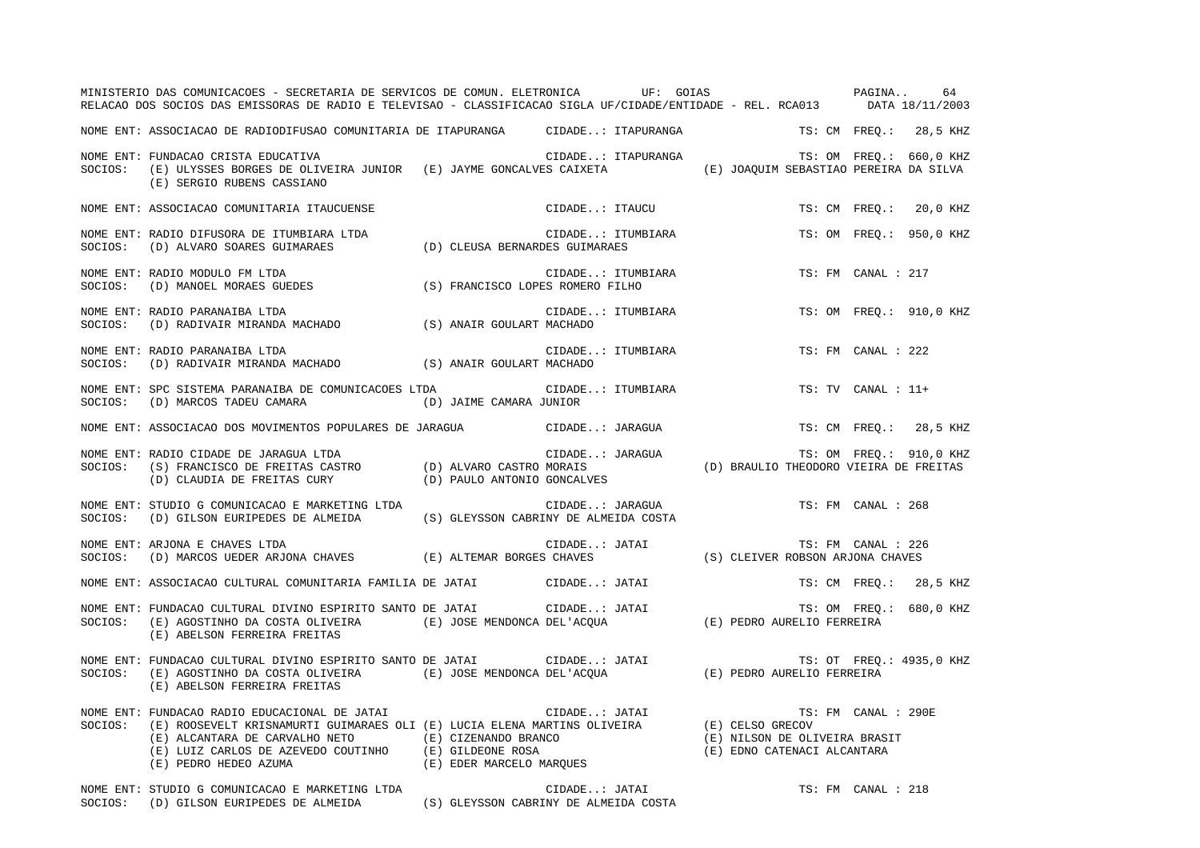MINISTERIO DAS COMUNICACOES - SECRETARIA DE SERVICOS DE COMUN. ELETRONICA UF: GOIAS

RELACAO DOS SOCIOS DAS EMISSORAS DE RADIO E TELEVISAO - CLASSIFICACAO SIGLA UF/CIDADE/ENTIDADE - REL. RCA013 DATA 18/11/2003

NOME ENT: ASSOCIACAO DE RADIODIFUSAO COMUNITARIA DE ITAPURANGA CIDADE..: ITAPURANGA TS: CM FREQ.: 28,5 KHZ

NOME ENT: FUNDACAO CRISTA EDUCATIVA CIDADE..: ITAPURANGA TS: OM FREQ.: 660,0 KHZ
SOCIOS: (E) ULYSSES BORGES DE OLIVEIRA JUNIOR (E) JAYME GONCALVES CAIXETA (E) JOAQUIM SEBASTIAO PEREIRA DA SILVA
(E) SERGIO RUBENS CASSIANO

NOME ENT: ASSOCIACAO COMUNITARIA ITAUCUENSE CIDADE..: ITAUCU TS: CM FREQ.: 20,0 KHZ

NOME ENT: RADIO DIFUSORA DE ITUMBIARA LTDA CIDADE..: ITUMBIARA TS: OM FREQ.: 950,0 KHZ
SOCIOS: (D) ALVARO SOARES GUIMARAES (D) CLEUSA BERNARDES GUIMARAES

NOME ENT: RADIO MODULO FM LTDA CIDADE..: ITUMBIARA TS: FM CANAL : 217
SOCIOS: (D) MANOEL MORAES GUEDES (S) FRANCISCO LOPES ROMERO FILHO

NOME ENT: RADIO PARANAIBA LTDA CIDADE..: ITUMBIARA TS: OM FREQ.: 910,0 KHZ
SOCIOS: (D) RADIVAIR MIRANDA MACHADO (S) ANAIR GOULART MACHADO

NOME ENT: RADIO PARANAIBA LTDA CIDADE..: ITUMBIARA TS: FM CANAL : 222
SOCIOS: (D) RADIVAIR MIRANDA MACHADO (S) ANAIR GOULART MACHADO

NOME ENT: SPC SISTEMA PARANAIBA DE COMUNICACOES LTDA CIDADE..: ITUMBIARA TS: TV CANAL : 11+
SOCIOS: (D) MARCOS TADEU CAMARA (D) JAIME CAMARA JUNIOR

NOME ENT: ASSOCIACAO DOS MOVIMENTOS POPULARES DE JARAGUA CIDADE..: JARAGUA TS: CM FREQ.: 28,5 KHZ

NOME ENT: RADIO CIDADE DE JARAGUA LTDA CIDADE..: JARAGUA TS: OM FREQ.: 910,0 KHZ
SOCIOS: (S) FRANCISCO DE FREITAS CASTRO (D) ALVARO CASTRO MORAIS (D) BRAULIO THEODORO VIEIRA DE FREITAS
(D) CLAUDIA DE FREITAS CURY (D) PAULO ANTONIO GONCALVES

NOME ENT: STUDIO G COMUNICACAO E MARKETING LTDA CIDADE..: JARAGUA TS: FM CANAL : 268
SOCIOS: (D) GILSON EURIPEDES DE ALMEIDA (S) GLEYSSON CABRINY DE ALMEIDA COSTA

NOME ENT: ARJONA E CHAVES LTDA CIDADE..: JATAI TS: FM CANAL : 226
SOCIOS: (D) MARCOS UEDER ARJONA CHAVES (E) ALTEMAR BORGES CHAVES (S) CLEIVER ROBSON ARJONA CHAVES

NOME ENT: ASSOCIACAO CULTURAL COMUNITARIA FAMILIA DE JATAI CIDADE..: JATAI TS: CM FREQ.: 28,5 KHZ

NOME ENT: FUNDACAO CULTURAL DIVINO ESPIRITO SANTO DE JATAI CIDADE..: JATAI TS: OM FREQ.: 680,0 KHZ
SOCIOS: (E) AGOSTINHO DA COSTA OLIVEIRA (E) JOSE MENDONCA DEL'ACQUA (E) PEDRO AURELIO FERREIRA
(E) ABELSON FERREIRA FREITAS

NOME ENT: FUNDACAO CULTURAL DIVINO ESPIRITO SANTO DE JATAI CIDADE..: JATAI TS: OT FREQ.: 4935,0 KHZ
SOCIOS: (E) AGOSTINHO DA COSTA OLIVEIRA (E) JOSE MENDONCA DEL'ACQUA (E) PEDRO AURELIO FERREIRA
(E) ABELSON FERREIRA FREITAS

NOME ENT: FUNDACAO RADIO EDUCACIONAL DE JATAI CIDADE..: JATAI TS: FM CANAL : 290E
SOCIOS: (E) ROOSEVELT KRISNAMURTI GUIMARAES OLI (E) LUCIA ELENA MARTINS OLIVEIRA (E) CELSO GRECOV
(E) ALCANTARA DE CARVALHO NETO (E) CIZENANDO BRANCO (E) NILSON DE OLIVEIRA BRASIT
(E) LUIZ CARLOS DE AZEVEDO COUTINHO (E) GILDEONE ROSA (E) EDNO CATENACI ALCANTARA
(E) PEDRO HEDEO AZUMA (E) EDER MARCELO MARQUES

NOME ENT: STUDIO G COMUNICACAO E MARKETING LTDA CIDADE..: JATAI TS: FM CANAL : 218
SOCIOS: (D) GILSON EURIPEDES DE ALMEIDA (S) GLEYSSON CABRINY DE ALMEIDA COSTA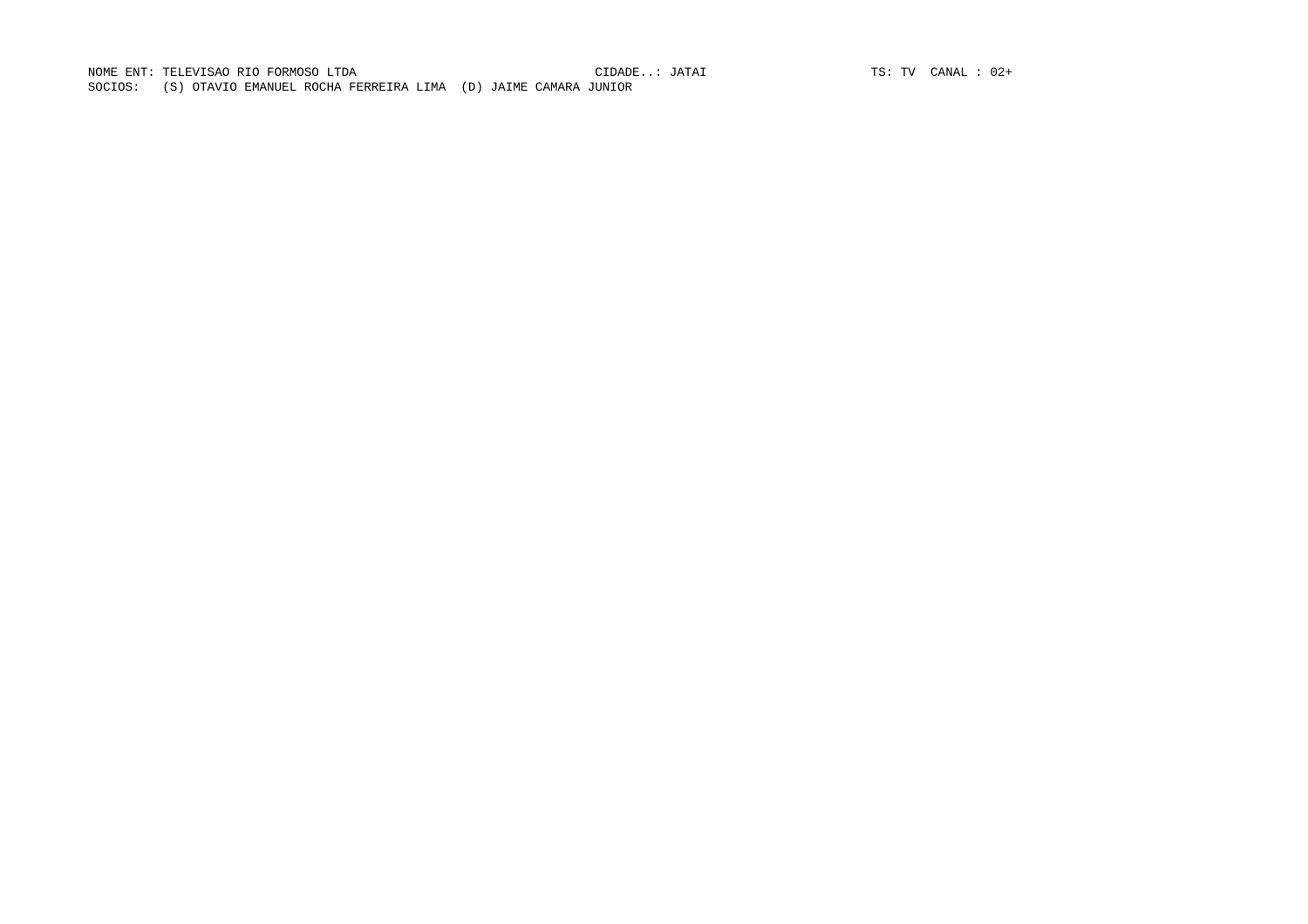NOME ENT: TELEVISAO RIO FORMOSO LTDA CIDADE..: JATAI TS: TV CANAL : 02+

SOCIOS: (S) OTAVIO EMANUEL ROCHA FERREIRA LIMA (D) JAIME CAMARA JUNIOR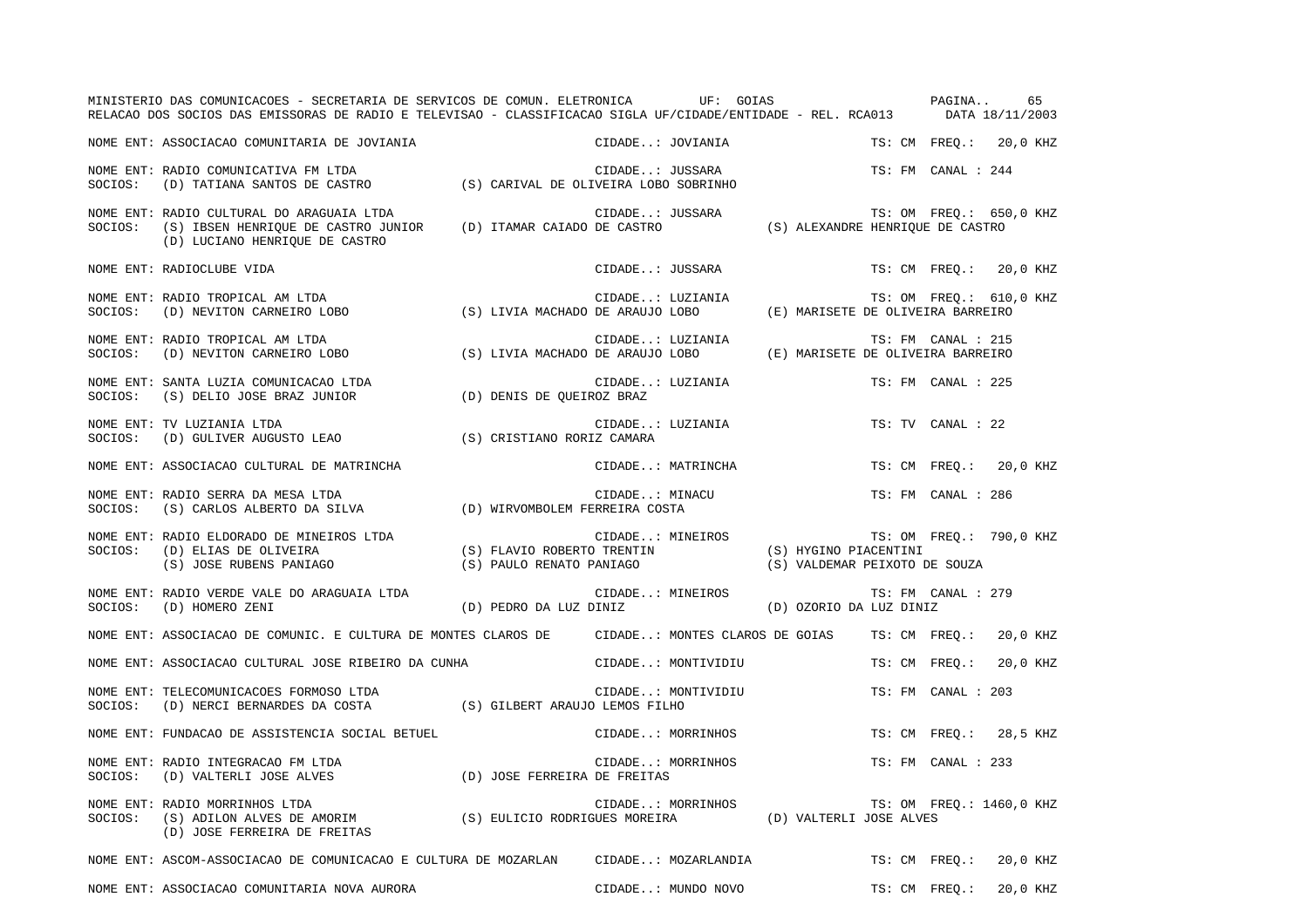MINISTERIO DAS COMUNICACOES - SECRETARIA DE SERVICOS DE COMUN. ELETRONICA UF: GOIAS

RELACAO DOS SOCIOS DAS EMISSORAS DE RADIO E TELEVISAO - CLASSIFICACAO SIGLA UF/CIDADE/ENTIDADE - REL. RCA013 DATA 18/11/2003

```
NOME ENT: ASSOCIACAO COMUNITARIA DE JOVIANIA                    CIDADE..: JOVIANIA                  TS: CM  FREQ.:  20,0 KHZ

NOME ENT: RADIO COMUNICATIVA FM LTDA                            CIDADE..: JUSSARA                   TS: FM  CANAL : 244
SOCIOS:  (D) TATIANA SANTOS DE CASTRO          (S) CARIVAL DE OLIVEIRA LOBO SOBRINHO

NOME ENT: RADIO CULTURAL DO ARAGUAIA LTDA                       CIDADE..: JUSSARA                   TS: OM  FREQ.: 650,0 KHZ
SOCIOS:  (S) IBSEN HENRIQUE DE CASTRO JUNIOR   (D) ITAMAR CAIADO DE CASTRO          (S) ALEXANDRE HENRIQUE DE CASTRO
         (D) LUCIANO HENRIQUE DE CASTRO

NOME ENT: RADIOCLUBE VIDA                                       CIDADE..: JUSSARA                   TS: CM  FREQ.:  20,0 KHZ

NOME ENT: RADIO TROPICAL AM LTDA                                CIDADE..: LUZIANIA                  TS: OM  FREQ.: 610,0 KHZ
SOCIOS:  (D) NEVITON CARNEIRO LOBO             (S) LIVIA MACHADO DE ARAUJO LOBO     (E) MARISETE DE OLIVEIRA BARREIRO

NOME ENT: RADIO TROPICAL AM LTDA                                CIDADE..: LUZIANIA                  TS: FM  CANAL : 215
SOCIOS:  (D) NEVITON CARNEIRO LOBO             (S) LIVIA MACHADO DE ARAUJO LOBO     (E) MARISETE DE OLIVEIRA BARREIRO

NOME ENT: SANTA LUZIA COMUNICACAO LTDA                          CIDADE..: LUZIANIA                  TS: FM  CANAL : 225
SOCIOS:  (S) DELIO JOSE BRAZ JUNIOR            (D) DENIS DE QUEIROZ BRAZ

NOME ENT: TV LUZIANIA LTDA                                      CIDADE..: LUZIANIA                  TS: TV  CANAL : 22
SOCIOS:  (D) GULIVER AUGUSTO LEAO              (S) CRISTIANO RORIZ CAMARA

NOME ENT: ASSOCIACAO CULTURAL DE MATRINCHA                      CIDADE..: MATRINCHA                 TS: CM  FREQ.:  20,0 KHZ

NOME ENT: RADIO SERRA DA MESA LTDA                              CIDADE..: MINACU                    TS: FM  CANAL : 286
SOCIOS:  (S) CARLOS ALBERTO DA SILVA           (D) WIRVOMBOLEM FERREIRA COSTA

NOME ENT: RADIO ELDORADO DE MINEIROS LTDA                       CIDADE..: MINEIROS                  TS: OM  FREQ.: 790,0 KHZ
SOCIOS:  (D) ELIAS DE OLIVEIRA                 (S) FLAVIO ROBERTO TRENTIN           (S) HYGINO PIACENTINI
         (S) JOSE RUBENS PANIAGO               (S) PAULO RENATO PANIAGO             (S) VALDEMAR PEIXOTO DE SOUZA

NOME ENT: RADIO VERDE VALE DO ARAGUAIA LTDA                     CIDADE..: MINEIROS                  TS: FM  CANAL : 279
SOCIOS:  (D) HOMERO ZENI                       (D) PEDRO DA LUZ DINIZ               (D) OZORIO DA LUZ DINIZ

NOME ENT: ASSOCIACAO DE COMUNIC. E CULTURA DE MONTES CLAROS DE  CIDADE..: MONTES CLAROS DE GOIAS    TS: CM  FREQ.:  20,0 KHZ

NOME ENT: ASSOCIACAO CULTURAL JOSE RIBEIRO DA CUNHA             CIDADE..: MONTIVIDIU                TS: CM  FREQ.:  20,0 KHZ

NOME ENT: TELECOMUNICACOES FORMOSO LTDA                         CIDADE..: MONTIVIDIU                TS: FM  CANAL : 203
SOCIOS:  (D) NERCI BERNARDES DA COSTA          (S) GILBERT ARAUJO LEMOS FILHO

NOME ENT: FUNDACAO DE ASSISTENCIA SOCIAL BETUEL                 CIDADE..: MORRINHOS                 TS: CM  FREQ.:  28,5 KHZ

NOME ENT: RADIO INTEGRACAO FM LTDA                              CIDADE..: MORRINHOS                 TS: FM  CANAL : 233
SOCIOS:  (D) VALTERLI JOSE ALVES               (D) JOSE FERREIRA DE FREITAS

NOME ENT: RADIO MORRINHOS LTDA                                  CIDADE..: MORRINHOS                 TS: OM  FREQ.: 1460,0 KHZ
SOCIOS:  (S) ADILON ALVES DE AMORIM            (S) EULICIO RODRIGUES MOREIRA        (D) VALTERLI JOSE ALVES
         (D) JOSE FERREIRA DE FREITAS

NOME ENT: ASCOM-ASSOCIACAO DE COMUNICACAO E CULTURA DE MOZARLAN CIDADE..: MOZARLANDIA               TS: CM  FREQ.:  20,0 KHZ

NOME ENT: ASSOCIACAO COMUNITARIA NOVA AURORA                    CIDADE..: MUNDO NOVO                TS: CM  FREQ.:  20,0 KHZ
```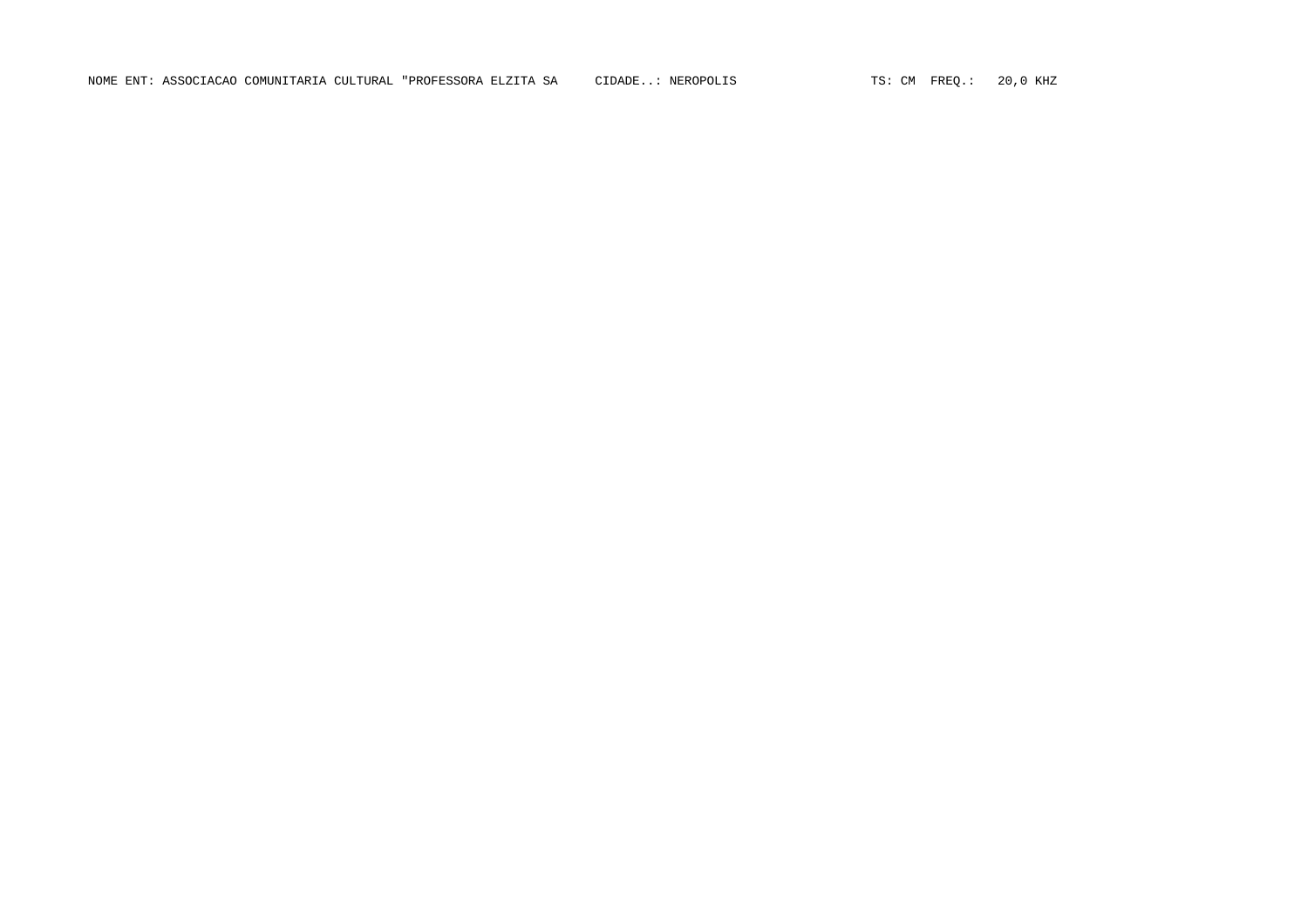NOME ENT: ASSOCIACAO COMUNITARIA CULTURAL "PROFESSORA ELZITA SA     CIDADE..: NEROPOLIS     TS: CM  FREQ.:  20,0 KHZ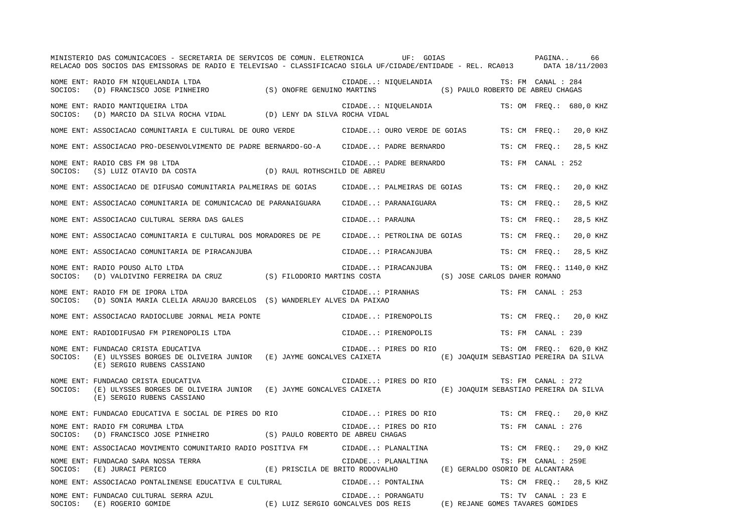MINISTERIO DAS COMUNICACOES - SECRETARIA DE SERVICOS DE COMUN. ELETRONICA UF: GOIAS

RELACAO DOS SOCIOS DAS EMISSORAS DE RADIO E TELEVISAO - CLASSIFICACAO SIGLA UF/CIDADE/ENTIDADE - REL. RCA013 DATA 18/11/2003

NOME ENT: RADIO FM NIQUELANDIA LTDA — CIDADE..: NIQUELANDIA — TS: FM CANAL : 284
SOCIOS: (D) FRANCISCO JOSE PINHEIRO (S) ONOFRE GENUINO MARTINS (S) PAULO ROBERTO DE ABREU CHAGAS

NOME ENT: RADIO MANTIQUEIRA LTDA — CIDADE..: NIQUELANDIA — TS: OM FREQ.: 680,0 KHZ
SOCIOS: (D) MARCIO DA SILVA ROCHA VIDAL (D) LENY DA SILVA ROCHA VIDAL

NOME ENT: ASSOCIACAO COMUNITARIA E CULTURAL DE OURO VERDE — CIDADE..: OURO VERDE DE GOIAS — TS: CM FREQ.: 20,0 KHZ

NOME ENT: ASSOCIACAO PRO-DESENVOLVIMENTO DE PADRE BERNARDO-GO-A — CIDADE..: PADRE BERNARDO — TS: CM FREQ.: 28,5 KHZ

NOME ENT: RADIO CBS FM 98 LTDA — CIDADE..: PADRE BERNARDO — TS: FM CANAL : 252
SOCIOS: (S) LUIZ OTAVIO DA COSTA (D) RAUL ROTHSCHILD DE ABREU

NOME ENT: ASSOCIACAO DE DIFUSAO COMUNITARIA PALMEIRAS DE GOIAS — CIDADE..: PALMEIRAS DE GOIAS — TS: CM FREQ.: 20,0 KHZ

NOME ENT: ASSOCIACAO COMUNITARIA DE COMUNICACAO DE PARANAIGUARA — CIDADE..: PARANAIGUARA — TS: CM FREQ.: 28,5 KHZ

NOME ENT: ASSOCIACAO CULTURAL SERRA DAS GALES — CIDADE..: PARAUNA — TS: CM FREQ.: 28,5 KHZ

NOME ENT: ASSOCIACAO COMUNITARIA E CULTURAL DOS MORADORES DE PE — CIDADE..: PETROLINA DE GOIAS — TS: CM FREQ.: 20,0 KHZ

NOME ENT: ASSOCIACAO COMUNITARIA DE PIRACANJUBA — CIDADE..: PIRACANJUBA — TS: CM FREQ.: 28,5 KHZ

NOME ENT: RADIO POUSO ALTO LTDA — CIDADE..: PIRACANJUBA — TS: OM FREQ.: 1140,0 KHZ
SOCIOS: (D) VALDIVINO FERREIRA DA CRUZ (S) FILODORIO MARTINS COSTA (S) JOSE CARLOS DAHER ROMANO

NOME ENT: RADIO FM DE IPORA LTDA — CIDADE..: PIRANHAS — TS: FM CANAL : 253
SOCIOS: (D) SONIA MARIA CLELIA ARAUJO BARCELOS (S) WANDERLEY ALVES DA PAIXAO

NOME ENT: ASSOCIACAO RADIOCLUBE JORNAL MEIA PONTE — CIDADE..: PIRENOPOLIS — TS: CM FREQ.: 20,0 KHZ

NOME ENT: RADIODIFUSAO FM PIRENOPOLIS LTDA — CIDADE..: PIRENOPOLIS — TS: FM CANAL : 239

NOME ENT: FUNDACAO CRISTA EDUCATIVA — CIDADE..: PIRES DO RIO — TS: OM FREQ.: 620,0 KHZ
SOCIOS: (E) ULYSSES BORGES DE OLIVEIRA JUNIOR (E) JAYME GONCALVES CAIXETA (E) JOAQUIM SEBASTIAO PEREIRA DA SILVA (E) SERGIO RUBENS CASSIANO

NOME ENT: FUNDACAO CRISTA EDUCATIVA — CIDADE..: PIRES DO RIO — TS: FM CANAL : 272
SOCIOS: (E) ULYSSES BORGES DE OLIVEIRA JUNIOR (E) JAYME GONCALVES CAIXETA (E) JOAQUIM SEBASTIAO PEREIRA DA SILVA (E) SERGIO RUBENS CASSIANO

NOME ENT: FUNDACAO EDUCATIVA E SOCIAL DE PIRES DO RIO — CIDADE..: PIRES DO RIO — TS: CM FREQ.: 20,0 KHZ

NOME ENT: RADIO FM CORUMBA LTDA — CIDADE..: PIRES DO RIO — TS: FM CANAL : 276
SOCIOS: (D) FRANCISCO JOSE PINHEIRO (S) PAULO ROBERTO DE ABREU CHAGAS

NOME ENT: ASSOCIACAO MOVIMENTO COMUNITARIO RADIO POSITIVA FM — CIDADE..: PLANALTINA — TS: CM FREQ.: 29,0 KHZ

NOME ENT: FUNDACAO SARA NOSSA TERRA — CIDADE..: PLANALTINA — TS: FM CANAL : 259E
SOCIOS: (E) JURACI PERICO (E) PRISCILA DE BRITO RODOVALHO (E) GERALDO OSORIO DE ALCANTARA

NOME ENT: ASSOCIACAO PONTALINENSE EDUCATIVA E CULTURAL — CIDADE..: PONTALINA — TS: CM FREQ.: 28,5 KHZ

NOME ENT: FUNDACAO CULTURAL SERRA AZUL — CIDADE..: PORANGATU — TS: TV CANAL : 23 E
SOCIOS: (E) ROGERIO GOMIDE (E) LUIZ SERGIO GONCALVES DOS REIS (E) REJANE GOMES TAVARES GOMIDES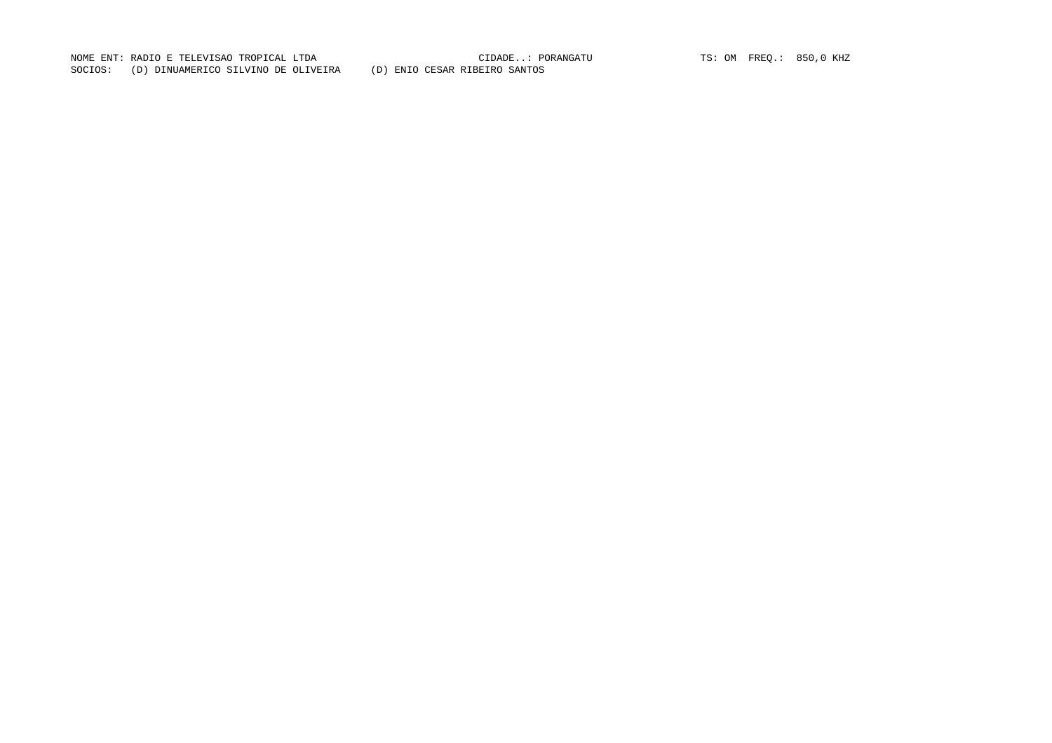NOME ENT: RADIO E TELEVISAO TROPICAL LTDA CIDADE..: PORANGATU TS: OM FREQ.: 850,0 KHZ
SOCIOS: (D) DINUAMERICO SILVINO DE OLIVEIRA (D) ENIO CESAR RIBEIRO SANTOS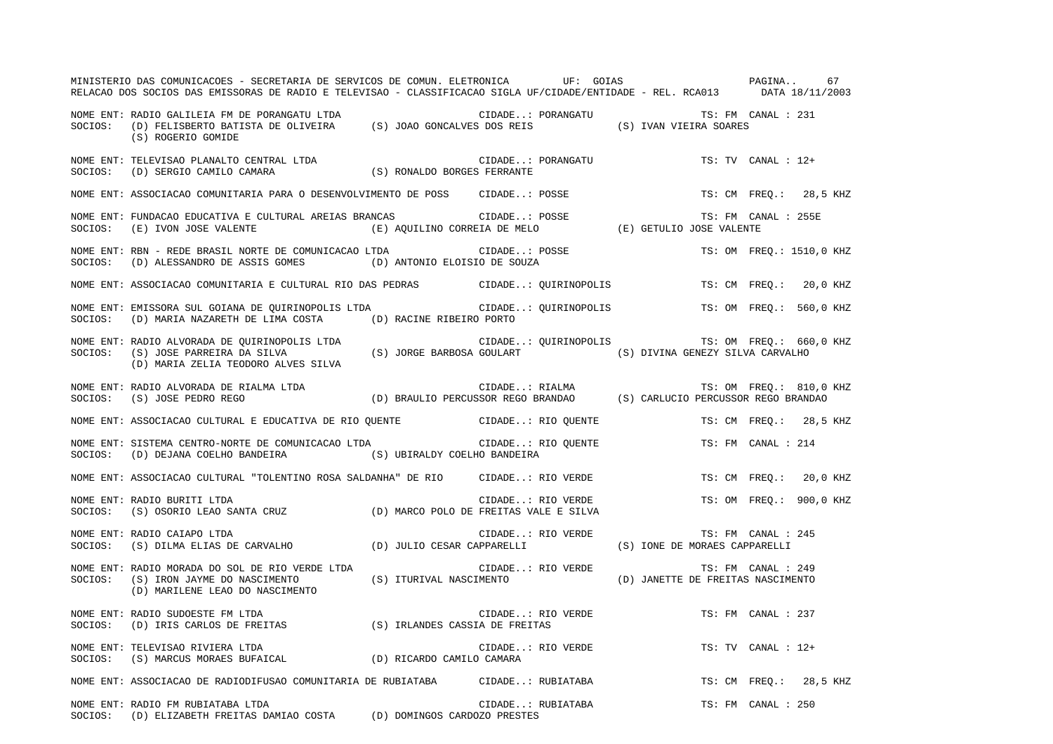MINISTERIO DAS COMUNICACOES - SECRETARIA DE SERVICOS DE COMUN. ELETRONICA UF: GOIAS

RELACAO DOS SOCIOS DAS EMISSORAS DE RADIO E TELEVISAO - CLASSIFICACAO SIGLA UF/CIDADE/ENTIDADE - REL. RCA013 DATA 18/11/2003

NOME ENT: RADIO GALILEIA FM DE PORANGATU LTDA CIDADE..: PORANGATU TS: FM CANAL : 231
SOCIOS: (D) FELISBERTO BATISTA DE OLIVEIRA (S) JOAO GONCALVES DOS REIS (S) IVAN VIEIRA SOARES
(S) ROGERIO GOMIDE

NOME ENT: TELEVISAO PLANALTO CENTRAL LTDA CIDADE..: PORANGATU TS: TV CANAL : 12+
SOCIOS: (D) SERGIO CAMILO CAMARA (S) RONALDO BORGES FERRANTE

NOME ENT: ASSOCIACAO COMUNITARIA PARA O DESENVOLVIMENTO DE POSS CIDADE..: POSSE TS: CM FREQ.: 28,5 KHZ

NOME ENT: FUNDACAO EDUCATIVA E CULTURAL AREIAS BRANCAS CIDADE..: POSSE TS: FM CANAL : 255E
SOCIOS: (E) IVON JOSE VALENTE (E) AQUILINO CORREIA DE MELO (E) GETULIO JOSE VALENTE

NOME ENT: RBN - REDE BRASIL NORTE DE COMUNICACAO LTDA CIDADE..: POSSE TS: OM FREQ.: 1510,0 KHZ
SOCIOS: (D) ALESSANDRO DE ASSIS GOMES (D) ANTONIO ELOISIO DE SOUZA

NOME ENT: ASSOCIACAO COMUNITARIA E CULTURAL RIO DAS PEDRAS CIDADE..: QUIRINOPOLIS TS: CM FREQ.: 20,0 KHZ

NOME ENT: EMISSORA SUL GOIANA DE QUIRINOPOLIS LTDA CIDADE..: QUIRINOPOLIS TS: OM FREQ.: 560,0 KHZ
SOCIOS: (D) MARIA NAZARETH DE LIMA COSTA (D) RACINE RIBEIRO PORTO

NOME ENT: RADIO ALVORADA DE QUIRINOPOLIS LTDA CIDADE..: QUIRINOPOLIS TS: OM FREQ.: 660,0 KHZ
SOCIOS: (S) JOSE PARREIRA DA SILVA (S) JORGE BARBOSA GOULART (S) DIVINA GENEZY SILVA CARVALHO
(D) MARIA ZELIA TEODORO ALVES SILVA

NOME ENT: RADIO ALVORADA DE RIALMA LTDA CIDADE..: RIALMA TS: OM FREQ.: 810,0 KHZ
SOCIOS: (S) JOSE PEDRO REGO (D) BRAULIO PERCUSSOR REGO BRANDAO (S) CARLUCIO PERCUSSOR REGO BRANDAO

NOME ENT: ASSOCIACAO CULTURAL E EDUCATIVA DE RIO QUENTE CIDADE..: RIO QUENTE TS: CM FREQ.: 28,5 KHZ

NOME ENT: SISTEMA CENTRO-NORTE DE COMUNICACAO LTDA CIDADE..: RIO QUENTE TS: FM CANAL : 214
SOCIOS: (D) DEJANA COELHO BANDEIRA (S) UBIRALDY COELHO BANDEIRA

NOME ENT: ASSOCIACAO CULTURAL "TOLENTINO ROSA SALDANHA" DE RIO CIDADE..: RIO VERDE TS: CM FREQ.: 20,0 KHZ

NOME ENT: RADIO BURITI LTDA CIDADE..: RIO VERDE TS: OM FREQ.: 900,0 KHZ
SOCIOS: (S) OSORIO LEAO SANTA CRUZ (D) MARCO POLO DE FREITAS VALE E SILVA

NOME ENT: RADIO CAIAPO LTDA CIDADE..: RIO VERDE TS: FM CANAL : 245
SOCIOS: (S) DILMA ELIAS DE CARVALHO (D) JULIO CESAR CAPPARELLI (S) IONE DE MORAES CAPPARELLI

NOME ENT: RADIO MORADA DO SOL DE RIO VERDE LTDA CIDADE..: RIO VERDE TS: FM CANAL : 249
SOCIOS: (S) IRON JAYME DO NASCIMENTO (S) ITURIVAL NASCIMENTO (D) JANETTE DE FREITAS NASCIMENTO
(D) MARILENE LEAO DO NASCIMENTO

NOME ENT: RADIO SUDOESTE FM LTDA CIDADE..: RIO VERDE TS: FM CANAL : 237
SOCIOS: (D) IRIS CARLOS DE FREITAS (S) IRLANDES CASSIA DE FREITAS

NOME ENT: TELEVISAO RIVIERA LTDA CIDADE..: RIO VERDE TS: TV CANAL : 12+
SOCIOS: (S) MARCUS MORAES BUFAICAL (D) RICARDO CAMILO CAMARA

NOME ENT: ASSOCIACAO DE RADIODIFUSAO COMUNITARIA DE RUBIATABA CIDADE..: RUBIATABA TS: CM FREQ.: 28,5 KHZ

NOME ENT: RADIO FM RUBIATABA LTDA CIDADE..: RUBIATABA TS: FM CANAL : 250
SOCIOS: (D) ELIZABETH FREITAS DAMIAO COSTA (D) DOMINGOS CARDOZO PRESTES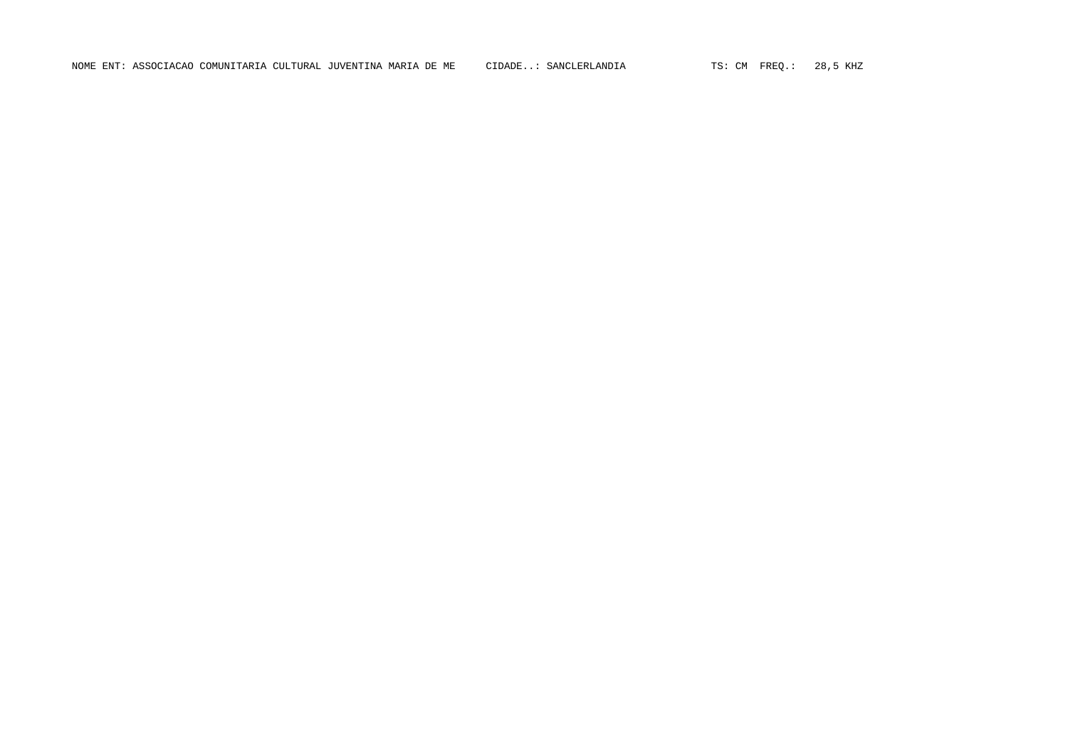NOME ENT: ASSOCIACAO COMUNITARIA CULTURAL JUVENTINA MARIA DE ME     CIDADE..: SANCLERLANDIA     TS: CM  FREQ.:  28,5 KHZ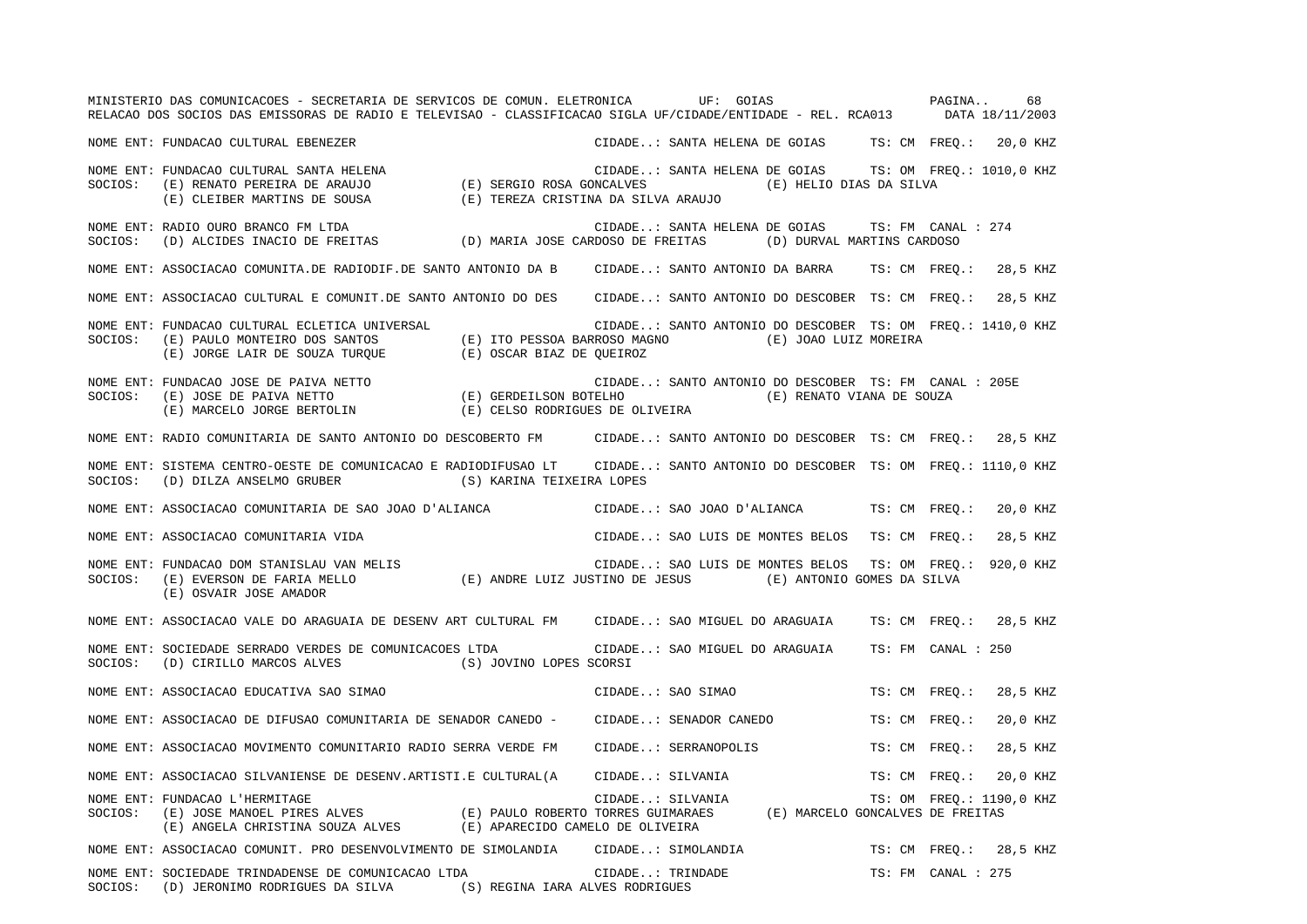NOME ENT: FUNDACAO CULTURAL EBENEZER CIDADE..: SANTA HELENA DE GOIAS TS: CM FREQ.: 20,0 KHZ

NOME ENT: FUNDACAO CULTURAL SANTA HELENA CIDADE..: SANTA HELENA DE GOIAS TS: OM FREQ.: 1010,0 KHZ
SOCIOS: (E) RENATO PEREIRA DE ARAUJO (E) SERGIO ROSA GONCALVES (E) HELIO DIAS DA SILVA
(E) CLEIBER MARTINS DE SOUSA (E) TEREZA CRISTINA DA SILVA ARAUJO

NOME ENT: RADIO OURO BRANCO FM LTDA CIDADE..: SANTA HELENA DE GOIAS TS: FM CANAL : 274
SOCIOS: (D) ALCIDES INACIO DE FREITAS (D) MARIA JOSE CARDOSO DE FREITAS (D) DURVAL MARTINS CARDOSO

NOME ENT: ASSOCIACAO COMUNITA.DE RADIODIF.DE SANTO ANTONIO DA B CIDADE..: SANTO ANTONIO DA BARRA TS: CM FREQ.: 28,5 KHZ

NOME ENT: ASSOCIACAO CULTURAL E COMUNIT.DE SANTO ANTONIO DO DES CIDADE..: SANTO ANTONIO DO DESCOBER TS: CM FREQ.: 28,5 KHZ

NOME ENT: FUNDACAO CULTURAL ECLETICA UNIVERSAL CIDADE..: SANTO ANTONIO DO DESCOBER TS: OM FREQ.: 1410,0 KHZ
SOCIOS: (E) PAULO MONTEIRO DOS SANTOS (E) ITO PESSOA BARROSO MAGNO (E) JOAO LUIZ MOREIRA
(E) JORGE LAIR DE SOUZA TURQUE (E) OSCAR BIAZ DE QUEIROZ

NOME ENT: FUNDACAO JOSE DE PAIVA NETTO CIDADE..: SANTO ANTONIO DO DESCOBER TS: FM CANAL : 205E
SOCIOS: (E) JOSE DE PAIVA NETTO (E) GERDEILSON BOTELHO (E) RENATO VIANA DE SOUZA
(E) MARCELO JORGE BERTOLIN (E) CELSO RODRIGUES DE OLIVEIRA

NOME ENT: RADIO COMUNITARIA DE SANTO ANTONIO DO DESCOBERTO FM CIDADE..: SANTO ANTONIO DO DESCOBER TS: CM FREQ.: 28,5 KHZ

NOME ENT: SISTEMA CENTRO-OESTE DE COMUNICACAO E RADIODIFUSAO LT CIDADE..: SANTO ANTONIO DO DESCOBER TS: OM FREQ.: 1110,0 KHZ
SOCIOS: (D) DILZA ANSELMO GRUBER (S) KARINA TEIXEIRA LOPES

NOME ENT: ASSOCIACAO COMUNITARIA DE SAO JOAO D'ALIANCA CIDADE..: SAO JOAO D'ALIANCA TS: CM FREQ.: 20,0 KHZ

NOME ENT: ASSOCIACAO COMUNITARIA VIDA CIDADE..: SAO LUIS DE MONTES BELOS TS: CM FREQ.: 28,5 KHZ

NOME ENT: FUNDACAO DOM STANISLAU VAN MELIS CIDADE..: SAO LUIS DE MONTES BELOS TS: OM FREQ.: 920,0 KHZ
SOCIOS: (E) EVERSON DE FARIA MELLO (E) ANDRE LUIZ JUSTINO DE JESUS (E) ANTONIO GOMES DA SILVA
(E) OSVAIR JOSE AMADOR

NOME ENT: ASSOCIACAO VALE DO ARAGUAIA DE DESENV ART CULTURAL FM CIDADE..: SAO MIGUEL DO ARAGUAIA TS: CM FREQ.: 28,5 KHZ

NOME ENT: SOCIEDADE SERRADO VERDES DE COMUNICACOES LTDA CIDADE..: SAO MIGUEL DO ARAGUAIA TS: FM CANAL : 250
SOCIOS: (D) CIRILLO MARCOS ALVES (S) JOVINO LOPES SCORSI

NOME ENT: ASSOCIACAO EDUCATIVA SAO SIMAO CIDADE..: SAO SIMAO TS: CM FREQ.: 28,5 KHZ

NOME ENT: ASSOCIACAO DE DIFUSAO COMUNITARIA DE SENADOR CANEDO - CIDADE..: SENADOR CANEDO TS: CM FREQ.: 20,0 KHZ

NOME ENT: ASSOCIACAO MOVIMENTO COMUNITARIO RADIO SERRA VERDE FM CIDADE..: SERRANOPOLIS TS: CM FREQ.: 28,5 KHZ

NOME ENT: ASSOCIACAO SILVANIENSE DE DESENV.ARTISTI.E CULTURAL(A CIDADE..: SILVANIA TS: CM FREQ.: 20,0 KHZ

NOME ENT: FUNDACAO L'HERMITAGE CIDADE..: SILVANIA TS: OM FREQ.: 1190,0 KHZ
SOCIOS: (E) JOSE MANOEL PIRES ALVES (E) PAULO ROBERTO TORRES GUIMARAES (E) MARCELO GONCALVES DE FREITAS
(E) ANGELA CHRISTINA SOUZA ALVES (E) APARECIDO CAMELO DE OLIVEIRA

NOME ENT: ASSOCIACAO COMUNIT. PRO DESENVOLVIMENTO DE SIMOLANDIA CIDADE..: SIMOLANDIA TS: CM FREQ.: 28,5 KHZ

NOME ENT: SOCIEDADE TRINDADENSE DE COMUNICACAO LTDA CIDADE..: TRINDADE TS: FM CANAL : 275
SOCIOS: (D) JERONIMO RODRIGUES DA SILVA (S) REGINA IARA ALVES RODRIGUES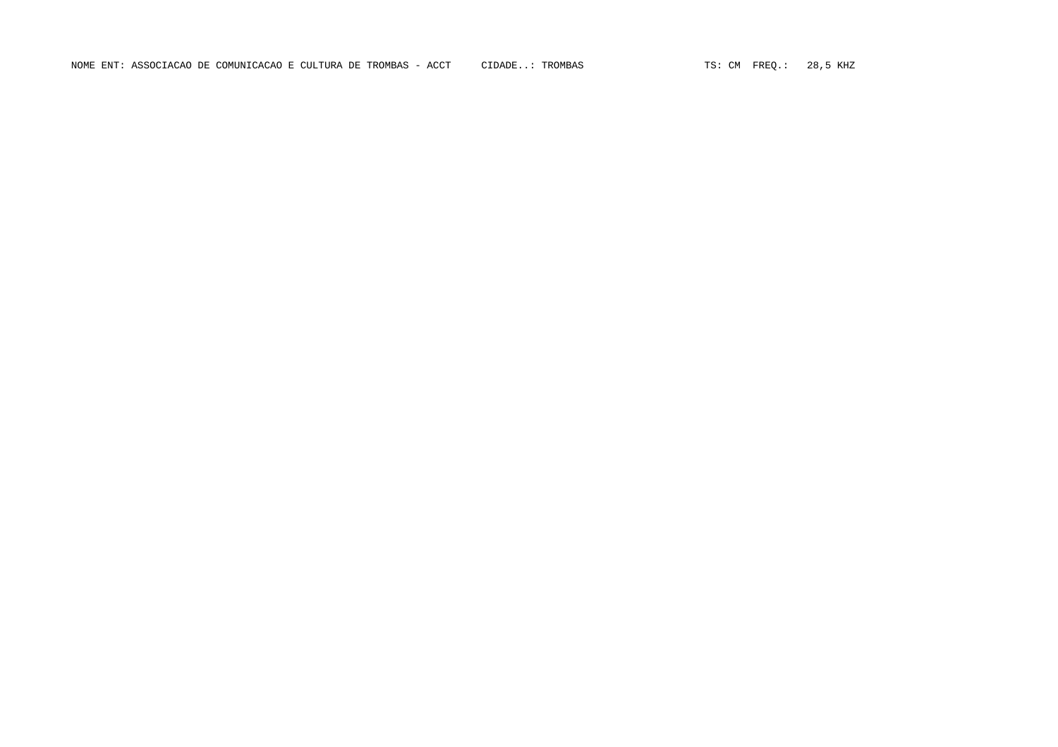NOME ENT: ASSOCIACAO DE COMUNICACAO E CULTURA DE TROMBAS - ACCT     CIDADE..: TROMBAS     TS: CM  FREQ.:   28,5 KHZ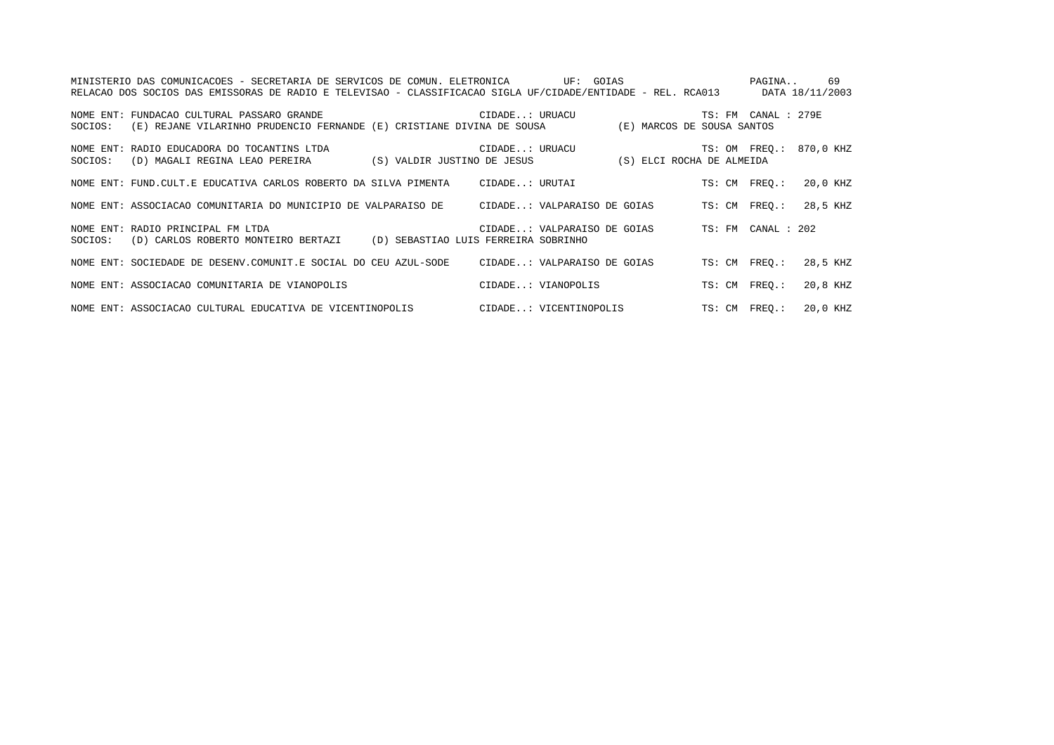MINISTERIO DAS COMUNICACOES - SECRETARIA DE SERVICOS DE COMUN. ELETRONICA UF: GOIAS

RELACAO DOS SOCIOS DAS EMISSORAS DE RADIO E TELEVISAO - CLASSIFICACAO SIGLA UF/CIDADE/ENTIDADE - REL. RCA013 DATA 18/11/2003

NOME ENT: FUNDACAO CULTURAL PASSARO GRANDE CIDADE..: URUACU TS: FM CANAL : 279E
SOCIOS: (E) REJANE VILARINHO PRUDENCIO FERNANDE (E) CRISTIANE DIVINA DE SOUSA (E) MARCOS DE SOUSA SANTOS

NOME ENT: RADIO EDUCADORA DO TOCANTINS LTDA CIDADE..: URUACU TS: OM FREQ.: 870,0 KHZ
SOCIOS: (D) MAGALI REGINA LEAO PEREIRA (S) VALDIR JUSTINO DE JESUS (S) ELCI ROCHA DE ALMEIDA

NOME ENT: FUND.CULT.E EDUCATIVA CARLOS ROBERTO DA SILVA PIMENTA CIDADE..: URUTAI TS: CM FREQ.: 20,0 KHZ

NOME ENT: ASSOCIACAO COMUNITARIA DO MUNICIPIO DE VALPARAISO DE CIDADE..: VALPARAISO DE GOIAS TS: CM FREQ.: 28,5 KHZ

NOME ENT: RADIO PRINCIPAL FM LTDA CIDADE..: VALPARAISO DE GOIAS TS: FM CANAL : 202
SOCIOS: (D) CARLOS ROBERTO MONTEIRO BERTAZI (D) SEBASTIAO LUIS FERREIRA SOBRINHO

NOME ENT: SOCIEDADE DE DESENV.COMUNIT.E SOCIAL DO CEU AZUL-SODE CIDADE..: VALPARAISO DE GOIAS TS: CM FREQ.: 28,5 KHZ

NOME ENT: ASSOCIACAO COMUNITARIA DE VIANOPOLIS CIDADE..: VIANOPOLIS TS: CM FREQ.: 20,8 KHZ

NOME ENT: ASSOCIACAO CULTURAL EDUCATIVA DE VICENTINOPOLIS CIDADE..: VICENTINOPOLIS TS: CM FREQ.: 20,0 KHZ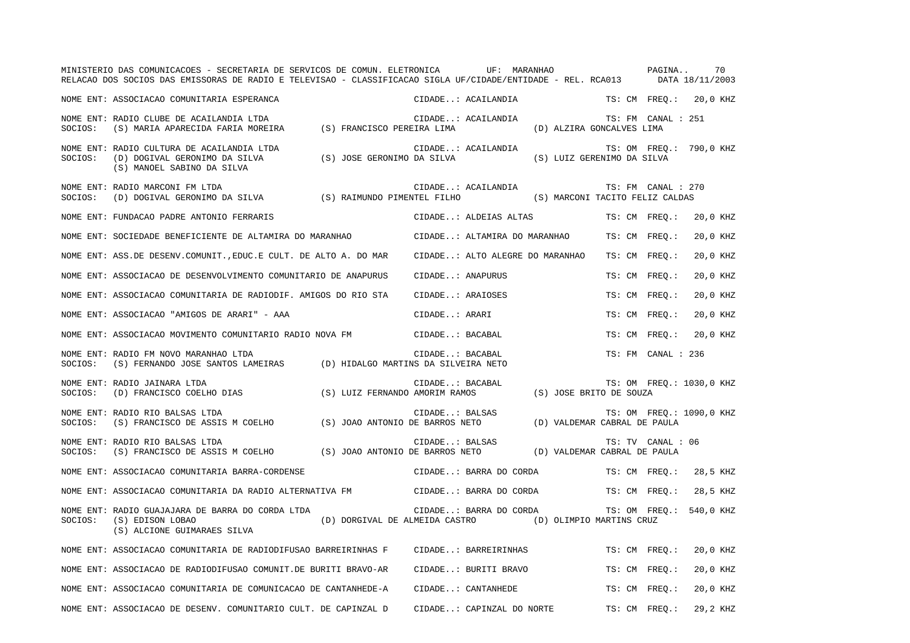MINISTERIO DAS COMUNICACOES - SECRETARIA DE SERVICOS DE COMUN. ELETRONICA UF: MARANHAO

RELACAO DOS SOCIOS DAS EMISSORAS DE RADIO E TELEVISAO - CLASSIFICACAO SIGLA UF/CIDADE/ENTIDADE - REL. RCA013 DATA 18/11/2003

NOME ENT: ASSOCIACAO COMUNITARIA ESPERANCA — CIDADE..: ACAILANDIA — TS: CM FREQ.: 20,0 KHZ

NOME ENT: RADIO CLUBE DE ACAILANDIA LTDA — CIDADE..: ACAILANDIA — TS: FM CANAL : 251
SOCIOS: (S) MARIA APARECIDA FARIA MOREIRA (S) FRANCISCO PEREIRA LIMA (D) ALZIRA GONCALVES LIMA

NOME ENT: RADIO CULTURA DE ACAILANDIA LTDA — CIDADE..: ACAILANDIA — TS: OM FREQ.: 790,0 KHZ
SOCIOS: (D) DOGIVAL GERONIMO DA SILVA (S) JOSE GERONIMO DA SILVA (S) LUIZ GERENIMO DA SILVA
(S) MANOEL SABINO DA SILVA

NOME ENT: RADIO MARCONI FM LTDA — CIDADE..: ACAILANDIA — TS: FM CANAL : 270
SOCIOS: (D) DOGIVAL GERONIMO DA SILVA (S) RAIMUNDO PIMENTEL FILHO (S) MARCONI TACITO FELIZ CALDAS

NOME ENT: FUNDACAO PADRE ANTONIO FERRARIS — CIDADE..: ALDEIAS ALTAS — TS: CM FREQ.: 20,0 KHZ

NOME ENT: SOCIEDADE BENEFICIENTE DE ALTAMIRA DO MARANHAO — CIDADE..: ALTAMIRA DO MARANHAO — TS: CM FREQ.: 20,0 KHZ

NOME ENT: ASS.DE DESENV.COMUNIT.,EDUC.E CULT. DE ALTO A. DO MAR — CIDADE..: ALTO ALEGRE DO MARANHAO — TS: CM FREQ.: 20,0 KHZ

NOME ENT: ASSOCIACAO DE DESENVOLVIMENTO COMUNITARIO DE ANAPURUS — CIDADE..: ANAPURUS — TS: CM FREQ.: 20,0 KHZ

NOME ENT: ASSOCIACAO COMUNITARIA DE RADIODIF. AMIGOS DO RIO STA — CIDADE..: ARAIOSES — TS: CM FREQ.: 20,0 KHZ

NOME ENT: ASSOCIACAO "AMIGOS DE ARARI" - AAA — CIDADE..: ARARI — TS: CM FREQ.: 20,0 KHZ

NOME ENT: ASSOCIACAO MOVIMENTO COMUNITARIO RADIO NOVA FM — CIDADE..: BACABAL — TS: CM FREQ.: 20,0 KHZ

NOME ENT: RADIO FM NOVO MARANHAO LTDA — CIDADE..: BACABAL — TS: FM CANAL : 236
SOCIOS: (S) FERNANDO JOSE SANTOS LAMEIRAS (D) HIDALGO MARTINS DA SILVEIRA NETO

NOME ENT: RADIO JAINARA LTDA — CIDADE..: BACABAL — TS: OM FREQ.: 1030,0 KHZ
SOCIOS: (D) FRANCISCO COELHO DIAS (S) LUIZ FERNANDO AMORIM RAMOS (S) JOSE BRITO DE SOUZA

NOME ENT: RADIO RIO BALSAS LTDA — CIDADE..: BALSAS — TS: OM FREQ.: 1090,0 KHZ
SOCIOS: (S) FRANCISCO DE ASSIS M COELHO (S) JOAO ANTONIO DE BARROS NETO (D) VALDEMAR CABRAL DE PAULA

NOME ENT: RADIO RIO BALSAS LTDA — CIDADE..: BALSAS — TS: TV CANAL : 06
SOCIOS: (S) FRANCISCO DE ASSIS M COELHO (S) JOAO ANTONIO DE BARROS NETO (D) VALDEMAR CABRAL DE PAULA

NOME ENT: ASSOCIACAO COMUNITARIA BARRA-CORDENSE — CIDADE..: BARRA DO CORDA — TS: CM FREQ.: 28,5 KHZ

NOME ENT: ASSOCIACAO COMUNITARIA DA RADIO ALTERNATIVA FM — CIDADE..: BARRA DO CORDA — TS: CM FREQ.: 28,5 KHZ

NOME ENT: RADIO GUAJAJARA DE BARRA DO CORDA LTDA — CIDADE..: BARRA DO CORDA — TS: OM FREQ.: 540,0 KHZ
SOCIOS: (S) EDISON LOBAO (D) DORGIVAL DE ALMEIDA CASTRO (D) OLIMPIO MARTINS CRUZ
(S) ALCIONE GUIMARAES SILVA

NOME ENT: ASSOCIACAO COMUNITARIA DE RADIODIFUSAO BARREIRINHAS F — CIDADE..: BARREIRINHAS — TS: CM FREQ.: 20,0 KHZ

NOME ENT: ASSOCIACAO DE RADIODIFUSAO COMUNIT.DE BURITI BRAVO-AR — CIDADE..: BURITI BRAVO — TS: CM FREQ.: 20,0 KHZ

NOME ENT: ASSOCIACAO COMUNITARIA DE COMUNICACAO DE CANTANHEDE-A — CIDADE..: CANTANHEDE — TS: CM FREQ.: 20,0 KHZ

NOME ENT: ASSOCIACAO DE DESENV. COMUNITARIO CULT. DE CAPINZAL D — CIDADE..: CAPINZAL DO NORTE — TS: CM FREQ.: 29,2 KHZ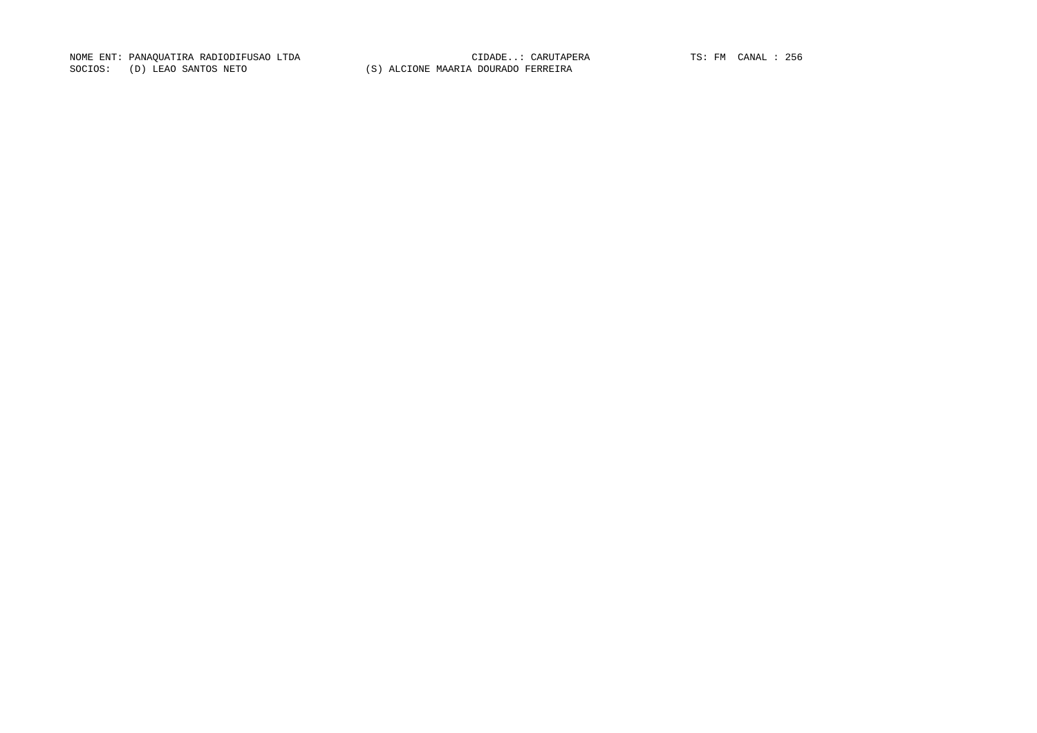NOME ENT: PANAQUATIRA RADIODIFUSAO LTDA CIDADE..: CARUTAPERA TS: FM CANAL : 256

SOCIOS: (D) LEAO SANTOS NETO (S) ALCIONE MAARIA DOURADO FERREIRA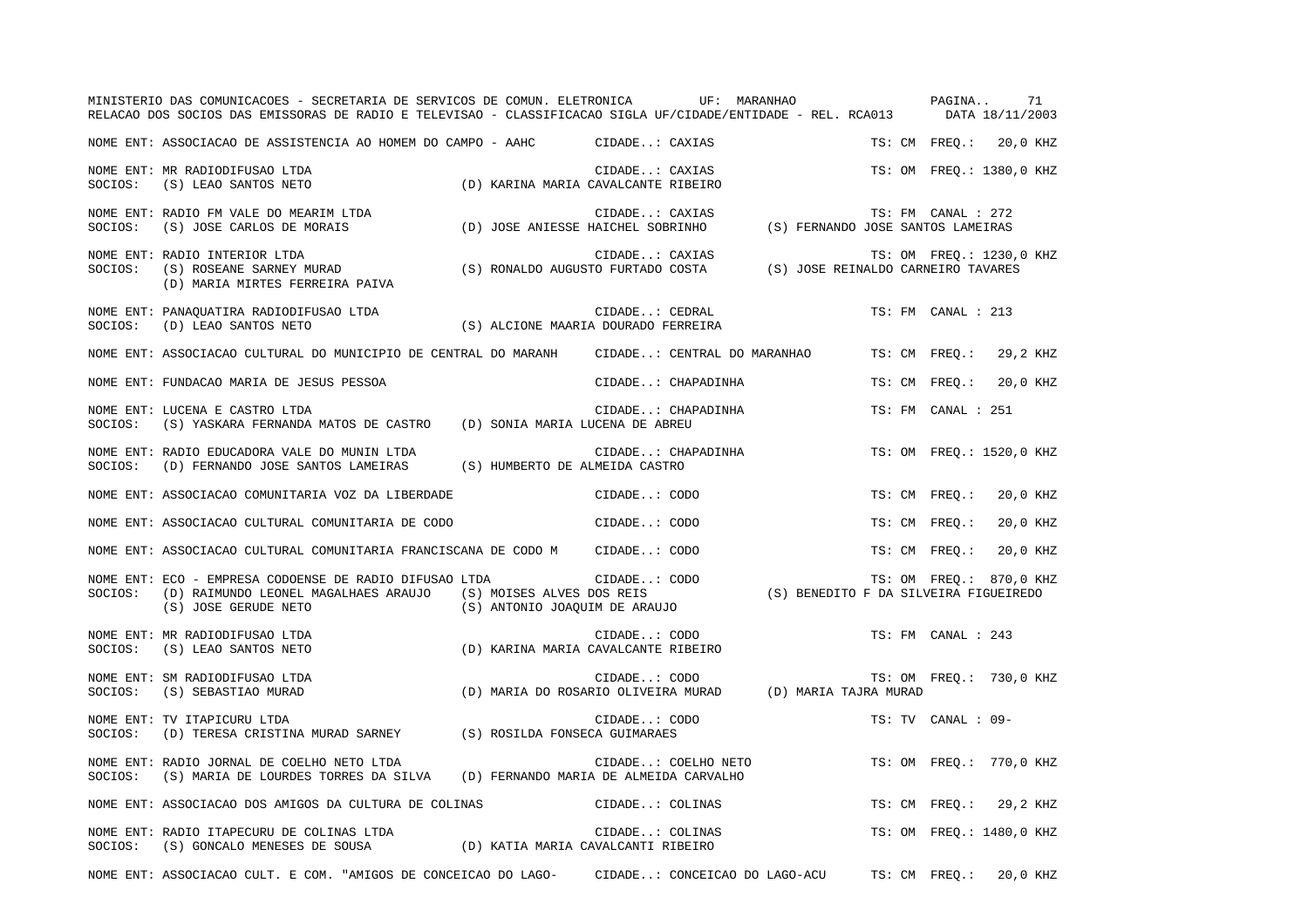MINISTERIO DAS COMUNICACOES - SECRETARIA DE SERVICOS DE COMUN. ELETRONICA UF: MARANHAO

RELACAO DOS SOCIOS DAS EMISSORAS DE RADIO E TELEVISAO - CLASSIFICACAO SIGLA UF/CIDADE/ENTIDADE - REL. RCA013 DATA 18/11/2003

NOME ENT: ASSOCIACAO DE ASSISTENCIA AO HOMEM DO CAMPO - AAHC CIDADE..: CAXIAS TS: CM FREQ.: 20,0 KHZ

NOME ENT: MR RADIODIFUSAO LTDA CIDADE..: CAXIAS TS: OM FREQ.: 1380,0 KHZ
SOCIOS: (S) LEAO SANTOS NETO (D) KARINA MARIA CAVALCANTE RIBEIRO

NOME ENT: RADIO FM VALE DO MEARIM LTDA CIDADE..: CAXIAS TS: FM CANAL : 272
SOCIOS: (S) JOSE CARLOS DE MORAIS (D) JOSE ANIESSE HAICHEL SOBRINHO (S) FERNANDO JOSE SANTOS LAMEIRAS

NOME ENT: RADIO INTERIOR LTDA CIDADE..: CAXIAS TS: OM FREQ.: 1230,0 KHZ
SOCIOS: (S) ROSEANE SARNEY MURAD (S) RONALDO AUGUSTO FURTADO COSTA (S) JOSE REINALDO CARNEIRO TAVARES
(D) MARIA MIRTES FERREIRA PAIVA

NOME ENT: PANAQUATIRA RADIODIFUSAO LTDA CIDADE..: CEDRAL TS: FM CANAL : 213
SOCIOS: (D) LEAO SANTOS NETO (S) ALCIONE MAARIA DOURADO FERREIRA

NOME ENT: ASSOCIACAO CULTURAL DO MUNICIPIO DE CENTRAL DO MARANH CIDADE..: CENTRAL DO MARANHAO TS: CM FREQ.: 29,2 KHZ

NOME ENT: FUNDACAO MARIA DE JESUS PESSOA CIDADE..: CHAPADINHA TS: CM FREQ.: 20,0 KHZ

NOME ENT: LUCENA E CASTRO LTDA CIDADE..: CHAPADINHA TS: FM CANAL : 251
SOCIOS: (S) YASKARA FERNANDA MATOS DE CASTRO (D) SONIA MARIA LUCENA DE ABREU

NOME ENT: RADIO EDUCADORA VALE DO MUNIN LTDA CIDADE..: CHAPADINHA TS: OM FREQ.: 1520,0 KHZ
SOCIOS: (D) FERNANDO JOSE SANTOS LAMEIRAS (S) HUMBERTO DE ALMEIDA CASTRO

NOME ENT: ASSOCIACAO COMUNITARIA VOZ DA LIBERDADE CIDADE..: CODO TS: CM FREQ.: 20,0 KHZ

NOME ENT: ASSOCIACAO CULTURAL COMUNITARIA DE CODO CIDADE..: CODO TS: CM FREQ.: 20,0 KHZ

NOME ENT: ASSOCIACAO CULTURAL COMUNITARIA FRANCISCANA DE CODO M CIDADE..: CODO TS: CM FREQ.: 20,0 KHZ

NOME ENT: ECO - EMPRESA CODOENSE DE RADIO DIFUSAO LTDA CIDADE..: CODO TS: OM FREQ.: 870,0 KHZ
SOCIOS: (D) RAIMUNDO LEONEL MAGALHAES ARAUJO (S) MOISES ALVES DOS REIS (S) BENEDITO F DA SILVEIRA FIGUEIREDO
(S) JOSE GERUDE NETO (S) ANTONIO JOAQUIM DE ARAUJO

NOME ENT: MR RADIODIFUSAO LTDA CIDADE..: CODO TS: FM CANAL : 243
SOCIOS: (S) LEAO SANTOS NETO (D) KARINA MARIA CAVALCANTE RIBEIRO

NOME ENT: SM RADIODIFUSAO LTDA CIDADE..: CODO TS: OM FREQ.: 730,0 KHZ
SOCIOS: (S) SEBASTIAO MURAD (D) MARIA DO ROSARIO OLIVEIRA MURAD (D) MARIA TAJRA MURAD

NOME ENT: TV ITAPICURU LTDA CIDADE..: CODO TS: TV CANAL : 09-
SOCIOS: (D) TERESA CRISTINA MURAD SARNEY (S) ROSILDA FONSECA GUIMARAES

NOME ENT: RADIO JORNAL DE COELHO NETO LTDA CIDADE..: COELHO NETO TS: OM FREQ.: 770,0 KHZ
SOCIOS: (S) MARIA DE LOURDES TORRES DA SILVA (D) FERNANDO MARIA DE ALMEIDA CARVALHO

NOME ENT: ASSOCIACAO DOS AMIGOS DA CULTURA DE COLINAS CIDADE..: COLINAS TS: CM FREQ.: 29,2 KHZ

NOME ENT: RADIO ITAPECURU DE COLINAS LTDA CIDADE..: COLINAS TS: OM FREQ.: 1480,0 KHZ
SOCIOS: (S) GONCALO MENESES DE SOUSA (D) KATIA MARIA CAVALCANTI RIBEIRO

NOME ENT: ASSOCIACAO CULT. E COM. "AMIGOS DE CONCEICAO DO LAGO- CIDADE..: CONCEICAO DO LAGO-ACU TS: CM FREQ.: 20,0 KHZ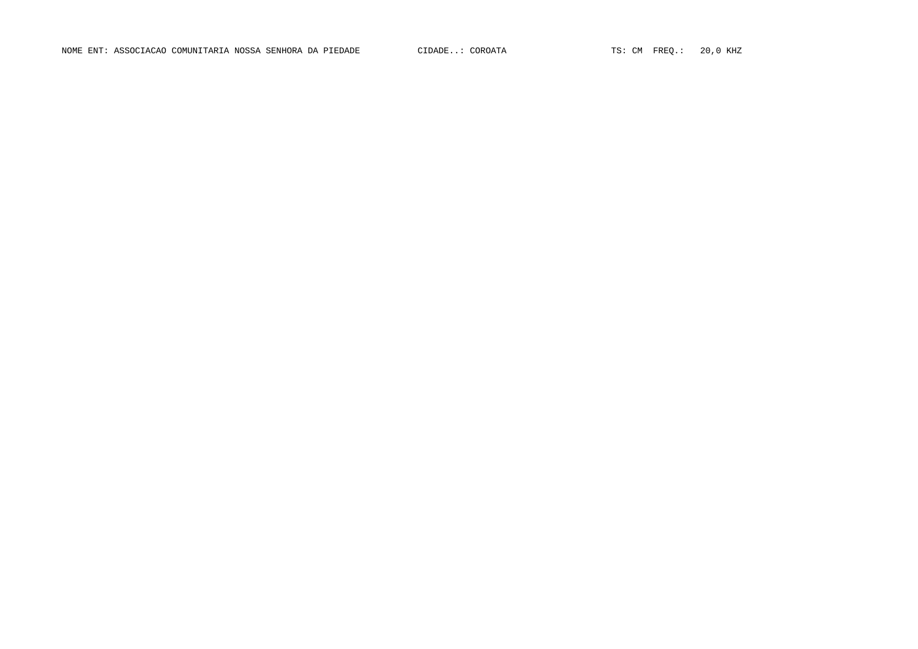NOME ENT: ASSOCIACAO COMUNITARIA NOSSA SENHORA DA PIEDADE CIDADE..: COROATA TS: CM FREQ.: 20,0 KHZ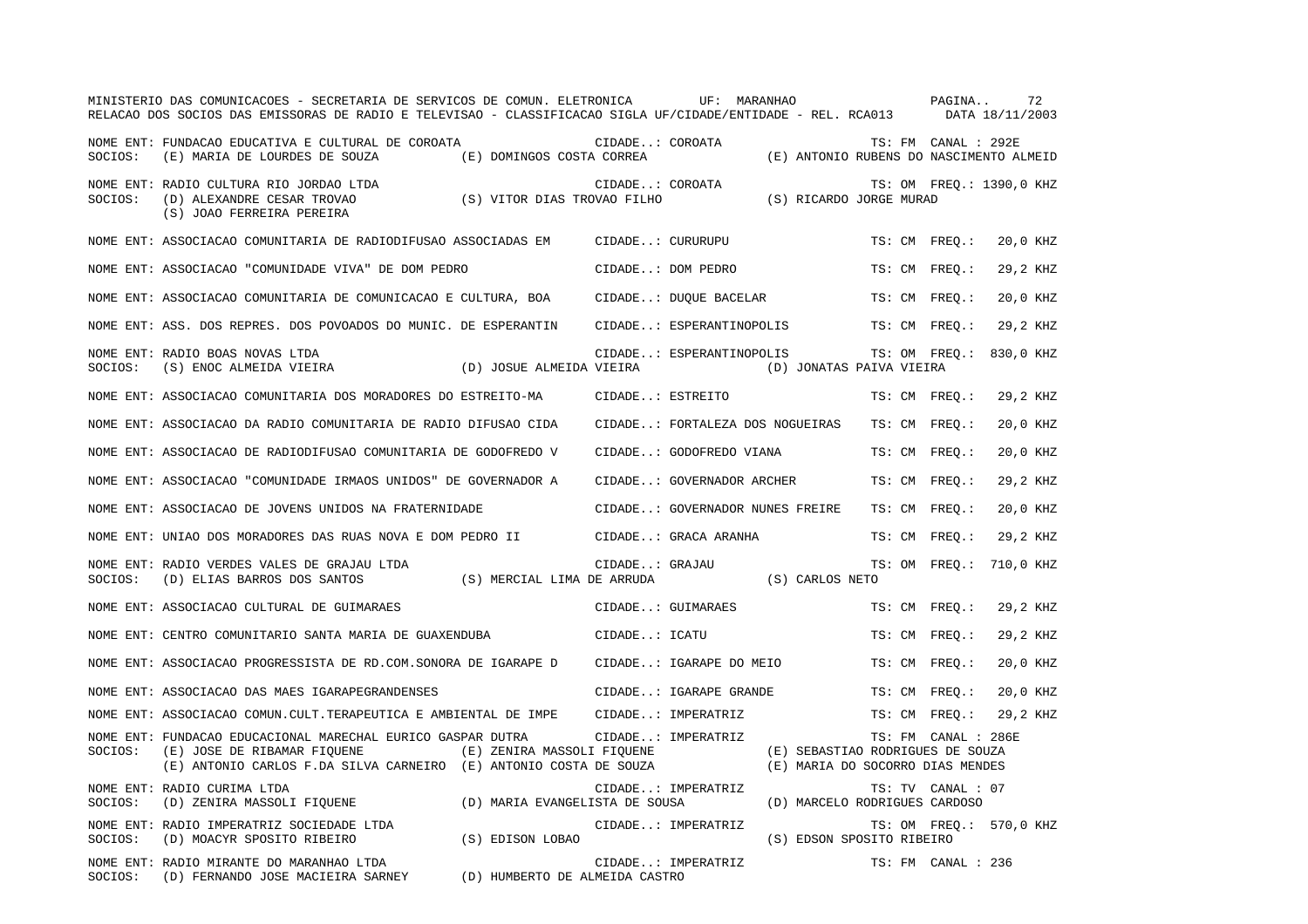NOME ENT: FUNDACAO EDUCATIVA E CULTURAL DE COROATA CIDADE..: COROATA TS: FM CANAL : 292E
SOCIOS: (E) MARIA DE LOURDES DE SOUZA (E) DOMINGOS COSTA CORREA (E) ANTONIO RUBENS DO NASCIMENTO ALMEID

NOME ENT: RADIO CULTURA RIO JORDAO LTDA CIDADE..: COROATA TS: OM FREQ.: 1390,0 KHZ
SOCIOS: (D) ALEXANDRE CESAR TROVAO (S) VITOR DIAS TROVAO FILHO (S) RICARDO JORGE MURAD
(S) JOAO FERREIRA PEREIRA

NOME ENT: ASSOCIACAO COMUNITARIA DE RADIODIFUSAO ASSOCIADAS EM CIDADE..: CURURUPU TS: CM FREQ.: 20,0 KHZ

NOME ENT: ASSOCIACAO "COMUNIDADE VIVA" DE DOM PEDRO CIDADE..: DOM PEDRO TS: CM FREQ.: 29,2 KHZ

NOME ENT: ASSOCIACAO COMUNITARIA DE COMUNICACAO E CULTURA, BOA CIDADE..: DUQUE BACELAR TS: CM FREQ.: 20,0 KHZ

NOME ENT: ASS. DOS REPRES. DOS POVOADOS DO MUNIC. DE ESPERANTIN CIDADE..: ESPERANTINOPOLIS TS: CM FREQ.: 29,2 KHZ

NOME ENT: RADIO BOAS NOVAS LTDA CIDADE..: ESPERANTINOPOLIS TS: OM FREQ.: 830,0 KHZ
SOCIOS: (S) ENOC ALMEIDA VIEIRA (D) JOSUE ALMEIDA VIEIRA (D) JONATAS PAIVA VIEIRA

NOME ENT: ASSOCIACAO COMUNITARIA DOS MORADORES DO ESTREITO-MA CIDADE..: ESTREITO TS: CM FREQ.: 29,2 KHZ

NOME ENT: ASSOCIACAO DA RADIO COMUNITARIA DE RADIO DIFUSAO CIDA CIDADE..: FORTALEZA DOS NOGUEIRAS TS: CM FREQ.: 20,0 KHZ

NOME ENT: ASSOCIACAO DE RADIODIFUSAO COMUNITARIA DE GODOFREDO V CIDADE..: GODOFREDO VIANA TS: CM FREQ.: 20,0 KHZ

NOME ENT: ASSOCIACAO "COMUNIDADE IRMAOS UNIDOS" DE GOVERNADOR A CIDADE..: GOVERNADOR ARCHER TS: CM FREQ.: 29,2 KHZ

NOME ENT: ASSOCIACAO DE JOVENS UNIDOS NA FRATERNIDADE CIDADE..: GOVERNADOR NUNES FREIRE TS: CM FREQ.: 20,0 KHZ

NOME ENT: UNIAO DOS MORADORES DAS RUAS NOVA E DOM PEDRO II CIDADE..: GRACA ARANHA TS: CM FREQ.: 29,2 KHZ

NOME ENT: RADIO VERDES VALES DE GRAJAU LTDA CIDADE..: GRAJAU TS: OM FREQ.: 710,0 KHZ
SOCIOS: (D) ELIAS BARROS DOS SANTOS (S) MERCIAL LIMA DE ARRUDA (S) CARLOS NETO

NOME ENT: ASSOCIACAO CULTURAL DE GUIMARAES CIDADE..: GUIMARAES TS: CM FREQ.: 29,2 KHZ

NOME ENT: CENTRO COMUNITARIO SANTA MARIA DE GUAXENDUBA CIDADE..: ICATU TS: CM FREQ.: 29,2 KHZ

NOME ENT: ASSOCIACAO PROGRESSISTA DE RD.COM.SONORA DE IGARAPE D CIDADE..: IGARAPE DO MEIO TS: CM FREQ.: 20,0 KHZ

NOME ENT: ASSOCIACAO DAS MAES IGARAPEGRANDENSES CIDADE..: IGARAPE GRANDE TS: CM FREQ.: 20,0 KHZ

NOME ENT: ASSOCIACAO COMUN.CULT.TERAPEUTICA E AMBIENTAL DE IMPE CIDADE..: IMPERATRIZ TS: CM FREQ.: 29,2 KHZ

NOME ENT: FUNDACAO EDUCACIONAL MARECHAL EURICO GASPAR DUTRA CIDADE..: IMPERATRIZ TS: FM CANAL : 286E
SOCIOS: (E) JOSE DE RIBAMAR FIQUENE (E) ZENIRA MASSOLI FIQUENE (E) SEBASTIAO RODRIGUES DE SOUZA
(E) ANTONIO CARLOS F.DA SILVA CARNEIRO (E) ANTONIO COSTA DE SOUZA (E) MARIA DO SOCORRO DIAS MENDES

NOME ENT: RADIO CURIMA LTDA CIDADE..: IMPERATRIZ TS: TV CANAL : 07
SOCIOS: (D) ZENIRA MASSOLI FIQUENE (D) MARIA EVANGELISTA DE SOUSA (D) MARCELO RODRIGUES CARDOSO

NOME ENT: RADIO IMPERATRIZ SOCIEDADE LTDA CIDADE..: IMPERATRIZ TS: OM FREQ.: 570,0 KHZ
SOCIOS: (D) MOACYR SPOSITO RIBEIRO (S) EDISON LOBAO (S) EDSON SPOSITO RIBEIRO

NOME ENT: RADIO MIRANTE DO MARANHAO LTDA CIDADE..: IMPERATRIZ TS: FM CANAL : 236
SOCIOS: (D) FERNANDO JOSE MACIEIRA SARNEY (D) HUMBERTO DE ALMEIDA CASTRO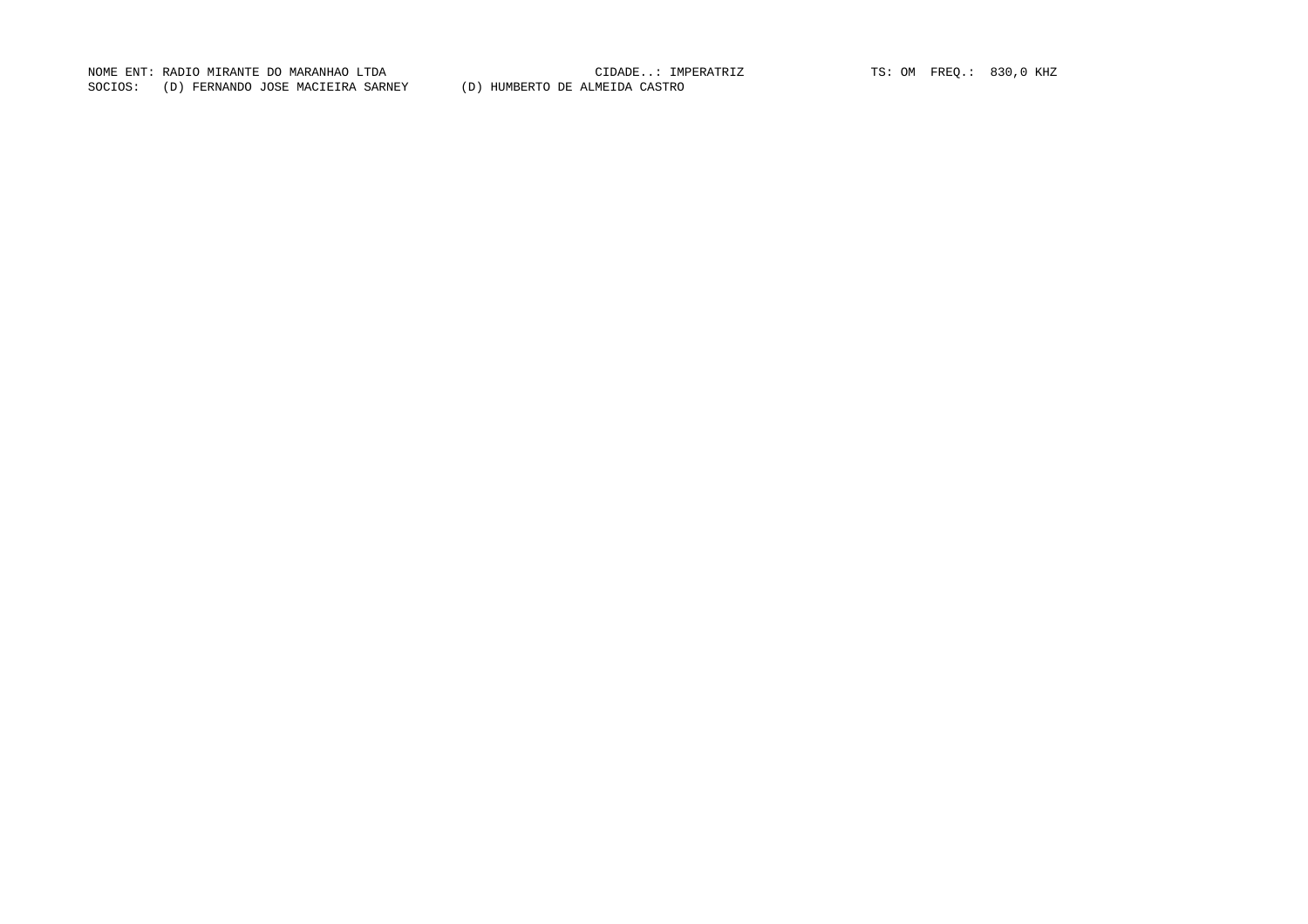NOME ENT: RADIO MIRANTE DO MARANHAO LTDA CIDADE..: IMPERATRIZ TS: OM FREQ.: 830,0 KHZ

SOCIOS: (D) FERNANDO JOSE MACIEIRA SARNEY (D) HUMBERTO DE ALMEIDA CASTRO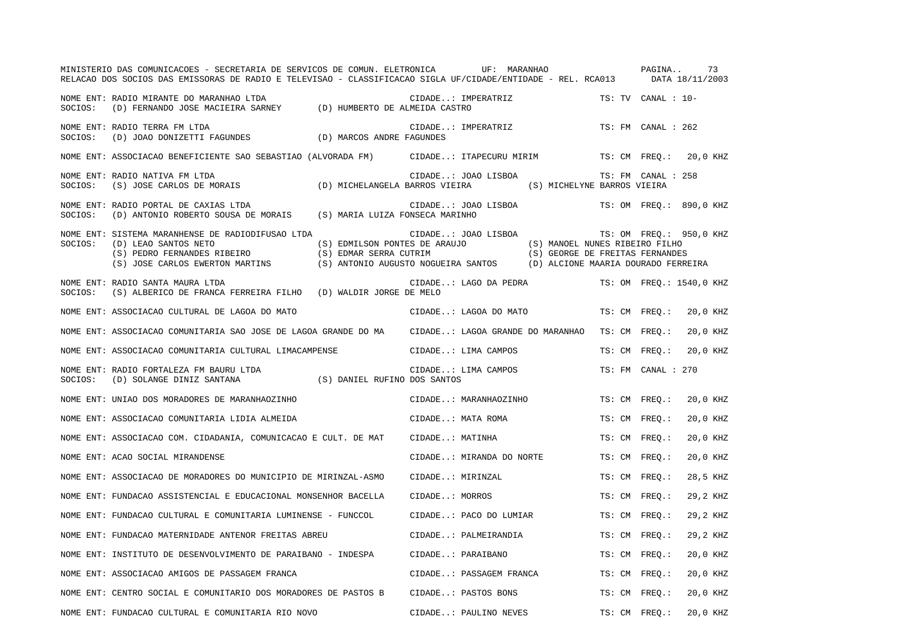MINISTERIO DAS COMUNICACOES - SECRETARIA DE SERVICOS DE COMUN. ELETRONICA UF: MARANHAO

RELACAO DOS SOCIOS DAS EMISSORAS DE RADIO E TELEVISAO - CLASSIFICACAO SIGLA UF/CIDADE/ENTIDADE - REL. RCA013 DATA 18/11/2003

NOME ENT: RADIO MIRANTE DO MARANHAO LTDA — CIDADE..: IMPERATRIZ — TS: TV CANAL : 10-
SOCIOS: (D) FERNANDO JOSE MACIEIRA SARNEY (D) HUMBERTO DE ALMEIDA CASTRO

NOME ENT: RADIO TERRA FM LTDA — CIDADE..: IMPERATRIZ — TS: FM CANAL : 262
SOCIOS: (D) JOAO DONIZETTI FAGUNDES (D) MARCOS ANDRE FAGUNDES

NOME ENT: ASSOCIACAO BENEFICIENTE SAO SEBASTIAO (ALVORADA FM) — CIDADE..: ITAPECURU MIRIM — TS: CM FREQ.: 20,0 KHZ

NOME ENT: RADIO NATIVA FM LTDA — CIDADE..: JOAO LISBOA — TS: FM CANAL : 258
SOCIOS: (S) JOSE CARLOS DE MORAIS (D) MICHELANGELA BARROS VIEIRA (S) MICHELYNE BARROS VIEIRA

NOME ENT: RADIO PORTAL DE CAXIAS LTDA — CIDADE..: JOAO LISBOA — TS: OM FREQ.: 890,0 KHZ
SOCIOS: (D) ANTONIO ROBERTO SOUSA DE MORAIS (S) MARIA LUIZA FONSECA MARINHO

NOME ENT: SISTEMA MARANHENSE DE RADIODIFUSAO LTDA — CIDADE..: JOAO LISBOA — TS: OM FREQ.: 950,0 KHZ
SOCIOS: (D) LEAO SANTOS NETO (S) EDMILSON PONTES DE ARAUJO (S) MANOEL NUNES RIBEIRO FILHO
(S) PEDRO FERNANDES RIBEIRO (S) EDMAR SERRA CUTRIM (S) GEORGE DE FREITAS FERNANDES
(S) JOSE CARLOS EWERTON MARTINS (S) ANTONIO AUGUSTO NOGUEIRA SANTOS (D) ALCIONE MAARIA DOURADO FERREIRA

NOME ENT: RADIO SANTA MAURA LTDA — CIDADE..: LAGO DA PEDRA — TS: OM FREQ.: 1540,0 KHZ
SOCIOS: (S) ALBERICO DE FRANCA FERREIRA FILHO (D) WALDIR JORGE DE MELO

NOME ENT: ASSOCIACAO CULTURAL DE LAGOA DO MATO — CIDADE..: LAGOA DO MATO — TS: CM FREQ.: 20,0 KHZ

NOME ENT: ASSOCIACAO COMUNITARIA SAO JOSE DE LAGOA GRANDE DO MA — CIDADE..: LAGOA GRANDE DO MARANHAO — TS: CM FREQ.: 20,0 KHZ

NOME ENT: ASSOCIACAO COMUNITARIA CULTURAL LIMACAMPENSE — CIDADE..: LIMA CAMPOS — TS: CM FREQ.: 20,0 KHZ

NOME ENT: RADIO FORTALEZA FM BAURU LTDA — CIDADE..: LIMA CAMPOS — TS: FM CANAL : 270
SOCIOS: (D) SOLANGE DINIZ SANTANA (S) DANIEL RUFINO DOS SANTOS

NOME ENT: UNIAO DOS MORADORES DE MARANHAOZINHO — CIDADE..: MARANHAOZINHO — TS: CM FREQ.: 20,0 KHZ

NOME ENT: ASSOCIACAO COMUNITARIA LIDIA ALMEIDA — CIDADE..: MATA ROMA — TS: CM FREQ.: 20,0 KHZ

NOME ENT: ASSOCIACAO COM. CIDADANIA, COMUNICACAO E CULT. DE MAT — CIDADE..: MATINHA — TS: CM FREQ.: 20,0 KHZ

NOME ENT: ACAO SOCIAL MIRANDENSE — CIDADE..: MIRANDA DO NORTE — TS: CM FREQ.: 20,0 KHZ

NOME ENT: ASSOCIACAO DE MORADORES DO MUNICIPIO DE MIRINZAL-ASMO — CIDADE..: MIRINZAL — TS: CM FREQ.: 28,5 KHZ

NOME ENT: FUNDACAO ASSISTENCIAL E EDUCACIONAL MONSENHOR BACELLA — CIDADE..: MORROS — TS: CM FREQ.: 29,2 KHZ

NOME ENT: FUNDACAO CULTURAL E COMUNITARIA LUMINENSE - FUNCCOL — CIDADE..: PACO DO LUMIAR — TS: CM FREQ.: 29,2 KHZ

NOME ENT: FUNDACAO MATERNIDADE ANTENOR FREITAS ABREU — CIDADE..: PALMEIRANDIA — TS: CM FREQ.: 29,2 KHZ

NOME ENT: INSTITUTO DE DESENVOLVIMENTO DE PARAIBANO - INDESPA — CIDADE..: PARAIBANO — TS: CM FREQ.: 20,0 KHZ

NOME ENT: ASSOCIACAO AMIGOS DE PASSAGEM FRANCA — CIDADE..: PASSAGEM FRANCA — TS: CM FREQ.: 20,0 KHZ

NOME ENT: CENTRO SOCIAL E COMUNITARIO DOS MORADORES DE PASTOS B — CIDADE..: PASTOS BONS — TS: CM FREQ.: 20,0 KHZ

NOME ENT: FUNDACAO CULTURAL E COMUNITARIA RIO NOVO — CIDADE..: PAULINO NEVES — TS: CM FREQ.: 20,0 KHZ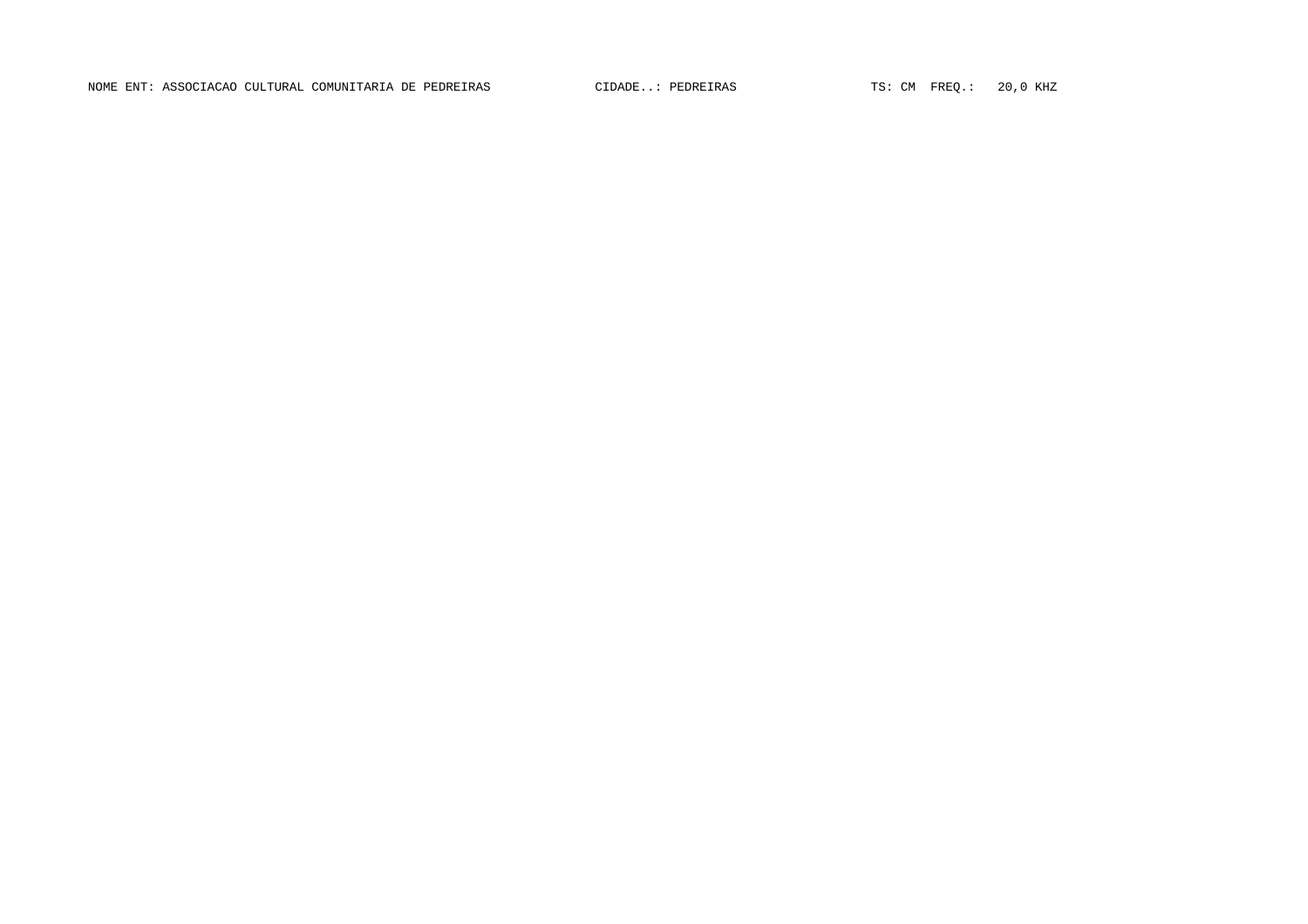NOME ENT: ASSOCIACAO CULTURAL COMUNITARIA DE PEDREIRAS CIDADE..: PEDREIRAS TS: CM FREQ.: 20,0 KHZ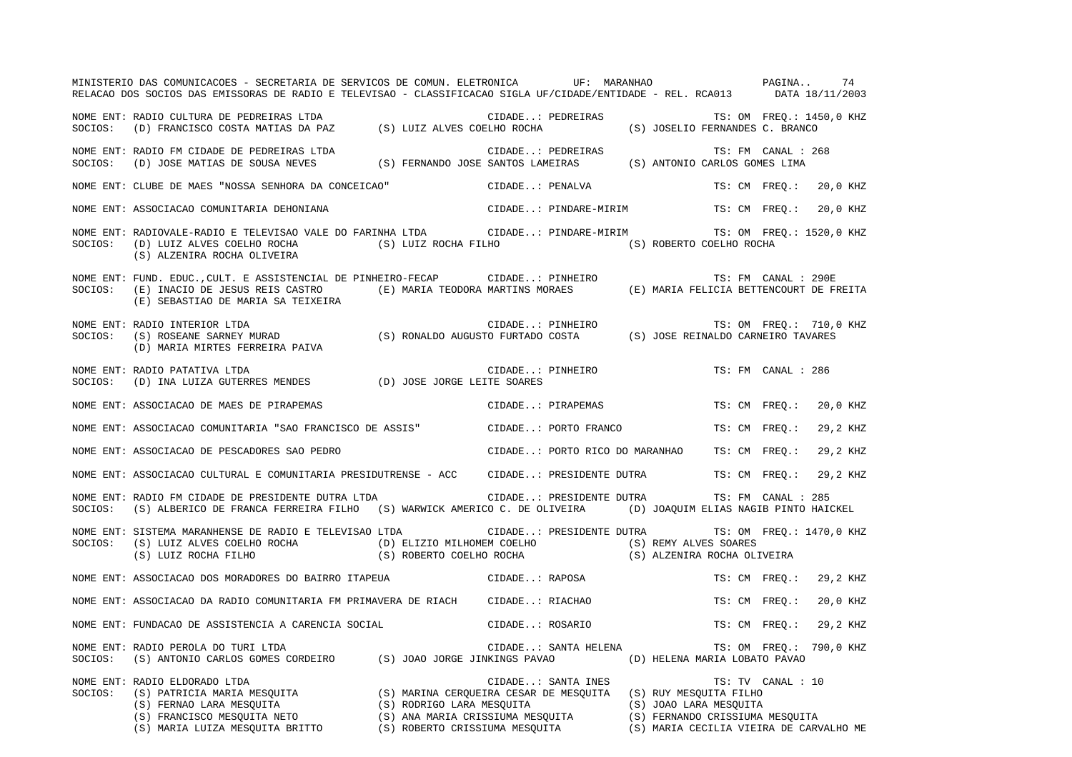MINISTERIO DAS COMUNICACOES - SECRETARIA DE SERVICOS DE COMUN. ELETRONICA UF: MARANHAO

RELACAO DOS SOCIOS DAS EMISSORAS DE RADIO E TELEVISAO - CLASSIFICACAO SIGLA UF/CIDADE/ENTIDADE - REL. RCA013 DATA 18/11/2003

NOME ENT: RADIO CULTURA DE PEDREIRAS LTDA CIDADE..: PEDREIRAS TS: OM FREQ.: 1450,0 KHZ
SOCIOS: (D) FRANCISCO COSTA MATIAS DA PAZ (S) LUIZ ALVES COELHO ROCHA (S) JOSELIO FERNANDES C. BRANCO

NOME ENT: RADIO FM CIDADE DE PEDREIRAS LTDA CIDADE..: PEDREIRAS TS: FM CANAL : 268
SOCIOS: (D) JOSE MATIAS DE SOUSA NEVES (S) FERNANDO JOSE SANTOS LAMEIRAS (S) ANTONIO CARLOS GOMES LIMA

NOME ENT: CLUBE DE MAES "NOSSA SENHORA DA CONCEICAO" CIDADE..: PENALVA TS: CM FREQ.: 20,0 KHZ

NOME ENT: ASSOCIACAO COMUNITARIA DEHONIANA CIDADE..: PINDARE-MIRIM TS: CM FREQ.: 20,0 KHZ

NOME ENT: RADIOVALE-RADIO E TELEVISAO VALE DO FARINHA LTDA CIDADE..: PINDARE-MIRIM TS: OM FREQ.: 1520,0 KHZ
SOCIOS: (D) LUIZ ALVES COELHO ROCHA (S) LUIZ ROCHA FILHO (S) ROBERTO COELHO ROCHA
(S) ALZENIRA ROCHA OLIVEIRA

NOME ENT: FUND. EDUC.,CULT. E ASSISTENCIAL DE PINHEIRO-FECAP CIDADE..: PINHEIRO TS: FM CANAL : 290E
SOCIOS: (E) INACIO DE JESUS REIS CASTRO (E) MARIA TEODORA MARTINS MORAES (E) MARIA FELICIA BETTENCOURT DE FREITA
(E) SEBASTIAO DE MARIA SA TEIXEIRA

NOME ENT: RADIO INTERIOR LTDA CIDADE..: PINHEIRO TS: OM FREQ.: 710,0 KHZ
SOCIOS: (S) ROSEANE SARNEY MURAD (S) RONALDO AUGUSTO FURTADO COSTA (S) JOSE REINALDO CARNEIRO TAVARES
(D) MARIA MIRTES FERREIRA PAIVA

NOME ENT: RADIO PATATIVA LTDA CIDADE..: PINHEIRO TS: FM CANAL : 286
SOCIOS: (D) INA LUIZA GUTERRES MENDES (D) JOSE JORGE LEITE SOARES

NOME ENT: ASSOCIACAO DE MAES DE PIRAPEMAS CIDADE..: PIRAPEMAS TS: CM FREQ.: 20,0 KHZ

NOME ENT: ASSOCIACAO COMUNITARIA "SAO FRANCISCO DE ASSIS" CIDADE..: PORTO FRANCO TS: CM FREQ.: 29,2 KHZ

NOME ENT: ASSOCIACAO DE PESCADORES SAO PEDRO CIDADE..: PORTO RICO DO MARANHAO TS: CM FREQ.: 29,2 KHZ

NOME ENT: ASSOCIACAO CULTURAL E COMUNITARIA PRESIDUTRENSE - ACC CIDADE..: PRESIDENTE DUTRA TS: CM FREQ.: 29,2 KHZ

NOME ENT: RADIO FM CIDADE DE PRESIDENTE DUTRA LTDA CIDADE..: PRESIDENTE DUTRA TS: FM CANAL : 285
SOCIOS: (S) ALBERICO DE FRANCA FERREIRA FILHO (S) WARWICK AMERICO C. DE OLIVEIRA (D) JOAQUIM ELIAS NAGIB PINTO HAICKEL

NOME ENT: SISTEMA MARANHENSE DE RADIO E TELEVISAO LTDA CIDADE..: PRESIDENTE DUTRA TS: OM FREQ.: 1470,0 KHZ
SOCIOS: (S) LUIZ ALVES COELHO ROCHA (D) ELIZIO MILHOMEM COELHO (S) REMY ALVES SOARES
(S) LUIZ ROCHA FILHO (S) ROBERTO COELHO ROCHA (S) ALZENIRA ROCHA OLIVEIRA

NOME ENT: ASSOCIACAO DOS MORADORES DO BAIRRO ITAPEUA CIDADE..: RAPOSA TS: CM FREQ.: 29,2 KHZ

NOME ENT: ASSOCIACAO DA RADIO COMUNITARIA FM PRIMAVERA DE RIACH CIDADE..: RIACHAO TS: CM FREQ.: 20,0 KHZ

NOME ENT: FUNDACAO DE ASSISTENCIA A CARENCIA SOCIAL CIDADE..: ROSARIO TS: CM FREQ.: 29,2 KHZ

NOME ENT: RADIO PEROLA DO TURI LTDA CIDADE..: SANTA HELENA TS: OM FREQ.: 790,0 KHZ
SOCIOS: (S) ANTONIO CARLOS GOMES CORDEIRO (S) JOAO JORGE JINKINGS PAVAO (D) HELENA MARIA LOBATO PAVAO

NOME ENT: RADIO ELDORADO LTDA CIDADE..: SANTA INES TS: TV CANAL : 10
SOCIOS: (S) PATRICIA MARIA MESQUITA (S) MARINA CERQUEIRA CESAR DE MESQUITA (S) RUY MESQUITA FILHO
(S) FERNAO LARA MESQUITA (S) RODRIGO LARA MESQUITA (S) JOAO LARA MESQUITA
(S) FRANCISCO MESQUITA NETO (S) ANA MARIA CRISSIUMA MESQUITA (S) FERNANDO CRISSIUMA MESQUITA
(S) MARIA LUIZA MESQUITA BRITTO (S) ROBERTO CRISSIUMA MESQUITA (S) MARIA CECILIA VIEIRA DE CARVALHO ME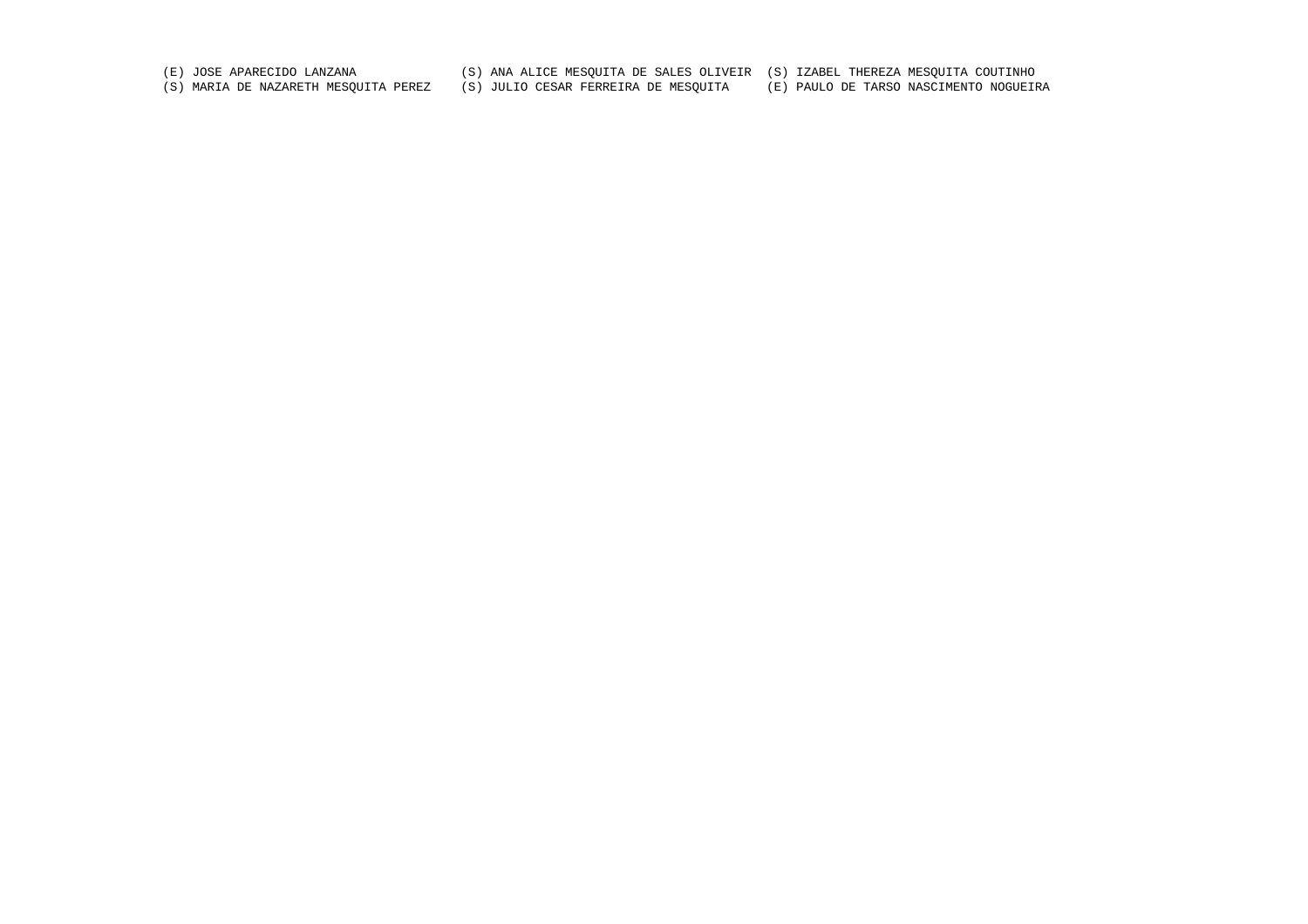(E) JOSE APARECIDO LANZANA (S) ANA ALICE MESQUITA DE SALES OLIVEIR (S) IZABEL THEREZA MESQUITA COUTINHO
(S) MARIA DE NAZARETH MESQUITA PEREZ (S) JULIO CESAR FERREIRA DE MESQUITA (E) PAULO DE TARSO NASCIMENTO NOGUEIRA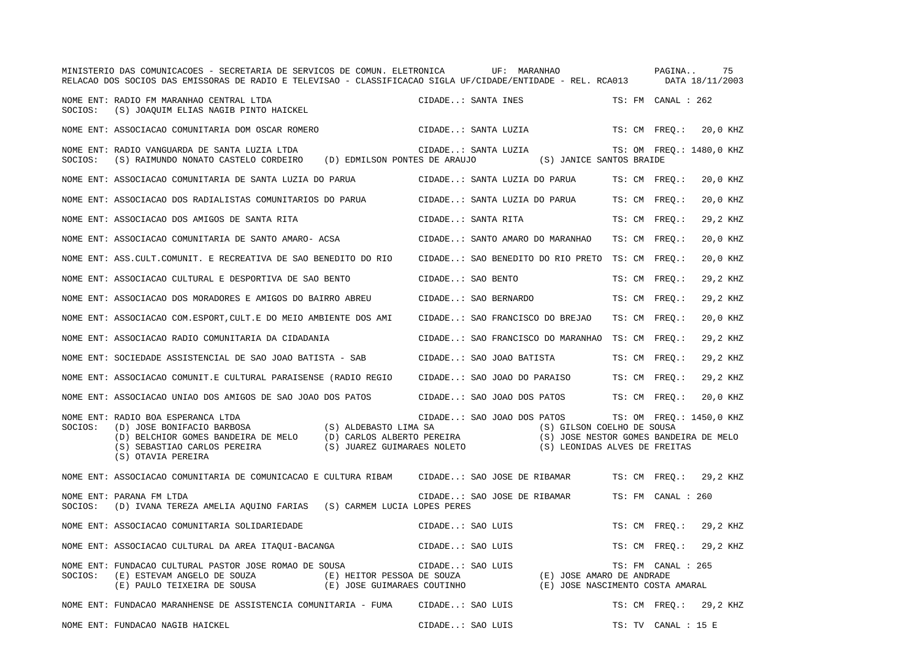MINISTERIO DAS COMUNICACOES - SECRETARIA DE SERVICOS DE COMUN. ELETRONICA UF: MARANHAO

RELACAO DOS SOCIOS DAS EMISSORAS DE RADIO E TELEVISAO - CLASSIFICACAO SIGLA UF/CIDADE/ENTIDADE - REL. RCA013 DATA 18/11/2003

NOME ENT: RADIO FM MARANHAO CENTRAL LTDA — CIDADE..: SANTA INES — TS: FM CANAL : 262
SOCIOS: (S) JOAQUIM ELIAS NAGIB PINTO HAICKEL

NOME ENT: ASSOCIACAO COMUNITARIA DOM OSCAR ROMERO — CIDADE..: SANTA LUZIA — TS: CM FREQ.: 20,0 KHZ

NOME ENT: RADIO VANGUARDA DE SANTA LUZIA LTDA — CIDADE..: SANTA LUZIA — TS: OM FREQ.: 1480,0 KHZ
SOCIOS: (S) RAIMUNDO NONATO CASTELO CORDEIRO (D) EDMILSON PONTES DE ARAUJO (S) JANICE SANTOS BRAIDE

NOME ENT: ASSOCIACAO COMUNITARIA DE SANTA LUZIA DO PARUA — CIDADE..: SANTA LUZIA DO PARUA — TS: CM FREQ.: 20,0 KHZ

NOME ENT: ASSOCIACAO DOS RADIALISTAS COMUNITARIOS DO PARUA — CIDADE..: SANTA LUZIA DO PARUA — TS: CM FREQ.: 20,0 KHZ

NOME ENT: ASSOCIACAO DOS AMIGOS DE SANTA RITA — CIDADE..: SANTA RITA — TS: CM FREQ.: 29,2 KHZ

NOME ENT: ASSOCIACAO COMUNITARIA DE SANTO AMARO- ACSA — CIDADE..: SANTO AMARO DO MARANHAO — TS: CM FREQ.: 20,0 KHZ

NOME ENT: ASS.CULT.COMUNIT. E RECREATIVA DE SAO BENEDITO DO RIO — CIDADE..: SAO BENEDITO DO RIO PRETO — TS: CM FREQ.: 20,0 KHZ

NOME ENT: ASSOCIACAO CULTURAL E DESPORTIVA DE SAO BENTO — CIDADE..: SAO BENTO — TS: CM FREQ.: 29,2 KHZ

NOME ENT: ASSOCIACAO DOS MORADORES E AMIGOS DO BAIRRO ABREU — CIDADE..: SAO BERNARDO — TS: CM FREQ.: 29,2 KHZ

NOME ENT: ASSOCIACAO COM.ESPORT,CULT.E DO MEIO AMBIENTE DOS AMI — CIDADE..: SAO FRANCISCO DO BREJAO — TS: CM FREQ.: 20,0 KHZ

NOME ENT: ASSOCIACAO RADIO COMUNITARIA DA CIDADANIA — CIDADE..: SAO FRANCISCO DO MARANHAO — TS: CM FREQ.: 29,2 KHZ

NOME ENT: SOCIEDADE ASSISTENCIAL DE SAO JOAO BATISTA - SAB — CIDADE..: SAO JOAO BATISTA — TS: CM FREQ.: 29,2 KHZ

NOME ENT: ASSOCIACAO COMUNIT.E CULTURAL PARAISENSE (RADIO REGIO — CIDADE..: SAO JOAO DO PARAISO — TS: CM FREQ.: 29,2 KHZ

NOME ENT: ASSOCIACAO UNIAO DOS AMIGOS DE SAO JOAO DOS PATOS — CIDADE..: SAO JOAO DOS PATOS — TS: CM FREQ.: 20,0 KHZ

NOME ENT: RADIO BOA ESPERANCA LTDA — CIDADE..: SAO JOAO DOS PATOS — TS: OM FREQ.: 1450,0 KHZ
SOCIOS: (D) JOSE BONIFACIO BARBOSA (S) ALDEBASTO LIMA SA (S) GILSON COELHO DE SOUSA
(D) BELCHIOR GOMES BANDEIRA DE MELO (D) CARLOS ALBERTO PEREIRA (S) JOSE NESTOR GOMES BANDEIRA DE MELO
(S) SEBASTIAO CARLOS PEREIRA (S) JUAREZ GUIMARAES NOLETO (S) LEONIDAS ALVES DE FREITAS
(S) OTAVIA PEREIRA

NOME ENT: ASSOCIACAO COMUNITARIA DE COMUNICACAO E CULTURA RIBAM — CIDADE..: SAO JOSE DE RIBAMAR — TS: CM FREQ.: 29,2 KHZ

NOME ENT: PARANA FM LTDA — CIDADE..: SAO JOSE DE RIBAMAR — TS: FM CANAL : 260
SOCIOS: (D) IVANA TEREZA AMELIA AQUINO FARIAS (S) CARMEM LUCIA LOPES PERES

NOME ENT: ASSOCIACAO COMUNITARIA SOLIDARIEDADE — CIDADE..: SAO LUIS — TS: CM FREQ.: 29,2 KHZ

NOME ENT: ASSOCIACAO CULTURAL DA AREA ITAQUI-BACANGA — CIDADE..: SAO LUIS — TS: CM FREQ.: 29,2 KHZ

NOME ENT: FUNDACAO CULTURAL PASTOR JOSE ROMAO DE SOUSA — CIDADE..: SAO LUIS — TS: FM CANAL : 265
SOCIOS: (E) ESTEVAM ANGELO DE SOUZA (E) HEITOR PESSOA DE SOUZA (E) JOSE AMARO DE ANDRADE
(E) PAULO TEIXEIRA DE SOUSA (E) JOSE GUIMARAES COUTINHO (E) JOSE NASCIMENTO COSTA AMARAL

NOME ENT: FUNDACAO MARANHENSE DE ASSISTENCIA COMUNITARIA - FUMA — CIDADE..: SAO LUIS — TS: CM FREQ.: 29,2 KHZ

NOME ENT: FUNDACAO NAGIB HAICKEL — CIDADE..: SAO LUIS — TS: TV CANAL : 15 E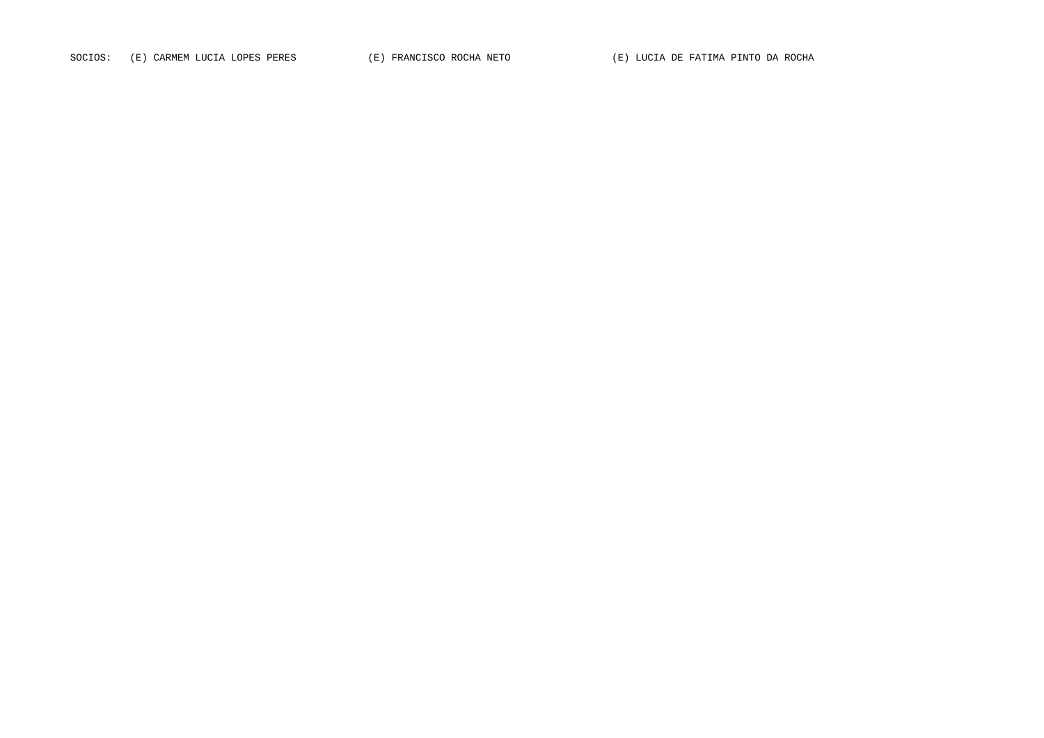SOCIOS: (E) CARMEM LUCIA LOPES PERES (E) FRANCISCO ROCHA NETO (E) LUCIA DE FATIMA PINTO DA ROCHA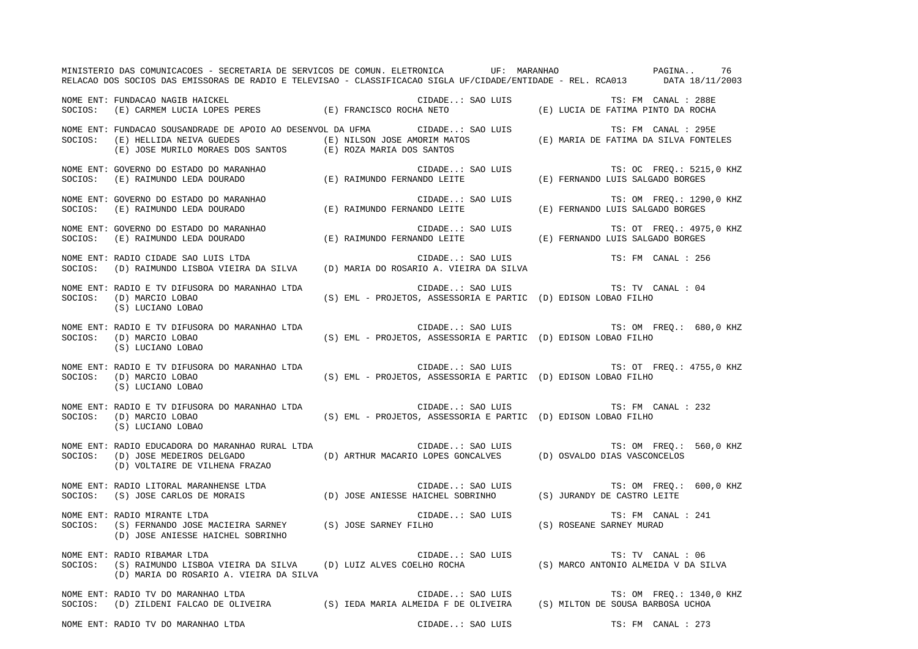MINISTERIO DAS COMUNICACOES - SECRETARIA DE SERVICOS DE COMUN. ELETRONICA UF: MARANHAO
RELACAO DOS SOCIOS DAS EMISSORAS DE RADIO E TELEVISAO - CLASSIFICACAO SIGLA UF/CIDADE/ENTIDADE - REL. RCA013 DATA 18/11/2003

NOME ENT: FUNDACAO NAGIB HAICKEL CIDADE..: SAO LUIS TS: FM CANAL : 288E
SOCIOS: (E) CARMEM LUCIA LOPES PERES (E) FRANCISCO ROCHA NETO (E) LUCIA DE FATIMA PINTO DA ROCHA

NOME ENT: FUNDACAO SOUSANDRADE DE APOIO AO DESENVOL DA UFMA CIDADE..: SAO LUIS TS: FM CANAL : 295E
SOCIOS: (E) HELLIDA NEIVA GUEDES (E) NILSON JOSE AMORIM MATOS (E) MARIA DE FATIMA DA SILVA FONTELES
(E) JOSE MURILO MORAES DOS SANTOS (E) ROZA MARIA DOS SANTOS

NOME ENT: GOVERNO DO ESTADO DO MARANHAO CIDADE..: SAO LUIS TS: OC FREQ.: 5215,0 KHZ
SOCIOS: (E) RAIMUNDO LEDA DOURADO (E) RAIMUNDO FERNANDO LEITE (E) FERNANDO LUIS SALGADO BORGES

NOME ENT: GOVERNO DO ESTADO DO MARANHAO CIDADE..: SAO LUIS TS: OM FREQ.: 1290,0 KHZ
SOCIOS: (E) RAIMUNDO LEDA DOURADO (E) RAIMUNDO FERNANDO LEITE (E) FERNANDO LUIS SALGADO BORGES

NOME ENT: GOVERNO DO ESTADO DO MARANHAO CIDADE..: SAO LUIS TS: OT FREQ.: 4975,0 KHZ
SOCIOS: (E) RAIMUNDO LEDA DOURADO (E) RAIMUNDO FERNANDO LEITE (E) FERNANDO LUIS SALGADO BORGES

NOME ENT: RADIO CIDADE SAO LUIS LTDA CIDADE..: SAO LUIS TS: FM CANAL : 256
SOCIOS: (D) RAIMUNDO LISBOA VIEIRA DA SILVA (D) MARIA DO ROSARIO A. VIEIRA DA SILVA

NOME ENT: RADIO E TV DIFUSORA DO MARANHAO LTDA CIDADE..: SAO LUIS TS: TV CANAL : 04
SOCIOS: (D) MARCIO LOBAO (S) EML - PROJETOS, ASSESSORIA E PARTIC (D) EDISON LOBAO FILHO
(S) LUCIANO LOBAO

NOME ENT: RADIO E TV DIFUSORA DO MARANHAO LTDA CIDADE..: SAO LUIS TS: OM FREQ.: 680,0 KHZ
SOCIOS: (D) MARCIO LOBAO (S) EML - PROJETOS, ASSESSORIA E PARTIC (D) EDISON LOBAO FILHO
(S) LUCIANO LOBAO

NOME ENT: RADIO E TV DIFUSORA DO MARANHAO LTDA CIDADE..: SAO LUIS TS: OT FREQ.: 4755,0 KHZ
SOCIOS: (D) MARCIO LOBAO (S) EML - PROJETOS, ASSESSORIA E PARTIC (D) EDISON LOBAO FILHO
(S) LUCIANO LOBAO

NOME ENT: RADIO E TV DIFUSORA DO MARANHAO LTDA CIDADE..: SAO LUIS TS: FM CANAL : 232
SOCIOS: (D) MARCIO LOBAO (S) EML - PROJETOS, ASSESSORIA E PARTIC (D) EDISON LOBAO FILHO
(S) LUCIANO LOBAO

NOME ENT: RADIO EDUCADORA DO MARANHAO RURAL LTDA CIDADE..: SAO LUIS TS: OM FREQ.: 560,0 KHZ
SOCIOS: (D) JOSE MEDEIROS DELGADO (D) ARTHUR MACARIO LOPES GONCALVES (D) OSVALDO DIAS VASCONCELOS
(D) VOLTAIRE DE VILHENA FRAZAO

NOME ENT: RADIO LITORAL MARANHENSE LTDA CIDADE..: SAO LUIS TS: OM FREQ.: 600,0 KHZ
SOCIOS: (S) JOSE CARLOS DE MORAIS (D) JOSE ANIESSE HAICHEL SOBRINHO (S) JURANDY DE CASTRO LEITE

NOME ENT: RADIO MIRANTE LTDA CIDADE..: SAO LUIS TS: FM CANAL : 241
SOCIOS: (S) FERNANDO JOSE MACIEIRA SARNEY (S) JOSE SARNEY FILHO (S) ROSEANE SARNEY MURAD
(D) JOSE ANIESSE HAICHEL SOBRINHO

NOME ENT: RADIO RIBAMAR LTDA CIDADE..: SAO LUIS TS: TV CANAL : 06
SOCIOS: (S) RAIMUNDO LISBOA VIEIRA DA SILVA (D) LUIZ ALVES COELHO ROCHA (S) MARCO ANTONIO ALMEIDA V DA SILVA
(D) MARIA DO ROSARIO A. VIEIRA DA SILVA

NOME ENT: RADIO TV DO MARANHAO LTDA CIDADE..: SAO LUIS TS: OM FREQ.: 1340,0 KHZ
SOCIOS: (D) ZILDENI FALCAO DE OLIVEIRA (S) IEDA MARIA ALMEIDA F DE OLIVEIRA (S) MILTON DE SOUSA BARBOSA UCHOA

NOME ENT: RADIO TV DO MARANHAO LTDA CIDADE..: SAO LUIS TS: FM CANAL : 273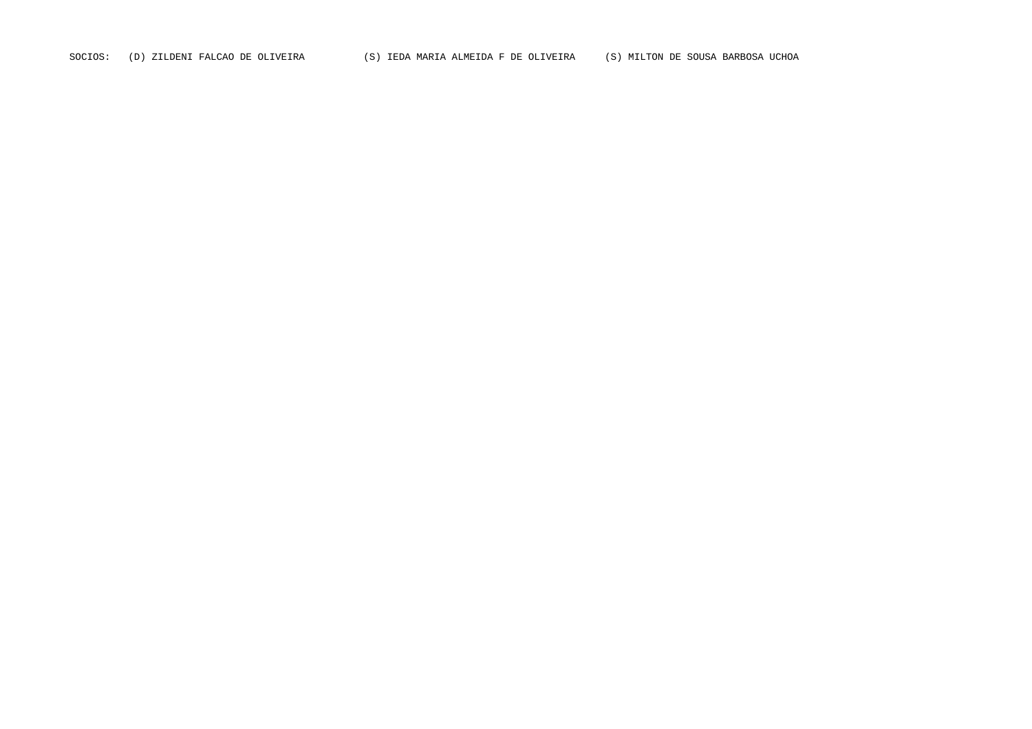SOCIOS: (D) ZILDENI FALCAO DE OLIVEIRA (S) IEDA MARIA ALMEIDA F DE OLIVEIRA (S) MILTON DE SOUSA BARBOSA UCHOA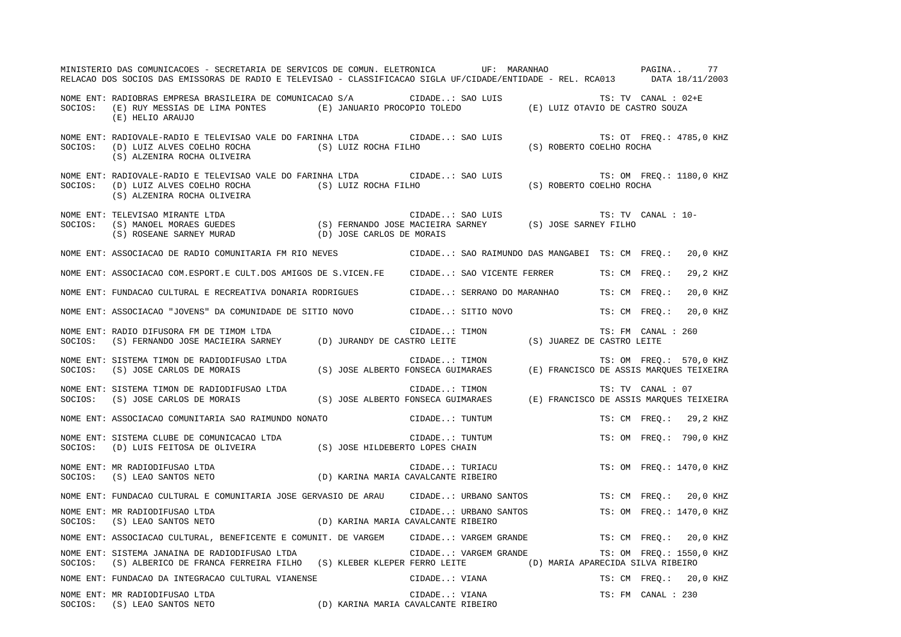MINISTERIO DAS COMUNICACOES - SECRETARIA DE SERVICOS DE COMUN. ELETRONICA UF: MARANHAO

RELACAO DOS SOCIOS DAS EMISSORAS DE RADIO E TELEVISAO - CLASSIFICACAO SIGLA UF/CIDADE/ENTIDADE - REL. RCA013 DATA 18/11/2003

NOME ENT: RADIOBRAS EMPRESA BRASILEIRA DE COMUNICACAO S/A CIDADE..: SAO LUIS TS: TV CANAL : 02+E
SOCIOS: (E) RUY MESSIAS DE LIMA PONTES (E) JANUARIO PROCOPIO TOLEDO (E) LUIZ OTAVIO DE CASTRO SOUZA
(E) HELIO ARAUJO

NOME ENT: RADIOVALE-RADIO E TELEVISAO VALE DO FARINHA LTDA CIDADE..: SAO LUIS TS: OT FREQ.: 4785,0 KHZ
SOCIOS: (D) LUIZ ALVES COELHO ROCHA (S) LUIZ ROCHA FILHO (S) ROBERTO COELHO ROCHA
(S) ALZENIRA ROCHA OLIVEIRA

NOME ENT: RADIOVALE-RADIO E TELEVISAO VALE DO FARINHA LTDA CIDADE..: SAO LUIS TS: OM FREQ.: 1180,0 KHZ
SOCIOS: (D) LUIZ ALVES COELHO ROCHA (S) LUIZ ROCHA FILHO (S) ROBERTO COELHO ROCHA
(S) ALZENIRA ROCHA OLIVEIRA

NOME ENT: TELEVISAO MIRANTE LTDA CIDADE..: SAO LUIS TS: TV CANAL : 10-
SOCIOS: (S) MANOEL MORAES GUEDES (S) FERNANDO JOSE MACIEIRA SARNEY (S) JOSE SARNEY FILHO
(S) ROSEANE SARNEY MURAD (D) JOSE CARLOS DE MORAIS

NOME ENT: ASSOCIACAO DE RADIO COMUNITARIA FM RIO NEVES CIDADE..: SAO RAIMUNDO DAS MANGABEI TS: CM FREQ.: 20,0 KHZ

NOME ENT: ASSOCIACAO COM.ESPORT.E CULT.DOS AMIGOS DE S.VICEN.FE CIDADE..: SAO VICENTE FERRER TS: CM FREQ.: 29,2 KHZ

NOME ENT: FUNDACAO CULTURAL E RECREATIVA DONARIA RODRIGUES CIDADE..: SERRANO DO MARANHAO TS: CM FREQ.: 20,0 KHZ

NOME ENT: ASSOCIACAO "JOVENS" DA COMUNIDADE DE SITIO NOVO CIDADE..: SITIO NOVO TS: CM FREQ.: 20,0 KHZ

NOME ENT: RADIO DIFUSORA FM DE TIMOM LTDA CIDADE..: TIMON TS: FM CANAL : 260
SOCIOS: (S) FERNANDO JOSE MACIEIRA SARNEY (D) JURANDY DE CASTRO LEITE (S) JUAREZ DE CASTRO LEITE

NOME ENT: SISTEMA TIMON DE RADIODIFUSAO LTDA CIDADE..: TIMON TS: OM FREQ.: 570,0 KHZ
SOCIOS: (S) JOSE CARLOS DE MORAIS (S) JOSE ALBERTO FONSECA GUIMARAES (E) FRANCISCO DE ASSIS MARQUES TEIXEIRA

NOME ENT: SISTEMA TIMON DE RADIODIFUSAO LTDA CIDADE..: TIMON TS: TV CANAL : 07
SOCIOS: (S) JOSE CARLOS DE MORAIS (S) JOSE ALBERTO FONSECA GUIMARAES (E) FRANCISCO DE ASSIS MARQUES TEIXEIRA

NOME ENT: ASSOCIACAO COMUNITARIA SAO RAIMUNDO NONATO CIDADE..: TUNTUM TS: CM FREQ.: 29,2 KHZ

NOME ENT: SISTEMA CLUBE DE COMUNICACAO LTDA CIDADE..: TUNTUM TS: OM FREQ.: 790,0 KHZ
SOCIOS: (D) LUIS FEITOSA DE OLIVEIRA (S) JOSE HILDEBERTO LOPES CHAIN

NOME ENT: MR RADIODIFUSAO LTDA CIDADE..: TURIACU TS: OM FREQ.: 1470,0 KHZ
SOCIOS: (S) LEAO SANTOS NETO (D) KARINA MARIA CAVALCANTE RIBEIRO

NOME ENT: FUNDACAO CULTURAL E COMUNITARIA JOSE GERVASIO DE ARAU CIDADE..: URBANO SANTOS TS: CM FREQ.: 20,0 KHZ

NOME ENT: MR RADIODIFUSAO LTDA CIDADE..: URBANO SANTOS TS: OM FREQ.: 1470,0 KHZ
SOCIOS: (S) LEAO SANTOS NETO (D) KARINA MARIA CAVALCANTE RIBEIRO

NOME ENT: ASSOCIACAO CULTURAL, BENEFICENTE E COMUNIT. DE VARGEM CIDADE..: VARGEM GRANDE TS: CM FREQ.: 20,0 KHZ

NOME ENT: SISTEMA JANAINA DE RADIODIFUSAO LTDA CIDADE..: VARGEM GRANDE TS: OM FREQ.: 1550,0 KHZ
SOCIOS: (S) ALBERICO DE FRANCA FERREIRA FILHO (S) KLEBER KLEPER FERRO LEITE (D) MARIA APARECIDA SILVA RIBEIRO

NOME ENT: FUNDACAO DA INTEGRACAO CULTURAL VIANENSE CIDADE..: VIANA TS: CM FREQ.: 20,0 KHZ

NOME ENT: MR RADIODIFUSAO LTDA CIDADE..: VIANA TS: FM CANAL : 230
SOCIOS: (S) LEAO SANTOS NETO (D) KARINA MARIA CAVALCANTE RIBEIRO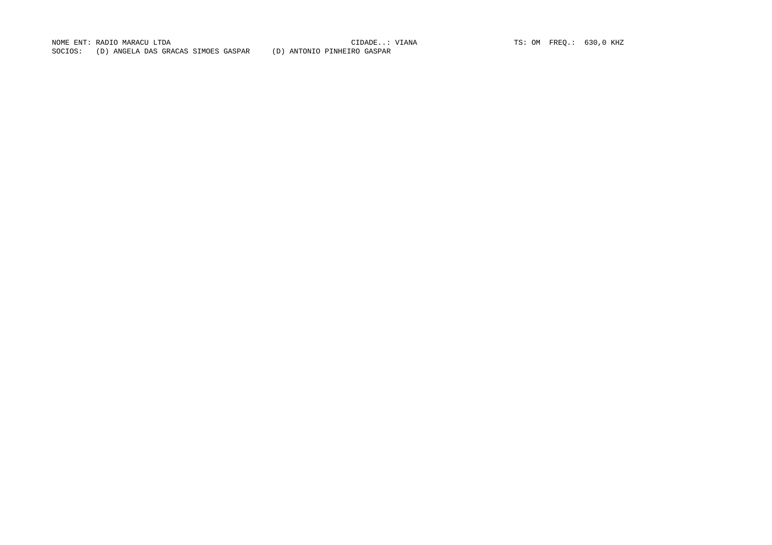NOME ENT: RADIO MARACU LTDA CIDADE..: VIANA TS: OM FREQ.: 630,0 KHZ
SOCIOS: (D) ANGELA DAS GRACAS SIMOES GASPAR (D) ANTONIO PINHEIRO GASPAR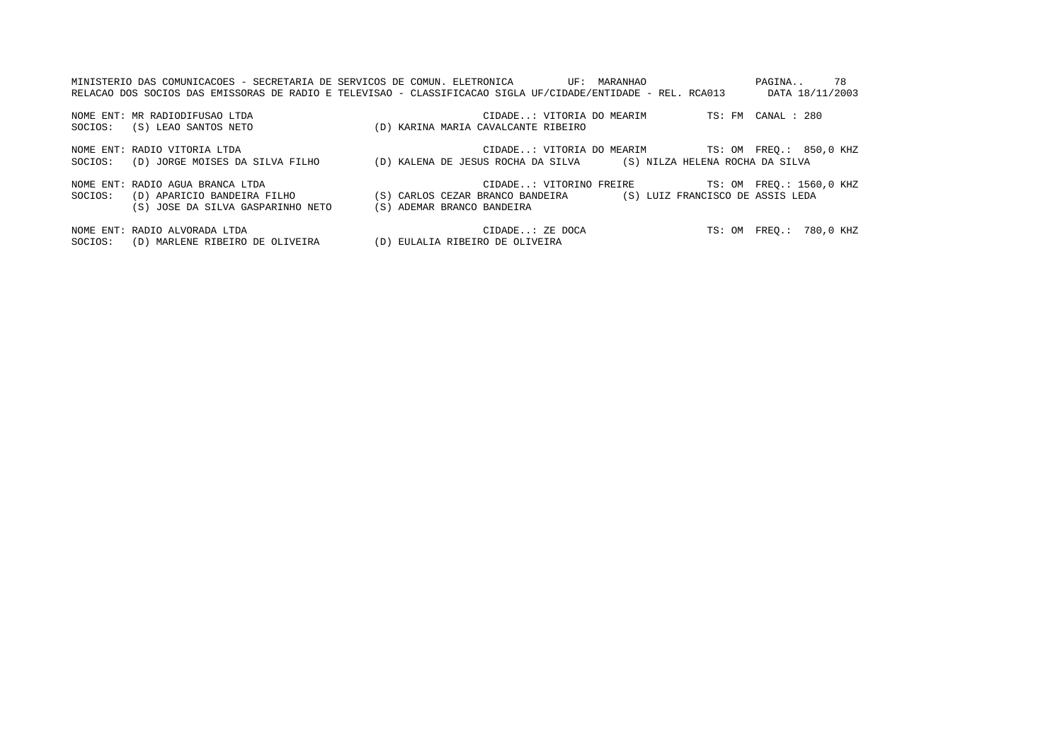MINISTERIO DAS COMUNICACOES - SECRETARIA DE SERVICOS DE COMUN. ELETRONICA UF: MARANHAO

RELACAO DOS SOCIOS DAS EMISSORAS DE RADIO E TELEVISAO - CLASSIFICACAO SIGLA UF/CIDADE/ENTIDADE - REL. RCA013 DATA 18/11/2003

NOME ENT: MR RADIODIFUSAO LTDA CIDADE..: VITORIA DO MEARIM TS: FM CANAL : 280
SOCIOS: (S) LEAO SANTOS NETO (D) KARINA MARIA CAVALCANTE RIBEIRO

NOME ENT: RADIO VITORIA LTDA CIDADE..: VITORIA DO MEARIM TS: OM FREQ.: 850,0 KHZ
SOCIOS: (D) JORGE MOISES DA SILVA FILHO (D) KALENA DE JESUS ROCHA DA SILVA (S) NILZA HELENA ROCHA DA SILVA

NOME ENT: RADIO AGUA BRANCA LTDA CIDADE..: VITORINO FREIRE TS: OM FREQ.: 1560,0 KHZ
SOCIOS: (D) APARICIO BANDEIRA FILHO (S) CARLOS CEZAR BRANCO BANDEIRA (S) LUIZ FRANCISCO DE ASSIS LEDA
(S) JOSE DA SILVA GASPARINHO NETO (S) ADEMAR BRANCO BANDEIRA

NOME ENT: RADIO ALVORADA LTDA CIDADE..: ZE DOCA TS: OM FREQ.: 780,0 KHZ
SOCIOS: (D) MARLENE RIBEIRO DE OLIVEIRA (D) EULALIA RIBEIRO DE OLIVEIRA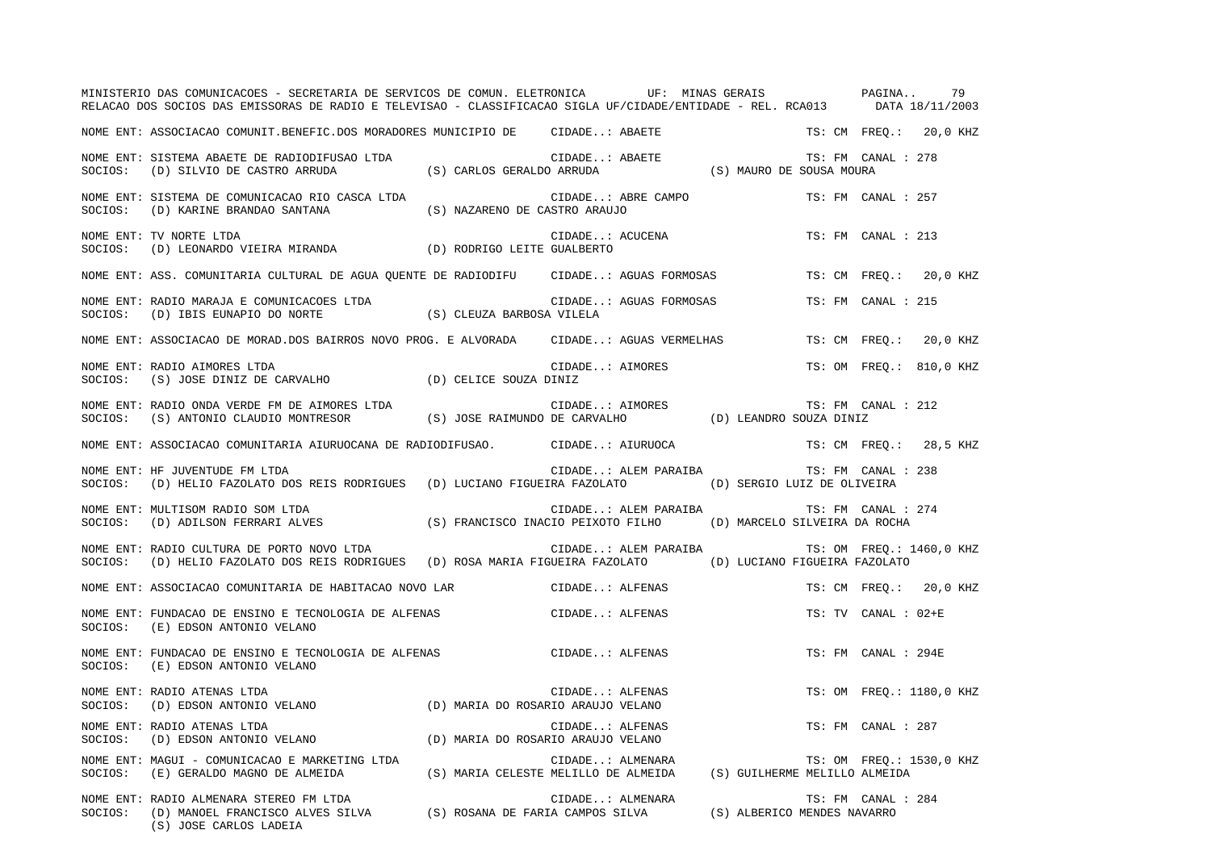MINISTERIO DAS COMUNICACOES - SECRETARIA DE SERVICOS DE COMUN. ELETRONICA UF: MINAS GERAIS PAGINA.. 79
RELACAO DOS SOCIOS DAS EMISSORAS DE RADIO E TELEVISAO - CLASSIFICACAO SIGLA UF/CIDADE/ENTIDADE - REL. RCA013 DATA 18/11/2003

NOME ENT: ASSOCIACAO COMUNIT.BENEFIC.DOS MORADORES MUNICIPIO DE CIDADE..: ABAETE TS: CM FREQ.: 20,0 KHZ

NOME ENT: SISTEMA ABAETE DE RADIODIFUSAO LTDA CIDADE..: ABAETE TS: FM CANAL : 278
SOCIOS: (D) SILVIO DE CASTRO ARRUDA (S) CARLOS GERALDO ARRUDA (S) MAURO DE SOUSA MOURA

NOME ENT: SISTEMA DE COMUNICACAO RIO CASCA LTDA CIDADE..: ABRE CAMPO TS: FM CANAL : 257
SOCIOS: (D) KARINE BRANDAO SANTANA (S) NAZARENO DE CASTRO ARAUJO

NOME ENT: TV NORTE LTDA CIDADE..: ACUCENA TS: FM CANAL : 213
SOCIOS: (D) LEONARDO VIEIRA MIRANDA (D) RODRIGO LEITE GUALBERTO

NOME ENT: ASS. COMUNITARIA CULTURAL DE AGUA QUENTE DE RADIODIFU CIDADE..: AGUAS FORMOSAS TS: CM FREQ.: 20,0 KHZ

NOME ENT: RADIO MARAJA E COMUNICACOES LTDA CIDADE..: AGUAS FORMOSAS TS: FM CANAL : 215
SOCIOS: (D) IBIS EUNAPIO DO NORTE (S) CLEUZA BARBOSA VILELA

NOME ENT: ASSOCIACAO DE MORAD.DOS BAIRROS NOVO PROG. E ALVORADA CIDADE..: AGUAS VERMELHAS TS: CM FREQ.: 20,0 KHZ

NOME ENT: RADIO AIMORES LTDA CIDADE..: AIMORES TS: OM FREQ.: 810,0 KHZ
SOCIOS: (S) JOSE DINIZ DE CARVALHO (D) CELICE SOUZA DINIZ

NOME ENT: RADIO ONDA VERDE FM DE AIMORES LTDA CIDADE..: AIMORES TS: FM CANAL : 212
SOCIOS: (S) ANTONIO CLAUDIO MONTRESOR (S) JOSE RAIMUNDO DE CARVALHO (D) LEANDRO SOUZA DINIZ

NOME ENT: ASSOCIACAO COMUNITARIA AIURUOCANA DE RADIODIFUSAO. CIDADE..: AIURUOCA TS: CM FREQ.: 28,5 KHZ

NOME ENT: HF JUVENTUDE FM LTDA CIDADE..: ALEM PARAIBA TS: FM CANAL : 238
SOCIOS: (D) HELIO FAZOLATO DOS REIS RODRIGUES (D) LUCIANO FIGUEIRA FAZOLATO (D) SERGIO LUIZ DE OLIVEIRA

NOME ENT: MULTISOM RADIO SOM LTDA CIDADE..: ALEM PARAIBA TS: FM CANAL : 274
SOCIOS: (D) ADILSON FERRARI ALVES (S) FRANCISCO INACIO PEIXOTO FILHO (D) MARCELO SILVEIRA DA ROCHA

NOME ENT: RADIO CULTURA DE PORTO NOVO LTDA CIDADE..: ALEM PARAIBA TS: OM FREQ.: 1460,0 KHZ
SOCIOS: (D) HELIO FAZOLATO DOS REIS RODRIGUES (D) ROSA MARIA FIGUEIRA FAZOLATO (D) LUCIANO FIGUEIRA FAZOLATO

NOME ENT: ASSOCIACAO COMUNITARIA DE HABITACAO NOVO LAR CIDADE..: ALFENAS TS: CM FREQ.: 20,0 KHZ

NOME ENT: FUNDACAO DE ENSINO E TECNOLOGIA DE ALFENAS CIDADE..: ALFENAS TS: TV CANAL : 02+E
SOCIOS: (E) EDSON ANTONIO VELANO

NOME ENT: FUNDACAO DE ENSINO E TECNOLOGIA DE ALFENAS CIDADE..: ALFENAS TS: FM CANAL : 294E
SOCIOS: (E) EDSON ANTONIO VELANO

NOME ENT: RADIO ATENAS LTDA CIDADE..: ALFENAS TS: OM FREQ.: 1180,0 KHZ
SOCIOS: (D) EDSON ANTONIO VELANO (D) MARIA DO ROSARIO ARAUJO VELANO

NOME ENT: RADIO ATENAS LTDA CIDADE..: ALFENAS TS: FM CANAL : 287
SOCIOS: (D) EDSON ANTONIO VELANO (D) MARIA DO ROSARIO ARAUJO VELANO

NOME ENT: MAGUI - COMUNICACAO E MARKETING LTDA CIDADE..: ALMENARA TS: OM FREQ.: 1530,0 KHZ
SOCIOS: (E) GERALDO MAGNO DE ALMEIDA (S) MARIA CELESTE MELILLO DE ALMEIDA (S) GUILHERME MELILLO ALMEIDA

NOME ENT: RADIO ALMENARA STEREO FM LTDA CIDADE..: ALMENARA TS: FM CANAL : 284
SOCIOS: (D) MANOEL FRANCISCO ALVES SILVA (S) ROSANA DE FARIA CAMPOS SILVA (S) ALBERICO MENDES NAVARRO
(S) JOSE CARLOS LADEIA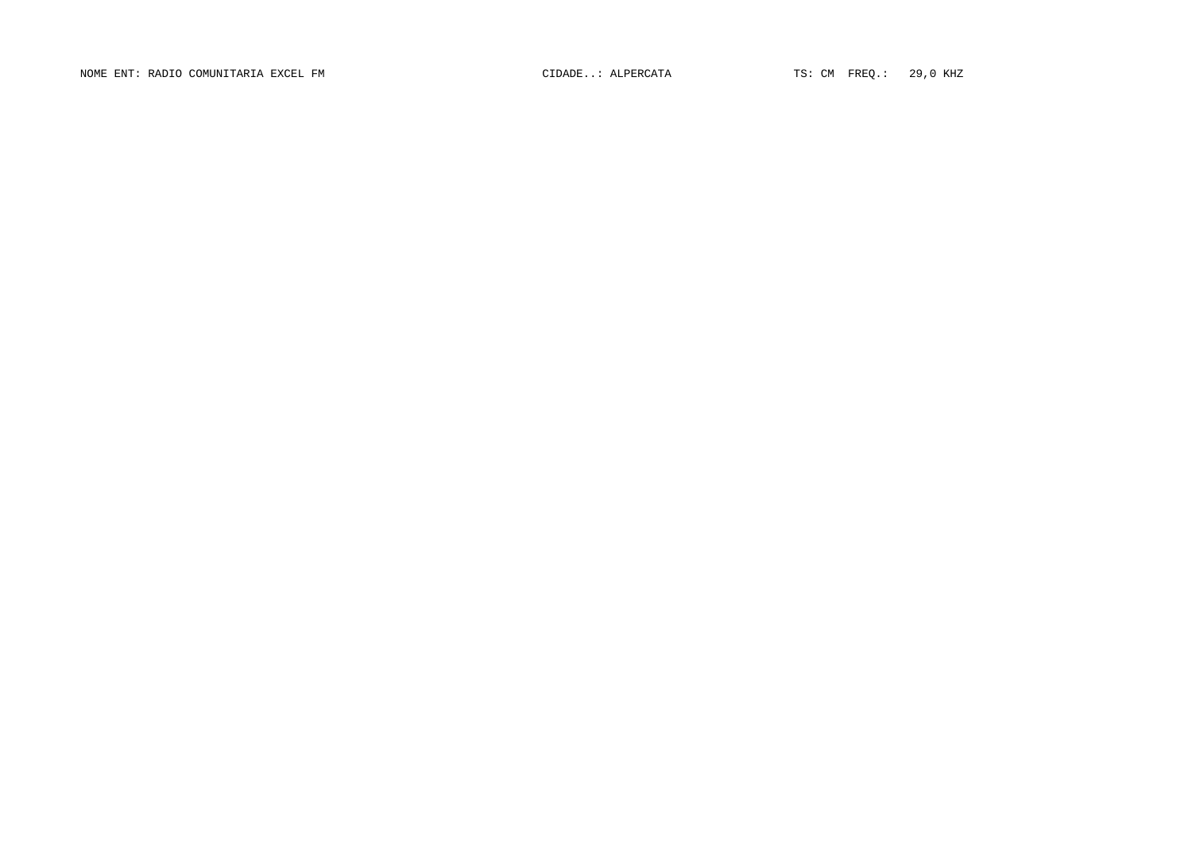NOME ENT: RADIO COMUNITARIA EXCEL FM CIDADE..: ALPERCATA TS: CM FREQ.: 29,0 KHZ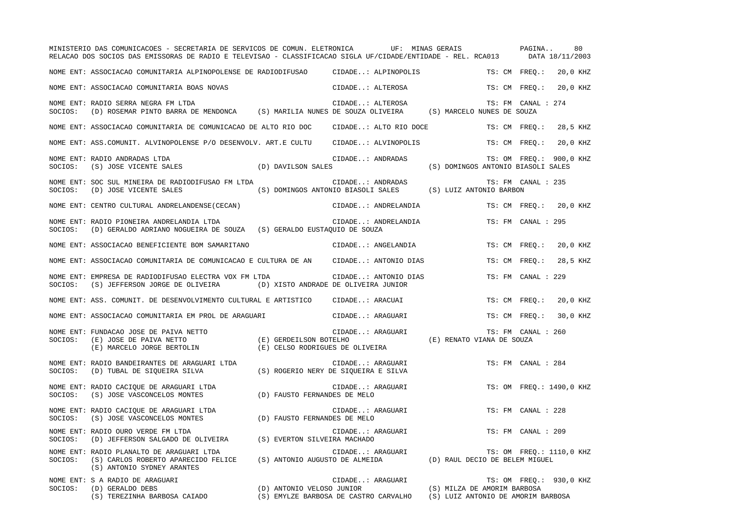NOME ENT: ASSOCIACAO COMUNITARIA ALPINOPOLENSE DE RADIODIFUSAO CIDADE..: ALPINOPOLIS TS: CM FREQ.: 20,0 KHZ

NOME ENT: ASSOCIACAO COMUNITARIA BOAS NOVAS CIDADE..: ALTEROSA TS: CM FREQ.: 20,0 KHZ

NOME ENT: RADIO SERRA NEGRA FM LTDA CIDADE..: ALTEROSA TS: FM CANAL : 274
SOCIOS: (D) ROSEMAR PINTO BARRA DE MENDONCA (S) MARILIA NUNES DE SOUZA OLIVEIRA (S) MARCELO NUNES DE SOUZA

NOME ENT: ASSOCIACAO COMUNITARIA DE COMUNICACAO DE ALTO RIO DOC CIDADE..: ALTO RIO DOCE TS: CM FREQ.: 28,5 KHZ

NOME ENT: ASS.COMUNIT. ALVINOPOLENSE P/O DESENVOLV. ART.E CULTU CIDADE..: ALVINOPOLIS TS: CM FREQ.: 20,0 KHZ

NOME ENT: RADIO ANDRADAS LTDA CIDADE..: ANDRADAS TS: OM FREQ.: 900,0 KHZ
SOCIOS: (S) JOSE VICENTE SALES (D) DAVILSON SALES (S) DOMINGOS ANTONIO BIASOLI SALES

NOME ENT: SOC SUL MINEIRA DE RADIODIFUSAO FM LTDA CIDADE..: ANDRADAS TS: FM CANAL : 235
SOCIOS: (D) JOSE VICENTE SALES (S) DOMINGOS ANTONIO BIASOLI SALES (S) LUIZ ANTONIO BARBON

NOME ENT: CENTRO CULTURAL ANDRELANDENSE(CECAN) CIDADE..: ANDRELANDIA TS: CM FREQ.: 20,0 KHZ

NOME ENT: RADIO PIONEIRA ANDRELANDIA LTDA CIDADE..: ANDRELANDIA TS: FM CANAL : 295
SOCIOS: (D) GERALDO ADRIANO NOGUEIRA DE SOUZA (S) GERALDO EUSTAQUIO DE SOUZA

NOME ENT: ASSOCIACAO BENEFICIENTE BOM SAMARITANO CIDADE..: ANGELANDIA TS: CM FREQ.: 20,0 KHZ

NOME ENT: ASSOCIACAO COMUNITARIA DE COMUNICACAO E CULTURA DE AN CIDADE..: ANTONIO DIAS TS: CM FREQ.: 28,5 KHZ

NOME ENT: EMPRESA DE RADIODIFUSAO ELECTRA VOX FM LTDA CIDADE..: ANTONIO DIAS TS: FM CANAL : 229
SOCIOS: (S) JEFFERSON JORGE DE OLIVEIRA (D) XISTO ANDRADE DE OLIVEIRA JUNIOR

NOME ENT: ASS. COMUNIT. DE DESENVOLVIMENTO CULTURAL E ARTISTICO CIDADE..: ARACUAI TS: CM FREQ.: 20,0 KHZ

NOME ENT: ASSOCIACAO COMUNITARIA EM PROL DE ARAGUARI CIDADE..: ARAGUARI TS: CM FREQ.: 30,0 KHZ

NOME ENT: FUNDACAO JOSE DE PAIVA NETTO CIDADE..: ARAGUARI TS: FM CANAL : 260
SOCIOS: (E) JOSE DE PAIVA NETTO (E) GERDEILSON BOTELHO (E) RENATO VIANA DE SOUZA
(E) MARCELO JORGE BERTOLIN (E) CELSO RODRIGUES DE OLIVEIRA

NOME ENT: RADIO BANDEIRANTES DE ARAGUARI LTDA CIDADE..: ARAGUARI TS: FM CANAL : 284
SOCIOS: (D) TUBAL DE SIQUEIRA SILVA (S) ROGERIO NERY DE SIQUEIRA E SILVA

NOME ENT: RADIO CACIQUE DE ARAGUARI LTDA CIDADE..: ARAGUARI TS: OM FREQ.: 1490,0 KHZ
SOCIOS: (S) JOSE VASCONCELOS MONTES (D) FAUSTO FERNANDES DE MELO

NOME ENT: RADIO CACIQUE DE ARAGUARI LTDA CIDADE..: ARAGUARI TS: FM CANAL : 228
SOCIOS: (S) JOSE VASCONCELOS MONTES (D) FAUSTO FERNANDES DE MELO

NOME ENT: RADIO OURO VERDE FM LTDA CIDADE..: ARAGUARI TS: FM CANAL : 209
SOCIOS: (D) JEFFERSON SALGADO DE OLIVEIRA (S) EVERTON SILVEIRA MACHADO

NOME ENT: RADIO PLANALTO DE ARAGUARI LTDA CIDADE..: ARAGUARI TS: OM FREQ.: 1110,0 KHZ
SOCIOS: (S) CARLOS ROBERTO APARECIDO FELICE (S) ANTONIO AUGUSTO DE ALMEIDA (D) RAUL DECIO DE BELEM MIGUEL
(S) ANTONIO SYDNEY ARANTES

NOME ENT: S A RADIO DE ARAGUARI CIDADE..: ARAGUARI TS: OM FREQ.: 930,0 KHZ
SOCIOS: (D) GERALDO DEBS (D) ANTONIO VELOSO JUNIOR (S) MILZA DE AMORIM BARBOSA
(S) TEREZINHA BARBOSA CAIADO (S) EMYLZE BARBOSA DE CASTRO CARVALHO (S) LUIZ ANTONIO DE AMORIM BARBOSA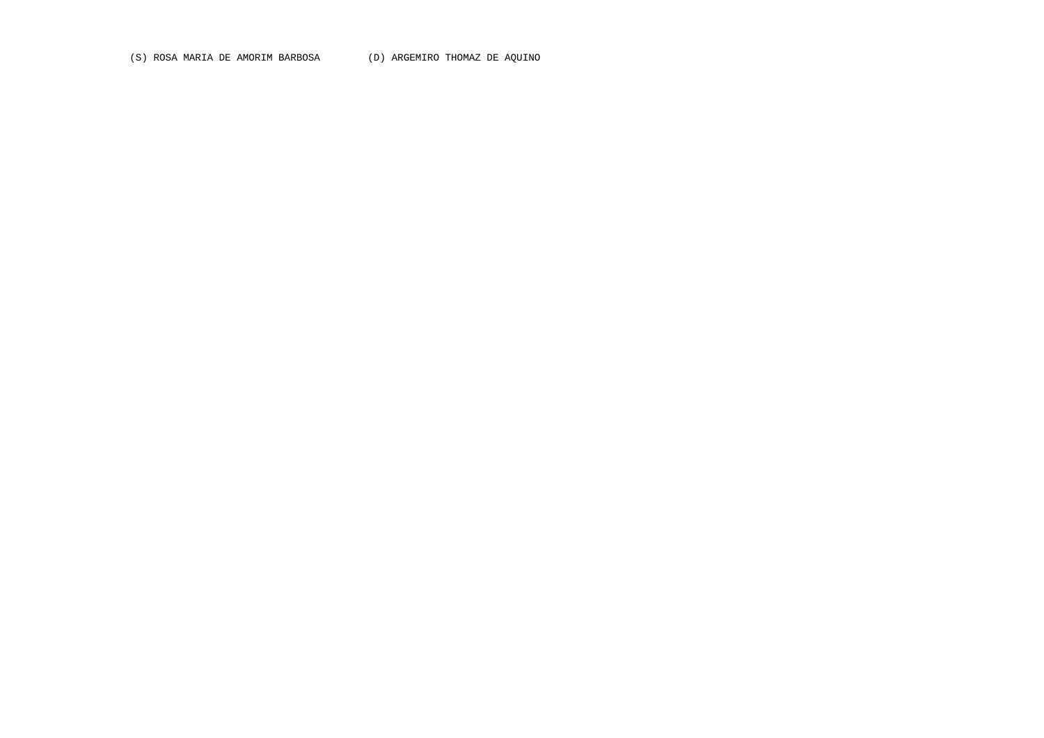(S) ROSA MARIA DE AMORIM BARBOSA        (D) ARGEMIRO THOMAZ DE AQUINO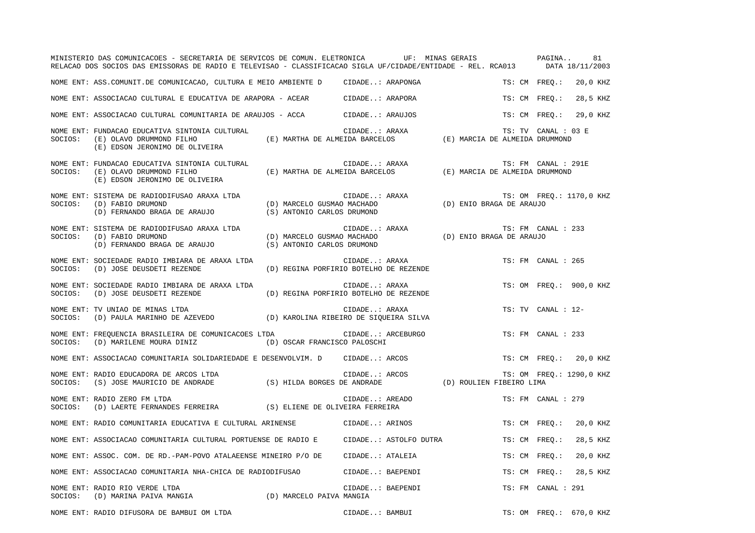MINISTERIO DAS COMUNICACOES - SECRETARIA DE SERVICOS DE COMUN. ELETRONICA UF: MINAS GERAIS

RELACAO DOS SOCIOS DAS EMISSORAS DE RADIO E TELEVISAO - CLASSIFICACAO SIGLA UF/CIDADE/ENTIDADE - REL. RCA013 DATA 18/11/2003

NOME ENT: ASS.COMUNIT.DE COMUNICACAO, CULTURA E MEIO AMBIENTE D CIDADE..: ARAPONGA TS: CM FREQ.: 20,0 KHZ

NOME ENT: ASSOCIACAO CULTURAL E EDUCATIVA DE ARAPORA - ACEAR CIDADE..: ARAPORA TS: CM FREQ.: 28,5 KHZ

NOME ENT: ASSOCIACAO CULTURAL COMUNITARIA DE ARAUJOS - ACCA CIDADE..: ARAUJOS TS: CM FREQ.: 29,0 KHZ

NOME ENT: FUNDACAO EDUCATIVA SINTONIA CULTURAL CIDADE..: ARAXA TS: TV CANAL : 03 E
SOCIOS: (E) OLAVO DRUMMOND FILHO (E) MARTHA DE ALMEIDA BARCELOS (E) MARCIA DE ALMEIDA DRUMMOND
(E) EDSON JERONIMO DE OLIVEIRA

NOME ENT: FUNDACAO EDUCATIVA SINTONIA CULTURAL CIDADE..: ARAXA TS: FM CANAL : 291E
SOCIOS: (E) OLAVO DRUMMOND FILHO (E) MARTHA DE ALMEIDA BARCELOS (E) MARCIA DE ALMEIDA DRUMMOND
(E) EDSON JERONIMO DE OLIVEIRA

NOME ENT: SISTEMA DE RADIODIFUSAO ARAXA LTDA CIDADE..: ARAXA TS: OM FREQ.: 1170,0 KHZ
SOCIOS: (D) FABIO DRUMOND (D) MARCELO GUSMAO MACHADO (D) ENIO BRAGA DE ARAUJO
(D) FERNANDO BRAGA DE ARAUJO (S) ANTONIO CARLOS DRUMOND

NOME ENT: SISTEMA DE RADIODIFUSAO ARAXA LTDA CIDADE..: ARAXA TS: FM CANAL : 233
SOCIOS: (D) FABIO DRUMOND (D) MARCELO GUSMAO MACHADO (D) ENIO BRAGA DE ARAUJO
(D) FERNANDO BRAGA DE ARAUJO (S) ANTONIO CARLOS DRUMOND

NOME ENT: SOCIEDADE RADIO IMBIARA DE ARAXA LTDA CIDADE..: ARAXA TS: FM CANAL : 265
SOCIOS: (D) JOSE DEUSDETI REZENDE (D) REGINA PORFIRIO BOTELHO DE REZENDE

NOME ENT: SOCIEDADE RADIO IMBIARA DE ARAXA LTDA CIDADE..: ARAXA TS: OM FREQ.: 900,0 KHZ
SOCIOS: (D) JOSE DEUSDETI REZENDE (D) REGINA PORFIRIO BOTELHO DE REZENDE

NOME ENT: TV UNIAO DE MINAS LTDA CIDADE..: ARAXA TS: TV CANAL : 12-
SOCIOS: (D) PAULA MARINHO DE AZEVEDO (D) KAROLINA RIBEIRO DE SIQUEIRA SILVA

NOME ENT: FREQUENCIA BRASILEIRA DE COMUNICACOES LTDA CIDADE..: ARCEBURGO TS: FM CANAL : 233
SOCIOS: (D) MARILENE MOURA DINIZ (D) OSCAR FRANCISCO PALOSCHI

NOME ENT: ASSOCIACAO COMUNITARIA SOLIDARIEDADE E DESENVOLVIM. D CIDADE..: ARCOS TS: CM FREQ.: 20,0 KHZ

NOME ENT: RADIO EDUCADORA DE ARCOS LTDA CIDADE..: ARCOS TS: OM FREQ.: 1290,0 KHZ
SOCIOS: (S) JOSE MAURICIO DE ANDRADE (S) HILDA BORGES DE ANDRADE (D) ROULIEN FIBEIRO LIMA

NOME ENT: RADIO ZERO FM LTDA CIDADE..: AREADO TS: FM CANAL : 279
SOCIOS: (D) LAERTE FERNANDES FERREIRA (S) ELIENE DE OLIVEIRA FERREIRA

NOME ENT: RADIO COMUNITARIA EDUCATIVA E CULTURAL ARINENSE CIDADE..: ARINOS TS: CM FREQ.: 20,0 KHZ

NOME ENT: ASSOCIACAO COMUNITARIA CULTURAL PORTUENSE DE RADIO E CIDADE..: ASTOLFO DUTRA TS: CM FREQ.: 28,5 KHZ

NOME ENT: ASSOC. COM. DE RD.-PAM-POVO ATALAEENSE MINEIRO P/O DE CIDADE..: ATALEIA TS: CM FREQ.: 20,0 KHZ

NOME ENT: ASSOCIACAO COMUNITARIA NHA-CHICA DE RADIODIFUSAO CIDADE..: BAEPENDI TS: CM FREQ.: 28,5 KHZ

NOME ENT: RADIO RIO VERDE LTDA CIDADE..: BAEPENDI TS: FM CANAL : 291
SOCIOS: (D) MARINA PAIVA MANGIA (D) MARCELO PAIVA MANGIA

NOME ENT: RADIO DIFUSORA DE BAMBUI OM LTDA CIDADE..: BAMBUI TS: OM FREQ.: 670,0 KHZ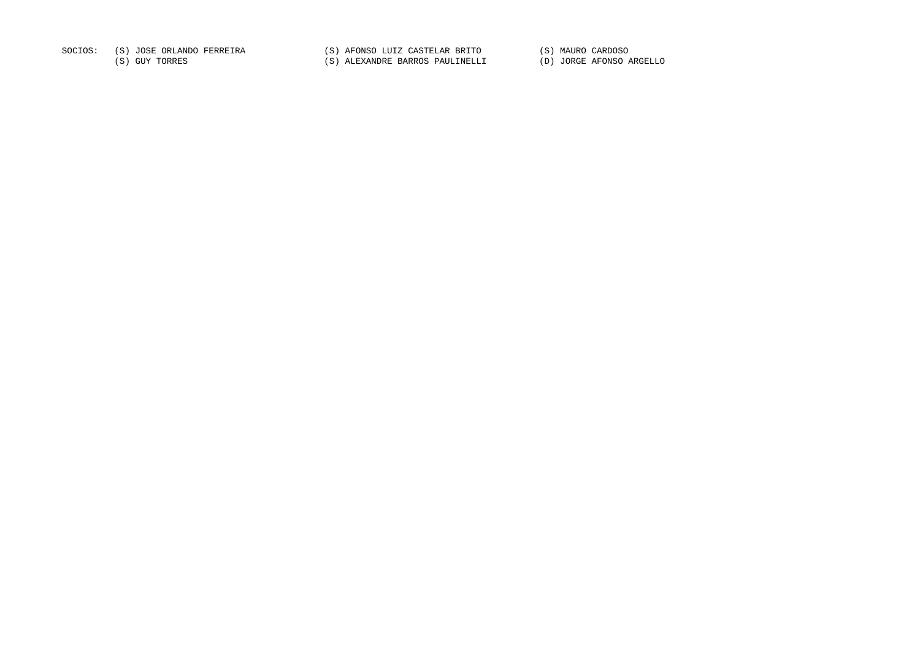SOCIOS: (S) JOSE ORLANDO FERREIRA (S) AFONSO LUIZ CASTELAR BRITO (S) MAURO CARDOSO
(S) GUY TORRES (S) ALEXANDRE BARROS PAULINELLI (D) JORGE AFONSO ARGELLO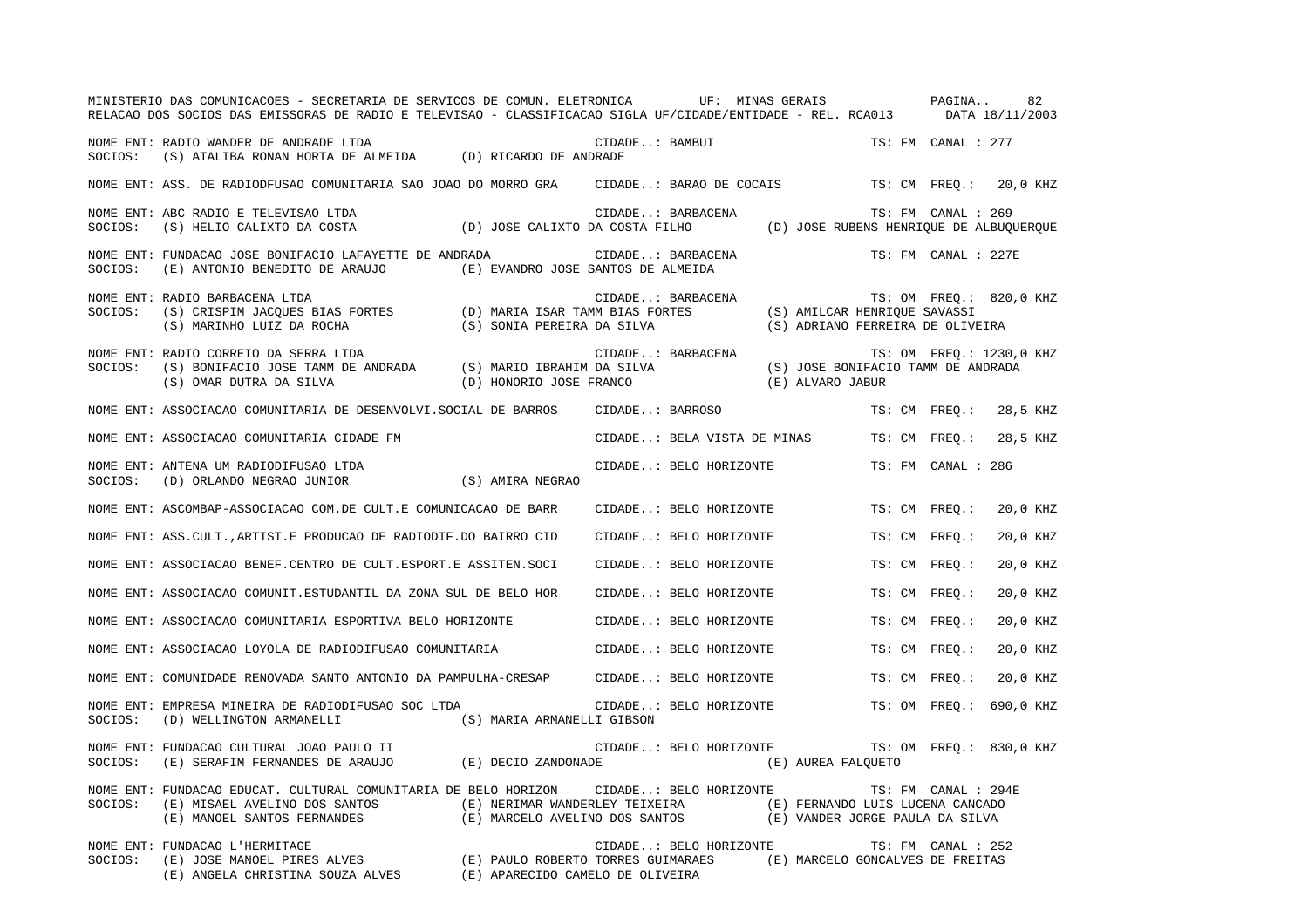MINISTERIO DAS COMUNICACOES - SECRETARIA DE SERVICOS DE COMUN. ELETRONICA UF: MINAS GERAIS

RELACAO DOS SOCIOS DAS EMISSORAS DE RADIO E TELEVISAO - CLASSIFICACAO SIGLA UF/CIDADE/ENTIDADE - REL. RCA013 DATA 18/11/2003

NOME ENT: RADIO WANDER DE ANDRADE LTDA CIDADE..: BAMBUI TS: FM CANAL : 277
SOCIOS: (S) ATALIBA RONAN HORTA DE ALMEIDA (D) RICARDO DE ANDRADE

NOME ENT: ASS. DE RADIODFUSAO COMUNITARIA SAO JOAO DO MORRO GRA CIDADE..: BARAO DE COCAIS TS: CM FREQ.: 20,0 KHZ

NOME ENT: ABC RADIO E TELEVISAO LTDA CIDADE..: BARBACENA TS: FM CANAL : 269
SOCIOS: (S) HELIO CALIXTO DA COSTA (D) JOSE CALIXTO DA COSTA FILHO (D) JOSE RUBENS HENRIQUE DE ALBUQUERQUE

NOME ENT: FUNDACAO JOSE BONIFACIO LAFAYETTE DE ANDRADA CIDADE..: BARBACENA TS: FM CANAL : 227E
SOCIOS: (E) ANTONIO BENEDITO DE ARAUJO (E) EVANDRO JOSE SANTOS DE ALMEIDA

NOME ENT: RADIO BARBACENA LTDA CIDADE..: BARBACENA TS: OM FREQ.: 820,0 KHZ
SOCIOS: (S) CRISPIM JACQUES BIAS FORTES (D) MARIA ISAR TAMM BIAS FORTES (S) AMILCAR HENRIQUE SAVASSI
(S) MARINHO LUIZ DA ROCHA (S) SONIA PEREIRA DA SILVA (S) ADRIANO FERREIRA DE OLIVEIRA

NOME ENT: RADIO CORREIO DA SERRA LTDA CIDADE..: BARBACENA TS: OM FREQ.: 1230,0 KHZ
SOCIOS: (S) BONIFACIO JOSE TAMM DE ANDRADA (S) MARIO IBRAHIM DA SILVA (S) JOSE BONIFACIO TAMM DE ANDRADA
(S) OMAR DUTRA DA SILVA (D) HONORIO JOSE FRANCO (E) ALVARO JABUR

NOME ENT: ASSOCIACAO COMUNITARIA DE DESENVOLVI.SOCIAL DE BARROS CIDADE..: BARROSO TS: CM FREQ.: 28,5 KHZ

NOME ENT: ASSOCIACAO COMUNITARIA CIDADE FM CIDADE..: BELA VISTA DE MINAS TS: CM FREQ.: 28,5 KHZ

NOME ENT: ANTENA UM RADIODIFUSAO LTDA CIDADE..: BELO HORIZONTE TS: FM CANAL : 286
SOCIOS: (D) ORLANDO NEGRAO JUNIOR (S) AMIRA NEGRAO

NOME ENT: ASCOMBAP-ASSOCIACAO COM.DE CULT.E COMUNICACAO DE BARR CIDADE..: BELO HORIZONTE TS: CM FREQ.: 20,0 KHZ

NOME ENT: ASS.CULT.,ARTIST.E PRODUCAO DE RADIODIF.DO BAIRRO CID CIDADE..: BELO HORIZONTE TS: CM FREQ.: 20,0 KHZ

NOME ENT: ASSOCIACAO BENEF.CENTRO DE CULT.ESPORT.E ASSITEN.SOCI CIDADE..: BELO HORIZONTE TS: CM FREQ.: 20,0 KHZ

NOME ENT: ASSOCIACAO COMUNIT.ESTUDANTIL DA ZONA SUL DE BELO HOR CIDADE..: BELO HORIZONTE TS: CM FREQ.: 20,0 KHZ

NOME ENT: ASSOCIACAO COMUNITARIA ESPORTIVA BELO HORIZONTE CIDADE..: BELO HORIZONTE TS: CM FREQ.: 20,0 KHZ

NOME ENT: ASSOCIACAO LOYOLA DE RADIODIFUSAO COMUNITARIA CIDADE..: BELO HORIZONTE TS: CM FREQ.: 20,0 KHZ

NOME ENT: COMUNIDADE RENOVADA SANTO ANTONIO DA PAMPULHA-CRESAP CIDADE..: BELO HORIZONTE TS: CM FREQ.: 20,0 KHZ

NOME ENT: EMPRESA MINEIRA DE RADIODIFUSAO SOC LTDA CIDADE..: BELO HORIZONTE TS: OM FREQ.: 690,0 KHZ
SOCIOS: (D) WELLINGTON ARMANELLI (S) MARIA ARMANELLI GIBSON

NOME ENT: FUNDACAO CULTURAL JOAO PAULO II CIDADE..: BELO HORIZONTE TS: OM FREQ.: 830,0 KHZ
SOCIOS: (E) SERAFIM FERNANDES DE ARAUJO (E) DECIO ZANDONADE (E) AUREA FALQUETO

NOME ENT: FUNDACAO EDUCAT. CULTURAL COMUNITARIA DE BELO HORIZON CIDADE..: BELO HORIZONTE TS: FM CANAL : 294E
SOCIOS: (E) MISAEL AVELINO DOS SANTOS (E) NERIMAR WANDERLEY TEIXEIRA (E) FERNANDO LUIS LUCENA CANCADO
(E) MANOEL SANTOS FERNANDES (E) MARCELO AVELINO DOS SANTOS (E) VANDER JORGE PAULA DA SILVA

NOME ENT: FUNDACAO L'HERMITAGE CIDADE..: BELO HORIZONTE TS: FM CANAL : 252
SOCIOS: (E) JOSE MANOEL PIRES ALVES (E) PAULO ROBERTO TORRES GUIMARAES (E) MARCELO GONCALVES DE FREITAS
(E) ANGELA CHRISTINA SOUZA ALVES (E) APARECIDO CAMELO DE OLIVEIRA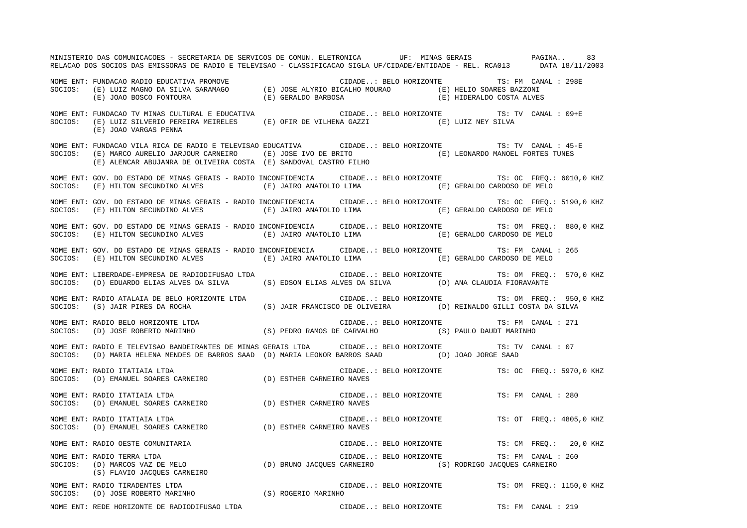MINISTERIO DAS COMUNICACOES - SECRETARIA DE SERVICOS DE COMUN. ELETRONICA UF: MINAS GERAIS

RELACAO DOS SOCIOS DAS EMISSORAS DE RADIO E TELEVISAO - CLASSIFICACAO SIGLA UF/CIDADE/ENTIDADE - REL. RCA013 DATA 18/11/2003

```
NOME ENT: FUNDACAO RADIO EDUCATIVA PROMOVE                    CIDADE..: BELO HORIZONTE         TS: FM  CANAL : 298E
SOCIOS:   (E) LUIZ MAGNO DA SILVA SARAMAGO      (E) JOSE ALYRIO BICALHO MOURAO        (E) HELIO SOARES BAZZONI
          (E) JOAO BOSCO FONTOURA               (E) GERALDO BARBOSA                   (E) HIDERALDO COSTA ALVES

NOME ENT: FUNDACAO TV MINAS CULTURAL E EDUCATIVA              CIDADE..: BELO HORIZONTE         TS: TV  CANAL : 09+E
SOCIOS:   (E) LUIZ SILVERIO PEREIRA MEIRELES    (E) OFIR DE VILHENA GAZZI             (E) LUIZ NEY SILVA
          (E) JOAO VARGAS PENNA

NOME ENT: FUNDACAO VILA RICA DE RADIO E TELEVISAO EDUCATIVA   CIDADE..: BELO HORIZONTE         TS: TV  CANAL : 45-E
SOCIOS:   (E) MARCO AURELIO JARJOUR CARNEIRO    (E) JOSE IVO DE BRITO                 (E) LEONARDO MANOEL FORTES TUNES
          (E) ALENCAR ABUJANRA DE OLIVEIRA COSTA (E) SANDOVAL CASTRO FILHO

NOME ENT: GOV. DO ESTADO DE MINAS GERAIS - RADIO INCONFIDENCIA CIDADE..: BELO HORIZONTE        TS: OC  FREQ.: 6010,0 KHZ
SOCIOS:   (E) HILTON SECUNDINO ALVES            (E) JAIRO ANATOLIO LIMA               (E) GERALDO CARDOSO DE MELO

NOME ENT: GOV. DO ESTADO DE MINAS GERAIS - RADIO INCONFIDENCIA CIDADE..: BELO HORIZONTE        TS: OC  FREQ.: 5190,0 KHZ
SOCIOS:   (E) HILTON SECUNDINO ALVES            (E) JAIRO ANATOLIO LIMA               (E) GERALDO CARDOSO DE MELO

NOME ENT: GOV. DO ESTADO DE MINAS GERAIS - RADIO INCONFIDENCIA CIDADE..: BELO HORIZONTE        TS: OM  FREQ.:  880,0 KHZ
SOCIOS:   (E) HILTON SECUNDINO ALVES            (E) JAIRO ANATOLIO LIMA               (E) GERALDO CARDOSO DE MELO

NOME ENT: GOV. DO ESTADO DE MINAS GERAIS - RADIO INCONFIDENCIA CIDADE..: BELO HORIZONTE        TS: FM  CANAL : 265
SOCIOS:   (E) HILTON SECUNDINO ALVES            (E) JAIRO ANATOLIO LIMA               (E) GERALDO CARDOSO DE MELO

NOME ENT: LIBERDADE-EMPRESA DE RADIODIFUSAO LTDA              CIDADE..: BELO HORIZONTE         TS: OM  FREQ.:  570,0 KHZ
SOCIOS:   (D) EDUARDO ELIAS ALVES DA SILVA      (S) EDSON ELIAS ALVES DA SILVA        (D) ANA CLAUDIA FIORAVANTE

NOME ENT: RADIO ATALAIA DE BELO HORIZONTE LTDA                CIDADE..: BELO HORIZONTE         TS: OM  FREQ.:  950,0 KHZ
SOCIOS:   (S) JAIR PIRES DA ROCHA               (S) JAIR FRANCISCO DE OLIVEIRA        (D) REINALDO GILLI COSTA DA SILVA

NOME ENT: RADIO BELO HORIZONTE LTDA                           CIDADE..: BELO HORIZONTE         TS: FM  CANAL : 271
SOCIOS:   (D) JOSE ROBERTO MARINHO              (S) PEDRO RAMOS DE CARVALHO           (S) PAULO DAUDT MARINHO

NOME ENT: RADIO E TELEVISAO BANDEIRANTES DE MINAS GERAIS LTDA CIDADE..: BELO HORIZONTE         TS: TV  CANAL : 07
SOCIOS:   (D) MARIA HELENA MENDES DE BARROS SAAD (D) MARIA LEONOR BARROS SAAD         (D) JOAO JORGE SAAD

NOME ENT: RADIO ITATIAIA LTDA                                 CIDADE..: BELO HORIZONTE         TS: OC  FREQ.: 5970,0 KHZ
SOCIOS:   (D) EMANUEL SOARES CARNEIRO           (D) ESTHER CARNEIRO NAVES

NOME ENT: RADIO ITATIAIA LTDA                                 CIDADE..: BELO HORIZONTE         TS: FM  CANAL : 280
SOCIOS:   (D) EMANUEL SOARES CARNEIRO           (D) ESTHER CARNEIRO NAVES

NOME ENT: RADIO ITATIAIA LTDA                                 CIDADE..: BELO HORIZONTE         TS: OT  FREQ.: 4805,0 KHZ
SOCIOS:   (D) EMANUEL SOARES CARNEIRO           (D) ESTHER CARNEIRO NAVES

NOME ENT: RADIO OESTE COMUNITARIA                             CIDADE..: BELO HORIZONTE         TS: CM  FREQ.:   20,0 KHZ

NOME ENT: RADIO TERRA LTDA                                    CIDADE..: BELO HORIZONTE         TS: FM  CANAL : 260
SOCIOS:   (D) MARCOS VAZ DE MELO                (D) BRUNO JACQUES CARNEIRO            (S) RODRIGO JACQUES CARNEIRO
          (S) FLAVIO JACQUES CARNEIRO

NOME ENT: RADIO TIRADENTES LTDA                               CIDADE..: BELO HORIZONTE         TS: OM  FREQ.: 1150,0 KHZ
SOCIOS:   (D) JOSE ROBERTO MARINHO              (S) ROGERIO MARINHO

NOME ENT: REDE HORIZONTE DE RADIODIFUSAO LTDA                 CIDADE..: BELO HORIZONTE         TS: FM  CANAL : 219
```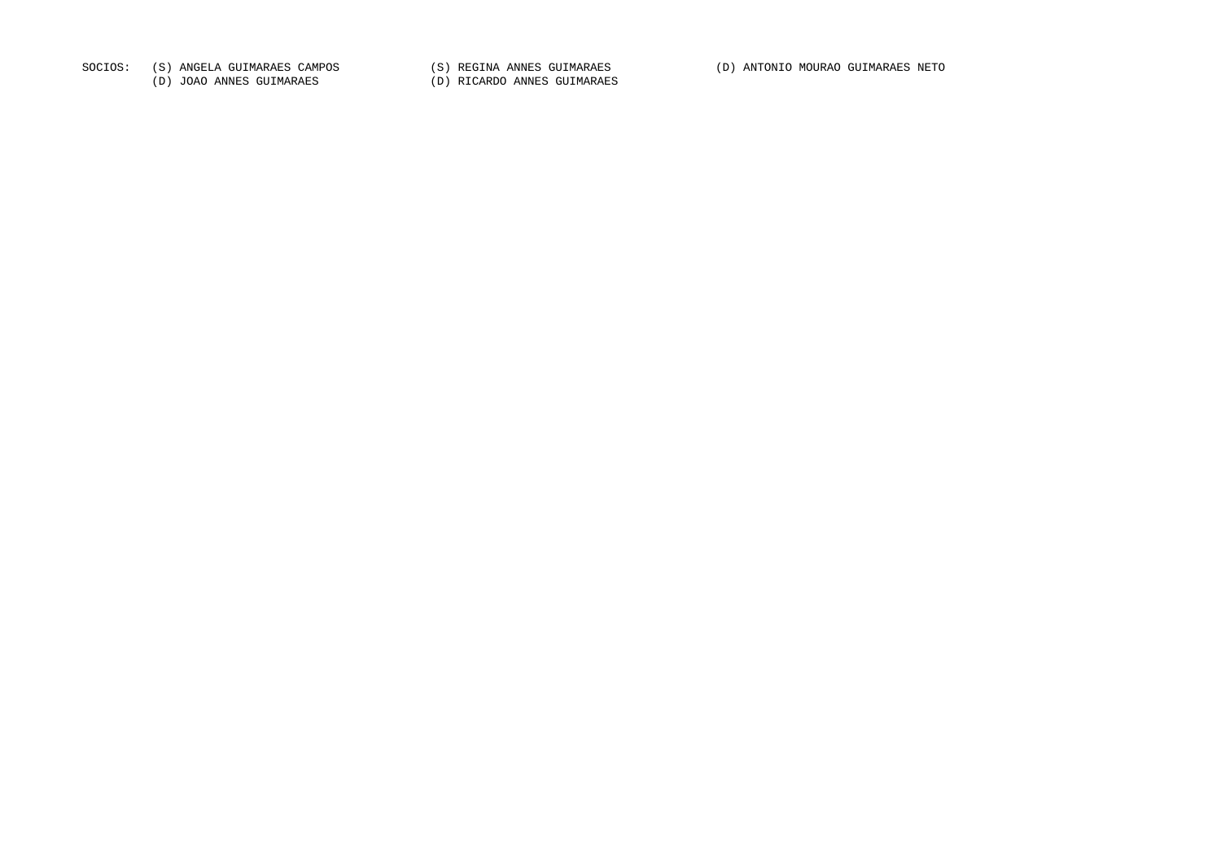SOCIOS: (S) ANGELA GUIMARAES CAMPOS (S) REGINA ANNES GUIMARAES (D) ANTONIO MOURAO GUIMARAES NETO
(D) JOAO ANNES GUIMARAES (D) RICARDO ANNES GUIMARAES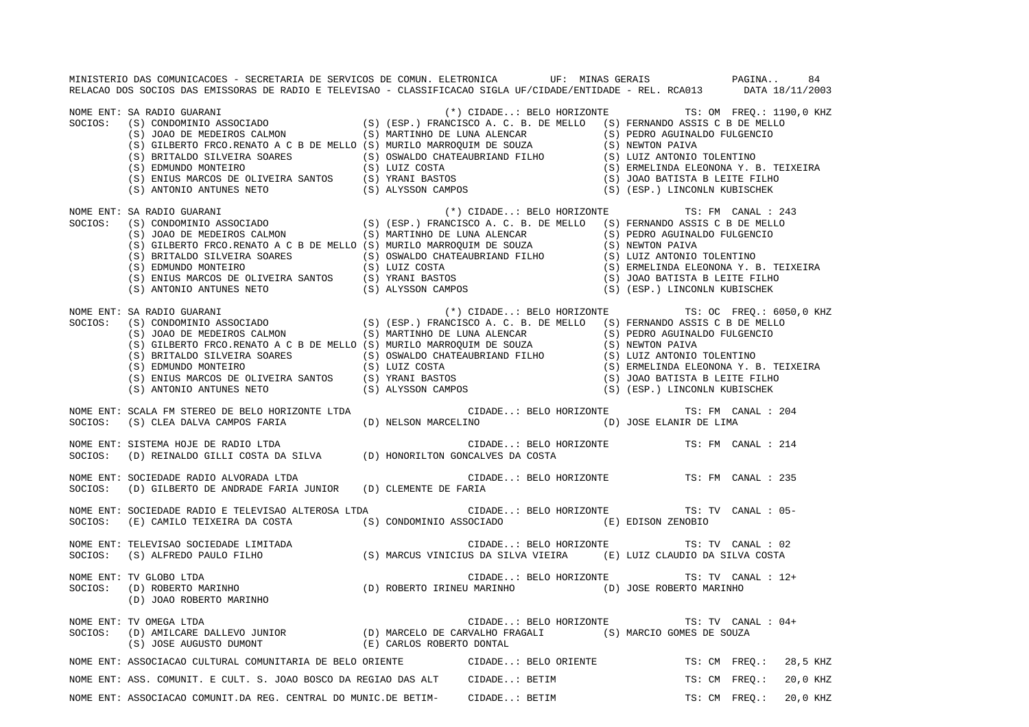NOME ENT: SA RADIO GUARANI (*) CIDADE..: BELO HORIZONTE TS: OM FREQ.: 1190,0 KHZ
SOCIOS: (S) CONDOMINIO ASSOCIADO (S) (ESP.) FRANCISCO A. C. B. DE MELLO (S) FERNANDO ASSIS C B DE MELLO
(S) JOAO DE MEDEIROS CALMON (S) MARTINHO DE LUNA ALENCAR (S) PEDRO AGUINALDO FULGENCIO
(S) GILBERTO FRCO.RENATO A C B DE MELLO (S) MURILO MARROQUIM DE SOUZA (S) NEWTON PAIVA
(S) BRITALDO SILVEIRA SOARES (S) OSWALDO CHATEAUBRIAND FILHO (S) LUIZ ANTONIO TOLENTINO
(S) EDMUNDO MONTEIRO (S) LUIZ COSTA (S) ERMELINDA ELEONONA Y. B. TEIXEIRA
(S) ENIUS MARCOS DE OLIVEIRA SANTOS (S) YRANI BASTOS (S) JOAO BATISTA B LEITE FILHO
(S) ANTONIO ANTUNES NETO (S) ALYSSON CAMPOS (S) (ESP.) LINCONLN KUBISCHEK

NOME ENT: SA RADIO GUARANI (*) CIDADE..: BELO HORIZONTE TS: FM CANAL : 243
SOCIOS: (S) CONDOMINIO ASSOCIADO (S) (ESP.) FRANCISCO A. C. B. DE MELLO (S) FERNANDO ASSIS C B DE MELLO
(S) JOAO DE MEDEIROS CALMON (S) MARTINHO DE LUNA ALENCAR (S) PEDRO AGUINALDO FULGENCIO
(S) GILBERTO FRCO.RENATO A C B DE MELLO (S) MURILO MARROQUIM DE SOUZA (S) NEWTON PAIVA
(S) BRITALDO SILVEIRA SOARES (S) OSWALDO CHATEAUBRIAND FILHO (S) LUIZ ANTONIO TOLENTINO
(S) EDMUNDO MONTEIRO (S) LUIZ COSTA (S) ERMELINDA ELEONONA Y. B. TEIXEIRA
(S) ENIUS MARCOS DE OLIVEIRA SANTOS (S) YRANI BASTOS (S) JOAO BATISTA B LEITE FILHO
(S) ANTONIO ANTUNES NETO (S) ALYSSON CAMPOS (S) (ESP.) LINCONLN KUBISCHEK

NOME ENT: SA RADIO GUARANI (*) CIDADE..: BELO HORIZONTE TS: OC FREQ.: 6050,0 KHZ
SOCIOS: (S) CONDOMINIO ASSOCIADO (S) (ESP.) FRANCISCO A. C. B. DE MELLO (S) FERNANDO ASSIS C B DE MELLO
(S) JOAO DE MEDEIROS CALMON (S) MARTINHO DE LUNA ALENCAR (S) PEDRO AGUINALDO FULGENCIO
(S) GILBERTO FRCO.RENATO A C B DE MELLO (S) MURILO MARROQUIM DE SOUZA (S) NEWTON PAIVA
(S) BRITALDO SILVEIRA SOARES (S) OSWALDO CHATEAUBRIAND FILHO (S) LUIZ ANTONIO TOLENTINO
(S) EDMUNDO MONTEIRO (S) LUIZ COSTA (S) ERMELINDA ELEONONA Y. B. TEIXEIRA
(S) ENIUS MARCOS DE OLIVEIRA SANTOS (S) YRANI BASTOS (S) JOAO BATISTA B LEITE FILHO
(S) ANTONIO ANTUNES NETO (S) ALYSSON CAMPOS (S) (ESP.) LINCONLN KUBISCHEK

NOME ENT: SCALA FM STEREO DE BELO HORIZONTE LTDA CIDADE..: BELO HORIZONTE TS: FM CANAL : 204
SOCIOS: (S) CLEA DALVA CAMPOS FARIA (D) NELSON MARCELINO (D) JOSE ELANIR DE LIMA

NOME ENT: SISTEMA HOJE DE RADIO LTDA CIDADE..: BELO HORIZONTE TS: FM CANAL : 214
SOCIOS: (D) REINALDO GILLI COSTA DA SILVA (D) HONORILTON GONCALVES DA COSTA

NOME ENT: SOCIEDADE RADIO ALVORADA LTDA CIDADE..: BELO HORIZONTE TS: FM CANAL : 235
SOCIOS: (D) GILBERTO DE ANDRADE FARIA JUNIOR (D) CLEMENTE DE FARIA

NOME ENT: SOCIEDADE RADIO E TELEVISAO ALTEROSA LTDA CIDADE..: BELO HORIZONTE TS: TV CANAL : 05-
SOCIOS: (E) CAMILO TEIXEIRA DA COSTA (S) CONDOMINIO ASSOCIADO (E) EDISON ZENOBIO

NOME ENT: TELEVISAO SOCIEDADE LIMITADA CIDADE..: BELO HORIZONTE TS: TV CANAL : 02
SOCIOS: (S) ALFREDO PAULO FILHO (S) MARCUS VINICIUS DA SILVA VIEIRA (E) LUIZ CLAUDIO DA SILVA COSTA

NOME ENT: TV GLOBO LTDA CIDADE..: BELO HORIZONTE TS: TV CANAL : 12+
SOCIOS: (D) ROBERTO MARINHO (D) ROBERTO IRINEU MARINHO (D) JOSE ROBERTO MARINHO
(D) JOAO ROBERTO MARINHO

NOME ENT: TV OMEGA LTDA CIDADE..: BELO HORIZONTE TS: TV CANAL : 04+
SOCIOS: (D) AMILCARE DALLEVO JUNIOR (D) MARCELO DE CARVALHO FRAGALI (S) MARCIO GOMES DE SOUZA
(S) JOSE AUGUSTO DUMONT (E) CARLOS ROBERTO DONTAL

NOME ENT: ASSOCIACAO CULTURAL COMUNITARIA DE BELO ORIENTE CIDADE..: BELO ORIENTE TS: CM FREQ.: 28,5 KHZ

NOME ENT: ASS. COMUNIT. E CULT. S. JOAO BOSCO DA REGIAO DAS ALT CIDADE..: BETIM TS: CM FREQ.: 20,0 KHZ

NOME ENT: ASSOCIACAO COMUNIT.DA REG. CENTRAL DO MUNIC.DE BETIM- CIDADE..: BETIM TS: CM FREQ.: 20,0 KHZ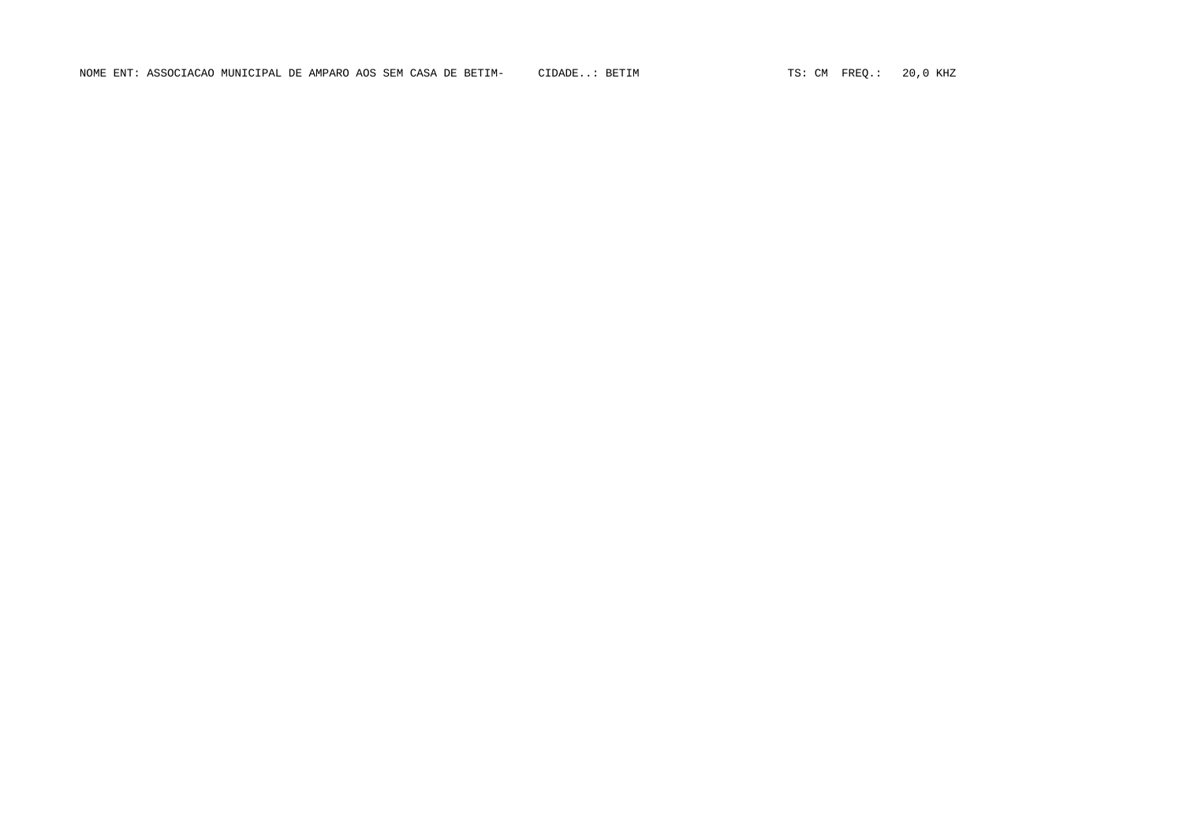NOME ENT: ASSOCIACAO MUNICIPAL DE AMPARO AOS SEM CASA DE BETIM-     CIDADE..: BETIM                    TS: CM  FREQ.:   20,0 KHZ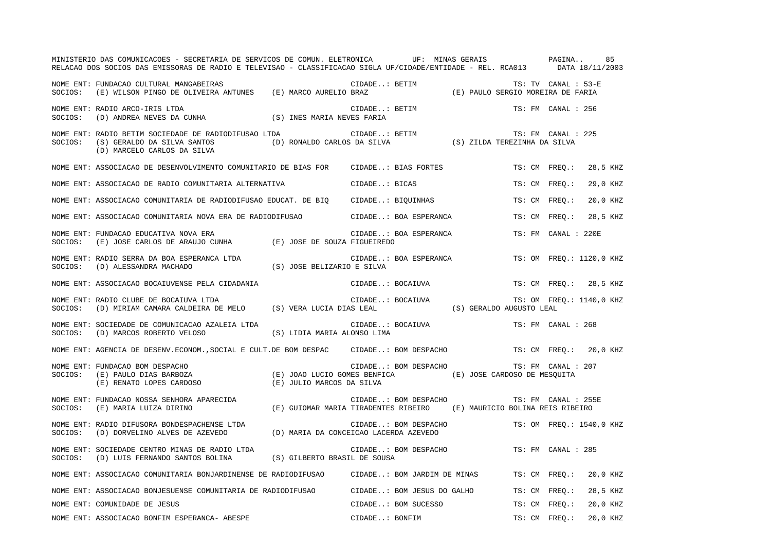MINISTERIO DAS COMUNICACOES - SECRETARIA DE SERVICOS DE COMUN. ELETRONICA UF: MINAS GERAIS

RELACAO DOS SOCIOS DAS EMISSORAS DE RADIO E TELEVISAO - CLASSIFICACAO SIGLA UF/CIDADE/ENTIDADE - REL. RCA013 DATA 18/11/2003

NOME ENT: FUNDACAO CULTURAL MANGABEIRAS CIDADE..: BETIM TS: TV CANAL : 53-E
SOCIOS: (E) WILSON PINGO DE OLIVEIRA ANTUNES (E) MARCO AURELIO BRAZ (E) PAULO SERGIO MOREIRA DE FARIA

NOME ENT: RADIO ARCO-IRIS LTDA CIDADE..: BETIM TS: FM CANAL : 256
SOCIOS: (D) ANDREA NEVES DA CUNHA (S) INES MARIA NEVES FARIA

NOME ENT: RADIO BETIM SOCIEDADE DE RADIODIFUSAO LTDA CIDADE..: BETIM TS: FM CANAL : 225
SOCIOS: (S) GERALDO DA SILVA SANTOS (D) RONALDO CARLOS DA SILVA (S) ZILDA TEREZINHA DA SILVA
(D) MARCELO CARLOS DA SILVA

NOME ENT: ASSOCIACAO DE DESENVOLVIMENTO COMUNITARIO DE BIAS FOR CIDADE..: BIAS FORTES TS: CM FREQ.: 28,5 KHZ

NOME ENT: ASSOCIACAO DE RADIO COMUNITARIA ALTERNATIVA CIDADE..: BICAS TS: CM FREQ.: 29,0 KHZ

NOME ENT: ASSOCIACAO COMUNITARIA DE RADIODIFUSAO EDUCAT. DE BIQ CIDADE..: BIQUINHAS TS: CM FREQ.: 20,0 KHZ

NOME ENT: ASSOCIACAO COMUNITARIA NOVA ERA DE RADIODIFUSAO CIDADE..: BOA ESPERANCA TS: CM FREQ.: 28,5 KHZ

NOME ENT: FUNDACAO EDUCATIVA NOVA ERA CIDADE..: BOA ESPERANCA TS: FM CANAL : 220E
SOCIOS: (E) JOSE CARLOS DE ARAUJO CUNHA (E) JOSE DE SOUZA FIGUEIREDO

NOME ENT: RADIO SERRA DA BOA ESPERANCA LTDA CIDADE..: BOA ESPERANCA TS: OM FREQ.: 1120,0 KHZ
SOCIOS: (D) ALESSANDRA MACHADO (S) JOSE BELIZARIO E SILVA

NOME ENT: ASSOCIACAO BOCAIUVENSE PELA CIDADANIA CIDADE..: BOCAIUVA TS: CM FREQ.: 28,5 KHZ

NOME ENT: RADIO CLUBE DE BOCAIUVA LTDA CIDADE..: BOCAIUVA TS: OM FREQ.: 1140,0 KHZ
SOCIOS: (D) MIRIAM CAMARA CALDEIRA DE MELO (S) VERA LUCIA DIAS LEAL (S) GERALDO AUGUSTO LEAL

NOME ENT: SOCIEDADE DE COMUNICACAO AZALEIA LTDA CIDADE..: BOCAIUVA TS: FM CANAL : 268
SOCIOS: (D) MARCOS ROBERTO VELOSO (S) LIDIA MARIA ALONSO LIMA

NOME ENT: AGENCIA DE DESENV.ECONOM.,SOCIAL E CULT.DE BOM DESPAC CIDADE..: BOM DESPACHO TS: CM FREQ.: 20,0 KHZ

NOME ENT: FUNDACAO BOM DESPACHO CIDADE..: BOM DESPACHO TS: FM CANAL : 207
SOCIOS: (E) PAULO DIAS BARBOZA (E) JOAO LUCIO GOMES BENFICA (E) JOSE CARDOSO DE MESQUITA
(E) RENATO LOPES CARDOSO (E) JULIO MARCOS DA SILVA

NOME ENT: FUNDACAO NOSSA SENHORA APARECIDA CIDADE..: BOM DESPACHO TS: FM CANAL : 255E
SOCIOS: (E) MARIA LUIZA DIRINO (E) GUIOMAR MARIA TIRADENTES RIBEIRO (E) MAURICIO BOLINA REIS RIBEIRO

NOME ENT: RADIO DIFUSORA BONDESPACHENSE LTDA CIDADE..: BOM DESPACHO TS: OM FREQ.: 1540,0 KHZ
SOCIOS: (D) DORVELINO ALVES DE AZEVEDO (D) MARIA DA CONCEICAO LACERDA AZEVEDO

NOME ENT: SOCIEDADE CENTRO MINAS DE RADIO LTDA CIDADE..: BOM DESPACHO TS: FM CANAL : 285
SOCIOS: (D) LUIS FERNANDO SANTOS BOLINA (S) GILBERTO BRASIL DE SOUSA

NOME ENT: ASSOCIACAO COMUNITARIA BONJARDINENSE DE RADIODIFUSAO CIDADE..: BOM JARDIM DE MINAS TS: CM FREQ.: 20,0 KHZ

NOME ENT: ASSOCIACAO BONJESUENSE COMUNITARIA DE RADIODIFUSAO CIDADE..: BOM JESUS DO GALHO TS: CM FREQ.: 28,5 KHZ

NOME ENT: COMUNIDADE DE JESUS CIDADE..: BOM SUCESSO TS: CM FREQ.: 20,0 KHZ

NOME ENT: ASSOCIACAO BONFIM ESPERANCA- ABESPE CIDADE..: BONFIM TS: CM FREQ.: 20,0 KHZ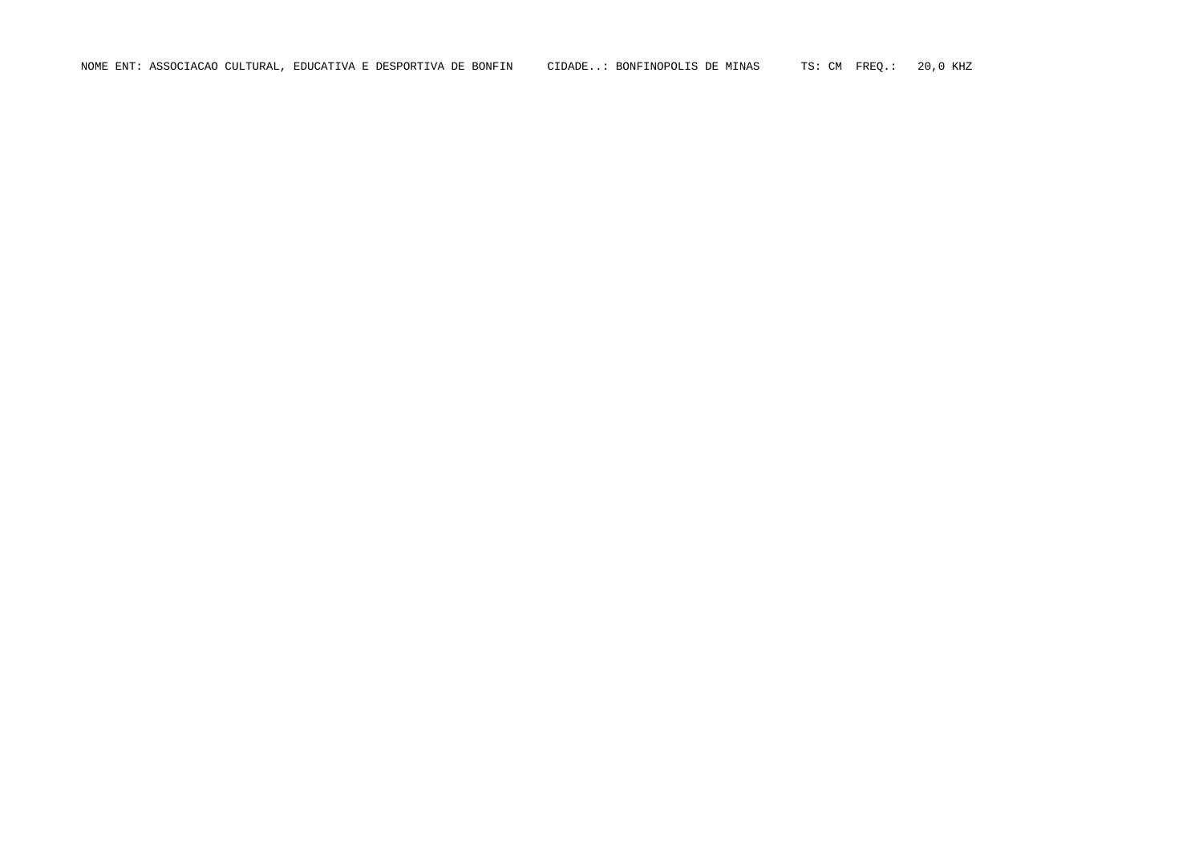NOME ENT: ASSOCIACAO CULTURAL, EDUCATIVA E DESPORTIVA DE BONFIN     CIDADE..: BONFINOPOLIS DE MINAS      TS: CM  FREQ.:   20,0 KHZ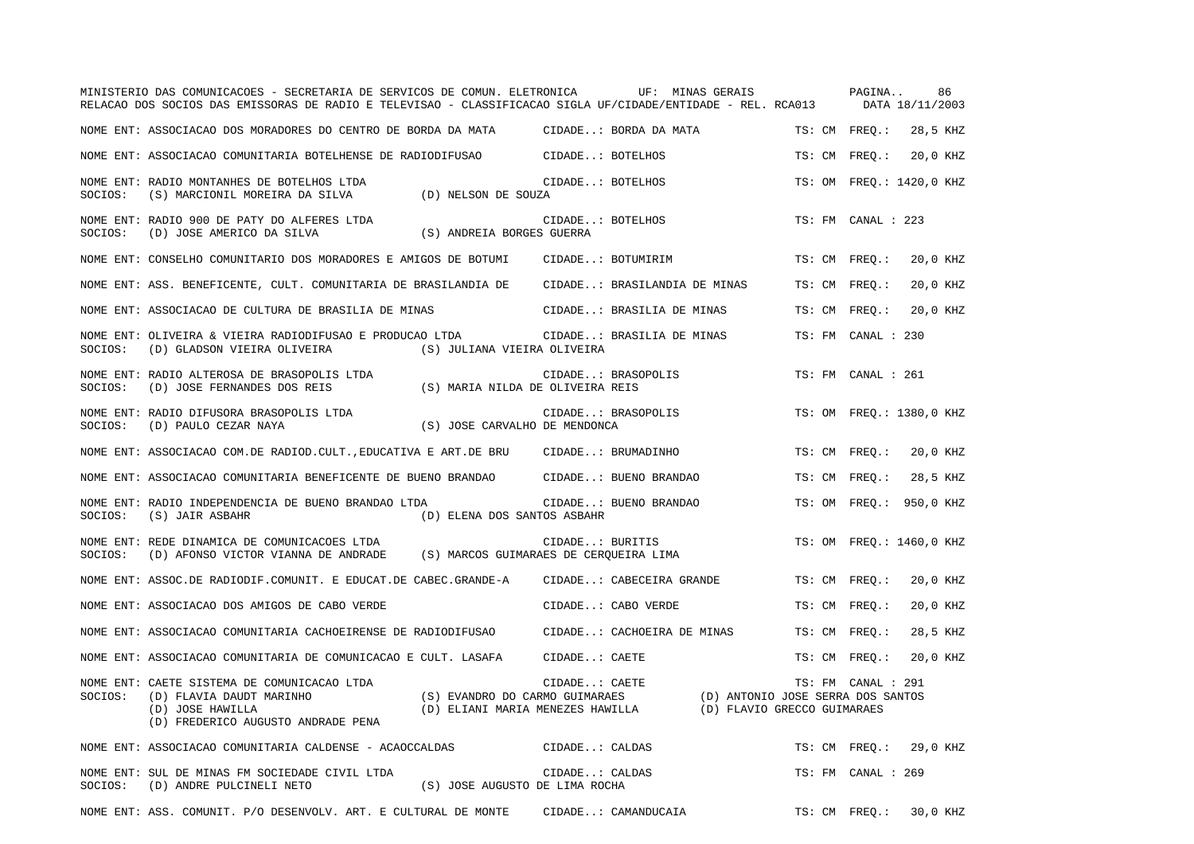MINISTERIO DAS COMUNICACOES - SECRETARIA DE SERVICOS DE COMUN. ELETRONICA UF: MINAS GERAIS

RELACAO DOS SOCIOS DAS EMISSORAS DE RADIO E TELEVISAO - CLASSIFICACAO SIGLA UF/CIDADE/ENTIDADE - REL. RCA013 DATA 18/11/2003

NOME ENT: ASSOCIACAO DOS MORADORES DO CENTRO DE BORDA DA MATA CIDADE..: BORDA DA MATA TS: CM FREQ.: 28,5 KHZ

NOME ENT: ASSOCIACAO COMUNITARIA BOTELHENSE DE RADIODIFUSAO CIDADE..: BOTELHOS TS: CM FREQ.: 20,0 KHZ

NOME ENT: RADIO MONTANHES DE BOTELHOS LTDA CIDADE..: BOTELHOS TS: OM FREQ.: 1420,0 KHZ
SOCIOS: (S) MARCIONIL MOREIRA DA SILVA (D) NELSON DE SOUZA

NOME ENT: RADIO 900 DE PATY DO ALFERES LTDA CIDADE..: BOTELHOS TS: FM CANAL : 223
SOCIOS: (D) JOSE AMERICO DA SILVA (S) ANDREIA BORGES GUERRA

NOME ENT: CONSELHO COMUNITARIO DOS MORADORES E AMIGOS DE BOTUMI CIDADE..: BOTUMIRIM TS: CM FREQ.: 20,0 KHZ

NOME ENT: ASS. BENEFICENTE, CULT. COMUNITARIA DE BRASILANDIA DE CIDADE..: BRASILANDIA DE MINAS TS: CM FREQ.: 20,0 KHZ

NOME ENT: ASSOCIACAO DE CULTURA DE BRASILIA DE MINAS CIDADE..: BRASILIA DE MINAS TS: CM FREQ.: 20,0 KHZ

NOME ENT: OLIVEIRA & VIEIRA RADIODIFUSAO E PRODUCAO LTDA CIDADE..: BRASILIA DE MINAS TS: FM CANAL : 230
SOCIOS: (D) GLADSON VIEIRA OLIVEIRA (S) JULIANA VIEIRA OLIVEIRA

NOME ENT: RADIO ALTEROSA DE BRASOPOLIS LTDA CIDADE..: BRASOPOLIS TS: FM CANAL : 261
SOCIOS: (D) JOSE FERNANDES DOS REIS (S) MARIA NILDA DE OLIVEIRA REIS

NOME ENT: RADIO DIFUSORA BRASOPOLIS LTDA CIDADE..: BRASOPOLIS TS: OM FREQ.: 1380,0 KHZ
SOCIOS: (D) PAULO CEZAR NAYA (S) JOSE CARVALHO DE MENDONCA

NOME ENT: ASSOCIACAO COM.DE RADIOD.CULT.,EDUCATIVA E ART.DE BRU CIDADE..: BRUMADINHO TS: CM FREQ.: 20,0 KHZ

NOME ENT: ASSOCIACAO COMUNITARIA BENEFICENTE DE BUENO BRANDAO CIDADE..: BUENO BRANDAO TS: CM FREQ.: 28,5 KHZ

NOME ENT: RADIO INDEPENDENCIA DE BUENO BRANDAO LTDA CIDADE..: BUENO BRANDAO TS: OM FREQ.: 950,0 KHZ
SOCIOS: (S) JAIR ASBAHR (D) ELENA DOS SANTOS ASBAHR

NOME ENT: REDE DINAMICA DE COMUNICACOES LTDA CIDADE..: BURITIS TS: OM FREQ.: 1460,0 KHZ
SOCIOS: (D) AFONSO VICTOR VIANNA DE ANDRADE (S) MARCOS GUIMARAES DE CERQUEIRA LIMA

NOME ENT: ASSOC.DE RADIODIF.COMUNIT. E EDUCAT.DE CABEC.GRANDE-A CIDADE..: CABECEIRA GRANDE TS: CM FREQ.: 20,0 KHZ

NOME ENT: ASSOCIACAO DOS AMIGOS DE CABO VERDE CIDADE..: CABO VERDE TS: CM FREQ.: 20,0 KHZ

NOME ENT: ASSOCIACAO COMUNITARIA CACHOEIRENSE DE RADIODIFUSAO CIDADE..: CACHOEIRA DE MINAS TS: CM FREQ.: 28,5 KHZ

NOME ENT: ASSOCIACAO COMUNITARIA DE COMUNICACAO E CULT. LASAFA CIDADE..: CAETE TS: CM FREQ.: 20,0 KHZ

NOME ENT: CAETE SISTEMA DE COMUNICACAO LTDA CIDADE..: CAETE TS: FM CANAL : 291
SOCIOS: (D) FLAVIA DAUDT MARINHO (S) EVANDRO DO CARMO GUIMARAES (D) ANTONIO JOSE SERRA DOS SANTOS
(D) JOSE HAWILLA (D) ELIANI MARIA MENEZES HAWILLA (D) FLAVIO GRECCO GUIMARAES
(D) FREDERICO AUGUSTO ANDRADE PENA

NOME ENT: ASSOCIACAO COMUNITARIA CALDENSE - ACAOCCALDAS CIDADE..: CALDAS TS: CM FREQ.: 29,0 KHZ

NOME ENT: SUL DE MINAS FM SOCIEDADE CIVIL LTDA CIDADE..: CALDAS TS: FM CANAL : 269
SOCIOS: (D) ANDRE PULCINELI NETO (S) JOSE AUGUSTO DE LIMA ROCHA

NOME ENT: ASS. COMUNIT. P/O DESENVOLV. ART. E CULTURAL DE MONTE CIDADE..: CAMANDUCAIA TS: CM FREQ.: 30,0 KHZ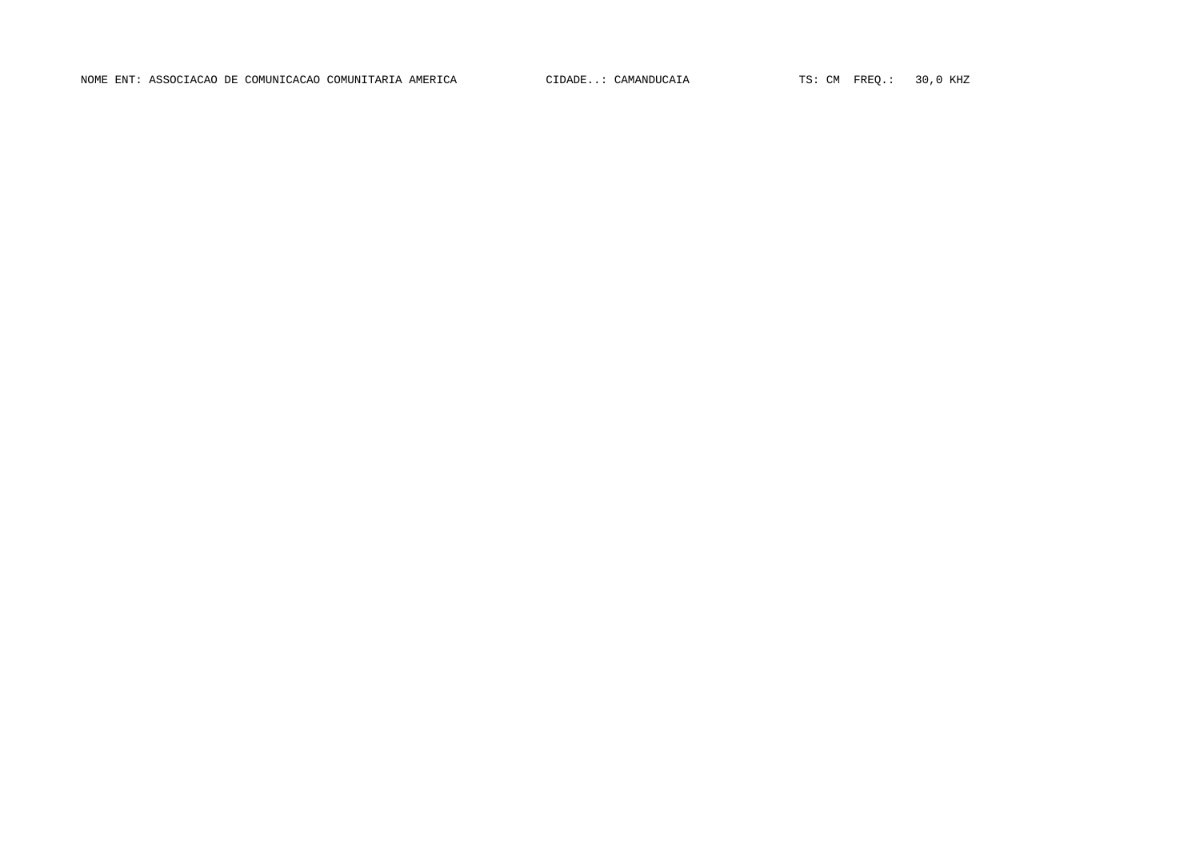NOME ENT: ASSOCIACAO DE COMUNICACAO COMUNITARIA AMERICA CIDADE..: CAMANDUCAIA TS: CM FREQ.: 30,0 KHZ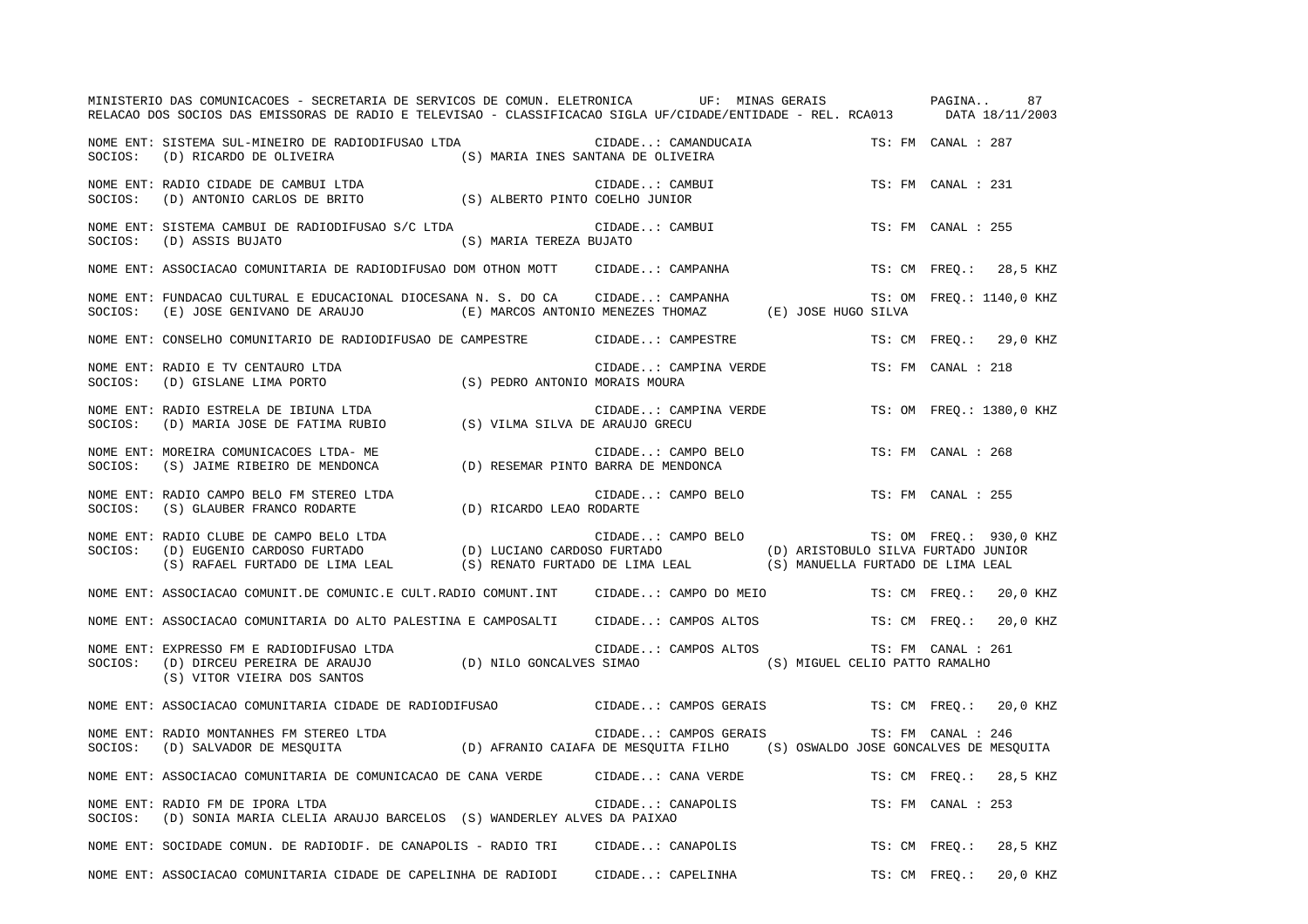NOME ENT: SISTEMA SUL-MINEIRO DE RADIODIFUSAO LTDA CIDADE..: CAMANDUCAIA TS: FM CANAL : 287
SOCIOS: (D) RICARDO DE OLIVEIRA (S) MARIA INES SANTANA DE OLIVEIRA

NOME ENT: RADIO CIDADE DE CAMBUI LTDA CIDADE..: CAMBUI TS: FM CANAL : 231
SOCIOS: (D) ANTONIO CARLOS DE BRITO (S) ALBERTO PINTO COELHO JUNIOR

NOME ENT: SISTEMA CAMBUI DE RADIODIFUSAO S/C LTDA CIDADE..: CAMBUI TS: FM CANAL : 255
SOCIOS: (D) ASSIS BUJATO (S) MARIA TEREZA BUJATO

NOME ENT: ASSOCIACAO COMUNITARIA DE RADIODIFUSAO DOM OTHON MOTT CIDADE..: CAMPANHA TS: CM FREQ.: 28,5 KHZ

NOME ENT: FUNDACAO CULTURAL E EDUCACIONAL DIOCESANA N. S. DO CA CIDADE..: CAMPANHA TS: OM FREQ.: 1140,0 KHZ
SOCIOS: (E) JOSE GENIVANO DE ARAUJO (E) MARCOS ANTONIO MENEZES THOMAZ (E) JOSE HUGO SILVA

NOME ENT: CONSELHO COMUNITARIO DE RADIODIFUSAO DE CAMPESTRE CIDADE..: CAMPESTRE TS: CM FREQ.: 29,0 KHZ

NOME ENT: RADIO E TV CENTAURO LTDA CIDADE..: CAMPINA VERDE TS: FM CANAL : 218
SOCIOS: (D) GISLANE LIMA PORTO (S) PEDRO ANTONIO MORAIS MOURA

NOME ENT: RADIO ESTRELA DE IBIUNA LTDA CIDADE..: CAMPINA VERDE TS: OM FREQ.: 1380,0 KHZ
SOCIOS: (D) MARIA JOSE DE FATIMA RUBIO (S) VILMA SILVA DE ARAUJO GRECU

NOME ENT: MOREIRA COMUNICACOES LTDA- ME CIDADE..: CAMPO BELO TS: FM CANAL : 268
SOCIOS: (S) JAIME RIBEIRO DE MENDONCA (D) RESEMAR PINTO BARRA DE MENDONCA

NOME ENT: RADIO CAMPO BELO FM STEREO LTDA CIDADE..: CAMPO BELO TS: FM CANAL : 255
SOCIOS: (S) GLAUBER FRANCO RODARTE (D) RICARDO LEAO RODARTE

NOME ENT: RADIO CLUBE DE CAMPO BELO LTDA CIDADE..: CAMPO BELO TS: OM FREQ.: 930,0 KHZ
SOCIOS: (D) EUGENIO CARDOSO FURTADO (D) LUCIANO CARDOSO FURTADO (D) ARISTOBULO SILVA FURTADO JUNIOR
(S) RAFAEL FURTADO DE LIMA LEAL (S) RENATO FURTADO DE LIMA LEAL (S) MANUELLA FURTADO DE LIMA LEAL

NOME ENT: ASSOCIACAO COMUNIT.DE COMUNIC.E CULT.RADIO COMUNT.INT CIDADE..: CAMPO DO MEIO TS: CM FREQ.: 20,0 KHZ

NOME ENT: ASSOCIACAO COMUNITARIA DO ALTO PALESTINA E CAMPOSALTI CIDADE..: CAMPOS ALTOS TS: CM FREQ.: 20,0 KHZ

NOME ENT: EXPRESSO FM E RADIODIFUSAO LTDA CIDADE..: CAMPOS ALTOS TS: FM CANAL : 261
SOCIOS: (D) DIRCEU PEREIRA DE ARAUJO (D) NILO GONCALVES SIMAO (S) MIGUEL CELIO PATTO RAMALHO
(S) VITOR VIEIRA DOS SANTOS

NOME ENT: ASSOCIACAO COMUNITARIA CIDADE DE RADIODIFUSAO CIDADE..: CAMPOS GERAIS TS: CM FREQ.: 20,0 KHZ

NOME ENT: RADIO MONTANHES FM STEREO LTDA CIDADE..: CAMPOS GERAIS TS: FM CANAL : 246
SOCIOS: (D) SALVADOR DE MESQUITA (D) AFRANIO CAIAFA DE MESQUITA FILHO (S) OSWALDO JOSE GONCALVES DE MESQUITA

NOME ENT: ASSOCIACAO COMUNITARIA DE COMUNICACAO DE CANA VERDE CIDADE..: CANA VERDE TS: CM FREQ.: 28,5 KHZ

NOME ENT: RADIO FM DE IPORA LTDA CIDADE..: CANAPOLIS TS: FM CANAL : 253
SOCIOS: (D) SONIA MARIA CLELIA ARAUJO BARCELOS (S) WANDERLEY ALVES DA PAIXAO

NOME ENT: SOCIDADE COMUN. DE RADIODIF. DE CANAPOLIS - RADIO TRI CIDADE..: CANAPOLIS TS: CM FREQ.: 28,5 KHZ

NOME ENT: ASSOCIACAO COMUNITARIA CIDADE DE CAPELINHA DE RADIODI CIDADE..: CAPELINHA TS: CM FREQ.: 20,0 KHZ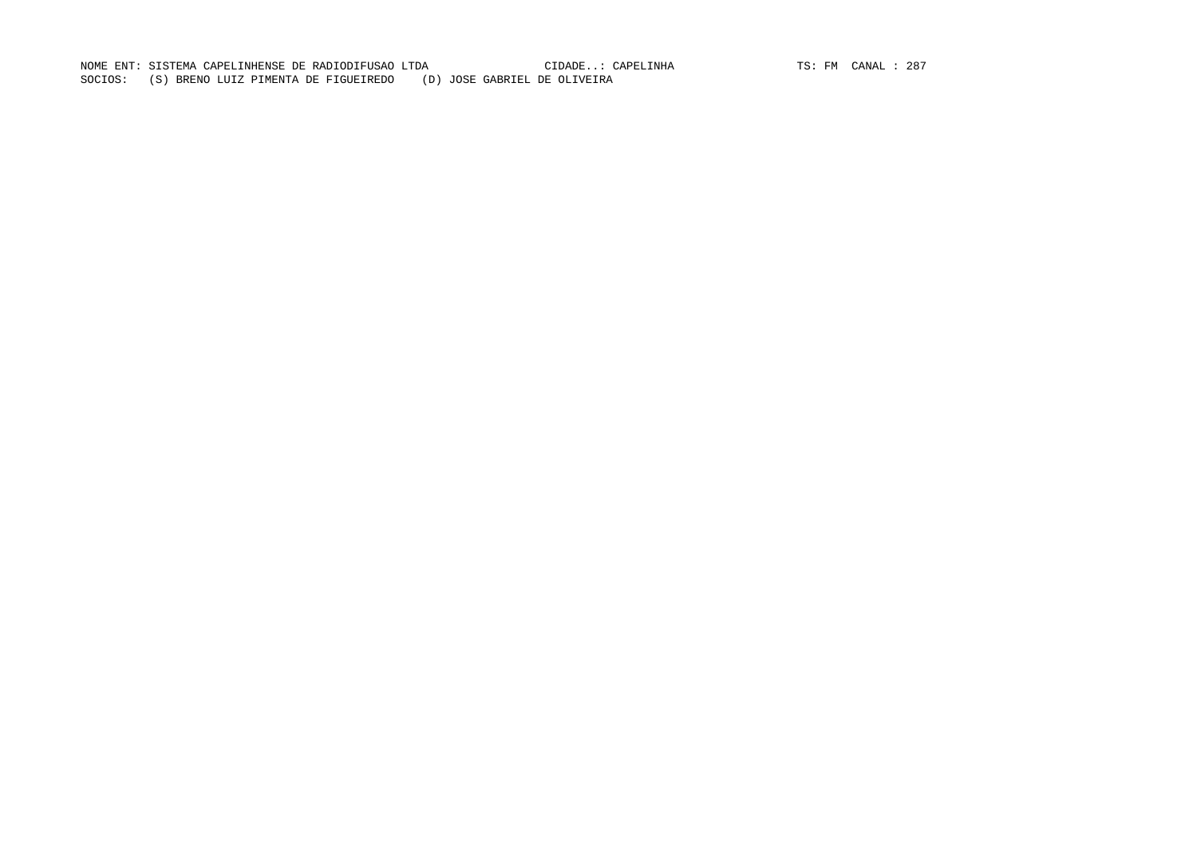NOME ENT: SISTEMA CAPELINHENSE DE RADIODIFUSAO LTDA CIDADE..: CAPELINHA TS: FM CANAL : 287

SOCIOS: (S) BRENO LUIZ PIMENTA DE FIGUEIREDO (D) JOSE GABRIEL DE OLIVEIRA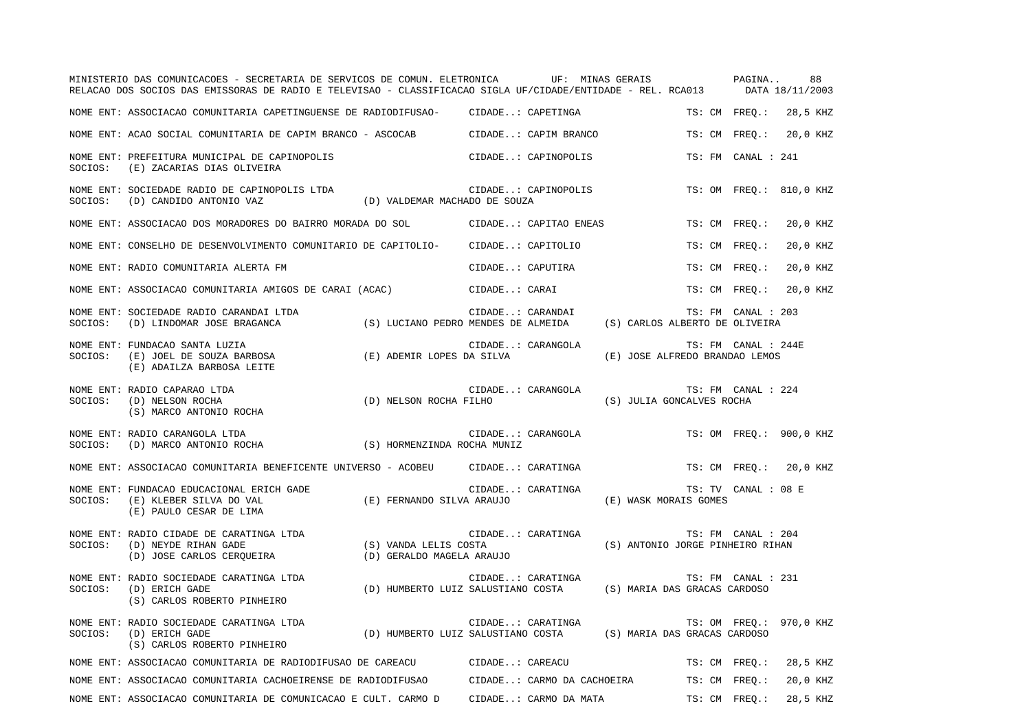MINISTERIO DAS COMUNICACOES - SECRETARIA DE SERVICOS DE COMUN. ELETRONICA UF: MINAS GERAIS

RELACAO DOS SOCIOS DAS EMISSORAS DE RADIO E TELEVISAO - CLASSIFICACAO SIGLA UF/CIDADE/ENTIDADE - REL. RCA013 DATA 18/11/2003

NOME ENT: ASSOCIACAO COMUNITARIA CAPETINGUENSE DE RADIODIFUSAO- CIDADE..: CAPETINGA TS: CM FREQ.: 28,5 KHZ

NOME ENT: ACAO SOCIAL COMUNITARIA DE CAPIM BRANCO - ASCOCAB CIDADE..: CAPIM BRANCO TS: CM FREQ.: 20,0 KHZ

NOME ENT: PREFEITURA MUNICIPAL DE CAPINOPOLIS CIDADE..: CAPINOPOLIS TS: FM CANAL : 241
SOCIOS: (E) ZACARIAS DIAS OLIVEIRA

NOME ENT: SOCIEDADE RADIO DE CAPINOPOLIS LTDA CIDADE..: CAPINOPOLIS TS: OM FREQ.: 810,0 KHZ
SOCIOS: (D) CANDIDO ANTONIO VAZ (D) VALDEMAR MACHADO DE SOUZA

NOME ENT: ASSOCIACAO DOS MORADORES DO BAIRRO MORADA DO SOL CIDADE..: CAPITAO ENEAS TS: CM FREQ.: 20,0 KHZ

NOME ENT: CONSELHO DE DESENVOLVIMENTO COMUNITARIO DE CAPITOLIO- CIDADE..: CAPITOLIO TS: CM FREQ.: 20,0 KHZ

NOME ENT: RADIO COMUNITARIA ALERTA FM CIDADE..: CAPUTIRA TS: CM FREQ.: 20,0 KHZ

NOME ENT: ASSOCIACAO COMUNITARIA AMIGOS DE CARAI (ACAC) CIDADE..: CARAI TS: CM FREQ.: 20,0 KHZ

NOME ENT: SOCIEDADE RADIO CARANDAI LTDA CIDADE..: CARANDAI TS: FM CANAL : 203
SOCIOS: (D) LINDOMAR JOSE BRAGANCA (S) LUCIANO PEDRO MENDES DE ALMEIDA (S) CARLOS ALBERTO DE OLIVEIRA

NOME ENT: FUNDACAO SANTA LUZIA CIDADE..: CARANGOLA TS: FM CANAL : 244E
SOCIOS: (E) JOEL DE SOUZA BARBOSA (E) ADEMIR LOPES DA SILVA (E) JOSE ALFREDO BRANDAO LEMOS
(E) ADAILZA BARBOSA LEITE

NOME ENT: RADIO CAPARAO LTDA CIDADE..: CARANGOLA TS: FM CANAL : 224
SOCIOS: (D) NELSON ROCHA (D) NELSON ROCHA FILHO (S) JULIA GONCALVES ROCHA
(S) MARCO ANTONIO ROCHA

NOME ENT: RADIO CARANGOLA LTDA CIDADE..: CARANGOLA TS: OM FREQ.: 900,0 KHZ
SOCIOS: (D) MARCO ANTONIO ROCHA (S) HORMENZINDA ROCHA MUNIZ

NOME ENT: ASSOCIACAO COMUNITARIA BENEFICENTE UNIVERSO - ACOBEU CIDADE..: CARATINGA TS: CM FREQ.: 20,0 KHZ

NOME ENT: FUNDACAO EDUCACIONAL ERICH GADE CIDADE..: CARATINGA TS: TV CANAL : 08 E
SOCIOS: (E) KLEBER SILVA DO VAL (E) FERNANDO SILVA ARAUJO (E) WASK MORAIS GOMES
(E) PAULO CESAR DE LIMA

NOME ENT: RADIO CIDADE DE CARATINGA LTDA CIDADE..: CARATINGA TS: FM CANAL : 204
SOCIOS: (D) NEYDE RIHAN GADE (S) VANDA LELIS COSTA (S) ANTONIO JORGE PINHEIRO RIHAN
(D) JOSE CARLOS CERQUEIRA (D) GERALDO MAGELA ARAUJO

NOME ENT: RADIO SOCIEDADE CARATINGA LTDA CIDADE..: CARATINGA TS: FM CANAL : 231
SOCIOS: (D) ERICH GADE (D) HUMBERTO LUIZ SALUSTIANO COSTA (S) MARIA DAS GRACAS CARDOSO
(S) CARLOS ROBERTO PINHEIRO

NOME ENT: RADIO SOCIEDADE CARATINGA LTDA CIDADE..: CARATINGA TS: OM FREQ.: 970,0 KHZ
SOCIOS: (D) ERICH GADE (D) HUMBERTO LUIZ SALUSTIANO COSTA (S) MARIA DAS GRACAS CARDOSO
(S) CARLOS ROBERTO PINHEIRO

NOME ENT: ASSOCIACAO COMUNITARIA DE RADIODIFUSAO DE CAREACU CIDADE..: CAREACU TS: CM FREQ.: 28,5 KHZ

NOME ENT: ASSOCIACAO COMUNITARIA CACHOEIRENSE DE RADIODIFUSAO CIDADE..: CARMO DA CACHOEIRA TS: CM FREQ.: 20,0 KHZ

NOME ENT: ASSOCIACAO COMUNITARIA DE COMUNICACAO E CULT. CARMO D CIDADE..: CARMO DA MATA TS: CM FREQ.: 28,5 KHZ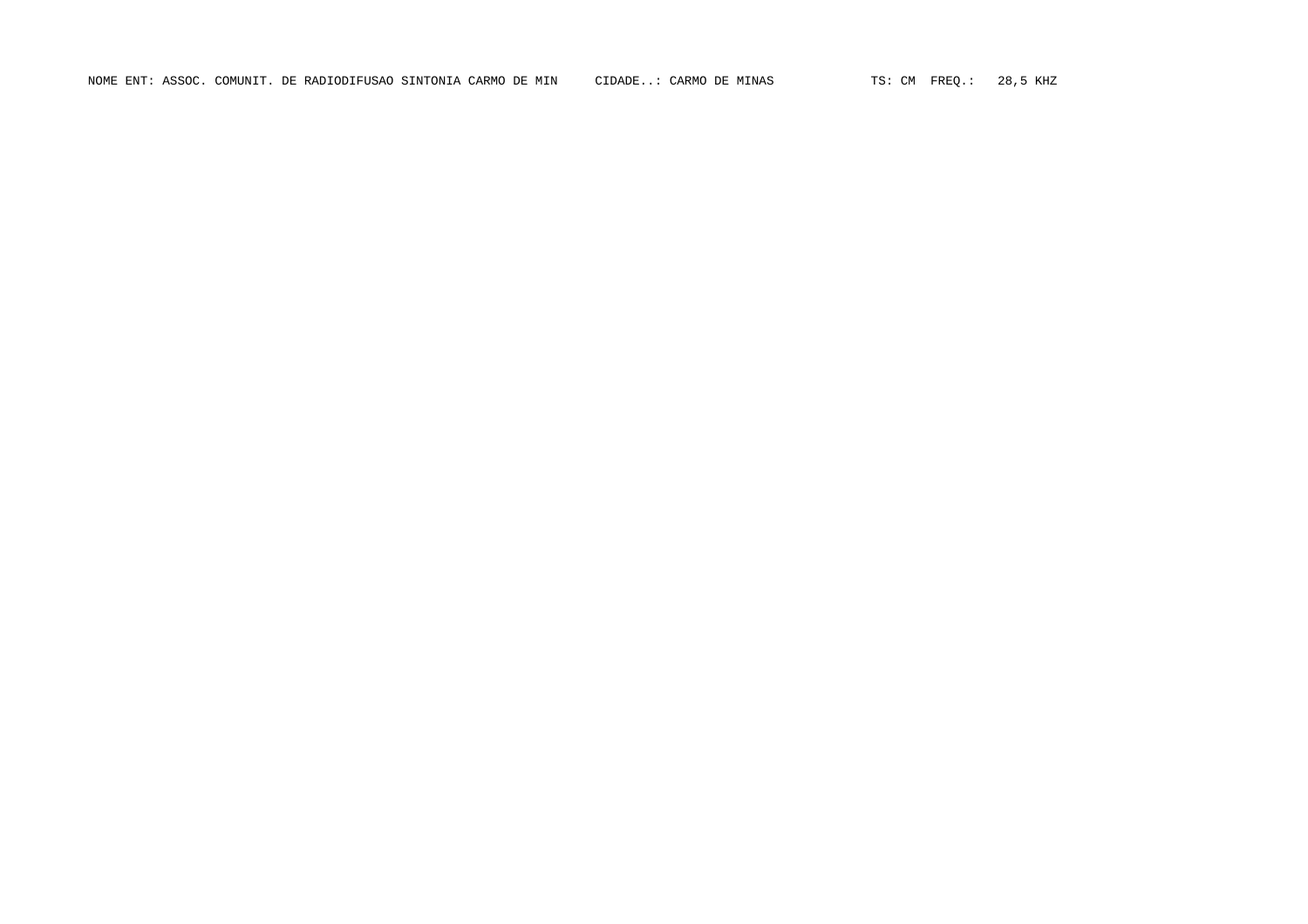NOME ENT: ASSOC. COMUNIT. DE RADIODIFUSAO SINTONIA CARMO DE MIN     CIDADE..: CARMO DE MINAS            TS: CM  FREQ.:   28,5 KHZ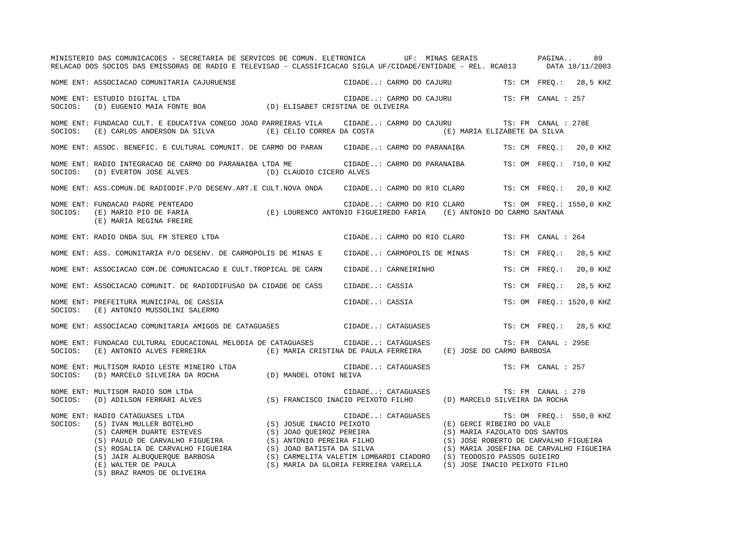NOME ENT: ASSOCIACAO COMUNITARIA CAJURUENSE CIDADE..: CARMO DO CAJURU TS: CM FREQ.: 28,5 KHZ

NOME ENT: ESTUDIO DIGITAL LTDA CIDADE..: CARMO DO CAJURU TS: FM CANAL : 257
SOCIOS: (D) EUGENIO MAIA FONTE BOA (D) ELISABET CRISTINA DE OLIVEIRA

NOME ENT: FUNDACAO CULT. E EDUCATIVA CONEGO JOAO PARREIRAS VILA CIDADE..: CARMO DO CAJURU TS: FM CANAL : 278E
SOCIOS: (E) CARLOS ANDERSON DA SILVA (E) CELIO CORREA DA COSTA (E) MARIA ELIZABETE DA SILVA

NOME ENT: ASSOC. BENEFIC. E CULTURAL COMUNIT. DE CARMO DO PARAN CIDADE..: CARMO DO PARANAIBA TS: CM FREQ.: 20,0 KHZ

NOME ENT: RADIO INTEGRACAO DE CARMO DO PARANAIBA LTDA ME CIDADE..: CARMO DO PARANAIBA TS: OM FREQ.: 710,0 KHZ
SOCIOS: (D) EVERTON JOSE ALVES (D) CLAUDIO CICERO ALVES

NOME ENT: ASS.COMUN.DE RADIODIF.P/O DESENV.ART.E CULT.NOVA ONDA CIDADE..: CARMO DO RIO CLARO TS: CM FREQ.: 20,0 KHZ

NOME ENT: FUNDACAO PADRE PENTEADO CIDADE..: CARMO DO RIO CLARO TS: OM FREQ.: 1550,0 KHZ
SOCIOS: (E) MARIO PIO DE FARIA (E) LOURENCO ANTONIO FIGUEIREDO FARIA (E) ANTONIO DO CARMO SANTANA
(E) MARIA REGINA FREIRE

NOME ENT: RADIO ONDA SUL FM STEREO LTDA CIDADE..: CARMO DO RIO CLARO TS: FM CANAL : 264

NOME ENT: ASS. COMUNITARIA P/O DESENV. DE CARMOPOLIS DE MINAS E CIDADE..: CARMOPOLIS DE MINAS TS: CM FREQ.: 28,5 KHZ

NOME ENT: ASSOCIACAO COM.DE COMUNICACAO E CULT.TROPICAL DE CARN CIDADE..: CARNEIRINHO TS: CM FREQ.: 20,0 KHZ

NOME ENT: ASSOCIACAO COMUNIT. DE RADIODIFUSAO DA CIDADE DE CASS CIDADE..: CASSIA TS: CM FREQ.: 28,5 KHZ

NOME ENT: PREFEITURA MUNICIPAL DE CASSIA CIDADE..: CASSIA TS: OM FREQ.: 1520,0 KHZ
SOCIOS: (E) ANTONIO MUSSOLINI SALERMO

NOME ENT: ASSOCIACAO COMUNITARIA AMIGOS DE CATAGUASES CIDADE..: CATAGUASES TS: CM FREQ.: 28,5 KHZ

NOME ENT: FUNDACAO CULTURAL EDUCACIONAL MELODIA DE CATAGUASES CIDADE..: CATAGUASES TS: FM CANAL : 295E
SOCIOS: (E) ANTONIO ALVES FERREIRA (E) MARIA CRISTINA DE PAULA FERREIRA (E) JOSE DO CARMO BARBOSA

NOME ENT: MULTISOM RADIO LESTE MINEIRO LTDA CIDADE..: CATAGUASES TS: FM CANAL : 257
SOCIOS: (D) MARCELO SILVEIRA DA ROCHA (D) MANOEL OTONI NEIVA

NOME ENT: MULTISOM RADIO SOM LTDA CIDADE..: CATAGUASES TS: FM CANAL : 270
SOCIOS: (D) ADILSON FERRARI ALVES (S) FRANCISCO INACIO PEIXOTO FILHO (D) MARCELO SILVEIRA DA ROCHA

NOME ENT: RADIO CATAGUASES LTDA CIDADE..: CATAGUASES TS: OM FREQ.: 550,0 KHZ
SOCIOS: (S) IVAN MULLER BOTELHO (S) JOSUE INACIO PEIXOTO (E) GERCI RIBEIRO DO VALE
(S) CARMEM DUARTE ESTEVES (S) JOAO QUEIROZ PEREIRA (S) MARIA FAZOLATO DOS SANTOS
(S) PAULO DE CARVALHO FIGUEIRA (S) ANTONIO PEREIRA FILHO (S) JOSE ROBERTO DE CARVALHO FIGUEIRA
(S) ROSALIA DE CARVALHO FIGUEIRA (S) JOAO BATISTA DA SILVA (S) MARIA JOSEFINA DE CARVALHO FIGUEIRA
(S) JAIR ALBUQUERQUE BARBOSA (S) CARMELITA VALETIM LOMBARDI CIADORO (S) TEODOSIO PASSOS GUIEIRO
(E) WALTER DE PAULA (S) MARIA DA GLORIA FERREIRA VARELLA (S) JOSE INACIO PEIXOTO FILHO
(S) BRAZ RAMOS DE OLIVEIRA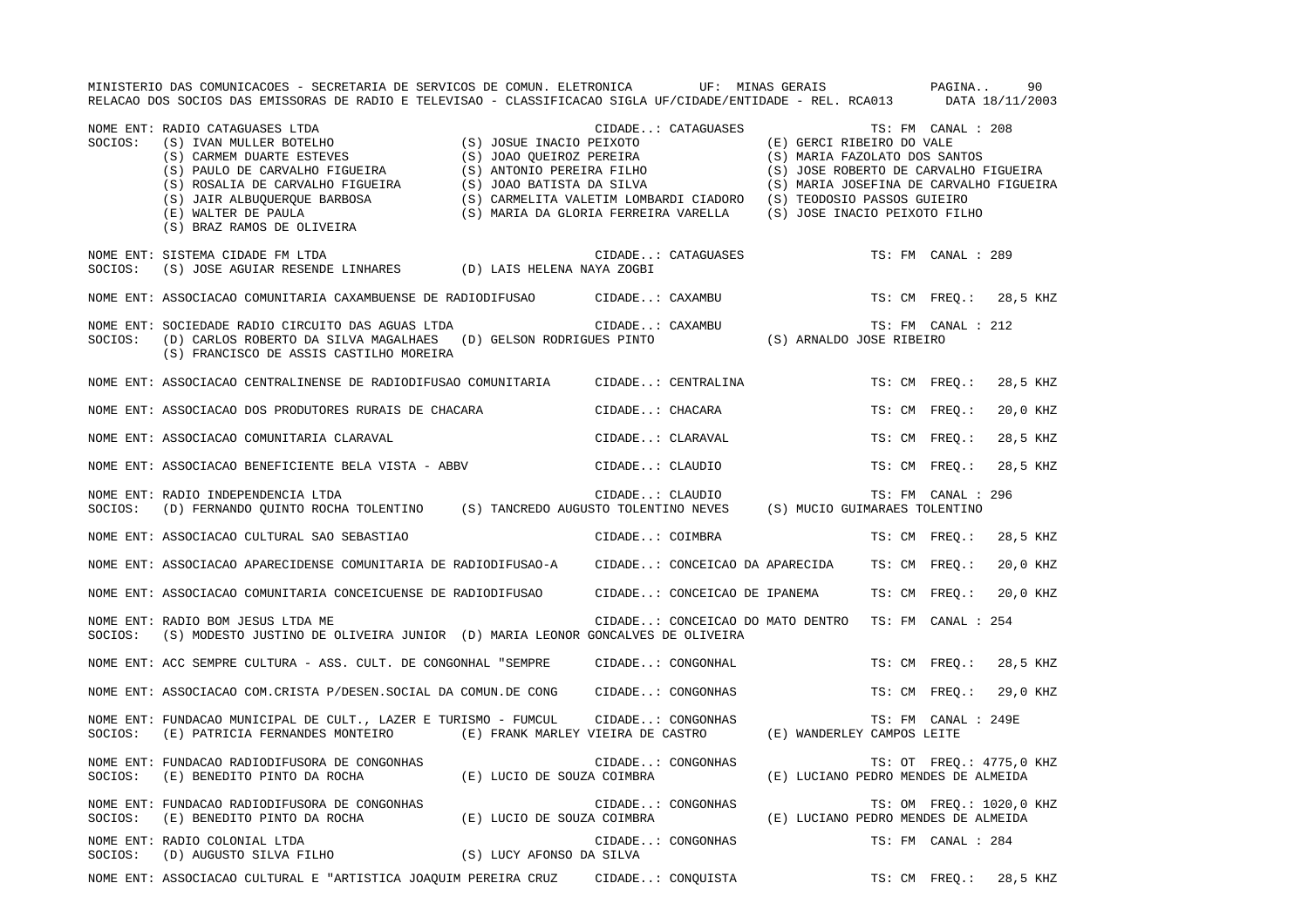MINISTERIO DAS COMUNICACOES - SECRETARIA DE SERVICOS DE COMUN. ELETRONICA UF: MINAS GERAIS

RELACAO DOS SOCIOS DAS EMISSORAS DE RADIO E TELEVISAO - CLASSIFICACAO SIGLA UF/CIDADE/ENTIDADE - REL. RCA013 DATA 18/11/2003

NOME ENT: RADIO CATAGUASES LTDA CIDADE..: CATAGUASES TS: FM CANAL : 208
SOCIOS: (S) IVAN MULLER BOTELHO (S) JOSUE INACIO PEIXOTO (E) GERCI RIBEIRO DO VALE
(S) CARMEM DUARTE ESTEVES (S) JOAO QUEIROZ PEREIRA (S) MARIA FAZOLATO DOS SANTOS
(S) PAULO DE CARVALHO FIGUEIRA (S) ANTONIO PEREIRA FILHO (S) JOSE ROBERTO DE CARVALHO FIGUEIRA
(S) ROSALIA DE CARVALHO FIGUEIRA (S) JOAO BATISTA DA SILVA (S) MARIA JOSEFINA DE CARVALHO FIGUEIRA
(S) JAIR ALBUQUERQUE BARBOSA (S) CARMELITA VALETIM LOMBARDI CIADORO (S) TEODOSIO PASSOS GUIEIRO
(E) WALTER DE PAULA (S) MARIA DA GLORIA FERREIRA VARELLA (S) JOSE INACIO PEIXOTO FILHO
(S) BRAZ RAMOS DE OLIVEIRA

NOME ENT: SISTEMA CIDADE FM LTDA CIDADE..: CATAGUASES TS: FM CANAL : 289
SOCIOS: (S) JOSE AGUIAR RESENDE LINHARES (D) LAIS HELENA NAYA ZOGBI

NOME ENT: ASSOCIACAO COMUNITARIA CAXAMBUENSE DE RADIODIFUSAO CIDADE..: CAXAMBU TS: CM FREQ.: 28,5 KHZ

NOME ENT: SOCIEDADE RADIO CIRCUITO DAS AGUAS LTDA CIDADE..: CAXAMBU TS: FM CANAL : 212
SOCIOS: (D) CARLOS ROBERTO DA SILVA MAGALHAES (D) GELSON RODRIGUES PINTO (S) ARNALDO JOSE RIBEIRO
(S) FRANCISCO DE ASSIS CASTILHO MOREIRA

NOME ENT: ASSOCIACAO CENTRALINENSE DE RADIODIFUSAO COMUNITARIA CIDADE..: CENTRALINA TS: CM FREQ.: 28,5 KHZ

NOME ENT: ASSOCIACAO DOS PRODUTORES RURAIS DE CHACARA CIDADE..: CHACARA TS: CM FREQ.: 20,0 KHZ

NOME ENT: ASSOCIACAO COMUNITARIA CLARAVAL CIDADE..: CLARAVAL TS: CM FREQ.: 28,5 KHZ

NOME ENT: ASSOCIACAO BENEFICIENTE BELA VISTA - ABBV CIDADE..: CLAUDIO TS: CM FREQ.: 28,5 KHZ

NOME ENT: RADIO INDEPENDENCIA LTDA CIDADE..: CLAUDIO TS: FM CANAL : 296
SOCIOS: (D) FERNANDO QUINTO ROCHA TOLENTINO (S) TANCREDO AUGUSTO TOLENTINO NEVES (S) MUCIO GUIMARAES TOLENTINO

NOME ENT: ASSOCIACAO CULTURAL SAO SEBASTIAO CIDADE..: COIMBRA TS: CM FREQ.: 28,5 KHZ

NOME ENT: ASSOCIACAO APARECIDENSE COMUNITARIA DE RADIODIFUSAO-A CIDADE..: CONCEICAO DA APARECIDA TS: CM FREQ.: 20,0 KHZ

NOME ENT: ASSOCIACAO COMUNITARIA CONCEICUENSE DE RADIODIFUSAO CIDADE..: CONCEICAO DE IPANEMA TS: CM FREQ.: 20,0 KHZ

NOME ENT: RADIO BOM JESUS LTDA ME CIDADE..: CONCEICAO DO MATO DENTRO TS: FM CANAL : 254
SOCIOS: (S) MODESTO JUSTINO DE OLIVEIRA JUNIOR (D) MARIA LEONOR GONCALVES DE OLIVEIRA

NOME ENT: ACC SEMPRE CULTURA - ASS. CULT. DE CONGONHAL "SEMPRE CIDADE..: CONGONHAL TS: CM FREQ.: 28,5 KHZ

NOME ENT: ASSOCIACAO COM.CRISTA P/DESEN.SOCIAL DA COMUN.DE CONG CIDADE..: CONGONHAS TS: CM FREQ.: 29,0 KHZ

NOME ENT: FUNDACAO MUNICIPAL DE CULT., LAZER E TURISMO - FUMCUL CIDADE..: CONGONHAS TS: FM CANAL : 249E
SOCIOS: (E) PATRICIA FERNANDES MONTEIRO (E) FRANK MARLEY VIEIRA DE CASTRO (E) WANDERLEY CAMPOS LEITE

NOME ENT: FUNDACAO RADIODIFUSORA DE CONGONHAS CIDADE..: CONGONHAS TS: OT FREQ.: 4775,0 KHZ
SOCIOS: (E) BENEDITO PINTO DA ROCHA (E) LUCIO DE SOUZA COIMBRA (E) LUCIANO PEDRO MENDES DE ALMEIDA

NOME ENT: FUNDACAO RADIODIFUSORA DE CONGONHAS CIDADE..: CONGONHAS TS: OM FREQ.: 1020,0 KHZ
SOCIOS: (E) BENEDITO PINTO DA ROCHA (E) LUCIO DE SOUZA COIMBRA (E) LUCIANO PEDRO MENDES DE ALMEIDA

NOME ENT: RADIO COLONIAL LTDA CIDADE..: CONGONHAS TS: FM CANAL : 284
SOCIOS: (D) AUGUSTO SILVA FILHO (S) LUCY AFONSO DA SILVA

NOME ENT: ASSOCIACAO CULTURAL E "ARTISTICA JOAQUIM PEREIRA CRUZ CIDADE..: CONQUISTA TS: CM FREQ.: 28,5 KHZ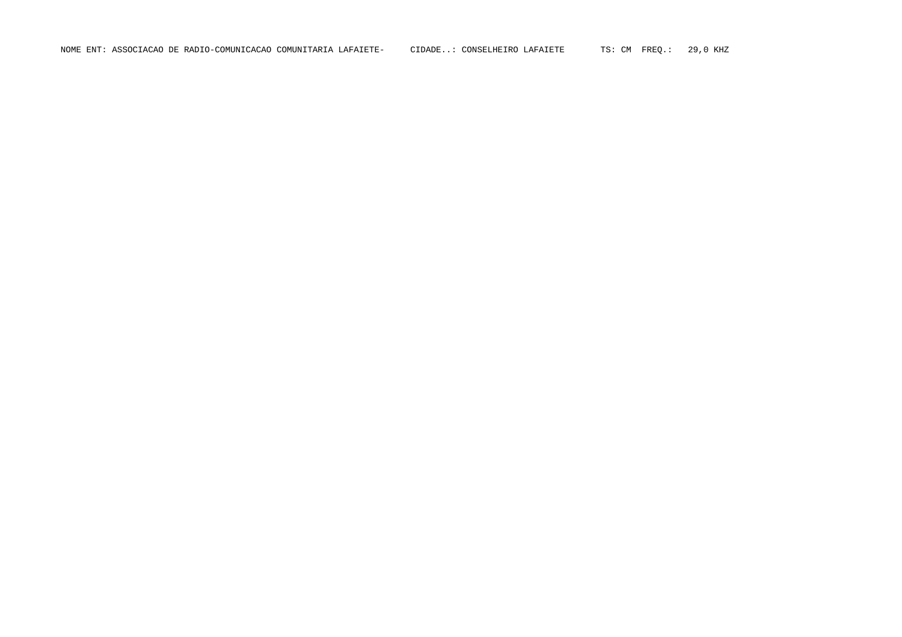NOME ENT: ASSOCIACAO DE RADIO-COMUNICACAO COMUNITARIA LAFAIETE-     CIDADE..: CONSELHEIRO LAFAIETE       TS: CM  FREQ.:   29,0 KHZ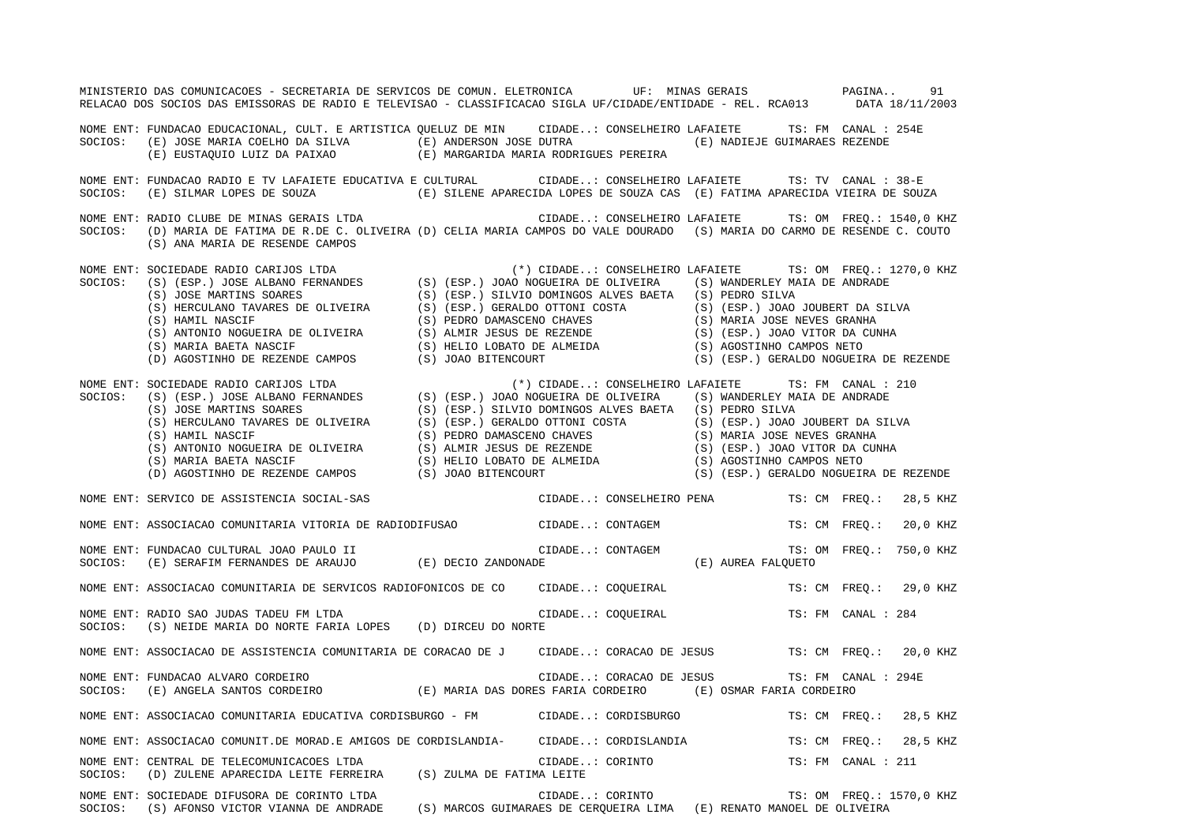MINISTERIO DAS COMUNICACOES - SECRETARIA DE SERVICOS DE COMUN. ELETRONICA UF: MINAS GERAIS PAGINA.. 91
RELACAO DOS SOCIOS DAS EMISSORAS DE RADIO E TELEVISAO - CLASSIFICACAO SIGLA UF/CIDADE/ENTIDADE - REL. RCA013 DATA 18/11/2003

NOME ENT: FUNDACAO EDUCACIONAL, CULT. E ARTISTICA QUELUZ DE MIN CIDADE..: CONSELHEIRO LAFAIETE TS: FM CANAL : 254E
SOCIOS: (E) JOSE MARIA COELHO DA SILVA (E) ANDERSON JOSE DUTRA (E) NADIEJE GUIMARAES REZENDE
(E) EUSTAQUIO LUIZ DA PAIXAO (E) MARGARIDA MARIA RODRIGUES PEREIRA

NOME ENT: FUNDACAO RADIO E TV LAFAIETE EDUCATIVA E CULTURAL CIDADE..: CONSELHEIRO LAFAIETE TS: TV CANAL : 38-E
SOCIOS: (E) SILMAR LOPES DE SOUZA (E) SILENE APARECIDA LOPES DE SOUZA CAS (E) FATIMA APARECIDA VIEIRA DE SOUZA

NOME ENT: RADIO CLUBE DE MINAS GERAIS LTDA CIDADE..: CONSELHEIRO LAFAIETE TS: OM FREQ.: 1540,0 KHZ
SOCIOS: (D) MARIA DE FATIMA DE R.DE C. OLIVEIRA (D) CELIA MARIA CAMPOS DO VALE DOURADO (S) MARIA DO CARMO DE RESENDE C. COUTO
(S) ANA MARIA DE RESENDE CAMPOS

NOME ENT: SOCIEDADE RADIO CARIJOS LTDA (*) CIDADE..: CONSELHEIRO LAFAIETE TS: OM FREQ.: 1270,0 KHZ
SOCIOS: (S) (ESP.) JOSE ALBANO FERNANDES (S) (ESP.) JOAO NOGUEIRA DE OLIVEIRA (S) WANDERLEY MAIA DE ANDRADE
(S) JOSE MARTINS SOARES (S) (ESP.) SILVIO DOMINGOS ALVES BAETA (S) PEDRO SILVA
(S) HERCULANO TAVARES DE OLIVEIRA (S) (ESP.) GERALDO OTTONI COSTA (S) (ESP.) JOAO JOUBERT DA SILVA
(S) HAMIL NASCIF (S) PEDRO DAMASCENO CHAVES (S) MARIA JOSE NEVES GRANHA
(S) ANTONIO NOGUEIRA DE OLIVEIRA (S) ALMIR JESUS DE REZENDE (S) (ESP.) JOAO VITOR DA CUNHA
(S) MARIA BAETA NASCIF (S) HELIO LOBATO DE ALMEIDA (S) AGOSTINHO CAMPOS NETO
(D) AGOSTINHO DE REZENDE CAMPOS (S) JOAO BITENCOURT (S) (ESP.) GERALDO NOGUEIRA DE REZENDE

NOME ENT: SOCIEDADE RADIO CARIJOS LTDA (*) CIDADE..: CONSELHEIRO LAFAIETE TS: FM CANAL : 210
SOCIOS: (S) (ESP.) JOSE ALBANO FERNANDES (S) (ESP.) JOAO NOGUEIRA DE OLIVEIRA (S) WANDERLEY MAIA DE ANDRADE
(S) JOSE MARTINS SOARES (S) (ESP.) SILVIO DOMINGOS ALVES BAETA (S) PEDRO SILVA
(S) HERCULANO TAVARES DE OLIVEIRA (S) (ESP.) GERALDO OTTONI COSTA (S) (ESP.) JOAO JOUBERT DA SILVA
(S) HAMIL NASCIF (S) PEDRO DAMASCENO CHAVES (S) MARIA JOSE NEVES GRANHA
(S) ANTONIO NOGUEIRA DE OLIVEIRA (S) ALMIR JESUS DE REZENDE (S) (ESP.) JOAO VITOR DA CUNHA
(S) MARIA BAETA NASCIF (S) HELIO LOBATO DE ALMEIDA (S) AGOSTINHO CAMPOS NETO
(D) AGOSTINHO DE REZENDE CAMPOS (S) JOAO BITENCOURT (S) (ESP.) GERALDO NOGUEIRA DE REZENDE

NOME ENT: SERVICO DE ASSISTENCIA SOCIAL-SAS CIDADE..: CONSELHEIRO PENA TS: CM FREQ.: 28,5 KHZ

NOME ENT: ASSOCIACAO COMUNITARIA VITORIA DE RADIODIFUSAO CIDADE..: CONTAGEM TS: CM FREQ.: 20,0 KHZ

NOME ENT: FUNDACAO CULTURAL JOAO PAULO II CIDADE..: CONTAGEM TS: OM FREQ.: 750,0 KHZ
SOCIOS: (E) SERAFIM FERNANDES DE ARAUJO (E) DECIO ZANDONADE (E) AUREA FALQUETO

NOME ENT: ASSOCIACAO COMUNITARIA DE SERVICOS RADIOFONICOS DE CO CIDADE..: COQUEIRAL TS: CM FREQ.: 29,0 KHZ

NOME ENT: RADIO SAO JUDAS TADEU FM LTDA CIDADE..: COQUEIRAL TS: FM CANAL : 284
SOCIOS: (S) NEIDE MARIA DO NORTE FARIA LOPES (D) DIRCEU DO NORTE

NOME ENT: ASSOCIACAO DE ASSISTENCIA COMUNITARIA DE CORACAO DE J CIDADE..: CORACAO DE JESUS TS: CM FREQ.: 20,0 KHZ

NOME ENT: FUNDACAO ALVARO CORDEIRO CIDADE..: CORACAO DE JESUS TS: FM CANAL : 294E
SOCIOS: (E) ANGELA SANTOS CORDEIRO (E) MARIA DAS DORES FARIA CORDEIRO (E) OSMAR FARIA CORDEIRO

NOME ENT: ASSOCIACAO COMUNITARIA EDUCATIVA CORDISBURGO - FM CIDADE..: CORDISBURGO TS: CM FREQ.: 28,5 KHZ

NOME ENT: ASSOCIACAO COMUNIT.DE MORAD.E AMIGOS DE CORDISLANDIA- CIDADE..: CORDISLANDIA TS: CM FREQ.: 28,5 KHZ

NOME ENT: CENTRAL DE TELECOMUNICACOES LTDA CIDADE..: CORINTO TS: FM CANAL : 211
SOCIOS: (D) ZULENE APARECIDA LEITE FERREIRA (S) ZULMA DE FATIMA LEITE

NOME ENT: SOCIEDADE DIFUSORA DE CORINTO LTDA CIDADE..: CORINTO TS: OM FREQ.: 1570,0 KHZ
SOCIOS: (S) AFONSO VICTOR VIANNA DE ANDRADE (S) MARCOS GUIMARAES DE CERQUEIRA LIMA (E) RENATO MANOEL DE OLIVEIRA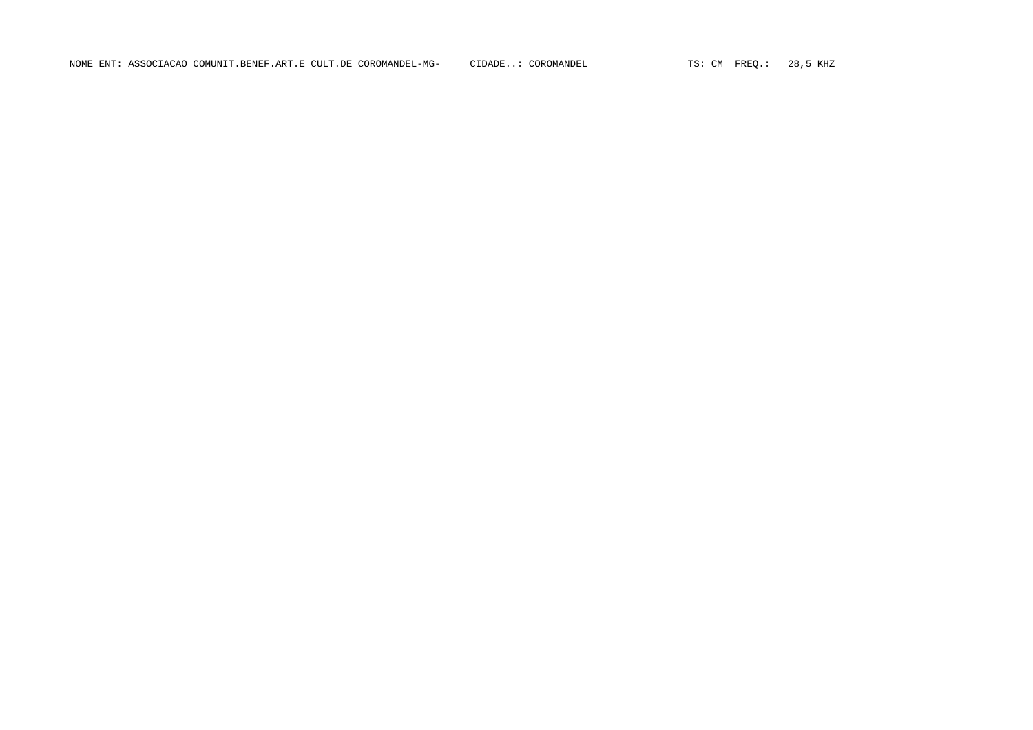NOME ENT: ASSOCIACAO COMUNIT.BENEF.ART.E CULT.DE COROMANDEL-MG-     CIDADE..: COROMANDEL     TS: CM  FREQ.:  28,5 KHZ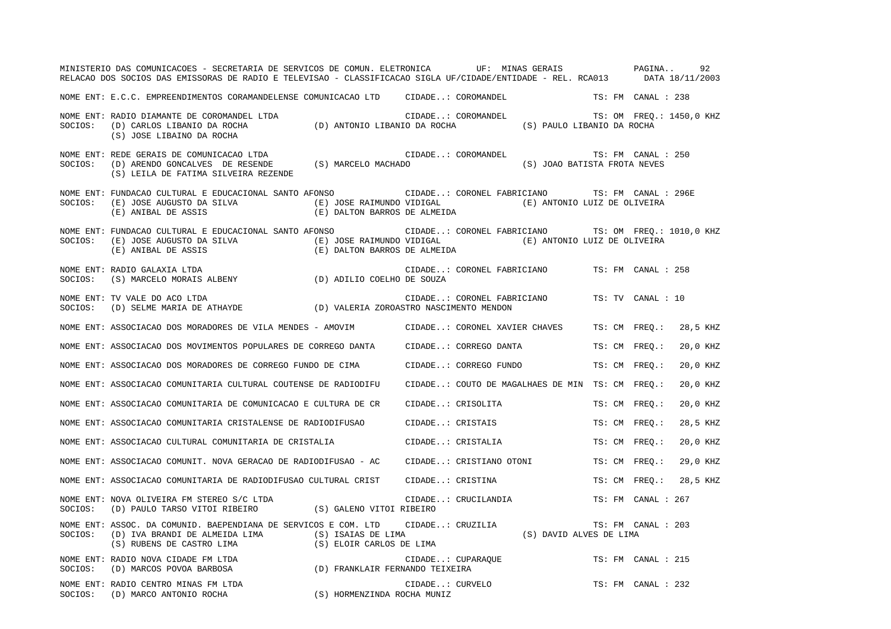MINISTERIO DAS COMUNICACOES - SECRETARIA DE SERVICOS DE COMUN. ELETRONICA UF: MINAS GERAIS

RELACAO DOS SOCIOS DAS EMISSORAS DE RADIO E TELEVISAO - CLASSIFICACAO SIGLA UF/CIDADE/ENTIDADE - REL. RCA013 DATA 18/11/2003

NOME ENT: E.C.C. EMPREENDIMENTOS CORAMANDELENSE COMUNICACAO LTD CIDADE..: COROMANDEL TS: FM CANAL : 238

NOME ENT: RADIO DIAMANTE DE COROMANDEL LTDA CIDADE..: COROMANDEL TS: OM FREQ.: 1450,0 KHZ
SOCIOS: (D) CARLOS LIBANIO DA ROCHA (D) ANTONIO LIBANIO DA ROCHA (S) PAULO LIBANIO DA ROCHA
(S) JOSE LIBAINO DA ROCHA

NOME ENT: REDE GERAIS DE COMUNICACAO LTDA CIDADE..: COROMANDEL TS: FM CANAL : 250
SOCIOS: (D) ARENDO GONCALVES DE RESENDE (S) MARCELO MACHADO (S) JOAO BATISTA FROTA NEVES
(S) LEILA DE FATIMA SILVEIRA REZENDE

NOME ENT: FUNDACAO CULTURAL E EDUCACIONAL SANTO AFONSO CIDADE..: CORONEL FABRICIANO TS: FM CANAL : 296E
SOCIOS: (E) JOSE AUGUSTO DA SILVA (E) JOSE RAIMUNDO VIDIGAL (E) ANTONIO LUIZ DE OLIVEIRA
(E) ANIBAL DE ASSIS (E) DALTON BARROS DE ALMEIDA

NOME ENT: FUNDACAO CULTURAL E EDUCACIONAL SANTO AFONSO CIDADE..: CORONEL FABRICIANO TS: OM FREQ.: 1010,0 KHZ
SOCIOS: (E) JOSE AUGUSTO DA SILVA (E) JOSE RAIMUNDO VIDIGAL (E) ANTONIO LUIZ DE OLIVEIRA
(E) ANIBAL DE ASSIS (E) DALTON BARROS DE ALMEIDA

NOME ENT: RADIO GALAXIA LTDA CIDADE..: CORONEL FABRICIANO TS: FM CANAL : 258
SOCIOS: (S) MARCELO MORAIS ALBENY (D) ADILIO COELHO DE SOUZA

NOME ENT: TV VALE DO ACO LTDA CIDADE..: CORONEL FABRICIANO TS: TV CANAL : 10
SOCIOS: (D) SELME MARIA DE ATHAYDE (D) VALERIA ZOROASTRO NASCIMENTO MENDON

NOME ENT: ASSOCIACAO DOS MORADORES DE VILA MENDES - AMOVIM CIDADE..: CORONEL XAVIER CHAVES TS: CM FREQ.: 28,5 KHZ

NOME ENT: ASSOCIACAO DOS MOVIMENTOS POPULARES DE CORREGO DANTA CIDADE..: CORREGO DANTA TS: CM FREQ.: 20,0 KHZ

NOME ENT: ASSOCIACAO DOS MORADORES DE CORREGO FUNDO DE CIMA CIDADE..: CORREGO FUNDO TS: CM FREQ.: 20,0 KHZ

NOME ENT: ASSOCIACAO COMUNITARIA CULTURAL COUTENSE DE RADIODIFU CIDADE..: COUTO DE MAGALHAES DE MIN TS: CM FREQ.: 20,0 KHZ

NOME ENT: ASSOCIACAO COMUNITARIA DE COMUNICACAO E CULTURA DE CR CIDADE..: CRISOLITA TS: CM FREQ.: 20,0 KHZ

NOME ENT: ASSOCIACAO COMUNITARIA CRISTALENSE DE RADIODIFUSAO CIDADE..: CRISTAIS TS: CM FREQ.: 28,5 KHZ

NOME ENT: ASSOCIACAO CULTURAL COMUNITARIA DE CRISTALIA CIDADE..: CRISTALIA TS: CM FREQ.: 20,0 KHZ

NOME ENT: ASSOCIACAO COMUNIT. NOVA GERACAO DE RADIODIFUSAO - AC CIDADE..: CRISTIANO OTONI TS: CM FREQ.: 29,0 KHZ

NOME ENT: ASSOCIACAO COMUNITARIA DE RADIODIFUSAO CULTURAL CRIST CIDADE..: CRISTINA TS: CM FREQ.: 28,5 KHZ

NOME ENT: NOVA OLIVEIRA FM STEREO S/C LTDA CIDADE..: CRUCILANDIA TS: FM CANAL : 267
SOCIOS: (D) PAULO TARSO VITOI RIBEIRO (S) GALENO VITOI RIBEIRO

NOME ENT: ASSOC. DA COMUNID. BAEPENDIANA DE SERVICOS E COM. LTD CIDADE..: CRUZILIA TS: FM CANAL : 203
SOCIOS: (D) IVA BRANDI DE ALMEIDA LIMA (S) ISAIAS DE LIMA (S) DAVID ALVES DE LIMA
(S) RUBENS DE CASTRO LIMA (S) ELOIR CARLOS DE LIMA

NOME ENT: RADIO NOVA CIDADE FM LTDA CIDADE..: CUPARAQUE TS: FM CANAL : 215
SOCIOS: (D) MARCOS POVOA BARBOSA (D) FRANKLAIR FERNANDO TEIXEIRA

NOME ENT: RADIO CENTRO MINAS FM LTDA CIDADE..: CURVELO TS: FM CANAL : 232
SOCIOS: (D) MARCO ANTONIO ROCHA (S) HORMENZINDA ROCHA MUNIZ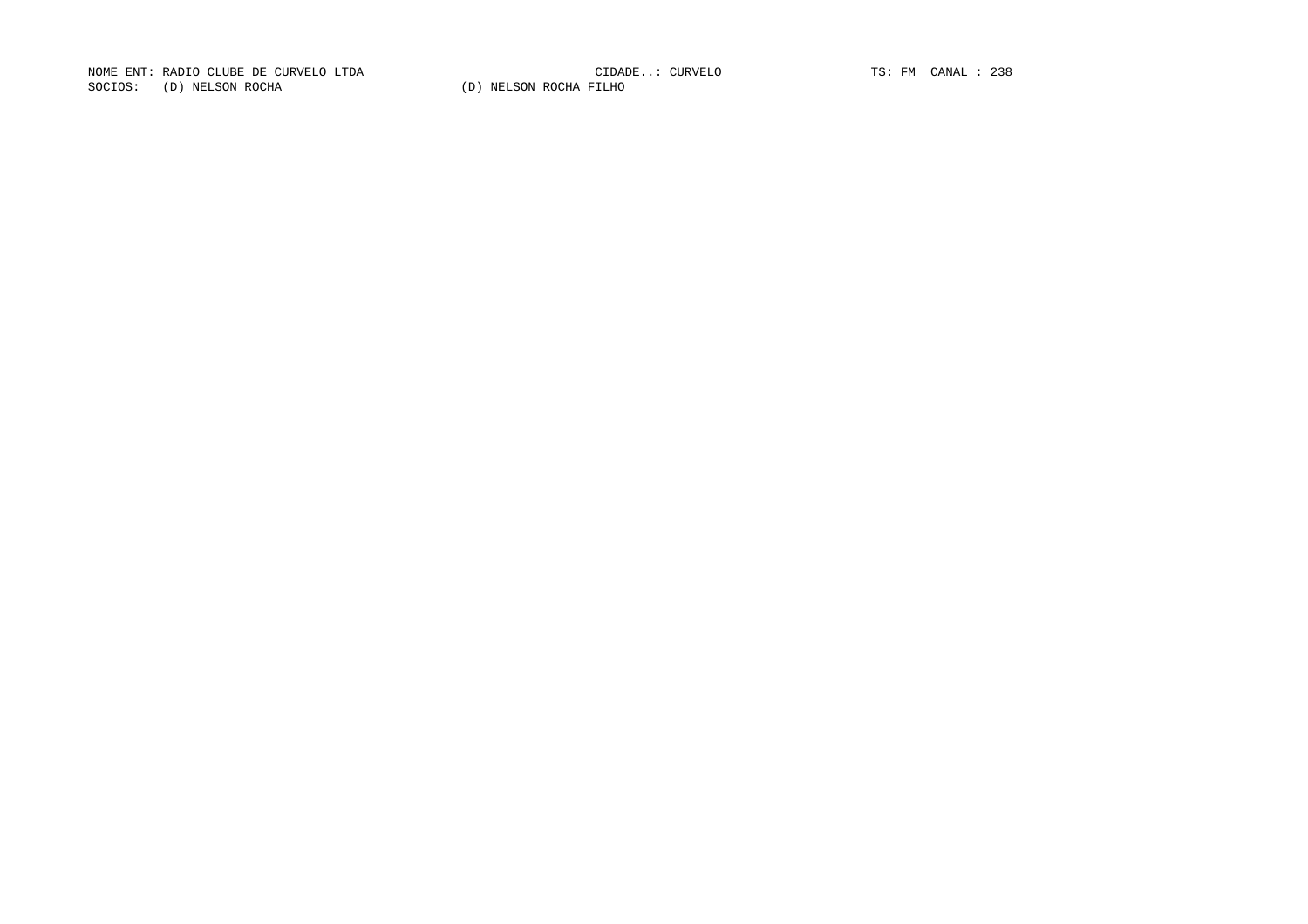NOME ENT: RADIO CLUBE DE CURVELO LTDA CIDADE..: CURVELO TS: FM CANAL : 238

SOCIOS: (D) NELSON ROCHA (D) NELSON ROCHA FILHO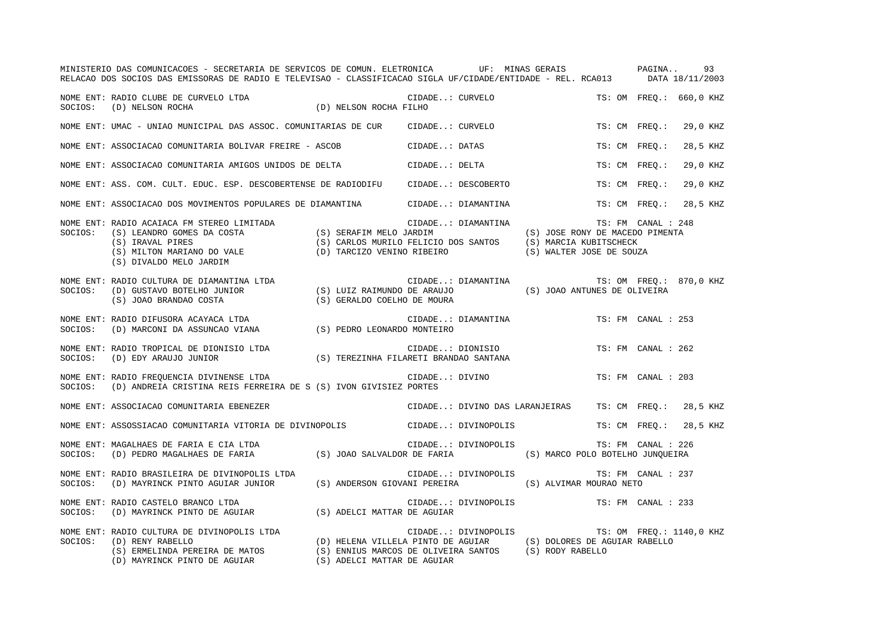MINISTERIO DAS COMUNICACOES - SECRETARIA DE SERVICOS DE COMUN. ELETRONICA UF: MINAS GERAIS

RELACAO DOS SOCIOS DAS EMISSORAS DE RADIO E TELEVISAO - CLASSIFICACAO SIGLA UF/CIDADE/ENTIDADE - REL. RCA013 DATA 18/11/2003

NOME ENT: RADIO CLUBE DE CURVELO LTDA — CIDADE..: CURVELO — TS: OM FREQ.: 660,0 KHZ
SOCIOS: (D) NELSON ROCHA; (D) NELSON ROCHA FILHO

NOME ENT: UMAC - UNIAO MUNICIPAL DAS ASSOC. COMUNITARIAS DE CUR — CIDADE..: CURVELO — TS: CM FREQ.: 29,0 KHZ

NOME ENT: ASSOCIACAO COMUNITARIA BOLIVAR FREIRE - ASCOB — CIDADE..: DATAS — TS: CM FREQ.: 28,5 KHZ

NOME ENT: ASSOCIACAO COMUNITARIA AMIGOS UNIDOS DE DELTA — CIDADE..: DELTA — TS: CM FREQ.: 29,0 KHZ

NOME ENT: ASS. COM. CULT. EDUC. ESP. DESCOBERTENSE DE RADIODIFU — CIDADE..: DESCOBERTO — TS: CM FREQ.: 29,0 KHZ

NOME ENT: ASSOCIACAO DOS MOVIMENTOS POPULARES DE DIAMANTINA — CIDADE..: DIAMANTINA — TS: CM FREQ.: 28,5 KHZ

NOME ENT: RADIO ACAIACA FM STEREO LIMITADA — CIDADE..: DIAMANTINA — TS: FM CANAL : 248
SOCIOS: (S) LEANDRO GOMES DA COSTA; (S) SERAFIM MELO JARDIM; (S) JOSE RONY DE MACEDO PIMENTA; (S) IRAVAL PIRES; (S) CARLOS MURILO FELICIO DOS SANTOS; (S) MARCIA KUBITSCHECK; (S) MILTON MARIANO DO VALE; (D) TARCIZO VENINO RIBEIRO; (S) WALTER JOSE DE SOUZA; (S) DIVALDO MELO JARDIM

NOME ENT: RADIO CULTURA DE DIAMANTINA LTDA — CIDADE..: DIAMANTINA — TS: OM FREQ.: 870,0 KHZ
SOCIOS: (D) GUSTAVO BOTELHO JUNIOR; (S) LUIZ RAIMUNDO DE ARAUJO; (S) JOAO ANTUNES DE OLIVEIRA; (S) JOAO BRANDAO COSTA; (S) GERALDO COELHO DE MOURA

NOME ENT: RADIO DIFUSORA ACAYACA LTDA — CIDADE..: DIAMANTINA — TS: FM CANAL : 253
SOCIOS: (D) MARCONI DA ASSUNCAO VIANA; (S) PEDRO LEONARDO MONTEIRO

NOME ENT: RADIO TROPICAL DE DIONISIO LTDA — CIDADE..: DIONISIO — TS: FM CANAL : 262
SOCIOS: (D) EDY ARAUJO JUNIOR; (S) TEREZINHA FILARETI BRANDAO SANTANA

NOME ENT: RADIO FREQUENCIA DIVINENSE LTDA — CIDADE..: DIVINO — TS: FM CANAL : 203
SOCIOS: (D) ANDREIA CRISTINA REIS FERREIRA DE S; (S) IVON GIVISIEZ PORTES

NOME ENT: ASSOCIACAO COMUNITARIA EBENEZER — CIDADE..: DIVINO DAS LARANJEIRAS — TS: CM FREQ.: 28,5 KHZ

NOME ENT: ASSOSSIACAO COMUNITARIA VITORIA DE DIVINOPOLIS — CIDADE..: DIVINOPOLIS — TS: CM FREQ.: 28,5 KHZ

NOME ENT: MAGALHAES DE FARIA E CIA LTDA — CIDADE..: DIVINOPOLIS — TS: FM CANAL : 226
SOCIOS: (D) PEDRO MAGALHAES DE FARIA; (S) JOAO SALVALDOR DE FARIA; (S) MARCO POLO BOTELHO JUNQUEIRA

NOME ENT: RADIO BRASILEIRA DE DIVINOPOLIS LTDA — CIDADE..: DIVINOPOLIS — TS: FM CANAL : 237
SOCIOS: (D) MAYRINCK PINTO AGUIAR JUNIOR; (S) ANDERSON GIOVANI PEREIRA; (S) ALVIMAR MOURAO NETO

NOME ENT: RADIO CASTELO BRANCO LTDA — CIDADE..: DIVINOPOLIS — TS: FM CANAL : 233
SOCIOS: (D) MAYRINCK PINTO DE AGUIAR; (S) ADELCI MATTAR DE AGUIAR

NOME ENT: RADIO CULTURA DE DIVINOPOLIS LTDA — CIDADE..: DIVINOPOLIS — TS: OM FREQ.: 1140,0 KHZ
SOCIOS: (D) RENY RABELLO; (D) HELENA VILLELA PINTO DE AGUIAR; (S) DOLORES DE AGUIAR RABELLO; (S) ERMELINDA PEREIRA DE MATOS; (S) ENNIUS MARCOS DE OLIVEIRA SANTOS; (S) RODY RABELLO; (D) MAYRINCK PINTO DE AGUIAR; (S) ADELCI MATTAR DE AGUIAR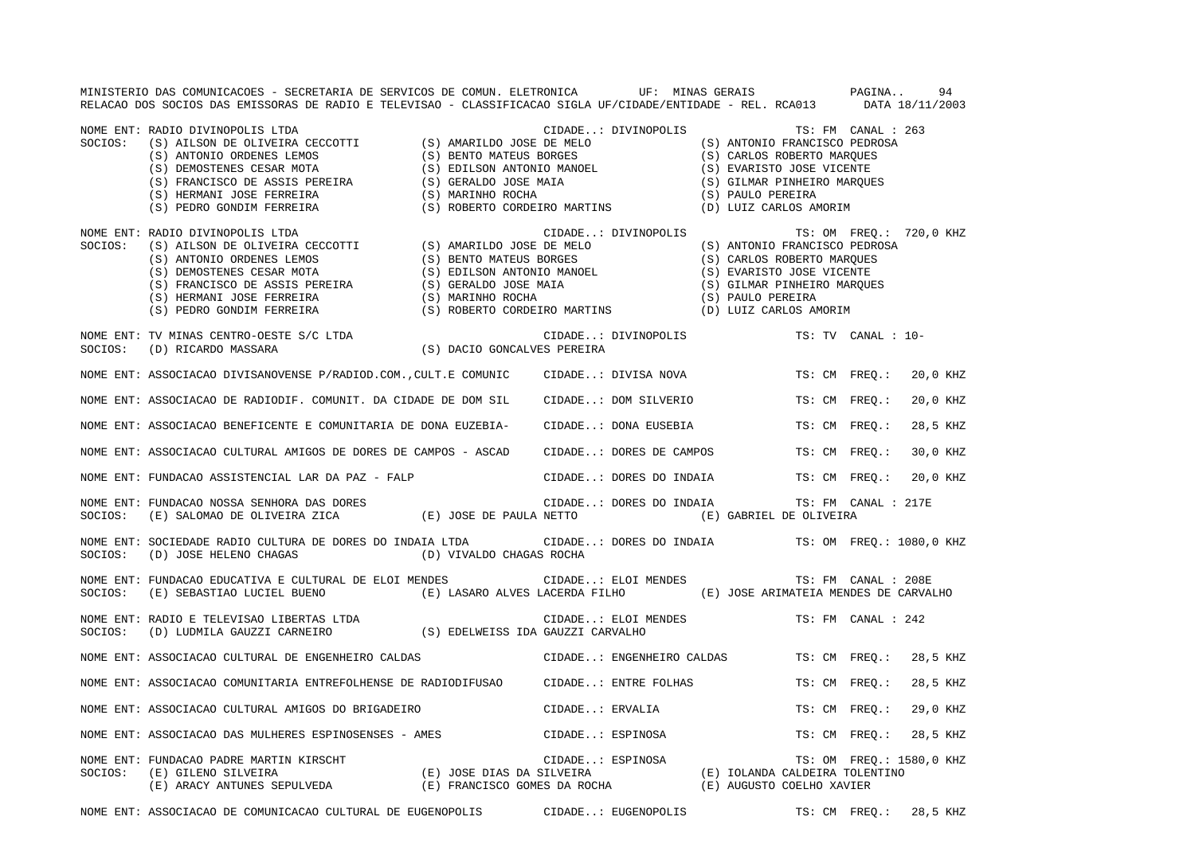MINISTERIO DAS COMUNICACOES - SECRETARIA DE SERVICOS DE COMUN. ELETRONICA UF: MINAS GERAIS

RELACAO DOS SOCIOS DAS EMISSORAS DE RADIO E TELEVISAO - CLASSIFICACAO SIGLA UF/CIDADE/ENTIDADE - REL. RCA013 DATA 18/11/2003

NOME ENT: RADIO DIVINOPOLIS LTDA — CIDADE..: DIVINOPOLIS — TS: FM CANAL : 263

SOCIOS:
- (S) AILSON DE OLIVEIRA CECCOTTI
- (S) AMARILDO JOSE DE MELO
- (S) ANTONIO FRANCISCO PEDROSA
- (S) ANTONIO ORDENES LEMOS
- (S) BENTO MATEUS BORGES
- (S) CARLOS ROBERTO MARQUES
- (S) DEMOSTENES CESAR MOTA
- (S) EDILSON ANTONIO MANOEL
- (S) EVARISTO JOSE VICENTE
- (S) FRANCISCO DE ASSIS PEREIRA
- (S) GERALDO JOSE MAIA
- (S) GILMAR PINHEIRO MARQUES
- (S) HERMANI JOSE FERREIRA
- (S) MARINHO ROCHA
- (S) PAULO PEREIRA
- (S) PEDRO GONDIM FERREIRA
- (S) ROBERTO CORDEIRO MARTINS
- (D) LUIZ CARLOS AMORIM

NOME ENT: RADIO DIVINOPOLIS LTDA — CIDADE..: DIVINOPOLIS — TS: OM FREQ.: 720,0 KHZ

SOCIOS:
- (S) AILSON DE OLIVEIRA CECCOTTI
- (S) AMARILDO JOSE DE MELO
- (S) ANTONIO FRANCISCO PEDROSA
- (S) ANTONIO ORDENES LEMOS
- (S) BENTO MATEUS BORGES
- (S) CARLOS ROBERTO MARQUES
- (S) DEMOSTENES CESAR MOTA
- (S) EDILSON ANTONIO MANOEL
- (S) EVARISTO JOSE VICENTE
- (S) FRANCISCO DE ASSIS PEREIRA
- (S) GERALDO JOSE MAIA
- (S) GILMAR PINHEIRO MARQUES
- (S) HERMANI JOSE FERREIRA
- (S) MARINHO ROCHA
- (S) PAULO PEREIRA
- (S) PEDRO GONDIM FERREIRA
- (S) ROBERTO CORDEIRO MARTINS
- (D) LUIZ CARLOS AMORIM

NOME ENT: TV MINAS CENTRO-OESTE S/C LTDA — CIDADE..: DIVINOPOLIS — TS: TV CANAL : 10-

SOCIOS:
- (D) RICARDO MASSARA
- (S) DACIO GONCALVES PEREIRA

NOME ENT: ASSOCIACAO DIVISANOVENSE P/RADIOD.COM.,CULT.E COMUNIC — CIDADE..: DIVISA NOVA — TS: CM FREQ.: 20,0 KHZ

NOME ENT: ASSOCIACAO DE RADIODIF. COMUNIT. DA CIDADE DE DOM SIL — CIDADE..: DOM SILVERIO — TS: CM FREQ.: 20,0 KHZ

NOME ENT: ASSOCIACAO BENEFICENTE E COMUNITARIA DE DONA EUZEBIA- — CIDADE..: DONA EUSEBIA — TS: CM FREQ.: 28,5 KHZ

NOME ENT: ASSOCIACAO CULTURAL AMIGOS DE DORES DE CAMPOS - ASCAD — CIDADE..: DORES DE CAMPOS — TS: CM FREQ.: 30,0 KHZ

NOME ENT: FUNDACAO ASSISTENCIAL LAR DA PAZ - FALP — CIDADE..: DORES DO INDAIA — TS: CM FREQ.: 20,0 KHZ

NOME ENT: FUNDACAO NOSSA SENHORA DAS DORES — CIDADE..: DORES DO INDAIA — TS: FM CANAL : 217E

SOCIOS:
- (E) SALOMAO DE OLIVEIRA ZICA
- (E) JOSE DE PAULA NETTO
- (E) GABRIEL DE OLIVEIRA

NOME ENT: SOCIEDADE RADIO CULTURA DE DORES DO INDAIA LTDA — CIDADE..: DORES DO INDAIA — TS: OM FREQ.: 1080,0 KHZ

SOCIOS:
- (D) JOSE HELENO CHAGAS
- (D) VIVALDO CHAGAS ROCHA

NOME ENT: FUNDACAO EDUCATIVA E CULTURAL DE ELOI MENDES — CIDADE..: ELOI MENDES — TS: FM CANAL : 208E

SOCIOS:
- (E) SEBASTIAO LUCIEL BUENO
- (E) LASARO ALVES LACERDA FILHO
- (E) JOSE ARIMATEIA MENDES DE CARVALHO

NOME ENT: RADIO E TELEVISAO LIBERTAS LTDA — CIDADE..: ELOI MENDES — TS: FM CANAL : 242

SOCIOS:
- (D) LUDMILA GAUZZI CARNEIRO
- (S) EDELWEISS IDA GAUZZI CARVALHO

NOME ENT: ASSOCIACAO CULTURAL DE ENGENHEIRO CALDAS — CIDADE..: ENGENHEIRO CALDAS — TS: CM FREQ.: 28,5 KHZ

NOME ENT: ASSOCIACAO COMUNITARIA ENTREFOLHENSE DE RADIODIFUSAO — CIDADE..: ENTRE FOLHAS — TS: CM FREQ.: 28,5 KHZ

NOME ENT: ASSOCIACAO CULTURAL AMIGOS DO BRIGADEIRO — CIDADE..: ERVALIA — TS: CM FREQ.: 29,0 KHZ

NOME ENT: ASSOCIACAO DAS MULHERES ESPINOSENSES - AMES — CIDADE..: ESPINOSA — TS: CM FREQ.: 28,5 KHZ

NOME ENT: FUNDACAO PADRE MARTIN KIRSCHT — CIDADE..: ESPINOSA — TS: OM FREQ.: 1580,0 KHZ

SOCIOS:
- (E) GILENO SILVEIRA
- (E) JOSE DIAS DA SILVEIRA
- (E) IOLANDA CALDEIRA TOLENTINO
- (E) ARACY ANTUNES SEPULVEDA
- (E) FRANCISCO GOMES DA ROCHA
- (E) AUGUSTO COELHO XAVIER

NOME ENT: ASSOCIACAO DE COMUNICACAO CULTURAL DE EUGENOPOLIS — CIDADE..: EUGENOPOLIS — TS: CM FREQ.: 28,5 KHZ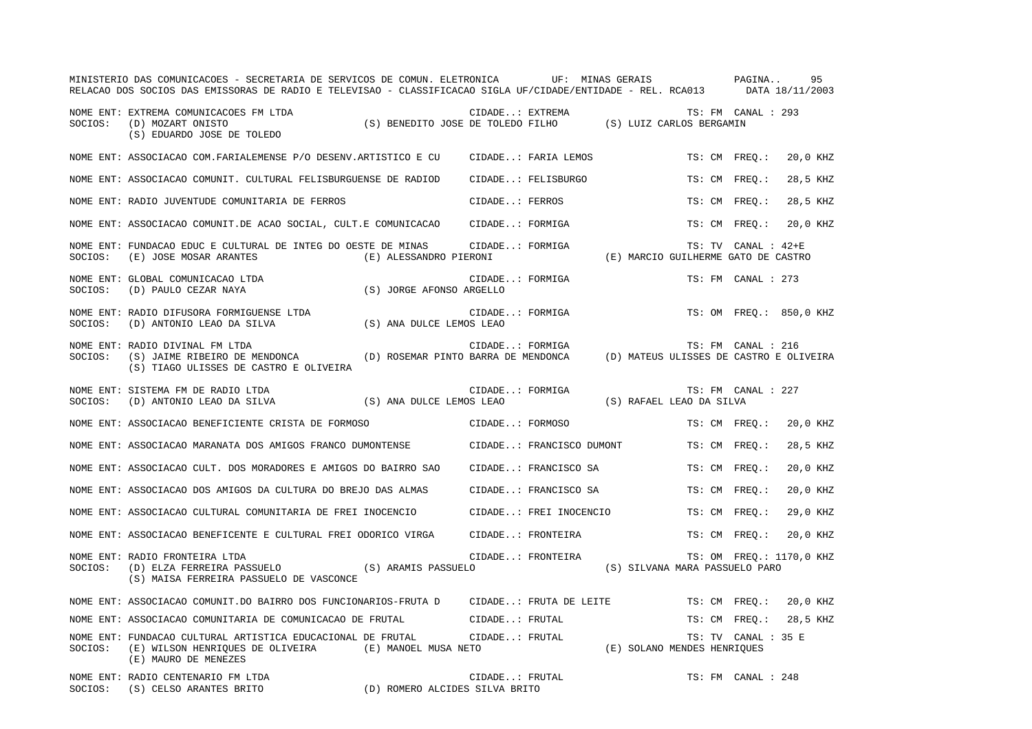MINISTERIO DAS COMUNICACOES - SECRETARIA DE SERVICOS DE COMUN. ELETRONICA UF: MINAS GERAIS
RELACAO DOS SOCIOS DAS EMISSORAS DE RADIO E TELEVISAO - CLASSIFICACAO SIGLA UF/CIDADE/ENTIDADE - REL. RCA013 DATA 18/11/2003

```
NOME ENT: EXTREMA COMUNICACOES FM LTDA                          CIDADE..: EXTREMA                    TS: FM  CANAL : 293
SOCIOS:  (D) MOZART ONISTO             (S) BENEDITO JOSE DE TOLEDO FILHO       (S) LUIZ CARLOS BERGAMIN
         (S) EDUARDO JOSE DE TOLEDO

NOME ENT: ASSOCIACAO COM.FARIALEMENSE P/O DESENV.ARTISTICO E CU    CIDADE..: FARIA LEMOS         TS: CM  FREQ.:  20,0 KHZ

NOME ENT: ASSOCIACAO COMUNIT. CULTURAL FELISBURGUENSE DE RADIOD    CIDADE..: FELISBURGO          TS: CM  FREQ.:  28,5 KHZ

NOME ENT: RADIO JUVENTUDE COMUNITARIA DE FERROS                    CIDADE..: FERROS              TS: CM  FREQ.:  28,5 KHZ

NOME ENT: ASSOCIACAO COMUNIT.DE ACAO SOCIAL, CULT.E COMUNICACAO    CIDADE..: FORMIGA             TS: CM  FREQ.:  20,0 KHZ

NOME ENT: FUNDACAO EDUC E CULTURAL DE INTEG DO OESTE DE MINAS      CIDADE..: FORMIGA             TS: TV  CANAL : 42+E
SOCIOS:  (E) JOSE MOSAR ARANTES        (E) ALESSANDRO PIERONI          (E) MARCIO GUILHERME GATO DE CASTRO

NOME ENT: GLOBAL COMUNICACAO LTDA                                  CIDADE..: FORMIGA             TS: FM  CANAL : 273
SOCIOS:  (D) PAULO CEZAR NAYA          (S) JORGE AFONSO ARGELLO

NOME ENT: RADIO DIFUSORA FORMIGUENSE LTDA                          CIDADE..: FORMIGA             TS: OM  FREQ.: 850,0 KHZ
SOCIOS:  (D) ANTONIO LEAO DA SILVA     (S) ANA DULCE LEMOS LEAO

NOME ENT: RADIO DIVINAL FM LTDA                                    CIDADE..: FORMIGA             TS: FM  CANAL : 216
SOCIOS:  (S) JAIME RIBEIRO DE MENDONCA   (D) ROSEMAR PINTO BARRA DE MENDONCA   (D) MATEUS ULISSES DE CASTRO E OLIVEIRA
         (S) TIAGO ULISSES DE CASTRO E OLIVEIRA

NOME ENT: SISTEMA FM DE RADIO LTDA                                 CIDADE..: FORMIGA             TS: FM  CANAL : 227
SOCIOS:  (D) ANTONIO LEAO DA SILVA     (S) ANA DULCE LEMOS LEAO        (S) RAFAEL LEAO DA SILVA

NOME ENT: ASSOCIACAO BENEFICIENTE CRISTA DE FORMOSO                CIDADE..: FORMOSO             TS: CM  FREQ.:  20,0 KHZ

NOME ENT: ASSOCIACAO MARANATA DOS AMIGOS FRANCO DUMONTENSE         CIDADE..: FRANCISCO DUMONT    TS: CM  FREQ.:  28,5 KHZ

NOME ENT: ASSOCIACAO CULT. DOS MORADORES E AMIGOS DO BAIRRO SAO    CIDADE..: FRANCISCO SA        TS: CM  FREQ.:  20,0 KHZ

NOME ENT: ASSOCIACAO DOS AMIGOS DA CULTURA DO BREJO DAS ALMAS      CIDADE..: FRANCISCO SA        TS: CM  FREQ.:  20,0 KHZ

NOME ENT: ASSOCIACAO CULTURAL COMUNITARIA DE FREI INOCENCIO        CIDADE..: FREI INOCENCIO      TS: CM  FREQ.:  29,0 KHZ

NOME ENT: ASSOCIACAO BENEFICENTE E CULTURAL FREI ODORICO VIRGA     CIDADE..: FRONTEIRA           TS: CM  FREQ.:  20,0 KHZ

NOME ENT: RADIO FRONTEIRA LTDA                                     CIDADE..: FRONTEIRA           TS: OM  FREQ.: 1170,0 KHZ
SOCIOS:  (D) ELZA FERREIRA PASSUELO    (S) ARAMIS PASSUELO             (S) SILVANA MARA PASSUELO PARO
         (S) MAISA FERREIRA PASSUELO DE VASCONCE

NOME ENT: ASSOCIACAO COMUNIT.DO BAIRRO DOS FUNCIONARIOS-FRUTA D    CIDADE..: FRUTA DE LEITE      TS: CM  FREQ.:  20,0 KHZ

NOME ENT: ASSOCIACAO COMUNITARIA DE COMUNICACAO DE FRUTAL          CIDADE..: FRUTAL              TS: CM  FREQ.:  28,5 KHZ

NOME ENT: FUNDACAO CULTURAL ARTISTICA EDUCACIONAL DE FRUTAL        CIDADE..: FRUTAL              TS: TV  CANAL : 35 E
SOCIOS:  (E) WILSON HENRIQUES DE OLIVEIRA   (E) MANOEL MUSA NETO       (E) SOLANO MENDES HENRIQUES
         (E) MAURO DE MENEZES

NOME ENT: RADIO CENTENARIO FM LTDA                                 CIDADE..: FRUTAL              TS: FM  CANAL : 248
SOCIOS:  (S) CELSO ARANTES BRITO       (D) ROMERO ALCIDES SILVA BRITO
```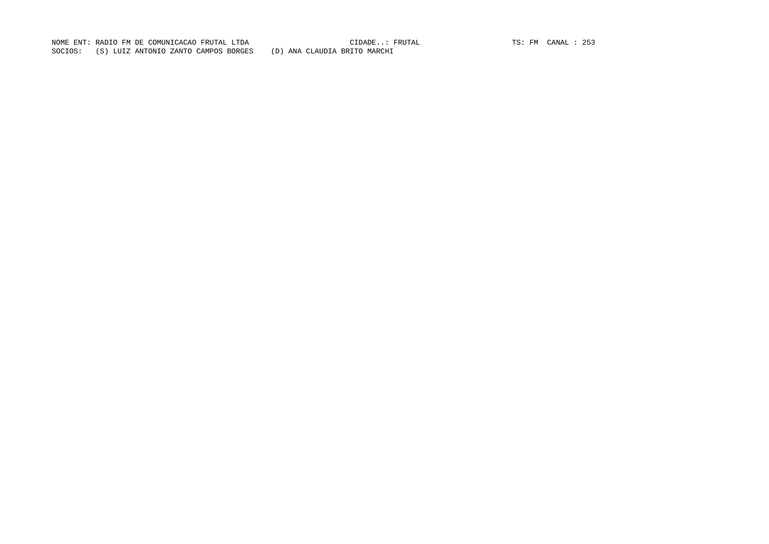NOME ENT: RADIO FM DE COMUNICACAO FRUTAL LTDA CIDADE..: FRUTAL TS: FM CANAL : 253

SOCIOS: (S) LUIZ ANTONIO ZANTO CAMPOS BORGES (D) ANA CLAUDIA BRITO MARCHI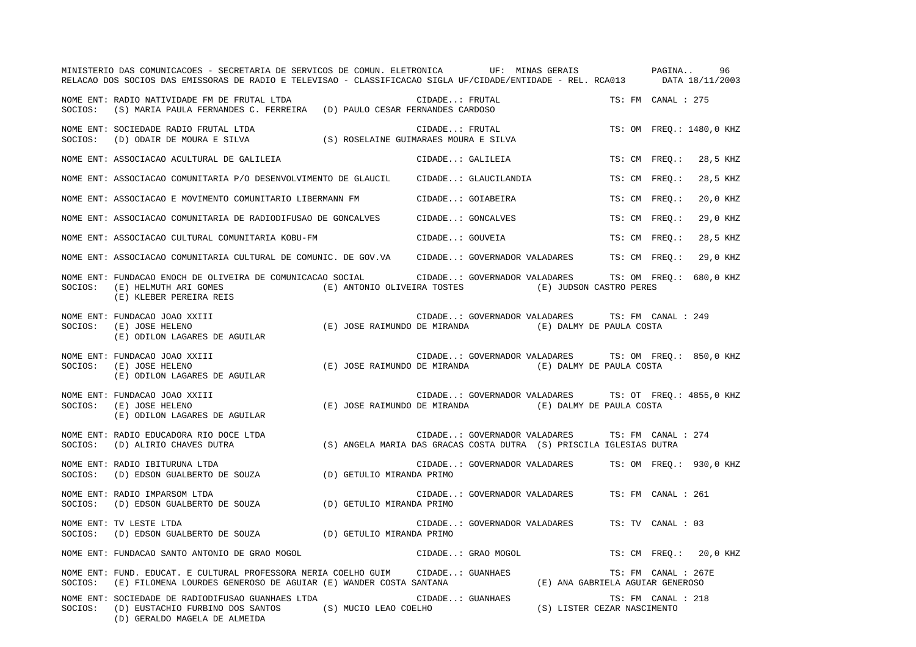NOME ENT: RADIO NATIVIDADE FM DE FRUTAL LTDA CIDADE..: FRUTAL TS: FM CANAL : 275
SOCIOS: (S) MARIA PAULA FERNANDES C. FERREIRA (D) PAULO CESAR FERNANDES CARDOSO

NOME ENT: SOCIEDADE RADIO FRUTAL LTDA CIDADE..: FRUTAL TS: OM FREQ.: 1480,0 KHZ
SOCIOS: (D) ODAIR DE MOURA E SILVA (S) ROSELAINE GUIMARAES MOURA E SILVA

NOME ENT: ASSOCIACAO ACULTURAL DE GALILEIA CIDADE..: GALILEIA TS: CM FREQ.: 28,5 KHZ

NOME ENT: ASSOCIACAO COMUNITARIA P/O DESENVOLVIMENTO DE GLAUCIL CIDADE..: GLAUCILANDIA TS: CM FREQ.: 28,5 KHZ

NOME ENT: ASSOCIACAO E MOVIMENTO COMUNITARIO LIBERMANN FM CIDADE..: GOIABEIRA TS: CM FREQ.: 20,0 KHZ

NOME ENT: ASSOCIACAO COMUNITARIA DE RADIODIFUSAO DE GONCALVES CIDADE..: GONCALVES TS: CM FREQ.: 29,0 KHZ

NOME ENT: ASSOCIACAO CULTURAL COMUNITARIA KOBU-FM CIDADE..: GOUVEIA TS: CM FREQ.: 28,5 KHZ

NOME ENT: ASSOCIACAO COMUNITARIA CULTURAL DE COMUNIC. DE GOV.VA CIDADE..: GOVERNADOR VALADARES TS: CM FREQ.: 29,0 KHZ

NOME ENT: FUNDACAO ENOCH DE OLIVEIRA DE COMUNICACAO SOCIAL CIDADE..: GOVERNADOR VALADARES TS: OM FREQ.: 680,0 KHZ
SOCIOS: (E) HELMUTH ARI GOMES (E) ANTONIO OLIVEIRA TOSTES (E) JUDSON CASTRO PERES
(E) KLEBER PEREIRA REIS

NOME ENT: FUNDACAO JOAO XXIII CIDADE..: GOVERNADOR VALADARES TS: FM CANAL : 249
SOCIOS: (E) JOSE HELENO (E) JOSE RAIMUNDO DE MIRANDA (E) DALMY DE PAULA COSTA
(E) ODILON LAGARES DE AGUILAR

NOME ENT: FUNDACAO JOAO XXIII CIDADE..: GOVERNADOR VALADARES TS: OM FREQ.: 850,0 KHZ
SOCIOS: (E) JOSE HELENO (E) JOSE RAIMUNDO DE MIRANDA (E) DALMY DE PAULA COSTA
(E) ODILON LAGARES DE AGUILAR

NOME ENT: FUNDACAO JOAO XXIII CIDADE..: GOVERNADOR VALADARES TS: OT FREQ.: 4855,0 KHZ
SOCIOS: (E) JOSE HELENO (E) JOSE RAIMUNDO DE MIRANDA (E) DALMY DE PAULA COSTA
(E) ODILON LAGARES DE AGUILAR

NOME ENT: RADIO EDUCADORA RIO DOCE LTDA CIDADE..: GOVERNADOR VALADARES TS: FM CANAL : 274
SOCIOS: (D) ALIRIO CHAVES DUTRA (S) ANGELA MARIA DAS GRACAS COSTA DUTRA (S) PRISCILA IGLESIAS DUTRA

NOME ENT: RADIO IBITURUNA LTDA CIDADE..: GOVERNADOR VALADARES TS: OM FREQ.: 930,0 KHZ
SOCIOS: (D) EDSON GUALBERTO DE SOUZA (D) GETULIO MIRANDA PRIMO

NOME ENT: RADIO IMPARSOM LTDA CIDADE..: GOVERNADOR VALADARES TS: FM CANAL : 261
SOCIOS: (D) EDSON GUALBERTO DE SOUZA (D) GETULIO MIRANDA PRIMO

NOME ENT: TV LESTE LTDA CIDADE..: GOVERNADOR VALADARES TS: TV CANAL : 03
SOCIOS: (D) EDSON GUALBERTO DE SOUZA (D) GETULIO MIRANDA PRIMO

NOME ENT: FUNDACAO SANTO ANTONIO DE GRAO MOGOL CIDADE..: GRAO MOGOL TS: CM FREQ.: 20,0 KHZ

NOME ENT: FUND. EDUCAT. E CULTURAL PROFESSORA NERIA COELHO GUIM CIDADE..: GUANHAES TS: FM CANAL : 267E
SOCIOS: (E) FILOMENA LOURDES GENEROSO DE AGUIAR (E) WANDER COSTA SANTANA (E) ANA GABRIELA AGUIAR GENEROSO

NOME ENT: SOCIEDADE DE RADIODIFUSAO GUANHAES LTDA CIDADE..: GUANHAES TS: FM CANAL : 218
SOCIOS: (D) EUSTACHIO FURBINO DOS SANTOS (S) MUCIO LEAO COELHO (S) LISTER CEZAR NASCIMENTO
(D) GERALDO MAGELA DE ALMEIDA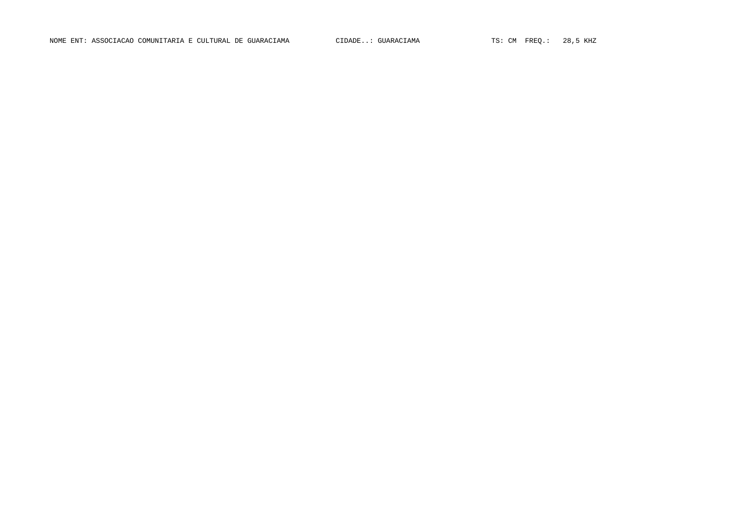NOME ENT: ASSOCIACAO COMUNITARIA E CULTURAL DE GUARACIAMA CIDADE..: GUARACIAMA TS: CM FREQ.: 28,5 KHZ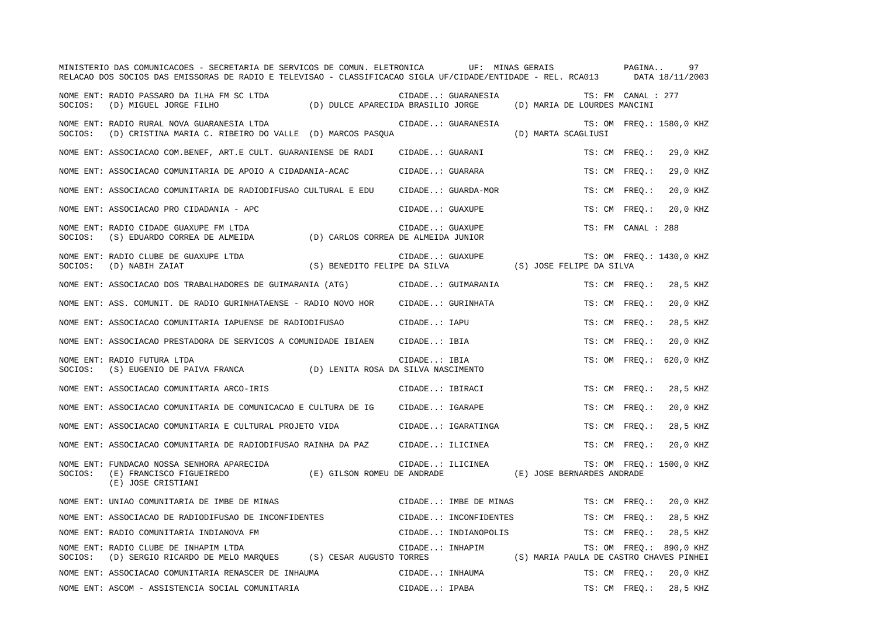NOME ENT: RADIO PASSARO DA ILHA FM SC LTDA CIDADE..: GUARANESIA TS: FM CANAL : 277
SOCIOS: (D) MIGUEL JORGE FILHO (D) DULCE APARECIDA BRASILIO JORGE (D) MARIA DE LOURDES MANCINI

NOME ENT: RADIO RURAL NOVA GUARANESIA LTDA CIDADE..: GUARANESIA TS: OM FREQ.: 1580,0 KHZ
SOCIOS: (D) CRISTINA MARIA C. RIBEIRO DO VALLE (D) MARCOS PASQUA (D) MARTA SCAGLIUSI

NOME ENT: ASSOCIACAO COM.BENEF, ART.E CULT. GUARANIENSE DE RADI CIDADE..: GUARANI TS: CM FREQ.: 29,0 KHZ

NOME ENT: ASSOCIACAO COMUNITARIA DE APOIO A CIDADANIA-ACAC CIDADE..: GUARARA TS: CM FREQ.: 29,0 KHZ

NOME ENT: ASSOCIACAO COMUNITARIA DE RADIODIFUSAO CULTURAL E EDU CIDADE..: GUARDA-MOR TS: CM FREQ.: 20,0 KHZ

NOME ENT: ASSOCIACAO PRO CIDADANIA - APC CIDADE..: GUAXUPE TS: CM FREQ.: 20,0 KHZ

NOME ENT: RADIO CIDADE GUAXUPE FM LTDA CIDADE..: GUAXUPE TS: FM CANAL : 288
SOCIOS: (S) EDUARDO CORREA DE ALMEIDA (D) CARLOS CORREA DE ALMEIDA JUNIOR

NOME ENT: RADIO CLUBE DE GUAXUPE LTDA CIDADE..: GUAXUPE TS: OM FREQ.: 1430,0 KHZ
SOCIOS: (D) NABIH ZAIAT (S) BENEDITO FELIPE DA SILVA (S) JOSE FELIPE DA SILVA

NOME ENT: ASSOCIACAO DOS TRABALHADORES DE GUIMARANIA (ATG) CIDADE..: GUIMARANIA TS: CM FREQ.: 28,5 KHZ

NOME ENT: ASS. COMUNIT. DE RADIO GURINHATAENSE - RADIO NOVO HOR CIDADE..: GURINHATA TS: CM FREQ.: 20,0 KHZ

NOME ENT: ASSOCIACAO COMUNITARIA IAPUENSE DE RADIODIFUSAO CIDADE..: IAPU TS: CM FREQ.: 28,5 KHZ

NOME ENT: ASSOCIACAO PRESTADORA DE SERVICOS A COMUNIDADE IBIAEN CIDADE..: IBIA TS: CM FREQ.: 20,0 KHZ

NOME ENT: RADIO FUTURA LTDA CIDADE..: IBIA TS: OM FREQ.: 620,0 KHZ
SOCIOS: (S) EUGENIO DE PAIVA FRANCA (D) LENITA ROSA DA SILVA NASCIMENTO

NOME ENT: ASSOCIACAO COMUNITARIA ARCO-IRIS CIDADE..: IBIRACI TS: CM FREQ.: 28,5 KHZ

NOME ENT: ASSOCIACAO COMUNITARIA DE COMUNICACAO E CULTURA DE IG CIDADE..: IGARAPE TS: CM FREQ.: 20,0 KHZ

NOME ENT: ASSOCIACAO COMUNITARIA E CULTURAL PROJETO VIDA CIDADE..: IGARATINGA TS: CM FREQ.: 28,5 KHZ

NOME ENT: ASSOCIACAO COMUNITARIA DE RADIODIFUSAO RAINHA DA PAZ CIDADE..: ILICINEA TS: CM FREQ.: 20,0 KHZ

NOME ENT: FUNDACAO NOSSA SENHORA APARECIDA CIDADE..: ILICINEA TS: OM FREQ.: 1500,0 KHZ
SOCIOS: (E) FRANCISCO FIGUEIREDO (E) GILSON ROMEU DE ANDRADE (E) JOSE BERNARDES ANDRADE
(E) JOSE CRISTIANI

NOME ENT: UNIAO COMUNITARIA DE IMBE DE MINAS CIDADE..: IMBE DE MINAS TS: CM FREQ.: 20,0 KHZ

NOME ENT: ASSOCIACAO DE RADIODIFUSAO DE INCONFIDENTES CIDADE..: INCONFIDENTES TS: CM FREQ.: 28,5 KHZ

NOME ENT: RADIO COMUNITARIA INDIANOVA FM CIDADE..: INDIANOPOLIS TS: CM FREQ.: 28,5 KHZ

NOME ENT: RADIO CLUBE DE INHAPIM LTDA CIDADE..: INHAPIM TS: OM FREQ.: 890,0 KHZ
SOCIOS: (D) SERGIO RICARDO DE MELO MARQUES (S) CESAR AUGUSTO TORRES (S) MARIA PAULA DE CASTRO CHAVES PINHEI

NOME ENT: ASSOCIACAO COMUNITARIA RENASCER DE INHAUMA CIDADE..: INHAUMA TS: CM FREQ.: 20,0 KHZ

NOME ENT: ASCOM - ASSISTENCIA SOCIAL COMUNITARIA CIDADE..: IPABA TS: CM FREQ.: 28,5 KHZ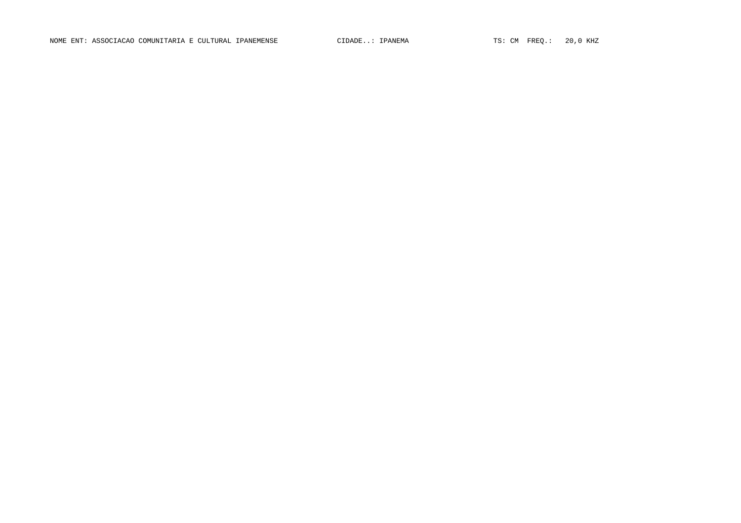NOME ENT: ASSOCIACAO COMUNITARIA E CULTURAL IPANEMENSE CIDADE..: IPANEMA TS: CM FREQ.: 20,0 KHZ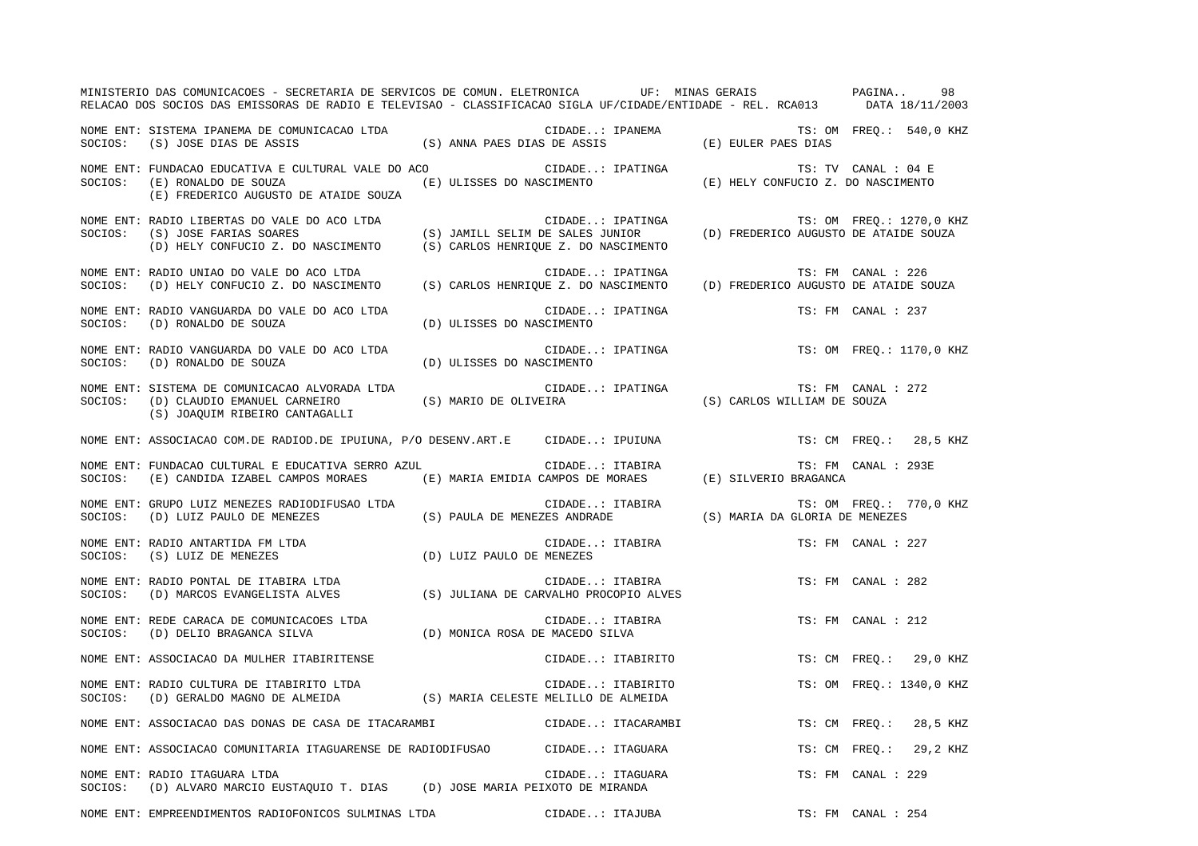NOME ENT: SISTEMA IPANEMA DE COMUNICACAO LTDA CIDADE..: IPANEMA TS: OM FREQ.: 540,0 KHZ
SOCIOS: (S) JOSE DIAS DE ASSIS (S) ANNA PAES DIAS DE ASSIS (E) EULER PAES DIAS

NOME ENT: FUNDACAO EDUCATIVA E CULTURAL VALE DO ACO CIDADE..: IPATINGA TS: TV CANAL : 04 E
SOCIOS: (E) RONALDO DE SOUZA (E) ULISSES DO NASCIMENTO (E) HELY CONFUCIO Z. DO NASCIMENTO
(E) FREDERICO AUGUSTO DE ATAIDE SOUZA

NOME ENT: RADIO LIBERTAS DO VALE DO ACO LTDA CIDADE..: IPATINGA TS: OM FREQ.: 1270,0 KHZ
SOCIOS: (S) JOSE FARIAS SOARES (S) JAMILL SELIM DE SALES JUNIOR (D) FREDERICO AUGUSTO DE ATAIDE SOUZA
(D) HELY CONFUCIO Z. DO NASCIMENTO (S) CARLOS HENRIQUE Z. DO NASCIMENTO

NOME ENT: RADIO UNIAO DO VALE DO ACO LTDA CIDADE..: IPATINGA TS: FM CANAL : 226
SOCIOS: (D) HELY CONFUCIO Z. DO NASCIMENTO (S) CARLOS HENRIQUE Z. DO NASCIMENTO (D) FREDERICO AUGUSTO DE ATAIDE SOUZA

NOME ENT: RADIO VANGUARDA DO VALE DO ACO LTDA CIDADE..: IPATINGA TS: FM CANAL : 237
SOCIOS: (D) RONALDO DE SOUZA (D) ULISSES DO NASCIMENTO

NOME ENT: RADIO VANGUARDA DO VALE DO ACO LTDA CIDADE..: IPATINGA TS: OM FREQ.: 1170,0 KHZ
SOCIOS: (D) RONALDO DE SOUZA (D) ULISSES DO NASCIMENTO

NOME ENT: SISTEMA DE COMUNICACAO ALVORADA LTDA CIDADE..: IPATINGA TS: FM CANAL : 272
SOCIOS: (D) CLAUDIO EMANUEL CARNEIRO (S) MARIO DE OLIVEIRA (S) CARLOS WILLIAM DE SOUZA
(S) JOAQUIM RIBEIRO CANTAGALLI

NOME ENT: ASSOCIACAO COM.DE RADIOD.DE IPUIUNA, P/O DESENV.ART.E CIDADE..: IPUIUNA TS: CM FREQ.: 28,5 KHZ

NOME ENT: FUNDACAO CULTURAL E EDUCATIVA SERRO AZUL CIDADE..: ITABIRA TS: FM CANAL : 293E
SOCIOS: (E) CANDIDA IZABEL CAMPOS MORAES (E) MARIA EMIDIA CAMPOS DE MORAES (E) SILVERIO BRAGANCA

NOME ENT: GRUPO LUIZ MENEZES RADIODIFUSAO LTDA CIDADE..: ITABIRA TS: OM FREQ.: 770,0 KHZ
SOCIOS: (D) LUIZ PAULO DE MENEZES (S) PAULA DE MENEZES ANDRADE (S) MARIA DA GLORIA DE MENEZES

NOME ENT: RADIO ANTARTIDA FM LTDA CIDADE..: ITABIRA TS: FM CANAL : 227
SOCIOS: (S) LUIZ DE MENEZES (D) LUIZ PAULO DE MENEZES

NOME ENT: RADIO PONTAL DE ITABIRA LTDA CIDADE..: ITABIRA TS: FM CANAL : 282
SOCIOS: (D) MARCOS EVANGELISTA ALVES (S) JULIANA DE CARVALHO PROCOPIO ALVES

NOME ENT: REDE CARACA DE COMUNICACOES LTDA CIDADE..: ITABIRA TS: FM CANAL : 212
SOCIOS: (D) DELIO BRAGANCA SILVA (D) MONICA ROSA DE MACEDO SILVA

NOME ENT: ASSOCIACAO DA MULHER ITABIRITENSE CIDADE..: ITABIRITO TS: CM FREQ.: 29,0 KHZ

NOME ENT: RADIO CULTURA DE ITABIRITO LTDA CIDADE..: ITABIRITO TS: OM FREQ.: 1340,0 KHZ
SOCIOS: (D) GERALDO MAGNO DE ALMEIDA (S) MARIA CELESTE MELILLO DE ALMEIDA

NOME ENT: ASSOCIACAO DAS DONAS DE CASA DE ITACARAMBI CIDADE..: ITACARAMBI TS: CM FREQ.: 28,5 KHZ

NOME ENT: ASSOCIACAO COMUNITARIA ITAGUARENSE DE RADIODIFUSAO CIDADE..: ITAGUARA TS: CM FREQ.: 29,2 KHZ

NOME ENT: RADIO ITAGUARA LTDA CIDADE..: ITAGUARA TS: FM CANAL : 229
SOCIOS: (D) ALVARO MARCIO EUSTAQUIO T. DIAS (D) JOSE MARIA PEIXOTO DE MIRANDA

NOME ENT: EMPREENDIMENTOS RADIOFONICOS SULMINAS LTDA CIDADE..: ITAJUBA TS: FM CANAL : 254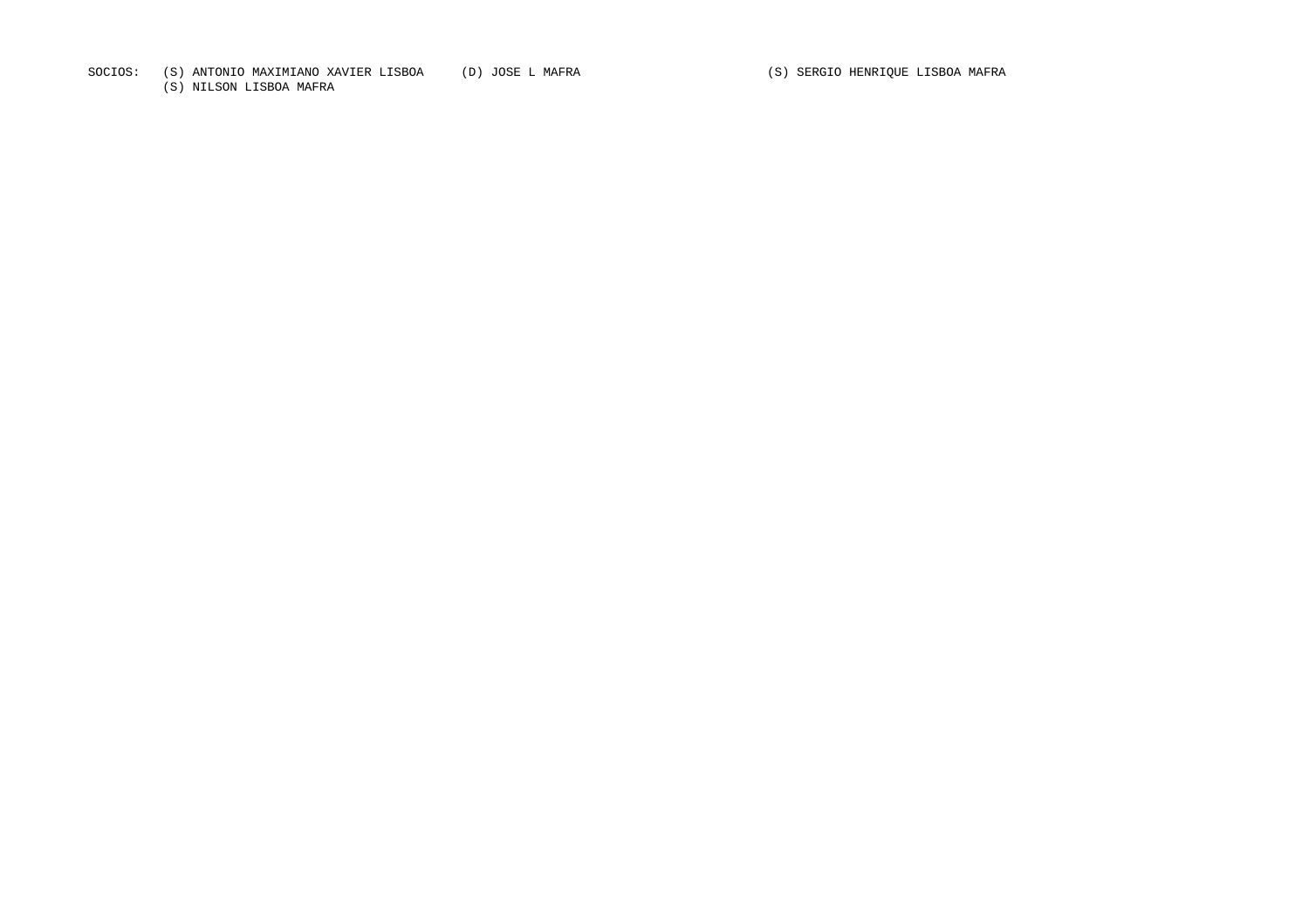SOCIOS: (S) ANTONIO MAXIMIANO XAVIER LISBOA (D) JOSE L MAFRA (S) SERGIO HENRIQUE LISBOA MAFRA
(S) NILSON LISBOA MAFRA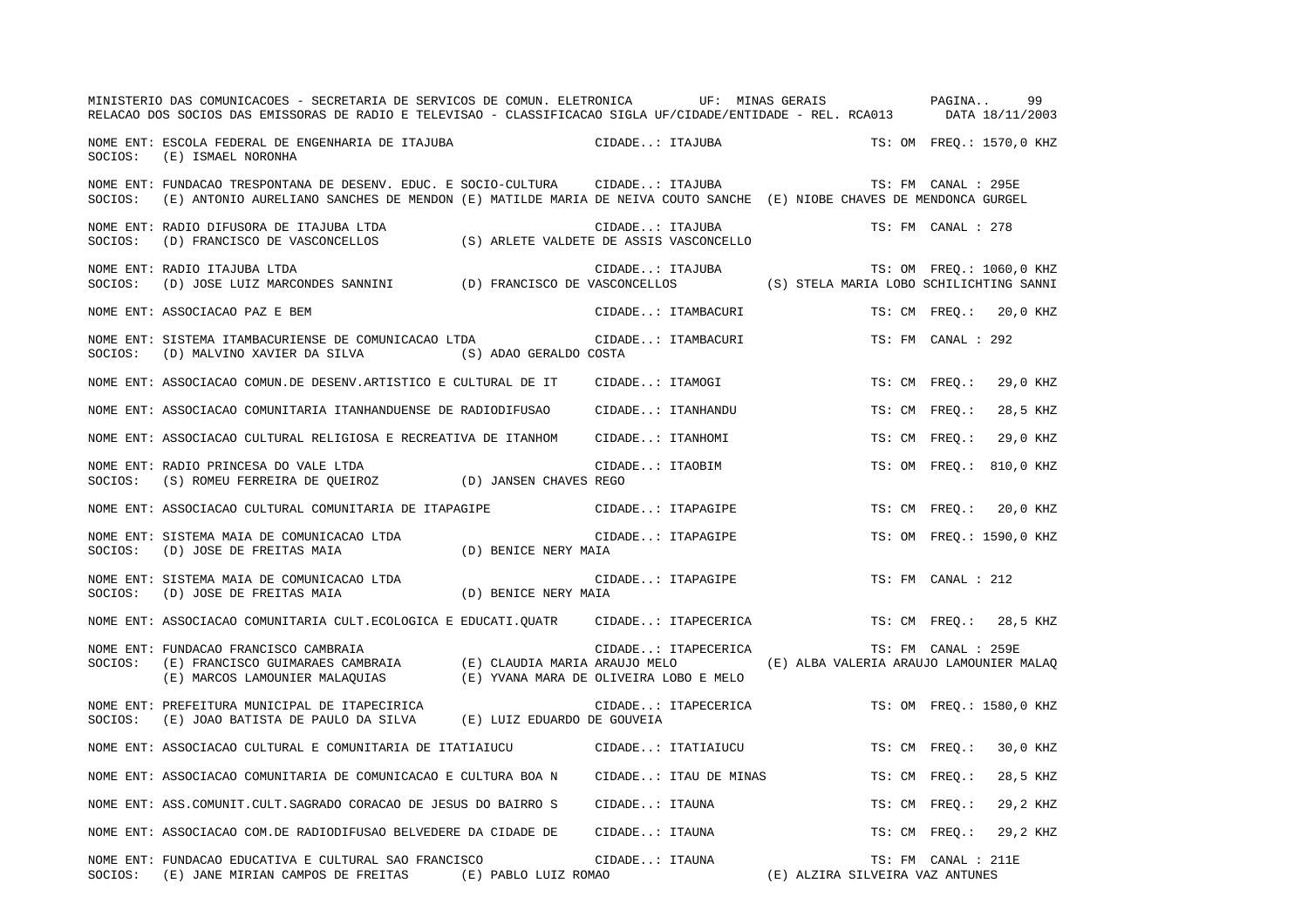NOME ENT: ESCOLA FEDERAL DE ENGENHARIA DE ITAJUBA — CIDADE..: ITAJUBA — TS: OM FREQ.: 1570,0 KHZ
SOCIOS: (E) ISMAEL NORONHA

NOME ENT: FUNDACAO TRESPONTANA DE DESENV. EDUC. E SOCIO-CULTURA — CIDADE..: ITAJUBA — TS: FM CANAL : 295E
SOCIOS: (E) ANTONIO AURELIANO SANCHES DE MENDON (E) MATILDE MARIA DE NEIVA COUTO SANCHE (E) NIOBE CHAVES DE MENDONCA GURGEL

NOME ENT: RADIO DIFUSORA DE ITAJUBA LTDA — CIDADE..: ITAJUBA — TS: FM CANAL : 278
SOCIOS: (D) FRANCISCO DE VASCONCELLOS (S) ARLETE VALDETE DE ASSIS VASCONCELLO

NOME ENT: RADIO ITAJUBA LTDA — CIDADE..: ITAJUBA — TS: OM FREQ.: 1060,0 KHZ
SOCIOS: (D) JOSE LUIZ MARCONDES SANNINI (D) FRANCISCO DE VASCONCELLOS (S) STELA MARIA LOBO SCHILICHTING SANNI

NOME ENT: ASSOCIACAO PAZ E BEM — CIDADE..: ITAMBACURI — TS: CM FREQ.: 20,0 KHZ

NOME ENT: SISTEMA ITAMBACURIENSE DE COMUNICACAO LTDA — CIDADE..: ITAMBACURI — TS: FM CANAL : 292
SOCIOS: (D) MALVINO XAVIER DA SILVA (S) ADAO GERALDO COSTA

NOME ENT: ASSOCIACAO COMUN.DE DESENV.ARTISTICO E CULTURAL DE IT — CIDADE..: ITAMOGI — TS: CM FREQ.: 29,0 KHZ

NOME ENT: ASSOCIACAO COMUNITARIA ITANHANDUENSE DE RADIODIFUSAO — CIDADE..: ITANHANDU — TS: CM FREQ.: 28,5 KHZ

NOME ENT: ASSOCIACAO CULTURAL RELIGIOSA E RECREATIVA DE ITANHOM — CIDADE..: ITANHOMI — TS: CM FREQ.: 29,0 KHZ

NOME ENT: RADIO PRINCESA DO VALE LTDA — CIDADE..: ITAOBIM — TS: OM FREQ.: 810,0 KHZ
SOCIOS: (S) ROMEU FERREIRA DE QUEIROZ (D) JANSEN CHAVES REGO

NOME ENT: ASSOCIACAO CULTURAL COMUNITARIA DE ITAPAGIPE — CIDADE..: ITAPAGIPE — TS: CM FREQ.: 20,0 KHZ

NOME ENT: SISTEMA MAIA DE COMUNICACAO LTDA — CIDADE..: ITAPAGIPE — TS: OM FREQ.: 1590,0 KHZ
SOCIOS: (D) JOSE DE FREITAS MAIA (D) BENICE NERY MAIA

NOME ENT: SISTEMA MAIA DE COMUNICACAO LTDA — CIDADE..: ITAPAGIPE — TS: FM CANAL : 212
SOCIOS: (D) JOSE DE FREITAS MAIA (D) BENICE NERY MAIA

NOME ENT: ASSOCIACAO COMUNITARIA CULT.ECOLOGICA E EDUCATI.QUATR — CIDADE..: ITAPECERICA — TS: CM FREQ.: 28,5 KHZ

NOME ENT: FUNDACAO FRANCISCO CAMBRAIA — CIDADE..: ITAPECERICA — TS: FM CANAL : 259E
SOCIOS: (E) FRANCISCO GUIMARAES CAMBRAIA (E) CLAUDIA MARIA ARAUJO MELO (E) ALBA VALERIA ARAUJO LAMOUNIER MALAQ
(E) MARCOS LAMOUNIER MALAQUIAS (E) YVANA MARA DE OLIVEIRA LOBO E MELO

NOME ENT: PREFEITURA MUNICIPAL DE ITAPECIRICA — CIDADE..: ITAPECERICA — TS: OM FREQ.: 1580,0 KHZ
SOCIOS: (E) JOAO BATISTA DE PAULO DA SILVA (E) LUIZ EDUARDO DE GOUVEIA

NOME ENT: ASSOCIACAO CULTURAL E COMUNITARIA DE ITATIAIUCU — CIDADE..: ITATIAIUCU — TS: CM FREQ.: 30,0 KHZ

NOME ENT: ASSOCIACAO COMUNITARIA DE COMUNICACAO E CULTURA BOA N — CIDADE..: ITAU DE MINAS — TS: CM FREQ.: 28,5 KHZ

NOME ENT: ASS.COMUNIT.CULT.SAGRADO CORACAO DE JESUS DO BAIRRO S — CIDADE..: ITAUNA — TS: CM FREQ.: 29,2 KHZ

NOME ENT: ASSOCIACAO COM.DE RADIODIFUSAO BELVEDERE DA CIDADE DE — CIDADE..: ITAUNA — TS: CM FREQ.: 29,2 KHZ

NOME ENT: FUNDACAO EDUCATIVA E CULTURAL SAO FRANCISCO — CIDADE..: ITAUNA — TS: FM CANAL : 211E
SOCIOS: (E) JANE MIRIAN CAMPOS DE FREITAS (E) PABLO LUIZ ROMAO (E) ALZIRA SILVEIRA VAZ ANTUNES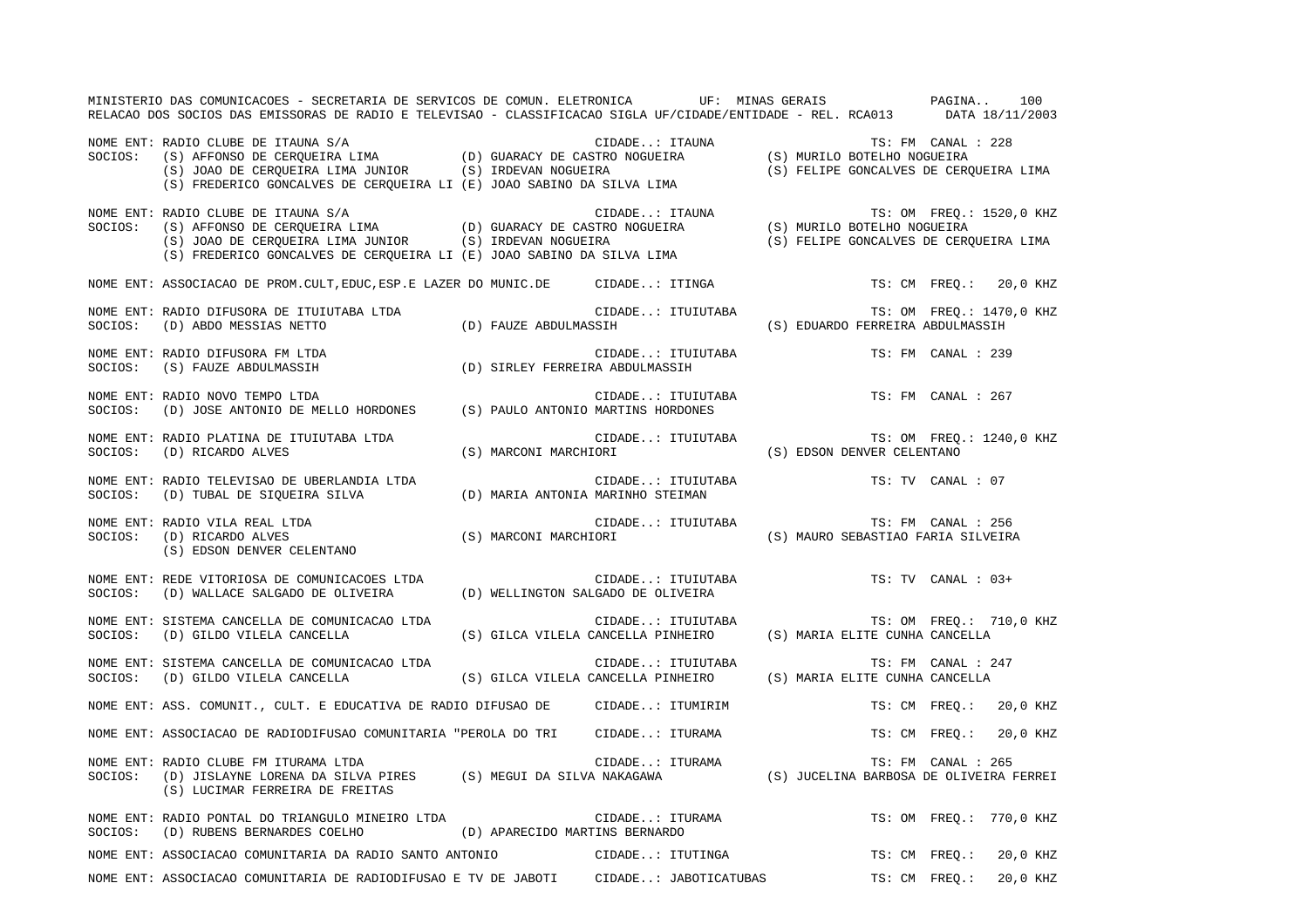NOME ENT: RADIO CLUBE DE ITAUNA S/A CIDADE..: ITAUNA TS: FM CANAL : 228
SOCIOS: (S) AFFONSO DE CERQUEIRA LIMA (D) GUARACY DE CASTRO NOGUEIRA (S) MURILO BOTELHO NOGUEIRA
(S) JOAO DE CERQUEIRA LIMA JUNIOR (S) IRDEVAN NOGUEIRA (S) FELIPE GONCALVES DE CERQUEIRA LIMA
(S) FREDERICO GONCALVES DE CERQUEIRA LI (E) JOAO SABINO DA SILVA LIMA

NOME ENT: RADIO CLUBE DE ITAUNA S/A CIDADE..: ITAUNA TS: OM FREQ.: 1520,0 KHZ
SOCIOS: (S) AFFONSO DE CERQUEIRA LIMA (D) GUARACY DE CASTRO NOGUEIRA (S) MURILO BOTELHO NOGUEIRA
(S) JOAO DE CERQUEIRA LIMA JUNIOR (S) IRDEVAN NOGUEIRA (S) FELIPE GONCALVES DE CERQUEIRA LIMA
(S) FREDERICO GONCALVES DE CERQUEIRA LI (E) JOAO SABINO DA SILVA LIMA

NOME ENT: ASSOCIACAO DE PROM.CULT,EDUC,ESP.E LAZER DO MUNIC.DE CIDADE..: ITINGA TS: CM FREQ.: 20,0 KHZ

NOME ENT: RADIO DIFUSORA DE ITUIUTABA LTDA CIDADE..: ITUIUTABA TS: OM FREQ.: 1470,0 KHZ
SOCIOS: (D) ABDO MESSIAS NETTO (D) FAUZE ABDULMASSIH (S) EDUARDO FERREIRA ABDULMASSIH

NOME ENT: RADIO DIFUSORA FM LTDA CIDADE..: ITUIUTABA TS: FM CANAL : 239
SOCIOS: (S) FAUZE ABDULMASSIH (D) SIRLEY FERREIRA ABDULMASSIH

NOME ENT: RADIO NOVO TEMPO LTDA CIDADE..: ITUIUTABA TS: FM CANAL : 267
SOCIOS: (D) JOSE ANTONIO DE MELLO HORDONES (S) PAULO ANTONIO MARTINS HORDONES

NOME ENT: RADIO PLATINA DE ITUIUTABA LTDA CIDADE..: ITUIUTABA TS: OM FREQ.: 1240,0 KHZ
SOCIOS: (D) RICARDO ALVES (S) MARCONI MARCHIORI (S) EDSON DENVER CELENTANO

NOME ENT: RADIO TELEVISAO DE UBERLANDIA LTDA CIDADE..: ITUIUTABA TS: TV CANAL : 07
SOCIOS: (D) TUBAL DE SIQUEIRA SILVA (D) MARIA ANTONIA MARINHO STEIMAN

NOME ENT: RADIO VILA REAL LTDA CIDADE..: ITUIUTABA TS: FM CANAL : 256
SOCIOS: (D) RICARDO ALVES (S) MARCONI MARCHIORI (S) MAURO SEBASTIAO FARIA SILVEIRA
(S) EDSON DENVER CELENTANO

NOME ENT: REDE VITORIOSA DE COMUNICACOES LTDA CIDADE..: ITUIUTABA TS: TV CANAL : 03+
SOCIOS: (D) WALLACE SALGADO DE OLIVEIRA (D) WELLINGTON SALGADO DE OLIVEIRA

NOME ENT: SISTEMA CANCELLA DE COMUNICACAO LTDA CIDADE..: ITUIUTABA TS: OM FREQ.: 710,0 KHZ
SOCIOS: (D) GILDO VILELA CANCELLA (S) GILCA VILELA CANCELLA PINHEIRO (S) MARIA ELITE CUNHA CANCELLA

NOME ENT: SISTEMA CANCELLA DE COMUNICACAO LTDA CIDADE..: ITUIUTABA TS: FM CANAL : 247
SOCIOS: (D) GILDO VILELA CANCELLA (S) GILCA VILELA CANCELLA PINHEIRO (S) MARIA ELITE CUNHA CANCELLA

NOME ENT: ASS. COMUNIT., CULT. E EDUCATIVA DE RADIO DIFUSAO DE CIDADE..: ITUMIRIM TS: CM FREQ.: 20,0 KHZ

NOME ENT: ASSOCIACAO DE RADIODIFUSAO COMUNITARIA "PEROLA DO TRI CIDADE..: ITURAMA TS: CM FREQ.: 20,0 KHZ

NOME ENT: RADIO CLUBE FM ITURAMA LTDA CIDADE..: ITURAMA TS: FM CANAL : 265
SOCIOS: (D) JISLAYNE LORENA DA SILVA PIRES (S) MEGUI DA SILVA NAKAGAWA (S) JUCELINA BARBOSA DE OLIVEIRA FERREI
(S) LUCIMAR FERREIRA DE FREITAS

NOME ENT: RADIO PONTAL DO TRIANGULO MINEIRO LTDA CIDADE..: ITURAMA TS: OM FREQ.: 770,0 KHZ
SOCIOS: (D) RUBENS BERNARDES COELHO (D) APARECIDO MARTINS BERNARDO

NOME ENT: ASSOCIACAO COMUNITARIA DA RADIO SANTO ANTONIO CIDADE..: ITUTINGA TS: CM FREQ.: 20,0 KHZ

NOME ENT: ASSOCIACAO COMUNITARIA DE RADIODIFUSAO E TV DE JABOTI CIDADE..: JABOTICATUBAS TS: CM FREQ.: 20,0 KHZ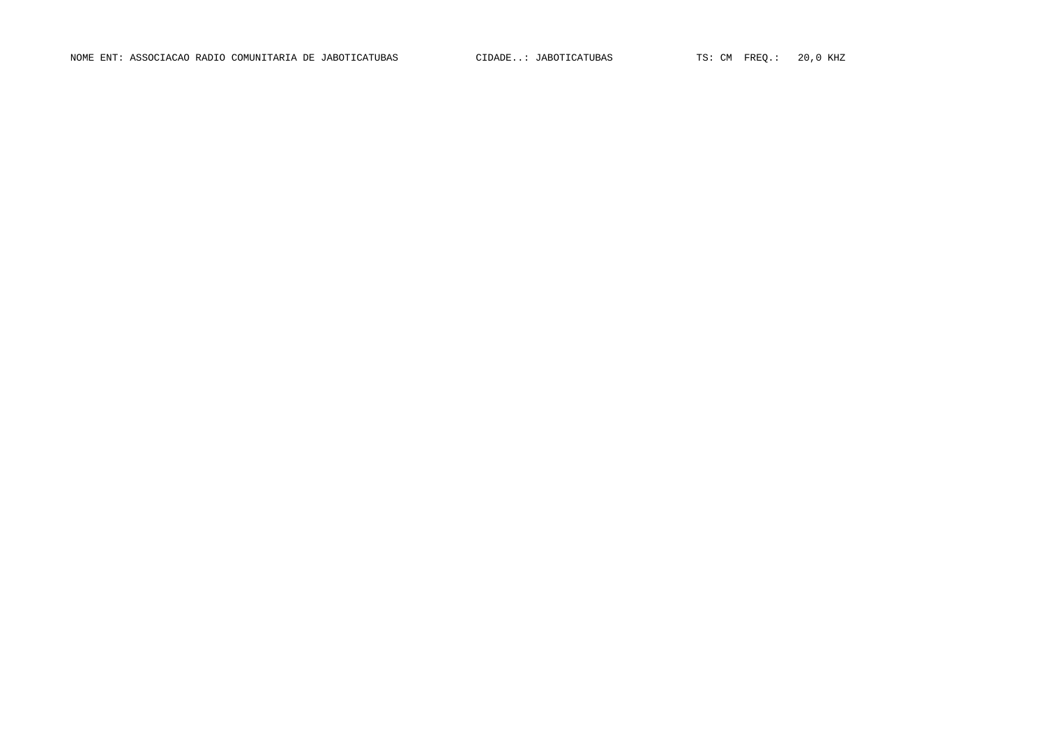NOME ENT: ASSOCIACAO RADIO COMUNITARIA DE JABOTICATUBAS CIDADE..: JABOTICATUBAS TS: CM FREQ.: 20,0 KHZ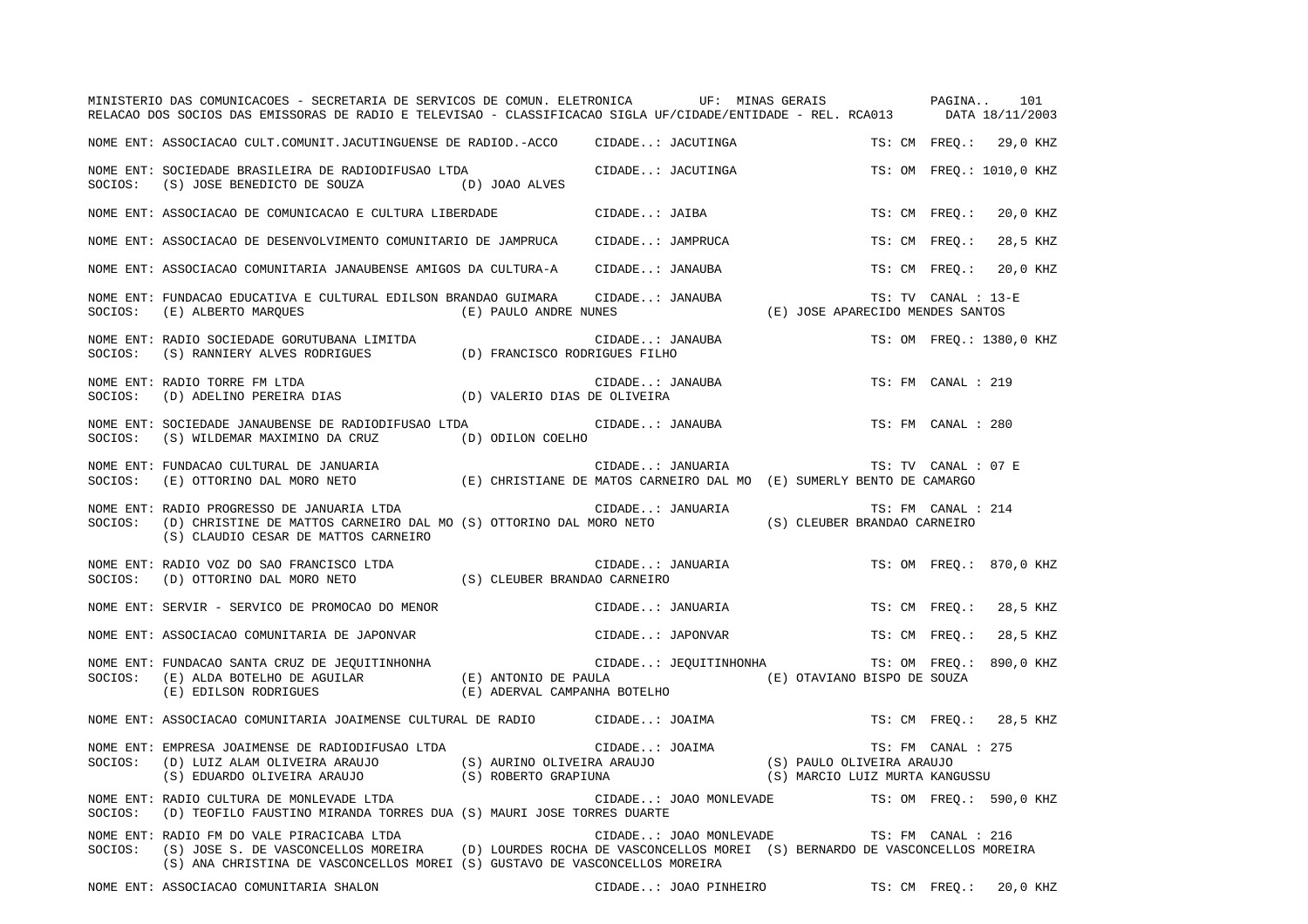MINISTERIO DAS COMUNICACOES - SECRETARIA DE SERVICOS DE COMUN. ELETRONICA UF: MINAS GERAIS

RELACAO DOS SOCIOS DAS EMISSORAS DE RADIO E TELEVISAO - CLASSIFICACAO SIGLA UF/CIDADE/ENTIDADE - REL. RCA013 DATA 18/11/2003

NOME ENT: ASSOCIACAO CULT.COMUNIT.JACUTINGUENSE DE RADIOD.-ACCO CIDADE..: JACUTINGA TS: CM FREQ.: 29,0 KHZ

NOME ENT: SOCIEDADE BRASILEIRA DE RADIODIFUSAO LTDA CIDADE..: JACUTINGA TS: OM FREQ.: 1010,0 KHZ
SOCIOS: (S) JOSE BENEDICTO DE SOUZA (D) JOAO ALVES

NOME ENT: ASSOCIACAO DE COMUNICACAO E CULTURA LIBERDADE CIDADE..: JAIBA TS: CM FREQ.: 20,0 KHZ

NOME ENT: ASSOCIACAO DE DESENVOLVIMENTO COMUNITARIO DE JAMPRUCA CIDADE..: JAMPRUCA TS: CM FREQ.: 28,5 KHZ

NOME ENT: ASSOCIACAO COMUNITARIA JANAUBENSE AMIGOS DA CULTURA-A CIDADE..: JANAUBA TS: CM FREQ.: 20,0 KHZ

NOME ENT: FUNDACAO EDUCATIVA E CULTURAL EDILSON BRANDAO GUIMARA CIDADE..: JANAUBA TS: TV CANAL : 13-E
SOCIOS: (E) ALBERTO MARQUES (E) PAULO ANDRE NUNES (E) JOSE APARECIDO MENDES SANTOS

NOME ENT: RADIO SOCIEDADE GORUTUBANA LIMITDA CIDADE..: JANAUBA TS: OM FREQ.: 1380,0 KHZ
SOCIOS: (S) RANNIERY ALVES RODRIGUES (D) FRANCISCO RODRIGUES FILHO

NOME ENT: RADIO TORRE FM LTDA CIDADE..: JANAUBA TS: FM CANAL : 219
SOCIOS: (D) ADELINO PEREIRA DIAS (D) VALERIO DIAS DE OLIVEIRA

NOME ENT: SOCIEDADE JANAUBENSE DE RADIODIFUSAO LTDA CIDADE..: JANAUBA TS: FM CANAL : 280
SOCIOS: (S) WILDEMAR MAXIMINO DA CRUZ (D) ODILON COELHO

NOME ENT: FUNDACAO CULTURAL DE JANUARIA CIDADE..: JANUARIA TS: TV CANAL : 07 E
SOCIOS: (E) OTTORINO DAL MORO NETO (E) CHRISTIANE DE MATOS CARNEIRO DAL MO (E) SUMERLY BENTO DE CAMARGO

NOME ENT: RADIO PROGRESSO DE JANUARIA LTDA CIDADE..: JANUARIA TS: FM CANAL : 214
SOCIOS: (D) CHRISTINE DE MATTOS CARNEIRO DAL MO (S) OTTORINO DAL MORO NETO (S) CLEUBER BRANDAO CARNEIRO
(S) CLAUDIO CESAR DE MATTOS CARNEIRO

NOME ENT: RADIO VOZ DO SAO FRANCISCO LTDA CIDADE..: JANUARIA TS: OM FREQ.: 870,0 KHZ
SOCIOS: (D) OTTORINO DAL MORO NETO (S) CLEUBER BRANDAO CARNEIRO

NOME ENT: SERVIR - SERVICO DE PROMOCAO DO MENOR CIDADE..: JANUARIA TS: CM FREQ.: 28,5 KHZ

NOME ENT: ASSOCIACAO COMUNITARIA DE JAPONVAR CIDADE..: JAPONVAR TS: CM FREQ.: 28,5 KHZ

NOME ENT: FUNDACAO SANTA CRUZ DE JEQUITINHONHA CIDADE..: JEQUITINHONHA TS: OM FREQ.: 890,0 KHZ
SOCIOS: (E) ALDA BOTELHO DE AGUILAR (E) ANTONIO DE PAULA (E) OTAVIANO BISPO DE SOUZA
(E) EDILSON RODRIGUES (E) ADERVAL CAMPANHA BOTELHO

NOME ENT: ASSOCIACAO COMUNITARIA JOAIMENSE CULTURAL DE RADIO CIDADE..: JOAIMA TS: CM FREQ.: 28,5 KHZ

NOME ENT: EMPRESA JOAIMENSE DE RADIODIFUSAO LTDA CIDADE..: JOAIMA TS: FM CANAL : 275
SOCIOS: (D) LUIZ ALAM OLIVEIRA ARAUJO (S) AURINO OLIVEIRA ARAUJO (S) PAULO OLIVEIRA ARAUJO
(S) EDUARDO OLIVEIRA ARAUJO (S) ROBERTO GRAPIUNA (S) MARCIO LUIZ MURTA KANGUSSU

NOME ENT: RADIO CULTURA DE MONLEVADE LTDA CIDADE..: JOAO MONLEVADE TS: OM FREQ.: 590,0 KHZ
SOCIOS: (D) TEOFILO FAUSTINO MIRANDA TORRES DUA (S) MAURI JOSE TORRES DUARTE

NOME ENT: RADIO FM DO VALE PIRACICABA LTDA CIDADE..: JOAO MONLEVADE TS: FM CANAL : 216
SOCIOS: (S) JOSE S. DE VASCONCELLOS MOREIRA (D) LOURDES ROCHA DE VASCONCELLOS MOREI (S) BERNARDO DE VASCONCELLOS MOREIRA
(S) ANA CHRISTINA DE VASCONCELLOS MOREI (S) GUSTAVO DE VASCONCELLOS MOREIRA

NOME ENT: ASSOCIACAO COMUNITARIA SHALON CIDADE..: JOAO PINHEIRO TS: CM FREQ.: 20,0 KHZ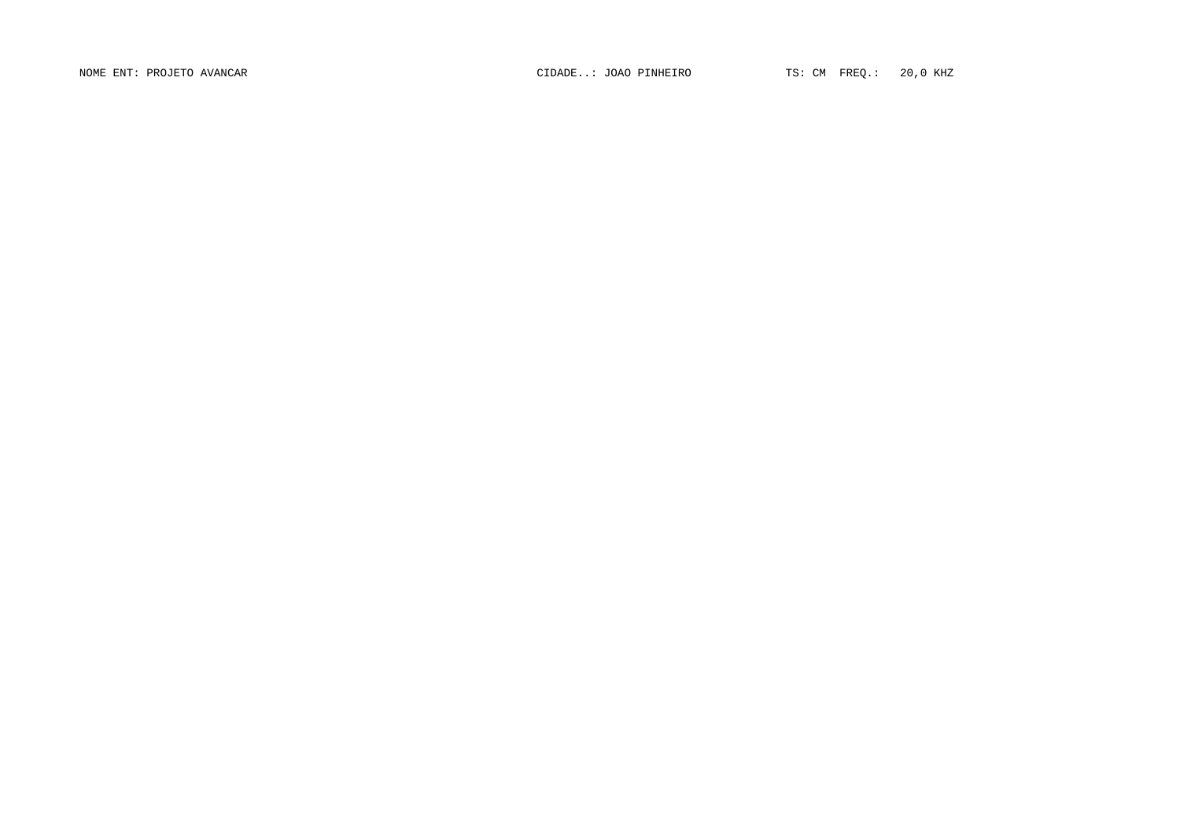NOME ENT: PROJETO AVANCAR CIDADE..: JOAO PINHEIRO TS: CM FREQ.: 20,0 KHZ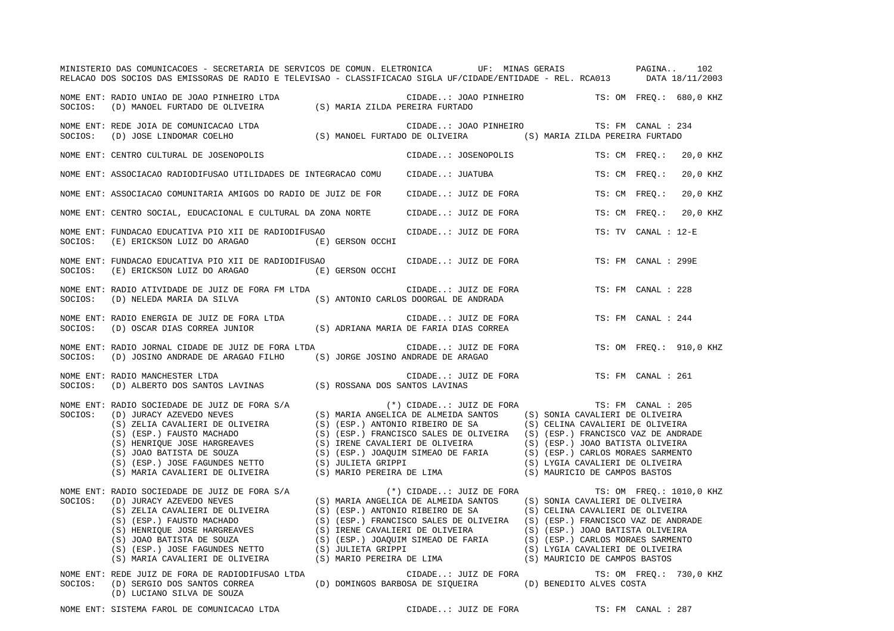MINISTERIO DAS COMUNICACOES - SECRETARIA DE SERVICOS DE COMUN. ELETRONICA UF: MINAS GERAIS

RELACAO DOS SOCIOS DAS EMISSORAS DE RADIO E TELEVISAO - CLASSIFICACAO SIGLA UF/CIDADE/ENTIDADE - REL. RCA013 DATA 18/11/2003

NOME ENT: RADIO UNIAO DE JOAO PINHEIRO LTDA — CIDADE..: JOAO PINHEIRO — TS: OM FREQ.: 680,0 KHZ
SOCIOS: (D) MANOEL FURTADO DE OLIVEIRA (S) MARIA ZILDA PEREIRA FURTADO

NOME ENT: REDE JOIA DE COMUNICACAO LTDA — CIDADE..: JOAO PINHEIRO — TS: FM CANAL : 234
SOCIOS: (D) JOSE LINDOMAR COELHO (S) MANOEL FURTADO DE OLIVEIRA (S) MARIA ZILDA PEREIRA FURTADO

NOME ENT: CENTRO CULTURAL DE JOSENOPOLIS — CIDADE..: JOSENOPOLIS — TS: CM FREQ.: 20,0 KHZ

NOME ENT: ASSOCIACAO RADIODIFUSAO UTILIDADES DE INTEGRACAO COMU — CIDADE..: JUATUBA — TS: CM FREQ.: 20,0 KHZ

NOME ENT: ASSOCIACAO COMUNITARIA AMIGOS DO RADIO DE JUIZ DE FOR — CIDADE..: JUIZ DE FORA — TS: CM FREQ.: 20,0 KHZ

NOME ENT: CENTRO SOCIAL, EDUCACIONAL E CULTURAL DA ZONA NORTE — CIDADE..: JUIZ DE FORA — TS: CM FREQ.: 20,0 KHZ

NOME ENT: FUNDACAO EDUCATIVA PIO XII DE RADIODIFUSAO — CIDADE..: JUIZ DE FORA — TS: TV CANAL : 12-E
SOCIOS: (E) ERICKSON LUIZ DO ARAGAO (E) GERSON OCCHI

NOME ENT: FUNDACAO EDUCATIVA PIO XII DE RADIODIFUSAO — CIDADE..: JUIZ DE FORA — TS: FM CANAL : 299E
SOCIOS: (E) ERICKSON LUIZ DO ARAGAO (E) GERSON OCCHI

NOME ENT: RADIO ATIVIDADE DE JUIZ DE FORA FM LTDA — CIDADE..: JUIZ DE FORA — TS: FM CANAL : 228
SOCIOS: (D) NELEDA MARIA DA SILVA (S) ANTONIO CARLOS DOORGAL DE ANDRADA

NOME ENT: RADIO ENERGIA DE JUIZ DE FORA LTDA — CIDADE..: JUIZ DE FORA — TS: FM CANAL : 244
SOCIOS: (D) OSCAR DIAS CORREA JUNIOR (S) ADRIANA MARIA DE FARIA DIAS CORREA

NOME ENT: RADIO JORNAL CIDADE DE JUIZ DE FORA LTDA — CIDADE..: JUIZ DE FORA — TS: OM FREQ.: 910,0 KHZ
SOCIOS: (D) JOSINO ANDRADE DE ARAGAO FILHO (S) JORGE JOSINO ANDRADE DE ARAGAO

NOME ENT: RADIO MANCHESTER LTDA — CIDADE..: JUIZ DE FORA — TS: FM CANAL : 261
SOCIOS: (D) ALBERTO DOS SANTOS LAVINAS (S) ROSSANA DOS SANTOS LAVINAS

NOME ENT: RADIO SOCIEDADE DE JUIZ DE FORA S/A — (*) CIDADE..: JUIZ DE FORA — TS: FM CANAL : 205
SOCIOS:
(D) JURACY AZEVEDO NEVES (S) MARIA ANGELICA DE ALMEIDA SANTOS (S) SONIA CAVALIERI DE OLIVEIRA
(S) ZELIA CAVALIERI DE OLIVEIRA (S) (ESP.) ANTONIO RIBEIRO DE SA (S) CELINA CAVALIERI DE OLIVEIRA
(S) (ESP.) FAUSTO MACHADO (S) (ESP.) FRANCISCO SALES DE OLIVEIRA (S) (ESP.) FRANCISCO VAZ DE ANDRADE
(S) HENRIQUE JOSE HARGREAVES (S) IRENE CAVALIERI DE OLIVEIRA (S) (ESP.) JOAO BATISTA OLIVEIRA
(S) JOAO BATISTA DE SOUZA (S) (ESP.) JOAQUIM SIMEAO DE FARIA (S) (ESP.) CARLOS MORAES SARMENTO
(S) (ESP.) JOSE FAGUNDES NETTO (S) JULIETA GRIPPI (S) LYGIA CAVALIERI DE OLIVEIRA
(S) MARIA CAVALIERI DE OLIVEIRA (S) MARIO PEREIRA DE LIMA (S) MAURICIO DE CAMPOS BASTOS

NOME ENT: RADIO SOCIEDADE DE JUIZ DE FORA S/A — (*) CIDADE..: JUIZ DE FORA — TS: OM FREQ.: 1010,0 KHZ
SOCIOS:
(D) JURACY AZEVEDO NEVES (S) MARIA ANGELICA DE ALMEIDA SANTOS (S) SONIA CAVALIERI DE OLIVEIRA
(S) ZELIA CAVALIERI DE OLIVEIRA (S) (ESP.) ANTONIO RIBEIRO DE SA (S) CELINA CAVALIERI DE OLIVEIRA
(S) (ESP.) FAUSTO MACHADO (S) (ESP.) FRANCISCO SALES DE OLIVEIRA (S) (ESP.) FRANCISCO VAZ DE ANDRADE
(S) HENRIQUE JOSE HARGREAVES (S) IRENE CAVALIERI DE OLIVEIRA (S) (ESP.) JOAO BATISTA OLIVEIRA
(S) JOAO BATISTA DE SOUZA (S) (ESP.) JOAQUIM SIMEAO DE FARIA (S) (ESP.) CARLOS MORAES SARMENTO
(S) (ESP.) JOSE FAGUNDES NETTO (S) JULIETA GRIPPI (S) LYGIA CAVALIERI DE OLIVEIRA
(S) MARIA CAVALIERI DE OLIVEIRA (S) MARIO PEREIRA DE LIMA (S) MAURICIO DE CAMPOS BASTOS

NOME ENT: REDE JUIZ DE FORA DE RADIODIFUSAO LTDA — CIDADE..: JUIZ DE FORA — TS: OM FREQ.: 730,0 KHZ
SOCIOS: (D) SERGIO DOS SANTOS CORREA (D) DOMINGOS BARBOSA DE SIQUEIRA (D) BENEDITO ALVES COSTA
(D) LUCIANO SILVA DE SOUZA

NOME ENT: SISTEMA FAROL DE COMUNICACAO LTDA — CIDADE..: JUIZ DE FORA — TS: FM CANAL : 287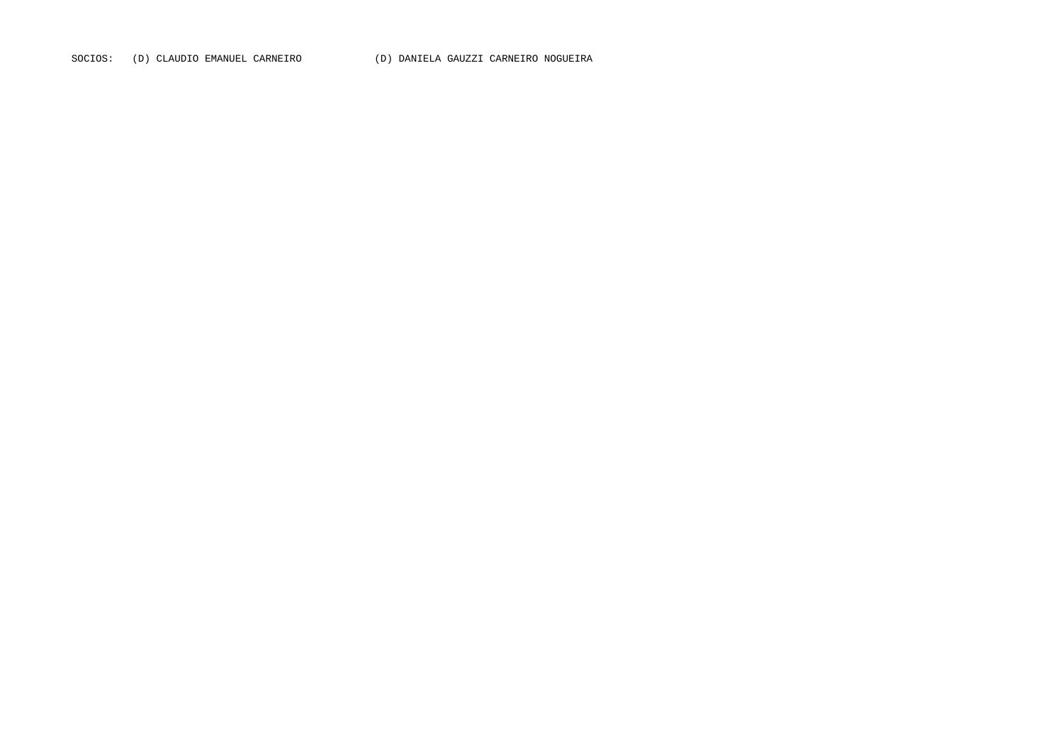SOCIOS: (D) CLAUDIO EMANUEL CARNEIRO (D) DANIELA GAUZZI CARNEIRO NOGUEIRA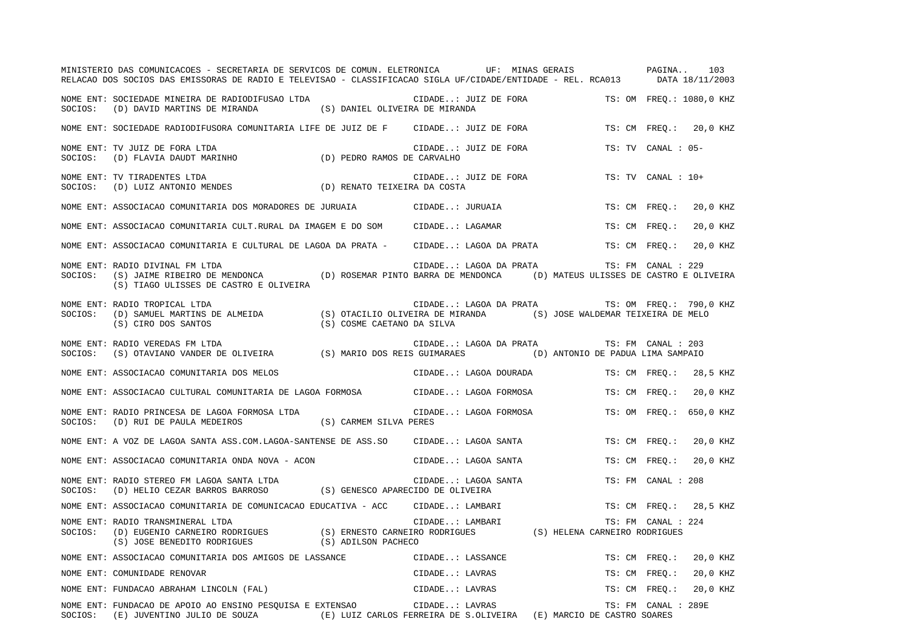NOME ENT: SOCIEDADE MINEIRA DE RADIODIFUSAO LTDA CIDADE..: JUIZ DE FORA TS: OM FREQ.: 1080,0 KHZ
SOCIOS: (D) DAVID MARTINS DE MIRANDA (S) DANIEL OLIVEIRA DE MIRANDA

NOME ENT: SOCIEDADE RADIODIFUSORA COMUNITARIA LIFE DE JUIZ DE F CIDADE..: JUIZ DE FORA TS: CM FREQ.: 20,0 KHZ

NOME ENT: TV JUIZ DE FORA LTDA CIDADE..: JUIZ DE FORA TS: TV CANAL : 05-
SOCIOS: (D) FLAVIA DAUDT MARINHO (D) PEDRO RAMOS DE CARVALHO

NOME ENT: TV TIRADENTES LTDA CIDADE..: JUIZ DE FORA TS: TV CANAL : 10+
SOCIOS: (D) LUIZ ANTONIO MENDES (D) RENATO TEIXEIRA DA COSTA

NOME ENT: ASSOCIACAO COMUNITARIA DOS MORADORES DE JURUAIA CIDADE..: JURUAIA TS: CM FREQ.: 20,0 KHZ

NOME ENT: ASSOCIACAO COMUNITARIA CULT.RURAL DA IMAGEM E DO SOM CIDADE..: LAGAMAR TS: CM FREQ.: 20,0 KHZ

NOME ENT: ASSOCIACAO COMUNITARIA E CULTURAL DE LAGOA DA PRATA - CIDADE..: LAGOA DA PRATA TS: CM FREQ.: 20,0 KHZ

NOME ENT: RADIO DIVINAL FM LTDA CIDADE..: LAGOA DA PRATA TS: FM CANAL : 229
SOCIOS: (S) JAIME RIBEIRO DE MENDONCA (D) ROSEMAR PINTO BARRA DE MENDONCA (D) MATEUS ULISSES DE CASTRO E OLIVEIRA
(S) TIAGO ULISSES DE CASTRO E OLIVEIRA

NOME ENT: RADIO TROPICAL LTDA CIDADE..: LAGOA DA PRATA TS: OM FREQ.: 790,0 KHZ
SOCIOS: (D) SAMUEL MARTINS DE ALMEIDA (S) OTACILIO OLIVEIRA DE MIRANDA (S) JOSE WALDEMAR TEIXEIRA DE MELO
(S) CIRO DOS SANTOS (S) COSME CAETANO DA SILVA

NOME ENT: RADIO VEREDAS FM LTDA CIDADE..: LAGOA DA PRATA TS: FM CANAL : 203
SOCIOS: (S) OTAVIANO VANDER DE OLIVEIRA (S) MARIO DOS REIS GUIMARAES (D) ANTONIO DE PADUA LIMA SAMPAIO

NOME ENT: ASSOCIACAO COMUNITARIA DOS MELOS CIDADE..: LAGOA DOURADA TS: CM FREQ.: 28,5 KHZ

NOME ENT: ASSOCIACAO CULTURAL COMUNITARIA DE LAGOA FORMOSA CIDADE..: LAGOA FORMOSA TS: CM FREQ.: 20,0 KHZ

NOME ENT: RADIO PRINCESA DE LAGOA FORMOSA LTDA CIDADE..: LAGOA FORMOSA TS: OM FREQ.: 650,0 KHZ
SOCIOS: (D) RUI DE PAULA MEDEIROS (S) CARMEM SILVA PERES

NOME ENT: A VOZ DE LAGOA SANTA ASS.COM.LAGOA-SANTENSE DE ASS.SO CIDADE..: LAGOA SANTA TS: CM FREQ.: 20,0 KHZ

NOME ENT: ASSOCIACAO COMUNITARIA ONDA NOVA - ACON CIDADE..: LAGOA SANTA TS: CM FREQ.: 20,0 KHZ

NOME ENT: RADIO STEREO FM LAGOA SANTA LTDA CIDADE..: LAGOA SANTA TS: FM CANAL : 208
SOCIOS: (D) HELIO CEZAR BARROS BARROSO (S) GENESCO APARECIDO DE OLIVEIRA

NOME ENT: ASSOCIACAO COMUNITARIA DE COMUNICACAO EDUCATIVA - ACC CIDADE..: LAMBARI TS: CM FREQ.: 28,5 KHZ

NOME ENT: RADIO TRANSMINERAL LTDA CIDADE..: LAMBARI TS: FM CANAL : 224
SOCIOS: (D) EUGENIO CARNEIRO RODRIGUES (S) ERNESTO CARNEIRO RODRIGUES (S) HELENA CARNEIRO RODRIGUES
(S) JOSE BENEDITO RODRIGUES (S) ADILSON PACHECO

NOME ENT: ASSOCIACAO COMUNITARIA DOS AMIGOS DE LASSANCE CIDADE..: LASSANCE TS: CM FREQ.: 20,0 KHZ

NOME ENT: COMUNIDADE RENOVAR CIDADE..: LAVRAS TS: CM FREQ.: 20,0 KHZ

NOME ENT: FUNDACAO ABRAHAM LINCOLN (FAL) CIDADE..: LAVRAS TS: CM FREQ.: 20,0 KHZ

NOME ENT: FUNDACAO DE APOIO AO ENSINO PESQUISA E EXTENSAO CIDADE..: LAVRAS TS: FM CANAL : 289E
SOCIOS: (E) JUVENTINO JULIO DE SOUZA (E) LUIZ CARLOS FERREIRA DE S.OLIVEIRA (E) MARCIO DE CASTRO SOARES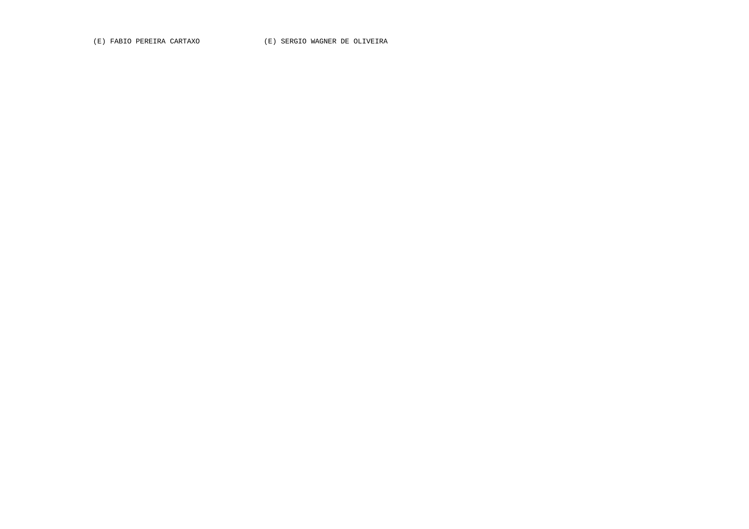(E) FABIO PEREIRA CARTAXO (E) SERGIO WAGNER DE OLIVEIRA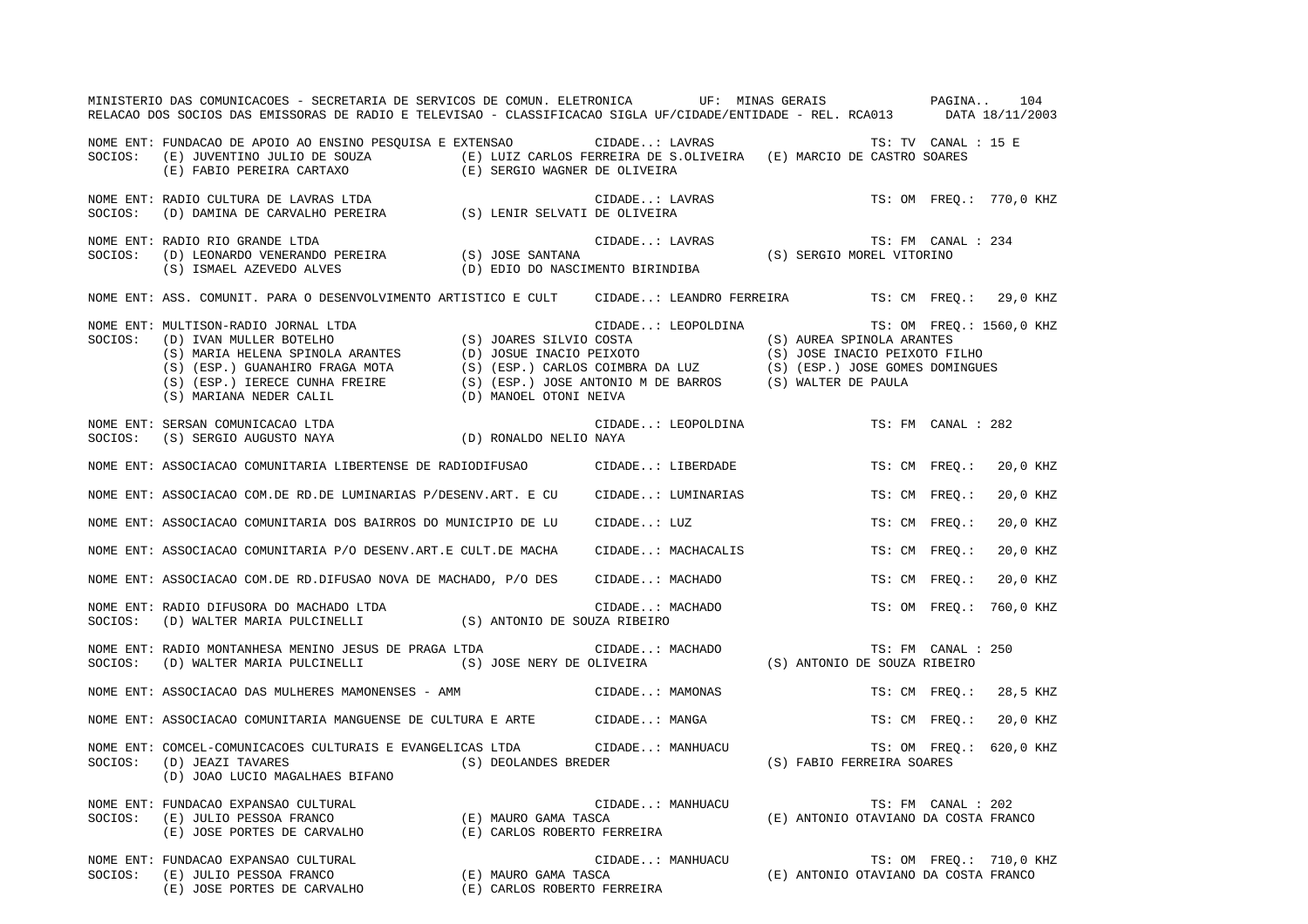NOME ENT: FUNDACAO DE APOIO AO ENSINO PESQUISA E EXTENSAO CIDADE..: LAVRAS TS: TV CANAL : 15 E
SOCIOS: (E) JUVENTINO JULIO DE SOUZA (E) LUIZ CARLOS FERREIRA DE S.OLIVEIRA (E) MARCIO DE CASTRO SOARES
(E) FABIO PEREIRA CARTAXO (E) SERGIO WAGNER DE OLIVEIRA

NOME ENT: RADIO CULTURA DE LAVRAS LTDA CIDADE..: LAVRAS TS: OM FREQ.: 770,0 KHZ
SOCIOS: (D) DAMINA DE CARVALHO PEREIRA (S) LENIR SELVATI DE OLIVEIRA

NOME ENT: RADIO RIO GRANDE LTDA CIDADE..: LAVRAS TS: FM CANAL : 234
SOCIOS: (D) LEONARDO VENERANDO PEREIRA (S) JOSE SANTANA (S) SERGIO MOREL VITORINO
(S) ISMAEL AZEVEDO ALVES (D) EDIO DO NASCIMENTO BIRINDIBA

NOME ENT: ASS. COMUNIT. PARA O DESENVOLVIMENTO ARTISTICO E CULT CIDADE..: LEANDRO FERREIRA TS: CM FREQ.: 29,0 KHZ

NOME ENT: MULTISON-RADIO JORNAL LTDA CIDADE..: LEOPOLDINA TS: OM FREQ.: 1560,0 KHZ
SOCIOS: (D) IVAN MULLER BOTELHO (S) JOARES SILVIO COSTA (S) AUREA SPINOLA ARANTES
(S) MARIA HELENA SPINOLA ARANTES (D) JOSUE INACIO PEIXOTO (S) JOSE INACIO PEIXOTO FILHO
(S) (ESP.) GUANAHIRO FRAGA MOTA (S) (ESP.) CARLOS COIMBRA DA LUZ (S) (ESP.) JOSE GOMES DOMINGUES
(S) (ESP.) IERECE CUNHA FREIRE (S) (ESP.) JOSE ANTONIO M DE BARROS (S) WALTER DE PAULA
(S) MARIANA NEDER CALIL (D) MANOEL OTONI NEIVA

NOME ENT: SERSAN COMUNICACAO LTDA CIDADE..: LEOPOLDINA TS: FM CANAL : 282
SOCIOS: (S) SERGIO AUGUSTO NAYA (D) RONALDO NELIO NAYA

NOME ENT: ASSOCIACAO COMUNITARIA LIBERTENSE DE RADIODIFUSAO CIDADE..: LIBERDADE TS: CM FREQ.: 20,0 KHZ

NOME ENT: ASSOCIACAO COM.DE RD.DE LUMINARIAS P/DESENV.ART. E CU CIDADE..: LUMINARIAS TS: CM FREQ.: 20,0 KHZ

NOME ENT: ASSOCIACAO COMUNITARIA DOS BAIRROS DO MUNICIPIO DE LU CIDADE..: LUZ TS: CM FREQ.: 20,0 KHZ

NOME ENT: ASSOCIACAO COMUNITARIA P/O DESENV.ART.E CULT.DE MACHA CIDADE..: MACHACALIS TS: CM FREQ.: 20,0 KHZ

NOME ENT: ASSOCIACAO COM.DE RD.DIFUSAO NOVA DE MACHADO, P/O DES CIDADE..: MACHADO TS: CM FREQ.: 20,0 KHZ

NOME ENT: RADIO DIFUSORA DO MACHADO LTDA CIDADE..: MACHADO TS: OM FREQ.: 760,0 KHZ
SOCIOS: (D) WALTER MARIA PULCINELLI (S) ANTONIO DE SOUZA RIBEIRO

NOME ENT: RADIO MONTANHESA MENINO JESUS DE PRAGA LTDA CIDADE..: MACHADO TS: FM CANAL : 250
SOCIOS: (D) WALTER MARIA PULCINELLI (S) JOSE NERY DE OLIVEIRA (S) ANTONIO DE SOUZA RIBEIRO

NOME ENT: ASSOCIACAO DAS MULHERES MAMONENSES - AMM CIDADE..: MAMONAS TS: CM FREQ.: 28,5 KHZ

NOME ENT: ASSOCIACAO COMUNITARIA MANGUENSE DE CULTURA E ARTE CIDADE..: MANGA TS: CM FREQ.: 20,0 KHZ

NOME ENT: COMCEL-COMUNICACOES CULTURAIS E EVANGELICAS LTDA CIDADE..: MANHUACU TS: OM FREQ.: 620,0 KHZ
SOCIOS: (D) JEAZI TAVARES (S) DEOLANDES BREDER (S) FABIO FERREIRA SOARES
(D) JOAO LUCIO MAGALHAES BIFANO

NOME ENT: FUNDACAO EXPANSAO CULTURAL CIDADE..: MANHUACU TS: FM CANAL : 202
SOCIOS: (E) JULIO PESSOA FRANCO (E) MAURO GAMA TASCA (E) ANTONIO OTAVIANO DA COSTA FRANCO
(E) JOSE PORTES DE CARVALHO (E) CARLOS ROBERTO FERREIRA

NOME ENT: FUNDACAO EXPANSAO CULTURAL CIDADE..: MANHUACU TS: OM FREQ.: 710,0 KHZ
SOCIOS: (E) JULIO PESSOA FRANCO (E) MAURO GAMA TASCA (E) ANTONIO OTAVIANO DA COSTA FRANCO
(E) JOSE PORTES DE CARVALHO (E) CARLOS ROBERTO FERREIRA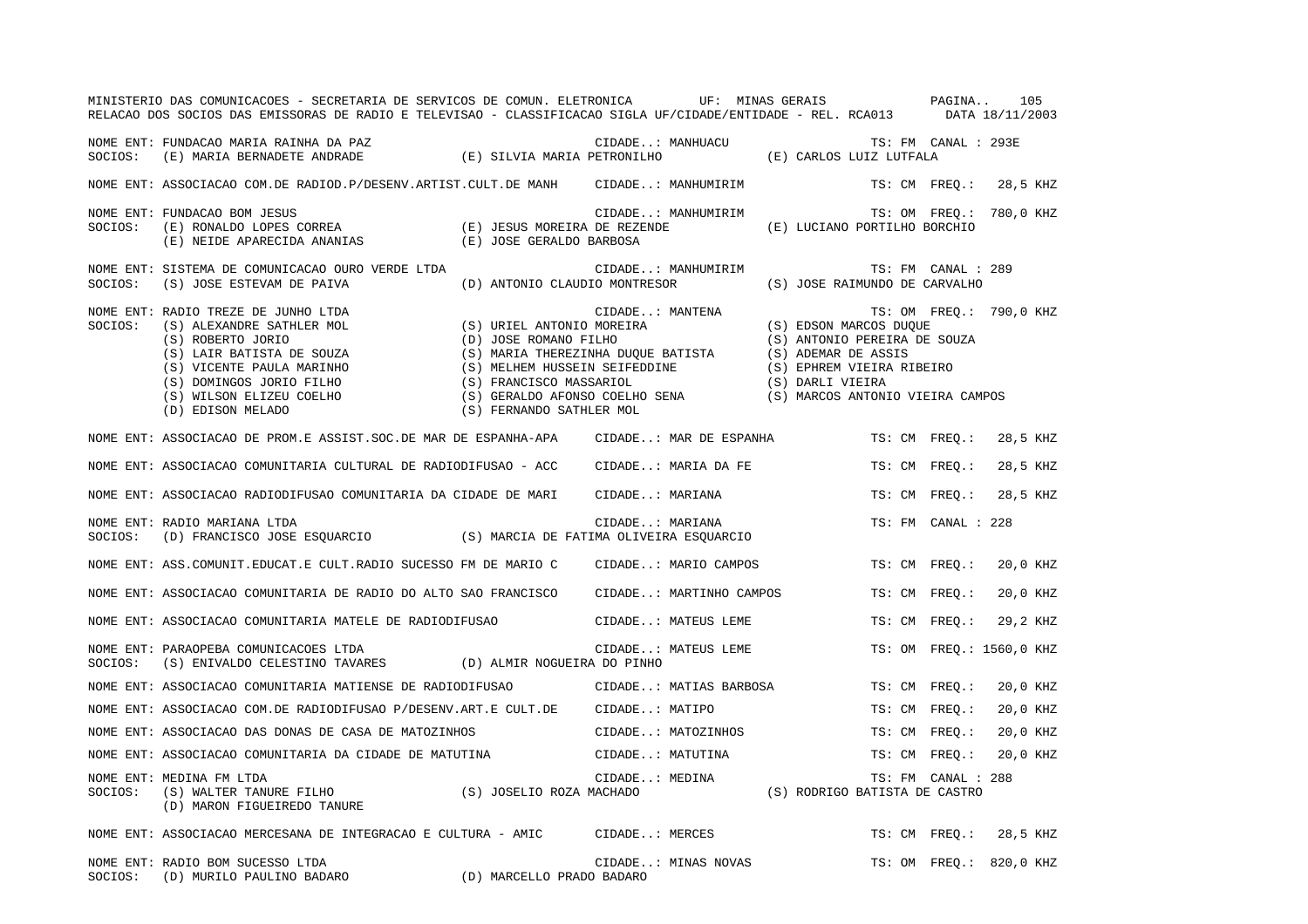NOME ENT: FUNDACAO MARIA RAINHA DA PAZ CIDADE..: MANHUACU TS: FM CANAL : 293E
SOCIOS: (E) MARIA BERNADETE ANDRADE (E) SILVIA MARIA PETRONILHO (E) CARLOS LUIZ LUTFALA

NOME ENT: ASSOCIACAO COM.DE RADIOD.P/DESENV.ARTIST.CULT.DE MANH CIDADE..: MANHUMIRIM TS: CM FREQ.: 28,5 KHZ

NOME ENT: FUNDACAO BOM JESUS CIDADE..: MANHUMIRIM TS: OM FREQ.: 780,0 KHZ
SOCIOS: (E) RONALDO LOPES CORREA (E) JESUS MOREIRA DE REZENDE (E) LUCIANO PORTILHO BORCHIO
(E) NEIDE APARECIDA ANANIAS (E) JOSE GERALDO BARBOSA

NOME ENT: SISTEMA DE COMUNICACAO OURO VERDE LTDA CIDADE..: MANHUMIRIM TS: FM CANAL : 289
SOCIOS: (S) JOSE ESTEVAM DE PAIVA (D) ANTONIO CLAUDIO MONTRESOR (S) JOSE RAIMUNDO DE CARVALHO

NOME ENT: RADIO TREZE DE JUNHO LTDA CIDADE..: MANTENA TS: OM FREQ.: 790,0 KHZ
SOCIOS: (S) ALEXANDRE SATHLER MOL (S) URIEL ANTONIO MOREIRA (S) EDSON MARCOS DUQUE
(S) ROBERTO JORIO (D) JOSE ROMANO FILHO (S) ANTONIO PEREIRA DE SOUZA
(S) LAIR BATISTA DE SOUZA (S) MARIA THEREZINHA DUQUE BATISTA (S) ADEMAR DE ASSIS
(S) VICENTE PAULA MARINHO (S) MELHEM HUSSEIN SEIFEDDINE (S) EPHREM VIEIRA RIBEIRO
(S) DOMINGOS JORIO FILHO (S) FRANCISCO MASSARIOL (S) DARLI VIEIRA
(S) WILSON ELIZEU COELHO (S) GERALDO AFONSO COELHO SENA (S) MARCOS ANTONIO VIEIRA CAMPOS
(D) EDISON MELADO (S) FERNANDO SATHLER MOL

NOME ENT: ASSOCIACAO DE PROM.E ASSIST.SOC.DE MAR DE ESPANHA-APA CIDADE..: MAR DE ESPANHA TS: CM FREQ.: 28,5 KHZ

NOME ENT: ASSOCIACAO COMUNITARIA CULTURAL DE RADIODIFUSAO - ACC CIDADE..: MARIA DA FE TS: CM FREQ.: 28,5 KHZ

NOME ENT: ASSOCIACAO RADIODIFUSAO COMUNITARIA DA CIDADE DE MARI CIDADE..: MARIANA TS: CM FREQ.: 28,5 KHZ

NOME ENT: RADIO MARIANA LTDA CIDADE..: MARIANA TS: FM CANAL : 228
SOCIOS: (D) FRANCISCO JOSE ESQUARCIO (S) MARCIA DE FATIMA OLIVEIRA ESQUARCIO

NOME ENT: ASS.COMUNIT.EDUCAT.E CULT.RADIO SUCESSO FM DE MARIO C CIDADE..: MARIO CAMPOS TS: CM FREQ.: 20,0 KHZ

NOME ENT: ASSOCIACAO COMUNITARIA DE RADIO DO ALTO SAO FRANCISCO CIDADE..: MARTINHO CAMPOS TS: CM FREQ.: 20,0 KHZ

NOME ENT: ASSOCIACAO COMUNITARIA MATELE DE RADIODIFUSAO CIDADE..: MATEUS LEME TS: CM FREQ.: 29,2 KHZ

NOME ENT: PARAOPEBA COMUNICACOES LTDA CIDADE..: MATEUS LEME TS: OM FREQ.: 1560,0 KHZ
SOCIOS: (S) ENIVALDO CELESTINO TAVARES (D) ALMIR NOGUEIRA DO PINHO

NOME ENT: ASSOCIACAO COMUNITARIA MATIENSE DE RADIODIFUSAO CIDADE..: MATIAS BARBOSA TS: CM FREQ.: 20,0 KHZ

NOME ENT: ASSOCIACAO COM.DE RADIODIFUSAO P/DESENV.ART.E CULT.DE CIDADE..: MATIPO TS: CM FREQ.: 20,0 KHZ

NOME ENT: ASSOCIACAO DAS DONAS DE CASA DE MATOZINHOS CIDADE..: MATOZINHOS TS: CM FREQ.: 20,0 KHZ

NOME ENT: ASSOCIACAO COMUNITARIA DA CIDADE DE MATUTINA CIDADE..: MATUTINA TS: CM FREQ.: 20,0 KHZ

NOME ENT: MEDINA FM LTDA CIDADE..: MEDINA TS: FM CANAL : 288
SOCIOS: (S) WALTER TANURE FILHO (S) JOSELIO ROZA MACHADO (S) RODRIGO BATISTA DE CASTRO
(D) MARON FIGUEIREDO TANURE

NOME ENT: ASSOCIACAO MERCESANA DE INTEGRACAO E CULTURA - AMIC CIDADE..: MERCES TS: CM FREQ.: 28,5 KHZ

NOME ENT: RADIO BOM SUCESSO LTDA CIDADE..: MINAS NOVAS TS: OM FREQ.: 820,0 KHZ
SOCIOS: (D) MURILO PAULINO BADARO (D) MARCELLO PRADO BADARO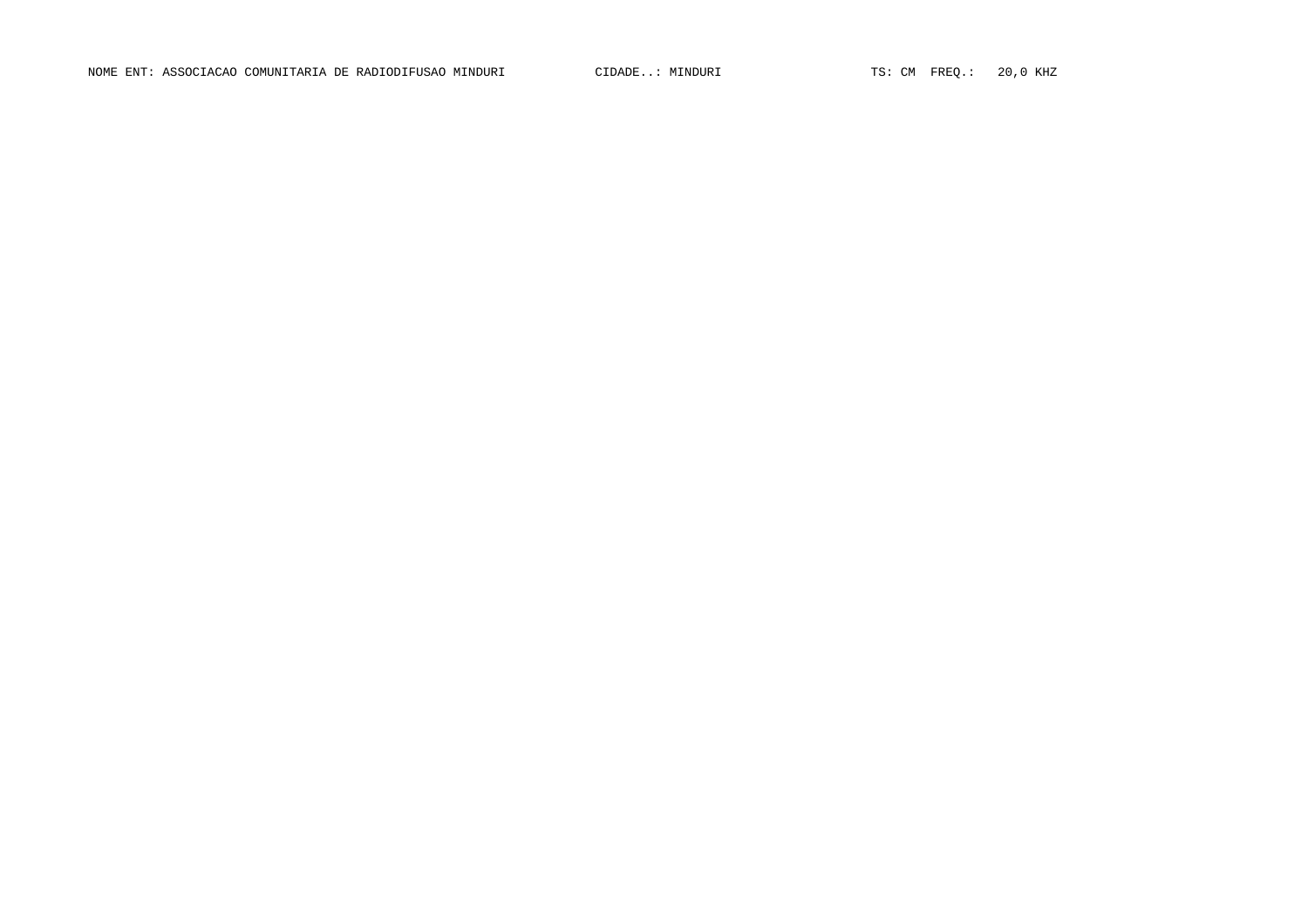NOME ENT: ASSOCIACAO COMUNITARIA DE RADIODIFUSAO MINDURI CIDADE..: MINDURI TS: CM FREQ.: 20,0 KHZ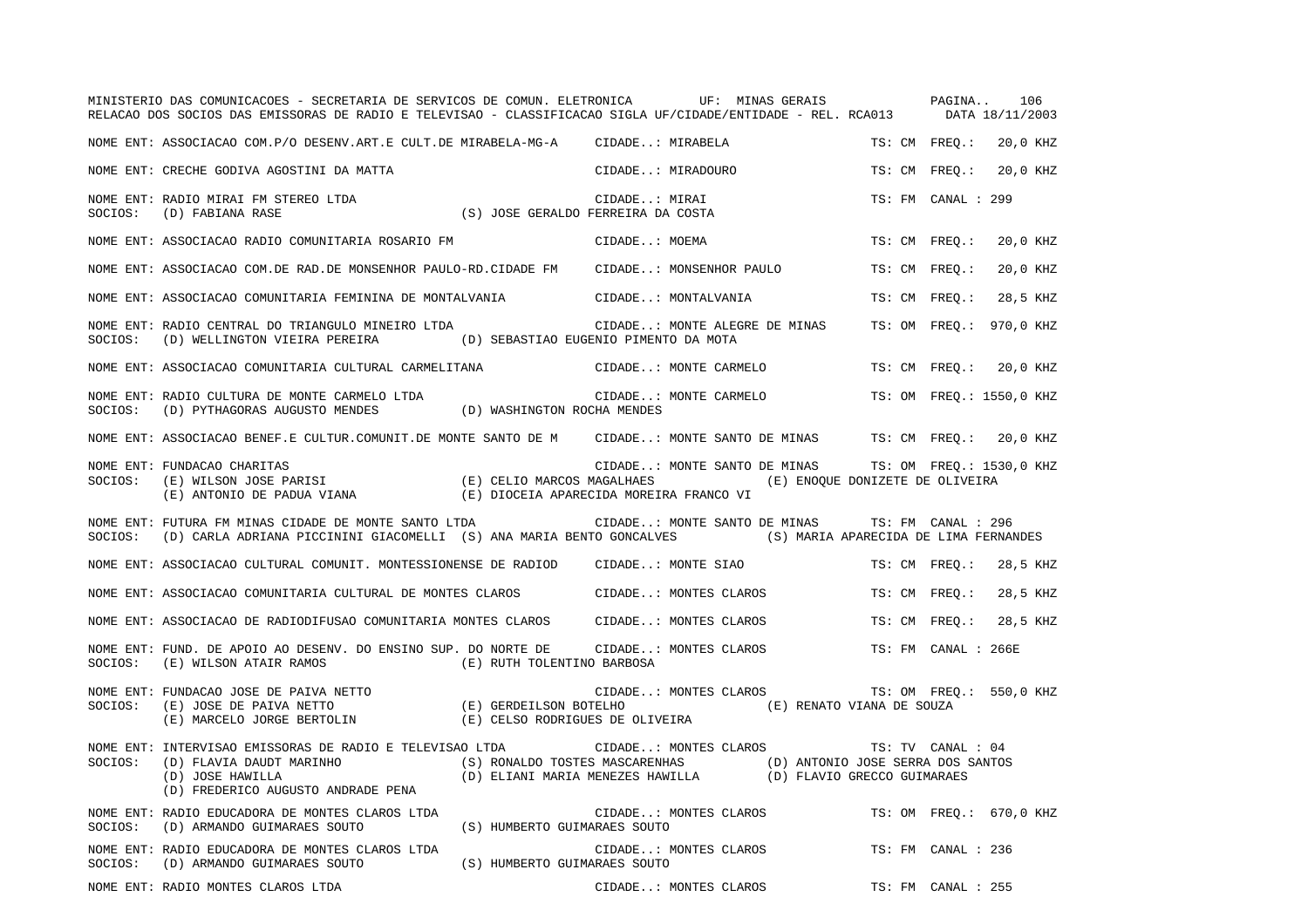MINISTERIO DAS COMUNICACOES - SECRETARIA DE SERVICOS DE COMUN. ELETRONICA UF: MINAS GERAIS

RELACAO DOS SOCIOS DAS EMISSORAS DE RADIO E TELEVISAO - CLASSIFICACAO SIGLA UF/CIDADE/ENTIDADE - REL. RCA013 DATA 18/11/2003

NOME ENT: ASSOCIACAO COM.P/O DESENV.ART.E CULT.DE MIRABELA-MG-A CIDADE..: MIRABELA TS: CM FREQ.: 20,0 KHZ

NOME ENT: CRECHE GODIVA AGOSTINI DA MATTA CIDADE..: MIRADOURO TS: CM FREQ.: 20,0 KHZ

NOME ENT: RADIO MIRAI FM STEREO LTDA CIDADE..: MIRAI TS: FM CANAL : 299
SOCIOS: (D) FABIANA RASE (S) JOSE GERALDO FERREIRA DA COSTA

NOME ENT: ASSOCIACAO RADIO COMUNITARIA ROSARIO FM CIDADE..: MOEMA TS: CM FREQ.: 20,0 KHZ

NOME ENT: ASSOCIACAO COM.DE RAD.DE MONSENHOR PAULO-RD.CIDADE FM CIDADE..: MONSENHOR PAULO TS: CM FREQ.: 20,0 KHZ

NOME ENT: ASSOCIACAO COMUNITARIA FEMININA DE MONTALVANIA CIDADE..: MONTALVANIA TS: CM FREQ.: 28,5 KHZ

NOME ENT: RADIO CENTRAL DO TRIANGULO MINEIRO LTDA CIDADE..: MONTE ALEGRE DE MINAS TS: OM FREQ.: 970,0 KHZ
SOCIOS: (D) WELLINGTON VIEIRA PEREIRA (D) SEBASTIAO EUGENIO PIMENTO DA MOTA

NOME ENT: ASSOCIACAO COMUNITARIA CULTURAL CARMELITANA CIDADE..: MONTE CARMELO TS: CM FREQ.: 20,0 KHZ

NOME ENT: RADIO CULTURA DE MONTE CARMELO LTDA CIDADE..: MONTE CARMELO TS: OM FREQ.: 1550,0 KHZ
SOCIOS: (D) PYTHAGORAS AUGUSTO MENDES (D) WASHINGTON ROCHA MENDES

NOME ENT: ASSOCIACAO BENEF.E CULTUR.COMUNIT.DE MONTE SANTO DE M CIDADE..: MONTE SANTO DE MINAS TS: CM FREQ.: 20,0 KHZ

NOME ENT: FUNDACAO CHARITAS CIDADE..: MONTE SANTO DE MINAS TS: OM FREQ.: 1530,0 KHZ
SOCIOS: (E) WILSON JOSE PARISI (E) CELIO MARCOS MAGALHAES (E) ENOQUE DONIZETE DE OLIVEIRA
(E) ANTONIO DE PADUA VIANA (E) DIOCEIA APARECIDA MOREIRA FRANCO VI

NOME ENT: FUTURA FM MINAS CIDADE DE MONTE SANTO LTDA CIDADE..: MONTE SANTO DE MINAS TS: FM CANAL : 296
SOCIOS: (D) CARLA ADRIANA PICCININI GIACOMELLI (S) ANA MARIA BENTO GONCALVES (S) MARIA APARECIDA DE LIMA FERNANDES

NOME ENT: ASSOCIACAO CULTURAL COMUNIT. MONTESSIONENSE DE RADIOD CIDADE..: MONTE SIAO TS: CM FREQ.: 28,5 KHZ

NOME ENT: ASSOCIACAO COMUNITARIA CULTURAL DE MONTES CLAROS CIDADE..: MONTES CLAROS TS: CM FREQ.: 28,5 KHZ

NOME ENT: ASSOCIACAO DE RADIODIFUSAO COMUNITARIA MONTES CLAROS CIDADE..: MONTES CLAROS TS: CM FREQ.: 28,5 KHZ

NOME ENT: FUND. DE APOIO AO DESENV. DO ENSINO SUP. DO NORTE DE CIDADE..: MONTES CLAROS TS: FM CANAL : 266E
SOCIOS: (E) WILSON ATAIR RAMOS (E) RUTH TOLENTINO BARBOSA

NOME ENT: FUNDACAO JOSE DE PAIVA NETTO CIDADE..: MONTES CLAROS TS: OM FREQ.: 550,0 KHZ
SOCIOS: (E) JOSE DE PAIVA NETTO (E) GERDEILSON BOTELHO (E) RENATO VIANA DE SOUZA
(E) MARCELO JORGE BERTOLIN (E) CELSO RODRIGUES DE OLIVEIRA

NOME ENT: INTERVISAO EMISSORAS DE RADIO E TELEVISAO LTDA CIDADE..: MONTES CLAROS TS: TV CANAL : 04
SOCIOS: (D) FLAVIA DAUDT MARINHO (S) RONALDO TOSTES MASCARENHAS (D) ANTONIO JOSE SERRA DOS SANTOS
(D) JOSE HAWILLA (D) ELIANI MARIA MENEZES HAWILLA (D) FLAVIO GRECCO GUIMARAES
(D) FREDERICO AUGUSTO ANDRADE PENA

NOME ENT: RADIO EDUCADORA DE MONTES CLAROS LTDA CIDADE..: MONTES CLAROS TS: OM FREQ.: 670,0 KHZ
SOCIOS: (D) ARMANDO GUIMARAES SOUTO (S) HUMBERTO GUIMARAES SOUTO

NOME ENT: RADIO EDUCADORA DE MONTES CLAROS LTDA CIDADE..: MONTES CLAROS TS: FM CANAL : 236
SOCIOS: (D) ARMANDO GUIMARAES SOUTO (S) HUMBERTO GUIMARAES SOUTO

NOME ENT: RADIO MONTES CLAROS LTDA CIDADE..: MONTES CLAROS TS: FM CANAL : 255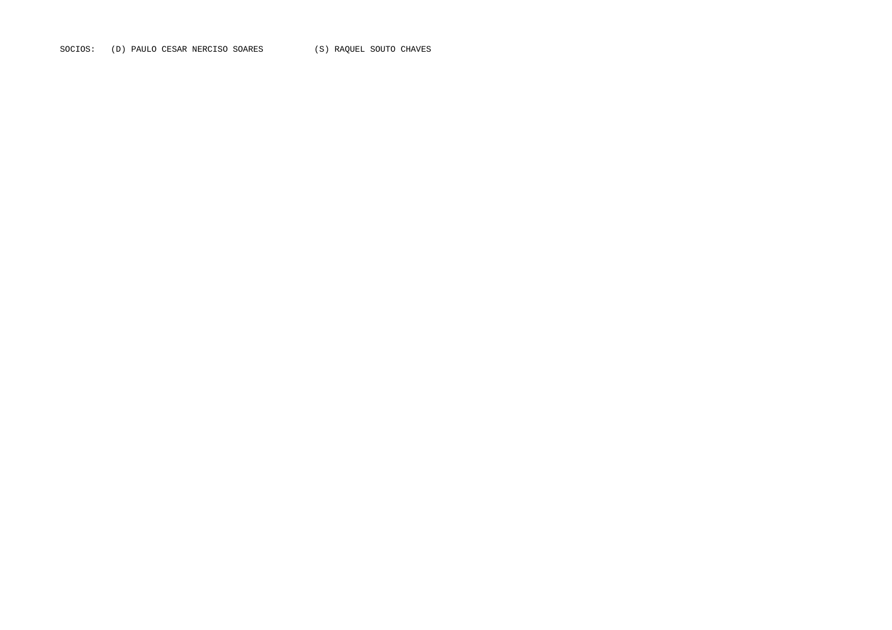SOCIOS:   (D) PAULO CESAR NERCISO SOARES          (S) RAQUEL SOUTO CHAVES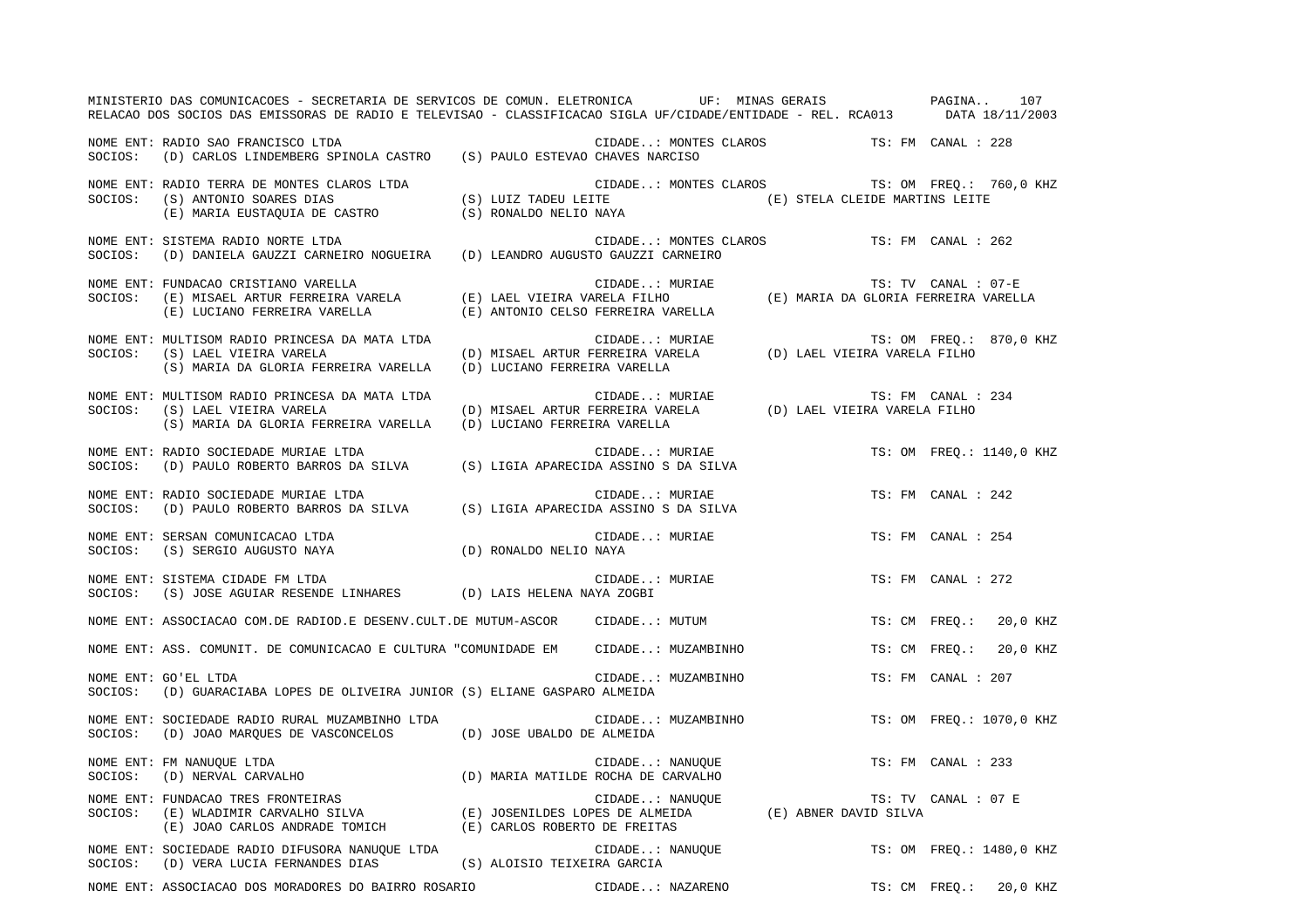MINISTERIO DAS COMUNICACOES - SECRETARIA DE SERVICOS DE COMUN. ELETRONICA UF: MINAS GERAIS

RELACAO DOS SOCIOS DAS EMISSORAS DE RADIO E TELEVISAO - CLASSIFICACAO SIGLA UF/CIDADE/ENTIDADE - REL. RCA013 DATA 18/11/2003

NOME ENT: RADIO SAO FRANCISCO LTDA — CIDADE..: MONTES CLAROS — TS: FM CANAL : 228
SOCIOS: (D) CARLOS LINDEMBERG SPINOLA CASTRO (S) PAULO ESTEVAO CHAVES NARCISO

NOME ENT: RADIO TERRA DE MONTES CLAROS LTDA — CIDADE..: MONTES CLAROS — TS: OM FREQ.: 760,0 KHZ
SOCIOS: (S) ANTONIO SOARES DIAS (S) LUIZ TADEU LEITE (E) STELA CLEIDE MARTINS LEITE
(E) MARIA EUSTAQUIA DE CASTRO (S) RONALDO NELIO NAYA

NOME ENT: SISTEMA RADIO NORTE LTDA — CIDADE..: MONTES CLAROS — TS: FM CANAL : 262
SOCIOS: (D) DANIELA GAUZZI CARNEIRO NOGUEIRA (D) LEANDRO AUGUSTO GAUZZI CARNEIRO

NOME ENT: FUNDACAO CRISTIANO VARELLA — CIDADE..: MURIAE — TS: TV CANAL : 07-E
SOCIOS: (E) MISAEL ARTUR FERREIRA VARELA (E) LAEL VIEIRA VARELA FILHO (E) MARIA DA GLORIA FERREIRA VARELLA
(E) LUCIANO FERREIRA VARELLA (E) ANTONIO CELSO FERREIRA VARELLA

NOME ENT: MULTISOM RADIO PRINCESA DA MATA LTDA — CIDADE..: MURIAE — TS: OM FREQ.: 870,0 KHZ
SOCIOS: (S) LAEL VIEIRA VARELA (D) MISAEL ARTUR FERREIRA VARELA (D) LAEL VIEIRA VARELA FILHO
(S) MARIA DA GLORIA FERREIRA VARELLA (D) LUCIANO FERREIRA VARELLA

NOME ENT: MULTISOM RADIO PRINCESA DA MATA LTDA — CIDADE..: MURIAE — TS: FM CANAL : 234
SOCIOS: (S) LAEL VIEIRA VARELA (D) MISAEL ARTUR FERREIRA VARELA (D) LAEL VIEIRA VARELA FILHO
(S) MARIA DA GLORIA FERREIRA VARELLA (D) LUCIANO FERREIRA VARELLA

NOME ENT: RADIO SOCIEDADE MURIAE LTDA — CIDADE..: MURIAE — TS: OM FREQ.: 1140,0 KHZ
SOCIOS: (D) PAULO ROBERTO BARROS DA SILVA (S) LIGIA APARECIDA ASSINO S DA SILVA

NOME ENT: RADIO SOCIEDADE MURIAE LTDA — CIDADE..: MURIAE — TS: FM CANAL : 242
SOCIOS: (D) PAULO ROBERTO BARROS DA SILVA (S) LIGIA APARECIDA ASSINO S DA SILVA

NOME ENT: SERSAN COMUNICACAO LTDA — CIDADE..: MURIAE — TS: FM CANAL : 254
SOCIOS: (S) SERGIO AUGUSTO NAYA (D) RONALDO NELIO NAYA

NOME ENT: SISTEMA CIDADE FM LTDA — CIDADE..: MURIAE — TS: FM CANAL : 272
SOCIOS: (S) JOSE AGUIAR RESENDE LINHARES (D) LAIS HELENA NAYA ZOGBI

NOME ENT: ASSOCIACAO COM.DE RADIOD.E DESENV.CULT.DE MUTUM-ASCOR — CIDADE..: MUTUM — TS: CM FREQ.: 20,0 KHZ

NOME ENT: ASS. COMUNIT. DE COMUNICACAO E CULTURA "COMUNIDADE EM — CIDADE..: MUZAMBINHO — TS: CM FREQ.: 20,0 KHZ

NOME ENT: GO'EL LTDA — CIDADE..: MUZAMBINHO — TS: FM CANAL : 207
SOCIOS: (D) GUARACIABA LOPES DE OLIVEIRA JUNIOR (S) ELIANE GASPARO ALMEIDA

NOME ENT: SOCIEDADE RADIO RURAL MUZAMBINHO LTDA — CIDADE..: MUZAMBINHO — TS: OM FREQ.: 1070,0 KHZ
SOCIOS: (D) JOAO MARQUES DE VASCONCELOS (D) JOSE UBALDO DE ALMEIDA

NOME ENT: FM NANUQUE LTDA — CIDADE..: NANUQUE — TS: FM CANAL : 233
SOCIOS: (D) NERVAL CARVALHO (D) MARIA MATILDE ROCHA DE CARVALHO

NOME ENT: FUNDACAO TRES FRONTEIRAS — CIDADE..: NANUQUE — TS: TV CANAL : 07 E
SOCIOS: (E) WLADIMIR CARVALHO SILVA (E) JOSENILDES LOPES DE ALMEIDA (E) ABNER DAVID SILVA
(E) JOAO CARLOS ANDRADE TOMICH (E) CARLOS ROBERTO DE FREITAS

NOME ENT: SOCIEDADE RADIO DIFUSORA NANUQUE LTDA — CIDADE..: NANUQUE — TS: OM FREQ.: 1480,0 KHZ
SOCIOS: (D) VERA LUCIA FERNANDES DIAS (S) ALOISIO TEIXEIRA GARCIA

NOME ENT: ASSOCIACAO DOS MORADORES DO BAIRRO ROSARIO — CIDADE..: NAZARENO — TS: CM FREQ.: 20,0 KHZ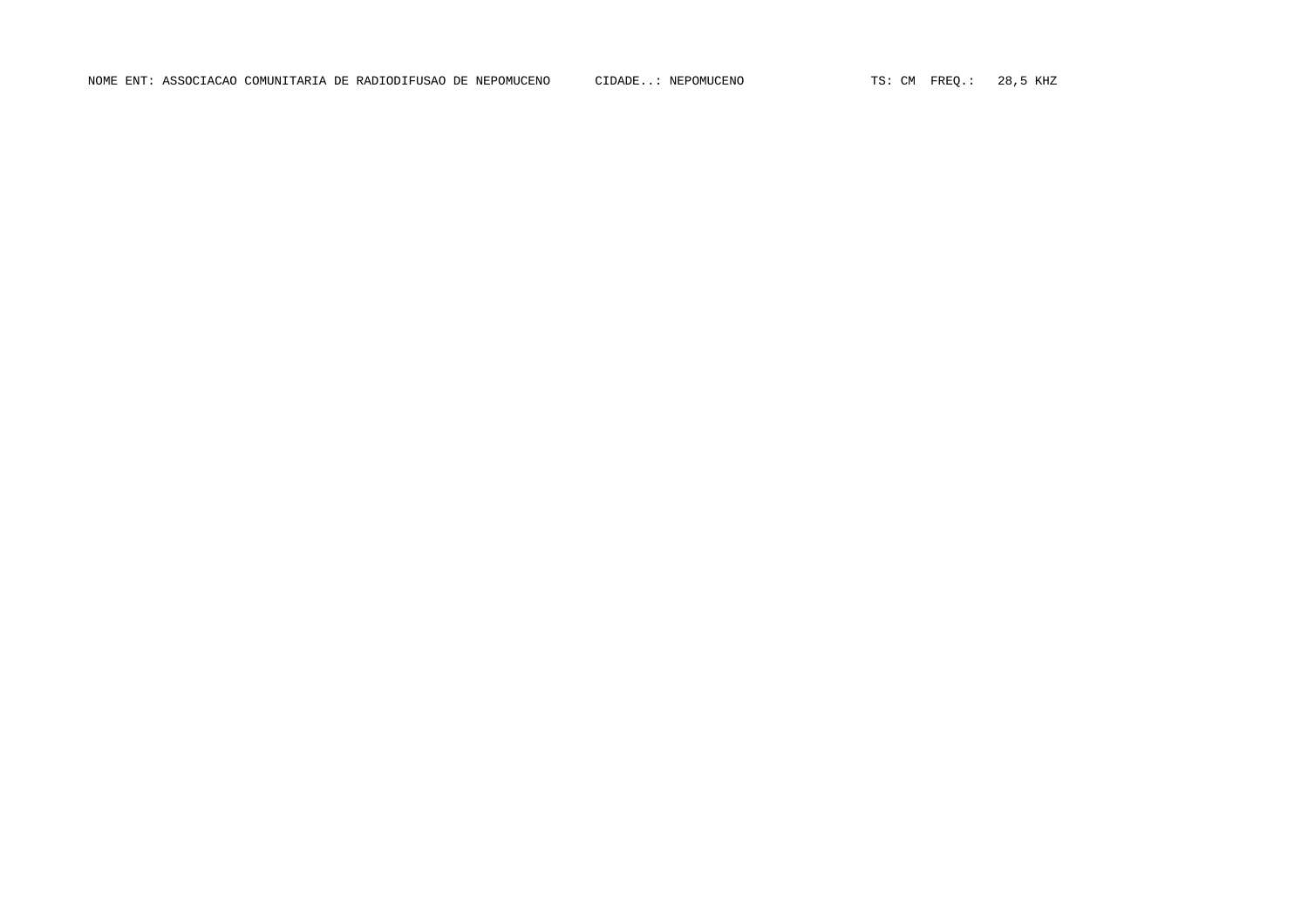NOME ENT: ASSOCIACAO COMUNITARIA DE RADIODIFUSAO DE NEPOMUCENO      CIDADE..: NEPOMUCENO      TS: CM  FREQ.:  28,5 KHZ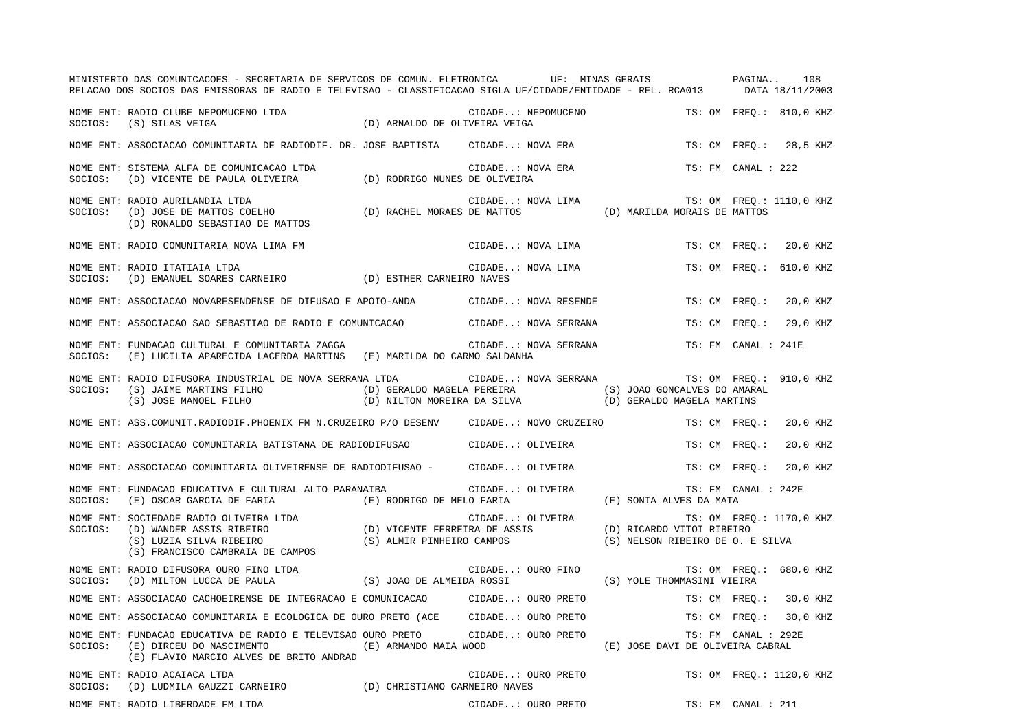MINISTERIO DAS COMUNICACOES - SECRETARIA DE SERVICOS DE COMUN. ELETRONICA UF: MINAS GERAIS
RELACAO DOS SOCIOS DAS EMISSORAS DE RADIO E TELEVISAO - CLASSIFICACAO SIGLA UF/CIDADE/ENTIDADE - REL. RCA013 DATA 18/11/2003

NOME ENT: RADIO CLUBE NEPOMUCENO LTDA CIDADE..: NEPOMUCENO TS: OM FREQ.: 810,0 KHZ
SOCIOS: (S) SILAS VEIGA (D) ARNALDO DE OLIVEIRA VEIGA

NOME ENT: ASSOCIACAO COMUNITARIA DE RADIODIF. DR. JOSE BAPTISTA CIDADE..: NOVA ERA TS: CM FREQ.: 28,5 KHZ

NOME ENT: SISTEMA ALFA DE COMUNICACAO LTDA CIDADE..: NOVA ERA TS: FM CANAL : 222
SOCIOS: (D) VICENTE DE PAULA OLIVEIRA (D) RODRIGO NUNES DE OLIVEIRA

NOME ENT: RADIO AURILANDIA LTDA CIDADE..: NOVA LIMA TS: OM FREQ.: 1110,0 KHZ
SOCIOS: (D) JOSE DE MATTOS COELHO (D) RACHEL MORAES DE MATTOS (D) MARILDA MORAIS DE MATTOS
(D) RONALDO SEBASTIAO DE MATTOS

NOME ENT: RADIO COMUNITARIA NOVA LIMA FM CIDADE..: NOVA LIMA TS: CM FREQ.: 20,0 KHZ

NOME ENT: RADIO ITATIAIA LTDA CIDADE..: NOVA LIMA TS: OM FREQ.: 610,0 KHZ
SOCIOS: (D) EMANUEL SOARES CARNEIRO (D) ESTHER CARNEIRO NAVES

NOME ENT: ASSOCIACAO NOVARESENDENSE DE DIFUSAO E APOIO-ANDA CIDADE..: NOVA RESENDE TS: CM FREQ.: 20,0 KHZ

NOME ENT: ASSOCIACAO SAO SEBASTIAO DE RADIO E COMUNICACAO CIDADE..: NOVA SERRANA TS: CM FREQ.: 29,0 KHZ

NOME ENT: FUNDACAO CULTURAL E COMUNITARIA ZAGGA CIDADE..: NOVA SERRANA TS: FM CANAL : 241E
SOCIOS: (E) LUCILIA APARECIDA LACERDA MARTINS (E) MARILDA DO CARMO SALDANHA

NOME ENT: RADIO DIFUSORA INDUSTRIAL DE NOVA SERRANA LTDA CIDADE..: NOVA SERRANA TS: OM FREQ.: 910,0 KHZ
SOCIOS: (S) JAIME MARTINS FILHO (D) GERALDO MAGELA PEREIRA (S) JOAO GONCALVES DO AMARAL
(S) JOSE MANOEL FILHO (D) NILTON MOREIRA DA SILVA (D) GERALDO MAGELA MARTINS

NOME ENT: ASS.COMUNIT.RADIODIF.PHOENIX FM N.CRUZEIRO P/O DESENV CIDADE..: NOVO CRUZEIRO TS: CM FREQ.: 20,0 KHZ

NOME ENT: ASSOCIACAO COMUNITARIA BATISTANA DE RADIODIFUSAO CIDADE..: OLIVEIRA TS: CM FREQ.: 20,0 KHZ

NOME ENT: ASSOCIACAO COMUNITARIA OLIVEIRENSE DE RADIODIFUSAO - CIDADE..: OLIVEIRA TS: CM FREQ.: 20,0 KHZ

NOME ENT: FUNDACAO EDUCATIVA E CULTURAL ALTO PARANAIBA CIDADE..: OLIVEIRA TS: FM CANAL : 242E
SOCIOS: (E) OSCAR GARCIA DE FARIA (E) RODRIGO DE MELO FARIA (E) SONIA ALVES DA MATA

NOME ENT: SOCIEDADE RADIO OLIVEIRA LTDA CIDADE..: OLIVEIRA TS: OM FREQ.: 1170,0 KHZ
SOCIOS: (D) WANDER ASSIS RIBEIRO (D) VICENTE FERREIRA DE ASSIS (D) RICARDO VITOI RIBEIRO
(S) LUZIA SILVA RIBEIRO (S) ALMIR PINHEIRO CAMPOS (S) NELSON RIBEIRO DE O. E SILVA
(S) FRANCISCO CAMBRAIA DE CAMPOS

NOME ENT: RADIO DIFUSORA OURO FINO LTDA CIDADE..: OURO FINO TS: OM FREQ.: 680,0 KHZ
SOCIOS: (D) MILTON LUCCA DE PAULA (S) JOAO DE ALMEIDA ROSSI (S) YOLE THOMMASINI VIEIRA

NOME ENT: ASSOCIACAO CACHOEIRENSE DE INTEGRACAO E COMUNICACAO CIDADE..: OURO PRETO TS: CM FREQ.: 30,0 KHZ

NOME ENT: ASSOCIACAO COMUNITARIA E ECOLOGICA DE OURO PRETO (ACE CIDADE..: OURO PRETO TS: CM FREQ.: 30,0 KHZ

NOME ENT: FUNDACAO EDUCATIVA DE RADIO E TELEVISAO OURO PRETO CIDADE..: OURO PRETO TS: FM CANAL : 292E
SOCIOS: (E) DIRCEU DO NASCIMENTO (E) ARMANDO MAIA WOOD (E) JOSE DAVI DE OLIVEIRA CABRAL
(E) FLAVIO MARCIO ALVES DE BRITO ANDRAD

NOME ENT: RADIO ACAIACA LTDA CIDADE..: OURO PRETO TS: OM FREQ.: 1120,0 KHZ
SOCIOS: (D) LUDMILA GAUZZI CARNEIRO (D) CHRISTIANO CARNEIRO NAVES

NOME ENT: RADIO LIBERDADE FM LTDA CIDADE..: OURO PRETO TS: FM CANAL : 211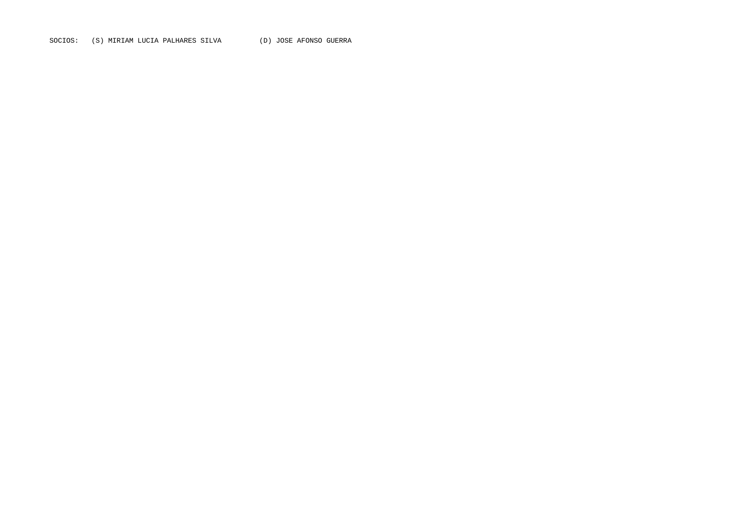SOCIOS: (S) MIRIAM LUCIA PALHARES SILVA (D) JOSE AFONSO GUERRA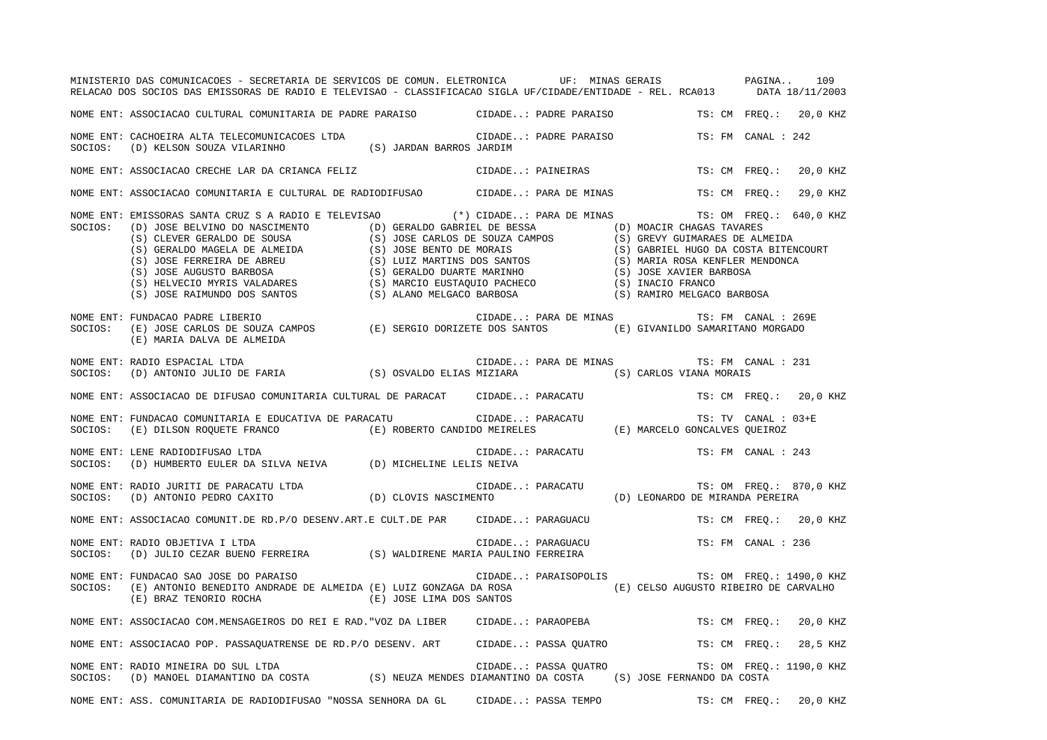NOME ENT: ASSOCIACAO CULTURAL COMUNITARIA DE PADRE PARAISO CIDADE..: PADRE PARAISO TS: CM FREQ.: 20,0 KHZ

NOME ENT: CACHOEIRA ALTA TELECOMUNICACOES LTDA CIDADE..: PADRE PARAISO TS: FM CANAL : 242
SOCIOS: (D) KELSON SOUZA VILARINHO (S) JARDAN BARROS JARDIM

NOME ENT: ASSOCIACAO CRECHE LAR DA CRIANCA FELIZ CIDADE..: PAINEIRAS TS: CM FREQ.: 20,0 KHZ

NOME ENT: ASSOCIACAO COMUNITARIA E CULTURAL DE RADIODIFUSAO CIDADE..: PARA DE MINAS TS: CM FREQ.: 29,0 KHZ

NOME ENT: EMISSORAS SANTA CRUZ S A RADIO E TELEVISAO (*) CIDADE..: PARA DE MINAS TS: OM FREQ.: 640,0 KHZ
SOCIOS: (D) JOSE BELVINO DO NASCIMENTO (D) GERALDO GABRIEL DE BESSA (D) MOACIR CHAGAS TAVARES
(S) CLEVER GERALDO DE SOUSA (S) JOSE CARLOS DE SOUZA CAMPOS (S) GREVY GUIMARAES DE ALMEIDA
(S) GERALDO MAGELA DE ALMEIDA (S) JOSE BENTO DE MORAIS (S) GABRIEL HUGO DA COSTA BITENCOURT
(S) JOSE FERREIRA DE ABREU (S) LUIZ MARTINS DOS SANTOS (S) MARIA ROSA KENFLER MENDONCA
(S) JOSE AUGUSTO BARBOSA (S) GERALDO DUARTE MARINHO (S) JOSE XAVIER BARBOSA
(S) HELVECIO MYRIS VALADARES (S) MARCIO EUSTAQUIO PACHECO (S) INACIO FRANCO
(S) JOSE RAIMUNDO DOS SANTOS (S) ALANO MELGACO BARBOSA (S) RAMIRO MELGACO BARBOSA

NOME ENT: FUNDACAO PADRE LIBERIO CIDADE..: PARA DE MINAS TS: FM CANAL : 269E
SOCIOS: (E) JOSE CARLOS DE SOUZA CAMPOS (E) SERGIO DORIZETE DOS SANTOS (E) GIVANILDO SAMARITANO MORGADO
(E) MARIA DALVA DE ALMEIDA

NOME ENT: RADIO ESPACIAL LTDA CIDADE..: PARA DE MINAS TS: FM CANAL : 231
SOCIOS: (D) ANTONIO JULIO DE FARIA (S) OSVALDO ELIAS MIZIARA (S) CARLOS VIANA MORAIS

NOME ENT: ASSOCIACAO DE DIFUSAO COMUNITARIA CULTURAL DE PARACAT CIDADE..: PARACATU TS: CM FREQ.: 20,0 KHZ

NOME ENT: FUNDACAO COMUNITARIA E EDUCATIVA DE PARACATU CIDADE..: PARACATU TS: TV CANAL : 03+E
SOCIOS: (E) DILSON ROQUETE FRANCO (E) ROBERTO CANDIDO MEIRELES (E) MARCELO GONCALVES QUEIROZ

NOME ENT: LENE RADIODIFUSAO LTDA CIDADE..: PARACATU TS: FM CANAL : 243
SOCIOS: (D) HUMBERTO EULER DA SILVA NEIVA (D) MICHELINE LELIS NEIVA

NOME ENT: RADIO JURITI DE PARACATU LTDA CIDADE..: PARACATU TS: OM FREQ.: 870,0 KHZ
SOCIOS: (D) ANTONIO PEDRO CAXITO (D) CLOVIS NASCIMENTO (D) LEONARDO DE MIRANDA PEREIRA

NOME ENT: ASSOCIACAO COMUNIT.DE RD.P/O DESENV.ART.E CULT.DE PAR CIDADE..: PARAGUACU TS: CM FREQ.: 20,0 KHZ

NOME ENT: RADIO OBJETIVA I LTDA CIDADE..: PARAGUACU TS: FM CANAL : 236
SOCIOS: (D) JULIO CEZAR BUENO FERREIRA (S) WALDIRENE MARIA PAULINO FERREIRA

NOME ENT: FUNDACAO SAO JOSE DO PARAISO CIDADE..: PARAISOPOLIS TS: OM FREQ.: 1490,0 KHZ
SOCIOS: (E) ANTONIO BENEDITO ANDRADE DE ALMEIDA (E) LUIZ GONZAGA DA ROSA (E) CELSO AUGUSTO RIBEIRO DE CARVALHO
(E) BRAZ TENORIO ROCHA (E) JOSE LIMA DOS SANTOS

NOME ENT: ASSOCIACAO COM.MENSAGEIROS DO REI E RAD."VOZ DA LIBER CIDADE..: PARAOPEBA TS: CM FREQ.: 20,0 KHZ

NOME ENT: ASSOCIACAO POP. PASSAQUATRENSE DE RD.P/O DESENV. ART CIDADE..: PASSA QUATRO TS: CM FREQ.: 28,5 KHZ

NOME ENT: RADIO MINEIRA DO SUL LTDA CIDADE..: PASSA QUATRO TS: OM FREQ.: 1190,0 KHZ
SOCIOS: (D) MANOEL DIAMANTINO DA COSTA (S) NEUZA MENDES DIAMANTINO DA COSTA (S) JOSE FERNANDO DA COSTA

NOME ENT: ASS. COMUNITARIA DE RADIODIFUSAO "NOSSA SENHORA DA GL CIDADE..: PASSA TEMPO TS: CM FREQ.: 20,0 KHZ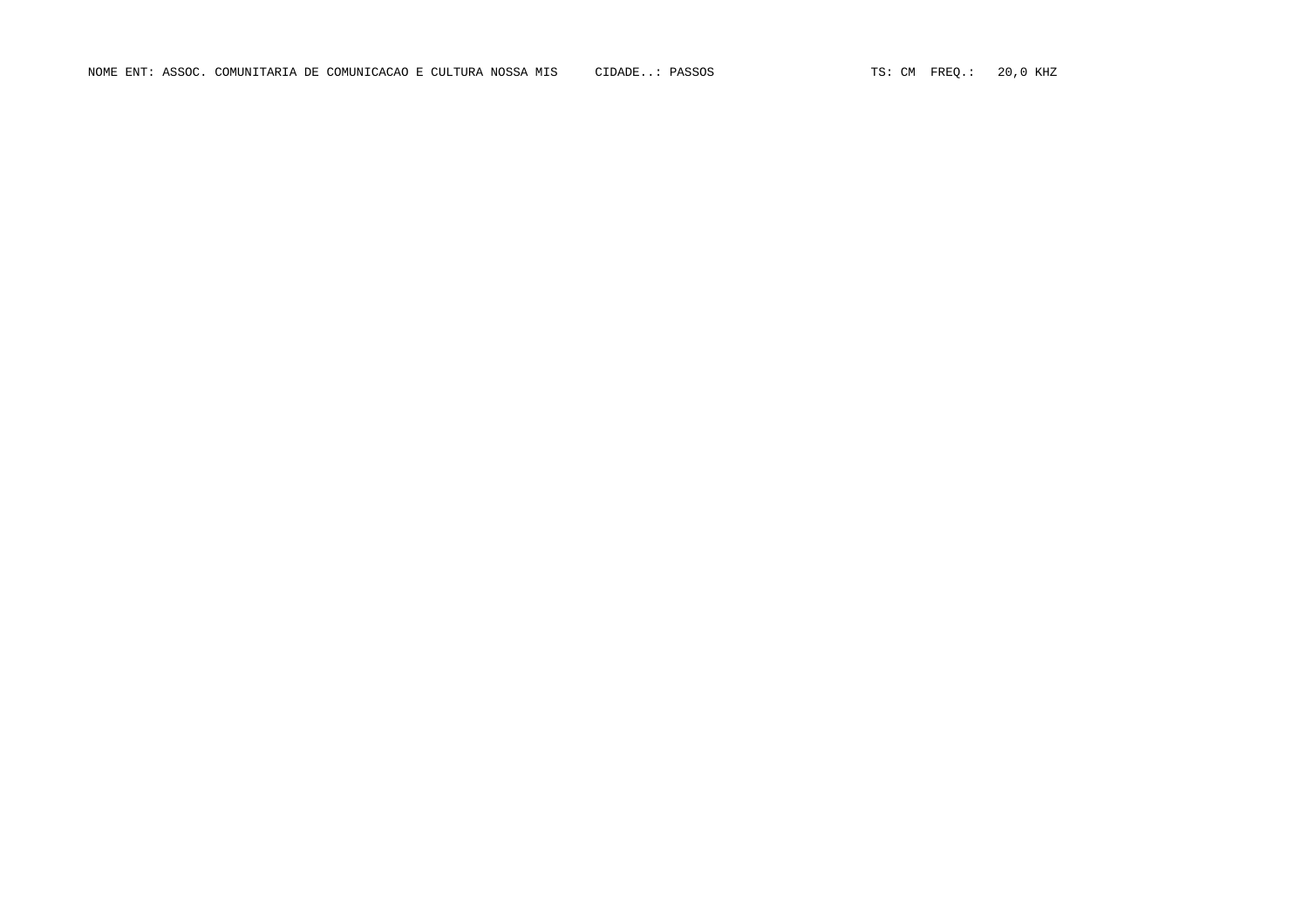NOME ENT: ASSOC. COMUNITARIA DE COMUNICACAO E CULTURA NOSSA MIS     CIDADE..: PASSOS                    TS: CM  FREQ.:   20,0 KHZ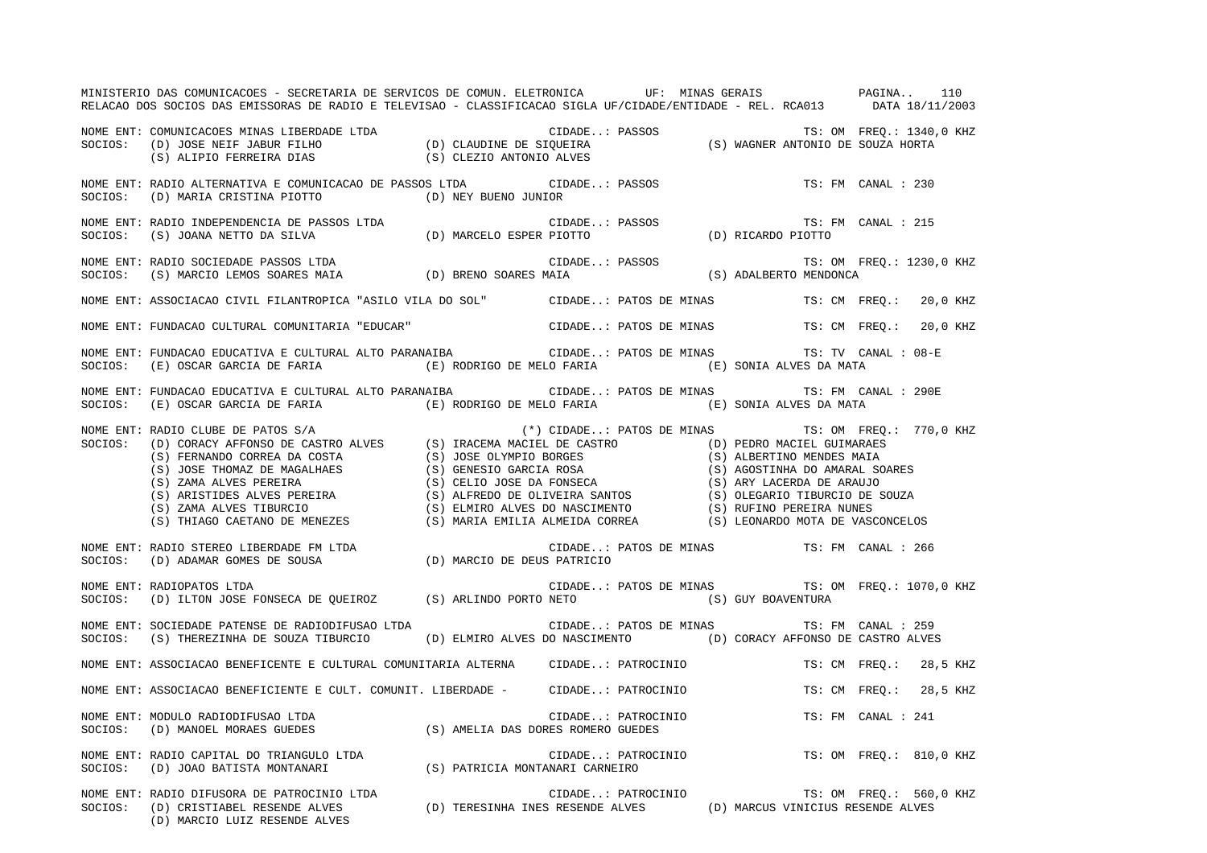NOME ENT: COMUNICACOES MINAS LIBERDADE LTDA CIDADE..: PASSOS TS: OM FREQ.: 1340,0 KHZ
SOCIOS: (D) JOSE NEIF JABUR FILHO (D) CLAUDINE DE SIQUEIRA (S) WAGNER ANTONIO DE SOUZA HORTA
(S) ALIPIO FERREIRA DIAS (S) CLEZIO ANTONIO ALVES

NOME ENT: RADIO ALTERNATIVA E COMUNICACAO DE PASSOS LTDA CIDADE..: PASSOS TS: FM CANAL : 230
SOCIOS: (D) MARIA CRISTINA PIOTTO (D) NEY BUENO JUNIOR

NOME ENT: RADIO INDEPENDENCIA DE PASSOS LTDA CIDADE..: PASSOS TS: FM CANAL : 215
SOCIOS: (S) JOANA NETTO DA SILVA (D) MARCELO ESPER PIOTTO (D) RICARDO PIOTTO

NOME ENT: RADIO SOCIEDADE PASSOS LTDA CIDADE..: PASSOS TS: OM FREQ.: 1230,0 KHZ
SOCIOS: (S) MARCIO LEMOS SOARES MAIA (D) BRENO SOARES MAIA (S) ADALBERTO MENDONCA

NOME ENT: ASSOCIACAO CIVIL FILANTROPICA "ASILO VILA DO SOL" CIDADE..: PATOS DE MINAS TS: CM FREQ.: 20,0 KHZ

NOME ENT: FUNDACAO CULTURAL COMUNITARIA "EDUCAR" CIDADE..: PATOS DE MINAS TS: CM FREQ.: 20,0 KHZ

NOME ENT: FUNDACAO EDUCATIVA E CULTURAL ALTO PARANAIBA CIDADE..: PATOS DE MINAS TS: TV CANAL : 08-E
SOCIOS: (E) OSCAR GARCIA DE FARIA (E) RODRIGO DE MELO FARIA (E) SONIA ALVES DA MATA

NOME ENT: FUNDACAO EDUCATIVA E CULTURAL ALTO PARANAIBA CIDADE..: PATOS DE MINAS TS: FM CANAL : 290E
SOCIOS: (E) OSCAR GARCIA DE FARIA (E) RODRIGO DE MELO FARIA (E) SONIA ALVES DA MATA

NOME ENT: RADIO CLUBE DE PATOS S/A (*) CIDADE..: PATOS DE MINAS TS: OM FREQ.: 770,0 KHZ
SOCIOS: (D) CORACY AFFONSO DE CASTRO ALVES (S) IRACEMA MACIEL DE CASTRO (D) PEDRO MACIEL GUIMARAES
(S) FERNANDO CORREA DA COSTA (S) JOSE OLYMPIO BORGES (S) ALBERTINO MENDES MAIA
(S) JOSE THOMAZ DE MAGALHAES (S) GENESIO GARCIA ROSA (S) AGOSTINHA DO AMARAL SOARES
(S) ZAMA ALVES PEREIRA (S) CELIO JOSE DA FONSECA (S) ARY LACERDA DE ARAUJO
(S) ARISTIDES ALVES PEREIRA (S) ALFREDO DE OLIVEIRA SANTOS (S) OLEGARIO TIBURCIO DE SOUZA
(S) ZAMA ALVES TIBURCIO (S) ELMIRO ALVES DO NASCIMENTO (S) RUFINO PEREIRA NUNES
(S) THIAGO CAETANO DE MENEZES (S) MARIA EMILIA ALMEIDA CORREA (S) LEONARDO MOTA DE VASCONCELOS

NOME ENT: RADIO STEREO LIBERDADE FM LTDA CIDADE..: PATOS DE MINAS TS: FM CANAL : 266
SOCIOS: (D) ADAMAR GOMES DE SOUSA (D) MARCIO DE DEUS PATRICIO

NOME ENT: RADIOPATOS LTDA CIDADE..: PATOS DE MINAS TS: OM FREQ.: 1070,0 KHZ
SOCIOS: (D) ILTON JOSE FONSECA DE QUEIROZ (S) ARLINDO PORTO NETO (S) GUY BOAVENTURA

NOME ENT: SOCIEDADE PATENSE DE RADIODIFUSAO LTDA CIDADE..: PATOS DE MINAS TS: FM CANAL : 259
SOCIOS: (S) THEREZINHA DE SOUZA TIBURCIO (D) ELMIRO ALVES DO NASCIMENTO (D) CORACY AFFONSO DE CASTRO ALVES

NOME ENT: ASSOCIACAO BENEFICENTE E CULTURAL COMUNITARIA ALTERNA CIDADE..: PATROCINIO TS: CM FREQ.: 28,5 KHZ

NOME ENT: ASSOCIACAO BENEFICIENTE E CULT. COMUNIT. LIBERDADE - CIDADE..: PATROCINIO TS: CM FREQ.: 28,5 KHZ

NOME ENT: MODULO RADIODIFUSAO LTDA CIDADE..: PATROCINIO TS: FM CANAL : 241
SOCIOS: (D) MANOEL MORAES GUEDES (S) AMELIA DAS DORES ROMERO GUEDES

NOME ENT: RADIO CAPITAL DO TRIANGULO LTDA CIDADE..: PATROCINIO TS: OM FREQ.: 810,0 KHZ
SOCIOS: (D) JOAO BATISTA MONTANARI (S) PATRICIA MONTANARI CARNEIRO

NOME ENT: RADIO DIFUSORA DE PATROCINIO LTDA CIDADE..: PATROCINIO TS: OM FREQ.: 560,0 KHZ
SOCIOS: (D) CRISTIABEL RESENDE ALVES (D) TERESINHA INES RESENDE ALVES (D) MARCUS VINICIUS RESENDE ALVES
(D) MARCIO LUIZ RESENDE ALVES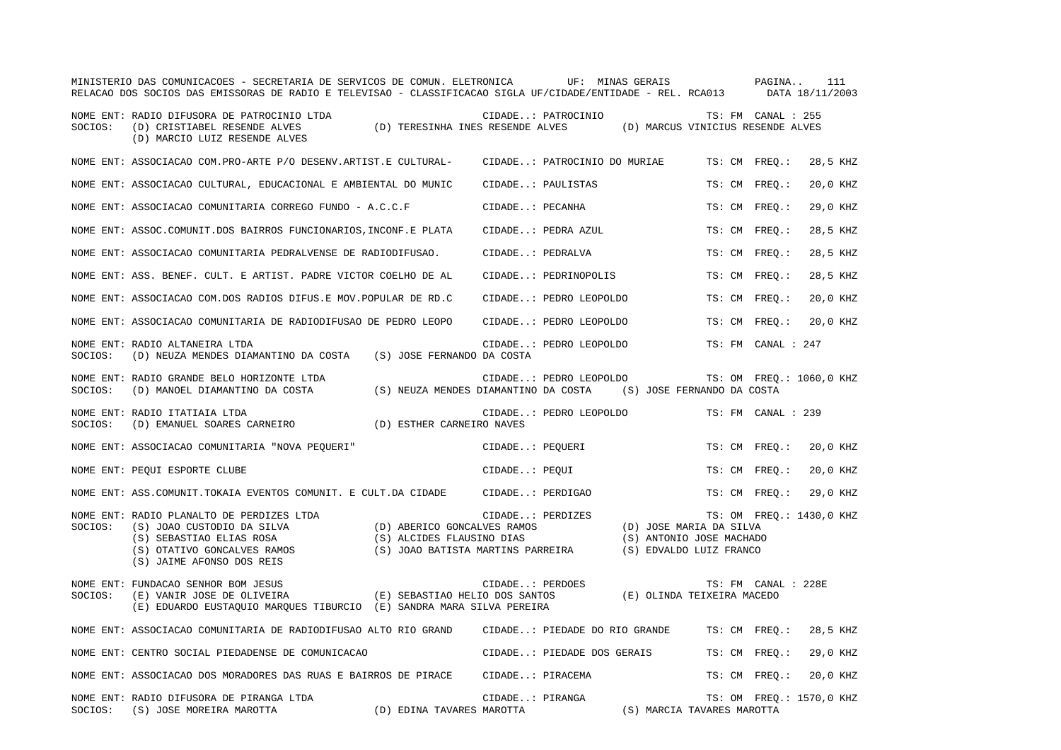NOME ENT: RADIO DIFUSORA DE PATROCINIO LTDA — CIDADE..: PATROCINIO — TS: FM CANAL : 255
SOCIOS: (D) CRISTIABEL RESENDE ALVES (D) TERESINHA INES RESENDE ALVES (D) MARCUS VINICIUS RESENDE ALVES
(D) MARCIO LUIZ RESENDE ALVES

NOME ENT: ASSOCIACAO COM.PRO-ARTE P/O DESENV.ARTIST.E CULTURAL- — CIDADE..: PATROCINIO DO MURIAE — TS: CM FREQ.: 28,5 KHZ

NOME ENT: ASSOCIACAO CULTURAL, EDUCACIONAL E AMBIENTAL DO MUNIC — CIDADE..: PAULISTAS — TS: CM FREQ.: 20,0 KHZ

NOME ENT: ASSOCIACAO COMUNITARIA CORREGO FUNDO - A.C.C.F — CIDADE..: PECANHA — TS: CM FREQ.: 29,0 KHZ

NOME ENT: ASSOC.COMUNIT.DOS BAIRROS FUNCIONARIOS,INCONF.E PLATA — CIDADE..: PEDRA AZUL — TS: CM FREQ.: 28,5 KHZ

NOME ENT: ASSOCIACAO COMUNITARIA PEDRALVENSE DE RADIODIFUSAO. — CIDADE..: PEDRALVA — TS: CM FREQ.: 28,5 KHZ

NOME ENT: ASS. BENEF. CULT. E ARTIST. PADRE VICTOR COELHO DE AL — CIDADE..: PEDRINOPOLIS — TS: CM FREQ.: 28,5 KHZ

NOME ENT: ASSOCIACAO COM.DOS RADIOS DIFUS.E MOV.POPULAR DE RD.C — CIDADE..: PEDRO LEOPOLDO — TS: CM FREQ.: 20,0 KHZ

NOME ENT: ASSOCIACAO COMUNITARIA DE RADIODIFUSAO DE PEDRO LEOPO — CIDADE..: PEDRO LEOPOLDO — TS: CM FREQ.: 20,0 KHZ

NOME ENT: RADIO ALTANEIRA LTDA — CIDADE..: PEDRO LEOPOLDO — TS: FM CANAL : 247
SOCIOS: (D) NEUZA MENDES DIAMANTINO DA COSTA (S) JOSE FERNANDO DA COSTA

NOME ENT: RADIO GRANDE BELO HORIZONTE LTDA — CIDADE..: PEDRO LEOPOLDO — TS: OM FREQ.: 1060,0 KHZ
SOCIOS: (D) MANOEL DIAMANTINO DA COSTA (S) NEUZA MENDES DIAMANTINO DA COSTA (S) JOSE FERNANDO DA COSTA

NOME ENT: RADIO ITATIAIA LTDA — CIDADE..: PEDRO LEOPOLDO — TS: FM CANAL : 239
SOCIOS: (D) EMANUEL SOARES CARNEIRO (D) ESTHER CARNEIRO NAVES

NOME ENT: ASSOCIACAO COMUNITARIA "NOVA PEQUERI" — CIDADE..: PEQUERI — TS: CM FREQ.: 20,0 KHZ

NOME ENT: PEQUI ESPORTE CLUBE — CIDADE..: PEQUI — TS: CM FREQ.: 20,0 KHZ

NOME ENT: ASS.COMUNIT.TOKAIA EVENTOS COMUNIT. E CULT.DA CIDADE — CIDADE..: PERDIGAO — TS: CM FREQ.: 29,0 KHZ

NOME ENT: RADIO PLANALTO DE PERDIZES LTDA — CIDADE..: PERDIZES — TS: OM FREQ.: 1430,0 KHZ
SOCIOS: (S) JOAO CUSTODIO DA SILVA (D) ABERICO GONCALVES RAMOS (D) JOSE MARIA DA SILVA
(S) SEBASTIAO ELIAS ROSA (S) ALCIDES FLAUSINO DIAS (S) ANTONIO JOSE MACHADO
(S) OTATIVO GONCALVES RAMOS (S) JOAO BATISTA MARTINS PARREIRA (S) EDVALDO LUIZ FRANCO
(S) JAIME AFONSO DOS REIS

NOME ENT: FUNDACAO SENHOR BOM JESUS — CIDADE..: PERDOES — TS: FM CANAL : 228E
SOCIOS: (E) VANIR JOSE DE OLIVEIRA (E) SEBASTIAO HELIO DOS SANTOS (E) OLINDA TEIXEIRA MACEDO
(E) EDUARDO EUSTAQUIO MARQUES TIBURCIO (E) SANDRA MARA SILVA PEREIRA

NOME ENT: ASSOCIACAO COMUNITARIA DE RADIODIFUSAO ALTO RIO GRAND — CIDADE..: PIEDADE DO RIO GRANDE — TS: CM FREQ.: 28,5 KHZ

NOME ENT: CENTRO SOCIAL PIEDADENSE DE COMUNICACAO — CIDADE..: PIEDADE DOS GERAIS — TS: CM FREQ.: 29,0 KHZ

NOME ENT: ASSOCIACAO DOS MORADORES DAS RUAS E BAIRROS DE PIRACE — CIDADE..: PIRACEMA — TS: CM FREQ.: 20,0 KHZ

NOME ENT: RADIO DIFUSORA DE PIRANGA LTDA — CIDADE..: PIRANGA — TS: OM FREQ.: 1570,0 KHZ
SOCIOS: (S) JOSE MOREIRA MAROTTA (D) EDINA TAVARES MAROTTA (S) MARCIA TAVARES MAROTTA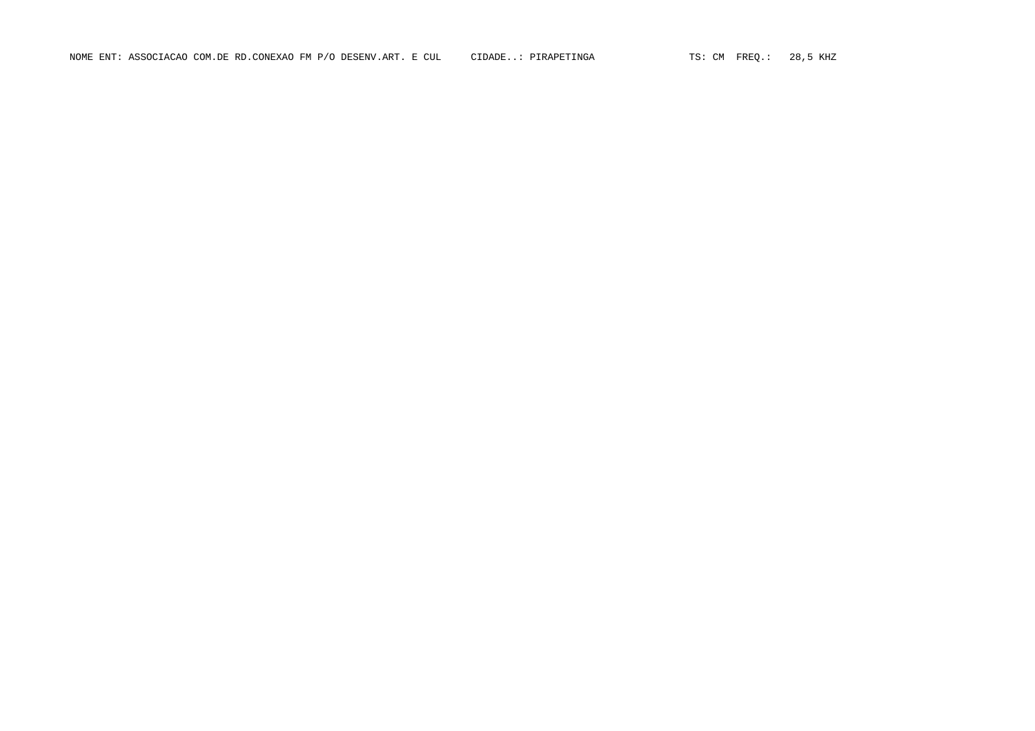NOME ENT: ASSOCIACAO COM.DE RD.CONEXAO FM P/O DESENV.ART. E CUL CIDADE..: PIRAPETINGA TS: CM FREQ.: 28,5 KHZ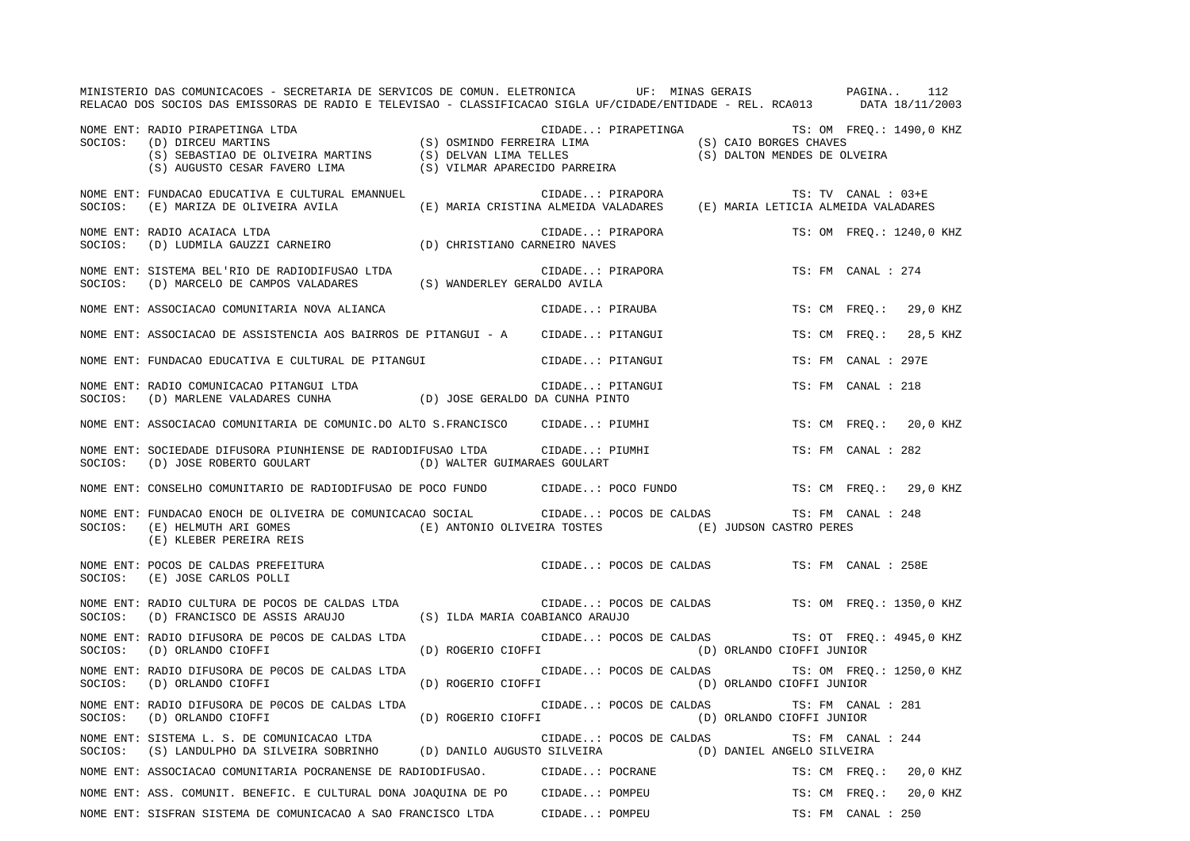MINISTERIO DAS COMUNICACOES - SECRETARIA DE SERVICOS DE COMUN. ELETRONICA UF: MINAS GERAIS PAGINA.. 112
RELACAO DOS SOCIOS DAS EMISSORAS DE RADIO E TELEVISAO - CLASSIFICACAO SIGLA UF/CIDADE/ENTIDADE - REL. RCA013 DATA 18/11/2003

NOME ENT: RADIO PIRAPETINGA LTDA CIDADE..: PIRAPETINGA TS: OM FREQ.: 1490,0 KHZ
SOCIOS: (D) DIRCEU MARTINS (S) OSMINDO FERREIRA LIMA (S) CAIO BORGES CHAVES
(S) SEBASTIAO DE OLIVEIRA MARTINS (S) DELVAN LIMA TELLES (S) DALTON MENDES DE OLVEIRA
(S) AUGUSTO CESAR FAVERO LIMA (S) VILMAR APARECIDO PARREIRA

NOME ENT: FUNDACAO EDUCATIVA E CULTURAL EMANNUEL CIDADE..: PIRAPORA TS: TV CANAL : 03+E
SOCIOS: (E) MARIZA DE OLIVEIRA AVILA (E) MARIA CRISTINA ALMEIDA VALADARES (E) MARIA LETICIA ALMEIDA VALADARES

NOME ENT: RADIO ACAIACA LTDA CIDADE..: PIRAPORA TS: OM FREQ.: 1240,0 KHZ
SOCIOS: (D) LUDMILA GAUZZI CARNEIRO (D) CHRISTIANO CARNEIRO NAVES

NOME ENT: SISTEMA BEL'RIO DE RADIODIFUSAO LTDA CIDADE..: PIRAPORA TS: FM CANAL : 274
SOCIOS: (D) MARCELO DE CAMPOS VALADARES (S) WANDERLEY GERALDO AVILA

NOME ENT: ASSOCIACAO COMUNITARIA NOVA ALIANCA CIDADE..: PIRAUBA TS: CM FREQ.: 29,0 KHZ

NOME ENT: ASSOCIACAO DE ASSISTENCIA AOS BAIRROS DE PITANGUI - A CIDADE..: PITANGUI TS: CM FREQ.: 28,5 KHZ

NOME ENT: FUNDACAO EDUCATIVA E CULTURAL DE PITANGUI CIDADE..: PITANGUI TS: FM CANAL : 297E

NOME ENT: RADIO COMUNICACAO PITANGUI LTDA CIDADE..: PITANGUI TS: FM CANAL : 218
SOCIOS: (D) MARLENE VALADARES CUNHA (D) JOSE GERALDO DA CUNHA PINTO

NOME ENT: ASSOCIACAO COMUNITARIA DE COMUNIC.DO ALTO S.FRANCISCO CIDADE..: PIUMHI TS: CM FREQ.: 20,0 KHZ

NOME ENT: SOCIEDADE DIFUSORA PIUNHIENSE DE RADIODIFUSAO LTDA CIDADE..: PIUMHI TS: FM CANAL : 282
SOCIOS: (D) JOSE ROBERTO GOULART (D) WALTER GUIMARAES GOULART

NOME ENT: CONSELHO COMUNITARIO DE RADIODIFUSAO DE POCO FUNDO CIDADE..: POCO FUNDO TS: CM FREQ.: 29,0 KHZ

NOME ENT: FUNDACAO ENOCH DE OLIVEIRA DE COMUNICACAO SOCIAL CIDADE..: POCOS DE CALDAS TS: FM CANAL : 248
SOCIOS: (E) HELMUTH ARI GOMES (E) ANTONIO OLIVEIRA TOSTES (E) JUDSON CASTRO PERES
(E) KLEBER PEREIRA REIS

NOME ENT: POCOS DE CALDAS PREFEITURA CIDADE..: POCOS DE CALDAS TS: FM CANAL : 258E
SOCIOS: (E) JOSE CARLOS POLLI

NOME ENT: RADIO CULTURA DE POCOS DE CALDAS LTDA CIDADE..: POCOS DE CALDAS TS: OM FREQ.: 1350,0 KHZ
SOCIOS: (D) FRANCISCO DE ASSIS ARAUJO (S) ILDA MARIA COABIANCO ARAUJO

NOME ENT: RADIO DIFUSORA DE P0COS DE CALDAS LTDA CIDADE..: POCOS DE CALDAS TS: OT FREQ.: 4945,0 KHZ
SOCIOS: (D) ORLANDO CIOFFI (D) ROGERIO CIOFFI (D) ORLANDO CIOFFI JUNIOR

NOME ENT: RADIO DIFUSORA DE P0COS DE CALDAS LTDA CIDADE..: POCOS DE CALDAS TS: OM FREQ.: 1250,0 KHZ
SOCIOS: (D) ORLANDO CIOFFI (D) ROGERIO CIOFFI (D) ORLANDO CIOFFI JUNIOR

NOME ENT: RADIO DIFUSORA DE P0COS DE CALDAS LTDA CIDADE..: POCOS DE CALDAS TS: FM CANAL : 281
SOCIOS: (D) ORLANDO CIOFFI (D) ROGERIO CIOFFI (D) ORLANDO CIOFFI JUNIOR

NOME ENT: SISTEMA L. S. DE COMUNICACAO LTDA CIDADE..: POCOS DE CALDAS TS: FM CANAL : 244
SOCIOS: (S) LANDULPHO DA SILVEIRA SOBRINHO (D) DANILO AUGUSTO SILVEIRA (D) DANIEL ANGELO SILVEIRA

NOME ENT: ASSOCIACAO COMUNITARIA POCRANENSE DE RADIODIFUSAO. CIDADE..: POCRANE TS: CM FREQ.: 20,0 KHZ

NOME ENT: ASS. COMUNIT. BENEFIC. E CULTURAL DONA JOAQUINA DE PO CIDADE..: POMPEU TS: CM FREQ.: 20,0 KHZ

NOME ENT: SISFRAN SISTEMA DE COMUNICACAO A SAO FRANCISCO LTDA CIDADE..: POMPEU TS: FM CANAL : 250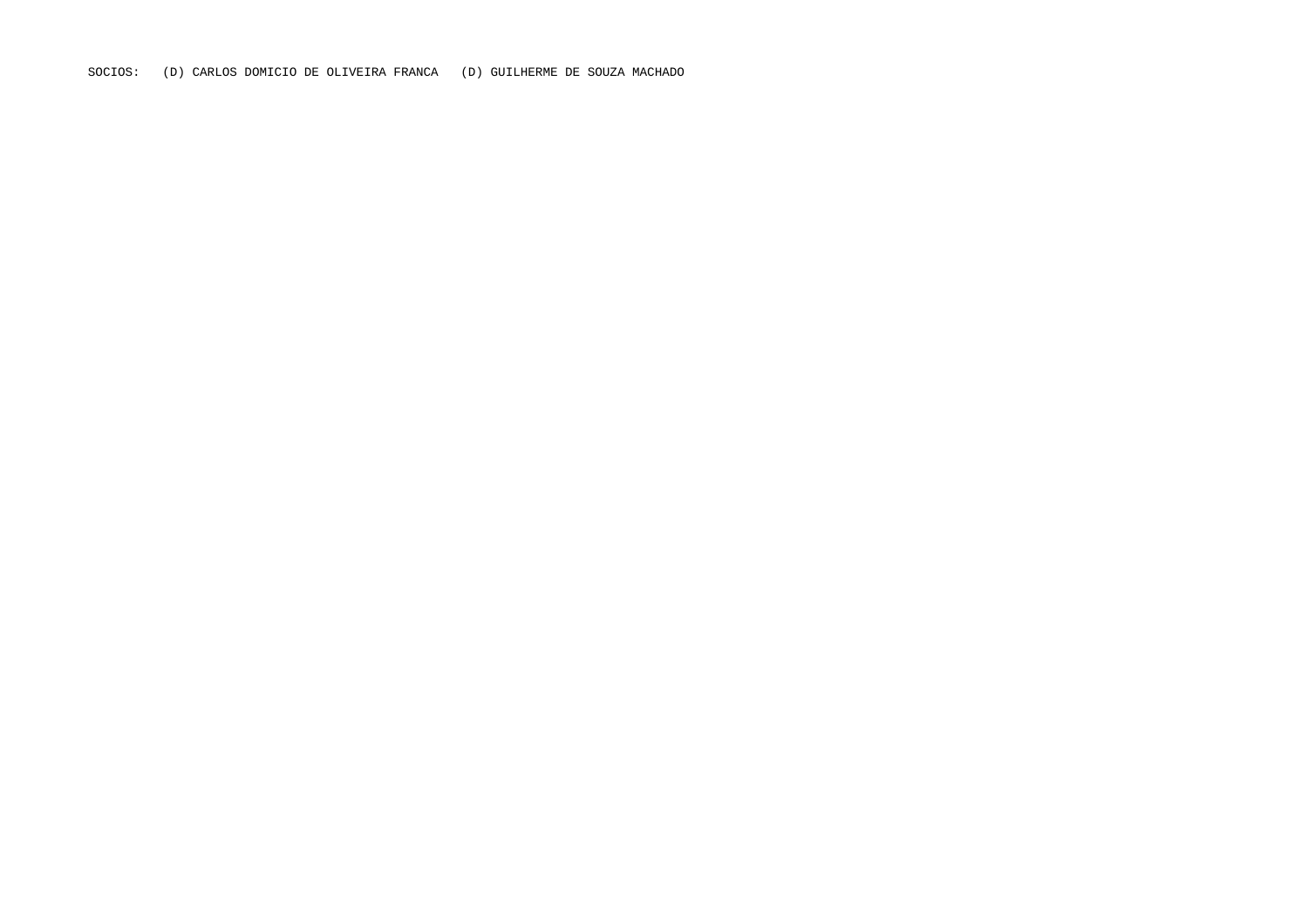SOCIOS:   (D) CARLOS DOMICIO DE OLIVEIRA FRANCA   (D) GUILHERME DE SOUZA MACHADO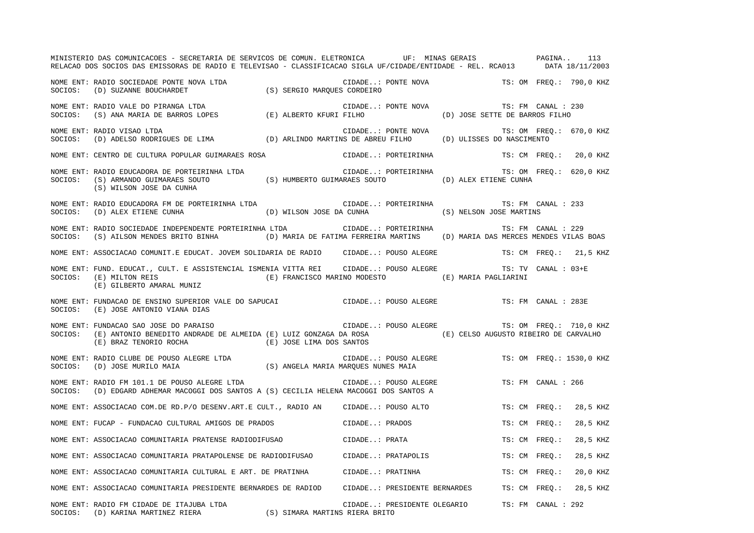MINISTERIO DAS COMUNICACOES - SECRETARIA DE SERVICOS DE COMUN. ELETRONICA UF: MINAS GERAIS

RELACAO DOS SOCIOS DAS EMISSORAS DE RADIO E TELEVISAO - CLASSIFICACAO SIGLA UF/CIDADE/ENTIDADE - REL. RCA013 DATA 18/11/2003

NOME ENT: RADIO SOCIEDADE PONTE NOVA LTDA — CIDADE..: PONTE NOVA — TS: OM FREQ.: 790,0 KHZ
SOCIOS: (D) SUZANNE BOUCHARDET (S) SERGIO MARQUES CORDEIRO

NOME ENT: RADIO VALE DO PIRANGA LTDA — CIDADE..: PONTE NOVA — TS: FM CANAL : 230
SOCIOS: (S) ANA MARIA DE BARROS LOPES (E) ALBERTO KFURI FILHO (D) JOSE SETTE DE BARROS FILHO

NOME ENT: RADIO VISAO LTDA — CIDADE..: PONTE NOVA — TS: OM FREQ.: 670,0 KHZ
SOCIOS: (D) ADELSO RODRIGUES DE LIMA (D) ARLINDO MARTINS DE ABREU FILHO (D) ULISSES DO NASCIMENTO

NOME ENT: CENTRO DE CULTURA POPULAR GUIMARAES ROSA — CIDADE..: PORTEIRINHA — TS: CM FREQ.: 20,0 KHZ

NOME ENT: RADIO EDUCADORA DE PORTEIRINHA LTDA — CIDADE..: PORTEIRINHA — TS: OM FREQ.: 620,0 KHZ
SOCIOS: (S) ARMANDO GUIMARAES SOUTO (S) HUMBERTO GUIMARAES SOUTO (D) ALEX ETIENE CUNHA
(S) WILSON JOSE DA CUNHA

NOME ENT: RADIO EDUCADORA FM DE PORTEIRINHA LTDA — CIDADE..: PORTEIRINHA — TS: FM CANAL : 233
SOCIOS: (D) ALEX ETIENE CUNHA (D) WILSON JOSE DA CUNHA (S) NELSON JOSE MARTINS

NOME ENT: RADIO SOCIEDADE INDEPENDENTE PORTEIRINHA LTDA — CIDADE..: PORTEIRINHA — TS: FM CANAL : 229
SOCIOS: (S) AILSON MENDES BRITO BINHA (D) MARIA DE FATIMA FERREIRA MARTINS (D) MARIA DAS MERCES MENDES VILAS BOAS

NOME ENT: ASSOCIACAO COMUNIT.E EDUCAT. JOVEM SOLIDARIA DE RADIO — CIDADE..: POUSO ALEGRE — TS: CM FREQ.: 21,5 KHZ

NOME ENT: FUND. EDUCAT., CULT. E ASSISTENCIAL ISMENIA VITTA REI — CIDADE..: POUSO ALEGRE — TS: TV CANAL : 03+E
SOCIOS: (E) MILTON REIS (E) FRANCISCO MARINO MODESTO (E) MARIA PAGLIARINI
(E) GILBERTO AMARAL MUNIZ

NOME ENT: FUNDACAO DE ENSINO SUPERIOR VALE DO SAPUCAI — CIDADE..: POUSO ALEGRE — TS: FM CANAL : 283E
SOCIOS: (E) JOSE ANTONIO VIANA DIAS

NOME ENT: FUNDACAO SAO JOSE DO PARAISO — CIDADE..: POUSO ALEGRE — TS: OM FREQ.: 710,0 KHZ
SOCIOS: (E) ANTONIO BENEDITO ANDRADE DE ALMEIDA (E) LUIZ GONZAGA DA ROSA (E) CELSO AUGUSTO RIBEIRO DE CARVALHO
(E) BRAZ TENORIO ROCHA (E) JOSE LIMA DOS SANTOS

NOME ENT: RADIO CLUBE DE POUSO ALEGRE LTDA — CIDADE..: POUSO ALEGRE — TS: OM FREQ.: 1530,0 KHZ
SOCIOS: (D) JOSE MURILO MAIA (S) ANGELA MARIA MARQUES NUNES MAIA

NOME ENT: RADIO FM 101.1 DE POUSO ALEGRE LTDA — CIDADE..: POUSO ALEGRE — TS: FM CANAL : 266
SOCIOS: (D) EDGARD ADHEMAR MACOGGI DOS SANTOS A (S) CECILIA HELENA MACOGGI DOS SANTOS A

NOME ENT: ASSOCIACAO COM.DE RD.P/O DESENV.ART.E CULT., RADIO AN — CIDADE..: POUSO ALTO — TS: CM FREQ.: 28,5 KHZ

NOME ENT: FUCAP - FUNDACAO CULTURAL AMIGOS DE PRADOS — CIDADE..: PRADOS — TS: CM FREQ.: 28,5 KHZ

NOME ENT: ASSOCIACAO COMUNITARIA PRATENSE RADIODIFUSAO — CIDADE..: PRATA — TS: CM FREQ.: 28,5 KHZ

NOME ENT: ASSOCIACAO COMUNITARIA PRATAPOLENSE DE RADIODIFUSAO — CIDADE..: PRATAPOLIS — TS: CM FREQ.: 28,5 KHZ

NOME ENT: ASSOCIACAO COMUNITARIA CULTURAL E ART. DE PRATINHA — CIDADE..: PRATINHA — TS: CM FREQ.: 20,0 KHZ

NOME ENT: ASSOCIACAO COMUNITARIA PRESIDENTE BERNARDES DE RADIOD — CIDADE..: PRESIDENTE BERNARDES — TS: CM FREQ.: 28,5 KHZ

NOME ENT: RADIO FM CIDADE DE ITAJUBA LTDA — CIDADE..: PRESIDENTE OLEGARIO — TS: FM CANAL : 292
SOCIOS: (D) KARINA MARTINEZ RIERA (S) SIMARA MARTINS RIERA BRITO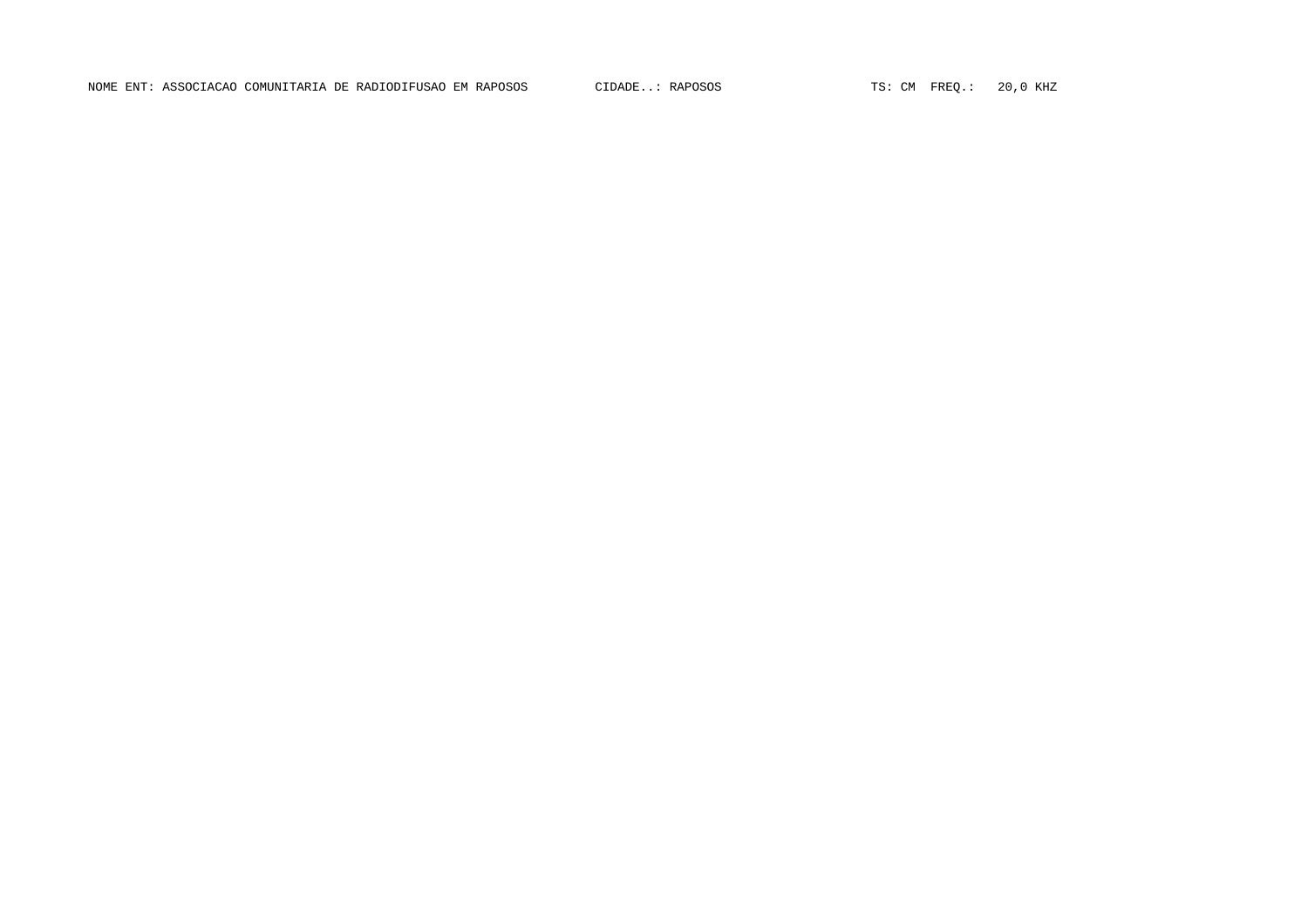NOME ENT: ASSOCIACAO COMUNITARIA DE RADIODIFUSAO EM RAPOSOS CIDADE..: RAPOSOS TS: CM FREQ.: 20,0 KHZ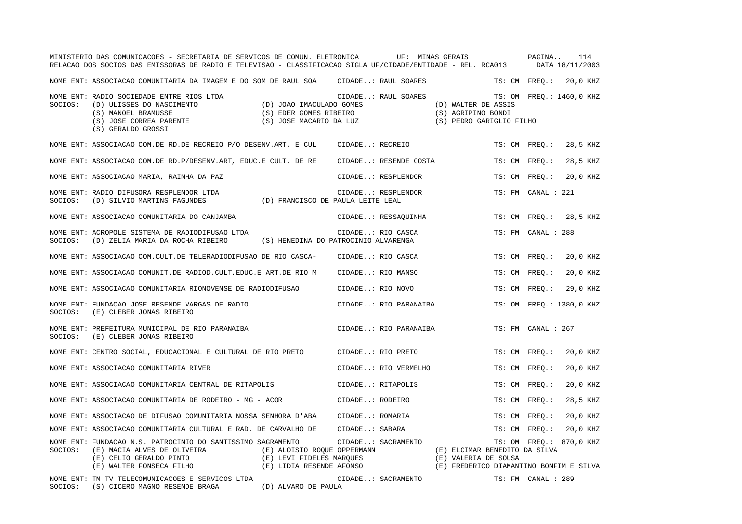NOME ENT: ASSOCIACAO COMUNITARIA DA IMAGEM E DO SOM DE RAUL SOA    CIDADE..: RAUL SOARES    TS: CM  FREQ.:  20,0 KHZ

NOME ENT: RADIO SOCIEDADE ENTRE RIOS LTDA    CIDADE..: RAUL SOARES    TS: OM  FREQ.: 1460,0 KHZ
SOCIOS: (D) ULISSES DO NASCIMENTO    (D) JOAO IMACULADO GOMES    (D) WALTER DE ASSIS
(S) MANOEL BRAMUSSE    (S) EDER GOMES RIBEIRO    (S) AGRIPINO BONDI
(S) JOSE CORREA PARENTE    (S) JOSE MACARIO DA LUZ    (S) PEDRO GARIGLIO FILHO
(S) GERALDO GROSSI

NOME ENT: ASSOCIACAO COM.DE RD.DE RECREIO P/O DESENV.ART. E CUL    CIDADE..: RECREIO    TS: CM  FREQ.:  28,5 KHZ

NOME ENT: ASSOCIACAO COM.DE RD.P/DESENV.ART, EDUC.E CULT. DE RE    CIDADE..: RESENDE COSTA    TS: CM  FREQ.:  28,5 KHZ

NOME ENT: ASSOCIACAO MARIA, RAINHA DA PAZ    CIDADE..: RESPLENDOR    TS: CM  FREQ.:  20,0 KHZ

NOME ENT: RADIO DIFUSORA RESPLENDOR LTDA    CIDADE..: RESPLENDOR    TS: FM  CANAL : 221
SOCIOS: (D) SILVIO MARTINS FAGUNDES    (D) FRANCISCO DE PAULA LEITE LEAL

NOME ENT: ASSOCIACAO COMUNITARIA DO CANJAMBA    CIDADE..: RESSAQUINHA    TS: CM  FREQ.:  28,5 KHZ

NOME ENT: ACROPOLE SISTEMA DE RADIODIFUSAO LTDA    CIDADE..: RIO CASCA    TS: FM  CANAL : 288
SOCIOS: (D) ZELIA MARIA DA ROCHA RIBEIRO    (S) HENEDINA DO PATROCINIO ALVARENGA

NOME ENT: ASSOCIACAO COM.CULT.DE TELERADIODIFUSAO DE RIO CASCA-    CIDADE..: RIO CASCA    TS: CM  FREQ.:  20,0 KHZ

NOME ENT: ASSOCIACAO COMUNIT.DE RADIOD.CULT.EDUC.E ART.DE RIO M    CIDADE..: RIO MANSO    TS: CM  FREQ.:  20,0 KHZ

NOME ENT: ASSOCIACAO COMUNITARIA RIONOVENSE DE RADIODIFUSAO    CIDADE..: RIO NOVO    TS: CM  FREQ.:  29,0 KHZ

NOME ENT: FUNDACAO JOSE RESENDE VARGAS DE RADIO    CIDADE..: RIO PARANAIBA    TS: OM  FREQ.: 1380,0 KHZ
SOCIOS: (E) CLEBER JONAS RIBEIRO

NOME ENT: PREFEITURA MUNICIPAL DE RIO PARANAIBA    CIDADE..: RIO PARANAIBA    TS: FM  CANAL : 267
SOCIOS: (E) CLEBER JONAS RIBEIRO

NOME ENT: CENTRO SOCIAL, EDUCACIONAL E CULTURAL DE RIO PRETO    CIDADE..: RIO PRETO    TS: CM  FREQ.:  20,0 KHZ

NOME ENT: ASSOCIACAO COMUNITARIA RIVER    CIDADE..: RIO VERMELHO    TS: CM  FREQ.:  20,0 KHZ

NOME ENT: ASSOCIACAO COMUNITARIA CENTRAL DE RITAPOLIS    CIDADE..: RITAPOLIS    TS: CM  FREQ.:  20,0 KHZ

NOME ENT: ASSOCIACAO COMUNITARIA DE RODEIRO - MG - ACOR    CIDADE..: RODEIRO    TS: CM  FREQ.:  28,5 KHZ

NOME ENT: ASSOCIACAO DE DIFUSAO COMUNITARIA NOSSA SENHORA D'ABA    CIDADE..: ROMARIA    TS: CM  FREQ.:  20,0 KHZ

NOME ENT: ASSOCIACAO COMUNITARIA CULTURAL E RAD. DE CARVALHO DE    CIDADE..: SABARA    TS: CM  FREQ.:  20,0 KHZ

NOME ENT: FUNDACAO N.S. PATROCINIO DO SANTISSIMO SAGRAMENTO    CIDADE..: SACRAMENTO    TS: OM  FREQ.: 870,0 KHZ
SOCIOS: (E) MACIA ALVES DE OLIVEIRA    (E) ALOISIO ROQUE OPPERMANN    (E) ELCIMAR BENEDITO DA SILVA
(E) CELIO GERALDO PINTO    (E) LEVI FIDELES MARQUES    (E) VALERIA DE SOUSA
(E) WALTER FONSECA FILHO    (E) LIDIA RESENDE AFONSO    (E) FREDERICO DIAMANTINO BONFIM E SILVA

NOME ENT: TM TV TELECOMUNICACOES E SERVICOS LTDA    CIDADE..: SACRAMENTO    TS: FM  CANAL : 289
SOCIOS: (S) CICERO MAGNO RESENDE BRAGA    (D) ALVARO DE PAULA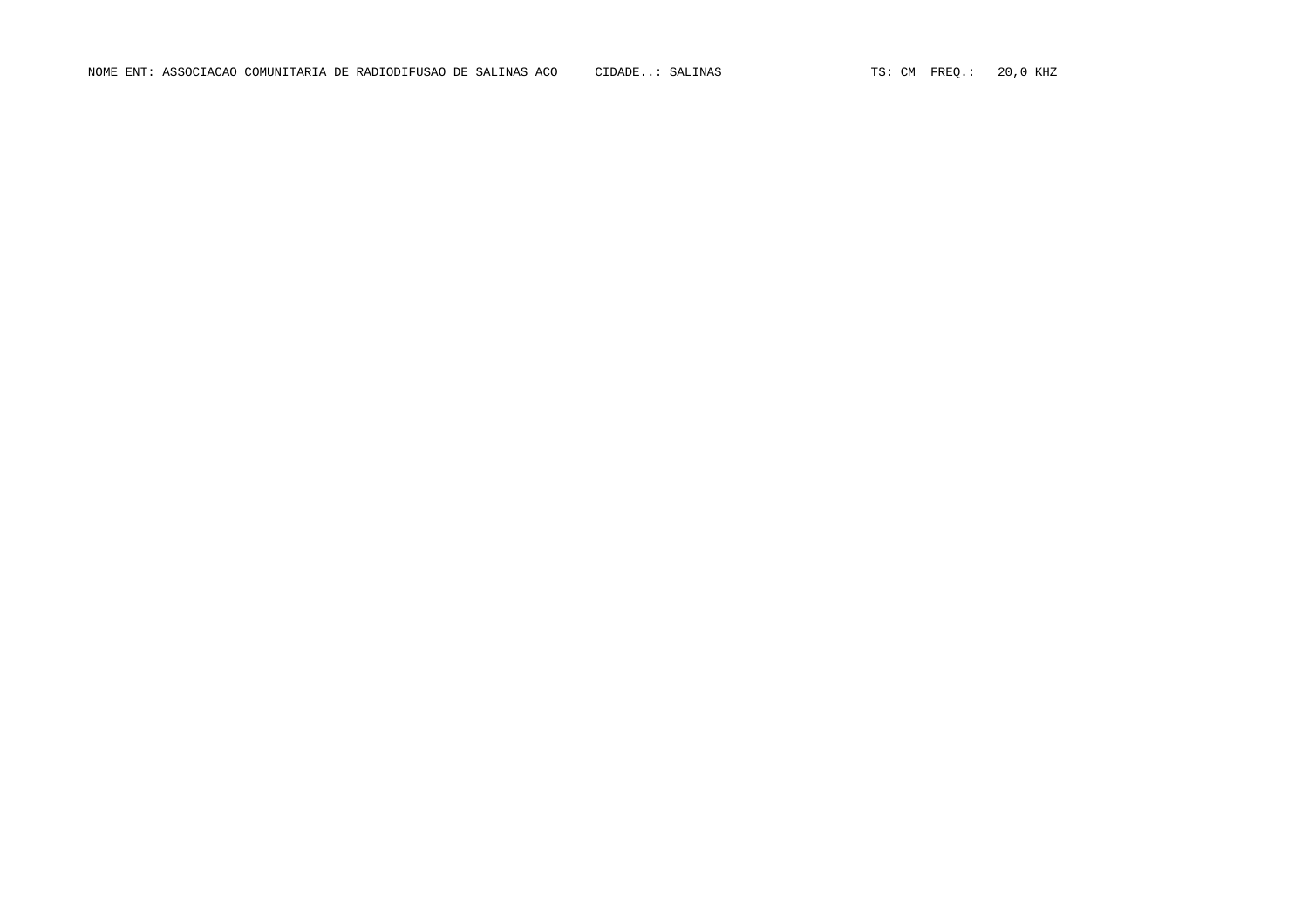NOME ENT: ASSOCIACAO COMUNITARIA DE RADIODIFUSAO DE SALINAS ACO     CIDADE..: SALINAS                    TS: CM  FREQ.:   20,0 KHZ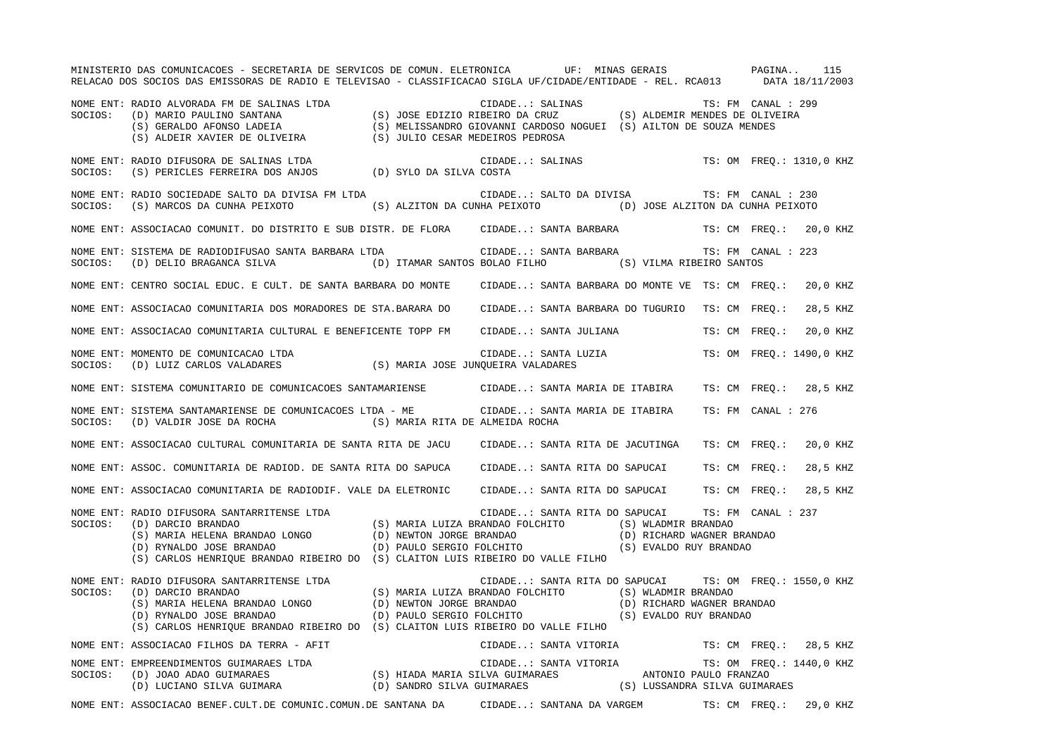MINISTERIO DAS COMUNICACOES - SECRETARIA DE SERVICOS DE COMUN. ELETRONICA UF: MINAS GERAIS

RELACAO DOS SOCIOS DAS EMISSORAS DE RADIO E TELEVISAO - CLASSIFICACAO SIGLA UF/CIDADE/ENTIDADE - REL. RCA013 DATA 18/11/2003

NOME ENT: RADIO ALVORADA FM DE SALINAS LTDA — CIDADE..: SALINAS — TS: FM CANAL : 299
SOCIOS: (D) MARIO PAULINO SANTANA; (S) JOSE EDIZIO RIBEIRO DA CRUZ; (S) ALDEMIR MENDES DE OLIVEIRA; (S) GERALDO AFONSO LADEIA; (S) MELISSANDRO GIOVANNI CARDOSO NOGUEI; (S) AILTON DE SOUZA MENDES; (S) ALDEIR XAVIER DE OLIVEIRA; (S) JULIO CESAR MEDEIROS PEDROSA

NOME ENT: RADIO DIFUSORA DE SALINAS LTDA — CIDADE..: SALINAS — TS: OM FREQ.: 1310,0 KHZ
SOCIOS: (S) PERICLES FERREIRA DOS ANJOS; (D) SYLO DA SILVA COSTA

NOME ENT: RADIO SOCIEDADE SALTO DA DIVISA FM LTDA — CIDADE..: SALTO DA DIVISA — TS: FM CANAL : 230
SOCIOS: (S) MARCOS DA CUNHA PEIXOTO; (S) ALZITON DA CUNHA PEIXOTO; (D) JOSE ALZITON DA CUNHA PEIXOTO

NOME ENT: ASSOCIACAO COMUNIT. DO DISTRITO E SUB DISTR. DE FLORA — CIDADE..: SANTA BARBARA — TS: CM FREQ.: 20,0 KHZ

NOME ENT: SISTEMA DE RADIODIFUSAO SANTA BARBARA LTDA — CIDADE..: SANTA BARBARA — TS: FM CANAL : 223
SOCIOS: (D) DELIO BRAGANCA SILVA; (D) ITAMAR SANTOS BOLAO FILHO; (S) VILMA RIBEIRO SANTOS

NOME ENT: CENTRO SOCIAL EDUC. E CULT. DE SANTA BARBARA DO MONTE — CIDADE..: SANTA BARBARA DO MONTE VE — TS: CM FREQ.: 20,0 KHZ

NOME ENT: ASSOCIACAO COMUNITARIA DOS MORADORES DE STA.BARARA DO — CIDADE..: SANTA BARBARA DO TUGURIO — TS: CM FREQ.: 28,5 KHZ

NOME ENT: ASSOCIACAO COMUNITARIA CULTURAL E BENEFICENTE TOPP FM — CIDADE..: SANTA JULIANA — TS: CM FREQ.: 20,0 KHZ

NOME ENT: MOMENTO DE COMUNICACAO LTDA — CIDADE..: SANTA LUZIA — TS: OM FREQ.: 1490,0 KHZ
SOCIOS: (D) LUIZ CARLOS VALADARES; (S) MARIA JOSE JUNQUEIRA VALADARES

NOME ENT: SISTEMA COMUNITARIO DE COMUNICACOES SANTAMARIENSE — CIDADE..: SANTA MARIA DE ITABIRA — TS: CM FREQ.: 28,5 KHZ

NOME ENT: SISTEMA SANTAMARIENSE DE COMUNICACOES LTDA - ME — CIDADE..: SANTA MARIA DE ITABIRA — TS: FM CANAL : 276
SOCIOS: (D) VALDIR JOSE DA ROCHA; (S) MARIA RITA DE ALMEIDA ROCHA

NOME ENT: ASSOCIACAO CULTURAL COMUNITARIA DE SANTA RITA DE JACU — CIDADE..: SANTA RITA DE JACUTINGA — TS: CM FREQ.: 20,0 KHZ

NOME ENT: ASSOC. COMUNITARIA DE RADIOD. DE SANTA RITA DO SAPUCA — CIDADE..: SANTA RITA DO SAPUCAI — TS: CM FREQ.: 28,5 KHZ

NOME ENT: ASSOCIACAO COMUNITARIA DE RADIODIF. VALE DA ELETRONIC — CIDADE..: SANTA RITA DO SAPUCAI — TS: CM FREQ.: 28,5 KHZ

NOME ENT: RADIO DIFUSORA SANTARRITENSE LTDA — CIDADE..: SANTA RITA DO SAPUCAI — TS: FM CANAL : 237
SOCIOS: (D) DARCIO BRANDAO; (S) MARIA LUIZA BRANDAO FOLCHITO; (S) WLADMIR BRANDAO; (S) MARIA HELENA BRANDAO LONGO; (D) NEWTON JORGE BRANDAO; (D) RICHARD WAGNER BRANDAO; (D) RYNALDO JOSE BRANDAO; (D) PAULO SERGIO FOLCHITO; (S) EVALDO RUY BRANDAO; (S) CARLOS HENRIQUE BRANDAO RIBEIRO DO; (S) CLAITON LUIS RIBEIRO DO VALLE FILHO

NOME ENT: RADIO DIFUSORA SANTARRITENSE LTDA — CIDADE..: SANTA RITA DO SAPUCAI — TS: OM FREQ.: 1550,0 KHZ
SOCIOS: (D) DARCIO BRANDAO; (S) MARIA LUIZA BRANDAO FOLCHITO; (S) WLADMIR BRANDAO; (S) MARIA HELENA BRANDAO LONGO; (D) NEWTON JORGE BRANDAO; (D) RICHARD WAGNER BRANDAO; (D) RYNALDO JOSE BRANDAO; (D) PAULO SERGIO FOLCHITO; (S) EVALDO RUY BRANDAO; (S) CARLOS HENRIQUE BRANDAO RIBEIRO DO; (S) CLAITON LUIS RIBEIRO DO VALLE FILHO

NOME ENT: ASSOCIACAO FILHOS DA TERRA - AFIT — CIDADE..: SANTA VITORIA — TS: CM FREQ.: 28,5 KHZ

NOME ENT: EMPREENDIMENTOS GUIMARAES LTDA — CIDADE..: SANTA VITORIA — TS: OM FREQ.: 1440,0 KHZ
SOCIOS: (D) JOAO ADAO GUIMARAES; (S) HIADA MARIA SILVA GUIMARAES; ANTONIO PAULO FRANZAO; (D) LUCIANO SILVA GUIMARA; (D) SANDRO SILVA GUIMARAES; (S) LUSSANDRA SILVA GUIMARAES

NOME ENT: ASSOCIACAO BENEF.CULT.DE COMUNIC.COMUN.DE SANTANA DA — CIDADE..: SANTANA DA VARGEM — TS: CM FREQ.: 29,0 KHZ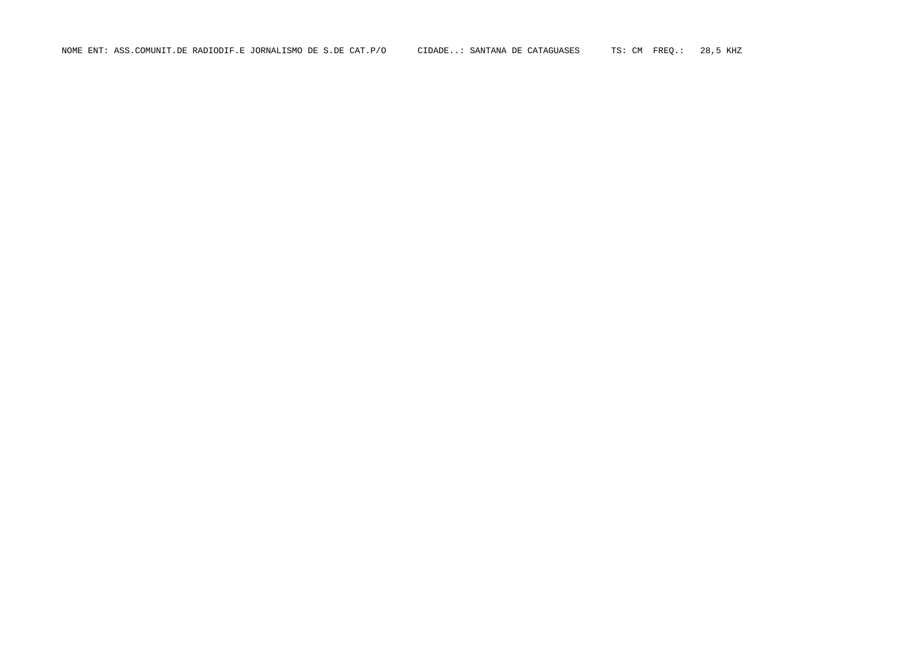NOME ENT: ASS.COMUNIT.DE RADIODIF.E JORNALISMO DE S.DE CAT.P/O      CIDADE..: SANTANA DE CATAGUASES      TS: CM  FREQ.:   28,5 KHZ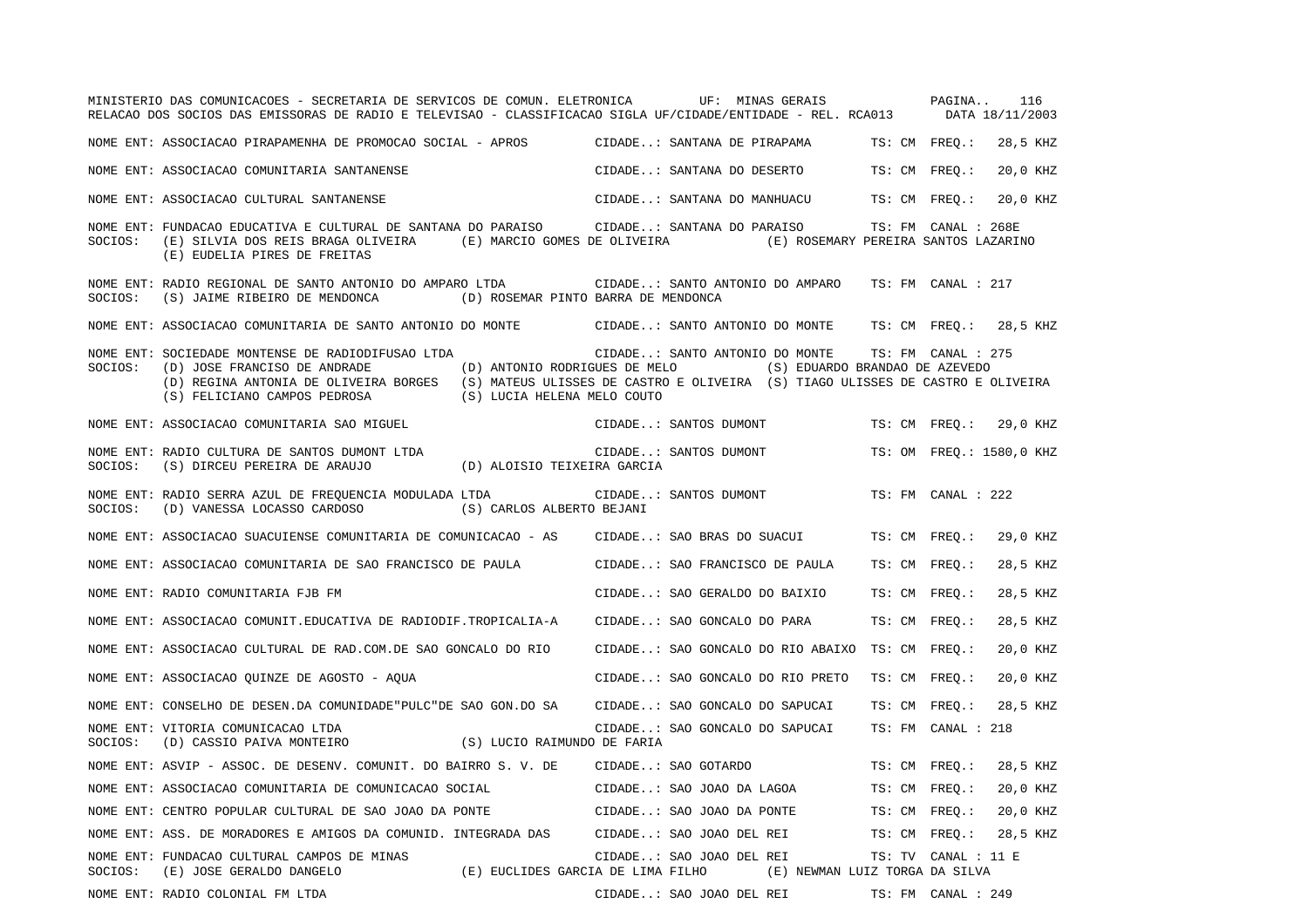NOME ENT: ASSOCIACAO PIRAPAMENHA DE PROMOCAO SOCIAL - APROS CIDADE..: SANTANA DE PIRAPAMA TS: CM FREQ.: 28,5 KHZ

NOME ENT: ASSOCIACAO COMUNITARIA SANTANENSE CIDADE..: SANTANA DO DESERTO TS: CM FREQ.: 20,0 KHZ

NOME ENT: ASSOCIACAO CULTURAL SANTANENSE CIDADE..: SANTANA DO MANHUACU TS: CM FREQ.: 20,0 KHZ

NOME ENT: FUNDACAO EDUCATIVA E CULTURAL DE SANTANA DO PARAISO CIDADE..: SANTANA DO PARAISO TS: FM CANAL : 268E
SOCIOS: (E) SILVIA DOS REIS BRAGA OLIVEIRA (E) MARCIO GOMES DE OLIVEIRA (E) ROSEMARY PEREIRA SANTOS LAZARINO
(E) EUDELIA PIRES DE FREITAS

NOME ENT: RADIO REGIONAL DE SANTO ANTONIO DO AMPARO LTDA CIDADE..: SANTO ANTONIO DO AMPARO TS: FM CANAL : 217
SOCIOS: (S) JAIME RIBEIRO DE MENDONCA (D) ROSEMAR PINTO BARRA DE MENDONCA

NOME ENT: ASSOCIACAO COMUNITARIA DE SANTO ANTONIO DO MONTE CIDADE..: SANTO ANTONIO DO MONTE TS: CM FREQ.: 28,5 KHZ

NOME ENT: SOCIEDADE MONTENSE DE RADIODIFUSAO LTDA CIDADE..: SANTO ANTONIO DO MONTE TS: FM CANAL : 275
SOCIOS: (D) JOSE FRANCISO DE ANDRADE (D) ANTONIO RODRIGUES DE MELO (S) EDUARDO BRANDAO DE AZEVEDO
(D) REGINA ANTONIA DE OLIVEIRA BORGES (S) MATEUS ULISSES DE CASTRO E OLIVEIRA (S) TIAGO ULISSES DE CASTRO E OLIVEIRA
(S) FELICIANO CAMPOS PEDROSA (S) LUCIA HELENA MELO COUTO

NOME ENT: ASSOCIACAO COMUNITARIA SAO MIGUEL CIDADE..: SANTOS DUMONT TS: CM FREQ.: 29,0 KHZ

NOME ENT: RADIO CULTURA DE SANTOS DUMONT LTDA CIDADE..: SANTOS DUMONT TS: OM FREQ.: 1580,0 KHZ
SOCIOS: (S) DIRCEU PEREIRA DE ARAUJO (D) ALOISIO TEIXEIRA GARCIA

NOME ENT: RADIO SERRA AZUL DE FREQUENCIA MODULADA LTDA CIDADE..: SANTOS DUMONT TS: FM CANAL : 222
SOCIOS: (D) VANESSA LOCASSO CARDOSO (S) CARLOS ALBERTO BEJANI

NOME ENT: ASSOCIACAO SUACUIENSE COMUNITARIA DE COMUNICACAO - AS CIDADE..: SAO BRAS DO SUACUI TS: CM FREQ.: 29,0 KHZ

NOME ENT: ASSOCIACAO COMUNITARIA DE SAO FRANCISCO DE PAULA CIDADE..: SAO FRANCISCO DE PAULA TS: CM FREQ.: 28,5 KHZ

NOME ENT: RADIO COMUNITARIA FJB FM CIDADE..: SAO GERALDO DO BAIXIO TS: CM FREQ.: 28,5 KHZ

NOME ENT: ASSOCIACAO COMUNIT.EDUCATIVA DE RADIODIF.TROPICALIA-A CIDADE..: SAO GONCALO DO PARA TS: CM FREQ.: 28,5 KHZ

NOME ENT: ASSOCIACAO CULTURAL DE RAD.COM.DE SAO GONCALO DO RIO CIDADE..: SAO GONCALO DO RIO ABAIXO TS: CM FREQ.: 20,0 KHZ

NOME ENT: ASSOCIACAO QUINZE DE AGOSTO - AQUA CIDADE..: SAO GONCALO DO RIO PRETO TS: CM FREQ.: 20,0 KHZ

NOME ENT: CONSELHO DE DESEN.DA COMUNIDADE"PULC"DE SAO GON.DO SA CIDADE..: SAO GONCALO DO SAPUCAI TS: CM FREQ.: 28,5 KHZ

NOME ENT: VITORIA COMUNICACAO LTDA CIDADE..: SAO GONCALO DO SAPUCAI TS: FM CANAL : 218
SOCIOS: (D) CASSIO PAIVA MONTEIRO (S) LUCIO RAIMUNDO DE FARIA

NOME ENT: ASVIP - ASSOC. DE DESENV. COMUNIT. DO BAIRRO S. V. DE CIDADE..: SAO GOTARDO TS: CM FREQ.: 28,5 KHZ

NOME ENT: ASSOCIACAO COMUNITARIA DE COMUNICACAO SOCIAL CIDADE..: SAO JOAO DA LAGOA TS: CM FREQ.: 20,0 KHZ

NOME ENT: CENTRO POPULAR CULTURAL DE SAO JOAO DA PONTE CIDADE..: SAO JOAO DA PONTE TS: CM FREQ.: 20,0 KHZ

NOME ENT: ASS. DE MORADORES E AMIGOS DA COMUNID. INTEGRADA DAS CIDADE..: SAO JOAO DEL REI TS: CM FREQ.: 28,5 KHZ

NOME ENT: FUNDACAO CULTURAL CAMPOS DE MINAS CIDADE..: SAO JOAO DEL REI TS: TV CANAL : 11 E
SOCIOS: (E) JOSE GERALDO DANGELO (E) EUCLIDES GARCIA DE LIMA FILHO (E) NEWMAN LUIZ TORGA DA SILVA

NOME ENT: RADIO COLONIAL FM LTDA CIDADE..: SAO JOAO DEL REI TS: FM CANAL : 249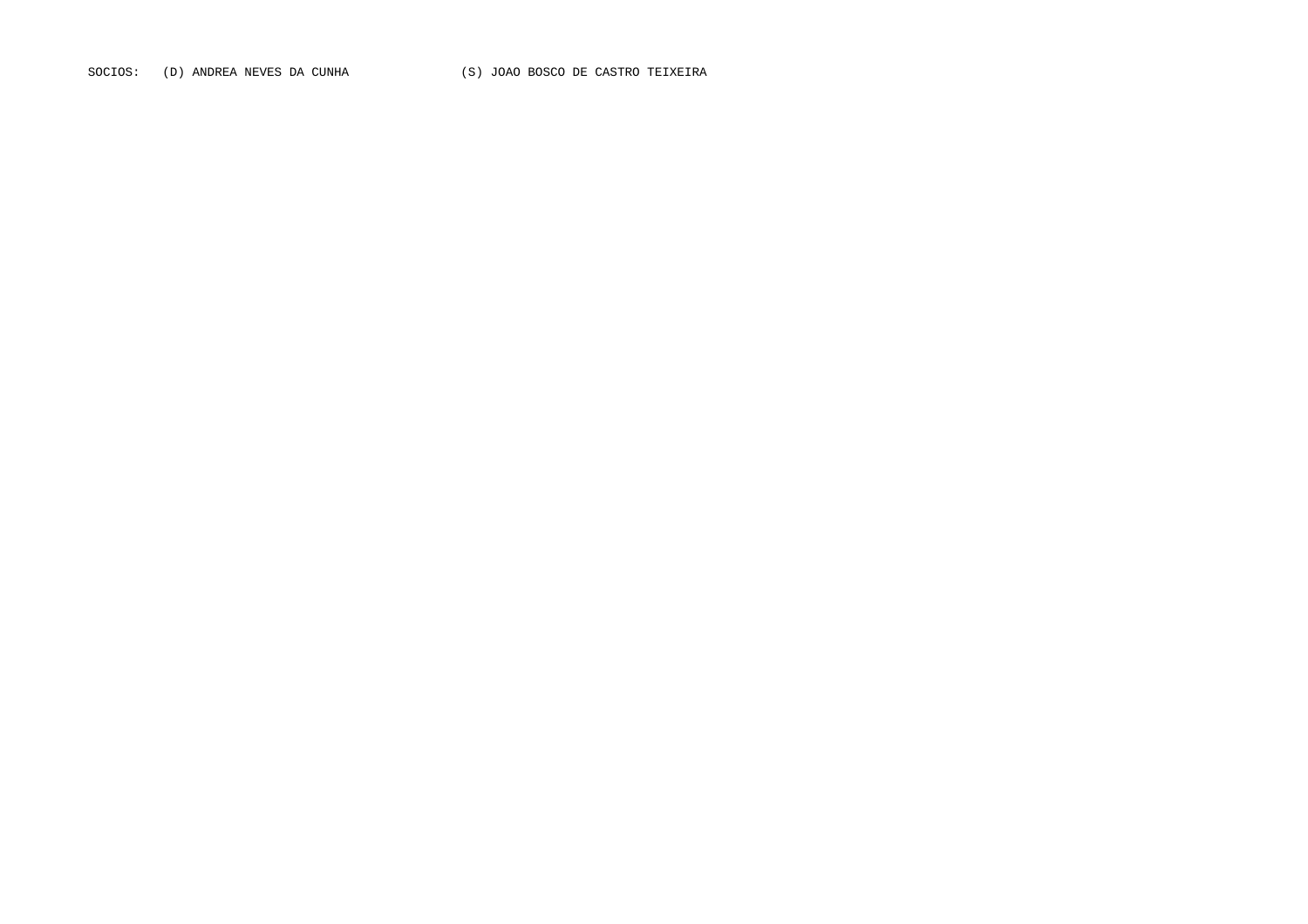SOCIOS: (D) ANDREA NEVES DA CUNHA (S) JOAO BOSCO DE CASTRO TEIXEIRA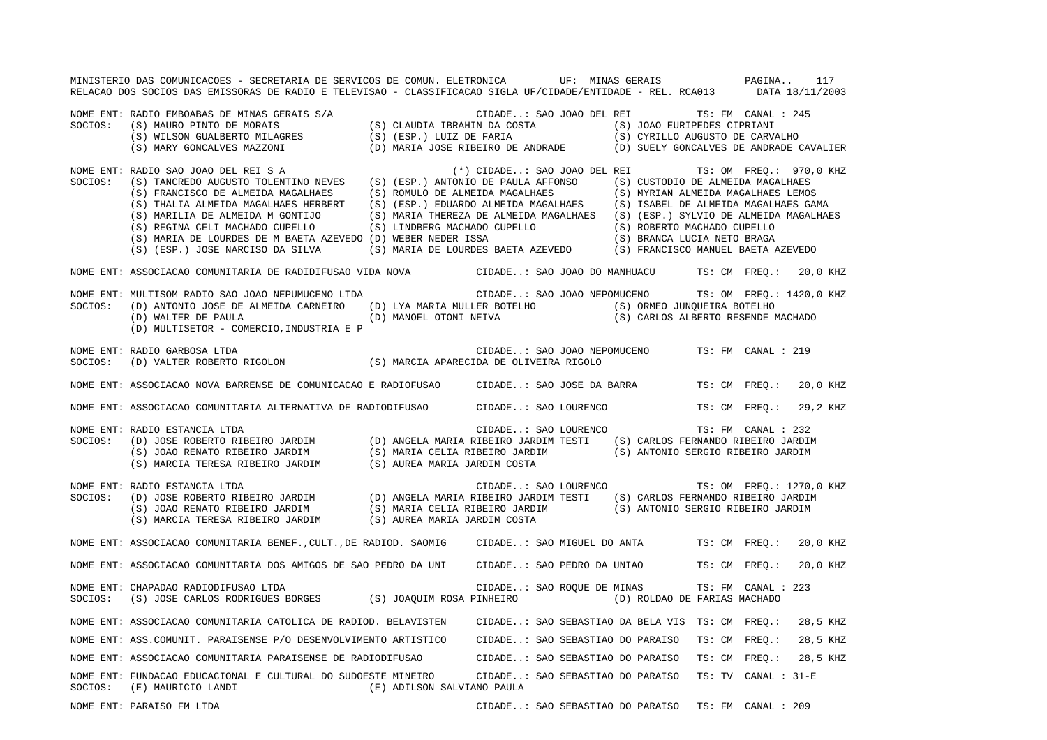MINISTERIO DAS COMUNICACOES - SECRETARIA DE SERVICOS DE COMUN. ELETRONICA UF: MINAS GERAIS
RELACAO DOS SOCIOS DAS EMISSORAS DE RADIO E TELEVISAO - CLASSIFICACAO SIGLA UF/CIDADE/ENTIDADE - REL. RCA013 DATA 18/11/2003

NOME ENT: RADIO EMBOABAS DE MINAS GERAIS S/A — CIDADE..: SAO JOAO DEL REI — TS: FM CANAL : 245
SOCIOS: (S) MAURO PINTO DE MORAIS (S) CLAUDIA IBRAHIN DA COSTA (S) JOAO EURIPEDES CIPRIANI
(S) WILSON GUALBERTO MILAGRES (S) (ESP.) LUIZ DE FARIA (S) CYRILLO AUGUSTO DE CARVALHO
(S) MARY GONCALVES MAZZONI (D) MARIA JOSE RIBEIRO DE ANDRADE (D) SUELY GONCALVES DE ANDRADE CAVALIER

NOME ENT: RADIO SAO JOAO DEL REI S A — (*) CIDADE..: SAO JOAO DEL REI — TS: OM FREQ.: 970,0 KHZ
SOCIOS: (S) TANCREDO AUGUSTO TOLENTINO NEVES (S) (ESP.) ANTONIO DE PAULA AFFONSO (S) CUSTODIO DE ALMEIDA MAGALHAES
(S) FRANCISCO DE ALMEIDA MAGALHAES (S) ROMULO DE ALMEIDA MAGALHAES (S) MYRIAN ALMEIDA MAGALHAES LEMOS
(S) THALIA ALMEIDA MAGALHAES HERBERT (S) (ESP.) EDUARDO ALMEIDA MAGALHAES (S) ISABEL DE ALMEIDA MAGALHAES GAMA
(S) MARILIA DE ALMEIDA M GONTIJO (S) MARIA THEREZA DE ALMEIDA MAGALHAES (S) (ESP.) SYLVIO DE ALMEIDA MAGALHAES
(S) REGINA CELI MACHADO CUPELLO (S) LINDBERG MACHADO CUPELLO (S) ROBERTO MACHADO CUPELLO
(S) MARIA DE LOURDES DE M BAETA AZEVEDO (D) WEBER NEDER ISSA (S) BRANCA LUCIA NETO BRAGA
(S) (ESP.) JOSE NARCISO DA SILVA (S) MARIA DE LOURDES BAETA AZEVEDO (S) FRANCISCO MANUEL BAETA AZEVEDO

NOME ENT: ASSOCIACAO COMUNITARIA DE RADIDIFUSAO VIDA NOVA — CIDADE..: SAO JOAO DO MANHUACU — TS: CM FREQ.: 20,0 KHZ

NOME ENT: MULTISOM RADIO SAO JOAO NEPUMUCENO LTDA — CIDADE..: SAO JOAO NEPOMUCENO — TS: OM FREQ.: 1420,0 KHZ
SOCIOS: (D) ANTONIO JOSE DE ALMEIDA CARNEIRO (D) LYA MARIA MULLER BOTELHO (S) ORMEO JUNQUEIRA BOTELHO
(D) WALTER DE PAULA (D) MANOEL OTONI NEIVA (S) CARLOS ALBERTO RESENDE MACHADO
(D) MULTISETOR - COMERCIO,INDUSTRIA E P

NOME ENT: RADIO GARBOSA LTDA — CIDADE..: SAO JOAO NEPOMUCENO — TS: FM CANAL : 219
SOCIOS: (D) VALTER ROBERTO RIGOLON (S) MARCIA APARECIDA DE OLIVEIRA RIGOLO

NOME ENT: ASSOCIACAO NOVA BARRENSE DE COMUNICACAO E RADIOFUSAO — CIDADE..: SAO JOSE DA BARRA — TS: CM FREQ.: 20,0 KHZ

NOME ENT: ASSOCIACAO COMUNITARIA ALTERNATIVA DE RADIODIFUSAO — CIDADE..: SAO LOURENCO — TS: CM FREQ.: 29,2 KHZ

NOME ENT: RADIO ESTANCIA LTDA — CIDADE..: SAO LOURENCO — TS: FM CANAL : 232
SOCIOS: (D) JOSE ROBERTO RIBEIRO JARDIM (D) ANGELA MARIA RIBEIRO JARDIM TESTI (S) CARLOS FERNANDO RIBEIRO JARDIM
(S) JOAO RENATO RIBEIRO JARDIM (S) MARIA CELIA RIBEIRO JARDIM (S) ANTONIO SERGIO RIBEIRO JARDIM
(S) MARCIA TERESA RIBEIRO JARDIM (S) AUREA MARIA JARDIM COSTA

NOME ENT: RADIO ESTANCIA LTDA — CIDADE..: SAO LOURENCO — TS: OM FREQ.: 1270,0 KHZ
SOCIOS: (D) JOSE ROBERTO RIBEIRO JARDIM (D) ANGELA MARIA RIBEIRO JARDIM TESTI (S) CARLOS FERNANDO RIBEIRO JARDIM
(S) JOAO RENATO RIBEIRO JARDIM (S) MARIA CELIA RIBEIRO JARDIM (S) ANTONIO SERGIO RIBEIRO JARDIM
(S) MARCIA TERESA RIBEIRO JARDIM (S) AUREA MARIA JARDIM COSTA

NOME ENT: ASSOCIACAO COMUNITARIA BENEF.,CULT.,DE RADIOD. SAOMIG — CIDADE..: SAO MIGUEL DO ANTA — TS: CM FREQ.: 20,0 KHZ

NOME ENT: ASSOCIACAO COMUNITARIA DOS AMIGOS DE SAO PEDRO DA UNI — CIDADE..: SAO PEDRO DA UNIAO — TS: CM FREQ.: 20,0 KHZ

NOME ENT: CHAPADAO RADIODIFUSAO LTDA — CIDADE..: SAO ROQUE DE MINAS — TS: FM CANAL : 223
SOCIOS: (S) JOSE CARLOS RODRIGUES BORGES (S) JOAQUIM ROSA PINHEIRO (D) ROLDAO DE FARIAS MACHADO

NOME ENT: ASSOCIACAO COMUNITARIA CATOLICA DE RADIOD. BELAVISTEN — CIDADE..: SAO SEBASTIAO DA BELA VIS — TS: CM FREQ.: 28,5 KHZ

NOME ENT: ASS.COMUNIT. PARAISENSE P/O DESENVOLVIMENTO ARTISTICO — CIDADE..: SAO SEBASTIAO DO PARAISO — TS: CM FREQ.: 28,5 KHZ

NOME ENT: ASSOCIACAO COMUNITARIA PARAISENSE DE RADIODIFUSAO — CIDADE..: SAO SEBASTIAO DO PARAISO — TS: CM FREQ.: 28,5 KHZ

NOME ENT: FUNDACAO EDUCACIONAL E CULTURAL DO SUDOESTE MINEIRO — CIDADE..: SAO SEBASTIAO DO PARAISO — TS: TV CANAL : 31-E
SOCIOS: (E) MAURICIO LANDI (E) ADILSON SALVIANO PAULA

NOME ENT: PARAISO FM LTDA — CIDADE..: SAO SEBASTIAO DO PARAISO — TS: FM CANAL : 209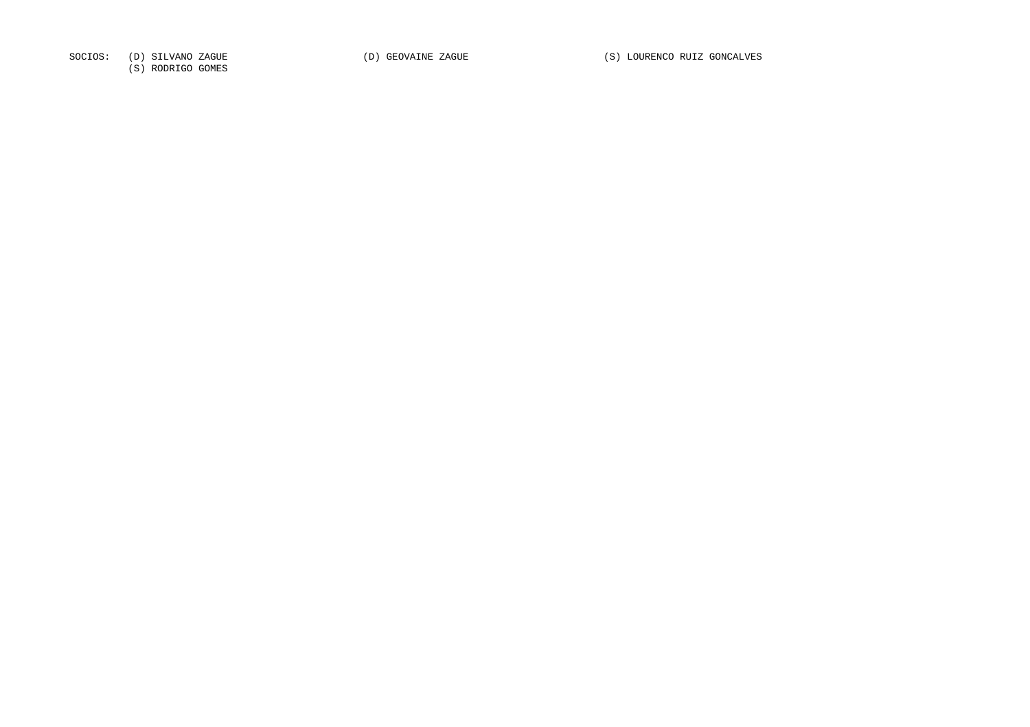SOCIOS: (D) SILVANO ZAGUE (D) GEOVAINE ZAGUE (S) LOURENCO RUIZ GONCALVES
(S) RODRIGO GOMES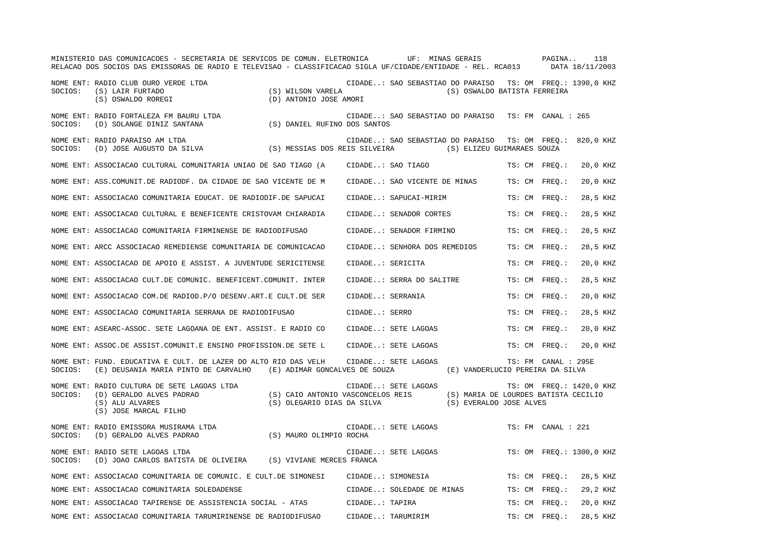MINISTERIO DAS COMUNICACOES - SECRETARIA DE SERVICOS DE COMUN. ELETRONICA UF: MINAS GERAIS

RELACAO DOS SOCIOS DAS EMISSORAS DE RADIO E TELEVISAO - CLASSIFICACAO SIGLA UF/CIDADE/ENTIDADE - REL. RCA013 DATA 18/11/2003

NOME ENT: RADIO CLUB OURO VERDE LTDA CIDADE..: SAO SEBASTIAO DO PARAISO TS: OM FREQ.: 1390,0 KHZ
SOCIOS: (S) LAIR FURTADO (S) WILSON VARELA (S) OSWALDO BATISTA FERREIRA
(S) OSWALDO ROREGI (D) ANTONIO JOSE AMORI

NOME ENT: RADIO FORTALEZA FM BAURU LTDA CIDADE..: SAO SEBASTIAO DO PARAISO TS: FM CANAL : 265
SOCIOS: (D) SOLANGE DINIZ SANTANA (S) DANIEL RUFINO DOS SANTOS

NOME ENT: RADIO PARAISO AM LTDA CIDADE..: SAO SEBASTIAO DO PARAISO TS: OM FREQ.: 820,0 KHZ
SOCIOS: (D) JOSE AUGUSTO DA SILVA (S) MESSIAS DOS REIS SILVEIRA (S) ELIZEU GUIMARAES SOUZA

NOME ENT: ASSOCIACAO CULTURAL COMUNITARIA UNIAO DE SAO TIAGO (A CIDADE..: SAO TIAGO TS: CM FREQ.: 20,0 KHZ

NOME ENT: ASS.COMUNIT.DE RADIODF. DA CIDADE DE SAO VICENTE DE M CIDADE..: SAO VICENTE DE MINAS TS: CM FREQ.: 20,0 KHZ

NOME ENT: ASSOCIACAO COMUNITARIA EDUCAT. DE RADIODIF.DE SAPUCAI CIDADE..: SAPUCAI-MIRIM TS: CM FREQ.: 28,5 KHZ

NOME ENT: ASSOCIACAO CULTURAL E BENEFICENTE CRISTOVAM CHIARADIA CIDADE..: SENADOR CORTES TS: CM FREQ.: 28,5 KHZ

NOME ENT: ASSOCIACAO COMUNITARIA FIRMINENSE DE RADIODIFUSAO CIDADE..: SENADOR FIRMINO TS: CM FREQ.: 28,5 KHZ

NOME ENT: ARCC ASSOCIACAO REMEDIENSE COMUNITARIA DE COMUNICACAO CIDADE..: SENHORA DOS REMEDIOS TS: CM FREQ.: 28,5 KHZ

NOME ENT: ASSOCIACAO DE APOIO E ASSIST. A JUVENTUDE SERICITENSE CIDADE..: SERICITA TS: CM FREQ.: 20,0 KHZ

NOME ENT: ASSOCIACAO CULT.DE COMUNIC. BENEFICENT.COMUNIT. INTER CIDADE..: SERRA DO SALITRE TS: CM FREQ.: 28,5 KHZ

NOME ENT: ASSOCIACAO COM.DE RADIOD.P/O DESENV.ART.E CULT.DE SER CIDADE..: SERRANIA TS: CM FREQ.: 20,0 KHZ

NOME ENT: ASSOCIACAO COMUNITARIA SERRANA DE RADIODIFUSAO CIDADE..: SERRO TS: CM FREQ.: 28,5 KHZ

NOME ENT: ASEARC-ASSOC. SETE LAGOANA DE ENT. ASSIST. E RADIO CO CIDADE..: SETE LAGOAS TS: CM FREQ.: 20,0 KHZ

NOME ENT: ASSOC.DE ASSIST.COMUNIT.E ENSINO PROFISSION.DE SETE L CIDADE..: SETE LAGOAS TS: CM FREQ.: 20,0 KHZ

NOME ENT: FUND. EDUCATIVA E CULT. DE LAZER DO ALTO RIO DAS VELH CIDADE..: SETE LAGOAS TS: FM CANAL : 295E
SOCIOS: (E) DEUSANIA MARIA PINTO DE CARVALHO (E) ADIMAR GONCALVES DE SOUZA (E) VANDERLUCIO PEREIRA DA SILVA

NOME ENT: RADIO CULTURA DE SETE LAGOAS LTDA CIDADE..: SETE LAGOAS TS: OM FREQ.: 1420,0 KHZ
SOCIOS: (D) GERALDO ALVES PADRAO (S) CAIO ANTONIO VASCONCELOS REIS (S) MARIA DE LOURDES BATISTA CECILIO
(S) ALU ALVARES (S) OLEGARIO DIAS DA SILVA (S) EVERALDO JOSE ALVES
(S) JOSE MARCAL FILHO

NOME ENT: RADIO EMISSORA MUSIRAMA LTDA CIDADE..: SETE LAGOAS TS: FM CANAL : 221
SOCIOS: (D) GERALDO ALVES PADRAO (S) MAURO OLIMPIO ROCHA

NOME ENT: RADIO SETE LAGOAS LTDA CIDADE..: SETE LAGOAS TS: OM FREQ.: 1300,0 KHZ
SOCIOS: (D) JOAO CARLOS BATISTA DE OLIVEIRA (S) VIVIANE MERCES FRANCA

NOME ENT: ASSOCIACAO COMUNITARIA DE COMUNIC. E CULT.DE SIMONESI CIDADE..: SIMONESIA TS: CM FREQ.: 28,5 KHZ

NOME ENT: ASSOCIACAO COMUNITARIA SOLEDADENSE CIDADE..: SOLEDADE DE MINAS TS: CM FREQ.: 29,2 KHZ

NOME ENT: ASSOCIACAO TAPIRENSE DE ASSISTENCIA SOCIAL - ATAS CIDADE..: TAPIRA TS: CM FREQ.: 20,0 KHZ

NOME ENT: ASSOCIACAO COMUNITARIA TARUMIRINENSE DE RADIODIFUSAO CIDADE..: TARUMIRIM TS: CM FREQ.: 28,5 KHZ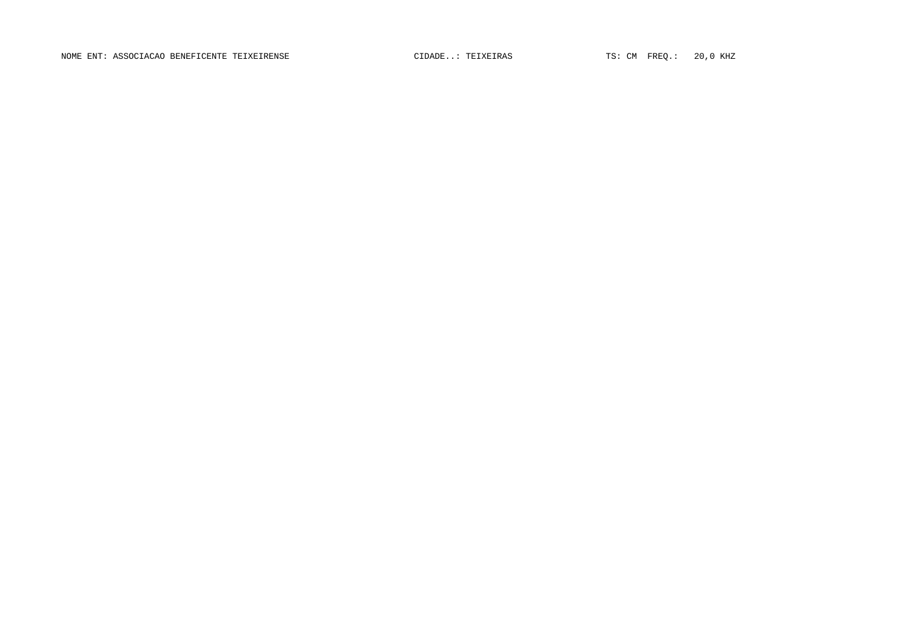NOME ENT: ASSOCIACAO BENEFICENTE TEIXEIRENSE CIDADE..: TEIXEIRAS TS: CM FREQ.: 20,0 KHZ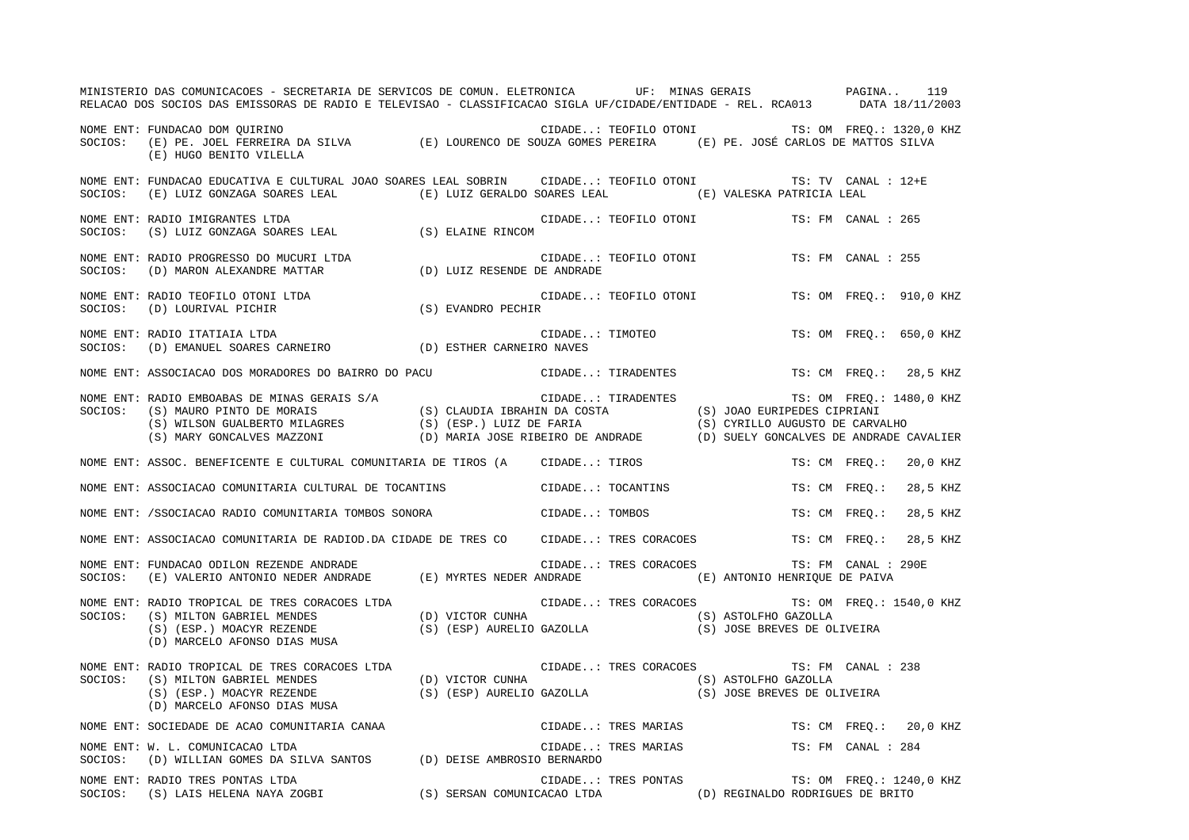MINISTERIO DAS COMUNICACOES - SECRETARIA DE SERVICOS DE COMUN. ELETRONICA UF: MINAS GERAIS PAGINA.. 119
RELACAO DOS SOCIOS DAS EMISSORAS DE RADIO E TELEVISAO - CLASSIFICACAO SIGLA UF/CIDADE/ENTIDADE - REL. RCA013 DATA 18/11/2003

```
NOME ENT: FUNDACAO DOM QUIRINO                                      CIDADE..: TEOFILO OTONI           TS: OM  FREQ.: 1320,0 KHZ
SOCIOS:   (E) PE. JOEL FERREIRA DA SILVA        (E) LOURENCO DE SOUZA GOMES PEREIRA      (E) PE. JOSÉ CARLOS DE MATTOS SILVA
          (E) HUGO BENITO VILELLA

NOME ENT: FUNDACAO EDUCATIVA E CULTURAL JOAO SOARES LEAL SOBRIN     CIDADE..: TEOFILO OTONI           TS: TV  CANAL : 12+E
SOCIOS:   (E) LUIZ GONZAGA SOARES LEAL          (E) LUIZ GERALDO SOARES LEAL             (E) VALESKA PATRICIA LEAL

NOME ENT: RADIO IMIGRANTES LTDA                                     CIDADE..: TEOFILO OTONI           TS: FM  CANAL : 265
SOCIOS:   (S) LUIZ GONZAGA SOARES LEAL          (S) ELAINE RINCOM

NOME ENT: RADIO PROGRESSO DO MUCURI LTDA                            CIDADE..: TEOFILO OTONI           TS: FM  CANAL : 255
SOCIOS:   (D) MARON ALEXANDRE MATTAR            (D) LUIZ RESENDE DE ANDRADE

NOME ENT: RADIO TEOFILO OTONI LTDA                                  CIDADE..: TEOFILO OTONI           TS: OM  FREQ.: 910,0 KHZ
SOCIOS:   (D) LOURIVAL PICHIR                   (S) EVANDRO PECHIR

NOME ENT: RADIO ITATIAIA LTDA                                       CIDADE..: TIMOTEO                 TS: OM  FREQ.: 650,0 KHZ
SOCIOS:   (D) EMANUEL SOARES CARNEIRO           (D) ESTHER CARNEIRO NAVES

NOME ENT: ASSOCIACAO DOS MORADORES DO BAIRRO DO PACU                CIDADE..: TIRADENTES              TS: CM  FREQ.: 28,5 KHZ

NOME ENT: RADIO EMBOABAS DE MINAS GERAIS S/A                        CIDADE..: TIRADENTES              TS: OM  FREQ.: 1480,0 KHZ
SOCIOS:   (S) MAURO PINTO DE MORAIS             (S) CLAUDIA IBRAHIN DA COSTA             (S) JOAO EURIPEDES CIPRIANI
          (S) WILSON GUALBERTO MILAGRES         (S) (ESP.) LUIZ DE FARIA                 (S) CYRILLO AUGUSTO DE CARVALHO
          (S) MARY GONCALVES MAZZONI            (D) MARIA JOSE RIBEIRO DE ANDRADE        (D) SUELY GONCALVES DE ANDRADE CAVALIER

NOME ENT: ASSOC. BENEFICENTE E CULTURAL COMUNITARIA DE TIROS (A     CIDADE..: TIROS                   TS: CM  FREQ.: 20,0 KHZ

NOME ENT: ASSOCIACAO COMUNITARIA CULTURAL DE TOCANTINS              CIDADE..: TOCANTINS               TS: CM  FREQ.: 28,5 KHZ

NOME ENT: /SSOCIACAO RADIO COMUNITARIA TOMBOS SONORA                CIDADE..: TOMBOS                  TS: CM  FREQ.: 28,5 KHZ

NOME ENT: ASSOCIACAO COMUNITARIA DE RADIOD.DA CIDADE DE TRES CO     CIDADE..: TRES CORACOES           TS: CM  FREQ.: 28,5 KHZ

NOME ENT: FUNDACAO ODILON REZENDE ANDRADE                           CIDADE..: TRES CORACOES           TS: FM  CANAL : 290E
SOCIOS:   (E) VALERIO ANTONIO NEDER ANDRADE     (E) MYRTES NEDER ANDRADE                 (E) ANTONIO HENRIQUE DE PAIVA

NOME ENT: RADIO TROPICAL DE TRES CORACOES LTDA                      CIDADE..: TRES CORACOES           TS: OM  FREQ.: 1540,0 KHZ
SOCIOS:   (S) MILTON GABRIEL MENDES             (D) VICTOR CUNHA                         (S) ASTOLFHO GAZOLLA
          (S) (ESP.) MOACYR REZENDE             (S) (ESP) AURELIO GAZOLLA                (S) JOSE BREVES DE OLIVEIRA
          (D) MARCELO AFONSO DIAS MUSA

NOME ENT: RADIO TROPICAL DE TRES CORACOES LTDA                      CIDADE..: TRES CORACOES           TS: FM  CANAL : 238
SOCIOS:   (S) MILTON GABRIEL MENDES             (D) VICTOR CUNHA                         (S) ASTOLFHO GAZOLLA
          (S) (ESP.) MOACYR REZENDE             (S) (ESP) AURELIO GAZOLLA                (S) JOSE BREVES DE OLIVEIRA
          (D) MARCELO AFONSO DIAS MUSA

NOME ENT: SOCIEDADE DE ACAO COMUNITARIA CANAA                       CIDADE..: TRES MARIAS             TS: CM  FREQ.: 20,0 KHZ

NOME ENT: W. L. COMUNICACAO LTDA                                    CIDADE..: TRES MARIAS             TS: FM  CANAL : 284
SOCIOS:   (D) WILLIAN GOMES DA SILVA SANTOS     (D) DEISE AMBROSIO BERNARDO

NOME ENT: RADIO TRES PONTAS LTDA                                    CIDADE..: TRES PONTAS             TS: OM  FREQ.: 1240,0 KHZ
SOCIOS:   (S) LAIS HELENA NAYA ZOGBI            (S) SERSAN COMUNICACAO LTDA              (D) REGINALDO RODRIGUES DE BRITO
```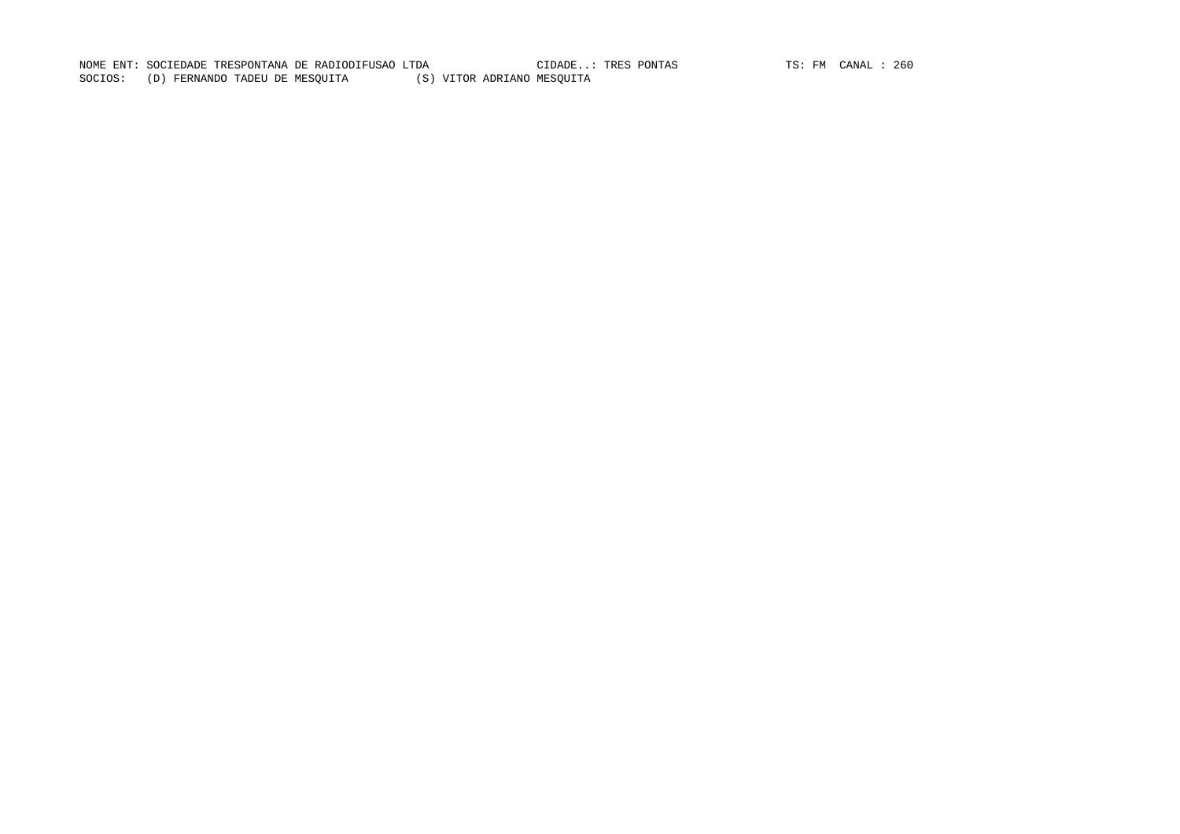NOME ENT: SOCIEDADE TRESPONTANA DE RADIODIFUSAO LTDA CIDADE..: TRES PONTAS TS: FM CANAL : 260

SOCIOS: (D) FERNANDO TADEU DE MESQUITA (S) VITOR ADRIANO MESQUITA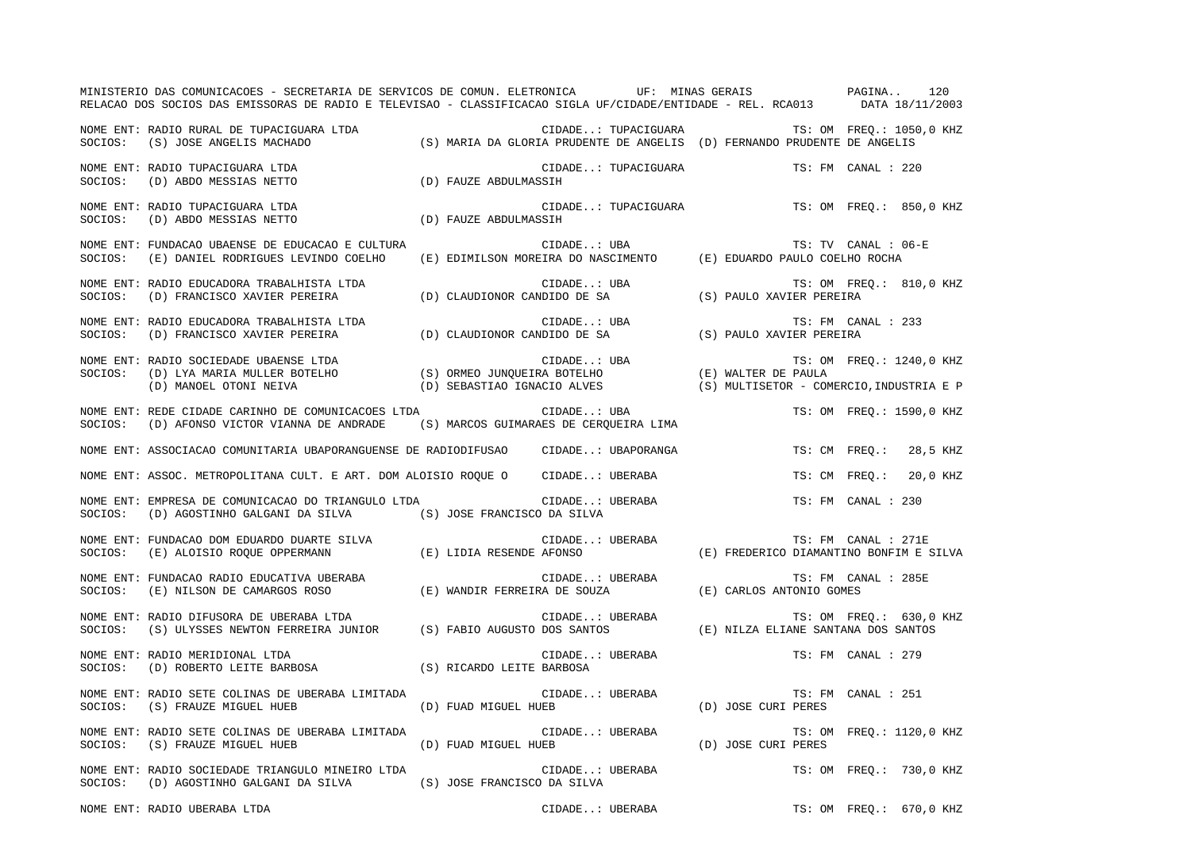MINISTERIO DAS COMUNICACOES - SECRETARIA DE SERVICOS DE COMUN. ELETRONICA UF: MINAS GERAIS

RELACAO DOS SOCIOS DAS EMISSORAS DE RADIO E TELEVISAO - CLASSIFICACAO SIGLA UF/CIDADE/ENTIDADE - REL. RCA013 DATA 18/11/2003

NOME ENT: RADIO RURAL DE TUPACIGUARA LTDA — CIDADE..: TUPACIGUARA — TS: OM FREQ.: 1050,0 KHZ
SOCIOS: (S) JOSE ANGELIS MACHADO (S) MARIA DA GLORIA PRUDENTE DE ANGELIS (D) FERNANDO PRUDENTE DE ANGELIS

NOME ENT: RADIO TUPACIGUARA LTDA — CIDADE..: TUPACIGUARA — TS: FM CANAL : 220
SOCIOS: (D) ABDO MESSIAS NETTO (D) FAUZE ABDULMASSIH

NOME ENT: RADIO TUPACIGUARA LTDA — CIDADE..: TUPACIGUARA — TS: OM FREQ.: 850,0 KHZ
SOCIOS: (D) ABDO MESSIAS NETTO (D) FAUZE ABDULMASSIH

NOME ENT: FUNDACAO UBAENSE DE EDUCACAO E CULTURA — CIDADE..: UBA — TS: TV CANAL : 06-E
SOCIOS: (E) DANIEL RODRIGUES LEVINDO COELHO (E) EDIMILSON MOREIRA DO NASCIMENTO (E) EDUARDO PAULO COELHO ROCHA

NOME ENT: RADIO EDUCADORA TRABALHISTA LTDA — CIDADE..: UBA — TS: OM FREQ.: 810,0 KHZ
SOCIOS: (D) FRANCISCO XAVIER PEREIRA (D) CLAUDIONOR CANDIDO DE SA (S) PAULO XAVIER PEREIRA

NOME ENT: RADIO EDUCADORA TRABALHISTA LTDA — CIDADE..: UBA — TS: FM CANAL : 233
SOCIOS: (D) FRANCISCO XAVIER PEREIRA (D) CLAUDIONOR CANDIDO DE SA (S) PAULO XAVIER PEREIRA

NOME ENT: RADIO SOCIEDADE UBAENSE LTDA — CIDADE..: UBA — TS: OM FREQ.: 1240,0 KHZ
SOCIOS: (D) LYA MARIA MULLER BOTELHO (S) ORMEO JUNQUEIRA BOTELHO (E) WALTER DE PAULA
(D) MANOEL OTONI NEIVA (D) SEBASTIAO IGNACIO ALVES (S) MULTISETOR - COMERCIO,INDUSTRIA E P

NOME ENT: REDE CIDADE CARINHO DE COMUNICACOES LTDA — CIDADE..: UBA — TS: OM FREQ.: 1590,0 KHZ
SOCIOS: (D) AFONSO VICTOR VIANNA DE ANDRADE (S) MARCOS GUIMARAES DE CERQUEIRA LIMA

NOME ENT: ASSOCIACAO COMUNITARIA UBAPORANGUENSE DE RADIODIFUSAO — CIDADE..: UBAPORANGA — TS: CM FREQ.: 28,5 KHZ

NOME ENT: ASSOC. METROPOLITANA CULT. E ART. DOM ALOISIO ROQUE O — CIDADE..: UBERABA — TS: CM FREQ.: 20,0 KHZ

NOME ENT: EMPRESA DE COMUNICACAO DO TRIANGULO LTDA — CIDADE..: UBERABA — TS: FM CANAL : 230
SOCIOS: (D) AGOSTINHO GALGANI DA SILVA (S) JOSE FRANCISCO DA SILVA

NOME ENT: FUNDACAO DOM EDUARDO DUARTE SILVA — CIDADE..: UBERABA — TS: FM CANAL : 271E
SOCIOS: (E) ALOISIO ROQUE OPPERMANN (E) LIDIA RESENDE AFONSO (E) FREDERICO DIAMANTINO BONFIM E SILVA

NOME ENT: FUNDACAO RADIO EDUCATIVA UBERABA — CIDADE..: UBERABA — TS: FM CANAL : 285E
SOCIOS: (E) NILSON DE CAMARGOS ROSO (E) WANDIR FERREIRA DE SOUZA (E) CARLOS ANTONIO GOMES

NOME ENT: RADIO DIFUSORA DE UBERABA LTDA — CIDADE..: UBERABA — TS: OM FREQ.: 630,0 KHZ
SOCIOS: (S) ULYSSES NEWTON FERREIRA JUNIOR (S) FABIO AUGUSTO DOS SANTOS (E) NILZA ELIANE SANTANA DOS SANTOS

NOME ENT: RADIO MERIDIONAL LTDA — CIDADE..: UBERABA — TS: FM CANAL : 279
SOCIOS: (D) ROBERTO LEITE BARBOSA (S) RICARDO LEITE BARBOSA

NOME ENT: RADIO SETE COLINAS DE UBERABA LIMITADA — CIDADE..: UBERABA — TS: FM CANAL : 251
SOCIOS: (S) FRAUZE MIGUEL HUEB (D) FUAD MIGUEL HUEB (D) JOSE CURI PERES

NOME ENT: RADIO SETE COLINAS DE UBERABA LIMITADA — CIDADE..: UBERABA — TS: OM FREQ.: 1120,0 KHZ
SOCIOS: (S) FRAUZE MIGUEL HUEB (D) FUAD MIGUEL HUEB (D) JOSE CURI PERES

NOME ENT: RADIO SOCIEDADE TRIANGULO MINEIRO LTDA — CIDADE..: UBERABA — TS: OM FREQ.: 730,0 KHZ
SOCIOS: (D) AGOSTINHO GALGANI DA SILVA (S) JOSE FRANCISCO DA SILVA

NOME ENT: RADIO UBERABA LTDA — CIDADE..: UBERABA — TS: OM FREQ.: 670,0 KHZ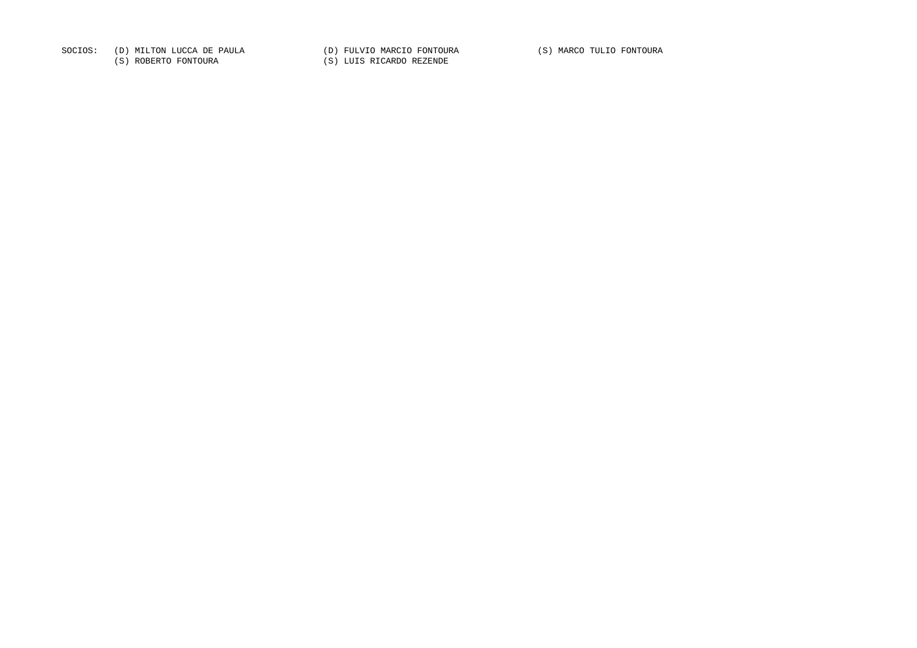SOCIOS: (D) MILTON LUCCA DE PAULA (D) FULVIO MARCIO FONTOURA (S) MARCO TULIO FONTOURA
(S) ROBERTO FONTOURA (S) LUIS RICARDO REZENDE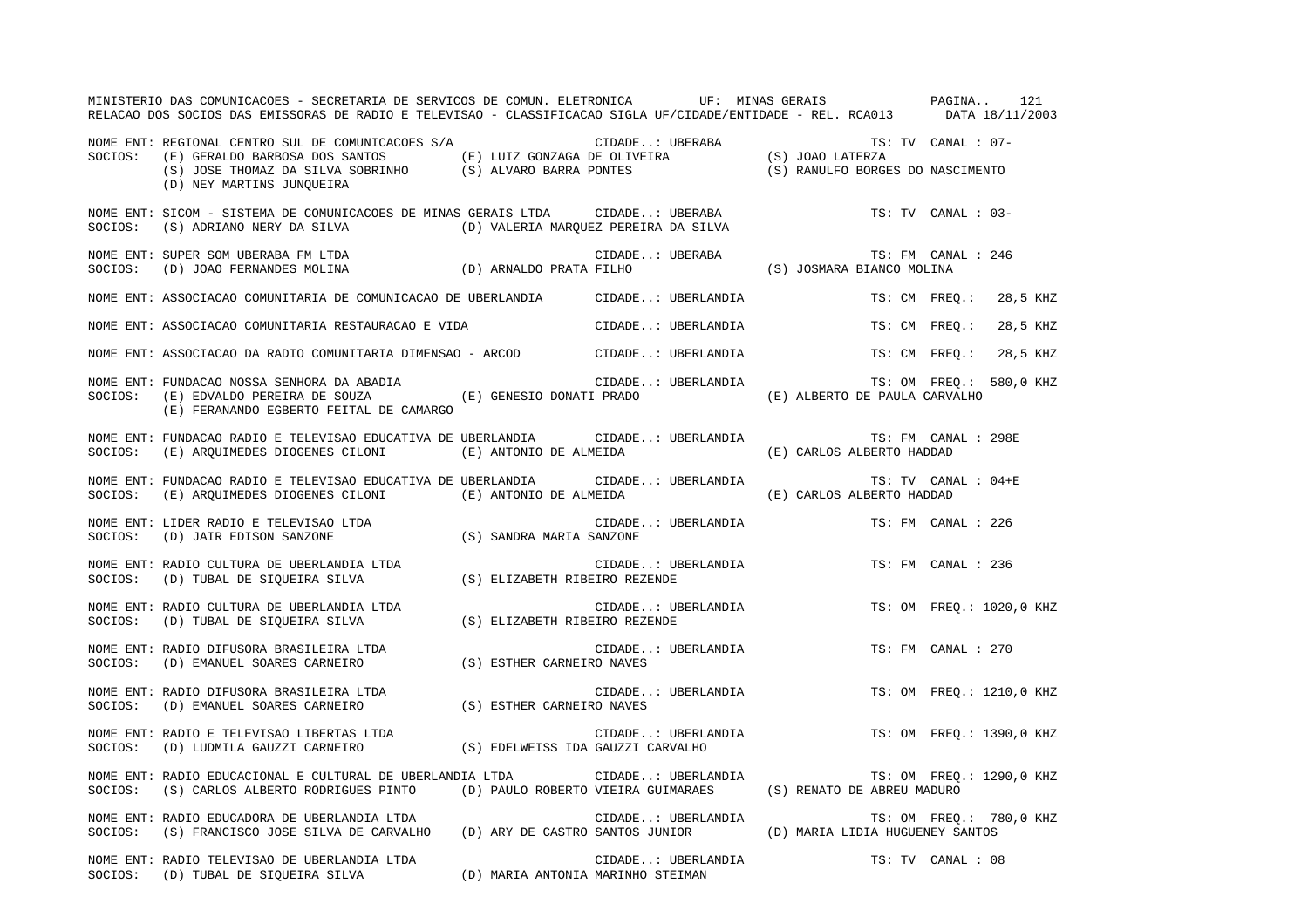MINISTERIO DAS COMUNICACOES - SECRETARIA DE SERVICOS DE COMUN. ELETRONICA UF: MINAS GERAIS

RELACAO DOS SOCIOS DAS EMISSORAS DE RADIO E TELEVISAO - CLASSIFICACAO SIGLA UF/CIDADE/ENTIDADE - REL. RCA013 DATA 18/11/2003

NOME ENT: REGIONAL CENTRO SUL DE COMUNICACOES S/A — CIDADE..: UBERABA — TS: TV CANAL : 07-
SOCIOS: (E) GERALDO BARBOSA DOS SANTOS; (E) LUIZ GONZAGA DE OLIVEIRA; (S) JOAO LATERZA; (S) JOSE THOMAZ DA SILVA SOBRINHO; (S) ALVARO BARRA PONTES; (S) RANULFO BORGES DO NASCIMENTO; (D) NEY MARTINS JUNQUEIRA

NOME ENT: SICOM - SISTEMA DE COMUNICACOES DE MINAS GERAIS LTDA — CIDADE..: UBERABA — TS: TV CANAL : 03-
SOCIOS: (S) ADRIANO NERY DA SILVA; (D) VALERIA MARQUEZ PEREIRA DA SILVA

NOME ENT: SUPER SOM UBERABA FM LTDA — CIDADE..: UBERABA — TS: FM CANAL : 246
SOCIOS: (D) JOAO FERNANDES MOLINA; (D) ARNALDO PRATA FILHO; (S) JOSMARA BIANCO MOLINA

NOME ENT: ASSOCIACAO COMUNITARIA DE COMUNICACAO DE UBERLANDIA — CIDADE..: UBERLANDIA — TS: CM FREQ.: 28,5 KHZ

NOME ENT: ASSOCIACAO COMUNITARIA RESTAURACAO E VIDA — CIDADE..: UBERLANDIA — TS: CM FREQ.: 28,5 KHZ

NOME ENT: ASSOCIACAO DA RADIO COMUNITARIA DIMENSAO - ARCOD — CIDADE..: UBERLANDIA — TS: CM FREQ.: 28,5 KHZ

NOME ENT: FUNDACAO NOSSA SENHORA DA ABADIA — CIDADE..: UBERLANDIA — TS: OM FREQ.: 580,0 KHZ
SOCIOS: (E) EDVALDO PEREIRA DE SOUZA; (E) GENESIO DONATI PRADO; (E) ALBERTO DE PAULA CARVALHO; (E) FERANANDO EGBERTO FEITAL DE CAMARGO

NOME ENT: FUNDACAO RADIO E TELEVISAO EDUCATIVA DE UBERLANDIA — CIDADE..: UBERLANDIA — TS: FM CANAL : 298E
SOCIOS: (E) ARQUIMEDES DIOGENES CILONI; (E) ANTONIO DE ALMEIDA; (E) CARLOS ALBERTO HADDAD

NOME ENT: FUNDACAO RADIO E TELEVISAO EDUCATIVA DE UBERLANDIA — CIDADE..: UBERLANDIA — TS: TV CANAL : 04+E
SOCIOS: (E) ARQUIMEDES DIOGENES CILONI; (E) ANTONIO DE ALMEIDA; (E) CARLOS ALBERTO HADDAD

NOME ENT: LIDER RADIO E TELEVISAO LTDA — CIDADE..: UBERLANDIA — TS: FM CANAL : 226
SOCIOS: (D) JAIR EDISON SANZONE; (S) SANDRA MARIA SANZONE

NOME ENT: RADIO CULTURA DE UBERLANDIA LTDA — CIDADE..: UBERLANDIA — TS: FM CANAL : 236
SOCIOS: (D) TUBAL DE SIQUEIRA SILVA; (S) ELIZABETH RIBEIRO REZENDE

NOME ENT: RADIO CULTURA DE UBERLANDIA LTDA — CIDADE..: UBERLANDIA — TS: OM FREQ.: 1020,0 KHZ
SOCIOS: (D) TUBAL DE SIQUEIRA SILVA; (S) ELIZABETH RIBEIRO REZENDE

NOME ENT: RADIO DIFUSORA BRASILEIRA LTDA — CIDADE..: UBERLANDIA — TS: FM CANAL : 270
SOCIOS: (D) EMANUEL SOARES CARNEIRO; (S) ESTHER CARNEIRO NAVES

NOME ENT: RADIO DIFUSORA BRASILEIRA LTDA — CIDADE..: UBERLANDIA — TS: OM FREQ.: 1210,0 KHZ
SOCIOS: (D) EMANUEL SOARES CARNEIRO; (S) ESTHER CARNEIRO NAVES

NOME ENT: RADIO E TELEVISAO LIBERTAS LTDA — CIDADE..: UBERLANDIA — TS: OM FREQ.: 1390,0 KHZ
SOCIOS: (D) LUDMILA GAUZZI CARNEIRO; (S) EDELWEISS IDA GAUZZI CARVALHO

NOME ENT: RADIO EDUCACIONAL E CULTURAL DE UBERLANDIA LTDA — CIDADE..: UBERLANDIA — TS: OM FREQ.: 1290,0 KHZ
SOCIOS: (S) CARLOS ALBERTO RODRIGUES PINTO; (D) PAULO ROBERTO VIEIRA GUIMARAES; (S) RENATO DE ABREU MADURO

NOME ENT: RADIO EDUCADORA DE UBERLANDIA LTDA — CIDADE..: UBERLANDIA — TS: OM FREQ.: 780,0 KHZ
SOCIOS: (S) FRANCISCO JOSE SILVA DE CARVALHO; (D) ARY DE CASTRO SANTOS JUNIOR; (D) MARIA LIDIA HUGUENEY SANTOS

NOME ENT: RADIO TELEVISAO DE UBERLANDIA LTDA — CIDADE..: UBERLANDIA — TS: TV CANAL : 08
SOCIOS: (D) TUBAL DE SIQUEIRA SILVA; (D) MARIA ANTONIA MARINHO STEIMAN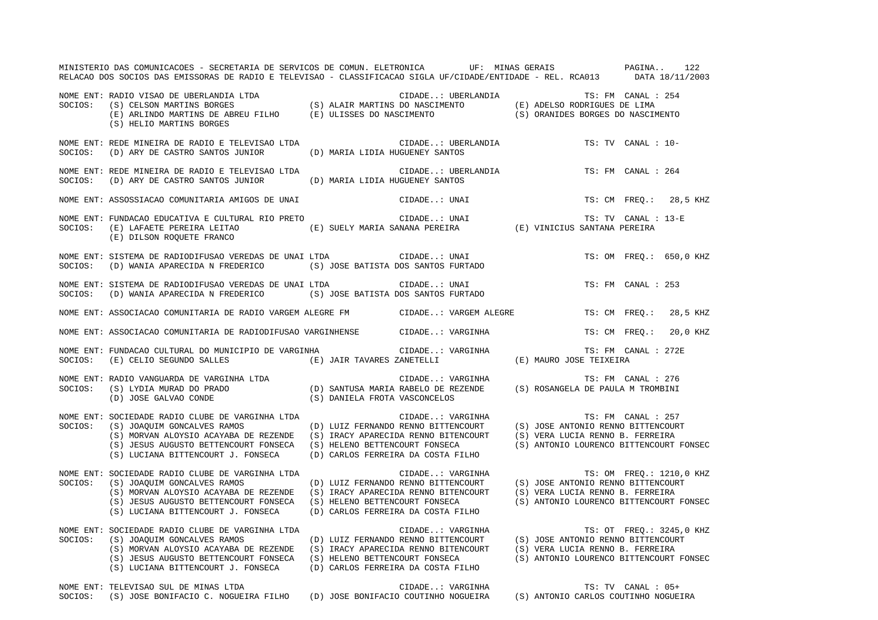NOME ENT: RADIO VISAO DE UBERLANDIA LTDA CIDADE..: UBERLANDIA TS: FM CANAL : 254
SOCIOS: (S) CELSON MARTINS BORGES (S) ALAIR MARTINS DO NASCIMENTO (E) ADELSO RODRIGUES DE LIMA
(E) ARLINDO MARTINS DE ABREU FILHO (E) ULISSES DO NASCIMENTO (S) ORANIDES BORGES DO NASCIMENTO
(S) HELIO MARTINS BORGES

NOME ENT: REDE MINEIRA DE RADIO E TELEVISAO LTDA CIDADE..: UBERLANDIA TS: TV CANAL : 10-
SOCIOS: (D) ARY DE CASTRO SANTOS JUNIOR (D) MARIA LIDIA HUGUENEY SANTOS

NOME ENT: REDE MINEIRA DE RADIO E TELEVISAO LTDA CIDADE..: UBERLANDIA TS: FM CANAL : 264
SOCIOS: (D) ARY DE CASTRO SANTOS JUNIOR (D) MARIA LIDIA HUGUENEY SANTOS

NOME ENT: ASSOSSIACAO COMUNITARIA AMIGOS DE UNAI CIDADE..: UNAI TS: CM FREQ.: 28,5 KHZ

NOME ENT: FUNDACAO EDUCATIVA E CULTURAL RIO PRETO CIDADE..: UNAI TS: TV CANAL : 13-E
SOCIOS: (E) LAFAETE PEREIRA LEITAO (E) SUELY MARIA SANANA PEREIRA (E) VINICIUS SANTANA PEREIRA
(E) DILSON ROQUETE FRANCO

NOME ENT: SISTEMA DE RADIODIFUSAO VEREDAS DE UNAI LTDA CIDADE..: UNAI TS: OM FREQ.: 650,0 KHZ
SOCIOS: (D) WANIA APARECIDA N FREDERICO (S) JOSE BATISTA DOS SANTOS FURTADO

NOME ENT: SISTEMA DE RADIODIFUSAO VEREDAS DE UNAI LTDA CIDADE..: UNAI TS: FM CANAL : 253
SOCIOS: (D) WANIA APARECIDA N FREDERICO (S) JOSE BATISTA DOS SANTOS FURTADO

NOME ENT: ASSOCIACAO COMUNITARIA DE RADIO VARGEM ALEGRE FM CIDADE..: VARGEM ALEGRE TS: CM FREQ.: 28,5 KHZ

NOME ENT: ASSOCIACAO COMUNITARIA DE RADIODIFUSAO VARGINHENSE CIDADE..: VARGINHA TS: CM FREQ.: 20,0 KHZ

NOME ENT: FUNDACAO CULTURAL DO MUNICIPIO DE VARGINHA CIDADE..: VARGINHA TS: FM CANAL : 272E
SOCIOS: (E) CELIO SEGUNDO SALLES (E) JAIR TAVARES ZANETELLI (E) MAURO JOSE TEIXEIRA

NOME ENT: RADIO VANGUARDA DE VARGINHA LTDA CIDADE..: VARGINHA TS: FM CANAL : 276
SOCIOS: (S) LYDIA MURAD DO PRADO (D) SANTUSA MARIA RABELO DE REZENDE (S) ROSANGELA DE PAULA M TROMBINI
(D) JOSE GALVAO CONDE (S) DANIELA FROTA VASCONCELOS

NOME ENT: SOCIEDADE RADIO CLUBE DE VARGINHA LTDA CIDADE..: VARGINHA TS: FM CANAL : 257
SOCIOS: (S) JOAQUIM GONCALVES RAMOS (D) LUIZ FERNANDO RENNO BITTENCOURT (S) JOSE ANTONIO RENNO BITTENCOURT
(S) MORVAN ALOYSIO ACAYABA DE REZENDE (S) IRACY APARECIDA RENNO BITENCOURT (S) VERA LUCIA RENNO B. FERREIRA
(S) JESUS AUGUSTO BETTENCOURT FONSECA (S) HELENO BETTENCOURT FONSECA (S) ANTONIO LOURENCO BITTENCOURT FONSEC
(S) LUCIANA BITTENCOURT J. FONSECA (D) CARLOS FERREIRA DA COSTA FILHO

NOME ENT: SOCIEDADE RADIO CLUBE DE VARGINHA LTDA CIDADE..: VARGINHA TS: OM FREQ.: 1210,0 KHZ
SOCIOS: (S) JOAQUIM GONCALVES RAMOS (D) LUIZ FERNANDO RENNO BITTENCOURT (S) JOSE ANTONIO RENNO BITTENCOURT
(S) MORVAN ALOYSIO ACAYABA DE REZENDE (S) IRACY APARECIDA RENNO BITENCOURT (S) VERA LUCIA RENNO B. FERREIRA
(S) JESUS AUGUSTO BETTENCOURT FONSECA (S) HELENO BETTENCOURT FONSECA (S) ANTONIO LOURENCO BITTENCOURT FONSEC
(S) LUCIANA BITTENCOURT J. FONSECA (D) CARLOS FERREIRA DA COSTA FILHO

NOME ENT: SOCIEDADE RADIO CLUBE DE VARGINHA LTDA CIDADE..: VARGINHA TS: OT FREQ.: 3245,0 KHZ
SOCIOS: (S) JOAQUIM GONCALVES RAMOS (D) LUIZ FERNANDO RENNO BITTENCOURT (S) JOSE ANTONIO RENNO BITTENCOURT
(S) MORVAN ALOYSIO ACAYABA DE REZENDE (S) IRACY APARECIDA RENNO BITENCOURT (S) VERA LUCIA RENNO B. FERREIRA
(S) JESUS AUGUSTO BETTENCOURT FONSECA (S) HELENO BETTENCOURT FONSECA (S) ANTONIO LOURENCO BITTENCOURT FONSEC
(S) LUCIANA BITTENCOURT J. FONSECA (D) CARLOS FERREIRA DA COSTA FILHO

NOME ENT: TELEVISAO SUL DE MINAS LTDA CIDADE..: VARGINHA TS: TV CANAL : 05+
SOCIOS: (S) JOSE BONIFACIO C. NOGUEIRA FILHO (D) JOSE BONIFACIO COUTINHO NOGUEIRA (S) ANTONIO CARLOS COUTINHO NOGUEIRA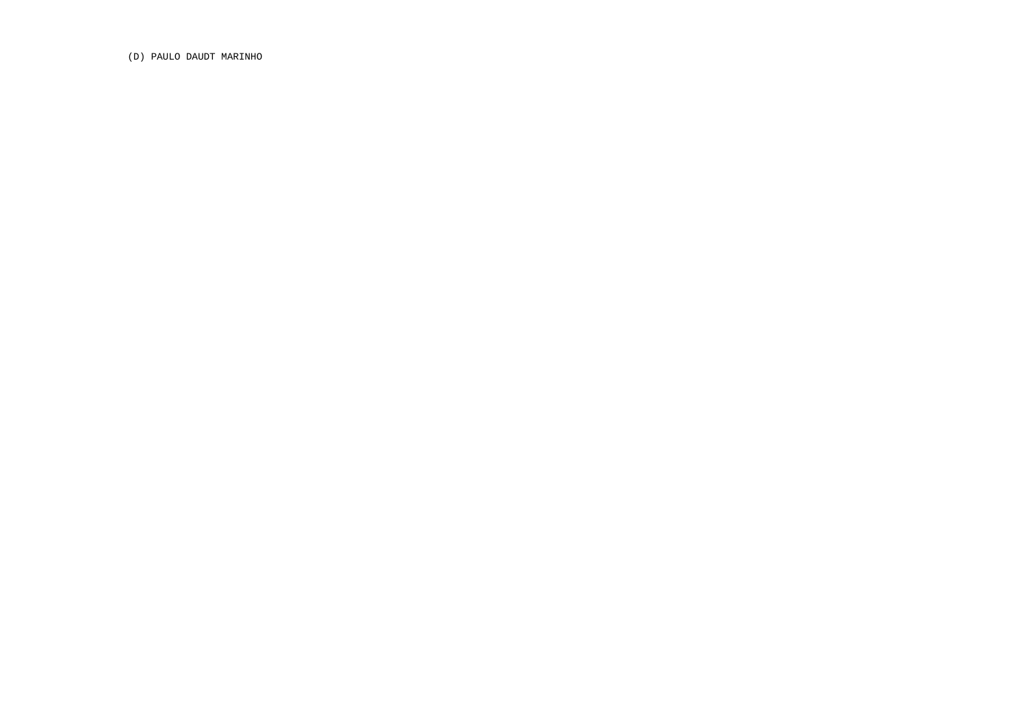(D) PAULO DAUDT MARINHO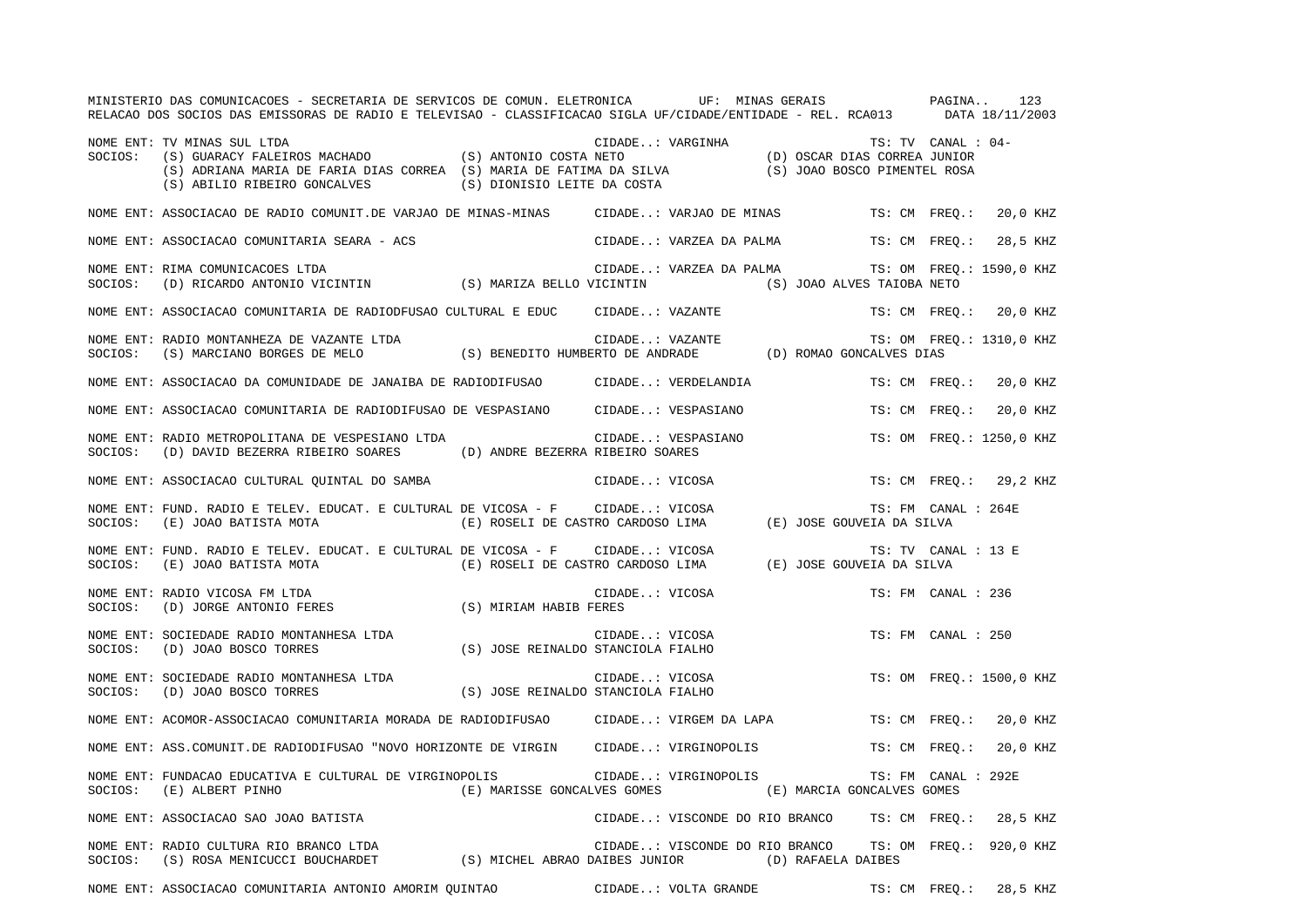MINISTERIO DAS COMUNICACOES - SECRETARIA DE SERVICOS DE COMUN. ELETRONICA UF: MINAS GERAIS
RELACAO DOS SOCIOS DAS EMISSORAS DE RADIO E TELEVISAO - CLASSIFICACAO SIGLA UF/CIDADE/ENTIDADE - REL. RCA013 DATA 18/11/2003

NOME ENT: TV MINAS SUL LTDA CIDADE..: VARGINHA TS: TV CANAL : 04-
SOCIOS: (S) GUARACY FALEIROS MACHADO (S) ANTONIO COSTA NETO (D) OSCAR DIAS CORREA JUNIOR
(S) ADRIANA MARIA DE FARIA DIAS CORREA (S) MARIA DE FATIMA DA SILVA (S) JOAO BOSCO PIMENTEL ROSA
(S) ABILIO RIBEIRO GONCALVES (S) DIONISIO LEITE DA COSTA

NOME ENT: ASSOCIACAO DE RADIO COMUNIT.DE VARJAO DE MINAS-MINAS CIDADE..: VARJAO DE MINAS TS: CM FREQ.: 20,0 KHZ

NOME ENT: ASSOCIACAO COMUNITARIA SEARA - ACS CIDADE..: VARZEA DA PALMA TS: CM FREQ.: 28,5 KHZ

NOME ENT: RIMA COMUNICACOES LTDA CIDADE..: VARZEA DA PALMA TS: OM FREQ.: 1590,0 KHZ
SOCIOS: (D) RICARDO ANTONIO VICINTIN (S) MARIZA BELLO VICINTIN (S) JOAO ALVES TAIOBA NETO

NOME ENT: ASSOCIACAO COMUNITARIA DE RADIODFUSAO CULTURAL E EDUC CIDADE..: VAZANTE TS: CM FREQ.: 20,0 KHZ

NOME ENT: RADIO MONTANHEZA DE VAZANTE LTDA CIDADE..: VAZANTE TS: OM FREQ.: 1310,0 KHZ
SOCIOS: (S) MARCIANO BORGES DE MELO (S) BENEDITO HUMBERTO DE ANDRADE (D) ROMAO GONCALVES DIAS

NOME ENT: ASSOCIACAO DA COMUNIDADE DE JANAIBA DE RADIODIFUSAO CIDADE..: VERDELANDIA TS: CM FREQ.: 20,0 KHZ

NOME ENT: ASSOCIACAO COMUNITARIA DE RADIODIFUSAO DE VESPASIANO CIDADE..: VESPASIANO TS: CM FREQ.: 20,0 KHZ

NOME ENT: RADIO METROPOLITANA DE VESPESIANO LTDA CIDADE..: VESPASIANO TS: OM FREQ.: 1250,0 KHZ
SOCIOS: (D) DAVID BEZERRA RIBEIRO SOARES (D) ANDRE BEZERRA RIBEIRO SOARES

NOME ENT: ASSOCIACAO CULTURAL QUINTAL DO SAMBA CIDADE..: VICOSA TS: CM FREQ.: 29,2 KHZ

NOME ENT: FUND. RADIO E TELEV. EDUCAT. E CULTURAL DE VICOSA - F CIDADE..: VICOSA TS: FM CANAL : 264E
SOCIOS: (E) JOAO BATISTA MOTA (E) ROSELI DE CASTRO CARDOSO LIMA (E) JOSE GOUVEIA DA SILVA

NOME ENT: FUND. RADIO E TELEV. EDUCAT. E CULTURAL DE VICOSA - F CIDADE..: VICOSA TS: TV CANAL : 13 E
SOCIOS: (E) JOAO BATISTA MOTA (E) ROSELI DE CASTRO CARDOSO LIMA (E) JOSE GOUVEIA DA SILVA

NOME ENT: RADIO VICOSA FM LTDA CIDADE..: VICOSA TS: FM CANAL : 236
SOCIOS: (D) JORGE ANTONIO FERES (S) MIRIAM HABIB FERES

NOME ENT: SOCIEDADE RADIO MONTANHESA LTDA CIDADE..: VICOSA TS: FM CANAL : 250
SOCIOS: (D) JOAO BOSCO TORRES (S) JOSE REINALDO STANCIOLA FIALHO

NOME ENT: SOCIEDADE RADIO MONTANHESA LTDA CIDADE..: VICOSA TS: OM FREQ.: 1500,0 KHZ
SOCIOS: (D) JOAO BOSCO TORRES (S) JOSE REINALDO STANCIOLA FIALHO

NOME ENT: ACOMOR-ASSOCIACAO COMUNITARIA MORADA DE RADIODIFUSAO CIDADE..: VIRGEM DA LAPA TS: CM FREQ.: 20,0 KHZ

NOME ENT: ASS.COMUNIT.DE RADIODIFUSAO "NOVO HORIZONTE DE VIRGIN CIDADE..: VIRGINOPOLIS TS: CM FREQ.: 20,0 KHZ

NOME ENT: FUNDACAO EDUCATIVA E CULTURAL DE VIRGINOPOLIS CIDADE..: VIRGINOPOLIS TS: FM CANAL : 292E
SOCIOS: (E) ALBERT PINHO (E) MARISSE GONCALVES GOMES (E) MARCIA GONCALVES GOMES

NOME ENT: ASSOCIACAO SAO JOAO BATISTA CIDADE..: VISCONDE DO RIO BRANCO TS: CM FREQ.: 28,5 KHZ

NOME ENT: RADIO CULTURA RIO BRANCO LTDA CIDADE..: VISCONDE DO RIO BRANCO TS: OM FREQ.: 920,0 KHZ
SOCIOS: (S) ROSA MENICUCCI BOUCHARDET (S) MICHEL ABRAO DAIBES JUNIOR (D) RAFAELA DAIBES

NOME ENT: ASSOCIACAO COMUNITARIA ANTONIO AMORIM QUINTAO CIDADE..: VOLTA GRANDE TS: CM FREQ.: 28,5 KHZ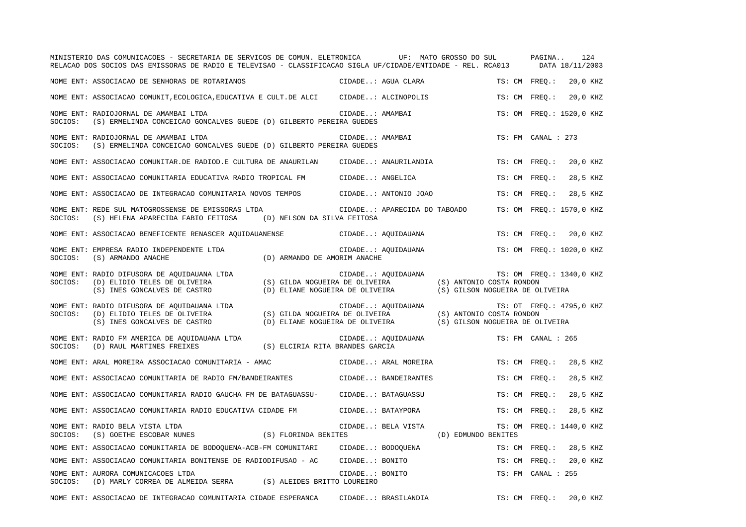MINISTERIO DAS COMUNICACOES - SECRETARIA DE SERVICOS DE COMUN. ELETRONICA UF: MATO GROSSO DO SUL

RELACAO DOS SOCIOS DAS EMISSORAS DE RADIO E TELEVISAO - CLASSIFICACAO SIGLA UF/CIDADE/ENTIDADE - REL. RCA013 DATA 18/11/2003

NOME ENT: ASSOCIACAO DE SENHORAS DE ROTARIANOS CIDADE..: AGUA CLARA TS: CM FREQ.: 20,0 KHZ

NOME ENT: ASSOCIACAO COMUNIT,ECOLOGICA,EDUCATIVA E CULT.DE ALCI CIDADE..: ALCINOPOLIS TS: CM FREQ.: 20,0 KHZ

NOME ENT: RADIOJORNAL DE AMAMBAI LTDA CIDADE..: AMAMBAI TS: OM FREQ.: 1520,0 KHZ
SOCIOS: (S) ERMELINDA CONCEICAO GONCALVES GUEDE (D) GILBERTO PEREIRA GUEDES

NOME ENT: RADIOJORNAL DE AMAMBAI LTDA CIDADE..: AMAMBAI TS: FM CANAL : 273
SOCIOS: (S) ERMELINDA CONCEICAO GONCALVES GUEDE (D) GILBERTO PEREIRA GUEDES

NOME ENT: ASSOCIACAO COMUNITAR.DE RADIOD.E CULTURA DE ANAURILAN CIDADE..: ANAURILANDIA TS: CM FREQ.: 20,0 KHZ

NOME ENT: ASSOCIACAO COMUNITARIA EDUCATIVA RADIO TROPICAL FM CIDADE..: ANGELICA TS: CM FREQ.: 28,5 KHZ

NOME ENT: ASSOCIACAO DE INTEGRACAO COMUNITARIA NOVOS TEMPOS CIDADE..: ANTONIO JOAO TS: CM FREQ.: 28,5 KHZ

NOME ENT: REDE SUL MATOGROSSENSE DE EMISSORAS LTDA CIDADE..: APARECIDA DO TABOADO TS: OM FREQ.: 1570,0 KHZ
SOCIOS: (S) HELENA APARECIDA FABIO FEITOSA (D) NELSON DA SILVA FEITOSA

NOME ENT: ASSOCIACAO BENEFICENTE RENASCER AQUIDAUANENSE CIDADE..: AQUIDAUANA TS: CM FREQ.: 20,0 KHZ

NOME ENT: EMPRESA RADIO INDEPENDENTE LTDA CIDADE..: AQUIDAUANA TS: OM FREQ.: 1020,0 KHZ
SOCIOS: (S) ARMANDO ANACHE (D) ARMANDO DE AMORIM ANACHE

NOME ENT: RADIO DIFUSORA DE AQUIDAUANA LTDA CIDADE..: AQUIDAUANA TS: OM FREQ.: 1340,0 KHZ
SOCIOS: (D) ELIDIO TELES DE OLIVEIRA (S) GILDA NOGUEIRA DE OLIVEIRA (S) ANTONIO COSTA RONDON
(S) INES GONCALVES DE CASTRO (D) ELIANE NOGUEIRA DE OLIVEIRA (S) GILSON NOGUEIRA DE OLIVEIRA

NOME ENT: RADIO DIFUSORA DE AQUIDAUANA LTDA CIDADE..: AQUIDAUANA TS: OT FREQ.: 4795,0 KHZ
SOCIOS: (D) ELIDIO TELES DE OLIVEIRA (S) GILDA NOGUEIRA DE OLIVEIRA (S) ANTONIO COSTA RONDON
(S) INES GONCALVES DE CASTRO (D) ELIANE NOGUEIRA DE OLIVEIRA (S) GILSON NOGUEIRA DE OLIVEIRA

NOME ENT: RADIO FM AMERICA DE AQUIDAUANA LTDA CIDADE..: AQUIDAUANA TS: FM CANAL : 265
SOCIOS: (D) RAUL MARTINES FREIXES (S) ELCIRIA RITA BRANDES GARCIA

NOME ENT: ARAL MOREIRA ASSOCIACAO COMUNITARIA - AMAC CIDADE..: ARAL MOREIRA TS: CM FREQ.: 28,5 KHZ

NOME ENT: ASSOCIACAO COMUNITARIA DE RADIO FM/BANDEIRANTES CIDADE..: BANDEIRANTES TS: CM FREQ.: 28,5 KHZ

NOME ENT: ASSOCIACAO COMUNITARIA RADIO GAUCHA FM DE BATAGUASSU- CIDADE..: BATAGUASSU TS: CM FREQ.: 28,5 KHZ

NOME ENT: ASSOCIACAO COMUNITARIA RADIO EDUCATIVA CIDADE FM CIDADE..: BATAYPORA TS: CM FREQ.: 28,5 KHZ

NOME ENT: RADIO BELA VISTA LTDA CIDADE..: BELA VISTA TS: OM FREQ.: 1440,0 KHZ
SOCIOS: (S) GOETHE ESCOBAR NUNES (S) FLORINDA BENITES (D) EDMUNDO BENITES

NOME ENT: ASSOCIACAO COMUNITARIA DE BODOQUENA-ACB-FM COMUNITARI CIDADE..: BODOQUENA TS: CM FREQ.: 28,5 KHZ

NOME ENT: ASSOCIACAO COMUNITARIA BONITENSE DE RADIODIFUSAO - AC CIDADE..: BONITO TS: CM FREQ.: 20,0 KHZ

NOME ENT: AURORA COMUNICACOES LTDA CIDADE..: BONITO TS: FM CANAL : 255
SOCIOS: (D) MARLY CORREA DE ALMEIDA SERRA (S) ALEIDES BRITTO LOUREIRO

NOME ENT: ASSOCIACAO DE INTEGRACAO COMUNITARIA CIDADE ESPERANCA CIDADE..: BRASILANDIA TS: CM FREQ.: 20,0 KHZ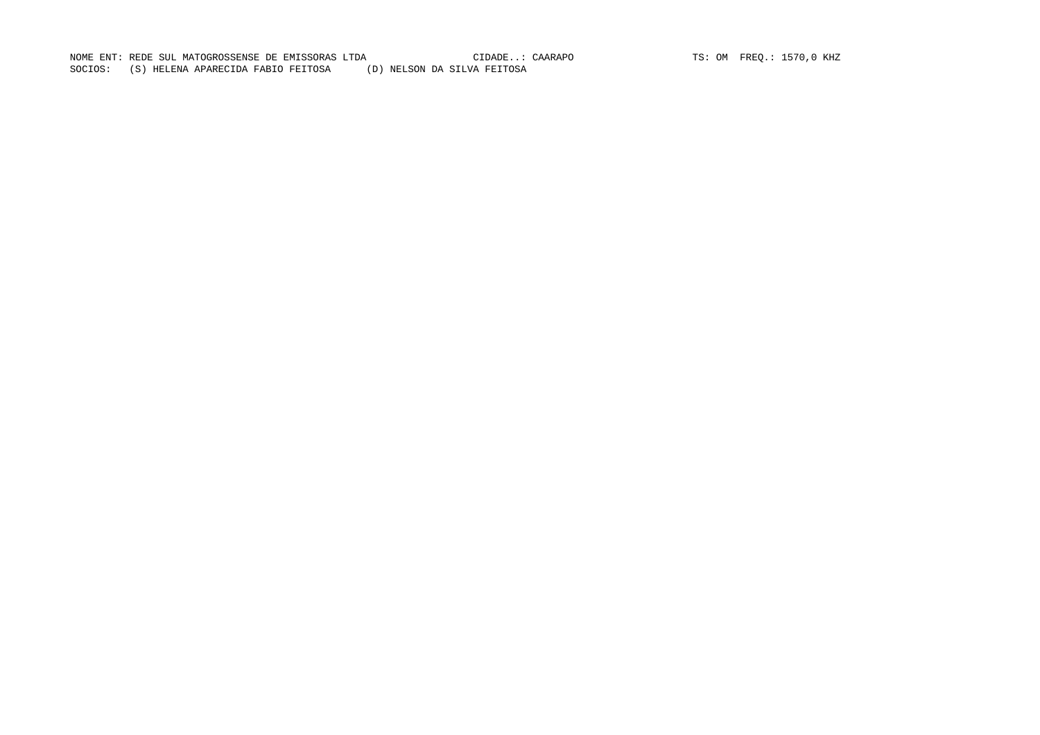NOME ENT: REDE SUL MATOGROSSENSE DE EMISSORAS LTDA CIDADE..: CAARAPO TS: OM FREQ.: 1570,0 KHZ
SOCIOS: (S) HELENA APARECIDA FABIO FEITOSA (D) NELSON DA SILVA FEITOSA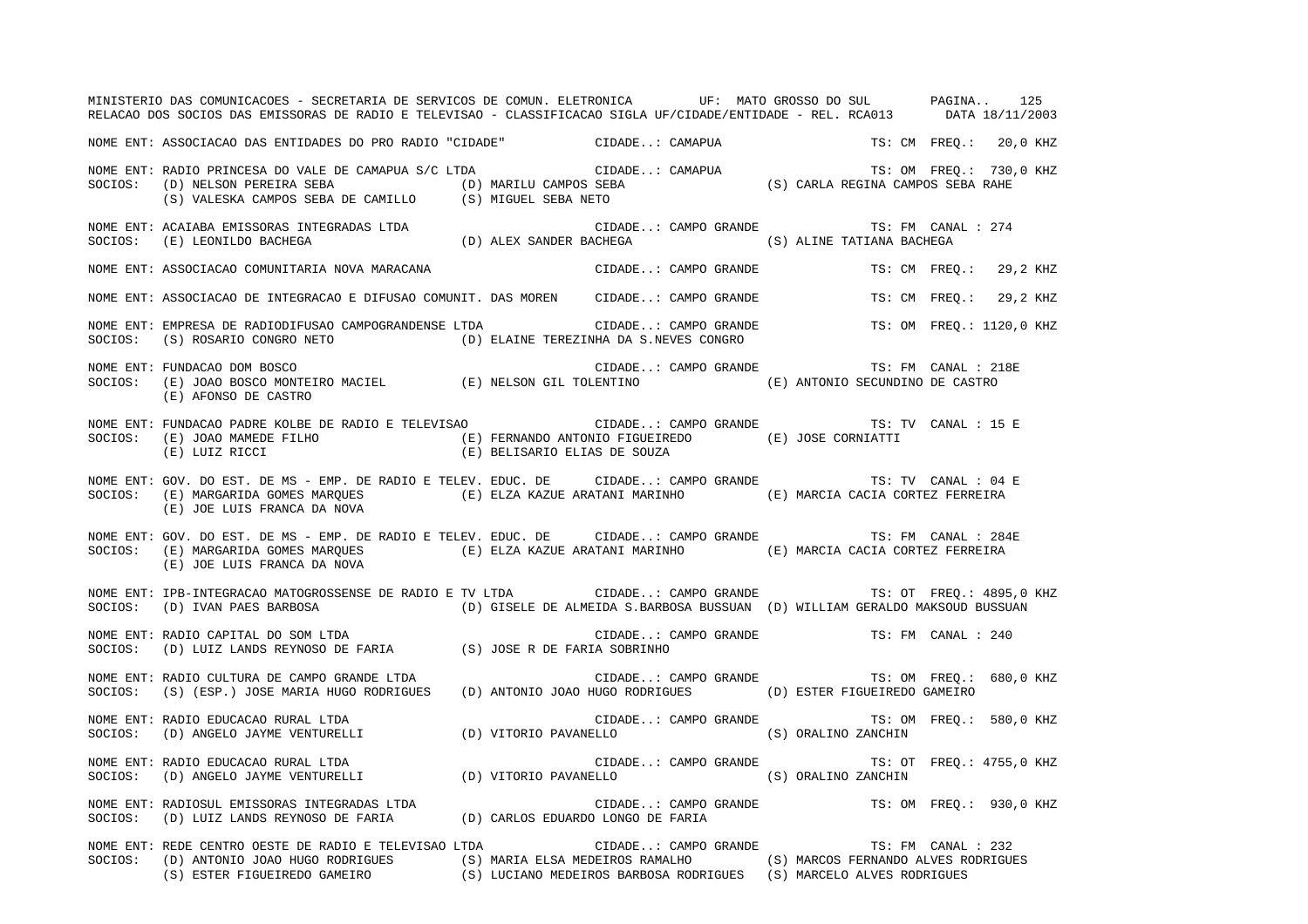NOME ENT: ASSOCIACAO DAS ENTIDADES DO PRO RADIO "CIDADE" CIDADE..: CAMAPUA TS: CM FREQ.: 20,0 KHZ

NOME ENT: RADIO PRINCESA DO VALE DE CAMAPUA S/C LTDA CIDADE..: CAMAPUA TS: OM FREQ.: 730,0 KHZ
SOCIOS: (D) NELSON PEREIRA SEBA (D) MARILU CAMPOS SEBA (S) CARLA REGINA CAMPOS SEBA RAHE
(S) VALESKA CAMPOS SEBA DE CAMILLO (S) MIGUEL SEBA NETO

NOME ENT: ACAIABA EMISSORAS INTEGRADAS LTDA CIDADE..: CAMPO GRANDE TS: FM CANAL : 274
SOCIOS: (E) LEONILDO BACHEGA (D) ALEX SANDER BACHEGA (S) ALINE TATIANA BACHEGA

NOME ENT: ASSOCIACAO COMUNITARIA NOVA MARACANA CIDADE..: CAMPO GRANDE TS: CM FREQ.: 29,2 KHZ

NOME ENT: ASSOCIACAO DE INTEGRACAO E DIFUSAO COMUNIT. DAS MOREN CIDADE..: CAMPO GRANDE TS: CM FREQ.: 29,2 KHZ

NOME ENT: EMPRESA DE RADIODIFUSAO CAMPOGRANDENSE LTDA CIDADE..: CAMPO GRANDE TS: OM FREQ.: 1120,0 KHZ
SOCIOS: (S) ROSARIO CONGRO NETO (D) ELAINE TEREZINHA DA S.NEVES CONGRO

NOME ENT: FUNDACAO DOM BOSCO CIDADE..: CAMPO GRANDE TS: FM CANAL : 218E
SOCIOS: (E) JOAO BOSCO MONTEIRO MACIEL (E) NELSON GIL TOLENTINO (E) ANTONIO SECUNDINO DE CASTRO
(E) AFONSO DE CASTRO

NOME ENT: FUNDACAO PADRE KOLBE DE RADIO E TELEVISAO CIDADE..: CAMPO GRANDE TS: TV CANAL : 15 E
SOCIOS: (E) JOAO MAMEDE FILHO (E) FERNANDO ANTONIO FIGUEIREDO (E) JOSE CORNIATTI
(E) LUIZ RICCI (E) BELISARIO ELIAS DE SOUZA

NOME ENT: GOV. DO EST. DE MS - EMP. DE RADIO E TELEV. EDUC. DE CIDADE..: CAMPO GRANDE TS: TV CANAL : 04 E
SOCIOS: (E) MARGARIDA GOMES MARQUES (E) ELZA KAZUE ARATANI MARINHO (E) MARCIA CACIA CORTEZ FERREIRA
(E) JOE LUIS FRANCA DA NOVA

NOME ENT: GOV. DO EST. DE MS - EMP. DE RADIO E TELEV. EDUC. DE CIDADE..: CAMPO GRANDE TS: FM CANAL : 284E
SOCIOS: (E) MARGARIDA GOMES MARQUES (E) ELZA KAZUE ARATANI MARINHO (E) MARCIA CACIA CORTEZ FERREIRA
(E) JOE LUIS FRANCA DA NOVA

NOME ENT: IPB-INTEGRACAO MATOGROSSENSE DE RADIO E TV LTDA CIDADE..: CAMPO GRANDE TS: OT FREQ.: 4895,0 KHZ
SOCIOS: (D) IVAN PAES BARBOSA (D) GISELE DE ALMEIDA S.BARBOSA BUSSUAN (D) WILLIAM GERALDO MAKSOUD BUSSUAN

NOME ENT: RADIO CAPITAL DO SOM LTDA CIDADE..: CAMPO GRANDE TS: FM CANAL : 240
SOCIOS: (D) LUIZ LANDS REYNOSO DE FARIA (S) JOSE R DE FARIA SOBRINHO

NOME ENT: RADIO CULTURA DE CAMPO GRANDE LTDA CIDADE..: CAMPO GRANDE TS: OM FREQ.: 680,0 KHZ
SOCIOS: (S) (ESP.) JOSE MARIA HUGO RODRIGUES (D) ANTONIO JOAO HUGO RODRIGUES (D) ESTER FIGUEIREDO GAMEIRO

NOME ENT: RADIO EDUCACAO RURAL LTDA CIDADE..: CAMPO GRANDE TS: OM FREQ.: 580,0 KHZ
SOCIOS: (D) ANGELO JAYME VENTURELLI (D) VITORIO PAVANELLO (S) ORALINO ZANCHIN

NOME ENT: RADIO EDUCACAO RURAL LTDA CIDADE..: CAMPO GRANDE TS: OT FREQ.: 4755,0 KHZ
SOCIOS: (D) ANGELO JAYME VENTURELLI (D) VITORIO PAVANELLO (S) ORALINO ZANCHIN

NOME ENT: RADIOSUL EMISSORAS INTEGRADAS LTDA CIDADE..: CAMPO GRANDE TS: OM FREQ.: 930,0 KHZ
SOCIOS: (D) LUIZ LANDS REYNOSO DE FARIA (D) CARLOS EDUARDO LONGO DE FARIA

NOME ENT: REDE CENTRO OESTE DE RADIO E TELEVISAO LTDA CIDADE..: CAMPO GRANDE TS: FM CANAL : 232
SOCIOS: (D) ANTONIO JOAO HUGO RODRIGUES (S) MARIA ELSA MEDEIROS RAMALHO (S) MARCOS FERNANDO ALVES RODRIGUES
(S) ESTER FIGUEIREDO GAMEIRO (S) LUCIANO MEDEIROS BARBOSA RODRIGUES (S) MARCELO ALVES RODRIGUES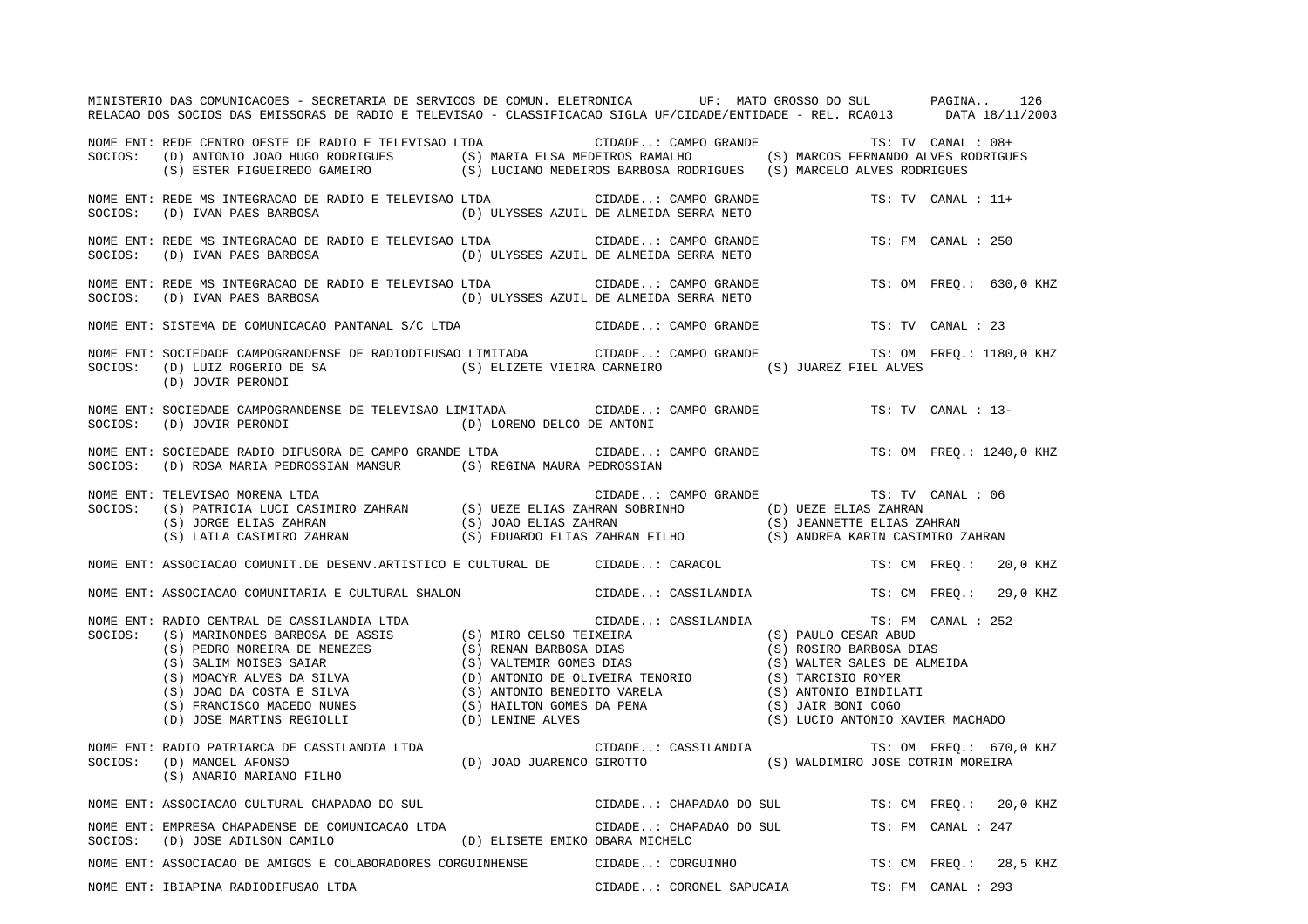MINISTERIO DAS COMUNICACOES - SECRETARIA DE SERVICOS DE COMUN. ELETRONICA UF: MATO GROSSO DO SUL PAGINA.. 126
RELACAO DOS SOCIOS DAS EMISSORAS DE RADIO E TELEVISAO - CLASSIFICACAO SIGLA UF/CIDADE/ENTIDADE - REL. RCA013 DATA 18/11/2003

```
NOME ENT: REDE CENTRO OESTE DE RADIO E TELEVISAO LTDA            CIDADE..: CAMPO GRANDE            TS: TV  CANAL : 08+
SOCIOS:  (D) ANTONIO JOAO HUGO RODRIGUES        (S) MARIA ELSA MEDEIROS RAMALHO          (S) MARCOS FERNANDO ALVES RODRIGUES
         (S) ESTER FIGUEIREDO GAMEIRO           (S) LUCIANO MEDEIROS BARBOSA RODRIGUES   (S) MARCELO ALVES RODRIGUES

NOME ENT: REDE MS INTEGRACAO DE RADIO E TELEVISAO LTDA           CIDADE..: CAMPO GRANDE            TS: TV  CANAL : 11+
SOCIOS:  (D) IVAN PAES BARBOSA                  (D) ULYSSES AZUIL DE ALMEIDA SERRA NETO

NOME ENT: REDE MS INTEGRACAO DE RADIO E TELEVISAO LTDA           CIDADE..: CAMPO GRANDE            TS: FM  CANAL : 250
SOCIOS:  (D) IVAN PAES BARBOSA                  (D) ULYSSES AZUIL DE ALMEIDA SERRA NETO

NOME ENT: REDE MS INTEGRACAO DE RADIO E TELEVISAO LTDA           CIDADE..: CAMPO GRANDE            TS: OM  FREQ.: 630,0 KHZ
SOCIOS:  (D) IVAN PAES BARBOSA                  (D) ULYSSES AZUIL DE ALMEIDA SERRA NETO

NOME ENT: SISTEMA DE COMUNICACAO PANTANAL S/C LTDA               CIDADE..: CAMPO GRANDE            TS: TV  CANAL : 23

NOME ENT: SOCIEDADE CAMPOGRANDENSE DE RADIODIFUSAO LIMITADA      CIDADE..: CAMPO GRANDE            TS: OM  FREQ.: 1180,0 KHZ
SOCIOS:  (D) LUIZ ROGERIO DE SA                 (S) ELIZETE VIEIRA CARNEIRO              (S) JUAREZ FIEL ALVES
         (D) JOVIR PERONDI

NOME ENT: SOCIEDADE CAMPOGRANDENSE DE TELEVISAO LIMITADA         CIDADE..: CAMPO GRANDE            TS: TV  CANAL : 13-
SOCIOS:  (D) JOVIR PERONDI                      (D) LORENO DELCO DE ANTONI

NOME ENT: SOCIEDADE RADIO DIFUSORA DE CAMPO GRANDE LTDA          CIDADE..: CAMPO GRANDE            TS: OM  FREQ.: 1240,0 KHZ
SOCIOS:  (D) ROSA MARIA PEDROSSIAN MANSUR       (S) REGINA MAURA PEDROSSIAN

NOME ENT: TELEVISAO MORENA LTDA                                  CIDADE..: CAMPO GRANDE            TS: TV  CANAL : 06
SOCIOS:  (S) PATRICIA LUCI CASIMIRO ZAHRAN      (S) UEZE ELIAS ZAHRAN SOBRINHO           (D) UEZE ELIAS ZAHRAN
         (S) JORGE ELIAS ZAHRAN                 (S) JOAO ELIAS ZAHRAN                    (S) JEANNETTE ELIAS ZAHRAN
         (S) LAILA CASIMIRO ZAHRAN              (S) EDUARDO ELIAS ZAHRAN FILHO           (S) ANDREA KARIN CASIMIRO ZAHRAN

NOME ENT: ASSOCIACAO COMUNIT.DE DESENV.ARTISTICO E CULTURAL DE   CIDADE..: CARACOL                 TS: CM  FREQ.: 20,0 KHZ

NOME ENT: ASSOCIACAO COMUNITARIA E CULTURAL SHALON               CIDADE..: CASSILANDIA             TS: CM  FREQ.: 29,0 KHZ

NOME ENT: RADIO CENTRAL DE CASSILANDIA LTDA                      CIDADE..: CASSILANDIA             TS: FM  CANAL : 252
SOCIOS:  (S) MARINONDES BARBOSA DE ASSIS        (S) MIRO CELSO TEIXEIRA                  (S) PAULO CESAR ABUD
         (S) PEDRO MOREIRA DE MENEZES           (S) RENAN BARBOSA DIAS                   (S) ROSIRO BARBOSA DIAS
         (S) SALIM MOISES SAIAR                 (S) VALTEMIR GOMES DIAS                  (S) WALTER SALES DE ALMEIDA
         (S) MOACYR ALVES DA SILVA              (D) ANTONIO DE OLIVEIRA TENORIO          (S) TARCISIO ROYER
         (S) JOAO DA COSTA E SILVA              (S) ANTONIO BENEDITO VARELA              (S) ANTONIO BINDILATI
         (S) FRANCISCO MACEDO NUNES             (S) HAILTON GOMES DA PENA                (S) JAIR BONI COGO
         (D) JOSE MARTINS REGIOLLI              (D) LENINE ALVES                         (S) LUCIO ANTONIO XAVIER MACHADO

NOME ENT: RADIO PATRIARCA DE CASSILANDIA LTDA                    CIDADE..: CASSILANDIA             TS: OM  FREQ.: 670,0 KHZ
SOCIOS:  (D) MANOEL AFONSO                      (D) JOAO JUARENCO GIROTTO                (S) WALDIMIRO JOSE COTRIM MOREIRA
         (S) ANARIO MARIANO FILHO

NOME ENT: ASSOCIACAO CULTURAL CHAPADAO DO SUL                    CIDADE..: CHAPADAO DO SUL         TS: CM  FREQ.: 20,0 KHZ

NOME ENT: EMPRESA CHAPADENSE DE COMUNICACAO LTDA                 CIDADE..: CHAPADAO DO SUL         TS: FM  CANAL : 247
SOCIOS:  (D) JOSE ADILSON CAMILO                (D) ELISETE EMIKO OBARA MICHELC

NOME ENT: ASSOCIACAO DE AMIGOS E COLABORADORES CORGUINHENSE      CIDADE..: CORGUINHO               TS: CM  FREQ.: 28,5 KHZ

NOME ENT: IBIAPINA RADIODIFUSAO LTDA                             CIDADE..: CORONEL SAPUCAIA        TS: FM  CANAL : 293
```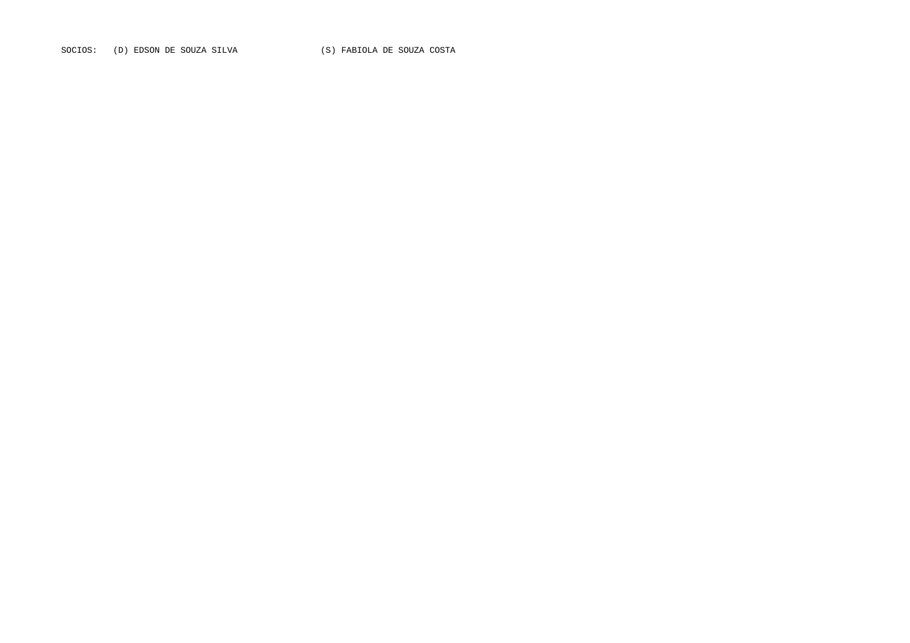SOCIOS: (D) EDSON DE SOUZA SILVA (S) FABIOLA DE SOUZA COSTA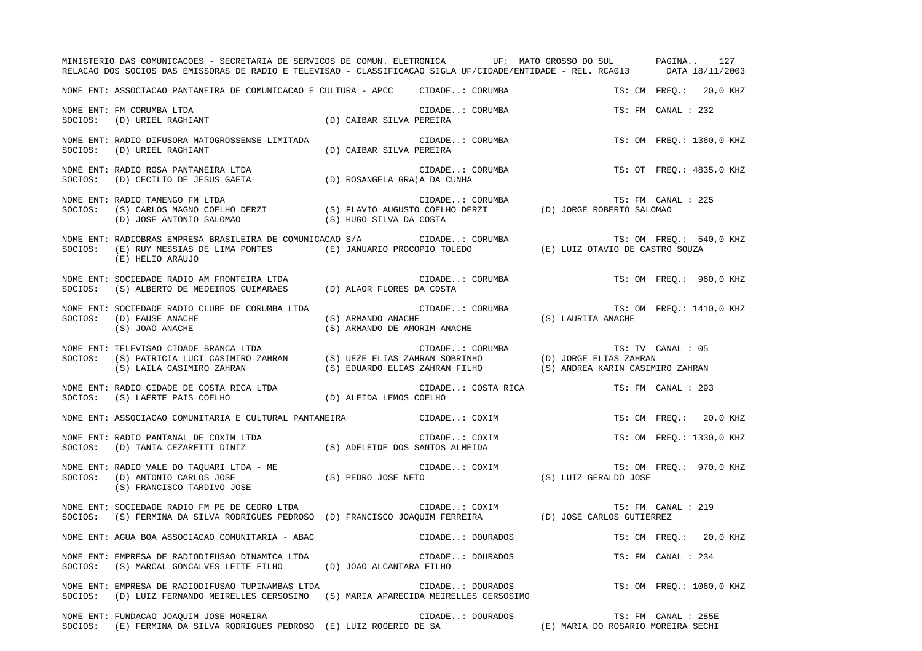NOME ENT: ASSOCIACAO PANTANEIRA DE COMUNICACAO E CULTURA - APCC    CIDADE..: CORUMBA    TS: CM FREQ.: 20,0 KHZ

NOME ENT: FM CORUMBA LTDA    CIDADE..: CORUMBA    TS: FM CANAL : 232
SOCIOS: (D) URIEL RAGHIANT    (D) CAIBAR SILVA PEREIRA

NOME ENT: RADIO DIFUSORA MATOGROSSENSE LIMITADA    CIDADE..: CORUMBA    TS: OM FREQ.: 1360,0 KHZ
SOCIOS: (D) URIEL RAGHIANT    (D) CAIBAR SILVA PEREIRA

NOME ENT: RADIO ROSA PANTANEIRA LTDA    CIDADE..: CORUMBA    TS: OT FREQ.: 4835,0 KHZ
SOCIOS: (D) CECILIO DE JESUS GAETA    (D) ROSANGELA GRA¦A DA CUNHA

NOME ENT: RADIO TAMENGO FM LTDA    CIDADE..: CORUMBA    TS: FM CANAL : 225
SOCIOS: (S) CARLOS MAGNO COELHO DERZI    (S) FLAVIO AUGUSTO COELHO DERZI    (D) JORGE ROBERTO SALOMAO
(D) JOSE ANTONIO SALOMAO    (S) HUGO SILVA DA COSTA

NOME ENT: RADIOBRAS EMPRESA BRASILEIRA DE COMUNICACAO S/A    CIDADE..: CORUMBA    TS: OM FREQ.: 540,0 KHZ
SOCIOS: (E) RUY MESSIAS DE LIMA PONTES    (E) JANUARIO PROCOPIO TOLEDO    (E) LUIZ OTAVIO DE CASTRO SOUZA
(E) HELIO ARAUJO

NOME ENT: SOCIEDADE RADIO AM FRONTEIRA LTDA    CIDADE..: CORUMBA    TS: OM FREQ.: 960,0 KHZ
SOCIOS: (S) ALBERTO DE MEDEIROS GUIMARAES    (D) ALAOR FLORES DA COSTA

NOME ENT: SOCIEDADE RADIO CLUBE DE CORUMBA LTDA    CIDADE..: CORUMBA    TS: OM FREQ.: 1410,0 KHZ
SOCIOS: (D) FAUSE ANACHE    (S) ARMANDO ANACHE    (S) LAURITA ANACHE
(S) JOAO ANACHE    (S) ARMANDO DE AMORIM ANACHE

NOME ENT: TELEVISAO CIDADE BRANCA LTDA    CIDADE..: CORUMBA    TS: TV CANAL : 05
SOCIOS: (S) PATRICIA LUCI CASIMIRO ZAHRAN    (S) UEZE ELIAS ZAHRAN SOBRINHO    (D) JORGE ELIAS ZAHRAN
(S) LAILA CASIMIRO ZAHRAN    (S) EDUARDO ELIAS ZAHRAN FILHO    (S) ANDREA KARIN CASIMIRO ZAHRAN

NOME ENT: RADIO CIDADE DE COSTA RICA LTDA    CIDADE..: COSTA RICA    TS: FM CANAL : 293
SOCIOS: (S) LAERTE PAIS COELHO    (D) ALEIDA LEMOS COELHO

NOME ENT: ASSOCIACAO COMUNITARIA E CULTURAL PANTANEIRA    CIDADE..: COXIM    TS: CM FREQ.: 20,0 KHZ

NOME ENT: RADIO PANTANAL DE COXIM LTDA    CIDADE..: COXIM    TS: OM FREQ.: 1330,0 KHZ
SOCIOS: (D) TANIA CEZARETTI DINIZ    (S) ADELEIDE DOS SANTOS ALMEIDA

NOME ENT: RADIO VALE DO TAQUARI LTDA - ME    CIDADE..: COXIM    TS: OM FREQ.: 970,0 KHZ
SOCIOS: (D) ANTONIO CARLOS JOSE    (S) PEDRO JOSE NETO    (S) LUIZ GERALDO JOSE
(S) FRANCISCO TARDIVO JOSE

NOME ENT: SOCIEDADE RADIO FM PE DE CEDRO LTDA    CIDADE..: COXIM    TS: FM CANAL : 219
SOCIOS: (S) FERMINA DA SILVA RODRIGUES PEDROSO    (D) FRANCISCO JOAQUIM FERREIRA    (D) JOSE CARLOS GUTIERREZ

NOME ENT: AGUA BOA ASSOCIACAO COMUNITARIA - ABAC    CIDADE..: DOURADOS    TS: CM FREQ.: 20,0 KHZ

NOME ENT: EMPRESA DE RADIODIFUSAO DINAMICA LTDA    CIDADE..: DOURADOS    TS: FM CANAL : 234
SOCIOS: (S) MARCAL GONCALVES LEITE FILHO    (D) JOAO ALCANTARA FILHO

NOME ENT: EMPRESA DE RADIODIFUSAO TUPINAMBAS LTDA    CIDADE..: DOURADOS    TS: OM FREQ.: 1060,0 KHZ
SOCIOS: (D) LUIZ FERNANDO MEIRELLES CERSOSIMO    (S) MARIA APARECIDA MEIRELLES CERSOSIMO

NOME ENT: FUNDACAO JOAQUIM JOSE MOREIRA    CIDADE..: DOURADOS    TS: FM CANAL : 285E
SOCIOS: (E) FERMINA DA SILVA RODRIGUES PEDROSO    (E) LUIZ ROGERIO DE SA    (E) MARIA DO ROSARIO MOREIRA SECHI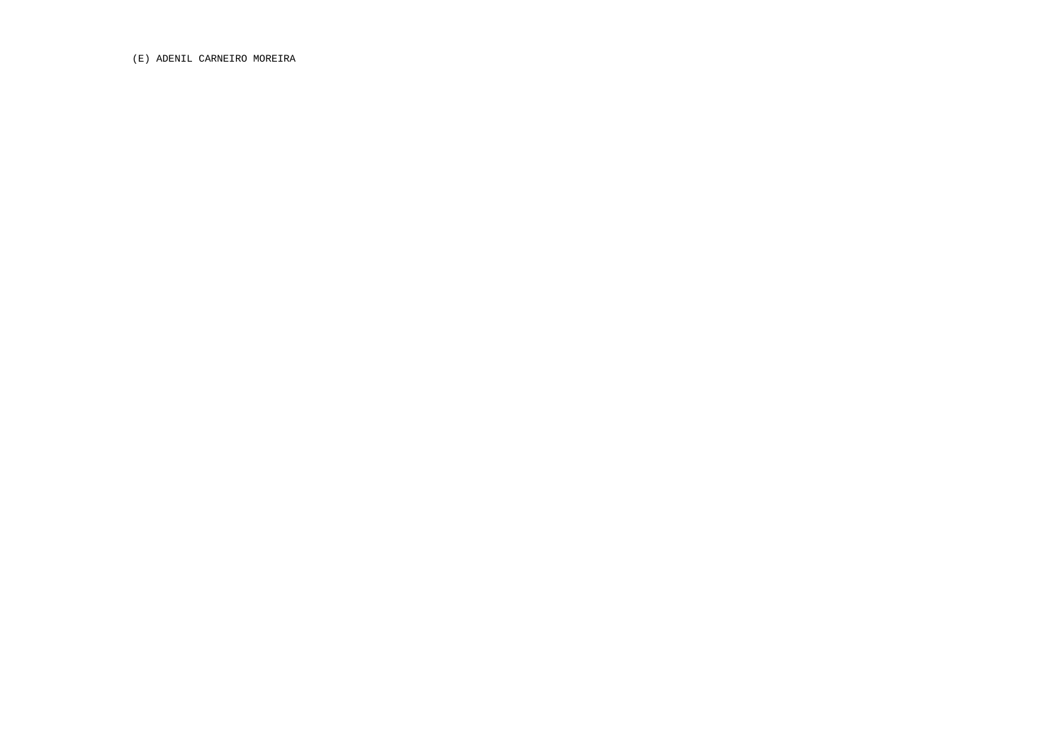(E) ADENIL CARNEIRO MOREIRA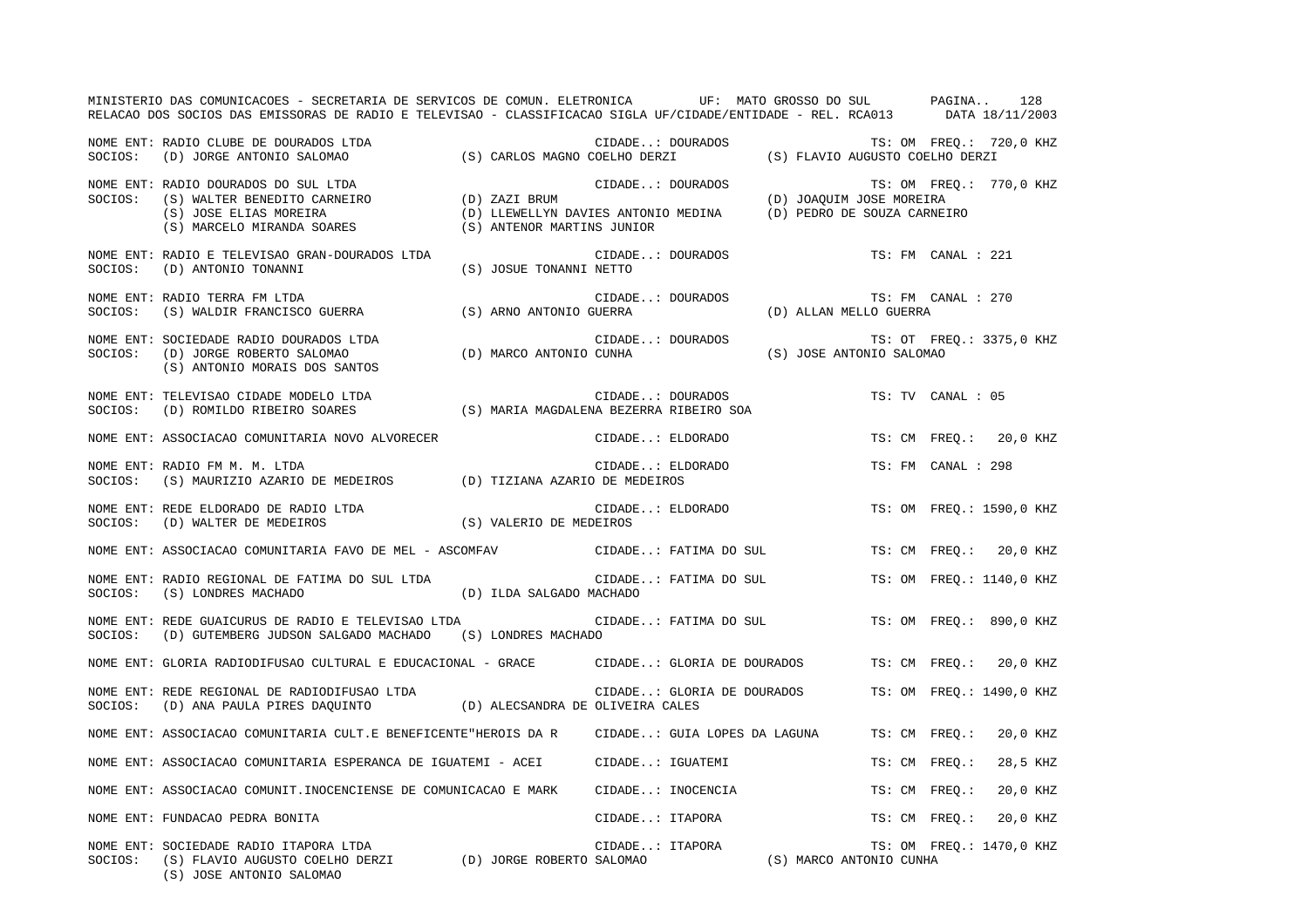MINISTERIO DAS COMUNICACOES - SECRETARIA DE SERVICOS DE COMUN. ELETRONICA UF: MATO GROSSO DO SUL

RELACAO DOS SOCIOS DAS EMISSORAS DE RADIO E TELEVISAO - CLASSIFICACAO SIGLA UF/CIDADE/ENTIDADE - REL. RCA013 DATA 18/11/2003

NOME ENT: RADIO CLUBE DE DOURADOS LTDA — CIDADE..: DOURADOS — TS: OM FREQ.: 720,0 KHZ
SOCIOS: (D) JORGE ANTONIO SALOMAO; (S) CARLOS MAGNO COELHO DERZI; (S) FLAVIO AUGUSTO COELHO DERZI

NOME ENT: RADIO DOURADOS DO SUL LTDA — CIDADE..: DOURADOS — TS: OM FREQ.: 770,0 KHZ
SOCIOS: (S) WALTER BENEDITO CARNEIRO; (D) ZAZI BRUM; (D) JOAQUIM JOSE MOREIRA; (S) JOSE ELIAS MOREIRA; (D) LLEWELLYN DAVIES ANTONIO MEDINA; (D) PEDRO DE SOUZA CARNEIRO; (S) MARCELO MIRANDA SOARES; (S) ANTENOR MARTINS JUNIOR

NOME ENT: RADIO E TELEVISAO GRAN-DOURADOS LTDA — CIDADE..: DOURADOS — TS: FM CANAL : 221
SOCIOS: (D) ANTONIO TONANNI; (S) JOSUE TONANNI NETTO

NOME ENT: RADIO TERRA FM LTDA — CIDADE..: DOURADOS — TS: FM CANAL : 270
SOCIOS: (S) WALDIR FRANCISCO GUERRA; (S) ARNO ANTONIO GUERRA; (D) ALLAN MELLO GUERRA

NOME ENT: SOCIEDADE RADIO DOURADOS LTDA — CIDADE..: DOURADOS — TS: OT FREQ.: 3375,0 KHZ
SOCIOS: (D) JORGE ROBERTO SALOMAO; (D) MARCO ANTONIO CUNHA; (S) JOSE ANTONIO SALOMAO; (S) ANTONIO MORAIS DOS SANTOS

NOME ENT: TELEVISAO CIDADE MODELO LTDA — CIDADE..: DOURADOS — TS: TV CANAL : 05
SOCIOS: (D) ROMILDO RIBEIRO SOARES; (S) MARIA MAGDALENA BEZERRA RIBEIRO SOA

NOME ENT: ASSOCIACAO COMUNITARIA NOVO ALVORECER — CIDADE..: ELDORADO — TS: CM FREQ.: 20,0 KHZ

NOME ENT: RADIO FM M. M. LTDA — CIDADE..: ELDORADO — TS: FM CANAL : 298
SOCIOS: (S) MAURIZIO AZARIO DE MEDEIROS; (D) TIZIANA AZARIO DE MEDEIROS

NOME ENT: REDE ELDORADO DE RADIO LTDA — CIDADE..: ELDORADO — TS: OM FREQ.: 1590,0 KHZ
SOCIOS: (D) WALTER DE MEDEIROS; (S) VALERIO DE MEDEIROS

NOME ENT: ASSOCIACAO COMUNITARIA FAVO DE MEL - ASCOMFAV — CIDADE..: FATIMA DO SUL — TS: CM FREQ.: 20,0 KHZ

NOME ENT: RADIO REGIONAL DE FATIMA DO SUL LTDA — CIDADE..: FATIMA DO SUL — TS: OM FREQ.: 1140,0 KHZ
SOCIOS: (S) LONDRES MACHADO; (D) ILDA SALGADO MACHADO

NOME ENT: REDE GUAICURUS DE RADIO E TELEVISAO LTDA — CIDADE..: FATIMA DO SUL — TS: OM FREQ.: 890,0 KHZ
SOCIOS: (D) GUTEMBERG JUDSON SALGADO MACHADO; (S) LONDRES MACHADO

NOME ENT: GLORIA RADIODIFUSAO CULTURAL E EDUCACIONAL - GRACE — CIDADE..: GLORIA DE DOURADOS — TS: CM FREQ.: 20,0 KHZ

NOME ENT: REDE REGIONAL DE RADIODIFUSAO LTDA — CIDADE..: GLORIA DE DOURADOS — TS: OM FREQ.: 1490,0 KHZ
SOCIOS: (D) ANA PAULA PIRES DAQUINTO; (D) ALECSANDRA DE OLIVEIRA CALES

NOME ENT: ASSOCIACAO COMUNITARIA CULT.E BENEFICENTE"HEROIS DA R — CIDADE..: GUIA LOPES DA LAGUNA — TS: CM FREQ.: 20,0 KHZ

NOME ENT: ASSOCIACAO COMUNITARIA ESPERANCA DE IGUATEMI - ACEI — CIDADE..: IGUATEMI — TS: CM FREQ.: 28,5 KHZ

NOME ENT: ASSOCIACAO COMUNIT.INOCENCIENSE DE COMUNICACAO E MARK — CIDADE..: INOCENCIA — TS: CM FREQ.: 20,0 KHZ

NOME ENT: FUNDACAO PEDRA BONITA — CIDADE..: ITAPORA — TS: CM FREQ.: 20,0 KHZ

NOME ENT: SOCIEDADE RADIO ITAPORA LTDA — CIDADE..: ITAPORA — TS: OM FREQ.: 1470,0 KHZ
SOCIOS: (S) FLAVIO AUGUSTO COELHO DERZI; (D) JORGE ROBERTO SALOMAO; (S) MARCO ANTONIO CUNHA; (S) JOSE ANTONIO SALOMAO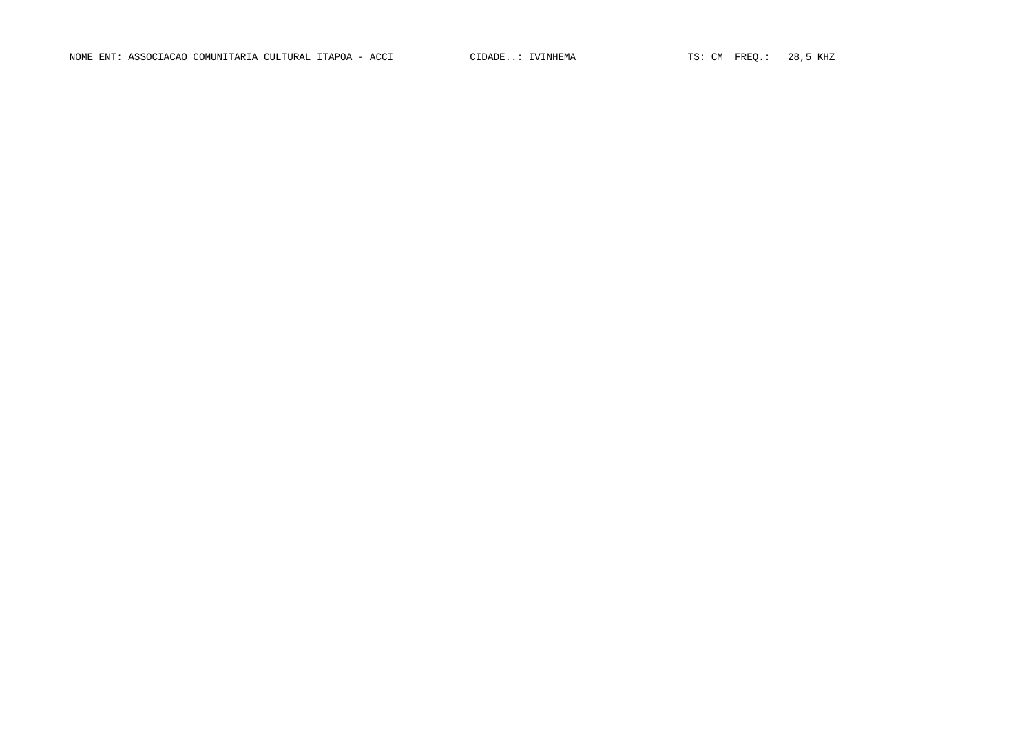NOME ENT: ASSOCIACAO COMUNITARIA CULTURAL ITAPOA - ACCI CIDADE..: IVINHEMA TS: CM FREQ.: 28,5 KHZ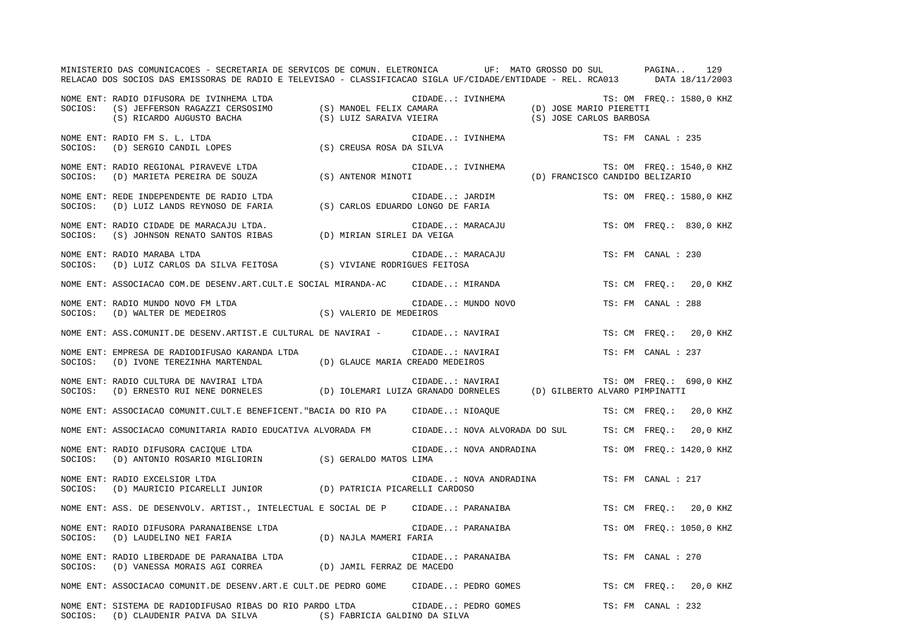MINISTERIO DAS COMUNICACOES - SECRETARIA DE SERVICOS DE COMUN. ELETRONICA UF: MATO GROSSO DO SUL

RELACAO DOS SOCIOS DAS EMISSORAS DE RADIO E TELEVISAO - CLASSIFICACAO SIGLA UF/CIDADE/ENTIDADE - REL. RCA013 DATA 18/11/2003

```
NOME ENT: RADIO DIFUSORA DE IVINHEMA LTDA                          CIDADE..: IVINHEMA                          TS: OM  FREQ.: 1580,0 KHZ
SOCIOS:   (S) JEFFERSON RAGAZZI CERSOSIMO      (S) MANOEL FELIX CAMARA                  (D) JOSE MARIO PIERETTI
          (S) RICARDO AUGUSTO BACHA            (S) LUIZ SARAIVA VIEIRA                  (S) JOSE CARLOS BARBOSA

NOME ENT: RADIO FM S. L. LTDA                                      CIDADE..: IVINHEMA                          TS: FM  CANAL : 235
SOCIOS:   (D) SERGIO CANDIL LOPES              (S) CREUSA ROSA DA SILVA

NOME ENT: RADIO REGIONAL PIRAVEVE LTDA                             CIDADE..: IVINHEMA                          TS: OM  FREQ.: 1540,0 KHZ
SOCIOS:   (D) MARIETA PEREIRA DE SOUZA         (S) ANTENOR MINOTI                       (D) FRANCISCO CANDIDO BELIZARIO

NOME ENT: REDE INDEPENDENTE DE RADIO LTDA                          CIDADE..: JARDIM                            TS: OM  FREQ.: 1580,0 KHZ
SOCIOS:   (D) LUIZ LANDS REYNOSO DE FARIA      (S) CARLOS EDUARDO LONGO DE FARIA

NOME ENT: RADIO CIDADE DE MARACAJU LTDA.                           CIDADE..: MARACAJU                          TS: OM  FREQ.: 830,0 KHZ
SOCIOS:   (S) JOHNSON RENATO SANTOS RIBAS      (D) MIRIAN SIRLEI DA VEIGA

NOME ENT: RADIO MARABA LTDA                                        CIDADE..: MARACAJU                          TS: FM  CANAL : 230
SOCIOS:   (D) LUIZ CARLOS DA SILVA FEITOSA     (S) VIVIANE RODRIGUES FEITOSA

NOME ENT: ASSOCIACAO COM.DE DESENV.ART.CULT.E SOCIAL MIRANDA-AC    CIDADE..: MIRANDA                           TS: CM  FREQ.: 20,0 KHZ

NOME ENT: RADIO MUNDO NOVO FM LTDA                                 CIDADE..: MUNDO NOVO                        TS: FM  CANAL : 288
SOCIOS:   (D) WALTER DE MEDEIROS               (S) VALERIO DE MEDEIROS

NOME ENT: ASS.COMUNIT.DE DESENV.ARTIST.E CULTURAL DE NAVIRAI -     CIDADE..: NAVIRAI                           TS: CM  FREQ.: 20,0 KHZ

NOME ENT: EMPRESA DE RADIODIFUSAO KARANDA LTDA                     CIDADE..: NAVIRAI                           TS: FM  CANAL : 237
SOCIOS:   (D) IVONE TEREZINHA MARTENDAL        (D) GLAUCE MARIA CREADO MEDEIROS

NOME ENT: RADIO CULTURA DE NAVIRAI LTDA                            CIDADE..: NAVIRAI                           TS: OM  FREQ.: 690,0 KHZ
SOCIOS:   (D) ERNESTO RUI NENE DORNELES        (D) IOLEMARI LUIZA GRANADO DORNELES      (D) GILBERTO ALVARO PIMPINATTI

NOME ENT: ASSOCIACAO COMUNIT.CULT.E BENEFICENT."BACIA DO RIO PA    CIDADE..: NIOAQUE                           TS: CM  FREQ.: 20,0 KHZ

NOME ENT: ASSOCIACAO COMUNITARIA RADIO EDUCATIVA ALVORADA FM       CIDADE..: NOVA ALVORADA DO SUL              TS: CM  FREQ.: 20,0 KHZ

NOME ENT: RADIO DIFUSORA CACIQUE LTDA                              CIDADE..: NOVA ANDRADINA                    TS: OM  FREQ.: 1420,0 KHZ
SOCIOS:   (D) ANTONIO ROSARIO MIGLIORIN        (S) GERALDO MATOS LIMA

NOME ENT: RADIO EXCELSIOR LTDA                                     CIDADE..: NOVA ANDRADINA                    TS: FM  CANAL : 217
SOCIOS:   (D) MAURICIO PICARELLI JUNIOR        (D) PATRICIA PICARELLI CARDOSO

NOME ENT: ASS. DE DESENVOLV. ARTIST., INTELECTUAL E SOCIAL DE P    CIDADE..: PARANAIBA                         TS: CM  FREQ.: 20,0 KHZ

NOME ENT: RADIO DIFUSORA PARANAIBENSE LTDA                         CIDADE..: PARANAIBA                         TS: OM  FREQ.: 1050,0 KHZ
SOCIOS:   (D) LAUDELINO NEI FARIA              (D) NAJLA MAMERI FARIA

NOME ENT: RADIO LIBERDADE DE PARANAIBA LTDA                        CIDADE..: PARANAIBA                         TS: FM  CANAL : 270
SOCIOS:   (D) VANESSA MORAIS AGI CORREA        (D) JAMIL FERRAZ DE MACEDO

NOME ENT: ASSOCIACAO COMUNIT.DE DESENV.ART.E CULT.DE PEDRO GOME    CIDADE..: PEDRO GOMES                       TS: CM  FREQ.: 20,0 KHZ

NOME ENT: SISTEMA DE RADIODIFUSAO RIBAS DO RIO PARDO LTDA          CIDADE..: PEDRO GOMES                       TS: FM  CANAL : 232
SOCIOS:   (D) CLAUDENIR PAIVA DA SILVA         (S) FABRICIA GALDINO DA SILVA
```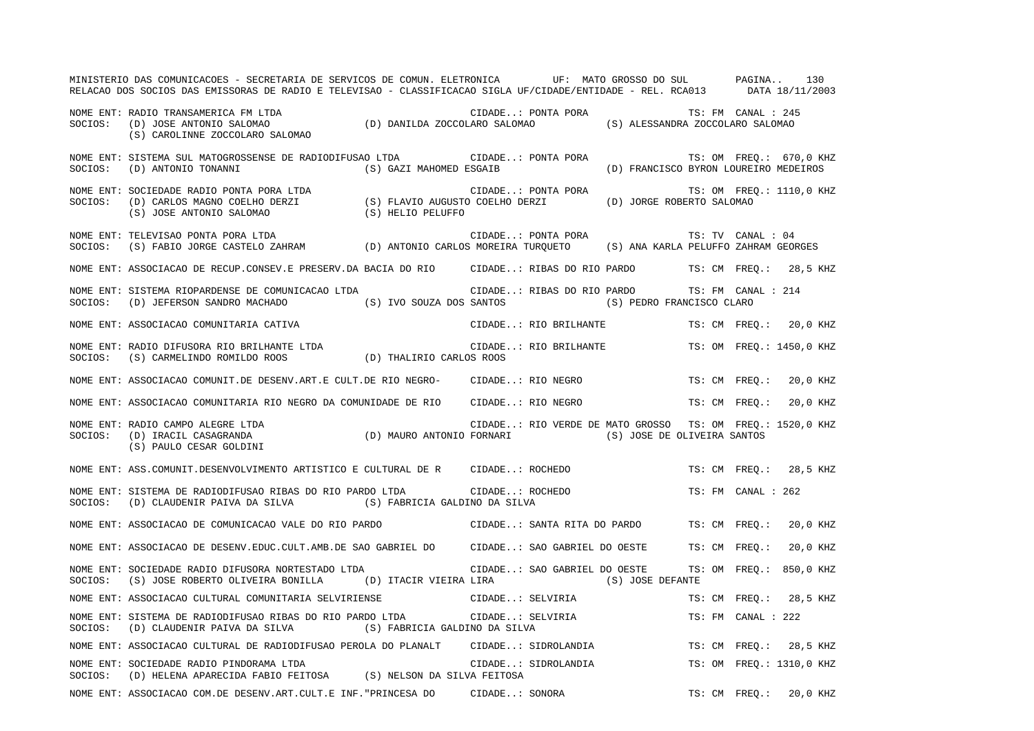NOME ENT: RADIO TRANSAMERICA FM LTDA CIDADE..: PONTA PORA TS: FM CANAL : 245
SOCIOS: (D) JOSE ANTONIO SALOMAO (D) DANILDA ZOCCOLARO SALOMAO (S) ALESSANDRA ZOCCOLARO SALOMAO
(S) CAROLINNE ZOCCOLARO SALOMAO

NOME ENT: SISTEMA SUL MATOGROSSENSE DE RADIODIFUSAO LTDA CIDADE..: PONTA PORA TS: OM FREQ.: 670,0 KHZ
SOCIOS: (D) ANTONIO TONANNI (S) GAZI MAHOMED ESGAIB (D) FRANCISCO BYRON LOUREIRO MEDEIROS

NOME ENT: SOCIEDADE RADIO PONTA PORA LTDA CIDADE..: PONTA PORA TS: OM FREQ.: 1110,0 KHZ
SOCIOS: (D) CARLOS MAGNO COELHO DERZI (S) FLAVIO AUGUSTO COELHO DERZI (D) JORGE ROBERTO SALOMAO
(S) JOSE ANTONIO SALOMAO (S) HELIO PELUFFO

NOME ENT: TELEVISAO PONTA PORA LTDA CIDADE..: PONTA PORA TS: TV CANAL : 04
SOCIOS: (S) FABIO JORGE CASTELO ZAHRAM (D) ANTONIO CARLOS MOREIRA TURQUETO (S) ANA KARLA PELUFFO ZAHRAM GEORGES

NOME ENT: ASSOCIACAO DE RECUP.CONSEV.E PRESERV.DA BACIA DO RIO CIDADE..: RIBAS DO RIO PARDO TS: CM FREQ.: 28,5 KHZ

NOME ENT: SISTEMA RIOPARDENSE DE COMUNICACAO LTDA CIDADE..: RIBAS DO RIO PARDO TS: FM CANAL : 214
SOCIOS: (D) JEFERSON SANDRO MACHADO (S) IVO SOUZA DOS SANTOS (S) PEDRO FRANCISCO CLARO

NOME ENT: ASSOCIACAO COMUNITARIA CATIVA CIDADE..: RIO BRILHANTE TS: CM FREQ.: 20,0 KHZ

NOME ENT: RADIO DIFUSORA RIO BRILHANTE LTDA CIDADE..: RIO BRILHANTE TS: OM FREQ.: 1450,0 KHZ
SOCIOS: (S) CARMELINDO ROMILDO ROOS (D) THALIRIO CARLOS ROOS

NOME ENT: ASSOCIACAO COMUNIT.DE DESENV.ART.E CULT.DE RIO NEGRO- CIDADE..: RIO NEGRO TS: CM FREQ.: 20,0 KHZ

NOME ENT: ASSOCIACAO COMUNITARIA RIO NEGRO DA COMUNIDADE DE RIO CIDADE..: RIO NEGRO TS: CM FREQ.: 20,0 KHZ

NOME ENT: RADIO CAMPO ALEGRE LTDA CIDADE..: RIO VERDE DE MATO GROSSO TS: OM FREQ.: 1520,0 KHZ
SOCIOS: (D) IRACIL CASAGRANDA (D) MAURO ANTONIO FORNARI (S) JOSE DE OLIVEIRA SANTOS
(S) PAULO CESAR GOLDINI

NOME ENT: ASS.COMUNIT.DESENVOLVIMENTO ARTISTICO E CULTURAL DE R CIDADE..: ROCHEDO TS: CM FREQ.: 28,5 KHZ

NOME ENT: SISTEMA DE RADIODIFUSAO RIBAS DO RIO PARDO LTDA CIDADE..: ROCHEDO TS: FM CANAL : 262
SOCIOS: (D) CLAUDENIR PAIVA DA SILVA (S) FABRICIA GALDINO DA SILVA

NOME ENT: ASSOCIACAO DE COMUNICACAO VALE DO RIO PARDO CIDADE..: SANTA RITA DO PARDO TS: CM FREQ.: 20,0 KHZ

NOME ENT: ASSOCIACAO DE DESENV.EDUC.CULT.AMB.DE SAO GABRIEL DO CIDADE..: SAO GABRIEL DO OESTE TS: CM FREQ.: 20,0 KHZ

NOME ENT: SOCIEDADE RADIO DIFUSORA NORTESTADO LTDA CIDADE..: SAO GABRIEL DO OESTE TS: OM FREQ.: 850,0 KHZ
SOCIOS: (S) JOSE ROBERTO OLIVEIRA BONILLA (D) ITACIR VIEIRA LIRA (S) JOSE DEFANTE

NOME ENT: ASSOCIACAO CULTURAL COMUNITARIA SELVIRIENSE CIDADE..: SELVIRIA TS: CM FREQ.: 28,5 KHZ

NOME ENT: SISTEMA DE RADIODIFUSAO RIBAS DO RIO PARDO LTDA CIDADE..: SELVIRIA TS: FM CANAL : 222
SOCIOS: (D) CLAUDENIR PAIVA DA SILVA (S) FABRICIA GALDINO DA SILVA

NOME ENT: ASSOCIACAO CULTURAL DE RADIODIFUSAO PEROLA DO PLANALT CIDADE..: SIDROLANDIA TS: CM FREQ.: 28,5 KHZ

NOME ENT: SOCIEDADE RADIO PINDORAMA LTDA CIDADE..: SIDROLANDIA TS: OM FREQ.: 1310,0 KHZ
SOCIOS: (D) HELENA APARECIDA FABIO FEITOSA (S) NELSON DA SILVA FEITOSA

NOME ENT: ASSOCIACAO COM.DE DESENV.ART.CULT.E INF."PRINCESA DO CIDADE..: SONORA TS: CM FREQ.: 20,0 KHZ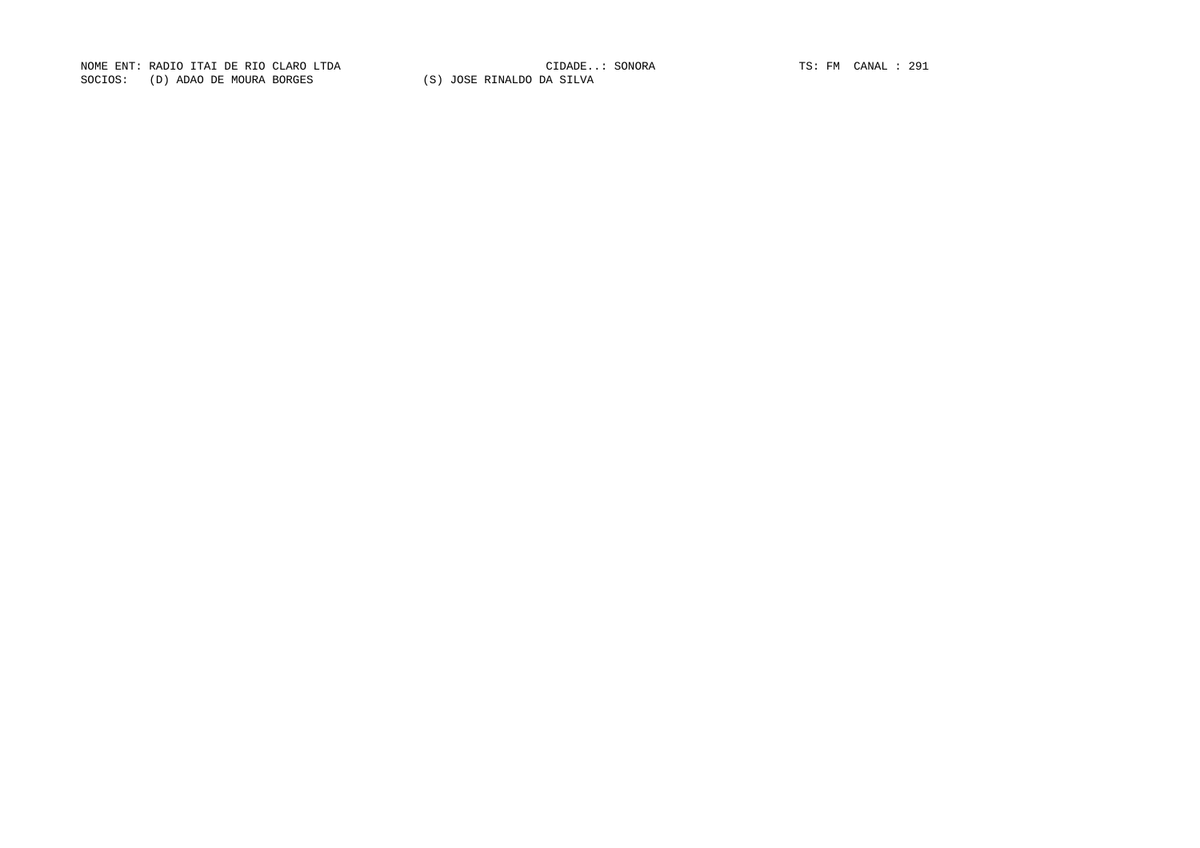NOME ENT: RADIO ITAI DE RIO CLARO LTDA CIDADE..: SONORA TS: FM CANAL : 291

SOCIOS: (D) ADAO DE MOURA BORGES (S) JOSE RINALDO DA SILVA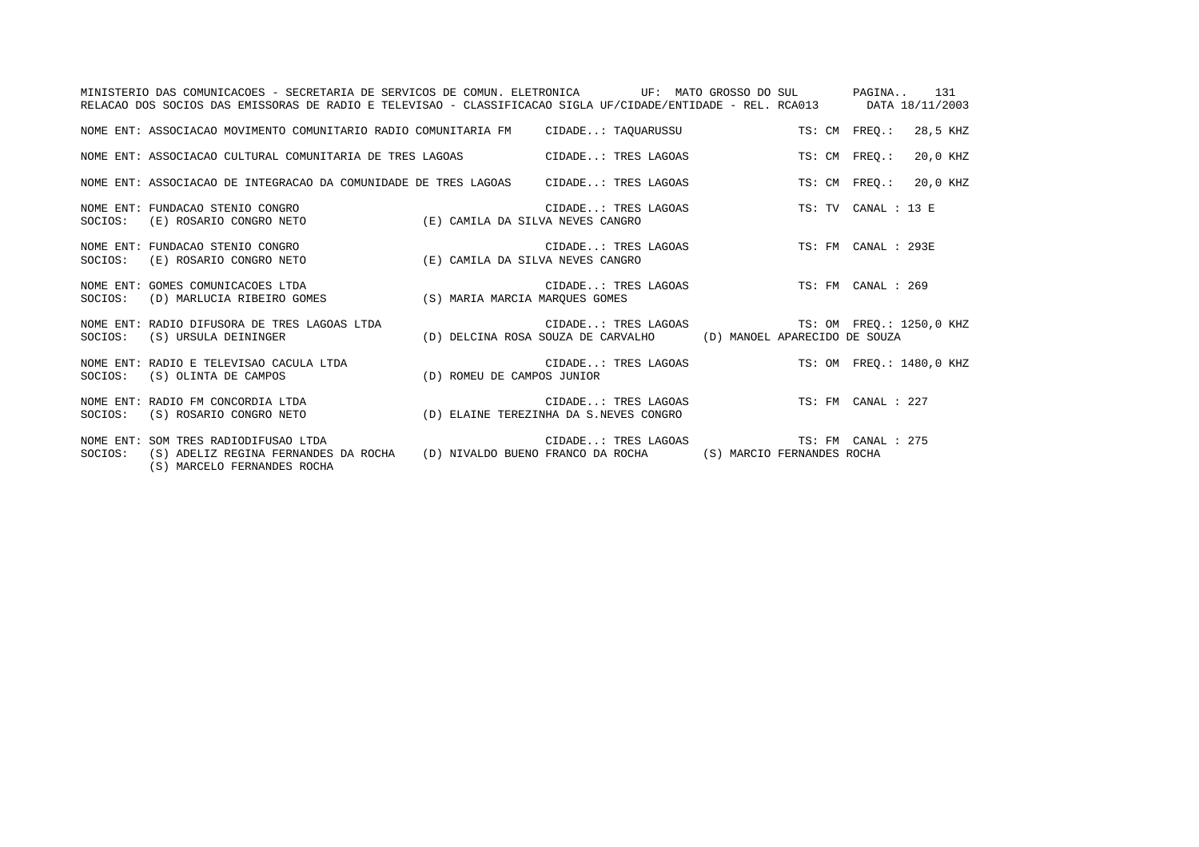MINISTERIO DAS COMUNICACOES - SECRETARIA DE SERVICOS DE COMUN. ELETRONICA UF: MATO GROSSO DO SUL

RELACAO DOS SOCIOS DAS EMISSORAS DE RADIO E TELEVISAO - CLASSIFICACAO SIGLA UF/CIDADE/ENTIDADE - REL. RCA013 DATA 18/11/2003

NOME ENT: ASSOCIACAO MOVIMENTO COMUNITARIO RADIO COMUNITARIA FM CIDADE..: TAQUARUSSU TS: CM FREQ.: 28,5 KHZ

NOME ENT: ASSOCIACAO CULTURAL COMUNITARIA DE TRES LAGOAS CIDADE..: TRES LAGOAS TS: CM FREQ.: 20,0 KHZ

NOME ENT: ASSOCIACAO DE INTEGRACAO DA COMUNIDADE DE TRES LAGOAS CIDADE..: TRES LAGOAS TS: CM FREQ.: 20,0 KHZ

NOME ENT: FUNDACAO STENIO CONGRO CIDADE..: TRES LAGOAS TS: TV CANAL : 13 E
SOCIOS: (E) ROSARIO CONGRO NETO (E) CAMILA DA SILVA NEVES CANGRO

NOME ENT: FUNDACAO STENIO CONGRO CIDADE..: TRES LAGOAS TS: FM CANAL : 293E
SOCIOS: (E) ROSARIO CONGRO NETO (E) CAMILA DA SILVA NEVES CANGRO

NOME ENT: GOMES COMUNICACOES LTDA CIDADE..: TRES LAGOAS TS: FM CANAL : 269
SOCIOS: (D) MARLUCIA RIBEIRO GOMES (S) MARIA MARCIA MARQUES GOMES

NOME ENT: RADIO DIFUSORA DE TRES LAGOAS LTDA CIDADE..: TRES LAGOAS TS: OM FREQ.: 1250,0 KHZ
SOCIOS: (S) URSULA DEININGER (D) DELCINA ROSA SOUZA DE CARVALHO (D) MANOEL APARECIDO DE SOUZA

NOME ENT: RADIO E TELEVISAO CACULA LTDA CIDADE..: TRES LAGOAS TS: OM FREQ.: 1480,0 KHZ
SOCIOS: (S) OLINTA DE CAMPOS (D) ROMEU DE CAMPOS JUNIOR

NOME ENT: RADIO FM CONCORDIA LTDA CIDADE..: TRES LAGOAS TS: FM CANAL : 227
SOCIOS: (S) ROSARIO CONGRO NETO (D) ELAINE TEREZINHA DA S.NEVES CONGRO

NOME ENT: SOM TRES RADIODIFUSAO LTDA CIDADE..: TRES LAGOAS TS: FM CANAL : 275
SOCIOS: (S) ADELIZ REGINA FERNANDES DA ROCHA (D) NIVALDO BUENO FRANCO DA ROCHA (S) MARCIO FERNANDES ROCHA
(S) MARCELO FERNANDES ROCHA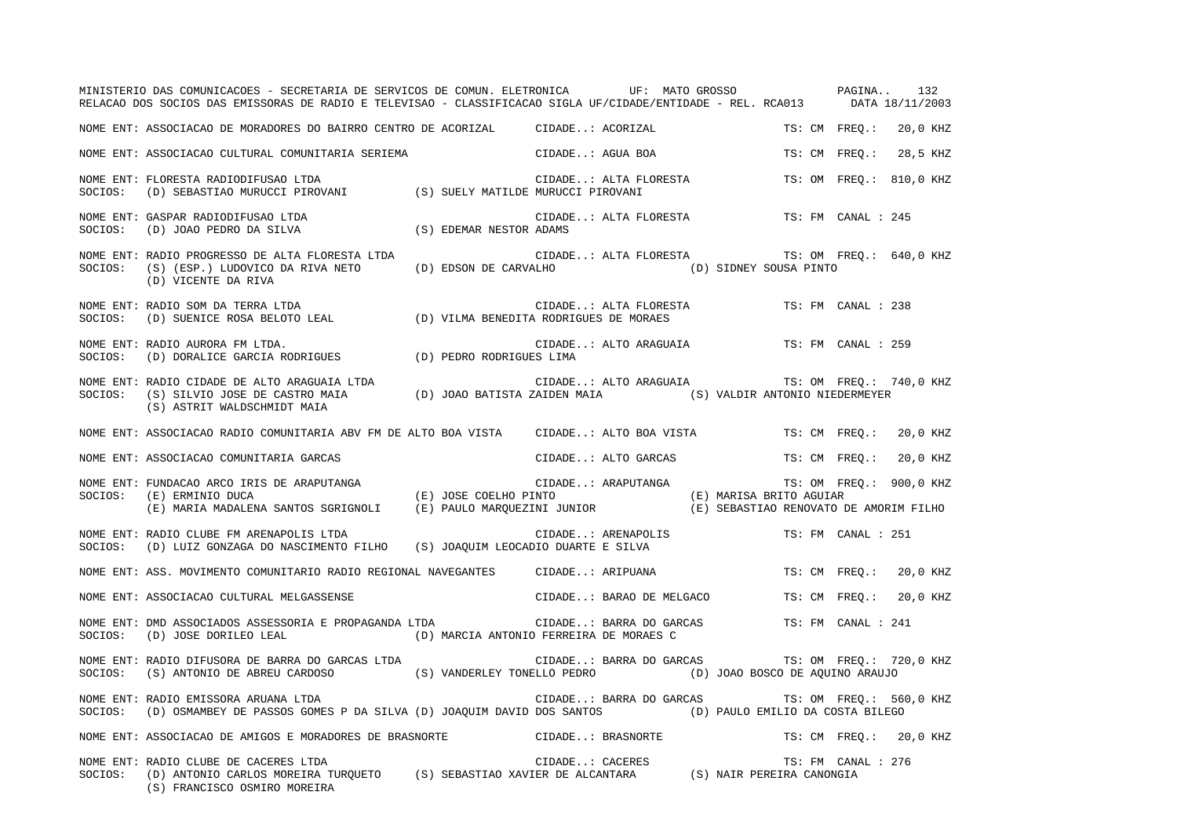MINISTERIO DAS COMUNICACOES - SECRETARIA DE SERVICOS DE COMUN. ELETRONICA UF: MATO GROSSO

RELACAO DOS SOCIOS DAS EMISSORAS DE RADIO E TELEVISAO - CLASSIFICACAO SIGLA UF/CIDADE/ENTIDADE - REL. RCA013 DATA 18/11/2003

NOME ENT: ASSOCIACAO DE MORADORES DO BAIRRO CENTRO DE ACORIZAL CIDADE..: ACORIZAL TS: CM FREQ.: 20,0 KHZ

NOME ENT: ASSOCIACAO CULTURAL COMUNITARIA SERIEMA CIDADE..: AGUA BOA TS: CM FREQ.: 28,5 KHZ

NOME ENT: FLORESTA RADIODIFUSAO LTDA CIDADE..: ALTA FLORESTA TS: OM FREQ.: 810,0 KHZ
SOCIOS: (D) SEBASTIAO MURUCCI PIROVANI (S) SUELY MATILDE MURUCCI PIROVANI

NOME ENT: GASPAR RADIODIFUSAO LTDA CIDADE..: ALTA FLORESTA TS: FM CANAL : 245
SOCIOS: (D) JOAO PEDRO DA SILVA (S) EDEMAR NESTOR ADAMS

NOME ENT: RADIO PROGRESSO DE ALTA FLORESTA LTDA CIDADE..: ALTA FLORESTA TS: OM FREQ.: 640,0 KHZ
SOCIOS: (S) (ESP.) LUDOVICO DA RIVA NETO (D) EDSON DE CARVALHO (D) SIDNEY SOUSA PINTO
(D) VICENTE DA RIVA

NOME ENT: RADIO SOM DA TERRA LTDA CIDADE..: ALTA FLORESTA TS: FM CANAL : 238
SOCIOS: (D) SUENICE ROSA BELOTO LEAL (D) VILMA BENEDITA RODRIGUES DE MORAES

NOME ENT: RADIO AURORA FM LTDA. CIDADE..: ALTO ARAGUAIA TS: FM CANAL : 259
SOCIOS: (D) DORALICE GARCIA RODRIGUES (D) PEDRO RODRIGUES LIMA

NOME ENT: RADIO CIDADE DE ALTO ARAGUAIA LTDA CIDADE..: ALTO ARAGUAIA TS: OM FREQ.: 740,0 KHZ
SOCIOS: (S) SILVIO JOSE DE CASTRO MAIA (D) JOAO BATISTA ZAIDEN MAIA (S) VALDIR ANTONIO NIEDERMEYER
(S) ASTRIT WALDSCHMIDT MAIA

NOME ENT: ASSOCIACAO RADIO COMUNITARIA ABV FM DE ALTO BOA VISTA CIDADE..: ALTO BOA VISTA TS: CM FREQ.: 20,0 KHZ

NOME ENT: ASSOCIACAO COMUNITARIA GARCAS CIDADE..: ALTO GARCAS TS: CM FREQ.: 20,0 KHZ

NOME ENT: FUNDACAO ARCO IRIS DE ARAPUTANGA CIDADE..: ARAPUTANGA TS: OM FREQ.: 900,0 KHZ
SOCIOS: (E) ERMINIO DUCA (E) JOSE COELHO PINTO (E) MARISA BRITO AGUIAR
(E) MARIA MADALENA SANTOS SGRIGNOLI (E) PAULO MARQUEZINI JUNIOR (E) SEBASTIAO RENOVATO DE AMORIM FILHO

NOME ENT: RADIO CLUBE FM ARENAPOLIS LTDA CIDADE..: ARENAPOLIS TS: FM CANAL : 251
SOCIOS: (D) LUIZ GONZAGA DO NASCIMENTO FILHO (S) JOAQUIM LEOCADIO DUARTE E SILVA

NOME ENT: ASS. MOVIMENTO COMUNITARIO RADIO REGIONAL NAVEGANTES CIDADE..: ARIPUANA TS: CM FREQ.: 20,0 KHZ

NOME ENT: ASSOCIACAO CULTURAL MELGASSENSE CIDADE..: BARAO DE MELGACO TS: CM FREQ.: 20,0 KHZ

NOME ENT: DMD ASSOCIADOS ASSESSORIA E PROPAGANDA LTDA CIDADE..: BARRA DO GARCAS TS: FM CANAL : 241
SOCIOS: (D) JOSE DORILEO LEAL (D) MARCIA ANTONIO FERREIRA DE MORAES C

NOME ENT: RADIO DIFUSORA DE BARRA DO GARCAS LTDA CIDADE..: BARRA DO GARCAS TS: OM FREQ.: 720,0 KHZ
SOCIOS: (S) ANTONIO DE ABREU CARDOSO (S) VANDERLEY TONELLO PEDRO (D) JOAO BOSCO DE AQUINO ARAUJO

NOME ENT: RADIO EMISSORA ARUANA LTDA CIDADE..: BARRA DO GARCAS TS: OM FREQ.: 560,0 KHZ
SOCIOS: (D) OSMAMBEY DE PASSOS GOMES P DA SILVA (D) JOAQUIM DAVID DOS SANTOS (D) PAULO EMILIO DA COSTA BILEGO

NOME ENT: ASSOCIACAO DE AMIGOS E MORADORES DE BRASNORTE CIDADE..: BRASNORTE TS: CM FREQ.: 20,0 KHZ

NOME ENT: RADIO CLUBE DE CACERES LTDA CIDADE..: CACERES TS: FM CANAL : 276
SOCIOS: (D) ANTONIO CARLOS MOREIRA TURQUETO (S) SEBASTIAO XAVIER DE ALCANTARA (S) NAIR PEREIRA CANONGIA
(S) FRANCISCO OSMIRO MOREIRA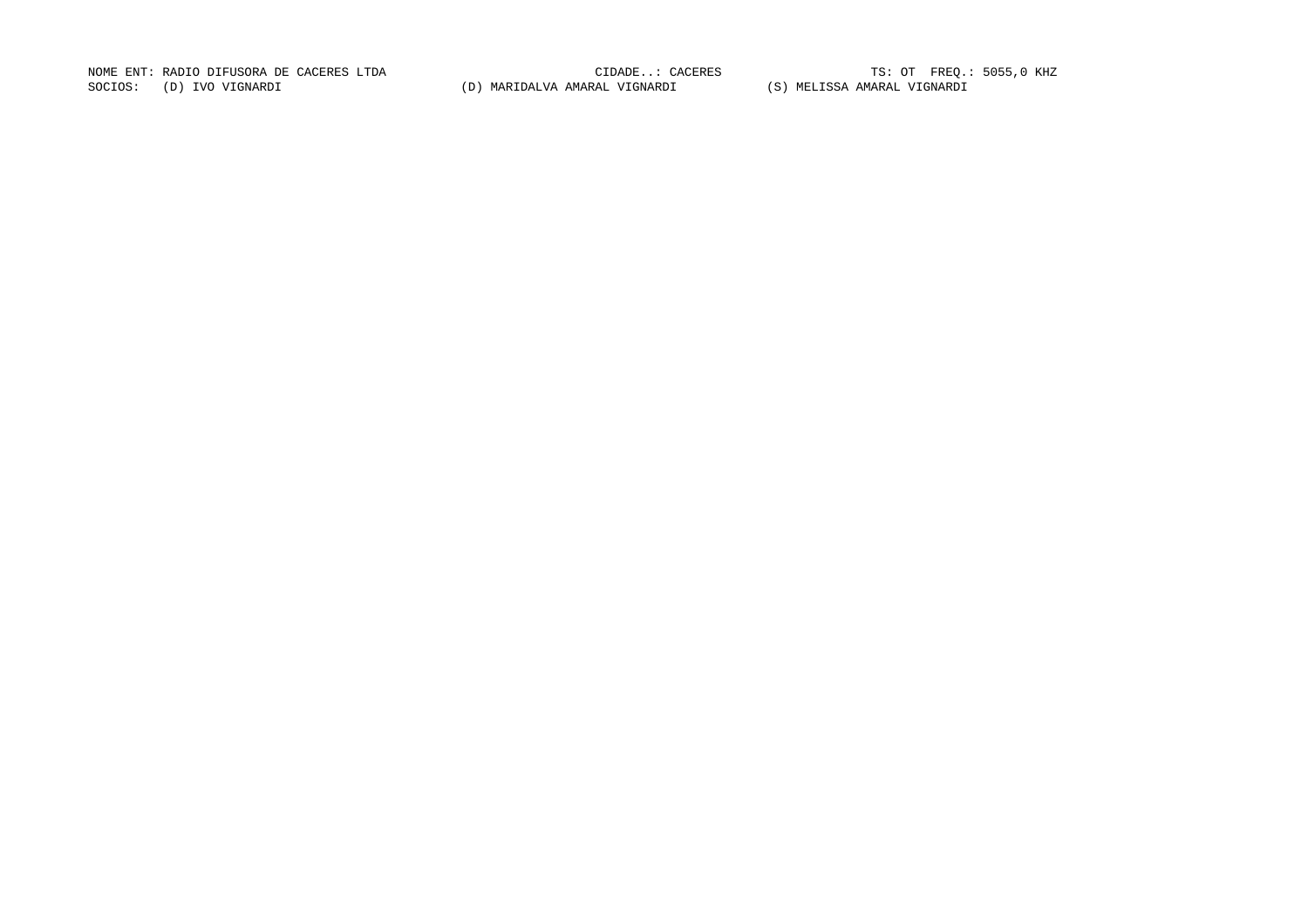NOME ENT: RADIO DIFUSORA DE CACERES LTDA CIDADE..: CACERES TS: OT FREQ.: 5055,0 KHZ

SOCIOS: (D) IVO VIGNARDI (D) MARIDALVA AMARAL VIGNARDI (S) MELISSA AMARAL VIGNARDI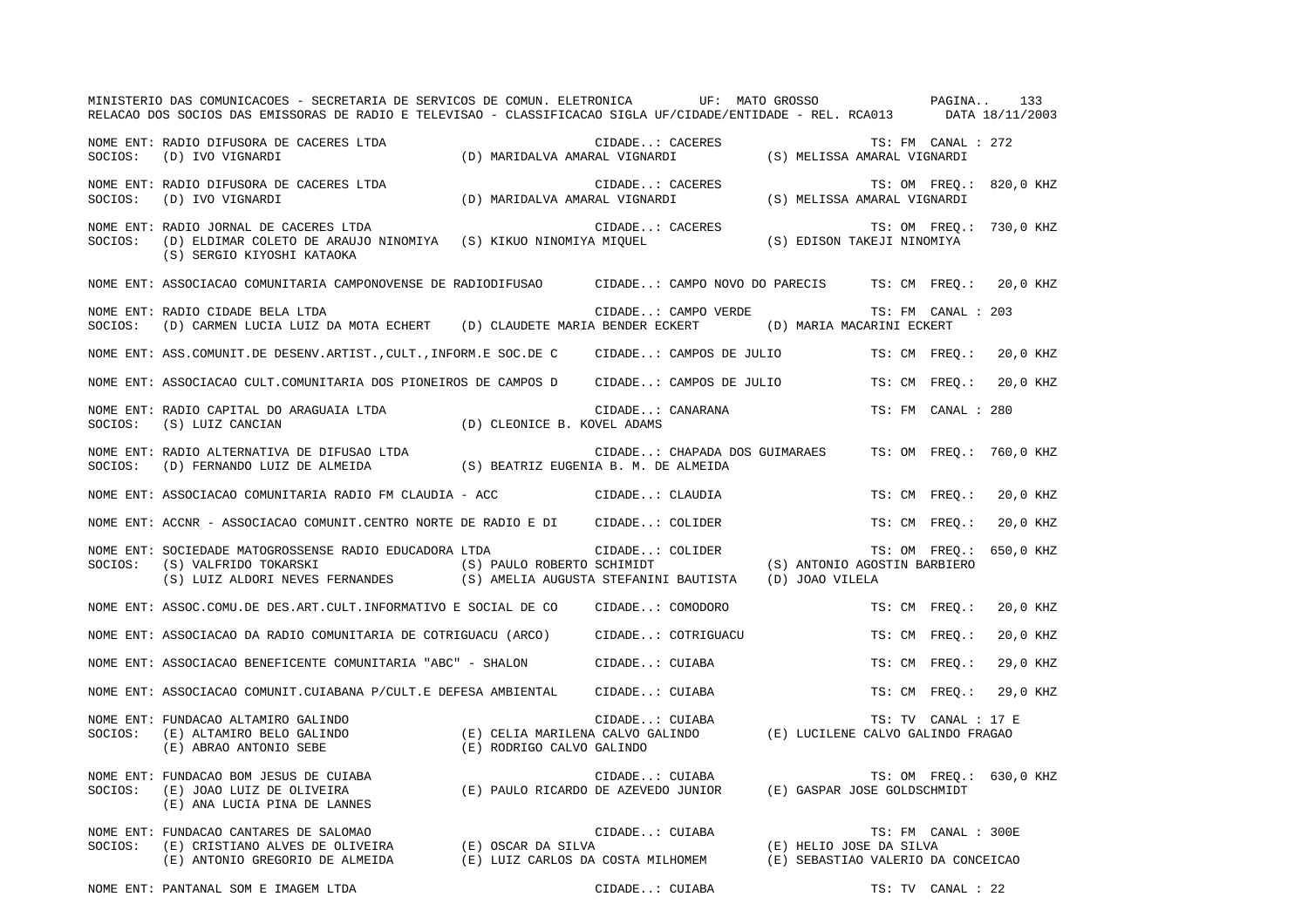MINISTERIO DAS COMUNICACOES - SECRETARIA DE SERVICOS DE COMUN. ELETRONICA UF: MATO GROSSO

RELACAO DOS SOCIOS DAS EMISSORAS DE RADIO E TELEVISAO - CLASSIFICACAO SIGLA UF/CIDADE/ENTIDADE - REL. RCA013 DATA 18/11/2003

NOME ENT: RADIO DIFUSORA DE CACERES LTDA — CIDADE..: CACERES — TS: FM CANAL : 272
SOCIOS: (D) IVO VIGNARDI (D) MARIDALVA AMARAL VIGNARDI (S) MELISSA AMARAL VIGNARDI

NOME ENT: RADIO DIFUSORA DE CACERES LTDA — CIDADE..: CACERES — TS: OM FREQ.: 820,0 KHZ
SOCIOS: (D) IVO VIGNARDI (D) MARIDALVA AMARAL VIGNARDI (S) MELISSA AMARAL VIGNARDI

NOME ENT: RADIO JORNAL DE CACERES LTDA — CIDADE..: CACERES — TS: OM FREQ.: 730,0 KHZ
SOCIOS: (D) ELDIMAR COLETO DE ARAUJO NINOMIYA (S) KIKUO NINOMIYA MIQUEL (S) EDISON TAKEJI NINOMIYA (S) SERGIO KIYOSHI KATAOKA

NOME ENT: ASSOCIACAO COMUNITARIA CAMPONOVENSE DE RADIODIFUSAO — CIDADE..: CAMPO NOVO DO PARECIS — TS: CM FREQ.: 20,0 KHZ

NOME ENT: RADIO CIDADE BELA LTDA — CIDADE..: CAMPO VERDE — TS: FM CANAL : 203
SOCIOS: (D) CARMEN LUCIA LUIZ DA MOTA ECHERT (D) CLAUDETE MARIA BENDER ECKERT (D) MARIA MACARINI ECKERT

NOME ENT: ASS.COMUNIT.DE DESENV.ARTIST.,CULT.,INFORM.E SOC.DE C — CIDADE..: CAMPOS DE JULIO — TS: CM FREQ.: 20,0 KHZ

NOME ENT: ASSOCIACAO CULT.COMUNITARIA DOS PIONEIROS DE CAMPOS D — CIDADE..: CAMPOS DE JULIO — TS: CM FREQ.: 20,0 KHZ

NOME ENT: RADIO CAPITAL DO ARAGUAIA LTDA — CIDADE..: CANARANA — TS: FM CANAL : 280
SOCIOS: (S) LUIZ CANCIAN (D) CLEONICE B. KOVEL ADAMS

NOME ENT: RADIO ALTERNATIVA DE DIFUSAO LTDA — CIDADE..: CHAPADA DOS GUIMARAES — TS: OM FREQ.: 760,0 KHZ
SOCIOS: (D) FERNANDO LUIZ DE ALMEIDA (S) BEATRIZ EUGENIA B. M. DE ALMEIDA

NOME ENT: ASSOCIACAO COMUNITARIA RADIO FM CLAUDIA - ACC — CIDADE..: CLAUDIA — TS: CM FREQ.: 20,0 KHZ

NOME ENT: ACCNR - ASSOCIACAO COMUNIT.CENTRO NORTE DE RADIO E DI — CIDADE..: COLIDER — TS: CM FREQ.: 20,0 KHZ

NOME ENT: SOCIEDADE MATOGROSSENSE RADIO EDUCADORA LTDA — CIDADE..: COLIDER — TS: OM FREQ.: 650,0 KHZ
SOCIOS: (S) VALFRIDO TOKARSKI (S) PAULO ROBERTO SCHIMIDT (S) ANTONIO AGOSTIN BARBIERO (S) LUIZ ALDORI NEVES FERNANDES (S) AMELIA AUGUSTA STEFANINI BAUTISTA (D) JOAO VILELA

NOME ENT: ASSOC.COMU.DE DES.ART.CULT.INFORMATIVO E SOCIAL DE CO — CIDADE..: COMODORO — TS: CM FREQ.: 20,0 KHZ

NOME ENT: ASSOCIACAO DA RADIO COMUNITARIA DE COTRIGUACU (ARCO) — CIDADE..: COTRIGUACU — TS: CM FREQ.: 20,0 KHZ

NOME ENT: ASSOCIACAO BENEFICENTE COMUNITARIA "ABC" - SHALON — CIDADE..: CUIABA — TS: CM FREQ.: 29,0 KHZ

NOME ENT: ASSOCIACAO COMUNIT.CUIABANA P/CULT.E DEFESA AMBIENTAL — CIDADE..: CUIABA — TS: CM FREQ.: 29,0 KHZ

NOME ENT: FUNDACAO ALTAMIRO GALINDO — CIDADE..: CUIABA — TS: TV CANAL : 17 E
SOCIOS: (E) ALTAMIRO BELO GALINDO (E) CELIA MARILENA CALVO GALINDO (E) LUCILENE CALVO GALINDO FRAGAO (E) ABRAO ANTONIO SEBE (E) RODRIGO CALVO GALINDO

NOME ENT: FUNDACAO BOM JESUS DE CUIABA — CIDADE..: CUIABA — TS: OM FREQ.: 630,0 KHZ
SOCIOS: (E) JOAO LUIZ DE OLIVEIRA (E) PAULO RICARDO DE AZEVEDO JUNIOR (E) GASPAR JOSE GOLDSCHMIDT (E) ANA LUCIA PINA DE LANNES

NOME ENT: FUNDACAO CANTARES DE SALOMAO — CIDADE..: CUIABA — TS: FM CANAL : 300E
SOCIOS: (E) CRISTIANO ALVES DE OLIVEIRA (E) OSCAR DA SILVA (E) HELIO JOSE DA SILVA (E) ANTONIO GREGORIO DE ALMEIDA (E) LUIZ CARLOS DA COSTA MILHOMEM (E) SEBASTIAO VALERIO DA CONCEICAO

NOME ENT: PANTANAL SOM E IMAGEM LTDA — CIDADE..: CUIABA — TS: TV CANAL : 22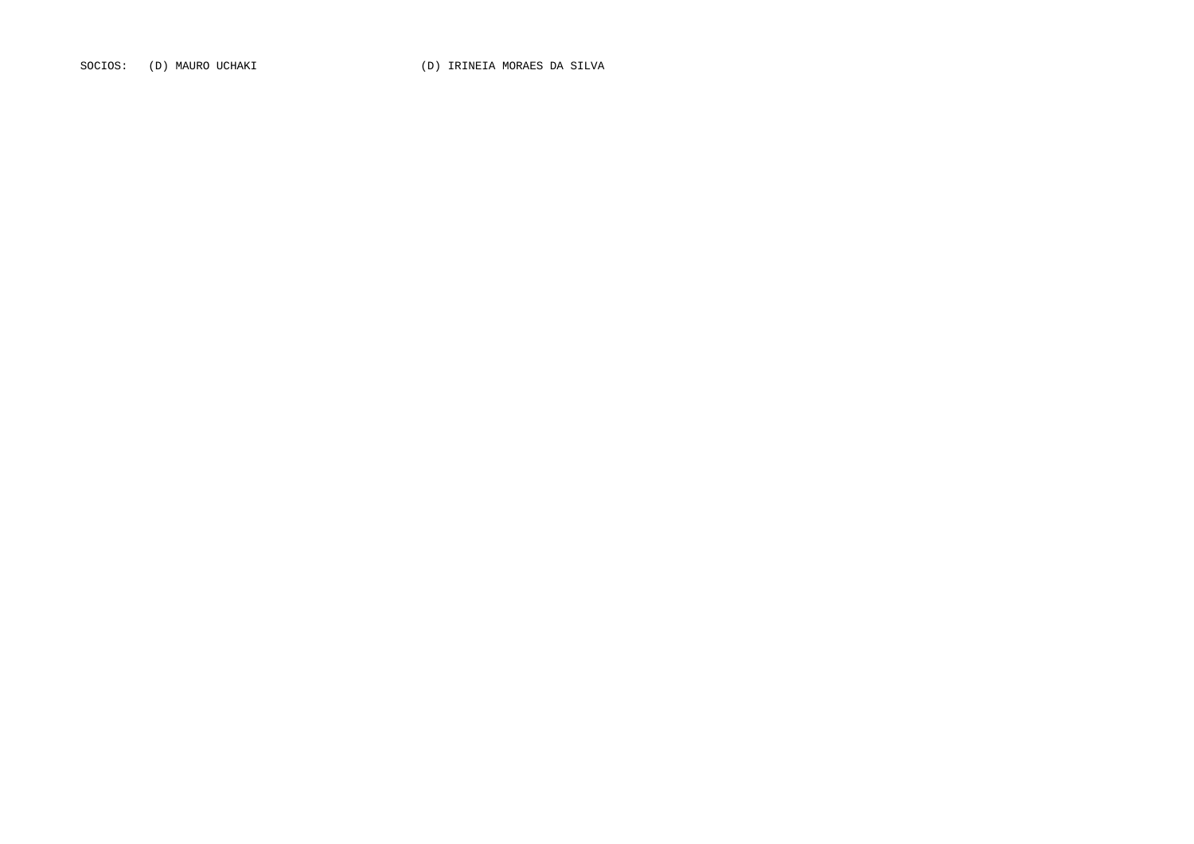SOCIOS:   (D) MAURO UCHAKI                        (D) IRINEIA MORAES DA SILVA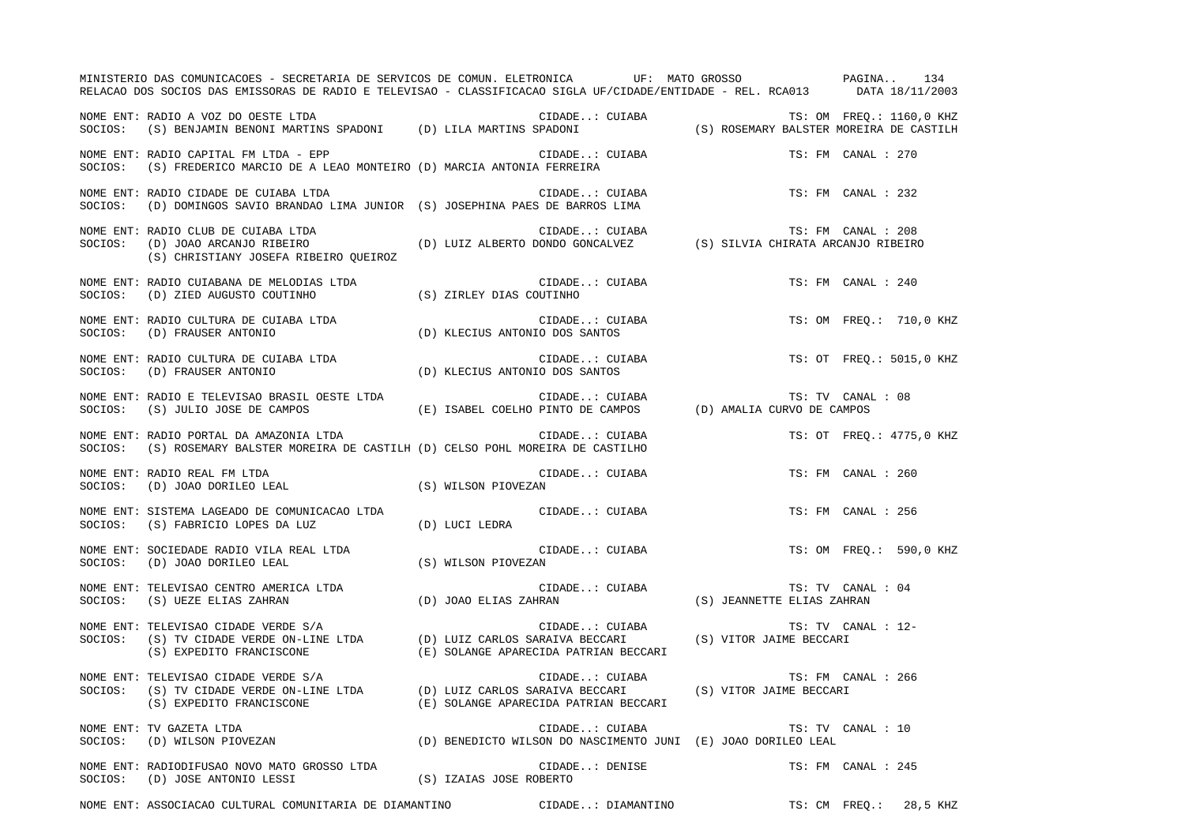MINISTERIO DAS COMUNICACOES - SECRETARIA DE SERVICOS DE COMUN. ELETRONICA UF: MATO GROSSO

RELACAO DOS SOCIOS DAS EMISSORAS DE RADIO E TELEVISAO - CLASSIFICACAO SIGLA UF/CIDADE/ENTIDADE - REL. RCA013 DATA 18/11/2003

NOME ENT: RADIO A VOZ DO OESTE LTDA — CIDADE..: CUIABA — TS: OM FREQ.: 1160,0 KHZ
SOCIOS: (S) BENJAMIN BENONI MARTINS SPADONI (D) LILA MARTINS SPADONI (S) ROSEMARY BALSTER MOREIRA DE CASTILH

NOME ENT: RADIO CAPITAL FM LTDA - EPP — CIDADE..: CUIABA — TS: FM CANAL : 270
SOCIOS: (S) FREDERICO MARCIO DE A LEAO MONTEIRO (D) MARCIA ANTONIA FERREIRA

NOME ENT: RADIO CIDADE DE CUIABA LTDA — CIDADE..: CUIABA — TS: FM CANAL : 232
SOCIOS: (D) DOMINGOS SAVIO BRANDAO LIMA JUNIOR (S) JOSEPHINA PAES DE BARROS LIMA

NOME ENT: RADIO CLUB DE CUIABA LTDA — CIDADE..: CUIABA — TS: FM CANAL : 208
SOCIOS: (D) JOAO ARCANJO RIBEIRO (D) LUIZ ALBERTO DONDO GONCALVEZ (S) SILVIA CHIRATA ARCANJO RIBEIRO (S) CHRISTIANY JOSEFA RIBEIRO QUEIROZ

NOME ENT: RADIO CUIABANA DE MELODIAS LTDA — CIDADE..: CUIABA — TS: FM CANAL : 240
SOCIOS: (D) ZIED AUGUSTO COUTINHO (S) ZIRLEY DIAS COUTINHO

NOME ENT: RADIO CULTURA DE CUIABA LTDA — CIDADE..: CUIABA — TS: OM FREQ.: 710,0 KHZ
SOCIOS: (D) FRAUSER ANTONIO (D) KLECIUS ANTONIO DOS SANTOS

NOME ENT: RADIO CULTURA DE CUIABA LTDA — CIDADE..: CUIABA — TS: OT FREQ.: 5015,0 KHZ
SOCIOS: (D) FRAUSER ANTONIO (D) KLECIUS ANTONIO DOS SANTOS

NOME ENT: RADIO E TELEVISAO BRASIL OESTE LTDA — CIDADE..: CUIABA — TS: TV CANAL : 08
SOCIOS: (S) JULIO JOSE DE CAMPOS (E) ISABEL COELHO PINTO DE CAMPOS (D) AMALIA CURVO DE CAMPOS

NOME ENT: RADIO PORTAL DA AMAZONIA LTDA — CIDADE..: CUIABA — TS: OT FREQ.: 4775,0 KHZ
SOCIOS: (S) ROSEMARY BALSTER MOREIRA DE CASTILH (D) CELSO POHL MOREIRA DE CASTILHO

NOME ENT: RADIO REAL FM LTDA — CIDADE..: CUIABA — TS: FM CANAL : 260
SOCIOS: (D) JOAO DORILEO LEAL (S) WILSON PIOVEZAN

NOME ENT: SISTEMA LAGEADO DE COMUNICACAO LTDA — CIDADE..: CUIABA — TS: FM CANAL : 256
SOCIOS: (S) FABRICIO LOPES DA LUZ (D) LUCI LEDRA

NOME ENT: SOCIEDADE RADIO VILA REAL LTDA — CIDADE..: CUIABA — TS: OM FREQ.: 590,0 KHZ
SOCIOS: (D) JOAO DORILEO LEAL (S) WILSON PIOVEZAN

NOME ENT: TELEVISAO CENTRO AMERICA LTDA — CIDADE..: CUIABA — TS: TV CANAL : 04
SOCIOS: (S) UEZE ELIAS ZAHRAN (D) JOAO ELIAS ZAHRAN (S) JEANNETTE ELIAS ZAHRAN

NOME ENT: TELEVISAO CIDADE VERDE S/A — CIDADE..: CUIABA — TS: TV CANAL : 12-
SOCIOS: (S) TV CIDADE VERDE ON-LINE LTDA (D) LUIZ CARLOS SARAIVA BECCARI (S) VITOR JAIME BECCARI (S) EXPEDITO FRANCISCONE (E) SOLANGE APARECIDA PATRIAN BECCARI

NOME ENT: TELEVISAO CIDADE VERDE S/A — CIDADE..: CUIABA — TS: FM CANAL : 266
SOCIOS: (S) TV CIDADE VERDE ON-LINE LTDA (D) LUIZ CARLOS SARAIVA BECCARI (S) VITOR JAIME BECCARI (S) EXPEDITO FRANCISCONE (E) SOLANGE APARECIDA PATRIAN BECCARI

NOME ENT: TV GAZETA LTDA — CIDADE..: CUIABA — TS: TV CANAL : 10
SOCIOS: (D) WILSON PIOVEZAN (D) BENEDICTO WILSON DO NASCIMENTO JUNI (E) JOAO DORILEO LEAL

NOME ENT: RADIODIFUSAO NOVO MATO GROSSO LTDA — CIDADE..: DENISE — TS: FM CANAL : 245
SOCIOS: (D) JOSE ANTONIO LESSI (S) IZAIAS JOSE ROBERTO

NOME ENT: ASSOCIACAO CULTURAL COMUNITARIA DE DIAMANTINO — CIDADE..: DIAMANTINO — TS: CM FREQ.: 28,5 KHZ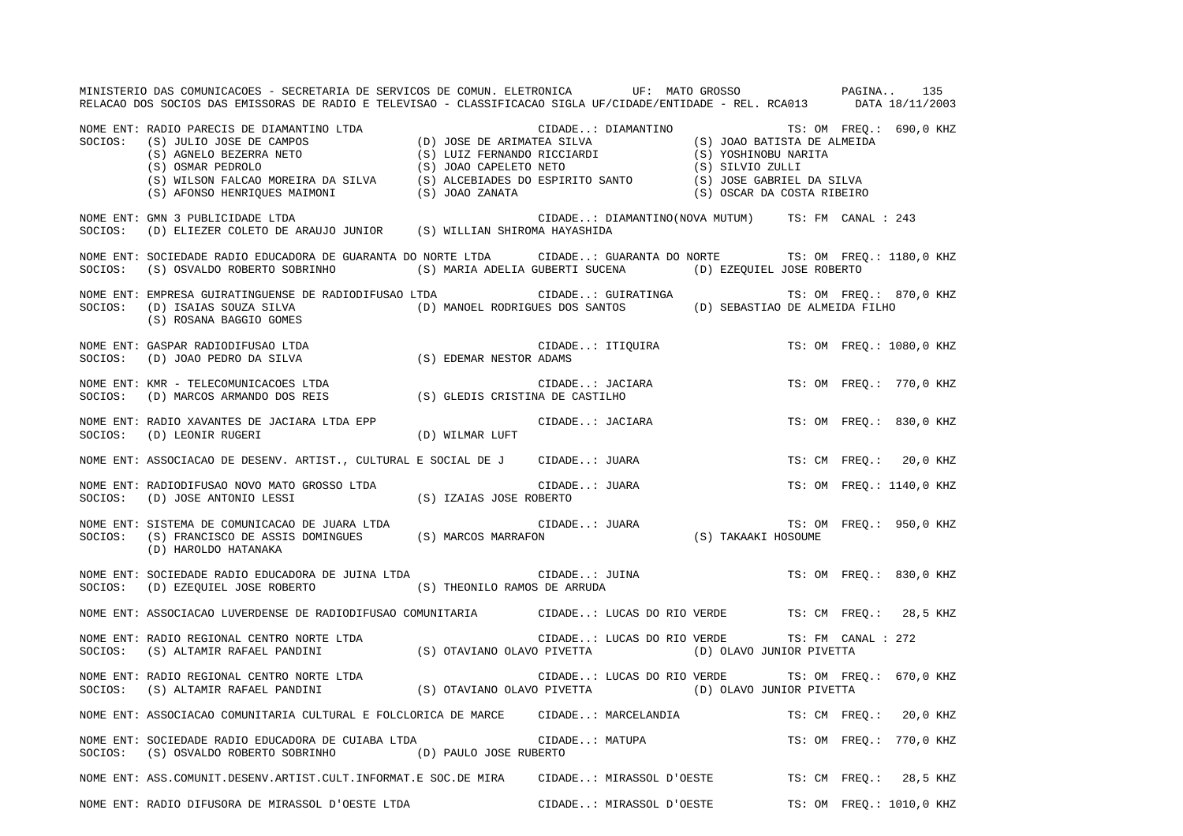MINISTERIO DAS COMUNICACOES - SECRETARIA DE SERVICOS DE COMUN. ELETRONICA UF: MATO GROSSO

RELACAO DOS SOCIOS DAS EMISSORAS DE RADIO E TELEVISAO - CLASSIFICACAO SIGLA UF/CIDADE/ENTIDADE - REL. RCA013 DATA 18/11/2003

NOME ENT: RADIO PARECIS DE DIAMANTINO LTDA — CIDADE..: DIAMANTINO — TS: OM FREQ.: 690,0 KHZ
SOCIOS: (S) JULIO JOSE DE CAMPOS, (D) JOSE DE ARIMATEA SILVA, (S) JOAO BATISTA DE ALMEIDA, (S) AGNELO BEZERRA NETO, (S) LUIZ FERNANDO RICCIARDI, (S) YOSHINOBU NARITA, (S) OSMAR PEDROLO, (S) JOAO CAPELETO NETO, (S) SILVIO ZULLI, (S) WILSON FALCAO MOREIRA DA SILVA, (S) ALCEBIADES DO ESPIRITO SANTO, (S) JOSE GABRIEL DA SILVA, (S) AFONSO HENRIQUES MAIMONI, (S) JOAO ZANATA, (S) OSCAR DA COSTA RIBEIRO

NOME ENT: GMN 3 PUBLICIDADE LTDA — CIDADE..: DIAMANTINO(NOVA MUTUM) — TS: FM CANAL : 243
SOCIOS: (D) ELIEZER COLETO DE ARAUJO JUNIOR, (S) WILLIAN SHIROMA HAYASHIDA

NOME ENT: SOCIEDADE RADIO EDUCADORA DE GUARANTA DO NORTE LTDA — CIDADE..: GUARANTA DO NORTE — TS: OM FREQ.: 1180,0 KHZ
SOCIOS: (S) OSVALDO ROBERTO SOBRINHO, (S) MARIA ADELIA GUBERTI SUCENA, (D) EZEQUIEL JOSE ROBERTO

NOME ENT: EMPRESA GUIRATINGUENSE DE RADIODIFUSAO LTDA — CIDADE..: GUIRATINGA — TS: OM FREQ.: 870,0 KHZ
SOCIOS: (D) ISAIAS SOUZA SILVA, (D) MANOEL RODRIGUES DOS SANTOS, (D) SEBASTIAO DE ALMEIDA FILHO, (S) ROSANA BAGGIO GOMES

NOME ENT: GASPAR RADIODIFUSAO LTDA — CIDADE..: ITIQUIRA — TS: OM FREQ.: 1080,0 KHZ
SOCIOS: (D) JOAO PEDRO DA SILVA, (S) EDEMAR NESTOR ADAMS

NOME ENT: KMR - TELECOMUNICACOES LTDA — CIDADE..: JACIARA — TS: OM FREQ.: 770,0 KHZ
SOCIOS: (D) MARCOS ARMANDO DOS REIS, (S) GLEDIS CRISTINA DE CASTILHO

NOME ENT: RADIO XAVANTES DE JACIARA LTDA EPP — CIDADE..: JACIARA — TS: OM FREQ.: 830,0 KHZ
SOCIOS: (D) LEONIR RUGERI, (D) WILMAR LUFT

NOME ENT: ASSOCIACAO DE DESENV. ARTIST., CULTURAL E SOCIAL DE J — CIDADE..: JUARA — TS: CM FREQ.: 20,0 KHZ

NOME ENT: RADIODIFUSAO NOVO MATO GROSSO LTDA — CIDADE..: JUARA — TS: OM FREQ.: 1140,0 KHZ
SOCIOS: (D) JOSE ANTONIO LESSI, (S) IZAIAS JOSE ROBERTO

NOME ENT: SISTEMA DE COMUNICACAO DE JUARA LTDA — CIDADE..: JUARA — TS: OM FREQ.: 950,0 KHZ
SOCIOS: (S) FRANCISCO DE ASSIS DOMINGUES, (S) MARCOS MARRAFON, (S) TAKAAKI HOSOUME, (D) HAROLDO HATANAKA

NOME ENT: SOCIEDADE RADIO EDUCADORA DE JUINA LTDA — CIDADE..: JUINA — TS: OM FREQ.: 830,0 KHZ
SOCIOS: (D) EZEQUIEL JOSE ROBERTO, (S) THEONILO RAMOS DE ARRUDA

NOME ENT: ASSOCIACAO LUVERDENSE DE RADIODIFUSAO COMUNITARIA — CIDADE..: LUCAS DO RIO VERDE — TS: CM FREQ.: 28,5 KHZ

NOME ENT: RADIO REGIONAL CENTRO NORTE LTDA — CIDADE..: LUCAS DO RIO VERDE — TS: FM CANAL : 272
SOCIOS: (S) ALTAMIR RAFAEL PANDINI, (S) OTAVIANO OLAVO PIVETTA, (D) OLAVO JUNIOR PIVETTA

NOME ENT: RADIO REGIONAL CENTRO NORTE LTDA — CIDADE..: LUCAS DO RIO VERDE — TS: OM FREQ.: 670,0 KHZ
SOCIOS: (S) ALTAMIR RAFAEL PANDINI, (S) OTAVIANO OLAVO PIVETTA, (D) OLAVO JUNIOR PIVETTA

NOME ENT: ASSOCIACAO COMUNITARIA CULTURAL E FOLCLORICA DE MARCE — CIDADE..: MARCELANDIA — TS: CM FREQ.: 20,0 KHZ

NOME ENT: SOCIEDADE RADIO EDUCADORA DE CUIABA LTDA — CIDADE..: MATUPA — TS: OM FREQ.: 770,0 KHZ
SOCIOS: (S) OSVALDO ROBERTO SOBRINHO, (D) PAULO JOSE RUBERTO

NOME ENT: ASS.COMUNIT.DESENV.ARTIST.CULT.INFORMAT.E SOC.DE MIRA — CIDADE..: MIRASSOL D'OESTE — TS: CM FREQ.: 28,5 KHZ

NOME ENT: RADIO DIFUSORA DE MIRASSOL D'OESTE LTDA — CIDADE..: MIRASSOL D'OESTE — TS: OM FREQ.: 1010,0 KHZ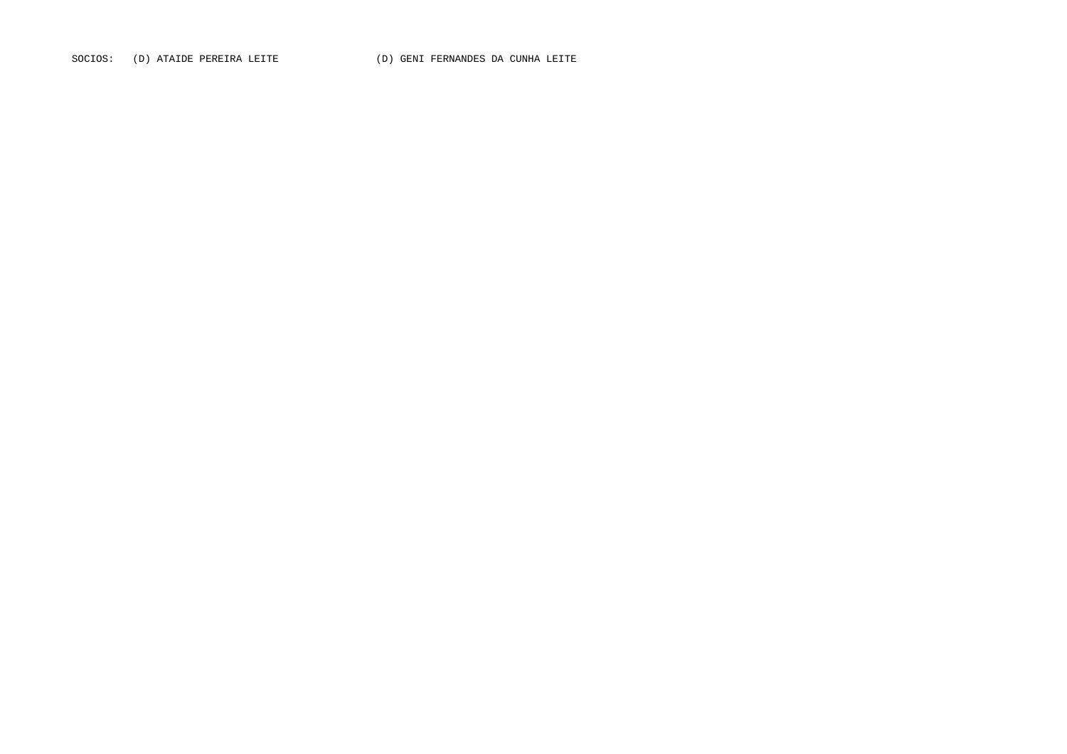SOCIOS:   (D) ATAIDE PEREIRA LEITE               (D) GENI FERNANDES DA CUNHA LEITE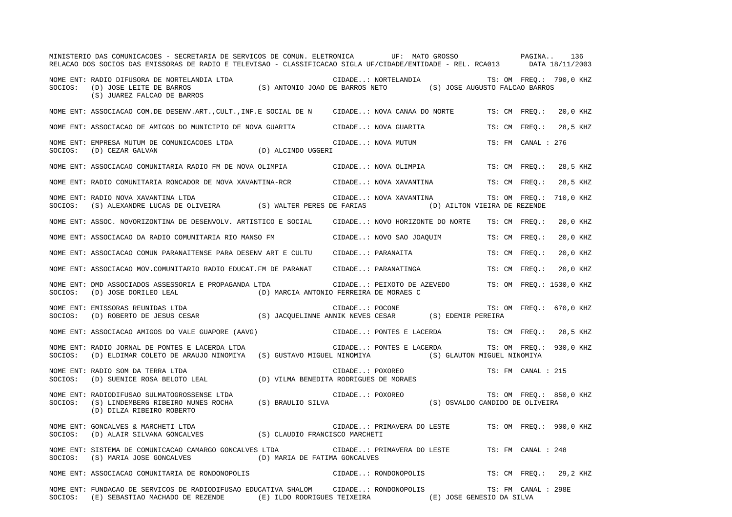MINISTERIO DAS COMUNICACOES - SECRETARIA DE SERVICOS DE COMUN. ELETRONICA UF: MATO GROSSO

RELACAO DOS SOCIOS DAS EMISSORAS DE RADIO E TELEVISAO - CLASSIFICACAO SIGLA UF/CIDADE/ENTIDADE - REL. RCA013 DATA 18/11/2003

```
NOME ENT: RADIO DIFUSORA DE NORTELANDIA LTDA                              CIDADE..: NORTELANDIA              TS: OM  FREQ.:  790,0 KHZ
SOCIOS:   (D) JOSE LEITE DE BARROS          (S) ANTONIO JOAO DE BARROS NETO          (S) JOSE AUGUSTO FALCAO BARROS
          (S) JUAREZ FALCAO DE BARROS

NOME ENT: ASSOCIACAO COM.DE DESENV.ART.,CULT.,INF.E SOCIAL DE N     CIDADE..: NOVA CANAA DO NORTE      TS: CM  FREQ.:   20,0 KHZ

NOME ENT: ASSOCIACAO DE AMIGOS DO MUNICIPIO DE NOVA GUARITA         CIDADE..: NOVA GUARITA             TS: CM  FREQ.:   28,5 KHZ

NOME ENT: EMPRESA MUTUM DE COMUNICACOES LTDA                        CIDADE..: NOVA MUTUM               TS: FM  CANAL : 276
SOCIOS:   (D) CEZAR GALVAN                  (D) ALCINDO UGGERI

NOME ENT: ASSOCIACAO COMUNITARIA RADIO FM DE NOVA OLIMPIA           CIDADE..: NOVA OLIMPIA             TS: CM  FREQ.:   28,5 KHZ

NOME ENT: RADIO COMUNITARIA RONCADOR DE NOVA XAVANTINA-RCR          CIDADE..: NOVA XAVANTINA           TS: CM  FREQ.:   28,5 KHZ

NOME ENT: RADIO NOVA XAVANTINA LTDA                                 CIDADE..: NOVA XAVANTINA           TS: OM  FREQ.:  710,0 KHZ
SOCIOS:   (S) ALEXANDRE LUCAS DE OLIVEIRA   (S) WALTER PERES DE FARIAS               (D) AILTON VIEIRA DE REZENDE

NOME ENT: ASSOC. NOVORIZONTINA DE DESENVOLV. ARTISTICO E SOCIAL     CIDADE..: NOVO HORIZONTE DO NORTE  TS: CM  FREQ.:   20,0 KHZ

NOME ENT: ASSOCIACAO DA RADIO COMUNITARIA RIO MANSO FM              CIDADE..: NOVO SAO JOAQUIM         TS: CM  FREQ.:   20,0 KHZ

NOME ENT: ASSOCIACAO COMUN PARANAITENSE PARA DESENV ART E CULTU     CIDADE..: PARANAITA                TS: CM  FREQ.:   20,0 KHZ

NOME ENT: ASSOCIACAO MOV.COMUNITARIO RADIO EDUCAT.FM DE PARANAT     CIDADE..: PARANATINGA              TS: CM  FREQ.:   20,0 KHZ

NOME ENT: DMD ASSOCIADOS ASSESSORIA E PROPAGANDA LTDA               CIDADE..: PEIXOTO DE AZEVEDO       TS: OM  FREQ.: 1530,0 KHZ
SOCIOS:   (D) JOSE DORILEO LEAL             (D) MARCIA ANTONIO FERREIRA DE MORAES C

NOME ENT: EMISSORAS REUNIDAS LTDA                                   CIDADE..: POCONE                   TS: OM  FREQ.:  670,0 KHZ
SOCIOS:   (D) ROBERTO DE JESUS CESAR        (S) JACQUELINNE ANNIK NEVES CESAR        (S) EDEMIR PEREIRA

NOME ENT: ASSOCIACAO AMIGOS DO VALE GUAPORE (AAVG)                  CIDADE..: PONTES E LACERDA         TS: CM  FREQ.:   28,5 KHZ

NOME ENT: RADIO JORNAL DE PONTES E LACERDA LTDA                     CIDADE..: PONTES E LACERDA         TS: OM  FREQ.:  930,0 KHZ
SOCIOS:   (D) ELDIMAR COLETO DE ARAUJO NINOMIYA  (S) GUSTAVO MIGUEL NINOMIYA         (S) GLAUTON MIGUEL NINOMIYA

NOME ENT: RADIO SOM DA TERRA LTDA                                   CIDADE..: POXOREO                  TS: FM  CANAL : 215
SOCIOS:   (D) SUENICE ROSA BELOTO LEAL      (D) VILMA BENEDITA RODRIGUES DE MORAES

NOME ENT: RADIODIFUSAO SULMATOGROSSENSE LTDA                        CIDADE..: POXOREO                  TS: OM  FREQ.:  850,0 KHZ
SOCIOS:   (S) LINDEMBERG RIBEIRO NUNES ROCHA  (S) BRAULIO SILVA                      (S) OSVALDO CANDIDO DE OLIVEIRA
          (D) DILZA RIBEIRO ROBERTO

NOME ENT: GONCALVES & MARCHETI LTDA                                 CIDADE..: PRIMAVERA DO LESTE       TS: OM  FREQ.:  900,0 KHZ
SOCIOS:   (D) ALAIR SILVANA GONCALVES       (S) CLAUDIO FRANCISCO MARCHETI

NOME ENT: SISTEMA DE COMUNICACAO CAMARGO GONCALVES LTDA             CIDADE..: PRIMAVERA DO LESTE       TS: FM  CANAL : 248
SOCIOS:   (S) MARIA JOSE GONCALVES          (D) MARIA DE FATIMA GONCALVES

NOME ENT: ASSOCIACAO COMUNITARIA DE RONDONOPOLIS                    CIDADE..: RONDONOPOLIS             TS: CM  FREQ.:   29,2 KHZ

NOME ENT: FUNDACAO DE SERVICOS DE RADIODIFUSAO EDUCATIVA SHALOM     CIDADE..: RONDONOPOLIS             TS: FM  CANAL : 298E
SOCIOS:   (E) SEBASTIAO MACHADO DE REZENDE  (E) ILDO RODRIGUES TEIXEIRA              (E) JOSE GENESIO DA SILVA
```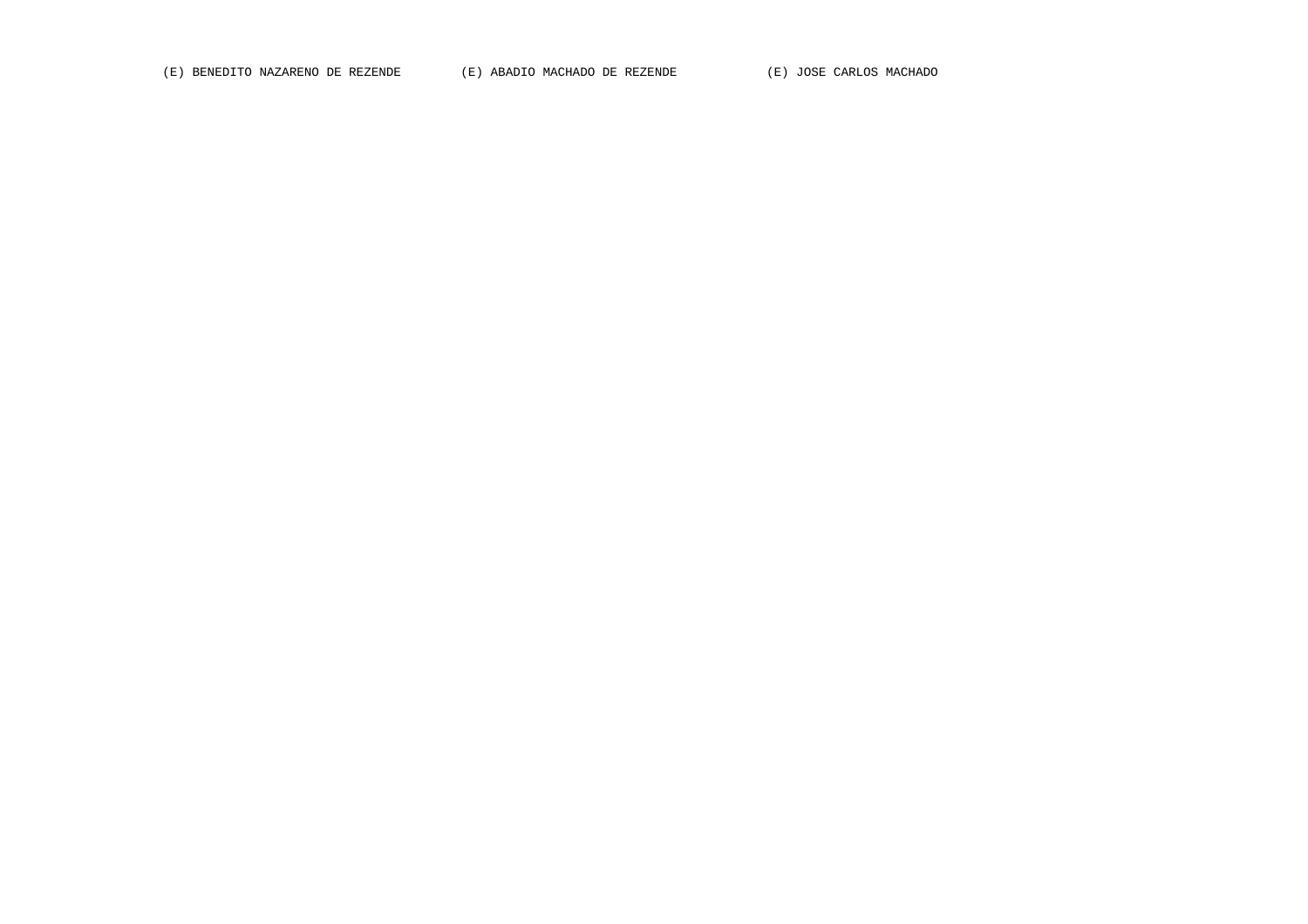(E) BENEDITO NAZARENO DE REZENDE        (E) ABADIO MACHADO DE REZENDE        (E) JOSE CARLOS MACHADO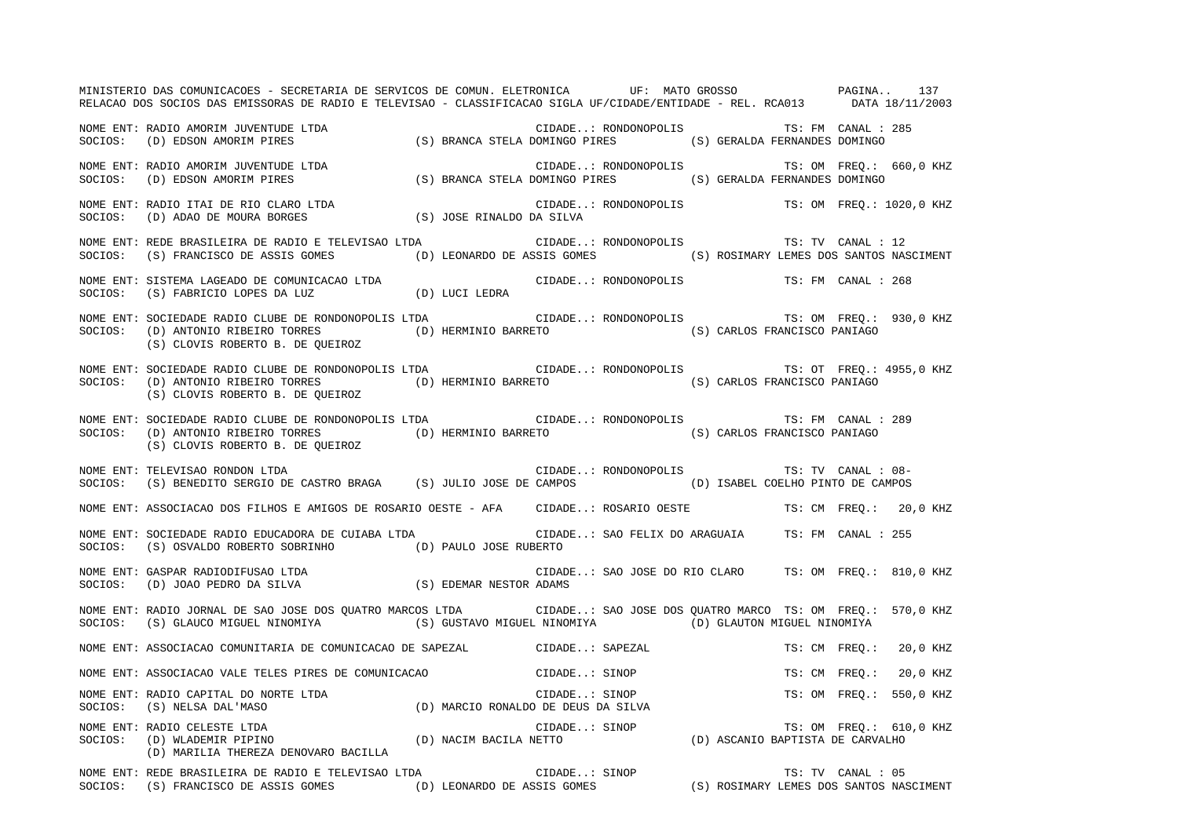MINISTERIO DAS COMUNICACOES - SECRETARIA DE SERVICOS DE COMUN. ELETRONICA UF: MATO GROSSO

RELACAO DOS SOCIOS DAS EMISSORAS DE RADIO E TELEVISAO - CLASSIFICACAO SIGLA UF/CIDADE/ENTIDADE - REL. RCA013 DATA 18/11/2003

NOME ENT: RADIO AMORIM JUVENTUDE LTDA CIDADE..: RONDONOPOLIS TS: FM CANAL : 285
SOCIOS: (D) EDSON AMORIM PIRES (S) BRANCA STELA DOMINGO PIRES (S) GERALDA FERNANDES DOMINGO

NOME ENT: RADIO AMORIM JUVENTUDE LTDA CIDADE..: RONDONOPOLIS TS: OM FREQ.: 660,0 KHZ
SOCIOS: (D) EDSON AMORIM PIRES (S) BRANCA STELA DOMINGO PIRES (S) GERALDA FERNANDES DOMINGO

NOME ENT: RADIO ITAI DE RIO CLARO LTDA CIDADE..: RONDONOPOLIS TS: OM FREQ.: 1020,0 KHZ
SOCIOS: (D) ADAO DE MOURA BORGES (S) JOSE RINALDO DA SILVA

NOME ENT: REDE BRASILEIRA DE RADIO E TELEVISAO LTDA CIDADE..: RONDONOPOLIS TS: TV CANAL : 12
SOCIOS: (S) FRANCISCO DE ASSIS GOMES (D) LEONARDO DE ASSIS GOMES (S) ROSIMARY LEMES DOS SANTOS NASCIMENT

NOME ENT: SISTEMA LAGEADO DE COMUNICACAO LTDA CIDADE..: RONDONOPOLIS TS: FM CANAL : 268
SOCIOS: (S) FABRICIO LOPES DA LUZ (D) LUCI LEDRA

NOME ENT: SOCIEDADE RADIO CLUBE DE RONDONOPOLIS LTDA CIDADE..: RONDONOPOLIS TS: OM FREQ.: 930,0 KHZ
SOCIOS: (D) ANTONIO RIBEIRO TORRES (D) HERMINIO BARRETO (S) CARLOS FRANCISCO PANIAGO
(S) CLOVIS ROBERTO B. DE QUEIROZ

NOME ENT: SOCIEDADE RADIO CLUBE DE RONDONOPOLIS LTDA CIDADE..: RONDONOPOLIS TS: OT FREQ.: 4955,0 KHZ
SOCIOS: (D) ANTONIO RIBEIRO TORRES (D) HERMINIO BARRETO (S) CARLOS FRANCISCO PANIAGO
(S) CLOVIS ROBERTO B. DE QUEIROZ

NOME ENT: SOCIEDADE RADIO CLUBE DE RONDONOPOLIS LTDA CIDADE..: RONDONOPOLIS TS: FM CANAL : 289
SOCIOS: (D) ANTONIO RIBEIRO TORRES (D) HERMINIO BARRETO (S) CARLOS FRANCISCO PANIAGO
(S) CLOVIS ROBERTO B. DE QUEIROZ

NOME ENT: TELEVISAO RONDON LTDA CIDADE..: RONDONOPOLIS TS: TV CANAL : 08-
SOCIOS: (S) BENEDITO SERGIO DE CASTRO BRAGA (S) JULIO JOSE DE CAMPOS (D) ISABEL COELHO PINTO DE CAMPOS

NOME ENT: ASSOCIACAO DOS FILHOS E AMIGOS DE ROSARIO OESTE - AFA CIDADE..: ROSARIO OESTE TS: CM FREQ.: 20,0 KHZ

NOME ENT: SOCIEDADE RADIO EDUCADORA DE CUIABA LTDA CIDADE..: SAO FELIX DO ARAGUAIA TS: FM CANAL : 255
SOCIOS: (S) OSVALDO ROBERTO SOBRINHO (D) PAULO JOSE RUBERTO

NOME ENT: GASPAR RADIODIFUSAO LTDA CIDADE..: SAO JOSE DO RIO CLARO TS: OM FREQ.: 810,0 KHZ
SOCIOS: (D) JOAO PEDRO DA SILVA (S) EDEMAR NESTOR ADAMS

NOME ENT: RADIO JORNAL DE SAO JOSE DOS QUATRO MARCOS LTDA CIDADE..: SAO JOSE DOS QUATRO MARCO TS: OM FREQ.: 570,0 KHZ
SOCIOS: (S) GLAUCO MIGUEL NINOMIYA (S) GUSTAVO MIGUEL NINOMIYA (D) GLAUTON MIGUEL NINOMIYA

NOME ENT: ASSOCIACAO COMUNITARIA DE COMUNICACAO DE SAPEZAL CIDADE..: SAPEZAL TS: CM FREQ.: 20,0 KHZ

NOME ENT: ASSOCIACAO VALE TELES PIRES DE COMUNICACAO CIDADE..: SINOP TS: CM FREQ.: 20,0 KHZ

NOME ENT: RADIO CAPITAL DO NORTE LTDA CIDADE..: SINOP TS: OM FREQ.: 550,0 KHZ
SOCIOS: (S) NELSA DAL'MASO (D) MARCIO RONALDO DE DEUS DA SILVA

NOME ENT: RADIO CELESTE LTDA CIDADE..: SINOP TS: OM FREQ.: 610,0 KHZ
SOCIOS: (D) WLADEMIR PIPINO (D) NACIM BACILA NETTO (D) ASCANIO BAPTISTA DE CARVALHO
(D) MARILIA THEREZA DENOVARO BACILLA

NOME ENT: REDE BRASILEIRA DE RADIO E TELEVISAO LTDA CIDADE..: SINOP TS: TV CANAL : 05
SOCIOS: (S) FRANCISCO DE ASSIS GOMES (D) LEONARDO DE ASSIS GOMES (S) ROSIMARY LEMES DOS SANTOS NASCIMENT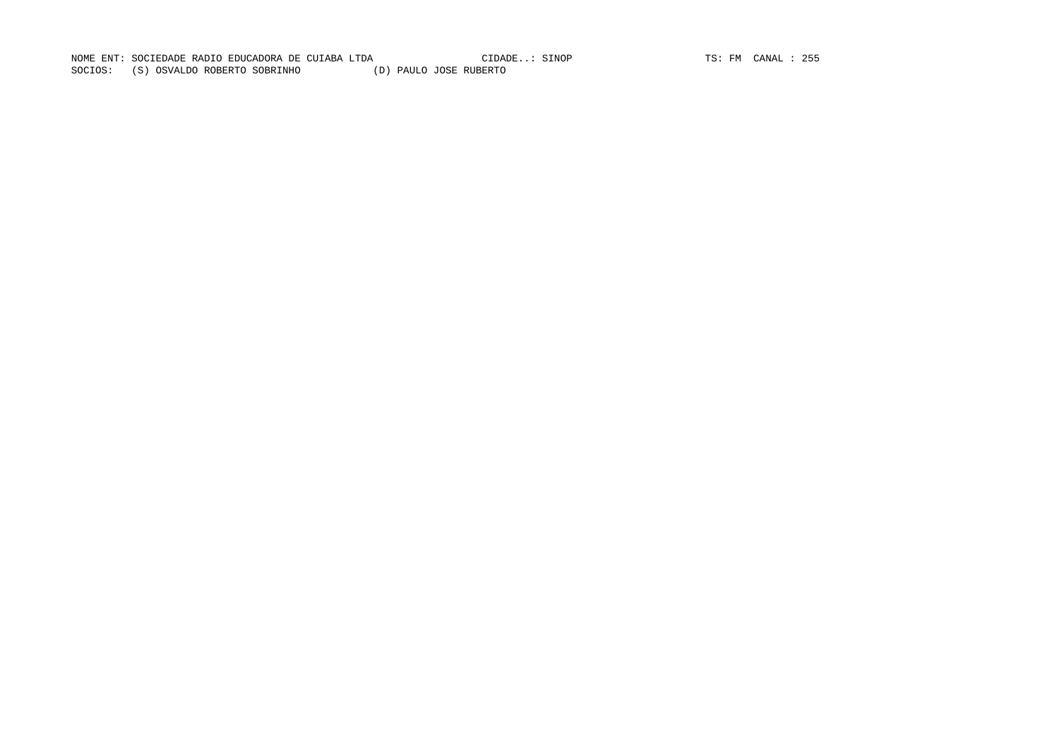NOME ENT: SOCIEDADE RADIO EDUCADORA DE CUIABA LTDA CIDADE..: SINOP TS: FM CANAL : 255

SOCIOS: (S) OSVALDO ROBERTO SOBRINHO (D) PAULO JOSE RUBERTO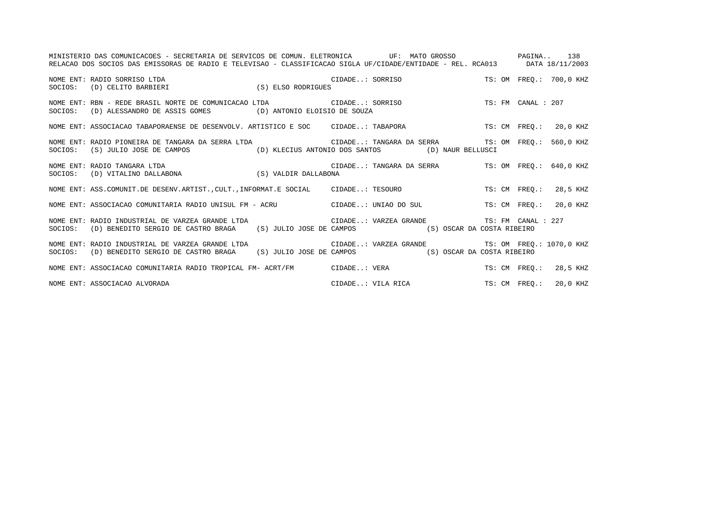MINISTERIO DAS COMUNICACOES - SECRETARIA DE SERVICOS DE COMUN. ELETRONICA UF: MATO GROSSO

RELACAO DOS SOCIOS DAS EMISSORAS DE RADIO E TELEVISAO - CLASSIFICACAO SIGLA UF/CIDADE/ENTIDADE - REL. RCA013 DATA 18/11/2003

```
NOME ENT: RADIO SORRISO LTDA                                         CIDADE..: SORRISO                    TS: OM  FREQ.: 700,0 KHZ
SOCIOS:  (D) CELITO BARBIERI               (S) ELSO RODRIGUES

NOME ENT: RBN - REDE BRASIL NORTE DE COMUNICACAO LTDA                CIDADE..: SORRISO                    TS: FM  CANAL : 207
SOCIOS:  (D) ALESSANDRO DE ASSIS GOMES     (D) ANTONIO ELOISIO DE SOUZA

NOME ENT: ASSOCIACAO TABAPORAENSE DE DESENVOLV. ARTISTICO E SOC      CIDADE..: TABAPORA                   TS: CM  FREQ.:  20,0 KHZ

NOME ENT: RADIO PIONEIRA DE TANGARA DA SERRA LTDA                    CIDADE..: TANGARA DA SERRA           TS: OM  FREQ.: 560,0 KHZ
SOCIOS:  (S) JULIO JOSE DE CAMPOS          (D) KLECIUS ANTONIO DOS SANTOS       (D) NAUR BELLUSCI

NOME ENT: RADIO TANGARA LTDA                                         CIDADE..: TANGARA DA SERRA           TS: OM  FREQ.: 640,0 KHZ
SOCIOS:  (D) VITALINO DALLABONA            (S) VALDIR DALLABONA

NOME ENT: ASS.COMUNIT.DE DESENV.ARTIST.,CULT.,INFORMAT.E SOCIAL      CIDADE..: TESOURO                    TS: CM  FREQ.:  28,5 KHZ

NOME ENT: ASSOCIACAO COMUNITARIA RADIO UNISUL FM - ACRU              CIDADE..: UNIAO DO SUL               TS: CM  FREQ.:  20,0 KHZ

NOME ENT: RADIO INDUSTRIAL DE VARZEA GRANDE LTDA                     CIDADE..: VARZEA GRANDE              TS: FM  CANAL : 227
SOCIOS:  (D) BENEDITO SERGIO DE CASTRO BRAGA   (S) JULIO JOSE DE CAMPOS         (S) OSCAR DA COSTA RIBEIRO

NOME ENT: RADIO INDUSTRIAL DE VARZEA GRANDE LTDA                     CIDADE..: VARZEA GRANDE              TS: OM  FREQ.: 1070,0 KHZ
SOCIOS:  (D) BENEDITO SERGIO DE CASTRO BRAGA   (S) JULIO JOSE DE CAMPOS         (S) OSCAR DA COSTA RIBEIRO

NOME ENT: ASSOCIACAO COMUNITARIA RADIO TROPICAL FM- ACRT/FM          CIDADE..: VERA                       TS: CM  FREQ.:  28,5 KHZ

NOME ENT: ASSOCIACAO ALVORADA                                        CIDADE..: VILA RICA                  TS: CM  FREQ.:  20,0 KHZ
```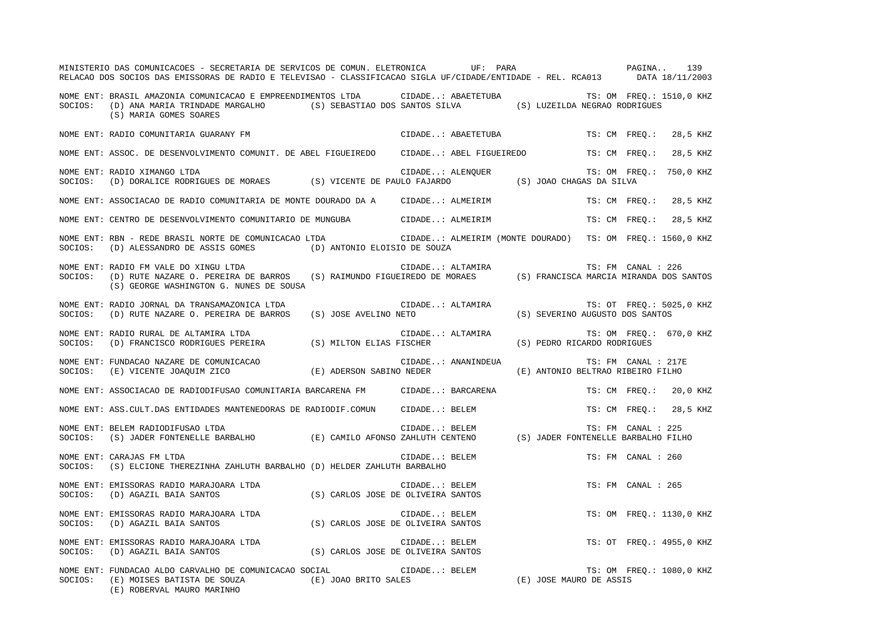MINISTERIO DAS COMUNICACOES - SECRETARIA DE SERVICOS DE COMUN. ELETRONICA UF: PARA

RELACAO DOS SOCIOS DAS EMISSORAS DE RADIO E TELEVISAO - CLASSIFICACAO SIGLA UF/CIDADE/ENTIDADE - REL. RCA013 DATA 18/11/2003

NOME ENT: BRASIL AMAZONIA COMUNICACAO E EMPREENDIMENTOS LTDA CIDADE..: ABAETETUBA TS: OM FREQ.: 1510,0 KHZ
SOCIOS: (D) ANA MARIA TRINDADE MARGALHO (S) SEBASTIAO DOS SANTOS SILVA (S) LUZEILDA NEGRAO RODRIGUES
(S) MARIA GOMES SOARES

NOME ENT: RADIO COMUNITARIA GUARANY FM CIDADE..: ABAETETUBA TS: CM FREQ.: 28,5 KHZ

NOME ENT: ASSOC. DE DESENVOLVIMENTO COMUNIT. DE ABEL FIGUEIREDO CIDADE..: ABEL FIGUEIREDO TS: CM FREQ.: 28,5 KHZ

NOME ENT: RADIO XIMANGO LTDA CIDADE..: ALENQUER TS: OM FREQ.: 750,0 KHZ
SOCIOS: (D) DORALICE RODRIGUES DE MORAES (S) VICENTE DE PAULO FAJARDO (S) JOAO CHAGAS DA SILVA

NOME ENT: ASSOCIACAO DE RADIO COMUNITARIA DE MONTE DOURADO DA A CIDADE..: ALMEIRIM TS: CM FREQ.: 28,5 KHZ

NOME ENT: CENTRO DE DESENVOLVIMENTO COMUNITARIO DE MUNGUBA CIDADE..: ALMEIRIM TS: CM FREQ.: 28,5 KHZ

NOME ENT: RBN - REDE BRASIL NORTE DE COMUNICACAO LTDA CIDADE..: ALMEIRIM (MONTE DOURADO) TS: OM FREQ.: 1560,0 KHZ
SOCIOS: (D) ALESSANDRO DE ASSIS GOMES (D) ANTONIO ELOISIO DE SOUZA

NOME ENT: RADIO FM VALE DO XINGU LTDA CIDADE..: ALTAMIRA TS: FM CANAL : 226
SOCIOS: (D) RUTE NAZARE O. PEREIRA DE BARROS (S) RAIMUNDO FIGUEIREDO DE MORAES (S) FRANCISCA MARCIA MIRANDA DOS SANTOS
(S) GEORGE WASHINGTON G. NUNES DE SOUSA

NOME ENT: RADIO JORNAL DA TRANSAMAZONICA LTDA CIDADE..: ALTAMIRA TS: OT FREQ.: 5025,0 KHZ
SOCIOS: (D) RUTE NAZARE O. PEREIRA DE BARROS (S) JOSE AVELINO NETO (S) SEVERINO AUGUSTO DOS SANTOS

NOME ENT: RADIO RURAL DE ALTAMIRA LTDA CIDADE..: ALTAMIRA TS: OM FREQ.: 670,0 KHZ
SOCIOS: (D) FRANCISCO RODRIGUES PEREIRA (S) MILTON ELIAS FISCHER (S) PEDRO RICARDO RODRIGUES

NOME ENT: FUNDACAO NAZARE DE COMUNICACAO CIDADE..: ANANINDEUA TS: FM CANAL : 217E
SOCIOS: (E) VICENTE JOAQUIM ZICO (E) ADERSON SABINO NEDER (E) ANTONIO BELTRAO RIBEIRO FILHO

NOME ENT: ASSOCIACAO DE RADIODIFUSAO COMUNITARIA BARCARENA FM CIDADE..: BARCARENA TS: CM FREQ.: 20,0 KHZ

NOME ENT: ASS.CULT.DAS ENTIDADES MANTENEDORAS DE RADIODIF.COMUN CIDADE..: BELEM TS: CM FREQ.: 28,5 KHZ

NOME ENT: BELEM RADIODIFUSAO LTDA CIDADE..: BELEM TS: FM CANAL : 225
SOCIOS: (S) JADER FONTENELLE BARBALHO (E) CAMILO AFONSO ZAHLUTH CENTENO (S) JADER FONTENELLE BARBALHO FILHO

NOME ENT: CARAJAS FM LTDA CIDADE..: BELEM TS: FM CANAL : 260
SOCIOS: (S) ELCIONE THEREZINHA ZAHLUTH BARBALHO (D) HELDER ZAHLUTH BARBALHO

NOME ENT: EMISSORAS RADIO MARAJOARA LTDA CIDADE..: BELEM TS: FM CANAL : 265
SOCIOS: (D) AGAZIL BAIA SANTOS (S) CARLOS JOSE DE OLIVEIRA SANTOS

NOME ENT: EMISSORAS RADIO MARAJOARA LTDA CIDADE..: BELEM TS: OM FREQ.: 1130,0 KHZ
SOCIOS: (D) AGAZIL BAIA SANTOS (S) CARLOS JOSE DE OLIVEIRA SANTOS

NOME ENT: EMISSORAS RADIO MARAJOARA LTDA CIDADE..: BELEM TS: OT FREQ.: 4955,0 KHZ
SOCIOS: (D) AGAZIL BAIA SANTOS (S) CARLOS JOSE DE OLIVEIRA SANTOS

NOME ENT: FUNDACAO ALDO CARVALHO DE COMUNICACAO SOCIAL CIDADE..: BELEM TS: OM FREQ.: 1080,0 KHZ
SOCIOS: (E) MOISES BATISTA DE SOUZA (E) JOAO BRITO SALES (E) JOSE MAURO DE ASSIS
(E) ROBERVAL MAURO MARINHO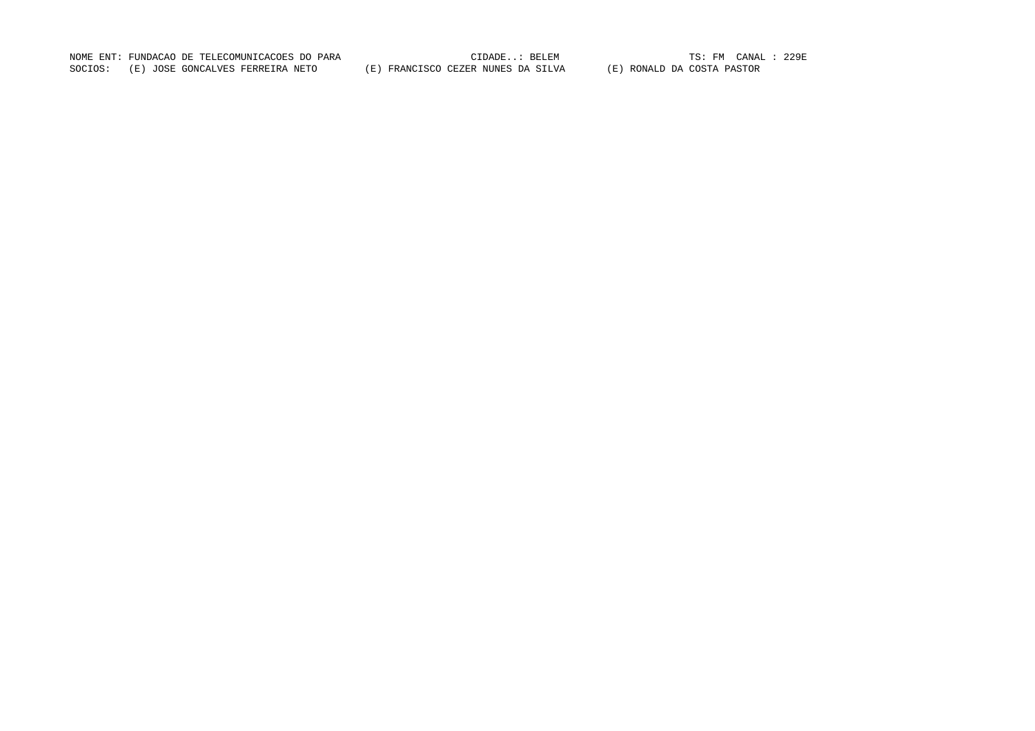NOME ENT: FUNDACAO DE TELECOMUNICACOES DO PARA CIDADE..: BELEM TS: FM CANAL : 229E

SOCIOS: (E) JOSE GONCALVES FERREIRA NETO (E) FRANCISCO CEZER NUNES DA SILVA (E) RONALD DA COSTA PASTOR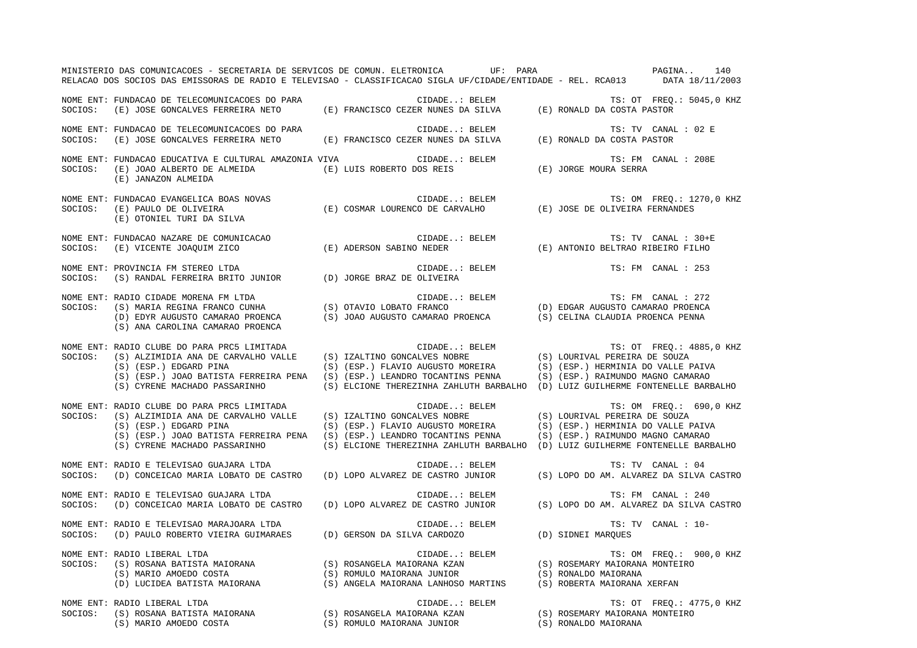MINISTERIO DAS COMUNICACOES - SECRETARIA DE SERVICOS DE COMUN. ELETRONICA UF: PARA

RELACAO DOS SOCIOS DAS EMISSORAS DE RADIO E TELEVISAO - CLASSIFICACAO SIGLA UF/CIDADE/ENTIDADE - REL. RCA013 DATA 18/11/2003

NOME ENT: FUNDACAO DE TELECOMUNICACOES DO PARA — CIDADE..: BELEM — TS: OT FREQ.: 5045,0 KHZ
SOCIOS: (E) JOSE GONCALVES FERREIRA NETO; (E) FRANCISCO CEZER NUNES DA SILVA; (E) RONALD DA COSTA PASTOR

NOME ENT: FUNDACAO DE TELECOMUNICACOES DO PARA — CIDADE..: BELEM — TS: TV CANAL : 02 E
SOCIOS: (E) JOSE GONCALVES FERREIRA NETO; (E) FRANCISCO CEZER NUNES DA SILVA; (E) RONALD DA COSTA PASTOR

NOME ENT: FUNDACAO EDUCATIVA E CULTURAL AMAZONIA VIVA — CIDADE..: BELEM — TS: FM CANAL : 208E
SOCIOS: (E) JOAO ALBERTO DE ALMEIDA; (E) LUIS ROBERTO DOS REIS; (E) JORGE MOURA SERRA; (E) JANAZON ALMEIDA

NOME ENT: FUNDACAO EVANGELICA BOAS NOVAS — CIDADE..: BELEM — TS: OM FREQ.: 1270,0 KHZ
SOCIOS: (E) PAULO DE OLIVEIRA; (E) COSMAR LOURENCO DE CARVALHO; (E) JOSE DE OLIVEIRA FERNANDES; (E) OTONIEL TURI DA SILVA

NOME ENT: FUNDACAO NAZARE DE COMUNICACAO — CIDADE..: BELEM — TS: TV CANAL : 30+E
SOCIOS: (E) VICENTE JOAQUIM ZICO; (E) ADERSON SABINO NEDER; (E) ANTONIO BELTRAO RIBEIRO FILHO

NOME ENT: PROVINCIA FM STEREO LTDA — CIDADE..: BELEM — TS: FM CANAL : 253
SOCIOS: (S) RANDAL FERREIRA BRITO JUNIOR; (D) JORGE BRAZ DE OLIVEIRA

NOME ENT: RADIO CIDADE MORENA FM LTDA — CIDADE..: BELEM — TS: FM CANAL : 272
SOCIOS: (S) MARIA REGINA FRANCO CUNHA; (S) OTAVIO LOBATO FRANCO; (D) EDGAR AUGUSTO CAMARAO PROENCA; (D) EDYR AUGUSTO CAMARAO PROENCA; (S) JOAO AUGUSTO CAMARAO PROENCA; (S) CELINA CLAUDIA PROENCA PENNA; (S) ANA CAROLINA CAMARAO PROENCA

NOME ENT: RADIO CLUBE DO PARA PRC5 LIMITADA — CIDADE..: BELEM — TS: OT FREQ.: 4885,0 KHZ
SOCIOS: (S) ALZIMIDIA ANA DE CARVALHO VALLE; (S) IZALTINO GONCALVES NOBRE; (S) LOURIVAL PEREIRA DE SOUZA; (S) (ESP.) EDGARD PINA; (S) (ESP.) FLAVIO AUGUSTO MOREIRA; (S) (ESP.) HERMINIA DO VALLE PAIVA; (S) (ESP.) JOAO BATISTA FERREIRA PENA; (S) (ESP.) LEANDRO TOCANTINS PENNA; (S) (ESP.) RAIMUNDO MAGNO CAMARAO; (S) CYRENE MACHADO PASSARINHO; (S) ELCIONE THEREZINHA ZAHLUTH BARBALHO; (D) LUIZ GUILHERME FONTENELLE BARBALHO

NOME ENT: RADIO CLUBE DO PARA PRC5 LIMITADA — CIDADE..: BELEM — TS: OM FREQ.: 690,0 KHZ
SOCIOS: (S) ALZIMIDIA ANA DE CARVALHO VALLE; (S) IZALTINO GONCALVES NOBRE; (S) LOURIVAL PEREIRA DE SOUZA; (S) (ESP.) EDGARD PINA; (S) (ESP.) FLAVIO AUGUSTO MOREIRA; (S) (ESP.) HERMINIA DO VALLE PAIVA; (S) (ESP.) JOAO BATISTA FERREIRA PENA; (S) (ESP.) LEANDRO TOCANTINS PENNA; (S) (ESP.) RAIMUNDO MAGNO CAMARAO; (S) CYRENE MACHADO PASSARINHO; (S) ELCIONE THEREZINHA ZAHLUTH BARBALHO; (D) LUIZ GUILHERME FONTENELLE BARBALHO

NOME ENT: RADIO E TELEVISAO GUAJARA LTDA — CIDADE..: BELEM — TS: TV CANAL : 04
SOCIOS: (D) CONCEICAO MARIA LOBATO DE CASTRO; (D) LOPO ALVAREZ DE CASTRO JUNIOR; (S) LOPO DO AM. ALVAREZ DA SILVA CASTRO

NOME ENT: RADIO E TELEVISAO GUAJARA LTDA — CIDADE..: BELEM — TS: FM CANAL : 240
SOCIOS: (D) CONCEICAO MARIA LOBATO DE CASTRO; (D) LOPO ALVAREZ DE CASTRO JUNIOR; (S) LOPO DO AM. ALVAREZ DA SILVA CASTRO

NOME ENT: RADIO E TELEVISAO MARAJOARA LTDA — CIDADE..: BELEM — TS: TV CANAL : 10-
SOCIOS: (D) PAULO ROBERTO VIEIRA GUIMARAES; (D) GERSON DA SILVA CARDOZO; (D) SIDNEI MARQUES

NOME ENT: RADIO LIBERAL LTDA — CIDADE..: BELEM — TS: OM FREQ.: 900,0 KHZ
SOCIOS: (S) ROSANA BATISTA MAIORANA; (S) ROSANGELA MAIORANA KZAN; (S) ROSEMARY MAIORANA MONTEIRO; (S) MARIO AMOEDO COSTA; (S) ROMULO MAIORANA JUNIOR; (S) RONALDO MAIORANA; (D) LUCIDEA BATISTA MAIORANA; (S) ANGELA MAIORANA LANHOSO MARTINS; (S) ROBERTA MAIORANA XERFAN

NOME ENT: RADIO LIBERAL LTDA — CIDADE..: BELEM — TS: OT FREQ.: 4775,0 KHZ
SOCIOS: (S) ROSANA BATISTA MAIORANA; (S) ROSANGELA MAIORANA KZAN; (S) ROSEMARY MAIORANA MONTEIRO; (S) MARIO AMOEDO COSTA; (S) ROMULO MAIORANA JUNIOR; (S) RONALDO MAIORANA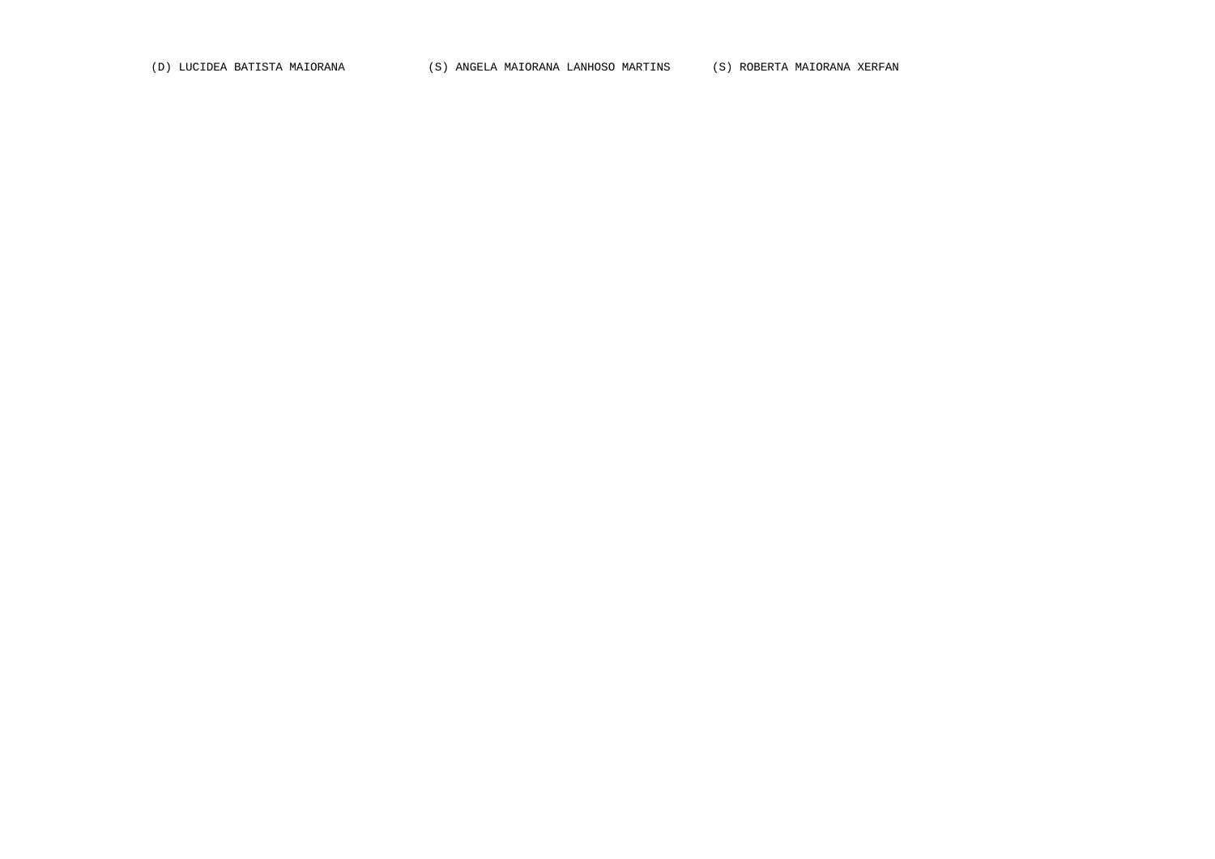(D) LUCIDEA BATISTA MAIORANA (S) ANGELA MAIORANA LANHOSO MARTINS (S) ROBERTA MAIORANA XERFAN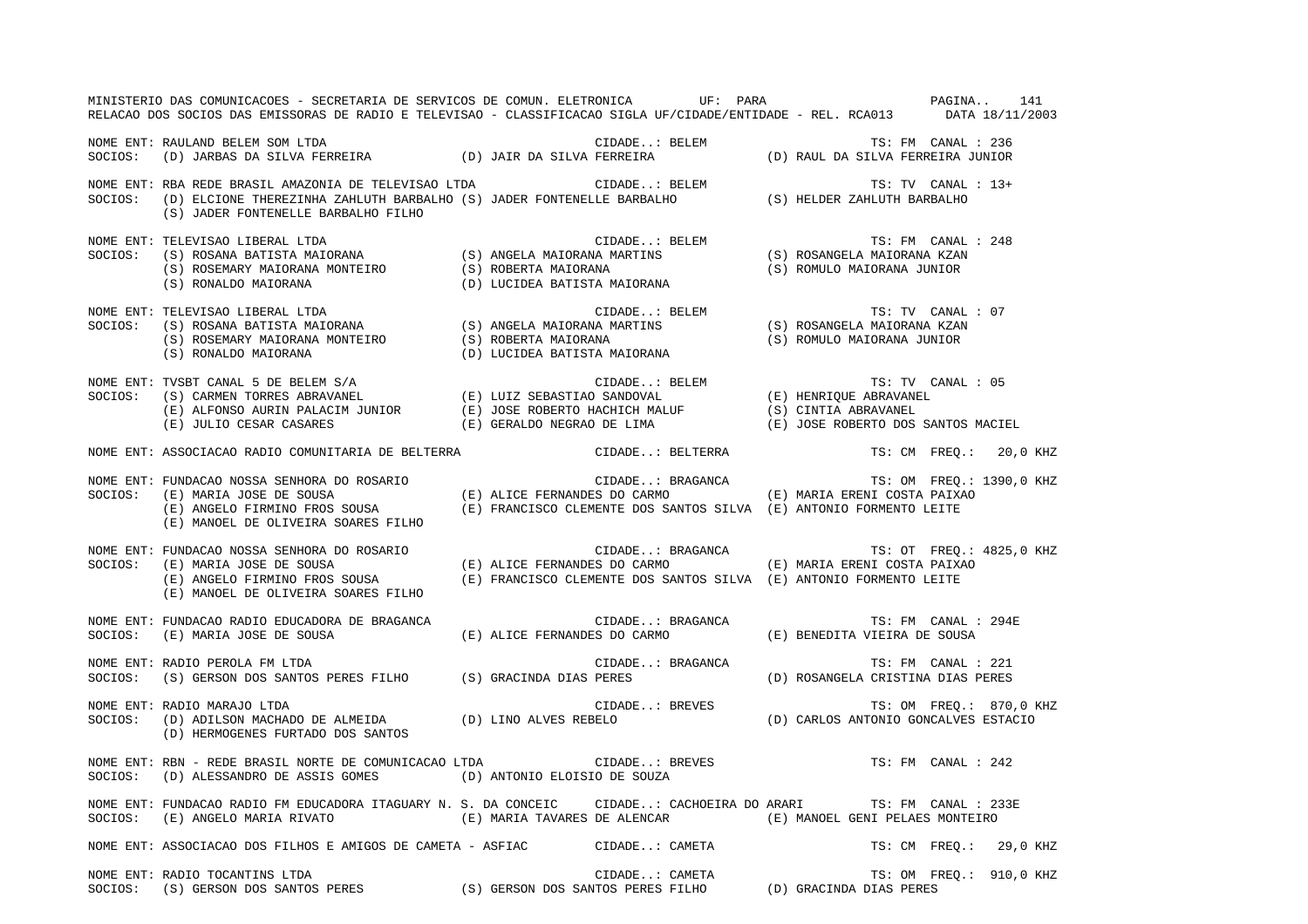NOME ENT: RAULAND BELEM SOM LTDA — CIDADE..: BELEM — TS: FM CANAL : 236
SOCIOS: (D) JARBAS DA SILVA FERREIRA (D) JAIR DA SILVA FERREIRA (D) RAUL DA SILVA FERREIRA JUNIOR

NOME ENT: RBA REDE BRASIL AMAZONIA DE TELEVISAO LTDA — CIDADE..: BELEM — TS: TV CANAL : 13+
SOCIOS: (D) ELCIONE THEREZINHA ZAHLUTH BARBALHO (S) JADER FONTENELLE BARBALHO (S) HELDER ZAHLUTH BARBALHO
(S) JADER FONTENELLE BARBALHO FILHO

NOME ENT: TELEVISAO LIBERAL LTDA — CIDADE..: BELEM — TS: FM CANAL : 248
SOCIOS: (S) ROSANA BATISTA MAIORANA (S) ANGELA MAIORANA MARTINS (S) ROSANGELA MAIORANA KZAN
(S) ROSEMARY MAIORANA MONTEIRO (S) ROBERTA MAIORANA (S) ROMULO MAIORANA JUNIOR
(S) RONALDO MAIORANA (D) LUCIDEA BATISTA MAIORANA

NOME ENT: TELEVISAO LIBERAL LTDA — CIDADE..: BELEM — TS: TV CANAL : 07
SOCIOS: (S) ROSANA BATISTA MAIORANA (S) ANGELA MAIORANA MARTINS (S) ROSANGELA MAIORANA KZAN
(S) ROSEMARY MAIORANA MONTEIRO (S) ROBERTA MAIORANA (S) ROMULO MAIORANA JUNIOR
(S) RONALDO MAIORANA (D) LUCIDEA BATISTA MAIORANA

NOME ENT: TVSBT CANAL 5 DE BELEM S/A — CIDADE..: BELEM — TS: TV CANAL : 05
SOCIOS: (S) CARMEN TORRES ABRAVANEL (E) LUIZ SEBASTIAO SANDOVAL (E) HENRIQUE ABRAVANEL
(E) ALFONSO AURIN PALACIM JUNIOR (E) JOSE ROBERTO HACHICH MALUF (S) CINTIA ABRAVANEL
(E) JULIO CESAR CASARES (E) GERALDO NEGRAO DE LIMA (E) JOSE ROBERTO DOS SANTOS MACIEL

NOME ENT: ASSOCIACAO RADIO COMUNITARIA DE BELTERRA — CIDADE..: BELTERRA — TS: CM FREQ.: 20,0 KHZ

NOME ENT: FUNDACAO NOSSA SENHORA DO ROSARIO — CIDADE..: BRAGANCA — TS: OM FREQ.: 1390,0 KHZ
SOCIOS: (E) MARIA JOSE DE SOUSA (E) ALICE FERNANDES DO CARMO (E) MARIA ERENI COSTA PAIXAO
(E) ANGELO FIRMINO FROS SOUSA (E) FRANCISCO CLEMENTE DOS SANTOS SILVA (E) ANTONIO FORMENTO LEITE
(E) MANOEL DE OLIVEIRA SOARES FILHO

NOME ENT: FUNDACAO NOSSA SENHORA DO ROSARIO — CIDADE..: BRAGANCA — TS: OT FREQ.: 4825,0 KHZ
SOCIOS: (E) MARIA JOSE DE SOUSA (E) ALICE FERNANDES DO CARMO (E) MARIA ERENI COSTA PAIXAO
(E) ANGELO FIRMINO FROS SOUSA (E) FRANCISCO CLEMENTE DOS SANTOS SILVA (E) ANTONIO FORMENTO LEITE
(E) MANOEL DE OLIVEIRA SOARES FILHO

NOME ENT: FUNDACAO RADIO EDUCADORA DE BRAGANCA — CIDADE..: BRAGANCA — TS: FM CANAL : 294E
SOCIOS: (E) MARIA JOSE DE SOUSA (E) ALICE FERNANDES DO CARMO (E) BENEDITA VIEIRA DE SOUSA

NOME ENT: RADIO PEROLA FM LTDA — CIDADE..: BRAGANCA — TS: FM CANAL : 221
SOCIOS: (S) GERSON DOS SANTOS PERES FILHO (S) GRACINDA DIAS PERES (D) ROSANGELA CRISTINA DIAS PERES

NOME ENT: RADIO MARAJO LTDA — CIDADE..: BREVES — TS: OM FREQ.: 870,0 KHZ
SOCIOS: (D) ADILSON MACHADO DE ALMEIDA (D) LINO ALVES REBELO (D) CARLOS ANTONIO GONCALVES ESTACIO
(D) HERMOGENES FURTADO DOS SANTOS

NOME ENT: RBN - REDE BRASIL NORTE DE COMUNICACAO LTDA — CIDADE..: BREVES — TS: FM CANAL : 242
SOCIOS: (D) ALESSANDRO DE ASSIS GOMES (D) ANTONIO ELOISIO DE SOUZA

NOME ENT: FUNDACAO RADIO FM EDUCADORA ITAGUARY N. S. DA CONCEIC — CIDADE..: CACHOEIRA DO ARARI — TS: FM CANAL : 233E
SOCIOS: (E) ANGELO MARIA RIVATO (E) MARIA TAVARES DE ALENCAR (E) MANOEL GENI PELAES MONTEIRO

NOME ENT: ASSOCIACAO DOS FILHOS E AMIGOS DE CAMETA - ASFIAC — CIDADE..: CAMETA — TS: CM FREQ.: 29,0 KHZ

NOME ENT: RADIO TOCANTINS LTDA — CIDADE..: CAMETA — TS: OM FREQ.: 910,0 KHZ
SOCIOS: (S) GERSON DOS SANTOS PERES (S) GERSON DOS SANTOS PERES FILHO (D) GRACINDA DIAS PERES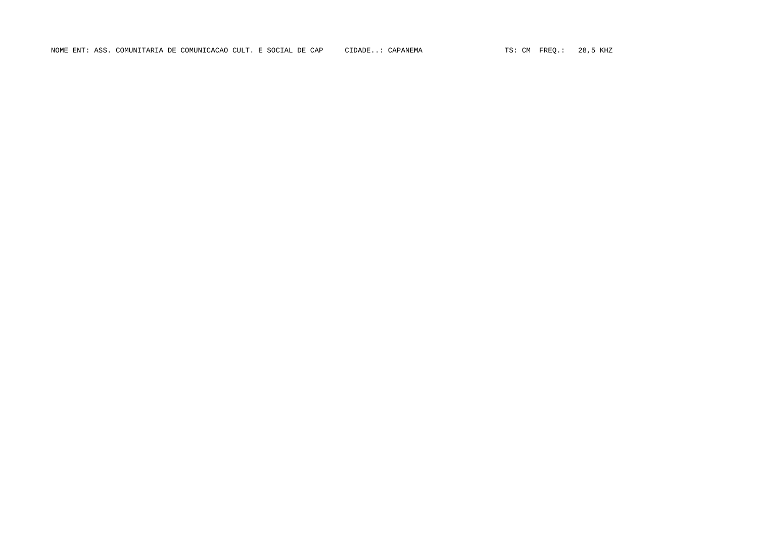NOME ENT: ASS. COMUNITARIA DE COMUNICACAO CULT. E SOCIAL DE CAP     CIDADE..: CAPANEMA     TS: CM  FREQ.:  28,5 KHZ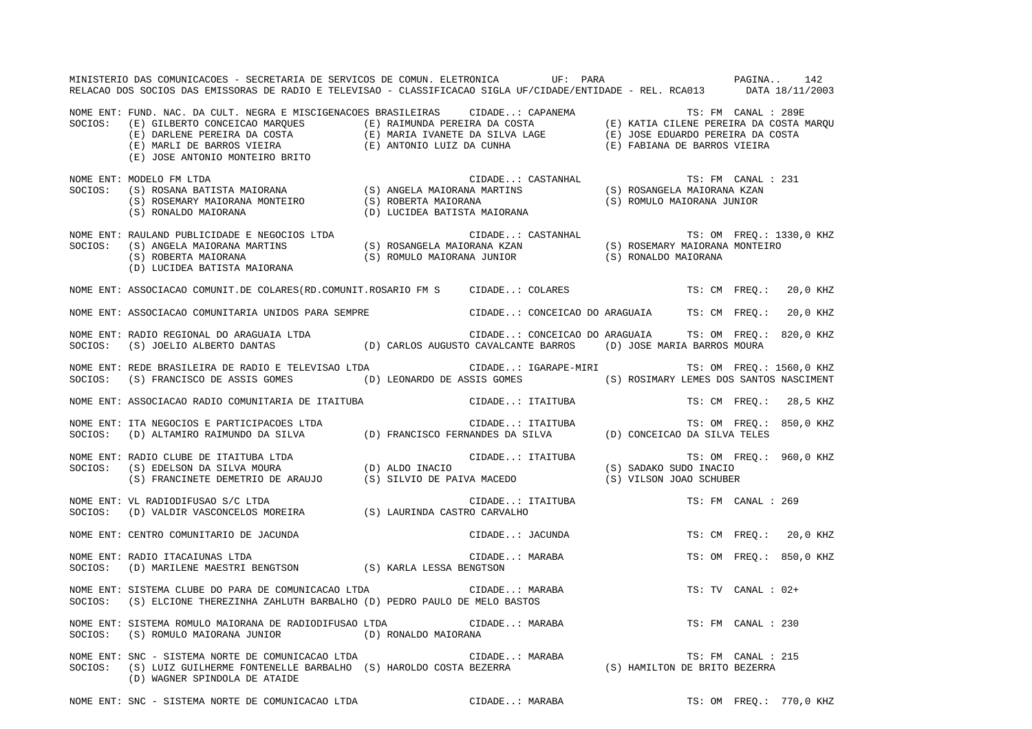MINISTERIO DAS COMUNICACOES - SECRETARIA DE SERVICOS DE COMUN. ELETRONICA UF: PARA

RELACAO DOS SOCIOS DAS EMISSORAS DE RADIO E TELEVISAO - CLASSIFICACAO SIGLA UF/CIDADE/ENTIDADE - REL. RCA013 DATA 18/11/2003

NOME ENT: FUND. NAC. DA CULT. NEGRA E MISCIGENACOES BRASILEIRAS CIDADE..: CAPANEMA TS: FM CANAL : 289E
SOCIOS: (E) GILBERTO CONCEICAO MARQUES (E) RAIMUNDA PEREIRA DA COSTA (E) KATIA CILENE PEREIRA DA COSTA MARQU
(E) DARLENE PEREIRA DA COSTA (E) MARIA IVANETE DA SILVA LAGE (E) JOSE EDUARDO PEREIRA DA COSTA
(E) MARLI DE BARROS VIEIRA (E) ANTONIO LUIZ DA CUNHA (E) FABIANA DE BARROS VIEIRA
(E) JOSE ANTONIO MONTEIRO BRITO

NOME ENT: MODELO FM LTDA CIDADE..: CASTANHAL TS: FM CANAL : 231
SOCIOS: (S) ROSANA BATISTA MAIORANA (S) ANGELA MAIORANA MARTINS (S) ROSANGELA MAIORANA KZAN
(S) ROSEMARY MAIORANA MONTEIRO (S) ROBERTA MAIORANA (S) ROMULO MAIORANA JUNIOR
(S) RONALDO MAIORANA (D) LUCIDEA BATISTA MAIORANA

NOME ENT: RAULAND PUBLICIDADE E NEGOCIOS LTDA CIDADE..: CASTANHAL TS: OM FREQ.: 1330,0 KHZ
SOCIOS: (S) ANGELA MAIORANA MARTINS (S) ROSANGELA MAIORANA KZAN (S) ROSEMARY MAIORANA MONTEIRO
(S) ROBERTA MAIORANA (S) ROMULO MAIORANA JUNIOR (S) RONALDO MAIORANA
(D) LUCIDEA BATISTA MAIORANA

NOME ENT: ASSOCIACAO COMUNIT.DE COLARES(RD.COMUNIT.ROSARIO FM S CIDADE..: COLARES TS: CM FREQ.: 20,0 KHZ

NOME ENT: ASSOCIACAO COMUNITARIA UNIDOS PARA SEMPRE CIDADE..: CONCEICAO DO ARAGUAIA TS: CM FREQ.: 20,0 KHZ

NOME ENT: RADIO REGIONAL DO ARAGUAIA LTDA CIDADE..: CONCEICAO DO ARAGUAIA TS: OM FREQ.: 820,0 KHZ
SOCIOS: (S) JOELIO ALBERTO DANTAS (D) CARLOS AUGUSTO CAVALCANTE BARROS (D) JOSE MARIA BARROS MOURA

NOME ENT: REDE BRASILEIRA DE RADIO E TELEVISAO LTDA CIDADE..: IGARAPE-MIRI TS: OM FREQ.: 1560,0 KHZ
SOCIOS: (S) FRANCISCO DE ASSIS GOMES (D) LEONARDO DE ASSIS GOMES (S) ROSIMARY LEMES DOS SANTOS NASCIMENT

NOME ENT: ASSOCIACAO RADIO COMUNITARIA DE ITAITUBA CIDADE..: ITAITUBA TS: CM FREQ.: 28,5 KHZ

NOME ENT: ITA NEGOCIOS E PARTICIPACOES LTDA CIDADE..: ITAITUBA TS: OM FREQ.: 850,0 KHZ
SOCIOS: (D) ALTAMIRO RAIMUNDO DA SILVA (D) FRANCISCO FERNANDES DA SILVA (D) CONCEICAO DA SILVA TELES

NOME ENT: RADIO CLUBE DE ITAITUBA LTDA CIDADE..: ITAITUBA TS: OM FREQ.: 960,0 KHZ
SOCIOS: (S) EDELSON DA SILVA MOURA (D) ALDO INACIO (S) SADAKO SUDO INACIO
(S) FRANCINETE DEMETRIO DE ARAUJO (S) SILVIO DE PAIVA MACEDO (S) VILSON JOAO SCHUBER

NOME ENT: VL RADIODIFUSAO S/C LTDA CIDADE..: ITAITUBA TS: FM CANAL : 269
SOCIOS: (D) VALDIR VASCONCELOS MOREIRA (S) LAURINDA CASTRO CARVALHO

NOME ENT: CENTRO COMUNITARIO DE JACUNDA CIDADE..: JACUNDA TS: CM FREQ.: 20,0 KHZ

NOME ENT: RADIO ITACAIUNAS LTDA CIDADE..: MARABA TS: OM FREQ.: 850,0 KHZ
SOCIOS: (D) MARILENE MAESTRI BENGTSON (S) KARLA LESSA BENGTSON

NOME ENT: SISTEMA CLUBE DO PARA DE COMUNICACAO LTDA CIDADE..: MARABA TS: TV CANAL : 02+
SOCIOS: (S) ELCIONE THEREZINHA ZAHLUTH BARBALHO (D) PEDRO PAULO DE MELO BASTOS

NOME ENT: SISTEMA ROMULO MAIORANA DE RADIODIFUSAO LTDA CIDADE..: MARABA TS: FM CANAL : 230
SOCIOS: (S) ROMULO MAIORANA JUNIOR (D) RONALDO MAIORANA

NOME ENT: SNC - SISTEMA NORTE DE COMUNICACAO LTDA CIDADE..: MARABA TS: FM CANAL : 215
SOCIOS: (S) LUIZ GUILHERME FONTENELLE BARBALHO (S) HAROLDO COSTA BEZERRA (S) HAMILTON DE BRITO BEZERRA
(D) WAGNER SPINDOLA DE ATAIDE

NOME ENT: SNC - SISTEMA NORTE DE COMUNICACAO LTDA CIDADE..: MARABA TS: OM FREQ.: 770,0 KHZ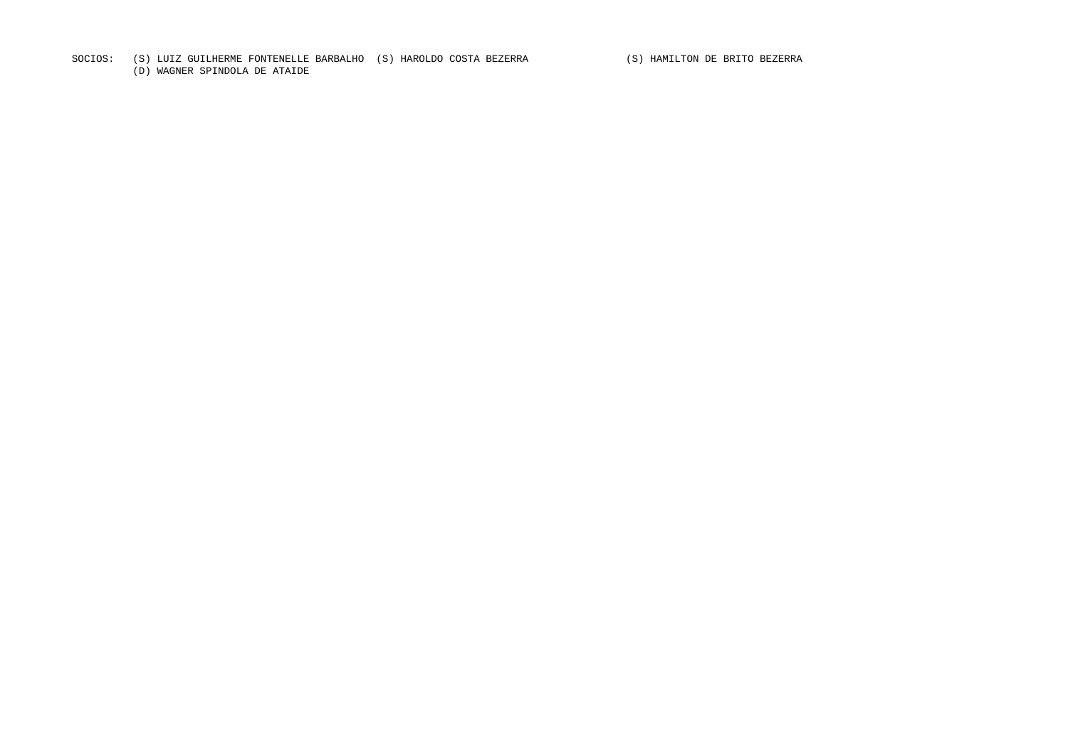SOCIOS: (S) LUIZ GUILHERME FONTENELLE BARBALHO (S) HAROLDO COSTA BEZERRA (S) HAMILTON DE BRITO BEZERRA
(D) WAGNER SPINDOLA DE ATAIDE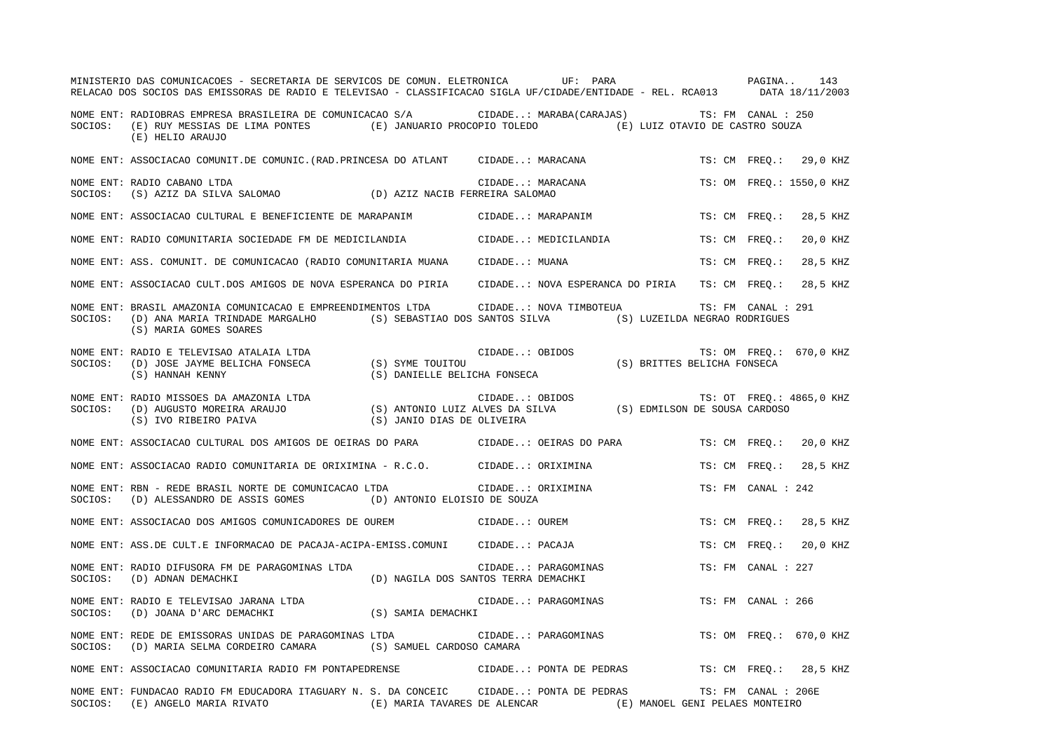MINISTERIO DAS COMUNICACOES - SECRETARIA DE SERVICOS DE COMUN. ELETRONICA UF: PARA

RELACAO DOS SOCIOS DAS EMISSORAS DE RADIO E TELEVISAO - CLASSIFICACAO SIGLA UF/CIDADE/ENTIDADE - REL. RCA013 DATA 18/11/2003

```
NOME ENT: RADIOBRAS EMPRESA BRASILEIRA DE COMUNICACAO S/A          CIDADE..: MARABA(CARAJAS)           TS: FM  CANAL : 250
SOCIOS:   (E) RUY MESSIAS DE LIMA PONTES        (E) JANUARIO PROCOPIO TOLEDO           (E) LUIZ OTAVIO DE CASTRO SOUZA
          (E) HELIO ARAUJO

NOME ENT: ASSOCIACAO COMUNIT.DE COMUNIC.(RAD.PRINCESA DO ATLANT    CIDADE..: MARACANA                   TS: CM  FREQ.:   29,0 KHZ

NOME ENT: RADIO CABANO LTDA                                         CIDADE..: MARACANA                   TS: OM  FREQ.: 1550,0 KHZ
SOCIOS:   (S) AZIZ DA SILVA SALOMAO             (D) AZIZ NACIB FERREIRA SALOMAO

NOME ENT: ASSOCIACAO CULTURAL E BENEFICIENTE DE MARAPANIM           CIDADE..: MARAPANIM                  TS: CM  FREQ.:   28,5 KHZ

NOME ENT: RADIO COMUNITARIA SOCIEDADE FM DE MEDICILANDIA            CIDADE..: MEDICILANDIA               TS: CM  FREQ.:   20,0 KHZ

NOME ENT: ASS. COMUNIT. DE COMUNICACAO (RADIO COMUNITARIA MUANA      CIDADE..: MUANA                      TS: CM  FREQ.:   28,5 KHZ

NOME ENT: ASSOCIACAO CULT.DOS AMIGOS DE NOVA ESPERANCA DO PIRIA     CIDADE..: NOVA ESPERANCA DO PIRIA    TS: CM  FREQ.:   28,5 KHZ

NOME ENT: BRASIL AMAZONIA COMUNICACAO E EMPREENDIMENTOS LTDA        CIDADE..: NOVA TIMBOTEUA             TS: FM  CANAL : 291
SOCIOS:   (D) ANA MARIA TRINDADE MARGALHO       (S) SEBASTIAO DOS SANTOS SILVA         (S) LUZEILDA NEGRAO RODRIGUES
          (S) MARIA GOMES SOARES

NOME ENT: RADIO E TELEVISAO ATALAIA LTDA                            CIDADE..: OBIDOS                     TS: OM  FREQ.:  670,0 KHZ
SOCIOS:   (D) JOSE JAYME BELICHA FONSECA        (S) SYME TOUITOU                       (S) BRITTES BELICHA FONSECA
          (S) HANNAH KENNY                      (S) DANIELLE BELICHA FONSECA

NOME ENT: RADIO MISSOES DA AMAZONIA LTDA                            CIDADE..: OBIDOS                     TS: OT  FREQ.: 4865,0 KHZ
SOCIOS:   (D) AUGUSTO MOREIRA ARAUJO            (S) ANTONIO LUIZ ALVES DA SILVA        (S) EDMILSON DE SOUSA CARDOSO
          (S) IVO RIBEIRO PAIVA                 (S) JANIO DIAS DE OLIVEIRA

NOME ENT: ASSOCIACAO CULTURAL DOS AMIGOS DE OEIRAS DO PARA          CIDADE..: OEIRAS DO PARA             TS: CM  FREQ.:   20,0 KHZ

NOME ENT: ASSOCIACAO RADIO COMUNITARIA DE ORIXIMINA - R.C.O.        CIDADE..: ORIXIMINA                  TS: CM  FREQ.:   28,5 KHZ

NOME ENT: RBN - REDE BRASIL NORTE DE COMUNICACAO LTDA               CIDADE..: ORIXIMINA                  TS: FM  CANAL : 242
SOCIOS:   (D) ALESSANDRO DE ASSIS GOMES          (D) ANTONIO ELOISIO DE SOUZA

NOME ENT: ASSOCIACAO DOS AMIGOS COMUNICADORES DE OUREM              CIDADE..: OUREM                      TS: CM  FREQ.:   28,5 KHZ

NOME ENT: ASS.DE CULT.E INFORMACAO DE PACAJA-ACIPA-EMISS.COMUNI     CIDADE..: PACAJA                     TS: CM  FREQ.:   20,0 KHZ

NOME ENT: RADIO DIFUSORA FM DE PARAGOMINAS LTDA                     CIDADE..: PARAGOMINAS                TS: FM  CANAL : 227
SOCIOS:   (D) ADNAN DEMACHKI                    (D) NAGILA DOS SANTOS TERRA DEMACHKI

NOME ENT: RADIO E TELEVISAO JARANA LTDA                             CIDADE..: PARAGOMINAS                TS: FM  CANAL : 266
SOCIOS:   (D) JOANA D'ARC DEMACHKI              (S) SAMIA DEMACHKI

NOME ENT: REDE DE EMISSORAS UNIDAS DE PARAGOMINAS LTDA              CIDADE..: PARAGOMINAS                TS: OM  FREQ.:  670,0 KHZ
SOCIOS:   (D) MARIA SELMA CORDEIRO CAMARA       (S) SAMUEL CARDOSO CAMARA

NOME ENT: ASSOCIACAO COMUNITARIA RADIO FM PONTAPEDRENSE             CIDADE..: PONTA DE PEDRAS            TS: CM  FREQ.:   28,5 KHZ

NOME ENT: FUNDACAO RADIO FM EDUCADORA ITAGUARY N. S. DA CONCEIC     CIDADE..: PONTA DE PEDRAS            TS: FM  CANAL : 206E
SOCIOS:   (E) ANGELO MARIA RIVATO               (E) MARIA TAVARES DE ALENCAR           (E) MANOEL GENI PELAES MONTEIRO
```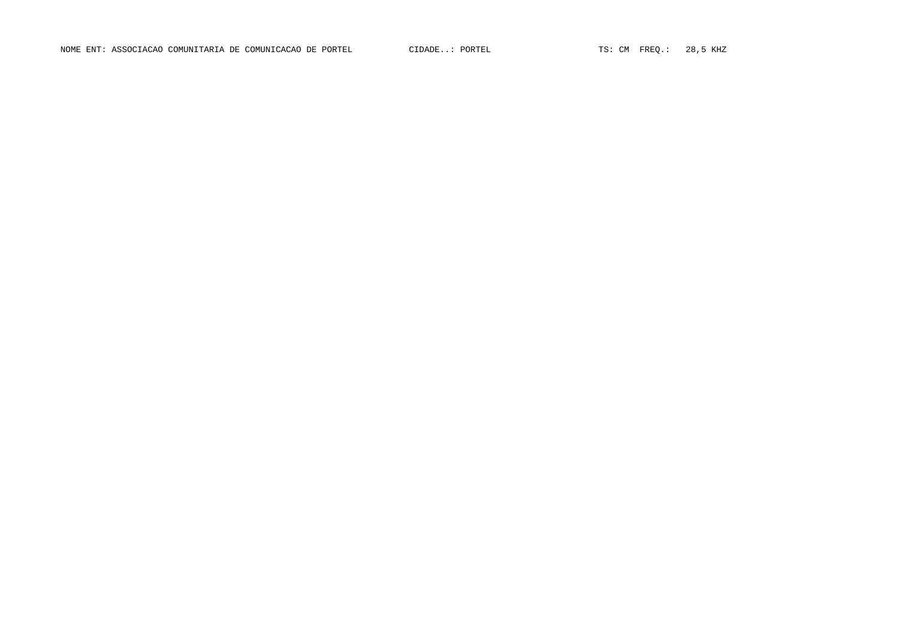NOME ENT: ASSOCIACAO COMUNITARIA DE COMUNICACAO DE PORTEL CIDADE..: PORTEL TS: CM FREQ.: 28,5 KHZ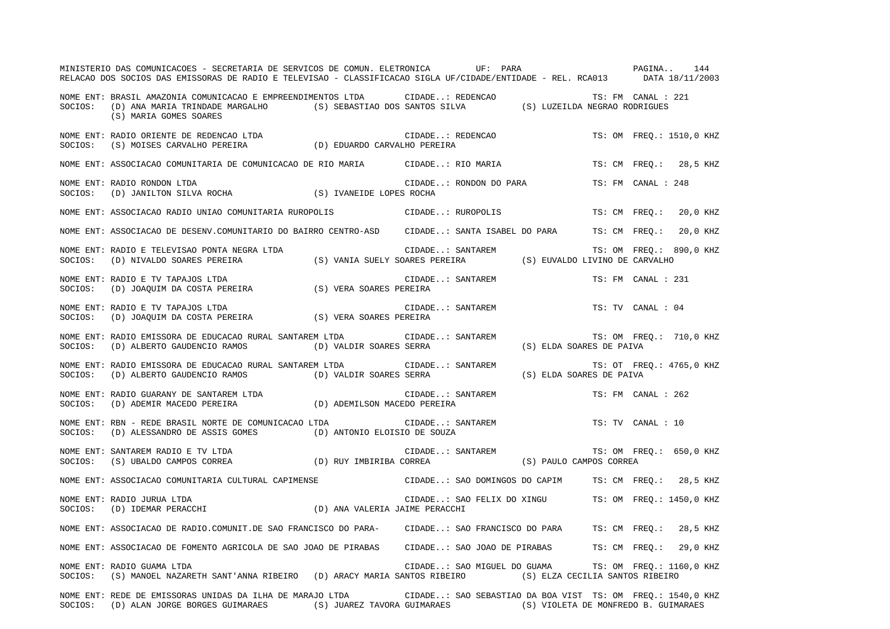NOME ENT: BRASIL AMAZONIA COMUNICACAO E EMPREENDIMENTOS LTDA CIDADE..: REDENCAO TS: FM CANAL : 221
SOCIOS: (D) ANA MARIA TRINDADE MARGALHO (S) SEBASTIAO DOS SANTOS SILVA (S) LUZEILDA NEGRAO RODRIGUES
(S) MARIA GOMES SOARES

NOME ENT: RADIO ORIENTE DE REDENCAO LTDA CIDADE..: REDENCAO TS: OM FREQ.: 1510,0 KHZ
SOCIOS: (S) MOISES CARVALHO PEREIRA (D) EDUARDO CARVALHO PEREIRA

NOME ENT: ASSOCIACAO COMUNITARIA DE COMUNICACAO DE RIO MARIA CIDADE..: RIO MARIA TS: CM FREQ.: 28,5 KHZ

NOME ENT: RADIO RONDON LTDA CIDADE..: RONDON DO PARA TS: FM CANAL : 248
SOCIOS: (D) JANILTON SILVA ROCHA (S) IVANEIDE LOPES ROCHA

NOME ENT: ASSOCIACAO RADIO UNIAO COMUNITARIA RUROPOLIS CIDADE..: RUROPOLIS TS: CM FREQ.: 20,0 KHZ

NOME ENT: ASSOCIACAO DE DESENV.COMUNITARIO DO BAIRRO CENTRO-ASD CIDADE..: SANTA ISABEL DO PARA TS: CM FREQ.: 20,0 KHZ

NOME ENT: RADIO E TELEVISAO PONTA NEGRA LTDA CIDADE..: SANTAREM TS: OM FREQ.: 890,0 KHZ
SOCIOS: (D) NIVALDO SOARES PEREIRA (S) VANIA SUELY SOARES PEREIRA (S) EUVALDO LIVINO DE CARVALHO

NOME ENT: RADIO E TV TAPAJOS LTDA CIDADE..: SANTAREM TS: FM CANAL : 231
SOCIOS: (D) JOAQUIM DA COSTA PEREIRA (S) VERA SOARES PEREIRA

NOME ENT: RADIO E TV TAPAJOS LTDA CIDADE..: SANTAREM TS: TV CANAL : 04
SOCIOS: (D) JOAQUIM DA COSTA PEREIRA (S) VERA SOARES PEREIRA

NOME ENT: RADIO EMISSORA DE EDUCACAO RURAL SANTAREM LTDA CIDADE..: SANTAREM TS: OM FREQ.: 710,0 KHZ
SOCIOS: (D) ALBERTO GAUDENCIO RAMOS (D) VALDIR SOARES SERRA (S) ELDA SOARES DE PAIVA

NOME ENT: RADIO EMISSORA DE EDUCACAO RURAL SANTAREM LTDA CIDADE..: SANTAREM TS: OT FREQ.: 4765,0 KHZ
SOCIOS: (D) ALBERTO GAUDENCIO RAMOS (D) VALDIR SOARES SERRA (S) ELDA SOARES DE PAIVA

NOME ENT: RADIO GUARANY DE SANTAREM LTDA CIDADE..: SANTAREM TS: FM CANAL : 262
SOCIOS: (D) ADEMIR MACEDO PEREIRA (D) ADEMILSON MACEDO PEREIRA

NOME ENT: RBN - REDE BRASIL NORTE DE COMUNICACAO LTDA CIDADE..: SANTAREM TS: TV CANAL : 10
SOCIOS: (D) ALESSANDRO DE ASSIS GOMES (D) ANTONIO ELOISIO DE SOUZA

NOME ENT: SANTAREM RADIO E TV LTDA CIDADE..: SANTAREM TS: OM FREQ.: 650,0 KHZ
SOCIOS: (S) UBALDO CAMPOS CORREA (D) RUY IMBIRIBA CORREA (S) PAULO CAMPOS CORREA

NOME ENT: ASSOCIACAO COMUNITARIA CULTURAL CAPIMENSE CIDADE..: SAO DOMINGOS DO CAPIM TS: CM FREQ.: 28,5 KHZ

NOME ENT: RADIO JURUA LTDA CIDADE..: SAO FELIX DO XINGU TS: OM FREQ.: 1450,0 KHZ
SOCIOS: (D) IDEMAR PERACCHI (D) ANA VALERIA JAIME PERACCHI

NOME ENT: ASSOCIACAO DE RADIO.COMUNIT.DE SAO FRANCISCO DO PARA- CIDADE..: SAO FRANCISCO DO PARA TS: CM FREQ.: 28,5 KHZ

NOME ENT: ASSOCIACAO DE FOMENTO AGRICOLA DE SAO JOAO DE PIRABAS CIDADE..: SAO JOAO DE PIRABAS TS: CM FREQ.: 29,0 KHZ

NOME ENT: RADIO GUAMA LTDA CIDADE..: SAO MIGUEL DO GUAMA TS: OM FREQ.: 1160,0 KHZ
SOCIOS: (S) MANOEL NAZARETH SANT'ANNA RIBEIRO (D) ARACY MARIA SANTOS RIBEIRO (S) ELZA CECILIA SANTOS RIBEIRO

NOME ENT: REDE DE EMISSORAS UNIDAS DA ILHA DE MARAJO LTDA CIDADE..: SAO SEBASTIAO DA BOA VIST TS: OM FREQ.: 1540,0 KHZ
SOCIOS: (D) ALAN JORGE BORGES GUIMARAES (S) JUAREZ TAVORA GUIMARAES (S) VIOLETA DE MONFREDO B. GUIMARAES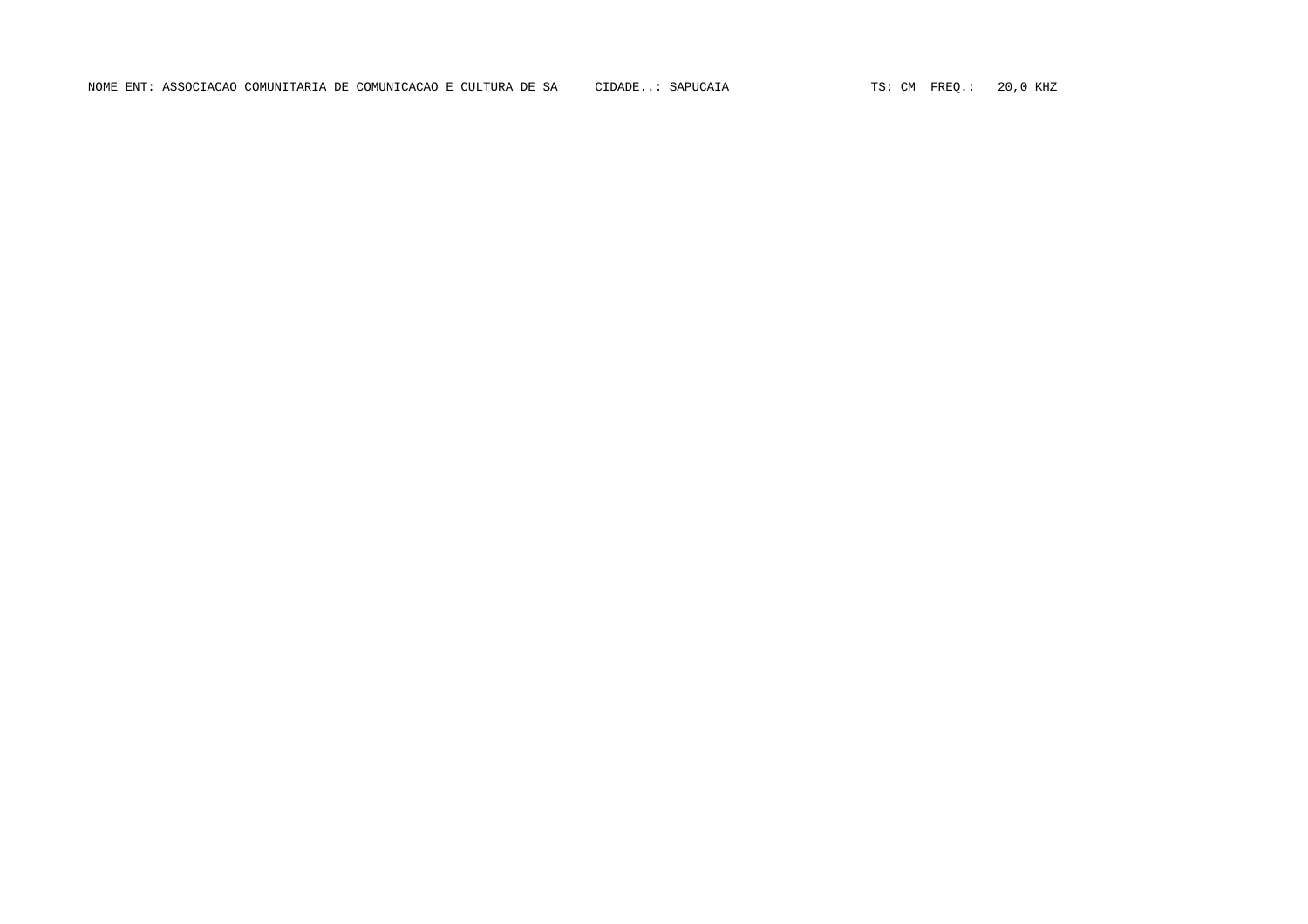NOME ENT: ASSOCIACAO COMUNITARIA DE COMUNICACAO E CULTURA DE SA     CIDADE..: SAPUCAIA     TS: CM  FREQ.:   20,0 KHZ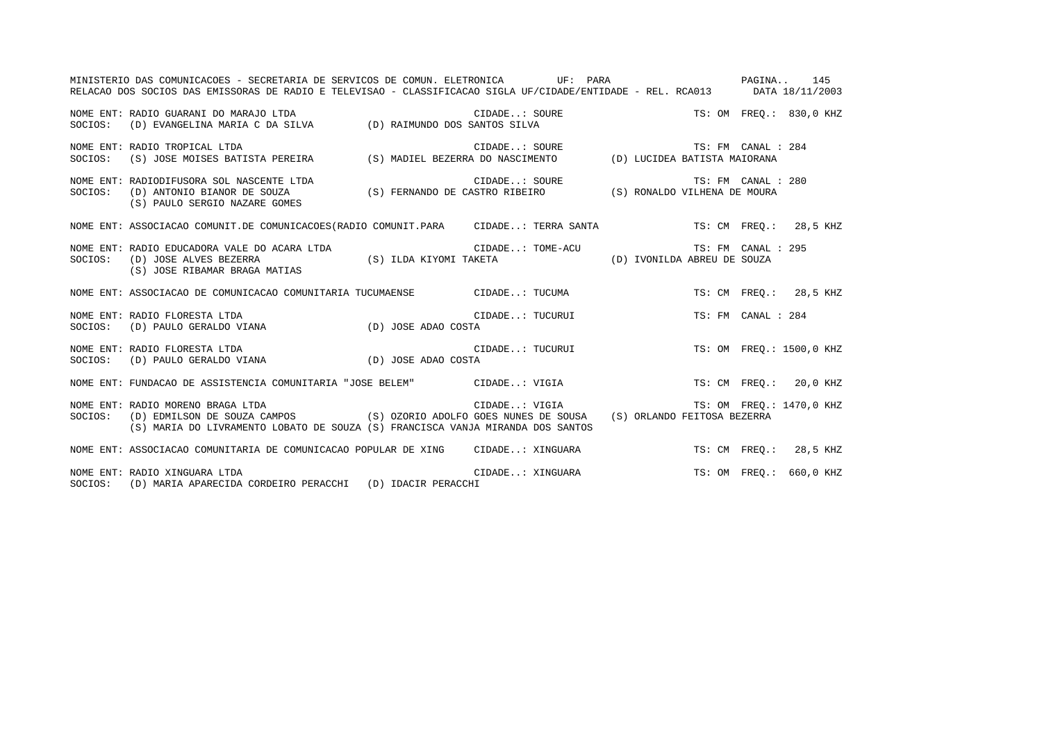MINISTERIO DAS COMUNICACOES - SECRETARIA DE SERVICOS DE COMUN. ELETRONICA UF: PARA
RELACAO DOS SOCIOS DAS EMISSORAS DE RADIO E TELEVISAO - CLASSIFICACAO SIGLA UF/CIDADE/ENTIDADE - REL. RCA013 DATA 18/11/2003

NOME ENT: RADIO GUARANI DO MARAJO LTDA — CIDADE..: SOURE — TS: OM FREQ.: 830,0 KHZ
SOCIOS: (D) EVANGELINA MARIA C DA SILVA (D) RAIMUNDO DOS SANTOS SILVA

NOME ENT: RADIO TROPICAL LTDA — CIDADE..: SOURE — TS: FM CANAL : 284
SOCIOS: (S) JOSE MOISES BATISTA PEREIRA (S) MADIEL BEZERRA DO NASCIMENTO (D) LUCIDEA BATISTA MAIORANA

NOME ENT: RADIODIFUSORA SOL NASCENTE LTDA — CIDADE..: SOURE — TS: FM CANAL : 280
SOCIOS: (D) ANTONIO BIANOR DE SOUZA (S) FERNANDO DE CASTRO RIBEIRO (S) RONALDO VILHENA DE MOURA (S) PAULO SERGIO NAZARE GOMES

NOME ENT: ASSOCIACAO COMUNIT.DE COMUNICACOES(RADIO COMUNIT.PARA — CIDADE..: TERRA SANTA — TS: CM FREQ.: 28,5 KHZ

NOME ENT: RADIO EDUCADORA VALE DO ACARA LTDA — CIDADE..: TOME-ACU — TS: FM CANAL : 295
SOCIOS: (D) JOSE ALVES BEZERRA (S) ILDA KIYOMI TAKETA (D) IVONILDA ABREU DE SOUZA (S) JOSE RIBAMAR BRAGA MATIAS

NOME ENT: ASSOCIACAO DE COMUNICACAO COMUNITARIA TUCUMAENSE — CIDADE..: TUCUMA — TS: CM FREQ.: 28,5 KHZ

NOME ENT: RADIO FLORESTA LTDA — CIDADE..: TUCURUI — TS: FM CANAL : 284
SOCIOS: (D) PAULO GERALDO VIANA (D) JOSE ADAO COSTA

NOME ENT: RADIO FLORESTA LTDA — CIDADE..: TUCURUI — TS: OM FREQ.: 1500,0 KHZ
SOCIOS: (D) PAULO GERALDO VIANA (D) JOSE ADAO COSTA

NOME ENT: FUNDACAO DE ASSISTENCIA COMUNITARIA "JOSE BELEM" — CIDADE..: VIGIA — TS: CM FREQ.: 20,0 KHZ

NOME ENT: RADIO MORENO BRAGA LTDA — CIDADE..: VIGIA — TS: OM FREQ.: 1470,0 KHZ
SOCIOS: (D) EDMILSON DE SOUZA CAMPOS (S) OZORIO ADOLFO GOES NUNES DE SOUSA (S) ORLANDO FEITOSA BEZERRA (S) MARIA DO LIVRAMENTO LOBATO DE SOUZA (S) FRANCISCA VANJA MIRANDA DOS SANTOS

NOME ENT: ASSOCIACAO COMUNITARIA DE COMUNICACAO POPULAR DE XING — CIDADE..: XINGUARA — TS: CM FREQ.: 28,5 KHZ

NOME ENT: RADIO XINGUARA LTDA — CIDADE..: XINGUARA — TS: OM FREQ.: 660,0 KHZ
SOCIOS: (D) MARIA APARECIDA CORDEIRO PERACCHI (D) IDACIR PERACCHI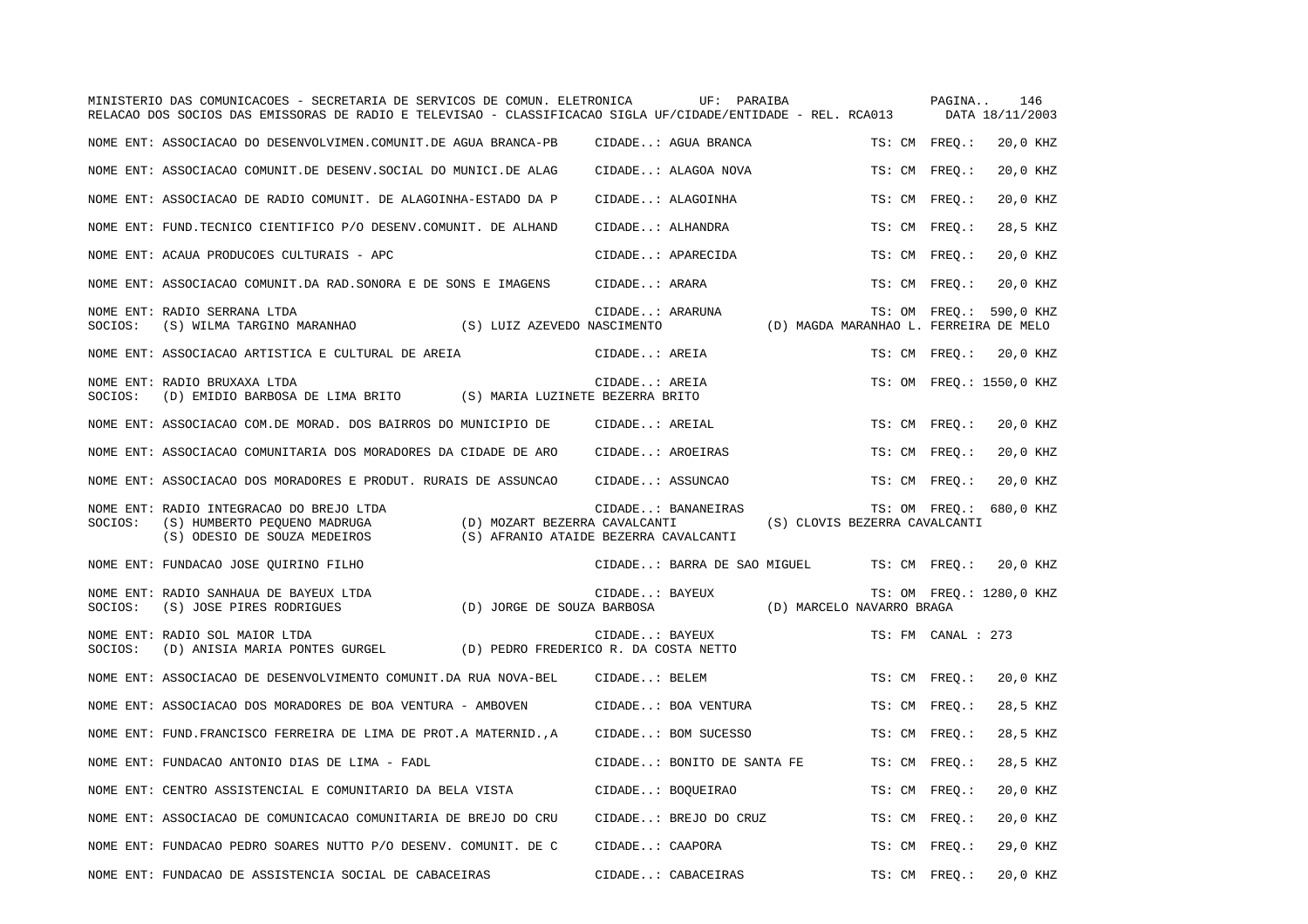MINISTERIO DAS COMUNICACOES - SECRETARIA DE SERVICOS DE COMUN. ELETRONICA UF: PARAIBA

RELACAO DOS SOCIOS DAS EMISSORAS DE RADIO E TELEVISAO - CLASSIFICACAO SIGLA UF/CIDADE/ENTIDADE - REL. RCA013 DATA 18/11/2003

NOME ENT: ASSOCIACAO DO DESENVOLVIMEN.COMUNIT.DE AGUA BRANCA-PB CIDADE..: AGUA BRANCA TS: CM FREQ.: 20,0 KHZ

NOME ENT: ASSOCIACAO COMUNIT.DE DESENV.SOCIAL DO MUNICI.DE ALAG CIDADE..: ALAGOA NOVA TS: CM FREQ.: 20,0 KHZ

NOME ENT: ASSOCIACAO DE RADIO COMUNIT. DE ALAGOINHA-ESTADO DA P CIDADE..: ALAGOINHA TS: CM FREQ.: 20,0 KHZ

NOME ENT: FUND.TECNICO CIENTIFICO P/O DESENV.COMUNIT. DE ALHAND CIDADE..: ALHANDRA TS: CM FREQ.: 28,5 KHZ

NOME ENT: ACAUA PRODUCOES CULTURAIS - APC CIDADE..: APARECIDA TS: CM FREQ.: 20,0 KHZ

NOME ENT: ASSOCIACAO COMUNIT.DA RAD.SONORA E DE SONS E IMAGENS CIDADE..: ARARA TS: CM FREQ.: 20,0 KHZ

NOME ENT: RADIO SERRANA LTDA CIDADE..: ARARUNA TS: OM FREQ.: 590,0 KHZ
SOCIOS: (S) WILMA TARGINO MARANHAO (S) LUIZ AZEVEDO NASCIMENTO (D) MAGDA MARANHAO L. FERREIRA DE MELO

NOME ENT: ASSOCIACAO ARTISTICA E CULTURAL DE AREIA CIDADE..: AREIA TS: CM FREQ.: 20,0 KHZ

NOME ENT: RADIO BRUXAXA LTDA CIDADE..: AREIA TS: OM FREQ.: 1550,0 KHZ
SOCIOS: (D) EMIDIO BARBOSA DE LIMA BRITO (S) MARIA LUZINETE BEZERRA BRITO

NOME ENT: ASSOCIACAO COM.DE MORAD. DOS BAIRROS DO MUNICIPIO DE CIDADE..: AREIAL TS: CM FREQ.: 20,0 KHZ

NOME ENT: ASSOCIACAO COMUNITARIA DOS MORADORES DA CIDADE DE ARO CIDADE..: AROEIRAS TS: CM FREQ.: 20,0 KHZ

NOME ENT: ASSOCIACAO DOS MORADORES E PRODUT. RURAIS DE ASSUNCAO CIDADE..: ASSUNCAO TS: CM FREQ.: 20,0 KHZ

NOME ENT: RADIO INTEGRACAO DO BREJO LTDA CIDADE..: BANANEIRAS TS: OM FREQ.: 680,0 KHZ
SOCIOS: (S) HUMBERTO PEQUENO MADRUGA (D) MOZART BEZERRA CAVALCANTI (S) CLOVIS BEZERRA CAVALCANTI
(S) ODESIO DE SOUZA MEDEIROS (S) AFRANIO ATAIDE BEZERRA CAVALCANTI

NOME ENT: FUNDACAO JOSE QUIRINO FILHO CIDADE..: BARRA DE SAO MIGUEL TS: CM FREQ.: 20,0 KHZ

NOME ENT: RADIO SANHAUA DE BAYEUX LTDA CIDADE..: BAYEUX TS: OM FREQ.: 1280,0 KHZ
SOCIOS: (S) JOSE PIRES RODRIGUES (D) JORGE DE SOUZA BARBOSA (D) MARCELO NAVARRO BRAGA

NOME ENT: RADIO SOL MAIOR LTDA CIDADE..: BAYEUX TS: FM CANAL : 273
SOCIOS: (D) ANISIA MARIA PONTES GURGEL (D) PEDRO FREDERICO R. DA COSTA NETTO

NOME ENT: ASSOCIACAO DE DESENVOLVIMENTO COMUNIT.DA RUA NOVA-BEL CIDADE..: BELEM TS: CM FREQ.: 20,0 KHZ

NOME ENT: ASSOCIACAO DOS MORADORES DE BOA VENTURA - AMBOVEN CIDADE..: BOA VENTURA TS: CM FREQ.: 28,5 KHZ

NOME ENT: FUND.FRANCISCO FERREIRA DE LIMA DE PROT.A MATERNID.,A CIDADE..: BOM SUCESSO TS: CM FREQ.: 28,5 KHZ

NOME ENT: FUNDACAO ANTONIO DIAS DE LIMA - FADL CIDADE..: BONITO DE SANTA FE TS: CM FREQ.: 28,5 KHZ

NOME ENT: CENTRO ASSISTENCIAL E COMUNITARIO DA BELA VISTA CIDADE..: BOQUEIRAO TS: CM FREQ.: 20,0 KHZ

NOME ENT: ASSOCIACAO DE COMUNICACAO COMUNITARIA DE BREJO DO CRU CIDADE..: BREJO DO CRUZ TS: CM FREQ.: 20,0 KHZ

NOME ENT: FUNDACAO PEDRO SOARES NUTTO P/O DESENV. COMUNIT. DE C CIDADE..: CAAPORA TS: CM FREQ.: 29,0 KHZ

NOME ENT: FUNDACAO DE ASSISTENCIA SOCIAL DE CABACEIRAS CIDADE..: CABACEIRAS TS: CM FREQ.: 20,0 KHZ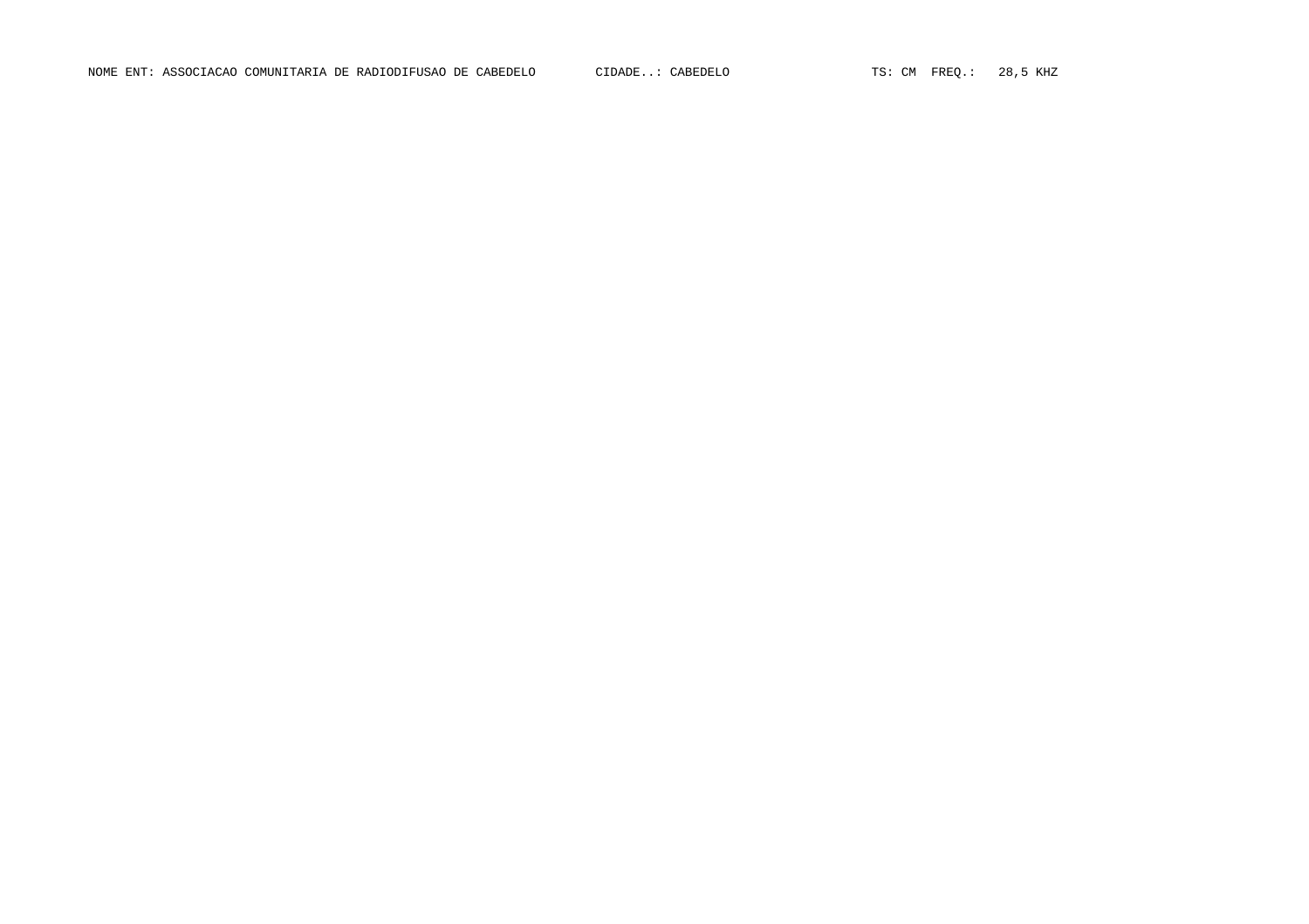NOME ENT: ASSOCIACAO COMUNITARIA DE RADIODIFUSAO DE CABEDELO CIDADE..: CABEDELO TS: CM FREQ.: 28,5 KHZ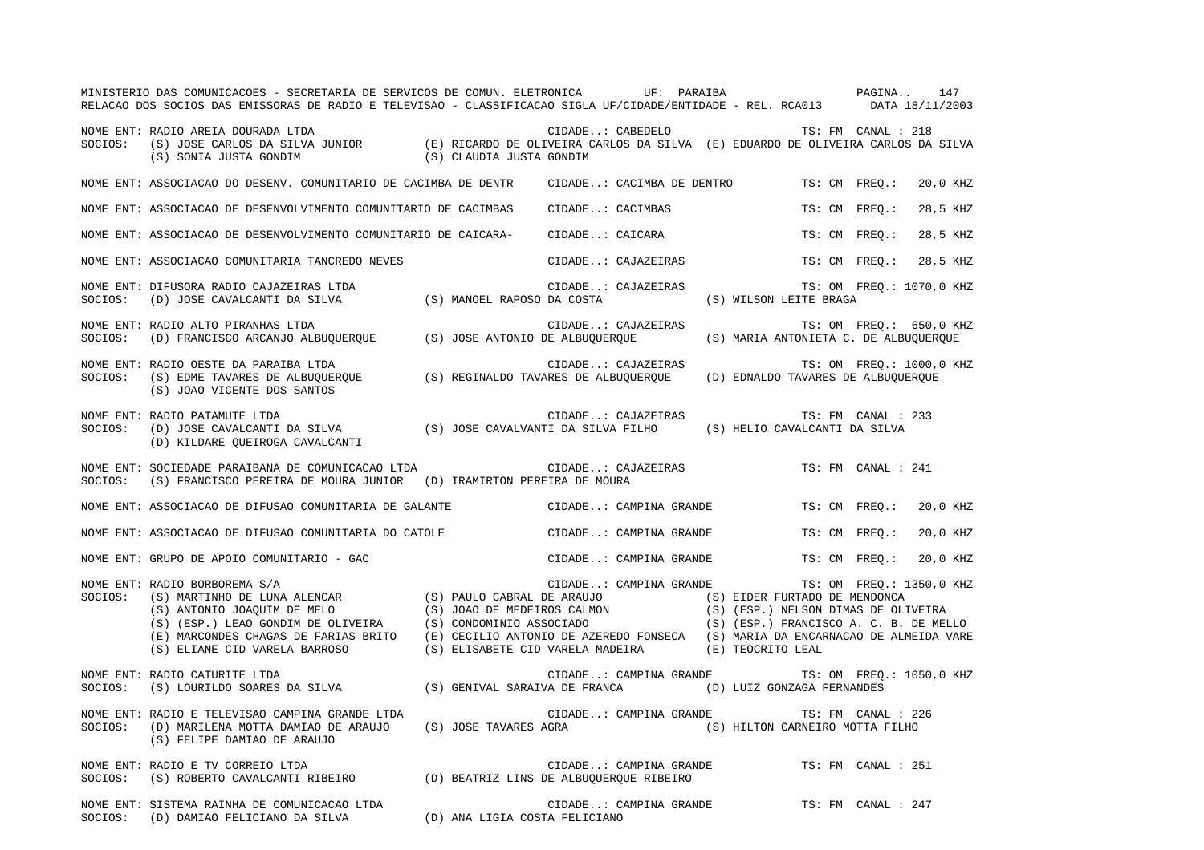MINISTERIO DAS COMUNICACOES - SECRETARIA DE SERVICOS DE COMUN. ELETRONICA UF: PARAIBA

RELACAO DOS SOCIOS DAS EMISSORAS DE RADIO E TELEVISAO - CLASSIFICACAO SIGLA UF/CIDADE/ENTIDADE - REL. RCA013 DATA 18/11/2003

NOME ENT: RADIO AREIA DOURADA LTDA CIDADE..: CABEDELO TS: FM CANAL : 218
SOCIOS: (S) JOSE CARLOS DA SILVA JUNIOR (E) RICARDO DE OLIVEIRA CARLOS DA SILVA (E) EDUARDO DE OLIVEIRA CARLOS DA SILVA
(S) SONIA JUSTA GONDIM (S) CLAUDIA JUSTA GONDIM

NOME ENT: ASSOCIACAO DO DESENV. COMUNITARIO DE CACIMBA DE DENTR CIDADE..: CACIMBA DE DENTRO TS: CM FREQ.: 20,0 KHZ

NOME ENT: ASSOCIACAO DE DESENVOLVIMENTO COMUNITARIO DE CACIMBAS CIDADE..: CACIMBAS TS: CM FREQ.: 28,5 KHZ

NOME ENT: ASSOCIACAO DE DESENVOLVIMENTO COMUNITARIO DE CAICARA- CIDADE..: CAICARA TS: CM FREQ.: 28,5 KHZ

NOME ENT: ASSOCIACAO COMUNITARIA TANCREDO NEVES CIDADE..: CAJAZEIRAS TS: CM FREQ.: 28,5 KHZ

NOME ENT: DIFUSORA RADIO CAJAZEIRAS LTDA CIDADE..: CAJAZEIRAS TS: OM FREQ.: 1070,0 KHZ
SOCIOS: (D) JOSE CAVALCANTI DA SILVA (S) MANOEL RAPOSO DA COSTA (S) WILSON LEITE BRAGA

NOME ENT: RADIO ALTO PIRANHAS LTDA CIDADE..: CAJAZEIRAS TS: OM FREQ.: 650,0 KHZ
SOCIOS: (D) FRANCISCO ARCANJO ALBUQUERQUE (S) JOSE ANTONIO DE ALBUQUERQUE (S) MARIA ANTONIETA C. DE ALBUQUERQUE

NOME ENT: RADIO OESTE DA PARAIBA LTDA CIDADE..: CAJAZEIRAS TS: OM FREQ.: 1000,0 KHZ
SOCIOS: (S) EDME TAVARES DE ALBUQUERQUE (S) REGINALDO TAVARES DE ALBUQUERQUE (D) EDNALDO TAVARES DE ALBUQUERQUE
(S) JOAO VICENTE DOS SANTOS

NOME ENT: RADIO PATAMUTE LTDA CIDADE..: CAJAZEIRAS TS: FM CANAL : 233
SOCIOS: (D) JOSE CAVALCANTI DA SILVA (S) JOSE CAVALVANTI DA SILVA FILHO (S) HELIO CAVALCANTI DA SILVA
(D) KILDARE QUEIROGA CAVALCANTI

NOME ENT: SOCIEDADE PARAIBANA DE COMUNICACAO LTDA CIDADE..: CAJAZEIRAS TS: FM CANAL : 241
SOCIOS: (S) FRANCISCO PEREIRA DE MOURA JUNIOR (D) IRAMIRTON PEREIRA DE MOURA

NOME ENT: ASSOCIACAO DE DIFUSAO COMUNITARIA DE GALANTE CIDADE..: CAMPINA GRANDE TS: CM FREQ.: 20,0 KHZ

NOME ENT: ASSOCIACAO DE DIFUSAO COMUNITARIA DO CATOLE CIDADE..: CAMPINA GRANDE TS: CM FREQ.: 20,0 KHZ

NOME ENT: GRUPO DE APOIO COMUNITARIO - GAC CIDADE..: CAMPINA GRANDE TS: CM FREQ.: 20,0 KHZ

NOME ENT: RADIO BORBOREMA S/A CIDADE..: CAMPINA GRANDE TS: OM FREQ.: 1350,0 KHZ
SOCIOS: (S) MARTINHO DE LUNA ALENCAR (S) PAULO CABRAL DE ARAUJO (S) EIDER FURTADO DE MENDONCA
(S) ANTONIO JOAQUIM DE MELO (S) JOAO DE MEDEIROS CALMON (S) (ESP.) NELSON DIMAS DE OLIVEIRA
(S) (ESP.) LEAO GONDIM DE OLIVEIRA (S) CONDOMINIO ASSOCIADO (S) (ESP.) FRANCISCO A. C. B. DE MELLO
(E) MARCONDES CHAGAS DE FARIAS BRITO (E) CECILIO ANTONIO DE AZEREDO FONSECA (S) MARIA DA ENCARNACAO DE ALMEIDA VARE
(S) ELIANE CID VARELA BARROSO (S) ELISABETE CID VARELA MADEIRA (E) TEOCRITO LEAL

NOME ENT: RADIO CATURITE LTDA CIDADE..: CAMPINA GRANDE TS: OM FREQ.: 1050,0 KHZ
SOCIOS: (S) LOURILDO SOARES DA SILVA (S) GENIVAL SARAIVA DE FRANCA (D) LUIZ GONZAGA FERNANDES

NOME ENT: RADIO E TELEVISAO CAMPINA GRANDE LTDA CIDADE..: CAMPINA GRANDE TS: FM CANAL : 226
SOCIOS: (D) MARILENA MOTTA DAMIAO DE ARAUJO (S) JOSE TAVARES AGRA (S) HILTON CARNEIRO MOTTA FILHO
(S) FELIPE DAMIAO DE ARAUJO

NOME ENT: RADIO E TV CORREIO LTDA CIDADE..: CAMPINA GRANDE TS: FM CANAL : 251
SOCIOS: (S) ROBERTO CAVALCANTI RIBEIRO (D) BEATRIZ LINS DE ALBUQUERQUE RIBEIRO

NOME ENT: SISTEMA RAINHA DE COMUNICACAO LTDA CIDADE..: CAMPINA GRANDE TS: FM CANAL : 247
SOCIOS: (D) DAMIAO FELICIANO DA SILVA (D) ANA LIGIA COSTA FELICIANO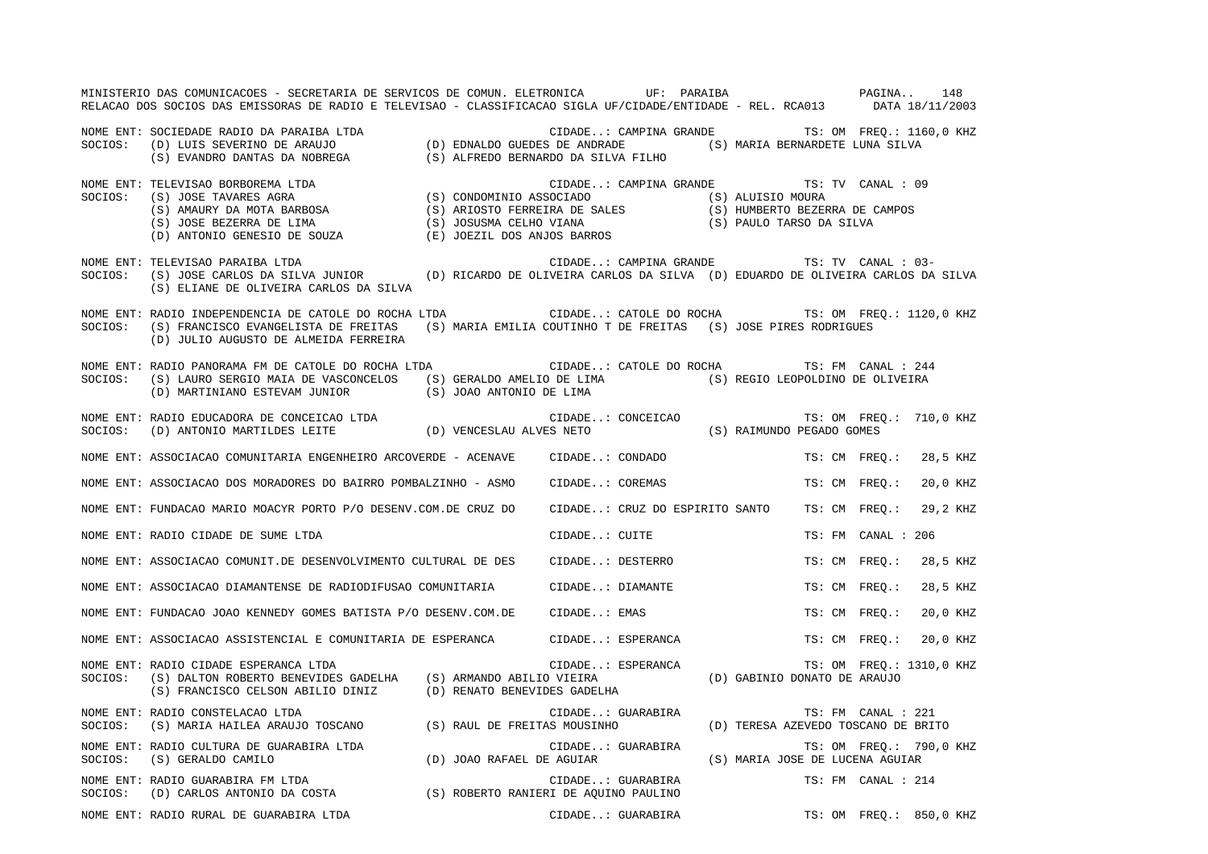MINISTERIO DAS COMUNICACOES - SECRETARIA DE SERVICOS DE COMUN. ELETRONICA UF: PARAIBA

RELACAO DOS SOCIOS DAS EMISSORAS DE RADIO E TELEVISAO - CLASSIFICACAO SIGLA UF/CIDADE/ENTIDADE - REL. RCA013 DATA 18/11/2003

NOME ENT: SOCIEDADE RADIO DA PARAIBA LTDA — CIDADE..: CAMPINA GRANDE — TS: OM FREQ.: 1160,0 KHZ
SOCIOS: (D) LUIS SEVERINO DE ARAUJO (D) EDNALDO GUEDES DE ANDRADE (S) MARIA BERNARDETE LUNA SILVA
(S) EVANDRO DANTAS DA NOBREGA (S) ALFREDO BERNARDO DA SILVA FILHO

NOME ENT: TELEVISAO BORBOREMA LTDA — CIDADE..: CAMPINA GRANDE — TS: TV CANAL : 09
SOCIOS: (S) JOSE TAVARES AGRA (S) CONDOMINIO ASSOCIADO (S) ALUISIO MOURA
(S) AMAURY DA MOTA BARBOSA (S) ARIOSTO FERREIRA DE SALES (S) HUMBERTO BEZERRA DE CAMPOS
(S) JOSE BEZERRA DE LIMA (S) JOSUSMA CELHO VIANA (S) PAULO TARSO DA SILVA
(D) ANTONIO GENESIO DE SOUZA (E) JOEZIL DOS ANJOS BARROS

NOME ENT: TELEVISAO PARAIBA LTDA — CIDADE..: CAMPINA GRANDE — TS: TV CANAL : 03-
SOCIOS: (S) JOSE CARLOS DA SILVA JUNIOR (D) RICARDO DE OLIVEIRA CARLOS DA SILVA (D) EDUARDO DE OLIVEIRA CARLOS DA SILVA
(S) ELIANE DE OLIVEIRA CARLOS DA SILVA

NOME ENT: RADIO INDEPENDENCIA DE CATOLE DO ROCHA LTDA — CIDADE..: CATOLE DO ROCHA — TS: OM FREQ.: 1120,0 KHZ
SOCIOS: (S) FRANCISCO EVANGELISTA DE FREITAS (S) MARIA EMILIA COUTINHO T DE FREITAS (S) JOSE PIRES RODRIGUES
(D) JULIO AUGUSTO DE ALMEIDA FERREIRA

NOME ENT: RADIO PANORAMA FM DE CATOLE DO ROCHA LTDA — CIDADE..: CATOLE DO ROCHA — TS: FM CANAL : 244
SOCIOS: (S) LAURO SERGIO MAIA DE VASCONCELOS (S) GERALDO AMELIO DE LIMA (S) REGIO LEOPOLDINO DE OLIVEIRA
(D) MARTINIANO ESTEVAM JUNIOR (S) JOAO ANTONIO DE LIMA

NOME ENT: RADIO EDUCADORA DE CONCEICAO LTDA — CIDADE..: CONCEICAO — TS: OM FREQ.: 710,0 KHZ
SOCIOS: (D) ANTONIO MARTILDES LEITE (D) VENCESLAU ALVES NETO (S) RAIMUNDO PEGADO GOMES

| NOME ENT | CIDADE | TS | FREQ./CANAL |
|---|---|---|---|
| ASSOCIACAO COMUNITARIA ENGENHEIRO ARCOVERDE - ACENAVE | CONDADO | CM | FREQ.: 28,5 KHZ |
| ASSOCIACAO DOS MORADORES DO BAIRRO POMBALZINHO - ASMO | COREMAS | CM | FREQ.: 20,0 KHZ |
| FUNDACAO MARIO MOACYR PORTO P/O DESENV.COM.DE CRUZ DO | CRUZ DO ESPIRITO SANTO | CM | FREQ.: 29,2 KHZ |
| RADIO CIDADE DE SUME LTDA | CUITE | FM | CANAL : 206 |
| ASSOCIACAO COMUNIT.DE DESENVOLVIMENTO CULTURAL DE DES | DESTERRO | CM | FREQ.: 28,5 KHZ |
| ASSOCIACAO DIAMANTENSE DE RADIODIFUSAO COMUNITARIA | DIAMANTE | CM | FREQ.: 28,5 KHZ |
| FUNDACAO JOAO KENNEDY GOMES BATISTA P/O DESENV.COM.DE | EMAS | CM | FREQ.: 20,0 KHZ |
| ASSOCIACAO ASSISTENCIAL E COMUNITARIA DE ESPERANCA | ESPERANCA | CM | FREQ.: 20,0 KHZ |

NOME ENT: RADIO CIDADE ESPERANCA LTDA — CIDADE..: ESPERANCA — TS: OM FREQ.: 1310,0 KHZ
SOCIOS: (S) DALTON ROBERTO BENEVIDES GADELHA (S) ARMANDO ABILIO VIEIRA (D) GABINIO DONATO DE ARAUJO
(S) FRANCISCO CELSON ABILIO DINIZ (D) RENATO BENEVIDES GADELHA

NOME ENT: RADIO CONSTELACAO LTDA — CIDADE..: GUARABIRA — TS: FM CANAL : 221
SOCIOS: (S) MARIA HAILEA ARAUJO TOSCANO (S) RAUL DE FREITAS MOUSINHO (D) TERESA AZEVEDO TOSCANO DE BRITO

NOME ENT: RADIO CULTURA DE GUARABIRA LTDA — CIDADE..: GUARABIRA — TS: OM FREQ.: 790,0 KHZ
SOCIOS: (S) GERALDO CAMILO (D) JOAO RAFAEL DE AGUIAR (S) MARIA JOSE DE LUCENA AGUIAR

NOME ENT: RADIO GUARABIRA FM LTDA — CIDADE..: GUARABIRA — TS: FM CANAL : 214
SOCIOS: (D) CARLOS ANTONIO DA COSTA (S) ROBERTO RANIERI DE AQUINO PAULINO

NOME ENT: RADIO RURAL DE GUARABIRA LTDA — CIDADE..: GUARABIRA — TS: OM FREQ.: 850,0 KHZ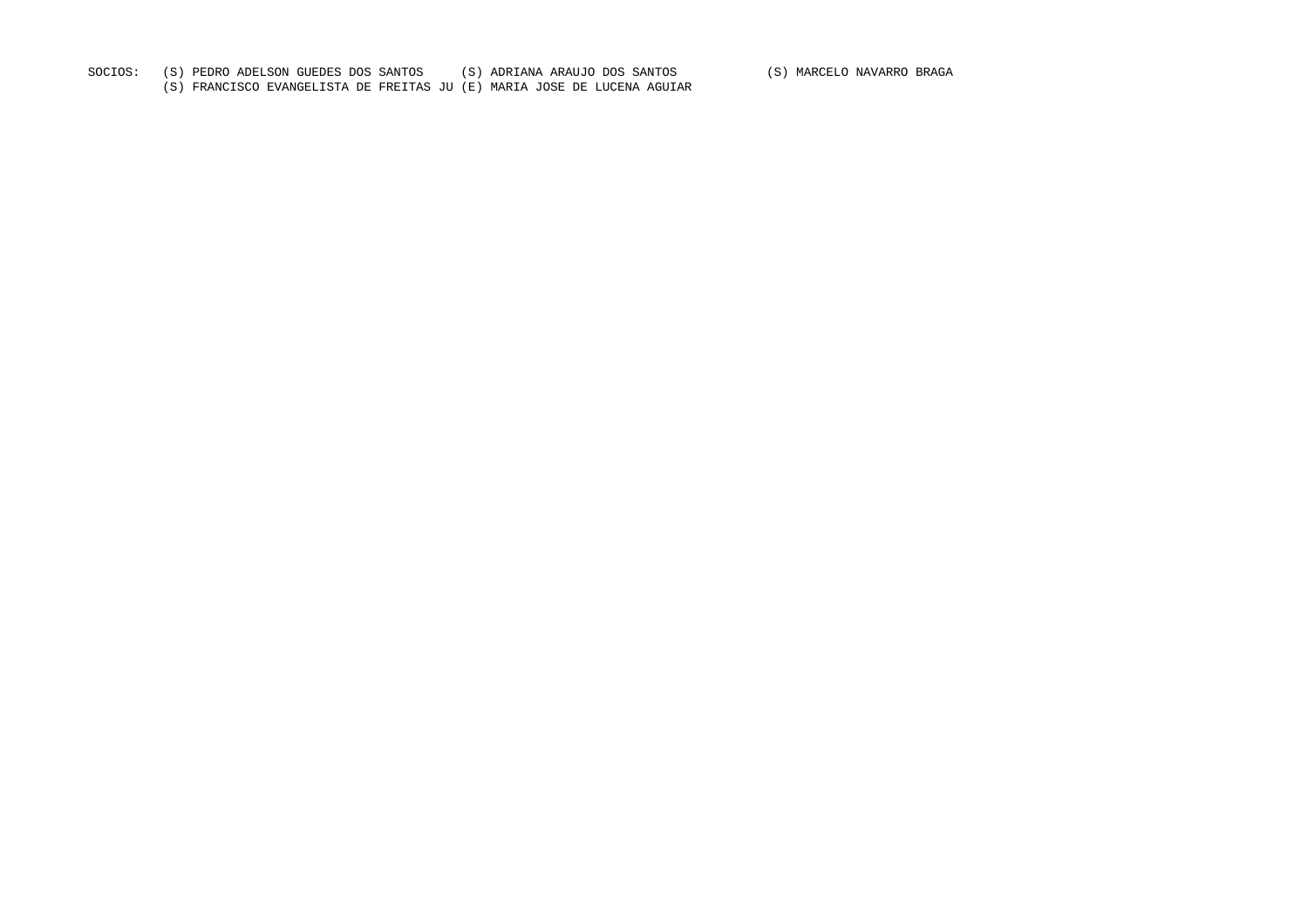SOCIOS: (S) PEDRO ADELSON GUEDES DOS SANTOS (S) ADRIANA ARAUJO DOS SANTOS (S) MARCELO NAVARRO BRAGA
(S) FRANCISCO EVANGELISTA DE FREITAS JU (E) MARIA JOSE DE LUCENA AGUIAR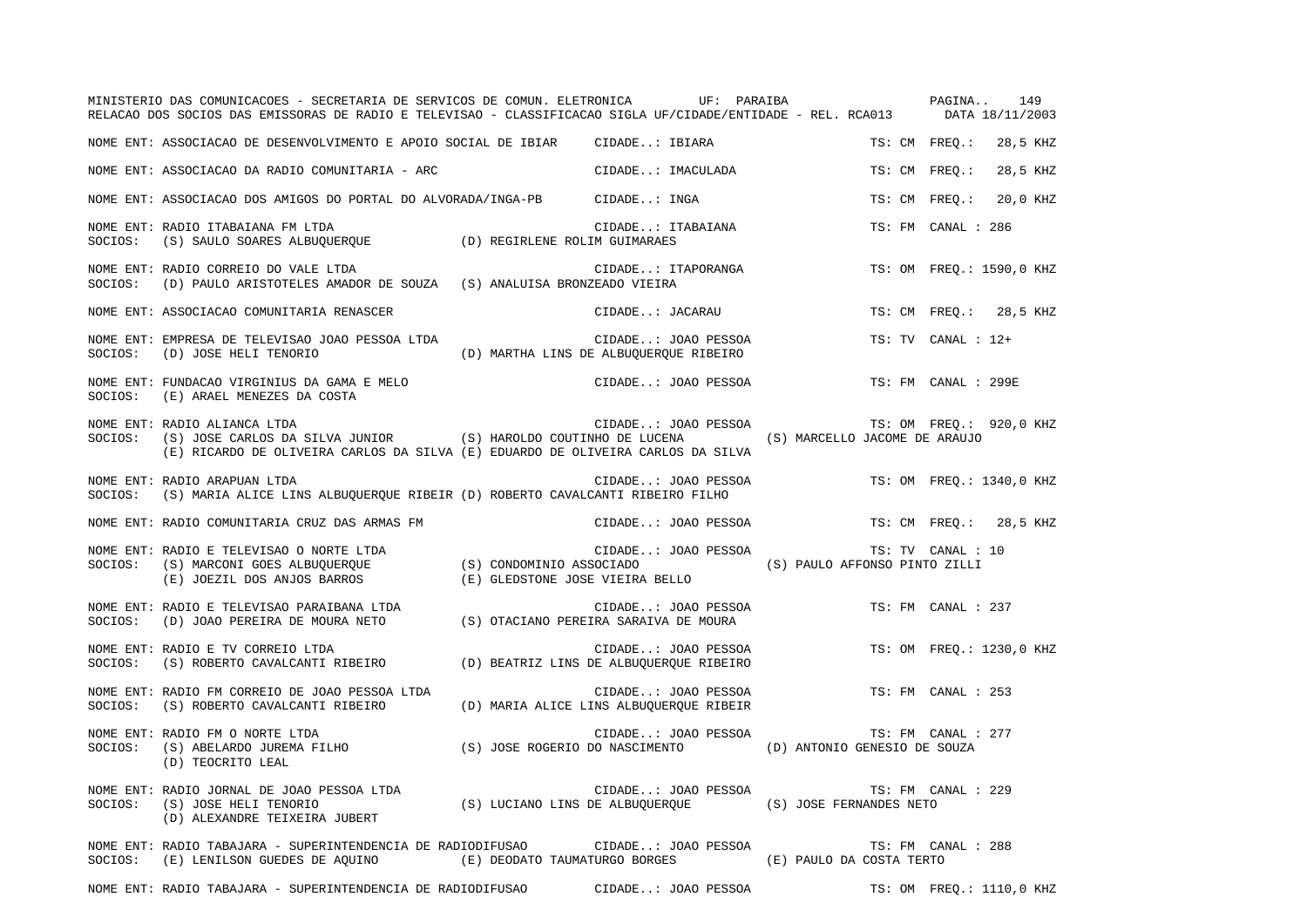MINISTERIO DAS COMUNICACOES - SECRETARIA DE SERVICOS DE COMUN. ELETRONICA UF: PARAIBA

RELACAO DOS SOCIOS DAS EMISSORAS DE RADIO E TELEVISAO - CLASSIFICACAO SIGLA UF/CIDADE/ENTIDADE - REL. RCA013 DATA 18/11/2003

NOME ENT: ASSOCIACAO DE DESENVOLVIMENTO E APOIO SOCIAL DE IBIAR CIDADE..: IBIARA TS: CM FREQ.: 28,5 KHZ

NOME ENT: ASSOCIACAO DA RADIO COMUNITARIA - ARC CIDADE..: IMACULADA TS: CM FREQ.: 28,5 KHZ

NOME ENT: ASSOCIACAO DOS AMIGOS DO PORTAL DO ALVORADA/INGA-PB CIDADE..: INGA TS: CM FREQ.: 20,0 KHZ

NOME ENT: RADIO ITABAIANA FM LTDA CIDADE..: ITABAIANA TS: FM CANAL : 286
SOCIOS: (S) SAULO SOARES ALBUQUERQUE (D) REGIRLENE ROLIM GUIMARAES

NOME ENT: RADIO CORREIO DO VALE LTDA CIDADE..: ITAPORANGA TS: OM FREQ.: 1590,0 KHZ
SOCIOS: (D) PAULO ARISTOTELES AMADOR DE SOUZA (S) ANALUISA BRONZEADO VIEIRA

NOME ENT: ASSOCIACAO COMUNITARIA RENASCER CIDADE..: JACARAU TS: CM FREQ.: 28,5 KHZ

NOME ENT: EMPRESA DE TELEVISAO JOAO PESSOA LTDA CIDADE..: JOAO PESSOA TS: TV CANAL : 12+
SOCIOS: (D) JOSE HELI TENORIO (D) MARTHA LINS DE ALBUQUERQUE RIBEIRO

NOME ENT: FUNDACAO VIRGINIUS DA GAMA E MELO CIDADE..: JOAO PESSOA TS: FM CANAL : 299E
SOCIOS: (E) ARAEL MENEZES DA COSTA

NOME ENT: RADIO ALIANCA LTDA CIDADE..: JOAO PESSOA TS: OM FREQ.: 920,0 KHZ
SOCIOS: (S) JOSE CARLOS DA SILVA JUNIOR (S) HAROLDO COUTINHO DE LUCENA (S) MARCELLO JACOME DE ARAUJO
(E) RICARDO DE OLIVEIRA CARLOS DA SILVA (E) EDUARDO DE OLIVEIRA CARLOS DA SILVA

NOME ENT: RADIO ARAPUAN LTDA CIDADE..: JOAO PESSOA TS: OM FREQ.: 1340,0 KHZ
SOCIOS: (S) MARIA ALICE LINS ALBUQUERQUE RIBEIR (D) ROBERTO CAVALCANTI RIBEIRO FILHO

NOME ENT: RADIO COMUNITARIA CRUZ DAS ARMAS FM CIDADE..: JOAO PESSOA TS: CM FREQ.: 28,5 KHZ

NOME ENT: RADIO E TELEVISAO O NORTE LTDA CIDADE..: JOAO PESSOA TS: TV CANAL : 10
SOCIOS: (S) MARCONI GOES ALBUQUERQUE (S) CONDOMINIO ASSOCIADO (S) PAULO AFFONSO PINTO ZILLI
(E) JOEZIL DOS ANJOS BARROS (E) GLEDSTONE JOSE VIEIRA BELLO

NOME ENT: RADIO E TELEVISAO PARAIBANA LTDA CIDADE..: JOAO PESSOA TS: FM CANAL : 237
SOCIOS: (D) JOAO PEREIRA DE MOURA NETO (S) OTACIANO PEREIRA SARAIVA DE MOURA

NOME ENT: RADIO E TV CORREIO LTDA CIDADE..: JOAO PESSOA TS: OM FREQ.: 1230,0 KHZ
SOCIOS: (S) ROBERTO CAVALCANTI RIBEIRO (D) BEATRIZ LINS DE ALBUQUERQUE RIBEIRO

NOME ENT: RADIO FM CORREIO DE JOAO PESSOA LTDA CIDADE..: JOAO PESSOA TS: FM CANAL : 253
SOCIOS: (S) ROBERTO CAVALCANTI RIBEIRO (D) MARIA ALICE LINS ALBUQUERQUE RIBEIR

NOME ENT: RADIO FM O NORTE LTDA CIDADE..: JOAO PESSOA TS: FM CANAL : 277
SOCIOS: (S) ABELARDO JUREMA FILHO (S) JOSE ROGERIO DO NASCIMENTO (D) ANTONIO GENESIO DE SOUZA
(D) TEOCRITO LEAL

NOME ENT: RADIO JORNAL DE JOAO PESSOA LTDA CIDADE..: JOAO PESSOA TS: FM CANAL : 229
SOCIOS: (S) JOSE HELI TENORIO (S) LUCIANO LINS DE ALBUQUERQUE (S) JOSE FERNANDES NETO
(D) ALEXANDRE TEIXEIRA JUBERT

NOME ENT: RADIO TABAJARA - SUPERINTENDENCIA DE RADIODIFUSAO CIDADE..: JOAO PESSOA TS: FM CANAL : 288
SOCIOS: (E) LENILSON GUEDES DE AQUINO (E) DEODATO TAUMATURGO BORGES (E) PAULO DA COSTA TERTO

NOME ENT: RADIO TABAJARA - SUPERINTENDENCIA DE RADIODIFUSAO CIDADE..: JOAO PESSOA TS: OM FREQ.: 1110,0 KHZ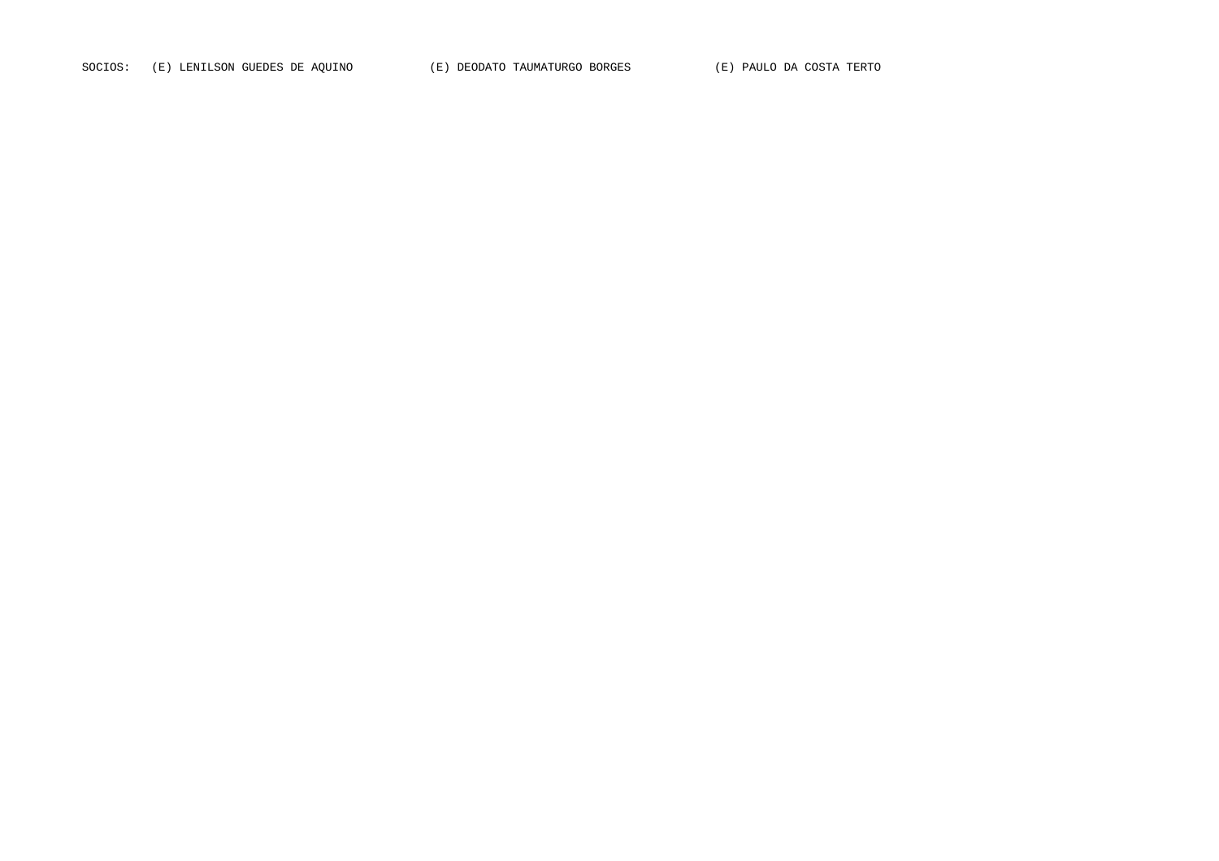SOCIOS: (E) LENILSON GUEDES DE AQUINO (E) DEODATO TAUMATURGO BORGES (E) PAULO DA COSTA TERTO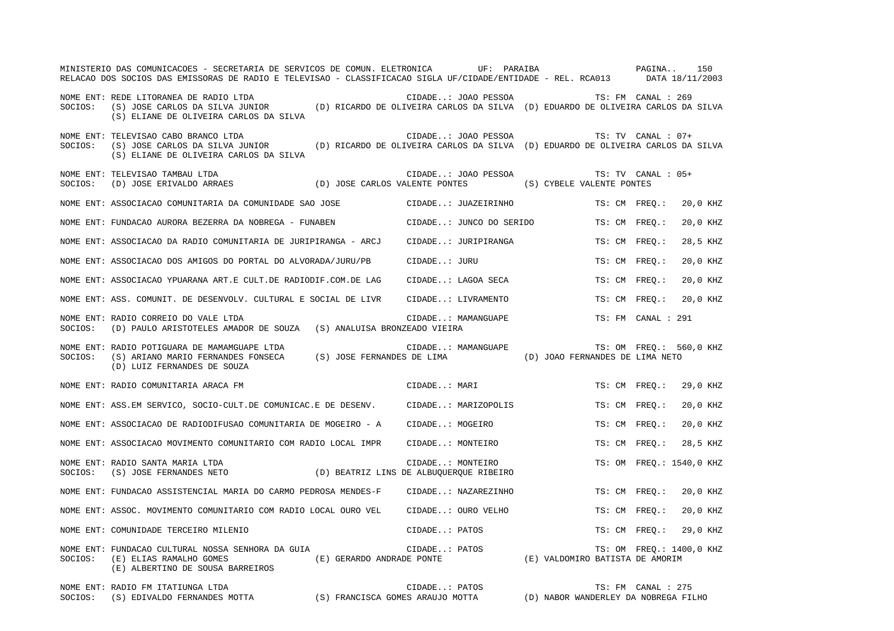MINISTERIO DAS COMUNICACOES - SECRETARIA DE SERVICOS DE COMUN. ELETRONICA UF: PARAIBA

RELACAO DOS SOCIOS DAS EMISSORAS DE RADIO E TELEVISAO - CLASSIFICACAO SIGLA UF/CIDADE/ENTIDADE - REL. RCA013 DATA 18/11/2003

NOME ENT: REDE LITORANEA DE RADIO LTDA — CIDADE..: JOAO PESSOA — TS: FM CANAL : 269
SOCIOS: (S) JOSE CARLOS DA SILVA JUNIOR (D) RICARDO DE OLIVEIRA CARLOS DA SILVA (D) EDUARDO DE OLIVEIRA CARLOS DA SILVA (S) ELIANE DE OLIVEIRA CARLOS DA SILVA

NOME ENT: TELEVISAO CABO BRANCO LTDA — CIDADE..: JOAO PESSOA — TS: TV CANAL : 07+
SOCIOS: (S) JOSE CARLOS DA SILVA JUNIOR (D) RICARDO DE OLIVEIRA CARLOS DA SILVA (D) EDUARDO DE OLIVEIRA CARLOS DA SILVA (S) ELIANE DE OLIVEIRA CARLOS DA SILVA

NOME ENT: TELEVISAO TAMBAU LTDA — CIDADE..: JOAO PESSOA — TS: TV CANAL : 05+
SOCIOS: (D) JOSE ERIVALDO ARRAES (D) JOSE CARLOS VALENTE PONTES (S) CYBELE VALENTE PONTES

NOME ENT: ASSOCIACAO COMUNITARIA DA COMUNIDADE SAO JOSE — CIDADE..: JUAZEIRINHO — TS: CM FREQ.: 20,0 KHZ

NOME ENT: FUNDACAO AURORA BEZERRA DA NOBREGA - FUNABEN — CIDADE..: JUNCO DO SERIDO — TS: CM FREQ.: 20,0 KHZ

NOME ENT: ASSOCIACAO DA RADIO COMUNITARIA DE JURIPIRANGA - ARCJ — CIDADE..: JURIPIRANGA — TS: CM FREQ.: 28,5 KHZ

NOME ENT: ASSOCIACAO DOS AMIGOS DO PORTAL DO ALVORADA/JURU/PB — CIDADE..: JURU — TS: CM FREQ.: 20,0 KHZ

NOME ENT: ASSOCIACAO YPUARANA ART.E CULT.DE RADIODIF.COM.DE LAG — CIDADE..: LAGOA SECA — TS: CM FREQ.: 20,0 KHZ

NOME ENT: ASS. COMUNIT. DE DESENVOLV. CULTURAL E SOCIAL DE LIVR — CIDADE..: LIVRAMENTO — TS: CM FREQ.: 20,0 KHZ

NOME ENT: RADIO CORREIO DO VALE LTDA — CIDADE..: MAMANGUAPE — TS: FM CANAL : 291
SOCIOS: (D) PAULO ARISTOTELES AMADOR DE SOUZA (S) ANALUISA BRONZEADO VIEIRA

NOME ENT: RADIO POTIGUARA DE MAMAMGUAPE LTDA — CIDADE..: MAMANGUAPE — TS: OM FREQ.: 560,0 KHZ
SOCIOS: (S) ARIANO MARIO FERNANDES FONSECA (S) JOSE FERNANDES DE LIMA (D) JOAO FERNANDES DE LIMA NETO (D) LUIZ FERNANDES DE SOUZA

NOME ENT: RADIO COMUNITARIA ARACA FM — CIDADE..: MARI — TS: CM FREQ.: 29,0 KHZ

NOME ENT: ASS.EM SERVICO, SOCIO-CULT.DE COMUNICAC.E DE DESENV. — CIDADE..: MARIZOPOLIS — TS: CM FREQ.: 20,0 KHZ

NOME ENT: ASSOCIACAO DE RADIODIFUSAO COMUNITARIA DE MOGEIRO - A — CIDADE..: MOGEIRO — TS: CM FREQ.: 20,0 KHZ

NOME ENT: ASSOCIACAO MOVIMENTO COMUNITARIO COM RADIO LOCAL IMPR — CIDADE..: MONTEIRO — TS: CM FREQ.: 28,5 KHZ

NOME ENT: RADIO SANTA MARIA LTDA — CIDADE..: MONTEIRO — TS: OM FREQ.: 1540,0 KHZ
SOCIOS: (S) JOSE FERNANDES NETO (D) BEATRIZ LINS DE ALBUQUERQUE RIBEIRO

NOME ENT: FUNDACAO ASSISTENCIAL MARIA DO CARMO PEDROSA MENDES-F — CIDADE..: NAZAREZINHO — TS: CM FREQ.: 20,0 KHZ

NOME ENT: ASSOC. MOVIMENTO COMUNITARIO COM RADIO LOCAL OURO VEL — CIDADE..: OURO VELHO — TS: CM FREQ.: 20,0 KHZ

NOME ENT: COMUNIDADE TERCEIRO MILENIO — CIDADE..: PATOS — TS: CM FREQ.: 29,0 KHZ

NOME ENT: FUNDACAO CULTURAL NOSSA SENHORA DA GUIA — CIDADE..: PATOS — TS: OM FREQ.: 1400,0 KHZ
SOCIOS: (E) ELIAS RAMALHO GOMES (E) GERARDO ANDRADE PONTE (E) VALDOMIRO BATISTA DE AMORIM (E) ALBERTINO DE SOUSA BARREIROS

NOME ENT: RADIO FM ITATIUNGA LTDA — CIDADE..: PATOS — TS: FM CANAL : 275
SOCIOS: (S) EDIVALDO FERNANDES MOTTA (S) FRANCISCA GOMES ARAUJO MOTTA (D) NABOR WANDERLEY DA NOBREGA FILHO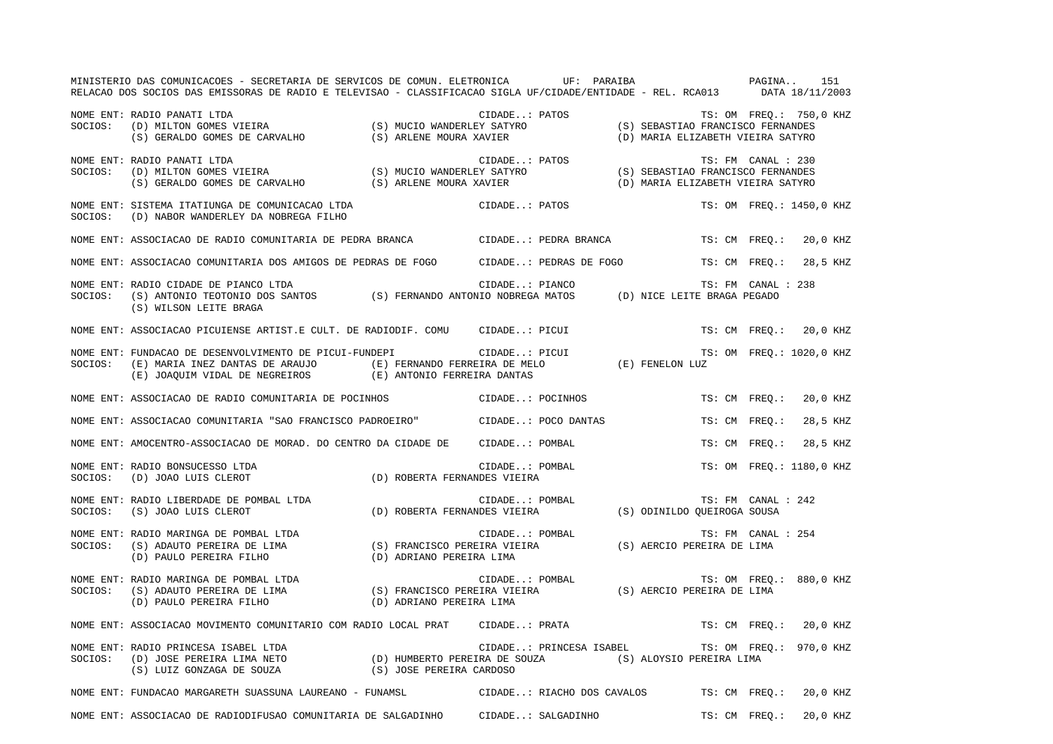MINISTERIO DAS COMUNICACOES - SECRETARIA DE SERVICOS DE COMUN. ELETRONICA UF: PARAIBA

RELACAO DOS SOCIOS DAS EMISSORAS DE RADIO E TELEVISAO - CLASSIFICACAO SIGLA UF/CIDADE/ENTIDADE - REL. RCA013 DATA 18/11/2003

NOME ENT: RADIO PANATI LTDA — CIDADE..: PATOS — TS: OM FREQ.: 750,0 KHZ
SOCIOS: (D) MILTON GOMES VIEIRA; (S) MUCIO WANDERLEY SATYRO; (S) SEBASTIAO FRANCISCO FERNANDES; (S) GERALDO GOMES DE CARVALHO; (S) ARLENE MOURA XAVIER; (D) MARIA ELIZABETH VIEIRA SATYRO

NOME ENT: RADIO PANATI LTDA — CIDADE..: PATOS — TS: FM CANAL : 230
SOCIOS: (D) MILTON GOMES VIEIRA; (S) MUCIO WANDERLEY SATYRO; (S) SEBASTIAO FRANCISCO FERNANDES; (S) GERALDO GOMES DE CARVALHO; (S) ARLENE MOURA XAVIER; (D) MARIA ELIZABETH VIEIRA SATYRO

NOME ENT: SISTEMA ITATIUNGA DE COMUNICACAO LTDA — CIDADE..: PATOS — TS: OM FREQ.: 1450,0 KHZ
SOCIOS: (D) NABOR WANDERLEY DA NOBREGA FILHO

NOME ENT: ASSOCIACAO DE RADIO COMUNITARIA DE PEDRA BRANCA — CIDADE..: PEDRA BRANCA — TS: CM FREQ.: 20,0 KHZ

NOME ENT: ASSOCIACAO COMUNITARIA DOS AMIGOS DE PEDRAS DE FOGO — CIDADE..: PEDRAS DE FOGO — TS: CM FREQ.: 28,5 KHZ

NOME ENT: RADIO CIDADE DE PIANCO LTDA — CIDADE..: PIANCO — TS: FM CANAL : 238
SOCIOS: (S) ANTONIO TEOTONIO DOS SANTOS; (S) FERNANDO ANTONIO NOBREGA MATOS; (D) NICE LEITE BRAGA PEGADO; (S) WILSON LEITE BRAGA

NOME ENT: ASSOCIACAO PICUIENSE ARTIST.E CULT. DE RADIODIF. COMU — CIDADE..: PICUI — TS: CM FREQ.: 20,0 KHZ

NOME ENT: FUNDACAO DE DESENVOLVIMENTO DE PICUI-FUNDEPI — CIDADE..: PICUI — TS: OM FREQ.: 1020,0 KHZ
SOCIOS: (E) MARIA INEZ DANTAS DE ARAUJO; (E) FERNANDO FERREIRA DE MELO; (E) FENELON LUZ; (E) JOAQUIM VIDAL DE NEGREIROS; (E) ANTONIO FERREIRA DANTAS

NOME ENT: ASSOCIACAO DE RADIO COMUNITARIA DE POCINHOS — CIDADE..: POCINHOS — TS: CM FREQ.: 20,0 KHZ

NOME ENT: ASSOCIACAO COMUNITARIA "SAO FRANCISCO PADROEIRO" — CIDADE..: POCO DANTAS — TS: CM FREQ.: 28,5 KHZ

NOME ENT: AMOCENTRO-ASSOCIACAO DE MORAD. DO CENTRO DA CIDADE DE — CIDADE..: POMBAL — TS: CM FREQ.: 28,5 KHZ

NOME ENT: RADIO BONSUCESSO LTDA — CIDADE..: POMBAL — TS: OM FREQ.: 1180,0 KHZ
SOCIOS: (D) JOAO LUIS CLEROT; (D) ROBERTA FERNANDES VIEIRA

NOME ENT: RADIO LIBERDADE DE POMBAL LTDA — CIDADE..: POMBAL — TS: FM CANAL : 242
SOCIOS: (S) JOAO LUIS CLEROT; (D) ROBERTA FERNANDES VIEIRA; (S) ODINILDO QUEIROGA SOUSA

NOME ENT: RADIO MARINGA DE POMBAL LTDA — CIDADE..: POMBAL — TS: FM CANAL : 254
SOCIOS: (S) ADAUTO PEREIRA DE LIMA; (S) FRANCISCO PEREIRA VIEIRA; (S) AERCIO PEREIRA DE LIMA; (D) PAULO PEREIRA FILHO; (D) ADRIANO PEREIRA LIMA

NOME ENT: RADIO MARINGA DE POMBAL LTDA — CIDADE..: POMBAL — TS: OM FREQ.: 880,0 KHZ
SOCIOS: (S) ADAUTO PEREIRA DE LIMA; (S) FRANCISCO PEREIRA VIEIRA; (S) AERCIO PEREIRA DE LIMA; (D) PAULO PEREIRA FILHO; (D) ADRIANO PEREIRA LIMA

NOME ENT: ASSOCIACAO MOVIMENTO COMUNITARIO COM RADIO LOCAL PRAT — CIDADE..: PRATA — TS: CM FREQ.: 20,0 KHZ

NOME ENT: RADIO PRINCESA ISABEL LTDA — CIDADE..: PRINCESA ISABEL — TS: OM FREQ.: 970,0 KHZ
SOCIOS: (D) JOSE PEREIRA LIMA NETO; (D) HUMBERTO PEREIRA DE SOUZA; (S) ALOYSIO PEREIRA LIMA; (S) LUIZ GONZAGA DE SOUZA; (S) JOSE PEREIRA CARDOSO

NOME ENT: FUNDACAO MARGARETH SUASSUNA LAUREANO - FUNAMSL — CIDADE..: RIACHO DOS CAVALOS — TS: CM FREQ.: 20,0 KHZ

NOME ENT: ASSOCIACAO DE RADIODIFUSAO COMUNITARIA DE SALGADINHO — CIDADE..: SALGADINHO — TS: CM FREQ.: 20,0 KHZ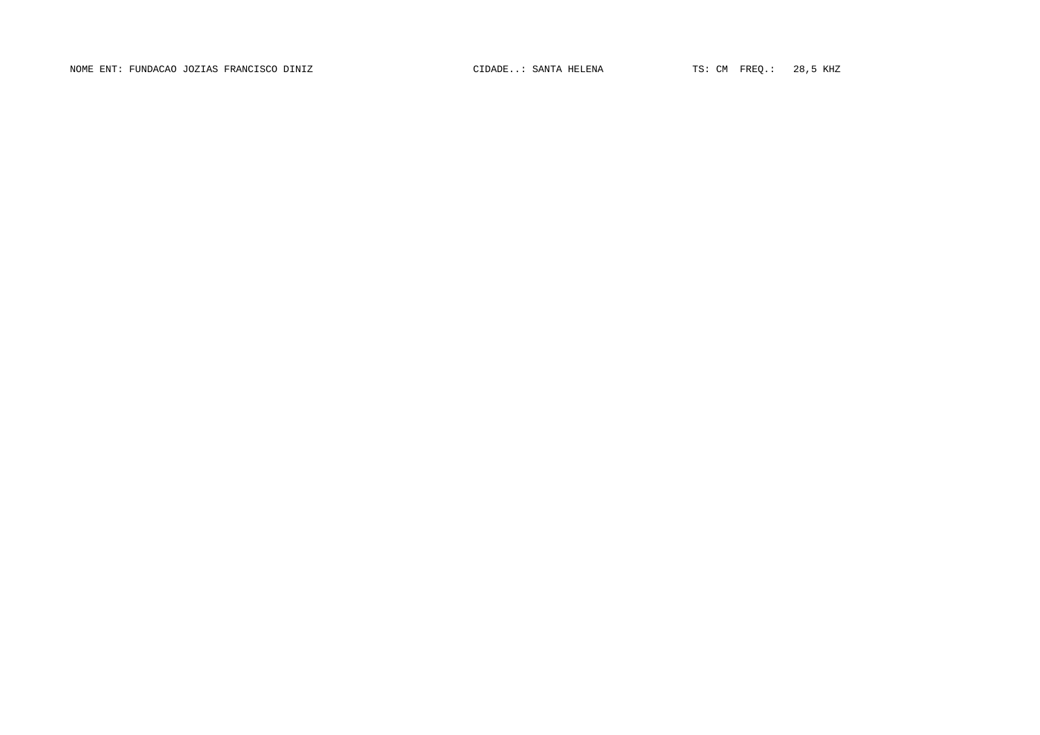NOME ENT: FUNDACAO JOZIAS FRANCISCO DINIZ CIDADE..: SANTA HELENA TS: CM FREQ.: 28,5 KHZ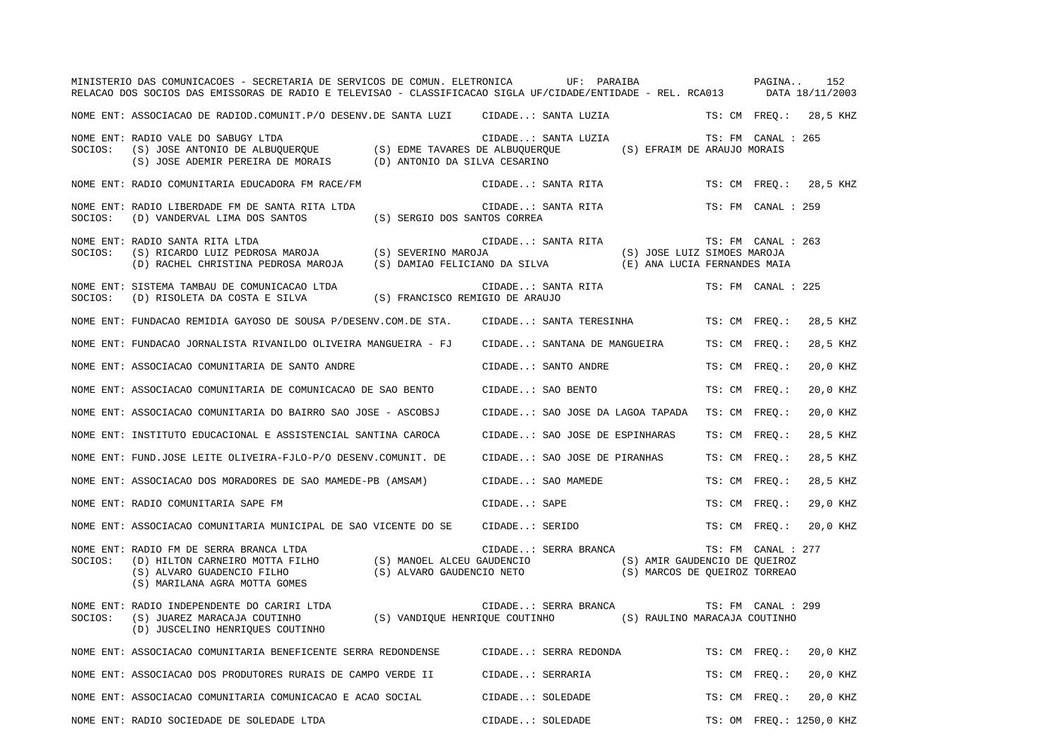MINISTERIO DAS COMUNICACOES - SECRETARIA DE SERVICOS DE COMUN. ELETRONICA UF: PARAIBA

RELACAO DOS SOCIOS DAS EMISSORAS DE RADIO E TELEVISAO - CLASSIFICACAO SIGLA UF/CIDADE/ENTIDADE - REL. RCA013 DATA 18/11/2003

NOME ENT: ASSOCIACAO DE RADIOD.COMUNIT.P/O DESENV.DE SANTA LUZI CIDADE..: SANTA LUZIA TS: CM FREQ.: 28,5 KHZ

NOME ENT: RADIO VALE DO SABUGY LTDA CIDADE..: SANTA LUZIA TS: FM CANAL : 265
SOCIOS: (S) JOSE ANTONIO DE ALBUQUERQUE (S) EDME TAVARES DE ALBUQUERQUE (S) EFRAIM DE ARAUJO MORAIS
(S) JOSE ADEMIR PEREIRA DE MORAIS (D) ANTONIO DA SILVA CESARINO

NOME ENT: RADIO COMUNITARIA EDUCADORA FM RACE/FM CIDADE..: SANTA RITA TS: CM FREQ.: 28,5 KHZ

NOME ENT: RADIO LIBERDADE FM DE SANTA RITA LTDA CIDADE..: SANTA RITA TS: FM CANAL : 259
SOCIOS: (D) VANDERVAL LIMA DOS SANTOS (S) SERGIO DOS SANTOS CORREA

NOME ENT: RADIO SANTA RITA LTDA CIDADE..: SANTA RITA TS: FM CANAL : 263
SOCIOS: (S) RICARDO LUIZ PEDROSA MAROJA (S) SEVERINO MAROJA (S) JOSE LUIZ SIMOES MAROJA
(D) RACHEL CHRISTINA PEDROSA MAROJA (S) DAMIAO FELICIANO DA SILVA (E) ANA LUCIA FERNANDES MAIA

NOME ENT: SISTEMA TAMBAU DE COMUNICACAO LTDA CIDADE..: SANTA RITA TS: FM CANAL : 225
SOCIOS: (D) RISOLETA DA COSTA E SILVA (S) FRANCISCO REMIGIO DE ARAUJO

NOME ENT: FUNDACAO REMIDIA GAYOSO DE SOUSA P/DESENV.COM.DE STA. CIDADE..: SANTA TERESINHA TS: CM FREQ.: 28,5 KHZ

NOME ENT: FUNDACAO JORNALISTA RIVANILDO OLIVEIRA MANGUEIRA - FJ CIDADE..: SANTANA DE MANGUEIRA TS: CM FREQ.: 28,5 KHZ

NOME ENT: ASSOCIACAO COMUNITARIA DE SANTO ANDRE CIDADE..: SANTO ANDRE TS: CM FREQ.: 20,0 KHZ

NOME ENT: ASSOCIACAO COMUNITARIA DE COMUNICACAO DE SAO BENTO CIDADE..: SAO BENTO TS: CM FREQ.: 20,0 KHZ

NOME ENT: ASSOCIACAO COMUNITARIA DO BAIRRO SAO JOSE - ASCOBSJ CIDADE..: SAO JOSE DA LAGOA TAPADA TS: CM FREQ.: 20,0 KHZ

NOME ENT: INSTITUTO EDUCACIONAL E ASSISTENCIAL SANTINA CAROCA CIDADE..: SAO JOSE DE ESPINHARAS TS: CM FREQ.: 28,5 KHZ

NOME ENT: FUND.JOSE LEITE OLIVEIRA-FJLO-P/O DESENV.COMUNIT. DE CIDADE..: SAO JOSE DE PIRANHAS TS: CM FREQ.: 28,5 KHZ

NOME ENT: ASSOCIACAO DOS MORADORES DE SAO MAMEDE-PB (AMSAM) CIDADE..: SAO MAMEDE TS: CM FREQ.: 28,5 KHZ

NOME ENT: RADIO COMUNITARIA SAPE FM CIDADE..: SAPE TS: CM FREQ.: 29,0 KHZ

NOME ENT: ASSOCIACAO COMUNITARIA MUNICIPAL DE SAO VICENTE DO SE CIDADE..: SERIDO TS: CM FREQ.: 20,0 KHZ

NOME ENT: RADIO FM DE SERRA BRANCA LTDA CIDADE..: SERRA BRANCA TS: FM CANAL : 277
SOCIOS: (D) HILTON CARNEIRO MOTTA FILHO (S) MANOEL ALCEU GAUDENCIO (S) AMIR GAUDENCIO DE QUEIROZ
(S) ALVARO GUADENCIO FILHO (S) ALVARO GAUDENCIO NETO (S) MARCOS DE QUEIROZ TORREAO
(S) MARILANA AGRA MOTTA GOMES

NOME ENT: RADIO INDEPENDENTE DO CARIRI LTDA CIDADE..: SERRA BRANCA TS: FM CANAL : 299
SOCIOS: (S) JUAREZ MARACAJA COUTINHO (S) VANDIQUE HENRIQUE COUTINHO (S) RAULINO MARACAJA COUTINHO
(D) JUSCELINO HENRIQUES COUTINHO

NOME ENT: ASSOCIACAO COMUNITARIA BENEFICENTE SERRA REDONDENSE CIDADE..: SERRA REDONDA TS: CM FREQ.: 20,0 KHZ

NOME ENT: ASSOCIACAO DOS PRODUTORES RURAIS DE CAMPO VERDE II CIDADE..: SERRARIA TS: CM FREQ.: 20,0 KHZ

NOME ENT: ASSOCIACAO COMUNITARIA COMUNICACAO E ACAO SOCIAL CIDADE..: SOLEDADE TS: CM FREQ.: 20,0 KHZ

NOME ENT: RADIO SOCIEDADE DE SOLEDADE LTDA CIDADE..: SOLEDADE TS: OM FREQ.: 1250,0 KHZ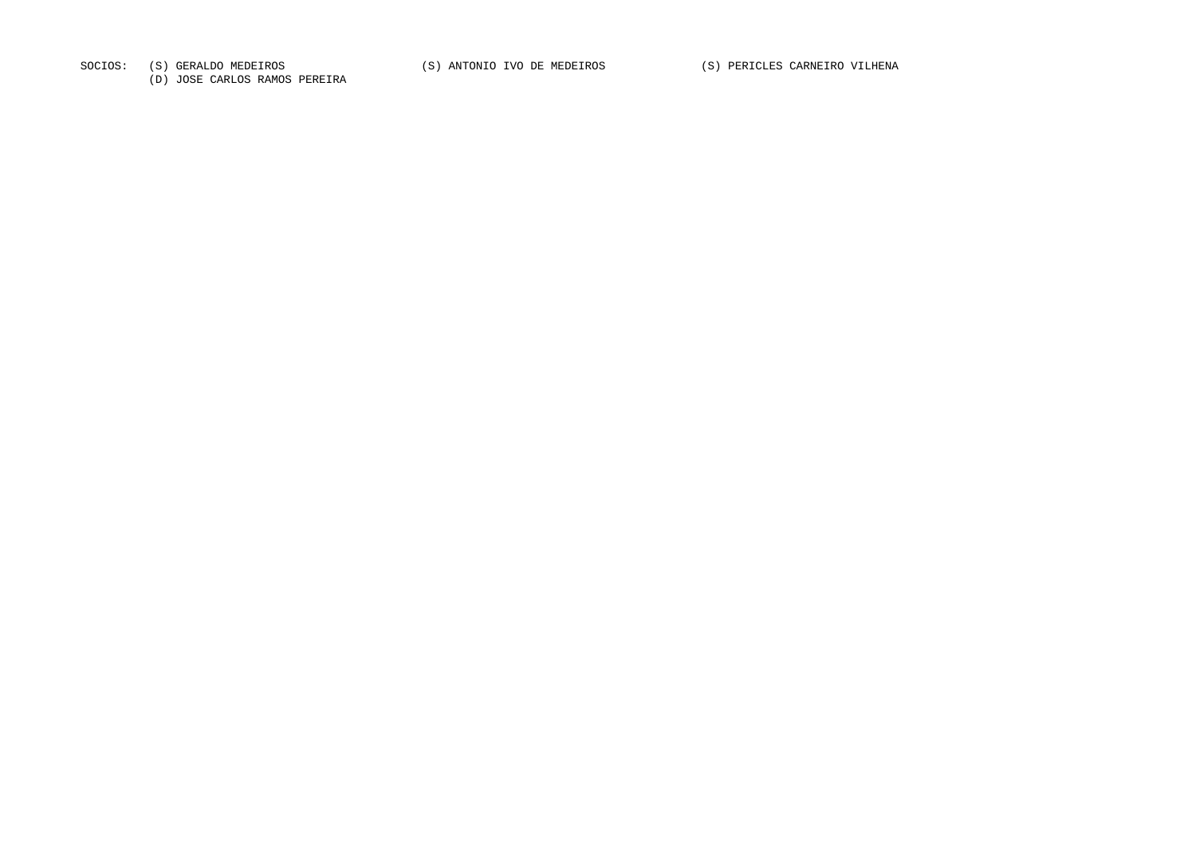SOCIOS: (S) GERALDO MEDEIROS (S) ANTONIO IVO DE MEDEIROS (S) PERICLES CARNEIRO VILHENA
(D) JOSE CARLOS RAMOS PEREIRA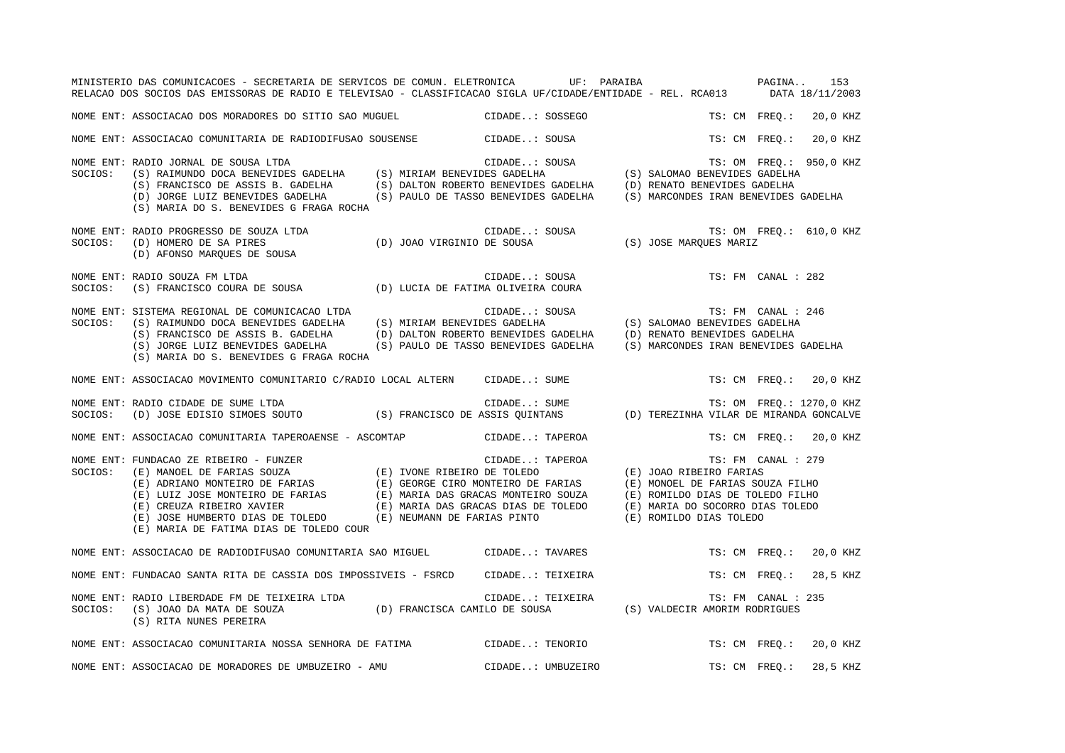MINISTERIO DAS COMUNICACOES - SECRETARIA DE SERVICOS DE COMUN. ELETRONICA UF: PARAIBA
RELACAO DOS SOCIOS DAS EMISSORAS DE RADIO E TELEVISAO - CLASSIFICACAO SIGLA UF/CIDADE/ENTIDADE - REL. RCA013 DATA 18/11/2003

NOME ENT: ASSOCIACAO DOS MORADORES DO SITIO SAO MUGUEL CIDADE..: SOSSEGO TS: CM FREQ.: 20,0 KHZ

NOME ENT: ASSOCIACAO COMUNITARIA DE RADIODIFUSAO SOUSENSE CIDADE..: SOUSA TS: CM FREQ.: 20,0 KHZ

NOME ENT: RADIO JORNAL DE SOUSA LTDA CIDADE..: SOUSA TS: OM FREQ.: 950,0 KHZ
SOCIOS: (S) RAIMUNDO DOCA BENEVIDES GADELHA (S) MIRIAM BENEVIDES GADELHA (S) SALOMAO BENEVIDES GADELHA
(S) FRANCISCO DE ASSIS B. GADELHA (S) DALTON ROBERTO BENEVIDES GADELHA (D) RENATO BENEVIDES GADELHA
(D) JORGE LUIZ BENEVIDES GADELHA (S) PAULO DE TASSO BENEVIDES GADELHA (S) MARCONDES IRAN BENEVIDES GADELHA
(S) MARIA DO S. BENEVIDES G FRAGA ROCHA

NOME ENT: RADIO PROGRESSO DE SOUZA LTDA CIDADE..: SOUSA TS: OM FREQ.: 610,0 KHZ
SOCIOS: (D) HOMERO DE SA PIRES (D) JOAO VIRGINIO DE SOUSA (S) JOSE MARQUES MARIZ
(D) AFONSO MARQUES DE SOUSA

NOME ENT: RADIO SOUZA FM LTDA CIDADE..: SOUSA TS: FM CANAL : 282
SOCIOS: (S) FRANCISCO COURA DE SOUSA (D) LUCIA DE FATIMA OLIVEIRA COURA

NOME ENT: SISTEMA REGIONAL DE COMUNICACAO LTDA CIDADE..: SOUSA TS: FM CANAL : 246
SOCIOS: (S) RAIMUNDO DOCA BENEVIDES GADELHA (S) MIRIAM BENEVIDES GADELHA (S) SALOMAO BENEVIDES GADELHA
(S) FRANCISCO DE ASSIS B. GADELHA (D) DALTON ROBERTO BENEVIDES GADELHA (D) RENATO BENEVIDES GADELHA
(S) JORGE LUIZ BENEVIDES GADELHA (S) PAULO DE TASSO BENEVIDES GADELHA (S) MARCONDES IRAN BENEVIDES GADELHA
(S) MARIA DO S. BENEVIDES G FRAGA ROCHA

NOME ENT: ASSOCIACAO MOVIMENTO COMUNITARIO C/RADIO LOCAL ALTERN CIDADE..: SUME TS: CM FREQ.: 20,0 KHZ

NOME ENT: RADIO CIDADE DE SUME LTDA CIDADE..: SUME TS: OM FREQ.: 1270,0 KHZ
SOCIOS: (D) JOSE EDISIO SIMOES SOUTO (S) FRANCISCO DE ASSIS QUINTANS (D) TEREZINHA VILAR DE MIRANDA GONCALVE

NOME ENT: ASSOCIACAO COMUNITARIA TAPEROAENSE - ASCOMTAP CIDADE..: TAPEROA TS: CM FREQ.: 20,0 KHZ

NOME ENT: FUNDACAO ZE RIBEIRO - FUNZER CIDADE..: TAPEROA TS: FM CANAL : 279
SOCIOS: (E) MANOEL DE FARIAS SOUZA (E) IVONE RIBEIRO DE TOLEDO (E) JOAO RIBEIRO FARIAS
(E) ADRIANO MONTEIRO DE FARIAS (E) GEORGE CIRO MONTEIRO DE FARIAS (E) MONOEL DE FARIAS SOUZA FILHO
(E) LUIZ JOSE MONTEIRO DE FARIAS (E) MARIA DAS GRACAS MONTEIRO SOUZA (E) ROMILDO DIAS DE TOLEDO FILHO
(E) CREUZA RIBEIRO XAVIER (E) MARIA DAS GRACAS DIAS DE TOLEDO (E) MARIA DO SOCORRO DIAS TOLEDO
(E) JOSE HUMBERTO DIAS DE TOLEDO (E) NEUMANN DE FARIAS PINTO (E) ROMILDO DIAS TOLEDO
(E) MARIA DE FATIMA DIAS DE TOLEDO COUR

NOME ENT: ASSOCIACAO DE RADIODIFUSAO COMUNITARIA SAO MIGUEL CIDADE..: TAVARES TS: CM FREQ.: 20,0 KHZ

NOME ENT: FUNDACAO SANTA RITA DE CASSIA DOS IMPOSSIVEIS - FSRCD CIDADE..: TEIXEIRA TS: CM FREQ.: 28,5 KHZ

NOME ENT: RADIO LIBERDADE FM DE TEIXEIRA LTDA CIDADE..: TEIXEIRA TS: FM CANAL : 235
SOCIOS: (S) JOAO DA MATA DE SOUZA (D) FRANCISCA CAMILO DE SOUSA (S) VALDECIR AMORIM RODRIGUES
(S) RITA NUNES PEREIRA

NOME ENT: ASSOCIACAO COMUNITARIA NOSSA SENHORA DE FATIMA CIDADE..: TENORIO TS: CM FREQ.: 20,0 KHZ

NOME ENT: ASSOCIACAO DE MORADORES DE UMBUZEIRO - AMU CIDADE..: UMBUZEIRO TS: CM FREQ.: 28,5 KHZ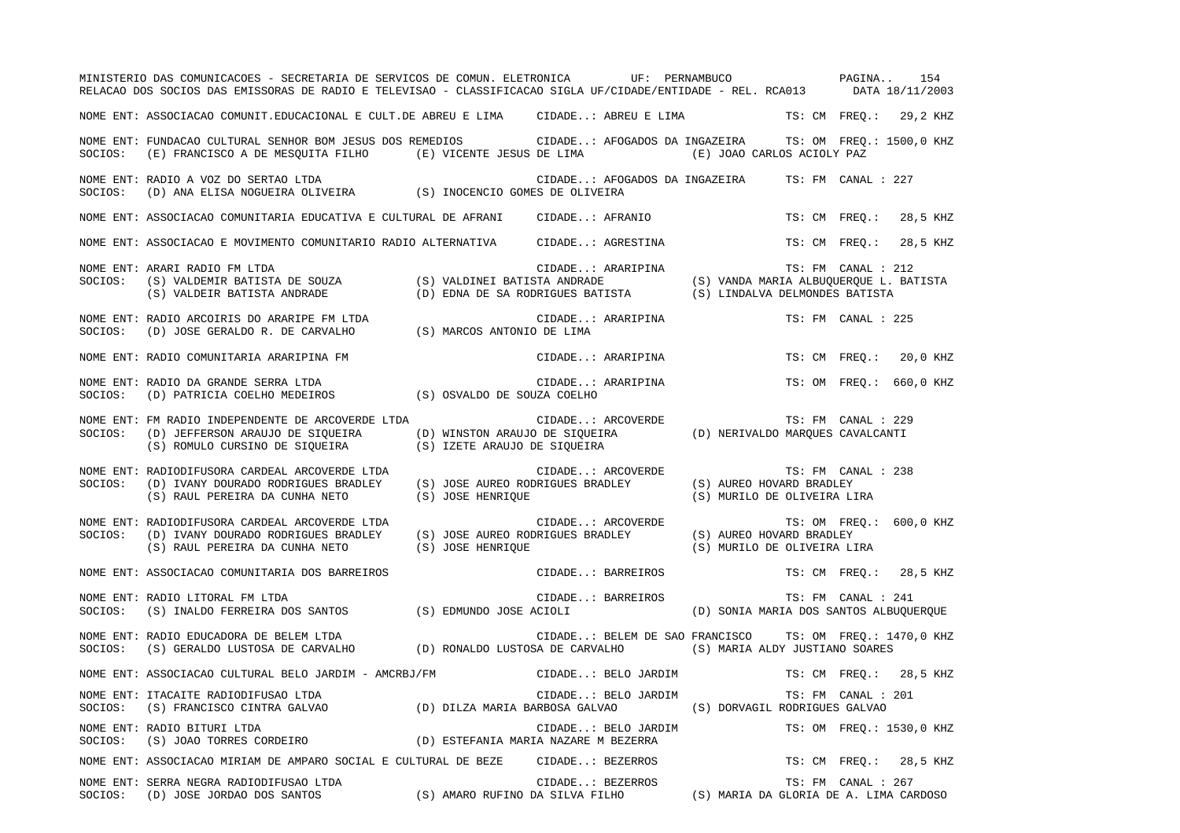NOME ENT: ASSOCIACAO COMUNIT.EDUCACIONAL E CULT.DE ABREU E LIMA    CIDADE..: ABREU E LIMA    TS: CM  FREQ.:  29,2 KHZ

NOME ENT: FUNDACAO CULTURAL SENHOR BOM JESUS DOS REMEDIOS    CIDADE..: AFOGADOS DA INGAZEIRA    TS: OM  FREQ.: 1500,0 KHZ
SOCIOS: (E) FRANCISCO A DE MESQUITA FILHO    (E) VICENTE JESUS DE LIMA    (E) JOAO CARLOS ACIOLY PAZ

NOME ENT: RADIO A VOZ DO SERTAO LTDA    CIDADE..: AFOGADOS DA INGAZEIRA    TS: FM  CANAL : 227
SOCIOS: (D) ANA ELISA NOGUEIRA OLIVEIRA    (S) INOCENCIO GOMES DE OLIVEIRA

NOME ENT: ASSOCIACAO COMUNITARIA EDUCATIVA E CULTURAL DE AFRANI    CIDADE..: AFRANIO    TS: CM  FREQ.:  28,5 KHZ

NOME ENT: ASSOCIACAO E MOVIMENTO COMUNITARIO RADIO ALTERNATIVA    CIDADE..: AGRESTINA    TS: CM  FREQ.:  28,5 KHZ

NOME ENT: ARARI RADIO FM LTDA    CIDADE..: ARARIPINA    TS: FM  CANAL : 212
SOCIOS: (S) VALDEMIR BATISTA DE SOUZA    (S) VALDINEI BATISTA ANDRADE    (S) VANDA MARIA ALBUQUERQUE L. BATISTA
(S) VALDEIR BATISTA ANDRADE    (D) EDNA DE SA RODRIGUES BATISTA    (S) LINDALVA DELMONDES BATISTA

NOME ENT: RADIO ARCOIRIS DO ARARIPE FM LTDA    CIDADE..: ARARIPINA    TS: FM  CANAL : 225
SOCIOS: (D) JOSE GERALDO R. DE CARVALHO    (S) MARCOS ANTONIO DE LIMA

NOME ENT: RADIO COMUNITARIA ARARIPINA FM    CIDADE..: ARARIPINA    TS: CM  FREQ.:  20,0 KHZ

NOME ENT: RADIO DA GRANDE SERRA LTDA    CIDADE..: ARARIPINA    TS: OM  FREQ.:  660,0 KHZ
SOCIOS: (D) PATRICIA COELHO MEDEIROS    (S) OSVALDO DE SOUZA COELHO

NOME ENT: FM RADIO INDEPENDENTE DE ARCOVERDE LTDA    CIDADE..: ARCOVERDE    TS: FM  CANAL : 229
SOCIOS: (D) JEFFERSON ARAUJO DE SIQUEIRA    (D) WINSTON ARAUJO DE SIQUEIRA    (D) NERIVALDO MARQUES CAVALCANTI
(S) ROMULO CURSINO DE SIQUEIRA    (S) IZETE ARAUJO DE SIQUEIRA

NOME ENT: RADIODIFUSORA CARDEAL ARCOVERDE LTDA    CIDADE..: ARCOVERDE    TS: FM  CANAL : 238
SOCIOS: (D) IVANY DOURADO RODRIGUES BRADLEY    (S) JOSE AUREO RODRIGUES BRADLEY    (S) AUREO HOVARD BRADLEY
(S) RAUL PEREIRA DA CUNHA NETO    (S) JOSE HENRIQUE    (S) MURILO DE OLIVEIRA LIRA

NOME ENT: RADIODIFUSORA CARDEAL ARCOVERDE LTDA    CIDADE..: ARCOVERDE    TS: OM  FREQ.:  600,0 KHZ
SOCIOS: (D) IVANY DOURADO RODRIGUES BRADLEY    (S) JOSE AUREO RODRIGUES BRADLEY    (S) AUREO HOVARD BRADLEY
(S) RAUL PEREIRA DA CUNHA NETO    (S) JOSE HENRIQUE    (S) MURILO DE OLIVEIRA LIRA

NOME ENT: ASSOCIACAO COMUNITARIA DOS BARREIROS    CIDADE..: BARREIROS    TS: CM  FREQ.:  28,5 KHZ

NOME ENT: RADIO LITORAL FM LTDA    CIDADE..: BARREIROS    TS: FM  CANAL : 241
SOCIOS: (S) INALDO FERREIRA DOS SANTOS    (S) EDMUNDO JOSE ACIOLI    (D) SONIA MARIA DOS SANTOS ALBUQUERQUE

NOME ENT: RADIO EDUCADORA DE BELEM LTDA    CIDADE..: BELEM DE SAO FRANCISCO    TS: OM  FREQ.: 1470,0 KHZ
SOCIOS: (S) GERALDO LUSTOSA DE CARVALHO    (D) RONALDO LUSTOSA DE CARVALHO    (S) MARIA ALDY JUSTIANO SOARES

NOME ENT: ASSOCIACAO CULTURAL BELO JARDIM - AMCRBJ/FM    CIDADE..: BELO JARDIM    TS: CM  FREQ.:  28,5 KHZ

NOME ENT: ITACAITE RADIODIFUSAO LTDA    CIDADE..: BELO JARDIM    TS: FM  CANAL : 201
SOCIOS: (S) FRANCISCO CINTRA GALVAO    (D) DILZA MARIA BARBOSA GALVAO    (S) DORVAGIL RODRIGUES GALVAO

NOME ENT: RADIO BITURI LTDA    CIDADE..: BELO JARDIM    TS: OM  FREQ.: 1530,0 KHZ
SOCIOS: (S) JOAO TORRES CORDEIRO    (D) ESTEFANIA MARIA NAZARE M BEZERRA

NOME ENT: ASSOCIACAO MIRIAM DE AMPARO SOCIAL E CULTURAL DE BEZE    CIDADE..: BEZERROS    TS: CM  FREQ.:  28,5 KHZ

NOME ENT: SERRA NEGRA RADIODIFUSAO LTDA    CIDADE..: BEZERROS    TS: FM  CANAL : 267
SOCIOS: (D) JOSE JORDAO DOS SANTOS    (S) AMARO RUFINO DA SILVA FILHO    (S) MARIA DA GLORIA DE A. LIMA CARDOSO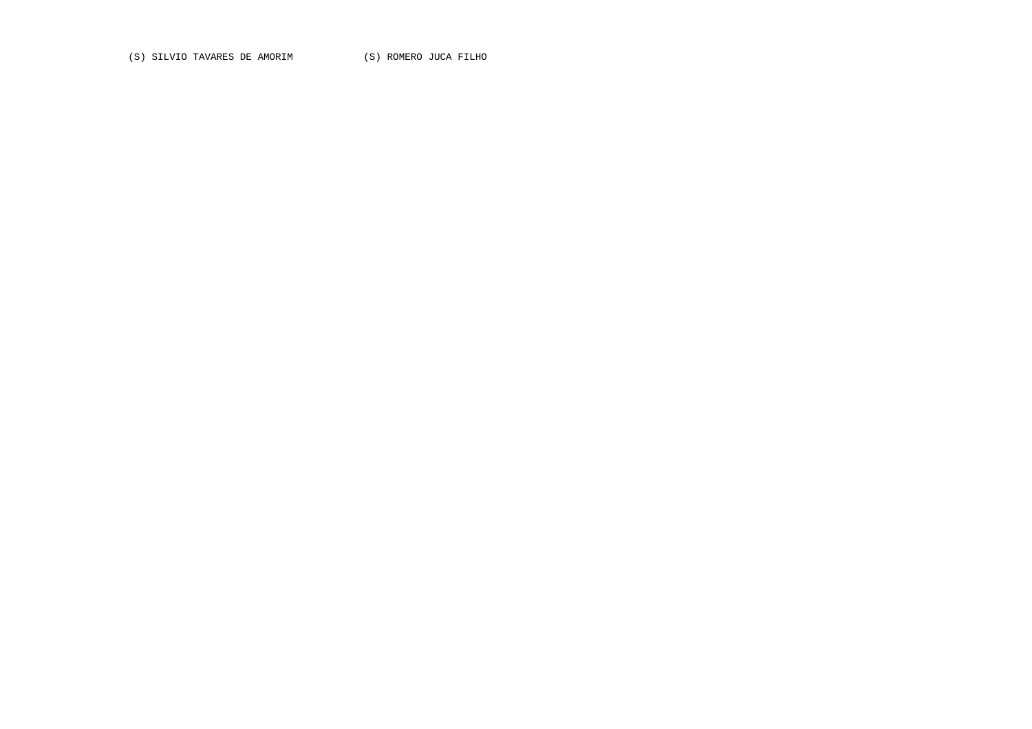(S) SILVIO TAVARES DE AMORIM (S) ROMERO JUCA FILHO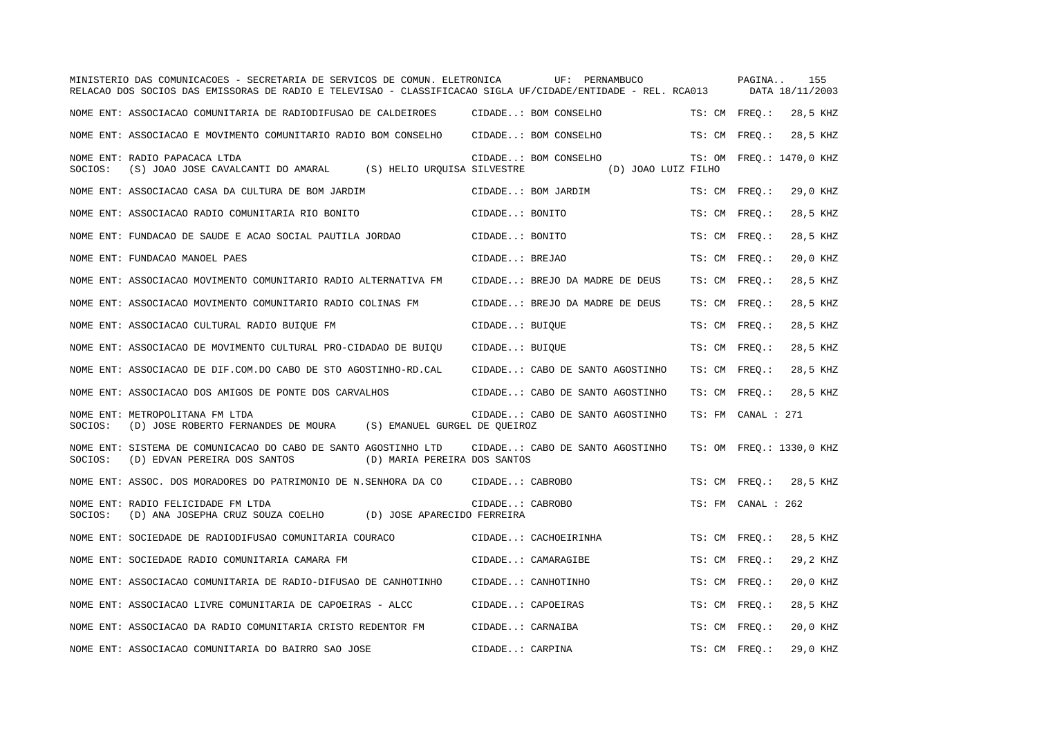MINISTERIO DAS COMUNICACOES - SECRETARIA DE SERVICOS DE COMUN. ELETRONICA UF: PERNAMBUCO

RELACAO DOS SOCIOS DAS EMISSORAS DE RADIO E TELEVISAO - CLASSIFICACAO SIGLA UF/CIDADE/ENTIDADE - REL. RCA013 DATA 18/11/2003

NOME ENT: ASSOCIACAO COMUNITARIA DE RADIODIFUSAO DE CALDEIROES CIDADE..: BOM CONSELHO TS: CM FREQ.: 28,5 KHZ

NOME ENT: ASSOCIACAO E MOVIMENTO COMUNITARIO RADIO BOM CONSELHO CIDADE..: BOM CONSELHO TS: CM FREQ.: 28,5 KHZ

NOME ENT: RADIO PAPACACA LTDA CIDADE..: BOM CONSELHO TS: OM FREQ.: 1470,0 KHZ
SOCIOS: (S) JOAO JOSE CAVALCANTI DO AMARAL (S) HELIO URQUISA SILVESTRE (D) JOAO LUIZ FILHO

NOME ENT: ASSOCIACAO CASA DA CULTURA DE BOM JARDIM CIDADE..: BOM JARDIM TS: CM FREQ.: 29,0 KHZ

NOME ENT: ASSOCIACAO RADIO COMUNITARIA RIO BONITO CIDADE..: BONITO TS: CM FREQ.: 28,5 KHZ

NOME ENT: FUNDACAO DE SAUDE E ACAO SOCIAL PAUTILA JORDAO CIDADE..: BONITO TS: CM FREQ.: 28,5 KHZ

NOME ENT: FUNDACAO MANOEL PAES CIDADE..: BREJAO TS: CM FREQ.: 20,0 KHZ

NOME ENT: ASSOCIACAO MOVIMENTO COMUNITARIO RADIO ALTERNATIVA FM CIDADE..: BREJO DA MADRE DE DEUS TS: CM FREQ.: 28,5 KHZ

NOME ENT: ASSOCIACAO MOVIMENTO COMUNITARIO RADIO COLINAS FM CIDADE..: BREJO DA MADRE DE DEUS TS: CM FREQ.: 28,5 KHZ

NOME ENT: ASSOCIACAO CULTURAL RADIO BUIQUE FM CIDADE..: BUIQUE TS: CM FREQ.: 28,5 KHZ

NOME ENT: ASSOCIACAO DE MOVIMENTO CULTURAL PRO-CIDADAO DE BUIQU CIDADE..: BUIQUE TS: CM FREQ.: 28,5 KHZ

NOME ENT: ASSOCIACAO DE DIF.COM.DO CABO DE STO AGOSTINHO-RD.CAL CIDADE..: CABO DE SANTO AGOSTINHO TS: CM FREQ.: 28,5 KHZ

NOME ENT: ASSOCIACAO DOS AMIGOS DE PONTE DOS CARVALHOS CIDADE..: CABO DE SANTO AGOSTINHO TS: CM FREQ.: 28,5 KHZ

NOME ENT: METROPOLITANA FM LTDA CIDADE..: CABO DE SANTO AGOSTINHO TS: FM CANAL : 271
SOCIOS: (D) JOSE ROBERTO FERNANDES DE MOURA (S) EMANUEL GURGEL DE QUEIROZ

NOME ENT: SISTEMA DE COMUNICACAO DO CABO DE SANTO AGOSTINHO LTD CIDADE..: CABO DE SANTO AGOSTINHO TS: OM FREQ.: 1330,0 KHZ
SOCIOS: (D) EDVAN PEREIRA DOS SANTOS (D) MARIA PEREIRA DOS SANTOS

NOME ENT: ASSOC. DOS MORADORES DO PATRIMONIO DE N.SENHORA DA CO CIDADE..: CABROBO TS: CM FREQ.: 28,5 KHZ

NOME ENT: RADIO FELICIDADE FM LTDA CIDADE..: CABROBO TS: FM CANAL : 262
SOCIOS: (D) ANA JOSEPHA CRUZ SOUZA COELHO (D) JOSE APARECIDO FERREIRA

NOME ENT: SOCIEDADE DE RADIODIFUSAO COMUNITARIA COURACO CIDADE..: CACHOEIRINHA TS: CM FREQ.: 28,5 KHZ

NOME ENT: SOCIEDADE RADIO COMUNITARIA CAMARA FM CIDADE..: CAMARAGIBE TS: CM FREQ.: 29,2 KHZ

NOME ENT: ASSOCIACAO COMUNITARIA DE RADIO-DIFUSAO DE CANHOTINHO CIDADE..: CANHOTINHO TS: CM FREQ.: 20,0 KHZ

NOME ENT: ASSOCIACAO LIVRE COMUNITARIA DE CAPOEIRAS - ALCC CIDADE..: CAPOEIRAS TS: CM FREQ.: 28,5 KHZ

NOME ENT: ASSOCIACAO DA RADIO COMUNITARIA CRISTO REDENTOR FM CIDADE..: CARNAIBA TS: CM FREQ.: 20,0 KHZ

NOME ENT: ASSOCIACAO COMUNITARIA DO BAIRRO SAO JOSE CIDADE..: CARPINA TS: CM FREQ.: 29,0 KHZ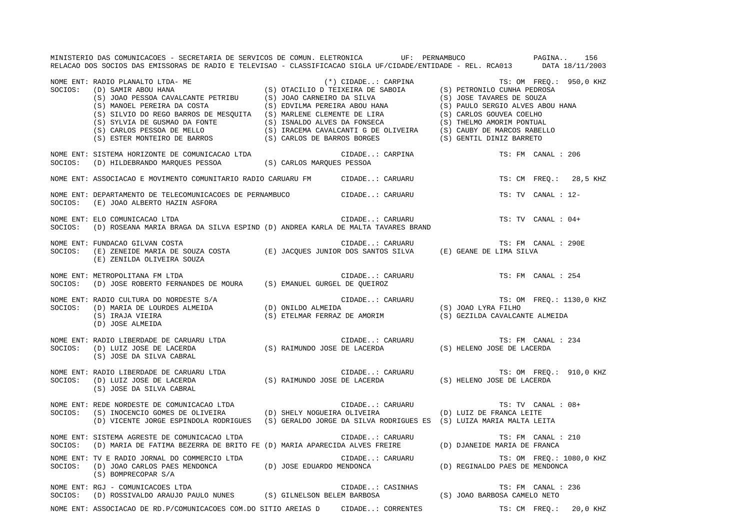MINISTERIO DAS COMUNICACOES - SECRETARIA DE SERVICOS DE COMUN. ELETRONICA UF: PERNAMBUCO

RELACAO DOS SOCIOS DAS EMISSORAS DE RADIO E TELEVISAO - CLASSIFICACAO SIGLA UF/CIDADE/ENTIDADE - REL. RCA013 DATA 18/11/2003

```
NOME ENT: RADIO PLANALTO LTDA- ME                          (*) CIDADE..: CARPINA                    TS: OM  FREQ.: 950,0 KHZ
SOCIOS:  (D) SAMIR ABOU HANA                    (S) OTACILIO D TEIXEIRA DE SABOIA       (S) PETRONILO CUNHA PEDROSA
         (S) JOAO PESSOA CAVALCANTE PETRIBU     (S) JOAO CARNEIRO DA SILVA              (S) JOSE TAVARES DE SOUZA
         (S) MANOEL PEREIRA DA COSTA            (S) EDVILMA PEREIRA ABOU HANA           (S) PAULO SERGIO ALVES ABOU HANA
         (S) SILVIO DO REGO BARROS DE MESQUITA  (S) MARLENE CLEMENTE DE LIRA            (S) CARLOS GOUVEA COELHO
         (S) SYLVIA DE GUSMAO DA FONTE          (S) ISNALDO ALVES DA FONSECA            (S) THELMO AMORIM PONTUAL
         (S) CARLOS PESSOA DE MELLO             (S) IRACEMA CAVALCANTI G DE OLIVEIRA    (S) CAUBY DE MARCOS RABELLO
         (S) ESTER MONTEIRO DE BARROS           (S) CARLOS DE BARROS BORGES             (S) GENTIL DINIZ BARRETO

NOME ENT: SISTEMA HORIZONTE DE COMUNICACAO LTDA                CIDADE..: CARPINA                    TS: FM  CANAL : 206
SOCIOS:  (D) HILDEBRANDO MARQUES PESSOA         (S) CARLOS MARQUES PESSOA

NOME ENT: ASSOCIACAO E MOVIMENTO COMUNITARIO RADIO CARUARU FM      CIDADE..: CARUARU                TS: CM  FREQ.:  28,5 KHZ

NOME ENT: DEPARTAMENTO DE TELECOMUNICACOES DE PERNAMBUCO          CIDADE..: CARUARU                TS: TV  CANAL : 12-
SOCIOS:  (E) JOAO ALBERTO HAZIN ASFORA

NOME ENT: ELO COMUNICACAO LTDA                                 CIDADE..: CARUARU                    TS: TV  CANAL : 04+
SOCIOS:  (D) ROSEANA MARIA BRAGA DA SILVA ESPIND (D) ANDREA KARLA DE MALTA TAVARES BRAND

NOME ENT: FUNDACAO GILVAN COSTA                                CIDADE..: CARUARU                    TS: FM  CANAL : 290E
SOCIOS:  (E) ZENEIDE MARIA DE SOUZA COSTA       (E) JACQUES JUNIOR DOS SANTOS SILVA     (E) GEANE DE LIMA SILVA
         (E) ZENILDA OLIVEIRA SOUZA

NOME ENT: METROPOLITANA FM LTDA                                CIDADE..: CARUARU                    TS: FM  CANAL : 254
SOCIOS:  (D) JOSE ROBERTO FERNANDES DE MOURA    (S) EMANUEL GURGEL DE QUEIROZ

NOME ENT: RADIO CULTURA DO NORDESTE S/A                        CIDADE..: CARUARU                    TS: OM  FREQ.: 1130,0 KHZ
SOCIOS:  (D) MARIA DE LOURDES ALMEIDA           (D) ONILDO ALMEIDA                      (S) JOAO LYRA FILHO
         (S) IRAJA VIEIRA                       (S) ETELMAR FERRAZ DE AMORIM            (S) GEZILDA CAVALCANTE ALMEIDA
         (D) JOSE ALMEIDA

NOME ENT: RADIO LIBERDADE DE CARUARU LTDA                      CIDADE..: CARUARU                    TS: FM  CANAL : 234
SOCIOS:  (D) LUIZ JOSE DE LACERDA               (S) RAIMUNDO JOSE DE LACERDA            (S) HELENO JOSE DE LACERDA
         (S) JOSE DA SILVA CABRAL

NOME ENT: RADIO LIBERDADE DE CARUARU LTDA                      CIDADE..: CARUARU                    TS: OM  FREQ.: 910,0 KHZ
SOCIOS:  (D) LUIZ JOSE DE LACERDA               (S) RAIMUNDO JOSE DE LACERDA            (S) HELENO JOSE DE LACERDA
         (S) JOSE DA SILVA CABRAL

NOME ENT: REDE NORDESTE DE COMUNICACAO LTDA                    CIDADE..: CARUARU                    TS: TV  CANAL : 08+
SOCIOS:  (S) INOCENCIO GOMES DE OLIVEIRA        (D) SHELY NOGUEIRA OLIVEIRA             (D) LUIZ DE FRANCA LEITE
         (D) VICENTE JORGE ESPINDOLA RODRIGUES  (S) GERALDO JORGE DA SILVA RODRIGUES ES (S) LUIZA MARIA MALTA LEITA

NOME ENT: SISTEMA AGRESTE DE COMUNICACAO LTDA                  CIDADE..: CARUARU                    TS: FM  CANAL : 210
SOCIOS:  (D) MARIA DE FATIMA BEZERRA DE BRITO FE (D) MARIA APARECIDA ALVES FREIRE      (D) DJANEIDE MARIA DE FRANCA

NOME ENT: TV E RADIO JORNAL DO COMMERCIO LTDA                  CIDADE..: CARUARU                    TS: OM  FREQ.: 1080,0 KHZ
SOCIOS:  (D) JOAO CARLOS PAES MENDONCA          (D) JOSE EDUARDO MENDONCA               (D) REGINALDO PAES DE MENDONCA
         (S) BOMPRECOPAR S/A

NOME ENT: RGJ - COMUNICACOES LTDA                              CIDADE..: CASINHAS                   TS: FM  CANAL : 236
SOCIOS:  (D) ROSSIVALDO ARAUJO PAULO NUNES      (S) GILNELSON BELEM BARBOSA             (S) JOAO BARBOSA CAMELO NETO

NOME ENT: ASSOCIACAO DE RD.P/COMUNICACOES COM.DO SITIO AREIAS D    CIDADE..: CORRENTES              TS: CM  FREQ.:  20,0 KHZ
```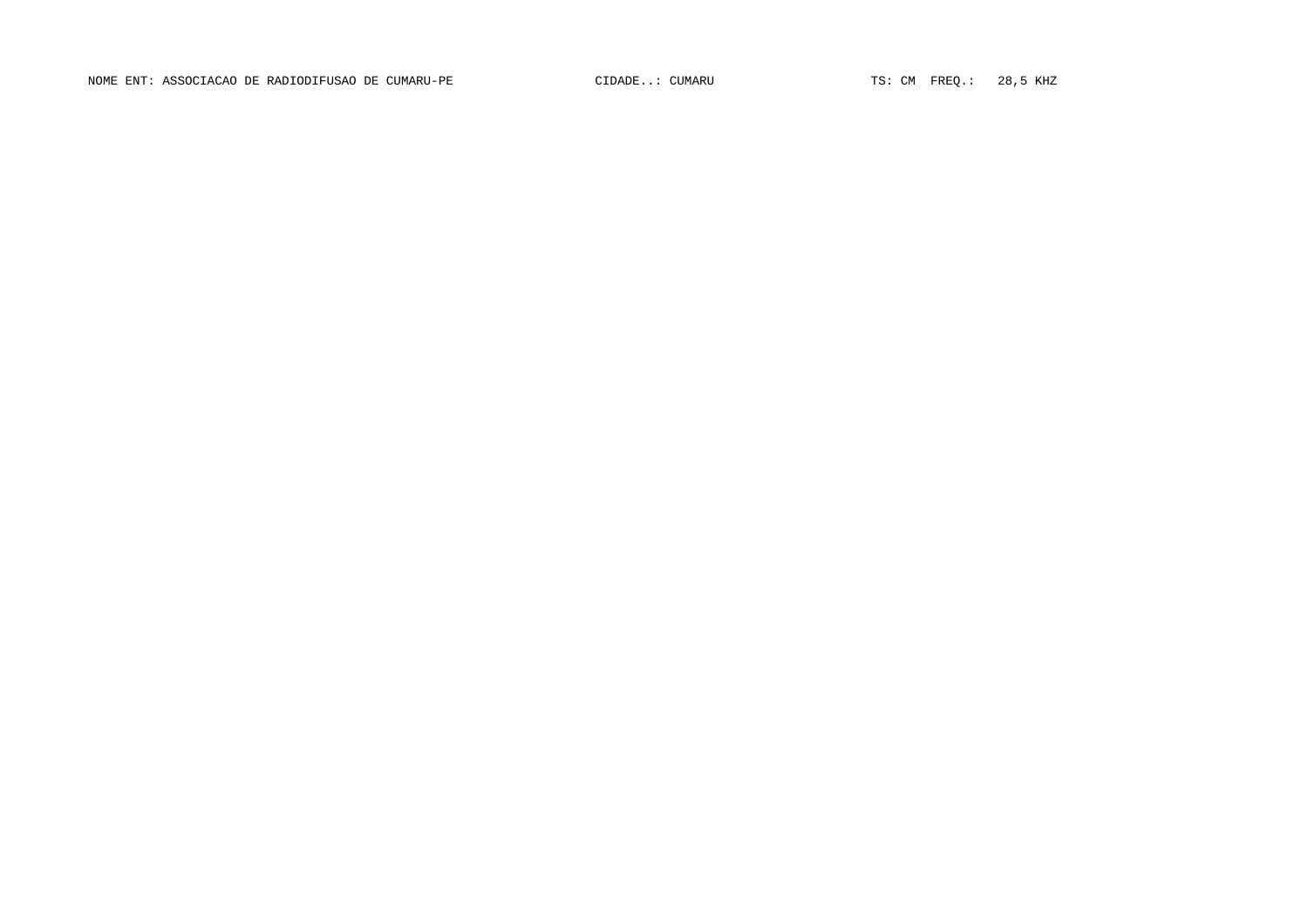NOME ENT: ASSOCIACAO DE RADIODIFUSAO DE CUMARU-PE CIDADE..: CUMARU TS: CM FREQ.: 28,5 KHZ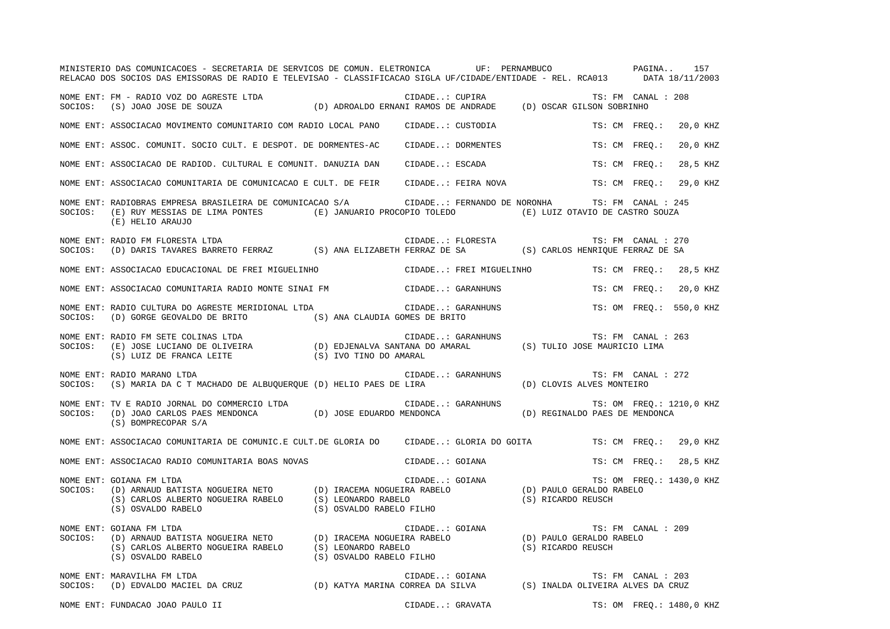NOME ENT: FM - RADIO VOZ DO AGRESTE LTDA CIDADE..: CUPIRA TS: FM CANAL : 208
SOCIOS: (S) JOAO JOSE DE SOUZA (D) ADROALDO ERNANI RAMOS DE ANDRADE (D) OSCAR GILSON SOBRINHO

NOME ENT: ASSOCIACAO MOVIMENTO COMUNITARIO COM RADIO LOCAL PANO CIDADE..: CUSTODIA TS: CM FREQ.: 20,0 KHZ

NOME ENT: ASSOC. COMUNIT. SOCIO CULT. E DESPOT. DE DORMENTES-AC CIDADE..: DORMENTES TS: CM FREQ.: 20,0 KHZ

NOME ENT: ASSOCIACAO DE RADIOD. CULTURAL E COMUNIT. DANUZIA DAN CIDADE..: ESCADA TS: CM FREQ.: 28,5 KHZ

NOME ENT: ASSOCIACAO COMUNITARIA DE COMUNICACAO E CULT. DE FEIR CIDADE..: FEIRA NOVA TS: CM FREQ.: 29,0 KHZ

NOME ENT: RADIOBRAS EMPRESA BRASILEIRA DE COMUNICACAO S/A CIDADE..: FERNANDO DE NORONHA TS: FM CANAL : 245
SOCIOS: (E) RUY MESSIAS DE LIMA PONTES (E) JANUARIO PROCOPIO TOLEDO (E) LUIZ OTAVIO DE CASTRO SOUZA
(E) HELIO ARAUJO

NOME ENT: RADIO FM FLORESTA LTDA CIDADE..: FLORESTA TS: FM CANAL : 270
SOCIOS: (D) DARIS TAVARES BARRETO FERRAZ (S) ANA ELIZABETH FERRAZ DE SA (S) CARLOS HENRIQUE FERRAZ DE SA

NOME ENT: ASSOCIACAO EDUCACIONAL DE FREI MIGUELINHO CIDADE..: FREI MIGUELINHO TS: CM FREQ.: 28,5 KHZ

NOME ENT: ASSOCIACAO COMUNITARIA RADIO MONTE SINAI FM CIDADE..: GARANHUNS TS: CM FREQ.: 20,0 KHZ

NOME ENT: RADIO CULTURA DO AGRESTE MERIDIONAL LTDA CIDADE..: GARANHUNS TS: OM FREQ.: 550,0 KHZ
SOCIOS: (D) GORGE GEOVALDO DE BRITO (S) ANA CLAUDIA GOMES DE BRITO

NOME ENT: RADIO FM SETE COLINAS LTDA CIDADE..: GARANHUNS TS: FM CANAL : 263
SOCIOS: (E) JOSE LUCIANO DE OLIVEIRA (D) EDJENALVA SANTANA DO AMARAL (S) TULIO JOSE MAURICIO LIMA
(S) LUIZ DE FRANCA LEITE (S) IVO TINO DO AMARAL

NOME ENT: RADIO MARANO LTDA CIDADE..: GARANHUNS TS: FM CANAL : 272
SOCIOS: (S) MARIA DA C T MACHADO DE ALBUQUERQUE (D) HELIO PAES DE LIRA (D) CLOVIS ALVES MONTEIRO

NOME ENT: TV E RADIO JORNAL DO COMMERCIO LTDA CIDADE..: GARANHUNS TS: OM FREQ.: 1210,0 KHZ
SOCIOS: (D) JOAO CARLOS PAES MENDONCA (D) JOSE EDUARDO MENDONCA (D) REGINALDO PAES DE MENDONCA
(S) BOMPRECOPAR S/A

NOME ENT: ASSOCIACAO COMUNITARIA DE COMUNIC.E CULT.DE GLORIA DO CIDADE..: GLORIA DO GOITA TS: CM FREQ.: 29,0 KHZ

NOME ENT: ASSOCIACAO RADIO COMUNITARIA BOAS NOVAS CIDADE..: GOIANA TS: CM FREQ.: 28,5 KHZ

NOME ENT: GOIANA FM LTDA CIDADE..: GOIANA TS: OM FREQ.: 1430,0 KHZ
SOCIOS: (D) ARNAUD BATISTA NOGUEIRA NETO (D) IRACEMA NOGUEIRA RABELO (D) PAULO GERALDO RABELO
(S) CARLOS ALBERTO NOGUEIRA RABELO (S) LEONARDO RABELO (S) RICARDO REUSCH
(S) OSVALDO RABELO (S) OSVALDO RABELO FILHO

NOME ENT: GOIANA FM LTDA CIDADE..: GOIANA TS: FM CANAL : 209
SOCIOS: (D) ARNAUD BATISTA NOGUEIRA NETO (D) IRACEMA NOGUEIRA RABELO (D) PAULO GERALDO RABELO
(S) CARLOS ALBERTO NOGUEIRA RABELO (S) LEONARDO RABELO (S) RICARDO REUSCH
(S) OSVALDO RABELO (S) OSVALDO RABELO FILHO

NOME ENT: MARAVILHA FM LTDA CIDADE..: GOIANA TS: FM CANAL : 203
SOCIOS: (D) EDVALDO MACIEL DA CRUZ (D) KATYA MARINA CORREA DA SILVA (S) INALDA OLIVEIRA ALVES DA CRUZ

NOME ENT: FUNDACAO JOAO PAULO II CIDADE..: GRAVATA TS: OM FREQ.: 1480,0 KHZ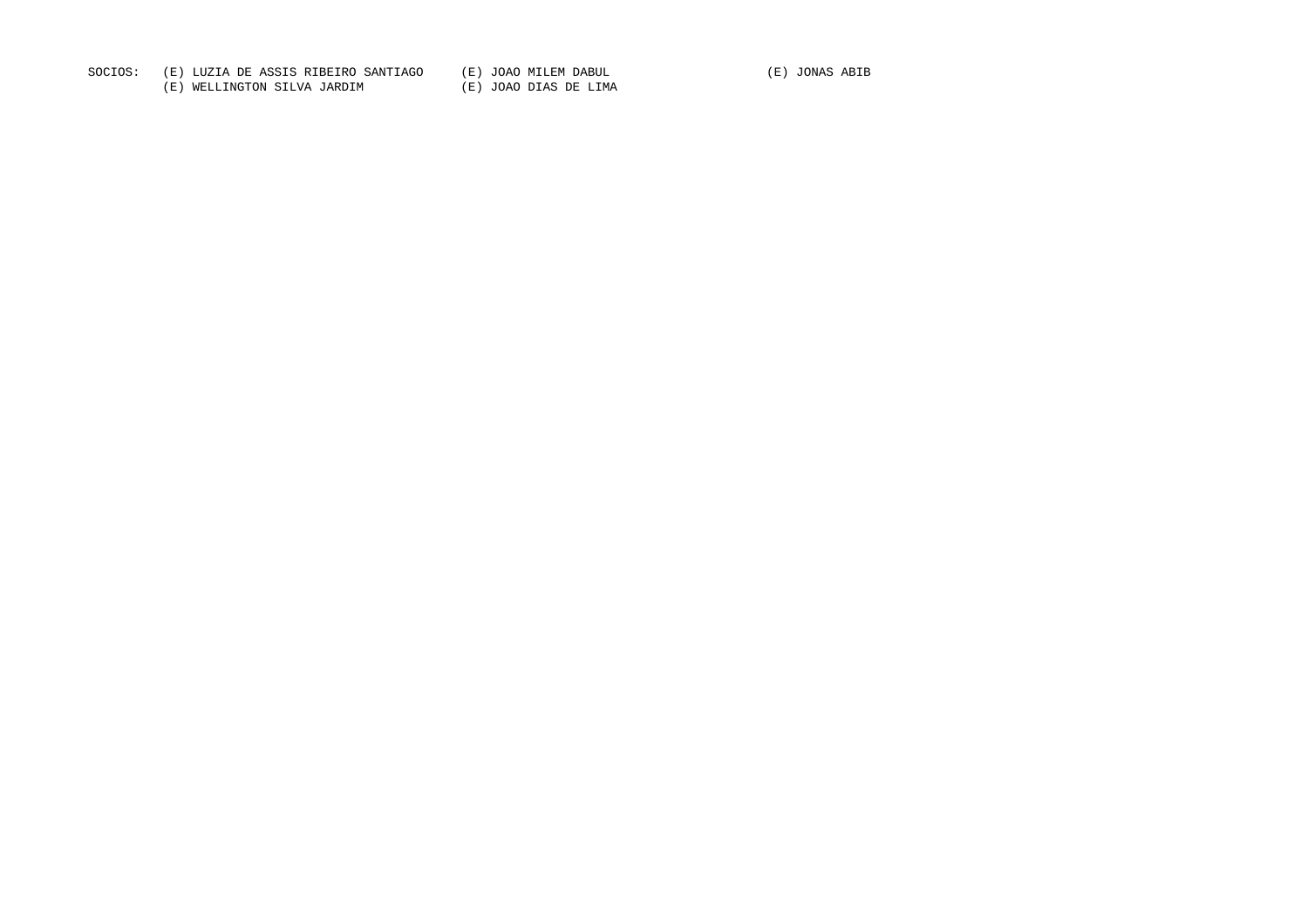SOCIOS: (E) LUZIA DE ASSIS RIBEIRO SANTIAGO (E) JOAO MILEM DABUL (E) JONAS ABIB
(E) WELLINGTON SILVA JARDIM (E) JOAO DIAS DE LIMA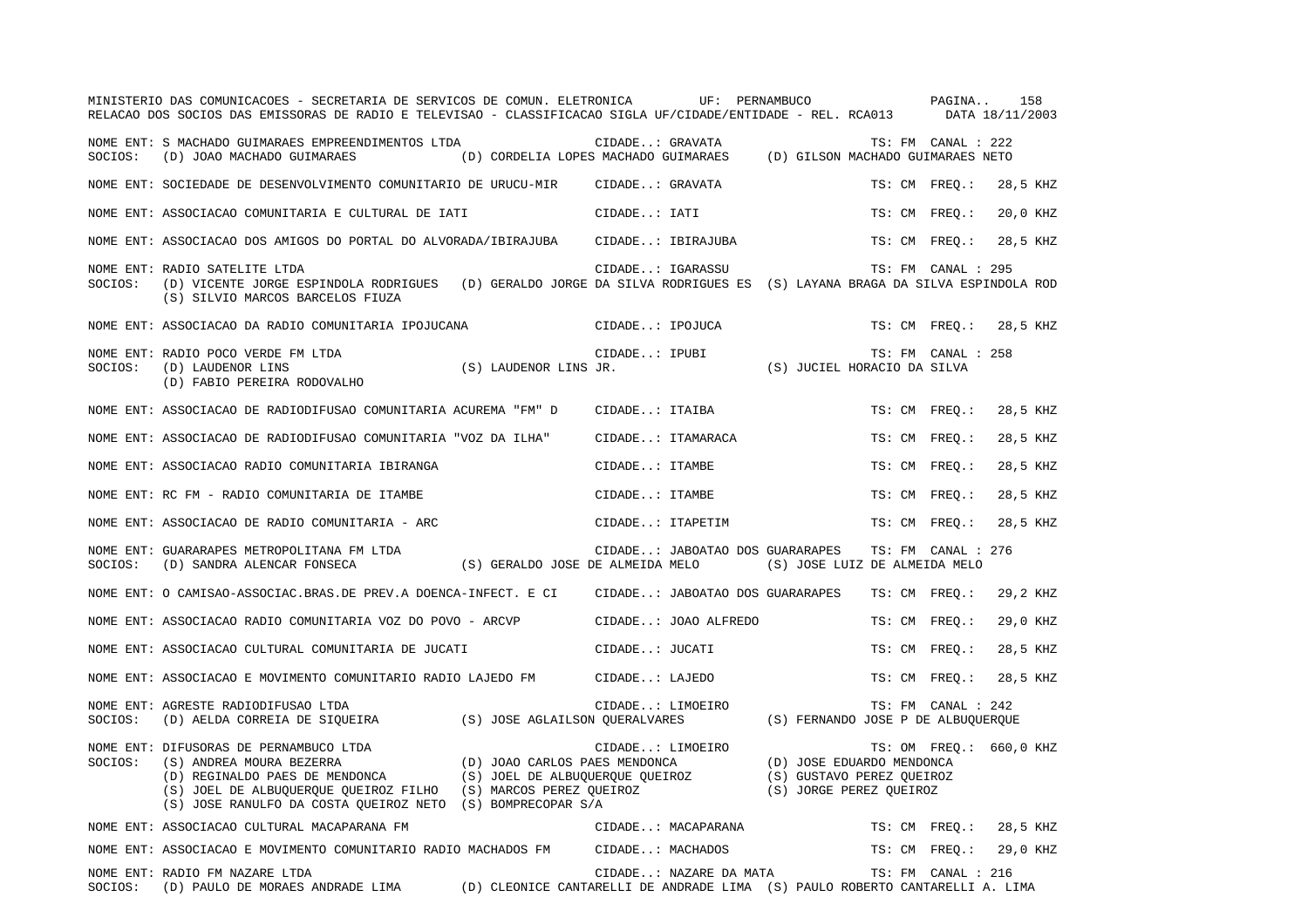MINISTERIO DAS COMUNICACOES - SECRETARIA DE SERVICOS DE COMUN. ELETRONICA UF: PERNAMBUCO

RELACAO DOS SOCIOS DAS EMISSORAS DE RADIO E TELEVISAO - CLASSIFICACAO SIGLA UF/CIDADE/ENTIDADE - REL. RCA013 DATA 18/11/2003

```
NOME ENT: S MACHADO GUIMARAES EMPREENDIMENTOS LTDA               CIDADE..: GRAVATA                          TS: FM  CANAL : 222
SOCIOS:  (D) JOAO MACHADO GUIMARAES           (D) CORDELIA LOPES MACHADO GUIMARAES    (D) GILSON MACHADO GUIMARAES NETO

NOME ENT: SOCIEDADE DE DESENVOLVIMENTO COMUNITARIO DE URUCU-MIR     CIDADE..: GRAVATA                       TS: CM  FREQ.:   28,5 KHZ

NOME ENT: ASSOCIACAO COMUNITARIA E CULTURAL DE IATI                CIDADE..: IATI                          TS: CM  FREQ.:   20,0 KHZ

NOME ENT: ASSOCIACAO DOS AMIGOS DO PORTAL DO ALVORADA/IBIRAJUBA    CIDADE..: IBIRAJUBA                     TS: CM  FREQ.:   28,5 KHZ

NOME ENT: RADIO SATELITE LTDA                                      CIDADE..: IGARASSU                      TS: FM  CANAL : 295
SOCIOS:  (D) VICENTE JORGE ESPINDOLA RODRIGUES   (D) GERALDO JORGE DA SILVA RODRIGUES ES  (S) LAYANA BRAGA DA SILVA ESPINDOLA ROD
         (S) SILVIO MARCOS BARCELOS FIUZA

NOME ENT: ASSOCIACAO DA RADIO COMUNITARIA IPOJUCANA                CIDADE..: IPOJUCA                       TS: CM  FREQ.:   28,5 KHZ

NOME ENT: RADIO POCO VERDE FM LTDA                                 CIDADE..: IPUBI                         TS: FM  CANAL : 258
SOCIOS:  (D) LAUDENOR LINS              (S) LAUDENOR LINS JR.                        (S) JUCIEL HORACIO DA SILVA
         (D) FABIO PEREIRA RODOVALHO

NOME ENT: ASSOCIACAO DE RADIODIFUSAO COMUNITARIA ACUREMA "FM" D    CIDADE..: ITAIBA                        TS: CM  FREQ.:   28,5 KHZ

NOME ENT: ASSOCIACAO DE RADIODIFUSAO COMUNITARIA "VOZ DA ILHA"     CIDADE..: ITAMARACA                     TS: CM  FREQ.:   28,5 KHZ

NOME ENT: ASSOCIACAO RADIO COMUNITARIA IBIRANGA                    CIDADE..: ITAMBE                        TS: CM  FREQ.:   28,5 KHZ

NOME ENT: RC FM - RADIO COMUNITARIA DE ITAMBE                      CIDADE..: ITAMBE                        TS: CM  FREQ.:   28,5 KHZ

NOME ENT: ASSOCIACAO DE RADIO COMUNITARIA - ARC                    CIDADE..: ITAPETIM                      TS: CM  FREQ.:   28,5 KHZ

NOME ENT: GUARARAPES METROPOLITANA FM LTDA                         CIDADE..: JABOATAO DOS GUARARAPES       TS: FM  CANAL : 276
SOCIOS:  (D) SANDRA ALENCAR FONSECA          (S) GERALDO JOSE DE ALMEIDA MELO          (S) JOSE LUIZ DE ALMEIDA MELO

NOME ENT: O CAMISAO-ASSOCIAC.BRAS.DE PREV.A DOENCA-INFECT. E CI    CIDADE..: JABOATAO DOS GUARARAPES       TS: CM  FREQ.:   29,2 KHZ

NOME ENT: ASSOCIACAO RADIO COMUNITARIA VOZ DO POVO - ARCVP         CIDADE..: JOAO ALFREDO                  TS: CM  FREQ.:   29,0 KHZ

NOME ENT: ASSOCIACAO CULTURAL COMUNITARIA DE JUCATI                CIDADE..: JUCATI                        TS: CM  FREQ.:   28,5 KHZ

NOME ENT: ASSOCIACAO E MOVIMENTO COMUNITARIO RADIO LAJEDO FM       CIDADE..: LAJEDO                        TS: CM  FREQ.:   28,5 KHZ

NOME ENT: AGRESTE RADIODIFUSAO LTDA                                CIDADE..: LIMOEIRO                      TS: FM  CANAL : 242
SOCIOS:  (D) AELDA CORREIA DE SIQUEIRA       (S) JOSE AGLAILSON QUERALVARES            (S) FERNANDO JOSE P DE ALBUQUERQUE

NOME ENT: DIFUSORAS DE PERNAMBUCO LTDA                             CIDADE..: LIMOEIRO                      TS: OM  FREQ.:  660,0 KHZ
SOCIOS:  (S) ANDREA MOURA BEZERRA            (D) JOAO CARLOS PAES MENDONCA             (D) JOSE EDUARDO MENDONCA
         (D) REGINALDO PAES DE MENDONCA      (S) JOEL DE ALBUQUERQUE QUEIROZ           (S) GUSTAVO PEREZ QUEIROZ
         (S) JOEL DE ALBUQUERQUE QUEIROZ FILHO  (S) MARCOS PEREZ QUEIROZ               (S) JORGE PEREZ QUEIROZ
         (S) JOSE RANULFO DA COSTA QUEIROZ NETO  (S) BOMPRECOPAR S/A

NOME ENT: ASSOCIACAO CULTURAL MACAPARANA FM                        CIDADE..: MACAPARANA                    TS: CM  FREQ.:   28,5 KHZ

NOME ENT: ASSOCIACAO E MOVIMENTO COMUNITARIO RADIO MACHADOS FM     CIDADE..: MACHADOS                      TS: CM  FREQ.:   29,0 KHZ

NOME ENT: RADIO FM NAZARE LTDA                                     CIDADE..: NAZARE DA MATA                TS: FM  CANAL : 216
SOCIOS:  (D) PAULO DE MORAES ANDRADE LIMA    (D) CLEONICE CANTARELLI DE ANDRADE LIMA  (S) PAULO ROBERTO CANTARELLI A. LIMA
```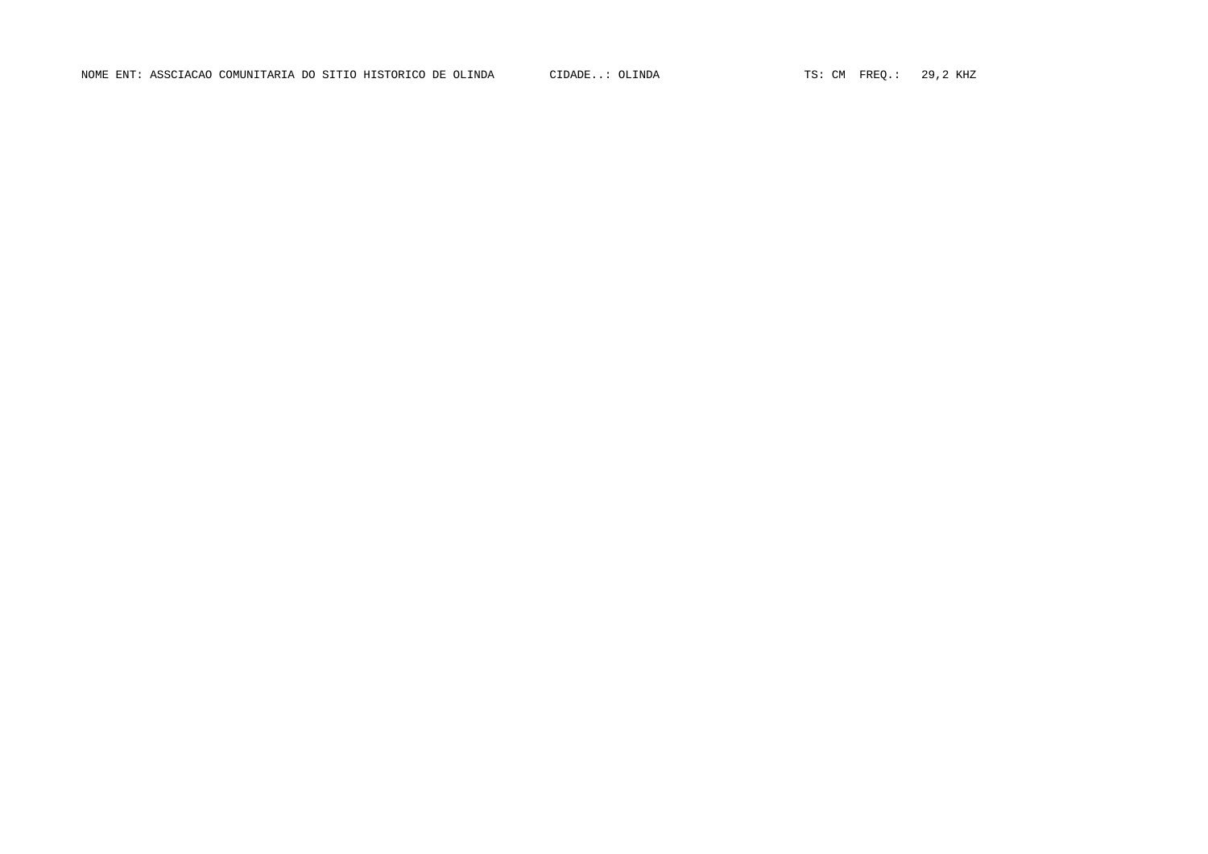NOME ENT: ASSCIACAO COMUNITARIA DO SITIO HISTORICO DE OLINDA CIDADE..: OLINDA TS: CM FREQ.: 29,2 KHZ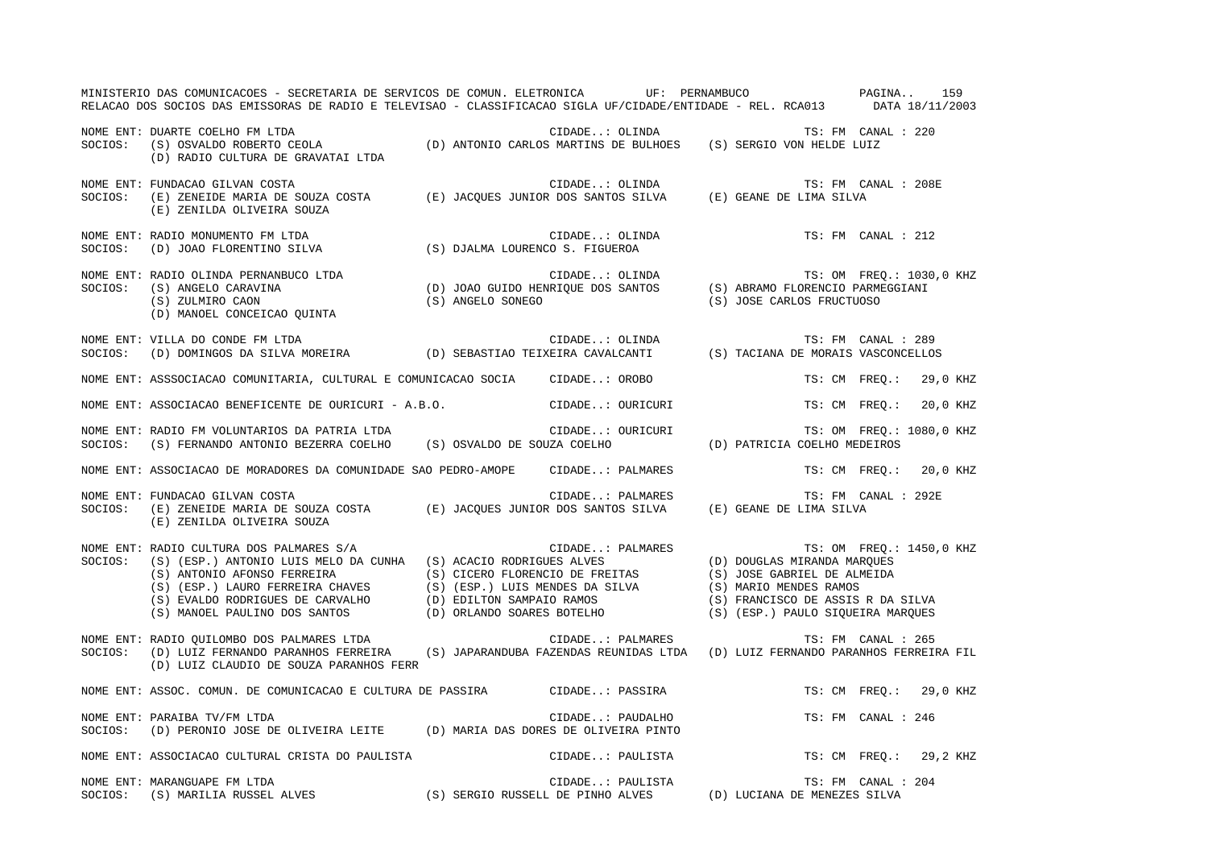MINISTERIO DAS COMUNICACOES - SECRETARIA DE SERVICOS DE COMUN. ELETRONICA UF: PERNAMBUCO

RELACAO DOS SOCIOS DAS EMISSORAS DE RADIO E TELEVISAO - CLASSIFICACAO SIGLA UF/CIDADE/ENTIDADE - REL. RCA013 DATA 18/11/2003

NOME ENT: DUARTE COELHO FM LTDA — CIDADE..: OLINDA — TS: FM CANAL : 220
SOCIOS: (S) OSVALDO ROBERTO CEOLA; (D) ANTONIO CARLOS MARTINS DE BULHOES; (S) SERGIO VON HELDE LUIZ; (D) RADIO CULTURA DE GRAVATAI LTDA

NOME ENT: FUNDACAO GILVAN COSTA — CIDADE..: OLINDA — TS: FM CANAL : 208E
SOCIOS: (E) ZENEIDE MARIA DE SOUZA COSTA; (E) JACQUES JUNIOR DOS SANTOS SILVA; (E) GEANE DE LIMA SILVA; (E) ZENILDA OLIVEIRA SOUZA

NOME ENT: RADIO MONUMENTO FM LTDA — CIDADE..: OLINDA — TS: FM CANAL : 212
SOCIOS: (D) JOAO FLORENTINO SILVA; (S) DJALMA LOURENCO S. FIGUEROA

NOME ENT: RADIO OLINDA PERNANBUCO LTDA — CIDADE..: OLINDA — TS: OM FREQ.: 1030,0 KHZ
SOCIOS: (S) ANGELO CARAVINA; (D) JOAO GUIDO HENRIQUE DOS SANTOS; (S) ABRAMO FLORENCIO PARMEGGIANI; (S) ZULMIRO CAON; (S) ANGELO SONEGO; (S) JOSE CARLOS FRUCTUOSO; (D) MANOEL CONCEICAO QUINTA

NOME ENT: VILLA DO CONDE FM LTDA — CIDADE..: OLINDA — TS: FM CANAL : 289
SOCIOS: (D) DOMINGOS DA SILVA MOREIRA; (D) SEBASTIAO TEIXEIRA CAVALCANTI; (S) TACIANA DE MORAIS VASCONCELLOS

NOME ENT: ASSSOCIACAO COMUNITARIA, CULTURAL E COMUNICACAO SOCIA — CIDADE..: OROBO — TS: CM FREQ.: 29,0 KHZ

NOME ENT: ASSOCIACAO BENEFICENTE DE OURICURI - A.B.O. — CIDADE..: OURICURI — TS: CM FREQ.: 20,0 KHZ

NOME ENT: RADIO FM VOLUNTARIOS DA PATRIA LTDA — CIDADE..: OURICURI — TS: OM FREQ.: 1080,0 KHZ
SOCIOS: (S) FERNANDO ANTONIO BEZERRA COELHO; (S) OSVALDO DE SOUZA COELHO; (D) PATRICIA COELHO MEDEIROS

NOME ENT: ASSOCIACAO DE MORADORES DA COMUNIDADE SAO PEDRO-AMOPE — CIDADE..: PALMARES — TS: CM FREQ.: 20,0 KHZ

NOME ENT: FUNDACAO GILVAN COSTA — CIDADE..: PALMARES — TS: FM CANAL : 292E
SOCIOS: (E) ZENEIDE MARIA DE SOUZA COSTA; (E) JACQUES JUNIOR DOS SANTOS SILVA; (E) GEANE DE LIMA SILVA; (E) ZENILDA OLIVEIRA SOUZA

NOME ENT: RADIO CULTURA DOS PALMARES S/A — CIDADE..: PALMARES — TS: OM FREQ.: 1450,0 KHZ
SOCIOS: (S) (ESP.) ANTONIO LUIS MELO DA CUNHA; (S) ACACIO RODRIGUES ALVES; (D) DOUGLAS MIRANDA MARQUES; (S) ANTONIO AFONSO FERREIRA; (S) CICERO FLORENCIO DE FREITAS; (S) JOSE GABRIEL DE ALMEIDA; (S) (ESP.) LAURO FERREIRA CHAVES; (S) (ESP.) LUIS MENDES DA SILVA; (S) MARIO MENDES RAMOS; (S) EVALDO RODRIGUES DE CARVALHO; (D) EDILTON SAMPAIO RAMOS; (S) FRANCISCO DE ASSIS R DA SILVA; (S) MANOEL PAULINO DOS SANTOS; (D) ORLANDO SOARES BOTELHO; (S) (ESP.) PAULO SIQUEIRA MARQUES

NOME ENT: RADIO QUILOMBO DOS PALMARES LTDA — CIDADE..: PALMARES — TS: FM CANAL : 265
SOCIOS: (D) LUIZ FERNANDO PARANHOS FERREIRA; (S) JAPARANDUBA FAZENDAS REUNIDAS LTDA; (D) LUIZ FERNANDO PARANHOS FERREIRA FIL; (D) LUIZ CLAUDIO DE SOUZA PARANHOS FERR

NOME ENT: ASSOC. COMUN. DE COMUNICACAO E CULTURA DE PASSIRA — CIDADE..: PASSIRA — TS: CM FREQ.: 29,0 KHZ

NOME ENT: PARAIBA TV/FM LTDA — CIDADE..: PAUDALHO — TS: FM CANAL : 246
SOCIOS: (D) PERONIO JOSE DE OLIVEIRA LEITE; (D) MARIA DAS DORES DE OLIVEIRA PINTO

NOME ENT: ASSOCIACAO CULTURAL CRISTA DO PAULISTA — CIDADE..: PAULISTA — TS: CM FREQ.: 29,2 KHZ

NOME ENT: MARANGUAPE FM LTDA — CIDADE..: PAULISTA — TS: FM CANAL : 204
SOCIOS: (S) MARILIA RUSSEL ALVES; (S) SERGIO RUSSELL DE PINHO ALVES; (D) LUCIANA DE MENEZES SILVA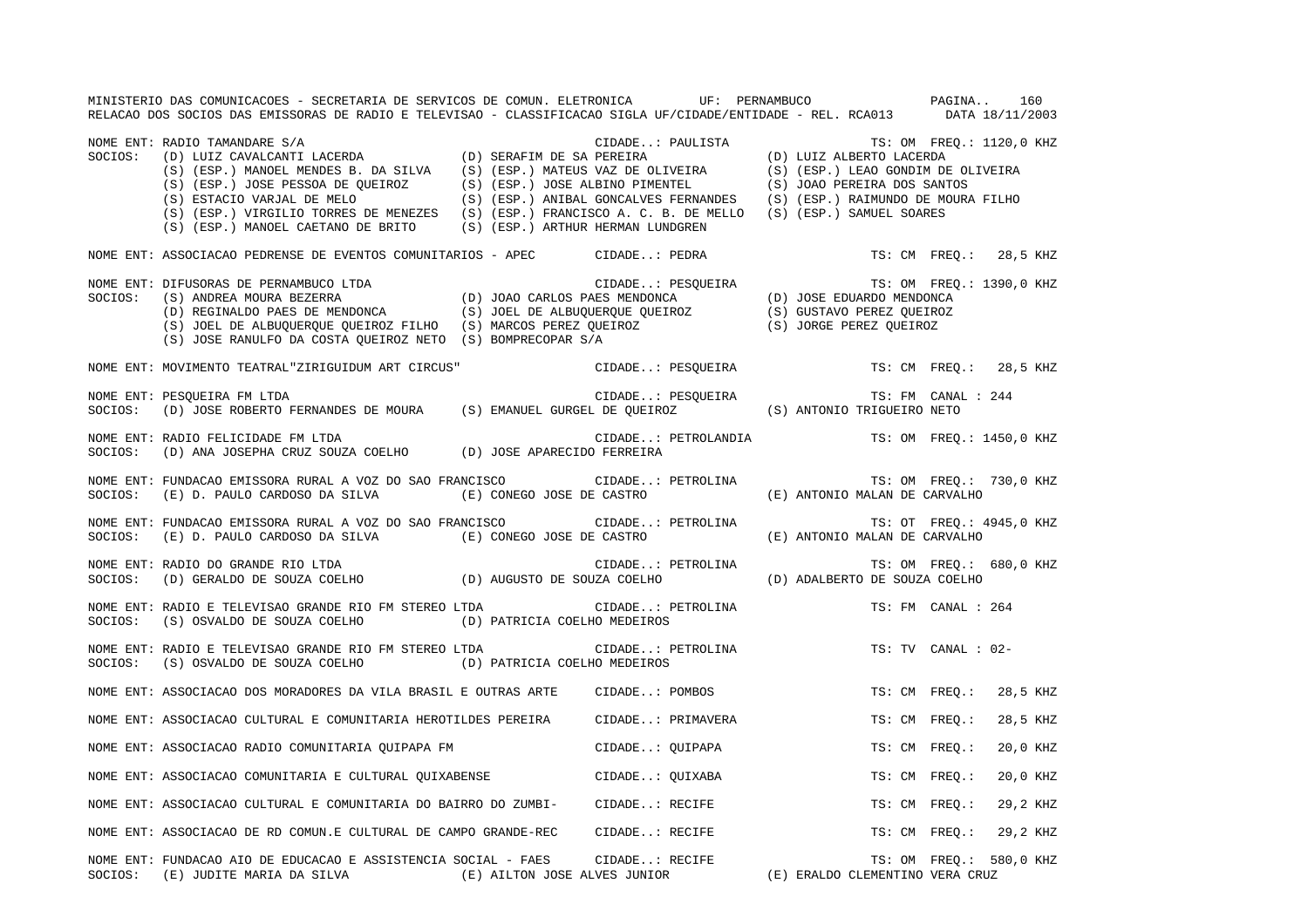MINISTERIO DAS COMUNICACOES - SECRETARIA DE SERVICOS DE COMUN. ELETRONICA UF: PERNAMBUCO

RELACAO DOS SOCIOS DAS EMISSORAS DE RADIO E TELEVISAO - CLASSIFICACAO SIGLA UF/CIDADE/ENTIDADE - REL. RCA013 DATA 18/11/2003

NOME ENT: RADIO TAMANDARE S/A CIDADE..: PAULISTA TS: OM FREQ.: 1120,0 KHZ
SOCIOS: (D) LUIZ CAVALCANTI LACERDA (D) SERAFIM DE SA PEREIRA (D) LUIZ ALBERTO LACERDA
(S) (ESP.) MANOEL MENDES B. DA SILVA (S) (ESP.) MATEUS VAZ DE OLIVEIRA (S) (ESP.) LEAO GONDIM DE OLIVEIRA
(S) (ESP.) JOSE PESSOA DE QUEIROZ (S) (ESP.) JOSE ALBINO PIMENTEL (S) JOAO PEREIRA DOS SANTOS
(S) ESTACIO VARJAL DE MELO (S) (ESP.) ANIBAL GONCALVES FERNANDES (S) (ESP.) RAIMUNDO DE MOURA FILHO
(S) (ESP.) VIRGILIO TORRES DE MENEZES (S) (ESP.) FRANCISCO A. C. B. DE MELLO (S) (ESP.) SAMUEL SOARES
(S) (ESP.) MANOEL CAETANO DE BRITO (S) (ESP.) ARTHUR HERMAN LUNDGREN

NOME ENT: ASSOCIACAO PEDRENSE DE EVENTOS COMUNITARIOS - APEC CIDADE..: PEDRA TS: CM FREQ.: 28,5 KHZ

NOME ENT: DIFUSORAS DE PERNAMBUCO LTDA CIDADE..: PESQUEIRA TS: OM FREQ.: 1390,0 KHZ
SOCIOS: (S) ANDREA MOURA BEZERRA (D) JOAO CARLOS PAES MENDONCA (D) JOSE EDUARDO MENDONCA
(D) REGINALDO PAES DE MENDONCA (S) JOEL DE ALBUQUERQUE QUEIROZ (S) GUSTAVO PEREZ QUEIROZ
(S) JOEL DE ALBUQUERQUE QUEIROZ FILHO (S) MARCOS PEREZ QUEIROZ (S) JORGE PEREZ QUEIROZ
(S) JOSE RANULFO DA COSTA QUEIROZ NETO (S) BOMPRECOPAR S/A

NOME ENT: MOVIMENTO TEATRAL"ZIRIGUIDUM ART CIRCUS" CIDADE..: PESQUEIRA TS: CM FREQ.: 28,5 KHZ

NOME ENT: PESQUEIRA FM LTDA CIDADE..: PESQUEIRA TS: FM CANAL : 244
SOCIOS: (D) JOSE ROBERTO FERNANDES DE MOURA (S) EMANUEL GURGEL DE QUEIROZ (S) ANTONIO TRIGUEIRO NETO

NOME ENT: RADIO FELICIDADE FM LTDA CIDADE..: PETROLANDIA TS: OM FREQ.: 1450,0 KHZ
SOCIOS: (D) ANA JOSEPHA CRUZ SOUZA COELHO (D) JOSE APARECIDO FERREIRA

NOME ENT: FUNDACAO EMISSORA RURAL A VOZ DO SAO FRANCISCO CIDADE..: PETROLINA TS: OM FREQ.: 730,0 KHZ
SOCIOS: (E) D. PAULO CARDOSO DA SILVA (E) CONEGO JOSE DE CASTRO (E) ANTONIO MALAN DE CARVALHO

NOME ENT: FUNDACAO EMISSORA RURAL A VOZ DO SAO FRANCISCO CIDADE..: PETROLINA TS: OT FREQ.: 4945,0 KHZ
SOCIOS: (E) D. PAULO CARDOSO DA SILVA (E) CONEGO JOSE DE CASTRO (E) ANTONIO MALAN DE CARVALHO

NOME ENT: RADIO DO GRANDE RIO LTDA CIDADE..: PETROLINA TS: OM FREQ.: 680,0 KHZ
SOCIOS: (D) GERALDO DE SOUZA COELHO (D) AUGUSTO DE SOUZA COELHO (D) ADALBERTO DE SOUZA COELHO

NOME ENT: RADIO E TELEVISAO GRANDE RIO FM STEREO LTDA CIDADE..: PETROLINA TS: FM CANAL : 264
SOCIOS: (S) OSVALDO DE SOUZA COELHO (D) PATRICIA COELHO MEDEIROS

NOME ENT: RADIO E TELEVISAO GRANDE RIO FM STEREO LTDA CIDADE..: PETROLINA TS: TV CANAL : 02-
SOCIOS: (S) OSVALDO DE SOUZA COELHO (D) PATRICIA COELHO MEDEIROS

NOME ENT: ASSOCIACAO DOS MORADORES DA VILA BRASIL E OUTRAS ARTE CIDADE..: POMBOS TS: CM FREQ.: 28,5 KHZ

NOME ENT: ASSOCIACAO CULTURAL E COMUNITARIA HEROTILDES PEREIRA CIDADE..: PRIMAVERA TS: CM FREQ.: 28,5 KHZ

NOME ENT: ASSOCIACAO RADIO COMUNITARIA QUIPAPA FM CIDADE..: QUIPAPA TS: CM FREQ.: 20,0 KHZ

NOME ENT: ASSOCIACAO COMUNITARIA E CULTURAL QUIXABENSE CIDADE..: QUIXABA TS: CM FREQ.: 20,0 KHZ

NOME ENT: ASSOCIACAO CULTURAL E COMUNITARIA DO BAIRRO DO ZUMBI- CIDADE..: RECIFE TS: CM FREQ.: 29,2 KHZ

NOME ENT: ASSOCIACAO DE RD COMUN.E CULTURAL DE CAMPO GRANDE-REC CIDADE..: RECIFE TS: CM FREQ.: 29,2 KHZ

NOME ENT: FUNDACAO AIO DE EDUCACAO E ASSISTENCIA SOCIAL - FAES CIDADE..: RECIFE TS: OM FREQ.: 580,0 KHZ
SOCIOS: (E) JUDITE MARIA DA SILVA (E) AILTON JOSE ALVES JUNIOR (E) ERALDO CLEMENTINO VERA CRUZ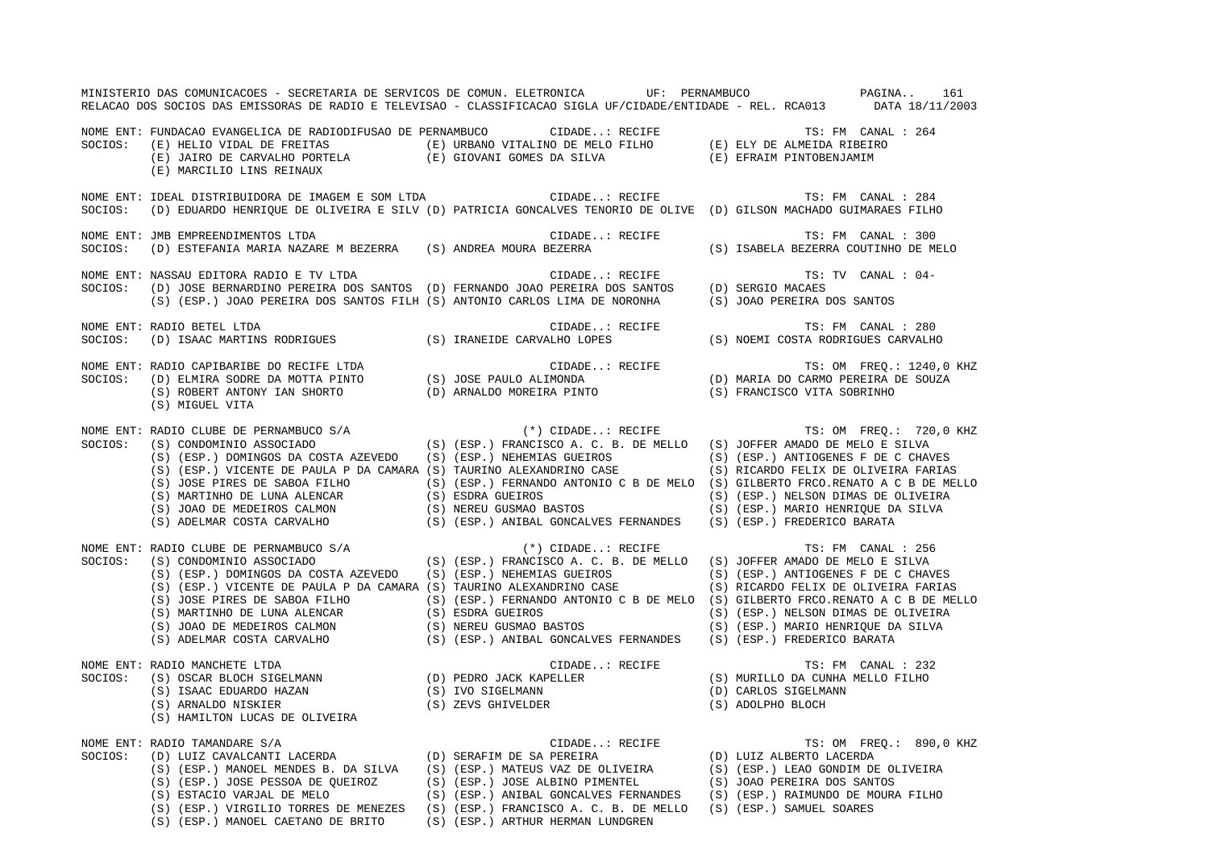MINISTERIO DAS COMUNICACOES - SECRETARIA DE SERVICOS DE COMUN. ELETRONICA UF: PERNAMBUCO PAGINA.. 161
RELACAO DOS SOCIOS DAS EMISSORAS DE RADIO E TELEVISAO - CLASSIFICACAO SIGLA UF/CIDADE/ENTIDADE - REL. RCA013 DATA 18/11/2003

NOME ENT: FUNDACAO EVANGELICA DE RADIODIFUSAO DE PERNAMBUCO CIDADE..: RECIFE TS: FM CANAL : 264
SOCIOS: (E) HELIO VIDAL DE FREITAS (E) URBANO VITALINO DE MELO FILHO (E) ELY DE ALMEIDA RIBEIRO
(E) JAIRO DE CARVALHO PORTELA (E) GIOVANI GOMES DA SILVA (E) EFRAIM PINTOBENJAMIM
(E) MARCILIO LINS REINAUX

NOME ENT: IDEAL DISTRIBUIDORA DE IMAGEM E SOM LTDA CIDADE..: RECIFE TS: FM CANAL : 284
SOCIOS: (D) EDUARDO HENRIQUE DE OLIVEIRA E SILV (D) PATRICIA GONCALVES TENORIO DE OLIVE (D) GILSON MACHADO GUIMARAES FILHO

NOME ENT: JMB EMPREENDIMENTOS LTDA CIDADE..: RECIFE TS: FM CANAL : 300
SOCIOS: (D) ESTEFANIA MARIA NAZARE M BEZERRA (S) ANDREA MOURA BEZERRA (S) ISABELA BEZERRA COUTINHO DE MELO

NOME ENT: NASSAU EDITORA RADIO E TV LTDA CIDADE..: RECIFE TS: TV CANAL : 04-
SOCIOS: (D) JOSE BERNARDINO PEREIRA DOS SANTOS (D) FERNANDO JOAO PEREIRA DOS SANTOS (D) SERGIO MACAES
(S) (ESP.) JOAO PEREIRA DOS SANTOS FILH (S) ANTONIO CARLOS LIMA DE NORONHA (S) JOAO PEREIRA DOS SANTOS

NOME ENT: RADIO BETEL LTDA CIDADE..: RECIFE TS: FM CANAL : 280
SOCIOS: (D) ISAAC MARTINS RODRIGUES (S) IRANEIDE CARVALHO LOPES (S) NOEMI COSTA RODRIGUES CARVALHO

NOME ENT: RADIO CAPIBARIBE DO RECIFE LTDA CIDADE..: RECIFE TS: OM FREQ.: 1240,0 KHZ
SOCIOS: (D) ELMIRA SODRE DA MOTTA PINTO (S) JOSE PAULO ALIMONDA (D) MARIA DO CARMO PEREIRA DE SOUZA
(S) ROBERT ANTONY IAN SHORTO (D) ARNALDO MOREIRA PINTO (S) FRANCISCO VITA SOBRINHO
(S) MIGUEL VITA

NOME ENT: RADIO CLUBE DE PERNAMBUCO S/A (*) CIDADE..: RECIFE TS: OM FREQ.: 720,0 KHZ
SOCIOS: (S) CONDOMINIO ASSOCIADO (S) (ESP.) FRANCISCO A. C. B. DE MELLO (S) JOFFER AMADO DE MELO E SILVA
(S) (ESP.) DOMINGOS DA COSTA AZEVEDO (S) (ESP.) NEHEMIAS GUEIROS (S) (ESP.) ANTIOGENES F DE C CHAVES
(S) (ESP.) VICENTE DE PAULA P DA CAMARA (S) TAURINO ALEXANDRINO CASE (S) RICARDO FELIX DE OLIVEIRA FARIAS
(S) JOSE PIRES DE SABOA FILHO (S) (ESP.) FERNANDO ANTONIO C B DE MELO (S) GILBERTO FRCO.RENATO A C B DE MELLO
(S) MARTINHO DE LUNA ALENCAR (S) ESDRA GUEIROS (S) (ESP.) NELSON DIMAS DE OLIVEIRA
(S) JOAO DE MEDEIROS CALMON (S) NEREU GUSMAO BASTOS (S) (ESP.) MARIO HENRIQUE DA SILVA
(S) ADELMAR COSTA CARVALHO (S) (ESP.) ANIBAL GONCALVES FERNANDES (S) (ESP.) FREDERICO BARATA

NOME ENT: RADIO CLUBE DE PERNAMBUCO S/A (*) CIDADE..: RECIFE TS: FM CANAL : 256
SOCIOS: (S) CONDOMINIO ASSOCIADO (S) (ESP.) FRANCISCO A. C. B. DE MELLO (S) JOFFER AMADO DE MELO E SILVA
(S) (ESP.) DOMINGOS DA COSTA AZEVEDO (S) (ESP.) NEHEMIAS GUEIROS (S) (ESP.) ANTIOGENES F DE C CHAVES
(S) (ESP.) VICENTE DE PAULA P DA CAMARA (S) TAURINO ALEXANDRINO CASE (S) RICARDO FELIX DE OLIVEIRA FARIAS
(S) JOSE PIRES DE SABOA FILHO (S) (ESP.) FERNANDO ANTONIO C B DE MELO (S) GILBERTO FRCO.RENATO A C B DE MELLO
(S) MARTINHO DE LUNA ALENCAR (S) ESDRA GUEIROS (S) (ESP.) NELSON DIMAS DE OLIVEIRA
(S) JOAO DE MEDEIROS CALMON (S) NEREU GUSMAO BASTOS (S) (ESP.) MARIO HENRIQUE DA SILVA
(S) ADELMAR COSTA CARVALHO (S) (ESP.) ANIBAL GONCALVES FERNANDES (S) (ESP.) FREDERICO BARATA

NOME ENT: RADIO MANCHETE LTDA CIDADE..: RECIFE TS: FM CANAL : 232
SOCIOS: (S) OSCAR BLOCH SIGELMANN (D) PEDRO JACK KAPELLER (S) MURILLO DA CUNHA MELLO FILHO
(S) ISAAC EDUARDO HAZAN (S) IVO SIGELMANN (D) CARLOS SIGELMANN
(S) ARNALDO NISKIER (S) ZEVS GHIVELDER (S) ADOLPHO BLOCH
(S) HAMILTON LUCAS DE OLIVEIRA

NOME ENT: RADIO TAMANDARE S/A CIDADE..: RECIFE TS: OM FREQ.: 890,0 KHZ
SOCIOS: (D) LUIZ CAVALCANTI LACERDA (D) SERAFIM DE SA PEREIRA (D) LUIZ ALBERTO LACERDA
(S) (ESP.) MANOEL MENDES B. DA SILVA (S) (ESP.) MATEUS VAZ DE OLIVEIRA (S) (ESP.) LEAO GONDIM DE OLIVEIRA
(S) (ESP.) JOSE PESSOA DE QUEIROZ (S) (ESP.) JOSE ALBINO PIMENTEL (S) JOAO PEREIRA DOS SANTOS
(S) ESTACIO VARJAL DE MELO (S) (ESP.) ANIBAL GONCALVES FERNANDES (S) (ESP.) RAIMUNDO DE MOURA FILHO
(S) (ESP.) VIRGILIO TORRES DE MENEZES (S) (ESP.) FRANCISCO A. C. B. DE MELLO (S) (ESP.) SAMUEL SOARES
(S) (ESP.) MANOEL CAETANO DE BRITO (S) (ESP.) ARTHUR HERMAN LUNDGREN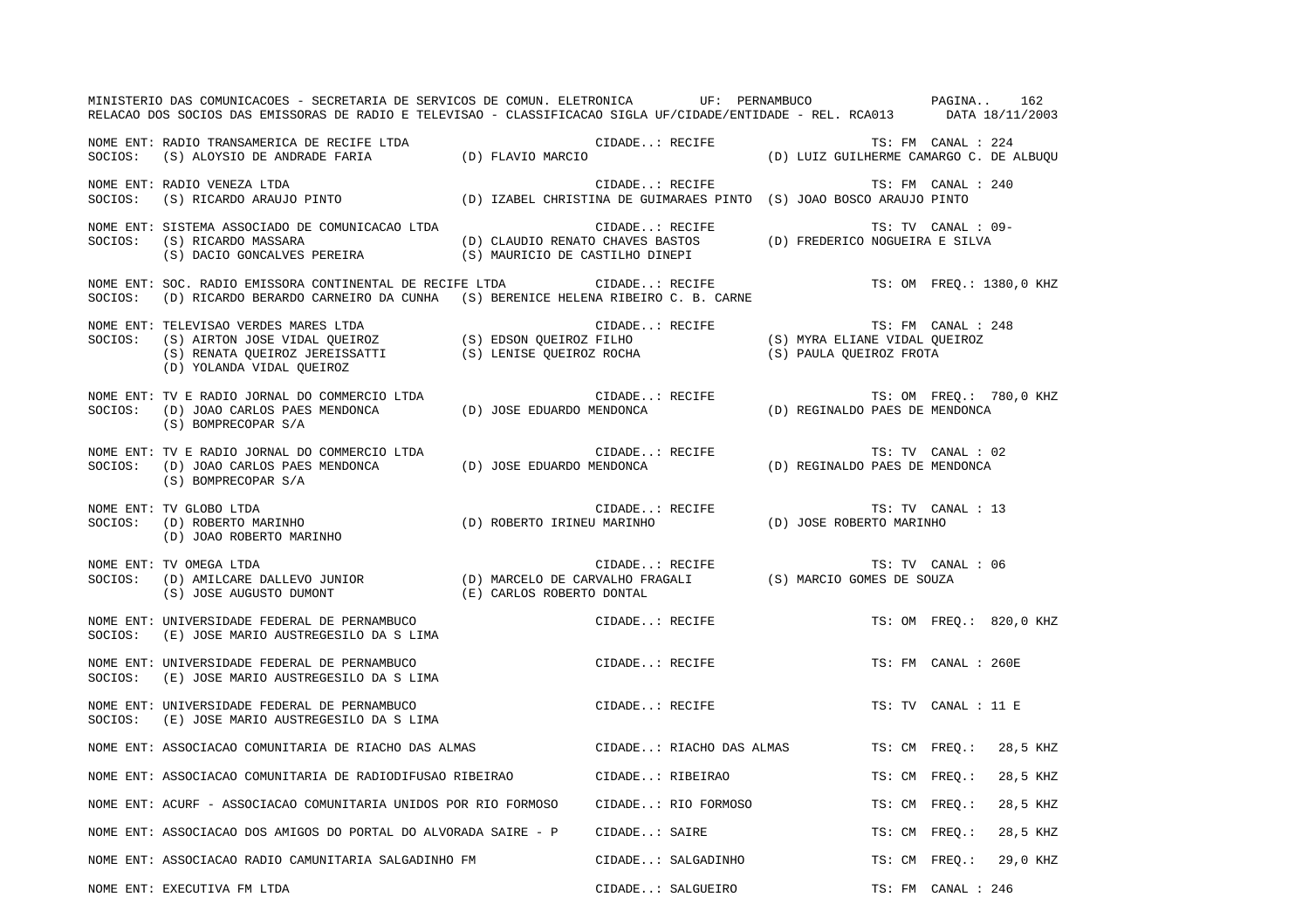MINISTERIO DAS COMUNICACOES - SECRETARIA DE SERVICOS DE COMUN. ELETRONICA UF: PERNAMBUCO

RELACAO DOS SOCIOS DAS EMISSORAS DE RADIO E TELEVISAO - CLASSIFICACAO SIGLA UF/CIDADE/ENTIDADE - REL. RCA013 DATA 18/11/2003

NOME ENT: RADIO TRANSAMERICA DE RECIFE LTDA — CIDADE..: RECIFE — TS: FM CANAL : 224
SOCIOS: (S) ALOYSIO DE ANDRADE FARIA; (D) FLAVIO MARCIO; (D) LUIZ GUILHERME CAMARGO C. DE ALBUQU

NOME ENT: RADIO VENEZA LTDA — CIDADE..: RECIFE — TS: FM CANAL : 240
SOCIOS: (S) RICARDO ARAUJO PINTO; (D) IZABEL CHRISTINA DE GUIMARAES PINTO; (S) JOAO BOSCO ARAUJO PINTO

NOME ENT: SISTEMA ASSOCIADO DE COMUNICACAO LTDA — CIDADE..: RECIFE — TS: TV CANAL : 09-
SOCIOS: (S) RICARDO MASSARA; (D) CLAUDIO RENATO CHAVES BASTOS; (D) FREDERICO NOGUEIRA E SILVA; (S) DACIO GONCALVES PEREIRA; (S) MAURICIO DE CASTILHO DINEPI

NOME ENT: SOC. RADIO EMISSORA CONTINENTAL DE RECIFE LTDA — CIDADE..: RECIFE — TS: OM FREQ.: 1380,0 KHZ
SOCIOS: (D) RICARDO BERARDO CARNEIRO DA CUNHA; (S) BERENICE HELENA RIBEIRO C. B. CARNE

NOME ENT: TELEVISAO VERDES MARES LTDA — CIDADE..: RECIFE — TS: FM CANAL : 248
SOCIOS: (S) AIRTON JOSE VIDAL QUEIROZ; (S) EDSON QUEIROZ FILHO; (S) MYRA ELIANE VIDAL QUEIROZ; (S) RENATA QUEIROZ JEREISSATTI; (S) LENISE QUEIROZ ROCHA; (S) PAULA QUEIROZ FROTA; (D) YOLANDA VIDAL QUEIROZ

NOME ENT: TV E RADIO JORNAL DO COMMERCIO LTDA — CIDADE..: RECIFE — TS: OM FREQ.: 780,0 KHZ
SOCIOS: (D) JOAO CARLOS PAES MENDONCA; (D) JOSE EDUARDO MENDONCA; (D) REGINALDO PAES DE MENDONCA; (S) BOMPRECOPAR S/A

NOME ENT: TV E RADIO JORNAL DO COMMERCIO LTDA — CIDADE..: RECIFE — TS: TV CANAL : 02
SOCIOS: (D) JOAO CARLOS PAES MENDONCA; (D) JOSE EDUARDO MENDONCA; (D) REGINALDO PAES DE MENDONCA; (S) BOMPRECOPAR S/A

NOME ENT: TV GLOBO LTDA — CIDADE..: RECIFE — TS: TV CANAL : 13
SOCIOS: (D) ROBERTO MARINHO; (D) ROBERTO IRINEU MARINHO; (D) JOSE ROBERTO MARINHO; (D) JOAO ROBERTO MARINHO

NOME ENT: TV OMEGA LTDA — CIDADE..: RECIFE — TS: TV CANAL : 06
SOCIOS: (D) AMILCARE DALLEVO JUNIOR; (D) MARCELO DE CARVALHO FRAGALI; (S) MARCIO GOMES DE SOUZA; (S) JOSE AUGUSTO DUMONT; (E) CARLOS ROBERTO DONTAL

NOME ENT: UNIVERSIDADE FEDERAL DE PERNAMBUCO — CIDADE..: RECIFE — TS: OM FREQ.: 820,0 KHZ
SOCIOS: (E) JOSE MARIO AUSTREGESILO DA S LIMA

NOME ENT: UNIVERSIDADE FEDERAL DE PERNAMBUCO — CIDADE..: RECIFE — TS: FM CANAL : 260E
SOCIOS: (E) JOSE MARIO AUSTREGESILO DA S LIMA

NOME ENT: UNIVERSIDADE FEDERAL DE PERNAMBUCO — CIDADE..: RECIFE — TS: TV CANAL : 11 E
SOCIOS: (E) JOSE MARIO AUSTREGESILO DA S LIMA

NOME ENT: ASSOCIACAO COMUNITARIA DE RIACHO DAS ALMAS — CIDADE..: RIACHO DAS ALMAS — TS: CM FREQ.: 28,5 KHZ

NOME ENT: ASSOCIACAO COMUNITARIA DE RADIODIFUSAO RIBEIRAO — CIDADE..: RIBEIRAO — TS: CM FREQ.: 28,5 KHZ

NOME ENT: ACURF - ASSOCIACAO COMUNITARIA UNIDOS POR RIO FORMOSO — CIDADE..: RIO FORMOSO — TS: CM FREQ.: 28,5 KHZ

NOME ENT: ASSOCIACAO DOS AMIGOS DO PORTAL DO ALVORADA SAIRE - P — CIDADE..: SAIRE — TS: CM FREQ.: 28,5 KHZ

NOME ENT: ASSOCIACAO RADIO CAMUNITARIA SALGADINHO FM — CIDADE..: SALGADINHO — TS: CM FREQ.: 29,0 KHZ

NOME ENT: EXECUTIVA FM LTDA — CIDADE..: SALGUEIRO — TS: FM CANAL : 246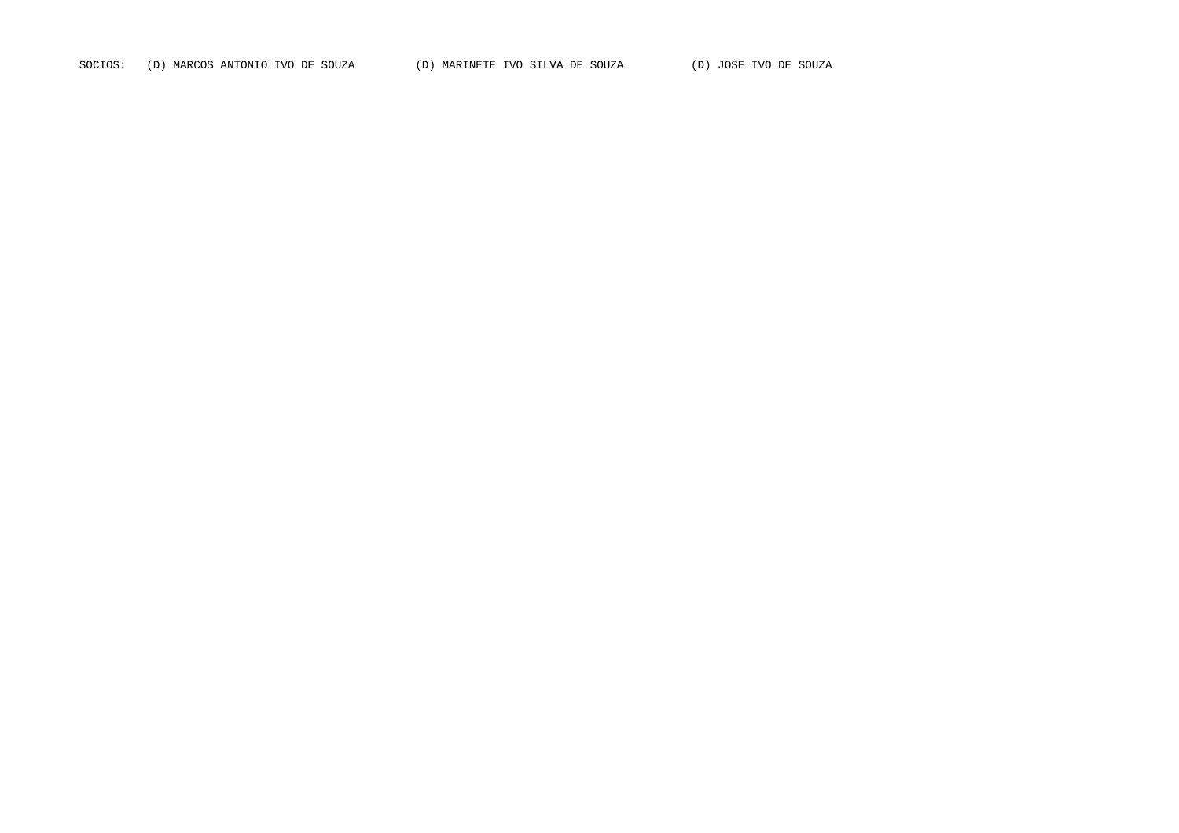SOCIOS: (D) MARCOS ANTONIO IVO DE SOUZA (D) MARINETE IVO SILVA DE SOUZA (D) JOSE IVO DE SOUZA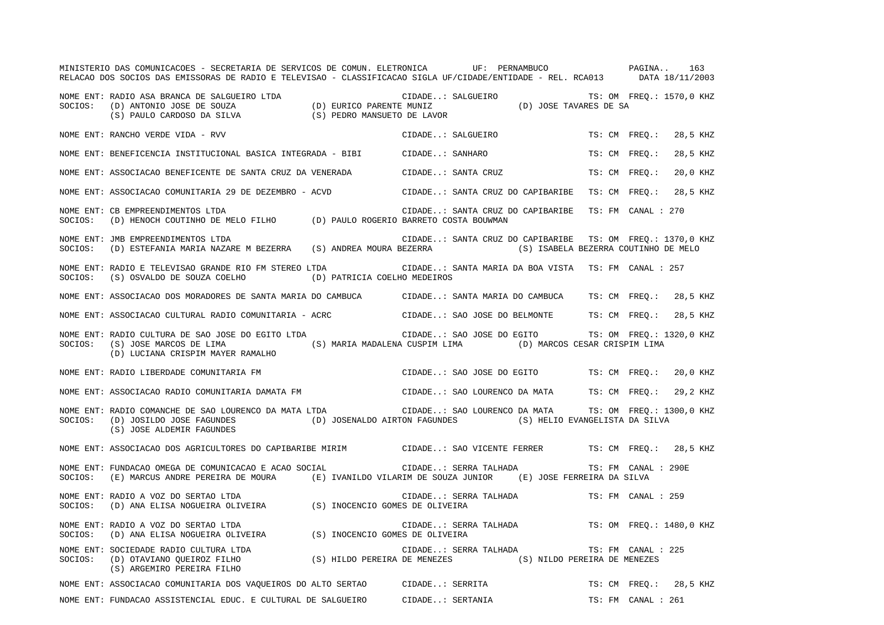NOME ENT: RADIO ASA BRANCA DE SALGUEIRO LTDA — CIDADE..: SALGUEIRO — TS: OM FREQ.: 1570,0 KHZ
SOCIOS: (D) ANTONIO JOSE DE SOUZA (D) EURICO PARENTE MUNIZ (D) JOSE TAVARES DE SA
(S) PAULO CARDOSO DA SILVA (S) PEDRO MANSUETO DE LAVOR

NOME ENT: RANCHO VERDE VIDA - RVV — CIDADE..: SALGUEIRO — TS: CM FREQ.: 28,5 KHZ

NOME ENT: BENEFICENCIA INSTITUCIONAL BASICA INTEGRADA - BIBI — CIDADE..: SANHARO — TS: CM FREQ.: 28,5 KHZ

NOME ENT: ASSOCIACAO BENEFICENTE DE SANTA CRUZ DA VENERADA — CIDADE..: SANTA CRUZ — TS: CM FREQ.: 20,0 KHZ

NOME ENT: ASSOCIACAO COMUNITARIA 29 DE DEZEMBRO - ACVD — CIDADE..: SANTA CRUZ DO CAPIBARIBE — TS: CM FREQ.: 28,5 KHZ

NOME ENT: CB EMPREENDIMENTOS LTDA — CIDADE..: SANTA CRUZ DO CAPIBARIBE — TS: FM CANAL : 270
SOCIOS: (D) HENOCH COUTINHO DE MELO FILHO (D) PAULO ROGERIO BARRETO COSTA BOUWMAN

NOME ENT: JMB EMPREENDIMENTOS LTDA — CIDADE..: SANTA CRUZ DO CAPIBARIBE — TS: OM FREQ.: 1370,0 KHZ
SOCIOS: (D) ESTEFANIA MARIA NAZARE M BEZERRA (S) ANDREA MOURA BEZERRA (S) ISABELA BEZERRA COUTINHO DE MELO

NOME ENT: RADIO E TELEVISAO GRANDE RIO FM STEREO LTDA — CIDADE..: SANTA MARIA DA BOA VISTA — TS: FM CANAL : 257
SOCIOS: (S) OSVALDO DE SOUZA COELHO (D) PATRICIA COELHO MEDEIROS

NOME ENT: ASSOCIACAO DOS MORADORES DE SANTA MARIA DO CAMBUCA — CIDADE..: SANTA MARIA DO CAMBUCA — TS: CM FREQ.: 28,5 KHZ

NOME ENT: ASSOCIACAO CULTURAL RADIO COMUNITARIA - ACRC — CIDADE..: SAO JOSE DO BELMONTE — TS: CM FREQ.: 28,5 KHZ

NOME ENT: RADIO CULTURA DE SAO JOSE DO EGITO LTDA — CIDADE..: SAO JOSE DO EGITO — TS: OM FREQ.: 1320,0 KHZ
SOCIOS: (S) JOSE MARCOS DE LIMA (S) MARIA MADALENA CUSPIM LIMA (D) MARCOS CESAR CRISPIM LIMA
(D) LUCIANA CRISPIM MAYER RAMALHO

NOME ENT: RADIO LIBERDADE COMUNITARIA FM — CIDADE..: SAO JOSE DO EGITO — TS: CM FREQ.: 20,0 KHZ

NOME ENT: ASSOCIACAO RADIO COMUNITARIA DAMATA FM — CIDADE..: SAO LOURENCO DA MATA — TS: CM FREQ.: 29,2 KHZ

NOME ENT: RADIO COMANCHE DE SAO LOURENCO DA MATA LTDA — CIDADE..: SAO LOURENCO DA MATA — TS: OM FREQ.: 1300,0 KHZ
SOCIOS: (D) JOSILDO JOSE FAGUNDES (D) JOSENALDO AIRTON FAGUNDES (S) HELIO EVANGELISTA DA SILVA
(S) JOSE ALDEMIR FAGUNDES

NOME ENT: ASSOCIACAO DOS AGRICULTORES DO CAPIBARIBE MIRIM — CIDADE..: SAO VICENTE FERRER — TS: CM FREQ.: 28,5 KHZ

NOME ENT: FUNDACAO OMEGA DE COMUNICACAO E ACAO SOCIAL — CIDADE..: SERRA TALHADA — TS: FM CANAL : 290E
SOCIOS: (E) MARCUS ANDRE PEREIRA DE MOURA (E) IVANILDO VILARIM DE SOUZA JUNIOR (E) JOSE FERREIRA DA SILVA

NOME ENT: RADIO A VOZ DO SERTAO LTDA — CIDADE..: SERRA TALHADA — TS: FM CANAL : 259
SOCIOS: (D) ANA ELISA NOGUEIRA OLIVEIRA (S) INOCENCIO GOMES DE OLIVEIRA

NOME ENT: RADIO A VOZ DO SERTAO LTDA — CIDADE..: SERRA TALHADA — TS: OM FREQ.: 1480,0 KHZ
SOCIOS: (D) ANA ELISA NOGUEIRA OLIVEIRA (S) INOCENCIO GOMES DE OLIVEIRA

NOME ENT: SOCIEDADE RADIO CULTURA LTDA — CIDADE..: SERRA TALHADA — TS: FM CANAL : 225
SOCIOS: (D) OTAVIANO QUEIROZ FILHO (S) HILDO PEREIRA DE MENEZES (S) NILDO PEREIRA DE MENEZES
(S) ARGEMIRO PEREIRA FILHO

NOME ENT: ASSOCIACAO COMUNITARIA DOS VAQUEIROS DO ALTO SERTAO — CIDADE..: SERRITA — TS: CM FREQ.: 28,5 KHZ

NOME ENT: FUNDACAO ASSISTENCIAL EDUC. E CULTURAL DE SALGUEIRO — CIDADE..: SERTANIA — TS: FM CANAL : 261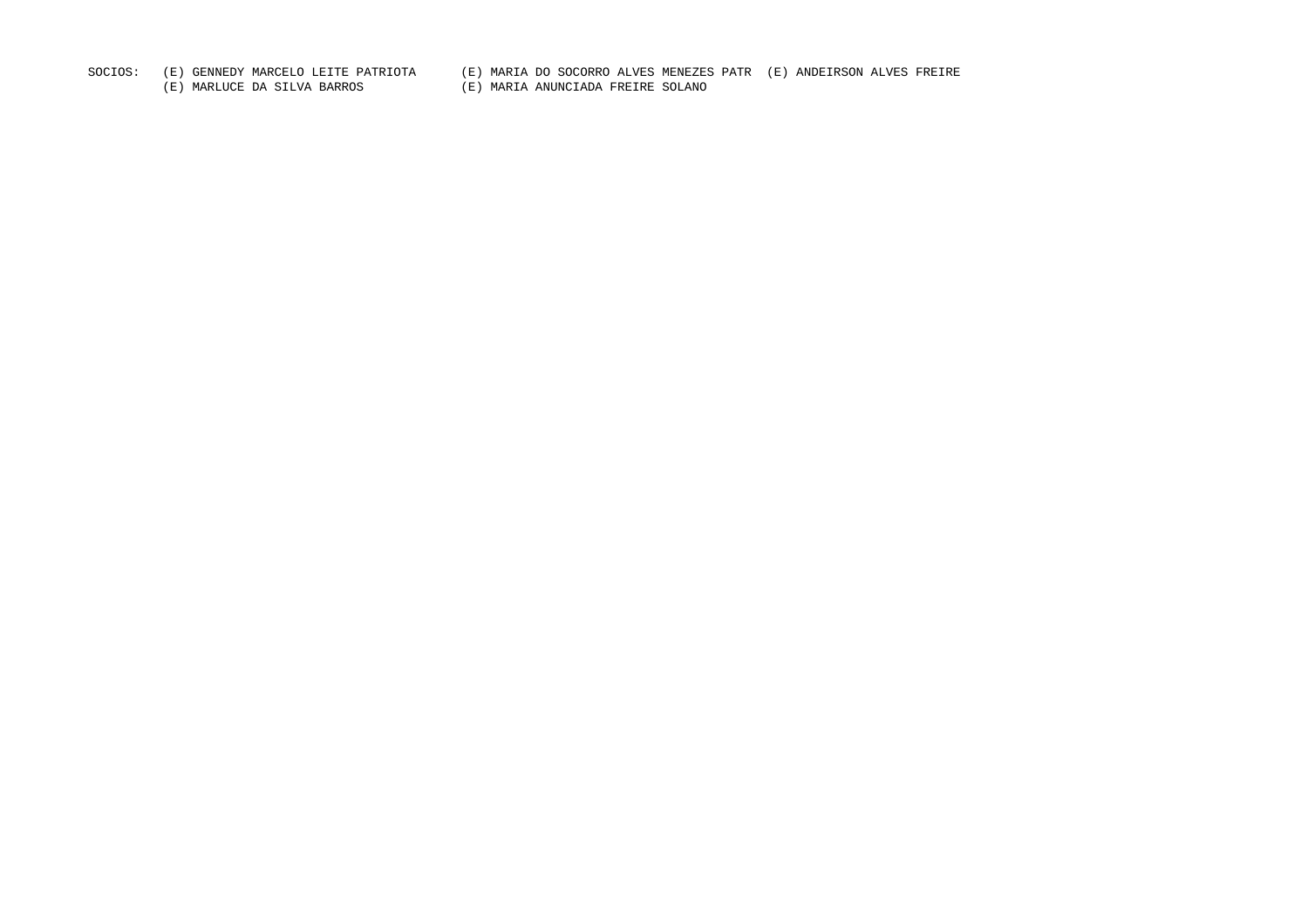SOCIOS: (E) GENNEDY MARCELO LEITE PATRIOTA (E) MARIA DO SOCORRO ALVES MENEZES PATR (E) ANDEIRSON ALVES FREIRE
(E) MARLUCE DA SILVA BARROS (E) MARIA ANUNCIADA FREIRE SOLANO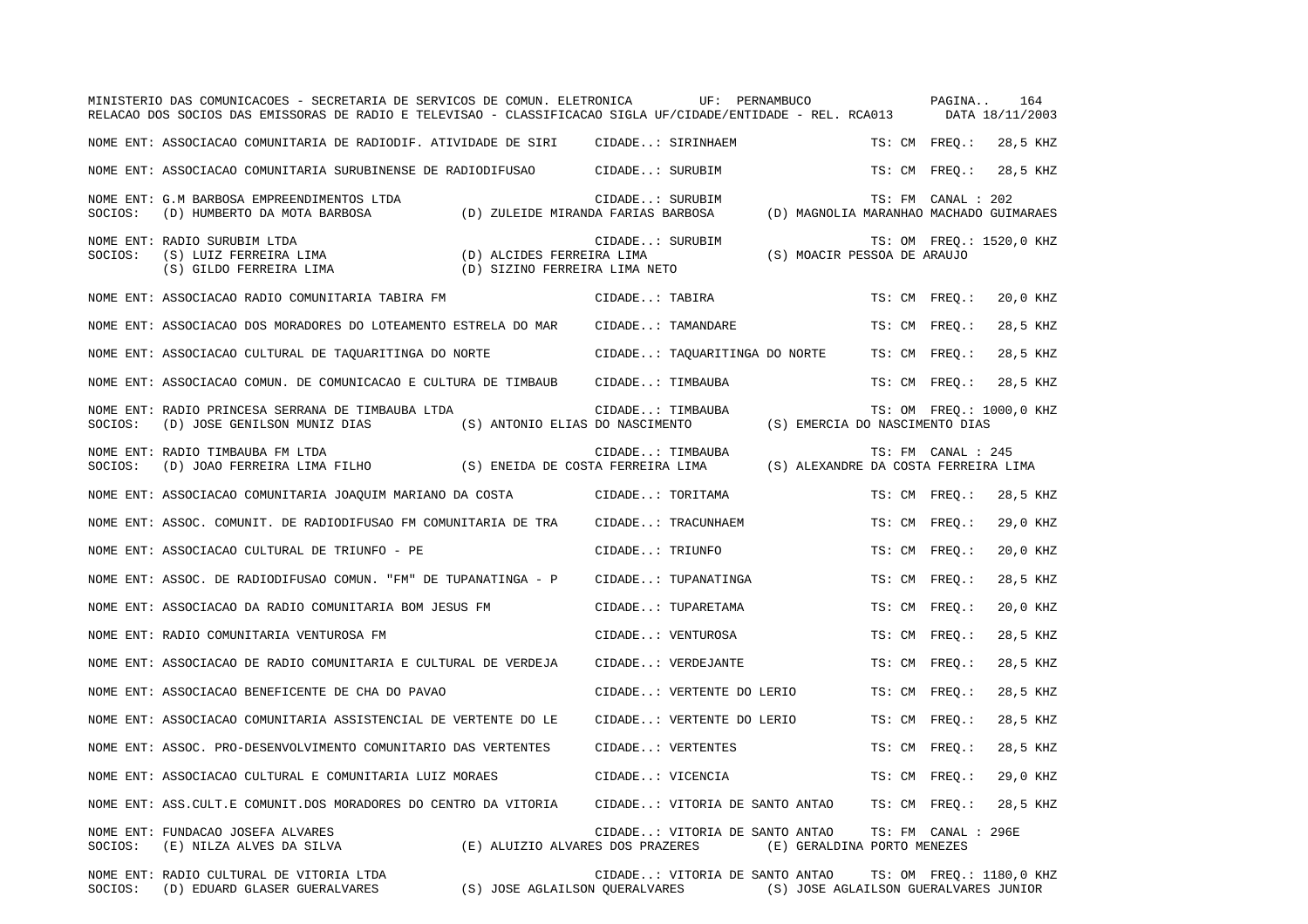MINISTERIO DAS COMUNICACOES - SECRETARIA DE SERVICOS DE COMUN. ELETRONICA UF: PERNAMBUCO

RELACAO DOS SOCIOS DAS EMISSORAS DE RADIO E TELEVISAO - CLASSIFICACAO SIGLA UF/CIDADE/ENTIDADE - REL. RCA013 DATA 18/11/2003

NOME ENT: ASSOCIACAO COMUNITARIA DE RADIODIF. ATIVIDADE DE SIRI CIDADE..: SIRINHAEM TS: CM FREQ.: 28,5 KHZ

NOME ENT: ASSOCIACAO COMUNITARIA SURUBINENSE DE RADIODIFUSAO CIDADE..: SURUBIM TS: CM FREQ.: 28,5 KHZ

NOME ENT: G.M BARBOSA EMPREENDIMENTOS LTDA CIDADE..: SURUBIM TS: FM CANAL : 202
SOCIOS: (D) HUMBERTO DA MOTA BARBOSA (D) ZULEIDE MIRANDA FARIAS BARBOSA (D) MAGNOLIA MARANHAO MACHADO GUIMARAES

NOME ENT: RADIO SURUBIM LTDA CIDADE..: SURUBIM TS: OM FREQ.: 1520,0 KHZ
SOCIOS: (S) LUIZ FERREIRA LIMA (D) ALCIDES FERREIRA LIMA (S) MOACIR PESSOA DE ARAUJO
(S) GILDO FERREIRA LIMA (D) SIZINO FERREIRA LIMA NETO

NOME ENT: ASSOCIACAO RADIO COMUNITARIA TABIRA FM CIDADE..: TABIRA TS: CM FREQ.: 20,0 KHZ

NOME ENT: ASSOCIACAO DOS MORADORES DO LOTEAMENTO ESTRELA DO MAR CIDADE..: TAMANDARE TS: CM FREQ.: 28,5 KHZ

NOME ENT: ASSOCIACAO CULTURAL DE TAQUARITINGA DO NORTE CIDADE..: TAQUARITINGA DO NORTE TS: CM FREQ.: 28,5 KHZ

NOME ENT: ASSOCIACAO COMUN. DE COMUNICACAO E CULTURA DE TIMBAUB CIDADE..: TIMBAUBA TS: CM FREQ.: 28,5 KHZ

NOME ENT: RADIO PRINCESA SERRANA DE TIMBAUBA LTDA CIDADE..: TIMBAUBA TS: OM FREQ.: 1000,0 KHZ
SOCIOS: (D) JOSE GENILSON MUNIZ DIAS (S) ANTONIO ELIAS DO NASCIMENTO (S) EMERCIA DO NASCIMENTO DIAS

NOME ENT: RADIO TIMBAUBA FM LTDA CIDADE..: TIMBAUBA TS: FM CANAL : 245
SOCIOS: (D) JOAO FERREIRA LIMA FILHO (S) ENEIDA DE COSTA FERREIRA LIMA (S) ALEXANDRE DA COSTA FERREIRA LIMA

NOME ENT: ASSOCIACAO COMUNITARIA JOAQUIM MARIANO DA COSTA CIDADE..: TORITAMA TS: CM FREQ.: 28,5 KHZ

NOME ENT: ASSOC. COMUNIT. DE RADIODIFUSAO FM COMUNITARIA DE TRA CIDADE..: TRACUNHAEM TS: CM FREQ.: 29,0 KHZ

NOME ENT: ASSOCIACAO CULTURAL DE TRIUNFO - PE CIDADE..: TRIUNFO TS: CM FREQ.: 20,0 KHZ

NOME ENT: ASSOC. DE RADIODIFUSAO COMUN. "FM" DE TUPANATINGA - P CIDADE..: TUPANATINGA TS: CM FREQ.: 28,5 KHZ

NOME ENT: ASSOCIACAO DA RADIO COMUNITARIA BOM JESUS FM CIDADE..: TUPARETAMA TS: CM FREQ.: 20,0 KHZ

NOME ENT: RADIO COMUNITARIA VENTUROSA FM CIDADE..: VENTUROSA TS: CM FREQ.: 28,5 KHZ

NOME ENT: ASSOCIACAO DE RADIO COMUNITARIA E CULTURAL DE VERDEJA CIDADE..: VERDEJANTE TS: CM FREQ.: 28,5 KHZ

NOME ENT: ASSOCIACAO BENEFICENTE DE CHA DO PAVAO CIDADE..: VERTENTE DO LERIO TS: CM FREQ.: 28,5 KHZ

NOME ENT: ASSOCIACAO COMUNITARIA ASSISTENCIAL DE VERTENTE DO LE CIDADE..: VERTENTE DO LERIO TS: CM FREQ.: 28,5 KHZ

NOME ENT: ASSOC. PRO-DESENVOLVIMENTO COMUNITARIO DAS VERTENTES CIDADE..: VERTENTES TS: CM FREQ.: 28,5 KHZ

NOME ENT: ASSOCIACAO CULTURAL E COMUNITARIA LUIZ MORAES CIDADE..: VICENCIA TS: CM FREQ.: 29,0 KHZ

NOME ENT: ASS.CULT.E COMUNIT.DOS MORADORES DO CENTRO DA VITORIA CIDADE..: VITORIA DE SANTO ANTAO TS: CM FREQ.: 28,5 KHZ

NOME ENT: FUNDACAO JOSEFA ALVARES CIDADE..: VITORIA DE SANTO ANTAO TS: FM CANAL : 296E
SOCIOS: (E) NILZA ALVES DA SILVA (E) ALUIZIO ALVARES DOS PRAZERES (E) GERALDINA PORTO MENEZES

NOME ENT: RADIO CULTURAL DE VITORIA LTDA CIDADE..: VITORIA DE SANTO ANTAO TS: OM FREQ.: 1180,0 KHZ
SOCIOS: (D) EDUARD GLASER GUERALVARES (S) JOSE AGLAILSON QUERALVARES (S) JOSE AGLAILSON GUERALVARES JUNIOR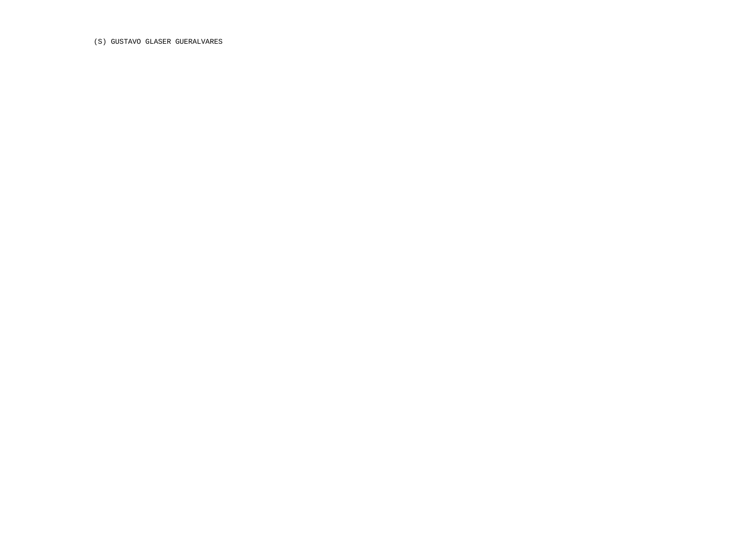(S) GUSTAVO GLASER GUERALVARES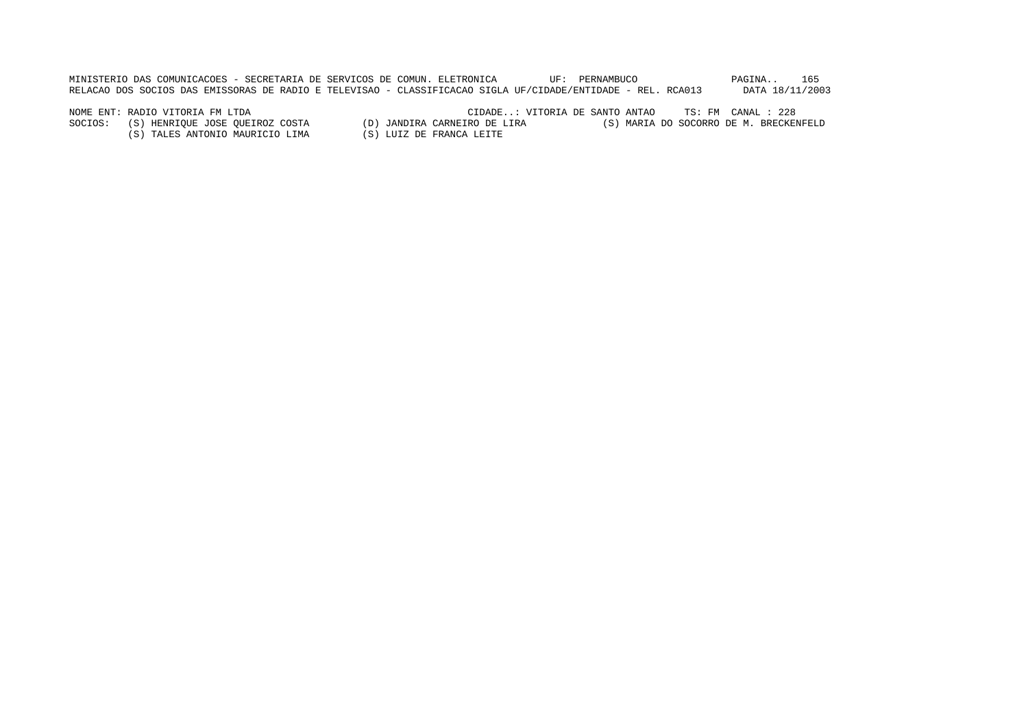NOME ENT: RADIO VITORIA FM LTDA CIDADE..: VITORIA DE SANTO ANTAO TS: FM CANAL : 228

SOCIOS: (S) HENRIQUE JOSE QUEIROZ COSTA (D) JANDIRA CARNEIRO DE LIRA (S) MARIA DO SOCORRO DE M. BRECKENFELD

(S) TALES ANTONIO MAURICIO LIMA (S) LUIZ DE FRANCA LEITE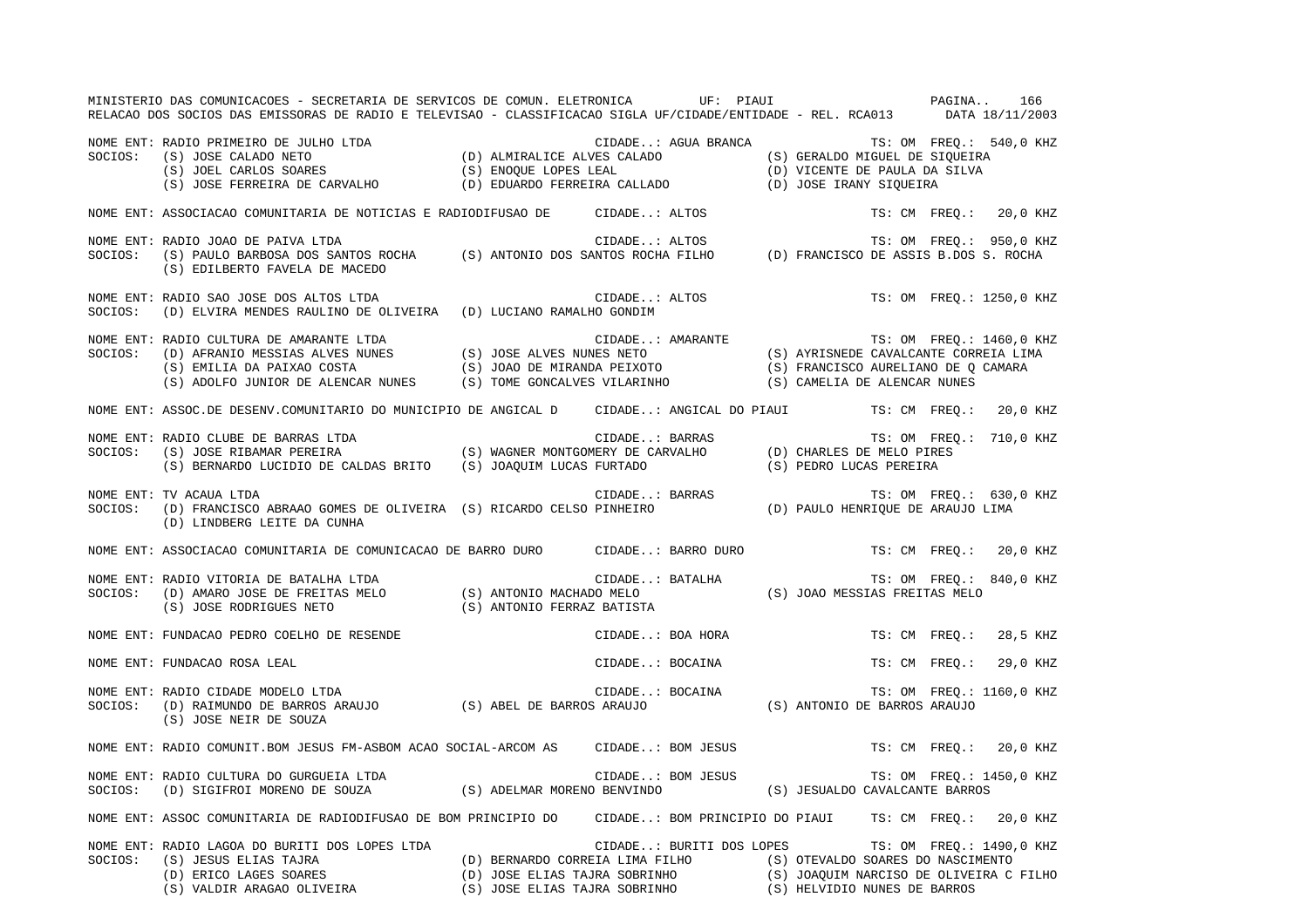MINISTERIO DAS COMUNICACOES - SECRETARIA DE SERVICOS DE COMUN. ELETRONICA UF: PIAUI

RELACAO DOS SOCIOS DAS EMISSORAS DE RADIO E TELEVISAO - CLASSIFICACAO SIGLA UF/CIDADE/ENTIDADE - REL. RCA013 DATA 18/11/2003

NOME ENT: RADIO PRIMEIRO DE JULHO LTDA — CIDADE..: AGUA BRANCA — TS: OM FREQ.: 540,0 KHZ
SOCIOS: (S) JOSE CALADO NETO; (D) ALMIRALICE ALVES CALADO; (S) GERALDO MIGUEL DE SIQUEIRA; (S) JOEL CARLOS SOARES; (S) ENOQUE LOPES LEAL; (D) VICENTE DE PAULA DA SILVA; (S) JOSE FERREIRA DE CARVALHO; (D) EDUARDO FERREIRA CALLADO; (D) JOSE IRANY SIQUEIRA

NOME ENT: ASSOCIACAO COMUNITARIA DE NOTICIAS E RADIODIFUSAO DE — CIDADE..: ALTOS — TS: CM FREQ.: 20,0 KHZ

NOME ENT: RADIO JOAO DE PAIVA LTDA — CIDADE..: ALTOS — TS: OM FREQ.: 950,0 KHZ
SOCIOS: (S) PAULO BARBOSA DOS SANTOS ROCHA; (S) ANTONIO DOS SANTOS ROCHA FILHO; (D) FRANCISCO DE ASSIS B.DOS S. ROCHA; (S) EDILBERTO FAVELA DE MACEDO

NOME ENT: RADIO SAO JOSE DOS ALTOS LTDA — CIDADE..: ALTOS — TS: OM FREQ.: 1250,0 KHZ
SOCIOS: (D) ELVIRA MENDES RAULINO DE OLIVEIRA; (D) LUCIANO RAMALHO GONDIM

NOME ENT: RADIO CULTURA DE AMARANTE LTDA — CIDADE..: AMARANTE — TS: OM FREQ.: 1460,0 KHZ
SOCIOS: (D) AFRANIO MESSIAS ALVES NUNES; (S) JOSE ALVES NUNES NETO; (S) AYRISNEDE CAVALCANTE CORREIA LIMA; (S) EMILIA DA PAIXAO COSTA; (S) JOAO DE MIRANDA PEIXOTO; (S) FRANCISCO AURELIANO DE Q CAMARA; (S) ADOLFO JUNIOR DE ALENCAR NUNES; (S) TOME GONCALVES VILARINHO; (S) CAMELIA DE ALENCAR NUNES

NOME ENT: ASSOC.DE DESENV.COMUNITARIO DO MUNICIPIO DE ANGICAL D — CIDADE..: ANGICAL DO PIAUI — TS: CM FREQ.: 20,0 KHZ

NOME ENT: RADIO CLUBE DE BARRAS LTDA — CIDADE..: BARRAS — TS: OM FREQ.: 710,0 KHZ
SOCIOS: (S) JOSE RIBAMAR PEREIRA; (S) WAGNER MONTGOMERY DE CARVALHO; (D) CHARLES DE MELO PIRES; (S) BERNARDO LUCIDIO DE CALDAS BRITO; (S) JOAQUIM LUCAS FURTADO; (S) PEDRO LUCAS PEREIRA

NOME ENT: TV ACAUA LTDA — CIDADE..: BARRAS — TS: OM FREQ.: 630,0 KHZ
SOCIOS: (D) FRANCISCO ABRAAO GOMES DE OLIVEIRA; (S) RICARDO CELSO PINHEIRO; (D) PAULO HENRIQUE DE ARAUJO LIMA; (D) LINDBERG LEITE DA CUNHA

NOME ENT: ASSOCIACAO COMUNITARIA DE COMUNICACAO DE BARRO DURO — CIDADE..: BARRO DURO — TS: CM FREQ.: 20,0 KHZ

NOME ENT: RADIO VITORIA DE BATALHA LTDA — CIDADE..: BATALHA — TS: OM FREQ.: 840,0 KHZ
SOCIOS: (D) AMARO JOSE DE FREITAS MELO; (S) ANTONIO MACHADO MELO; (S) JOAO MESSIAS FREITAS MELO; (S) JOSE RODRIGUES NETO; (S) ANTONIO FERRAZ BATISTA

NOME ENT: FUNDACAO PEDRO COELHO DE RESENDE — CIDADE..: BOA HORA — TS: CM FREQ.: 28,5 KHZ

NOME ENT: FUNDACAO ROSA LEAL — CIDADE..: BOCAINA — TS: CM FREQ.: 29,0 KHZ

NOME ENT: RADIO CIDADE MODELO LTDA — CIDADE..: BOCAINA — TS: OM FREQ.: 1160,0 KHZ
SOCIOS: (D) RAIMUNDO DE BARROS ARAUJO; (S) ABEL DE BARROS ARAUJO; (S) ANTONIO DE BARROS ARAUJO; (S) JOSE NEIR DE SOUZA

NOME ENT: RADIO COMUNIT.BOM JESUS FM-ASBOM ACAO SOCIAL-ARCOM AS — CIDADE..: BOM JESUS — TS: CM FREQ.: 20,0 KHZ

NOME ENT: RADIO CULTURA DO GURGUEIA LTDA — CIDADE..: BOM JESUS — TS: OM FREQ.: 1450,0 KHZ
SOCIOS: (D) SIGIFROI MORENO DE SOUZA; (S) ADELMAR MORENO BENVINDO; (S) JESUALDO CAVALCANTE BARROS

NOME ENT: ASSOC COMUNITARIA DE RADIODIFUSAO DE BOM PRINCIPIO DO — CIDADE..: BOM PRINCIPIO DO PIAUI — TS: CM FREQ.: 20,0 KHZ

NOME ENT: RADIO LAGOA DO BURITI DOS LOPES LTDA — CIDADE..: BURITI DOS LOPES — TS: OM FREQ.: 1490,0 KHZ
SOCIOS: (S) JESUS ELIAS TAJRA; (D) BERNARDO CORREIA LIMA FILHO; (S) OTEVALDO SOARES DO NASCIMENTO; (D) ERICO LAGES SOARES; (D) JOSE ELIAS TAJRA SOBRINHO; (S) JOAQUIM NARCISO DE OLIVEIRA C FILHO; (S) VALDIR ARAGAO OLIVEIRA; (S) JOSE ELIAS TAJRA SOBRINHO; (S) HELVIDIO NUNES DE BARROS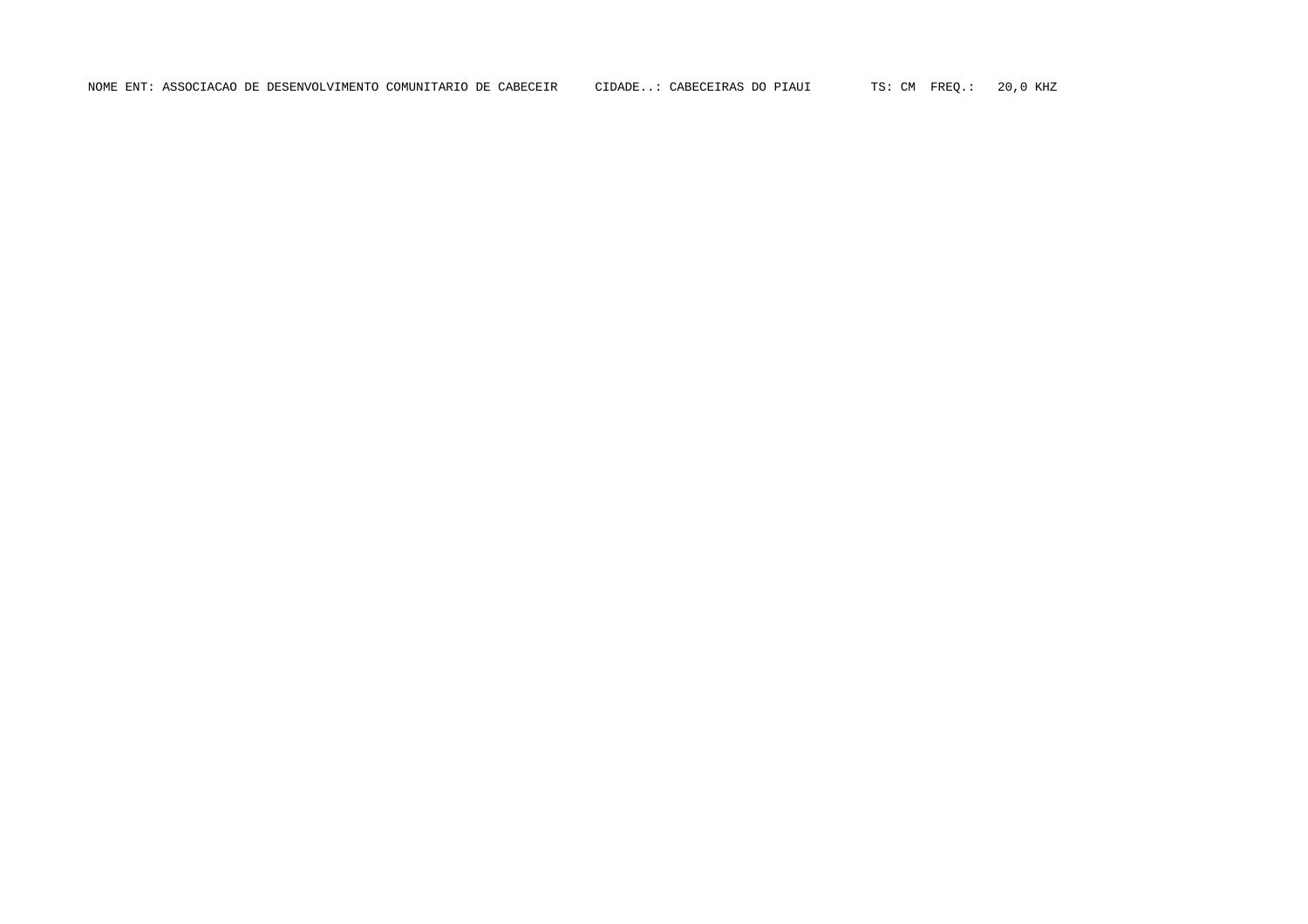NOME ENT: ASSOCIACAO DE DESENVOLVIMENTO COMUNITARIO DE CABECEIR     CIDADE..: CABECEIRAS DO PIAUI     TS: CM  FREQ.:  20,0 KHZ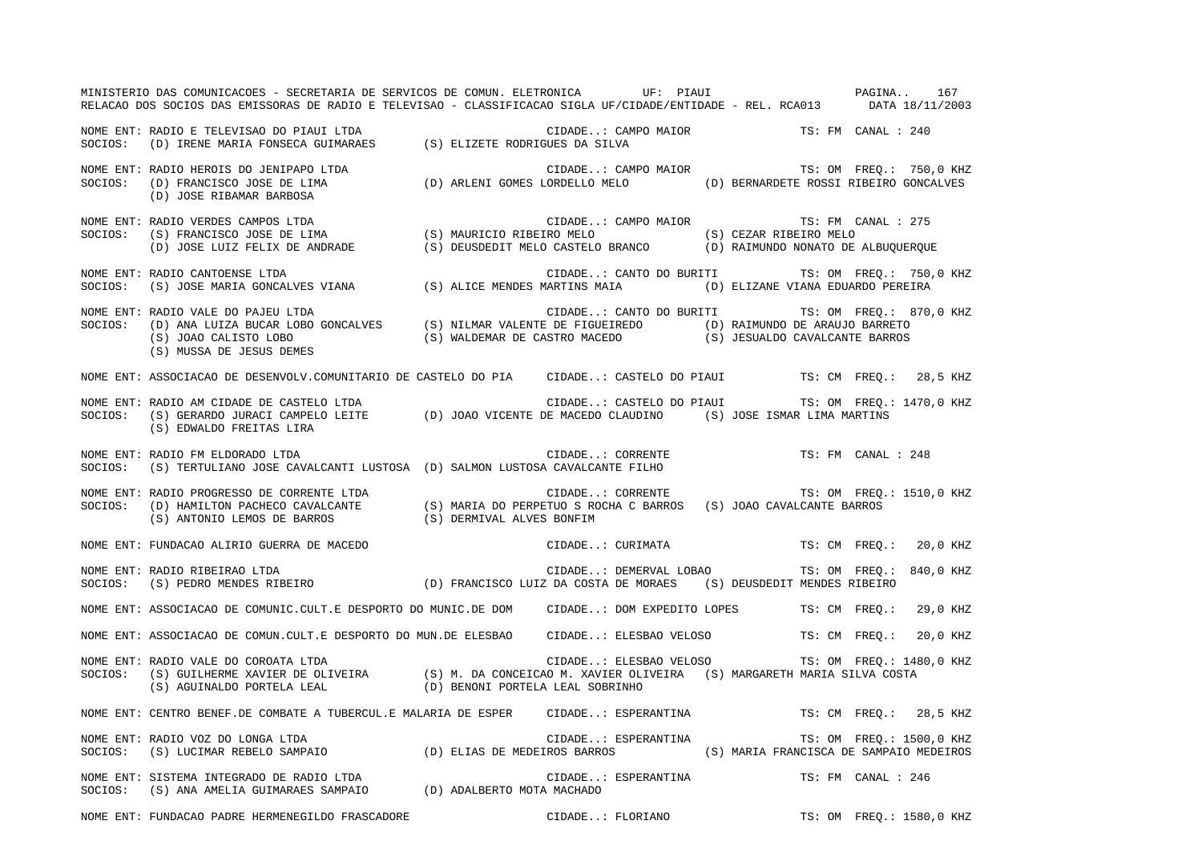NOME ENT: RADIO E TELEVISAO DO PIAUI LTDA CIDADE..: CAMPO MAIOR TS: FM CANAL : 240
SOCIOS: (D) IRENE MARIA FONSECA GUIMARAES (S) ELIZETE RODRIGUES DA SILVA

NOME ENT: RADIO HEROIS DO JENIPAPO LTDA CIDADE..: CAMPO MAIOR TS: OM FREQ.: 750,0 KHZ
SOCIOS: (D) FRANCISCO JOSE DE LIMA (D) ARLENI GOMES LORDELLO MELO (D) BERNARDETE ROSSI RIBEIRO GONCALVES
(D) JOSE RIBAMAR BARBOSA

NOME ENT: RADIO VERDES CAMPOS LTDA CIDADE..: CAMPO MAIOR TS: FM CANAL : 275
SOCIOS: (S) FRANCISCO JOSE DE LIMA (S) MAURICIO RIBEIRO MELO (S) CEZAR RIBEIRO MELO
(D) JOSE LUIZ FELIX DE ANDRADE (S) DEUSDEDIT MELO CASTELO BRANCO (D) RAIMUNDO NONATO DE ALBUQUERQUE

NOME ENT: RADIO CANTOENSE LTDA CIDADE..: CANTO DO BURITI TS: OM FREQ.: 750,0 KHZ
SOCIOS: (S) JOSE MARIA GONCALVES VIANA (S) ALICE MENDES MARTINS MAIA (D) ELIZANE VIANA EDUARDO PEREIRA

NOME ENT: RADIO VALE DO PAJEU LTDA CIDADE..: CANTO DO BURITI TS: OM FREQ.: 870,0 KHZ
SOCIOS: (D) ANA LUIZA BUCAR LOBO GONCALVES (S) NILMAR VALENTE DE FIGUEIREDO (D) RAIMUNDO DE ARAUJO BARRETO
(S) JOAO CALISTO LOBO (S) WALDEMAR DE CASTRO MACEDO (S) JESUALDO CAVALCANTE BARROS
(S) MUSSA DE JESUS DEMES

NOME ENT: ASSOCIACAO DE DESENVOLV.COMUNITARIO DE CASTELO DO PIA CIDADE..: CASTELO DO PIAUI TS: CM FREQ.: 28,5 KHZ

NOME ENT: RADIO AM CIDADE DE CASTELO LTDA CIDADE..: CASTELO DO PIAUI TS: OM FREQ.: 1470,0 KHZ
SOCIOS: (S) GERARDO JURACI CAMPELO LEITE (D) JOAO VICENTE DE MACEDO CLAUDINO (S) JOSE ISMAR LIMA MARTINS
(S) EDWALDO FREITAS LIRA

NOME ENT: RADIO FM ELDORADO LTDA CIDADE..: CORRENTE TS: FM CANAL : 248
SOCIOS: (S) TERTULIANO JOSE CAVALCANTI LUSTOSA (D) SALMON LUSTOSA CAVALCANTE FILHO

NOME ENT: RADIO PROGRESSO DE CORRENTE LTDA CIDADE..: CORRENTE TS: OM FREQ.: 1510,0 KHZ
SOCIOS: (D) HAMILTON PACHECO CAVALCANTE (S) MARIA DO PERPETUO S ROCHA C BARROS (S) JOAO CAVALCANTE BARROS
(S) ANTONIO LEMOS DE BARROS (S) DERMIVAL ALVES BONFIM

NOME ENT: FUNDACAO ALIRIO GUERRA DE MACEDO CIDADE..: CURIMATA TS: CM FREQ.: 20,0 KHZ

NOME ENT: RADIO RIBEIRAO LTDA CIDADE..: DEMERVAL LOBAO TS: OM FREQ.: 840,0 KHZ
SOCIOS: (S) PEDRO MENDES RIBEIRO (D) FRANCISCO LUIZ DA COSTA DE MORAES (S) DEUSDEDIT MENDES RIBEIRO

NOME ENT: ASSOCIACAO DE COMUNIC.CULT.E DESPORTO DO MUNIC.DE DOM CIDADE..: DOM EXPEDITO LOPES TS: CM FREQ.: 29,0 KHZ

NOME ENT: ASSOCIACAO DE COMUN.CULT.E DESPORTO DO MUN.DE ELESBAO CIDADE..: ELESBAO VELOSO TS: CM FREQ.: 20,0 KHZ

NOME ENT: RADIO VALE DO COROATA LTDA CIDADE..: ELESBAO VELOSO TS: OM FREQ.: 1480,0 KHZ
SOCIOS: (S) GUILHERME XAVIER DE OLIVEIRA (S) M. DA CONCEICAO M. XAVIER OLIVEIRA (S) MARGARETH MARIA SILVA COSTA
(S) AGUINALDO PORTELA LEAL (D) BENONI PORTELA LEAL SOBRINHO

NOME ENT: CENTRO BENEF.DE COMBATE A TUBERCUL.E MALARIA DE ESPER CIDADE..: ESPERANTINA TS: CM FREQ.: 28,5 KHZ

NOME ENT: RADIO VOZ DO LONGA LTDA CIDADE..: ESPERANTINA TS: OM FREQ.: 1500,0 KHZ
SOCIOS: (S) LUCIMAR REBELO SAMPAIO (D) ELIAS DE MEDEIROS BARROS (S) MARIA FRANCISCA DE SAMPAIO MEDEIROS

NOME ENT: SISTEMA INTEGRADO DE RADIO LTDA CIDADE..: ESPERANTINA TS: FM CANAL : 246
SOCIOS: (S) ANA AMELIA GUIMARAES SAMPAIO (D) ADALBERTO MOTA MACHADO

NOME ENT: FUNDACAO PADRE HERMENEGILDO FRASCADORE CIDADE..: FLORIANO TS: OM FREQ.: 1580,0 KHZ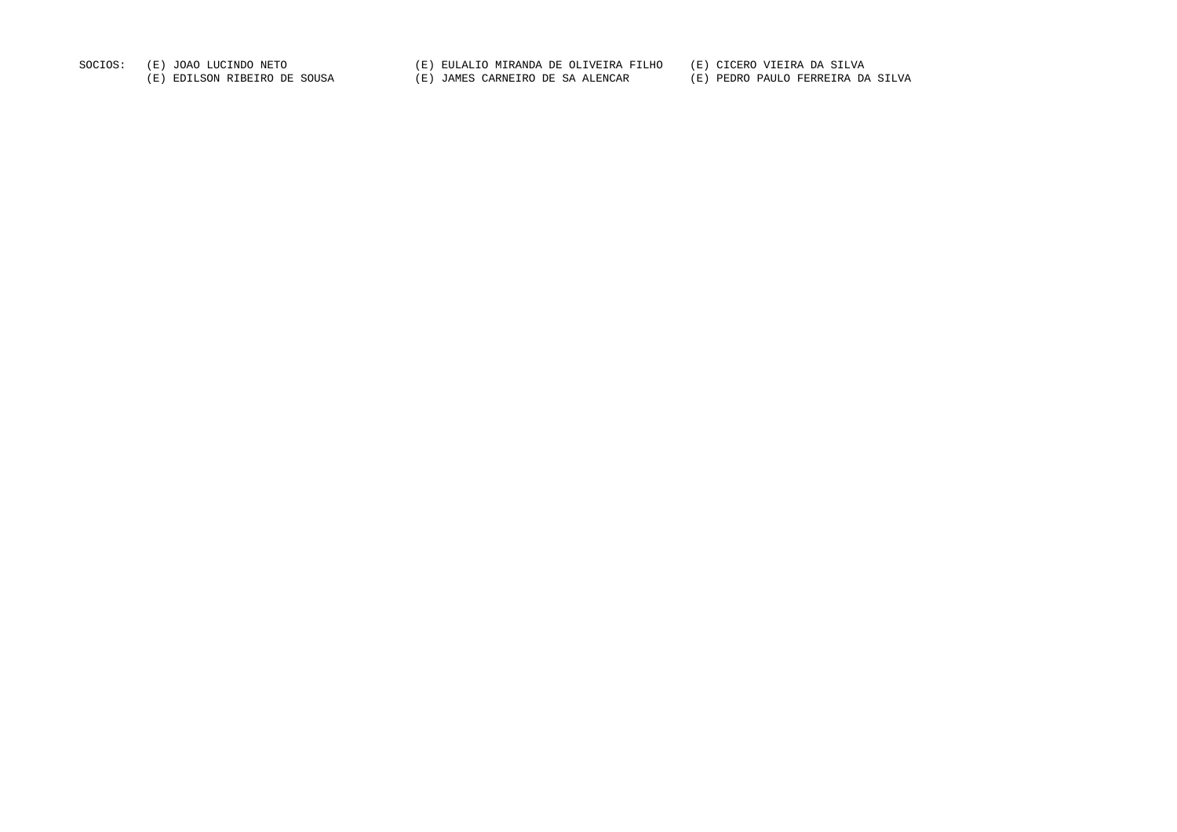SOCIOS: (E) JOAO LUCINDO NETO (E) EULALIO MIRANDA DE OLIVEIRA FILHO (E) CICERO VIEIRA DA SILVA
(E) EDILSON RIBEIRO DE SOUSA (E) JAMES CARNEIRO DE SA ALENCAR (E) PEDRO PAULO FERREIRA DA SILVA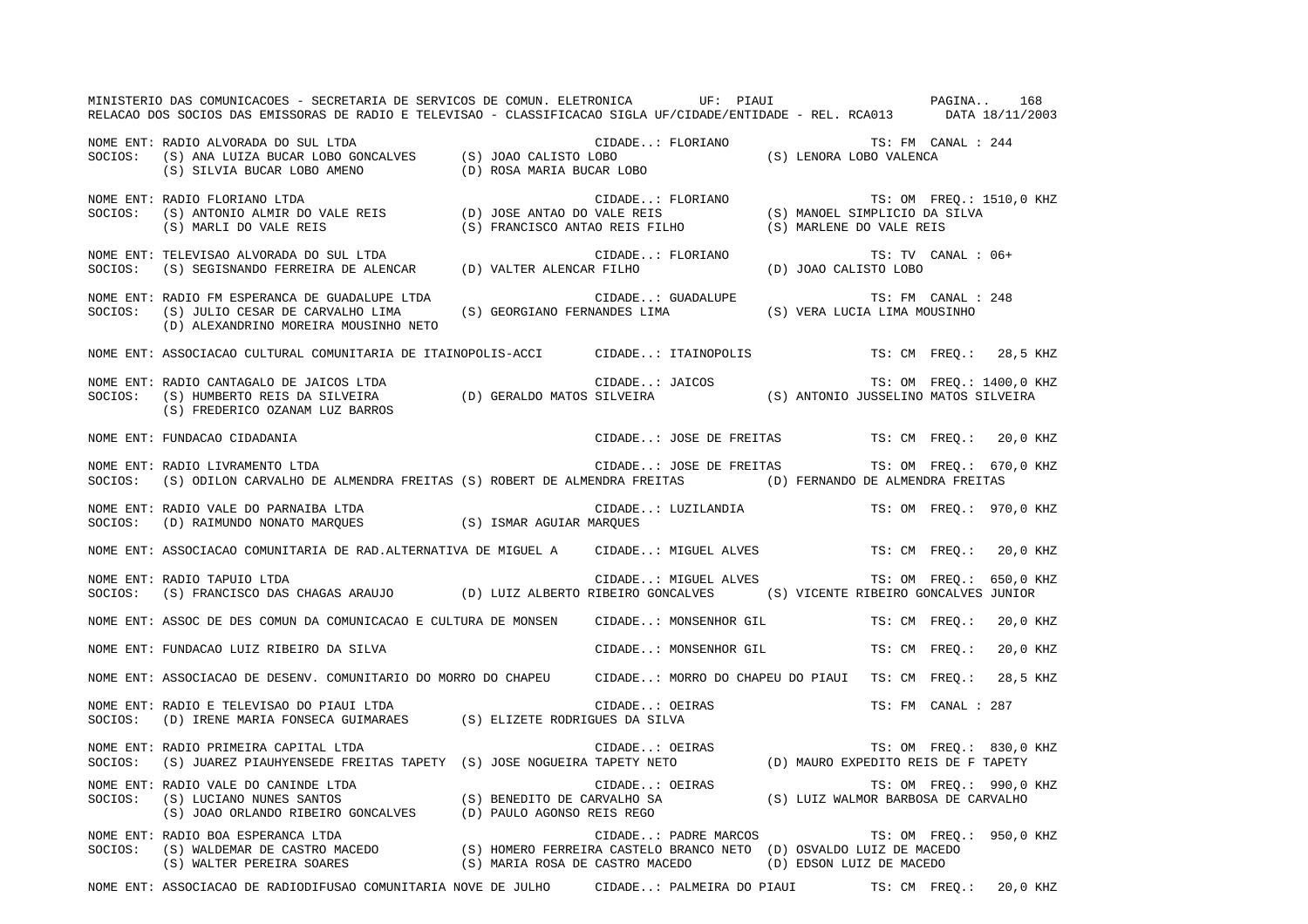MINISTERIO DAS COMUNICACOES - SECRETARIA DE SERVICOS DE COMUN. ELETRONICA UF: PIAUI

RELACAO DOS SOCIOS DAS EMISSORAS DE RADIO E TELEVISAO - CLASSIFICACAO SIGLA UF/CIDADE/ENTIDADE - REL. RCA013 DATA 18/11/2003

NOME ENT: RADIO ALVORADA DO SUL LTDA — CIDADE..: FLORIANO — TS: FM CANAL : 244
SOCIOS: (S) ANA LUIZA BUCAR LOBO GONCALVES (S) JOAO CALISTO LOBO (S) LENORA LOBO VALENCA
(S) SILVIA BUCAR LOBO AMENO (D) ROSA MARIA BUCAR LOBO

NOME ENT: RADIO FLORIANO LTDA — CIDADE..: FLORIANO — TS: OM FREQ.: 1510,0 KHZ
SOCIOS: (S) ANTONIO ALMIR DO VALE REIS (D) JOSE ANTAO DO VALE REIS (S) MANOEL SIMPLICIO DA SILVA
(S) MARLI DO VALE REIS (S) FRANCISCO ANTAO REIS FILHO (S) MARLENE DO VALE REIS

NOME ENT: TELEVISAO ALVORADA DO SUL LTDA — CIDADE..: FLORIANO — TS: TV CANAL : 06+
SOCIOS: (S) SEGISNANDO FERREIRA DE ALENCAR (D) VALTER ALENCAR FILHO (D) JOAO CALISTO LOBO

NOME ENT: RADIO FM ESPERANCA DE GUADALUPE LTDA — CIDADE..: GUADALUPE — TS: FM CANAL : 248
SOCIOS: (S) JULIO CESAR DE CARVALHO LIMA (S) GEORGIANO FERNANDES LIMA (S) VERA LUCIA LIMA MOUSINHO
(D) ALEXANDRINO MOREIRA MOUSINHO NETO

NOME ENT: ASSOCIACAO CULTURAL COMUNITARIA DE ITAINOPOLIS-ACCI — CIDADE..: ITAINOPOLIS — TS: CM FREQ.: 28,5 KHZ

NOME ENT: RADIO CANTAGALO DE JAICOS LTDA — CIDADE..: JAICOS — TS: OM FREQ.: 1400,0 KHZ
SOCIOS: (S) HUMBERTO REIS DA SILVEIRA (D) GERALDO MATOS SILVEIRA (S) ANTONIO JUSSELINO MATOS SILVEIRA
(S) FREDERICO OZANAM LUZ BARROS

NOME ENT: FUNDACAO CIDADANIA — CIDADE..: JOSE DE FREITAS — TS: CM FREQ.: 20,0 KHZ

NOME ENT: RADIO LIVRAMENTO LTDA — CIDADE..: JOSE DE FREITAS — TS: OM FREQ.: 670,0 KHZ
SOCIOS: (S) ODILON CARVALHO DE ALMENDRA FREITAS (S) ROBERT DE ALMENDRA FREITAS (D) FERNANDO DE ALMENDRA FREITAS

NOME ENT: RADIO VALE DO PARNAIBA LTDA — CIDADE..: LUZILANDIA — TS: OM FREQ.: 970,0 KHZ
SOCIOS: (D) RAIMUNDO NONATO MARQUES (S) ISMAR AGUIAR MARQUES

NOME ENT: ASSOCIACAO COMUNITARIA DE RAD.ALTERNATIVA DE MIGUEL A — CIDADE..: MIGUEL ALVES — TS: CM FREQ.: 20,0 KHZ

NOME ENT: RADIO TAPUIO LTDA — CIDADE..: MIGUEL ALVES — TS: OM FREQ.: 650,0 KHZ
SOCIOS: (S) FRANCISCO DAS CHAGAS ARAUJO (D) LUIZ ALBERTO RIBEIRO GONCALVES (S) VICENTE RIBEIRO GONCALVES JUNIOR

NOME ENT: ASSOC DE DES COMUN DA COMUNICACAO E CULTURA DE MONSEN — CIDADE..: MONSENHOR GIL — TS: CM FREQ.: 20,0 KHZ

NOME ENT: FUNDACAO LUIZ RIBEIRO DA SILVA — CIDADE..: MONSENHOR GIL — TS: CM FREQ.: 20,0 KHZ

NOME ENT: ASSOCIACAO DE DESENV. COMUNITARIO DO MORRO DO CHAPEU — CIDADE..: MORRO DO CHAPEU DO PIAUI — TS: CM FREQ.: 28,5 KHZ

NOME ENT: RADIO E TELEVISAO DO PIAUI LTDA — CIDADE..: OEIRAS — TS: FM CANAL : 287
SOCIOS: (D) IRENE MARIA FONSECA GUIMARAES (S) ELIZETE RODRIGUES DA SILVA

NOME ENT: RADIO PRIMEIRA CAPITAL LTDA — CIDADE..: OEIRAS — TS: OM FREQ.: 830,0 KHZ
SOCIOS: (S) JUAREZ PIAUHYENSEDE FREITAS TAPETY (S) JOSE NOGUEIRA TAPETY NETO (D) MAURO EXPEDITO REIS DE F TAPETY

NOME ENT: RADIO VALE DO CANINDE LTDA — CIDADE..: OEIRAS — TS: OM FREQ.: 990,0 KHZ
SOCIOS: (S) LUCIANO NUNES SANTOS (S) BENEDITO DE CARVALHO SA (S) LUIZ WALMOR BARBOSA DE CARVALHO
(S) JOAO ORLANDO RIBEIRO GONCALVES (D) PAULO AGONSO REIS REGO

NOME ENT: RADIO BOA ESPERANCA LTDA — CIDADE..: PADRE MARCOS — TS: OM FREQ.: 950,0 KHZ
SOCIOS: (S) WALDEMAR DE CASTRO MACEDO (S) HOMERO FERREIRA CASTELO BRANCO NETO (D) OSVALDO LUIZ DE MACEDO
(S) WALTER PEREIRA SOARES (S) MARIA ROSA DE CASTRO MACEDO (D) EDSON LUIZ DE MACEDO

NOME ENT: ASSOCIACAO DE RADIODIFUSAO COMUNITARIA NOVE DE JULHO — CIDADE..: PALMEIRA DO PIAUI — TS: CM FREQ.: 20,0 KHZ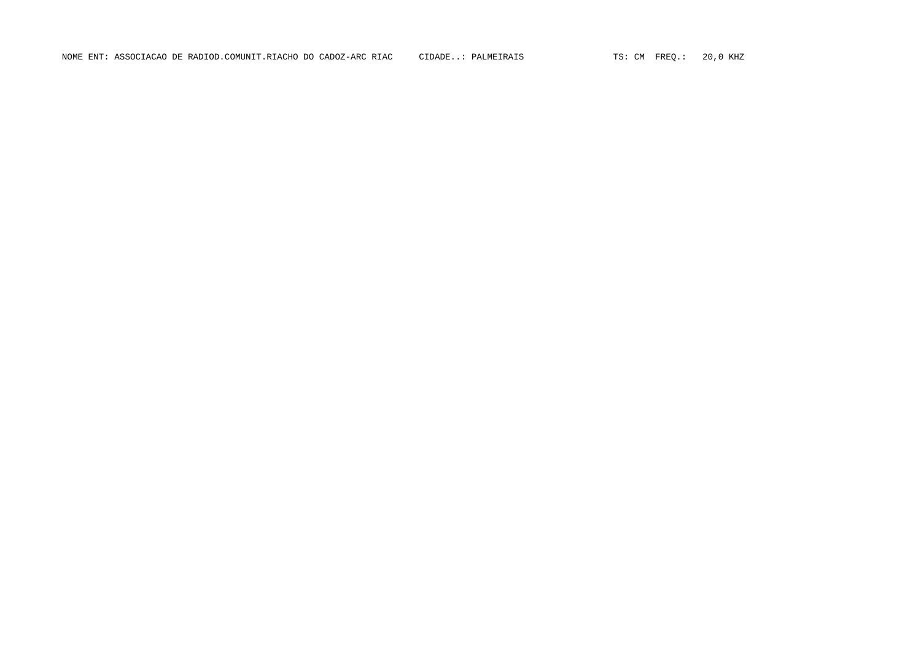NOME ENT: ASSOCIACAO DE RADIOD.COMUNIT.RIACHO DO CADOZ-ARC RIAC     CIDADE..: PALMEIRAIS     TS: CM  FREQ.:   20,0 KHZ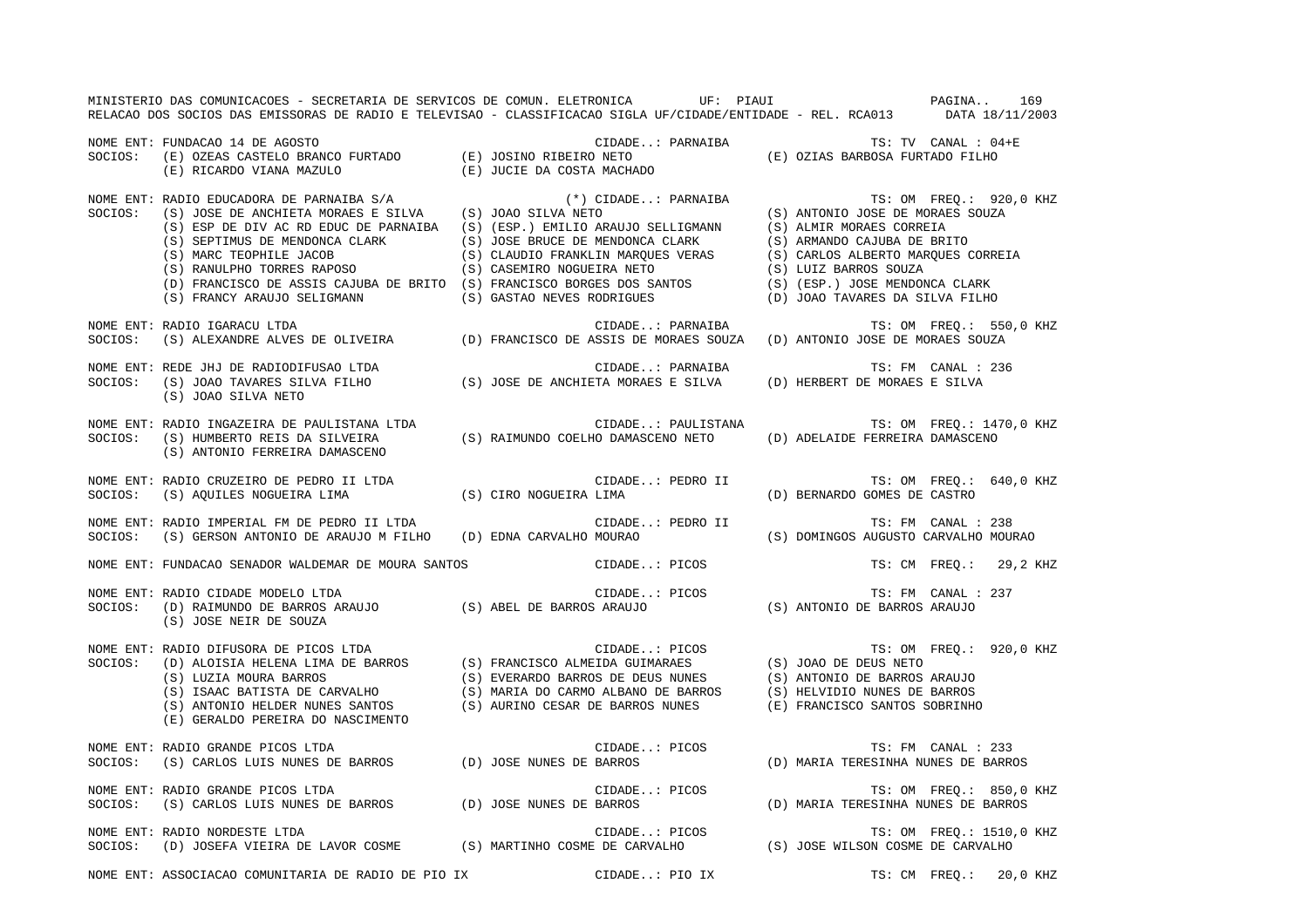MINISTERIO DAS COMUNICACOES - SECRETARIA DE SERVICOS DE COMUN. ELETRONICA UF: PIAUI

RELACAO DOS SOCIOS DAS EMISSORAS DE RADIO E TELEVISAO - CLASSIFICACAO SIGLA UF/CIDADE/ENTIDADE - REL. RCA013 DATA 18/11/2003

NOME ENT: FUNDACAO 14 DE AGOSTO | CIDADE..: PARNAIBA | TS: TV CANAL : 04+E

SOCIOS: (E) OZEAS CASTELO BRANCO FURTADO; (E) JOSINO RIBEIRO NETO; (E) OZIAS BARBOSA FURTADO FILHO; (E) RICARDO VIANA MAZULO; (E) JUCIE DA COSTA MACHADO

NOME ENT: RADIO EDUCADORA DE PARNAIBA S/A | (*) CIDADE..: PARNAIBA | TS: OM FREQ.: 920,0 KHZ

SOCIOS: (S) JOSE DE ANCHIETA MORAES E SILVA; (S) JOAO SILVA NETO; (S) ANTONIO JOSE DE MORAES SOUZA; (S) ESP DE DIV AC RD EDUC DE PARNAIBA; (S) (ESP.) EMILIO ARAUJO SELLIGMANN; (S) ALMIR MORAES CORREIA; (S) SEPTIMUS DE MENDONCA CLARK; (S) JOSE BRUCE DE MENDONCA CLARK; (S) ARMANDO CAJUBA DE BRITO; (S) MARC TEOPHILE JACOB; (S) CLAUDIO FRANKLIN MARQUES VERAS; (S) CARLOS ALBERTO MARQUES CORREIA; (S) RANULPHO TORRES RAPOSO; (S) CASEMIRO NOGUEIRA NETO; (S) LUIZ BARROS SOUZA; (D) FRANCISCO DE ASSIS CAJUBA DE BRITO; (S) FRANCISCO BORGES DOS SANTOS; (S) (ESP.) JOSE MENDONCA CLARK; (S) FRANCY ARAUJO SELIGMANN; (S) GASTAO NEVES RODRIGUES; (D) JOAO TAVARES DA SILVA FILHO

NOME ENT: RADIO IGARACU LTDA | CIDADE..: PARNAIBA | TS: OM FREQ.: 550,0 KHZ

SOCIOS: (S) ALEXANDRE ALVES DE OLIVEIRA; (D) FRANCISCO DE ASSIS DE MORAES SOUZA; (D) ANTONIO JOSE DE MORAES SOUZA

NOME ENT: REDE JHJ DE RADIODIFUSAO LTDA | CIDADE..: PARNAIBA | TS: FM CANAL : 236

SOCIOS: (S) JOAO TAVARES SILVA FILHO; (S) JOSE DE ANCHIETA MORAES E SILVA; (D) HERBERT DE MORAES E SILVA; (S) JOAO SILVA NETO

NOME ENT: RADIO INGAZEIRA DE PAULISTANA LTDA | CIDADE..: PAULISTANA | TS: OM FREQ.: 1470,0 KHZ

SOCIOS: (S) HUMBERTO REIS DA SILVEIRA; (S) RAIMUNDO COELHO DAMASCENO NETO; (D) ADELAIDE FERREIRA DAMASCENO; (S) ANTONIO FERREIRA DAMASCENO

NOME ENT: RADIO CRUZEIRO DE PEDRO II LTDA | CIDADE..: PEDRO II | TS: OM FREQ.: 640,0 KHZ

SOCIOS: (S) AQUILES NOGUEIRA LIMA; (S) CIRO NOGUEIRA LIMA; (D) BERNARDO GOMES DE CASTRO

NOME ENT: RADIO IMPERIAL FM DE PEDRO II LTDA | CIDADE..: PEDRO II | TS: FM CANAL : 238

SOCIOS: (S) GERSON ANTONIO DE ARAUJO M FILHO; (D) EDNA CARVALHO MOURAO; (S) DOMINGOS AUGUSTO CARVALHO MOURAO

NOME ENT: FUNDACAO SENADOR WALDEMAR DE MOURA SANTOS | CIDADE..: PICOS | TS: CM FREQ.: 29,2 KHZ

NOME ENT: RADIO CIDADE MODELO LTDA | CIDADE..: PICOS | TS: FM CANAL : 237

SOCIOS: (D) RAIMUNDO DE BARROS ARAUJO; (S) ABEL DE BARROS ARAUJO; (S) ANTONIO DE BARROS ARAUJO; (S) JOSE NEIR DE SOUZA

NOME ENT: RADIO DIFUSORA DE PICOS LTDA | CIDADE..: PICOS | TS: OM FREQ.: 920,0 KHZ

SOCIOS: (D) ALOISIA HELENA LIMA DE BARROS; (S) FRANCISCO ALMEIDA GUIMARAES; (S) JOAO DE DEUS NETO; (S) LUZIA MOURA BARROS; (S) EVERARDO BARROS DE DEUS NUNES; (S) ANTONIO DE BARROS ARAUJO; (S) ISAAC BATISTA DE CARVALHO; (S) MARIA DO CARMO ALBANO DE BARROS; (S) HELVIDIO NUNES DE BARROS; (S) ANTONIO HELDER NUNES SANTOS; (S) AURINO CESAR DE BARROS NUNES; (E) FRANCISCO SANTOS SOBRINHO; (E) GERALDO PEREIRA DO NASCIMENTO

NOME ENT: RADIO GRANDE PICOS LTDA | CIDADE..: PICOS | TS: FM CANAL : 233

SOCIOS: (S) CARLOS LUIS NUNES DE BARROS; (D) JOSE NUNES DE BARROS; (D) MARIA TERESINHA NUNES DE BARROS

NOME ENT: RADIO GRANDE PICOS LTDA | CIDADE..: PICOS | TS: OM FREQ.: 850,0 KHZ

SOCIOS: (S) CARLOS LUIS NUNES DE BARROS; (D) JOSE NUNES DE BARROS; (D) MARIA TERESINHA NUNES DE BARROS

NOME ENT: RADIO NORDESTE LTDA | CIDADE..: PICOS | TS: OM FREQ.: 1510,0 KHZ

SOCIOS: (D) JOSEFA VIEIRA DE LAVOR COSME; (S) MARTINHO COSME DE CARVALHO; (S) JOSE WILSON COSME DE CARVALHO

NOME ENT: ASSOCIACAO COMUNITARIA DE RADIO DE PIO IX | CIDADE..: PIO IX | TS: CM FREQ.: 20,0 KHZ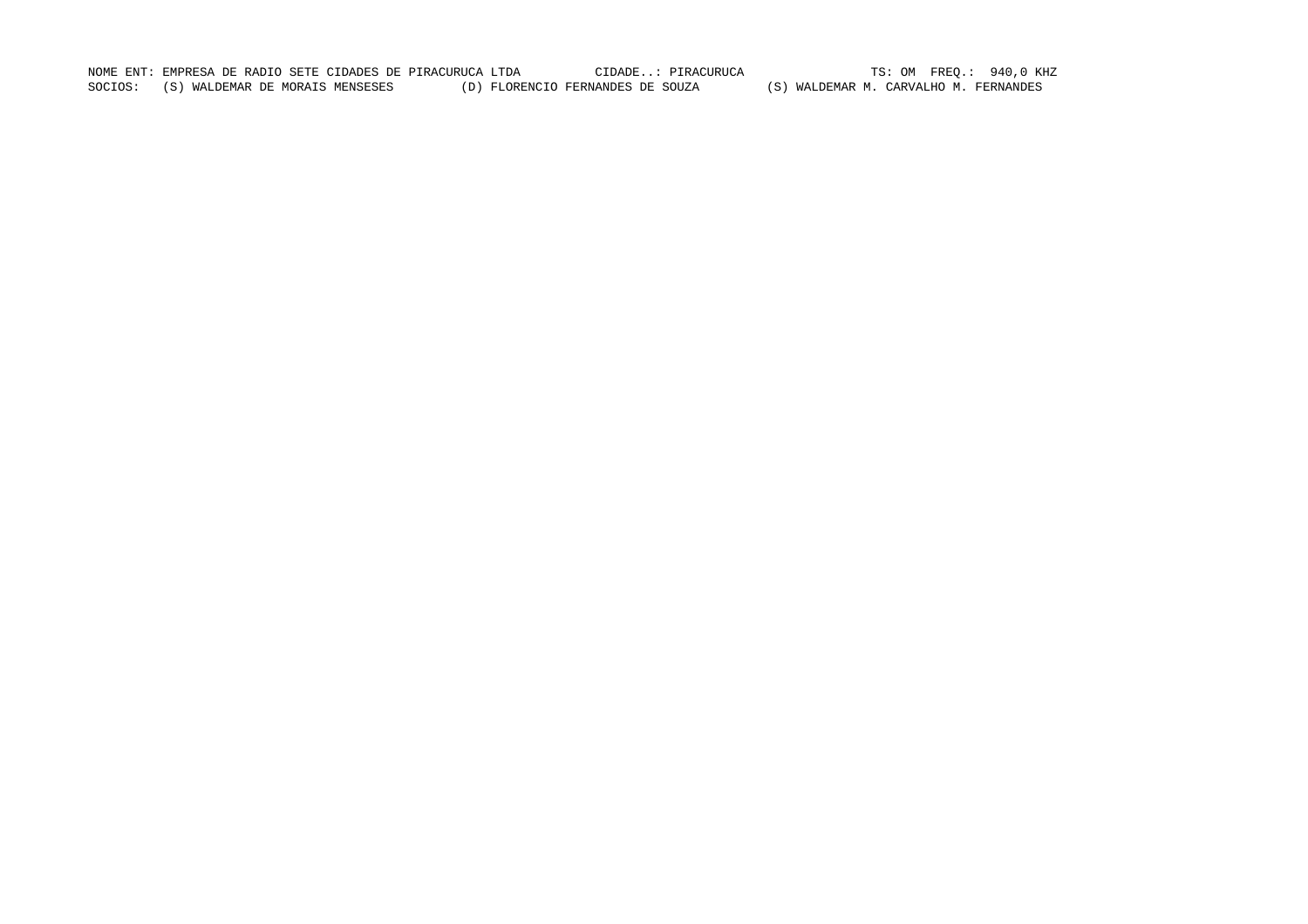NOME ENT: EMPRESA DE RADIO SETE CIDADES DE PIRACURUCA LTDA CIDADE..: PIRACURUCA TS: OM FREQ.: 940,0 KHZ

SOCIOS: (S) WALDEMAR DE MORAIS MENSESES (D) FLORENCIO FERNANDES DE SOUZA (S) WALDEMAR M. CARVALHO M. FERNANDES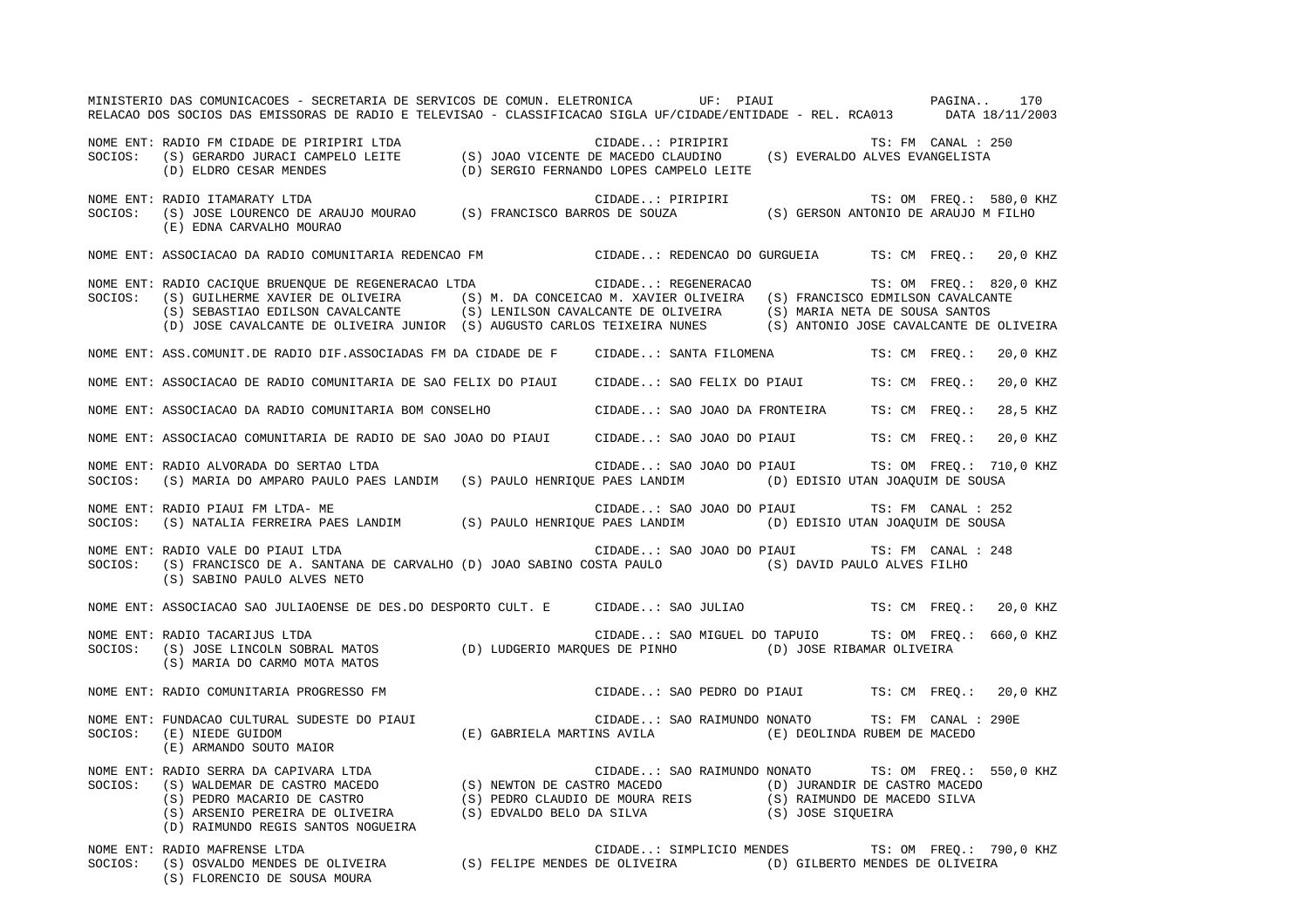MINISTERIO DAS COMUNICACOES - SECRETARIA DE SERVICOS DE COMUN. ELETRONICA UF: PIAUI

RELACAO DOS SOCIOS DAS EMISSORAS DE RADIO E TELEVISAO - CLASSIFICACAO SIGLA UF/CIDADE/ENTIDADE - REL. RCA013 DATA 18/11/2003

NOME ENT: RADIO FM CIDADE DE PIRIPIRI LTDA — CIDADE..: PIRIPIRI — TS: FM CANAL : 250
SOCIOS: (S) GERARDO JURACI CAMPELO LEITE (S) JOAO VICENTE DE MACEDO CLAUDINO (S) EVERALDO ALVES EVANGELISTA
(D) ELDRO CESAR MENDES (D) SERGIO FERNANDO LOPES CAMPELO LEITE

NOME ENT: RADIO ITAMARATY LTDA — CIDADE..: PIRIPIRI — TS: OM FREQ.: 580,0 KHZ
SOCIOS: (S) JOSE LOURENCO DE ARAUJO MOURAO (S) FRANCISCO BARROS DE SOUZA (S) GERSON ANTONIO DE ARAUJO M FILHO
(E) EDNA CARVALHO MOURAO

NOME ENT: ASSOCIACAO DA RADIO COMUNITARIA REDENCAO FM — CIDADE..: REDENCAO DO GURGUEIA — TS: CM FREQ.: 20,0 KHZ

NOME ENT: RADIO CACIQUE BRUENQUE DE REGENERACAO LTDA — CIDADE..: REGENERACAO — TS: OM FREQ.: 820,0 KHZ
SOCIOS: (S) GUILHERME XAVIER DE OLIVEIRA (S) M. DA CONCEICAO M. XAVIER OLIVEIRA (S) FRANCISCO EDMILSON CAVALCANTE
(S) SEBASTIAO EDILSON CAVALCANTE (S) LENILSON CAVALCANTE DE OLIVEIRA (S) MARIA NETA DE SOUSA SANTOS
(D) JOSE CAVALCANTE DE OLIVEIRA JUNIOR (S) AUGUSTO CARLOS TEIXEIRA NUNES (S) ANTONIO JOSE CAVALCANTE DE OLIVEIRA

NOME ENT: ASS.COMUNIT.DE RADIO DIF.ASSOCIADAS FM DA CIDADE DE F — CIDADE..: SANTA FILOMENA — TS: CM FREQ.: 20,0 KHZ

NOME ENT: ASSOCIACAO DE RADIO COMUNITARIA DE SAO FELIX DO PIAUI — CIDADE..: SAO FELIX DO PIAUI — TS: CM FREQ.: 20,0 KHZ

NOME ENT: ASSOCIACAO DA RADIO COMUNITARIA BOM CONSELHO — CIDADE..: SAO JOAO DA FRONTEIRA — TS: CM FREQ.: 28,5 KHZ

NOME ENT: ASSOCIACAO COMUNITARIA DE RADIO DE SAO JOAO DO PIAUI — CIDADE..: SAO JOAO DO PIAUI — TS: CM FREQ.: 20,0 KHZ

NOME ENT: RADIO ALVORADA DO SERTAO LTDA — CIDADE..: SAO JOAO DO PIAUI — TS: OM FREQ.: 710,0 KHZ
SOCIOS: (S) MARIA DO AMPARO PAULO PAES LANDIM (S) PAULO HENRIQUE PAES LANDIM (D) EDISIO UTAN JOAQUIM DE SOUSA

NOME ENT: RADIO PIAUI FM LTDA- ME — CIDADE..: SAO JOAO DO PIAUI — TS: FM CANAL : 252
SOCIOS: (S) NATALIA FERREIRA PAES LANDIM (S) PAULO HENRIQUE PAES LANDIM (D) EDISIO UTAN JOAQUIM DE SOUSA

NOME ENT: RADIO VALE DO PIAUI LTDA — CIDADE..: SAO JOAO DO PIAUI — TS: FM CANAL : 248
SOCIOS: (S) FRANCISCO DE A. SANTANA DE CARVALHO (D) JOAO SABINO COSTA PAULO (S) DAVID PAULO ALVES FILHO
(S) SABINO PAULO ALVES NETO

NOME ENT: ASSOCIACAO SAO JULIAOENSE DE DES.DO DESPORTO CULT. E — CIDADE..: SAO JULIAO — TS: CM FREQ.: 20,0 KHZ

NOME ENT: RADIO TACARIJUS LTDA — CIDADE..: SAO MIGUEL DO TAPUIO — TS: OM FREQ.: 660,0 KHZ
SOCIOS: (S) JOSE LINCOLN SOBRAL MATOS (D) LUDGERIO MARQUES DE PINHO (D) JOSE RIBAMAR OLIVEIRA
(S) MARIA DO CARMO MOTA MATOS

NOME ENT: RADIO COMUNITARIA PROGRESSO FM — CIDADE..: SAO PEDRO DO PIAUI — TS: CM FREQ.: 20,0 KHZ

NOME ENT: FUNDACAO CULTURAL SUDESTE DO PIAUI — CIDADE..: SAO RAIMUNDO NONATO — TS: FM CANAL : 290E
SOCIOS: (E) NIEDE GUIDOM (E) GABRIELA MARTINS AVILA (E) DEOLINDA RUBEM DE MACEDO
(E) ARMANDO SOUTO MAIOR

NOME ENT: RADIO SERRA DA CAPIVARA LTDA — CIDADE..: SAO RAIMUNDO NONATO — TS: OM FREQ.: 550,0 KHZ
SOCIOS: (S) WALDEMAR DE CASTRO MACEDO (S) NEWTON DE CASTRO MACEDO (D) JURANDIR DE CASTRO MACEDO
(S) PEDRO MACARIO DE CASTRO (S) PEDRO CLAUDIO DE MOURA REIS (S) RAIMUNDO DE MACEDO SILVA
(S) ARSENIO PEREIRA DE OLIVEIRA (S) EDVALDO BELO DA SILVA (S) JOSE SIQUEIRA
(D) RAIMUNDO REGIS SANTOS NOGUEIRA

NOME ENT: RADIO MAFRENSE LTDA — CIDADE..: SIMPLICIO MENDES — TS: OM FREQ.: 790,0 KHZ
SOCIOS: (S) OSVALDO MENDES DE OLIVEIRA (S) FELIPE MENDES DE OLIVEIRA (D) GILBERTO MENDES DE OLIVEIRA
(S) FLORENCIO DE SOUSA MOURA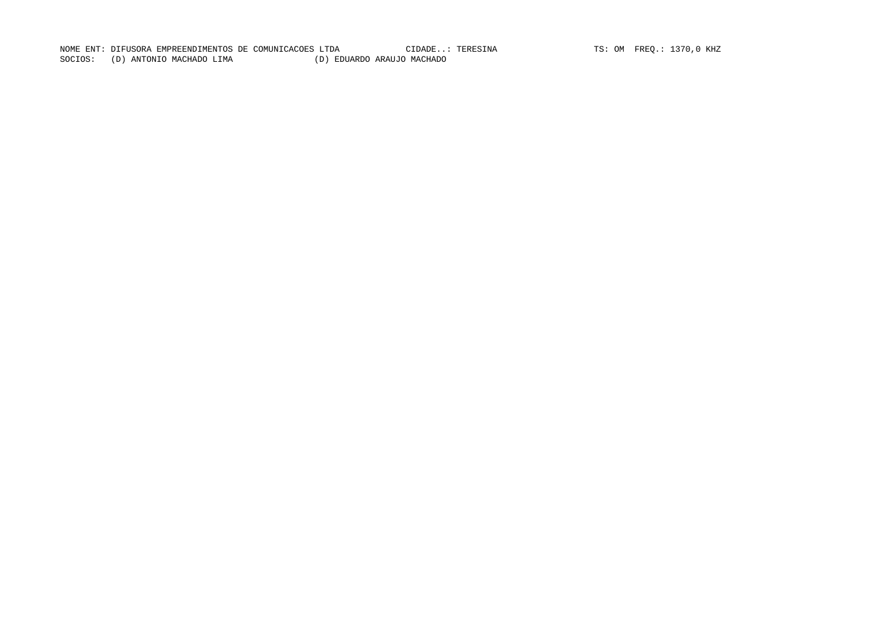NOME ENT: DIFUSORA EMPREENDIMENTOS DE COMUNICACOES LTDA CIDADE..: TERESINA TS: OM FREQ.: 1370,0 KHZ

SOCIOS: (D) ANTONIO MACHADO LIMA (D) EDUARDO ARAUJO MACHADO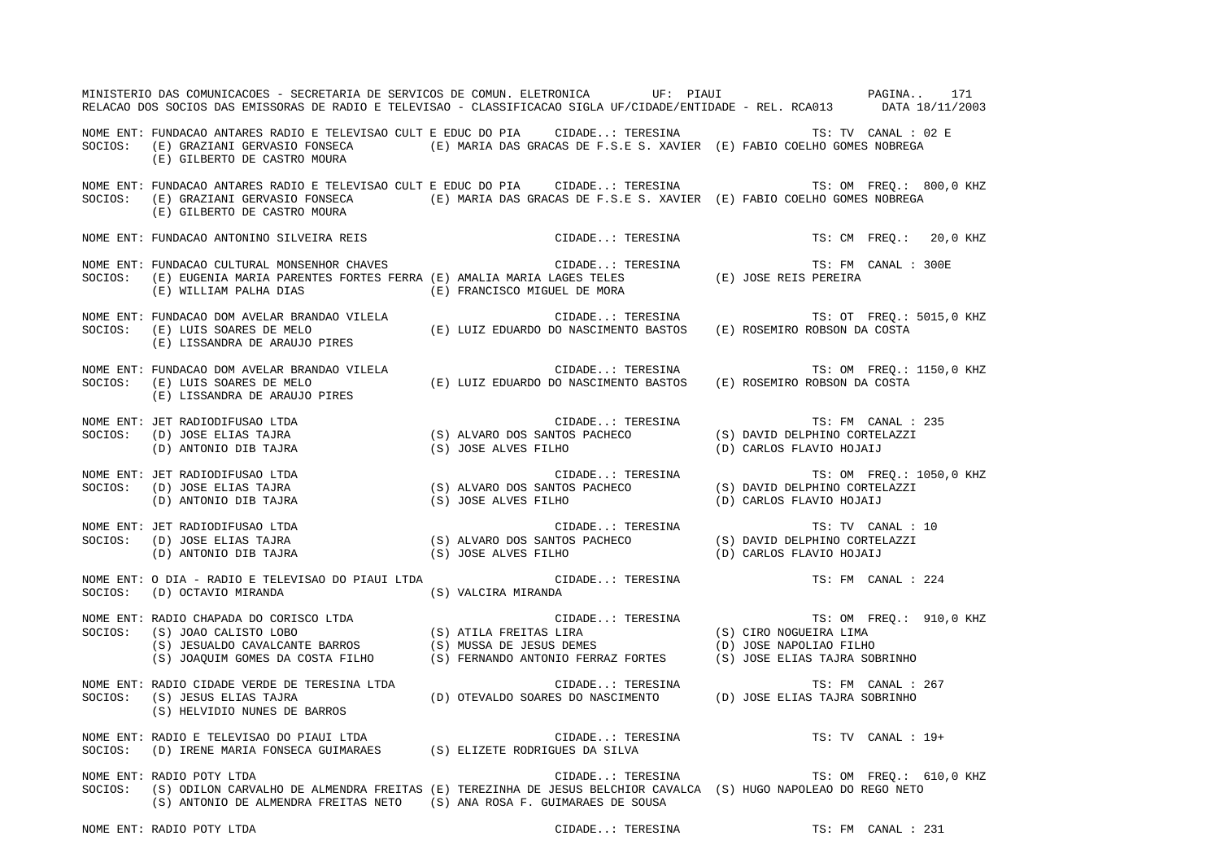NOME ENT: FUNDACAO ANTARES RADIO E TELEVISAO CULT E EDUC DO PIA    CIDADE..: TERESINA    TS: TV  CANAL : 02 E
SOCIOS: (E) GRAZIANI GERVASIO FONSECA    (E) MARIA DAS GRACAS DE F.S.E S. XAVIER    (E) FABIO COELHO GOMES NOBREGA
(E) GILBERTO DE CASTRO MOURA

NOME ENT: FUNDACAO ANTARES RADIO E TELEVISAO CULT E EDUC DO PIA    CIDADE..: TERESINA    TS: OM  FREQ.: 800,0 KHZ
SOCIOS: (E) GRAZIANI GERVASIO FONSECA    (E) MARIA DAS GRACAS DE F.S.E S. XAVIER    (E) FABIO COELHO GOMES NOBREGA
(E) GILBERTO DE CASTRO MOURA

NOME ENT: FUNDACAO ANTONINO SILVEIRA REIS    CIDADE..: TERESINA    TS: CM  FREQ.: 20,0 KHZ

NOME ENT: FUNDACAO CULTURAL MONSENHOR CHAVES    CIDADE..: TERESINA    TS: FM  CANAL : 300E
SOCIOS: (E) EUGENIA MARIA PARENTES FORTES FERRA (E) AMALIA MARIA LAGES TELES    (E) JOSE REIS PEREIRA
(E) WILLIAM PALHA DIAS    (E) FRANCISCO MIGUEL DE MORA

NOME ENT: FUNDACAO DOM AVELAR BRANDAO VILELA    CIDADE..: TERESINA    TS: OT  FREQ.: 5015,0 KHZ
SOCIOS: (E) LUIS SOARES DE MELO    (E) LUIZ EDUARDO DO NASCIMENTO BASTOS    (E) ROSEMIRO ROBSON DA COSTA
(E) LISSANDRA DE ARAUJO PIRES

NOME ENT: FUNDACAO DOM AVELAR BRANDAO VILELA    CIDADE..: TERESINA    TS: OM  FREQ.: 1150,0 KHZ
SOCIOS: (E) LUIS SOARES DE MELO    (E) LUIZ EDUARDO DO NASCIMENTO BASTOS    (E) ROSEMIRO ROBSON DA COSTA
(E) LISSANDRA DE ARAUJO PIRES

NOME ENT: JET RADIODIFUSAO LTDA    CIDADE..: TERESINA    TS: FM  CANAL : 235
SOCIOS: (D) JOSE ELIAS TAJRA    (S) ALVARO DOS SANTOS PACHECO    (S) DAVID DELPHINO CORTELAZZI
(D) ANTONIO DIB TAJRA    (S) JOSE ALVES FILHO    (D) CARLOS FLAVIO HOJAIJ

NOME ENT: JET RADIODIFUSAO LTDA    CIDADE..: TERESINA    TS: OM  FREQ.: 1050,0 KHZ
SOCIOS: (D) JOSE ELIAS TAJRA    (S) ALVARO DOS SANTOS PACHECO    (S) DAVID DELPHINO CORTELAZZI
(D) ANTONIO DIB TAJRA    (S) JOSE ALVES FILHO    (D) CARLOS FLAVIO HOJAIJ

NOME ENT: JET RADIODIFUSAO LTDA    CIDADE..: TERESINA    TS: TV  CANAL : 10
SOCIOS: (D) JOSE ELIAS TAJRA    (S) ALVARO DOS SANTOS PACHECO    (S) DAVID DELPHINO CORTELAZZI
(D) ANTONIO DIB TAJRA    (S) JOSE ALVES FILHO    (D) CARLOS FLAVIO HOJAIJ

NOME ENT: O DIA - RADIO E TELEVISAO DO PIAUI LTDA    CIDADE..: TERESINA    TS: FM  CANAL : 224
SOCIOS: (D) OCTAVIO MIRANDA    (S) VALCIRA MIRANDA

NOME ENT: RADIO CHAPADA DO CORISCO LTDA    CIDADE..: TERESINA    TS: OM  FREQ.: 910,0 KHZ
SOCIOS: (S) JOAO CALISTO LOBO    (S) ATILA FREITAS LIRA    (S) CIRO NOGUEIRA LIMA
(S) JESUALDO CAVALCANTE BARROS    (S) MUSSA DE JESUS DEMES    (D) JOSE NAPOLIAO FILHO
(S) JOAQUIM GOMES DA COSTA FILHO    (S) FERNANDO ANTONIO FERRAZ FORTES    (S) JOSE ELIAS TAJRA SOBRINHO

NOME ENT: RADIO CIDADE VERDE DE TERESINA LTDA    CIDADE..: TERESINA    TS: FM  CANAL : 267
SOCIOS: (S) JESUS ELIAS TAJRA    (D) OTEVALDO SOARES DO NASCIMENTO    (D) JOSE ELIAS TAJRA SOBRINHO
(S) HELVIDIO NUNES DE BARROS

NOME ENT: RADIO E TELEVISAO DO PIAUI LTDA    CIDADE..: TERESINA    TS: TV  CANAL : 19+
SOCIOS: (D) IRENE MARIA FONSECA GUIMARAES    (S) ELIZETE RODRIGUES DA SILVA

NOME ENT: RADIO POTY LTDA    CIDADE..: TERESINA    TS: OM  FREQ.: 610,0 KHZ
SOCIOS: (S) ODILON CARVALHO DE ALMENDRA FREITAS (E) TEREZINHA DE JESUS BELCHIOR CAVALCA (S) HUGO NAPOLEAO DO REGO NETO
(S) ANTONIO DE ALMENDRA FREITAS NETO    (S) ANA ROSA F. GUIMARAES DE SOUSA

NOME ENT: RADIO POTY LTDA    CIDADE..: TERESINA    TS: FM  CANAL : 231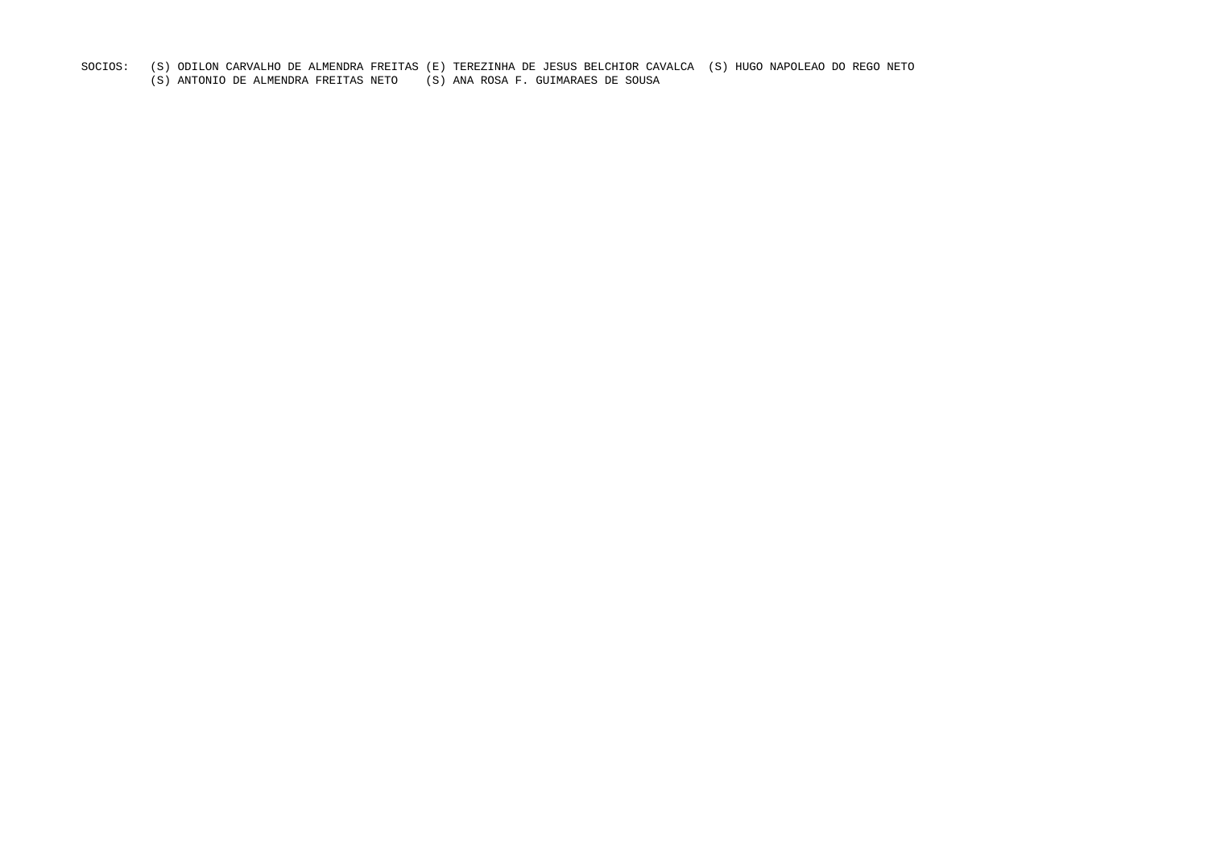SOCIOS: (S) ODILON CARVALHO DE ALMENDRA FREITAS (E) TEREZINHA DE JESUS BELCHIOR CAVALCA (S) HUGO NAPOLEAO DO REGO NETO
(S) ANTONIO DE ALMENDRA FREITAS NETO (S) ANA ROSA F. GUIMARAES DE SOUSA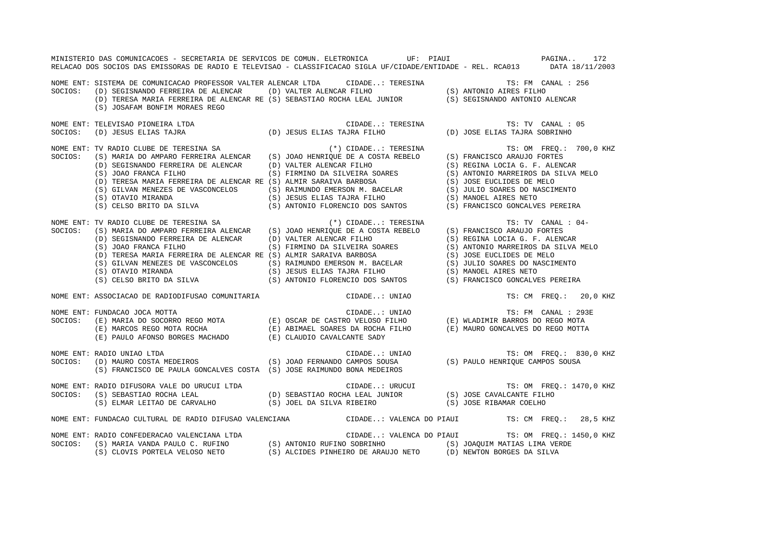MINISTERIO DAS COMUNICACOES - SECRETARIA DE SERVICOS DE COMUN. ELETRONICA UF: PIAUI

RELACAO DOS SOCIOS DAS EMISSORAS DE RADIO E TELEVISAO - CLASSIFICACAO SIGLA UF/CIDADE/ENTIDADE - REL. RCA013 DATA 18/11/2003

NOME ENT: SISTEMA DE COMUNICACAO PROFESSOR VALTER ALENCAR LTDA CIDADE..: TERESINA TS: FM CANAL : 256
SOCIOS: (D) SEGISNANDO FERREIRA DE ALENCAR (D) VALTER ALENCAR FILHO (S) ANTONIO AIRES FILHO
(D) TERESA MARIA FERREIRA DE ALENCAR RE (S) SEBASTIAO ROCHA LEAL JUNIOR (S) SEGISNANDO ANTONIO ALENCAR
(S) JOSAFAM BONFIM MORAES REGO

NOME ENT: TELEVISAO PIONEIRA LTDA CIDADE..: TERESINA TS: TV CANAL : 05
SOCIOS: (D) JESUS ELIAS TAJRA (D) JESUS ELIAS TAJRA FILHO (D) JOSE ELIAS TAJRA SOBRINHO

NOME ENT: TV RADIO CLUBE DE TERESINA SA (*) CIDADE..: TERESINA TS: OM FREQ.: 700,0 KHZ
SOCIOS: (S) MARIA DO AMPARO FERREIRA ALENCAR (S) JOAO HENRIQUE DE A COSTA REBELO (S) FRANCISCO ARAUJO FORTES
(D) SEGISNANDO FERREIRA DE ALENCAR (D) VALTER ALENCAR FILHO (S) REGINA LOCIA G. F. ALENCAR
(S) JOAO FRANCA FILHO (S) FIRMINO DA SILVEIRA SOARES (S) ANTONIO MARREIROS DA SILVA MELO
(D) TERESA MARIA FERREIRA DE ALENCAR RE (S) ALMIR SARAIVA BARBOSA (S) JOSE EUCLIDES DE MELO
(S) GILVAN MENEZES DE VASCONCELOS (S) RAIMUNDO EMERSON M. BACELAR (S) JULIO SOARES DO NASCIMENTO
(S) OTAVIO MIRANDA (S) JESUS ELIAS TAJRA FILHO (S) MANOEL AIRES NETO
(S) CELSO BRITO DA SILVA (S) ANTONIO FLORENCIO DOS SANTOS (S) FRANCISCO GONCALVES PEREIRA

NOME ENT: TV RADIO CLUBE DE TERESINA SA (*) CIDADE..: TERESINA TS: TV CANAL : 04-
SOCIOS: (S) MARIA DO AMPARO FERREIRA ALENCAR (S) JOAO HENRIQUE DE A COSTA REBELO (S) FRANCISCO ARAUJO FORTES
(D) SEGISNANDO FERREIRA DE ALENCAR (D) VALTER ALENCAR FILHO (S) REGINA LOCIA G. F. ALENCAR
(S) JOAO FRANCA FILHO (S) FIRMINO DA SILVEIRA SOARES (S) ANTONIO MARREIROS DA SILVA MELO
(D) TERESA MARIA FERREIRA DE ALENCAR RE (S) ALMIR SARAIVA BARBOSA (S) JOSE EUCLIDES DE MELO
(S) GILVAN MENEZES DE VASCONCELOS (S) RAIMUNDO EMERSON M. BACELAR (S) JULIO SOARES DO NASCIMENTO
(S) OTAVIO MIRANDA (S) JESUS ELIAS TAJRA FILHO (S) MANOEL AIRES NETO
(S) CELSO BRITO DA SILVA (S) ANTONIO FLORENCIO DOS SANTOS (S) FRANCISCO GONCALVES PEREIRA

NOME ENT: ASSOCIACAO DE RADIODIFUSAO COMUNITARIA CIDADE..: UNIAO TS: CM FREQ.: 20,0 KHZ

NOME ENT: FUNDACAO JOCA MOTTA CIDADE..: UNIAO TS: FM CANAL : 293E
SOCIOS: (E) MARIA DO SOCORRO REGO MOTA (E) OSCAR DE CASTRO VELOSO FILHO (E) WLADIMIR BARROS DO REGO MOTA
(E) MARCOS REGO MOTA ROCHA (E) ABIMAEL SOARES DA ROCHA FILHO (E) MAURO GONCALVES DO REGO MOTTA
(E) PAULO AFONSO BORGES MACHADO (E) CLAUDIO CAVALCANTE SADY

NOME ENT: RADIO UNIAO LTDA CIDADE..: UNIAO TS: OM FREQ.: 830,0 KHZ
SOCIOS: (D) MAURO COSTA MEDEIROS (S) JOAO FERNANDO CAMPOS SOUSA (S) PAULO HENRIQUE CAMPOS SOUSA
(S) FRANCISCO DE PAULA GONCALVES COSTA (S) JOSE RAIMUNDO BONA MEDEIROS

NOME ENT: RADIO DIFUSORA VALE DO URUCUI LTDA CIDADE..: URUCUI TS: OM FREQ.: 1470,0 KHZ
SOCIOS: (S) SEBASTIAO ROCHA LEAL (D) SEBASTIAO ROCHA LEAL JUNIOR (S) JOSE CAVALCANTE FILHO
(S) ELMAR LEITAO DE CARVALHO (S) JOEL DA SILVA RIBEIRO (S) JOSE RIBAMAR COELHO

NOME ENT: FUNDACAO CULTURAL DE RADIO DIFUSAO VALENCIANA CIDADE..: VALENCA DO PIAUI TS: CM FREQ.: 28,5 KHZ

NOME ENT: RADIO CONFEDERACAO VALENCIANA LTDA CIDADE..: VALENCA DO PIAUI TS: OM FREQ.: 1450,0 KHZ
SOCIOS: (S) MARIA VANDA PAULO C. RUFINO (S) ANTONIO RUFINO SOBRINHO (S) JOAQUIM MATIAS LIMA VERDE
(S) CLOVIS PORTELA VELOSO NETO (S) ALCIDES PINHEIRO DE ARAUJO NETO (D) NEWTON BORGES DA SILVA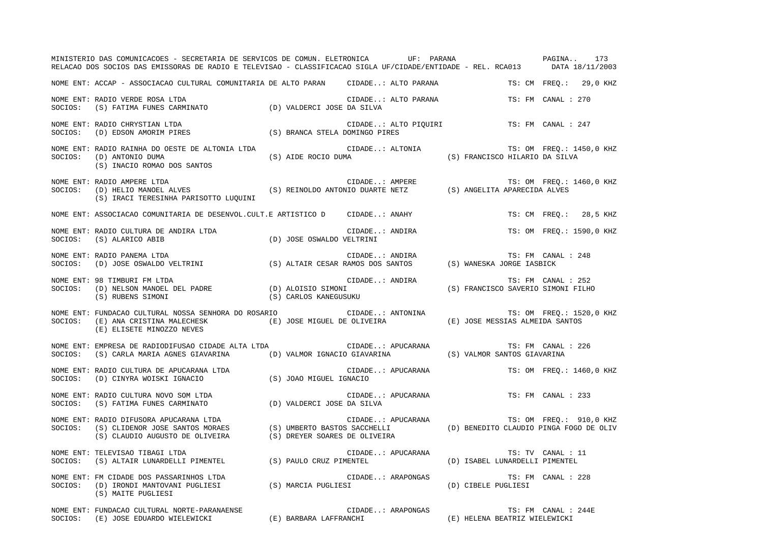NOME ENT: ACCAP - ASSOCIACAO CULTURAL COMUNITARIA DE ALTO PARAN    CIDADE..: ALTO PARANA    TS: CM  FREQ.:  29,0 KHZ

NOME ENT: RADIO VERDE ROSA LTDA    CIDADE..: ALTO PARANA    TS: FM  CANAL : 270
SOCIOS: (S) FATIMA FUNES CARMINATO    (D) VALDERCI JOSE DA SILVA

NOME ENT: RADIO CHRYSTIAN LTDA    CIDADE..: ALTO PIQUIRI    TS: FM  CANAL : 247
SOCIOS: (D) EDSON AMORIM PIRES    (S) BRANCA STELA DOMINGO PIRES

NOME ENT: RADIO RAINHA DO OESTE DE ALTONIA LTDA    CIDADE..: ALTONIA    TS: OM  FREQ.: 1450,0 KHZ
SOCIOS: (D) ANTONIO DUMA    (S) AIDE ROCIO DUMA    (S) FRANCISCO HILARIO DA SILVA
(S) INACIO ROMAO DOS SANTOS

NOME ENT: RADIO AMPERE LTDA    CIDADE..: AMPERE    TS: OM  FREQ.: 1460,0 KHZ
SOCIOS: (D) HELIO MANOEL ALVES    (S) REINOLDO ANTONIO DUARTE NETZ    (S) ANGELITA APARECIDA ALVES
(S) IRACI TERESINHA PARISOTTO LUQUINI

NOME ENT: ASSOCIACAO COMUNITARIA DE DESENVOL.CULT.E ARTISTICO D    CIDADE..: ANAHY    TS: CM  FREQ.:  28,5 KHZ

NOME ENT: RADIO CULTURA DE ANDIRA LTDA    CIDADE..: ANDIRA    TS: OM  FREQ.: 1590,0 KHZ
SOCIOS: (S) ALARICO ABIB    (D) JOSE OSWALDO VELTRINI

NOME ENT: RADIO PANEMA LTDA    CIDADE..: ANDIRA    TS: FM  CANAL : 248
SOCIOS: (D) JOSE OSWALDO VELTRINI    (S) ALTAIR CESAR RAMOS DOS SANTOS    (S) WANESKA JORGE IASBICK

NOME ENT: 98 TIMBURI FM LTDA    CIDADE..: ANDIRA    TS: FM  CANAL : 252
SOCIOS: (D) NELSON MANOEL DEL PADRE    (D) ALOISIO SIMONI    (S) FRANCISCO SAVERIO SIMONI FILHO
(S) RUBENS SIMONI    (S) CARLOS KANEGUSUKU

NOME ENT: FUNDACAO CULTURAL NOSSA SENHORA DO ROSARIO    CIDADE..: ANTONINA    TS: OM  FREQ.: 1520,0 KHZ
SOCIOS: (E) ANA CRISTINA MALECHESK    (E) JOSE MIGUEL DE OLIVEIRA    (E) JOSE MESSIAS ALMEIDA SANTOS
(E) ELISETE MINOZZO NEVES

NOME ENT: EMPRESA DE RADIODIFUSAO CIDADE ALTA LTDA    CIDADE..: APUCARANA    TS: FM  CANAL : 226
SOCIOS: (S) CARLA MARIA AGNES GIAVARINA    (D) VALMOR IGNACIO GIAVARINA    (S) VALMOR SANTOS GIAVARINA

NOME ENT: RADIO CULTURA DE APUCARANA LTDA    CIDADE..: APUCARANA    TS: OM  FREQ.: 1460,0 KHZ
SOCIOS: (D) CINYRA WOISKI IGNACIO    (S) JOAO MIGUEL IGNACIO

NOME ENT: RADIO CULTURA NOVO SOM LTDA    CIDADE..: APUCARANA    TS: FM  CANAL : 233
SOCIOS: (S) FATIMA FUNES CARMINATO    (D) VALDERCI JOSE DA SILVA

NOME ENT: RADIO DIFUSORA APUCARANA LTDA    CIDADE..: APUCARANA    TS: OM  FREQ.:  910,0 KHZ
SOCIOS: (S) CLIDENOR JOSE SANTOS MORAES    (S) UMBERTO BASTOS SACCHELLI    (D) BENEDITO CLAUDIO PINGA FOGO DE OLIV
(S) CLAUDIO AUGUSTO DE OLIVEIRA    (S) DREYER SOARES DE OLIVEIRA

NOME ENT: TELEVISAO TIBAGI LTDA    CIDADE..: APUCARANA    TS: TV  CANAL : 11
SOCIOS: (S) ALTAIR LUNARDELLI PIMENTEL    (S) PAULO CRUZ PIMENTEL    (D) ISABEL LUNARDELLI PIMENTEL

NOME ENT: FM CIDADE DOS PASSARINHOS LTDA    CIDADE..: ARAPONGAS    TS: FM  CANAL : 228
SOCIOS: (D) IRONDI MANTOVANI PUGLIESI    (S) MARCIA PUGLIESI    (D) CIBELE PUGLIESI
(S) MAITE PUGLIESI

NOME ENT: FUNDACAO CULTURAL NORTE-PARANAENSE    CIDADE..: ARAPONGAS    TS: FM  CANAL : 244E
SOCIOS: (E) JOSE EDUARDO WIELEWICKI    (E) BARBARA LAFFRANCHI    (E) HELENA BEATRIZ WIELEWICKI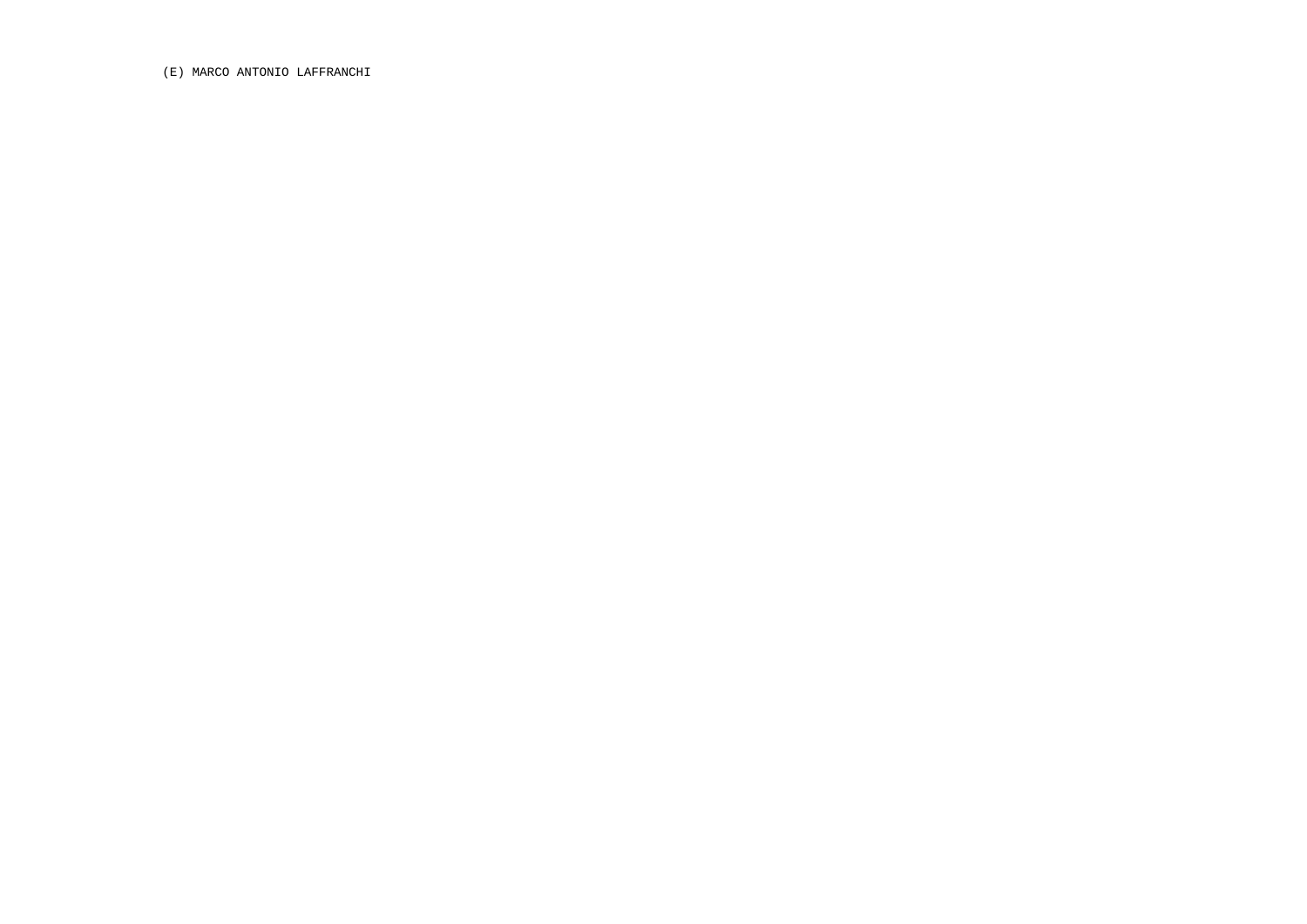(E) MARCO ANTONIO LAFFRANCHI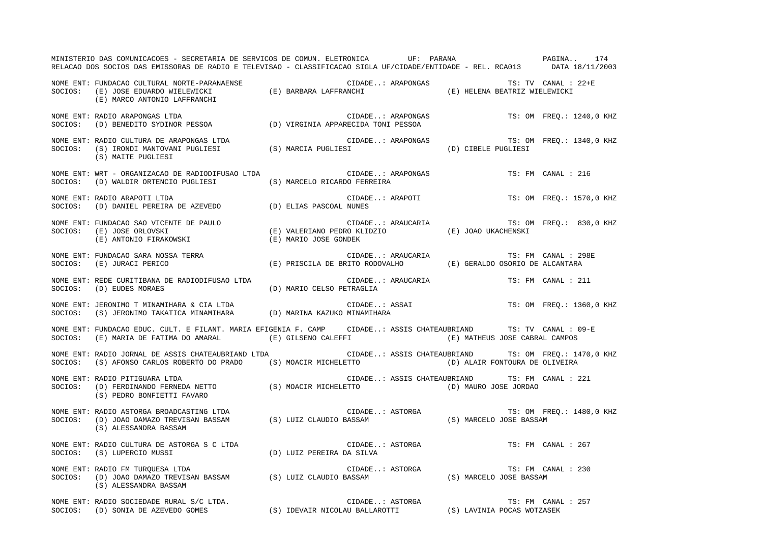MINISTERIO DAS COMUNICACOES - SECRETARIA DE SERVICOS DE COMUN. ELETRONICA UF: PARANA

RELACAO DOS SOCIOS DAS EMISSORAS DE RADIO E TELEVISAO - CLASSIFICACAO SIGLA UF/CIDADE/ENTIDADE - REL. RCA013 DATA 18/11/2003

NOME ENT: FUNDACAO CULTURAL NORTE-PARANAENSE — CIDADE..: ARAPONGAS — TS: TV CANAL : 22+E
SOCIOS: (E) JOSE EDUARDO WIELEWICKI; (E) BARBARA LAFFRANCHI; (E) HELENA BEATRIZ WIELEWICKI; (E) MARCO ANTONIO LAFFRANCHI

NOME ENT: RADIO ARAPONGAS LTDA — CIDADE..: ARAPONGAS — TS: OM FREQ.: 1240,0 KHZ
SOCIOS: (D) BENEDITO SYDINOR PESSOA; (D) VIRGINIA APPARECIDA TONI PESSOA

NOME ENT: RADIO CULTURA DE ARAPONGAS LTDA — CIDADE..: ARAPONGAS — TS: OM FREQ.: 1340,0 KHZ
SOCIOS: (S) IRONDI MANTOVANI PUGLIESI; (S) MARCIA PUGLIESI; (D) CIBELE PUGLIESI; (S) MAITE PUGLIESI

NOME ENT: WRT - ORGANIZACAO DE RADIODIFUSAO LTDA — CIDADE..: ARAPONGAS — TS: FM CANAL : 216
SOCIOS: (D) WALDIR ORTENCIO PUGLIESI; (S) MARCELO RICARDO FERREIRA

NOME ENT: RADIO ARAPOTI LTDA — CIDADE..: ARAPOTI — TS: OM FREQ.: 1570,0 KHZ
SOCIOS: (D) DANIEL PEREIRA DE AZEVEDO; (D) ELIAS PASCOAL NUNES

NOME ENT: FUNDACAO SAO VICENTE DE PAULO — CIDADE..: ARAUCARIA — TS: OM FREQ.: 830,0 KHZ
SOCIOS: (E) JOSE ORLOVSKI; (E) VALERIANO PEDRO KLIDZIO; (E) JOAO UKACHENSKI; (E) ANTONIO FIRAKOWSKI; (E) MARIO JOSE GONDEK

NOME ENT: FUNDACAO SARA NOSSA TERRA — CIDADE..: ARAUCARIA — TS: FM CANAL : 298E
SOCIOS: (E) JURACI PERICO; (E) PRISCILA DE BRITO RODOVALHO; (E) GERALDO OSORIO DE ALCANTARA

NOME ENT: REDE CURITIBANA DE RADIODIFUSAO LTDA — CIDADE..: ARAUCARIA — TS: FM CANAL : 211
SOCIOS: (D) EUDES MORAES; (D) MARIO CELSO PETRAGLIA

NOME ENT: JERONIMO T MINAMIHARA & CIA LTDA — CIDADE..: ASSAI — TS: OM FREQ.: 1360,0 KHZ
SOCIOS: (S) JERONIMO TAKATICA MINAMIHARA; (D) MARINA KAZUKO MINAMIHARA

NOME ENT: FUNDACAO EDUC. CULT. E FILANT. MARIA EFIGENIA F. CAMP — CIDADE..: ASSIS CHATEAUBRIAND — TS: TV CANAL : 09-E
SOCIOS: (E) MARIA DE FATIMA DO AMARAL; (E) GILSENO CALEFFI; (E) MATHEUS JOSE CABRAL CAMPOS

NOME ENT: RADIO JORNAL DE ASSIS CHATEAUBRIAND LTDA — CIDADE..: ASSIS CHATEAUBRIAND — TS: OM FREQ.: 1470,0 KHZ
SOCIOS: (S) AFONSO CARLOS ROBERTO DO PRADO; (S) MOACIR MICHELETTO; (D) ALAIR FONTOURA DE OLIVEIRA

NOME ENT: RADIO PITIGUARA LTDA — CIDADE..: ASSIS CHATEAUBRIAND — TS: FM CANAL : 221
SOCIOS: (D) FERDINANDO FERNEDA NETTO; (S) MOACIR MICHELETTO; (D) MAURO JOSE JORDAO; (S) PEDRO BONFIETTI FAVARO

NOME ENT: RADIO ASTORGA BROADCASTING LTDA — CIDADE..: ASTORGA — TS: OM FREQ.: 1480,0 KHZ
SOCIOS: (D) JOAO DAMAZO TREVISAN BASSAM; (S) LUIZ CLAUDIO BASSAM; (S) MARCELO JOSE BASSAM; (S) ALESSANDRA BASSAM

NOME ENT: RADIO CULTURA DE ASTORGA S C LTDA — CIDADE..: ASTORGA — TS: FM CANAL : 267
SOCIOS: (S) LUPERCIO MUSSI; (D) LUIZ PEREIRA DA SILVA

NOME ENT: RADIO FM TURQUESA LTDA — CIDADE..: ASTORGA — TS: FM CANAL : 230
SOCIOS: (D) JOAO DAMAZO TREVISAN BASSAM; (S) LUIZ CLAUDIO BASSAM; (S) MARCELO JOSE BASSAM; (S) ALESSANDRA BASSAM

NOME ENT: RADIO SOCIEDADE RURAL S/C LTDA. — CIDADE..: ASTORGA — TS: FM CANAL : 257
SOCIOS: (D) SONIA DE AZEVEDO GOMES; (S) IDEVAIR NICOLAU BALLAROTTI; (S) LAVINIA POCAS WOTZASEK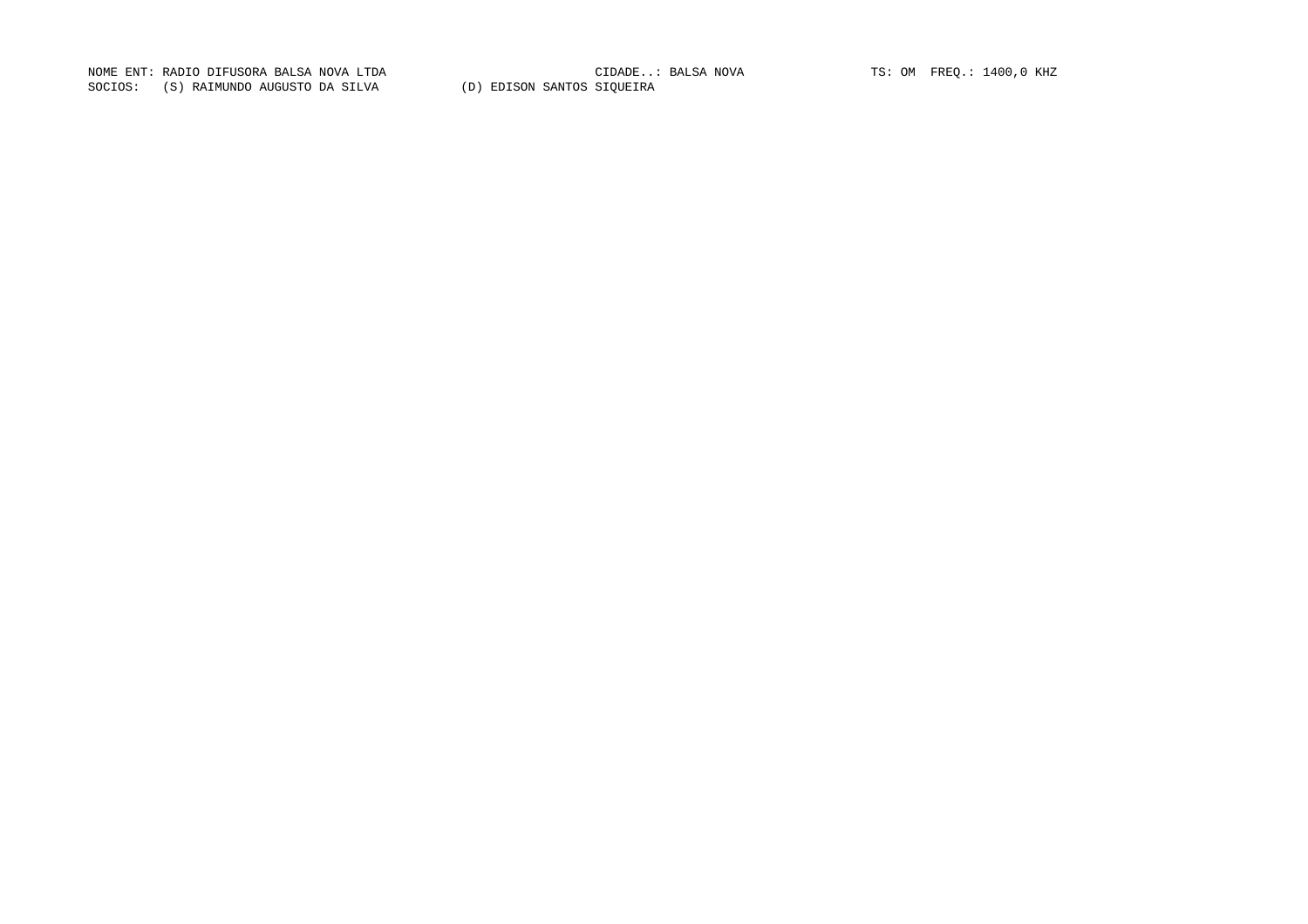NOME ENT: RADIO DIFUSORA BALSA NOVA LTDA CIDADE..: BALSA NOVA TS: OM FREQ.: 1400,0 KHZ

SOCIOS: (S) RAIMUNDO AUGUSTO DA SILVA (D) EDISON SANTOS SIQUEIRA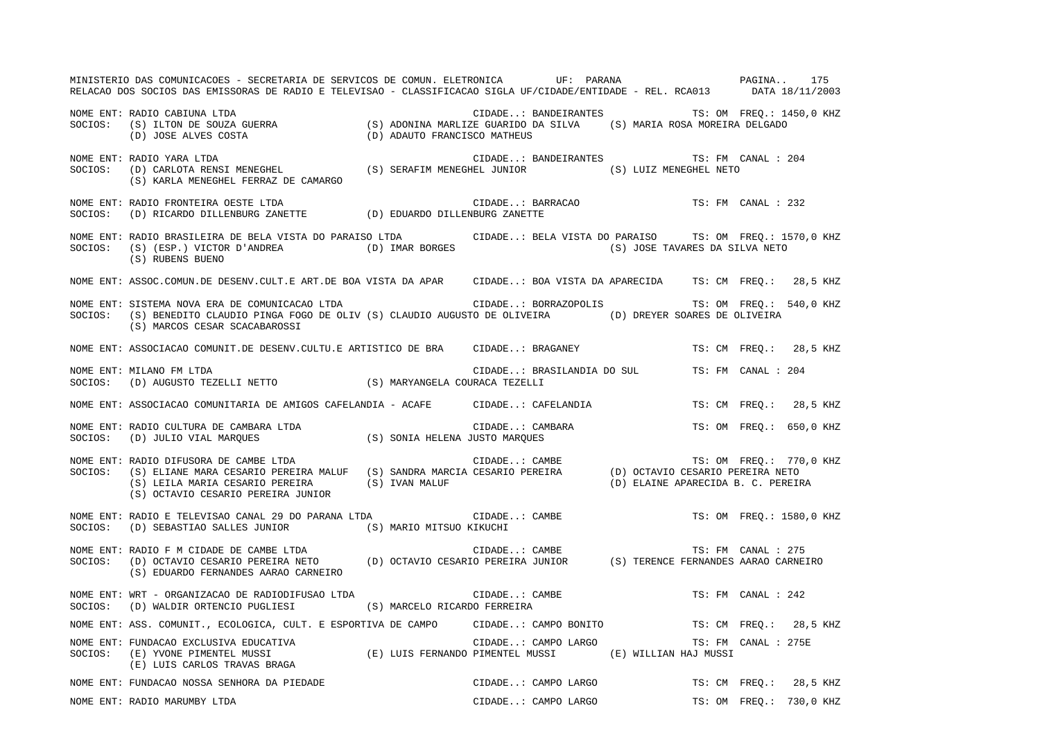NOME ENT: RADIO CABIUNA LTDA — CIDADE..: BANDEIRANTES — TS: OM FREQ.: 1450,0 KHZ
SOCIOS: (S) ILTON DE SOUZA GUERRA (S) ADONINA MARLIZE GUARIDO DA SILVA (S) MARIA ROSA MOREIRA DELGADO
(D) JOSE ALVES COSTA (D) ADAUTO FRANCISCO MATHEUS

NOME ENT: RADIO YARA LTDA — CIDADE..: BANDEIRANTES — TS: FM CANAL : 204
SOCIOS: (D) CARLOTA RENSI MENEGHEL (S) SERAFIM MENEGHEL JUNIOR (S) LUIZ MENEGHEL NETO
(S) KARLA MENEGHEL FERRAZ DE CAMARGO

NOME ENT: RADIO FRONTEIRA OESTE LTDA — CIDADE..: BARRACAO — TS: FM CANAL : 232
SOCIOS: (D) RICARDO DILLENBURG ZANETTE (D) EDUARDO DILLENBURG ZANETTE

NOME ENT: RADIO BRASILEIRA DE BELA VISTA DO PARAISO LTDA — CIDADE..: BELA VISTA DO PARAISO — TS: OM FREQ.: 1570,0 KHZ
SOCIOS: (S) (ESP.) VICTOR D'ANDREA (D) IMAR BORGES (S) JOSE TAVARES DA SILVA NETO
(S) RUBENS BUENO

NOME ENT: ASSOC.COMUN.DE DESENV.CULT.E ART.DE BOA VISTA DA APAR — CIDADE..: BOA VISTA DA APARECIDA — TS: CM FREQ.: 28,5 KHZ

NOME ENT: SISTEMA NOVA ERA DE COMUNICACAO LTDA — CIDADE..: BORRAZOPOLIS — TS: OM FREQ.: 540,0 KHZ
SOCIOS: (S) BENEDITO CLAUDIO PINGA FOGO DE OLIV (S) CLAUDIO AUGUSTO DE OLIVEIRA (D) DREYER SOARES DE OLIVEIRA
(S) MARCOS CESAR SCACABAROSSI

NOME ENT: ASSOCIACAO COMUNIT.DE DESENV.CULTU.E ARTISTICO DE BRA — CIDADE..: BRAGANEY — TS: CM FREQ.: 28,5 KHZ

NOME ENT: MILANO FM LTDA — CIDADE..: BRASILANDIA DO SUL — TS: FM CANAL : 204
SOCIOS: (D) AUGUSTO TEZELLI NETTO (S) MARYANGELA COURACA TEZELLI

NOME ENT: ASSOCIACAO COMUNITARIA DE AMIGOS CAFELANDIA - ACAFE — CIDADE..: CAFELANDIA — TS: CM FREQ.: 28,5 KHZ

NOME ENT: RADIO CULTURA DE CAMBARA LTDA — CIDADE..: CAMBARA — TS: OM FREQ.: 650,0 KHZ
SOCIOS: (D) JULIO VIAL MARQUES (S) SONIA HELENA JUSTO MARQUES

NOME ENT: RADIO DIFUSORA DE CAMBE LTDA — CIDADE..: CAMBE — TS: OM FREQ.: 770,0 KHZ
SOCIOS: (S) ELIANE MARA CESARIO PEREIRA MALUF (S) SANDRA MARCIA CESARIO PEREIRA (D) OCTAVIO CESARIO PEREIRA NETO
(S) LEILA MARIA CESARIO PEREIRA (S) IVAN MALUF (D) ELAINE APARECIDA B. C. PEREIRA
(S) OCTAVIO CESARIO PEREIRA JUNIOR

NOME ENT: RADIO E TELEVISAO CANAL 29 DO PARANA LTDA — CIDADE..: CAMBE — TS: OM FREQ.: 1580,0 KHZ
SOCIOS: (D) SEBASTIAO SALLES JUNIOR (S) MARIO MITSUO KIKUCHI

NOME ENT: RADIO F M CIDADE DE CAMBE LTDA — CIDADE..: CAMBE — TS: FM CANAL : 275
SOCIOS: (D) OCTAVIO CESARIO PEREIRA NETO (D) OCTAVIO CESARIO PEREIRA JUNIOR (S) TERENCE FERNANDES AARAO CARNEIRO
(S) EDUARDO FERNANDES AARAO CARNEIRO

NOME ENT: WRT - ORGANIZACAO DE RADIODIFUSAO LTDA — CIDADE..: CAMBE — TS: FM CANAL : 242
SOCIOS: (D) WALDIR ORTENCIO PUGLIESI (S) MARCELO RICARDO FERREIRA

NOME ENT: ASS. COMUNIT., ECOLOGICA, CULT. E ESPORTIVA DE CAMPO — CIDADE..: CAMPO BONITO — TS: CM FREQ.: 28,5 KHZ

NOME ENT: FUNDACAO EXCLUSIVA EDUCATIVA — CIDADE..: CAMPO LARGO — TS: FM CANAL : 275E
SOCIOS: (E) YVONE PIMENTEL MUSSI (E) LUIS FERNANDO PIMENTEL MUSSI (E) WILLIAN HAJ MUSSI
(E) LUIS CARLOS TRAVAS BRAGA

NOME ENT: FUNDACAO NOSSA SENHORA DA PIEDADE — CIDADE..: CAMPO LARGO — TS: CM FREQ.: 28,5 KHZ

NOME ENT: RADIO MARUMBY LTDA — CIDADE..: CAMPO LARGO — TS: OM FREQ.: 730,0 KHZ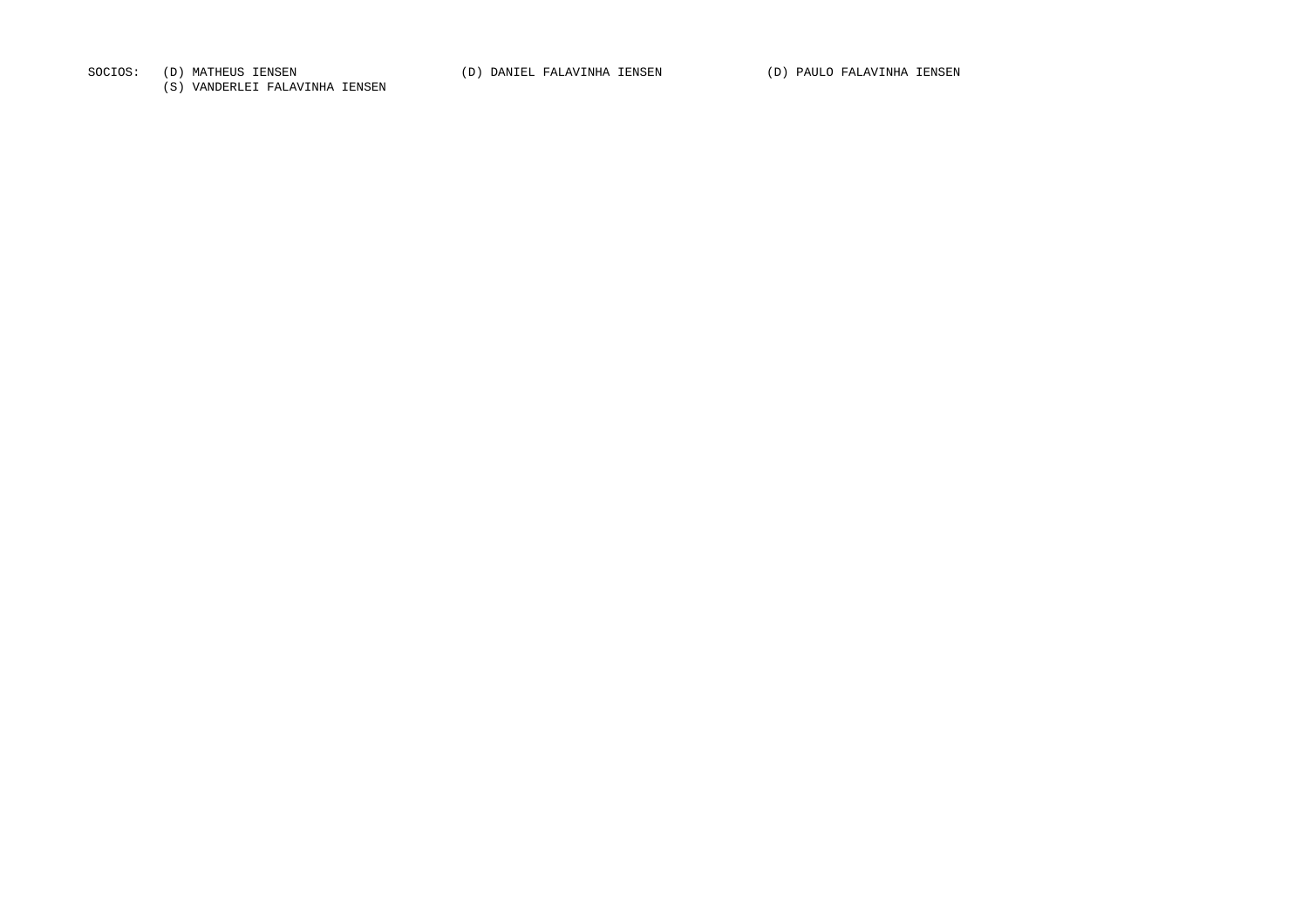SOCIOS: (D) MATHEUS IENSEN (D) DANIEL FALAVINHA IENSEN (D) PAULO FALAVINHA IENSEN
(S) VANDERLEI FALAVINHA IENSEN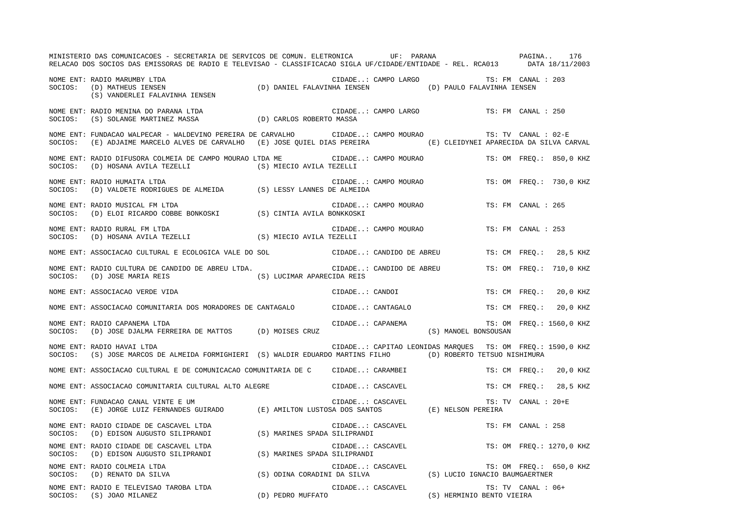MINISTERIO DAS COMUNICACOES - SECRETARIA DE SERVICOS DE COMUN. ELETRONICA UF: PARANA

RELACAO DOS SOCIOS DAS EMISSORAS DE RADIO E TELEVISAO - CLASSIFICACAO SIGLA UF/CIDADE/ENTIDADE - REL. RCA013 DATA 18/11/2003

NOME ENT: RADIO MARUMBY LTDA CIDADE..: CAMPO LARGO TS: FM CANAL : 203
SOCIOS: (D) MATHEUS IENSEN (D) DANIEL FALAVINHA IENSEN (D) PAULO FALAVINHA IENSEN
(S) VANDERLEI FALAVINHA IENSEN

NOME ENT: RADIO MENINA DO PARANA LTDA CIDADE..: CAMPO LARGO TS: FM CANAL : 250
SOCIOS: (S) SOLANGE MARTINEZ MASSA (D) CARLOS ROBERTO MASSA

NOME ENT: FUNDACAO WALPECAR - WALDEVINO PEREIRA DE CARVALHO CIDADE..: CAMPO MOURAO TS: TV CANAL : 02-E
SOCIOS: (E) ADJAIME MARCELO ALVES DE CARVALHO (E) JOSE QUIEL DIAS PEREIRA (E) CLEIDYNEI APARECIDA DA SILVA CARVAL

NOME ENT: RADIO DIFUSORA COLMEIA DE CAMPO MOURAO LTDA ME CIDADE..: CAMPO MOURAO TS: OM FREQ.: 850,0 KHZ
SOCIOS: (D) HOSANA AVILA TEZELLI (S) MIECIO AVILA TEZELLI

NOME ENT: RADIO HUMAITA LTDA CIDADE..: CAMPO MOURAO TS: OM FREQ.: 730,0 KHZ
SOCIOS: (D) VALDETE RODRIGUES DE ALMEIDA (S) LESSY LANNES DE ALMEIDA

NOME ENT: RADIO MUSICAL FM LTDA CIDADE..: CAMPO MOURAO TS: FM CANAL : 265
SOCIOS: (D) ELOI RICARDO COBBE BONKOSKI (S) CINTIA AVILA BONKKOSKI

NOME ENT: RADIO RURAL FM LTDA CIDADE..: CAMPO MOURAO TS: FM CANAL : 253
SOCIOS: (D) HOSANA AVILA TEZELLI (S) MIECIO AVILA TEZELLI

NOME ENT: ASSOCIACAO CULTURAL E ECOLOGICA VALE DO SOL CIDADE..: CANDIDO DE ABREU TS: CM FREQ.: 28,5 KHZ

NOME ENT: RADIO CULTURA DE CANDIDO DE ABREU LTDA. CIDADE..: CANDIDO DE ABREU TS: OM FREQ.: 710,0 KHZ
SOCIOS: (D) JOSE MARIA REIS (S) LUCIMAR APARECIDA REIS

NOME ENT: ASSOCIACAO VERDE VIDA CIDADE..: CANDOI TS: CM FREQ.: 20,0 KHZ

NOME ENT: ASSOCIACAO COMUNITARIA DOS MORADORES DE CANTAGALO CIDADE..: CANTAGALO TS: CM FREQ.: 20,0 KHZ

NOME ENT: RADIO CAPANEMA LTDA CIDADE..: CAPANEMA TS: OM FREQ.: 1560,0 KHZ
SOCIOS: (D) JOSE DJALMA FERREIRA DE MATTOS (D) MOISES CRUZ (S) MANOEL BONSOUSAN

NOME ENT: RADIO HAVAI LTDA CIDADE..: CAPITAO LEONIDAS MARQUES TS: OM FREQ.: 1590,0 KHZ
SOCIOS: (S) JOSE MARCOS DE ALMEIDA FORMIGHIERI (S) WALDIR EDUARDO MARTINS FILHO (D) ROBERTO TETSUO NISHIMURA

NOME ENT: ASSOCIACAO CULTURAL E DE COMUNICACAO COMUNITARIA DE C CIDADE..: CARAMBEI TS: CM FREQ.: 20,0 KHZ

NOME ENT: ASSOCIACAO COMUNITARIA CULTURAL ALTO ALEGRE CIDADE..: CASCAVEL TS: CM FREQ.: 28,5 KHZ

NOME ENT: FUNDACAO CANAL VINTE E UM CIDADE..: CASCAVEL TS: TV CANAL : 20+E
SOCIOS: (E) JORGE LUIZ FERNANDES GUIRADO (E) AMILTON LUSTOSA DOS SANTOS (E) NELSON PEREIRA

NOME ENT: RADIO CIDADE DE CASCAVEL LTDA CIDADE..: CASCAVEL TS: FM CANAL : 258
SOCIOS: (D) EDISON AUGUSTO SILIPRANDI (S) MARINES SPADA SILIPRANDI

NOME ENT: RADIO CIDADE DE CASCAVEL LTDA CIDADE..: CASCAVEL TS: OM FREQ.: 1270,0 KHZ
SOCIOS: (D) EDISON AUGUSTO SILIPRANDI (S) MARINES SPADA SILIPRANDI

NOME ENT: RADIO COLMEIA LTDA CIDADE..: CASCAVEL TS: OM FREQ.: 650,0 KHZ
SOCIOS: (D) RENATO DA SILVA (S) ODINA CORADINI DA SILVA (S) LUCIO IGNACIO BAUMGAERTNER

NOME ENT: RADIO E TELEVISAO TAROBA LTDA CIDADE..: CASCAVEL TS: TV CANAL : 06+
SOCIOS: (S) JOAO MILANEZ (D) PEDRO MUFFATO (S) HERMINIO BENTO VIEIRA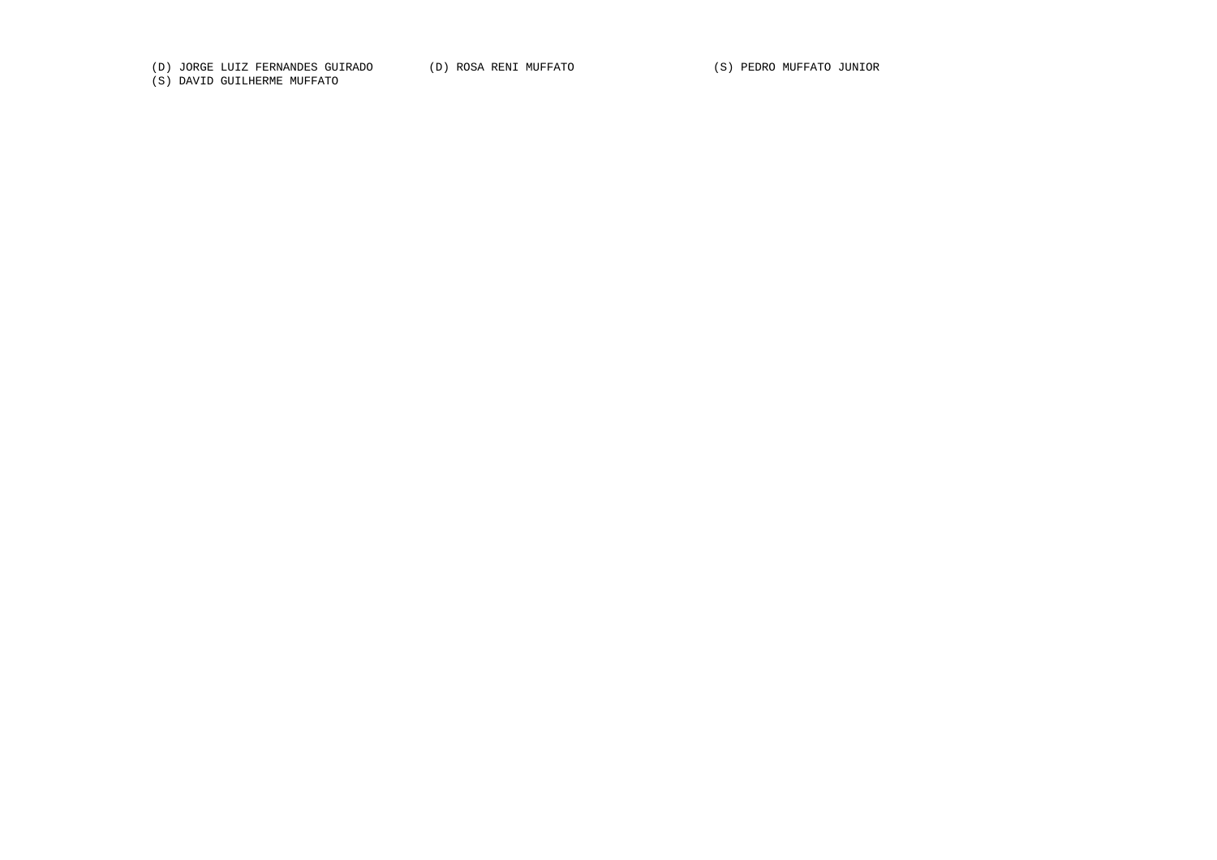(D) JORGE LUIZ FERNANDES GUIRADO (D) ROSA RENI MUFFATO (S) PEDRO MUFFATO JUNIOR
(S) DAVID GUILHERME MUFFATO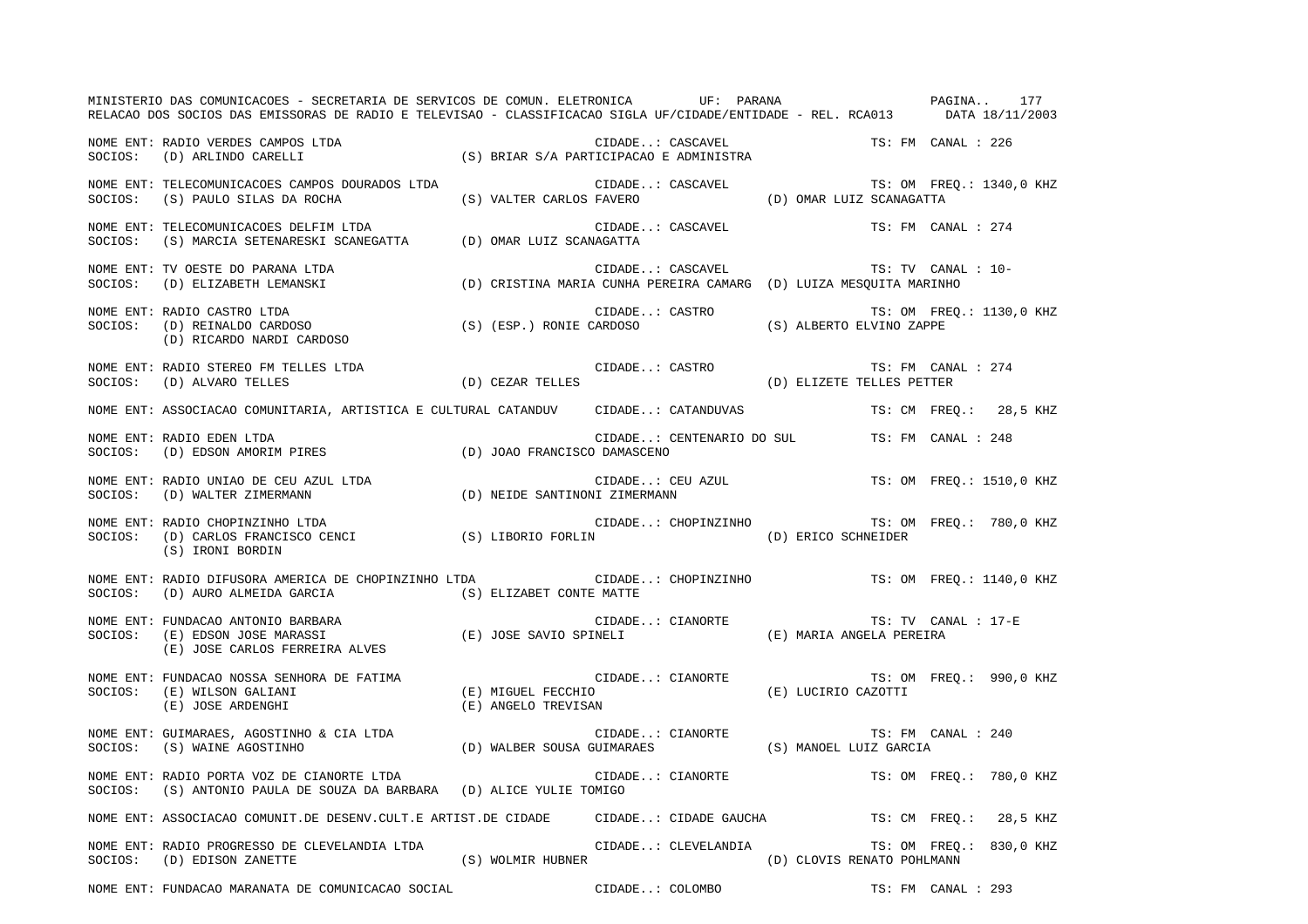NOME ENT: RADIO VERDES CAMPOS LTDA — CIDADE..: CASCAVEL — TS: FM CANAL : 226
SOCIOS: (D) ARLINDO CARELLI (S) BRIAR S/A PARTICIPACAO E ADMINISTRA

NOME ENT: TELECOMUNICACOES CAMPOS DOURADOS LTDA — CIDADE..: CASCAVEL — TS: OM FREQ.: 1340,0 KHZ
SOCIOS: (S) PAULO SILAS DA ROCHA (S) VALTER CARLOS FAVERO (D) OMAR LUIZ SCANAGATTA

NOME ENT: TELECOMUNICACOES DELFIM LTDA — CIDADE..: CASCAVEL — TS: FM CANAL : 274
SOCIOS: (S) MARCIA SETENARESKI SCANEGATTA (D) OMAR LUIZ SCANAGATTA

NOME ENT: TV OESTE DO PARANA LTDA — CIDADE..: CASCAVEL — TS: TV CANAL : 10-
SOCIOS: (D) ELIZABETH LEMANSKI (D) CRISTINA MARIA CUNHA PEREIRA CAMARG (D) LUIZA MESQUITA MARINHO

NOME ENT: RADIO CASTRO LTDA — CIDADE..: CASTRO — TS: OM FREQ.: 1130,0 KHZ
SOCIOS: (D) REINALDO CARDOSO (S) (ESP.) RONIE CARDOSO (S) ALBERTO ELVINO ZAPPE (D) RICARDO NARDI CARDOSO

NOME ENT: RADIO STEREO FM TELLES LTDA — CIDADE..: CASTRO — TS: FM CANAL : 274
SOCIOS: (D) ALVARO TELLES (D) CEZAR TELLES (D) ELIZETE TELLES PETTER

NOME ENT: ASSOCIACAO COMUNITARIA, ARTISTICA E CULTURAL CATANDUV — CIDADE..: CATANDUVAS — TS: CM FREQ.: 28,5 KHZ

NOME ENT: RADIO EDEN LTDA — CIDADE..: CENTENARIO DO SUL — TS: FM CANAL : 248
SOCIOS: (D) EDSON AMORIM PIRES (D) JOAO FRANCISCO DAMASCENO

NOME ENT: RADIO UNIAO DE CEU AZUL LTDA — CIDADE..: CEU AZUL — TS: OM FREQ.: 1510,0 KHZ
SOCIOS: (D) WALTER ZIMERMANN (D) NEIDE SANTINONI ZIMERMANN

NOME ENT: RADIO CHOPINZINHO LTDA — CIDADE..: CHOPINZINHO — TS: OM FREQ.: 780,0 KHZ
SOCIOS: (D) CARLOS FRANCISCO CENCI (S) LIBORIO FORLIN (D) ERICO SCHNEIDER (S) IRONI BORDIN

NOME ENT: RADIO DIFUSORA AMERICA DE CHOPINZINHO LTDA — CIDADE..: CHOPINZINHO — TS: OM FREQ.: 1140,0 KHZ
SOCIOS: (D) AURO ALMEIDA GARCIA (S) ELIZABET CONTE MATTE

NOME ENT: FUNDACAO ANTONIO BARBARA — CIDADE..: CIANORTE — TS: TV CANAL : 17-E
SOCIOS: (E) EDSON JOSE MARASSI (E) JOSE SAVIO SPINELI (E) MARIA ANGELA PEREIRA (E) JOSE CARLOS FERREIRA ALVES

NOME ENT: FUNDACAO NOSSA SENHORA DE FATIMA — CIDADE..: CIANORTE — TS: OM FREQ.: 990,0 KHZ
SOCIOS: (E) WILSON GALIANI (E) MIGUEL FECCHIO (E) LUCIRIO CAZOTTI (E) JOSE ARDENGHI (E) ANGELO TREVISAN

NOME ENT: GUIMARAES, AGOSTINHO & CIA LTDA — CIDADE..: CIANORTE — TS: FM CANAL : 240
SOCIOS: (S) WAINE AGOSTINHO (D) WALBER SOUSA GUIMARAES (S) MANOEL LUIZ GARCIA

NOME ENT: RADIO PORTA VOZ DE CIANORTE LTDA — CIDADE..: CIANORTE — TS: OM FREQ.: 780,0 KHZ
SOCIOS: (S) ANTONIO PAULA DE SOUZA DA BARBARA (D) ALICE YULIE TOMIGO

NOME ENT: ASSOCIACAO COMUNIT.DE DESENV.CULT.E ARTIST.DE CIDADE — CIDADE..: CIDADE GAUCHA — TS: CM FREQ.: 28,5 KHZ

NOME ENT: RADIO PROGRESSO DE CLEVELANDIA LTDA — CIDADE..: CLEVELANDIA — TS: OM FREQ.: 830,0 KHZ
SOCIOS: (D) EDISON ZANETTE (S) WOLMIR HUBNER (D) CLOVIS RENATO POHLMANN

NOME ENT: FUNDACAO MARANATA DE COMUNICACAO SOCIAL — CIDADE..: COLOMBO — TS: FM CANAL : 293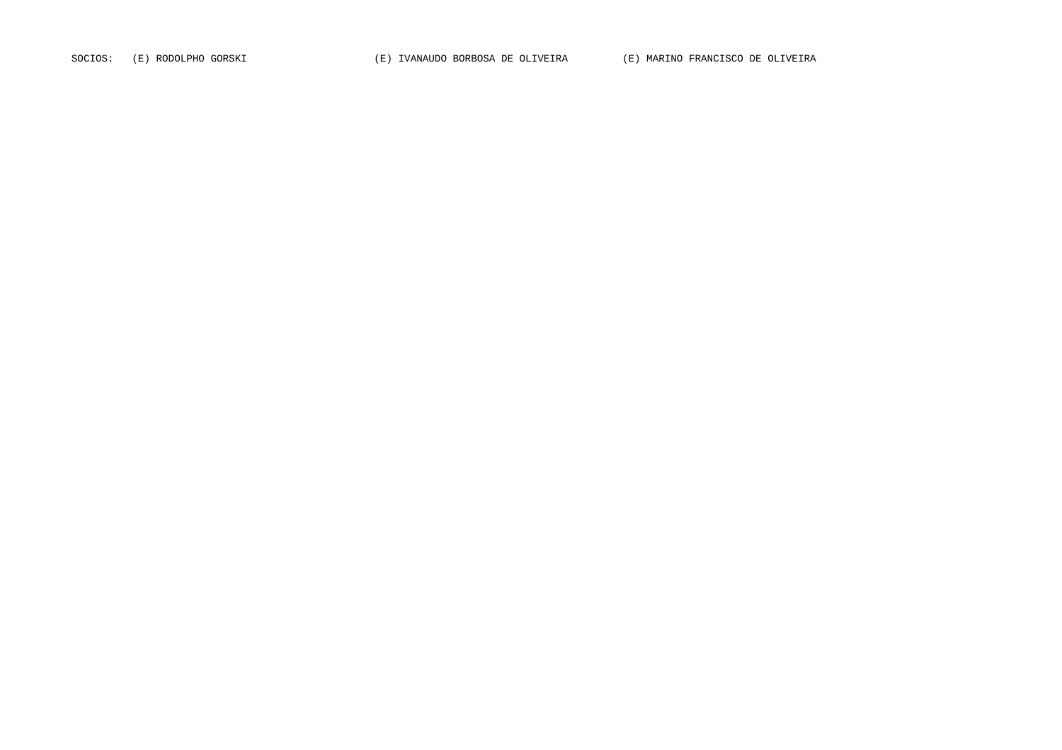SOCIOS: (E) RODOLPHO GORSKI (E) IVANAUDO BORBOSA DE OLIVEIRA (E) MARINO FRANCISCO DE OLIVEIRA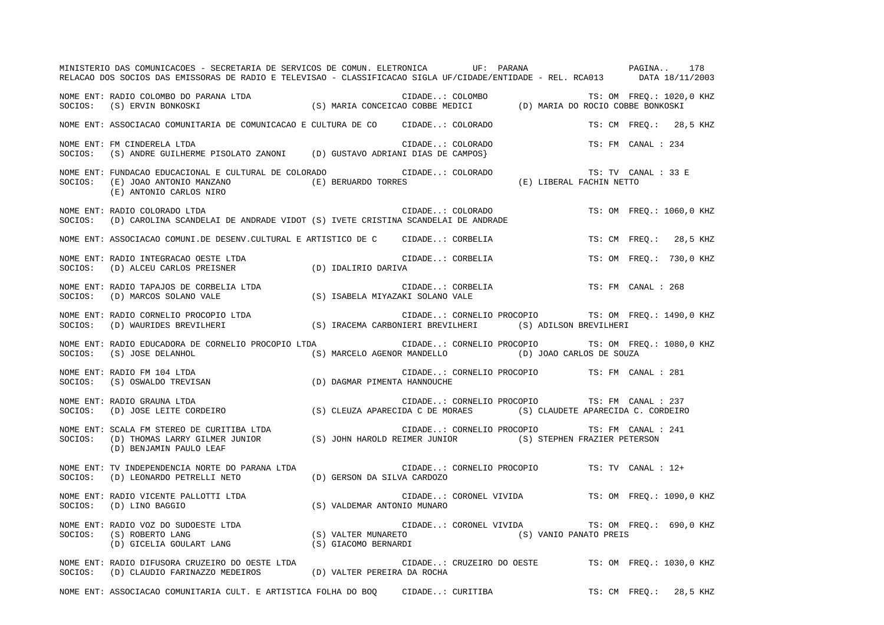MINISTERIO DAS COMUNICACOES - SECRETARIA DE SERVICOS DE COMUN. ELETRONICA UF: PARANA

RELACAO DOS SOCIOS DAS EMISSORAS DE RADIO E TELEVISAO - CLASSIFICACAO SIGLA UF/CIDADE/ENTIDADE - REL. RCA013 DATA 18/11/2003

NOME ENT: RADIO COLOMBO DO PARANA LTDA CIDADE..: COLOMBO TS: OM FREQ.: 1020,0 KHZ
SOCIOS: (S) ERVIN BONKOSKI (S) MARIA CONCEICAO COBBE MEDICI (D) MARIA DO ROCIO COBBE BONKOSKI

NOME ENT: ASSOCIACAO COMUNITARIA DE COMUNICACAO E CULTURA DE CO CIDADE..: COLORADO TS: CM FREQ.: 28,5 KHZ

NOME ENT: FM CINDERELA LTDA CIDADE..: COLORADO TS: FM CANAL : 234
SOCIOS: (S) ANDRE GUILHERME PISOLATO ZANONI (D) GUSTAVO ADRIANI DIAS DE CAMPOS}

NOME ENT: FUNDACAO EDUCACIONAL E CULTURAL DE COLORADO CIDADE..: COLORADO TS: TV CANAL : 33 E
SOCIOS: (E) JOAO ANTONIO MANZANO (E) BERUARDO TORRES (E) LIBERAL FACHIN NETTO
(E) ANTONIO CARLOS NIRO

NOME ENT: RADIO COLORADO LTDA CIDADE..: COLORADO TS: OM FREQ.: 1060,0 KHZ
SOCIOS: (D) CAROLINA SCANDELAI DE ANDRADE VIDOT (S) IVETE CRISTINA SCANDELAI DE ANDRADE

NOME ENT: ASSOCIACAO COMUNI.DE DESENV.CULTURAL E ARTISTICO DE C CIDADE..: CORBELIA TS: CM FREQ.: 28,5 KHZ

NOME ENT: RADIO INTEGRACAO OESTE LTDA CIDADE..: CORBELIA TS: OM FREQ.: 730,0 KHZ
SOCIOS: (D) ALCEU CARLOS PREISNER (D) IDALIRIO DARIVA

NOME ENT: RADIO TAPAJOS DE CORBELIA LTDA CIDADE..: CORBELIA TS: FM CANAL : 268
SOCIOS: (D) MARCOS SOLANO VALE (S) ISABELA MIYAZAKI SOLANO VALE

NOME ENT: RADIO CORNELIO PROCOPIO LTDA CIDADE..: CORNELIO PROCOPIO TS: OM FREQ.: 1490,0 KHZ
SOCIOS: (D) WAURIDES BREVILHERI (S) IRACEMA CARBONIERI BREVILHERI (S) ADILSON BREVILHERI

NOME ENT: RADIO EDUCADORA DE CORNELIO PROCOPIO LTDA CIDADE..: CORNELIO PROCOPIO TS: OM FREQ.: 1080,0 KHZ
SOCIOS: (S) JOSE DELANHOL (S) MARCELO AGENOR MANDELLO (D) JOAO CARLOS DE SOUZA

NOME ENT: RADIO FM 104 LTDA CIDADE..: CORNELIO PROCOPIO TS: FM CANAL : 281
SOCIOS: (S) OSWALDO TREVISAN (D) DAGMAR PIMENTA HANNOUCHE

NOME ENT: RADIO GRAUNA LTDA CIDADE..: CORNELIO PROCOPIO TS: FM CANAL : 237
SOCIOS: (D) JOSE LEITE CORDEIRO (S) CLEUZA APARECIDA C DE MORAES (S) CLAUDETE APARECIDA C. CORDEIRO

NOME ENT: SCALA FM STEREO DE CURITIBA LTDA CIDADE..: CORNELIO PROCOPIO TS: FM CANAL : 241
SOCIOS: (D) THOMAS LARRY GILMER JUNIOR (S) JOHN HAROLD REIMER JUNIOR (S) STEPHEN FRAZIER PETERSON
(D) BENJAMIN PAULO LEAF

NOME ENT: TV INDEPENDENCIA NORTE DO PARANA LTDA CIDADE..: CORNELIO PROCOPIO TS: TV CANAL : 12+
SOCIOS: (D) LEONARDO PETRELLI NETO (D) GERSON DA SILVA CARDOZO

NOME ENT: RADIO VICENTE PALLOTTI LTDA CIDADE..: CORONEL VIVIDA TS: OM FREQ.: 1090,0 KHZ
SOCIOS: (D) LINO BAGGIO (S) VALDEMAR ANTONIO MUNARO

NOME ENT: RADIO VOZ DO SUDOESTE LTDA CIDADE..: CORONEL VIVIDA TS: OM FREQ.: 690,0 KHZ
SOCIOS: (S) ROBERTO LANG (S) VALTER MUNARETO (S) VANIO PANATO PREIS
(D) GICELIA GOULART LANG (S) GIACOMO BERNARDI

NOME ENT: RADIO DIFUSORA CRUZEIRO DO OESTE LTDA CIDADE..: CRUZEIRO DO OESTE TS: OM FREQ.: 1030,0 KHZ
SOCIOS: (D) CLAUDIO FARINAZZO MEDEIROS (D) VALTER PEREIRA DA ROCHA

NOME ENT: ASSOCIACAO COMUNITARIA CULT. E ARTISTICA FOLHA DO BOQ CIDADE..: CURITIBA TS: CM FREQ.: 28,5 KHZ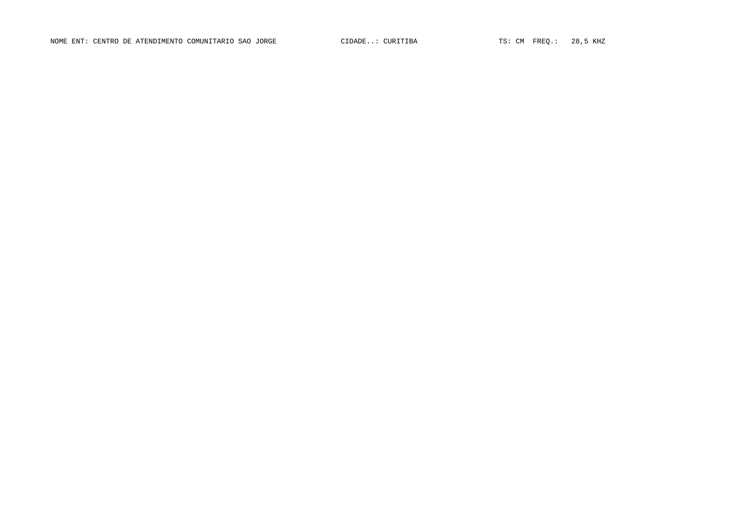NOME ENT: CENTRO DE ATENDIMENTO COMUNITARIO SAO JORGE CIDADE..: CURITIBA TS: CM FREQ.: 28,5 KHZ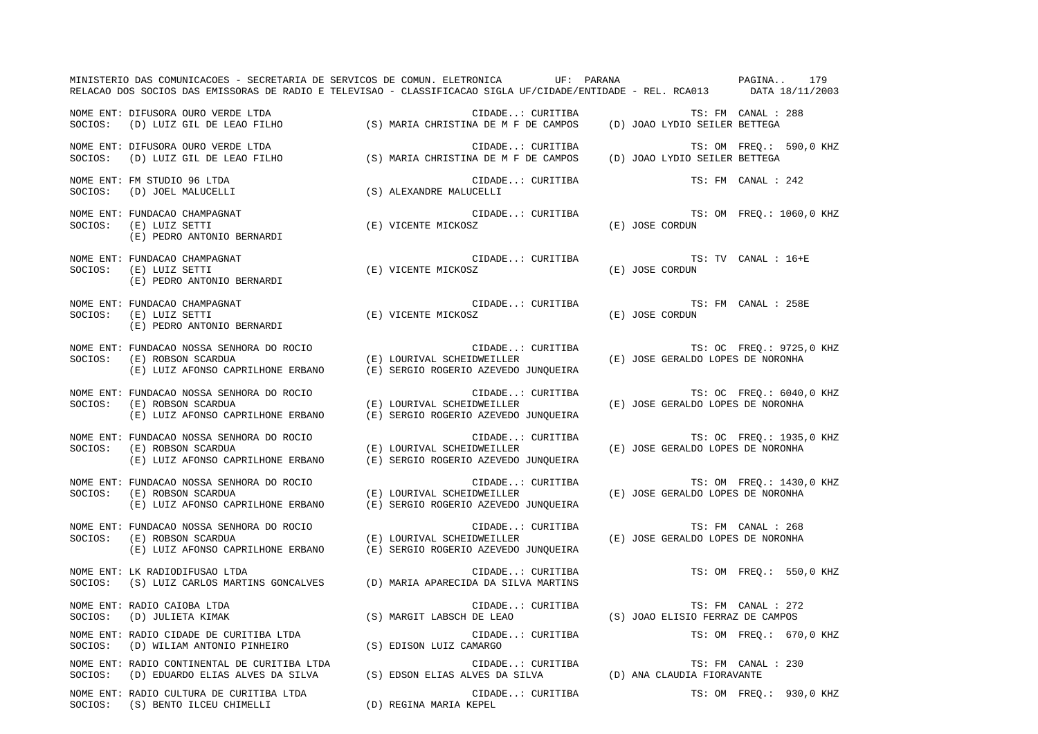MINISTERIO DAS COMUNICACOES - SECRETARIA DE SERVICOS DE COMUN. ELETRONICA UF: PARANA

RELACAO DOS SOCIOS DAS EMISSORAS DE RADIO E TELEVISAO - CLASSIFICACAO SIGLA UF/CIDADE/ENTIDADE - REL. RCA013 DATA 18/11/2003

NOME ENT: DIFUSORA OURO VERDE LTDA — CIDADE..: CURITIBA — TS: FM CANAL : 288
SOCIOS: (D) LUIZ GIL DE LEAO FILHO; (S) MARIA CHRISTINA DE M F DE CAMPOS; (D) JOAO LYDIO SEILER BETTEGA

NOME ENT: DIFUSORA OURO VERDE LTDA — CIDADE..: CURITIBA — TS: OM FREQ.: 590,0 KHZ
SOCIOS: (D) LUIZ GIL DE LEAO FILHO; (S) MARIA CHRISTINA DE M F DE CAMPOS; (D) JOAO LYDIO SEILER BETTEGA

NOME ENT: FM STUDIO 96 LTDA — CIDADE..: CURITIBA — TS: FM CANAL : 242
SOCIOS: (D) JOEL MALUCELLI; (S) ALEXANDRE MALUCELLI

NOME ENT: FUNDACAO CHAMPAGNAT — CIDADE..: CURITIBA — TS: OM FREQ.: 1060,0 KHZ
SOCIOS: (E) LUIZ SETTI; (E) VICENTE MICKOSZ; (E) JOSE CORDUN; (E) PEDRO ANTONIO BERNARDI

NOME ENT: FUNDACAO CHAMPAGNAT — CIDADE..: CURITIBA — TS: TV CANAL : 16+E
SOCIOS: (E) LUIZ SETTI; (E) VICENTE MICKOSZ; (E) JOSE CORDUN; (E) PEDRO ANTONIO BERNARDI

NOME ENT: FUNDACAO CHAMPAGNAT — CIDADE..: CURITIBA — TS: FM CANAL : 258E
SOCIOS: (E) LUIZ SETTI; (E) VICENTE MICKOSZ; (E) JOSE CORDUN; (E) PEDRO ANTONIO BERNARDI

NOME ENT: FUNDACAO NOSSA SENHORA DO ROCIO — CIDADE..: CURITIBA — TS: OC FREQ.: 9725,0 KHZ
SOCIOS: (E) ROBSON SCARDUA; (E) LOURIVAL SCHEIDWEILLER; (E) JOSE GERALDO LOPES DE NORONHA; (E) LUIZ AFONSO CAPRILHONE ERBANO; (E) SERGIO ROGERIO AZEVEDO JUNQUEIRA

NOME ENT: FUNDACAO NOSSA SENHORA DO ROCIO — CIDADE..: CURITIBA — TS: OC FREQ.: 6040,0 KHZ
SOCIOS: (E) ROBSON SCARDUA; (E) LOURIVAL SCHEIDWEILLER; (E) JOSE GERALDO LOPES DE NORONHA; (E) LUIZ AFONSO CAPRILHONE ERBANO; (E) SERGIO ROGERIO AZEVEDO JUNQUEIRA

NOME ENT: FUNDACAO NOSSA SENHORA DO ROCIO — CIDADE..: CURITIBA — TS: OC FREQ.: 1935,0 KHZ
SOCIOS: (E) ROBSON SCARDUA; (E) LOURIVAL SCHEIDWEILLER; (E) JOSE GERALDO LOPES DE NORONHA; (E) LUIZ AFONSO CAPRILHONE ERBANO; (E) SERGIO ROGERIO AZEVEDO JUNQUEIRA

NOME ENT: FUNDACAO NOSSA SENHORA DO ROCIO — CIDADE..: CURITIBA — TS: OM FREQ.: 1430,0 KHZ
SOCIOS: (E) ROBSON SCARDUA; (E) LOURIVAL SCHEIDWEILLER; (E) JOSE GERALDO LOPES DE NORONHA; (E) LUIZ AFONSO CAPRILHONE ERBANO; (E) SERGIO ROGERIO AZEVEDO JUNQUEIRA

NOME ENT: FUNDACAO NOSSA SENHORA DO ROCIO — CIDADE..: CURITIBA — TS: FM CANAL : 268
SOCIOS: (E) ROBSON SCARDUA; (E) LOURIVAL SCHEIDWEILLER; (E) JOSE GERALDO LOPES DE NORONHA; (E) LUIZ AFONSO CAPRILHONE ERBANO; (E) SERGIO ROGERIO AZEVEDO JUNQUEIRA

NOME ENT: LK RADIODIFUSAO LTDA — CIDADE..: CURITIBA — TS: OM FREQ.: 550,0 KHZ
SOCIOS: (S) LUIZ CARLOS MARTINS GONCALVES; (D) MARIA APARECIDA DA SILVA MARTINS

NOME ENT: RADIO CAIOBA LTDA — CIDADE..: CURITIBA — TS: FM CANAL : 272
SOCIOS: (D) JULIETA KIMAK; (S) MARGIT LABSCH DE LEAO; (S) JOAO ELISIO FERRAZ DE CAMPOS

NOME ENT: RADIO CIDADE DE CURITIBA LTDA — CIDADE..: CURITIBA — TS: OM FREQ.: 670,0 KHZ
SOCIOS: (D) WILIAM ANTONIO PINHEIRO; (S) EDISON LUIZ CAMARGO

NOME ENT: RADIO CONTINENTAL DE CURITIBA LTDA — CIDADE..: CURITIBA — TS: FM CANAL : 230
SOCIOS: (D) EDUARDO ELIAS ALVES DA SILVA; (S) EDSON ELIAS ALVES DA SILVA; (D) ANA CLAUDIA FIORAVANTE

NOME ENT: RADIO CULTURA DE CURITIBA LTDA — CIDADE..: CURITIBA — TS: OM FREQ.: 930,0 KHZ
SOCIOS: (S) BENTO ILCEU CHIMELLI; (D) REGINA MARIA KEPEL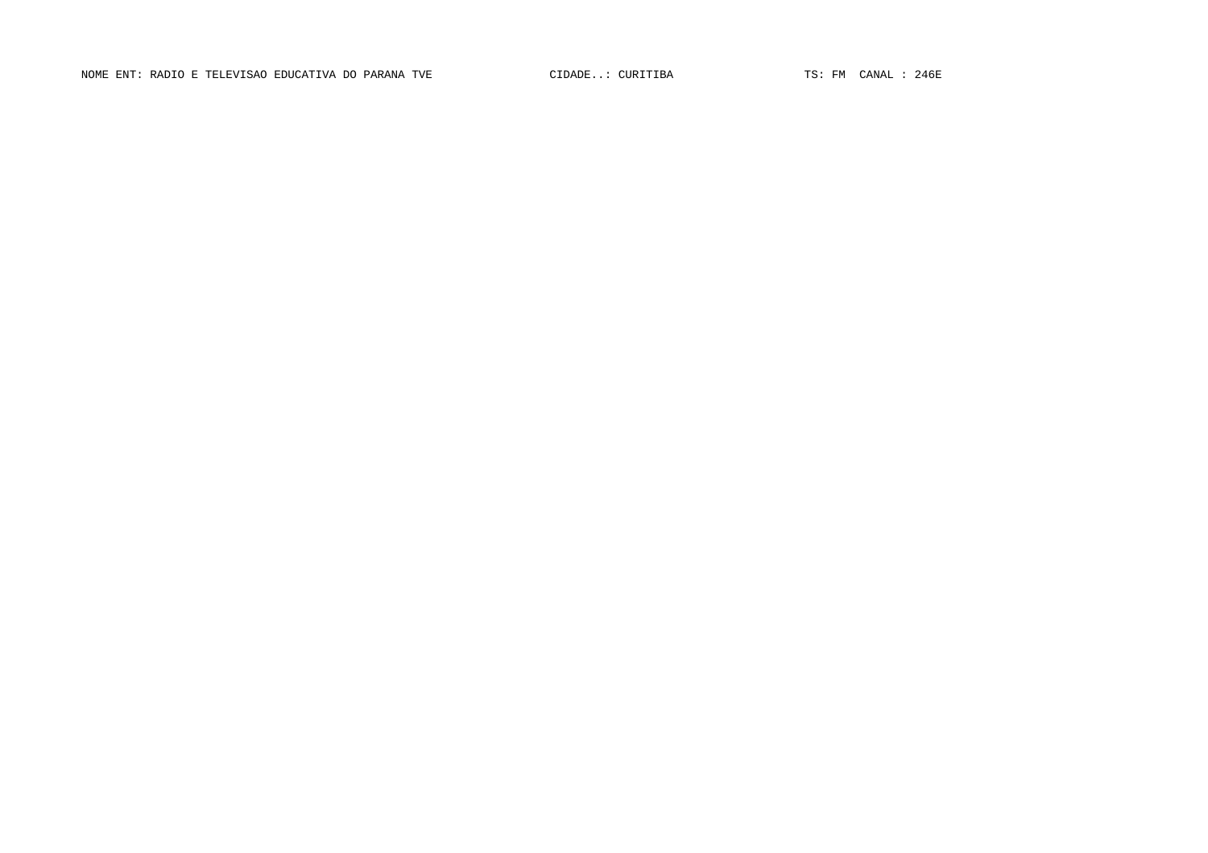NOME ENT: RADIO E TELEVISAO EDUCATIVA DO PARANA TVE CIDADE..: CURITIBA TS: FM CANAL : 246E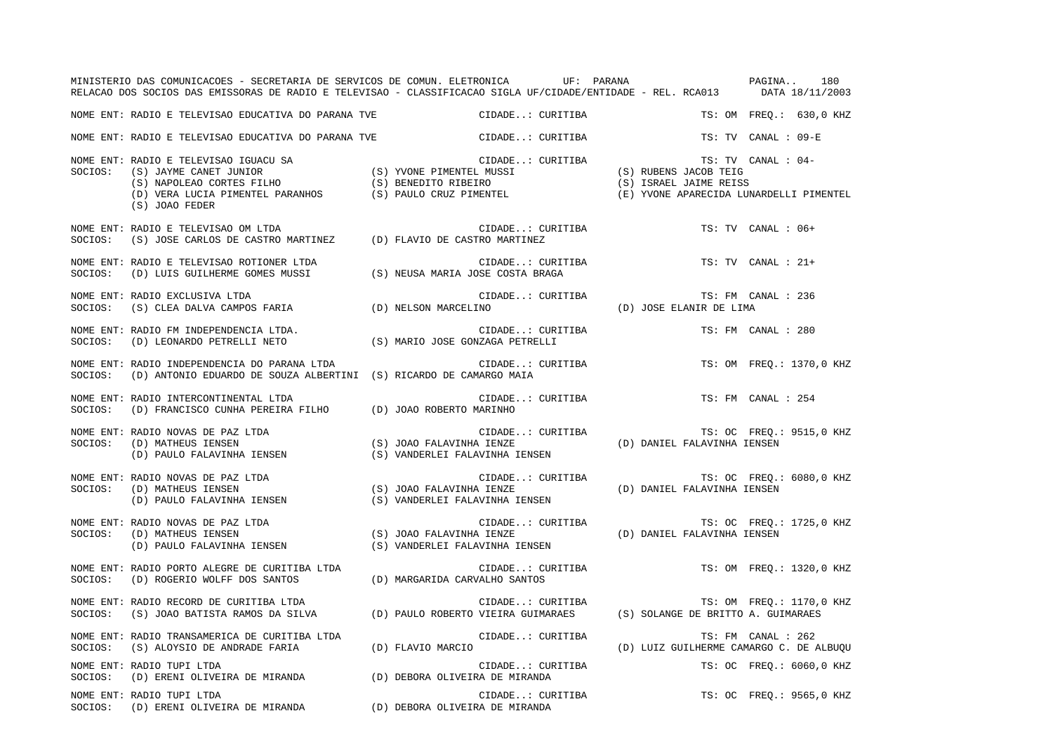NOME ENT: RADIO E TELEVISAO EDUCATIVA DO PARANA TVE — CIDADE..: CURITIBA — TS: OM FREQ.: 630,0 KHZ

NOME ENT: RADIO E TELEVISAO EDUCATIVA DO PARANA TVE — CIDADE..: CURITIBA — TS: TV CANAL : 09-E

NOME ENT: RADIO E TELEVISAO IGUACU SA — CIDADE..: CURITIBA — TS: TV CANAL : 04-
SOCIOS: (S) JAYME CANET JUNIOR; (S) YVONE PIMENTEL MUSSI; (S) RUBENS JACOB TEIG; (S) NAPOLEAO CORTES FILHO; (S) BENEDITO RIBEIRO; (S) ISRAEL JAIME REISS; (D) VERA LUCIA PIMENTEL PARANHOS; (S) PAULO CRUZ PIMENTEL; (E) YVONE APARECIDA LUNARDELLI PIMENTEL; (S) JOAO FEDER

NOME ENT: RADIO E TELEVISAO OM LTDA — CIDADE..: CURITIBA — TS: TV CANAL : 06+
SOCIOS: (S) JOSE CARLOS DE CASTRO MARTINEZ; (D) FLAVIO DE CASTRO MARTINEZ

NOME ENT: RADIO E TELEVISAO ROTIONER LTDA — CIDADE..: CURITIBA — TS: TV CANAL : 21+
SOCIOS: (D) LUIS GUILHERME GOMES MUSSI; (S) NEUSA MARIA JOSE COSTA BRAGA

NOME ENT: RADIO EXCLUSIVA LTDA — CIDADE..: CURITIBA — TS: FM CANAL : 236
SOCIOS: (S) CLEA DALVA CAMPOS FARIA; (D) NELSON MARCELINO; (D) JOSE ELANIR DE LIMA

NOME ENT: RADIO FM INDEPENDENCIA LTDA. — CIDADE..: CURITIBA — TS: FM CANAL : 280
SOCIOS: (D) LEONARDO PETRELLI NETO; (S) MARIO JOSE GONZAGA PETRELLI

NOME ENT: RADIO INDEPENDENCIA DO PARANA LTDA — CIDADE..: CURITIBA — TS: OM FREQ.: 1370,0 KHZ
SOCIOS: (D) ANTONIO EDUARDO DE SOUZA ALBERTINI; (S) RICARDO DE CAMARGO MAIA

NOME ENT: RADIO INTERCONTINENTAL LTDA — CIDADE..: CURITIBA — TS: FM CANAL : 254
SOCIOS: (D) FRANCISCO CUNHA PEREIRA FILHO; (D) JOAO ROBERTO MARINHO

NOME ENT: RADIO NOVAS DE PAZ LTDA — CIDADE..: CURITIBA — TS: OC FREQ.: 9515,0 KHZ
SOCIOS: (D) MATHEUS IENSEN; (S) JOAO FALAVINHA IENZE; (D) DANIEL FALAVINHA IENSEN; (D) PAULO FALAVINHA IENSEN; (S) VANDERLEI FALAVINHA IENSEN

NOME ENT: RADIO NOVAS DE PAZ LTDA — CIDADE..: CURITIBA — TS: OC FREQ.: 6080,0 KHZ
SOCIOS: (D) MATHEUS IENSEN; (S) JOAO FALAVINHA IENZE; (D) DANIEL FALAVINHA IENSEN; (D) PAULO FALAVINHA IENSEN; (S) VANDERLEI FALAVINHA IENSEN

NOME ENT: RADIO NOVAS DE PAZ LTDA — CIDADE..: CURITIBA — TS: OC FREQ.: 1725,0 KHZ
SOCIOS: (D) MATHEUS IENSEN; (S) JOAO FALAVINHA IENZE; (D) DANIEL FALAVINHA IENSEN; (D) PAULO FALAVINHA IENSEN; (S) VANDERLEI FALAVINHA IENSEN

NOME ENT: RADIO PORTO ALEGRE DE CURITIBA LTDA — CIDADE..: CURITIBA — TS: OM FREQ.: 1320,0 KHZ
SOCIOS: (D) ROGERIO WOLFF DOS SANTOS; (D) MARGARIDA CARVALHO SANTOS

NOME ENT: RADIO RECORD DE CURITIBA LTDA — CIDADE..: CURITIBA — TS: OM FREQ.: 1170,0 KHZ
SOCIOS: (S) JOAO BATISTA RAMOS DA SILVA; (D) PAULO ROBERTO VIEIRA GUIMARAES; (S) SOLANGE DE BRITTO A. GUIMARAES

NOME ENT: RADIO TRANSAMERICA DE CURITIBA LTDA — CIDADE..: CURITIBA — TS: FM CANAL : 262
SOCIOS: (S) ALOYSIO DE ANDRADE FARIA; (D) FLAVIO MARCIO; (D) LUIZ GUILHERME CAMARGO C. DE ALBUQU

NOME ENT: RADIO TUPI LTDA — CIDADE..: CURITIBA — TS: OC FREQ.: 6060,0 KHZ
SOCIOS: (D) ERENI OLIVEIRA DE MIRANDA; (D) DEBORA OLIVEIRA DE MIRANDA

NOME ENT: RADIO TUPI LTDA — CIDADE..: CURITIBA — TS: OC FREQ.: 9565,0 KHZ
SOCIOS: (D) ERENI OLIVEIRA DE MIRANDA; (D) DEBORA OLIVEIRA DE MIRANDA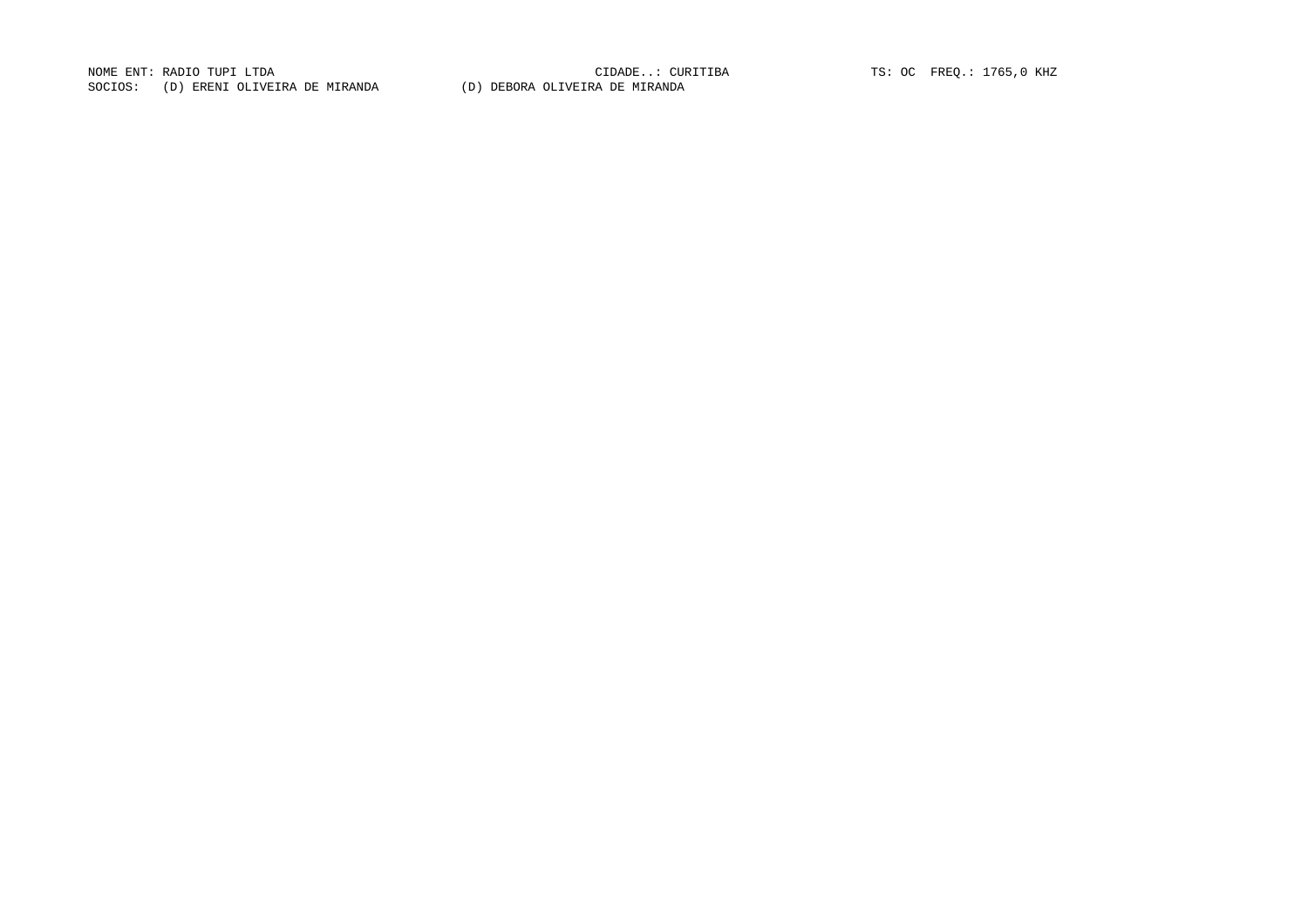NOME ENT: RADIO TUPI LTDA CIDADE..: CURITIBA TS: OC FREQ.: 1765,0 KHZ

SOCIOS: (D) ERENI OLIVEIRA DE MIRANDA (D) DEBORA OLIVEIRA DE MIRANDA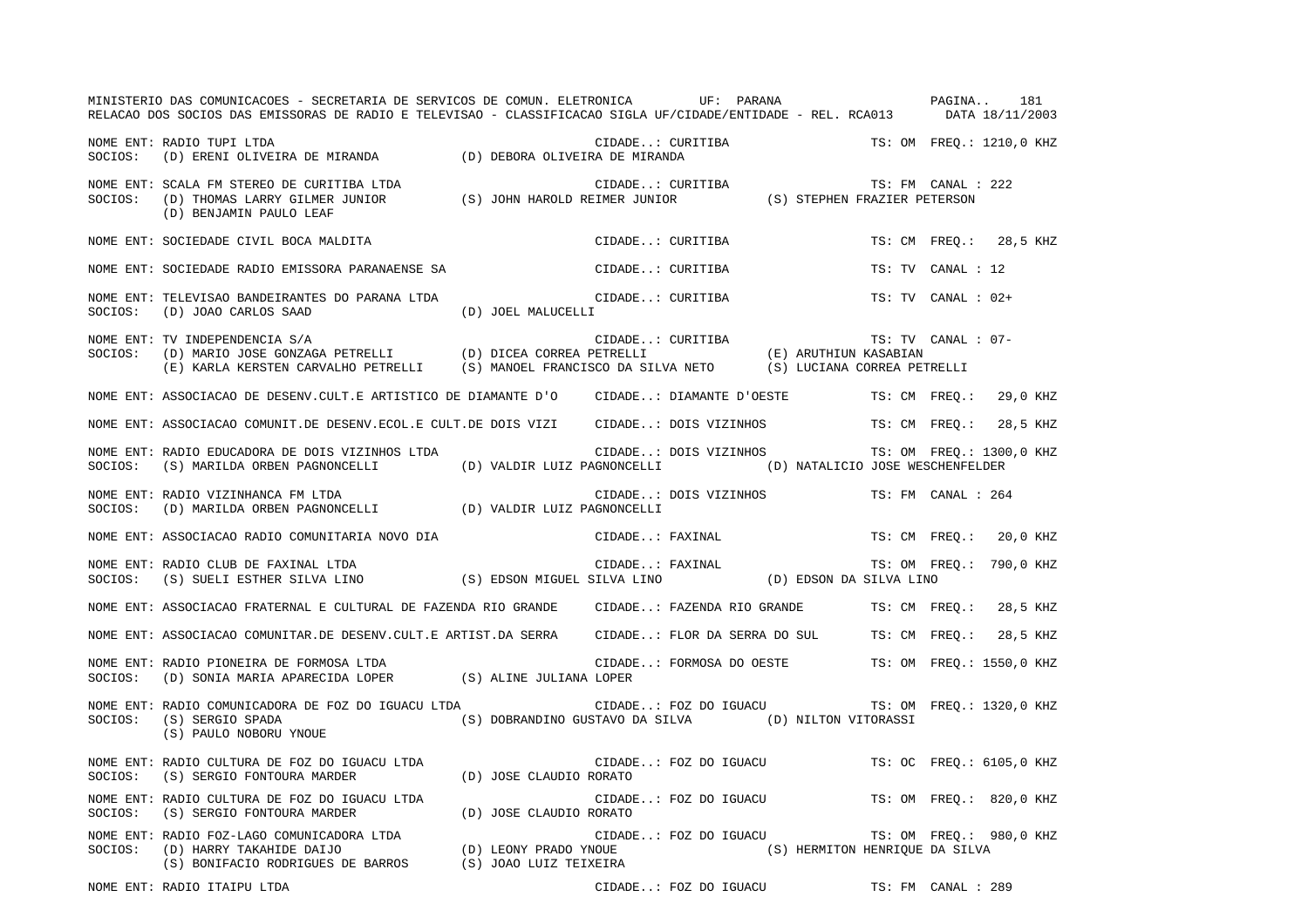NOME ENT: RADIO TUPI LTDA — CIDADE..: CURITIBA — TS: OM FREQ.: 1210,0 KHZ
SOCIOS: (D) ERENI OLIVEIRA DE MIRANDA; (D) DEBORA OLIVEIRA DE MIRANDA

NOME ENT: SCALA FM STEREO DE CURITIBA LTDA — CIDADE..: CURITIBA — TS: FM CANAL : 222
SOCIOS: (D) THOMAS LARRY GILMER JUNIOR; (S) JOHN HAROLD REIMER JUNIOR; (S) STEPHEN FRAZIER PETERSON; (D) BENJAMIN PAULO LEAF

NOME ENT: SOCIEDADE CIVIL BOCA MALDITA — CIDADE..: CURITIBA — TS: CM FREQ.: 28,5 KHZ

NOME ENT: SOCIEDADE RADIO EMISSORA PARANAENSE SA — CIDADE..: CURITIBA — TS: TV CANAL : 12

NOME ENT: TELEVISAO BANDEIRANTES DO PARANA LTDA — CIDADE..: CURITIBA — TS: TV CANAL : 02+
SOCIOS: (D) JOAO CARLOS SAAD; (D) JOEL MALUCELLI

NOME ENT: TV INDEPENDENCIA S/A — CIDADE..: CURITIBA — TS: TV CANAL : 07-
SOCIOS: (D) MARIO JOSE GONZAGA PETRELLI; (D) DICEA CORREA PETRELLI; (E) ARUTHIUN KASABIAN; (E) KARLA KERSTEN CARVALHO PETRELLI; (S) MANOEL FRANCISCO DA SILVA NETO; (S) LUCIANA CORREA PETRELLI

NOME ENT: ASSOCIACAO DE DESENV.CULT.E ARTISTICO DE DIAMANTE D'O — CIDADE..: DIAMANTE D'OESTE — TS: CM FREQ.: 29,0 KHZ

NOME ENT: ASSOCIACAO COMUNIT.DE DESENV.ECOL.E CULT.DE DOIS VIZI — CIDADE..: DOIS VIZINHOS — TS: CM FREQ.: 28,5 KHZ

NOME ENT: RADIO EDUCADORA DE DOIS VIZINHOS LTDA — CIDADE..: DOIS VIZINHOS — TS: OM FREQ.: 1300,0 KHZ
SOCIOS: (S) MARILDA ORBEN PAGNONCELLI; (D) VALDIR LUIZ PAGNONCELLI; (D) NATALICIO JOSE WESCHENFELDER

NOME ENT: RADIO VIZINHANCA FM LTDA — CIDADE..: DOIS VIZINHOS — TS: FM CANAL : 264
SOCIOS: (D) MARILDA ORBEN PAGNONCELLI; (D) VALDIR LUIZ PAGNONCELLI

NOME ENT: ASSOCIACAO RADIO COMUNITARIA NOVO DIA — CIDADE..: FAXINAL — TS: CM FREQ.: 20,0 KHZ

NOME ENT: RADIO CLUB DE FAXINAL LTDA — CIDADE..: FAXINAL — TS: OM FREQ.: 790,0 KHZ
SOCIOS: (S) SUELI ESTHER SILVA LINO; (S) EDSON MIGUEL SILVA LINO; (D) EDSON DA SILVA LINO

NOME ENT: ASSOCIACAO FRATERNAL E CULTURAL DE FAZENDA RIO GRANDE — CIDADE..: FAZENDA RIO GRANDE — TS: CM FREQ.: 28,5 KHZ

NOME ENT: ASSOCIACAO COMUNITAR.DE DESENV.CULT.E ARTIST.DA SERRA — CIDADE..: FLOR DA SERRA DO SUL — TS: CM FREQ.: 28,5 KHZ

NOME ENT: RADIO PIONEIRA DE FORMOSA LTDA — CIDADE..: FORMOSA DO OESTE — TS: OM FREQ.: 1550,0 KHZ
SOCIOS: (D) SONIA MARIA APARECIDA LOPER; (S) ALINE JULIANA LOPER

NOME ENT: RADIO COMUNICADORA DE FOZ DO IGUACU LTDA — CIDADE..: FOZ DO IGUACU — TS: OM FREQ.: 1320,0 KHZ
SOCIOS: (S) SERGIO SPADA; (S) DOBRANDINO GUSTAVO DA SILVA; (D) NILTON VITORASSI; (S) PAULO NOBORU YNOUE

NOME ENT: RADIO CULTURA DE FOZ DO IGUACU LTDA — CIDADE..: FOZ DO IGUACU — TS: OC FREQ.: 6105,0 KHZ
SOCIOS: (S) SERGIO FONTOURA MARDER; (D) JOSE CLAUDIO RORATO

NOME ENT: RADIO CULTURA DE FOZ DO IGUACU LTDA — CIDADE..: FOZ DO IGUACU — TS: OM FREQ.: 820,0 KHZ
SOCIOS: (S) SERGIO FONTOURA MARDER; (D) JOSE CLAUDIO RORATO

NOME ENT: RADIO FOZ-LAGO COMUNICADORA LTDA — CIDADE..: FOZ DO IGUACU — TS: OM FREQ.: 980,0 KHZ
SOCIOS: (D) HARRY TAKAHIDE DAIJO; (D) LEONY PRADO YNOUE; (S) HERMITON HENRIQUE DA SILVA; (S) BONIFACIO RODRIGUES DE BARROS; (S) JOAO LUIZ TEIXEIRA

NOME ENT: RADIO ITAIPU LTDA — CIDADE..: FOZ DO IGUACU — TS: FM CANAL : 289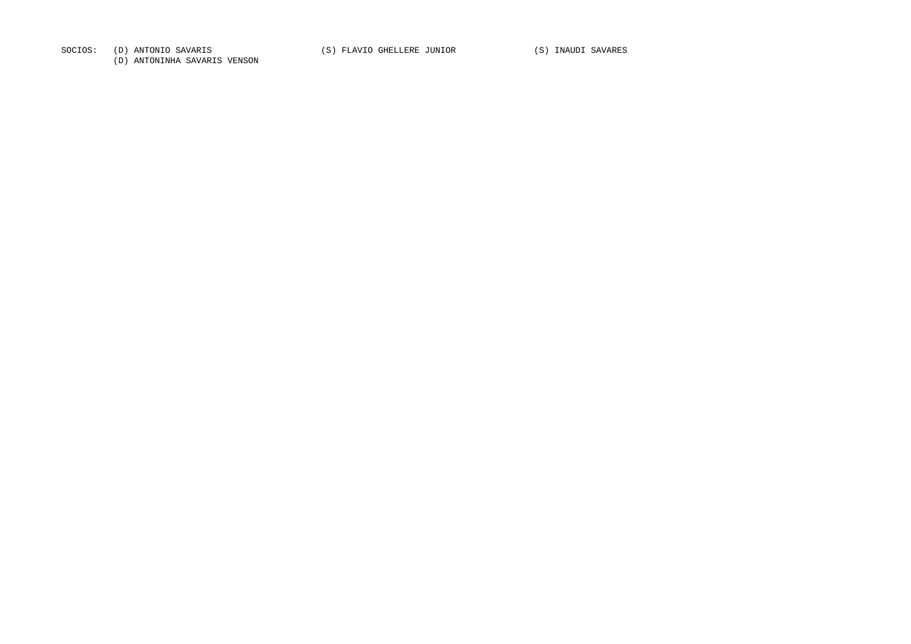SOCIOS: (D) ANTONIO SAVARIS (S) FLAVIO GHELLERE JUNIOR (S) INAUDI SAVARES
(D) ANTONINHA SAVARIS VENSON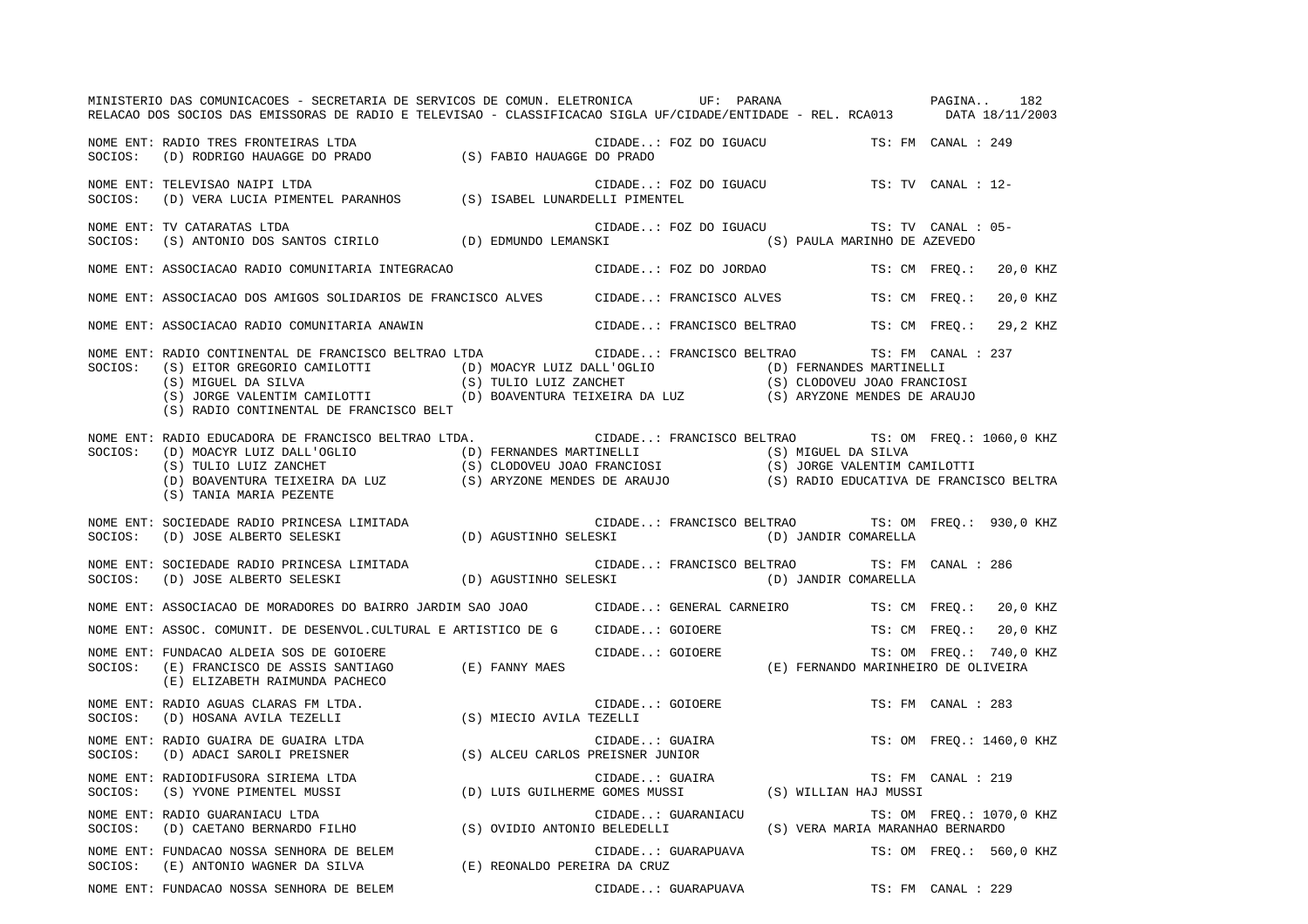MINISTERIO DAS COMUNICACOES - SECRETARIA DE SERVICOS DE COMUN. ELETRONICA UF: PARANA

RELACAO DOS SOCIOS DAS EMISSORAS DE RADIO E TELEVISAO - CLASSIFICACAO SIGLA UF/CIDADE/ENTIDADE - REL. RCA013 DATA 18/11/2003

NOME ENT: RADIO TRES FRONTEIRAS LTDA — CIDADE..: FOZ DO IGUACU — TS: FM CANAL : 249
SOCIOS: (D) RODRIGO HAUAGGE DO PRADO (S) FABIO HAUAGGE DO PRADO

NOME ENT: TELEVISAO NAIPI LTDA — CIDADE..: FOZ DO IGUACU — TS: TV CANAL : 12-
SOCIOS: (D) VERA LUCIA PIMENTEL PARANHOS (S) ISABEL LUNARDELLI PIMENTEL

NOME ENT: TV CATARATAS LTDA — CIDADE..: FOZ DO IGUACU — TS: TV CANAL : 05-
SOCIOS: (S) ANTONIO DOS SANTOS CIRILO (D) EDMUNDO LEMANSKI (S) PAULA MARINHO DE AZEVEDO

NOME ENT: ASSOCIACAO RADIO COMUNITARIA INTEGRACAO — CIDADE..: FOZ DO JORDAO — TS: CM FREQ.: 20,0 KHZ

NOME ENT: ASSOCIACAO DOS AMIGOS SOLIDARIOS DE FRANCISCO ALVES — CIDADE..: FRANCISCO ALVES — TS: CM FREQ.: 20,0 KHZ

NOME ENT: ASSOCIACAO RADIO COMUNITARIA ANAWIN — CIDADE..: FRANCISCO BELTRAO — TS: CM FREQ.: 29,2 KHZ

NOME ENT: RADIO CONTINENTAL DE FRANCISCO BELTRAO LTDA — CIDADE..: FRANCISCO BELTRAO — TS: FM CANAL : 237
SOCIOS: (S) EITOR GREGORIO CAMILOTTI (D) MOACYR LUIZ DALL'OGLIO (D) FERNANDES MARTINELLI
(S) MIGUEL DA SILVA (S) TULIO LUIZ ZANCHET (S) CLODOVEU JOAO FRANCIOSI
(S) JORGE VALENTIM CAMILOTTI (D) BOAVENTURA TEIXEIRA DA LUZ (S) ARYZONE MENDES DE ARAUJO
(S) RADIO CONTINENTAL DE FRANCISCO BELT

NOME ENT: RADIO EDUCADORA DE FRANCISCO BELTRAO LTDA. — CIDADE..: FRANCISCO BELTRAO — TS: OM FREQ.: 1060,0 KHZ
SOCIOS: (D) MOACYR LUIZ DALL'OGLIO (D) FERNANDES MARTINELLI (S) MIGUEL DA SILVA
(S) TULIO LUIZ ZANCHET (S) CLODOVEU JOAO FRANCIOSI (S) JORGE VALENTIM CAMILOTTI
(D) BOAVENTURA TEIXEIRA DA LUZ (S) ARYZONE MENDES DE ARAUJO (S) RADIO EDUCATIVA DE FRANCISCO BELTRA
(S) TANIA MARIA PEZENTE

NOME ENT: SOCIEDADE RADIO PRINCESA LIMITADA — CIDADE..: FRANCISCO BELTRAO — TS: OM FREQ.: 930,0 KHZ
SOCIOS: (D) JOSE ALBERTO SELESKI (D) AGUSTINHO SELESKI (D) JANDIR COMARELLA

NOME ENT: SOCIEDADE RADIO PRINCESA LIMITADA — CIDADE..: FRANCISCO BELTRAO — TS: FM CANAL : 286
SOCIOS: (D) JOSE ALBERTO SELESKI (D) AGUSTINHO SELESKI (D) JANDIR COMARELLA

NOME ENT: ASSOCIACAO DE MORADORES DO BAIRRO JARDIM SAO JOAO — CIDADE..: GENERAL CARNEIRO — TS: CM FREQ.: 20,0 KHZ

NOME ENT: ASSOC. COMUNIT. DE DESENVOL.CULTURAL E ARTISTICO DE G — CIDADE..: GOIOERE — TS: CM FREQ.: 20,0 KHZ

NOME ENT: FUNDACAO ALDEIA SOS DE GOIOERE — CIDADE..: GOIOERE — TS: OM FREQ.: 740,0 KHZ
SOCIOS: (E) FRANCISCO DE ASSIS SANTIAGO (E) FANNY MAES (E) FERNANDO MARINHEIRO DE OLIVEIRA
(E) ELIZABETH RAIMUNDA PACHECO

NOME ENT: RADIO AGUAS CLARAS FM LTDA. — CIDADE..: GOIOERE — TS: FM CANAL : 283
SOCIOS: (D) HOSANA AVILA TEZELLI (S) MIECIO AVILA TEZELLI

NOME ENT: RADIO GUAIRA DE GUAIRA LTDA — CIDADE..: GUAIRA — TS: OM FREQ.: 1460,0 KHZ
SOCIOS: (D) ADACI SAROLI PREISNER (S) ALCEU CARLOS PREISNER JUNIOR

NOME ENT: RADIODIFUSORA SIRIEMA LTDA — CIDADE..: GUAIRA — TS: FM CANAL : 219
SOCIOS: (S) YVONE PIMENTEL MUSSI (D) LUIS GUILHERME GOMES MUSSI (S) WILLIAN HAJ MUSSI

NOME ENT: RADIO GUARANIACU LTDA — CIDADE..: GUARANIACU — TS: OM FREQ.: 1070,0 KHZ
SOCIOS: (D) CAETANO BERNARDO FILHO (S) OVIDIO ANTONIO BELEDELLI (S) VERA MARIA MARANHAO BERNARDO

NOME ENT: FUNDACAO NOSSA SENHORA DE BELEM — CIDADE..: GUARAPUAVA — TS: OM FREQ.: 560,0 KHZ
SOCIOS: (E) ANTONIO WAGNER DA SILVA (E) REONALDO PEREIRA DA CRUZ

NOME ENT: FUNDACAO NOSSA SENHORA DE BELEM — CIDADE..: GUARAPUAVA — TS: FM CANAL : 229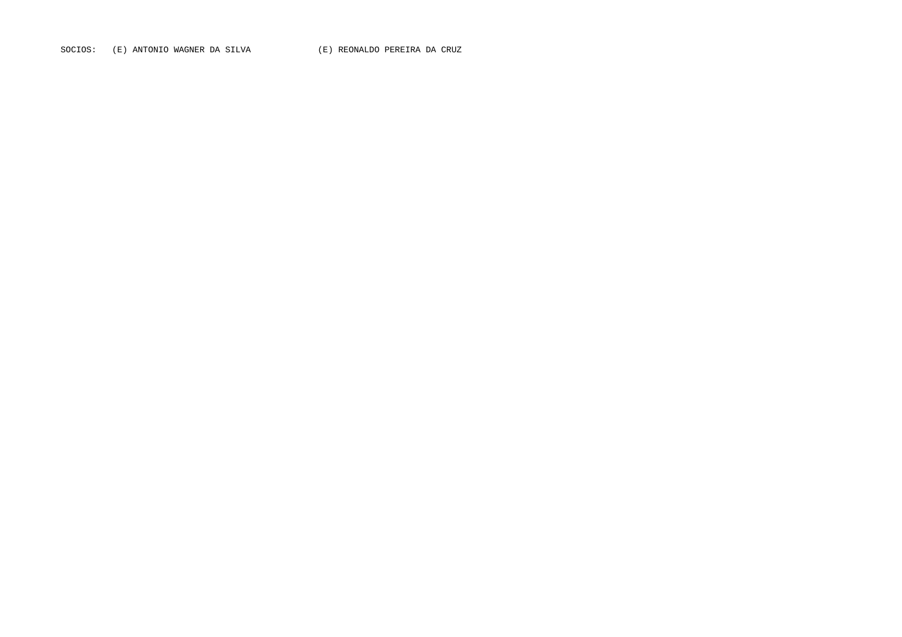SOCIOS: (E) ANTONIO WAGNER DA SILVA (E) REONALDO PEREIRA DA CRUZ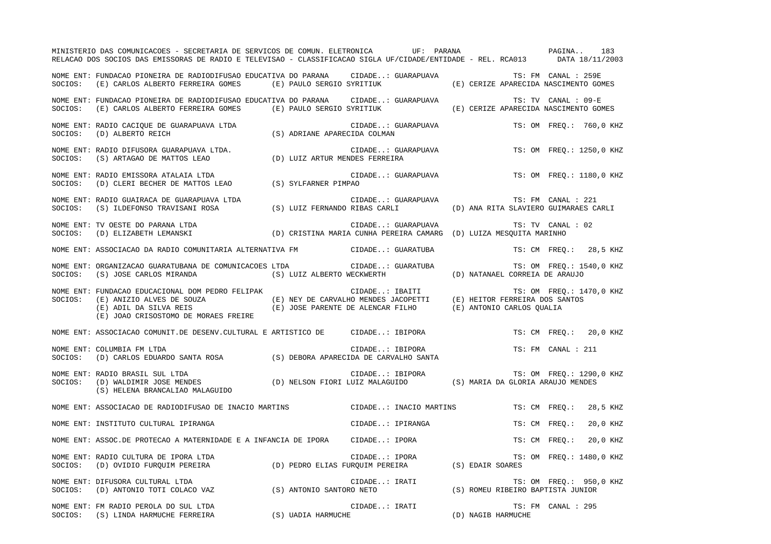MINISTERIO DAS COMUNICACOES - SECRETARIA DE SERVICOS DE COMUN. ELETRONICA UF: PARANA

RELACAO DOS SOCIOS DAS EMISSORAS DE RADIO E TELEVISAO - CLASSIFICACAO SIGLA UF/CIDADE/ENTIDADE - REL. RCA013 DATA 18/11/2003

NOME ENT: FUNDACAO PIONEIRA DE RADIODIFUSAO EDUCATIVA DO PARANA CIDADE..: GUARAPUAVA TS: FM CANAL : 259E
SOCIOS: (E) CARLOS ALBERTO FERREIRA GOMES (E) PAULO SERGIO SYRITIUK (E) CERIZE APARECIDA NASCIMENTO GOMES

NOME ENT: FUNDACAO PIONEIRA DE RADIODIFUSAO EDUCATIVA DO PARANA CIDADE..: GUARAPUAVA TS: TV CANAL : 09-E
SOCIOS: (E) CARLOS ALBERTO FERREIRA GOMES (E) PAULO SERGIO SYRITIUK (E) CERIZE APARECIDA NASCIMENTO GOMES

NOME ENT: RADIO CACIQUE DE GUARAPUAVA LTDA CIDADE..: GUARAPUAVA TS: OM FREQ.: 760,0 KHZ
SOCIOS: (D) ALBERTO REICH (S) ADRIANE APARECIDA COLMAN

NOME ENT: RADIO DIFUSORA GUARAPUAVA LTDA. CIDADE..: GUARAPUAVA TS: OM FREQ.: 1250,0 KHZ
SOCIOS: (S) ARTAGAO DE MATTOS LEAO (D) LUIZ ARTUR MENDES FERREIRA

NOME ENT: RADIO EMISSORA ATALAIA LTDA CIDADE..: GUARAPUAVA TS: OM FREQ.: 1180,0 KHZ
SOCIOS: (D) CLERI BECHER DE MATTOS LEAO (S) SYLFARNER PIMPAO

NOME ENT: RADIO GUAIRACA DE GUARAPUAVA LTDA CIDADE..: GUARAPUAVA TS: FM CANAL : 221
SOCIOS: (S) ILDEFONSO TRAVISANI ROSA (S) LUIZ FERNANDO RIBAS CARLI (D) ANA RITA SLAVIERO GUIMARAES CARLI

NOME ENT: TV OESTE DO PARANA LTDA CIDADE..: GUARAPUAVA TS: TV CANAL : 02
SOCIOS: (D) ELIZABETH LEMANSKI (D) CRISTINA MARIA CUNHA PEREIRA CAMARG (D) LUIZA MESQUITA MARINHO

NOME ENT: ASSOCIACAO DA RADIO COMUNITARIA ALTERNATIVA FM CIDADE..: GUARATUBA TS: CM FREQ.: 28,5 KHZ

NOME ENT: ORGANIZACAO GUARATUBANA DE COMUNICACOES LTDA CIDADE..: GUARATUBA TS: OM FREQ.: 1540,0 KHZ
SOCIOS: (S) JOSE CARLOS MIRANDA (S) LUIZ ALBERTO WECKWERTH (D) NATANAEL CORREIA DE ARAUJO

NOME ENT: FUNDACAO EDUCACIONAL DOM PEDRO FELIPAK CIDADE..: IBAITI TS: OM FREQ.: 1470,0 KHZ
SOCIOS: (E) ANIZIO ALVES DE SOUZA (E) NEY DE CARVALHO MENDES JACOPETTI (E) HEITOR FERREIRA DOS SANTOS
(E) ADIL DA SILVA REIS (E) JOSE PARENTE DE ALENCAR FILHO (E) ANTONIO CARLOS QUALIA
(E) JOAO CRISOSTOMO DE MORAES FREIRE

NOME ENT: ASSOCIACAO COMUNIT.DE DESENV.CULTURAL E ARTISTICO DE CIDADE..: IBIPORA TS: CM FREQ.: 20,0 KHZ

NOME ENT: COLUMBIA FM LTDA CIDADE..: IBIPORA TS: FM CANAL : 211
SOCIOS: (D) CARLOS EDUARDO SANTA ROSA (S) DEBORA APARECIDA DE CARVALHO SANTA

NOME ENT: RADIO BRASIL SUL LTDA CIDADE..: IBIPORA TS: OM FREQ.: 1290,0 KHZ
SOCIOS: (D) WALDIMIR JOSE MENDES (D) NELSON FIORI LUIZ MALAGUIDO (S) MARIA DA GLORIA ARAUJO MENDES
(S) HELENA BRANCALIAO MALAGUIDO

NOME ENT: ASSOCIACAO DE RADIODIFUSAO DE INACIO MARTINS CIDADE..: INACIO MARTINS TS: CM FREQ.: 28,5 KHZ

NOME ENT: INSTITUTO CULTURAL IPIRANGA CIDADE..: IPIRANGA TS: CM FREQ.: 20,0 KHZ

NOME ENT: ASSOC.DE PROTECAO A MATERNIDADE E A INFANCIA DE IPORA CIDADE..: IPORA TS: CM FREQ.: 20,0 KHZ

NOME ENT: RADIO CULTURA DE IPORA LTDA CIDADE..: IPORA TS: OM FREQ.: 1480,0 KHZ
SOCIOS: (D) OVIDIO FURQUIM PEREIRA (D) PEDRO ELIAS FURQUIM PEREIRA (S) EDAIR SOARES

NOME ENT: DIFUSORA CULTURAL LTDA CIDADE..: IRATI TS: OM FREQ.: 950,0 KHZ
SOCIOS: (D) ANTONIO TOTI COLACO VAZ (S) ANTONIO SANTORO NETO (S) ROMEU RIBEIRO BAPTISTA JUNIOR

NOME ENT: FM RADIO PEROLA DO SUL LTDA CIDADE..: IRATI TS: FM CANAL : 295
SOCIOS: (S) LINDA HARMUCHE FERREIRA (S) UADIA HARMUCHE (D) NAGIB HARMUCHE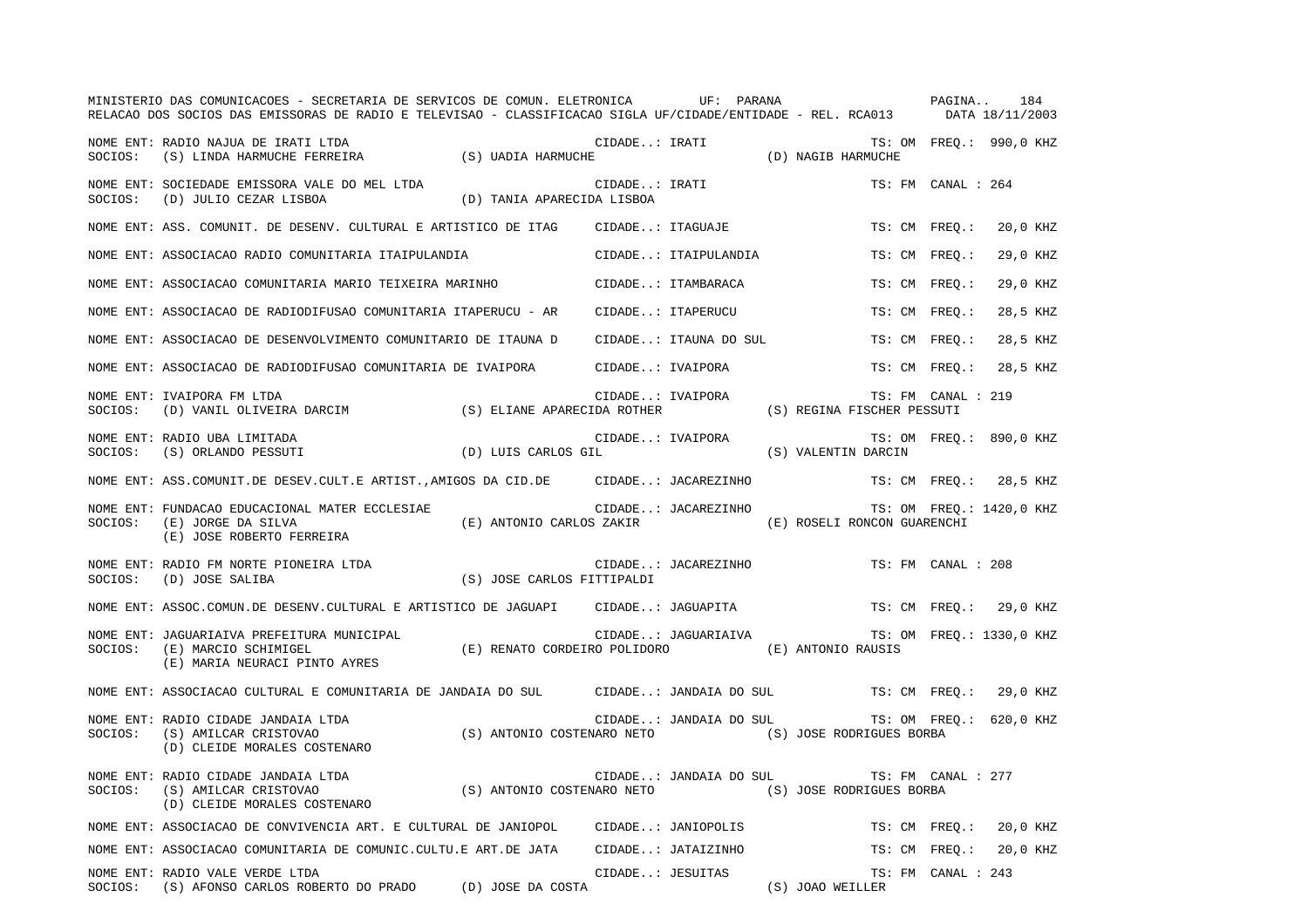NOME ENT: RADIO NAJUA DE IRATI LTDA — CIDADE..: IRATI — TS: OM FREQ.: 990,0 KHZ
SOCIOS: (S) LINDA HARMUCHE FERREIRA (S) UADIA HARMUCHE (D) NAGIB HARMUCHE

NOME ENT: SOCIEDADE EMISSORA VALE DO MEL LTDA — CIDADE..: IRATI — TS: FM CANAL : 264
SOCIOS: (D) JULIO CEZAR LISBOA (D) TANIA APARECIDA LISBOA

NOME ENT: ASS. COMUNIT. DE DESENV. CULTURAL E ARTISTICO DE ITAG — CIDADE..: ITAGUAJE — TS: CM FREQ.: 20,0 KHZ

NOME ENT: ASSOCIACAO RADIO COMUNITARIA ITAIPULANDIA — CIDADE..: ITAIPULANDIA — TS: CM FREQ.: 29,0 KHZ

NOME ENT: ASSOCIACAO COMUNITARIA MARIO TEIXEIRA MARINHO — CIDADE..: ITAMBARACA — TS: CM FREQ.: 29,0 KHZ

NOME ENT: ASSOCIACAO DE RADIODIFUSAO COMUNITARIA ITAPERUCU - AR — CIDADE..: ITAPERUCU — TS: CM FREQ.: 28,5 KHZ

NOME ENT: ASSOCIACAO DE DESENVOLVIMENTO COMUNITARIO DE ITAUNA D — CIDADE..: ITAUNA DO SUL — TS: CM FREQ.: 28,5 KHZ

NOME ENT: ASSOCIACAO DE RADIODIFUSAO COMUNITARIA DE IVAIPORA — CIDADE..: IVAIPORA — TS: CM FREQ.: 28,5 KHZ

NOME ENT: IVAIPORA FM LTDA — CIDADE..: IVAIPORA — TS: FM CANAL : 219
SOCIOS: (D) VANIL OLIVEIRA DARCIM (S) ELIANE APARECIDA ROTHER (S) REGINA FISCHER PESSUTI

NOME ENT: RADIO UBA LIMITADA — CIDADE..: IVAIPORA — TS: OM FREQ.: 890,0 KHZ
SOCIOS: (S) ORLANDO PESSUTI (D) LUIS CARLOS GIL (S) VALENTIN DARCIN

NOME ENT: ASS.COMUNIT.DE DESEV.CULT.E ARTIST.,AMIGOS DA CID.DE — CIDADE..: JACAREZINHO — TS: CM FREQ.: 28,5 KHZ

NOME ENT: FUNDACAO EDUCACIONAL MATER ECCLESIAE — CIDADE..: JACAREZINHO — TS: OM FREQ.: 1420,0 KHZ
SOCIOS: (E) JORGE DA SILVA (E) ANTONIO CARLOS ZAKIR (E) ROSELI RONCON GUARENCHI
(E) JOSE ROBERTO FERREIRA

NOME ENT: RADIO FM NORTE PIONEIRA LTDA — CIDADE..: JACAREZINHO — TS: FM CANAL : 208
SOCIOS: (D) JOSE SALIBA (S) JOSE CARLOS FITTIPALDI

NOME ENT: ASSOC.COMUN.DE DESENV.CULTURAL E ARTISTICO DE JAGUAPI — CIDADE..: JAGUAPITA — TS: CM FREQ.: 29,0 KHZ

NOME ENT: JAGUARIAIVA PREFEITURA MUNICIPAL — CIDADE..: JAGUARIAIVA — TS: OM FREQ.: 1330,0 KHZ
SOCIOS: (E) MARCIO SCHIMIGEL (E) RENATO CORDEIRO POLIDORO (E) ANTONIO RAUSIS
(E) MARIA NEURACI PINTO AYRES

NOME ENT: ASSOCIACAO CULTURAL E COMUNITARIA DE JANDAIA DO SUL — CIDADE..: JANDAIA DO SUL — TS: CM FREQ.: 29,0 KHZ

NOME ENT: RADIO CIDADE JANDAIA LTDA — CIDADE..: JANDAIA DO SUL — TS: OM FREQ.: 620,0 KHZ
SOCIOS: (S) AMILCAR CRISTOVAO (S) ANTONIO COSTENARO NETO (S) JOSE RODRIGUES BORBA
(D) CLEIDE MORALES COSTENARO

NOME ENT: RADIO CIDADE JANDAIA LTDA — CIDADE..: JANDAIA DO SUL — TS: FM CANAL : 277
SOCIOS: (S) AMILCAR CRISTOVAO (S) ANTONIO COSTENARO NETO (S) JOSE RODRIGUES BORBA
(D) CLEIDE MORALES COSTENARO

NOME ENT: ASSOCIACAO DE CONVIVENCIA ART. E CULTURAL DE JANIOPOL — CIDADE..: JANIOPOLIS — TS: CM FREQ.: 20,0 KHZ

NOME ENT: ASSOCIACAO COMUNITARIA DE COMUNIC.CULTU.E ART.DE JATA — CIDADE..: JATAIZINHO — TS: CM FREQ.: 20,0 KHZ

NOME ENT: RADIO VALE VERDE LTDA — CIDADE..: JESUITAS — TS: FM CANAL : 243
SOCIOS: (S) AFONSO CARLOS ROBERTO DO PRADO (D) JOSE DA COSTA (S) JOAO WEILLER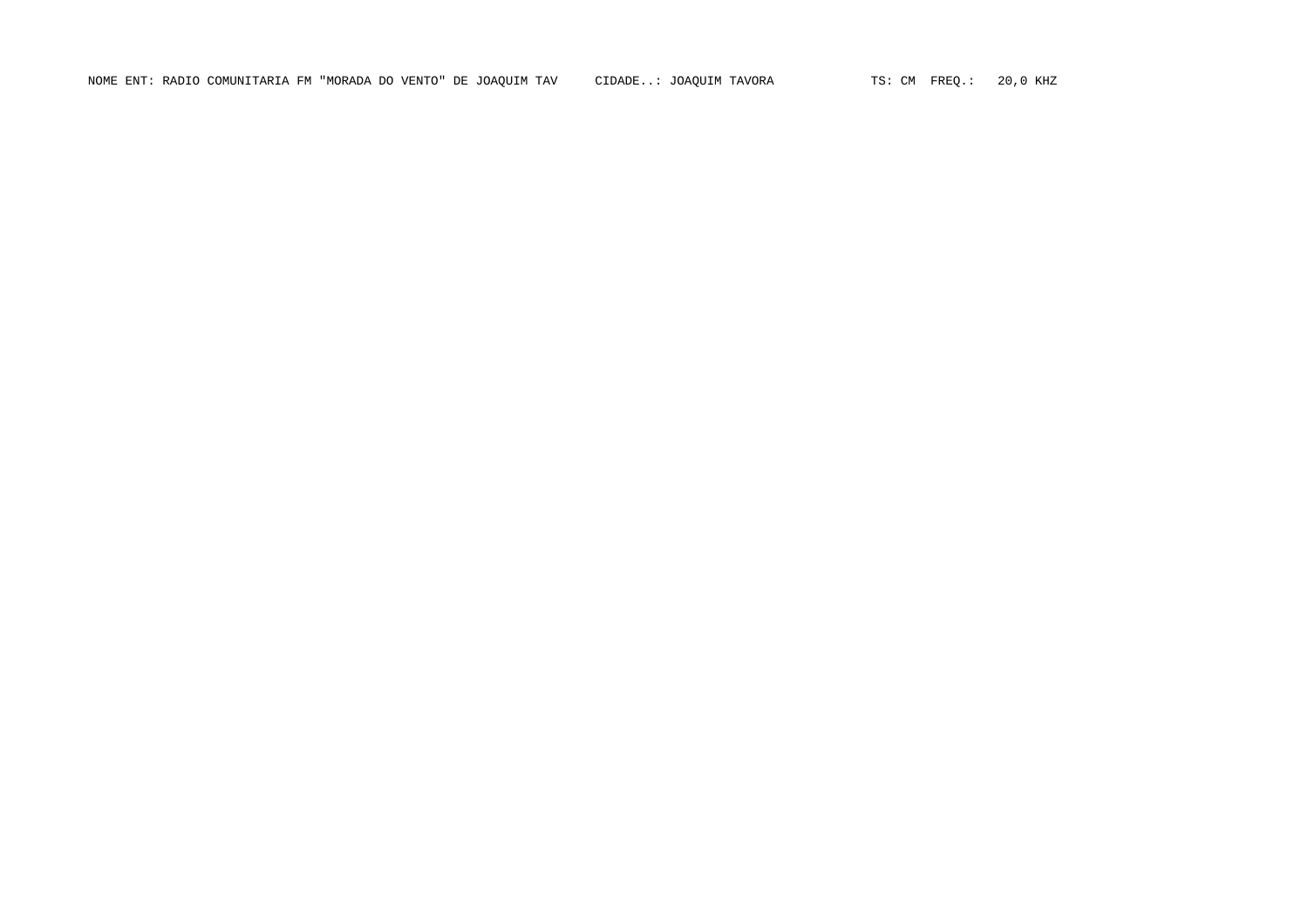NOME ENT: RADIO COMUNITARIA FM "MORADA DO VENTO" DE JOAQUIM TAV     CIDADE..: JOAQUIM TAVORA     TS: CM  FREQ.:  20,0 KHZ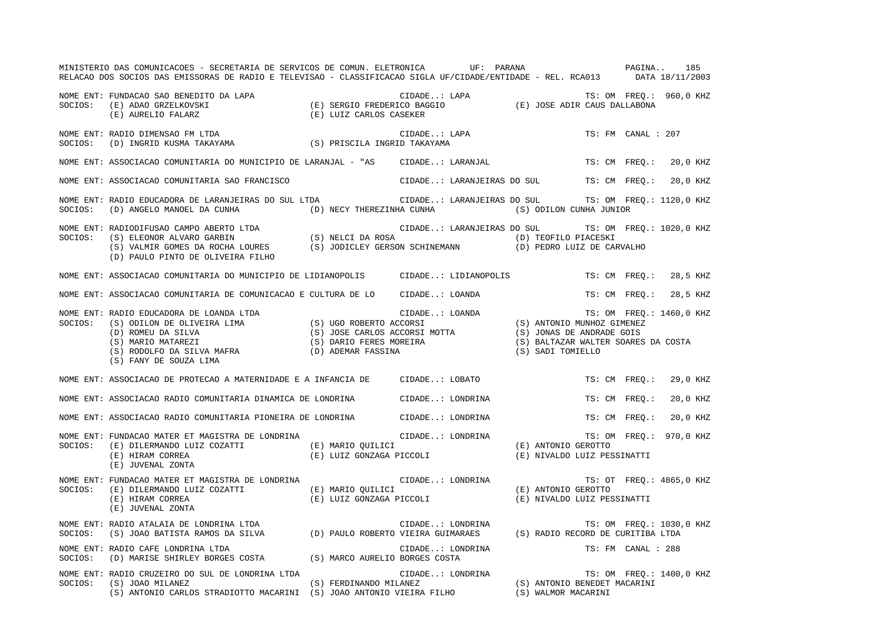MINISTERIO DAS COMUNICACOES - SECRETARIA DE SERVICOS DE COMUN. ELETRONICA UF: PARANA

RELACAO DOS SOCIOS DAS EMISSORAS DE RADIO E TELEVISAO - CLASSIFICACAO SIGLA UF/CIDADE/ENTIDADE - REL. RCA013 DATA 18/11/2003

NOME ENT: FUNDACAO SAO BENEDITO DA LAPA CIDADE..: LAPA TS: OM FREQ.: 960,0 KHZ
SOCIOS: (E) ADAO GRZELKOVSKI (E) SERGIO FREDERICO BAGGIO (E) JOSE ADIR CAUS DALLABONA
(E) AURELIO FALARZ (E) LUIZ CARLOS CASEKER

NOME ENT: RADIO DIMENSAO FM LTDA CIDADE..: LAPA TS: FM CANAL : 207
SOCIOS: (D) INGRID KUSMA TAKAYAMA (S) PRISCILA INGRID TAKAYAMA

NOME ENT: ASSOCIACAO COMUNITARIA DO MUNICIPIO DE LARANJAL - "AS CIDADE..: LARANJAL TS: CM FREQ.: 20,0 KHZ

NOME ENT: ASSOCIACAO COMUNITARIA SAO FRANCISCO CIDADE..: LARANJEIRAS DO SUL TS: CM FREQ.: 20,0 KHZ

NOME ENT: RADIO EDUCADORA DE LARANJEIRAS DO SUL LTDA CIDADE..: LARANJEIRAS DO SUL TS: OM FREQ.: 1120,0 KHZ
SOCIOS: (D) ANGELO MANOEL DA CUNHA (D) NECY THEREZINHA CUNHA (S) ODILON CUNHA JUNIOR

NOME ENT: RADIODIFUSAO CAMPO ABERTO LTDA CIDADE..: LARANJEIRAS DO SUL TS: OM FREQ.: 1020,0 KHZ
SOCIOS: (S) ELEONOR ALVARO GARBIN (S) NELCI DA ROSA (D) TEOFILO PIACESKI
(S) VALMIR GOMES DA ROCHA LOURES (S) JODICLEY GERSON SCHINEMANN (D) PEDRO LUIZ DE CARVALHO
(D) PAULO PINTO DE OLIVEIRA FILHO

NOME ENT: ASSOCIACAO COMUNITARIA DO MUNICIPIO DE LIDIANOPOLIS CIDADE..: LIDIANOPOLIS TS: CM FREQ.: 28,5 KHZ

NOME ENT: ASSOCIACAO COMUNITARIA DE COMUNICACAO E CULTURA DE LO CIDADE..: LOANDA TS: CM FREQ.: 28,5 KHZ

NOME ENT: RADIO EDUCADORA DE LOANDA LTDA CIDADE..: LOANDA TS: OM FREQ.: 1460,0 KHZ
SOCIOS: (S) ODILON DE OLIVEIRA LIMA (S) UGO ROBERTO ACCORSI (S) ANTONIO MUNHOZ GIMENEZ
(D) ROMEU DA SILVA (S) JOSE CARLOS ACCORSI MOTTA (S) JONAS DE ANDRADE GOIS
(S) MARIO MATAREZI (S) DARIO FERES MOREIRA (S) BALTAZAR WALTER SOARES DA COSTA
(S) RODOLFO DA SILVA MAFRA (D) ADEMAR FASSINA (S) SADI TOMIELLO
(S) FANY DE SOUZA LIMA

NOME ENT: ASSOCIACAO DE PROTECAO A MATERNIDADE E A INFANCIA DE CIDADE..: LOBATO TS: CM FREQ.: 29,0 KHZ

NOME ENT: ASSOCIACAO RADIO COMUNITARIA DINAMICA DE LONDRINA CIDADE..: LONDRINA TS: CM FREQ.: 20,0 KHZ

NOME ENT: ASSOCIACAO RADIO COMUNITARIA PIONEIRA DE LONDRINA CIDADE..: LONDRINA TS: CM FREQ.: 20,0 KHZ

NOME ENT: FUNDACAO MATER ET MAGISTRA DE LONDRINA CIDADE..: LONDRINA TS: OM FREQ.: 970,0 KHZ
SOCIOS: (E) DILERMANDO LUIZ COZATTI (E) MARIO QUILICI (E) ANTONIO GEROTTO
(E) HIRAM CORREA (E) LUIZ GONZAGA PICCOLI (E) NIVALDO LUIZ PESSINATTI
(E) JUVENAL ZONTA

NOME ENT: FUNDACAO MATER ET MAGISTRA DE LONDRINA CIDADE..: LONDRINA TS: OT FREQ.: 4865,0 KHZ
SOCIOS: (E) DILERMANDO LUIZ COZATTI (E) MARIO QUILICI (E) ANTONIO GEROTTO
(E) HIRAM CORREA (E) LUIZ GONZAGA PICCOLI (E) NIVALDO LUIZ PESSINATTI
(E) JUVENAL ZONTA

NOME ENT: RADIO ATALAIA DE LONDRINA LTDA CIDADE..: LONDRINA TS: OM FREQ.: 1030,0 KHZ
SOCIOS: (S) JOAO BATISTA RAMOS DA SILVA (D) PAULO ROBERTO VIEIRA GUIMARAES (S) RADIO RECORD DE CURITIBA LTDA

NOME ENT: RADIO CAFE LONDRINA LTDA CIDADE..: LONDRINA TS: FM CANAL : 288
SOCIOS: (D) MARISE SHIRLEY BORGES COSTA (S) MARCO AURELIO BORGES COSTA

NOME ENT: RADIO CRUZEIRO DO SUL DE LONDRINA LTDA CIDADE..: LONDRINA TS: OM FREQ.: 1400,0 KHZ
SOCIOS: (S) JOAO MILANEZ (S) FERDINANDO MILANEZ (S) ANTONIO BENEDET MACARINI
(S) ANTONIO CARLOS STRADIOTTO MACARINI (S) JOAO ANTONIO VIEIRA FILHO (S) WALMOR MACARINI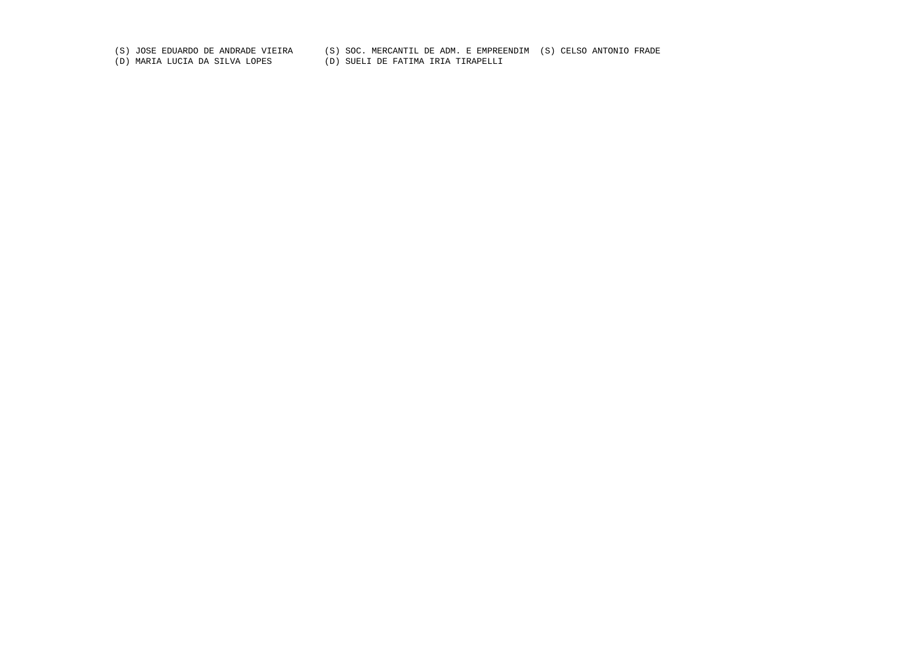(S) JOSE EDUARDO DE ANDRADE VIEIRA (S) SOC. MERCANTIL DE ADM. E EMPREENDIM (S) CELSO ANTONIO FRADE
(D) MARIA LUCIA DA SILVA LOPES (D) SUELI DE FATIMA IRIA TIRAPELLI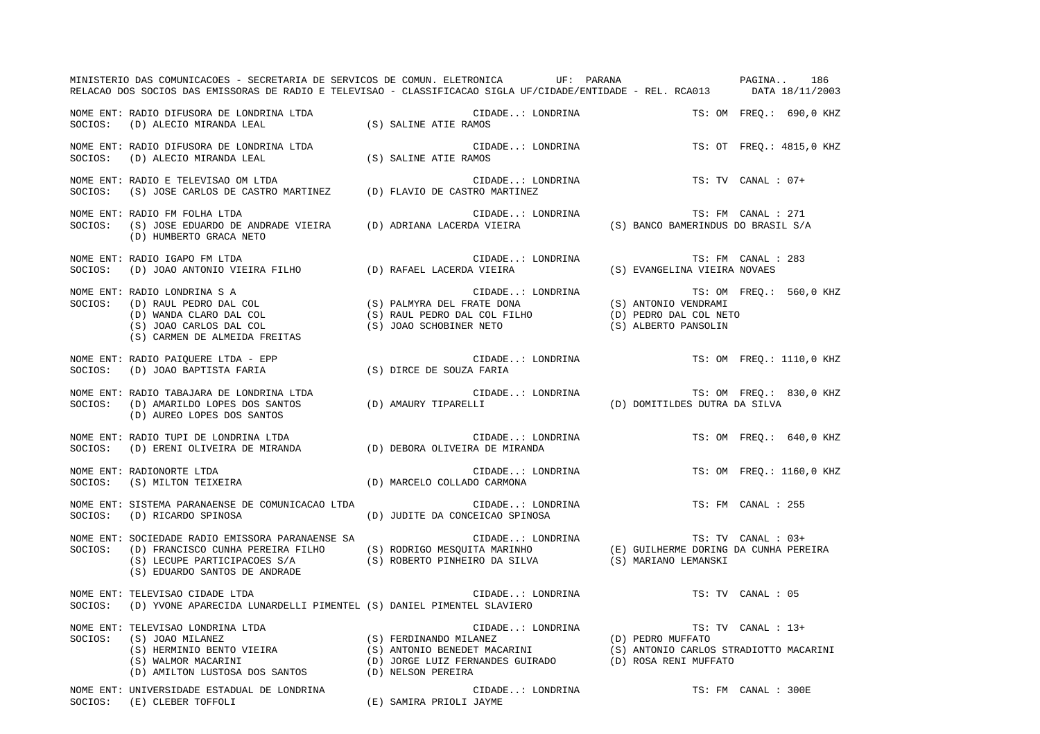NOME ENT: RADIO DIFUSORA DE LONDRINA LTDA — CIDADE..: LONDRINA — TS: OM FREQ.: 690,0 KHZ
SOCIOS: (D) ALECIO MIRANDA LEAL (S) SALINE ATIE RAMOS

NOME ENT: RADIO DIFUSORA DE LONDRINA LTDA — CIDADE..: LONDRINA — TS: OT FREQ.: 4815,0 KHZ
SOCIOS: (D) ALECIO MIRANDA LEAL (S) SALINE ATIE RAMOS

NOME ENT: RADIO E TELEVISAO OM LTDA — CIDADE..: LONDRINA — TS: TV CANAL : 07+
SOCIOS: (S) JOSE CARLOS DE CASTRO MARTINEZ (D) FLAVIO DE CASTRO MARTINEZ

NOME ENT: RADIO FM FOLHA LTDA — CIDADE..: LONDRINA — TS: FM CANAL : 271
SOCIOS: (S) JOSE EDUARDO DE ANDRADE VIEIRA (D) ADRIANA LACERDA VIEIRA (S) BANCO BAMERINDUS DO BRASIL S/A (D) HUMBERTO GRACA NETO

NOME ENT: RADIO IGAPO FM LTDA — CIDADE..: LONDRINA — TS: FM CANAL : 283
SOCIOS: (D) JOAO ANTONIO VIEIRA FILHO (D) RAFAEL LACERDA VIEIRA (S) EVANGELINA VIEIRA NOVAES

NOME ENT: RADIO LONDRINA S A — CIDADE..: LONDRINA — TS: OM FREQ.: 560,0 KHZ
SOCIOS: (D) RAUL PEDRO DAL COL (S) PALMYRA DEL FRATE DONA (S) ANTONIO VENDRAMI (D) WANDA CLARO DAL COL (S) RAUL PEDRO DAL COL FILHO (D) PEDRO DAL COL NETO (S) JOAO CARLOS DAL COL (S) JOAO SCHOBINER NETO (S) ALBERTO PANSOLIN (S) CARMEN DE ALMEIDA FREITAS

NOME ENT: RADIO PAIQUERE LTDA - EPP — CIDADE..: LONDRINA — TS: OM FREQ.: 1110,0 KHZ
SOCIOS: (D) JOAO BAPTISTA FARIA (S) DIRCE DE SOUZA FARIA

NOME ENT: RADIO TABAJARA DE LONDRINA LTDA — CIDADE..: LONDRINA — TS: OM FREQ.: 830,0 KHZ
SOCIOS: (D) AMARILDO LOPES DOS SANTOS (D) AMAURY TIPARELLI (D) DOMITILDES DUTRA DA SILVA (D) AUREO LOPES DOS SANTOS

NOME ENT: RADIO TUPI DE LONDRINA LTDA — CIDADE..: LONDRINA — TS: OM FREQ.: 640,0 KHZ
SOCIOS: (D) ERENI OLIVEIRA DE MIRANDA (D) DEBORA OLIVEIRA DE MIRANDA

NOME ENT: RADIONORTE LTDA — CIDADE..: LONDRINA — TS: OM FREQ.: 1160,0 KHZ
SOCIOS: (S) MILTON TEIXEIRA (D) MARCELO COLLADO CARMONA

NOME ENT: SISTEMA PARANAENSE DE COMUNICACAO LTDA — CIDADE..: LONDRINA — TS: FM CANAL : 255
SOCIOS: (D) RICARDO SPINOSA (D) JUDITE DA CONCEICAO SPINOSA

NOME ENT: SOCIEDADE RADIO EMISSORA PARANAENSE SA — CIDADE..: LONDRINA — TS: TV CANAL : 03+
SOCIOS: (D) FRANCISCO CUNHA PEREIRA FILHO (S) RODRIGO MESQUITA MARINHO (E) GUILHERME DORING DA CUNHA PEREIRA (S) LECUPE PARTICIPACOES S/A (S) ROBERTO PINHEIRO DA SILVA (S) MARIANO LEMANSKI (S) EDUARDO SANTOS DE ANDRADE

NOME ENT: TELEVISAO CIDADE LTDA — CIDADE..: LONDRINA — TS: TV CANAL : 05
SOCIOS: (D) YVONE APARECIDA LUNARDELLI PIMENTEL (S) DANIEL PIMENTEL SLAVIERO

NOME ENT: TELEVISAO LONDRINA LTDA — CIDADE..: LONDRINA — TS: TV CANAL : 13+
SOCIOS: (S) JOAO MILANEZ (S) FERDINANDO MILANEZ (D) PEDRO MUFFATO (S) HERMINIO BENTO VIEIRA (S) ANTONIO BENEDET MACARINI (S) ANTONIO CARLOS STRADIOTTO MACARINI (S) WALMOR MACARINI (D) JORGE LUIZ FERNANDES GUIRADO (D) ROSA RENI MUFFATO (D) AMILTON LUSTOSA DOS SANTOS (D) NELSON PEREIRA

NOME ENT: UNIVERSIDADE ESTADUAL DE LONDRINA — CIDADE..: LONDRINA — TS: FM CANAL : 300E
SOCIOS: (E) CLEBER TOFFOLI (E) SAMIRA PRIOLI JAYME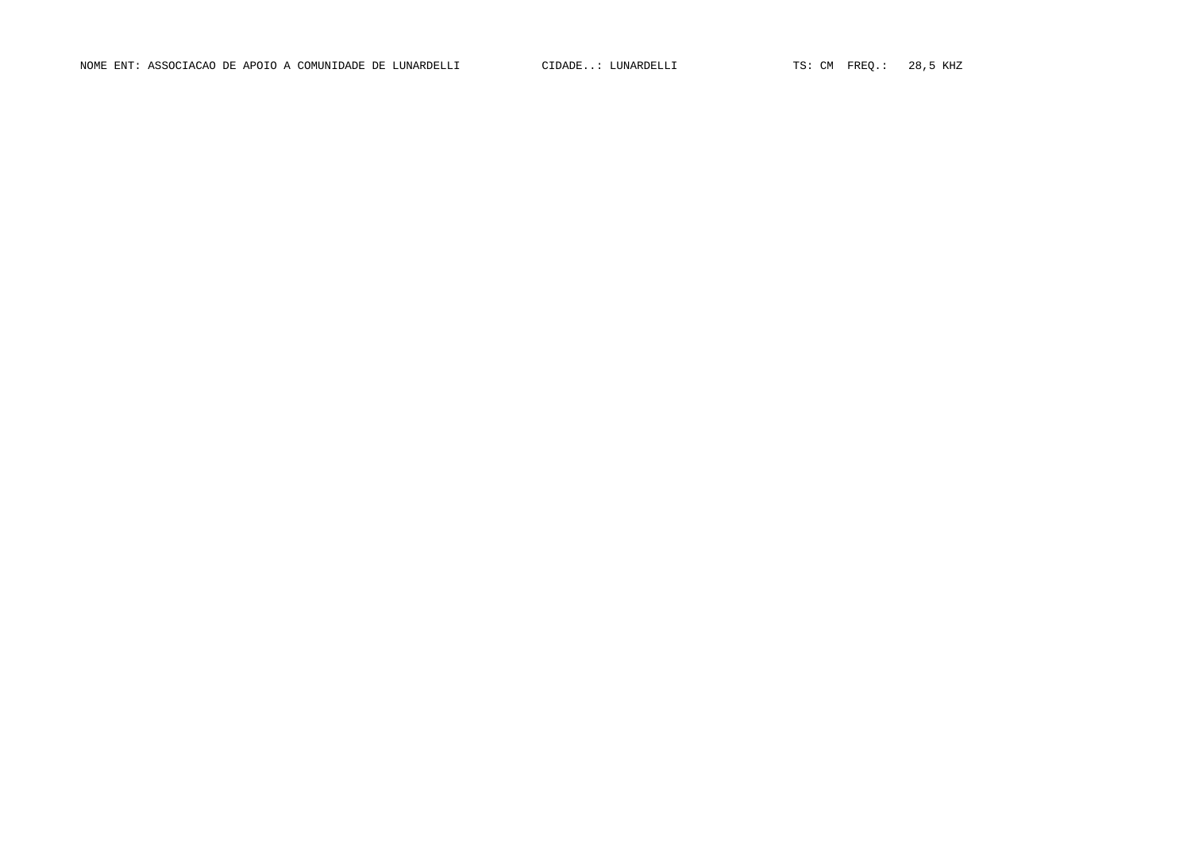NOME ENT: ASSOCIACAO DE APOIO A COMUNIDADE DE LUNARDELLI CIDADE..: LUNARDELLI TS: CM FREQ.: 28,5 KHZ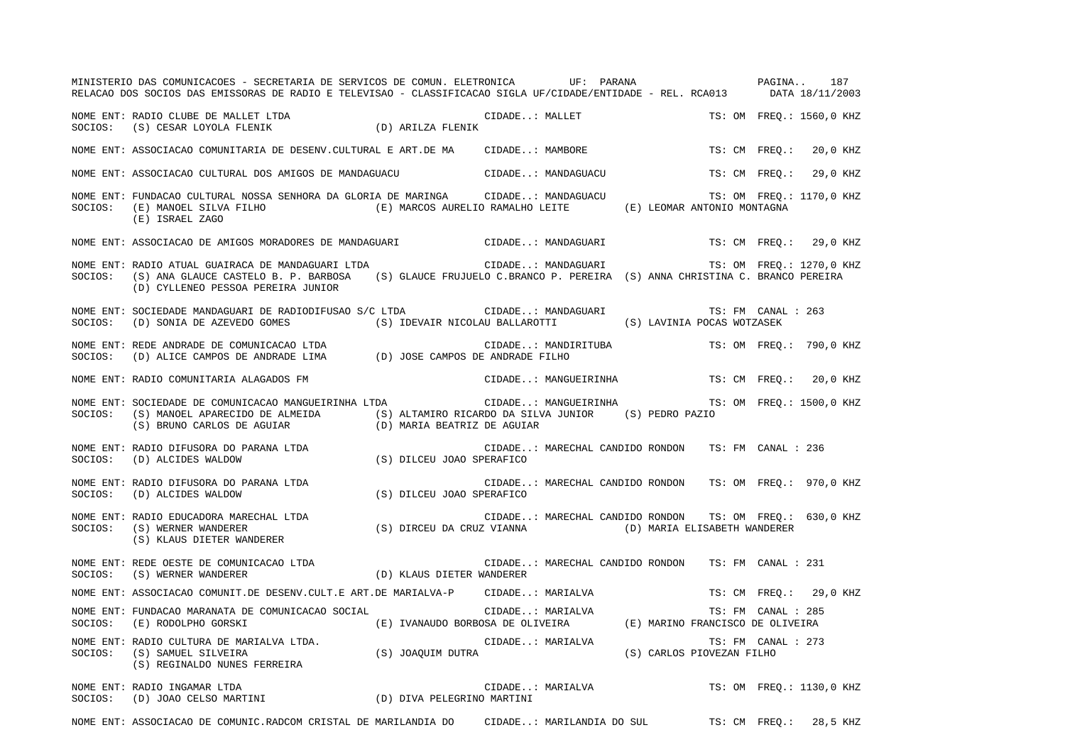MINISTERIO DAS COMUNICACOES - SECRETARIA DE SERVICOS DE COMUN. ELETRONICA UF: PARANA

RELACAO DOS SOCIOS DAS EMISSORAS DE RADIO E TELEVISAO - CLASSIFICACAO SIGLA UF/CIDADE/ENTIDADE - REL. RCA013 DATA 18/11/2003

```
NOME ENT: RADIO CLUBE DE MALLET LTDA                                    CIDADE..: MALLET                          TS: OM  FREQ.: 1560,0 KHZ
SOCIOS:   (S) CESAR LOYOLA FLENIK              (D) ARILZA FLENIK

NOME ENT: ASSOCIACAO COMUNITARIA DE DESENV.CULTURAL E ART.DE MA         CIDADE..: MAMBORE                         TS: CM  FREQ.:   20,0 KHZ

NOME ENT: ASSOCIACAO CULTURAL DOS AMIGOS DE MANDAGUACU                  CIDADE..: MANDAGUACU                      TS: CM  FREQ.:   29,0 KHZ

NOME ENT: FUNDACAO CULTURAL NOSSA SENHORA DA GLORIA DE MARINGA          CIDADE..: MANDAGUACU                      TS: OM  FREQ.: 1170,0 KHZ
SOCIOS:   (E) MANOEL SILVA FILHO               (E) MARCOS AURELIO RAMALHO LEITE          (E) LEOMAR ANTONIO MONTAGNA
          (E) ISRAEL ZAGO

NOME ENT: ASSOCIACAO DE AMIGOS MORADORES DE MANDAGUARI                  CIDADE..: MANDAGUARI                      TS: CM  FREQ.:   29,0 KHZ

NOME ENT: RADIO ATUAL GUAIRACA DE MANDAGUARI LTDA                       CIDADE..: MANDAGUARI                      TS: OM  FREQ.: 1270,0 KHZ
SOCIOS:   (S) ANA GLAUCE CASTELO B. P. BARBOSA    (S) GLAUCE FRUJUELO C.BRANCO P. PEREIRA  (S) ANNA CHRISTINA C. BRANCO PEREIRA
          (D) CYLLENEO PESSOA PEREIRA JUNIOR

NOME ENT: SOCIEDADE MANDAGUARI DE RADIODIFUSAO S/C LTDA                 CIDADE..: MANDAGUARI                      TS: FM  CANAL : 263
SOCIOS:   (D) SONIA DE AZEVEDO GOMES           (S) IDEVAIR NICOLAU BALLAROTTI            (S) LAVINIA POCAS WOTZASEK

NOME ENT: REDE ANDRADE DE COMUNICACAO LTDA                              CIDADE..: MANDIRITUBA                     TS: OM  FREQ.:  790,0 KHZ
SOCIOS:   (D) ALICE CAMPOS DE ANDRADE LIMA     (D) JOSE CAMPOS DE ANDRADE FILHO

NOME ENT: RADIO COMUNITARIA ALAGADOS FM                                 CIDADE..: MANGUEIRINHA                    TS: CM  FREQ.:   20,0 KHZ

NOME ENT: SOCIEDADE DE COMUNICACAO MANGUEIRINHA LTDA                    CIDADE..: MANGUEIRINHA                    TS: OM  FREQ.: 1500,0 KHZ
SOCIOS:   (S) MANOEL APARECIDO DE ALMEIDA      (S) ALTAMIRO RICARDO DA SILVA JUNIOR      (S) PEDRO PAZIO
          (S) BRUNO CARLOS DE AGUIAR           (D) MARIA BEATRIZ DE AGUIAR

NOME ENT: RADIO DIFUSORA DO PARANA LTDA                                 CIDADE..: MARECHAL CANDIDO RONDON         TS: FM  CANAL : 236
SOCIOS:   (D) ALCIDES WALDOW                   (S) DILCEU JOAO SPERAFICO

NOME ENT: RADIO DIFUSORA DO PARANA LTDA                                 CIDADE..: MARECHAL CANDIDO RONDON         TS: OM  FREQ.:  970,0 KHZ
SOCIOS:   (D) ALCIDES WALDOW                   (S) DILCEU JOAO SPERAFICO

NOME ENT: RADIO EDUCADORA MARECHAL LTDA                                 CIDADE..: MARECHAL CANDIDO RONDON         TS: OM  FREQ.:  630,0 KHZ
SOCIOS:   (S) WERNER WANDERER                  (S) DIRCEU DA CRUZ VIANNA                 (D) MARIA ELISABETH WANDERER
          (S) KLAUS DIETER WANDERER

NOME ENT: REDE OESTE DE COMUNICACAO LTDA                                CIDADE..: MARECHAL CANDIDO RONDON         TS: FM  CANAL : 231
SOCIOS:   (S) WERNER WANDERER                  (D) KLAUS DIETER WANDERER

NOME ENT: ASSOCIACAO COMUNIT.DE DESENV.CULT.E ART.DE MARIALVA-P         CIDADE..: MARIALVA                        TS: CM  FREQ.:   29,0 KHZ

NOME ENT: FUNDACAO MARANATA DE COMUNICACAO SOCIAL                       CIDADE..: MARIALVA                        TS: FM  CANAL : 285
SOCIOS:   (E) RODOLPHO GORSKI                  (E) IVANAUDO BORBOSA DE OLIVEIRA          (E) MARINO FRANCISCO DE OLIVEIRA

NOME ENT: RADIO CULTURA DE MARIALVA LTDA.                               CIDADE..: MARIALVA                        TS: FM  CANAL : 273
SOCIOS:   (S) SAMUEL SILVEIRA                  (S) JOAQUIM DUTRA                         (S) CARLOS PIOVEZAN FILHO
          (S) REGINALDO NUNES FERREIRA

NOME ENT: RADIO INGAMAR LTDA                                            CIDADE..: MARIALVA                        TS: OM  FREQ.: 1130,0 KHZ
SOCIOS:   (D) JOAO CELSO MARTINI               (D) DIVA PELEGRINO MARTINI

NOME ENT: ASSOCIACAO DE COMUNIC.RADCOM CRISTAL DE MARILANDIA DO         CIDADE..: MARILANDIA DO SUL               TS: CM  FREQ.:   28,5 KHZ
```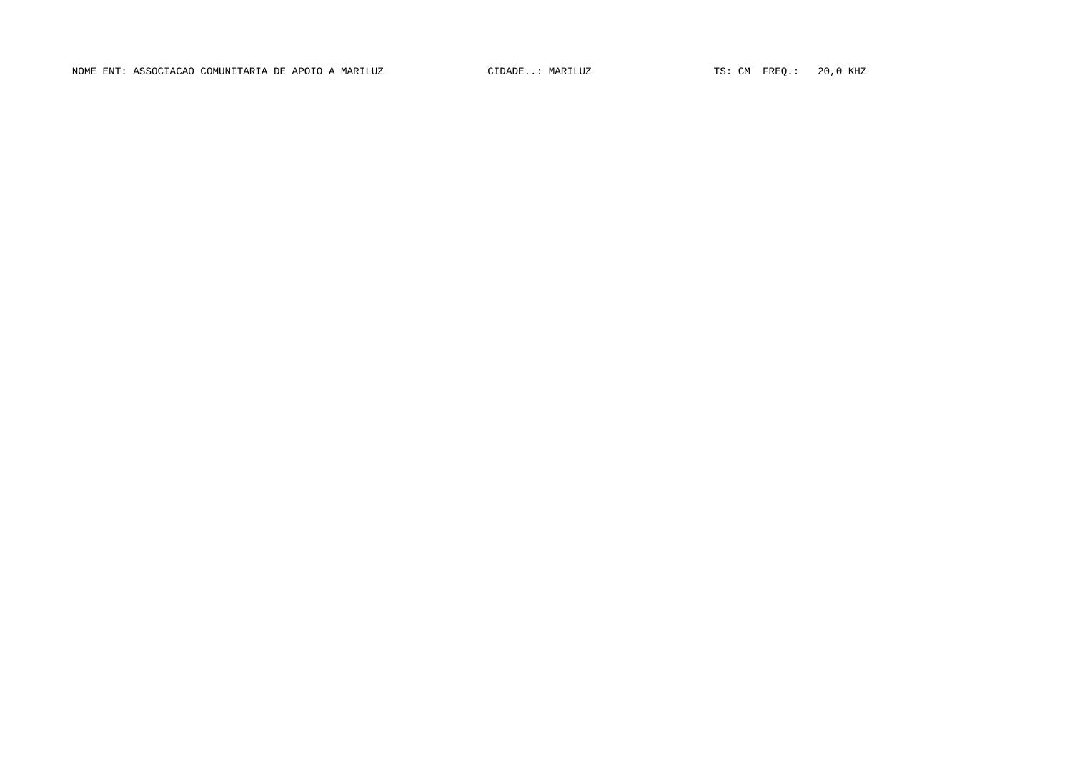NOME ENT: ASSOCIACAO COMUNITARIA DE APOIO A MARILUZ CIDADE..: MARILUZ TS: CM FREQ.: 20,0 KHZ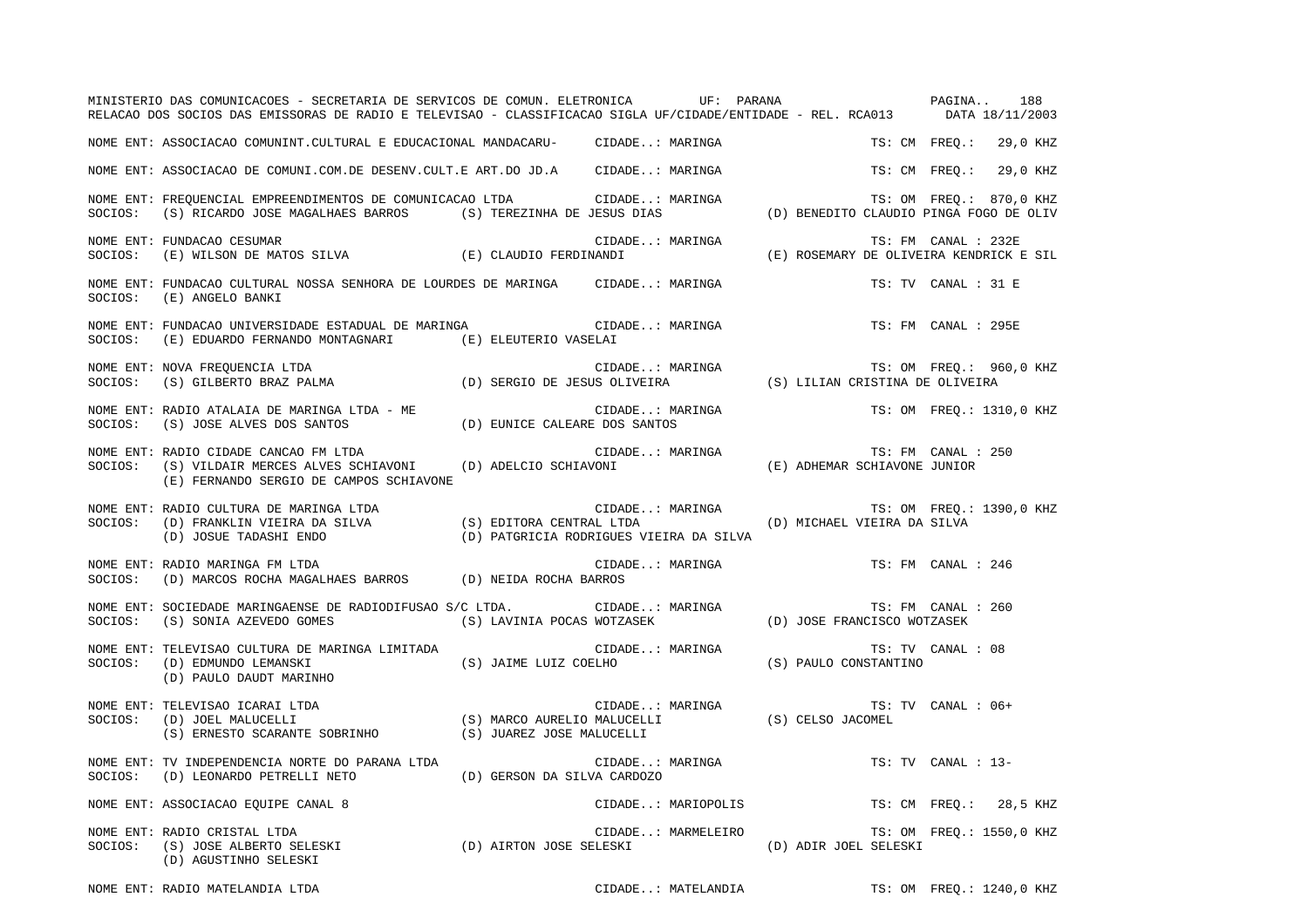MINISTERIO DAS COMUNICACOES - SECRETARIA DE SERVICOS DE COMUN. ELETRONICA UF: PARANA
RELACAO DOS SOCIOS DAS EMISSORAS DE RADIO E TELEVISAO - CLASSIFICACAO SIGLA UF/CIDADE/ENTIDADE - REL. RCA013 DATA 18/11/2003

NOME ENT: ASSOCIACAO COMUNINT.CULTURAL E EDUCACIONAL MANDACARU- CIDADE..: MARINGA TS: CM FREQ.: 29,0 KHZ

NOME ENT: ASSOCIACAO DE COMUNI.COM.DE DESENV.CULT.E ART.DO JD.A CIDADE..: MARINGA TS: CM FREQ.: 29,0 KHZ

NOME ENT: FREQUENCIAL EMPREENDIMENTOS DE COMUNICACAO LTDA CIDADE..: MARINGA TS: OM FREQ.: 870,0 KHZ
SOCIOS: (S) RICARDO JOSE MAGALHAES BARROS (S) TEREZINHA DE JESUS DIAS (D) BENEDITO CLAUDIO PINGA FOGO DE OLIV

NOME ENT: FUNDACAO CESUMAR CIDADE..: MARINGA TS: FM CANAL : 232E
SOCIOS: (E) WILSON DE MATOS SILVA (E) CLAUDIO FERDINANDI (E) ROSEMARY DE OLIVEIRA KENDRICK E SIL

NOME ENT: FUNDACAO CULTURAL NOSSA SENHORA DE LOURDES DE MARINGA CIDADE..: MARINGA TS: TV CANAL : 31 E
SOCIOS: (E) ANGELO BANKI

NOME ENT: FUNDACAO UNIVERSIDADE ESTADUAL DE MARINGA CIDADE..: MARINGA TS: FM CANAL : 295E
SOCIOS: (E) EDUARDO FERNANDO MONTAGNARI (E) ELEUTERIO VASELAI

NOME ENT: NOVA FREQUENCIA LTDA CIDADE..: MARINGA TS: OM FREQ.: 960,0 KHZ
SOCIOS: (S) GILBERTO BRAZ PALMA (D) SERGIO DE JESUS OLIVEIRA (S) LILIAN CRISTINA DE OLIVEIRA

NOME ENT: RADIO ATALAIA DE MARINGA LTDA - ME CIDADE..: MARINGA TS: OM FREQ.: 1310,0 KHZ
SOCIOS: (S) JOSE ALVES DOS SANTOS (D) EUNICE CALEARE DOS SANTOS

NOME ENT: RADIO CIDADE CANCAO FM LTDA CIDADE..: MARINGA TS: FM CANAL : 250
SOCIOS: (S) VILDAIR MERCES ALVES SCHIAVONI (D) ADELCIO SCHIAVONI (E) ADHEMAR SCHIAVONE JUNIOR
(E) FERNANDO SERGIO DE CAMPOS SCHIAVONE

NOME ENT: RADIO CULTURA DE MARINGA LTDA CIDADE..: MARINGA TS: OM FREQ.: 1390,0 KHZ
SOCIOS: (D) FRANKLIN VIEIRA DA SILVA (S) EDITORA CENTRAL LTDA (D) MICHAEL VIEIRA DA SILVA
(D) JOSUE TADASHI ENDO (D) PATGRICIA RODRIGUES VIEIRA DA SILVA

NOME ENT: RADIO MARINGA FM LTDA CIDADE..: MARINGA TS: FM CANAL : 246
SOCIOS: (D) MARCOS ROCHA MAGALHAES BARROS (D) NEIDA ROCHA BARROS

NOME ENT: SOCIEDADE MARINGAENSE DE RADIODIFUSAO S/C LTDA. CIDADE..: MARINGA TS: FM CANAL : 260
SOCIOS: (S) SONIA AZEVEDO GOMES (S) LAVINIA POCAS WOTZASEK (D) JOSE FRANCISCO WOTZASEK

NOME ENT: TELEVISAO CULTURA DE MARINGA LIMITADA CIDADE..: MARINGA TS: TV CANAL : 08
SOCIOS: (D) EDMUNDO LEMANSKI (S) JAIME LUIZ COELHO (S) PAULO CONSTANTINO
(D) PAULO DAUDT MARINHO

NOME ENT: TELEVISAO ICARAI LTDA CIDADE..: MARINGA TS: TV CANAL : 06+
SOCIOS: (D) JOEL MALUCELLI (S) MARCO AURELIO MALUCELLI (S) CELSO JACOMEL
(S) ERNESTO SCARANTE SOBRINHO (S) JUAREZ JOSE MALUCELLI

NOME ENT: TV INDEPENDENCIA NORTE DO PARANA LTDA CIDADE..: MARINGA TS: TV CANAL : 13-
SOCIOS: (D) LEONARDO PETRELLI NETO (D) GERSON DA SILVA CARDOZO

NOME ENT: ASSOCIACAO EQUIPE CANAL 8 CIDADE..: MARIOPOLIS TS: CM FREQ.: 28,5 KHZ

NOME ENT: RADIO CRISTAL LTDA CIDADE..: MARMELEIRO TS: OM FREQ.: 1550,0 KHZ
SOCIOS: (S) JOSE ALBERTO SELESKI (D) AIRTON JOSE SELESKI (D) ADIR JOEL SELESKI
(D) AGUSTINHO SELESKI

NOME ENT: RADIO MATELANDIA LTDA CIDADE..: MATELANDIA TS: OM FREQ.: 1240,0 KHZ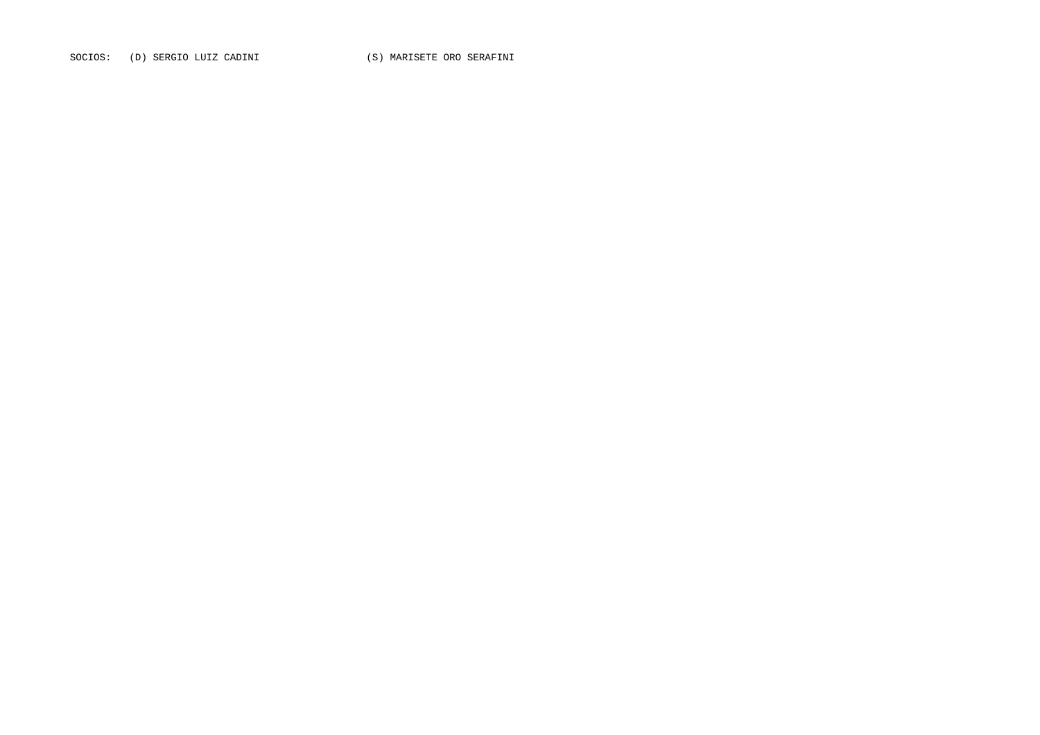SOCIOS: (D) SERGIO LUIZ CADINI (S) MARISETE ORO SERAFINI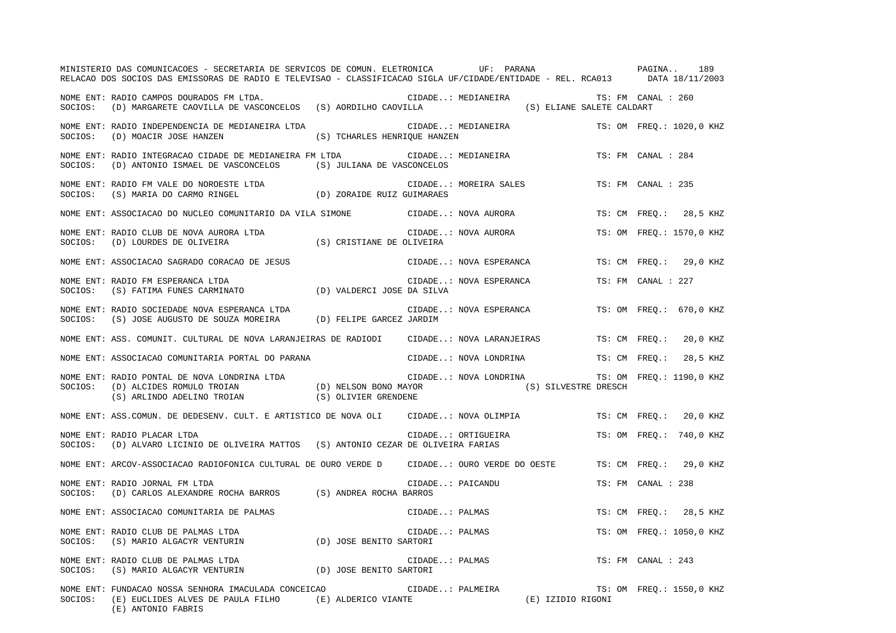NOME ENT: RADIO CAMPOS DOURADOS FM LTDA. CIDADE..: MEDIANEIRA TS: FM CANAL : 260
SOCIOS: (D) MARGARETE CAOVILLA DE VASCONCELOS (S) AORDILHO CAOVILLA (S) ELIANE SALETE CALDART

NOME ENT: RADIO INDEPENDENCIA DE MEDIANEIRA LTDA CIDADE..: MEDIANEIRA TS: OM FREQ.: 1020,0 KHZ
SOCIOS: (D) MOACIR JOSE HANZEN (S) TCHARLES HENRIQUE HANZEN

NOME ENT: RADIO INTEGRACAO CIDADE DE MEDIANEIRA FM LTDA CIDADE..: MEDIANEIRA TS: FM CANAL : 284
SOCIOS: (D) ANTONIO ISMAEL DE VASCONCELOS (S) JULIANA DE VASCONCELOS

NOME ENT: RADIO FM VALE DO NOROESTE LTDA CIDADE..: MOREIRA SALES TS: FM CANAL : 235
SOCIOS: (S) MARIA DO CARMO RINGEL (D) ZORAIDE RUIZ GUIMARAES

NOME ENT: ASSOCIACAO DO NUCLEO COMUNITARIO DA VILA SIMONE CIDADE..: NOVA AURORA TS: CM FREQ.: 28,5 KHZ

NOME ENT: RADIO CLUB DE NOVA AURORA LTDA CIDADE..: NOVA AURORA TS: OM FREQ.: 1570,0 KHZ
SOCIOS: (D) LOURDES DE OLIVEIRA (S) CRISTIANE DE OLIVEIRA

NOME ENT: ASSOCIACAO SAGRADO CORACAO DE JESUS CIDADE..: NOVA ESPERANCA TS: CM FREQ.: 29,0 KHZ

NOME ENT: RADIO FM ESPERANCA LTDA CIDADE..: NOVA ESPERANCA TS: FM CANAL : 227
SOCIOS: (S) FATIMA FUNES CARMINATO (D) VALDERCI JOSE DA SILVA

NOME ENT: RADIO SOCIEDADE NOVA ESPERANCA LTDA CIDADE..: NOVA ESPERANCA TS: OM FREQ.: 670,0 KHZ
SOCIOS: (S) JOSE AUGUSTO DE SOUZA MOREIRA (D) FELIPE GARCEZ JARDIM

NOME ENT: ASS. COMUNIT. CULTURAL DE NOVA LARANJEIRAS DE RADIODI CIDADE..: NOVA LARANJEIRAS TS: CM FREQ.: 20,0 KHZ

NOME ENT: ASSOCIACAO COMUNITARIA PORTAL DO PARANA CIDADE..: NOVA LONDRINA TS: CM FREQ.: 28,5 KHZ

NOME ENT: RADIO PONTAL DE NOVA LONDRINA LTDA CIDADE..: NOVA LONDRINA TS: OM FREQ.: 1190,0 KHZ
SOCIOS: (D) ALCIDES ROMULO TROIAN (D) NELSON BONO MAYOR (S) SILVESTRE DRESCH
(S) ARLINDO ADELINO TROIAN (S) OLIVIER GRENDENE

NOME ENT: ASS.COMUN. DE DEDESENV. CULT. E ARTISTICO DE NOVA OLI CIDADE..: NOVA OLIMPIA TS: CM FREQ.: 20,0 KHZ

NOME ENT: RADIO PLACAR LTDA CIDADE..: ORTIGUEIRA TS: OM FREQ.: 740,0 KHZ
SOCIOS: (D) ALVARO LICINIO DE OLIVEIRA MATTOS (S) ANTONIO CEZAR DE OLIVEIRA FARIAS

NOME ENT: ARCOV-ASSOCIACAO RADIOFONICA CULTURAL DE OURO VERDE D CIDADE..: OURO VERDE DO OESTE TS: CM FREQ.: 29,0 KHZ

NOME ENT: RADIO JORNAL FM LTDA CIDADE..: PAICANDU TS: FM CANAL : 238
SOCIOS: (D) CARLOS ALEXANDRE ROCHA BARROS (S) ANDREA ROCHA BARROS

NOME ENT: ASSOCIACAO COMUNITARIA DE PALMAS CIDADE..: PALMAS TS: CM FREQ.: 28,5 KHZ

NOME ENT: RADIO CLUB DE PALMAS LTDA CIDADE..: PALMAS TS: OM FREQ.: 1050,0 KHZ
SOCIOS: (S) MARIO ALGACYR VENTURIN (D) JOSE BENITO SARTORI

NOME ENT: RADIO CLUB DE PALMAS LTDA CIDADE..: PALMAS TS: FM CANAL : 243
SOCIOS: (S) MARIO ALGACYR VENTURIN (D) JOSE BENITO SARTORI

NOME ENT: FUNDACAO NOSSA SENHORA IMACULADA CONCEICAO CIDADE..: PALMEIRA TS: OM FREQ.: 1550,0 KHZ
SOCIOS: (E) EUCLIDES ALVES DE PAULA FILHO (E) ALDERICO VIANTE (E) IZIDIO RIGONI
(E) ANTONIO FABRIS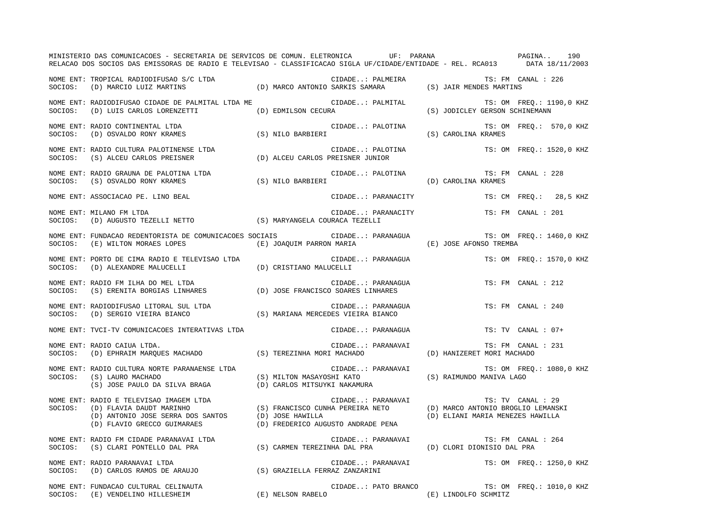NOME ENT: TROPICAL RADIODIFUSAO S/C LTDA — CIDADE..: PALMEIRA — TS: FM CANAL : 226
SOCIOS: (D) MARCIO LUIZ MARTINS (D) MARCO ANTONIO SARKIS SAMARA (S) JAIR MENDES MARTINS

NOME ENT: RADIODIFUSAO CIDADE DE PALMITAL LTDA ME — CIDADE..: PALMITAL — TS: OM FREQ.: 1190,0 KHZ
SOCIOS: (D) LUIS CARLOS LORENZETTI (D) EDMILSON CECURA (S) JODICLEY GERSON SCHINEMANN

NOME ENT: RADIO CONTINENTAL LTDA — CIDADE..: PALOTINA — TS: OM FREQ.: 570,0 KHZ
SOCIOS: (D) OSVALDO RONY KRAMES (S) NILO BARBIERI (S) CAROLINA KRAMES

NOME ENT: RADIO CULTURA PALOTINENSE LTDA — CIDADE..: PALOTINA — TS: OM FREQ.: 1520,0 KHZ
SOCIOS: (S) ALCEU CARLOS PREISNER (D) ALCEU CARLOS PREISNER JUNIOR

NOME ENT: RADIO GRAUNA DE PALOTINA LTDA — CIDADE..: PALOTINA — TS: FM CANAL : 228
SOCIOS: (S) OSVALDO RONY KRAMES (S) NILO BARBIERI (D) CAROLINA KRAMES

NOME ENT: ASSOCIACAO PE. LINO BEAL — CIDADE..: PARANACITY — TS: CM FREQ.: 28,5 KHZ

NOME ENT: MILANO FM LTDA — CIDADE..: PARANACITY — TS: FM CANAL : 201
SOCIOS: (D) AUGUSTO TEZELLI NETTO (S) MARYANGELA COURACA TEZELLI

NOME ENT: FUNDACAO REDENTORISTA DE COMUNICACOES SOCIAIS — CIDADE..: PARANAGUA — TS: OM FREQ.: 1460,0 KHZ
SOCIOS: (E) WILTON MORAES LOPES (E) JOAQUIM PARRON MARIA (E) JOSE AFONSO TREMBA

NOME ENT: PORTO DE CIMA RADIO E TELEVISAO LTDA — CIDADE..: PARANAGUA — TS: OM FREQ.: 1570,0 KHZ
SOCIOS: (D) ALEXANDRE MALUCELLI (D) CRISTIANO MALUCELLI

NOME ENT: RADIO FM ILHA DO MEL LTDA — CIDADE..: PARANAGUA — TS: FM CANAL : 212
SOCIOS: (S) ERENITA BORGIAS LINHARES (D) JOSE FRANCISCO SOARES LINHARES

NOME ENT: RADIODIFUSAO LITORAL SUL LTDA — CIDADE..: PARANAGUA — TS: FM CANAL : 240
SOCIOS: (D) SERGIO VIEIRA BIANCO (S) MARIANA MERCEDES VIEIRA BIANCO

NOME ENT: TVCI-TV COMUNICACOES INTERATIVAS LTDA — CIDADE..: PARANAGUA — TS: TV CANAL : 07+

NOME ENT: RADIO CAIUA LTDA. — CIDADE..: PARANAVAI — TS: FM CANAL : 231
SOCIOS: (D) EPHRAIM MARQUES MACHADO (S) TEREZINHA MORI MACHADO (D) HANIZERET MORI MACHADO

NOME ENT: RADIO CULTURA NORTE PARANAENSE LTDA — CIDADE..: PARANAVAI — TS: OM FREQ.: 1080,0 KHZ
SOCIOS: (S) LAURO MACHADO (S) MILTON MASAYOSHI KATO (S) RAIMUNDO MANIVA LAGO
(S) JOSE PAULO DA SILVA BRAGA (D) CARLOS MITSUYKI NAKAMURA

NOME ENT: RADIO E TELEVISAO IMAGEM LTDA — CIDADE..: PARANAVAI — TS: TV CANAL : 29
SOCIOS: (D) FLAVIA DAUDT MARINHO (S) FRANCISCO CUNHA PEREIRA NETO (D) MARCO ANTONIO BROGLIO LEMANSKI
(D) ANTONIO JOSE SERRA DOS SANTOS (D) JOSE HAWILLA (D) ELIANI MARIA MENEZES HAWILLA
(D) FLAVIO GRECCO GUIMARAES (D) FREDERICO AUGUSTO ANDRADE PENA

NOME ENT: RADIO FM CIDADE PARANAVAI LTDA — CIDADE..: PARANAVAI — TS: FM CANAL : 264
SOCIOS: (S) CLARI PONTELLO DAL PRA (S) CARMEN TEREZINHA DAL PRA (D) CLORI DIONISIO DAL PRA

NOME ENT: RADIO PARANAVAI LTDA — CIDADE..: PARANAVAI — TS: OM FREQ.: 1250,0 KHZ
SOCIOS: (D) CARLOS RAMOS DE ARAUJO (S) GRAZIELLA FERRAZ ZANZARINI

NOME ENT: FUNDACAO CULTURAL CELINAUTA — CIDADE..: PATO BRANCO — TS: OM FREQ.: 1010,0 KHZ
SOCIOS: (E) VENDELINO HILLESHEIM (E) NELSON RABELO (E) LINDOLFO SCHMITZ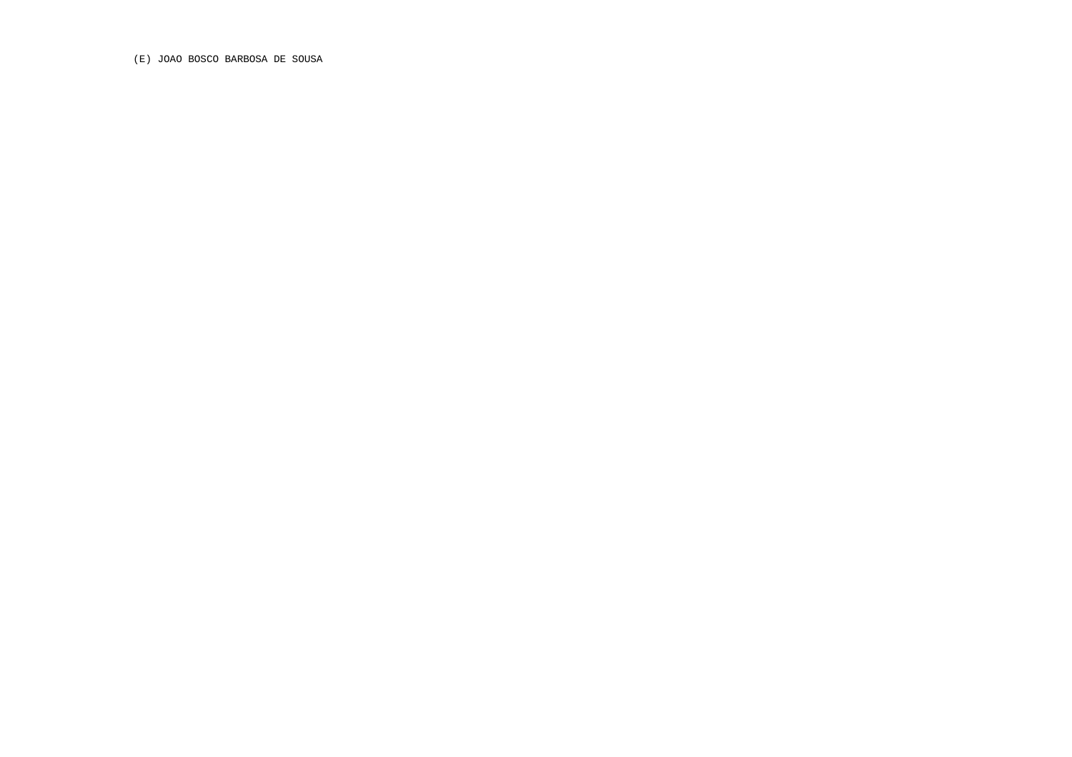(E) JOAO BOSCO BARBOSA DE SOUSA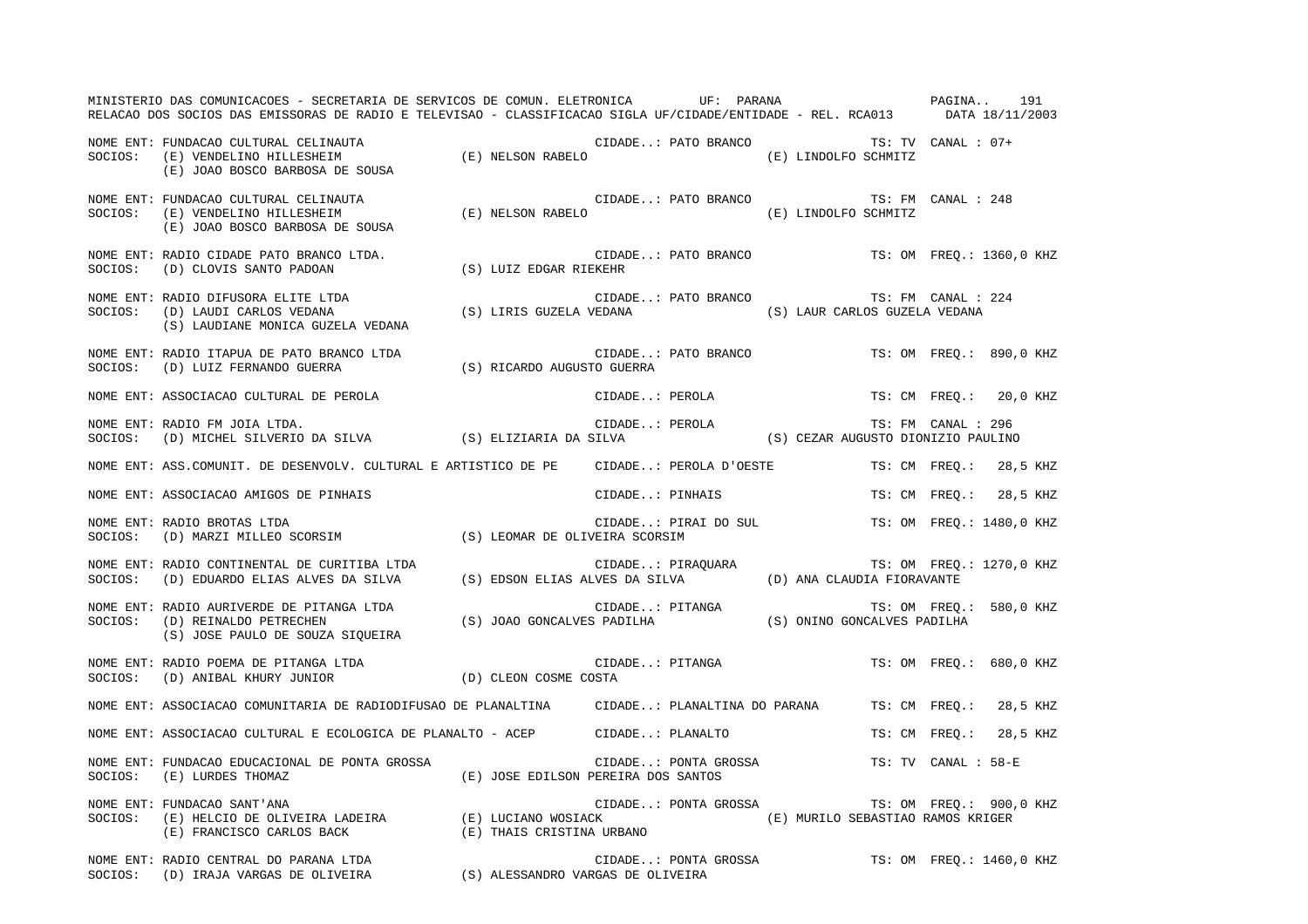MINISTERIO DAS COMUNICACOES - SECRETARIA DE SERVICOS DE COMUN. ELETRONICA UF: PARANA

RELACAO DOS SOCIOS DAS EMISSORAS DE RADIO E TELEVISAO - CLASSIFICACAO SIGLA UF/CIDADE/ENTIDADE - REL. RCA013 DATA 18/11/2003

NOME ENT: FUNDACAO CULTURAL CELINAUTA CIDADE..: PATO BRANCO TS: TV CANAL : 07+
SOCIOS: (E) VENDELINO HILLESHEIM (E) NELSON RABELO (E) LINDOLFO SCHMITZ
(E) JOAO BOSCO BARBOSA DE SOUSA

NOME ENT: FUNDACAO CULTURAL CELINAUTA CIDADE..: PATO BRANCO TS: FM CANAL : 248
SOCIOS: (E) VENDELINO HILLESHEIM (E) NELSON RABELO (E) LINDOLFO SCHMITZ
(E) JOAO BOSCO BARBOSA DE SOUSA

NOME ENT: RADIO CIDADE PATO BRANCO LTDA. CIDADE..: PATO BRANCO TS: OM FREQ.: 1360,0 KHZ
SOCIOS: (D) CLOVIS SANTO PADOAN (S) LUIZ EDGAR RIEKEHR

NOME ENT: RADIO DIFUSORA ELITE LTDA CIDADE..: PATO BRANCO TS: FM CANAL : 224
SOCIOS: (D) LAUDI CARLOS VEDANA (S) LIRIS GUZELA VEDANA (S) LAUR CARLOS GUZELA VEDANA
(S) LAUDIANE MONICA GUZELA VEDANA

NOME ENT: RADIO ITAPUA DE PATO BRANCO LTDA CIDADE..: PATO BRANCO TS: OM FREQ.: 890,0 KHZ
SOCIOS: (D) LUIZ FERNANDO GUERRA (S) RICARDO AUGUSTO GUERRA

NOME ENT: ASSOCIACAO CULTURAL DE PEROLA CIDADE..: PEROLA TS: CM FREQ.: 20,0 KHZ

NOME ENT: RADIO FM JOIA LTDA. CIDADE..: PEROLA TS: FM CANAL : 296
SOCIOS: (D) MICHEL SILVERIO DA SILVA (S) ELIZIARIA DA SILVA (S) CEZAR AUGUSTO DIONIZIO PAULINO

NOME ENT: ASS.COMUNIT. DE DESENVOLV. CULTURAL E ARTISTICO DE PE CIDADE..: PEROLA D'OESTE TS: CM FREQ.: 28,5 KHZ

NOME ENT: ASSOCIACAO AMIGOS DE PINHAIS CIDADE..: PINHAIS TS: CM FREQ.: 28,5 KHZ

NOME ENT: RADIO BROTAS LTDA CIDADE..: PIRAI DO SUL TS: OM FREQ.: 1480,0 KHZ
SOCIOS: (D) MARZI MILLEO SCORSIM (S) LEOMAR DE OLIVEIRA SCORSIM

NOME ENT: RADIO CONTINENTAL DE CURITIBA LTDA CIDADE..: PIRAQUARA TS: OM FREQ.: 1270,0 KHZ
SOCIOS: (D) EDUARDO ELIAS ALVES DA SILVA (S) EDSON ELIAS ALVES DA SILVA (D) ANA CLAUDIA FIORAVANTE

NOME ENT: RADIO AURIVERDE DE PITANGA LTDA CIDADE..: PITANGA TS: OM FREQ.: 580,0 KHZ
SOCIOS: (D) REINALDO PETRECHEN (S) JOAO GONCALVES PADILHA (S) ONINO GONCALVES PADILHA
(S) JOSE PAULO DE SOUZA SIQUEIRA

NOME ENT: RADIO POEMA DE PITANGA LTDA CIDADE..: PITANGA TS: OM FREQ.: 680,0 KHZ
SOCIOS: (D) ANIBAL KHURY JUNIOR (D) CLEON COSME COSTA

NOME ENT: ASSOCIACAO COMUNITARIA DE RADIODIFUSAO DE PLANALTINA CIDADE..: PLANALTINA DO PARANA TS: CM FREQ.: 28,5 KHZ

NOME ENT: ASSOCIACAO CULTURAL E ECOLOGICA DE PLANALTO - ACEP CIDADE..: PLANALTO TS: CM FREQ.: 28,5 KHZ

NOME ENT: FUNDACAO EDUCACIONAL DE PONTA GROSSA CIDADE..: PONTA GROSSA TS: TV CANAL : 58-E
SOCIOS: (E) LURDES THOMAZ (E) JOSE EDILSON PEREIRA DOS SANTOS

NOME ENT: FUNDACAO SANT'ANA CIDADE..: PONTA GROSSA TS: OM FREQ.: 900,0 KHZ
SOCIOS: (E) HELCIO DE OLIVEIRA LADEIRA (E) LUCIANO WOSIACK (E) MURILO SEBASTIAO RAMOS KRIGER
(E) FRANCISCO CARLOS BACK (E) THAIS CRISTINA URBANO

NOME ENT: RADIO CENTRAL DO PARANA LTDA CIDADE..: PONTA GROSSA TS: OM FREQ.: 1460,0 KHZ
SOCIOS: (D) IRAJA VARGAS DE OLIVEIRA (S) ALESSANDRO VARGAS DE OLIVEIRA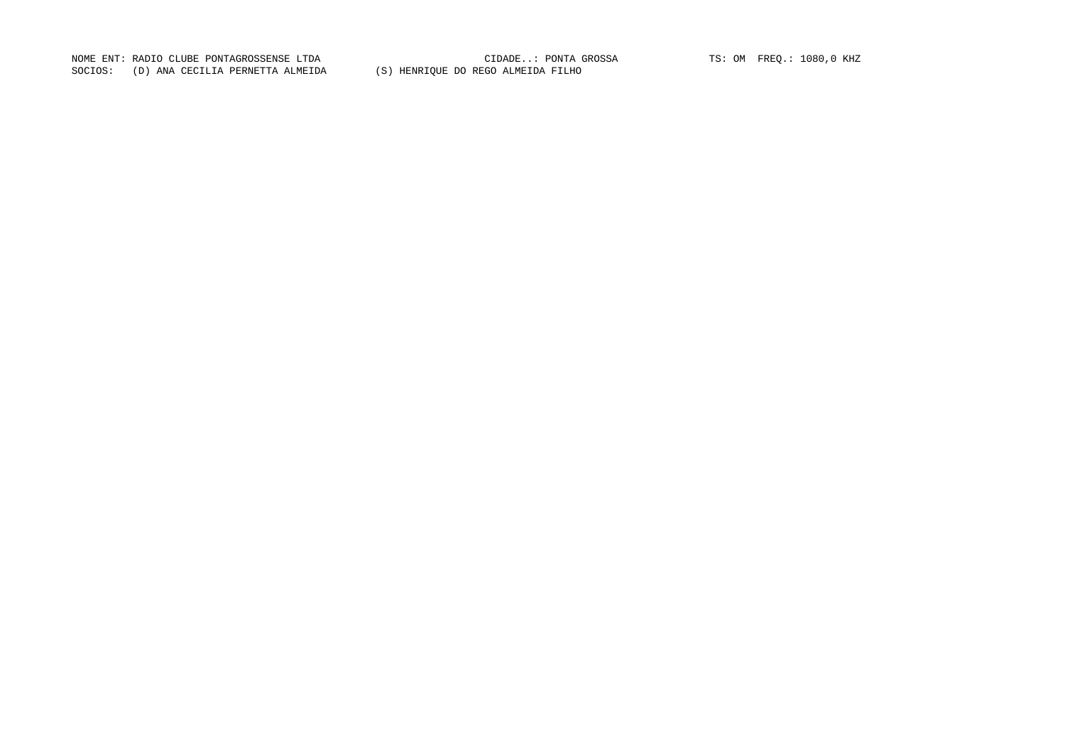NOME ENT: RADIO CLUBE PONTAGROSSENSE LTDA CIDADE..: PONTA GROSSA TS: OM FREQ.: 1080,0 KHZ

SOCIOS: (D) ANA CECILIA PERNETTA ALMEIDA (S) HENRIQUE DO REGO ALMEIDA FILHO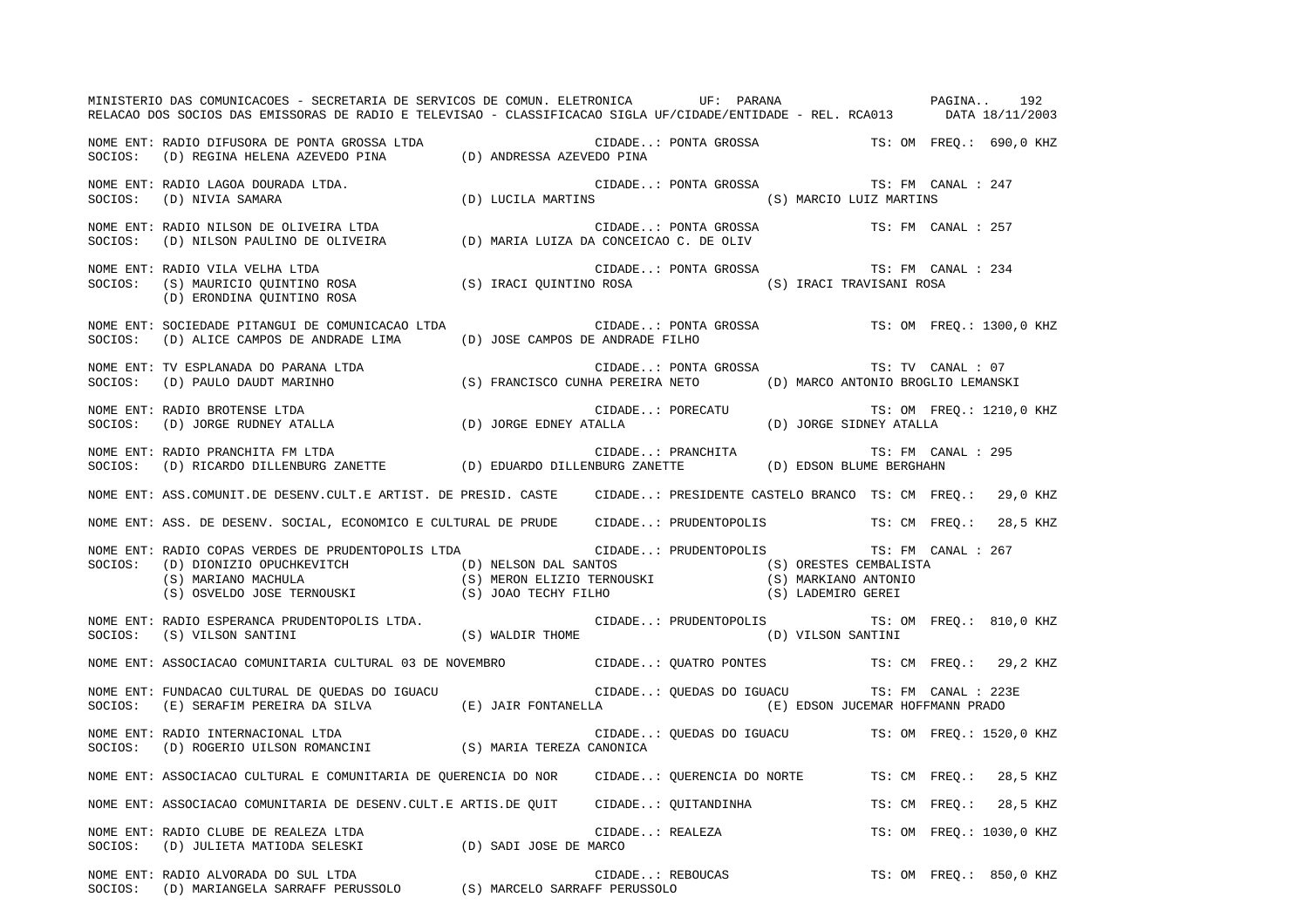NOME ENT: RADIO DIFUSORA DE PONTA GROSSA LTDA CIDADE..: PONTA GROSSA TS: OM FREQ.: 690,0 KHZ
SOCIOS: (D) REGINA HELENA AZEVEDO PINA (D) ANDRESSA AZEVEDO PINA

NOME ENT: RADIO LAGOA DOURADA LTDA. CIDADE..: PONTA GROSSA TS: FM CANAL : 247
SOCIOS: (D) NIVIA SAMARA (D) LUCILA MARTINS (S) MARCIO LUIZ MARTINS

NOME ENT: RADIO NILSON DE OLIVEIRA LTDA CIDADE..: PONTA GROSSA TS: FM CANAL : 257
SOCIOS: (D) NILSON PAULINO DE OLIVEIRA (D) MARIA LUIZA DA CONCEICAO C. DE OLIV

NOME ENT: RADIO VILA VELHA LTDA CIDADE..: PONTA GROSSA TS: FM CANAL : 234
SOCIOS: (S) MAURICIO QUINTINO ROSA (S) IRACI QUINTINO ROSA (S) IRACI TRAVISANI ROSA
(D) ERONDINA QUINTINO ROSA

NOME ENT: SOCIEDADE PITANGUI DE COMUNICACAO LTDA CIDADE..: PONTA GROSSA TS: OM FREQ.: 1300,0 KHZ
SOCIOS: (D) ALICE CAMPOS DE ANDRADE LIMA (D) JOSE CAMPOS DE ANDRADE FILHO

NOME ENT: TV ESPLANADA DO PARANA LTDA CIDADE..: PONTA GROSSA TS: TV CANAL : 07
SOCIOS: (D) PAULO DAUDT MARINHO (S) FRANCISCO CUNHA PEREIRA NETO (D) MARCO ANTONIO BROGLIO LEMANSKI

NOME ENT: RADIO BROTENSE LTDA CIDADE..: PORECATU TS: OM FREQ.: 1210,0 KHZ
SOCIOS: (D) JORGE RUDNEY ATALLA (D) JORGE EDNEY ATALLA (D) JORGE SIDNEY ATALLA

NOME ENT: RADIO PRANCHITA FM LTDA CIDADE..: PRANCHITA TS: FM CANAL : 295
SOCIOS: (D) RICARDO DILLENBURG ZANETTE (D) EDUARDO DILLENBURG ZANETTE (D) EDSON BLUME BERGHAHN

NOME ENT: ASS.COMUNIT.DE DESENV.CULT.E ARTIST. DE PRESID. CASTE CIDADE..: PRESIDENTE CASTELO BRANCO TS: CM FREQ.: 29,0 KHZ

NOME ENT: ASS. DE DESENV. SOCIAL, ECONOMICO E CULTURAL DE PRUDE CIDADE..: PRUDENTOPOLIS TS: CM FREQ.: 28,5 KHZ

NOME ENT: RADIO COPAS VERDES DE PRUDENTOPOLIS LTDA CIDADE..: PRUDENTOPOLIS TS: FM CANAL : 267
SOCIOS: (D) DIONIZIO OPUCHKEVITCH (D) NELSON DAL SANTOS (S) ORESTES CEMBALISTA
(S) MARIANO MACHULA (S) MERON ELIZIO TERNOUSKI (S) MARKIANO ANTONIO
(S) OSVELDO JOSE TERNOUSKI (S) JOAO TECHY FILHO (S) LADEMIRO GEREI

NOME ENT: RADIO ESPERANCA PRUDENTOPOLIS LTDA. CIDADE..: PRUDENTOPOLIS TS: OM FREQ.: 810,0 KHZ
SOCIOS: (S) VILSON SANTINI (S) WALDIR THOME (D) VILSON SANTINI

NOME ENT: ASSOCIACAO COMUNITARIA CULTURAL 03 DE NOVEMBRO CIDADE..: QUATRO PONTES TS: CM FREQ.: 29,2 KHZ

NOME ENT: FUNDACAO CULTURAL DE QUEDAS DO IGUACU CIDADE..: QUEDAS DO IGUACU TS: FM CANAL : 223E
SOCIOS: (E) SERAFIM PEREIRA DA SILVA (E) JAIR FONTANELLA (E) EDSON JUCEMAR HOFFMANN PRADO

NOME ENT: RADIO INTERNACIONAL LTDA CIDADE..: QUEDAS DO IGUACU TS: OM FREQ.: 1520,0 KHZ
SOCIOS: (D) ROGERIO UILSON ROMANCINI (S) MARIA TEREZA CANONICA

NOME ENT: ASSOCIACAO CULTURAL E COMUNITARIA DE QUERENCIA DO NOR CIDADE..: QUERENCIA DO NORTE TS: CM FREQ.: 28,5 KHZ

NOME ENT: ASSOCIACAO COMUNITARIA DE DESENV.CULT.E ARTIS.DE QUIT CIDADE..: QUITANDINHA TS: CM FREQ.: 28,5 KHZ

NOME ENT: RADIO CLUBE DE REALEZA LTDA CIDADE..: REALEZA TS: OM FREQ.: 1030,0 KHZ
SOCIOS: (D) JULIETA MATIODA SELESKI (D) SADI JOSE DE MARCO

NOME ENT: RADIO ALVORADA DO SUL LTDA CIDADE..: REBOUCAS TS: OM FREQ.: 850,0 KHZ
SOCIOS: (D) MARIANGELA SARRAFF PERUSSOLO (S) MARCELO SARRAFF PERUSSOLO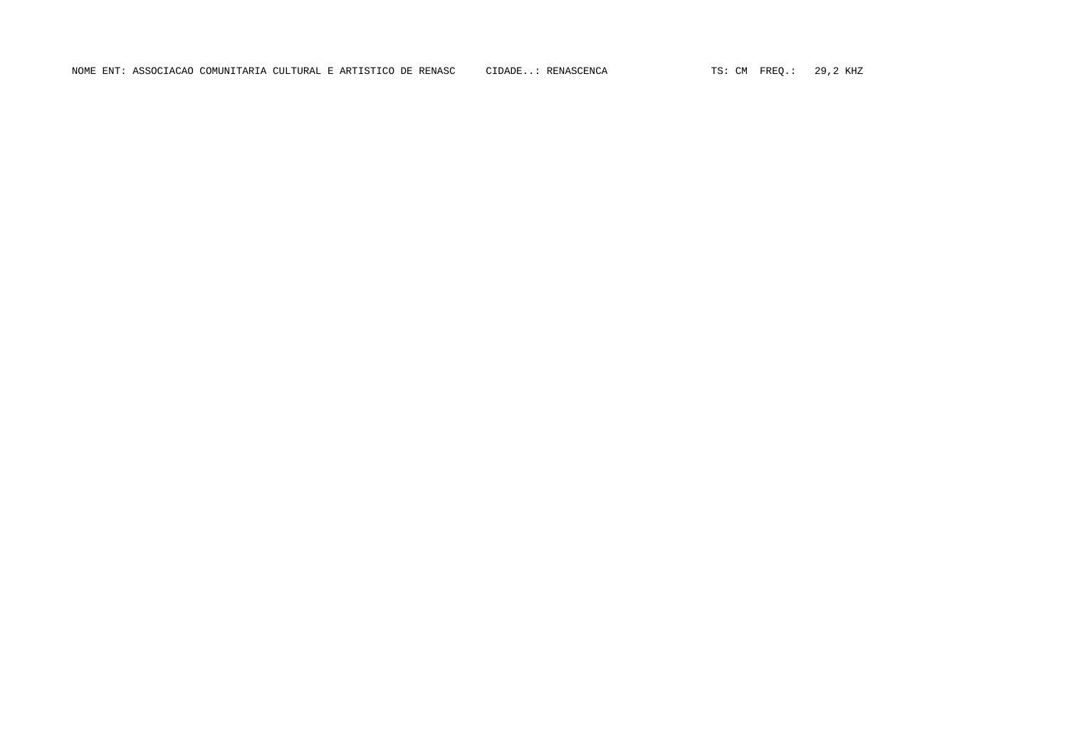NOME ENT: ASSOCIACAO COMUNITARIA CULTURAL E ARTISTICO DE RENASC     CIDADE..: RENASCENCA     TS: CM  FREQ.:  29,2 KHZ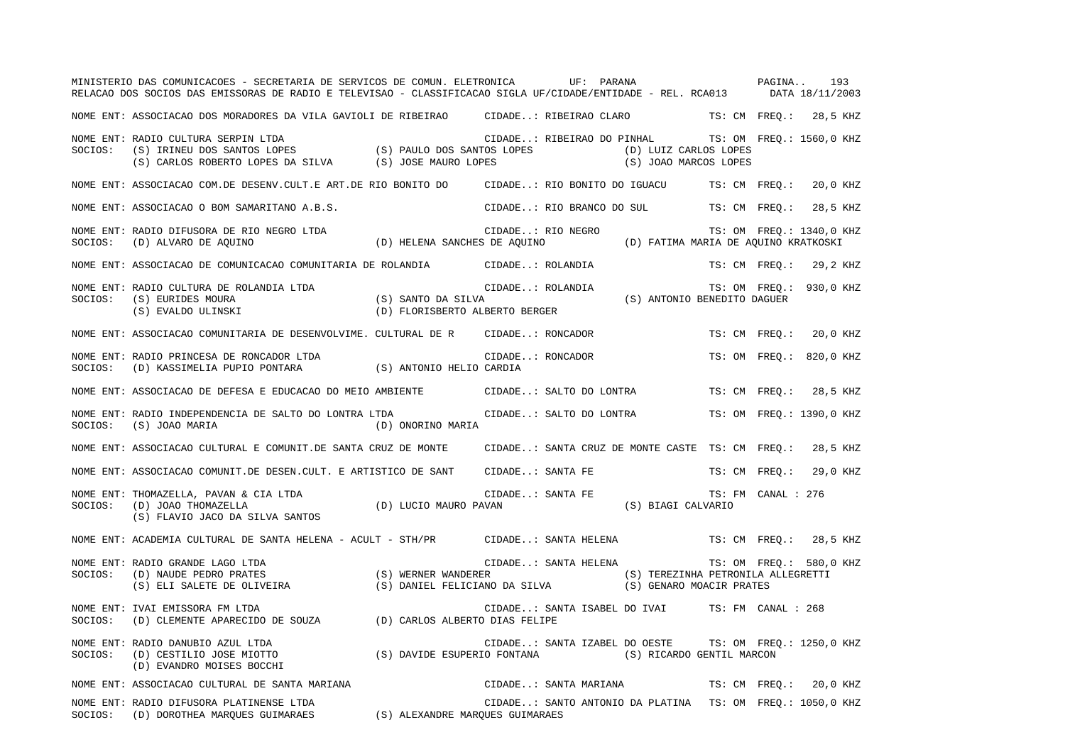MINISTERIO DAS COMUNICACOES - SECRETARIA DE SERVICOS DE COMUN. ELETRONICA UF: PARANA
RELACAO DOS SOCIOS DAS EMISSORAS DE RADIO E TELEVISAO - CLASSIFICACAO SIGLA UF/CIDADE/ENTIDADE - REL. RCA013 DATA 18/11/2003

NOME ENT: ASSOCIACAO DOS MORADORES DA VILA GAVIOLI DE RIBEIRAO CIDADE..: RIBEIRAO CLARO TS: CM FREQ.: 28,5 KHZ

NOME ENT: RADIO CULTURA SERPIN LTDA CIDADE..: RIBEIRAO DO PINHAL TS: OM FREQ.: 1560,0 KHZ
SOCIOS: (S) IRINEU DOS SANTOS LOPES (S) PAULO DOS SANTOS LOPES (D) LUIZ CARLOS LOPES
(S) CARLOS ROBERTO LOPES DA SILVA (S) JOSE MAURO LOPES (S) JOAO MARCOS LOPES

NOME ENT: ASSOCIACAO COM.DE DESENV.CULT.E ART.DE RIO BONITO DO CIDADE..: RIO BONITO DO IGUACU TS: CM FREQ.: 20,0 KHZ

NOME ENT: ASSOCIACAO O BOM SAMARITANO A.B.S. CIDADE..: RIO BRANCO DO SUL TS: CM FREQ.: 28,5 KHZ

NOME ENT: RADIO DIFUSORA DE RIO NEGRO LTDA CIDADE..: RIO NEGRO TS: OM FREQ.: 1340,0 KHZ
SOCIOS: (D) ALVARO DE AQUINO (D) HELENA SANCHES DE AQUINO (D) FATIMA MARIA DE AQUINO KRATKOSKI

NOME ENT: ASSOCIACAO DE COMUNICACAO COMUNITARIA DE ROLANDIA CIDADE..: ROLANDIA TS: CM FREQ.: 29,2 KHZ

NOME ENT: RADIO CULTURA DE ROLANDIA LTDA CIDADE..: ROLANDIA TS: OM FREQ.: 930,0 KHZ
SOCIOS: (S) EURIDES MOURA (S) SANTO DA SILVA (S) ANTONIO BENEDITO DAGUER
(S) EVALDO ULINSKI (D) FLORISBERTO ALBERTO BERGER

NOME ENT: ASSOCIACAO COMUNITARIA DE DESENVOLVIME. CULTURAL DE R CIDADE..: RONCADOR TS: CM FREQ.: 20,0 KHZ

NOME ENT: RADIO PRINCESA DE RONCADOR LTDA CIDADE..: RONCADOR TS: OM FREQ.: 820,0 KHZ
SOCIOS: (D) KASSIMELIA PUPIO PONTARA (S) ANTONIO HELIO CARDIA

NOME ENT: ASSOCIACAO DE DEFESA E EDUCACAO DO MEIO AMBIENTE CIDADE..: SALTO DO LONTRA TS: CM FREQ.: 28,5 KHZ

NOME ENT: RADIO INDEPENDENCIA DE SALTO DO LONTRA LTDA CIDADE..: SALTO DO LONTRA TS: OM FREQ.: 1390,0 KHZ
SOCIOS: (S) JOAO MARIA (D) ONORINO MARIA

NOME ENT: ASSOCIACAO CULTURAL E COMUNIT.DE SANTA CRUZ DE MONTE CIDADE..: SANTA CRUZ DE MONTE CASTE TS: CM FREQ.: 28,5 KHZ

NOME ENT: ASSOCIACAO COMUNIT.DE DESEN.CULT. E ARTISTICO DE SANT CIDADE..: SANTA FE TS: CM FREQ.: 29,0 KHZ

NOME ENT: THOMAZELLA, PAVAN & CIA LTDA CIDADE..: SANTA FE TS: FM CANAL : 276
SOCIOS: (D) JOAO THOMAZELLA (D) LUCIO MAURO PAVAN (S) BIAGI CALVARIO
(S) FLAVIO JACO DA SILVA SANTOS

NOME ENT: ACADEMIA CULTURAL DE SANTA HELENA - ACULT - STH/PR CIDADE..: SANTA HELENA TS: CM FREQ.: 28,5 KHZ

NOME ENT: RADIO GRANDE LAGO LTDA CIDADE..: SANTA HELENA TS: OM FREQ.: 580,0 KHZ
SOCIOS: (D) NAUDE PEDRO PRATES (S) WERNER WANDERER (S) TEREZINHA PETRONILA ALLEGRETTI
(S) ELI SALETE DE OLIVEIRA (S) DANIEL FELICIANO DA SILVA (S) GENARO MOACIR PRATES

NOME ENT: IVAI EMISSORA FM LTDA CIDADE..: SANTA ISABEL DO IVAI TS: FM CANAL : 268
SOCIOS: (D) CLEMENTE APARECIDO DE SOUZA (D) CARLOS ALBERTO DIAS FELIPE

NOME ENT: RADIO DANUBIO AZUL LTDA CIDADE..: SANTA IZABEL DO OESTE TS: OM FREQ.: 1250,0 KHZ
SOCIOS: (D) CESTILIO JOSE MIOTTO (S) DAVIDE ESUPERIO FONTANA (S) RICARDO GENTIL MARCON
(D) EVANDRO MOISES BOCCHI

NOME ENT: ASSOCIACAO CULTURAL DE SANTA MARIANA CIDADE..: SANTA MARIANA TS: CM FREQ.: 20,0 KHZ

NOME ENT: RADIO DIFUSORA PLATINENSE LTDA CIDADE..: SANTO ANTONIO DA PLATINA TS: OM FREQ.: 1050,0 KHZ
SOCIOS: (D) DOROTHEA MARQUES GUIMARAES (S) ALEXANDRE MARQUES GUIMARAES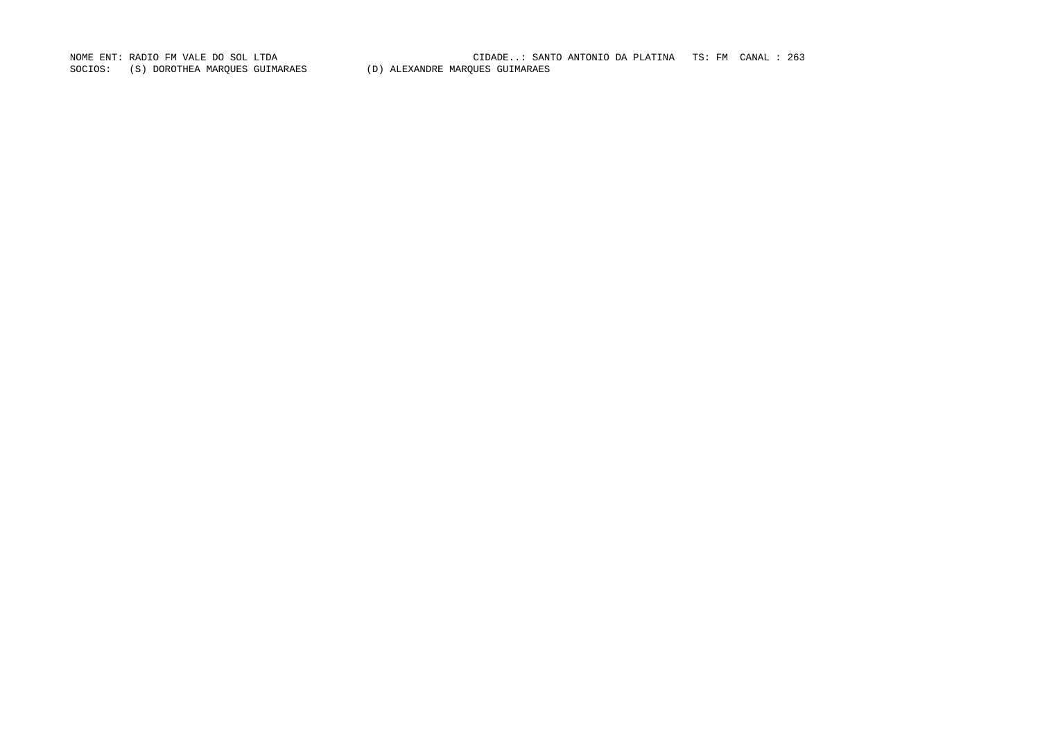NOME ENT: RADIO FM VALE DO SOL LTDA CIDADE..: SANTO ANTONIO DA PLATINA TS: FM CANAL : 263

SOCIOS: (S) DOROTHEA MARQUES GUIMARAES (D) ALEXANDRE MARQUES GUIMARAES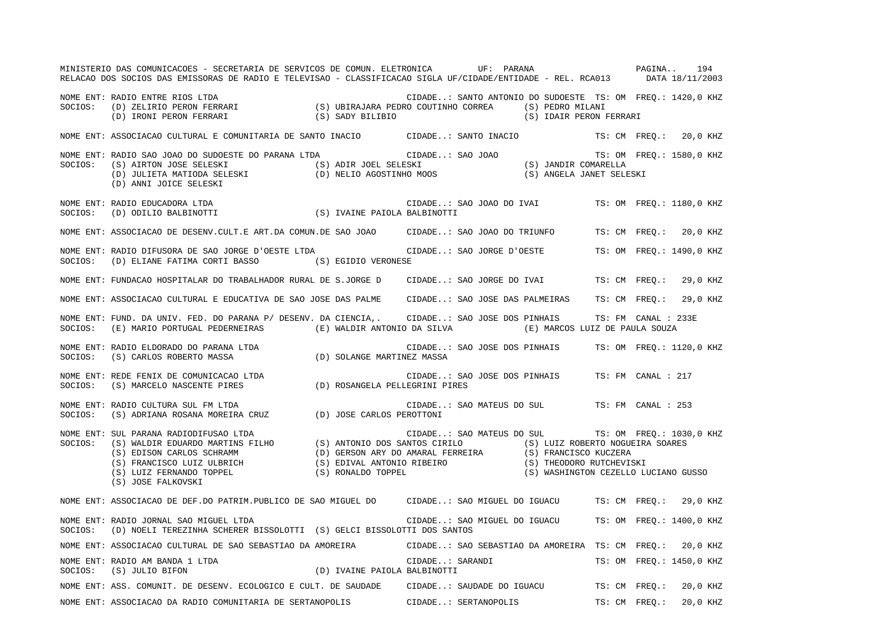NOME ENT: RADIO ENTRE RIOS LTDA CIDADE..: SANTO ANTONIO DO SUDOESTE TS: OM FREQ.: 1420,0 KHZ
SOCIOS: (D) ZELIRIO PERON FERRARI (S) UBIRAJARA PEDRO COUTINHO CORREA (S) PEDRO MILANI
(D) IRONI PERON FERRARI (S) SADY BILIBIO (S) IDAIR PERON FERRARI

NOME ENT: ASSOCIACAO CULTURAL E COMUNITARIA DE SANTO INACIO CIDADE..: SANTO INACIO TS: CM FREQ.: 20,0 KHZ

NOME ENT: RADIO SAO JOAO DO SUDOESTE DO PARANA LTDA CIDADE..: SAO JOAO TS: OM FREQ.: 1580,0 KHZ
SOCIOS: (S) AIRTON JOSE SELESKI (S) ADIR JOEL SELESKI (S) JANDIR COMARELLA
(D) JULIETA MATIODA SELESKI (D) NELIO AGOSTINHO MOOS (S) ANGELA JANET SELESKI
(D) ANNI JOICE SELESKI

NOME ENT: RADIO EDUCADORA LTDA CIDADE..: SAO JOAO DO IVAI TS: OM FREQ.: 1180,0 KHZ
SOCIOS: (D) ODILIO BALBINOTTI (S) IVAINE PAIOLA BALBINOTTI

NOME ENT: ASSOCIACAO DE DESENV.CULT.E ART.DA COMUN.DE SAO JOAO CIDADE..: SAO JOAO DO TRIUNFO TS: CM FREQ.: 20,0 KHZ

NOME ENT: RADIO DIFUSORA DE SAO JORGE D'OESTE LTDA CIDADE..: SAO JORGE D'OESTE TS: OM FREQ.: 1490,0 KHZ
SOCIOS: (D) ELIANE FATIMA CORTI BASSO (S) EGIDIO VERONESE

NOME ENT: FUNDACAO HOSPITALAR DO TRABALHADOR RURAL DE S.JORGE D CIDADE..: SAO JORGE DO IVAI TS: CM FREQ.: 29,0 KHZ

NOME ENT: ASSOCIACAO CULTURAL E EDUCATIVA DE SAO JOSE DAS PALME CIDADE..: SAO JOSE DAS PALMEIRAS TS: CM FREQ.: 29,0 KHZ

NOME ENT: FUND. DA UNIV. FED. DO PARANA P/ DESENV. DA CIENCIA,. CIDADE..: SAO JOSE DOS PINHAIS TS: FM CANAL : 233E
SOCIOS: (E) MARIO PORTUGAL PEDERNEIRAS (E) WALDIR ANTONIO DA SILVA (E) MARCOS LUIZ DE PAULA SOUZA

NOME ENT: RADIO ELDORADO DO PARANA LTDA CIDADE..: SAO JOSE DOS PINHAIS TS: OM FREQ.: 1120,0 KHZ
SOCIOS: (S) CARLOS ROBERTO MASSA (D) SOLANGE MARTINEZ MASSA

NOME ENT: REDE FENIX DE COMUNICACAO LTDA CIDADE..: SAO JOSE DOS PINHAIS TS: FM CANAL : 217
SOCIOS: (S) MARCELO NASCENTE PIRES (D) ROSANGELA PELLEGRINI PIRES

NOME ENT: RADIO CULTURA SUL FM LTDA CIDADE..: SAO MATEUS DO SUL TS: FM CANAL : 253
SOCIOS: (S) ADRIANA ROSANA MOREIRA CRUZ (D) JOSE CARLOS PEROTTONI

NOME ENT: SUL PARANA RADIODIFUSAO LTDA CIDADE..: SAO MATEUS DO SUL TS: OM FREQ.: 1030,0 KHZ
SOCIOS: (S) WALDIR EDUARDO MARTINS FILHO (S) ANTONIO DOS SANTOS CIRILO (S) LUIZ ROBERTO NOGUEIRA SOARES
(S) EDISON CARLOS SCHRAMM (D) GERSON ARY DO AMARAL FERREIRA (S) FRANCISCO KUCZERA
(S) FRANCISCO LUIZ ULBRICH (S) EDIVAL ANTONIO RIBEIRO (S) THEODORO RUTCHEVISKI
(S) LUIZ FERNANDO TOPPEL (S) RONALDO TOPPEL (S) WASHINGTON CEZELLO LUCIANO GUSSO
(S) JOSE FALKOVSKI

NOME ENT: ASSOCIACAO DE DEF.DO PATRIM.PUBLICO DE SAO MIGUEL DO CIDADE..: SAO MIGUEL DO IGUACU TS: CM FREQ.: 29,0 KHZ

NOME ENT: RADIO JORNAL SAO MIGUEL LTDA CIDADE..: SAO MIGUEL DO IGUACU TS: OM FREQ.: 1400,0 KHZ
SOCIOS: (D) NOELI TEREZINHA SCHERER BISSOLOTTI (S) GELCI BISSOLOTTI DOS SANTOS

NOME ENT: ASSOCIACAO CULTURAL DE SAO SEBASTIAO DA AMOREIRA CIDADE..: SAO SEBASTIAO DA AMOREIRA TS: CM FREQ.: 20,0 KHZ

NOME ENT: RADIO AM BANDA 1 LTDA CIDADE..: SARANDI TS: OM FREQ.: 1450,0 KHZ
SOCIOS: (S) JULIO BIFON (D) IVAINE PAIOLA BALBINOTTI

NOME ENT: ASS. COMUNIT. DE DESENV. ECOLOGICO E CULT. DE SAUDADE CIDADE..: SAUDADE DO IGUACU TS: CM FREQ.: 20,0 KHZ

NOME ENT: ASSOCIACAO DA RADIO COMUNITARIA DE SERTANOPOLIS CIDADE..: SERTANOPOLIS TS: CM FREQ.: 20,0 KHZ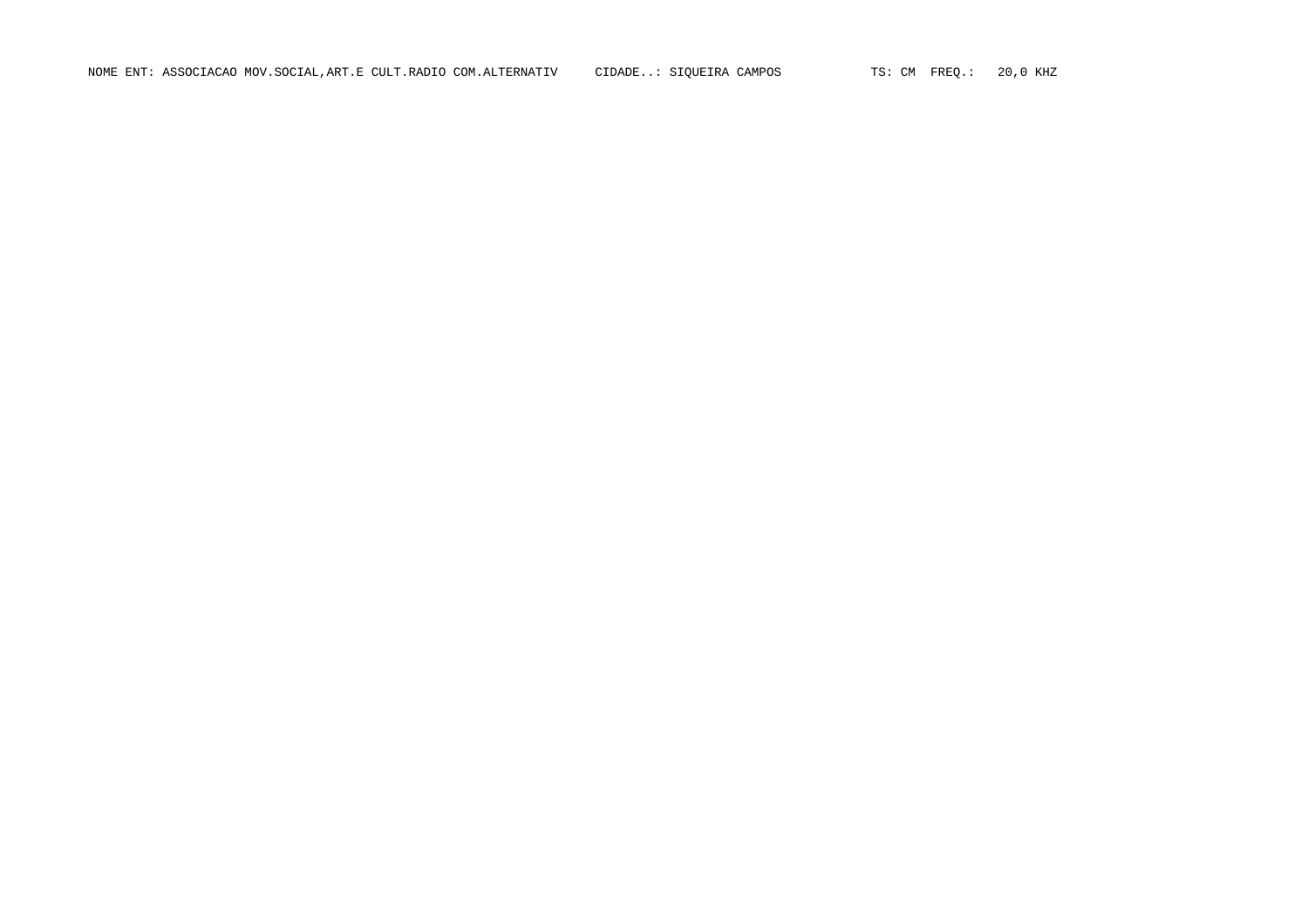NOME ENT: ASSOCIACAO MOV.SOCIAL,ART.E CULT.RADIO COM.ALTERNATIV     CIDADE..: SIQUEIRA CAMPOS     TS: CM  FREQ.:   20,0 KHZ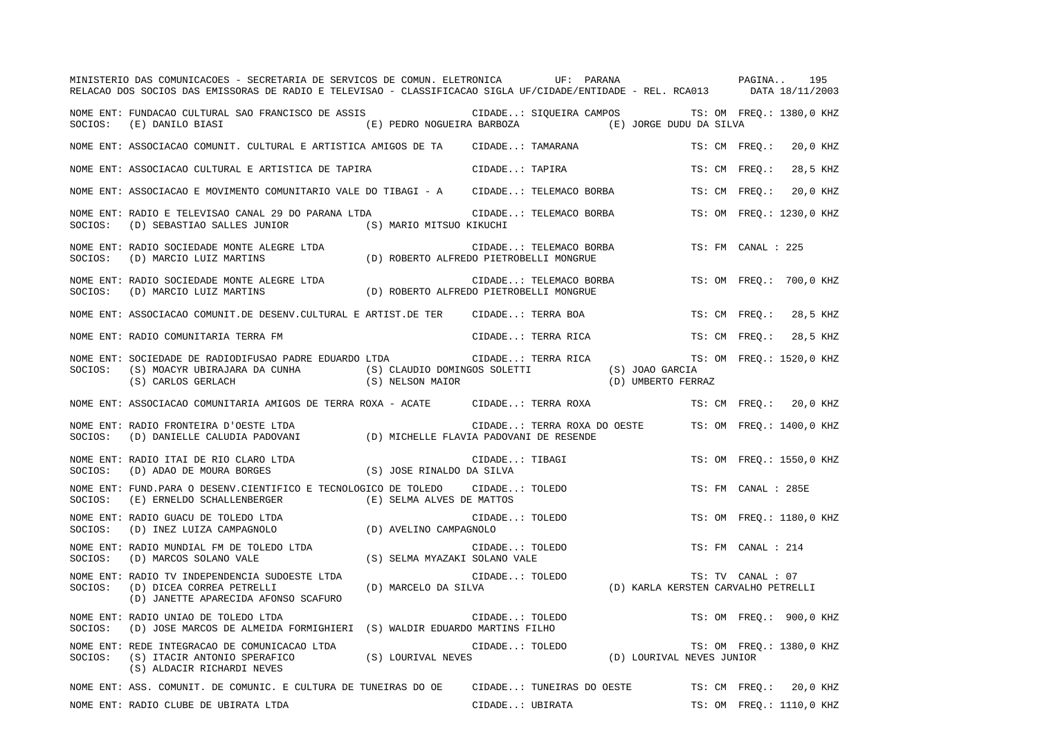MINISTERIO DAS COMUNICACOES - SECRETARIA DE SERVICOS DE COMUN. ELETRONICA UF: PARANA
RELACAO DOS SOCIOS DAS EMISSORAS DE RADIO E TELEVISAO - CLASSIFICACAO SIGLA UF/CIDADE/ENTIDADE - REL. RCA013 DATA 18/11/2003

NOME ENT: FUNDACAO CULTURAL SAO FRANCISCO DE ASSIS CIDADE..: SIQUEIRA CAMPOS TS: OM FREQ.: 1380,0 KHZ
SOCIOS: (E) DANILO BIASI (E) PEDRO NOGUEIRA BARBOZA (E) JORGE DUDU DA SILVA

NOME ENT: ASSOCIACAO COMUNIT. CULTURAL E ARTISTICA AMIGOS DE TA CIDADE..: TAMARANA TS: CM FREQ.: 20,0 KHZ

NOME ENT: ASSOCIACAO CULTURAL E ARTISTICA DE TAPIRA CIDADE..: TAPIRA TS: CM FREQ.: 28,5 KHZ

NOME ENT: ASSOCIACAO E MOVIMENTO COMUNITARIO VALE DO TIBAGI - A CIDADE..: TELEMACO BORBA TS: CM FREQ.: 20,0 KHZ

NOME ENT: RADIO E TELEVISAO CANAL 29 DO PARANA LTDA CIDADE..: TELEMACO BORBA TS: OM FREQ.: 1230,0 KHZ
SOCIOS: (D) SEBASTIAO SALLES JUNIOR (S) MARIO MITSUO KIKUCHI

NOME ENT: RADIO SOCIEDADE MONTE ALEGRE LTDA CIDADE..: TELEMACO BORBA TS: FM CANAL : 225
SOCIOS: (D) MARCIO LUIZ MARTINS (D) ROBERTO ALFREDO PIETROBELLI MONGRUE

NOME ENT: RADIO SOCIEDADE MONTE ALEGRE LTDA CIDADE..: TELEMACO BORBA TS: OM FREQ.: 700,0 KHZ
SOCIOS: (D) MARCIO LUIZ MARTINS (D) ROBERTO ALFREDO PIETROBELLI MONGRUE

NOME ENT: ASSOCIACAO COMUNIT.DE DESENV.CULTURAL E ARTIST.DE TER CIDADE..: TERRA BOA TS: CM FREQ.: 28,5 KHZ

NOME ENT: RADIO COMUNITARIA TERRA FM CIDADE..: TERRA RICA TS: CM FREQ.: 28,5 KHZ

NOME ENT: SOCIEDADE DE RADIODIFUSAO PADRE EDUARDO LTDA CIDADE..: TERRA RICA TS: OM FREQ.: 1520,0 KHZ
SOCIOS: (S) MOACYR UBIRAJARA DA CUNHA (S) CLAUDIO DOMINGOS SOLETTI (S) JOAO GARCIA
(S) CARLOS GERLACH (S) NELSON MAIOR (D) UMBERTO FERRAZ

NOME ENT: ASSOCIACAO COMUNITARIA AMIGOS DE TERRA ROXA - ACATE CIDADE..: TERRA ROXA TS: CM FREQ.: 20,0 KHZ

NOME ENT: RADIO FRONTEIRA D'OESTE LTDA CIDADE..: TERRA ROXA DO OESTE TS: OM FREQ.: 1400,0 KHZ
SOCIOS: (D) DANIELLE CALUDIA PADOVANI (D) MICHELLE FLAVIA PADOVANI DE RESENDE

NOME ENT: RADIO ITAI DE RIO CLARO LTDA CIDADE..: TIBAGI TS: OM FREQ.: 1550,0 KHZ
SOCIOS: (D) ADAO DE MOURA BORGES (S) JOSE RINALDO DA SILVA

NOME ENT: FUND.PARA O DESENV.CIENTIFICO E TECNOLOGICO DE TOLEDO CIDADE..: TOLEDO TS: FM CANAL : 285E
SOCIOS: (E) ERNELDO SCHALLENBERGER (E) SELMA ALVES DE MATTOS

NOME ENT: RADIO GUACU DE TOLEDO LTDA CIDADE..: TOLEDO TS: OM FREQ.: 1180,0 KHZ
SOCIOS: (D) INEZ LUIZA CAMPAGNOLO (D) AVELINO CAMPAGNOLO

NOME ENT: RADIO MUNDIAL FM DE TOLEDO LTDA CIDADE..: TOLEDO TS: FM CANAL : 214
SOCIOS: (D) MARCOS SOLANO VALE (S) SELMA MYAZAKI SOLANO VALE

NOME ENT: RADIO TV INDEPENDENCIA SUDOESTE LTDA CIDADE..: TOLEDO TS: TV CANAL : 07
SOCIOS: (D) DICEA CORREA PETRELLI (D) MARCELO DA SILVA (D) KARLA KERSTEN CARVALHO PETRELLI
(D) JANETTE APARECIDA AFONSO SCAFURO

NOME ENT: RADIO UNIAO DE TOLEDO LTDA CIDADE..: TOLEDO TS: OM FREQ.: 900,0 KHZ
SOCIOS: (D) JOSE MARCOS DE ALMEIDA FORMIGHIERI (S) WALDIR EDUARDO MARTINS FILHO

NOME ENT: REDE INTEGRACAO DE COMUNICACAO LTDA CIDADE..: TOLEDO TS: OM FREQ.: 1380,0 KHZ
SOCIOS: (S) ITACIR ANTONIO SPERAFICO (S) LOURIVAL NEVES (D) LOURIVAL NEVES JUNIOR
(S) ALDACIR RICHARDI NEVES

NOME ENT: ASS. COMUNIT. DE COMUNIC. E CULTURA DE TUNEIRAS DO OE CIDADE..: TUNEIRAS DO OESTE TS: CM FREQ.: 20,0 KHZ

NOME ENT: RADIO CLUBE DE UBIRATA LTDA CIDADE..: UBIRATA TS: OM FREQ.: 1110,0 KHZ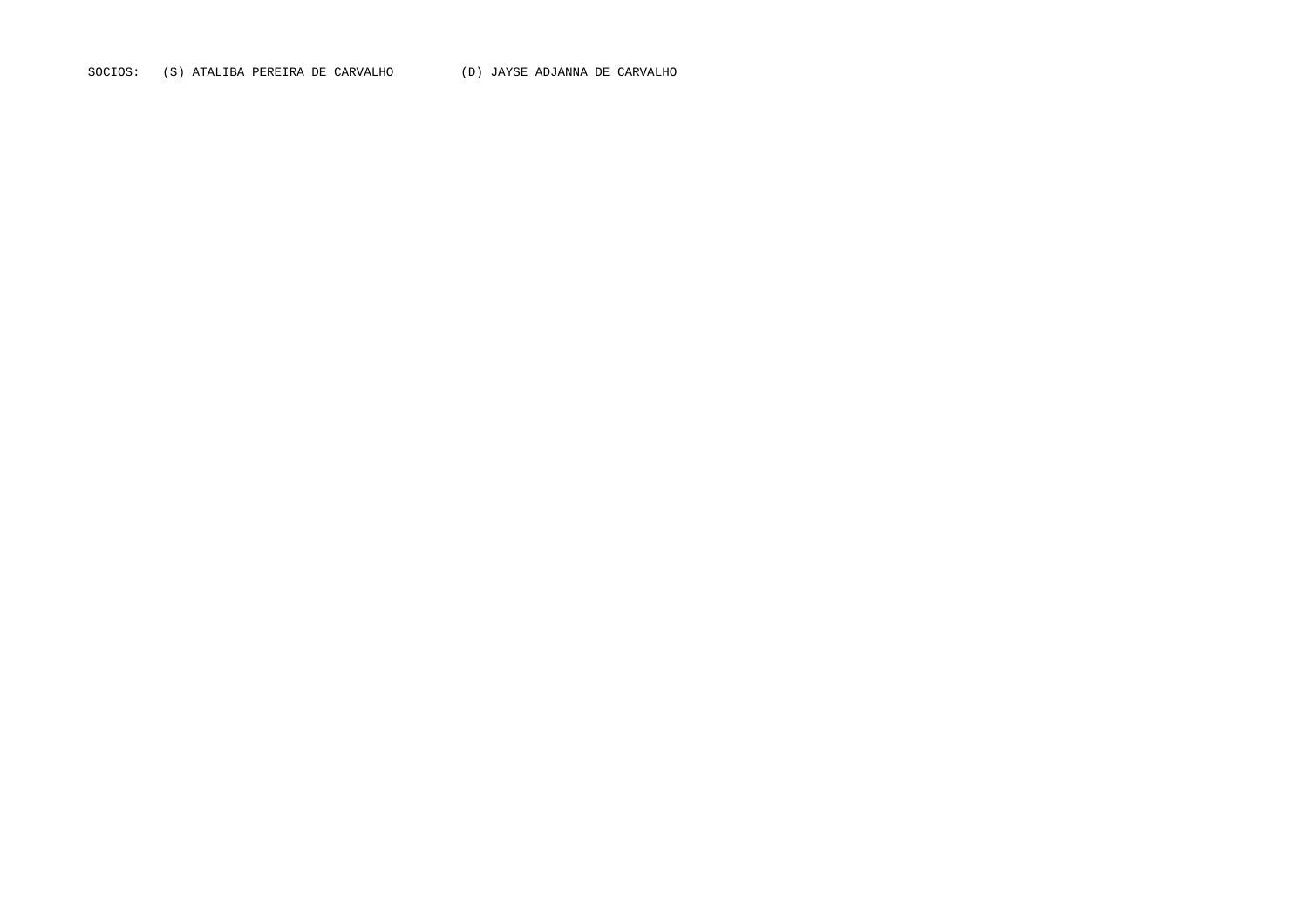SOCIOS: (S) ATALIBA PEREIRA DE CARVALHO (D) JAYSE ADJANNA DE CARVALHO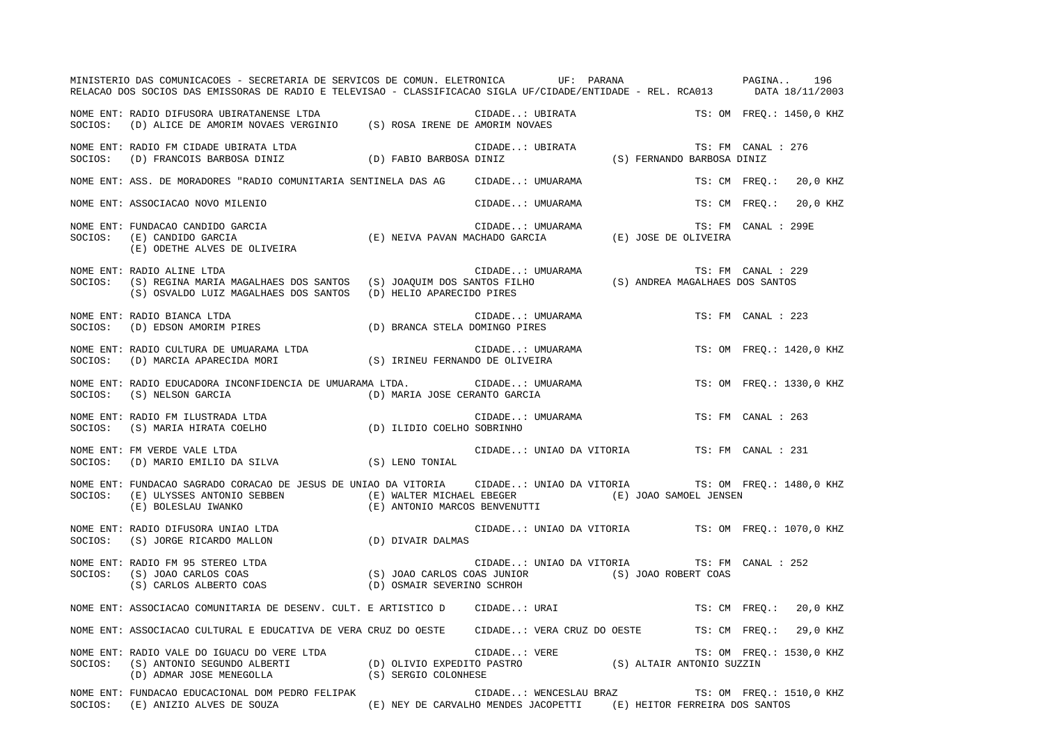MINISTERIO DAS COMUNICACOES - SECRETARIA DE SERVICOS DE COMUN. ELETRONICA UF: PARANA

RELACAO DOS SOCIOS DAS EMISSORAS DE RADIO E TELEVISAO - CLASSIFICACAO SIGLA UF/CIDADE/ENTIDADE - REL. RCA013 DATA 18/11/2003

NOME ENT: RADIO DIFUSORA UBIRATANENSE LTDA — CIDADE..: UBIRATA — TS: OM FREQ.: 1450,0 KHZ
SOCIOS: (D) ALICE DE AMORIM NOVAES VERGINIO (S) ROSA IRENE DE AMORIM NOVAES

NOME ENT: RADIO FM CIDADE UBIRATA LTDA — CIDADE..: UBIRATA — TS: FM CANAL : 276
SOCIOS: (D) FRANCOIS BARBOSA DINIZ (D) FABIO BARBOSA DINIZ (S) FERNANDO BARBOSA DINIZ

NOME ENT: ASS. DE MORADORES "RADIO COMUNITARIA SENTINELA DAS AG — CIDADE..: UMUARAMA — TS: CM FREQ.: 20,0 KHZ

NOME ENT: ASSOCIACAO NOVO MILENIO — CIDADE..: UMUARAMA — TS: CM FREQ.: 20,0 KHZ

NOME ENT: FUNDACAO CANDIDO GARCIA — CIDADE..: UMUARAMA — TS: FM CANAL : 299E
SOCIOS: (E) CANDIDO GARCIA (E) NEIVA PAVAN MACHADO GARCIA (E) JOSE DE OLIVEIRA
(E) ODETHE ALVES DE OLIVEIRA

NOME ENT: RADIO ALINE LTDA — CIDADE..: UMUARAMA — TS: FM CANAL : 229
SOCIOS: (S) REGINA MARIA MAGALHAES DOS SANTOS (S) JOAQUIM DOS SANTOS FILHO (S) ANDREA MAGALHAES DOS SANTOS
(S) OSVALDO LUIZ MAGALHAES DOS SANTOS (D) HELIO APARECIDO PIRES

NOME ENT: RADIO BIANCA LTDA — CIDADE..: UMUARAMA — TS: FM CANAL : 223
SOCIOS: (D) EDSON AMORIM PIRES (D) BRANCA STELA DOMINGO PIRES

NOME ENT: RADIO CULTURA DE UMUARAMA LTDA — CIDADE..: UMUARAMA — TS: OM FREQ.: 1420,0 KHZ
SOCIOS: (D) MARCIA APARECIDA MORI (S) IRINEU FERNANDO DE OLIVEIRA

NOME ENT: RADIO EDUCADORA INCONFIDENCIA DE UMUARAMA LTDA. — CIDADE..: UMUARAMA — TS: OM FREQ.: 1330,0 KHZ
SOCIOS: (S) NELSON GARCIA (D) MARIA JOSE CERANTO GARCIA

NOME ENT: RADIO FM ILUSTRADA LTDA — CIDADE..: UMUARAMA — TS: FM CANAL : 263
SOCIOS: (S) MARIA HIRATA COELHO (D) ILIDIO COELHO SOBRINHO

NOME ENT: FM VERDE VALE LTDA — CIDADE..: UNIAO DA VITORIA — TS: FM CANAL : 231
SOCIOS: (D) MARIO EMILIO DA SILVA (S) LENO TONIAL

NOME ENT: FUNDACAO SAGRADO CORACAO DE JESUS DE UNIAO DA VITORIA — CIDADE..: UNIAO DA VITORIA — TS: OM FREQ.: 1480,0 KHZ
SOCIOS: (E) ULYSSES ANTONIO SEBBEN (E) WALTER MICHAEL EBEGER (E) JOAO SAMOEL JENSEN
(E) BOLESLAU IWANKO (E) ANTONIO MARCOS BENVENUTTI

NOME ENT: RADIO DIFUSORA UNIAO LTDA — CIDADE..: UNIAO DA VITORIA — TS: OM FREQ.: 1070,0 KHZ
SOCIOS: (S) JORGE RICARDO MALLON (D) DIVAIR DALMAS

NOME ENT: RADIO FM 95 STEREO LTDA — CIDADE..: UNIAO DA VITORIA — TS: FM CANAL : 252
SOCIOS: (S) JOAO CARLOS COAS (S) JOAO CARLOS COAS JUNIOR (S) JOAO ROBERT COAS
(S) CARLOS ALBERTO COAS (D) OSMAIR SEVERINO SCHROH

NOME ENT: ASSOCIACAO COMUNITARIA DE DESENV. CULT. E ARTISTICO D — CIDADE..: URAI — TS: CM FREQ.: 20,0 KHZ

NOME ENT: ASSOCIACAO CULTURAL E EDUCATIVA DE VERA CRUZ DO OESTE — CIDADE..: VERA CRUZ DO OESTE — TS: CM FREQ.: 29,0 KHZ

NOME ENT: RADIO VALE DO IGUACU DO VERE LTDA — CIDADE..: VERE — TS: OM FREQ.: 1530,0 KHZ
SOCIOS: (S) ANTONIO SEGUNDO ALBERTI (D) OLIVIO EXPEDITO PASTRO (S) ALTAIR ANTONIO SUZZIN
(D) ADMAR JOSE MENEGOLLA (S) SERGIO COLONHESE

NOME ENT: FUNDACAO EDUCACIONAL DOM PEDRO FELIPAK — CIDADE..: WENCESLAU BRAZ — TS: OM FREQ.: 1510,0 KHZ
SOCIOS: (E) ANIZIO ALVES DE SOUZA (E) NEY DE CARVALHO MENDES JACOPETTI (E) HEITOR FERREIRA DOS SANTOS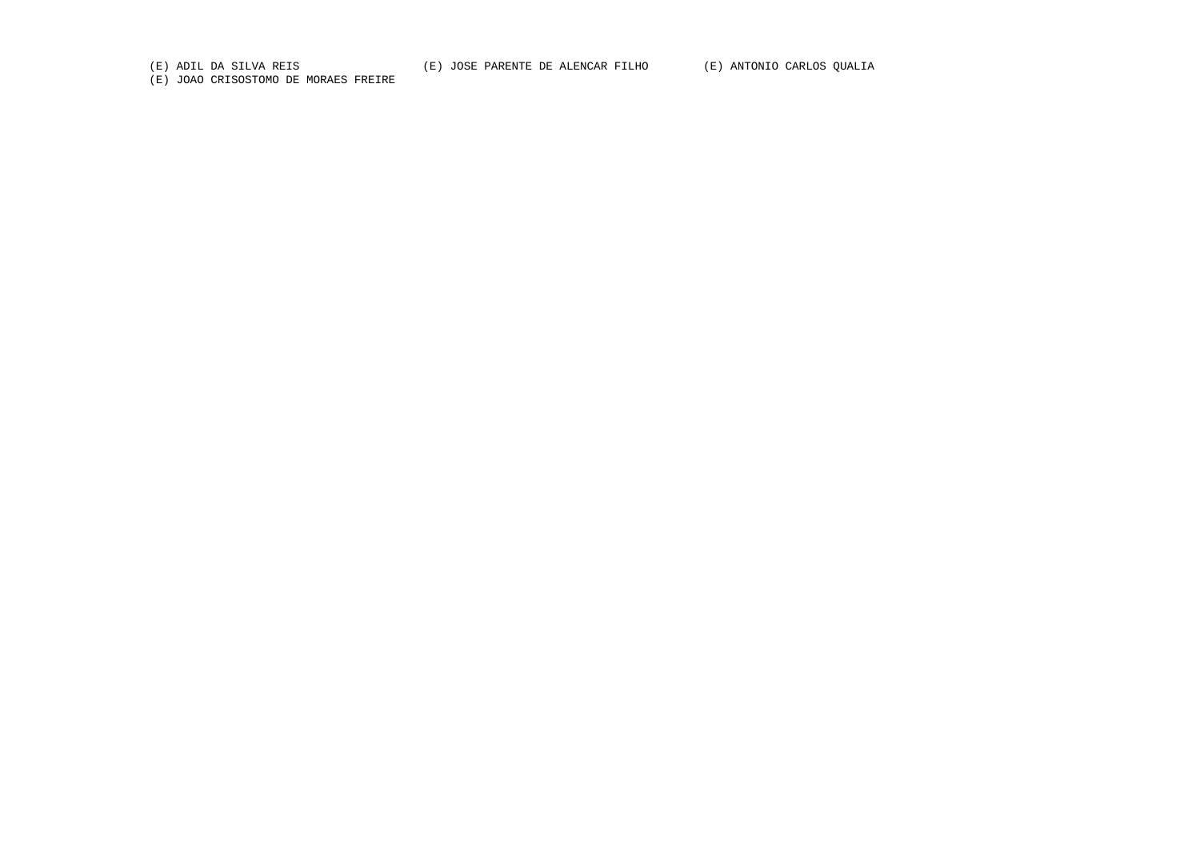(E) ADIL DA SILVA REIS (E) JOSE PARENTE DE ALENCAR FILHO (E) ANTONIO CARLOS QUALIA
(E) JOAO CRISOSTOMO DE MORAES FREIRE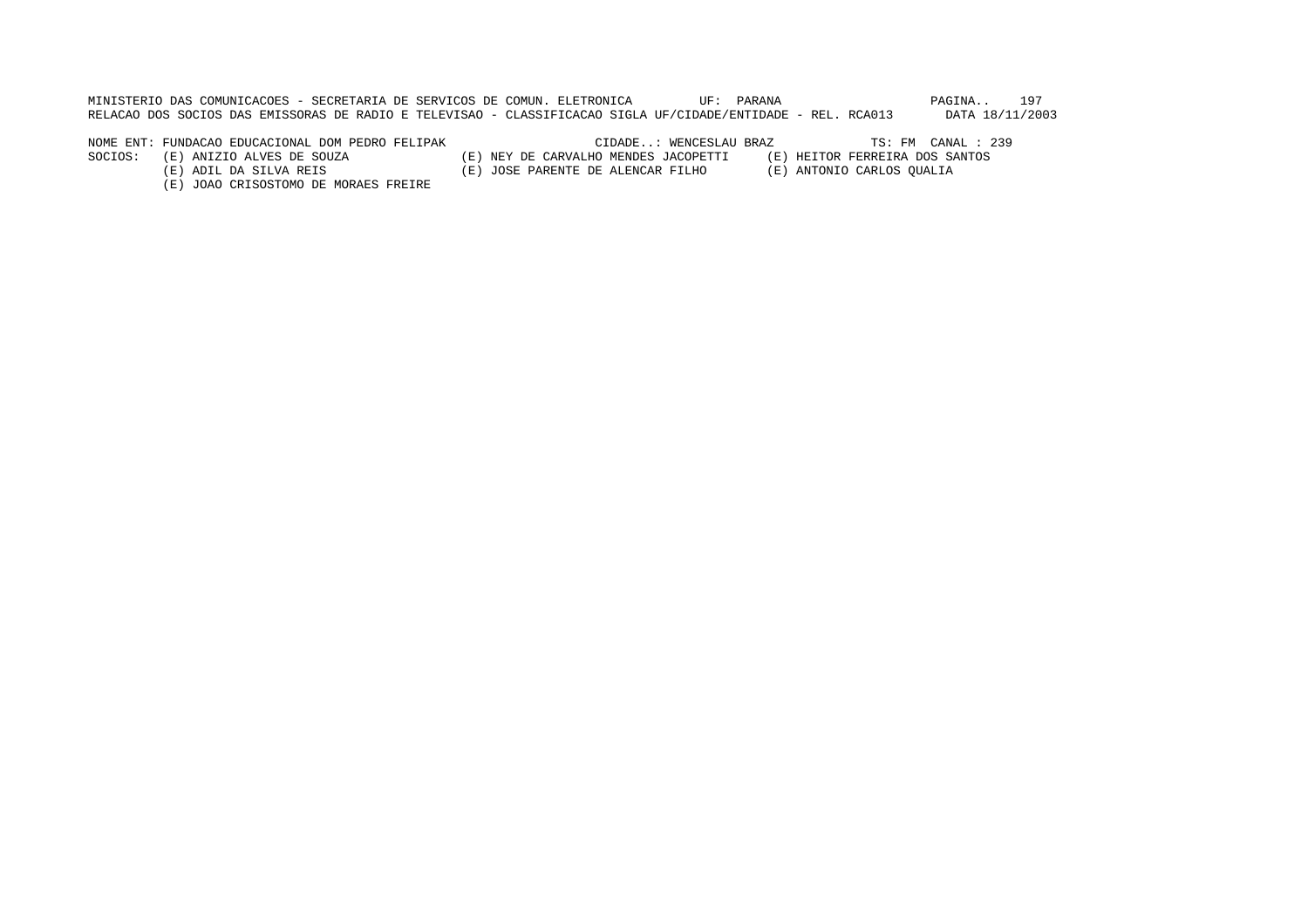MINISTERIO DAS COMUNICACOES - SECRETARIA DE SERVICOS DE COMUN. ELETRONICA UF: PARANA

RELACAO DOS SOCIOS DAS EMISSORAS DE RADIO E TELEVISAO - CLASSIFICACAO SIGLA UF/CIDADE/ENTIDADE - REL. RCA013 DATA 18/11/2003

NOME ENT: FUNDACAO EDUCACIONAL DOM PEDRO FELIPAK CIDADE..: WENCESLAU BRAZ TS: FM CANAL : 239

SOCIOS:
- (E) ANIZIO ALVES DE SOUZA
- (E) NEY DE CARVALHO MENDES JACOPETTI
- (E) HEITOR FERREIRA DOS SANTOS
- (E) ADIL DA SILVA REIS
- (E) JOSE PARENTE DE ALENCAR FILHO
- (E) ANTONIO CARLOS QUALIA
- (E) JOAO CRISOSTOMO DE MORAES FREIRE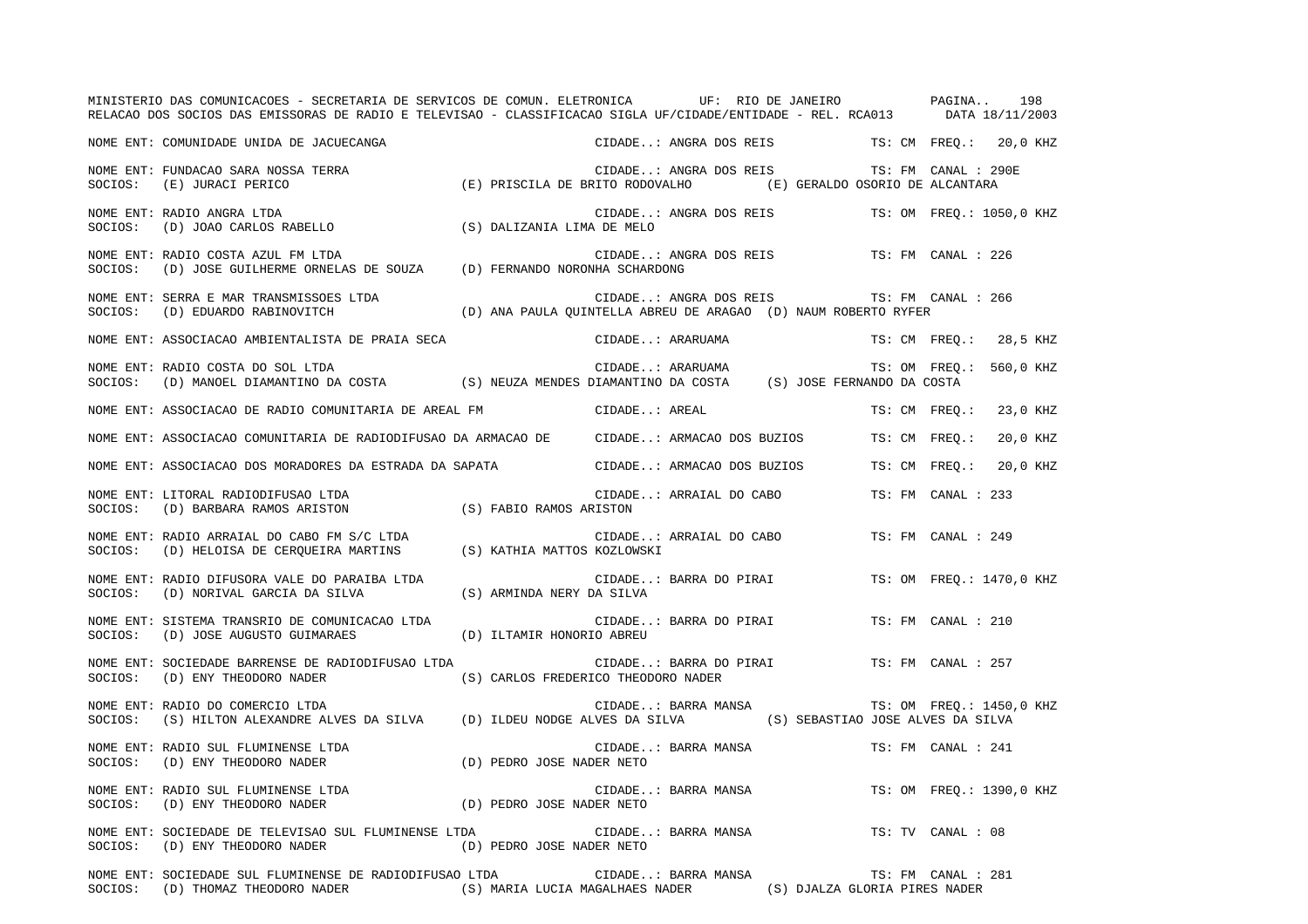NOME ENT: COMUNIDADE UNIDA DE JACUECANGA CIDADE..: ANGRA DOS REIS TS: CM FREQ.: 20,0 KHZ

NOME ENT: FUNDACAO SARA NOSSA TERRA CIDADE..: ANGRA DOS REIS TS: FM CANAL : 290E
SOCIOS: (E) JURACI PERICO (E) PRISCILA DE BRITO RODOVALHO (E) GERALDO OSORIO DE ALCANTARA

NOME ENT: RADIO ANGRA LTDA CIDADE..: ANGRA DOS REIS TS: OM FREQ.: 1050,0 KHZ
SOCIOS: (D) JOAO CARLOS RABELLO (S) DALIZANIA LIMA DE MELO

NOME ENT: RADIO COSTA AZUL FM LTDA CIDADE..: ANGRA DOS REIS TS: FM CANAL : 226
SOCIOS: (D) JOSE GUILHERME ORNELAS DE SOUZA (D) FERNANDO NORONHA SCHARDONG

NOME ENT: SERRA E MAR TRANSMISSOES LTDA CIDADE..: ANGRA DOS REIS TS: FM CANAL : 266
SOCIOS: (D) EDUARDO RABINOVITCH (D) ANA PAULA QUINTELLA ABREU DE ARAGAO (D) NAUM ROBERTO RYFER

NOME ENT: ASSOCIACAO AMBIENTALISTA DE PRAIA SECA CIDADE..: ARARUAMA TS: CM FREQ.: 28,5 KHZ

NOME ENT: RADIO COSTA DO SOL LTDA CIDADE..: ARARUAMA TS: OM FREQ.: 560,0 KHZ
SOCIOS: (D) MANOEL DIAMANTINO DA COSTA (S) NEUZA MENDES DIAMANTINO DA COSTA (S) JOSE FERNANDO DA COSTA

NOME ENT: ASSOCIACAO DE RADIO COMUNITARIA DE AREAL FM CIDADE..: AREAL TS: CM FREQ.: 23,0 KHZ

NOME ENT: ASSOCIACAO COMUNITARIA DE RADIODIFUSAO DA ARMACAO DE CIDADE..: ARMACAO DOS BUZIOS TS: CM FREQ.: 20,0 KHZ

NOME ENT: ASSOCIACAO DOS MORADORES DA ESTRADA DA SAPATA CIDADE..: ARMACAO DOS BUZIOS TS: CM FREQ.: 20,0 KHZ

NOME ENT: LITORAL RADIODIFUSAO LTDA CIDADE..: ARRAIAL DO CABO TS: FM CANAL : 233
SOCIOS: (D) BARBARA RAMOS ARISTON (S) FABIO RAMOS ARISTON

NOME ENT: RADIO ARRAIAL DO CABO FM S/C LTDA CIDADE..: ARRAIAL DO CABO TS: FM CANAL : 249
SOCIOS: (D) HELOISA DE CERQUEIRA MARTINS (S) KATHIA MATTOS KOZLOWSKI

NOME ENT: RADIO DIFUSORA VALE DO PARAIBA LTDA CIDADE..: BARRA DO PIRAI TS: OM FREQ.: 1470,0 KHZ
SOCIOS: (D) NORIVAL GARCIA DA SILVA (S) ARMINDA NERY DA SILVA

NOME ENT: SISTEMA TRANSRIO DE COMUNICACAO LTDA CIDADE..: BARRA DO PIRAI TS: FM CANAL : 210
SOCIOS: (D) JOSE AUGUSTO GUIMARAES (D) ILTAMIR HONORIO ABREU

NOME ENT: SOCIEDADE BARRENSE DE RADIODIFUSAO LTDA CIDADE..: BARRA DO PIRAI TS: FM CANAL : 257
SOCIOS: (D) ENY THEODORO NADER (S) CARLOS FREDERICO THEODORO NADER

NOME ENT: RADIO DO COMERCIO LTDA CIDADE..: BARRA MANSA TS: OM FREQ.: 1450,0 KHZ
SOCIOS: (S) HILTON ALEXANDRE ALVES DA SILVA (D) ILDEU NODGE ALVES DA SILVA (S) SEBASTIAO JOSE ALVES DA SILVA

NOME ENT: RADIO SUL FLUMINENSE LTDA CIDADE..: BARRA MANSA TS: FM CANAL : 241
SOCIOS: (D) ENY THEODORO NADER (D) PEDRO JOSE NADER NETO

NOME ENT: RADIO SUL FLUMINENSE LTDA CIDADE..: BARRA MANSA TS: OM FREQ.: 1390,0 KHZ
SOCIOS: (D) ENY THEODORO NADER (D) PEDRO JOSE NADER NETO

NOME ENT: SOCIEDADE DE TELEVISAO SUL FLUMINENSE LTDA CIDADE..: BARRA MANSA TS: TV CANAL : 08
SOCIOS: (D) ENY THEODORO NADER (D) PEDRO JOSE NADER NETO

NOME ENT: SOCIEDADE SUL FLUMINENSE DE RADIODIFUSAO LTDA CIDADE..: BARRA MANSA TS: FM CANAL : 281
SOCIOS: (D) THOMAZ THEODORO NADER (S) MARIA LUCIA MAGALHAES NADER (S) DJALZA GLORIA PIRES NADER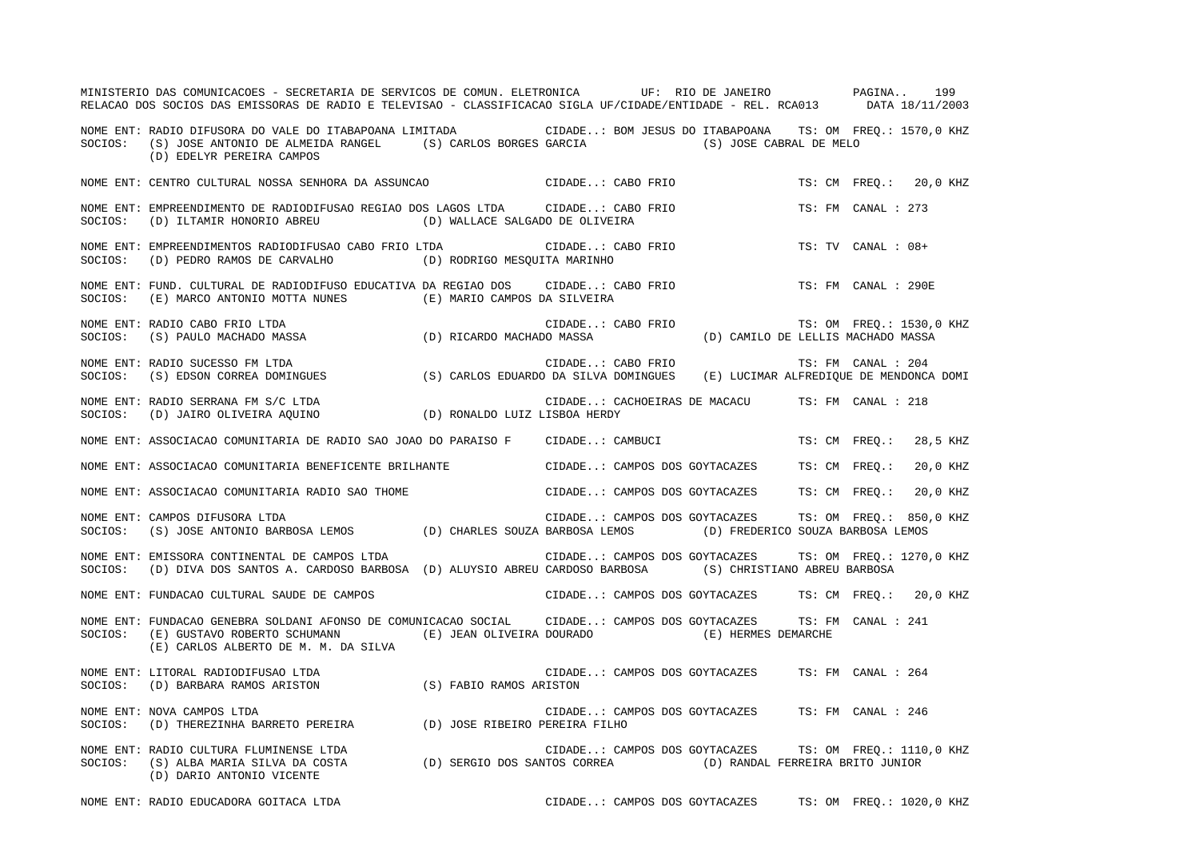NOME ENT: RADIO DIFUSORA DO VALE DO ITABAPOANA LIMITADA CIDADE..: BOM JESUS DO ITABAPOANA TS: OM FREQ.: 1570,0 KHZ
SOCIOS: (S) JOSE ANTONIO DE ALMEIDA RANGEL (S) CARLOS BORGES GARCIA (S) JOSE CABRAL DE MELO
(D) EDELYR PEREIRA CAMPOS

NOME ENT: CENTRO CULTURAL NOSSA SENHORA DA ASSUNCAO CIDADE..: CABO FRIO TS: CM FREQ.: 20,0 KHZ

NOME ENT: EMPREENDIMENTO DE RADIODIFUSAO REGIAO DOS LAGOS LTDA CIDADE..: CABO FRIO TS: FM CANAL : 273
SOCIOS: (D) ILTAMIR HONORIO ABREU (D) WALLACE SALGADO DE OLIVEIRA

NOME ENT: EMPREENDIMENTOS RADIODIFUSAO CABO FRIO LTDA CIDADE..: CABO FRIO TS: TV CANAL : 08+
SOCIOS: (D) PEDRO RAMOS DE CARVALHO (D) RODRIGO MESQUITA MARINHO

NOME ENT: FUND. CULTURAL DE RADIODIFUSO EDUCATIVA DA REGIAO DOS CIDADE..: CABO FRIO TS: FM CANAL : 290E
SOCIOS: (E) MARCO ANTONIO MOTTA NUNES (E) MARIO CAMPOS DA SILVEIRA

NOME ENT: RADIO CABO FRIO LTDA CIDADE..: CABO FRIO TS: OM FREQ.: 1530,0 KHZ
SOCIOS: (S) PAULO MACHADO MASSA (D) RICARDO MACHADO MASSA (D) CAMILO DE LELLIS MACHADO MASSA

NOME ENT: RADIO SUCESSO FM LTDA CIDADE..: CABO FRIO TS: FM CANAL : 204
SOCIOS: (S) EDSON CORREA DOMINGUES (S) CARLOS EDUARDO DA SILVA DOMINGUES (E) LUCIMAR ALFREDIQUE DE MENDONCA DOMI

NOME ENT: RADIO SERRANA FM S/C LTDA CIDADE..: CACHOEIRAS DE MACACU TS: FM CANAL : 218
SOCIOS: (D) JAIRO OLIVEIRA AQUINO (D) RONALDO LUIZ LISBOA HERDY

NOME ENT: ASSOCIACAO COMUNITARIA DE RADIO SAO JOAO DO PARAISO F CIDADE..: CAMBUCI TS: CM FREQ.: 28,5 KHZ

NOME ENT: ASSOCIACAO COMUNITARIA BENEFICENTE BRILHANTE CIDADE..: CAMPOS DOS GOYTACAZES TS: CM FREQ.: 20,0 KHZ

NOME ENT: ASSOCIACAO COMUNITARIA RADIO SAO THOME CIDADE..: CAMPOS DOS GOYTACAZES TS: CM FREQ.: 20,0 KHZ

NOME ENT: CAMPOS DIFUSORA LTDA CIDADE..: CAMPOS DOS GOYTACAZES TS: OM FREQ.: 850,0 KHZ
SOCIOS: (S) JOSE ANTONIO BARBOSA LEMOS (D) CHARLES SOUZA BARBOSA LEMOS (D) FREDERICO SOUZA BARBOSA LEMOS

NOME ENT: EMISSORA CONTINENTAL DE CAMPOS LTDA CIDADE..: CAMPOS DOS GOYTACAZES TS: OM FREQ.: 1270,0 KHZ
SOCIOS: (D) DIVA DOS SANTOS A. CARDOSO BARBOSA (D) ALUYSIO ABREU CARDOSO BARBOSA (S) CHRISTIANO ABREU BARBOSA

NOME ENT: FUNDACAO CULTURAL SAUDE DE CAMPOS CIDADE..: CAMPOS DOS GOYTACAZES TS: CM FREQ.: 20,0 KHZ

NOME ENT: FUNDACAO GENEBRA SOLDANI AFONSO DE COMUNICACAO SOCIAL CIDADE..: CAMPOS DOS GOYTACAZES TS: FM CANAL : 241
SOCIOS: (E) GUSTAVO ROBERTO SCHUMANN (E) JEAN OLIVEIRA DOURADO (E) HERMES DEMARCHE
(E) CARLOS ALBERTO DE M. M. DA SILVA

NOME ENT: LITORAL RADIODIFUSAO LTDA CIDADE..: CAMPOS DOS GOYTACAZES TS: FM CANAL : 264
SOCIOS: (D) BARBARA RAMOS ARISTON (S) FABIO RAMOS ARISTON

NOME ENT: NOVA CAMPOS LTDA CIDADE..: CAMPOS DOS GOYTACAZES TS: FM CANAL : 246
SOCIOS: (D) THEREZINHA BARRETO PEREIRA (D) JOSE RIBEIRO PEREIRA FILHO

NOME ENT: RADIO CULTURA FLUMINENSE LTDA CIDADE..: CAMPOS DOS GOYTACAZES TS: OM FREQ.: 1110,0 KHZ
SOCIOS: (S) ALBA MARIA SILVA DA COSTA (D) SERGIO DOS SANTOS CORREA (D) RANDAL FERREIRA BRITO JUNIOR
(D) DARIO ANTONIO VICENTE

NOME ENT: RADIO EDUCADORA GOITACA LTDA CIDADE..: CAMPOS DOS GOYTACAZES TS: OM FREQ.: 1020,0 KHZ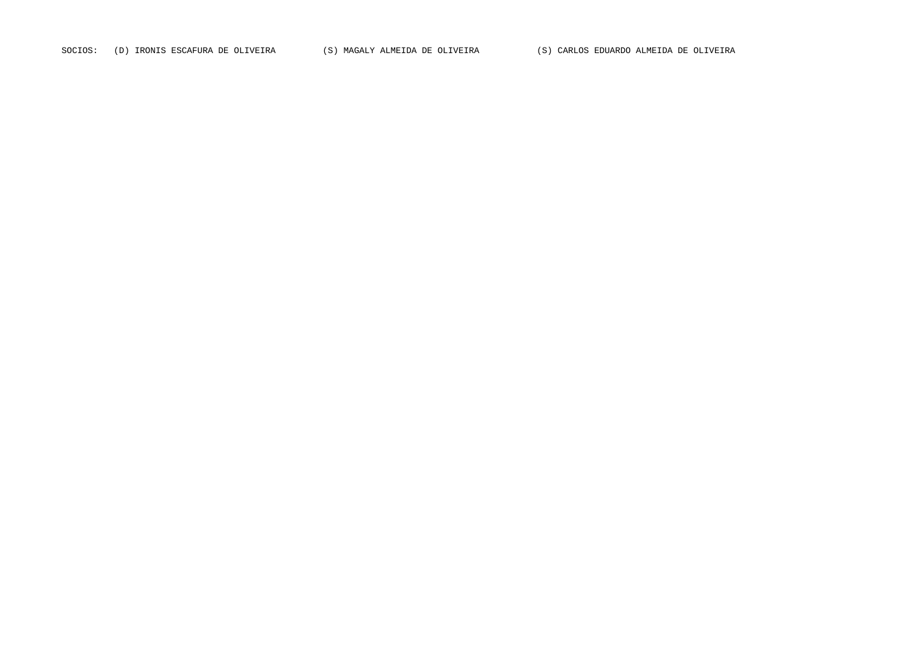SOCIOS: (D) IRONIS ESCAFURA DE OLIVEIRA (S) MAGALY ALMEIDA DE OLIVEIRA (S) CARLOS EDUARDO ALMEIDA DE OLIVEIRA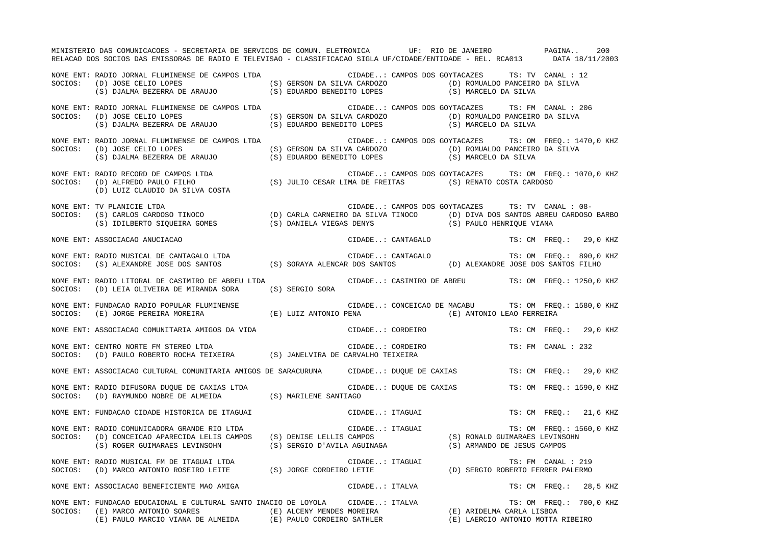MINISTERIO DAS COMUNICACOES - SECRETARIA DE SERVICOS DE COMUN. ELETRONICA UF: RIO DE JANEIRO

RELACAO DOS SOCIOS DAS EMISSORAS DE RADIO E TELEVISAO - CLASSIFICACAO SIGLA UF/CIDADE/ENTIDADE - REL. RCA013 DATA 18/11/2003

NOME ENT: RADIO JORNAL FLUMINENSE DE CAMPOS LTDA CIDADE..: CAMPOS DOS GOYTACAZES TS: TV CANAL : 12
SOCIOS: (D) JOSE CELIO LOPES (S) GERSON DA SILVA CARDOZO (D) ROMUALDO PANCEIRO DA SILVA
(S) DJALMA BEZERRA DE ARAUJO (S) EDUARDO BENEDITO LOPES (S) MARCELO DA SILVA

NOME ENT: RADIO JORNAL FLUMINENSE DE CAMPOS LTDA CIDADE..: CAMPOS DOS GOYTACAZES TS: FM CANAL : 206
SOCIOS: (D) JOSE CELIO LOPES (S) GERSON DA SILVA CARDOZO (D) ROMUALDO PANCEIRO DA SILVA
(S) DJALMA BEZERRA DE ARAUJO (S) EDUARDO BENEDITO LOPES (S) MARCELO DA SILVA

NOME ENT: RADIO JORNAL FLUMINENSE DE CAMPOS LTDA CIDADE..: CAMPOS DOS GOYTACAZES TS: OM FREQ.: 1470,0 KHZ
SOCIOS: (D) JOSE CELIO LOPES (S) GERSON DA SILVA CARDOZO (D) ROMUALDO PANCEIRO DA SILVA
(S) DJALMA BEZERRA DE ARAUJO (S) EDUARDO BENEDITO LOPES (S) MARCELO DA SILVA

NOME ENT: RADIO RECORD DE CAMPOS LTDA CIDADE..: CAMPOS DOS GOYTACAZES TS: OM FREQ.: 1070,0 KHZ
SOCIOS: (D) ALFREDO PAULO FILHO (S) JULIO CESAR LIMA DE FREITAS (S) RENATO COSTA CARDOSO
(D) LUIZ CLAUDIO DA SILVA COSTA

NOME ENT: TV PLANICIE LTDA CIDADE..: CAMPOS DOS GOYTACAZES TS: TV CANAL : 08-
SOCIOS: (S) CARLOS CARDOSO TINOCO (D) CARLA CARNEIRO DA SILVA TINOCO (D) DIVA DOS SANTOS ABREU CARDOSO BARBO
(S) IDILBERTO SIQUEIRA GOMES (S) DANIELA VIEGAS DENYS (S) PAULO HENRIQUE VIANA

NOME ENT: ASSOCIACAO ANUCIACAO CIDADE..: CANTAGALO TS: CM FREQ.: 29,0 KHZ

NOME ENT: RADIO MUSICAL DE CANTAGALO LTDA CIDADE..: CANTAGALO TS: OM FREQ.: 890,0 KHZ
SOCIOS: (S) ALEXANDRE JOSE DOS SANTOS (S) SORAYA ALENCAR DOS SANTOS (D) ALEXANDRE JOSE DOS SANTOS FILHO

NOME ENT: RADIO LITORAL DE CASIMIRO DE ABREU LTDA CIDADE..: CASIMIRO DE ABREU TS: OM FREQ.: 1250,0 KHZ
SOCIOS: (D) LEIA OLIVEIRA DE MIRANDA SORA (S) SERGIO SORA

NOME ENT: FUNDACAO RADIO POPULAR FLUMINENSE CIDADE..: CONCEICAO DE MACABU TS: OM FREQ.: 1580,0 KHZ
SOCIOS: (E) JORGE PEREIRA MOREIRA (E) LUIZ ANTONIO PENA (E) ANTONIO LEAO FERREIRA

NOME ENT: ASSOCIACAO COMUNITARIA AMIGOS DA VIDA CIDADE..: CORDEIRO TS: CM FREQ.: 29,0 KHZ

NOME ENT: CENTRO NORTE FM STEREO LTDA CIDADE..: CORDEIRO TS: FM CANAL : 232
SOCIOS: (D) PAULO ROBERTO ROCHA TEIXEIRA (S) JANELVIRA DE CARVALHO TEIXEIRA

NOME ENT: ASSOCIACAO CULTURAL COMUNITARIA AMIGOS DE SARACURUNA CIDADE..: DUQUE DE CAXIAS TS: CM FREQ.: 29,0 KHZ

NOME ENT: RADIO DIFUSORA DUQUE DE CAXIAS LTDA CIDADE..: DUQUE DE CAXIAS TS: OM FREQ.: 1590,0 KHZ
SOCIOS: (D) RAYMUNDO NOBRE DE ALMEIDA (S) MARILENE SANTIAGO

NOME ENT: FUNDACAO CIDADE HISTORICA DE ITAGUAI CIDADE..: ITAGUAI TS: CM FREQ.: 21,6 KHZ

NOME ENT: RADIO COMUNICADORA GRANDE RIO LTDA CIDADE..: ITAGUAI TS: OM FREQ.: 1560,0 KHZ
SOCIOS: (D) CONCEICAO APARECIDA LELIS CAMPOS (S) DENISE LELLIS CAMPOS (S) RONALD GUIMARAES LEVINSOHN
(S) ROGER GUIMARAES LEVINSOHN (S) SERGIO D'AVILA AGUINAGA (S) ARMANDO DE JESUS CAMPOS

NOME ENT: RADIO MUSICAL FM DE ITAGUAI LTDA CIDADE..: ITAGUAI TS: FM CANAL : 219
SOCIOS: (D) MARCO ANTONIO ROSEIRO LEITE (S) JORGE CORDEIRO LETIE (D) SERGIO ROBERTO FERRER PALERMO

NOME ENT: ASSOCIACAO BENEFICIENTE MAO AMIGA CIDADE..: ITALVA TS: CM FREQ.: 28,5 KHZ

NOME ENT: FUNDACAO EDUCAIONAL E CULTURAL SANTO INACIO DE LOYOLA CIDADE..: ITALVA TS: OM FREQ.: 700,0 KHZ
SOCIOS: (E) MARCO ANTONIO SOARES (E) ALCENY MENDES MOREIRA (E) ARIDELMA CARLA LISBOA
(E) PAULO MARCIO VIANA DE ALMEIDA (E) PAULO CORDEIRO SATHLER (E) LAERCIO ANTONIO MOTTA RIBEIRO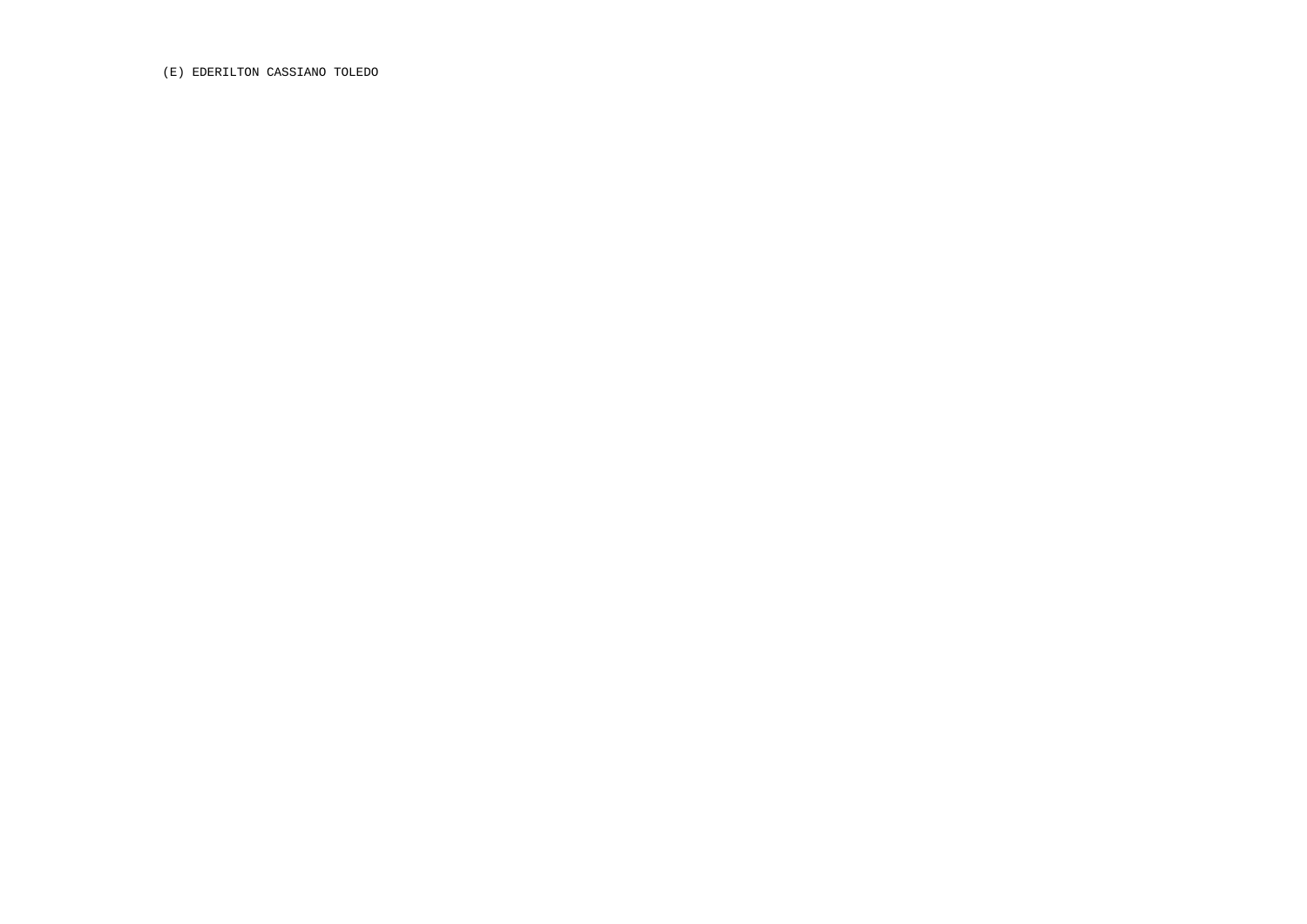(E) EDERILTON CASSIANO TOLEDO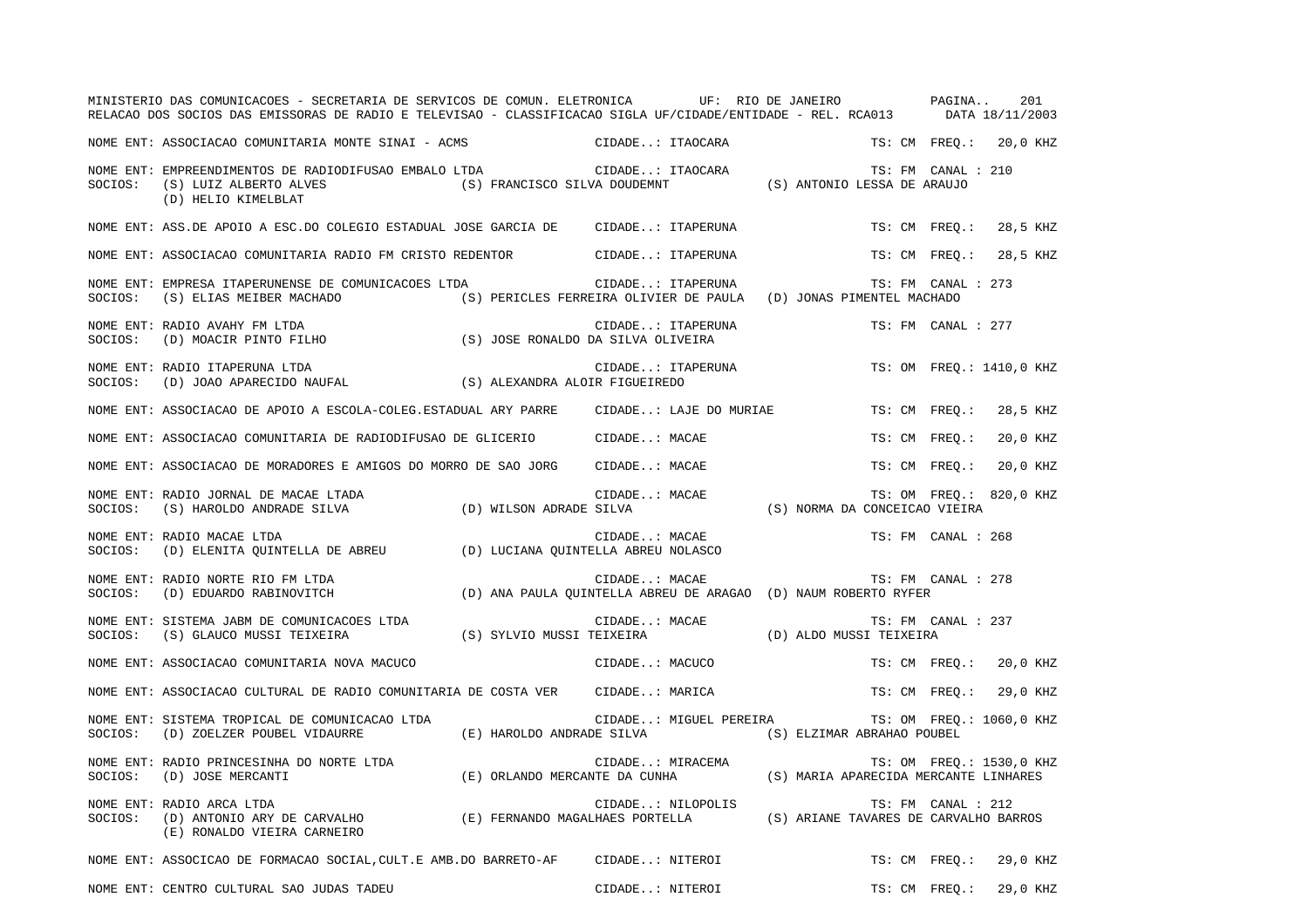MINISTERIO DAS COMUNICACOES - SECRETARIA DE SERVICOS DE COMUN. ELETRONICA UF: RIO DE JANEIRO

RELACAO DOS SOCIOS DAS EMISSORAS DE RADIO E TELEVISAO - CLASSIFICACAO SIGLA UF/CIDADE/ENTIDADE - REL. RCA013 DATA 18/11/2003

NOME ENT: ASSOCIACAO COMUNITARIA MONTE SINAI - ACMS CIDADE..: ITAOCARA TS: CM FREQ.: 20,0 KHZ

NOME ENT: EMPREENDIMENTOS DE RADIODIFUSAO EMBALO LTDA CIDADE..: ITAOCARA TS: FM CANAL : 210
SOCIOS: (S) LUIZ ALBERTO ALVES (S) FRANCISCO SILVA DOUDEMNT (S) ANTONIO LESSA DE ARAUJO
(D) HELIO KIMELBLAT

NOME ENT: ASS.DE APOIO A ESC.DO COLEGIO ESTADUAL JOSE GARCIA DE CIDADE..: ITAPERUNA TS: CM FREQ.: 28,5 KHZ

NOME ENT: ASSOCIACAO COMUNITARIA RADIO FM CRISTO REDENTOR CIDADE..: ITAPERUNA TS: CM FREQ.: 28,5 KHZ

NOME ENT: EMPRESA ITAPERUNENSE DE COMUNICACOES LTDA CIDADE..: ITAPERUNA TS: FM CANAL : 273
SOCIOS: (S) ELIAS MEIBER MACHADO (S) PERICLES FERREIRA OLIVIER DE PAULA (D) JONAS PIMENTEL MACHADO

NOME ENT: RADIO AVAHY FM LTDA CIDADE..: ITAPERUNA TS: FM CANAL : 277
SOCIOS: (D) MOACIR PINTO FILHO (S) JOSE RONALDO DA SILVA OLIVEIRA

NOME ENT: RADIO ITAPERUNA LTDA CIDADE..: ITAPERUNA TS: OM FREQ.: 1410,0 KHZ
SOCIOS: (D) JOAO APARECIDO NAUFAL (S) ALEXANDRA ALOIR FIGUEIREDO

NOME ENT: ASSOCIACAO DE APOIO A ESCOLA-COLEG.ESTADUAL ARY PARRE CIDADE..: LAJE DO MURIAE TS: CM FREQ.: 28,5 KHZ

NOME ENT: ASSOCIACAO COMUNITARIA DE RADIODIFUSAO DE GLICERIO CIDADE..: MACAE TS: CM FREQ.: 20,0 KHZ

NOME ENT: ASSOCIACAO DE MORADORES E AMIGOS DO MORRO DE SAO JORG CIDADE..: MACAE TS: CM FREQ.: 20,0 KHZ

NOME ENT: RADIO JORNAL DE MACAE LTADA CIDADE..: MACAE TS: OM FREQ.: 820,0 KHZ
SOCIOS: (S) HAROLDO ANDRADE SILVA (D) WILSON ADRADE SILVA (S) NORMA DA CONCEICAO VIEIRA

NOME ENT: RADIO MACAE LTDA CIDADE..: MACAE TS: FM CANAL : 268
SOCIOS: (D) ELENITA QUINTELLA DE ABREU (D) LUCIANA QUINTELLA ABREU NOLASCO

NOME ENT: RADIO NORTE RIO FM LTDA CIDADE..: MACAE TS: FM CANAL : 278
SOCIOS: (D) EDUARDO RABINOVITCH (D) ANA PAULA QUINTELLA ABREU DE ARAGAO (D) NAUM ROBERTO RYFER

NOME ENT: SISTEMA JABM DE COMUNICACOES LTDA CIDADE..: MACAE TS: FM CANAL : 237
SOCIOS: (S) GLAUCO MUSSI TEIXEIRA (S) SYLVIO MUSSI TEIXEIRA (D) ALDO MUSSI TEIXEIRA

NOME ENT: ASSOCIACAO COMUNITARIA NOVA MACUCO CIDADE..: MACUCO TS: CM FREQ.: 20,0 KHZ

NOME ENT: ASSOCIACAO CULTURAL DE RADIO COMUNITARIA DE COSTA VER CIDADE..: MARICA TS: CM FREQ.: 29,0 KHZ

NOME ENT: SISTEMA TROPICAL DE COMUNICACAO LTDA CIDADE..: MIGUEL PEREIRA TS: OM FREQ.: 1060,0 KHZ
SOCIOS: (D) ZOELZER POUBEL VIDAURRE (E) HAROLDO ANDRADE SILVA (S) ELZIMAR ABRAHAO POUBEL

NOME ENT: RADIO PRINCESINHA DO NORTE LTDA CIDADE..: MIRACEMA TS: OM FREQ.: 1530,0 KHZ
SOCIOS: (D) JOSE MERCANTI (E) ORLANDO MERCANTE DA CUNHA (S) MARIA APARECIDA MERCANTE LINHARES

NOME ENT: RADIO ARCA LTDA CIDADE..: NILOPOLIS TS: FM CANAL : 212
SOCIOS: (D) ANTONIO ARY DE CARVALHO (E) FERNANDO MAGALHAES PORTELLA (S) ARIANE TAVARES DE CARVALHO BARROS
(E) RONALDO VIEIRA CARNEIRO

NOME ENT: ASSOCICAO DE FORMACAO SOCIAL,CULT.E AMB.DO BARRETO-AF CIDADE..: NITEROI TS: CM FREQ.: 29,0 KHZ

NOME ENT: CENTRO CULTURAL SAO JUDAS TADEU CIDADE..: NITEROI TS: CM FREQ.: 29,0 KHZ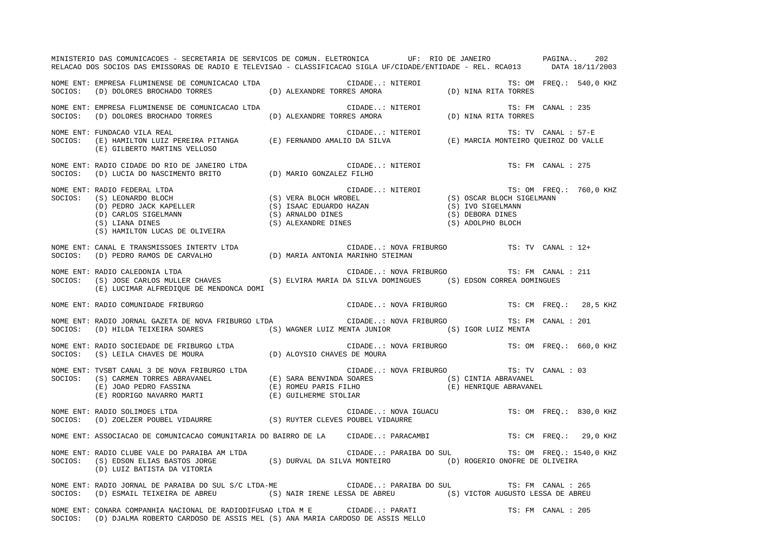MINISTERIO DAS COMUNICACOES - SECRETARIA DE SERVICOS DE COMUN. ELETRONICA UF: RIO DE JANEIRO

RELACAO DOS SOCIOS DAS EMISSORAS DE RADIO E TELEVISAO - CLASSIFICACAO SIGLA UF/CIDADE/ENTIDADE - REL. RCA013 DATA 18/11/2003

NOME ENT: EMPRESA FLUMINENSE DE COMUNICACAO LTDA CIDADE..: NITEROI TS: OM FREQ.: 540,0 KHZ
SOCIOS: (D) DOLORES BROCHADO TORRES (D) ALEXANDRE TORRES AMORA (D) NINA RITA TORRES

NOME ENT: EMPRESA FLUMINENSE DE COMUNICACAO LTDA CIDADE..: NITEROI TS: FM CANAL : 235
SOCIOS: (D) DOLORES BROCHADO TORRES (D) ALEXANDRE TORRES AMORA (D) NINA RITA TORRES

NOME ENT: FUNDACAO VILA REAL CIDADE..: NITEROI TS: TV CANAL : 57-E
SOCIOS: (E) HAMILTON LUIZ PEREIRA PITANGA (E) FERNANDO AMALIO DA SILVA (E) MARCIA MONTEIRO QUEIROZ DO VALLE
(E) GILBERTO MARTINS VELLOSO

NOME ENT: RADIO CIDADE DO RIO DE JANEIRO LTDA CIDADE..: NITEROI TS: FM CANAL : 275
SOCIOS: (D) LUCIA DO NASCIMENTO BRITO (D) MARIO GONZALEZ FILHO

NOME ENT: RADIO FEDERAL LTDA CIDADE..: NITEROI TS: OM FREQ.: 760,0 KHZ
SOCIOS: (S) LEONARDO BLOCH (S) VERA BLOCH WROBEL (S) OSCAR BLOCH SIGELMANN
(D) PEDRO JACK KAPELLER (S) ISAAC EDUARDO HAZAN (S) IVO SIGELMANN
(D) CARLOS SIGELMANN (S) ARNALDO DINES (S) DEBORA DINES
(S) LIANA DINES (S) ALEXANDRE DINES (S) ADOLPHO BLOCH
(S) HAMILTON LUCAS DE OLIVEIRA

NOME ENT: CANAL E TRANSMISSOES INTERTV LTDA CIDADE..: NOVA FRIBURGO TS: TV CANAL : 12+
SOCIOS: (D) PEDRO RAMOS DE CARVALHO (D) MARIA ANTONIA MARINHO STEIMAN

NOME ENT: RADIO CALEDONIA LTDA CIDADE..: NOVA FRIBURGO TS: FM CANAL : 211
SOCIOS: (S) JOSE CARLOS MULLER CHAVES (S) ELVIRA MARIA DA SILVA DOMINGUES (S) EDSON CORREA DOMINGUES
(E) LUCIMAR ALFREDIQUE DE MENDONCA DOMI

NOME ENT: RADIO COMUNIDADE FRIBURGO CIDADE..: NOVA FRIBURGO TS: CM FREQ.: 28,5 KHZ

NOME ENT: RADIO JORNAL GAZETA DE NOVA FRIBURGO LTDA CIDADE..: NOVA FRIBURGO TS: FM CANAL : 201
SOCIOS: (D) HILDA TEIXEIRA SOARES (S) WAGNER LUIZ MENTA JUNIOR (S) IGOR LUIZ MENTA

NOME ENT: RADIO SOCIEDADE DE FRIBURGO LTDA CIDADE..: NOVA FRIBURGO TS: OM FREQ.: 660,0 KHZ
SOCIOS: (S) LEILA CHAVES DE MOURA (D) ALOYSIO CHAVES DE MOURA

NOME ENT: TVSBT CANAL 3 DE NOVA FRIBURGO LTDA CIDADE..: NOVA FRIBURGO TS: TV CANAL : 03
SOCIOS: (S) CARMEN TORRES ABRAVANEL (E) SARA BENVINDA SOARES (S) CINTIA ABRAVANEL
(E) JOAO PEDRO FASSINA (E) ROMEU PARIS FILHO (E) HENRIQUE ABRAVANEL
(E) RODRIGO NAVARRO MARTI (E) GUILHERME STOLIAR

NOME ENT: RADIO SOLIMOES LTDA CIDADE..: NOVA IGUACU TS: OM FREQ.: 830,0 KHZ
SOCIOS: (D) ZOELZER POUBEL VIDAURRE (S) RUYTER CLEVES POUBEL VIDAURRE

NOME ENT: ASSOCIACAO DE COMUNICACAO COMUNITARIA DO BAIRRO DE LA CIDADE..: PARACAMBI TS: CM FREQ.: 29,0 KHZ

NOME ENT: RADIO CLUBE VALE DO PARAIBA AM LTDA CIDADE..: PARAIBA DO SUL TS: OM FREQ.: 1540,0 KHZ
SOCIOS: (S) EDSON ELIAS BASTOS JORGE (S) DURVAL DA SILVA MONTEIRO (D) ROGERIO ONOFRE DE OLIVEIRA
(D) LUIZ BATISTA DA VITORIA

NOME ENT: RADIO JORNAL DE PARAIBA DO SUL S/C LTDA-ME CIDADE..: PARAIBA DO SUL TS: FM CANAL : 265
SOCIOS: (D) ESMAIL TEIXEIRA DE ABREU (S) NAIR IRENE LESSA DE ABREU (S) VICTOR AUGUSTO LESSA DE ABREU

NOME ENT: CONARA COMPANHIA NACIONAL DE RADIODIFUSAO LTDA M E CIDADE..: PARATI TS: FM CANAL : 205
SOCIOS: (D) DJALMA ROBERTO CARDOSO DE ASSIS MEL (S) ANA MARIA CARDOSO DE ASSIS MELLO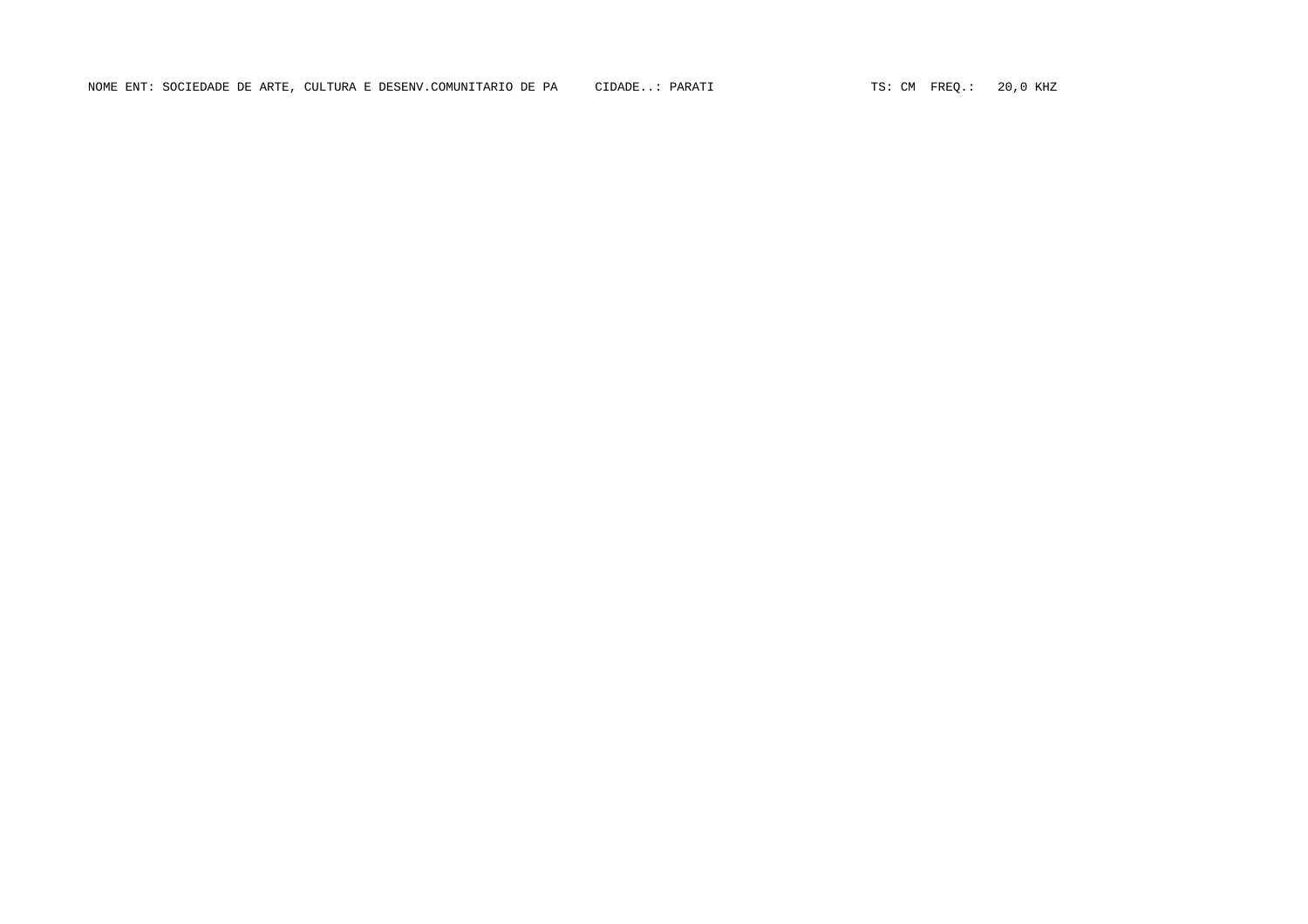NOME ENT: SOCIEDADE DE ARTE, CULTURA E DESENV.COMUNITARIO DE PA     CIDADE..: PARATI                    TS: CM  FREQ.:   20,0 KHZ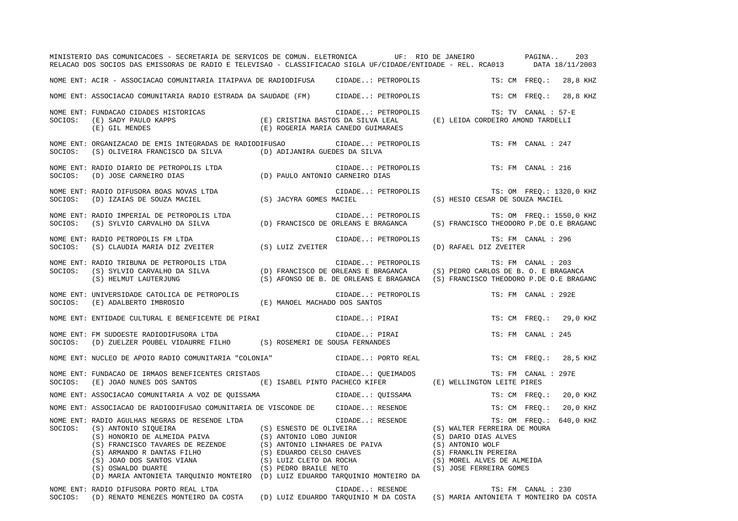MINISTERIO DAS COMUNICACOES - SECRETARIA DE SERVICOS DE COMUN. ELETRONICA UF: RIO DE JANEIRO

RELACAO DOS SOCIOS DAS EMISSORAS DE RADIO E TELEVISAO - CLASSIFICACAO SIGLA UF/CIDADE/ENTIDADE - REL. RCA013 DATA 18/11/2003

NOME ENT: ACIR - ASSOCIACAO COMUNITARIA ITAIPAVA DE RADIODIFUSA CIDADE..: PETROPOLIS TS: CM FREQ.: 28,8 KHZ

NOME ENT: ASSOCIACAO COMUNITARIA RADIO ESTRADA DA SAUDADE (FM) CIDADE..: PETROPOLIS TS: CM FREQ.: 28,8 KHZ

NOME ENT: FUNDACAO CIDADES HISTORICAS CIDADE..: PETROPOLIS TS: TV CANAL : 57-E
SOCIOS: (E) SADY PAULO KAPPS (E) CRISTINA BASTOS DA SILVA LEAL (E) LEIDA CORDEIRO AMOND TARDELLI
(E) GIL MENDES (E) ROGERIA MARIA CANEDO GUIMARAES

NOME ENT: ORGANIZACAO DE EMIS INTEGRADAS DE RADIODIFUSAO CIDADE..: PETROPOLIS TS: FM CANAL : 247
SOCIOS: (S) OLIVEIRA FRANCISCO DA SILVA (D) ADIJANIRA GUEDES DA SILVA

NOME ENT: RADIO DIARIO DE PETROPOLIS LTDA CIDADE..: PETROPOLIS TS: FM CANAL : 216
SOCIOS: (D) JOSE CARNEIRO DIAS (D) PAULO ANTONIO CARNEIRO DIAS

NOME ENT: RADIO DIFUSORA BOAS NOVAS LTDA CIDADE..: PETROPOLIS TS: OM FREQ.: 1320,0 KHZ
SOCIOS: (D) IZAIAS DE SOUZA MACIEL (S) JACYRA GOMES MACIEL (S) HESIO CESAR DE SOUZA MACIEL

NOME ENT: RADIO IMPERIAL DE PETROPOLIS LTDA CIDADE..: PETROPOLIS TS: OM FREQ.: 1550,0 KHZ
SOCIOS: (S) SYLVIO CARVALHO DA SILVA (D) FRANCISCO DE ORLEANS E BRAGANCA (S) FRANCISCO THEODORO P.DE O.E BRAGANC

NOME ENT: RADIO PETROPOLIS FM LTDA CIDADE..: PETROPOLIS TS: FM CANAL : 296
SOCIOS: (S) CLAUDIA MARIA DIZ ZVEITER (S) LUIZ ZVEITER (D) RAFAEL DIZ ZVEITER

NOME ENT: RADIO TRIBUNA DE PETROPOLIS LTDA CIDADE..: PETROPOLIS TS: FM CANAL : 203
SOCIOS: (S) SYLVIO CARVALHO DA SILVA (D) FRANCISCO DE ORLEANS E BRAGANCA (S) PEDRO CARLOS DE B. O. E BRAGANCA
(S) HELMUT LAUTERJUNG (S) AFONSO DE B. DE ORLEANS E BRAGANCA (S) FRANCISCO THEODORO P.DE O.E BRAGANC

NOME ENT: UNIVERSIDADE CATOLICA DE PETROPOLIS CIDADE..: PETROPOLIS TS: FM CANAL : 292E
SOCIOS: (E) ADALBERTO IMBROSIO (E) MANOEL MACHADO DOS SANTOS

NOME ENT: ENTIDADE CULTURAL E BENEFICENTE DE PIRAI CIDADE..: PIRAI TS: CM FREQ.: 29,0 KHZ

NOME ENT: FM SUDOESTE RADIODIFUSORA LTDA CIDADE..: PIRAI TS: FM CANAL : 245
SOCIOS: (D) ZUELZER POUBEL VIDAURRE FILHO (S) ROSEMERI DE SOUSA FERNANDES

NOME ENT: NUCLEO DE APOIO RADIO COMUNITARIA "COLONIA" CIDADE..: PORTO REAL TS: CM FREQ.: 28,5 KHZ

NOME ENT: FUNDACAO DE IRMAOS BENEFICENTES CRISTAOS CIDADE..: QUEIMADOS TS: FM CANAL : 297E
SOCIOS: (E) JOAO NUNES DOS SANTOS (E) ISABEL PINTO PACHECO KIFER (E) WELLINGTON LEITE PIRES

NOME ENT: ASSOCIACAO COMUNITARIA A VOZ DE QUISSAMA CIDADE..: QUISSAMA TS: CM FREQ.: 20,0 KHZ

NOME ENT: ASSOCIACAO DE RADIODIFUSAO COMUNITARIA DE VISCONDE DE CIDADE..: RESENDE TS: CM FREQ.: 20,0 KHZ

NOME ENT: RADIO AGULHAS NEGRAS DE RESENDE LTDA CIDADE..: RESENDE TS: OM FREQ.: 640,0 KHZ
SOCIOS: (S) ANTONIO SIQUEIRA (S) ESNESTO DE OLIVEIRA (S) WALTER FERREIRA DE MOURA
(S) HONORIO DE ALMEIDA PAIVA (S) ANTONIO LOBO JUNIOR (S) DARIO DIAS ALVES
(S) FRANCISCO TAVARES DE REZENDE (S) ANTONIO LINHARES DE PAIVA (S) ANTONIO WOLF
(S) ARMANDO R DANTAS FILHO (S) EDUARDO CELSO CHAVES (S) FRANKLIN PEREIRA
(S) JOAO DOS SANTOS VIANA (S) LUIZ CLETO DA ROCHA (S) MOREL ALVES DE ALMEIDA
(S) OSWALDO DUARTE (S) PEDRO BRAILE NETO (S) JOSE FERREIRA GOMES
(D) MARIA ANTONIETA TARQUINIO MONTEIRO (D) LUIZ EDUARDO TARQUINIO MONTEIRO DA

NOME ENT: RADIO DIFUSORA PORTO REAL LTDA CIDADE..: RESENDE TS: FM CANAL : 230
SOCIOS: (D) RENATO MENEZES MONTEIRO DA COSTA (D) LUIZ EDUARDO TARQUINIO M DA COSTA (S) MARIA ANTONIETA T MONTEIRO DA COSTA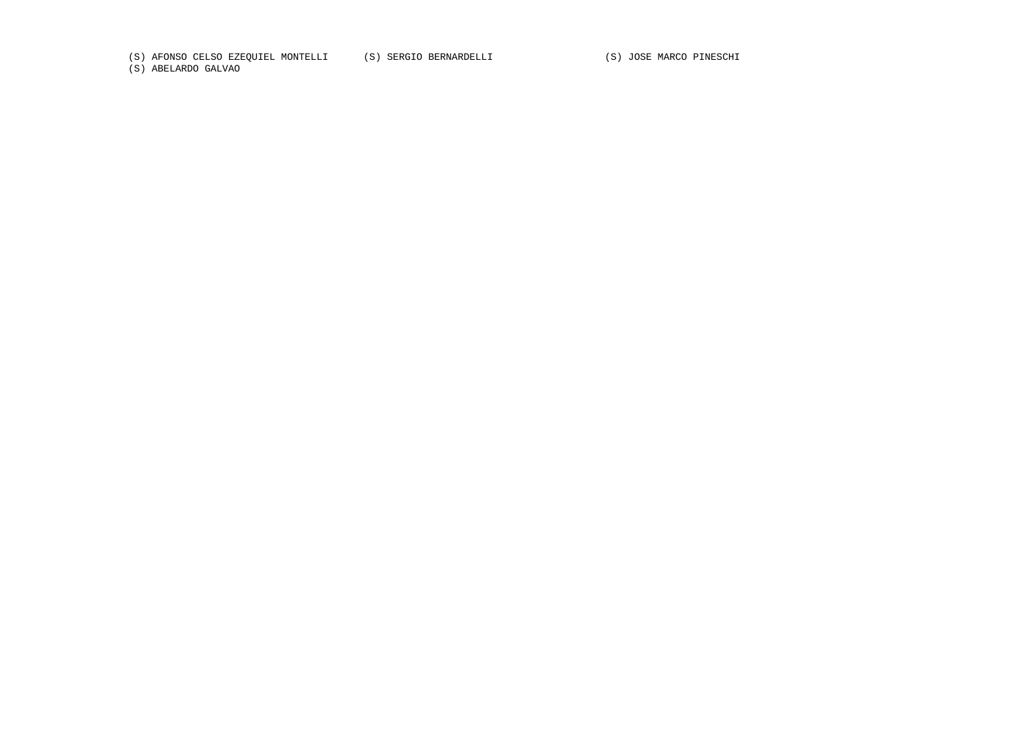(S) AFONSO CELSO EZEQUIEL MONTELLI (S) SERGIO BERNARDELLI (S) JOSE MARCO PINESCHI
(S) ABELARDO GALVAO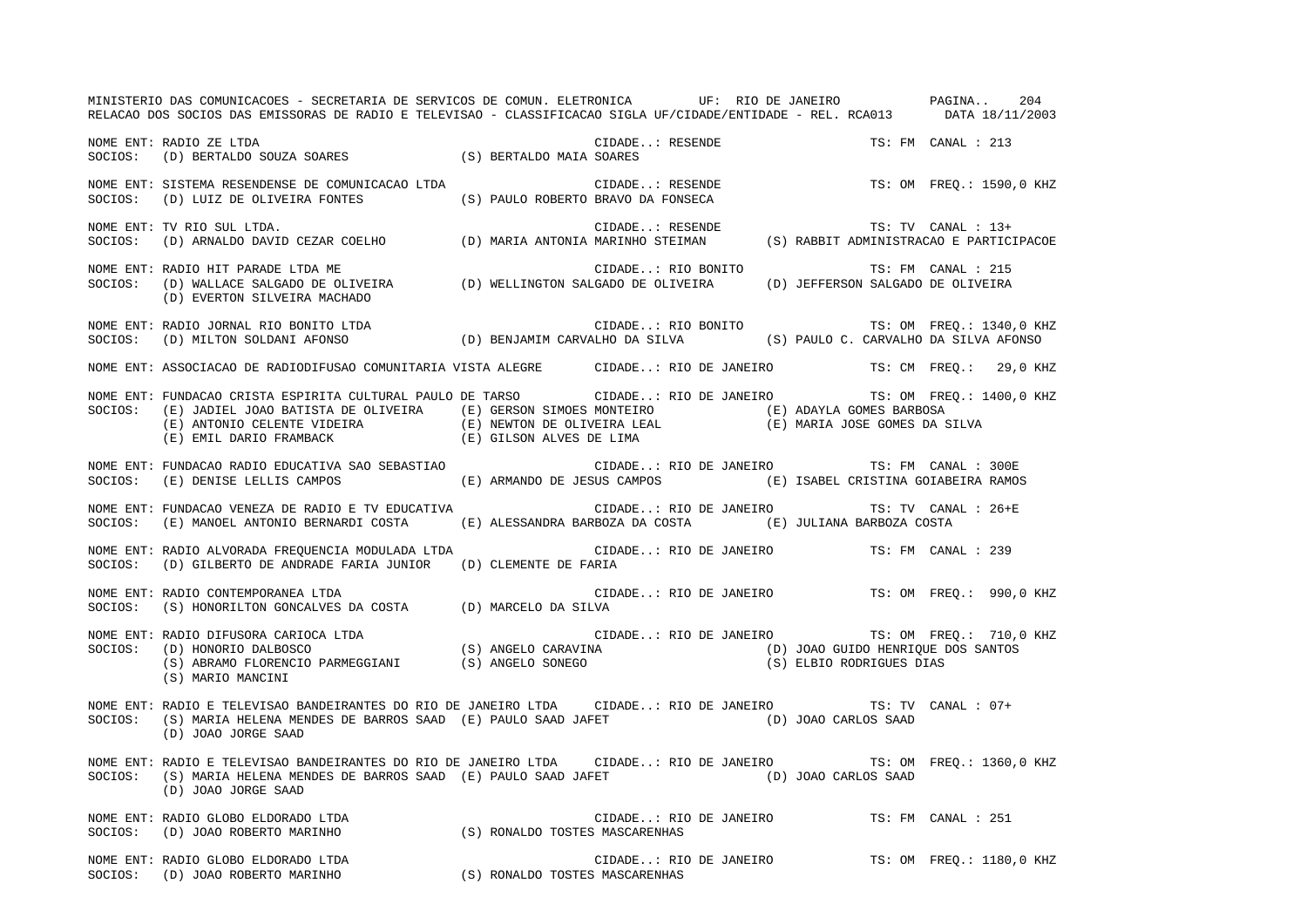MINISTERIO DAS COMUNICACOES - SECRETARIA DE SERVICOS DE COMUN. ELETRONICA UF: RIO DE JANEIRO

RELACAO DOS SOCIOS DAS EMISSORAS DE RADIO E TELEVISAO - CLASSIFICACAO SIGLA UF/CIDADE/ENTIDADE - REL. RCA013 DATA 18/11/2003

NOME ENT: RADIO ZE LTDA — CIDADE..: RESENDE — TS: FM CANAL : 213
SOCIOS: (D) BERTALDO SOUZA SOARES (S) BERTALDO MAIA SOARES

NOME ENT: SISTEMA RESENDENSE DE COMUNICACAO LTDA — CIDADE..: RESENDE — TS: OM FREQ.: 1590,0 KHZ
SOCIOS: (D) LUIZ DE OLIVEIRA FONTES (S) PAULO ROBERTO BRAVO DA FONSECA

NOME ENT: TV RIO SUL LTDA. — CIDADE..: RESENDE — TS: TV CANAL : 13+
SOCIOS: (D) ARNALDO DAVID CEZAR COELHO (D) MARIA ANTONIA MARINHO STEIMAN (S) RABBIT ADMINISTRACAO E PARTICIPACOE

NOME ENT: RADIO HIT PARADE LTDA ME — CIDADE..: RIO BONITO — TS: FM CANAL : 215
SOCIOS: (D) WALLACE SALGADO DE OLIVEIRA (D) WELLINGTON SALGADO DE OLIVEIRA (D) JEFFERSON SALGADO DE OLIVEIRA (D) EVERTON SILVEIRA MACHADO

NOME ENT: RADIO JORNAL RIO BONITO LTDA — CIDADE..: RIO BONITO — TS: OM FREQ.: 1340,0 KHZ
SOCIOS: (D) MILTON SOLDANI AFONSO (D) BENJAMIM CARVALHO DA SILVA (S) PAULO C. CARVALHO DA SILVA AFONSO

NOME ENT: ASSOCIACAO DE RADIODIFUSAO COMUNITARIA VISTA ALEGRE — CIDADE..: RIO DE JANEIRO — TS: CM FREQ.: 29,0 KHZ

NOME ENT: FUNDACAO CRISTA ESPIRITA CULTURAL PAULO DE TARSO — CIDADE..: RIO DE JANEIRO — TS: OM FREQ.: 1400,0 KHZ
SOCIOS: (E) JADIEL JOAO BATISTA DE OLIVEIRA (E) GERSON SIMOES MONTEIRO (E) ADAYLA GOMES BARBOSA (E) ANTONIO CELENTE VIDEIRA (E) NEWTON DE OLIVEIRA LEAL (E) MARIA JOSE GOMES DA SILVA (E) EMIL DARIO FRAMBACK (E) GILSON ALVES DE LIMA

NOME ENT: FUNDACAO RADIO EDUCATIVA SAO SEBASTIAO — CIDADE..: RIO DE JANEIRO — TS: FM CANAL : 300E
SOCIOS: (E) DENISE LELLIS CAMPOS (E) ARMANDO DE JESUS CAMPOS (E) ISABEL CRISTINA GOIABEIRA RAMOS

NOME ENT: FUNDACAO VENEZA DE RADIO E TV EDUCATIVA — CIDADE..: RIO DE JANEIRO — TS: TV CANAL : 26+E
SOCIOS: (E) MANOEL ANTONIO BERNARDI COSTA (E) ALESSANDRA BARBOZA DA COSTA (E) JULIANA BARBOZA COSTA

NOME ENT: RADIO ALVORADA FREQUENCIA MODULADA LTDA — CIDADE..: RIO DE JANEIRO — TS: FM CANAL : 239
SOCIOS: (D) GILBERTO DE ANDRADE FARIA JUNIOR (D) CLEMENTE DE FARIA

NOME ENT: RADIO CONTEMPORANEA LTDA — CIDADE..: RIO DE JANEIRO — TS: OM FREQ.: 990,0 KHZ
SOCIOS: (S) HONORILTON GONCALVES DA COSTA (D) MARCELO DA SILVA

NOME ENT: RADIO DIFUSORA CARIOCA LTDA — CIDADE..: RIO DE JANEIRO — TS: OM FREQ.: 710,0 KHZ
SOCIOS: (D) HONORIO DALBOSCO (S) ANGELO CARAVINA (D) JOAO GUIDO HENRIQUE DOS SANTOS (S) ABRAMO FLORENCIO PARMEGGIANI (S) ANGELO SONEGO (S) ELBIO RODRIGUES DIAS (S) MARIO MANCINI

NOME ENT: RADIO E TELEVISAO BANDEIRANTES DO RIO DE JANEIRO LTDA — CIDADE..: RIO DE JANEIRO — TS: TV CANAL : 07+
SOCIOS: (S) MARIA HELENA MENDES DE BARROS SAAD (E) PAULO SAAD JAFET (D) JOAO CARLOS SAAD (D) JOAO JORGE SAAD

NOME ENT: RADIO E TELEVISAO BANDEIRANTES DO RIO DE JANEIRO LTDA — CIDADE..: RIO DE JANEIRO — TS: OM FREQ.: 1360,0 KHZ
SOCIOS: (S) MARIA HELENA MENDES DE BARROS SAAD (E) PAULO SAAD JAFET (D) JOAO CARLOS SAAD (D) JOAO JORGE SAAD

NOME ENT: RADIO GLOBO ELDORADO LTDA — CIDADE..: RIO DE JANEIRO — TS: FM CANAL : 251
SOCIOS: (D) JOAO ROBERTO MARINHO (S) RONALDO TOSTES MASCARENHAS

NOME ENT: RADIO GLOBO ELDORADO LTDA — CIDADE..: RIO DE JANEIRO — TS: OM FREQ.: 1180,0 KHZ
SOCIOS: (D) JOAO ROBERTO MARINHO (S) RONALDO TOSTES MASCARENHAS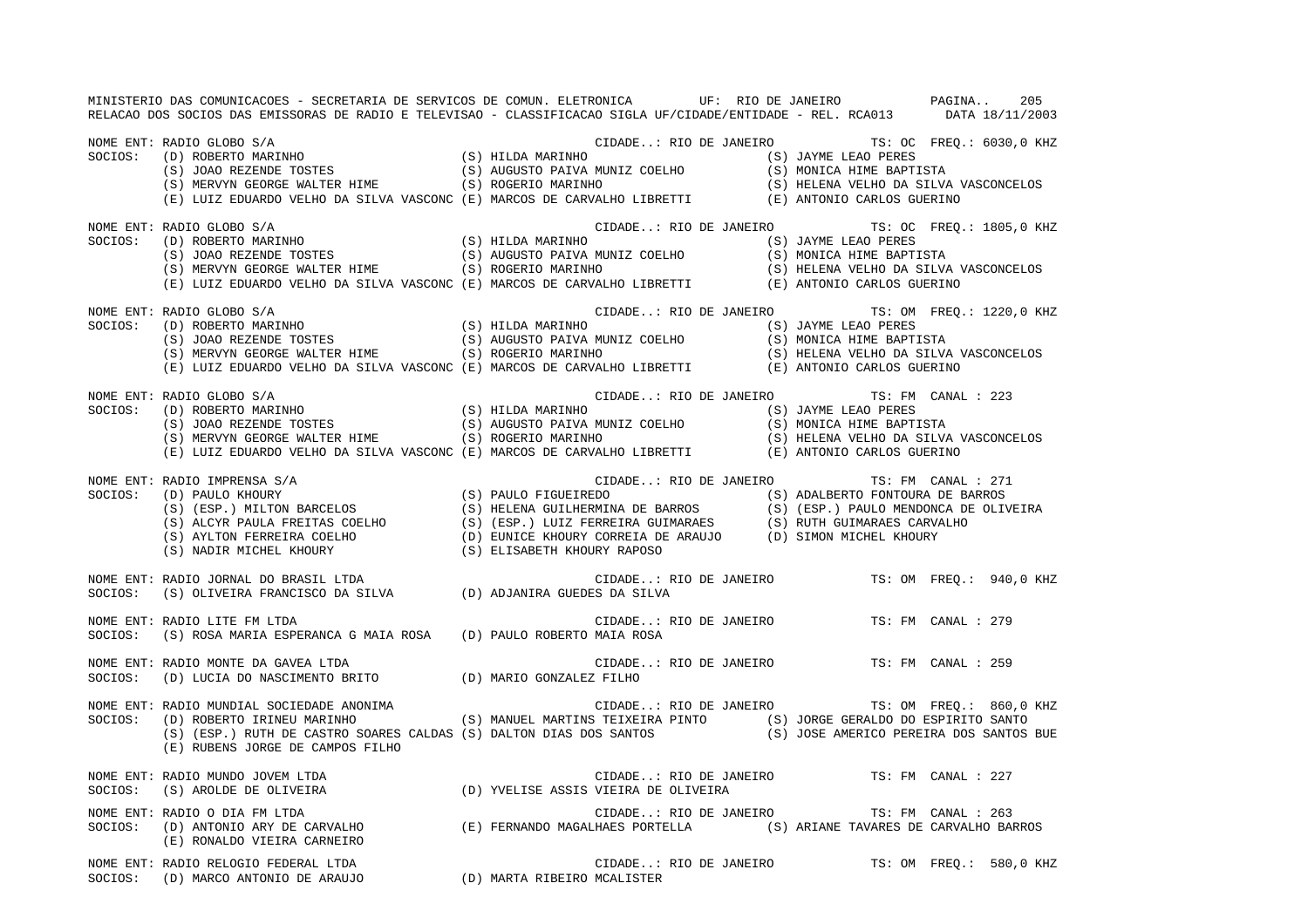NOME ENT: RADIO GLOBO S/A CIDADE..: RIO DE JANEIRO TS: OC FREQ.: 6030,0 KHZ
SOCIOS: (D) ROBERTO MARINHO (S) HILDA MARINHO (S) JAYME LEAO PERES
(S) JOAO REZENDE TOSTES (S) AUGUSTO PAIVA MUNIZ COELHO (S) MONICA HIME BAPTISTA
(S) MERVYN GEORGE WALTER HIME (S) ROGERIO MARINHO (S) HELENA VELHO DA SILVA VASCONCELOS
(E) LUIZ EDUARDO VELHO DA SILVA VASCONC (E) MARCOS DE CARVALHO LIBRETTI (E) ANTONIO CARLOS GUERINO

NOME ENT: RADIO GLOBO S/A CIDADE..: RIO DE JANEIRO TS: OC FREQ.: 1805,0 KHZ
SOCIOS: (D) ROBERTO MARINHO (S) HILDA MARINHO (S) JAYME LEAO PERES
(S) JOAO REZENDE TOSTES (S) AUGUSTO PAIVA MUNIZ COELHO (S) MONICA HIME BAPTISTA
(S) MERVYN GEORGE WALTER HIME (S) ROGERIO MARINHO (S) HELENA VELHO DA SILVA VASCONCELOS
(E) LUIZ EDUARDO VELHO DA SILVA VASCONC (E) MARCOS DE CARVALHO LIBRETTI (E) ANTONIO CARLOS GUERINO

NOME ENT: RADIO GLOBO S/A CIDADE..: RIO DE JANEIRO TS: OM FREQ.: 1220,0 KHZ
SOCIOS: (D) ROBERTO MARINHO (S) HILDA MARINHO (S) JAYME LEAO PERES
(S) JOAO REZENDE TOSTES (S) AUGUSTO PAIVA MUNIZ COELHO (S) MONICA HIME BAPTISTA
(S) MERVYN GEORGE WALTER HIME (S) ROGERIO MARINHO (S) HELENA VELHO DA SILVA VASCONCELOS
(E) LUIZ EDUARDO VELHO DA SILVA VASCONC (E) MARCOS DE CARVALHO LIBRETTI (E) ANTONIO CARLOS GUERINO

NOME ENT: RADIO GLOBO S/A CIDADE..: RIO DE JANEIRO TS: FM CANAL : 223
SOCIOS: (D) ROBERTO MARINHO (S) HILDA MARINHO (S) JAYME LEAO PERES
(S) JOAO REZENDE TOSTES (S) AUGUSTO PAIVA MUNIZ COELHO (S) MONICA HIME BAPTISTA
(S) MERVYN GEORGE WALTER HIME (S) ROGERIO MARINHO (S) HELENA VELHO DA SILVA VASCONCELOS
(E) LUIZ EDUARDO VELHO DA SILVA VASCONC (E) MARCOS DE CARVALHO LIBRETTI (E) ANTONIO CARLOS GUERINO

NOME ENT: RADIO IMPRENSA S/A CIDADE..: RIO DE JANEIRO TS: FM CANAL : 271
SOCIOS: (D) PAULO KHOURY (S) PAULO FIGUEIREDO (S) ADALBERTO FONTOURA DE BARROS
(S) (ESP.) MILTON BARCELOS (S) HELENA GUILHERMINA DE BARROS (S) (ESP.) PAULO MENDONCA DE OLIVEIRA
(S) ALCYR PAULA FREITAS COELHO (S) (ESP.) LUIZ FERREIRA GUIMARAES (S) RUTH GUIMARAES CARVALHO
(S) AYLTON FERREIRA COELHO (D) EUNICE KHOURY CORREIA DE ARAUJO (D) SIMON MICHEL KHOURY
(S) NADIR MICHEL KHOURY (S) ELISABETH KHOURY RAPOSO

NOME ENT: RADIO JORNAL DO BRASIL LTDA CIDADE..: RIO DE JANEIRO TS: OM FREQ.: 940,0 KHZ
SOCIOS: (S) OLIVEIRA FRANCISCO DA SILVA (D) ADJANIRA GUEDES DA SILVA

NOME ENT: RADIO LITE FM LTDA CIDADE..: RIO DE JANEIRO TS: FM CANAL : 279
SOCIOS: (S) ROSA MARIA ESPERANCA G MAIA ROSA (D) PAULO ROBERTO MAIA ROSA

NOME ENT: RADIO MONTE DA GAVEA LTDA CIDADE..: RIO DE JANEIRO TS: FM CANAL : 259
SOCIOS: (D) LUCIA DO NASCIMENTO BRITO (D) MARIO GONZALEZ FILHO

NOME ENT: RADIO MUNDIAL SOCIEDADE ANONIMA CIDADE..: RIO DE JANEIRO TS: OM FREQ.: 860,0 KHZ
SOCIOS: (D) ROBERTO IRINEU MARINHO (S) MANUEL MARTINS TEIXEIRA PINTO (S) JORGE GERALDO DO ESPIRITO SANTO
(S) (ESP.) RUTH DE CASTRO SOARES CALDAS (S) DALTON DIAS DOS SANTOS (S) JOSE AMERICO PEREIRA DOS SANTOS BUE
(E) RUBENS JORGE DE CAMPOS FILHO

NOME ENT: RADIO MUNDO JOVEM LTDA CIDADE..: RIO DE JANEIRO TS: FM CANAL : 227
SOCIOS: (S) AROLDE DE OLIVEIRA (D) YVELISE ASSIS VIEIRA DE OLIVEIRA

NOME ENT: RADIO O DIA FM LTDA CIDADE..: RIO DE JANEIRO TS: FM CANAL : 263
SOCIOS: (D) ANTONIO ARY DE CARVALHO (E) FERNANDO MAGALHAES PORTELLA (S) ARIANE TAVARES DE CARVALHO BARROS
(E) RONALDO VIEIRA CARNEIRO

NOME ENT: RADIO RELOGIO FEDERAL LTDA CIDADE..: RIO DE JANEIRO TS: OM FREQ.: 580,0 KHZ
SOCIOS: (D) MARCO ANTONIO DE ARAUJO (D) MARTA RIBEIRO MCALISTER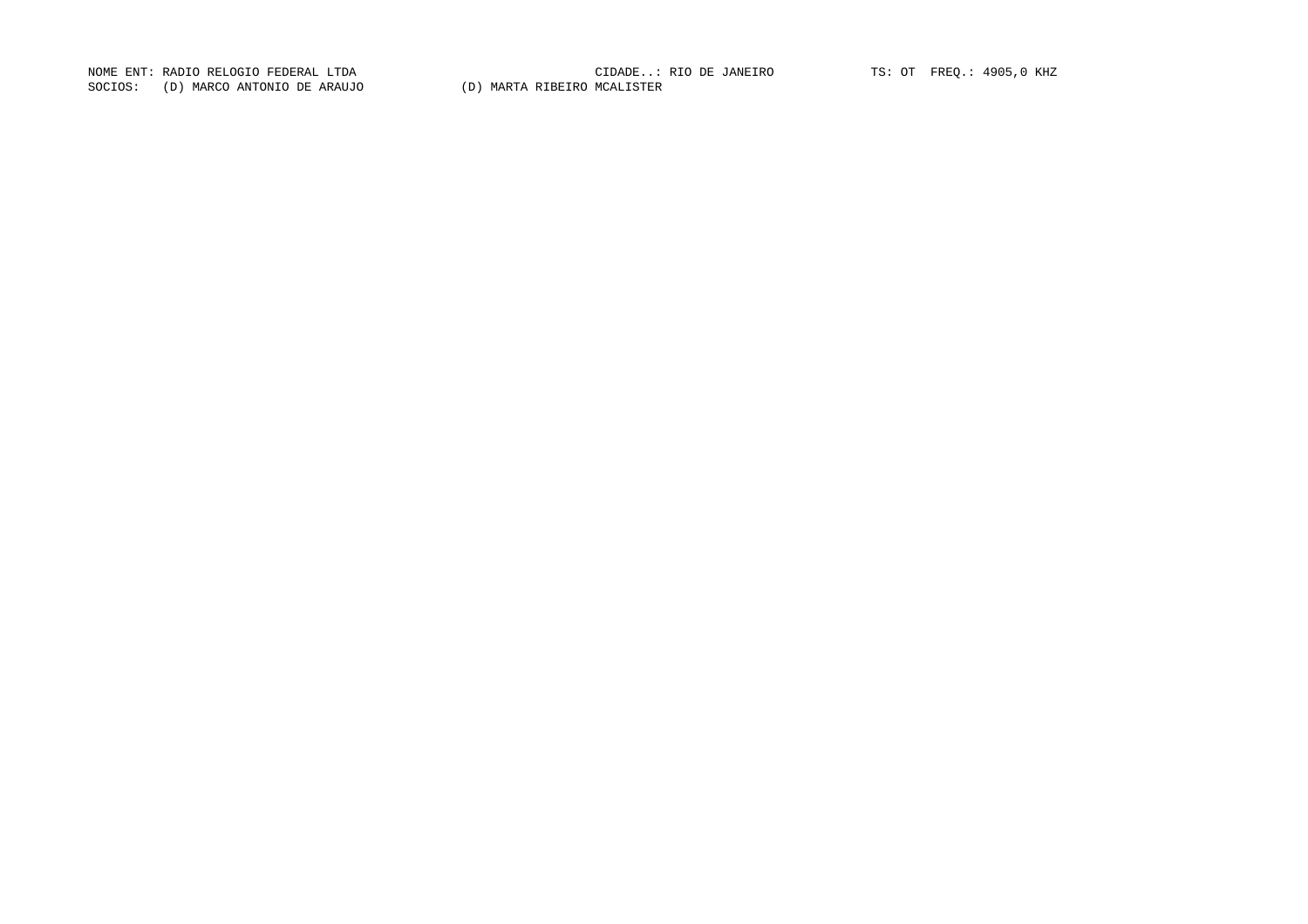NOME ENT: RADIO RELOGIO FEDERAL LTDA CIDADE..: RIO DE JANEIRO TS: OT FREQ.: 4905,0 KHZ

SOCIOS: (D) MARCO ANTONIO DE ARAUJO (D) MARTA RIBEIRO MCALISTER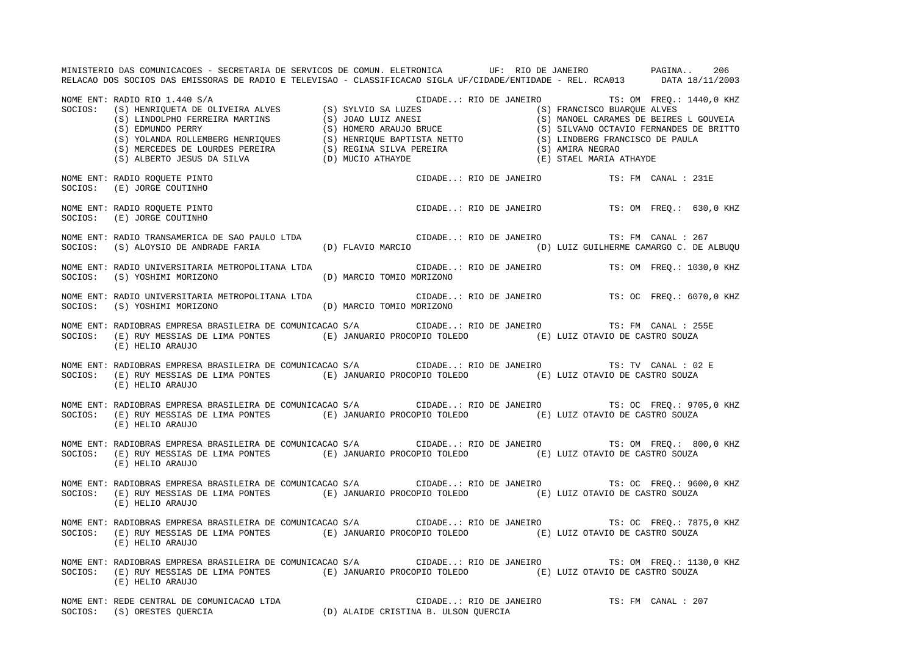NOME ENT: RADIO RIO 1.440 S/A CIDADE..: RIO DE JANEIRO TS: OM FREQ.: 1440,0 KHZ
SOCIOS: (S) HENRIQUETA DE OLIVEIRA ALVES (S) SYLVIO SA LUZES (S) FRANCISCO BUARQUE ALVES
(S) LINDOLPHO FERREIRA MARTINS (S) JOAO LUIZ ANESI (S) MANOEL CARAMES DE BEIRES L GOUVEIA
(S) EDMUNDO PERRY (S) HOMERO ARAUJO BRUCE (S) SILVANO OCTAVIO FERNANDES DE BRITTO
(S) YOLANDA ROLLEMBERG HENRIQUES (S) HENRIQUE BAPTISTA NETTO (S) LINDBERG FRANCISCO DE PAULA
(S) MERCEDES DE LOURDES PEREIRA (S) REGINA SILVA PEREIRA (S) AMIRA NEGRAO
(S) ALBERTO JESUS DA SILVA (D) MUCIO ATHAYDE (E) STAEL MARIA ATHAYDE

NOME ENT: RADIO ROQUETE PINTO CIDADE..: RIO DE JANEIRO TS: FM CANAL : 231E
SOCIOS: (E) JORGE COUTINHO

NOME ENT: RADIO ROQUETE PINTO CIDADE..: RIO DE JANEIRO TS: OM FREQ.: 630,0 KHZ
SOCIOS: (E) JORGE COUTINHO

NOME ENT: RADIO TRANSAMERICA DE SAO PAULO LTDA CIDADE..: RIO DE JANEIRO TS: FM CANAL : 267
SOCIOS: (S) ALOYSIO DE ANDRADE FARIA (D) FLAVIO MARCIO (D) LUIZ GUILHERME CAMARGO C. DE ALBUQU

NOME ENT: RADIO UNIVERSITARIA METROPOLITANA LTDA CIDADE..: RIO DE JANEIRO TS: OM FREQ.: 1030,0 KHZ
SOCIOS: (S) YOSHIMI MORIZONO (D) MARCIO TOMIO MORIZONO

NOME ENT: RADIO UNIVERSITARIA METROPOLITANA LTDA CIDADE..: RIO DE JANEIRO TS: OC FREQ.: 6070,0 KHZ
SOCIOS: (S) YOSHIMI MORIZONO (D) MARCIO TOMIO MORIZONO

NOME ENT: RADIOBRAS EMPRESA BRASILEIRA DE COMUNICACAO S/A CIDADE..: RIO DE JANEIRO TS: FM CANAL : 255E
SOCIOS: (E) RUY MESSIAS DE LIMA PONTES (E) JANUARIO PROCOPIO TOLEDO (E) LUIZ OTAVIO DE CASTRO SOUZA
(E) HELIO ARAUJO

NOME ENT: RADIOBRAS EMPRESA BRASILEIRA DE COMUNICACAO S/A CIDADE..: RIO DE JANEIRO TS: TV CANAL : 02 E
SOCIOS: (E) RUY MESSIAS DE LIMA PONTES (E) JANUARIO PROCOPIO TOLEDO (E) LUIZ OTAVIO DE CASTRO SOUZA
(E) HELIO ARAUJO

NOME ENT: RADIOBRAS EMPRESA BRASILEIRA DE COMUNICACAO S/A CIDADE..: RIO DE JANEIRO TS: OC FREQ.: 9705,0 KHZ
SOCIOS: (E) RUY MESSIAS DE LIMA PONTES (E) JANUARIO PROCOPIO TOLEDO (E) LUIZ OTAVIO DE CASTRO SOUZA
(E) HELIO ARAUJO

NOME ENT: RADIOBRAS EMPRESA BRASILEIRA DE COMUNICACAO S/A CIDADE..: RIO DE JANEIRO TS: OM FREQ.: 800,0 KHZ
SOCIOS: (E) RUY MESSIAS DE LIMA PONTES (E) JANUARIO PROCOPIO TOLEDO (E) LUIZ OTAVIO DE CASTRO SOUZA
(E) HELIO ARAUJO

NOME ENT: RADIOBRAS EMPRESA BRASILEIRA DE COMUNICACAO S/A CIDADE..: RIO DE JANEIRO TS: OC FREQ.: 9600,0 KHZ
SOCIOS: (E) RUY MESSIAS DE LIMA PONTES (E) JANUARIO PROCOPIO TOLEDO (E) LUIZ OTAVIO DE CASTRO SOUZA
(E) HELIO ARAUJO

NOME ENT: RADIOBRAS EMPRESA BRASILEIRA DE COMUNICACAO S/A CIDADE..: RIO DE JANEIRO TS: OC FREQ.: 7875,0 KHZ
SOCIOS: (E) RUY MESSIAS DE LIMA PONTES (E) JANUARIO PROCOPIO TOLEDO (E) LUIZ OTAVIO DE CASTRO SOUZA
(E) HELIO ARAUJO

NOME ENT: RADIOBRAS EMPRESA BRASILEIRA DE COMUNICACAO S/A CIDADE..: RIO DE JANEIRO TS: OM FREQ.: 1130,0 KHZ
SOCIOS: (E) RUY MESSIAS DE LIMA PONTES (E) JANUARIO PROCOPIO TOLEDO (E) LUIZ OTAVIO DE CASTRO SOUZA
(E) HELIO ARAUJO

NOME ENT: REDE CENTRAL DE COMUNICACAO LTDA CIDADE..: RIO DE JANEIRO TS: FM CANAL : 207
SOCIOS: (S) ORESTES QUERCIA (D) ALAIDE CRISTINA B. ULSON QUERCIA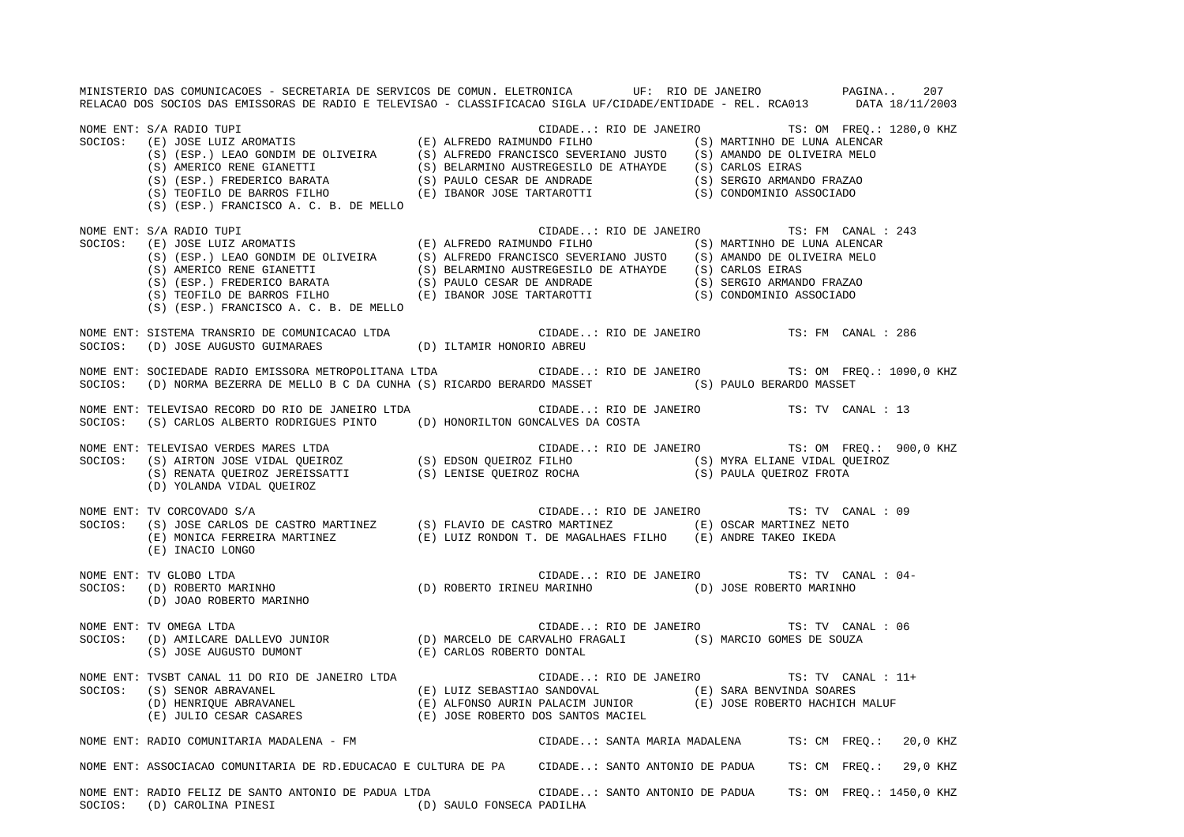MINISTERIO DAS COMUNICACOES - SECRETARIA DE SERVICOS DE COMUN. ELETRONICA UF: RIO DE JANEIRO

RELACAO DOS SOCIOS DAS EMISSORAS DE RADIO E TELEVISAO - CLASSIFICACAO SIGLA UF/CIDADE/ENTIDADE - REL. RCA013 DATA 18/11/2003

NOME ENT: S/A RADIO TUPI — CIDADE..: RIO DE JANEIRO — TS: OM FREQ.: 1280,0 KHZ
SOCIOS: (E) JOSE LUIZ AROMATIS; (E) ALFREDO RAIMUNDO FILHO; (S) MARTINHO DE LUNA ALENCAR; (S) (ESP.) LEAO GONDIM DE OLIVEIRA; (S) ALFREDO FRANCISCO SEVERIANO JUSTO; (S) AMANDO DE OLIVEIRA MELO; (S) AMERICO RENE GIANETTI; (S) BELARMINO AUSTREGESILO DE ATHAYDE; (S) CARLOS EIRAS; (S) (ESP.) FREDERICO BARATA; (S) PAULO CESAR DE ANDRADE; (S) SERGIO ARMANDO FRAZAO; (S) TEOFILO DE BARROS FILHO; (E) IBANOR JOSE TARTAROTTI; (S) CONDOMINIO ASSOCIADO; (S) (ESP.) FRANCISCO A. C. B. DE MELLO

NOME ENT: S/A RADIO TUPI — CIDADE..: RIO DE JANEIRO — TS: FM CANAL : 243
SOCIOS: (E) JOSE LUIZ AROMATIS; (E) ALFREDO RAIMUNDO FILHO; (S) MARTINHO DE LUNA ALENCAR; (S) (ESP.) LEAO GONDIM DE OLIVEIRA; (S) ALFREDO FRANCISCO SEVERIANO JUSTO; (S) AMANDO DE OLIVEIRA MELO; (S) AMERICO RENE GIANETTI; (S) BELARMINO AUSTREGESILO DE ATHAYDE; (S) CARLOS EIRAS; (S) (ESP.) FREDERICO BARATA; (S) PAULO CESAR DE ANDRADE; (S) SERGIO ARMANDO FRAZAO; (S) TEOFILO DE BARROS FILHO; (E) IBANOR JOSE TARTAROTTI; (S) CONDOMINIO ASSOCIADO; (S) (ESP.) FRANCISCO A. C. B. DE MELLO

NOME ENT: SISTEMA TRANSRIO DE COMUNICACAO LTDA — CIDADE..: RIO DE JANEIRO — TS: FM CANAL : 286
SOCIOS: (D) JOSE AUGUSTO GUIMARAES; (D) ILTAMIR HONORIO ABREU

NOME ENT: SOCIEDADE RADIO EMISSORA METROPOLITANA LTDA — CIDADE..: RIO DE JANEIRO — TS: OM FREQ.: 1090,0 KHZ
SOCIOS: (D) NORMA BEZERRA DE MELLO B C DA CUNHA; (S) RICARDO BERARDO MASSET; (S) PAULO BERARDO MASSET

NOME ENT: TELEVISAO RECORD DO RIO DE JANEIRO LTDA — CIDADE..: RIO DE JANEIRO — TS: TV CANAL : 13
SOCIOS: (S) CARLOS ALBERTO RODRIGUES PINTO; (D) HONORILTON GONCALVES DA COSTA

NOME ENT: TELEVISAO VERDES MARES LTDA — CIDADE..: RIO DE JANEIRO — TS: OM FREQ.: 900,0 KHZ
SOCIOS: (S) AIRTON JOSE VIDAL QUEIROZ; (S) EDSON QUEIROZ FILHO; (S) MYRA ELIANE VIDAL QUEIROZ; (S) RENATA QUEIROZ JEREISSATTI; (S) LENISE QUEIROZ ROCHA; (S) PAULA QUEIROZ FROTA; (D) YOLANDA VIDAL QUEIROZ

NOME ENT: TV CORCOVADO S/A — CIDADE..: RIO DE JANEIRO — TS: TV CANAL : 09
SOCIOS: (S) JOSE CARLOS DE CASTRO MARTINEZ; (S) FLAVIO DE CASTRO MARTINEZ; (E) OSCAR MARTINEZ NETO; (E) MONICA FERREIRA MARTINEZ; (E) LUIZ RONDON T. DE MAGALHAES FILHO; (E) ANDRE TAKEO IKEDA; (E) INACIO LONGO

NOME ENT: TV GLOBO LTDA — CIDADE..: RIO DE JANEIRO — TS: TV CANAL : 04-
SOCIOS: (D) ROBERTO MARINHO; (D) ROBERTO IRINEU MARINHO; (D) JOSE ROBERTO MARINHO; (D) JOAO ROBERTO MARINHO

NOME ENT: TV OMEGA LTDA — CIDADE..: RIO DE JANEIRO — TS: TV CANAL : 06
SOCIOS: (D) AMILCARE DALLEVO JUNIOR; (D) MARCELO DE CARVALHO FRAGALI; (S) MARCIO GOMES DE SOUZA; (S) JOSE AUGUSTO DUMONT; (E) CARLOS ROBERTO DONTAL

NOME ENT: TVSBT CANAL 11 DO RIO DE JANEIRO LTDA — CIDADE..: RIO DE JANEIRO — TS: TV CANAL : 11+
SOCIOS: (S) SENOR ABRAVANEL; (E) LUIZ SEBASTIAO SANDOVAL; (E) SARA BENVINDA SOARES; (D) HENRIQUE ABRAVANEL; (E) ALFONSO AURIN PALACIM JUNIOR; (E) JOSE ROBERTO HACHICH MALUF; (E) JULIO CESAR CASARES; (E) JOSE ROBERTO DOS SANTOS MACIEL

NOME ENT: RADIO COMUNITARIA MADALENA - FM — CIDADE..: SANTA MARIA MADALENA — TS: CM FREQ.: 20,0 KHZ

NOME ENT: ASSOCIACAO COMUNITARIA DE RD.EDUCACAO E CULTURA DE PA — CIDADE..: SANTO ANTONIO DE PADUA — TS: CM FREQ.: 29,0 KHZ

NOME ENT: RADIO FELIZ DE SANTO ANTONIO DE PADUA LTDA — CIDADE..: SANTO ANTONIO DE PADUA — TS: OM FREQ.: 1450,0 KHZ
SOCIOS: (D) CAROLINA PINESI; (D) SAULO FONSECA PADILHA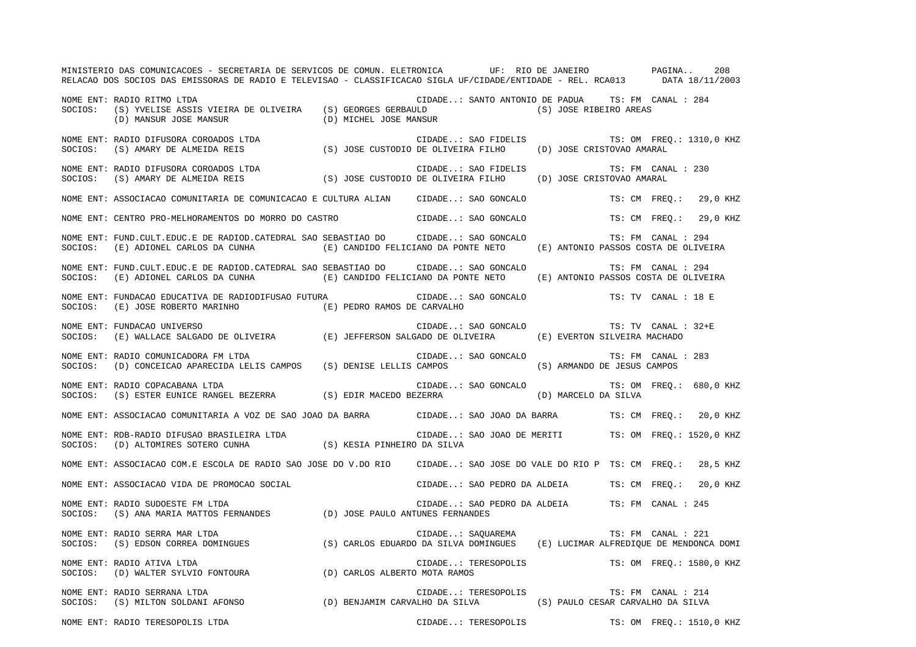NOME ENT: RADIO RITMO LTDA — CIDADE..: SANTO ANTONIO DE PADUA — TS: FM CANAL : 284
SOCIOS: (S) YVELISE ASSIS VIEIRA DE OLIVEIRA (S) GEORGES GERBAULD (S) JOSE RIBEIRO AREAS
(D) MANSUR JOSE MANSUR (D) MICHEL JOSE MANSUR

NOME ENT: RADIO DIFUSORA COROADOS LTDA — CIDADE..: SAO FIDELIS — TS: OM FREQ.: 1310,0 KHZ
SOCIOS: (S) AMARY DE ALMEIDA REIS (S) JOSE CUSTODIO DE OLIVEIRA FILHO (D) JOSE CRISTOVAO AMARAL

NOME ENT: RADIO DIFUSORA COROADOS LTDA — CIDADE..: SAO FIDELIS — TS: FM CANAL : 230
SOCIOS: (S) AMARY DE ALMEIDA REIS (S) JOSE CUSTODIO DE OLIVEIRA FILHO (D) JOSE CRISTOVAO AMARAL

NOME ENT: ASSOCIACAO COMUNITARIA DE COMUNICACAO E CULTURA ALIAN — CIDADE..: SAO GONCALO — TS: CM FREQ.: 29,0 KHZ

NOME ENT: CENTRO PRO-MELHORAMENTOS DO MORRO DO CASTRO — CIDADE..: SAO GONCALO — TS: CM FREQ.: 29,0 KHZ

NOME ENT: FUND.CULT.EDUC.E DE RADIOD.CATEDRAL SAO SEBASTIAO DO — CIDADE..: SAO GONCALO — TS: FM CANAL : 294
SOCIOS: (E) ADIONEL CARLOS DA CUNHA (E) CANDIDO FELICIANO DA PONTE NETO (E) ANTONIO PASSOS COSTA DE OLIVEIRA

NOME ENT: FUND.CULT.EDUC.E DE RADIOD.CATEDRAL SAO SEBASTIAO DO — CIDADE..: SAO GONCALO — TS: FM CANAL : 294
SOCIOS: (E) ADIONEL CARLOS DA CUNHA (E) CANDIDO FELICIANO DA PONTE NETO (E) ANTONIO PASSOS COSTA DE OLIVEIRA

NOME ENT: FUNDACAO EDUCATIVA DE RADIODIFUSAO FUTURA — CIDADE..: SAO GONCALO — TS: TV CANAL : 18 E
SOCIOS: (E) JOSE ROBERTO MARINHO (E) PEDRO RAMOS DE CARVALHO

NOME ENT: FUNDACAO UNIVERSO — CIDADE..: SAO GONCALO — TS: TV CANAL : 32+E
SOCIOS: (E) WALLACE SALGADO DE OLIVEIRA (E) JEFFERSON SALGADO DE OLIVEIRA (E) EVERTON SILVEIRA MACHADO

NOME ENT: RADIO COMUNICADORA FM LTDA — CIDADE..: SAO GONCALO — TS: FM CANAL : 283
SOCIOS: (D) CONCEICAO APARECIDA LELIS CAMPOS (S) DENISE LELLIS CAMPOS (S) ARMANDO DE JESUS CAMPOS

NOME ENT: RADIO COPACABANA LTDA — CIDADE..: SAO GONCALO — TS: OM FREQ.: 680,0 KHZ
SOCIOS: (S) ESTER EUNICE RANGEL BEZERRA (S) EDIR MACEDO BEZERRA (D) MARCELO DA SILVA

NOME ENT: ASSOCIACAO COMUNITARIA A VOZ DE SAO JOAO DA BARRA — CIDADE..: SAO JOAO DA BARRA — TS: CM FREQ.: 20,0 KHZ

NOME ENT: RDB-RADIO DIFUSAO BRASILEIRA LTDA — CIDADE..: SAO JOAO DE MERITI — TS: OM FREQ.: 1520,0 KHZ
SOCIOS: (D) ALTOMIRES SOTERO CUNHA (S) KESIA PINHEIRO DA SILVA

NOME ENT: ASSOCIACAO COM.E ESCOLA DE RADIO SAO JOSE DO V.DO RIO — CIDADE..: SAO JOSE DO VALE DO RIO P — TS: CM FREQ.: 28,5 KHZ

NOME ENT: ASSOCIACAO VIDA DE PROMOCAO SOCIAL — CIDADE..: SAO PEDRO DA ALDEIA — TS: CM FREQ.: 20,0 KHZ

NOME ENT: RADIO SUDOESTE FM LTDA — CIDADE..: SAO PEDRO DA ALDEIA — TS: FM CANAL : 245
SOCIOS: (S) ANA MARIA MATTOS FERNANDES (D) JOSE PAULO ANTUNES FERNANDES

NOME ENT: RADIO SERRA MAR LTDA — CIDADE..: SAQUAREMA — TS: FM CANAL : 221
SOCIOS: (S) EDSON CORREA DOMINGUES (S) CARLOS EDUARDO DA SILVA DOMINGUES (E) LUCIMAR ALFREDIQUE DE MENDONCA DOMI

NOME ENT: RADIO ATIVA LTDA — CIDADE..: TERESOPOLIS — TS: OM FREQ.: 1580,0 KHZ
SOCIOS: (D) WALTER SYLVIO FONTOURA (D) CARLOS ALBERTO MOTA RAMOS

NOME ENT: RADIO SERRANA LTDA — CIDADE..: TERESOPOLIS — TS: FM CANAL : 214
SOCIOS: (S) MILTON SOLDANI AFONSO (D) BENJAMIM CARVALHO DA SILVA (S) PAULO CESAR CARVALHO DA SILVA

NOME ENT: RADIO TERESOPOLIS LTDA — CIDADE..: TERESOPOLIS — TS: OM FREQ.: 1510,0 KHZ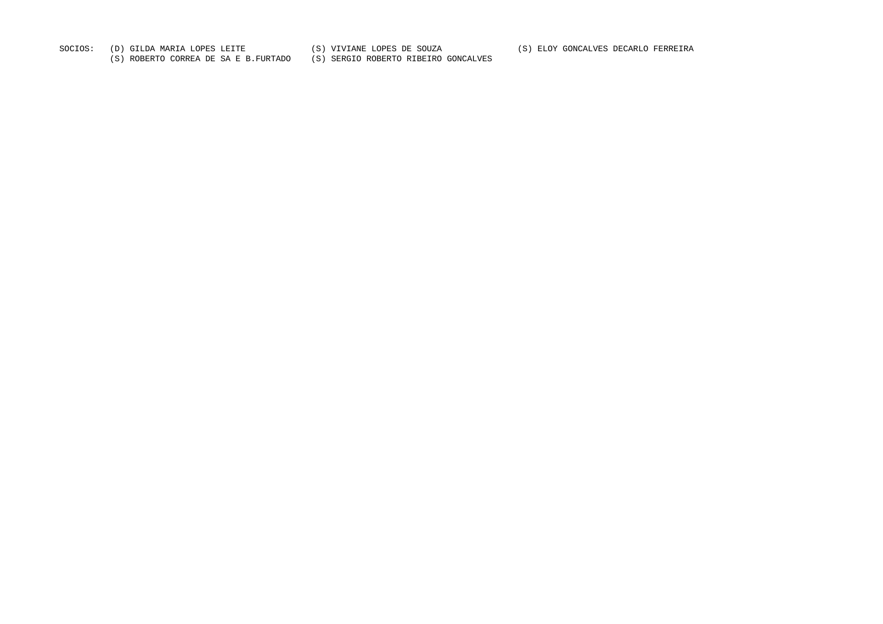SOCIOS: (D) GILDA MARIA LOPES LEITE (S) VIVIANE LOPES DE SOUZA (S) ELOY GONCALVES DECARLO FERREIRA
(S) ROBERTO CORREA DE SA E B.FURTADO (S) SERGIO ROBERTO RIBEIRO GONCALVES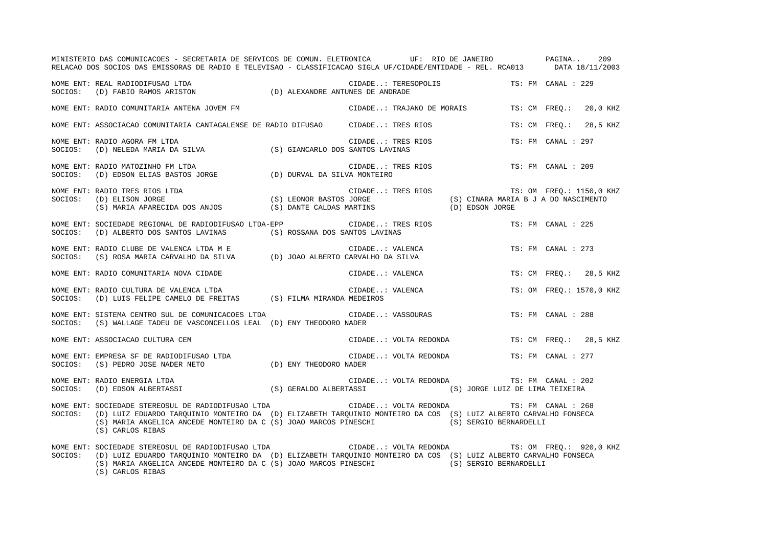MINISTERIO DAS COMUNICACOES - SECRETARIA DE SERVICOS DE COMUN. ELETRONICA UF: RIO DE JANEIRO

RELACAO DOS SOCIOS DAS EMISSORAS DE RADIO E TELEVISAO - CLASSIFICACAO SIGLA UF/CIDADE/ENTIDADE - REL. RCA013 DATA 18/11/2003

NOME ENT: REAL RADIODIFUSAO LTDA — CIDADE..: TERESOPOLIS — TS: FM CANAL : 229
SOCIOS: (D) FABIO RAMOS ARISTON (D) ALEXANDRE ANTUNES DE ANDRADE

NOME ENT: RADIO COMUNITARIA ANTENA JOVEM FM — CIDADE..: TRAJANO DE MORAIS — TS: CM FREQ.: 20,0 KHZ

NOME ENT: ASSOCIACAO COMUNITARIA CANTAGALENSE DE RADIO DIFUSAO — CIDADE..: TRES RIOS — TS: CM FREQ.: 28,5 KHZ

NOME ENT: RADIO AGORA FM LTDA — CIDADE..: TRES RIOS — TS: FM CANAL : 297
SOCIOS: (D) NELEDA MARIA DA SILVA (S) GIANCARLO DOS SANTOS LAVINAS

NOME ENT: RADIO MATOZINHO FM LTDA — CIDADE..: TRES RIOS — TS: FM CANAL : 209
SOCIOS: (D) EDSON ELIAS BASTOS JORGE (D) DURVAL DA SILVA MONTEIRO

NOME ENT: RADIO TRES RIOS LTDA — CIDADE..: TRES RIOS — TS: OM FREQ.: 1150,0 KHZ
SOCIOS: (D) ELISON JORGE (S) LEONOR BASTOS JORGE (S) CINARA MARIA B J A DO NASCIMENTO
(S) MARIA APARECIDA DOS ANJOS (S) DANTE CALDAS MARTINS (D) EDSON JORGE

NOME ENT: SOCIEDADE REGIONAL DE RADIODIFUSAO LTDA-EPP — CIDADE..: TRES RIOS — TS: FM CANAL : 225
SOCIOS: (D) ALBERTO DOS SANTOS LAVINAS (S) ROSSANA DOS SANTOS LAVINAS

NOME ENT: RADIO CLUBE DE VALENCA LTDA M E — CIDADE..: VALENCA — TS: FM CANAL : 273
SOCIOS: (S) ROSA MARIA CARVALHO DA SILVA (D) JOAO ALBERTO CARVALHO DA SILVA

NOME ENT: RADIO COMUNITARIA NOVA CIDADE — CIDADE..: VALENCA — TS: CM FREQ.: 28,5 KHZ

NOME ENT: RADIO CULTURA DE VALENCA LTDA — CIDADE..: VALENCA — TS: OM FREQ.: 1570,0 KHZ
SOCIOS: (D) LUIS FELIPE CAMELO DE FREITAS (S) FILMA MIRANDA MEDEIROS

NOME ENT: SISTEMA CENTRO SUL DE COMUNICACOES LTDA — CIDADE..: VASSOURAS — TS: FM CANAL : 288
SOCIOS: (S) WALLAGE TADEU DE VASCONCELLOS LEAL (D) ENY THEODORO NADER

NOME ENT: ASSOCIACAO CULTURA CEM — CIDADE..: VOLTA REDONDA — TS: CM FREQ.: 28,5 KHZ

NOME ENT: EMPRESA SF DE RADIODIFUSAO LTDA — CIDADE..: VOLTA REDONDA — TS: FM CANAL : 277
SOCIOS: (S) PEDRO JOSE NADER NETO (D) ENY THEODORO NADER

NOME ENT: RADIO ENERGIA LTDA — CIDADE..: VOLTA REDONDA — TS: FM CANAL : 202
SOCIOS: (D) EDSON ALBERTASSI (S) GERALDO ALBERTASSI (S) JORGE LUIZ DE LIMA TEIXEIRA

NOME ENT: SOCIEDADE STEREOSUL DE RADIODIFUSAO LTDA — CIDADE..: VOLTA REDONDA — TS: FM CANAL : 268
SOCIOS: (D) LUIZ EDUARDO TARQUINIO MONTEIRO DA (D) ELIZABETH TARQUINIO MONTEIRO DA COS (S) LUIZ ALBERTO CARVALHO FONSECA
(S) MARIA ANGELICA ANCEDE MONTEIRO DA C (S) JOAO MARCOS PINESCHI (S) SERGIO BERNARDELLI
(S) CARLOS RIBAS

NOME ENT: SOCIEDADE STEREOSUL DE RADIODIFUSAO LTDA — CIDADE..: VOLTA REDONDA — TS: OM FREQ.: 920,0 KHZ
SOCIOS: (D) LUIZ EDUARDO TARQUINIO MONTEIRO DA (D) ELIZABETH TARQUINIO MONTEIRO DA COS (S) LUIZ ALBERTO CARVALHO FONSECA
(S) MARIA ANGELICA ANCEDE MONTEIRO DA C (S) JOAO MARCOS PINESCHI (S) SERGIO BERNARDELLI
(S) CARLOS RIBAS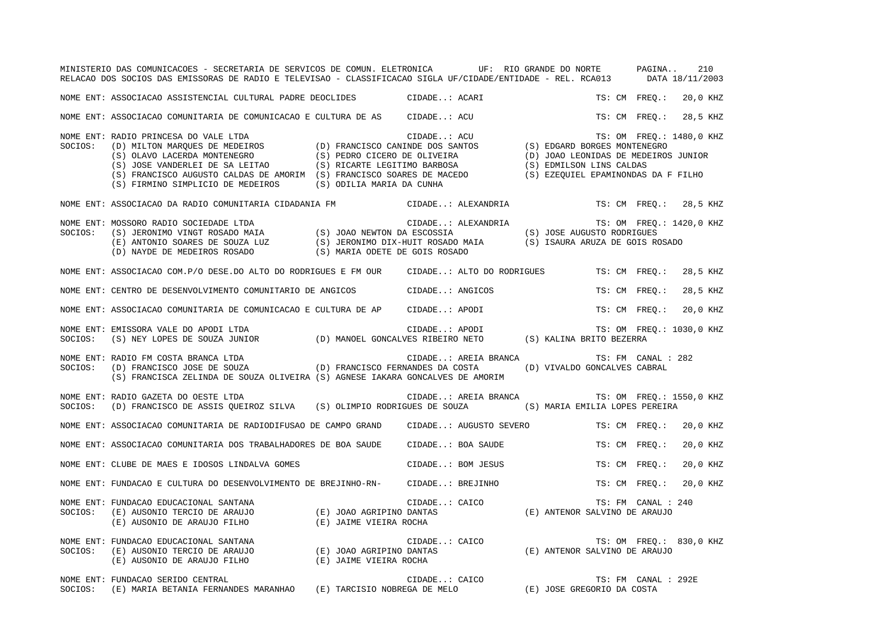MINISTERIO DAS COMUNICACOES - SECRETARIA DE SERVICOS DE COMUN. ELETRONICA UF: RIO GRANDE DO NORTE

RELACAO DOS SOCIOS DAS EMISSORAS DE RADIO E TELEVISAO - CLASSIFICACAO SIGLA UF/CIDADE/ENTIDADE - REL. RCA013 DATA 18/11/2003

NOME ENT: ASSOCIACAO ASSISTENCIAL CULTURAL PADRE DEOCLIDES CIDADE..: ACARI TS: CM FREQ.: 20,0 KHZ

NOME ENT: ASSOCIACAO COMUNITARIA DE COMUNICACAO E CULTURA DE AS CIDADE..: ACU TS: CM FREQ.: 28,5 KHZ

NOME ENT: RADIO PRINCESA DO VALE LTDA CIDADE..: ACU TS: OM FREQ.: 1480,0 KHZ
SOCIOS: (D) MILTON MARQUES DE MEDEIROS (D) FRANCISCO CANINDE DOS SANTOS (S) EDGARD BORGES MONTENEGRO
(S) OLAVO LACERDA MONTENEGRO (S) PEDRO CICERO DE OLIVEIRA (D) JOAO LEONIDAS DE MEDEIROS JUNIOR
(S) JOSE VANDERLEI DE SA LEITAO (S) RICARTE LEGITIMO BARBOSA (S) EDMILSON LINS CALDAS
(S) FRANCISCO AUGUSTO CALDAS DE AMORIM (S) FRANCISCO SOARES DE MACEDO (S) EZEQUIEL EPAMINONDAS DA F FILHO
(S) FIRMINO SIMPLICIO DE MEDEIROS (S) ODILIA MARIA DA CUNHA

NOME ENT: ASSOCIACAO DA RADIO COMUNITARIA CIDADANIA FM CIDADE..: ALEXANDRIA TS: CM FREQ.: 28,5 KHZ

NOME ENT: MOSSORO RADIO SOCIEDADE LTDA CIDADE..: ALEXANDRIA TS: OM FREQ.: 1420,0 KHZ
SOCIOS: (S) JERONIMO VINGT ROSADO MAIA (S) JOAO NEWTON DA ESCOSSIA (S) JOSE AUGUSTO RODRIGUES
(E) ANTONIO SOARES DE SOUZA LUZ (S) JERONIMO DIX-HUIT ROSADO MAIA (S) ISAURA ARUZA DE GOIS ROSADO
(D) NAYDE DE MEDEIROS ROSADO (S) MARIA ODETE DE GOIS ROSADO

NOME ENT: ASSOCIACAO COM.P/O DESE.DO ALTO DO RODRIGUES E FM OUR CIDADE..: ALTO DO RODRIGUES TS: CM FREQ.: 28,5 KHZ

NOME ENT: CENTRO DE DESENVOLVIMENTO COMUNITARIO DE ANGICOS CIDADE..: ANGICOS TS: CM FREQ.: 28,5 KHZ

NOME ENT: ASSOCIACAO COMUNITARIA DE COMUNICACAO E CULTURA DE AP CIDADE..: APODI TS: CM FREQ.: 20,0 KHZ

NOME ENT: EMISSORA VALE DO APODI LTDA CIDADE..: APODI TS: OM FREQ.: 1030,0 KHZ
SOCIOS: (S) NEY LOPES DE SOUZA JUNIOR (D) MANOEL GONCALVES RIBEIRO NETO (S) KALINA BRITO BEZERRA

NOME ENT: RADIO FM COSTA BRANCA LTDA CIDADE..: AREIA BRANCA TS: FM CANAL : 282
SOCIOS: (D) FRANCISCO JOSE DE SOUZA (D) FRANCISCO FERNANDES DA COSTA (D) VIVALDO GONCALVES CABRAL
(S) FRANCISCA ZELINDA DE SOUZA OLIVEIRA (S) AGNESE IAKARA GONCALVES DE AMORIM

NOME ENT: RADIO GAZETA DO OESTE LTDA CIDADE..: AREIA BRANCA TS: OM FREQ.: 1550,0 KHZ
SOCIOS: (D) FRANCISCO DE ASSIS QUEIROZ SILVA (S) OLIMPIO RODRIGUES DE SOUZA (S) MARIA EMILIA LOPES PEREIRA

NOME ENT: ASSOCIACAO COMUNITARIA DE RADIODIFUSAO DE CAMPO GRAND CIDADE..: AUGUSTO SEVERO TS: CM FREQ.: 20,0 KHZ

NOME ENT: ASSOCIACAO COMUNITARIA DOS TRABALHADORES DE BOA SAUDE CIDADE..: BOA SAUDE TS: CM FREQ.: 20,0 KHZ

NOME ENT: CLUBE DE MAES E IDOSOS LINDALVA GOMES CIDADE..: BOM JESUS TS: CM FREQ.: 20,0 KHZ

NOME ENT: FUNDACAO E CULTURA DO DESENVOLVIMENTO DE BREJINHO-RN- CIDADE..: BREJINHO TS: CM FREQ.: 20,0 KHZ

NOME ENT: FUNDACAO EDUCACIONAL SANTANA CIDADE..: CAICO TS: FM CANAL : 240
SOCIOS: (E) AUSONIO TERCIO DE ARAUJO (E) JOAO AGRIPINO DANTAS (E) ANTENOR SALVINO DE ARAUJO
(E) AUSONIO DE ARAUJO FILHO (E) JAIME VIEIRA ROCHA

NOME ENT: FUNDACAO EDUCACIONAL SANTANA CIDADE..: CAICO TS: OM FREQ.: 830,0 KHZ
SOCIOS: (E) AUSONIO TERCIO DE ARAUJO (E) JOAO AGRIPINO DANTAS (E) ANTENOR SALVINO DE ARAUJO
(E) AUSONIO DE ARAUJO FILHO (E) JAIME VIEIRA ROCHA

NOME ENT: FUNDACAO SERIDO CENTRAL CIDADE..: CAICO TS: FM CANAL : 292E
SOCIOS: (E) MARIA BETANIA FERNANDES MARANHAO (E) TARCISIO NOBREGA DE MELO (E) JOSE GREGORIO DA COSTA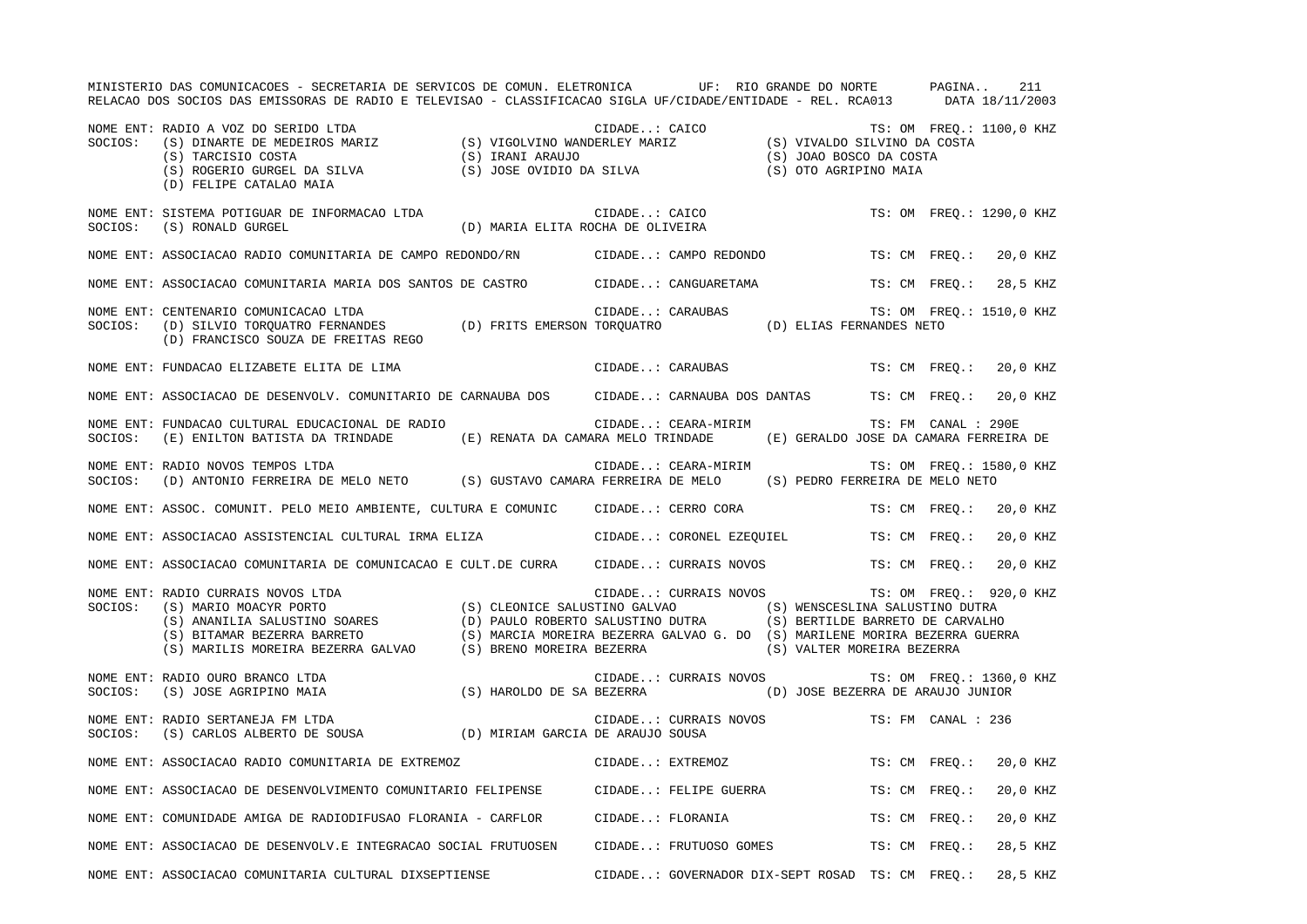MINISTERIO DAS COMUNICACOES - SECRETARIA DE SERVICOS DE COMUN. ELETRONICA UF: RIO GRANDE DO NORTE PAGINA.. 211
RELACAO DOS SOCIOS DAS EMISSORAS DE RADIO E TELEVISAO - CLASSIFICACAO SIGLA UF/CIDADE/ENTIDADE - REL. RCA013 DATA 18/11/2003

```
NOME ENT: RADIO A VOZ DO SERIDO LTDA                                    CIDADE..: CAICO                    TS: OM  FREQ.: 1100,0 KHZ
SOCIOS:   (S) DINARTE DE MEDEIROS MARIZ        (S) VIGOLVINO WANDERLEY MARIZ         (S) VIVALDO SILVINO DA COSTA
          (S) TARCISIO COSTA                   (S) IRANI ARAUJO                      (S) JOAO BOSCO DA COSTA
          (S) ROGERIO GURGEL DA SILVA          (S) JOSE OVIDIO DA SILVA              (S) OTO AGRIPINO MAIA
          (D) FELIPE CATALAO MAIA

NOME ENT: SISTEMA POTIGUAR DE INFORMACAO LTDA                           CIDADE..: CAICO                    TS: OM  FREQ.: 1290,0 KHZ
SOCIOS:   (S) RONALD GURGEL                    (D) MARIA ELITA ROCHA DE OLIVEIRA

NOME ENT: ASSOCIACAO RADIO COMUNITARIA DE CAMPO REDONDO/RN              CIDADE..: CAMPO REDONDO            TS: CM  FREQ.:   20,0 KHZ

NOME ENT: ASSOCIACAO COMUNITARIA MARIA DOS SANTOS DE CASTRO             CIDADE..: CANGUARETAMA             TS: CM  FREQ.:   28,5 KHZ

NOME ENT: CENTENARIO COMUNICACAO LTDA                                   CIDADE..: CARAUBAS                 TS: OM  FREQ.: 1510,0 KHZ
SOCIOS:   (D) SILVIO TORQUATRO FERNANDES       (D) FRITS EMERSON TORQUATRO           (D) ELIAS FERNANDES NETO
          (D) FRANCISCO SOUZA DE FREITAS REGO

NOME ENT: FUNDACAO ELIZABETE ELITA DE LIMA                              CIDADE..: CARAUBAS                 TS: CM  FREQ.:   20,0 KHZ

NOME ENT: ASSOCIACAO DE DESENVOLV. COMUNITARIO DE CARNAUBA DOS          CIDADE..: CARNAUBA DOS DANTAS      TS: CM  FREQ.:   20,0 KHZ

NOME ENT: FUNDACAO CULTURAL EDUCACIONAL DE RADIO                        CIDADE..: CEARA-MIRIM              TS: FM  CANAL : 290E
SOCIOS:   (E) ENILTON BATISTA DA TRINDADE      (E) RENATA DA CAMARA MELO TRINDADE    (E) GERALDO JOSE DA CAMARA FERREIRA DE

NOME ENT: RADIO NOVOS TEMPOS LTDA                                       CIDADE..: CEARA-MIRIM              TS: OM  FREQ.: 1580,0 KHZ
SOCIOS:   (D) ANTONIO FERREIRA DE MELO NETO    (S) GUSTAVO CAMARA FERREIRA DE MELO   (S) PEDRO FERREIRA DE MELO NETO

NOME ENT: ASSOC. COMUNIT. PELO MEIO AMBIENTE, CULTURA E COMUNIC         CIDADE..: CERRO CORA               TS: CM  FREQ.:   20,0 KHZ

NOME ENT: ASSOCIACAO ASSISTENCIAL CULTURAL IRMA ELIZA                   CIDADE..: CORONEL EZEQUIEL         TS: CM  FREQ.:   20,0 KHZ

NOME ENT: ASSOCIACAO COMUNITARIA DE COMUNICACAO E CULT.DE CURRA         CIDADE..: CURRAIS NOVOS            TS: CM  FREQ.:   20,0 KHZ

NOME ENT: RADIO CURRAIS NOVOS LTDA                                      CIDADE..: CURRAIS NOVOS            TS: OM  FREQ.:  920,0 KHZ
SOCIOS:   (S) MARIO MOACYR PORTO               (S) CLEONICE SALUSTINO GALVAO         (S) WENSCESLINA SALUSTINO DUTRA
          (S) ANANILIA SALUSTINO SOARES        (D) PAULO ROBERTO SALUSTINO DUTRA     (S) BERTILDE BARRETO DE CARVALHO
          (S) BITAMAR BEZERRA BARRETO          (S) MARCIA MOREIRA BEZERRA GALVAO G. DO (S) MARILENE MORIRA BEZERRA GUERRA
          (S) MARILIS MOREIRA BEZERRA GALVAO   (S) BRENO MOREIRA BEZERRA             (S) VALTER MOREIRA BEZERRA

NOME ENT: RADIO OURO BRANCO LTDA                                        CIDADE..: CURRAIS NOVOS            TS: OM  FREQ.: 1360,0 KHZ
SOCIOS:   (S) JOSE AGRIPINO MAIA               (S) HAROLDO DE SA BEZERRA             (D) JOSE BEZERRA DE ARAUJO JUNIOR

NOME ENT: RADIO SERTANEJA FM LTDA                                       CIDADE..: CURRAIS NOVOS            TS: FM  CANAL : 236
SOCIOS:   (S) CARLOS ALBERTO DE SOUSA          (D) MIRIAM GARCIA DE ARAUJO SOUSA

NOME ENT: ASSOCIACAO RADIO COMUNITARIA DE EXTREMOZ                      CIDADE..: EXTREMOZ                 TS: CM  FREQ.:   20,0 KHZ

NOME ENT: ASSOCIACAO DE DESENVOLVIMENTO COMUNITARIO FELIPENSE           CIDADE..: FELIPE GUERRA            TS: CM  FREQ.:   20,0 KHZ

NOME ENT: COMUNIDADE AMIGA DE RADIODIFUSAO FLORANIA - CARFLOR           CIDADE..: FLORANIA                 TS: CM  FREQ.:   20,0 KHZ

NOME ENT: ASSOCIACAO DE DESENVOLV.E INTEGRACAO SOCIAL FRUTUOSEN         CIDADE..: FRUTUOSO GOMES           TS: CM  FREQ.:   28,5 KHZ

NOME ENT: ASSOCIACAO COMUNITARIA CULTURAL DIXSEPTIENSE                  CIDADE..: GOVERNADOR DIX-SEPT ROSAD TS: CM FREQ.:   28,5 KHZ
```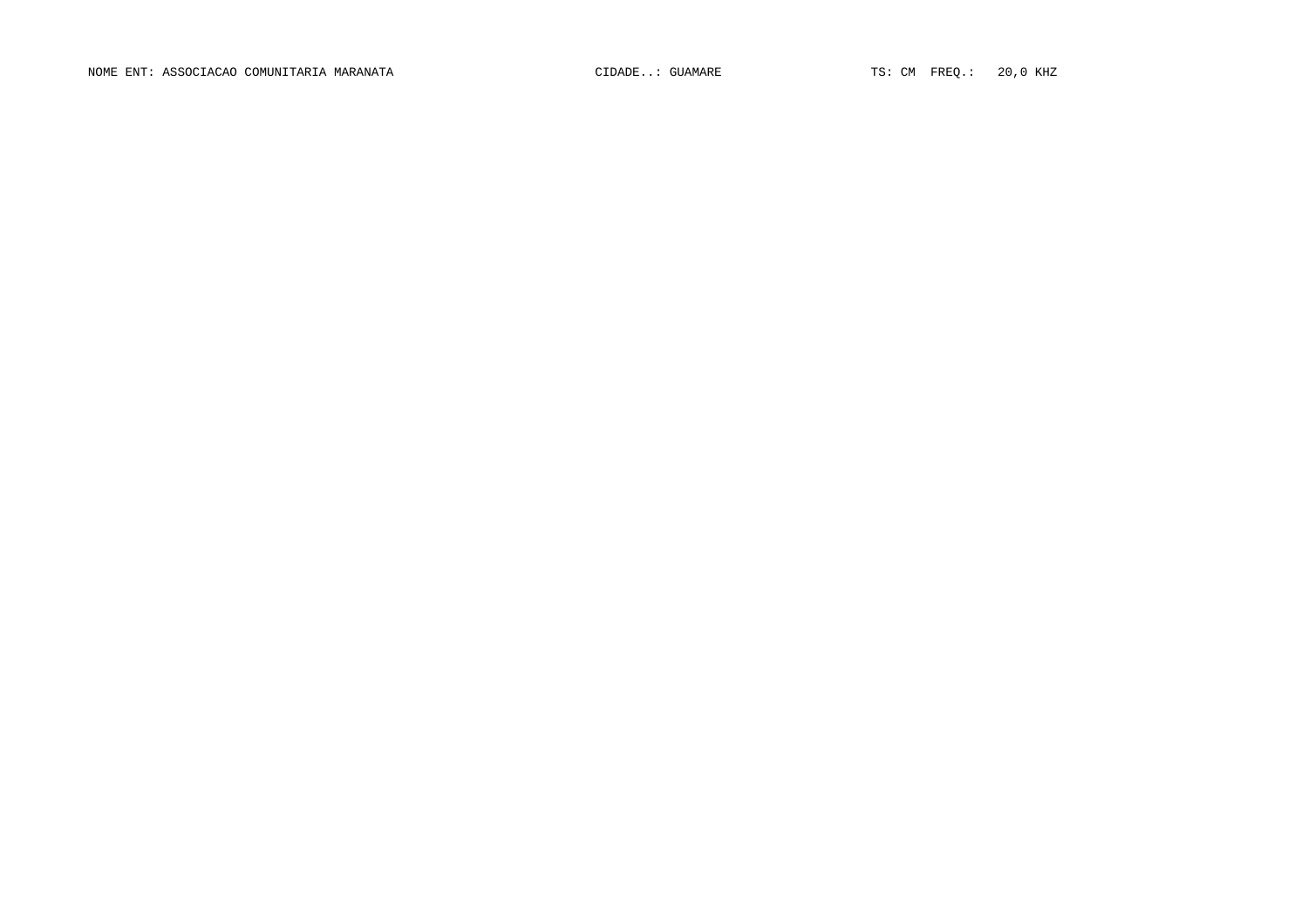NOME ENT: ASSOCIACAO COMUNITARIA MARANATA    CIDADE..: GUAMARE    TS: CM  FREQ.:  20,0 KHZ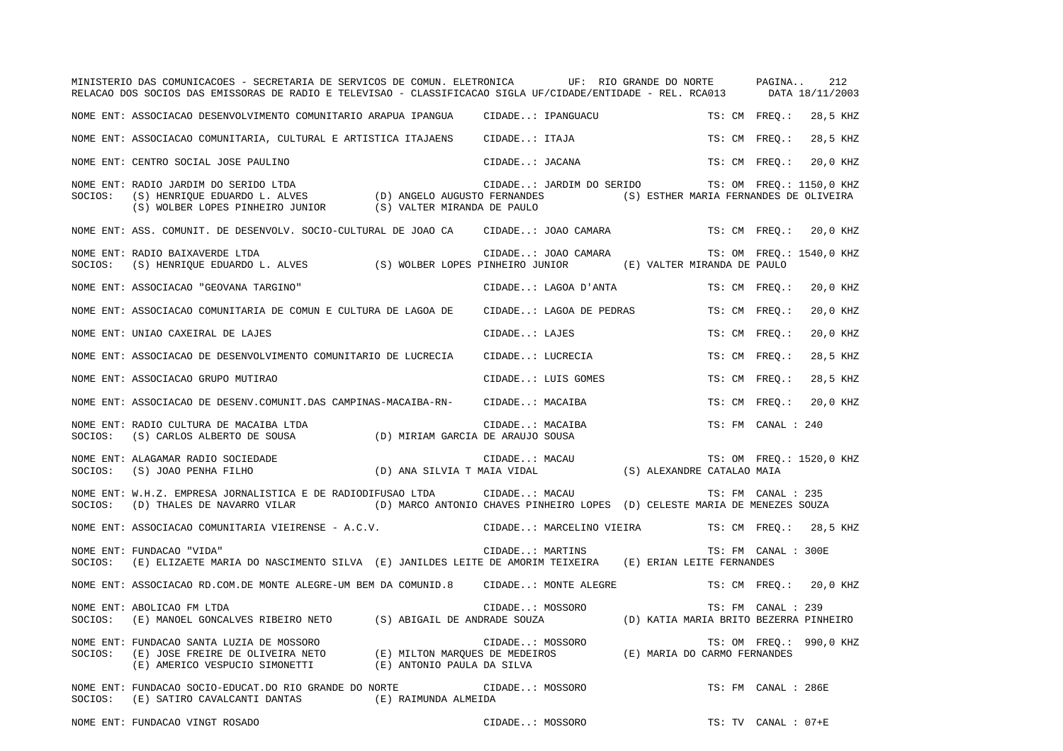NOME ENT: ASSOCIACAO DESENVOLVIMENTO COMUNITARIO ARAPUA IPANGUA CIDADE..: IPANGUACU TS: CM FREQ.: 28,5 KHZ

NOME ENT: ASSOCIACAO COMUNITARIA, CULTURAL E ARTISTICA ITAJAENS CIDADE..: ITAJA TS: CM FREQ.: 28,5 KHZ

NOME ENT: CENTRO SOCIAL JOSE PAULINO CIDADE..: JACANA TS: CM FREQ.: 20,0 KHZ

NOME ENT: RADIO JARDIM DO SERIDO LTDA CIDADE..: JARDIM DO SERIDO TS: OM FREQ.: 1150,0 KHZ
SOCIOS: (S) HENRIQUE EDUARDO L. ALVES (D) ANGELO AUGUSTO FERNANDES (S) ESTHER MARIA FERNANDES DE OLIVEIRA
(S) WOLBER LOPES PINHEIRO JUNIOR (S) VALTER MIRANDA DE PAULO

NOME ENT: ASS. COMUNIT. DE DESENVOLV. SOCIO-CULTURAL DE JOAO CA CIDADE..: JOAO CAMARA TS: CM FREQ.: 20,0 KHZ

NOME ENT: RADIO BAIXAVERDE LTDA CIDADE..: JOAO CAMARA TS: OM FREQ.: 1540,0 KHZ
SOCIOS: (S) HENRIQUE EDUARDO L. ALVES (S) WOLBER LOPES PINHEIRO JUNIOR (E) VALTER MIRANDA DE PAULO

NOME ENT: ASSOCIACAO "GEOVANA TARGINO" CIDADE..: LAGOA D'ANTA TS: CM FREQ.: 20,0 KHZ

NOME ENT: ASSOCIACAO COMUNITARIA DE COMUN E CULTURA DE LAGOA DE CIDADE..: LAGOA DE PEDRAS TS: CM FREQ.: 20,0 KHZ

NOME ENT: UNIAO CAXEIRAL DE LAJES CIDADE..: LAJES TS: CM FREQ.: 20,0 KHZ

NOME ENT: ASSOCIACAO DE DESENVOLVIMENTO COMUNITARIO DE LUCRECIA CIDADE..: LUCRECIA TS: CM FREQ.: 28,5 KHZ

NOME ENT: ASSOCIACAO GRUPO MUTIRAO CIDADE..: LUIS GOMES TS: CM FREQ.: 28,5 KHZ

NOME ENT: ASSOCIACAO DE DESENV.COMUNIT.DAS CAMPINAS-MACAIBA-RN- CIDADE..: MACAIBA TS: CM FREQ.: 20,0 KHZ

NOME ENT: RADIO CULTURA DE MACAIBA LTDA CIDADE..: MACAIBA TS: FM CANAL : 240
SOCIOS: (S) CARLOS ALBERTO DE SOUSA (D) MIRIAM GARCIA DE ARAUJO SOUSA

NOME ENT: ALAGAMAR RADIO SOCIEDADE CIDADE..: MACAU TS: OM FREQ.: 1520,0 KHZ
SOCIOS: (S) JOAO PENHA FILHO (D) ANA SILVIA T MAIA VIDAL (S) ALEXANDRE CATALAO MAIA

NOME ENT: W.H.Z. EMPRESA JORNALISTICA E DE RADIODIFUSAO LTDA CIDADE..: MACAU TS: FM CANAL : 235
SOCIOS: (D) THALES DE NAVARRO VILAR (D) MARCO ANTONIO CHAVES PINHEIRO LOPES (D) CELESTE MARIA DE MENEZES SOUZA

NOME ENT: ASSOCIACAO COMUNITARIA VIEIRENSE - A.C.V. CIDADE..: MARCELINO VIEIRA TS: CM FREQ.: 28,5 KHZ

NOME ENT: FUNDACAO "VIDA" CIDADE..: MARTINS TS: FM CANAL : 300E
SOCIOS: (E) ELIZAETE MARIA DO NASCIMENTO SILVA (E) JANILDES LEITE DE AMORIM TEIXEIRA (E) ERIAN LEITE FERNANDES

NOME ENT: ASSOCIACAO RD.COM.DE MONTE ALEGRE-UM BEM DA COMUNID.8 CIDADE..: MONTE ALEGRE TS: CM FREQ.: 20,0 KHZ

NOME ENT: ABOLICAO FM LTDA CIDADE..: MOSSORO TS: FM CANAL : 239
SOCIOS: (E) MANOEL GONCALVES RIBEIRO NETO (S) ABIGAIL DE ANDRADE SOUZA (D) KATIA MARIA BRITO BEZERRA PINHEIRO

NOME ENT: FUNDACAO SANTA LUZIA DE MOSSORO CIDADE..: MOSSORO TS: OM FREQ.: 990,0 KHZ
SOCIOS: (E) JOSE FREIRE DE OLIVEIRA NETO (E) MILTON MARQUES DE MEDEIROS (E) MARIA DO CARMO FERNANDES
(E) AMERICO VESPUCIO SIMONETTI (E) ANTONIO PAULA DA SILVA

NOME ENT: FUNDACAO SOCIO-EDUCAT.DO RIO GRANDE DO NORTE CIDADE..: MOSSORO TS: FM CANAL : 286E
SOCIOS: (E) SATIRO CAVALCANTI DANTAS (E) RAIMUNDA ALMEIDA

NOME ENT: FUNDACAO VINGT ROSADO CIDADE..: MOSSORO TS: TV CANAL : 07+E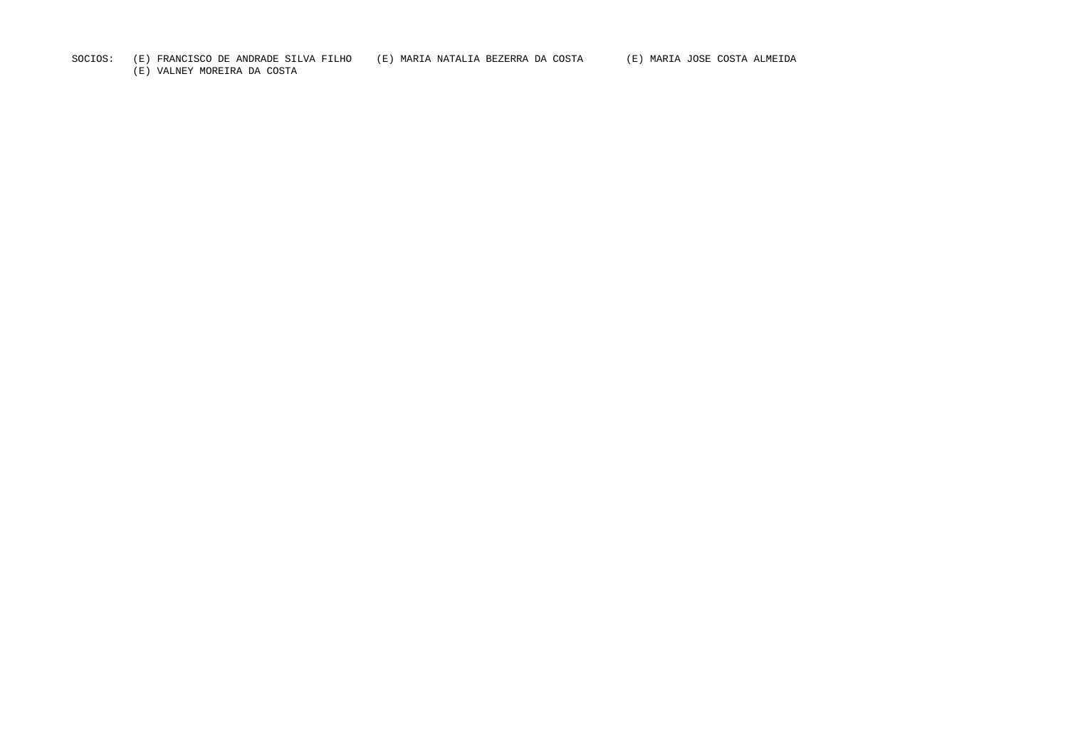SOCIOS: (E) FRANCISCO DE ANDRADE SILVA FILHO (E) MARIA NATALIA BEZERRA DA COSTA (E) MARIA JOSE COSTA ALMEIDA
(E) VALNEY MOREIRA DA COSTA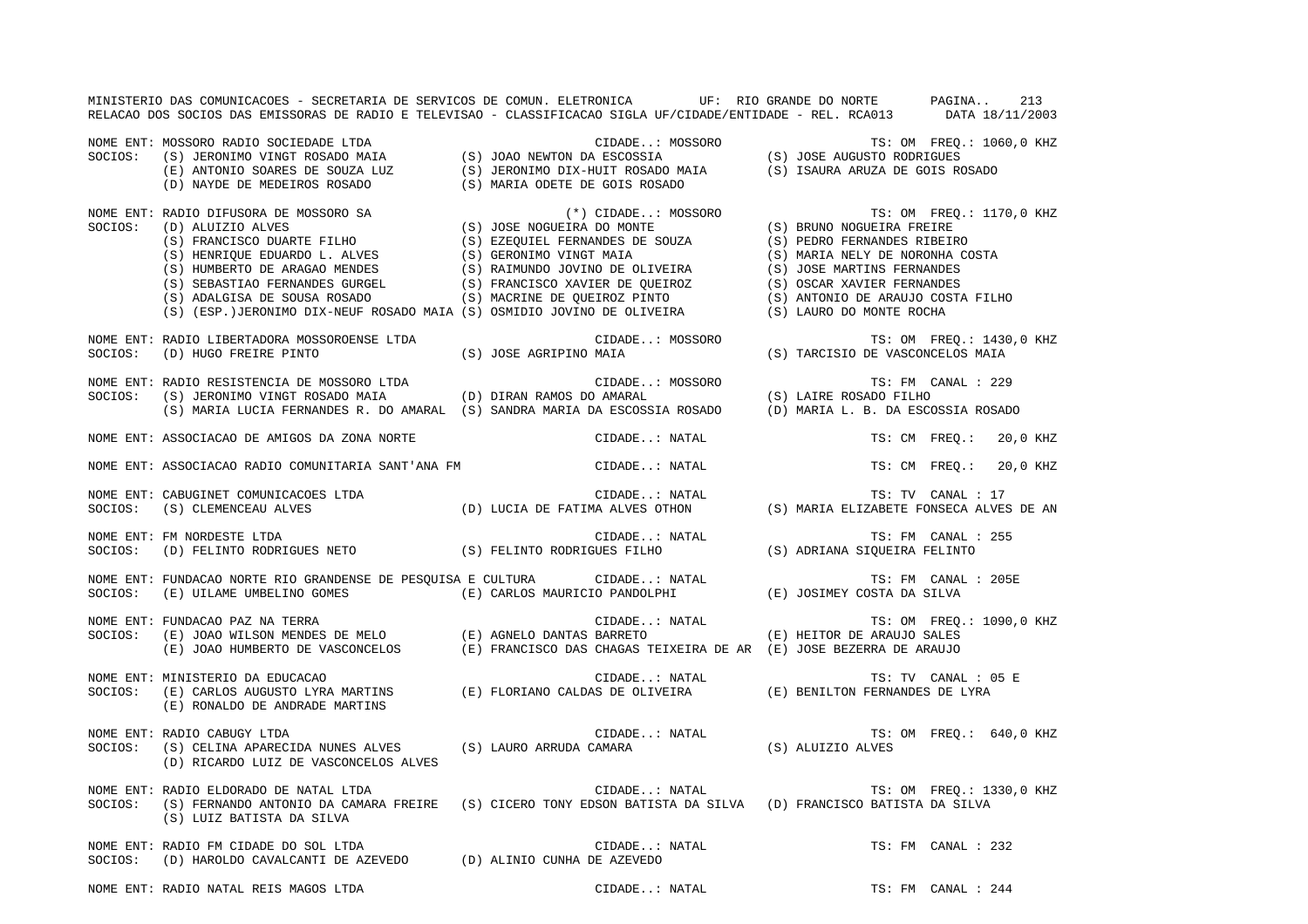MINISTERIO DAS COMUNICACOES - SECRETARIA DE SERVICOS DE COMUN. ELETRONICA UF: RIO GRANDE DO NORTE

RELACAO DOS SOCIOS DAS EMISSORAS DE RADIO E TELEVISAO - CLASSIFICACAO SIGLA UF/CIDADE/ENTIDADE - REL. RCA013 DATA 18/11/2003

NOME ENT: MOSSORO RADIO SOCIEDADE LTDA CIDADE..: MOSSORO TS: OM FREQ.: 1060,0 KHZ
SOCIOS: (S) JERONIMO VINGT ROSADO MAIA (S) JOAO NEWTON DA ESCOSSIA (S) JOSE AUGUSTO RODRIGUES
(E) ANTONIO SOARES DE SOUZA LUZ (S) JERONIMO DIX-HUIT ROSADO MAIA (S) ISAURA ARUZA DE GOIS ROSADO
(D) NAYDE DE MEDEIROS ROSADO (S) MARIA ODETE DE GOIS ROSADO

NOME ENT: RADIO DIFUSORA DE MOSSORO SA (*) CIDADE..: MOSSORO TS: OM FREQ.: 1170,0 KHZ
SOCIOS: (D) ALUIZIO ALVES (S) JOSE NOGUEIRA DO MONTE (S) BRUNO NOGUEIRA FREIRE
(S) FRANCISCO DUARTE FILHO (S) EZEQUIEL FERNANDES DE SOUZA (S) PEDRO FERNANDES RIBEIRO
(S) HENRIQUE EDUARDO L. ALVES (S) GERONIMO VINGT MAIA (S) MARIA NELY DE NORONHA COSTA
(S) HUMBERTO DE ARAGAO MENDES (S) RAIMUNDO JOVINO DE OLIVEIRA (S) JOSE MARTINS FERNANDES
(S) SEBASTIAO FERNANDES GURGEL (S) FRANCISCO XAVIER DE QUEIROZ (S) OSCAR XAVIER FERNANDES
(S) ADALGISA DE SOUSA ROSADO (S) MACRINE DE QUEIROZ PINTO (S) ANTONIO DE ARAUJO COSTA FILHO
(S) (ESP.)JERONIMO DIX-NEUF ROSADO MAIA (S) OSMIDIO JOVINO DE OLIVEIRA (S) LAURO DO MONTE ROCHA

NOME ENT: RADIO LIBERTADORA MOSSOROENSE LTDA CIDADE..: MOSSORO TS: OM FREQ.: 1430,0 KHZ
SOCIOS: (D) HUGO FREIRE PINTO (S) JOSE AGRIPINO MAIA (S) TARCISIO DE VASCONCELOS MAIA

NOME ENT: RADIO RESISTENCIA DE MOSSORO LTDA CIDADE..: MOSSORO TS: FM CANAL : 229
SOCIOS: (S) JERONIMO VINGT ROSADO MAIA (D) DIRAN RAMOS DO AMARAL (S) LAIRE ROSADO FILHO
(S) MARIA LUCIA FERNANDES R. DO AMARAL (S) SANDRA MARIA DA ESCOSSIA ROSADO (D) MARIA L. B. DA ESCOSSIA ROSADO

NOME ENT: ASSOCIACAO DE AMIGOS DA ZONA NORTE CIDADE..: NATAL TS: CM FREQ.: 20,0 KHZ

NOME ENT: ASSOCIACAO RADIO COMUNITARIA SANT'ANA FM CIDADE..: NATAL TS: CM FREQ.: 20,0 KHZ

NOME ENT: CABUGINET COMUNICACOES LTDA CIDADE..: NATAL TS: TV CANAL : 17
SOCIOS: (S) CLEMENCEAU ALVES (D) LUCIA DE FATIMA ALVES OTHON (S) MARIA ELIZABETE FONSECA ALVES DE AN

NOME ENT: FM NORDESTE LTDA CIDADE..: NATAL TS: FM CANAL : 255
SOCIOS: (D) FELINTO RODRIGUES NETO (S) FELINTO RODRIGUES FILHO (S) ADRIANA SIQUEIRA FELINTO

NOME ENT: FUNDACAO NORTE RIO GRANDENSE DE PESQUISA E CULTURA CIDADE..: NATAL TS: FM CANAL : 205E
SOCIOS: (E) UILAME UMBELINO GOMES (E) CARLOS MAURICIO PANDOLPHI (E) JOSIMEY COSTA DA SILVA

NOME ENT: FUNDACAO PAZ NA TERRA CIDADE..: NATAL TS: OM FREQ.: 1090,0 KHZ
SOCIOS: (E) JOAO WILSON MENDES DE MELO (E) AGNELO DANTAS BARRETO (E) HEITOR DE ARAUJO SALES
(E) JOAO HUMBERTO DE VASCONCELOS (E) FRANCISCO DAS CHAGAS TEIXEIRA DE AR (E) JOSE BEZERRA DE ARAUJO

NOME ENT: MINISTERIO DA EDUCACAO CIDADE..: NATAL TS: TV CANAL : 05 E
SOCIOS: (E) CARLOS AUGUSTO LYRA MARTINS (E) FLORIANO CALDAS DE OLIVEIRA (E) BENILTON FERNANDES DE LYRA
(E) RONALDO DE ANDRADE MARTINS

NOME ENT: RADIO CABUGY LTDA CIDADE..: NATAL TS: OM FREQ.: 640,0 KHZ
SOCIOS: (S) CELINA APARECIDA NUNES ALVES (S) LAURO ARRUDA CAMARA (S) ALUIZIO ALVES
(D) RICARDO LUIZ DE VASCONCELOS ALVES

NOME ENT: RADIO ELDORADO DE NATAL LTDA CIDADE..: NATAL TS: OM FREQ.: 1330,0 KHZ
SOCIOS: (S) FERNANDO ANTONIO DA CAMARA FREIRE (S) CICERO TONY EDSON BATISTA DA SILVA (D) FRANCISCO BATISTA DA SILVA
(S) LUIZ BATISTA DA SILVA

NOME ENT: RADIO FM CIDADE DO SOL LTDA CIDADE..: NATAL TS: FM CANAL : 232
SOCIOS: (D) HAROLDO CAVALCANTI DE AZEVEDO (D) ALINIO CUNHA DE AZEVEDO

NOME ENT: RADIO NATAL REIS MAGOS LTDA CIDADE..: NATAL TS: FM CANAL : 244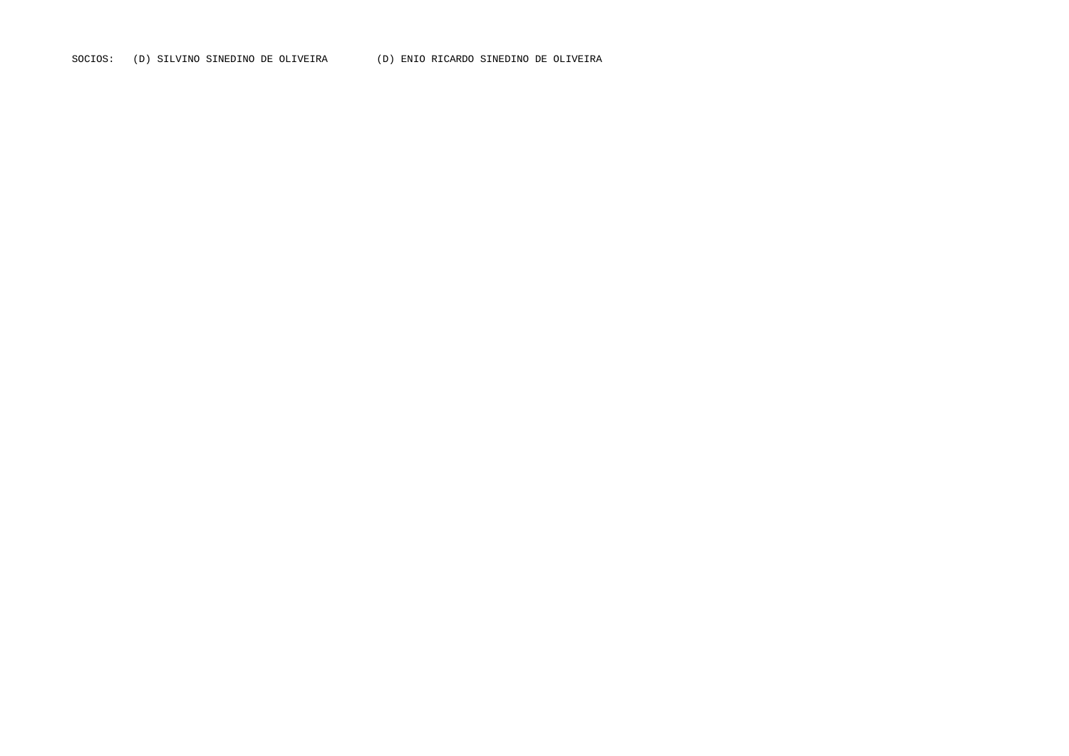SOCIOS: (D) SILVINO SINEDINO DE OLIVEIRA (D) ENIO RICARDO SINEDINO DE OLIVEIRA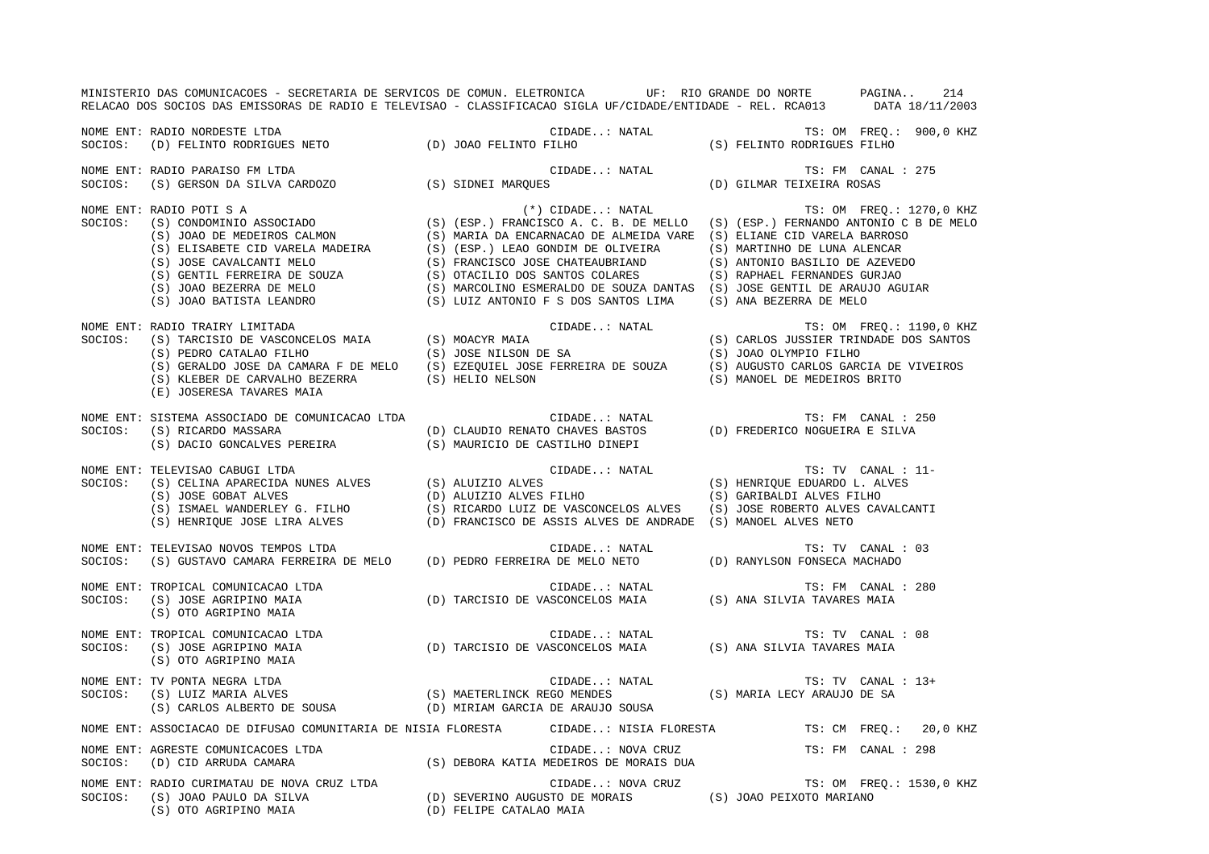MINISTERIO DAS COMUNICACOES - SECRETARIA DE SERVICOS DE COMUN. ELETRONICA UF: RIO GRANDE DO NORTE

RELACAO DOS SOCIOS DAS EMISSORAS DE RADIO E TELEVISAO - CLASSIFICACAO SIGLA UF/CIDADE/ENTIDADE - REL. RCA013 DATA 18/11/2003

NOME ENT: RADIO NORDESTE LTDA — CIDADE..: NATAL — TS: OM FREQ.: 900,0 KHZ
SOCIOS: (D) FELINTO RODRIGUES NETO (D) JOAO FELINTO FILHO (S) FELINTO RODRIGUES FILHO

NOME ENT: RADIO PARAISO FM LTDA — CIDADE..: NATAL — TS: FM CANAL : 275
SOCIOS: (S) GERSON DA SILVA CARDOZO (S) SIDNEI MARQUES (D) GILMAR TEIXEIRA ROSAS

NOME ENT: RADIO POTI S A — (*) CIDADE..: NATAL — TS: OM FREQ.: 1270,0 KHZ
SOCIOS: (S) CONDOMINIO ASSOCIADO (S) (ESP.) FRANCISCO A. C. B. DE MELLO (S) (ESP.) FERNANDO ANTONIO C B DE MELO
(S) JOAO DE MEDEIROS CALMON (S) MARIA DA ENCARNACAO DE ALMEIDA VARE (S) ELIANE CID VARELA BARROSO
(S) ELISABETE CID VARELA MADEIRA (S) (ESP.) LEAO GONDIM DE OLIVEIRA (S) MARTINHO DE LUNA ALENCAR
(S) JOSE CAVALCANTI MELO (S) FRANCISCO JOSE CHATEAUBRIAND (S) ANTONIO BASILIO DE AZEVEDO
(S) GENTIL FERREIRA DE SOUZA (S) OTACILIO DOS SANTOS COLARES (S) RAPHAEL FERNANDES GURJAO
(S) JOAO BEZERRA DE MELO (S) MARCOLINO ESMERALDO DE SOUZA DANTAS (S) JOSE GENTIL DE ARAUJO AGUIAR
(S) JOAO BATISTA LEANDRO (S) LUIZ ANTONIO F S DOS SANTOS LIMA (S) ANA BEZERRA DE MELO

NOME ENT: RADIO TRAIRY LIMITADA — CIDADE..: NATAL — TS: OM FREQ.: 1190,0 KHZ
SOCIOS: (S) TARCISIO DE VASCONCELOS MAIA (S) MOACYR MAIA (S) CARLOS JUSSIER TRINDADE DOS SANTOS
(S) PEDRO CATALAO FILHO (S) JOSE NILSON DE SA (S) JOAO OLYMPIO FILHO
(S) GERALDO JOSE DA CAMARA F DE MELO (S) EZEQUIEL JOSE FERREIRA DE SOUZA (S) AUGUSTO CARLOS GARCIA DE VIVEIROS
(S) KLEBER DE CARVALHO BEZERRA (S) HELIO NELSON (S) MANOEL DE MEDEIROS BRITO
(E) JOSERESA TAVARES MAIA

NOME ENT: SISTEMA ASSOCIADO DE COMUNICACAO LTDA — CIDADE..: NATAL — TS: FM CANAL : 250
SOCIOS: (S) RICARDO MASSARA (D) CLAUDIO RENATO CHAVES BASTOS (D) FREDERICO NOGUEIRA E SILVA
(S) DACIO GONCALVES PEREIRA (S) MAURICIO DE CASTILHO DINEPI

NOME ENT: TELEVISAO CABUGI LTDA — CIDADE..: NATAL — TS: TV CANAL : 11-
SOCIOS: (S) CELINA APARECIDA NUNES ALVES (S) ALUIZIO ALVES (S) HENRIQUE EDUARDO L. ALVES
(S) JOSE GOBAT ALVES (D) ALUIZIO ALVES FILHO (S) GARIBALDI ALVES FILHO
(S) ISMAEL WANDERLEY G. FILHO (S) RICARDO LUIZ DE VASCONCELOS ALVES (S) JOSE ROBERTO ALVES CAVALCANTI
(S) HENRIQUE JOSE LIRA ALVES (D) FRANCISCO DE ASSIS ALVES DE ANDRADE (S) MANOEL ALVES NETO

NOME ENT: TELEVISAO NOVOS TEMPOS LTDA — CIDADE..: NATAL — TS: TV CANAL : 03
SOCIOS: (S) GUSTAVO CAMARA FERREIRA DE MELO (D) PEDRO FERREIRA DE MELO NETO (D) RANYLSON FONSECA MACHADO

NOME ENT: TROPICAL COMUNICACAO LTDA — CIDADE..: NATAL — TS: FM CANAL : 280
SOCIOS: (S) JOSE AGRIPINO MAIA (D) TARCISIO DE VASCONCELOS MAIA (S) ANA SILVIA TAVARES MAIA
(S) OTO AGRIPINO MAIA

NOME ENT: TROPICAL COMUNICACAO LTDA — CIDADE..: NATAL — TS: TV CANAL : 08
SOCIOS: (S) JOSE AGRIPINO MAIA (D) TARCISIO DE VASCONCELOS MAIA (S) ANA SILVIA TAVARES MAIA
(S) OTO AGRIPINO MAIA

NOME ENT: TV PONTA NEGRA LTDA — CIDADE..: NATAL — TS: TV CANAL : 13+
SOCIOS: (S) LUIZ MARIA ALVES (S) MAETERLINCK REGO MENDES (S) MARIA LECY ARAUJO DE SA
(S) CARLOS ALBERTO DE SOUSA (D) MIRIAM GARCIA DE ARAUJO SOUSA

NOME ENT: ASSOCIACAO DE DIFUSAO COMUNITARIA DE NISIA FLORESTA — CIDADE..: NISIA FLORESTA — TS: CM FREQ.: 20,0 KHZ

NOME ENT: AGRESTE COMUNICACOES LTDA — CIDADE..: NOVA CRUZ — TS: FM CANAL : 298
SOCIOS: (D) CID ARRUDA CAMARA (S) DEBORA KATIA MEDEIROS DE MORAIS DUA

NOME ENT: RADIO CURIMATAU DE NOVA CRUZ LTDA — CIDADE..: NOVA CRUZ — TS: OM FREQ.: 1530,0 KHZ
SOCIOS: (S) JOAO PAULO DA SILVA (D) SEVERINO AUGUSTO DE MORAIS (S) JOAO PEIXOTO MARIANO
(S) OTO AGRIPINO MAIA (D) FELIPE CATALAO MAIA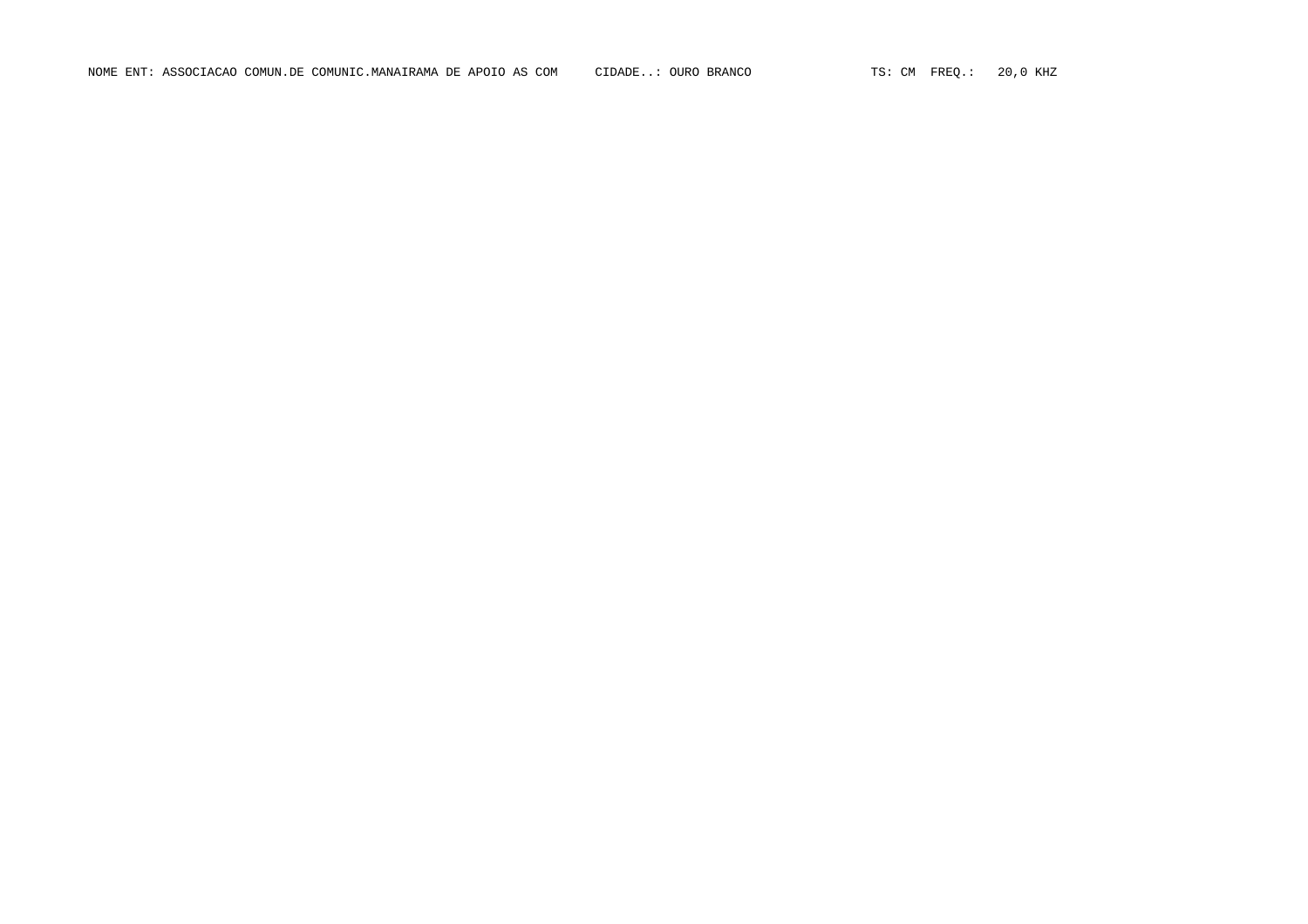NOME ENT: ASSOCIACAO COMUN.DE COMUNIC.MANAIRAMA DE APOIO AS COM     CIDADE..: OURO BRANCO     TS: CM  FREQ.:   20,0 KHZ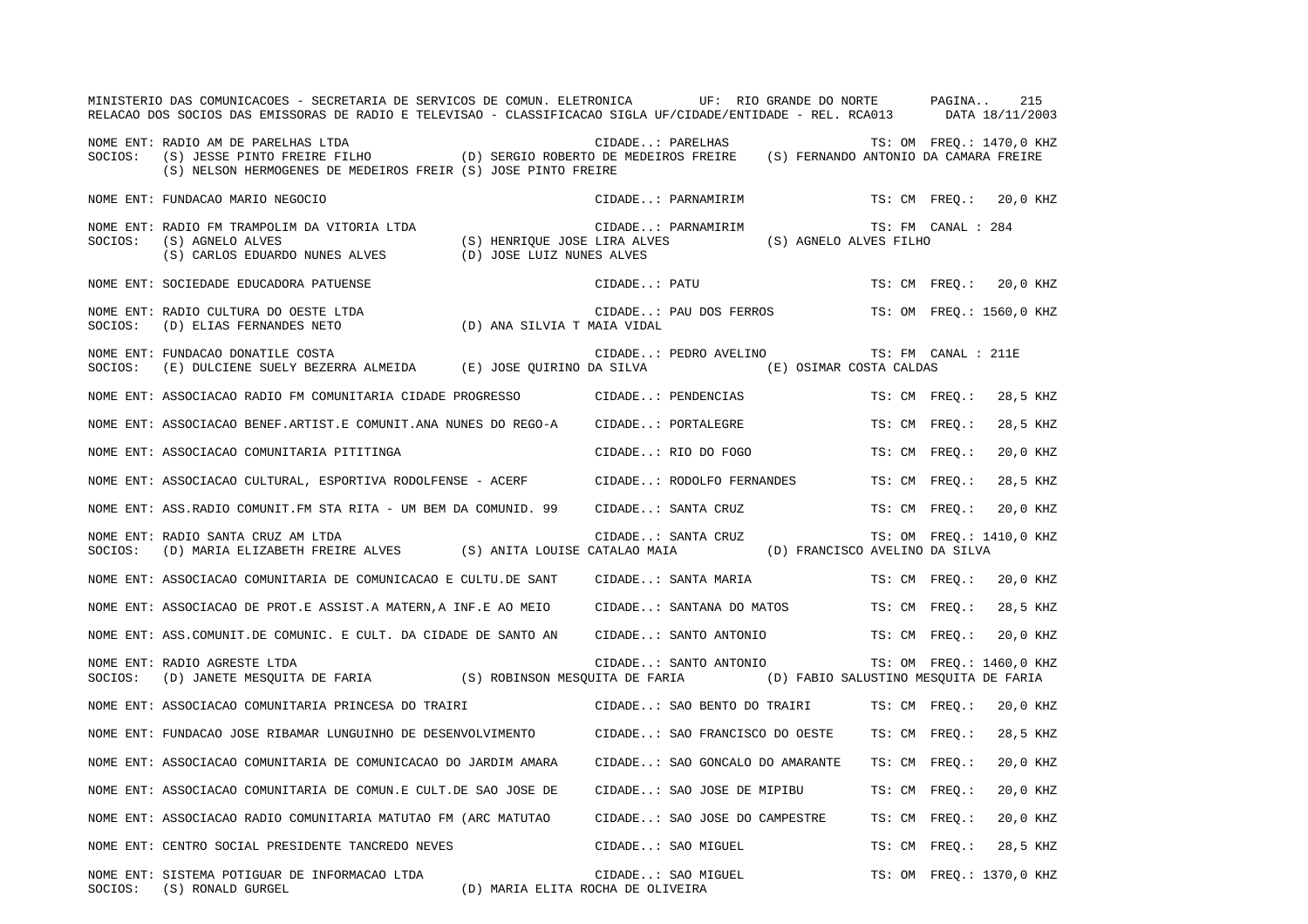NOME ENT: RADIO AM DE PARELHAS LTDA CIDADE..: PARELHAS TS: OM FREQ.: 1470,0 KHZ
SOCIOS: (S) JESSE PINTO FREIRE FILHO (D) SERGIO ROBERTO DE MEDEIROS FREIRE (S) FERNANDO ANTONIO DA CAMARA FREIRE
(S) NELSON HERMOGENES DE MEDEIROS FREIR (S) JOSE PINTO FREIRE

NOME ENT: FUNDACAO MARIO NEGOCIO CIDADE..: PARNAMIRIM TS: CM FREQ.: 20,0 KHZ

NOME ENT: RADIO FM TRAMPOLIM DA VITORIA LTDA CIDADE..: PARNAMIRIM TS: FM CANAL : 284
SOCIOS: (S) AGNELO ALVES (S) HENRIQUE JOSE LIRA ALVES (S) AGNELO ALVES FILHO
(S) CARLOS EDUARDO NUNES ALVES (D) JOSE LUIZ NUNES ALVES

NOME ENT: SOCIEDADE EDUCADORA PATUENSE CIDADE..: PATU TS: CM FREQ.: 20,0 KHZ

NOME ENT: RADIO CULTURA DO OESTE LTDA CIDADE..: PAU DOS FERROS TS: OM FREQ.: 1560,0 KHZ
SOCIOS: (D) ELIAS FERNANDES NETO (D) ANA SILVIA T MAIA VIDAL

NOME ENT: FUNDACAO DONATILE COSTA CIDADE..: PEDRO AVELINO TS: FM CANAL : 211E
SOCIOS: (E) DULCIENE SUELY BEZERRA ALMEIDA (E) JOSE QUIRINO DA SILVA (E) OSIMAR COSTA CALDAS

NOME ENT: ASSOCIACAO RADIO FM COMUNITARIA CIDADE PROGRESSO CIDADE..: PENDENCIAS TS: CM FREQ.: 28,5 KHZ

NOME ENT: ASSOCIACAO BENEF.ARTIST.E COMUNIT.ANA NUNES DO REGO-A CIDADE..: PORTALEGRE TS: CM FREQ.: 28,5 KHZ

NOME ENT: ASSOCIACAO COMUNITARIA PITITINGA CIDADE..: RIO DO FOGO TS: CM FREQ.: 20,0 KHZ

NOME ENT: ASSOCIACAO CULTURAL, ESPORTIVA RODOLFENSE - ACERF CIDADE..: RODOLFO FERNANDES TS: CM FREQ.: 28,5 KHZ

NOME ENT: ASS.RADIO COMUNIT.FM STA RITA - UM BEM DA COMUNID. 99 CIDADE..: SANTA CRUZ TS: CM FREQ.: 20,0 KHZ

NOME ENT: RADIO SANTA CRUZ AM LTDA CIDADE..: SANTA CRUZ TS: OM FREQ.: 1410,0 KHZ
SOCIOS: (D) MARIA ELIZABETH FREIRE ALVES (S) ANITA LOUISE CATALAO MAIA (D) FRANCISCO AVELINO DA SILVA

NOME ENT: ASSOCIACAO COMUNITARIA DE COMUNICACAO E CULTU.DE SANT CIDADE..: SANTA MARIA TS: CM FREQ.: 20,0 KHZ

NOME ENT: ASSOCIACAO DE PROT.E ASSIST.A MATERN,A INF.E AO MEIO CIDADE..: SANTANA DO MATOS TS: CM FREQ.: 28,5 KHZ

NOME ENT: ASS.COMUNIT.DE COMUNIC. E CULT. DA CIDADE DE SANTO AN CIDADE..: SANTO ANTONIO TS: CM FREQ.: 20,0 KHZ

NOME ENT: RADIO AGRESTE LTDA CIDADE..: SANTO ANTONIO TS: OM FREQ.: 1460,0 KHZ
SOCIOS: (D) JANETE MESQUITA DE FARIA (S) ROBINSON MESQUITA DE FARIA (D) FABIO SALUSTINO MESQUITA DE FARIA

NOME ENT: ASSOCIACAO COMUNITARIA PRINCESA DO TRAIRI CIDADE..: SAO BENTO DO TRAIRI TS: CM FREQ.: 20,0 KHZ

NOME ENT: FUNDACAO JOSE RIBAMAR LUNGUINHO DE DESENVOLVIMENTO CIDADE..: SAO FRANCISCO DO OESTE TS: CM FREQ.: 28,5 KHZ

NOME ENT: ASSOCIACAO COMUNITARIA DE COMUNICACAO DO JARDIM AMARA CIDADE..: SAO GONCALO DO AMARANTE TS: CM FREQ.: 20,0 KHZ

NOME ENT: ASSOCIACAO COMUNITARIA DE COMUN.E CULT.DE SAO JOSE DE CIDADE..: SAO JOSE DE MIPIBU TS: CM FREQ.: 20,0 KHZ

NOME ENT: ASSOCIACAO RADIO COMUNITARIA MATUTAO FM (ARC MATUTAO CIDADE..: SAO JOSE DO CAMPESTRE TS: CM FREQ.: 20,0 KHZ

NOME ENT: CENTRO SOCIAL PRESIDENTE TANCREDO NEVES CIDADE..: SAO MIGUEL TS: CM FREQ.: 28,5 KHZ

NOME ENT: SISTEMA POTIGUAR DE INFORMACAO LTDA CIDADE..: SAO MIGUEL TS: OM FREQ.: 1370,0 KHZ
SOCIOS: (S) RONALD GURGEL (D) MARIA ELITA ROCHA DE OLIVEIRA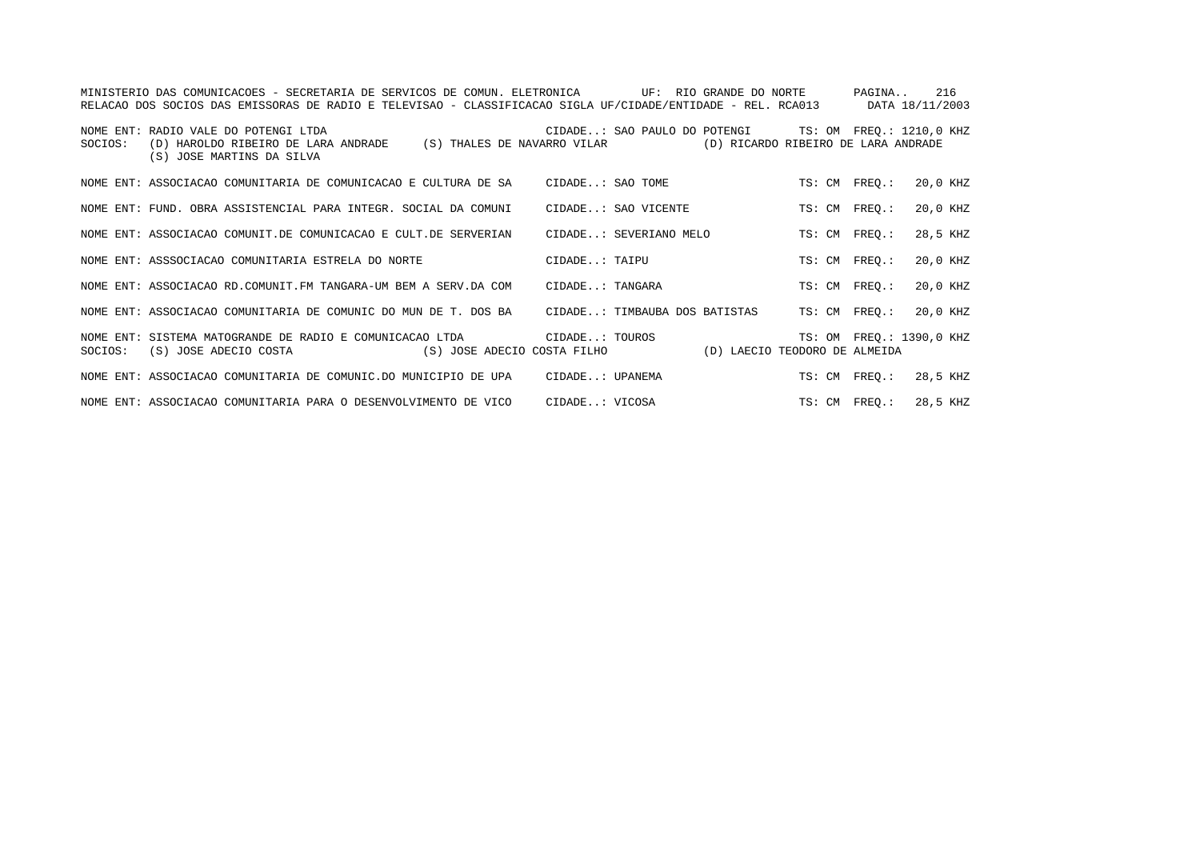MINISTERIO DAS COMUNICACOES - SECRETARIA DE SERVICOS DE COMUN. ELETRONICA UF: RIO GRANDE DO NORTE

RELACAO DOS SOCIOS DAS EMISSORAS DE RADIO E TELEVISAO - CLASSIFICACAO SIGLA UF/CIDADE/ENTIDADE - REL. RCA013 DATA 18/11/2003

NOME ENT: RADIO VALE DO POTENGI LTDA — CIDADE..: SAO PAULO DO POTENGI — TS: OM FREQ.: 1210,0 KHZ
SOCIOS: (D) HAROLDO RIBEIRO DE LARA ANDRADE (S) THALES DE NAVARRO VILAR (D) RICARDO RIBEIRO DE LARA ANDRADE
(S) JOSE MARTINS DA SILVA

NOME ENT: ASSOCIACAO COMUNITARIA DE COMUNICACAO E CULTURA DE SA — CIDADE..: SAO TOME — TS: CM FREQ.: 20,0 KHZ

NOME ENT: FUND. OBRA ASSISTENCIAL PARA INTEGR. SOCIAL DA COMUNI — CIDADE..: SAO VICENTE — TS: CM FREQ.: 20,0 KHZ

NOME ENT: ASSOCIACAO COMUNIT.DE COMUNICACAO E CULT.DE SERVERIAN — CIDADE..: SEVERIANO MELO — TS: CM FREQ.: 28,5 KHZ

NOME ENT: ASSSOCIACAO COMUNITARIA ESTRELA DO NORTE — CIDADE..: TAIPU — TS: CM FREQ.: 20,0 KHZ

NOME ENT: ASSOCIACAO RD.COMUNIT.FM TANGARA-UM BEM A SERV.DA COM — CIDADE..: TANGARA — TS: CM FREQ.: 20,0 KHZ

NOME ENT: ASSOCIACAO COMUNITARIA DE COMUNIC DO MUN DE T. DOS BA — CIDADE..: TIMBAUBA DOS BATISTAS — TS: CM FREQ.: 20,0 KHZ

NOME ENT: SISTEMA MATOGRANDE DE RADIO E COMUNICACAO LTDA — CIDADE..: TOUROS — TS: OM FREQ.: 1390,0 KHZ
SOCIOS: (S) JOSE ADECIO COSTA (S) JOSE ADECIO COSTA FILHO (D) LAECIO TEODORO DE ALMEIDA

NOME ENT: ASSOCIACAO COMUNITARIA DE COMUNIC.DO MUNICIPIO DE UPA — CIDADE..: UPANEMA — TS: CM FREQ.: 28,5 KHZ

NOME ENT: ASSOCIACAO COMUNITARIA PARA O DESENVOLVIMENTO DE VICO — CIDADE..: VICOSA — TS: CM FREQ.: 28,5 KHZ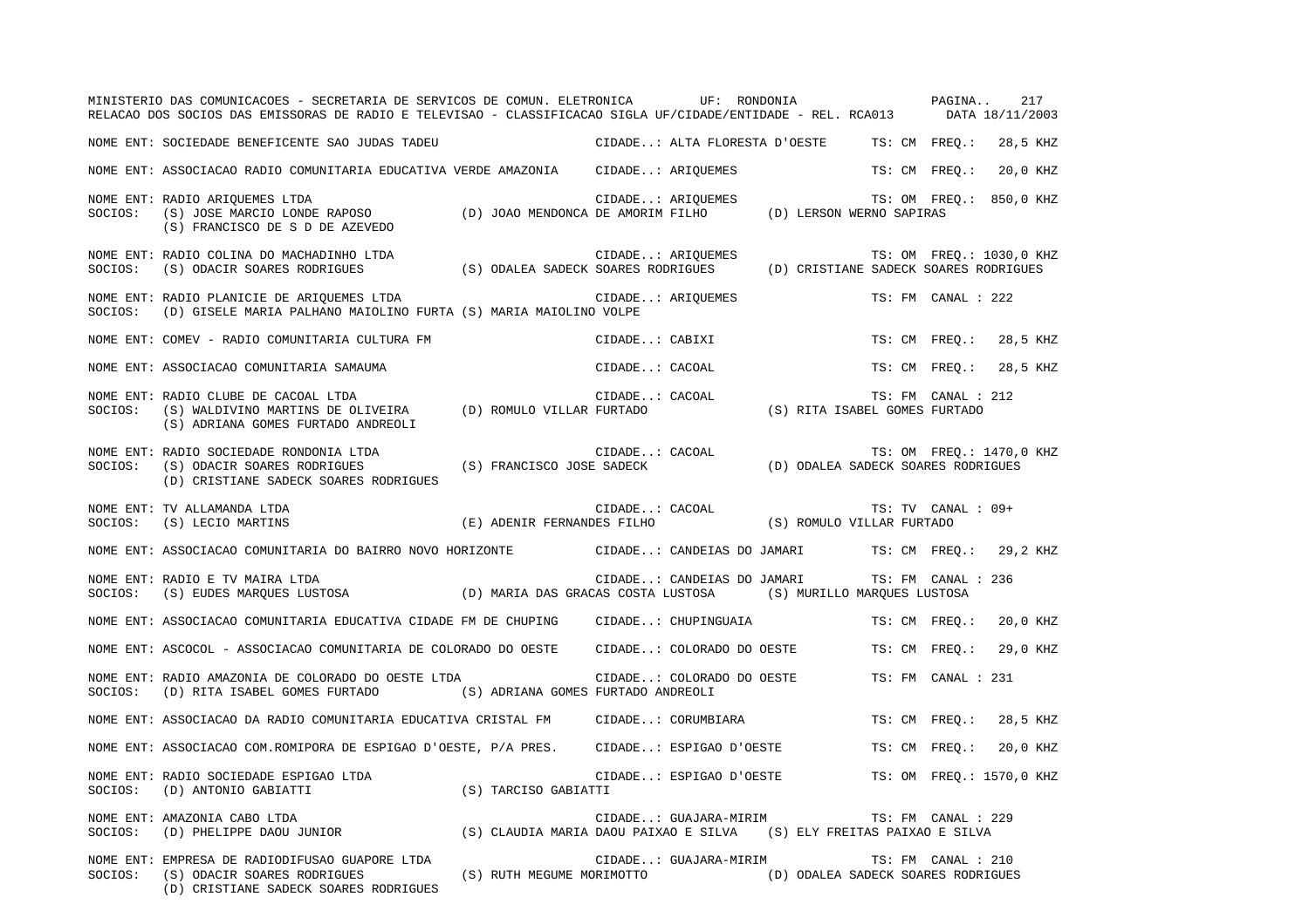MINISTERIO DAS COMUNICACOES - SECRETARIA DE SERVICOS DE COMUN. ELETRONICA UF: RONDONIA

RELACAO DOS SOCIOS DAS EMISSORAS DE RADIO E TELEVISAO - CLASSIFICACAO SIGLA UF/CIDADE/ENTIDADE - REL. RCA013 DATA 18/11/2003

NOME ENT: SOCIEDADE BENEFICENTE SAO JUDAS TADEU CIDADE..: ALTA FLORESTA D'OESTE TS: CM FREQ.: 28,5 KHZ

NOME ENT: ASSOCIACAO RADIO COMUNITARIA EDUCATIVA VERDE AMAZONIA CIDADE..: ARIQUEMES TS: CM FREQ.: 20,0 KHZ

NOME ENT: RADIO ARIQUEMES LTDA CIDADE..: ARIQUEMES TS: OM FREQ.: 850,0 KHZ
SOCIOS: (S) JOSE MARCIO LONDE RAPOSO (D) JOAO MENDONCA DE AMORIM FILHO (D) LERSON WERNO SAPIRAS
(S) FRANCISCO DE S DE AZEVEDO

NOME ENT: RADIO COLINA DO MACHADINHO LTDA CIDADE..: ARIQUEMES TS: OM FREQ.: 1030,0 KHZ
SOCIOS: (S) ODACIR SOARES RODRIGUES (S) ODALEA SADECK SOARES RODRIGUES (D) CRISTIANE SADECK SOARES RODRIGUES

NOME ENT: RADIO PLANICIE DE ARIQUEMES LTDA CIDADE..: ARIQUEMES TS: FM CANAL : 222
SOCIOS: (D) GISELE MARIA PALHANO MAIOLINO FURTA (S) MARIA MAIOLINO VOLPE

NOME ENT: COMEV - RADIO COMUNITARIA CULTURA FM CIDADE..: CABIXI TS: CM FREQ.: 28,5 KHZ

NOME ENT: ASSOCIACAO COMUNITARIA SAMAUMA CIDADE..: CACOAL TS: CM FREQ.: 28,5 KHZ

NOME ENT: RADIO CLUBE DE CACOAL LTDA CIDADE..: CACOAL TS: FM CANAL : 212
SOCIOS: (S) WALDIVINO MARTINS DE OLIVEIRA (D) ROMULO VILLAR FURTADO (S) RITA ISABEL GOMES FURTADO
(S) ADRIANA GOMES FURTADO ANDREOLI

NOME ENT: RADIO SOCIEDADE RONDONIA LTDA CIDADE..: CACOAL TS: OM FREQ.: 1470,0 KHZ
SOCIOS: (S) ODACIR SOARES RODRIGUES (S) FRANCISCO JOSE SADECK (D) ODALEA SADECK SOARES RODRIGUES
(D) CRISTIANE SADECK SOARES RODRIGUES

NOME ENT: TV ALLAMANDA LTDA CIDADE..: CACOAL TS: TV CANAL : 09+
SOCIOS: (S) LECIO MARTINS (E) ADENIR FERNANDES FILHO (S) ROMULO VILLAR FURTADO

NOME ENT: ASSOCIACAO COMUNITARIA DO BAIRRO NOVO HORIZONTE CIDADE..: CANDEIAS DO JAMARI TS: CM FREQ.: 29,2 KHZ

NOME ENT: RADIO E TV MAIRA LTDA CIDADE..: CANDEIAS DO JAMARI TS: FM CANAL : 236
SOCIOS: (S) EUDES MARQUES LUSTOSA (D) MARIA DAS GRACAS COSTA LUSTOSA (S) MURILLO MARQUES LUSTOSA

NOME ENT: ASSOCIACAO COMUNITARIA EDUCATIVA CIDADE FM DE CHUPING CIDADE..: CHUPINGUAIA TS: CM FREQ.: 20,0 KHZ

NOME ENT: ASCOCOL - ASSOCIACAO COMUNITARIA DE COLORADO DO OESTE CIDADE..: COLORADO DO OESTE TS: CM FREQ.: 29,0 KHZ

NOME ENT: RADIO AMAZONIA DE COLORADO DO OESTE LTDA CIDADE..: COLORADO DO OESTE TS: FM CANAL : 231
SOCIOS: (D) RITA ISABEL GOMES FURTADO (S) ADRIANA GOMES FURTADO ANDREOLI

NOME ENT: ASSOCIACAO DA RADIO COMUNITARIA EDUCATIVA CRISTAL FM CIDADE..: CORUMBIARA TS: CM FREQ.: 28,5 KHZ

NOME ENT: ASSOCIACAO COM.ROMIPORA DE ESPIGAO D'OESTE, P/A PRES. CIDADE..: ESPIGAO D'OESTE TS: CM FREQ.: 20,0 KHZ

NOME ENT: RADIO SOCIEDADE ESPIGAO LTDA CIDADE..: ESPIGAO D'OESTE TS: OM FREQ.: 1570,0 KHZ
SOCIOS: (D) ANTONIO GABIATTI (S) TARCISO GABIATTI

NOME ENT: AMAZONIA CABO LTDA CIDADE..: GUAJARA-MIRIM TS: FM CANAL : 229
SOCIOS: (D) PHELIPPE DAOU JUNIOR (S) CLAUDIA MARIA DAOU PAIXAO E SILVA (S) ELY FREITAS PAIXAO E SILVA

NOME ENT: EMPRESA DE RADIODIFUSAO GUAPORE LTDA CIDADE..: GUAJARA-MIRIM TS: FM CANAL : 210
SOCIOS: (S) ODACIR SOARES RODRIGUES (S) RUTH MEGUME MORIMOTTO (D) ODALEA SADECK SOARES RODRIGUES
(D) CRISTIANE SADECK SOARES RODRIGUES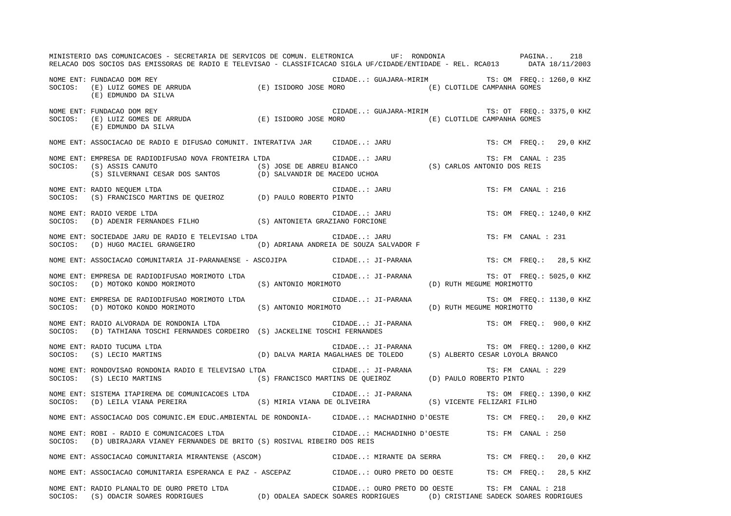NOME ENT: FUNDACAO DOM REY CIDADE..: GUAJARA-MIRIM TS: OM FREQ.: 1260,0 KHZ
SOCIOS: (E) LUIZ GOMES DE ARRUDA (E) ISIDORO JOSE MORO (E) CLOTILDE CAMPANHA GOMES
(E) EDMUNDO DA SILVA

NOME ENT: FUNDACAO DOM REY CIDADE..: GUAJARA-MIRIM TS: OT FREQ.: 3375,0 KHZ
SOCIOS: (E) LUIZ GOMES DE ARRUDA (E) ISIDORO JOSE MORO (E) CLOTILDE CAMPANHA GOMES
(E) EDMUNDO DA SILVA

NOME ENT: ASSOCIACAO DE RADIO E DIFUSAO COMUNIT. INTERATIVA JAR CIDADE..: JARU TS: CM FREQ.: 29,0 KHZ

NOME ENT: EMPRESA DE RADIODIFUSAO NOVA FRONTEIRA LTDA CIDADE..: JARU TS: FM CANAL : 235
SOCIOS: (S) ASSIS CANUTO (S) JOSE DE ABREU BIANCO (S) CARLOS ANTONIO DOS REIS
(S) SILVERNANI CESAR DOS SANTOS (D) SALVANDIR DE MACEDO UCHOA

NOME ENT: RADIO NEQUEM LTDA CIDADE..: JARU TS: FM CANAL : 216
SOCIOS: (S) FRANCISCO MARTINS DE QUEIROZ (D) PAULO ROBERTO PINTO

NOME ENT: RADIO VERDE LTDA CIDADE..: JARU TS: OM FREQ.: 1240,0 KHZ
SOCIOS: (D) ADENIR FERNANDES FILHO (S) ANTONIETA GRAZIANO FORCIONE

NOME ENT: SOCIEDADE JARU DE RADIO E TELEVISAO LTDA CIDADE..: JARU TS: FM CANAL : 231
SOCIOS: (D) HUGO MACIEL GRANGEIRO (D) ADRIANA ANDREIA DE SOUZA SALVADOR F

NOME ENT: ASSOCIACAO COMUNITARIA JI-PARANAENSE - ASCOJIPA CIDADE..: JI-PARANA TS: CM FREQ.: 28,5 KHZ

NOME ENT: EMPRESA DE RADIODIFUSAO MORIMOTO LTDA CIDADE..: JI-PARANA TS: OT FREQ.: 5025,0 KHZ
SOCIOS: (D) MOTOKO KONDO MORIMOTO (S) ANTONIO MORIMOTO (D) RUTH MEGUME MORIMOTTO

NOME ENT: EMPRESA DE RADIODIFUSAO MORIMOTO LTDA CIDADE..: JI-PARANA TS: OM FREQ.: 1130,0 KHZ
SOCIOS: (D) MOTOKO KONDO MORIMOTO (S) ANTONIO MORIMOTO (D) RUTH MEGUME MORIMOTTO

NOME ENT: RADIO ALVORADA DE RONDONIA LTDA CIDADE..: JI-PARANA TS: OM FREQ.: 900,0 KHZ
SOCIOS: (D) TATHIANA TOSCHI FERNANDES CORDEIRO (S) JACKELINE TOSCHI FERNANDES

NOME ENT: RADIO TUCUMA LTDA CIDADE..: JI-PARANA TS: OM FREQ.: 1200,0 KHZ
SOCIOS: (S) LECIO MARTINS (D) DALVA MARIA MAGALHAES DE TOLEDO (S) ALBERTO CESAR LOYOLA BRANCO

NOME ENT: RONDOVISAO RONDONIA RADIO E TELEVISAO LTDA CIDADE..: JI-PARANA TS: FM CANAL : 229
SOCIOS: (S) LECIO MARTINS (S) FRANCISCO MARTINS DE QUEIROZ (D) PAULO ROBERTO PINTO

NOME ENT: SISTEMA ITAPIREMA DE COMUNICACOES LTDA CIDADE..: JI-PARANA TS: OM FREQ.: 1390,0 KHZ
SOCIOS: (D) LEILA VIANA PEREIRA (S) MIRIA VIANA DE OLIVEIRA (S) VICENTE FELIZARI FILHO

NOME ENT: ASSOCIACAO DOS COMUNIC.EM EDUC.AMBIENTAL DE RONDONIA- CIDADE..: MACHADINHO D'OESTE TS: CM FREQ.: 20,0 KHZ

NOME ENT: ROBI - RADIO E COMUNICACOES LTDA CIDADE..: MACHADINHO D'OESTE TS: FM CANAL : 250
SOCIOS: (D) UBIRAJARA VIANEY FERNANDES DE BRITO (S) ROSIVAL RIBEIRO DOS REIS

NOME ENT: ASSOCIACAO COMUNITARIA MIRANTENSE (ASCOM) CIDADE..: MIRANTE DA SERRA TS: CM FREQ.: 20,0 KHZ

NOME ENT: ASSOCIACAO COMUNITARIA ESPERANCA E PAZ - ASCEPAZ CIDADE..: OURO PRETO DO OESTE TS: CM FREQ.: 28,5 KHZ

NOME ENT: RADIO PLANALTO DE OURO PRETO LTDA CIDADE..: OURO PRETO DO OESTE TS: FM CANAL : 218
SOCIOS: (S) ODACIR SOARES RODRIGUES (D) ODALEA SADECK SOARES RODRIGUES (D) CRISTIANE SADECK SOARES RODRIGUES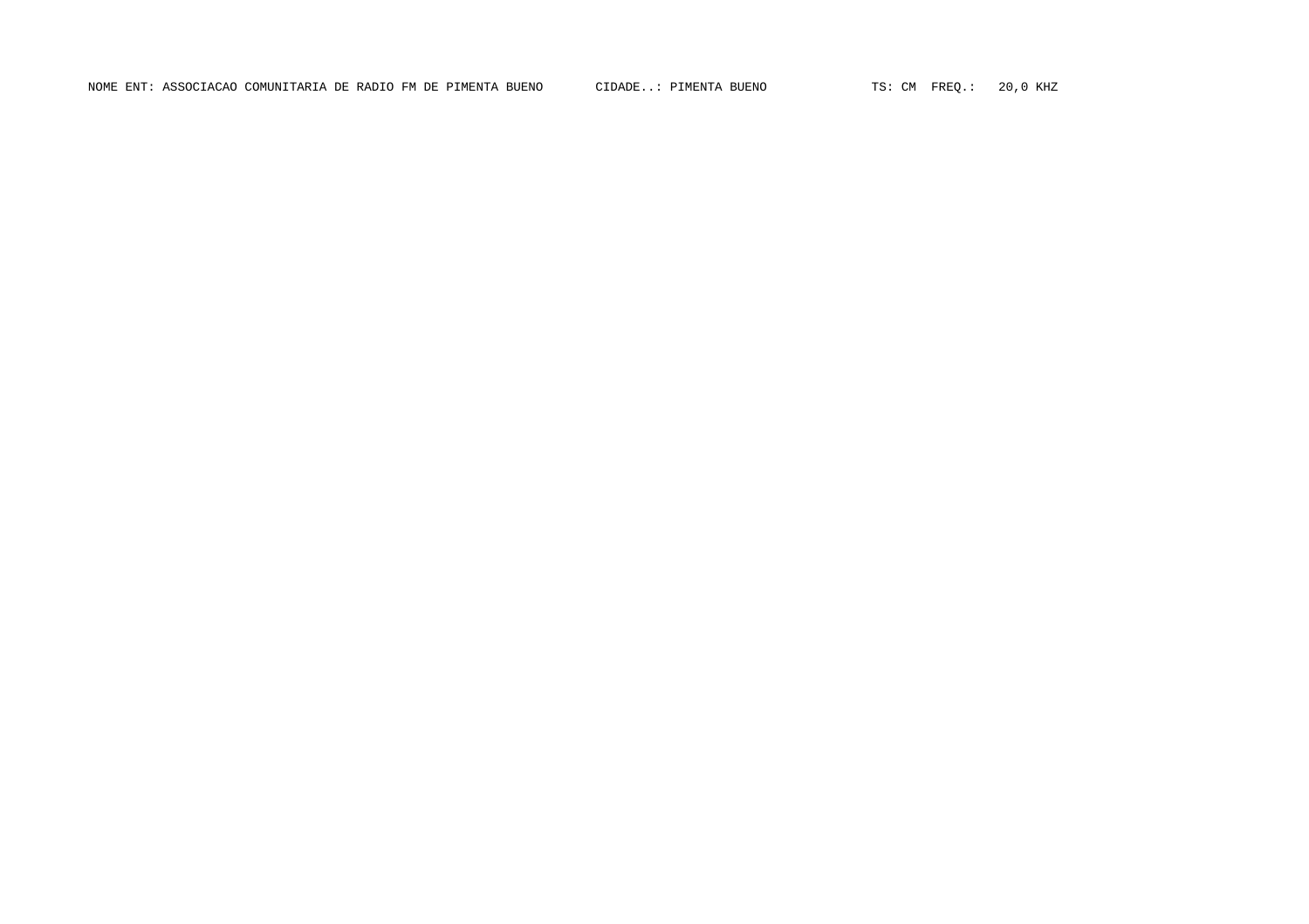NOME ENT: ASSOCIACAO COMUNITARIA DE RADIO FM DE PIMENTA BUENO CIDADE..: PIMENTA BUENO TS: CM FREQ.: 20,0 KHZ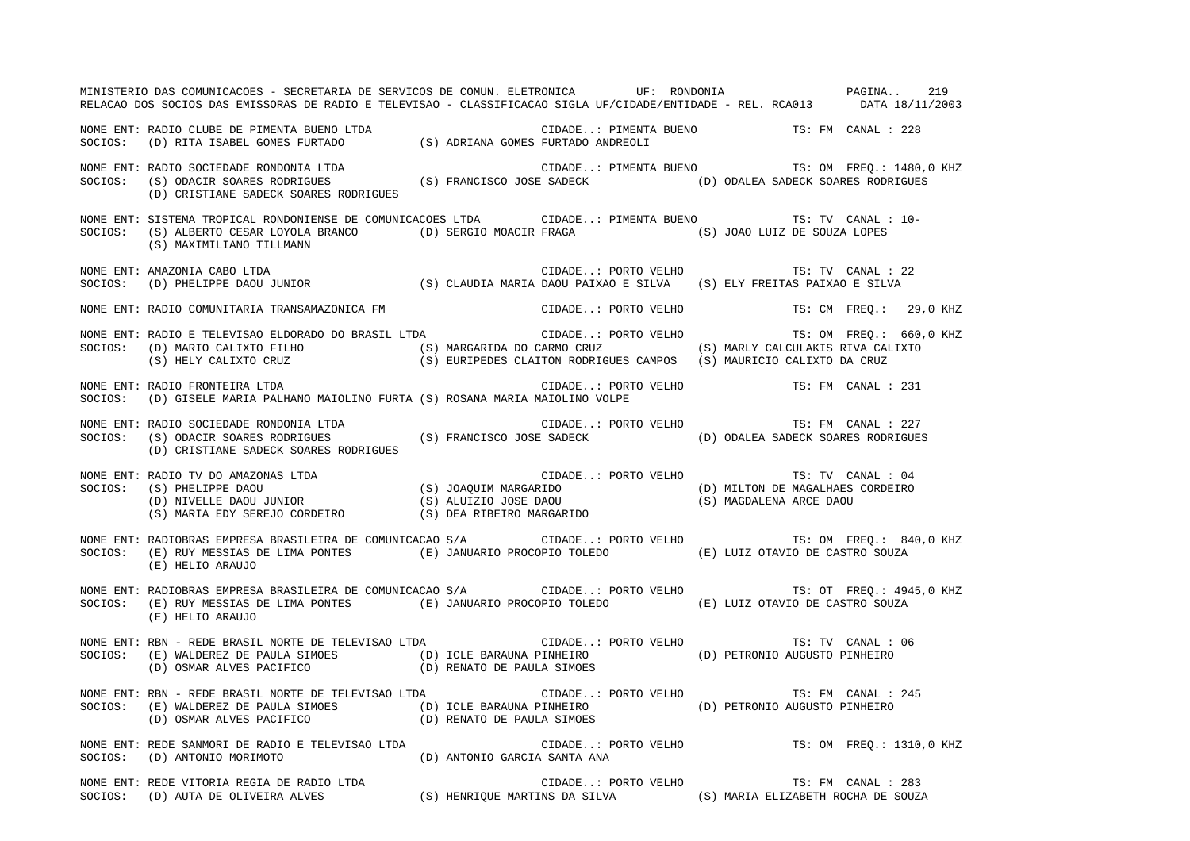NOME ENT: RADIO CLUBE DE PIMENTA BUENO LTDA CIDADE..: PIMENTA BUENO TS: FM CANAL : 228
SOCIOS: (D) RITA ISABEL GOMES FURTADO (S) ADRIANA GOMES FURTADO ANDREOLI

NOME ENT: RADIO SOCIEDADE RONDONIA LTDA CIDADE..: PIMENTA BUENO TS: OM FREQ.: 1480,0 KHZ
SOCIOS: (S) ODACIR SOARES RODRIGUES (S) FRANCISCO JOSE SADECK (D) ODALEA SADECK SOARES RODRIGUES
(D) CRISTIANE SADECK SOARES RODRIGUES

NOME ENT: SISTEMA TROPICAL RONDONIENSE DE COMUNICACOES LTDA CIDADE..: PIMENTA BUENO TS: TV CANAL : 10-
SOCIOS: (S) ALBERTO CESAR LOYOLA BRANCO (D) SERGIO MOACIR FRAGA (S) JOAO LUIZ DE SOUZA LOPES
(S) MAXIMILIANO TILLMANN

NOME ENT: AMAZONIA CABO LTDA CIDADE..: PORTO VELHO TS: TV CANAL : 22
SOCIOS: (D) PHELIPPE DAOU JUNIOR (S) CLAUDIA MARIA DAOU PAIXAO E SILVA (S) ELY FREITAS PAIXAO E SILVA

NOME ENT: RADIO COMUNITARIA TRANSAMAZONICA FM CIDADE..: PORTO VELHO TS: CM FREQ.: 29,0 KHZ

NOME ENT: RADIO E TELEVISAO ELDORADO DO BRASIL LTDA CIDADE..: PORTO VELHO TS: OM FREQ.: 660,0 KHZ
SOCIOS: (D) MARIO CALIXTO FILHO (S) MARGARIDA DO CARMO CRUZ (S) MARLY CALCULAKIS RIVA CALIXTO
(S) HELY CALIXTO CRUZ (S) EURIPEDES CLAITON RODRIGUES CAMPOS (S) MAURICIO CALIXTO DA CRUZ

NOME ENT: RADIO FRONTEIRA LTDA CIDADE..: PORTO VELHO TS: FM CANAL : 231
SOCIOS: (D) GISELE MARIA PALHANO MAIOLINO FURTA (S) ROSANA MARIA MAIOLINO VOLPE

NOME ENT: RADIO SOCIEDADE RONDONIA LTDA CIDADE..: PORTO VELHO TS: FM CANAL : 227
SOCIOS: (S) ODACIR SOARES RODRIGUES (S) FRANCISCO JOSE SADECK (D) ODALEA SADECK SOARES RODRIGUES
(D) CRISTIANE SADECK SOARES RODRIGUES

NOME ENT: RADIO TV DO AMAZONAS LTDA CIDADE..: PORTO VELHO TS: TV CANAL : 04
SOCIOS: (S) PHELIPPE DAOU (S) JOAQUIM MARGARIDO (D) MILTON DE MAGALHAES CORDEIRO
(D) NIVELLE DAOU JUNIOR (S) ALUIZIO JOSE DAOU (S) MAGDALENA ARCE DAOU
(S) MARIA EDY SEREJO CORDEIRO (S) DEA RIBEIRO MARGARIDO

NOME ENT: RADIOBRAS EMPRESA BRASILEIRA DE COMUNICACAO S/A CIDADE..: PORTO VELHO TS: OM FREQ.: 840,0 KHZ
SOCIOS: (E) RUY MESSIAS DE LIMA PONTES (E) JANUARIO PROCOPIO TOLEDO (E) LUIZ OTAVIO DE CASTRO SOUZA
(E) HELIO ARAUJO

NOME ENT: RADIOBRAS EMPRESA BRASILEIRA DE COMUNICACAO S/A CIDADE..: PORTO VELHO TS: OT FREQ.: 4945,0 KHZ
SOCIOS: (E) RUY MESSIAS DE LIMA PONTES (E) JANUARIO PROCOPIO TOLEDO (E) LUIZ OTAVIO DE CASTRO SOUZA
(E) HELIO ARAUJO

NOME ENT: RBN - REDE BRASIL NORTE DE TELEVISAO LTDA CIDADE..: PORTO VELHO TS: TV CANAL : 06
SOCIOS: (E) WALDEREZ DE PAULA SIMOES (D) ICLE BARAUNA PINHEIRO (D) PETRONIO AUGUSTO PINHEIRO
(D) OSMAR ALVES PACIFICO (D) RENATO DE PAULA SIMOES

NOME ENT: RBN - REDE BRASIL NORTE DE TELEVISAO LTDA CIDADE..: PORTO VELHO TS: FM CANAL : 245
SOCIOS: (E) WALDEREZ DE PAULA SIMOES (D) ICLE BARAUNA PINHEIRO (D) PETRONIO AUGUSTO PINHEIRO
(D) OSMAR ALVES PACIFICO (D) RENATO DE PAULA SIMOES

NOME ENT: REDE SANMORI DE RADIO E TELEVISAO LTDA CIDADE..: PORTO VELHO TS: OM FREQ.: 1310,0 KHZ
SOCIOS: (D) ANTONIO MORIMOTO (D) ANTONIO GARCIA SANTA ANA

NOME ENT: REDE VITORIA REGIA DE RADIO LTDA CIDADE..: PORTO VELHO TS: FM CANAL : 283
SOCIOS: (D) AUTA DE OLIVEIRA ALVES (S) HENRIQUE MARTINS DA SILVA (S) MARIA ELIZABETH ROCHA DE SOUZA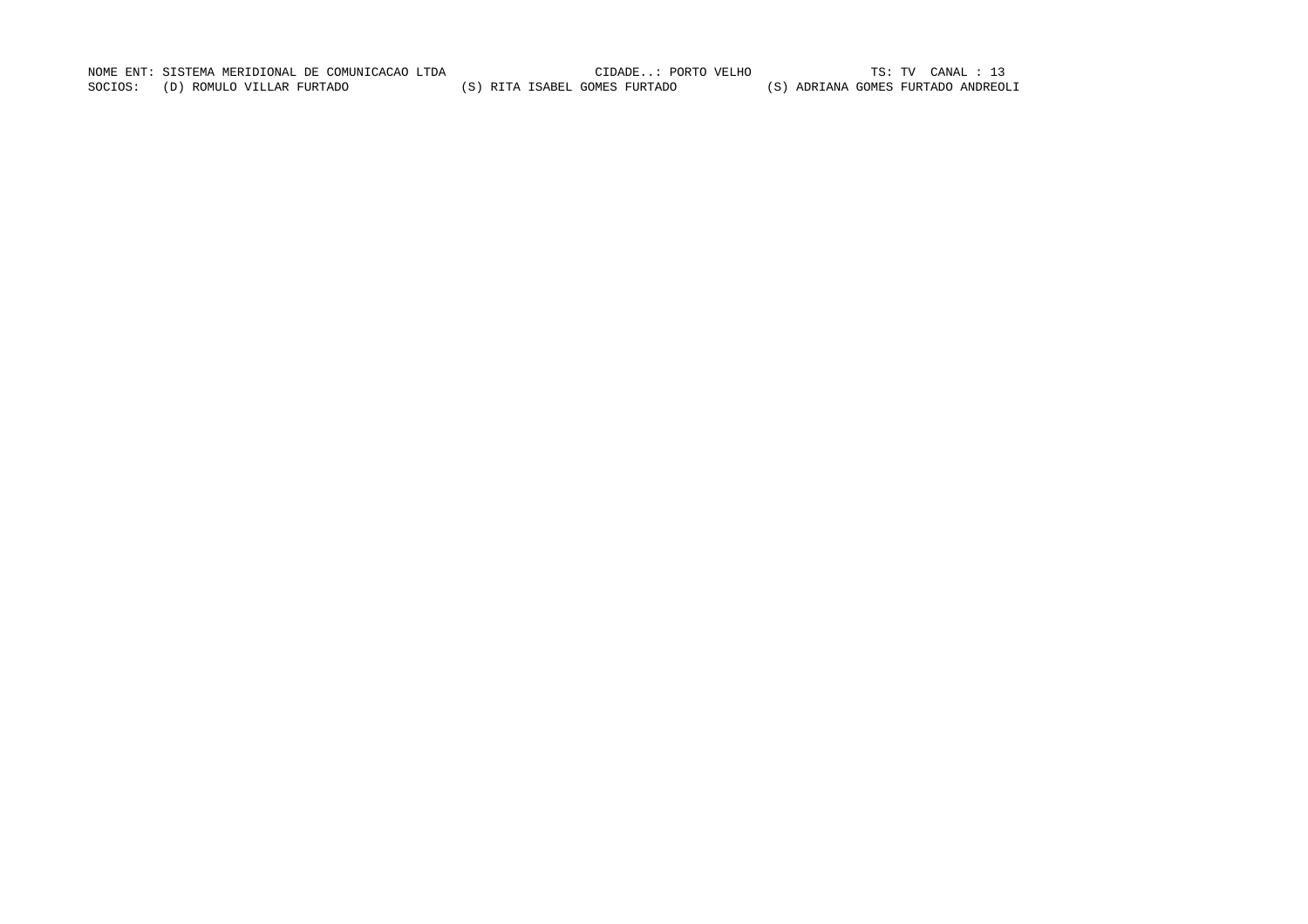NOME ENT: SISTEMA MERIDIONAL DE COMUNICACAO LTDA CIDADE..: PORTO VELHO TS: TV CANAL : 13

SOCIOS: (D) ROMULO VILLAR FURTADO (S) RITA ISABEL GOMES FURTADO (S) ADRIANA GOMES FURTADO ANDREOLI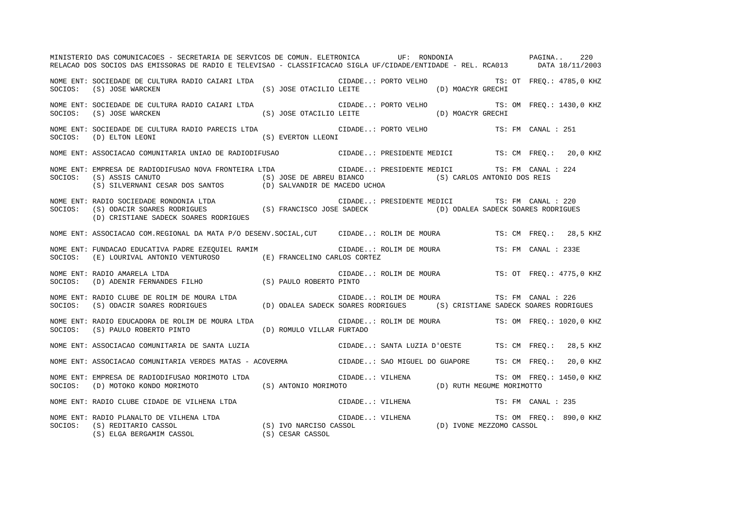MINISTERIO DAS COMUNICACOES - SECRETARIA DE SERVICOS DE COMUN. ELETRONICA UF: RONDONIA

RELACAO DOS SOCIOS DAS EMISSORAS DE RADIO E TELEVISAO - CLASSIFICACAO SIGLA UF/CIDADE/ENTIDADE - REL. RCA013 DATA 18/11/2003

NOME ENT: SOCIEDADE DE CULTURA RADIO CAIARI LTDA CIDADE..: PORTO VELHO TS: OT FREQ.: 4785,0 KHZ
SOCIOS: (S) JOSE WARCKEN (S) JOSE OTACILIO LEITE (D) MOACYR GRECHI

NOME ENT: SOCIEDADE DE CULTURA RADIO CAIARI LTDA CIDADE..: PORTO VELHO TS: OM FREQ.: 1430,0 KHZ
SOCIOS: (S) JOSE WARCKEN (S) JOSE OTACILIO LEITE (D) MOACYR GRECHI

NOME ENT: SOCIEDADE DE CULTURA RADIO PARECIS LTDA CIDADE..: PORTO VELHO TS: FM CANAL : 251
SOCIOS: (D) ELTON LEONI (S) EVERTON LLEONI

NOME ENT: ASSOCIACAO COMUNITARIA UNIAO DE RADIODIFUSAO CIDADE..: PRESIDENTE MEDICI TS: CM FREQ.: 20,0 KHZ

NOME ENT: EMPRESA DE RADIODIFUSAO NOVA FRONTEIRA LTDA CIDADE..: PRESIDENTE MEDICI TS: FM CANAL : 224
SOCIOS: (S) ASSIS CANUTO (S) JOSE DE ABREU BIANCO (S) CARLOS ANTONIO DOS REIS
(S) SILVERNANI CESAR DOS SANTOS (D) SALVANDIR DE MACEDO UCHOA

NOME ENT: RADIO SOCIEDADE RONDONIA LTDA CIDADE..: PRESIDENTE MEDICI TS: FM CANAL : 220
SOCIOS: (S) ODACIR SOARES RODRIGUES (S) FRANCISCO JOSE SADECK (D) ODALEA SADECK SOARES RODRIGUES
(D) CRISTIANE SADECK SOARES RODRIGUES

NOME ENT: ASSOCIACAO COM.REGIONAL DA MATA P/O DESENV.SOCIAL,CUT CIDADE..: ROLIM DE MOURA TS: CM FREQ.: 28,5 KHZ

NOME ENT: FUNDACAO EDUCATIVA PADRE EZEQUIEL RAMIM CIDADE..: ROLIM DE MOURA TS: FM CANAL : 233E
SOCIOS: (E) LOURIVAL ANTONIO VENTUROSO (E) FRANCELINO CARLOS CORTEZ

NOME ENT: RADIO AMARELA LTDA CIDADE..: ROLIM DE MOURA TS: OT FREQ.: 4775,0 KHZ
SOCIOS: (D) ADENIR FERNANDES FILHO (S) PAULO ROBERTO PINTO

NOME ENT: RADIO CLUBE DE ROLIM DE MOURA LTDA CIDADE..: ROLIM DE MOURA TS: FM CANAL : 226
SOCIOS: (S) ODACIR SOARES RODRIGUES (D) ODALEA SADECK SOARES RODRIGUES (S) CRISTIANE SADECK SOARES RODRIGUES

NOME ENT: RADIO EDUCADORA DE ROLIM DE MOURA LTDA CIDADE..: ROLIM DE MOURA TS: OM FREQ.: 1020,0 KHZ
SOCIOS: (S) PAULO ROBERTO PINTO (D) ROMULO VILLAR FURTADO

NOME ENT: ASSOCIACAO COMUNITARIA DE SANTA LUZIA CIDADE..: SANTA LUZIA D'OESTE TS: CM FREQ.: 28,5 KHZ

NOME ENT: ASSOCIACAO COMUNITARIA VERDES MATAS - ACOVERMA CIDADE..: SAO MIGUEL DO GUAPORE TS: CM FREQ.: 20,0 KHZ

NOME ENT: EMPRESA DE RADIODIFUSAO MORIMOTO LTDA CIDADE..: VILHENA TS: OM FREQ.: 1450,0 KHZ
SOCIOS: (D) MOTOKO KONDO MORIMOTO (S) ANTONIO MORIMOTO (D) RUTH MEGUME MORIMOTTO

NOME ENT: RADIO CLUBE CIDADE DE VILHENA LTDA CIDADE..: VILHENA TS: FM CANAL : 235

NOME ENT: RADIO PLANALTO DE VILHENA LTDA CIDADE..: VILHENA TS: OM FREQ.: 890,0 KHZ
SOCIOS: (S) REDITARIO CASSOL (S) IVO NARCISO CASSOL (D) IVONE MEZZOMO CASSOL
(S) ELGA BERGAMIM CASSOL (S) CESAR CASSOL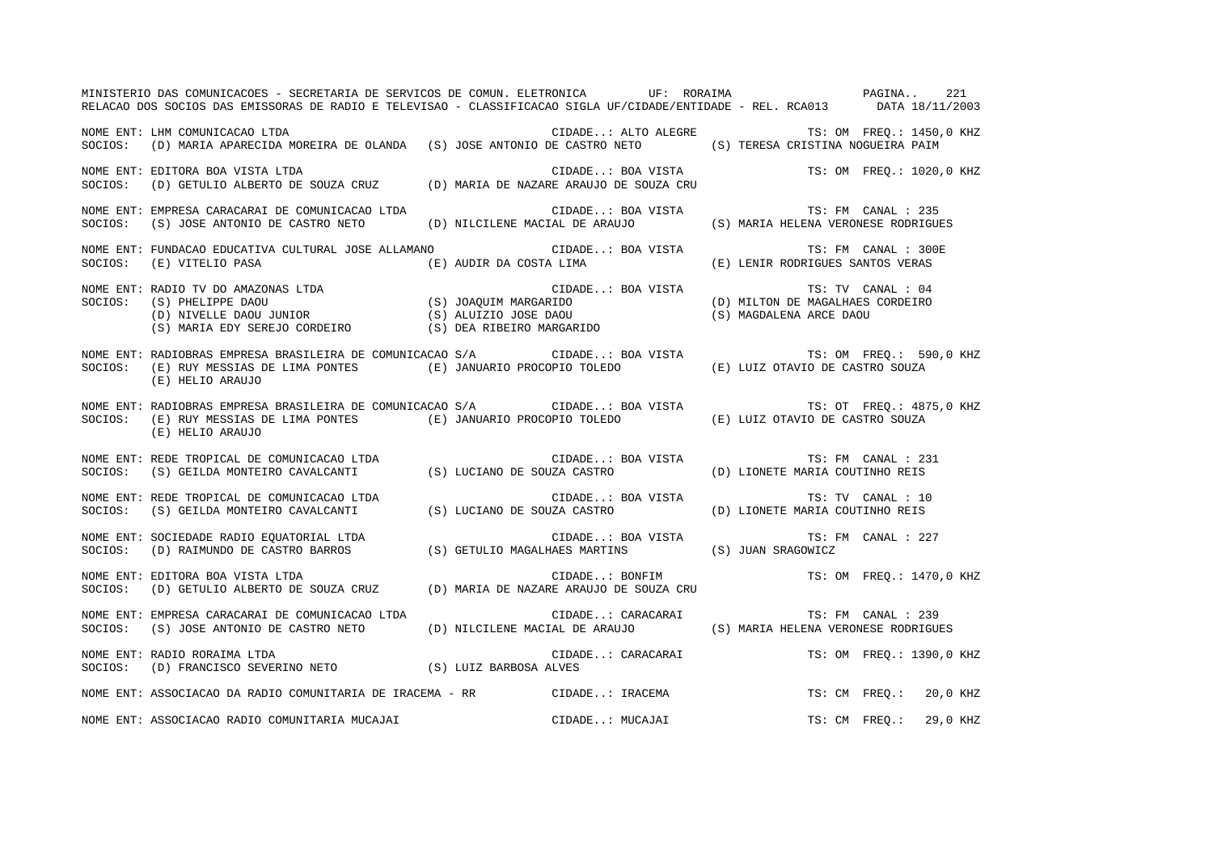MINISTERIO DAS COMUNICACOES - SECRETARIA DE SERVICOS DE COMUN. ELETRONICA UF: RORAIMA

RELACAO DOS SOCIOS DAS EMISSORAS DE RADIO E TELEVISAO - CLASSIFICACAO SIGLA UF/CIDADE/ENTIDADE - REL. RCA013 DATA 18/11/2003

NOME ENT: LHM COMUNICACAO LTDA CIDADE..: ALTO ALEGRE TS: OM FREQ.: 1450,0 KHZ
SOCIOS: (D) MARIA APARECIDA MOREIRA DE OLANDA (S) JOSE ANTONIO DE CASTRO NETO (S) TERESA CRISTINA NOGUEIRA PAIM

NOME ENT: EDITORA BOA VISTA LTDA CIDADE..: BOA VISTA TS: OM FREQ.: 1020,0 KHZ
SOCIOS: (D) GETULIO ALBERTO DE SOUZA CRUZ (D) MARIA DE NAZARE ARAUJO DE SOUZA CRU

NOME ENT: EMPRESA CARACARAI DE COMUNICACAO LTDA CIDADE..: BOA VISTA TS: FM CANAL : 235
SOCIOS: (S) JOSE ANTONIO DE CASTRO NETO (D) NILCILENE MACIAL DE ARAUJO (S) MARIA HELENA VERONESE RODRIGUES

NOME ENT: FUNDACAO EDUCATIVA CULTURAL JOSE ALLAMANO CIDADE..: BOA VISTA TS: FM CANAL : 300E
SOCIOS: (E) VITELIO PASA (E) AUDIR DA COSTA LIMA (E) LENIR RODRIGUES SANTOS VERAS

NOME ENT: RADIO TV DO AMAZONAS LTDA CIDADE..: BOA VISTA TS: TV CANAL : 04
SOCIOS: (S) PHELIPPE DAOU (S) JOAQUIM MARGARIDO (D) MILTON DE MAGALHAES CORDEIRO
(D) NIVELLE DAOU JUNIOR (S) ALUIZIO JOSE DAOU (S) MAGDALENA ARCE DAOU
(S) MARIA EDY SEREJO CORDEIRO (S) DEA RIBEIRO MARGARIDO

NOME ENT: RADIOBRAS EMPRESA BRASILEIRA DE COMUNICACAO S/A CIDADE..: BOA VISTA TS: OM FREQ.: 590,0 KHZ
SOCIOS: (E) RUY MESSIAS DE LIMA PONTES (E) JANUARIO PROCOPIO TOLEDO (E) LUIZ OTAVIO DE CASTRO SOUZA
(E) HELIO ARAUJO

NOME ENT: RADIOBRAS EMPRESA BRASILEIRA DE COMUNICACAO S/A CIDADE..: BOA VISTA TS: OT FREQ.: 4875,0 KHZ
SOCIOS: (E) RUY MESSIAS DE LIMA PONTES (E) JANUARIO PROCOPIO TOLEDO (E) LUIZ OTAVIO DE CASTRO SOUZA
(E) HELIO ARAUJO

NOME ENT: REDE TROPICAL DE COMUNICACAO LTDA CIDADE..: BOA VISTA TS: FM CANAL : 231
SOCIOS: (S) GEILDA MONTEIRO CAVALCANTI (S) LUCIANO DE SOUZA CASTRO (D) LIONETE MARIA COUTINHO REIS

NOME ENT: REDE TROPICAL DE COMUNICACAO LTDA CIDADE..: BOA VISTA TS: TV CANAL : 10
SOCIOS: (S) GEILDA MONTEIRO CAVALCANTI (S) LUCIANO DE SOUZA CASTRO (D) LIONETE MARIA COUTINHO REIS

NOME ENT: SOCIEDADE RADIO EQUATORIAL LTDA CIDADE..: BOA VISTA TS: FM CANAL : 227
SOCIOS: (D) RAIMUNDO DE CASTRO BARROS (S) GETULIO MAGALHAES MARTINS (S) JUAN SRAGOWICZ

NOME ENT: EDITORA BOA VISTA LTDA CIDADE..: BONFIM TS: OM FREQ.: 1470,0 KHZ
SOCIOS: (D) GETULIO ALBERTO DE SOUZA CRUZ (D) MARIA DE NAZARE ARAUJO DE SOUZA CRU

NOME ENT: EMPRESA CARACARAI DE COMUNICACAO LTDA CIDADE..: CARACARAI TS: FM CANAL : 239
SOCIOS: (S) JOSE ANTONIO DE CASTRO NETO (D) NILCILENE MACIAL DE ARAUJO (S) MARIA HELENA VERONESE RODRIGUES

NOME ENT: RADIO RORAIMA LTDA CIDADE..: CARACARAI TS: OM FREQ.: 1390,0 KHZ
SOCIOS: (D) FRANCISCO SEVERINO NETO (S) LUIZ BARBOSA ALVES

NOME ENT: ASSOCIACAO DA RADIO COMUNITARIA DE IRACEMA - RR CIDADE..: IRACEMA TS: CM FREQ.: 20,0 KHZ

NOME ENT: ASSOCIACAO RADIO COMUNITARIA MUCAJAI CIDADE..: MUCAJAI TS: CM FREQ.: 29,0 KHZ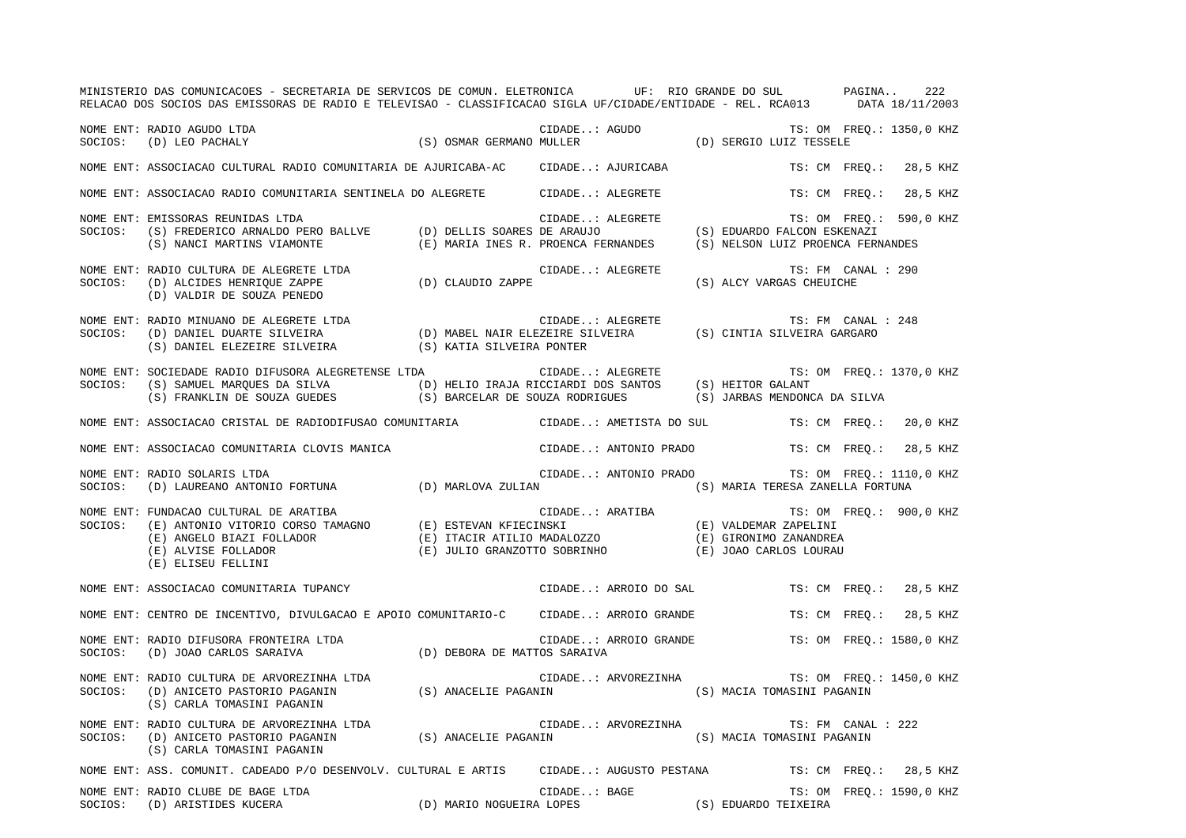MINISTERIO DAS COMUNICACOES - SECRETARIA DE SERVICOS DE COMUN. ELETRONICA UF: RIO GRANDE DO SUL

RELACAO DOS SOCIOS DAS EMISSORAS DE RADIO E TELEVISAO - CLASSIFICACAO SIGLA UF/CIDADE/ENTIDADE - REL. RCA013 DATA 18/11/2003

NOME ENT: RADIO AGUDO LTDA — CIDADE..: AGUDO — TS: OM FREQ.: 1350,0 KHZ
SOCIOS: (D) LEO PACHALY (S) OSMAR GERMANO MULLER (D) SERGIO LUIZ TESSELE

NOME ENT: ASSOCIACAO CULTURAL RADIO COMUNITARIA DE AJURICABA-AC — CIDADE..: AJURICABA — TS: CM FREQ.: 28,5 KHZ

NOME ENT: ASSOCIACAO RADIO COMUNITARIA SENTINELA DO ALEGRETE — CIDADE..: ALEGRETE — TS: CM FREQ.: 28,5 KHZ

NOME ENT: EMISSORAS REUNIDAS LTDA — CIDADE..: ALEGRETE — TS: OM FREQ.: 590,0 KHZ
SOCIOS: (S) FREDERICO ARNALDO PERO BALLVE (D) DELLIS SOARES DE ARAUJO (S) EDUARDO FALCON ESKENAZI
(S) NANCI MARTINS VIAMONTE (E) MARIA INES R. PROENCA FERNANDES (S) NELSON LUIZ PROENCA FERNANDES

NOME ENT: RADIO CULTURA DE ALEGRETE LTDA — CIDADE..: ALEGRETE — TS: FM CANAL : 290
SOCIOS: (D) ALCIDES HENRIQUE ZAPPE (D) CLAUDIO ZAPPE (S) ALCY VARGAS CHEUICHE
(D) VALDIR DE SOUZA PENEDO

NOME ENT: RADIO MINUANO DE ALEGRETE LTDA — CIDADE..: ALEGRETE — TS: FM CANAL : 248
SOCIOS: (D) DANIEL DUARTE SILVEIRA (D) MABEL NAIR ELEZEIRE SILVEIRA (S) CINTIA SILVEIRA GARGARO
(S) DANIEL ELEZEIRE SILVEIRA (S) KATIA SILVEIRA PONTER

NOME ENT: SOCIEDADE RADIO DIFUSORA ALEGRETENSE LTDA — CIDADE..: ALEGRETE — TS: OM FREQ.: 1370,0 KHZ
SOCIOS: (S) SAMUEL MARQUES DA SILVA (D) HELIO IRAJA RICCIARDI DOS SANTOS (S) HEITOR GALANT
(S) FRANKLIN DE SOUZA GUEDES (S) BARCELAR DE SOUZA RODRIGUES (S) JARBAS MENDONCA DA SILVA

NOME ENT: ASSOCIACAO CRISTAL DE RADIODIFUSAO COMUNITARIA — CIDADE..: AMETISTA DO SUL — TS: CM FREQ.: 20,0 KHZ

NOME ENT: ASSOCIACAO COMUNITARIA CLOVIS MANICA — CIDADE..: ANTONIO PRADO — TS: CM FREQ.: 28,5 KHZ

NOME ENT: RADIO SOLARIS LTDA — CIDADE..: ANTONIO PRADO — TS: OM FREQ.: 1110,0 KHZ
SOCIOS: (D) LAUREANO ANTONIO FORTUNA (D) MARLOVA ZULIAN (S) MARIA TERESA ZANELLA FORTUNA

NOME ENT: FUNDACAO CULTURAL DE ARATIBA — CIDADE..: ARATIBA — TS: OM FREQ.: 900,0 KHZ
SOCIOS: (E) ANTONIO VITORIO CORSO TAMAGNO (E) ESTEVAN KFIECINSKI (E) VALDEMAR ZAPELINI
(E) ANGELO BIAZI FOLLADOR (E) ITACIR ATILIO MADALOZZO (E) GIRONIMO ZANANDREA
(E) ALVISE FOLLADOR (E) JULIO GRANZOTTO SOBRINHO (E) JOAO CARLOS LOURAU
(E) ELISEU FELLINI

NOME ENT: ASSOCIACAO COMUNITARIA TUPANCY — CIDADE..: ARROIO DO SAL — TS: CM FREQ.: 28,5 KHZ

NOME ENT: CENTRO DE INCENTIVO, DIVULGACAO E APOIO COMUNITARIO-C — CIDADE..: ARROIO GRANDE — TS: CM FREQ.: 28,5 KHZ

NOME ENT: RADIO DIFUSORA FRONTEIRA LTDA — CIDADE..: ARROIO GRANDE — TS: OM FREQ.: 1580,0 KHZ
SOCIOS: (D) JOAO CARLOS SARAIVA (D) DEBORA DE MATTOS SARAIVA

NOME ENT: RADIO CULTURA DE ARVOREZINHA LTDA — CIDADE..: ARVOREZINHA — TS: OM FREQ.: 1450,0 KHZ
SOCIOS: (D) ANICETO PASTORIO PAGANIN (S) ANACELIE PAGANIN (S) MACIA TOMASINI PAGANIN
(S) CARLA TOMASINI PAGANIN

NOME ENT: RADIO CULTURA DE ARVOREZINHA LTDA — CIDADE..: ARVOREZINHA — TS: FM CANAL : 222
SOCIOS: (D) ANICETO PASTORIO PAGANIN (S) ANACELIE PAGANIN (S) MACIA TOMASINI PAGANIN
(S) CARLA TOMASINI PAGANIN

NOME ENT: ASS. COMUNIT. CADEADO P/O DESENVOLV. CULTURAL E ARTIS — CIDADE..: AUGUSTO PESTANA — TS: CM FREQ.: 28,5 KHZ

NOME ENT: RADIO CLUBE DE BAGE LTDA — CIDADE..: BAGE — TS: OM FREQ.: 1590,0 KHZ
SOCIOS: (D) ARISTIDES KUCERA (D) MARIO NOGUEIRA LOPES (S) EDUARDO TEIXEIRA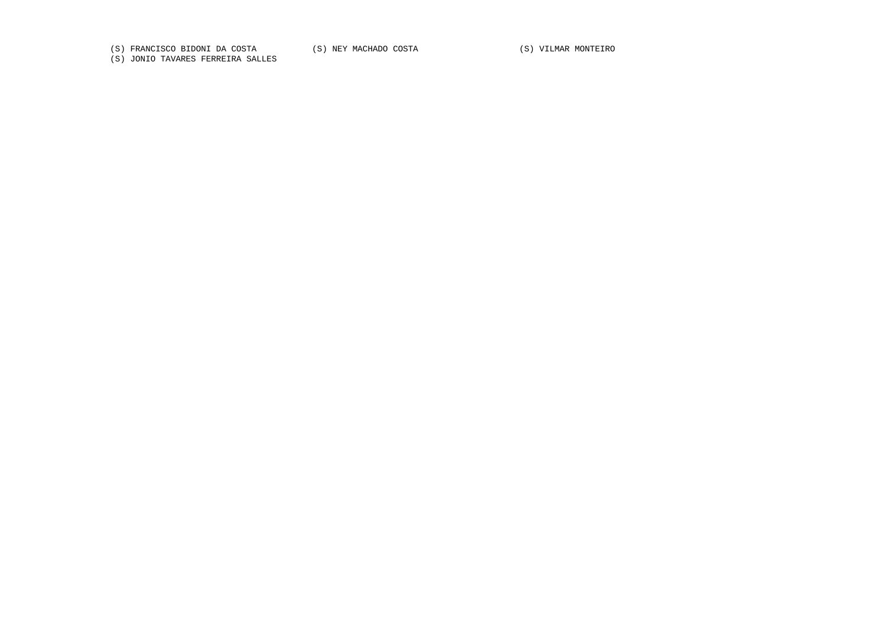(S) FRANCISCO BIDONI DA COSTA (S) NEY MACHADO COSTA (S) VILMAR MONTEIRO
(S) JONIO TAVARES FERREIRA SALLES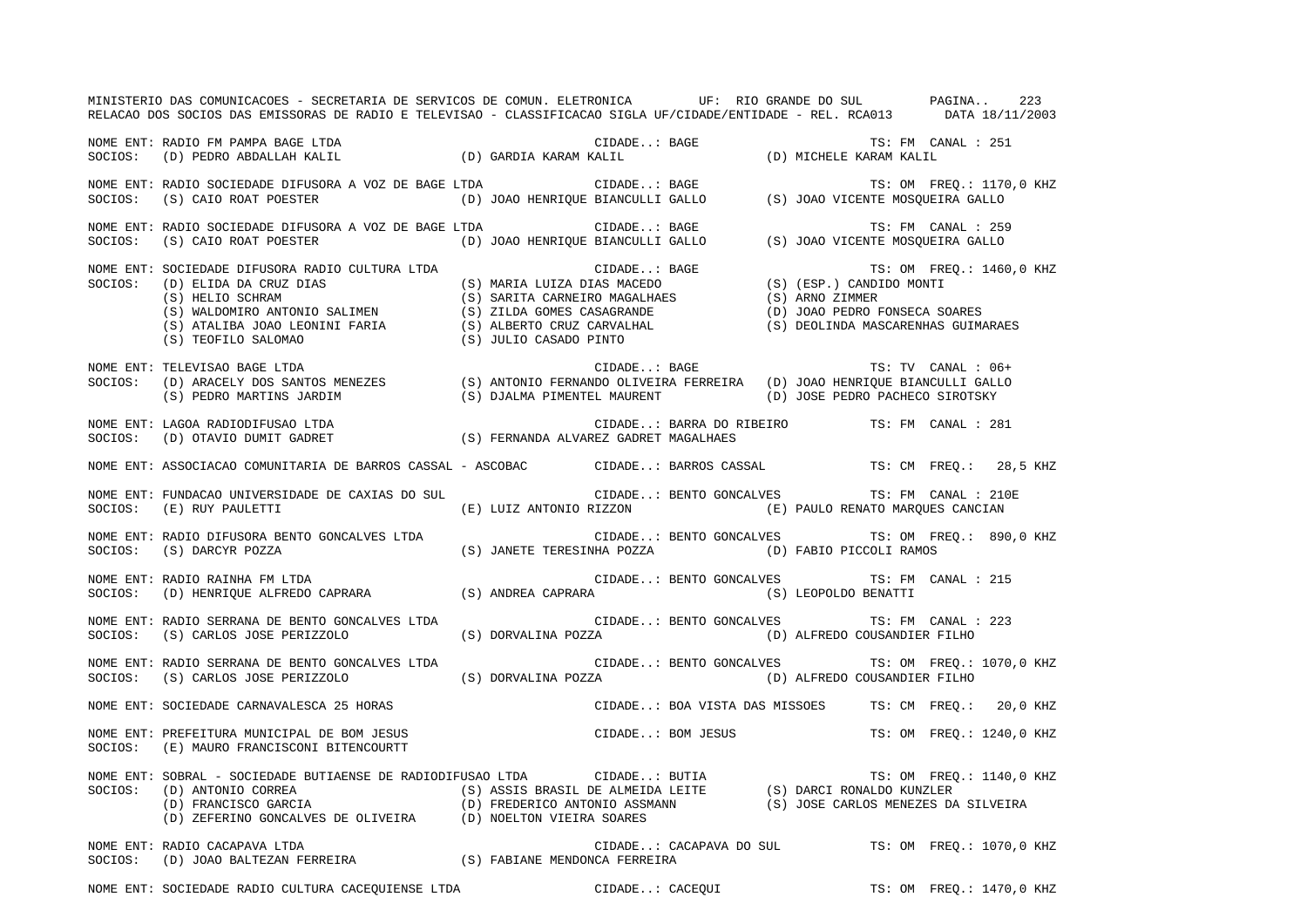MINISTERIO DAS COMUNICACOES - SECRETARIA DE SERVICOS DE COMUN. ELETRONICA UF: RIO GRANDE DO SUL

RELACAO DOS SOCIOS DAS EMISSORAS DE RADIO E TELEVISAO - CLASSIFICACAO SIGLA UF/CIDADE/ENTIDADE - REL. RCA013 DATA 18/11/2003

NOME ENT: RADIO FM PAMPA BAGE LTDA CIDADE..: BAGE TS: FM CANAL : 251
SOCIOS: (D) PEDRO ABDALLAH KALIL (D) GARDIA KARAM KALIL (D) MICHELE KARAM KALIL

NOME ENT: RADIO SOCIEDADE DIFUSORA A VOZ DE BAGE LTDA CIDADE..: BAGE TS: OM FREQ.: 1170,0 KHZ
SOCIOS: (S) CAIO ROAT POESTER (D) JOAO HENRIQUE BIANCULLI GALLO (S) JOAO VICENTE MOSQUEIRA GALLO

NOME ENT: RADIO SOCIEDADE DIFUSORA A VOZ DE BAGE LTDA CIDADE..: BAGE TS: FM CANAL : 259
SOCIOS: (S) CAIO ROAT POESTER (D) JOAO HENRIQUE BIANCULLI GALLO (S) JOAO VICENTE MOSQUEIRA GALLO

NOME ENT: SOCIEDADE DIFUSORA RADIO CULTURA LTDA CIDADE..: BAGE TS: OM FREQ.: 1460,0 KHZ
SOCIOS: (D) ELIDA DA CRUZ DIAS (S) MARIA LUIZA DIAS MACEDO (S) (ESP.) CANDIDO MONTI
(S) HELIO SCHRAM (S) SARITA CARNEIRO MAGALHAES (S) ARNO ZIMMER
(S) WALDOMIRO ANTONIO SALIMEN (S) ZILDA GOMES CASAGRANDE (D) JOAO PEDRO FONSECA SOARES
(S) ATALIBA JOAO LEONINI FARIA (S) ALBERTO CRUZ CARVALHAL (S) DEOLINDA MASCARENHAS GUIMARAES
(S) TEOFILO SALOMAO (S) JULIO CASADO PINTO

NOME ENT: TELEVISAO BAGE LTDA CIDADE..: BAGE TS: TV CANAL : 06+
SOCIOS: (D) ARACELY DOS SANTOS MENEZES (S) ANTONIO FERNANDO OLIVEIRA FERREIRA (D) JOAO HENRIQUE BIANCULLI GALLO
(S) PEDRO MARTINS JARDIM (S) DJALMA PIMENTEL MAURENT (D) JOSE PEDRO PACHECO SIROTSKY

NOME ENT: LAGOA RADIODIFUSAO LTDA CIDADE..: BARRA DO RIBEIRO TS: FM CANAL : 281
SOCIOS: (D) OTAVIO DUMIT GADRET (S) FERNANDA ALVAREZ GADRET MAGALHAES

NOME ENT: ASSOCIACAO COMUNITARIA DE BARROS CASSAL - ASCOBAC CIDADE..: BARROS CASSAL TS: CM FREQ.: 28,5 KHZ

NOME ENT: FUNDACAO UNIVERSIDADE DE CAXIAS DO SUL CIDADE..: BENTO GONCALVES TS: FM CANAL : 210E
SOCIOS: (E) RUY PAULETTI (E) LUIZ ANTONIO RIZZON (E) PAULO RENATO MARQUES CANCIAN

NOME ENT: RADIO DIFUSORA BENTO GONCALVES LTDA CIDADE..: BENTO GONCALVES TS: OM FREQ.: 890,0 KHZ
SOCIOS: (S) DARCYR POZZA (S) JANETE TERESINHA POZZA (D) FABIO PICCOLI RAMOS

NOME ENT: RADIO RAINHA FM LTDA CIDADE..: BENTO GONCALVES TS: FM CANAL : 215
SOCIOS: (D) HENRIQUE ALFREDO CAPRARA (S) ANDREA CAPRARA (S) LEOPOLDO BENATTI

NOME ENT: RADIO SERRANA DE BENTO GONCALVES LTDA CIDADE..: BENTO GONCALVES TS: FM CANAL : 223
SOCIOS: (S) CARLOS JOSE PERIZZOLO (S) DORVALINA POZZA (D) ALFREDO COUSANDIER FILHO

NOME ENT: RADIO SERRANA DE BENTO GONCALVES LTDA CIDADE..: BENTO GONCALVES TS: OM FREQ.: 1070,0 KHZ
SOCIOS: (S) CARLOS JOSE PERIZZOLO (S) DORVALINA POZZA (D) ALFREDO COUSANDIER FILHO

NOME ENT: SOCIEDADE CARNAVALESCA 25 HORAS CIDADE..: BOA VISTA DAS MISSOES TS: CM FREQ.: 20,0 KHZ

NOME ENT: PREFEITURA MUNICIPAL DE BOM JESUS CIDADE..: BOM JESUS TS: OM FREQ.: 1240,0 KHZ
SOCIOS: (E) MAURO FRANCISCONI BITENCOURTT

NOME ENT: SOBRAL - SOCIEDADE BUTIAENSE DE RADIODIFUSAO LTDA CIDADE..: BUTIA TS: OM FREQ.: 1140,0 KHZ
SOCIOS: (D) ANTONIO CORREA (S) ASSIS BRASIL DE ALMEIDA LEITE (S) DARCI RONALDO KUNZLER
(D) FRANCISCO GARCIA (D) FREDERICO ANTONIO ASSMANN (S) JOSE CARLOS MENEZES DA SILVEIRA
(D) ZEFERINO GONCALVES DE OLIVEIRA (D) NOELTON VIEIRA SOARES

NOME ENT: RADIO CACAPAVA LTDA CIDADE..: CACAPAVA DO SUL TS: OM FREQ.: 1070,0 KHZ
SOCIOS: (D) JOAO BALTEZAN FERREIRA (S) FABIANE MENDONCA FERREIRA

NOME ENT: SOCIEDADE RADIO CULTURA CACEQUIENSE LTDA CIDADE..: CACEQUI TS: OM FREQ.: 1470,0 KHZ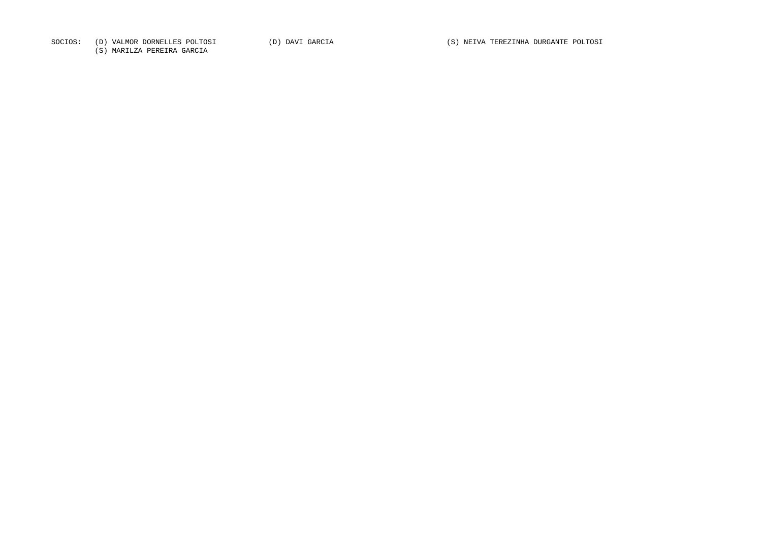SOCIOS: (D) VALMOR DORNELLES POLTOSI (D) DAVI GARCIA (S) NEIVA TEREZINHA DURGANTE POLTOSI
(S) MARILZA PEREIRA GARCIA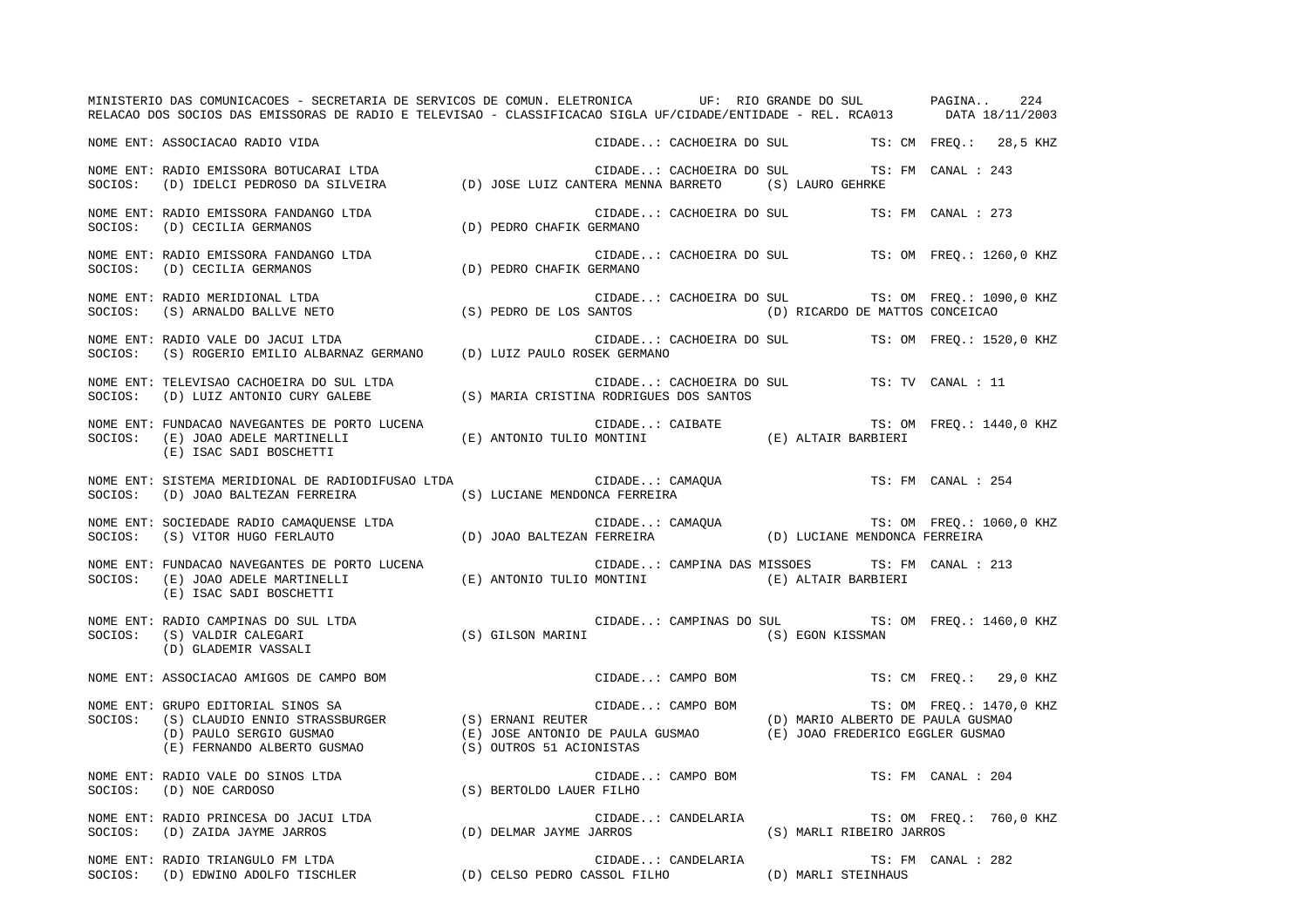NOME ENT: ASSOCIACAO RADIO VIDA — CIDADE..: CACHOEIRA DO SUL — TS: CM FREQ.: 28,5 KHZ

NOME ENT: RADIO EMISSORA BOTUCARAI LTDA — CIDADE..: CACHOEIRA DO SUL — TS: FM CANAL : 243
SOCIOS: (D) IDELCI PEDROSO DA SILVEIRA (D) JOSE LUIZ CANTERA MENNA BARRETO (S) LAURO GEHRKE

NOME ENT: RADIO EMISSORA FANDANGO LTDA — CIDADE..: CACHOEIRA DO SUL — TS: FM CANAL : 273
SOCIOS: (D) CECILIA GERMANOS (D) PEDRO CHAFIK GERMANO

NOME ENT: RADIO EMISSORA FANDANGO LTDA — CIDADE..: CACHOEIRA DO SUL — TS: OM FREQ.: 1260,0 KHZ
SOCIOS: (D) CECILIA GERMANOS (D) PEDRO CHAFIK GERMANO

NOME ENT: RADIO MERIDIONAL LTDA — CIDADE..: CACHOEIRA DO SUL — TS: OM FREQ.: 1090,0 KHZ
SOCIOS: (S) ARNALDO BALLVE NETO (S) PEDRO DE LOS SANTOS (D) RICARDO DE MATTOS CONCEICAO

NOME ENT: RADIO VALE DO JACUI LTDA — CIDADE..: CACHOEIRA DO SUL — TS: OM FREQ.: 1520,0 KHZ
SOCIOS: (S) ROGERIO EMILIO ALBARNAZ GERMANO (D) LUIZ PAULO ROSEK GERMANO

NOME ENT: TELEVISAO CACHOEIRA DO SUL LTDA — CIDADE..: CACHOEIRA DO SUL — TS: TV CANAL : 11
SOCIOS: (D) LUIZ ANTONIO CURY GALEBE (S) MARIA CRISTINA RODRIGUES DOS SANTOS

NOME ENT: FUNDACAO NAVEGANTES DE PORTO LUCENA — CIDADE..: CAIBATE — TS: OM FREQ.: 1440,0 KHZ
SOCIOS: (E) JOAO ADELE MARTINELLI (E) ANTONIO TULIO MONTINI (E) ALTAIR BARBIERI
(E) ISAC SADI BOSCHETTI

NOME ENT: SISTEMA MERIDIONAL DE RADIODIFUSAO LTDA — CIDADE..: CAMAQUA — TS: FM CANAL : 254
SOCIOS: (D) JOAO BALTEZAN FERREIRA (S) LUCIANE MENDONCA FERREIRA

NOME ENT: SOCIEDADE RADIO CAMAQUENSE LTDA — CIDADE..: CAMAQUA — TS: OM FREQ.: 1060,0 KHZ
SOCIOS: (S) VITOR HUGO FERLAUTO (D) JOAO BALTEZAN FERREIRA (D) LUCIANE MENDONCA FERREIRA

NOME ENT: FUNDACAO NAVEGANTES DE PORTO LUCENA — CIDADE..: CAMPINA DAS MISSOES — TS: FM CANAL : 213
SOCIOS: (E) JOAO ADELE MARTINELLI (E) ANTONIO TULIO MONTINI (E) ALTAIR BARBIERI
(E) ISAC SADI BOSCHETTI

NOME ENT: RADIO CAMPINAS DO SUL LTDA — CIDADE..: CAMPINAS DO SUL — TS: OM FREQ.: 1460,0 KHZ
SOCIOS: (S) VALDIR CALEGARI (S) GILSON MARINI (S) EGON KISSMAN
(D) GLADEMIR VASSALI

NOME ENT: ASSOCIACAO AMIGOS DE CAMPO BOM — CIDADE..: CAMPO BOM — TS: CM FREQ.: 29,0 KHZ

NOME ENT: GRUPO EDITORIAL SINOS SA — CIDADE..: CAMPO BOM — TS: OM FREQ.: 1470,0 KHZ
SOCIOS: (S) CLAUDIO ENNIO STRASSBURGER (S) ERNANI REUTER (D) MARIO ALBERTO DE PAULA GUSMAO
(D) PAULO SERGIO GUSMAO (E) JOSE ANTONIO DE PAULA GUSMAO (E) JOAO FREDERICO EGGLER GUSMAO
(E) FERNANDO ALBERTO GUSMAO (S) OUTROS 51 ACIONISTAS

NOME ENT: RADIO VALE DO SINOS LTDA — CIDADE..: CAMPO BOM — TS: FM CANAL : 204
SOCIOS: (D) NOE CARDOSO (S) BERTOLDO LAUER FILHO

NOME ENT: RADIO PRINCESA DO JACUI LTDA — CIDADE..: CANDELARIA — TS: OM FREQ.: 760,0 KHZ
SOCIOS: (D) ZAIDA JAYME JARROS (D) DELMAR JAYME JARROS (S) MARLI RIBEIRO JARROS

NOME ENT: RADIO TRIANGULO FM LTDA — CIDADE..: CANDELARIA — TS: FM CANAL : 282
SOCIOS: (D) EDWINO ADOLFO TISCHLER (D) CELSO PEDRO CASSOL FILHO (D) MARLI STEINHAUS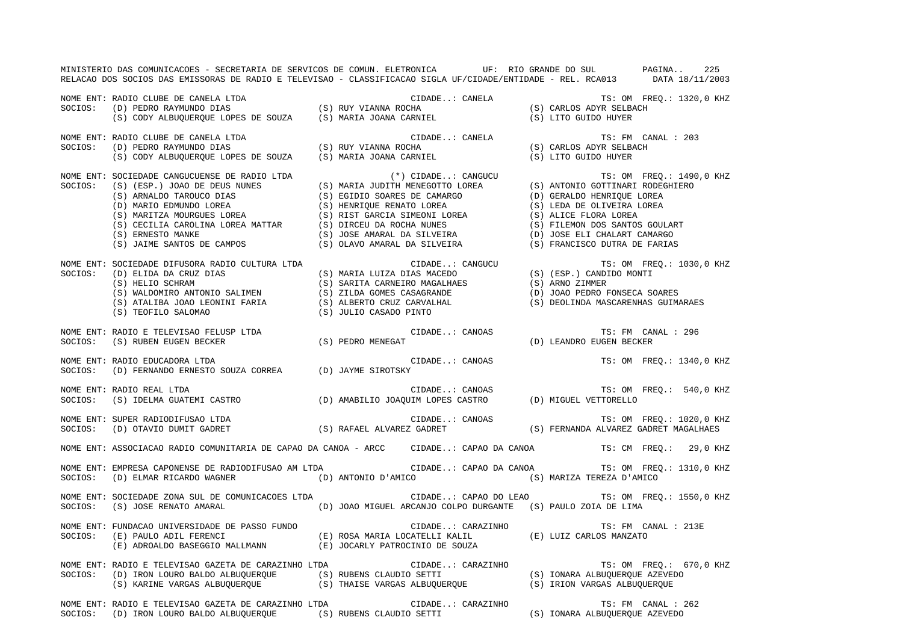MINISTERIO DAS COMUNICACOES - SECRETARIA DE SERVICOS DE COMUN. ELETRONICA UF: RIO GRANDE DO SUL PAGINA.. 225
RELACAO DOS SOCIOS DAS EMISSORAS DE RADIO E TELEVISAO - CLASSIFICACAO SIGLA UF/CIDADE/ENTIDADE - REL. RCA013 DATA 18/11/2003

NOME ENT: RADIO CLUBE DE CANELA LTDA — CIDADE..: CANELA — TS: OM FREQ.: 1320,0 KHZ
SOCIOS: (D) PEDRO RAYMUNDO DIAS; (S) RUY VIANNA ROCHA; (S) CARLOS ADYR SELBACH; (S) CODY ALBUQUERQUE LOPES DE SOUZA; (S) MARIA JOANA CARNIEL; (S) LITO GUIDO HUYER

NOME ENT: RADIO CLUBE DE CANELA LTDA — CIDADE..: CANELA — TS: FM CANAL : 203
SOCIOS: (D) PEDRO RAYMUNDO DIAS; (S) RUY VIANNA ROCHA; (S) CARLOS ADYR SELBACH; (S) CODY ALBUQUERQUE LOPES DE SOUZA; (S) MARIA JOANA CARNIEL; (S) LITO GUIDO HUYER

NOME ENT: SOCIEDADE CANGUCUENSE DE RADIO LTDA — (*) CIDADE..: CANGUCU — TS: OM FREQ.: 1490,0 KHZ
SOCIOS: (S) (ESP.) JOAO DE DEUS NUNES; (S) MARIA JUDITH MENEGOTTO LOREA; (S) ANTONIO GOTTINARI RODEGHIERO; (S) ARNALDO TAROUCO DIAS; (S) EGIDIO SOARES DE CAMARGO; (D) GERALDO HENRIQUE LOREA; (D) MARIO EDMUNDO LOREA; (S) HENRIQUE RENATO LOREA; (S) LEDA DE OLIVEIRA LOREA; (S) MARITZA MOURGUES LOREA; (S) RIST GARCIA SIMEONI LOREA; (S) ALICE FLORA LOREA; (S) CECILIA CAROLINA LOREA MATTAR; (S) DIRCEU DA ROCHA NUNES; (S) FILEMON DOS SANTOS GOULART; (S) ERNESTO MANKE; (S) JOSE AMARAL DA SILVEIRA; (D) JOSE ELI CHALART CAMARGO; (S) JAIME SANTOS DE CAMPOS; (S) OLAVO AMARAL DA SILVEIRA; (S) FRANCISCO DUTRA DE FARIAS

NOME ENT: SOCIEDADE DIFUSORA RADIO CULTURA LTDA — CIDADE..: CANGUCU — TS: OM FREQ.: 1030,0 KHZ
SOCIOS: (D) ELIDA DA CRUZ DIAS; (S) MARIA LUIZA DIAS MACEDO; (S) (ESP.) CANDIDO MONTI; (S) HELIO SCHRAM; (S) SARITA CARNEIRO MAGALHAES; (S) ARNO ZIMMER; (S) WALDOMIRO ANTONIO SALIMEN; (S) ZILDA GOMES CASAGRANDE; (D) JOAO PEDRO FONSECA SOARES; (S) ATALIBA JOAO LEONINI FARIA; (S) ALBERTO CRUZ CARVALHAL; (S) DEOLINDA MASCARENHAS GUIMARAES; (S) TEOFILO SALOMAO; (S) JULIO CASADO PINTO

NOME ENT: RADIO E TELEVISAO FELUSP LTDA — CIDADE..: CANOAS — TS: FM CANAL : 296
SOCIOS: (S) RUBEN EUGEN BECKER; (S) PEDRO MENEGAT; (D) LEANDRO EUGEN BECKER

NOME ENT: RADIO EDUCADORA LTDA — CIDADE..: CANOAS — TS: OM FREQ.: 1340,0 KHZ
SOCIOS: (D) FERNANDO ERNESTO SOUZA CORREA; (D) JAYME SIROTSKY

NOME ENT: RADIO REAL LTDA — CIDADE..: CANOAS — TS: OM FREQ.: 540,0 KHZ
SOCIOS: (S) IDELMA GUATEMI CASTRO; (D) AMABILIO JOAQUIM LOPES CASTRO; (D) MIGUEL VETTORELLO

NOME ENT: SUPER RADIODIFUSAO LTDA — CIDADE..: CANOAS — TS: OM FREQ.: 1020,0 KHZ
SOCIOS: (D) OTAVIO DUMIT GADRET; (S) RAFAEL ALVAREZ GADRET; (S) FERNANDA ALVAREZ GADRET MAGALHAES

NOME ENT: ASSOCIACAO RADIO COMUNITARIA DE CAPAO DA CANOA - ARCC — CIDADE..: CAPAO DA CANOA — TS: CM FREQ.: 29,0 KHZ

NOME ENT: EMPRESA CAPONENSE DE RADIODIFUSAO AM LTDA — CIDADE..: CAPAO DA CANOA — TS: OM FREQ.: 1310,0 KHZ
SOCIOS: (D) ELMAR RICARDO WAGNER; (D) ANTONIO D'AMICO; (S) MARIZA TEREZA D'AMICO

NOME ENT: SOCIEDADE ZONA SUL DE COMUNICACOES LTDA — CIDADE..: CAPAO DO LEAO — TS: OM FREQ.: 1550,0 KHZ
SOCIOS: (S) JOSE RENATO AMARAL; (D) JOAO MIGUEL ARCANJO COLPO DURGANTE; (S) PAULO ZOIA DE LIMA

NOME ENT: FUNDACAO UNIVERSIDADE DE PASSO FUNDO — CIDADE..: CARAZINHO — TS: FM CANAL : 213E
SOCIOS: (E) PAULO ADIL FERENCI; (E) ROSA MARIA LOCATELLI KALIL; (E) LUIZ CARLOS MANZATO; (E) ADROALDO BASEGGIO MALLMANN; (E) JOCARLY PATROCINIO DE SOUZA

NOME ENT: RADIO E TELEVISAO GAZETA DE CARAZINHO LTDA — CIDADE..: CARAZINHO — TS: OM FREQ.: 670,0 KHZ
SOCIOS: (D) IRON LOURO BALDO ALBUQUERQUE; (S) RUBENS CLAUDIO SETTI; (S) IONARA ALBUQUERQUE AZEVEDO; (S) KARINE VARGAS ALBUQUERQUE; (S) THAISE VARGAS ALBUQUERQUE; (S) IRION VARGAS ALBUQUERQUE

NOME ENT: RADIO E TELEVISAO GAZETA DE CARAZINHO LTDA — CIDADE..: CARAZINHO — TS: FM CANAL : 262
SOCIOS: (D) IRON LOURO BALDO ALBUQUERQUE; (S) RUBENS CLAUDIO SETTI; (S) IONARA ALBUQUERQUE AZEVEDO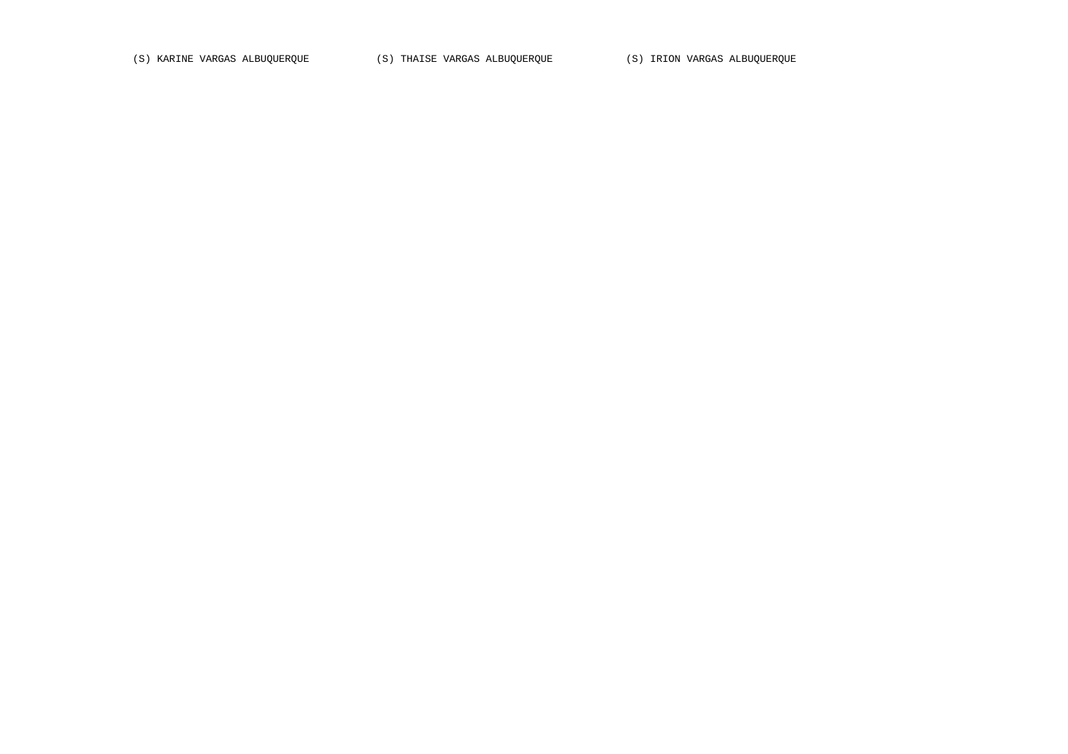(S) KARINE VARGAS ALBUQUERQUE          (S) THAISE VARGAS ALBUQUERQUE          (S) IRION VARGAS ALBUQUERQUE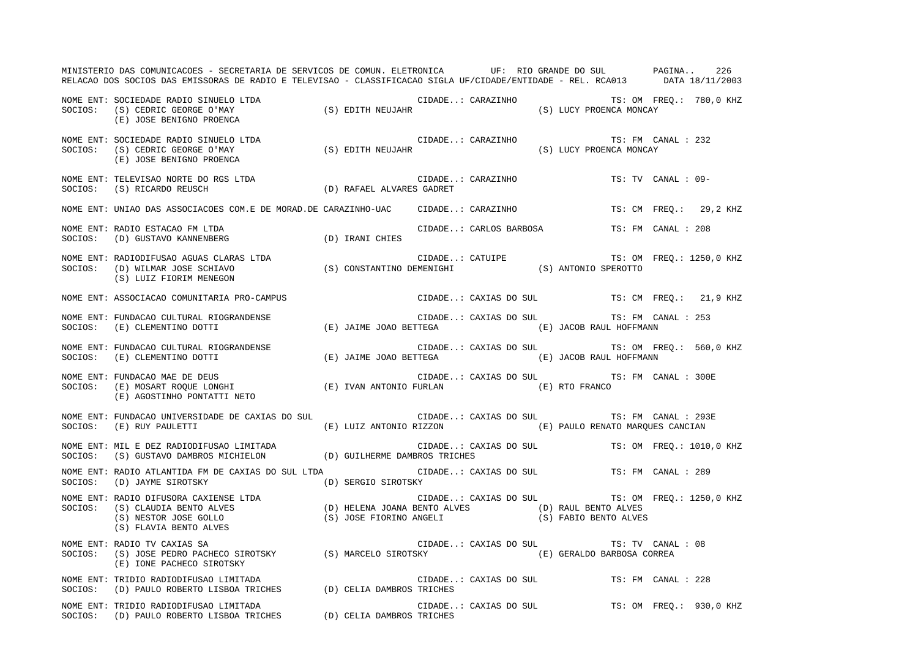NOME ENT: SOCIEDADE RADIO SINUELO LTDA CIDADE..: CARAZINHO TS: OM FREQ.: 780,0 KHZ
SOCIOS: (S) CEDRIC GEORGE O'MAY (S) EDITH NEUJAHR (S) LUCY PROENCA MONCAY
(E) JOSE BENIGNO PROENCA

NOME ENT: SOCIEDADE RADIO SINUELO LTDA CIDADE..: CARAZINHO TS: FM CANAL : 232
SOCIOS: (S) CEDRIC GEORGE O'MAY (S) EDITH NEUJAHR (S) LUCY PROENCA MONCAY
(E) JOSE BENIGNO PROENCA

NOME ENT: TELEVISAO NORTE DO RGS LTDA CIDADE..: CARAZINHO TS: TV CANAL : 09-
SOCIOS: (S) RICARDO REUSCH (D) RAFAEL ALVARES GADRET

NOME ENT: UNIAO DAS ASSOCIACOES COM.E DE MORAD.DE CARAZINHO-UAC CIDADE..: CARAZINHO TS: CM FREQ.: 29,2 KHZ

NOME ENT: RADIO ESTACAO FM LTDA CIDADE..: CARLOS BARBOSA TS: FM CANAL : 208
SOCIOS: (D) GUSTAVO KANNENBERG (D) IRANI CHIES

NOME ENT: RADIODIFUSAO AGUAS CLARAS LTDA CIDADE..: CATUIPE TS: OM FREQ.: 1250,0 KHZ
SOCIOS: (D) WILMAR JOSE SCHIAVO (S) CONSTANTINO DEMENIGHI (S) ANTONIO SPEROTTO
(S) LUIZ FIORIM MENEGON

NOME ENT: ASSOCIACAO COMUNITARIA PRO-CAMPUS CIDADE..: CAXIAS DO SUL TS: CM FREQ.: 21,9 KHZ

NOME ENT: FUNDACAO CULTURAL RIOGRANDENSE CIDADE..: CAXIAS DO SUL TS: FM CANAL : 253
SOCIOS: (E) CLEMENTINO DOTTI (E) JAIME JOAO BETTEGA (E) JACOB RAUL HOFFMANN

NOME ENT: FUNDACAO CULTURAL RIOGRANDENSE CIDADE..: CAXIAS DO SUL TS: OM FREQ.: 560,0 KHZ
SOCIOS: (E) CLEMENTINO DOTTI (E) JAIME JOAO BETTEGA (E) JACOB RAUL HOFFMANN

NOME ENT: FUNDACAO MAE DE DEUS CIDADE..: CAXIAS DO SUL TS: FM CANAL : 300E
SOCIOS: (E) MOSART ROQUE LONGHI (E) IVAN ANTONIO FURLAN (E) RTO FRANCO
(E) AGOSTINHO PONTATTI NETO

NOME ENT: FUNDACAO UNIVERSIDADE DE CAXIAS DO SUL CIDADE..: CAXIAS DO SUL TS: FM CANAL : 293E
SOCIOS: (E) RUY PAULETTI (E) LUIZ ANTONIO RIZZON (E) PAULO RENATO MARQUES CANCIAN

NOME ENT: MIL E DEZ RADIODIFUSAO LIMITADA CIDADE..: CAXIAS DO SUL TS: OM FREQ.: 1010,0 KHZ
SOCIOS: (S) GUSTAVO DAMBROS MICHIELON (D) GUILHERME DAMBROS TRICHES

NOME ENT: RADIO ATLANTIDA FM DE CAXIAS DO SUL LTDA CIDADE..: CAXIAS DO SUL TS: FM CANAL : 289
SOCIOS: (D) JAYME SIROTSKY (D) SERGIO SIROTSKY

NOME ENT: RADIO DIFUSORA CAXIENSE LTDA CIDADE..: CAXIAS DO SUL TS: OM FREQ.: 1250,0 KHZ
SOCIOS: (S) CLAUDIA BENTO ALVES (D) HELENA JOANA BENTO ALVES (D) RAUL BENTO ALVES
(S) NESTOR JOSE GOLLO (S) JOSE FIORINO ANGELI (S) FABIO BENTO ALVES
(S) FLAVIA BENTO ALVES

NOME ENT: RADIO TV CAXIAS SA CIDADE..: CAXIAS DO SUL TS: TV CANAL : 08
SOCIOS: (S) JOSE PEDRO PACHECO SIROTSKY (S) MARCELO SIROTSKY (E) GERALDO BARBOSA CORREA
(E) IONE PACHECO SIROTSKY

NOME ENT: TRIDIO RADIODIFUSAO LIMITADA CIDADE..: CAXIAS DO SUL TS: FM CANAL : 228
SOCIOS: (D) PAULO ROBERTO LISBOA TRICHES (D) CELIA DAMBROS TRICHES

NOME ENT: TRIDIO RADIODIFUSAO LIMITADA CIDADE..: CAXIAS DO SUL TS: OM FREQ.: 930,0 KHZ
SOCIOS: (D) PAULO ROBERTO LISBOA TRICHES (D) CELIA DAMBROS TRICHES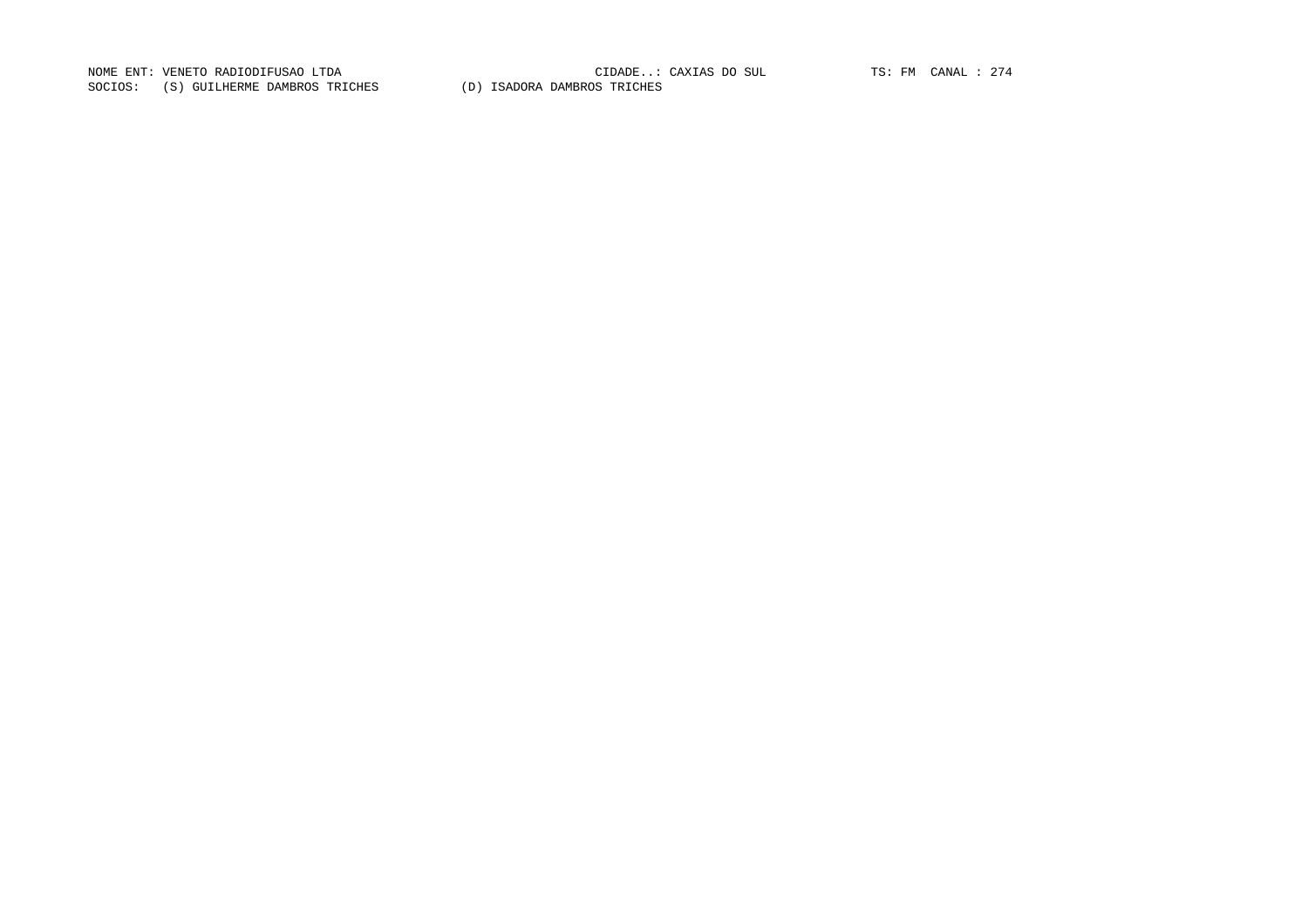NOME ENT: VENETO RADIODIFUSAO LTDA CIDADE..: CAXIAS DO SUL TS: FM CANAL : 274

SOCIOS: (S) GUILHERME DAMBROS TRICHES (D) ISADORA DAMBROS TRICHES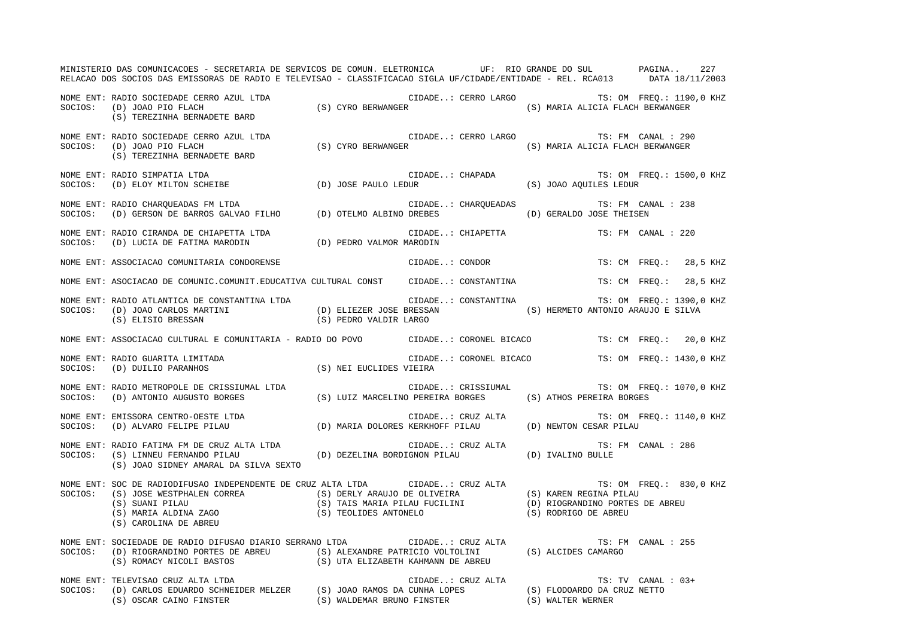MINISTERIO DAS COMUNICACOES - SECRETARIA DE SERVICOS DE COMUN. ELETRONICA    UF: RIO GRANDE DO SUL

RELACAO DOS SOCIOS DAS EMISSORAS DE RADIO E TELEVISAO - CLASSIFICACAO SIGLA UF/CIDADE/ENTIDADE - REL. RCA013    DATA 18/11/2003

NOME ENT: RADIO SOCIEDADE CERRO AZUL LTDA — CIDADE..: CERRO LARGO — TS: OM FREQ.: 1190,0 KHZ
SOCIOS: (D) JOAO PIO FLACH; (S) CYRO BERWANGER; (S) MARIA ALICIA FLACH BERWANGER; (S) TEREZINHA BERNADETE BARD

NOME ENT: RADIO SOCIEDADE CERRO AZUL LTDA — CIDADE..: CERRO LARGO — TS: FM CANAL : 290
SOCIOS: (D) JOAO PIO FLACH; (S) CYRO BERWANGER; (S) MARIA ALICIA FLACH BERWANGER; (S) TEREZINHA BERNADETE BARD

NOME ENT: RADIO SIMPATIA LTDA — CIDADE..: CHAPADA — TS: OM FREQ.: 1500,0 KHZ
SOCIOS: (D) ELOY MILTON SCHEIBE; (D) JOSE PAULO LEDUR; (S) JOAO AQUILES LEDUR

NOME ENT: RADIO CHARQUEADAS FM LTDA — CIDADE..: CHARQUEADAS — TS: FM CANAL : 238
SOCIOS: (D) GERSON DE BARROS GALVAO FILHO; (D) OTELMO ALBINO DREBES; (D) GERALDO JOSE THEISEN

NOME ENT: RADIO CIRANDA DE CHIAPETTA LTDA — CIDADE..: CHIAPETTA — TS: FM CANAL : 220
SOCIOS: (D) LUCIA DE FATIMA MARODIN; (D) PEDRO VALMOR MARODIN

NOME ENT: ASSOCIACAO COMUNITARIA CONDORENSE — CIDADE..: CONDOR — TS: CM FREQ.: 28,5 KHZ

NOME ENT: ASOCIACAO DE COMUNIC.COMUNIT.EDUCATIVA CULTURAL CONST — CIDADE..: CONSTANTINA — TS: CM FREQ.: 28,5 KHZ

NOME ENT: RADIO ATLANTICA DE CONSTANTINA LTDA — CIDADE..: CONSTANTINA — TS: OM FREQ.: 1390,0 KHZ
SOCIOS: (D) JOAO CARLOS MARTINI; (D) ELIEZER JOSE BRESSAN; (S) HERMETO ANTONIO ARAUJO E SILVA; (S) ELISIO BRESSAN; (S) PEDRO VALDIR LARGO

NOME ENT: ASSOCIACAO CULTURAL E COMUNITARIA - RADIO DO POVO — CIDADE..: CORONEL BICACO — TS: CM FREQ.: 20,0 KHZ

NOME ENT: RADIO GUARITA LIMITADA — CIDADE..: CORONEL BICACO — TS: OM FREQ.: 1430,0 KHZ
SOCIOS: (D) DUILIO PARANHOS; (S) NEI EUCLIDES VIEIRA

NOME ENT: RADIO METROPOLE DE CRISSIUMAL LTDA — CIDADE..: CRISSIUMAL — TS: OM FREQ.: 1070,0 KHZ
SOCIOS: (D) ANTONIO AUGUSTO BORGES; (S) LUIZ MARCELINO PEREIRA BORGES; (S) ATHOS PEREIRA BORGES

NOME ENT: EMISSORA CENTRO-OESTE LTDA — CIDADE..: CRUZ ALTA — TS: OM FREQ.: 1140,0 KHZ
SOCIOS: (D) ALVARO FELIPE PILAU; (D) MARIA DOLORES KERKHOFF PILAU; (D) NEWTON CESAR PILAU

NOME ENT: RADIO FATIMA FM DE CRUZ ALTA LTDA — CIDADE..: CRUZ ALTA — TS: FM CANAL : 286
SOCIOS: (S) LINNEU FERNANDO PILAU; (D) DEZELINA BORDIGNON PILAU; (D) IVALINO BULLE; (S) JOAO SIDNEY AMARAL DA SILVA SEXTO

NOME ENT: SOC DE RADIODIFUSAO INDEPENDENTE DE CRUZ ALTA LTDA — CIDADE..: CRUZ ALTA — TS: OM FREQ.: 830,0 KHZ
SOCIOS: (S) JOSE WESTPHALEN CORREA; (S) DERLY ARAUJO DE OLIVEIRA; (S) KAREN REGINA PILAU; (S) SUANI PILAU; (S) TAIS MARIA PILAU FUCILINI; (D) RIOGRANDINO PORTES DE ABREU; (S) MARIA ALDINA ZAGO; (S) TEOLIDES ANTONELO; (S) RODRIGO DE ABREU; (S) CAROLINA DE ABREU

NOME ENT: SOCIEDADE DE RADIO DIFUSAO DIARIO SERRANO LTDA — CIDADE..: CRUZ ALTA — TS: FM CANAL : 255
SOCIOS: (D) RIOGRANDINO PORTES DE ABREU; (S) ALEXANDRE PATRICIO VOLTOLINI; (S) ALCIDES CAMARGO; (S) ROMACY NICOLI BASTOS; (S) UTA ELIZABETH KAHMANN DE ABREU

NOME ENT: TELEVISAO CRUZ ALTA LTDA — CIDADE..: CRUZ ALTA — TS: TV CANAL : 03+
SOCIOS: (D) CARLOS EDUARDO SCHNEIDER MELZER; (S) JOAO RAMOS DA CUNHA LOPES; (S) FLODOARDO DA CRUZ NETTO; (S) OSCAR CAINO FINSTER; (S) WALDEMAR BRUNO FINSTER; (S) WALTER WERNER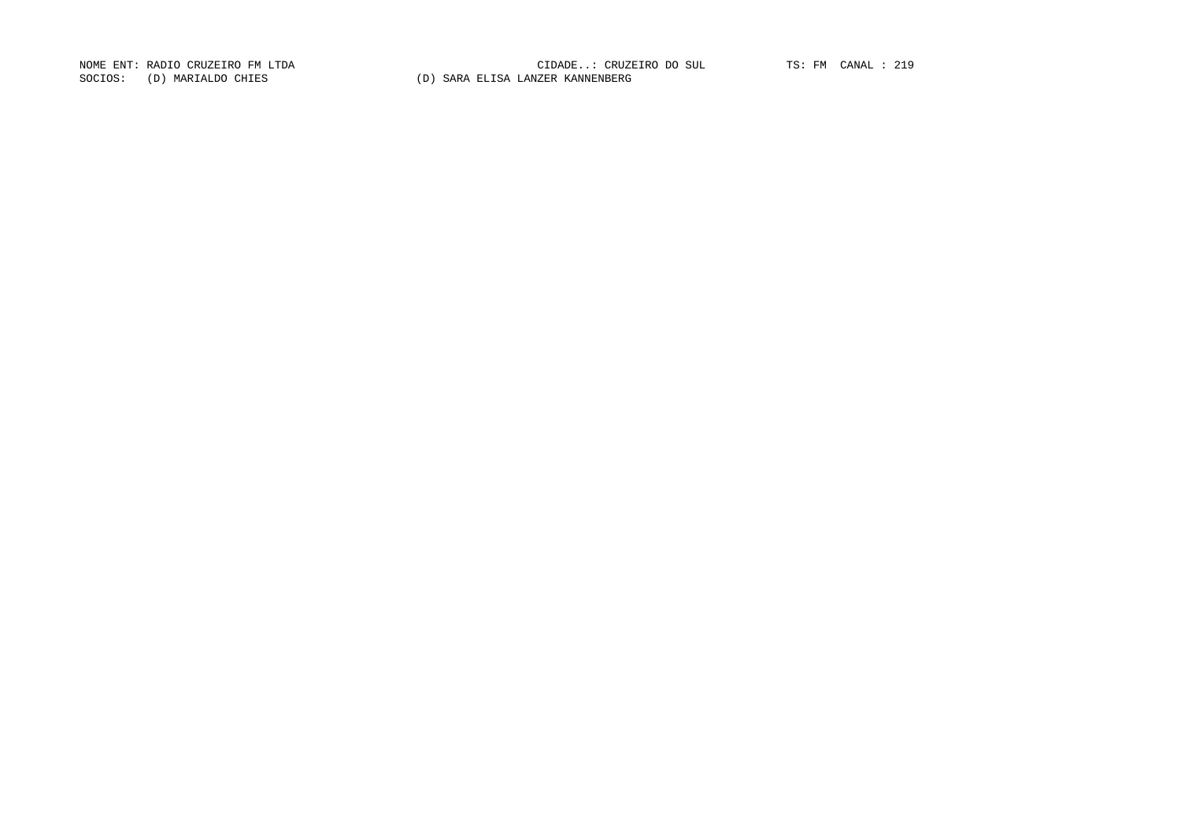NOME ENT: RADIO CRUZEIRO FM LTDA CIDADE..: CRUZEIRO DO SUL TS: FM CANAL : 219
SOCIOS: (D) MARIALDO CHIES (D) SARA ELISA LANZER KANNENBERG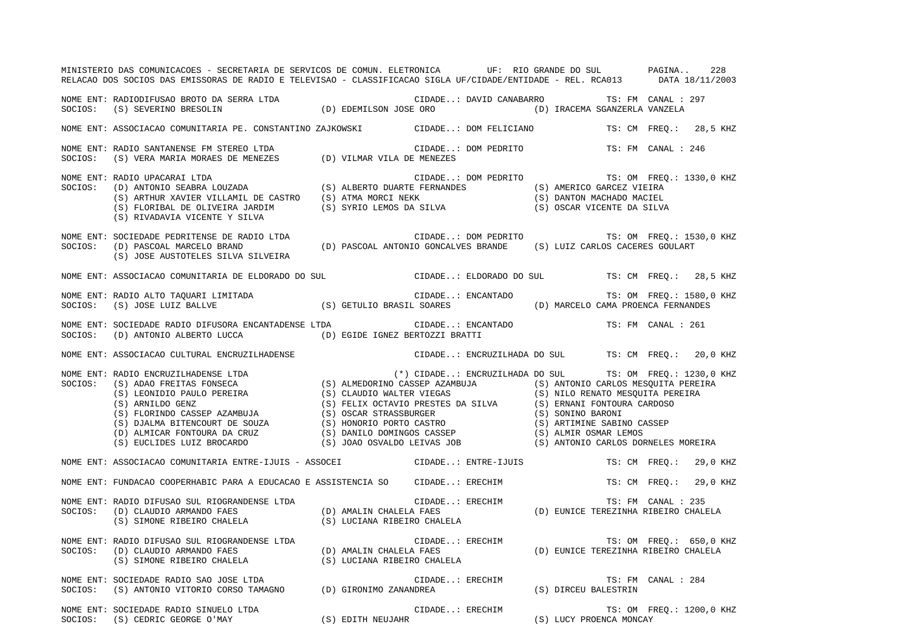NOME ENT: RADIODIFUSAO BROTO DA SERRA LTDA CIDADE..: DAVID CANABARRO TS: FM CANAL : 297
SOCIOS: (S) SEVERINO BRESOLIN (D) EDEMILSON JOSE ORO (D) IRACEMA SGANZERLA VANZELA

NOME ENT: ASSOCIACAO COMUNITARIA PE. CONSTANTINO ZAJKOWSKI CIDADE..: DOM FELICIANO TS: CM FREQ.: 28,5 KHZ

NOME ENT: RADIO SANTANENSE FM STEREO LTDA CIDADE..: DOM PEDRITO TS: FM CANAL : 246
SOCIOS: (S) VERA MARIA MORAES DE MENEZES (D) VILMAR VILA DE MENEZES

NOME ENT: RADIO UPACARAI LTDA CIDADE..: DOM PEDRITO TS: OM FREQ.: 1330,0 KHZ
SOCIOS: (D) ANTONIO SEABRA LOUZADA (S) ALBERTO DUARTE FERNANDES (S) AMERICO GARCEZ VIEIRA
(S) ARTHUR XAVIER VILLAMIL DE CASTRO (S) ATMA MORCI NEKK (S) DANTON MACHADO MACIEL
(S) FLORIBAL DE OLIVEIRA JARDIM (S) SYRIO LEMOS DA SILVA (S) OSCAR VICENTE DA SILVA
(S) RIVADAVIA VICENTE Y SILVA

NOME ENT: SOCIEDADE PEDRITENSE DE RADIO LTDA CIDADE..: DOM PEDRITO TS: OM FREQ.: 1530,0 KHZ
SOCIOS: (D) PASCOAL MARCELO BRAND (D) PASCOAL ANTONIO GONCALVES BRANDE (S) LUIZ CARLOS CACERES GOULART
(S) JOSE AUSTOTELES SILVA SILVEIRA

NOME ENT: ASSOCIACAO COMUNITARIA DE ELDORADO DO SUL CIDADE..: ELDORADO DO SUL TS: CM FREQ.: 28,5 KHZ

NOME ENT: RADIO ALTO TAQUARI LIMITADA CIDADE..: ENCANTADO TS: OM FREQ.: 1580,0 KHZ
SOCIOS: (S) JOSE LUIZ BALLVE (S) GETULIO BRASIL SOARES (D) MARCELO CAMA PROENCA FERNANDES

NOME ENT: SOCIEDADE RADIO DIFUSORA ENCANTADENSE LTDA CIDADE..: ENCANTADO TS: FM CANAL : 261
SOCIOS: (D) ANTONIO ALBERTO LUCCA (D) EGIDE IGNEZ BERTOZZI BRATTI

NOME ENT: ASSOCIACAO CULTURAL ENCRUZILHADENSE CIDADE..: ENCRUZILHADA DO SUL TS: CM FREQ.: 20,0 KHZ

NOME ENT: RADIO ENCRUZILHADENSE LTDA (*) CIDADE..: ENCRUZILHADA DO SUL TS: OM FREQ.: 1230,0 KHZ
SOCIOS: (S) ADAO FREITAS FONSECA (S) ALMEDORINO CASSEP AZAMBUJA (S) ANTONIO CARLOS MESQUITA PEREIRA
(S) LEONIDIO PAULO PEREIRA (S) CLAUDIO WALTER VIEGAS (S) NILO RENATO MESQUITA PEREIRA
(S) ARNILDO GENZ (S) FELIX OCTAVIO PRESTES DA SILVA (S) ERNANI FONTOURA CARDOSO
(S) FLORINDO CASSEP AZAMBUJA (S) OSCAR STRASSBURGER (S) SONINO BARONI
(S) DJALMA BITENCOURT DE SOUZA (S) HONORIO PORTO CASTRO (S) ARTIMINE SABINO CASSEP
(D) ALMICAR FONTOURA DA CRUZ (S) DANILO DOMINGOS CASSEP (S) ALMIR OSMAR LEMOS
(S) EUCLIDES LUIZ BROCARDO (S) JOAO OSVALDO LEIVAS JOB (S) ANTONIO CARLOS DORNELES MOREIRA

NOME ENT: ASSOCIACAO COMUNITARIA ENTRE-IJUIS - ASSOCEI CIDADE..: ENTRE-IJUIS TS: CM FREQ.: 29,0 KHZ

NOME ENT: FUNDACAO COOPERHABIC PARA A EDUCACAO E ASSISTENCIA SO CIDADE..: ERECHIM TS: CM FREQ.: 29,0 KHZ

NOME ENT: RADIO DIFUSAO SUL RIOGRANDENSE LTDA CIDADE..: ERECHIM TS: FM CANAL : 235
SOCIOS: (D) CLAUDIO ARMANDO FAES (D) AMALIN CHALELA FAES (D) EUNICE TEREZINHA RIBEIRO CHALELA
(S) SIMONE RIBEIRO CHALELA (S) LUCIANA RIBEIRO CHALELA

NOME ENT: RADIO DIFUSAO SUL RIOGRANDENSE LTDA CIDADE..: ERECHIM TS: OM FREQ.: 650,0 KHZ
SOCIOS: (D) CLAUDIO ARMANDO FAES (D) AMALIN CHALELA FAES (D) EUNICE TEREZINHA RIBEIRO CHALELA
(S) SIMONE RIBEIRO CHALELA (S) LUCIANA RIBEIRO CHALELA

NOME ENT: SOCIEDADE RADIO SAO JOSE LTDA CIDADE..: ERECHIM TS: FM CANAL : 284
SOCIOS: (S) ANTONIO VITORIO CORSO TAMAGNO (D) GIRONIMO ZANANDREA (S) DIRCEU BALESTRIN

NOME ENT: SOCIEDADE RADIO SINUELO LTDA CIDADE..: ERECHIM TS: OM FREQ.: 1200,0 KHZ
SOCIOS: (S) CEDRIC GEORGE O'MAY (S) EDITH NEUJAHR (S) LUCY PROENCA MONCAY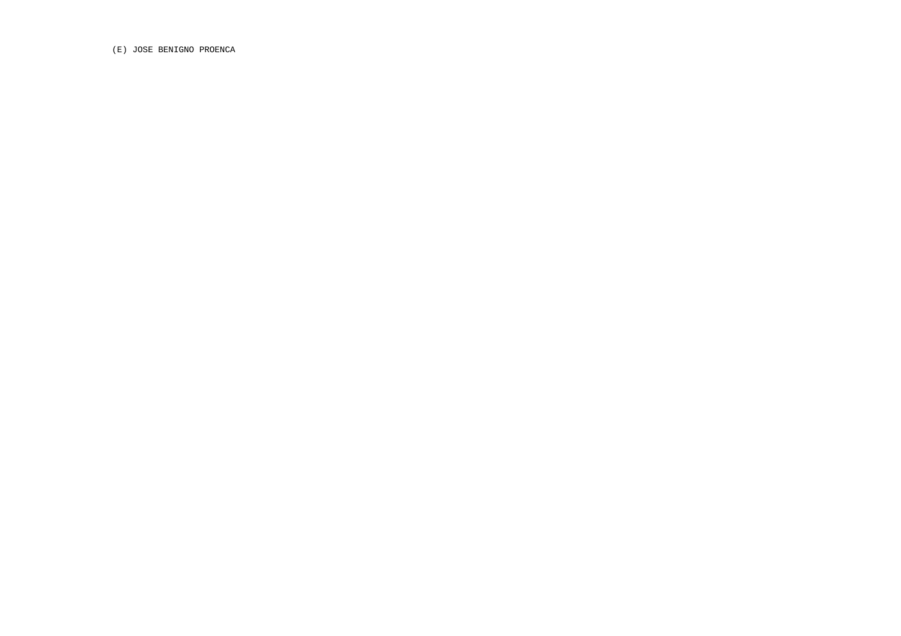(E) JOSE BENIGNO PROENCA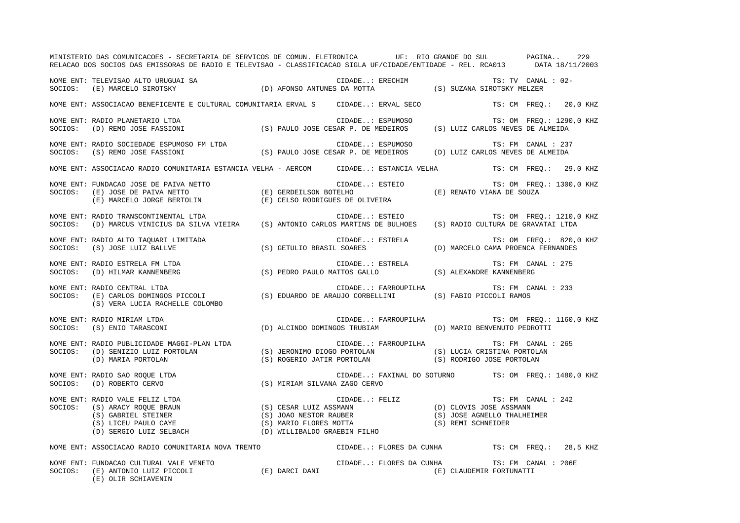MINISTERIO DAS COMUNICACOES - SECRETARIA DE SERVICOS DE COMUN. ELETRONICA UF: RIO GRANDE DO SUL PAGINA.. 229
RELACAO DOS SOCIOS DAS EMISSORAS DE RADIO E TELEVISAO - CLASSIFICACAO SIGLA UF/CIDADE/ENTIDADE - REL. RCA013 DATA 18/11/2003

```
NOME ENT: TELEVISAO ALTO URUGUAI SA                          CIDADE..: ERECHIM                  TS: TV  CANAL : 02-
SOCIOS:  (E) MARCELO SIROTSKY             (D) AFONSO ANTUNES DA MOTTA          (S) SUZANA SIROTSKY MELZER

NOME ENT: ASSOCIACAO BENEFICENTE E CULTURAL COMUNITARIA ERVAL S     CIDADE..: ERVAL SECO          TS: CM  FREQ.:   20,0 KHZ

NOME ENT: RADIO PLANETARIO LTDA                              CIDADE..: ESPUMOSO                 TS: OM  FREQ.: 1290,0 KHZ
SOCIOS:  (D) REMO JOSE FASSIONI           (S) PAULO JOSE CESAR P. DE MEDEIROS  (S) LUIZ CARLOS NEVES DE ALMEIDA

NOME ENT: RADIO SOCIEDADE ESPUMOSO FM LTDA                   CIDADE..: ESPUMOSO                 TS: FM  CANAL : 237
SOCIOS:  (S) REMO JOSE FASSIONI           (S) PAULO JOSE CESAR P. DE MEDEIROS  (D) LUIZ CARLOS NEVES DE ALMEIDA

NOME ENT: ASSOCIACAO RADIO COMUNITARIA ESTANCIA VELHA - AERCOM     CIDADE..: ESTANCIA VELHA      TS: CM  FREQ.:   29,0 KHZ

NOME ENT: FUNDACAO JOSE DE PAIVA NETTO                       CIDADE..: ESTEIO                   TS: OM  FREQ.: 1300,0 KHZ
SOCIOS:  (E) JOSE DE PAIVA NETTO          (E) GERDEILSON BOTELHO               (E) RENATO VIANA DE SOUZA
         (E) MARCELO JORGE BERTOLIN       (E) CELSO RODRIGUES DE OLIVEIRA

NOME ENT: RADIO TRANSCONTINENTAL LTDA                        CIDADE..: ESTEIO                   TS: OM  FREQ.: 1210,0 KHZ
SOCIOS:  (D) MARCUS VINICIUS DA SILVA VIEIRA  (S) ANTONIO CARLOS MARTINS DE BULHOES  (S) RADIO CULTURA DE GRAVATAI LTDA

NOME ENT: RADIO ALTO TAQUARI LIMITADA                        CIDADE..: ESTRELA                  TS: OM  FREQ.:  820,0 KHZ
SOCIOS:  (S) JOSE LUIZ BALLVE             (S) GETULIO BRASIL SOARES            (D) MARCELO CAMA PROENCA FERNANDES

NOME ENT: RADIO ESTRELA FM LTDA                              CIDADE..: ESTRELA                  TS: FM  CANAL : 275
SOCIOS:  (D) HILMAR KANNENBERG            (S) PEDRO PAULO MATTOS GALLO         (S) ALEXANDRE KANNENBERG

NOME ENT: RADIO CENTRAL LTDA                                 CIDADE..: FARROUPILHA              TS: FM  CANAL : 233
SOCIOS:  (E) CARLOS DOMINGOS PICCOLI      (S) EDUARDO DE ARAUJO CORBELLINI     (S) FABIO PICCOLI RAMOS
         (S) VERA LUCIA RACHELLE COLOMBO

NOME ENT: RADIO MIRIAM LTDA                                  CIDADE..: FARROUPILHA              TS: OM  FREQ.: 1160,0 KHZ
SOCIOS:  (S) ENIO TARASCONI               (D) ALCINDO DOMINGOS TRUBIAM         (D) MARIO BENVENUTO PEDROTTI

NOME ENT: RADIO PUBLICIDADE MAGGI-PLAN LTDA                  CIDADE..: FARROUPILHA              TS: FM  CANAL : 265
SOCIOS:  (D) SENIZIO LUIZ PORTOLAN        (S) JERONIMO DIOGO PORTOLAN          (S) LUCIA CRISTINA PORTOLAN
         (D) MARIA PORTOLAN               (S) ROGERIO JATIR PORTOLAN           (S) RODRIGO JOSE PORTOLAN

NOME ENT: RADIO SAO ROQUE LTDA                               CIDADE..: FAXINAL DO SOTURNO       TS: OM  FREQ.: 1480,0 KHZ
SOCIOS:  (D) ROBERTO CERVO                (S) MIRIAM SILVANA ZAGO CERVO

NOME ENT: RADIO VALE FELIZ LTDA                              CIDADE..: FELIZ                    TS: FM  CANAL : 242
SOCIOS:  (S) ARACY ROQUE BRAUN            (S) CESAR LUIZ ASSMANN               (D) CLOVIS JOSE ASSMANN
         (S) GABRIEL STEINER              (S) JOAO NESTOR RAUBER               (S) JOSE AGNELLO THALHEIMER
         (S) LICEU PAULO CAYE             (S) MARIO FLORES MOTTA               (S) REMI SCHNEIDER
         (D) SERGIO LUIZ SELBACH          (D) WILLIBALDO GRAEBIN FILHO

NOME ENT: ASSOCIACAO RADIO COMUNITARIA NOVA TRENTO            CIDADE..: FLORES DA CUNHA          TS: CM  FREQ.:   28,5 KHZ

NOME ENT: FUNDACAO CULTURAL VALE VENETO                      CIDADE..: FLORES DA CUNHA          TS: FM  CANAL : 206E
SOCIOS:  (E) ANTONIO LUIZ PICCOLI         (E) DARCI DANI                       (E) CLAUDEMIR FORTUNATTI
         (E) OLIR SCHIAVENIN
```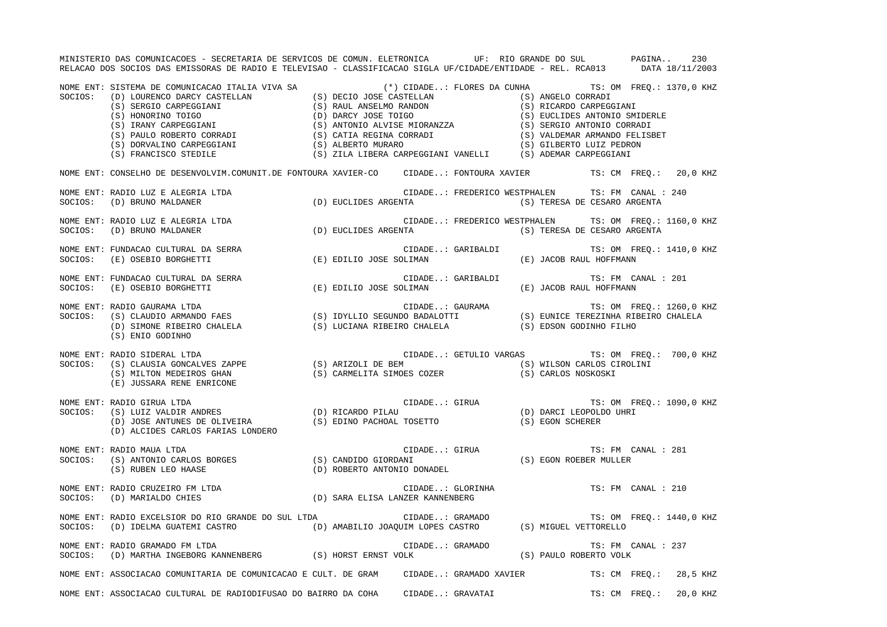MINISTERIO DAS COMUNICACOES - SECRETARIA DE SERVICOS DE COMUN. ELETRONICA UF: RIO GRANDE DO SUL

RELACAO DOS SOCIOS DAS EMISSORAS DE RADIO E TELEVISAO - CLASSIFICACAO SIGLA UF/CIDADE/ENTIDADE - REL. RCA013 DATA 18/11/2003

NOME ENT: SISTEMA DE COMUNICACAO ITALIA VIVA SA (*) CIDADE..: FLORES DA CUNHA TS: OM FREQ.: 1370,0 KHZ
SOCIOS: (D) LOURENCO DARCY CASTELLAN (S) DECIO JOSE CASTELLAN (S) ANGELO CORRADI
(S) SERGIO CARPEGGIANI (S) RAUL ANSELMO RANDON (S) RICARDO CARPEGGIANI
(S) HONORINO TOIGO (D) DARCY JOSE TOIGO (S) EUCLIDES ANTONIO SMIDERLE
(S) IRANY CARPEGGIANI (S) ANTONIO ALVISE MIORANZZA (S) SERGIO ANTONIO CORRADI
(S) PAULO ROBERTO CORRADI (S) CATIA REGINA CORRADI (S) VALDEMAR ARMANDO FELISBET
(S) DORVALINO CARPEGGIANI (S) ALBERTO MURARO (S) GILBERTO LUIZ PEDRON
(S) FRANCISCO STEDILE (S) ZILA LIBERA CARPEGGIANI VANELLI (S) ADEMAR CARPEGGIANI

NOME ENT: CONSELHO DE DESENVOLVIM.COMUNIT.DE FONTOURA XAVIER-CO CIDADE..: FONTOURA XAVIER TS: CM FREQ.: 20,0 KHZ

NOME ENT: RADIO LUZ E ALEGRIA LTDA CIDADE..: FREDERICO WESTPHALEN TS: FM CANAL : 240
SOCIOS: (D) BRUNO MALDANER (D) EUCLIDES ARGENTA (S) TERESA DE CESARO ARGENTA

NOME ENT: RADIO LUZ E ALEGRIA LTDA CIDADE..: FREDERICO WESTPHALEN TS: OM FREQ.: 1160,0 KHZ
SOCIOS: (D) BRUNO MALDANER (D) EUCLIDES ARGENTA (S) TERESA DE CESARO ARGENTA

NOME ENT: FUNDACAO CULTURAL DA SERRA CIDADE..: GARIBALDI TS: OM FREQ.: 1410,0 KHZ
SOCIOS: (E) OSEBIO BORGHETTI (E) EDILIO JOSE SOLIMAN (E) JACOB RAUL HOFFMANN

NOME ENT: FUNDACAO CULTURAL DA SERRA CIDADE..: GARIBALDI TS: FM CANAL : 201
SOCIOS: (E) OSEBIO BORGHETTI (E) EDILIO JOSE SOLIMAN (E) JACOB RAUL HOFFMANN

NOME ENT: RADIO GAURAMA LTDA CIDADE..: GAURAMA TS: OM FREQ.: 1260,0 KHZ
SOCIOS: (S) CLAUDIO ARMANDO FAES (S) IDYLLIO SEGUNDO BADALOTTI (S) EUNICE TEREZINHA RIBEIRO CHALELA
(D) SIMONE RIBEIRO CHALELA (S) LUCIANA RIBEIRO CHALELA (S) EDSON GODINHO FILHO
(S) ENIO GODINHO

NOME ENT: RADIO SIDERAL LTDA CIDADE..: GETULIO VARGAS TS: OM FREQ.: 700,0 KHZ
SOCIOS: (S) CLAUSIA GONCALVES ZAPPE (S) ARIZOLI DE BEM (S) WILSON CARLOS CIROLINI
(S) MILTON MEDEIROS GHAN (S) CARMELITA SIMOES COZER (S) CARLOS NOSKOSKI
(E) JUSSARA RENE ENRICONE

NOME ENT: RADIO GIRUA LTDA CIDADE..: GIRUA TS: OM FREQ.: 1090,0 KHZ
SOCIOS: (S) LUIZ VALDIR ANDRES (D) RICARDO PILAU (D) DARCI LEOPOLDO UHRI
(D) JOSE ANTUNES DE OLIVEIRA (S) EDINO PACHOAL TOSETTO (S) EGON SCHERER
(D) ALCIDES CARLOS FARIAS LONDERO

NOME ENT: RADIO MAUA LTDA CIDADE..: GIRUA TS: FM CANAL : 281
SOCIOS: (S) ANTONIO CARLOS BORGES (S) CANDIDO GIORDANI (S) EGON ROEBER MULLER
(S) RUBEN LEO HAASE (D) ROBERTO ANTONIO DONADEL

NOME ENT: RADIO CRUZEIRO FM LTDA CIDADE..: GLORINHA TS: FM CANAL : 210
SOCIOS: (D) MARIALDO CHIES (D) SARA ELISA LANZER KANNENBERG

NOME ENT: RADIO EXCELSIOR DO RIO GRANDE DO SUL LTDA CIDADE..: GRAMADO TS: OM FREQ.: 1440,0 KHZ
SOCIOS: (D) IDELMA GUATEMI CASTRO (D) AMABILIO JOAQUIM LOPES CASTRO (S) MIGUEL VETTORELLO

NOME ENT: RADIO GRAMADO FM LTDA CIDADE..: GRAMADO TS: FM CANAL : 237
SOCIOS: (D) MARTHA INGEBORG KANNENBERG (S) HORST ERNST VOLK (S) PAULO ROBERTO VOLK

NOME ENT: ASSOCIACAO COMUNITARIA DE COMUNICACAO E CULT. DE GRAM CIDADE..: GRAMADO XAVIER TS: CM FREQ.: 28,5 KHZ

NOME ENT: ASSOCIACAO CULTURAL DE RADIODIFUSAO DO BAIRRO DA COHA CIDADE..: GRAVATAI TS: CM FREQ.: 20,0 KHZ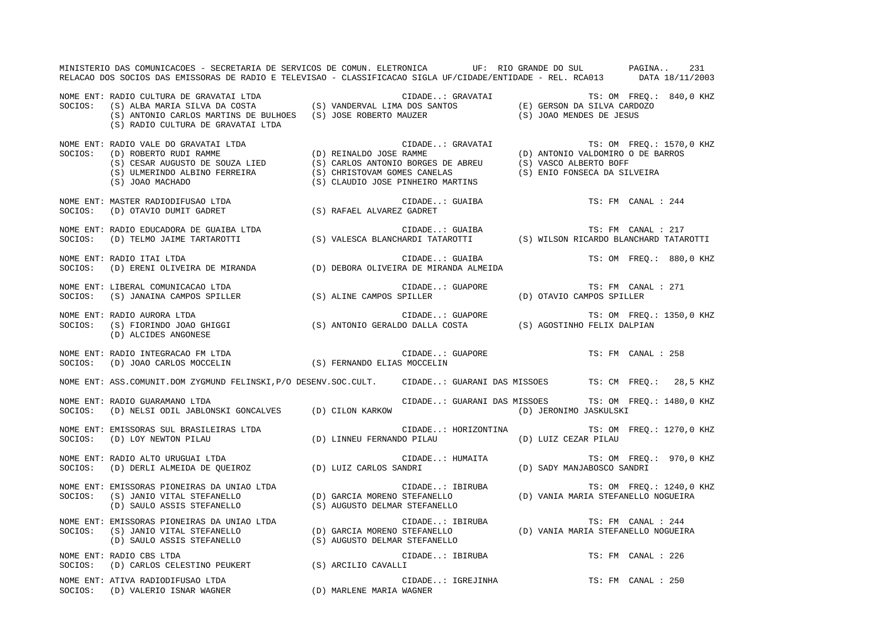MINISTERIO DAS COMUNICACOES - SECRETARIA DE SERVICOS DE COMUN. ELETRONICA UF: RIO GRANDE DO SUL

RELACAO DOS SOCIOS DAS EMISSORAS DE RADIO E TELEVISAO - CLASSIFICACAO SIGLA UF/CIDADE/ENTIDADE - REL. RCA013 DATA 18/11/2003

NOME ENT: RADIO CULTURA DE GRAVATAI LTDA — CIDADE..: GRAVATAI — TS: OM FREQ.: 840,0 KHZ
SOCIOS: (S) ALBA MARIA SILVA DA COSTA; (S) VANDERVAL LIMA DOS SANTOS; (E) GERSON DA SILVA CARDOZO; (S) ANTONIO CARLOS MARTINS DE BULHOES; (S) JOSE ROBERTO MAUZER; (S) JOAO MENDES DE JESUS; (S) RADIO CULTURA DE GRAVATAI LTDA

NOME ENT: RADIO VALE DO GRAVATAI LTDA — CIDADE..: GRAVATAI — TS: OM FREQ.: 1570,0 KHZ
SOCIOS: (D) ROBERTO RUDI RAMME; (D) REINALDO JOSE RAMME; (D) ANTONIO VALDOMIRO O DE BARROS; (S) CESAR AUGUSTO DE SOUZA LIED; (S) CARLOS ANTONIO BORGES DE ABREU; (S) VASCO ALBERTO BOFF; (S) ULMERINDO ALBINO FERREIRA; (S) CHRISTOVAM GOMES CANELAS; (S) ENIO FONSECA DA SILVEIRA; (S) JOAO MACHADO; (S) CLAUDIO JOSE PINHEIRO MARTINS

NOME ENT: MASTER RADIODIFUSAO LTDA — CIDADE..: GUAIBA — TS: FM CANAL : 244
SOCIOS: (D) OTAVIO DUMIT GADRET; (S) RAFAEL ALVAREZ GADRET

NOME ENT: RADIO EDUCADORA DE GUAIBA LTDA — CIDADE..: GUAIBA — TS: FM CANAL : 217
SOCIOS: (D) TELMO JAIME TARTAROTTI; (S) VALESCA BLANCHARDI TATAROTTI; (S) WILSON RICARDO BLANCHARD TATAROTTI

NOME ENT: RADIO ITAI LTDA — CIDADE..: GUAIBA — TS: OM FREQ.: 880,0 KHZ
SOCIOS: (D) ERENI OLIVEIRA DE MIRANDA; (D) DEBORA OLIVEIRA DE MIRANDA ALMEIDA

NOME ENT: LIBERAL COMUNICACAO LTDA — CIDADE..: GUAPORE — TS: FM CANAL : 271
SOCIOS: (S) JANAINA CAMPOS SPILLER; (S) ALINE CAMPOS SPILLER; (D) OTAVIO CAMPOS SPILLER

NOME ENT: RADIO AURORA LTDA — CIDADE..: GUAPORE — TS: OM FREQ.: 1350,0 KHZ
SOCIOS: (S) FIORINDO JOAO GHIGGI; (S) ANTONIO GERALDO DALLA COSTA; (S) AGOSTINHO FELIX DALPIAN; (D) ALCIDES ANGONESE

NOME ENT: RADIO INTEGRACAO FM LTDA — CIDADE..: GUAPORE — TS: FM CANAL : 258
SOCIOS: (D) JOAO CARLOS MOCCELIN; (S) FERNANDO ELIAS MOCCELIN

NOME ENT: ASS.COMUNIT.DOM ZYGMUND FELINSKI,P/O DESENV.SOC.CULT. — CIDADE..: GUARANI DAS MISSOES — TS: CM FREQ.: 28,5 KHZ

NOME ENT: RADIO GUARAMANO LTDA — CIDADE..: GUARANI DAS MISSOES — TS: OM FREQ.: 1480,0 KHZ
SOCIOS: (D) NELSI ODIL JABLONSKI GONCALVES; (D) CILON KARKOW; (D) JERONIMO JASKULSKI

NOME ENT: EMISSORAS SUL BRASILEIRAS LTDA — CIDADE..: HORIZONTINA — TS: OM FREQ.: 1270,0 KHZ
SOCIOS: (D) LOY NEWTON PILAU; (D) LINNEU FERNANDO PILAU; (D) LUIZ CEZAR PILAU

NOME ENT: RADIO ALTO URUGUAI LTDA — CIDADE..: HUMAITA — TS: OM FREQ.: 970,0 KHZ
SOCIOS: (D) DERLI ALMEIDA DE QUEIROZ; (D) LUIZ CARLOS SANDRI; (D) SADY MANJABOSCO SANDRI

NOME ENT: EMISSORAS PIONEIRAS DA UNIAO LTDA — CIDADE..: IBIRUBA — TS: OM FREQ.: 1240,0 KHZ
SOCIOS: (S) JANIO VITAL STEFANELLO; (D) GARCIA MORENO STEFANELLO; (D) VANIA MARIA STEFANELLO NOGUEIRA; (D) SAULO ASSIS STEFANELLO; (S) AUGUSTO DELMAR STEFANELLO

NOME ENT: EMISSORAS PIONEIRAS DA UNIAO LTDA — CIDADE..: IBIRUBA — TS: FM CANAL : 244
SOCIOS: (S) JANIO VITAL STEFANELLO; (D) GARCIA MORENO STEFANELLO; (D) VANIA MARIA STEFANELLO NOGUEIRA; (D) SAULO ASSIS STEFANELLO; (S) AUGUSTO DELMAR STEFANELLO

NOME ENT: RADIO CBS LTDA — CIDADE..: IBIRUBA — TS: FM CANAL : 226
SOCIOS: (D) CARLOS CELESTINO PEUKERT; (S) ARCILIO CAVALLI

NOME ENT: ATIVA RADIODIFUSAO LTDA — CIDADE..: IGREJINHA — TS: FM CANAL : 250
SOCIOS: (D) VALERIO ISNAR WAGNER; (D) MARLENE MARIA WAGNER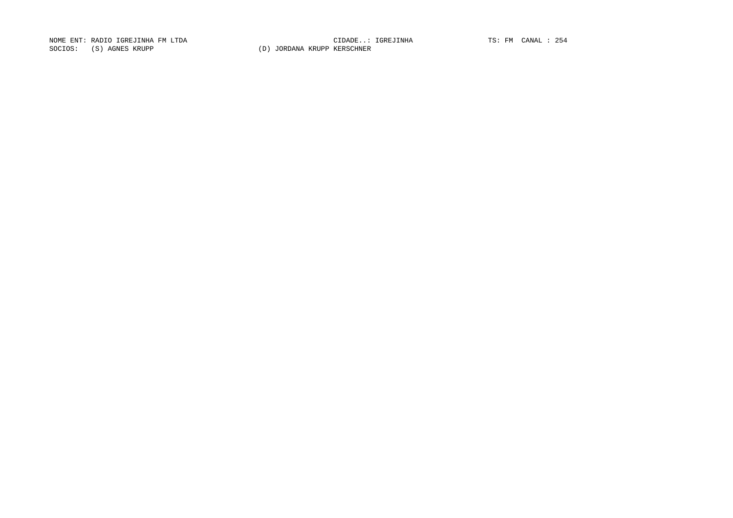NOME ENT: RADIO IGREJINHA FM LTDA CIDADE..: IGREJINHA TS: FM CANAL : 254
SOCIOS: (S) AGNES KRUPP (D) JORDANA KRUPP KERSCHNER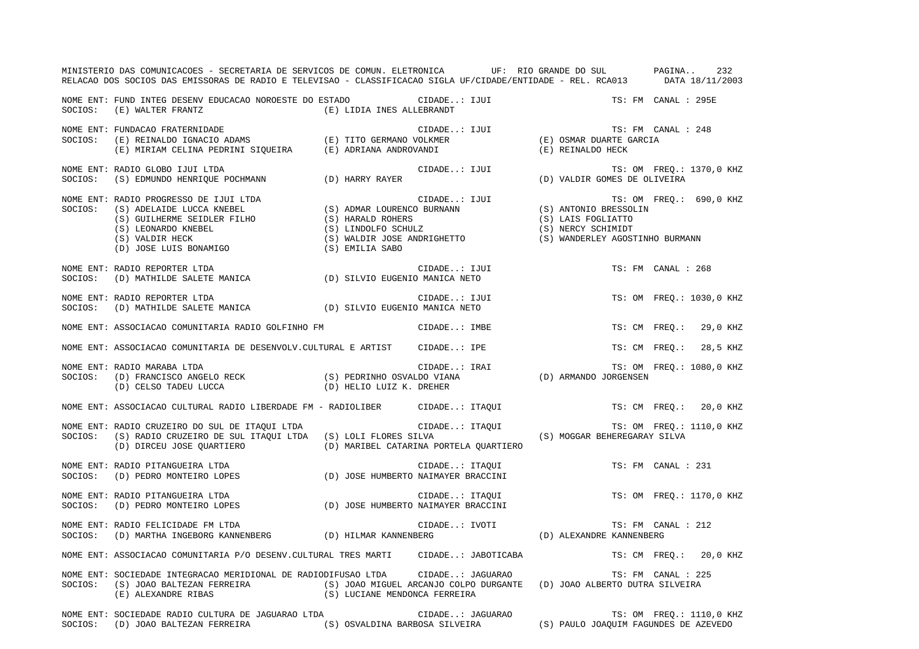NOME ENT: FUND INTEG DESENV EDUCACAO NOROESTE DO ESTADO CIDADE..: IJUI TS: FM CANAL : 295E
SOCIOS: (E) WALTER FRANTZ (E) LIDIA INES ALLEBRANDT

NOME ENT: FUNDACAO FRATERNIDADE CIDADE..: IJUI TS: FM CANAL : 248
SOCIOS: (E) REINALDO IGNACIO ADAMS (E) TITO GERMANO VOLKMER (E) OSMAR DUARTE GARCIA
(E) MIRIAM CELINA PEDRINI SIQUEIRA (E) ADRIANA ANDROVANDI (E) REINALDO HECK

NOME ENT: RADIO GLOBO IJUI LTDA CIDADE..: IJUI TS: OM FREQ.: 1370,0 KHZ
SOCIOS: (S) EDMUNDO HENRIQUE POCHMANN (D) HARRY RAYER (D) VALDIR GOMES DE OLIVEIRA

NOME ENT: RADIO PROGRESSO DE IJUI LTDA CIDADE..: IJUI TS: OM FREQ.: 690,0 KHZ
SOCIOS: (S) ADELAIDE LUCCA KNEBEL (S) ADMAR LOURENCO BURNANN (S) ANTONIO BRESSOLIN
(S) GUILHERME SEIDLER FILHO (S) HARALD ROHERS (S) LAIS FOGLIATTO
(S) LEONARDO KNEBEL (S) LINDOLFO SCHULZ (S) NERCY SCHIMIDT
(S) VALDIR HECK (S) WALDIR JOSE ANDRIGHETTO (S) WANDERLEY AGOSTINHO BURMANN
(D) JOSE LUIS BONAMIGO (S) EMILIA SABO

NOME ENT: RADIO REPORTER LTDA CIDADE..: IJUI TS: FM CANAL : 268
SOCIOS: (D) MATHILDE SALETE MANICA (D) SILVIO EUGENIO MANICA NETO

NOME ENT: RADIO REPORTER LTDA CIDADE..: IJUI TS: OM FREQ.: 1030,0 KHZ
SOCIOS: (D) MATHILDE SALETE MANICA (D) SILVIO EUGENIO MANICA NETO

NOME ENT: ASSOCIACAO COMUNITARIA RADIO GOLFINHO FM CIDADE..: IMBE TS: CM FREQ.: 29,0 KHZ

NOME ENT: ASSOCIACAO COMUNITARIA DE DESENVOLV.CULTURAL E ARTIST CIDADE..: IPE TS: CM FREQ.: 28,5 KHZ

NOME ENT: RADIO MARABA LTDA CIDADE..: IRAI TS: OM FREQ.: 1080,0 KHZ
SOCIOS: (D) FRANCISCO ANGELO RECK (S) PEDRINHO OSVALDO VIANA (D) ARMANDO JORGENSEN
(D) CELSO TADEU LUCCA (D) HELIO LUIZ K. DREHER

NOME ENT: ASSOCIACAO CULTURAL RADIO LIBERDADE FM - RADIOLIBER CIDADE..: ITAQUI TS: CM FREQ.: 20,0 KHZ

NOME ENT: RADIO CRUZEIRO DO SUL DE ITAQUI LTDA CIDADE..: ITAQUI TS: OM FREQ.: 1110,0 KHZ
SOCIOS: (S) RADIO CRUZEIRO DE SUL ITAQUI LTDA (S) LOLI FLORES SILVA (S) MOGGAR BEHEREGARAY SILVA
(D) DIRCEU JOSE QUARTIERO (D) MARIBEL CATARINA PORTELA QUARTIERO

NOME ENT: RADIO PITANGUEIRA LTDA CIDADE..: ITAQUI TS: FM CANAL : 231
SOCIOS: (D) PEDRO MONTEIRO LOPES (D) JOSE HUMBERTO NAIMAYER BRACCINI

NOME ENT: RADIO PITANGUEIRA LTDA CIDADE..: ITAQUI TS: OM FREQ.: 1170,0 KHZ
SOCIOS: (D) PEDRO MONTEIRO LOPES (D) JOSE HUMBERTO NAIMAYER BRACCINI

NOME ENT: RADIO FELICIDADE FM LTDA CIDADE..: IVOTI TS: FM CANAL : 212
SOCIOS: (D) MARTHA INGEBORG KANNENBERG (D) HILMAR KANNENBERG (D) ALEXANDRE KANNENBERG

NOME ENT: ASSOCIACAO COMUNITARIA P/O DESENV.CULTURAL TRES MARTI CIDADE..: JABOTICABA TS: CM FREQ.: 20,0 KHZ

NOME ENT: SOCIEDADE INTEGRACAO MERIDIONAL DE RADIODIFUSAO LTDA CIDADE..: JAGUARAO TS: FM CANAL : 225
SOCIOS: (S) JOAO BALTEZAN FERREIRA (S) JOAO MIGUEL ARCANJO COLPO DURGANTE (D) JOAO ALBERTO DUTRA SILVEIRA
(E) ALEXANDRE RIBAS (S) LUCIANE MENDONCA FERREIRA

NOME ENT: SOCIEDADE RADIO CULTURA DE JAGUARAO LTDA CIDADE..: JAGUARAO TS: OM FREQ.: 1110,0 KHZ
SOCIOS: (D) JOAO BALTEZAN FERREIRA (S) OSVALDINA BARBOSA SILVEIRA (S) PAULO JOAQUIM FAGUNDES DE AZEVEDO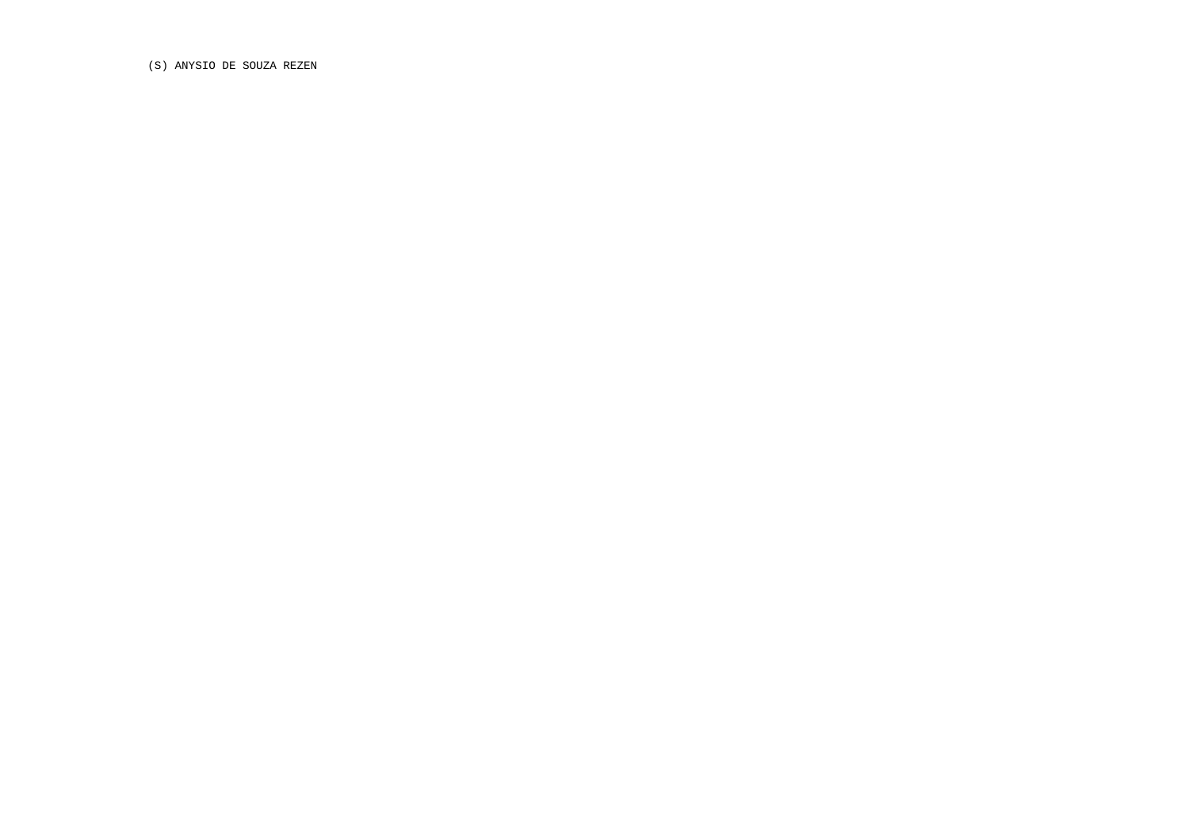(S) ANYSIO DE SOUZA REZEN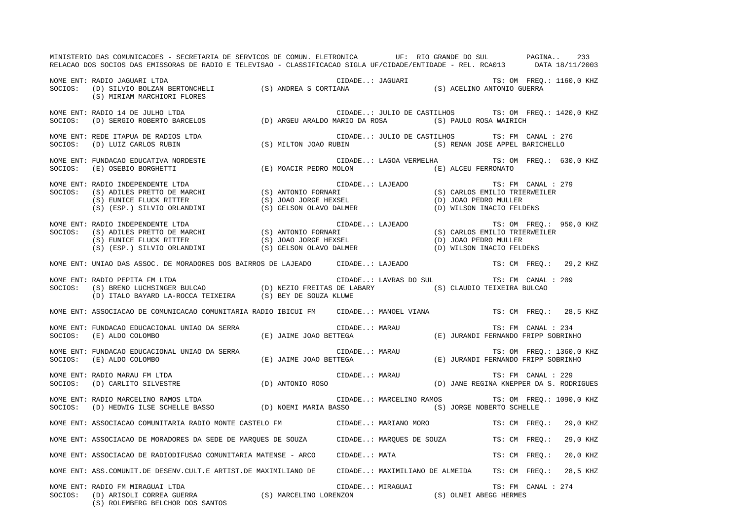MINISTERIO DAS COMUNICACOES - SECRETARIA DE SERVICOS DE COMUN. ELETRONICA UF: RIO GRANDE DO SUL

RELACAO DOS SOCIOS DAS EMISSORAS DE RADIO E TELEVISAO - CLASSIFICACAO SIGLA UF/CIDADE/ENTIDADE - REL. RCA013 DATA 18/11/2003

NOME ENT: RADIO JAGUARI LTDA — CIDADE..: JAGUARI — TS: OM FREQ.: 1160,0 KHZ
SOCIOS: (D) SILVIO BOLZAN BERTONCHELI (S) ANDREA S CORTIANA (S) ACELINO ANTONIO GUERRA
(S) MIRIAM MARCHIORI FLORES

NOME ENT: RADIO 14 DE JULHO LTDA — CIDADE..: JULIO DE CASTILHOS — TS: OM FREQ.: 1420,0 KHZ
SOCIOS: (D) SERGIO ROBERTO BARCELOS (D) ARGEU ARALDO MARIO DA ROSA (S) PAULO ROSA WAIRICH

NOME ENT: REDE ITAPUA DE RADIOS LTDA — CIDADE..: JULIO DE CASTILHOS — TS: FM CANAL : 276
SOCIOS: (D) LUIZ CARLOS RUBIN (S) MILTON JOAO RUBIN (S) RENAN JOSE APPEL BARICHELLO

NOME ENT: FUNDACAO EDUCATIVA NORDESTE — CIDADE..: LAGOA VERMELHA — TS: OM FREQ.: 630,0 KHZ
SOCIOS: (E) OSEBIO BORGHETTI (E) MOACIR PEDRO MOLON (E) ALCEU FERRONATO

NOME ENT: RADIO INDEPENDENTE LTDA — CIDADE..: LAJEADO — TS: FM CANAL : 279
SOCIOS: (S) ADILES PRETTO DE MARCHI (S) ANTONIO FORNARI (S) CARLOS EMILIO TRIERWEILER
(S) EUNICE FLUCK RITTER (S) JOAO JORGE HEXSEL (D) JOAO PEDRO MULLER
(S) (ESP.) SILVIO ORLANDINI (S) GELSON OLAVO DALMER (D) WILSON INACIO FELDENS

NOME ENT: RADIO INDEPENDENTE LTDA — CIDADE..: LAJEADO — TS: OM FREQ.: 950,0 KHZ
SOCIOS: (S) ADILES PRETTO DE MARCHI (S) ANTONIO FORNARI (S) CARLOS EMILIO TRIERWEILER
(S) EUNICE FLUCK RITTER (S) JOAO JORGE HEXSEL (D) JOAO PEDRO MULLER
(S) (ESP.) SILVIO ORLANDINI (S) GELSON OLAVO DALMER (D) WILSON INACIO FELDENS

NOME ENT: UNIAO DAS ASSOC. DE MORADORES DOS BAIRROS DE LAJEADO — CIDADE..: LAJEADO — TS: CM FREQ.: 29,2 KHZ

NOME ENT: RADIO PEPITA FM LTDA — CIDADE..: LAVRAS DO SUL — TS: FM CANAL : 209
SOCIOS: (S) BRENO LUCHSINGER BULCAO (D) NEZIO FREITAS DE LABARY (S) CLAUDIO TEIXEIRA BULCAO
(D) ITALO BAYARD LA-ROCCA TEIXEIRA (S) BEY DE SOUZA KLUWE

NOME ENT: ASSOCIACAO DE COMUNICACAO COMUNITARIA RADIO IBICUI FM — CIDADE..: MANOEL VIANA — TS: CM FREQ.: 28,5 KHZ

NOME ENT: FUNDACAO EDUCACIONAL UNIAO DA SERRA — CIDADE..: MARAU — TS: FM CANAL : 234
SOCIOS: (E) ALDO COLOMBO (E) JAIME JOAO BETTEGA (E) JURANDI FERNANDO FRIPP SOBRINHO

NOME ENT: FUNDACAO EDUCACIONAL UNIAO DA SERRA — CIDADE..: MARAU — TS: OM FREQ.: 1360,0 KHZ
SOCIOS: (E) ALDO COLOMBO (E) JAIME JOAO BETTEGA (E) JURANDI FERNANDO FRIPP SOBRINHO

NOME ENT: RADIO MARAU FM LTDA — CIDADE..: MARAU — TS: FM CANAL : 229
SOCIOS: (D) CARLITO SILVESTRE (D) ANTONIO ROSO (D) JANE REGINA KNEPPER DA S. RODRIGUES

NOME ENT: RADIO MARCELINO RAMOS LTDA — CIDADE..: MARCELINO RAMOS — TS: OM FREQ.: 1090,0 KHZ
SOCIOS: (D) HEDWIG ILSE SCHELLE BASSO (D) NOEMI MARIA BASSO (S) JORGE NOBERTO SCHELLE

NOME ENT: ASSOCIACAO COMUNITARIA RADIO MONTE CASTELO FM — CIDADE..: MARIANO MORO — TS: CM FREQ.: 29,0 KHZ

NOME ENT: ASSOCIACAO DE MORADORES DA SEDE DE MARQUES DE SOUZA — CIDADE..: MARQUES DE SOUZA — TS: CM FREQ.: 29,0 KHZ

NOME ENT: ASSOCIACAO DE RADIODIFUSAO COMUNITARIA MATENSE - ARCO — CIDADE..: MATA — TS: CM FREQ.: 20,0 KHZ

NOME ENT: ASS.COMUNIT.DE DESENV.CULT.E ARTIST.DE MAXIMILIANO DE — CIDADE..: MAXIMILIANO DE ALMEIDA — TS: CM FREQ.: 28,5 KHZ

NOME ENT: RADIO FM MIRAGUAI LTDA — CIDADE..: MIRAGUAI — TS: FM CANAL : 274
SOCIOS: (D) ARISOLI CORREA GUERRA (S) MARCELINO LORENZON (S) OLNEI ABEGG HERMES
(S) ROLEMBERG BELCHOR DOS SANTOS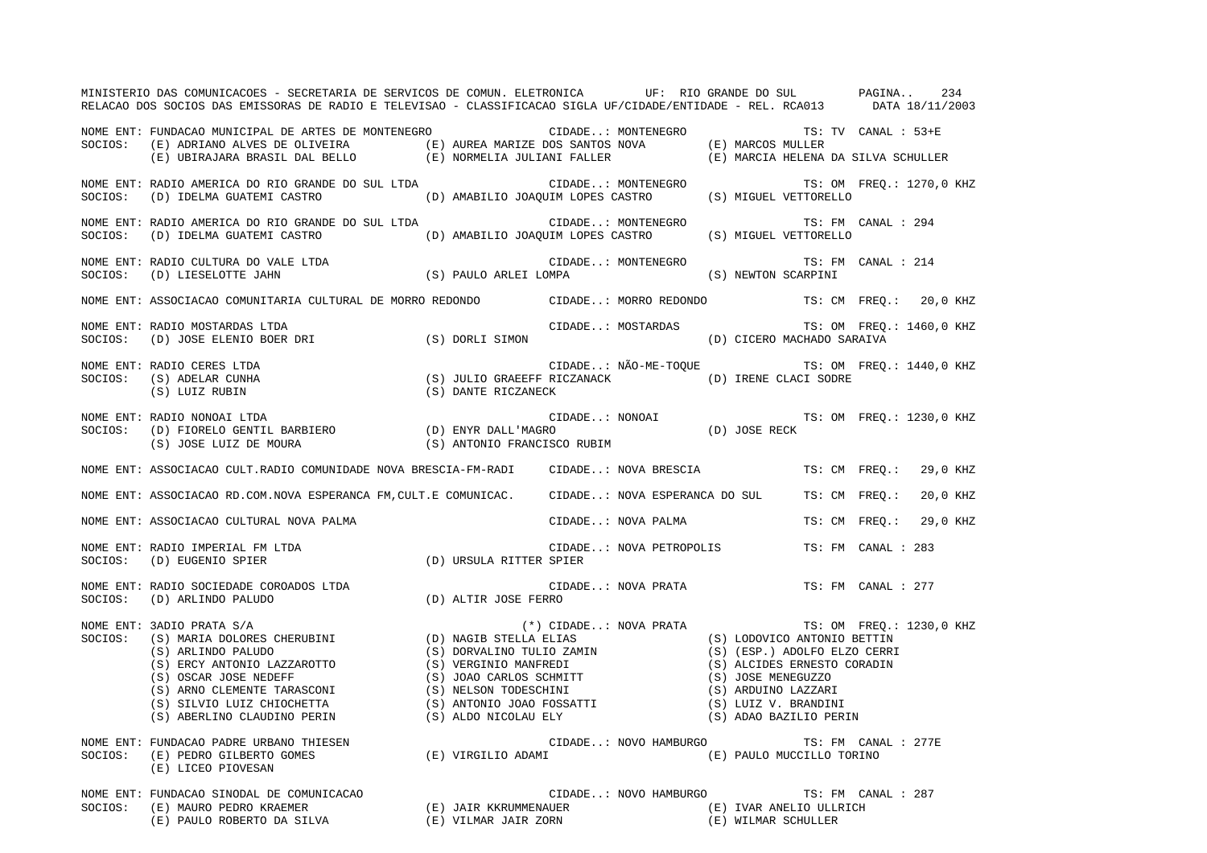NOME ENT: FUNDACAO MUNICIPAL DE ARTES DE MONTENEGRO — CIDADE..: MONTENEGRO — TS: TV CANAL : 53+E
SOCIOS: (E) ADRIANO ALVES DE OLIVEIRA — (E) AUREA MARIZE DOS SANTOS NOVA — (E) MARCOS MULLER
(E) UBIRAJARA BRASIL DAL BELLO — (E) NORMELIA JULIANI FALLER — (E) MARCIA HELENA DA SILVA SCHULLER

NOME ENT: RADIO AMERICA DO RIO GRANDE DO SUL LTDA — CIDADE..: MONTENEGRO — TS: OM FREQ.: 1270,0 KHZ
SOCIOS: (D) IDELMA GUATEMI CASTRO — (D) AMABILIO JOAQUIM LOPES CASTRO — (S) MIGUEL VETTORELLO

NOME ENT: RADIO AMERICA DO RIO GRANDE DO SUL LTDA — CIDADE..: MONTENEGRO — TS: FM CANAL : 294
SOCIOS: (D) IDELMA GUATEMI CASTRO — (D) AMABILIO JOAQUIM LOPES CASTRO — (S) MIGUEL VETTORELLO

NOME ENT: RADIO CULTURA DO VALE LTDA — CIDADE..: MONTENEGRO — TS: FM CANAL : 214
SOCIOS: (D) LIESELOTTE JAHN — (S) PAULO ARLEI LOMPA — (S) NEWTON SCARPINI

NOME ENT: ASSOCIACAO COMUNITARIA CULTURAL DE MORRO REDONDO — CIDADE..: MORRO REDONDO — TS: CM FREQ.: 20,0 KHZ

NOME ENT: RADIO MOSTARDAS LTDA — CIDADE..: MOSTARDAS — TS: OM FREQ.: 1460,0 KHZ
SOCIOS: (D) JOSE ELENIO BOER DRI — (S) DORLI SIMON — (D) CICERO MACHADO SARAIVA

NOME ENT: RADIO CERES LTDA — CIDADE..: NÃO-ME-TOQUE — TS: OM FREQ.: 1440,0 KHZ
SOCIOS: (S) ADELAR CUNHA — (S) JULIO GRAEEFF RICZANACK — (D) IRENE CLACI SODRE
(S) LUIZ RUBIN — (S) DANTE RICZANECK

NOME ENT: RADIO NONOAI LTDA — CIDADE..: NONOAI — TS: OM FREQ.: 1230,0 KHZ
SOCIOS: (D) FIORELO GENTIL BARBIERO — (D) ENYR DALL'MAGRO — (D) JOSE RECK
(S) JOSE LUIZ DE MOURA — (S) ANTONIO FRANCISCO RUBIM

NOME ENT: ASSOCIACAO CULT.RADIO COMUNIDADE NOVA BRESCIA-FM-RADI — CIDADE..: NOVA BRESCIA — TS: CM FREQ.: 29,0 KHZ

NOME ENT: ASSOCIACAO RD.COM.NOVA ESPERANCA FM,CULT.E COMUNICAC. — CIDADE..: NOVA ESPERANCA DO SUL — TS: CM FREQ.: 20,0 KHZ

NOME ENT: ASSOCIACAO CULTURAL NOVA PALMA — CIDADE..: NOVA PALMA — TS: CM FREQ.: 29,0 KHZ

NOME ENT: RADIO IMPERIAL FM LTDA — CIDADE..: NOVA PETROPOLIS — TS: FM CANAL : 283
SOCIOS: (D) EUGENIO SPIER — (D) URSULA RITTER SPIER

NOME ENT: RADIO SOCIEDADE COROADOS LTDA — CIDADE..: NOVA PRATA — TS: FM CANAL : 277
SOCIOS: (D) ARLINDO PALUDO — (D) ALTIR JOSE FERRO

NOME ENT: 3ADIO PRATA S/A — (*) CIDADE..: NOVA PRATA — TS: OM FREQ.: 1230,0 KHZ
SOCIOS: (S) MARIA DOLORES CHERUBINI — (D) NAGIB STELLA ELIAS — (S) LODOVICO ANTONIO BETTIN
(S) ARLINDO PALUDO — (S) DORVALINO TULIO ZAMIN — (S) (ESP.) ADOLFO ELZO CERRI
(S) ERCY ANTONIO LAZZAROTTO — (S) VERGINIO MANFREDI — (S) ALCIDES ERNESTO CORADIN
(S) OSCAR JOSE NEDEFF — (S) JOAO CARLOS SCHMITT — (S) JOSE MENEGUZZO
(S) ARNO CLEMENTE TARASCONI — (S) NELSON TODESCHINI — (S) ARDUINO LAZZARI
(S) SILVIO LUIZ CHIOCHETTA — (S) ANTONIO JOAO FOSSATTI — (S) LUIZ V. BRANDINI
(S) ABERLINO CLAUDINO PERIN — (S) ALDO NICOLAU ELY — (S) ADAO BAZILIO PERIN

NOME ENT: FUNDACAO PADRE URBANO THIESEN — CIDADE..: NOVO HAMBURGO — TS: FM CANAL : 277E
SOCIOS: (E) PEDRO GILBERTO GOMES — (E) VIRGILIO ADAMI — (E) PAULO MUCCILLO TORINO
(E) LICEO PIOVESAN

NOME ENT: FUNDACAO SINODAL DE COMUNICACAO — CIDADE..: NOVO HAMBURGO — TS: FM CANAL : 287
SOCIOS: (E) MAURO PEDRO KRAEMER — (E) JAIR KKRUMMENAUER — (E) IVAR ANELIO ULLRICH
(E) PAULO ROBERTO DA SILVA — (E) VILMAR JAIR ZORN — (E) WILMAR SCHULLER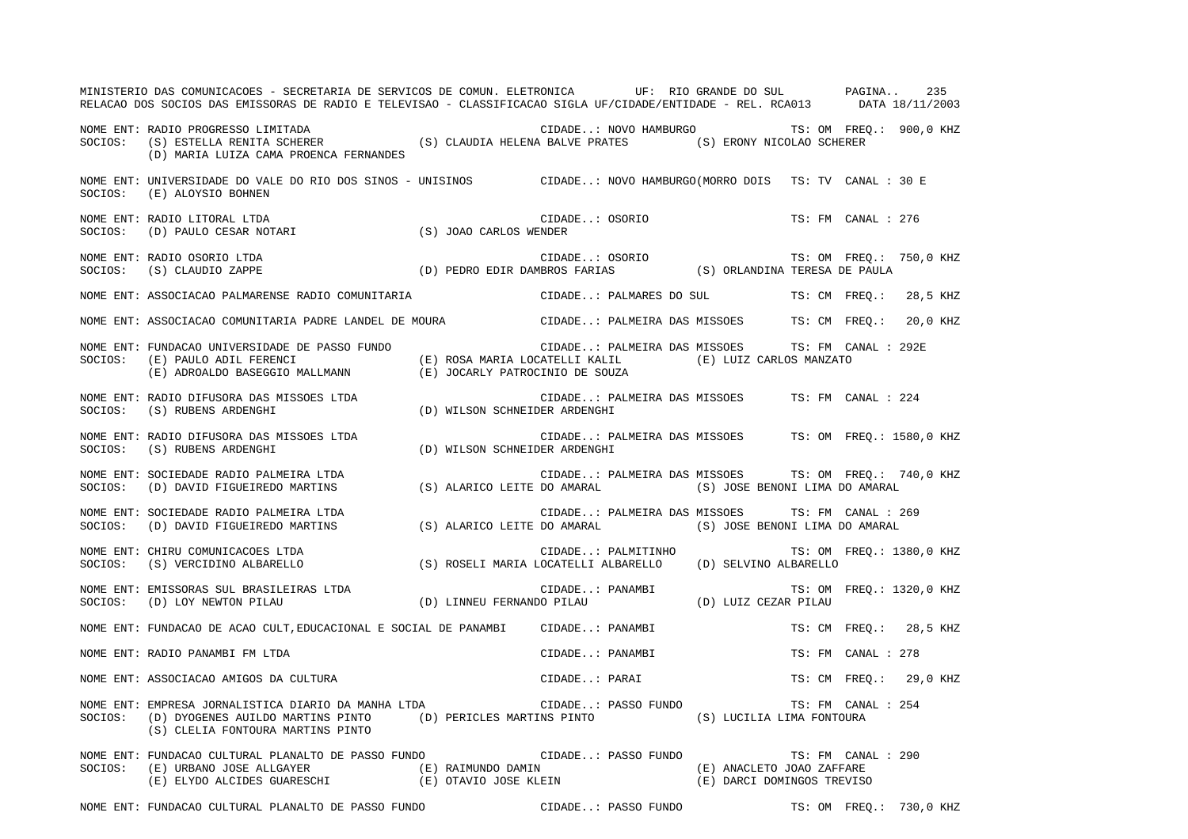NOME ENT: RADIO PROGRESSO LIMITADA — CIDADE..: NOVO HAMBURGO — TS: OM FREQ.: 900,0 KHZ
SOCIOS: (S) ESTELLA RENITA SCHERER (S) CLAUDIA HELENA BALVE PRATES (S) ERONY NICOLAO SCHERER
(D) MARIA LUIZA CAMA PROENCA FERNANDES

NOME ENT: UNIVERSIDADE DO VALE DO RIO DOS SINOS - UNISINOS — CIDADE..: NOVO HAMBURGO(MORRO DOIS — TS: TV CANAL : 30 E
SOCIOS: (E) ALOYSIO BOHNEN

NOME ENT: RADIO LITORAL LTDA — CIDADE..: OSORIO — TS: FM CANAL : 276
SOCIOS: (D) PAULO CESAR NOTARI (S) JOAO CARLOS WENDER

NOME ENT: RADIO OSORIO LTDA — CIDADE..: OSORIO — TS: OM FREQ.: 750,0 KHZ
SOCIOS: (S) CLAUDIO ZAPPE (D) PEDRO EDIR DAMBROS FARIAS (S) ORLANDINA TERESA DE PAULA

NOME ENT: ASSOCIACAO PALMARENSE RADIO COMUNITARIA — CIDADE..: PALMARES DO SUL — TS: CM FREQ.: 28,5 KHZ

NOME ENT: ASSOCIACAO COMUNITARIA PADRE LANDEL DE MOURA — CIDADE..: PALMEIRA DAS MISSOES — TS: CM FREQ.: 20,0 KHZ

NOME ENT: FUNDACAO UNIVERSIDADE DE PASSO FUNDO — CIDADE..: PALMEIRA DAS MISSOES — TS: FM CANAL : 292E
SOCIOS: (E) PAULO ADIL FERENCI (E) ROSA MARIA LOCATELLI KALIL (E) LUIZ CARLOS MANZATO
(E) ADROALDO BASEGGIO MALLMANN (E) JOCARLY PATROCINIO DE SOUZA

NOME ENT: RADIO DIFUSORA DAS MISSOES LTDA — CIDADE..: PALMEIRA DAS MISSOES — TS: FM CANAL : 224
SOCIOS: (S) RUBENS ARDENGHI (D) WILSON SCHNEIDER ARDENGHI

NOME ENT: RADIO DIFUSORA DAS MISSOES LTDA — CIDADE..: PALMEIRA DAS MISSOES — TS: OM FREQ.: 1580,0 KHZ
SOCIOS: (S) RUBENS ARDENGHI (D) WILSON SCHNEIDER ARDENGHI

NOME ENT: SOCIEDADE RADIO PALMEIRA LTDA — CIDADE..: PALMEIRA DAS MISSOES — TS: OM FREQ.: 740,0 KHZ
SOCIOS: (D) DAVID FIGUEIREDO MARTINS (S) ALARICO LEITE DO AMARAL (S) JOSE BENONI LIMA DO AMARAL

NOME ENT: SOCIEDADE RADIO PALMEIRA LTDA — CIDADE..: PALMEIRA DAS MISSOES — TS: FM CANAL : 269
SOCIOS: (D) DAVID FIGUEIREDO MARTINS (S) ALARICO LEITE DO AMARAL (S) JOSE BENONI LIMA DO AMARAL

NOME ENT: CHIRU COMUNICACOES LTDA — CIDADE..: PALMITINHO — TS: OM FREQ.: 1380,0 KHZ
SOCIOS: (S) VERCIDINO ALBARELLO (S) ROSELI MARIA LOCATELLI ALBARELLO (D) SELVINO ALBARELLO

NOME ENT: EMISSORAS SUL BRASILEIRAS LTDA — CIDADE..: PANAMBI — TS: OM FREQ.: 1320,0 KHZ
SOCIOS: (D) LOY NEWTON PILAU (D) LINNEU FERNANDO PILAU (D) LUIZ CEZAR PILAU

NOME ENT: FUNDACAO DE ACAO CULT,EDUCACIONAL E SOCIAL DE PANAMBI — CIDADE..: PANAMBI — TS: CM FREQ.: 28,5 KHZ

NOME ENT: RADIO PANAMBI FM LTDA — CIDADE..: PANAMBI — TS: FM CANAL : 278

NOME ENT: ASSOCIACAO AMIGOS DA CULTURA — CIDADE..: PARAI — TS: CM FREQ.: 29,0 KHZ

NOME ENT: EMPRESA JORNALISTICA DIARIO DA MANHA LTDA — CIDADE..: PASSO FUNDO — TS: FM CANAL : 254
SOCIOS: (D) DYOGENES AUILDO MARTINS PINTO (D) PERICLES MARTINS PINTO (S) LUCILIA LIMA FONTOURA
(S) CLELIA FONTOURA MARTINS PINTO

NOME ENT: FUNDACAO CULTURAL PLANALTO DE PASSO FUNDO — CIDADE..: PASSO FUNDO — TS: FM CANAL : 290
SOCIOS: (E) URBANO JOSE ALLGAYER (E) RAIMUNDO DAMIN (E) ANACLETO JOAO ZAFFARE
(E) ELYDO ALCIDES GUARESCHI (E) OTAVIO JOSE KLEIN (E) DARCI DOMINGOS TREVISO

NOME ENT: FUNDACAO CULTURAL PLANALTO DE PASSO FUNDO — CIDADE..: PASSO FUNDO — TS: OM FREQ.: 730,0 KHZ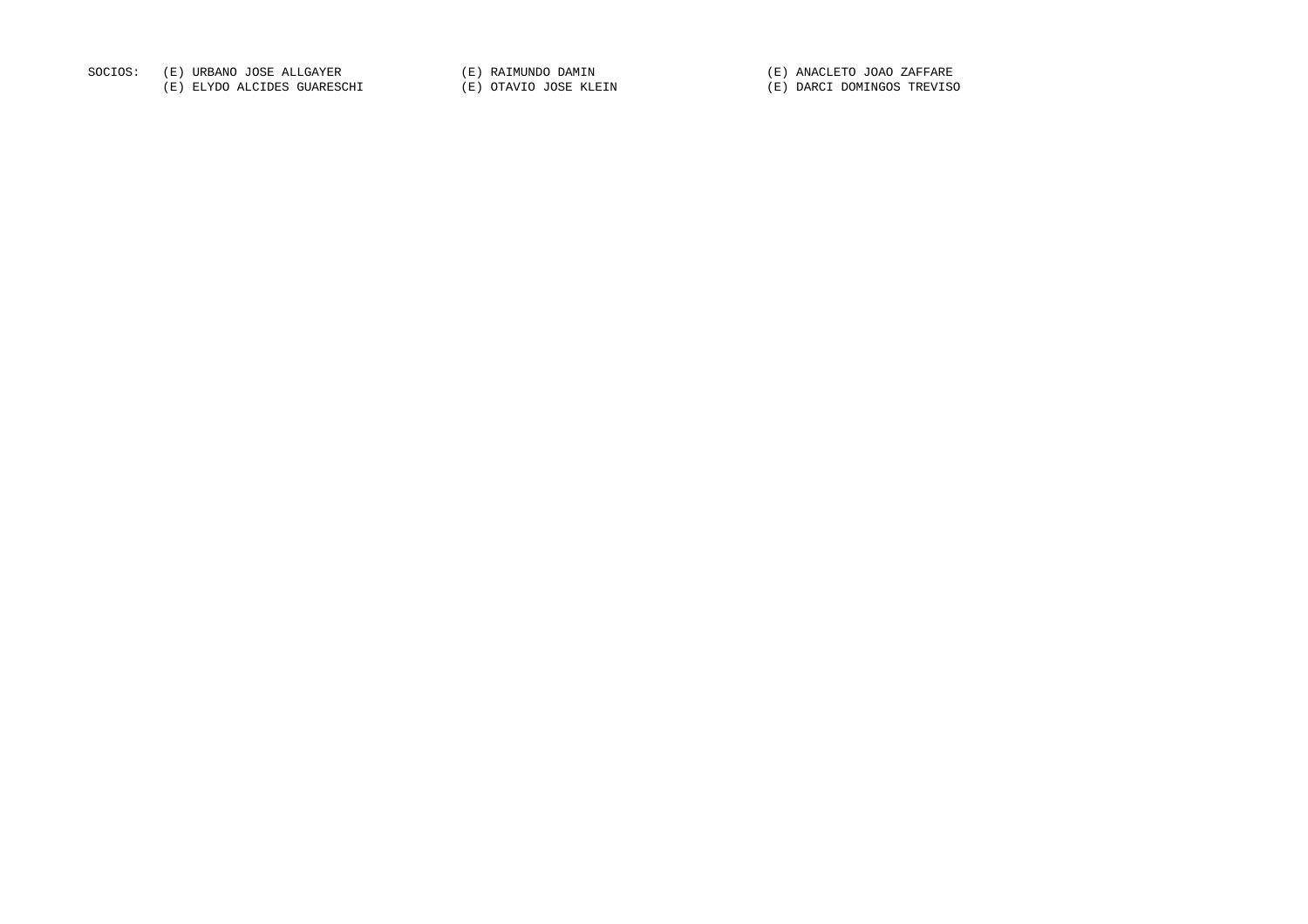SOCIOS: (E) URBANO JOSE ALLGAYER (E) RAIMUNDO DAMIN (E) ANACLETO JOAO ZAFFARE
(E) ELYDO ALCIDES GUARESCHI (E) OTAVIO JOSE KLEIN (E) DARCI DOMINGOS TREVISO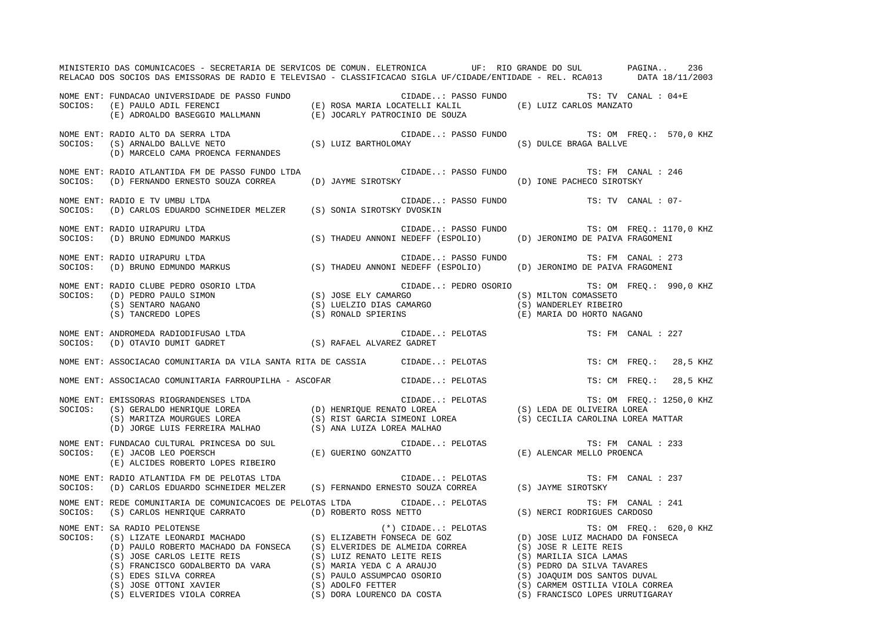NOME ENT: FUNDACAO UNIVERSIDADE DE PASSO FUNDO — CIDADE..: PASSO FUNDO — TS: TV CANAL : 04+E
SOCIOS: (E) PAULO ADIL FERENCI; (E) ROSA MARIA LOCATELLI KALIL; (E) LUIZ CARLOS MANZATO; (E) ADROALDO BASEGGIO MALLMANN; (E) JOCARLY PATROCINIO DE SOUZA

NOME ENT: RADIO ALTO DA SERRA LTDA — CIDADE..: PASSO FUNDO — TS: OM FREQ.: 570,0 KHZ
SOCIOS: (S) ARNALDO BALLVE NETO; (S) LUIZ BARTHOLOMAY; (S) DULCE BRAGA BALLVE; (D) MARCELO CAMA PROENCA FERNANDES

NOME ENT: RADIO ATLANTIDA FM DE PASSO FUNDO LTDA — CIDADE..: PASSO FUNDO — TS: FM CANAL : 246
SOCIOS: (D) FERNANDO ERNESTO SOUZA CORREA; (D) JAYME SIROTSKY; (D) IONE PACHECO SIROTSKY

NOME ENT: RADIO E TV UMBU LTDA — CIDADE..: PASSO FUNDO — TS: TV CANAL : 07-
SOCIOS: (D) CARLOS EDUARDO SCHNEIDER MELZER; (S) SONIA SIROTSKY DVOSKIN

NOME ENT: RADIO UIRAPURU LTDA — CIDADE..: PASSO FUNDO — TS: OM FREQ.: 1170,0 KHZ
SOCIOS: (D) BRUNO EDMUNDO MARKUS; (S) THADEU ANNONI NEDEFF (ESPOLIO); (D) JERONIMO DE PAIVA FRAGOMENI

NOME ENT: RADIO UIRAPURU LTDA — CIDADE..: PASSO FUNDO — TS: FM CANAL : 273
SOCIOS: (D) BRUNO EDMUNDO MARKUS; (S) THADEU ANNONI NEDEFF (ESPOLIO); (D) JERONIMO DE PAIVA FRAGOMENI

NOME ENT: RADIO CLUBE PEDRO OSORIO LTDA — CIDADE..: PEDRO OSORIO — TS: OM FREQ.: 990,0 KHZ
SOCIOS: (D) PEDRO PAULO SIMON; (S) JOSE ELY CAMARGO; (S) MILTON COMASSETO; (S) SENTARO NAGANO; (S) LUELZIO DIAS CAMARGO; (S) WANDERLEY RIBEIRO; (S) TANCREDO LOPES; (S) RONALD SPIERINS; (E) MARIA DO HORTO NAGANO

NOME ENT: ANDROMEDA RADIODIFUSAO LTDA — CIDADE..: PELOTAS — TS: FM CANAL : 227
SOCIOS: (D) OTAVIO DUMIT GADRET; (S) RAFAEL ALVAREZ GADRET

NOME ENT: ASSOCIACAO COMUNITARIA DA VILA SANTA RITA DE CASSIA — CIDADE..: PELOTAS — TS: CM FREQ.: 28,5 KHZ

NOME ENT: ASSOCIACAO COMUNITARIA FARROUPILHA - ASCOFAR — CIDADE..: PELOTAS — TS: CM FREQ.: 28,5 KHZ

NOME ENT: EMISSORAS RIOGRANDENSES LTDA — CIDADE..: PELOTAS — TS: OM FREQ.: 1250,0 KHZ
SOCIOS: (S) GERALDO HENRIQUE LOREA; (D) HENRIQUE RENATO LOREA; (S) LEDA DE OLIVEIRA LOREA; (S) MARITZA MOURGUES LOREA; (S) RIST GARCIA SIMEONI LOREA; (S) CECILIA CAROLINA LOREA MATTAR; (D) JORGE LUIS FERREIRA MALHAO; (S) ANA LUIZA LOREA MALHAO

NOME ENT: FUNDACAO CULTURAL PRINCESA DO SUL — CIDADE..: PELOTAS — TS: FM CANAL : 233
SOCIOS: (E) JACOB LEO POERSCH; (E) GUERINO GONZATTO; (E) ALENCAR MELLO PROENCA; (E) ALCIDES ROBERTO LOPES RIBEIRO

NOME ENT: RADIO ATLANTIDA FM DE PELOTAS LTDA — CIDADE..: PELOTAS — TS: FM CANAL : 237
SOCIOS: (D) CARLOS EDUARDO SCHNEIDER MELZER; (S) FERNANDO ERNESTO SOUZA CORREA; (S) JAYME SIROTSKY

NOME ENT: REDE COMUNITARIA DE COMUNICACOES DE PELOTAS LTDA — CIDADE..: PELOTAS — TS: FM CANAL : 241
SOCIOS: (S) CARLOS HENRIQUE CARRATO; (D) ROBERTO ROSS NETTO; (S) NERCI RODRIGUES CARDOSO

NOME ENT: SA RADIO PELOTENSE — (*) CIDADE..: PELOTAS — TS: OM FREQ.: 620,0 KHZ
SOCIOS: (S) LIZATE LEONARDI MACHADO; (S) ELIZABETH FONSECA DE GOZ; (D) JOSE LUIZ MACHADO DA FONSECA; (D) PAULO ROBERTO MACHADO DA FONSECA; (S) ELVERIDES DE ALMEIDA CORREA; (S) JOSE R LEITE REIS; (S) JOSE CARLOS LEITE REIS; (S) LUIZ RENATO LEITE REIS; (S) MARILIA SICA LAMAS; (S) FRANCISCO GODALBERTO DA VARA; (S) MARIA YEDA C A ARAUJO; (S) PEDRO DA SILVA TAVARES; (S) EDES SILVA CORREA; (S) PAULO ASSUMPCAO OSORIO; (S) JOAQUIM DOS SANTOS DUVAL; (S) JOSE OTTONI XAVIER; (S) ADOLFO FETTER; (S) CARMEM OSTILIA VIOLA CORREA; (S) ELVERIDES VIOLA CORREA; (S) DORA LOURENCO DA COSTA; (S) FRANCISCO LOPES URRUTIGARAY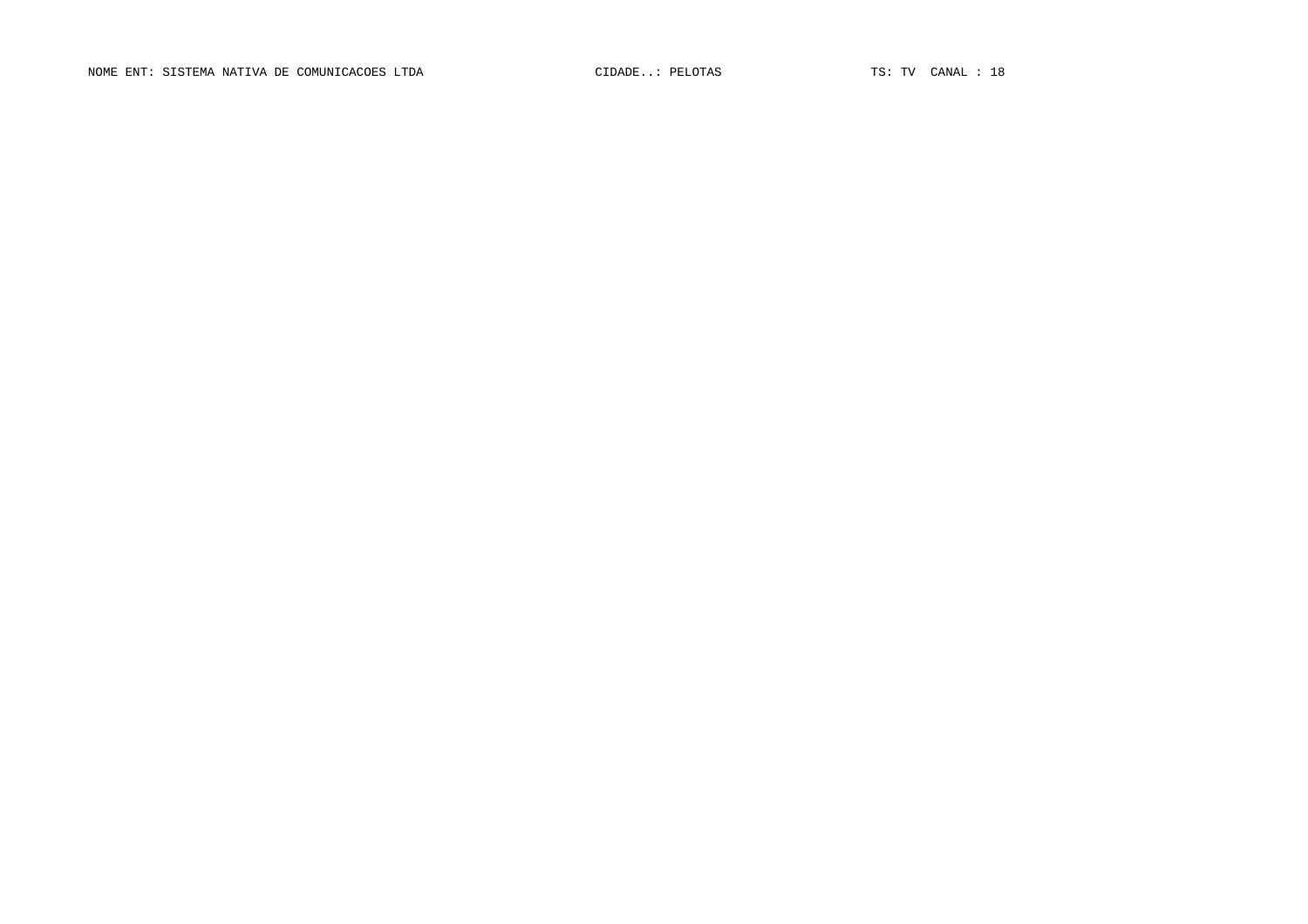NOME ENT: SISTEMA NATIVA DE COMUNICACOES LTDA CIDADE..: PELOTAS TS: TV CANAL : 18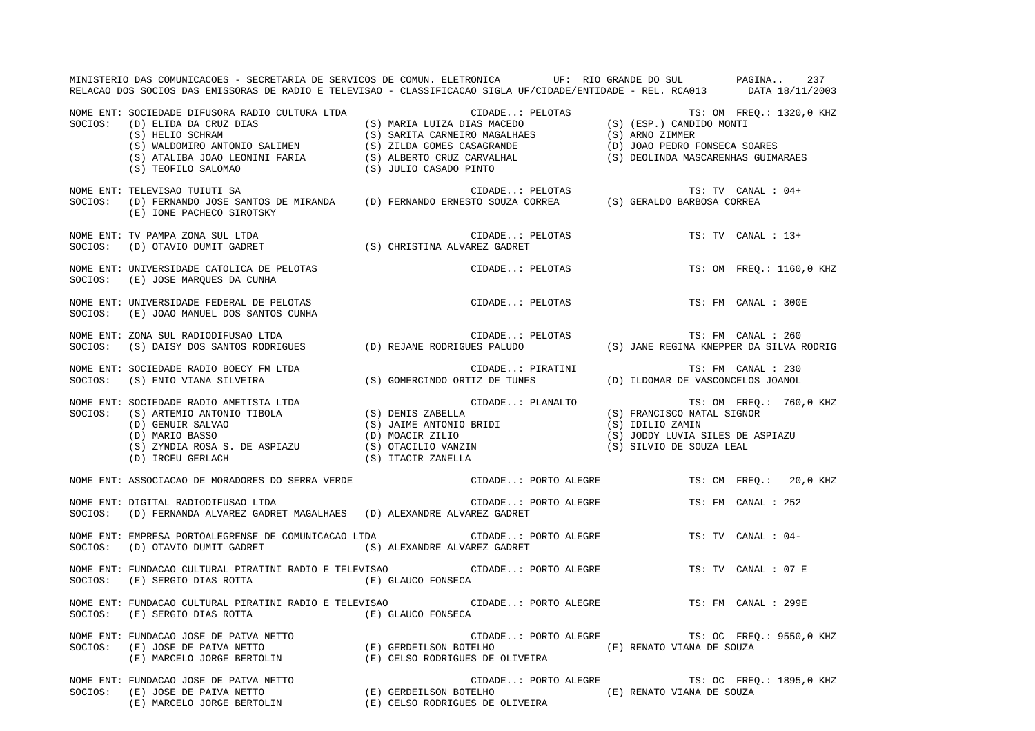MINISTERIO DAS COMUNICACOES - SECRETARIA DE SERVICOS DE COMUN. ELETRONICA UF: RIO GRANDE DO SUL

RELACAO DOS SOCIOS DAS EMISSORAS DE RADIO E TELEVISAO - CLASSIFICACAO SIGLA UF/CIDADE/ENTIDADE - REL. RCA013 DATA 18/11/2003

NOME ENT: SOCIEDADE DIFUSORA RADIO CULTURA LTDA — CIDADE..: PELOTAS — TS: OM FREQ.: 1320,0 KHZ
SOCIOS: (D) ELIDA DA CRUZ DIAS; (S) MARIA LUIZA DIAS MACEDO; (S) (ESP.) CANDIDO MONTI; (S) HELIO SCHRAM; (S) SARITA CARNEIRO MAGALHAES; (S) ARNO ZIMMER; (S) WALDOMIRO ANTONIO SALIMEN; (S) ZILDA GOMES CASAGRANDE; (D) JOAO PEDRO FONSECA SOARES; (S) ATALIBA JOAO LEONINI FARIA; (S) ALBERTO CRUZ CARVALHAL; (S) DEOLINDA MASCARENHAS GUIMARAES; (S) TEOFILO SALOMAO; (S) JULIO CASADO PINTO

NOME ENT: TELEVISAO TUIUTI SA — CIDADE..: PELOTAS — TS: TV CANAL : 04+
SOCIOS: (D) FERNANDO JOSE SANTOS DE MIRANDA; (D) FERNANDO ERNESTO SOUZA CORREA; (S) GERALDO BARBOSA CORREA; (E) IONE PACHECO SIROTSKY

NOME ENT: TV PAMPA ZONA SUL LTDA — CIDADE..: PELOTAS — TS: TV CANAL : 13+
SOCIOS: (D) OTAVIO DUMIT GADRET; (S) CHRISTINA ALVAREZ GADRET

NOME ENT: UNIVERSIDADE CATOLICA DE PELOTAS — CIDADE..: PELOTAS — TS: OM FREQ.: 1160,0 KHZ
SOCIOS: (E) JOSE MARQUES DA CUNHA

NOME ENT: UNIVERSIDADE FEDERAL DE PELOTAS — CIDADE..: PELOTAS — TS: FM CANAL : 300E
SOCIOS: (E) JOAO MANUEL DOS SANTOS CUNHA

NOME ENT: ZONA SUL RADIODIFUSAO LTDA — CIDADE..: PELOTAS — TS: FM CANAL : 260
SOCIOS: (S) DAISY DOS SANTOS RODRIGUES; (D) REJANE RODRIGUES PALUDO; (S) JANE REGINA KNEPPER DA SILVA RODRIG

NOME ENT: SOCIEDADE RADIO BOECY FM LTDA — CIDADE..: PIRATINI — TS: FM CANAL : 230
SOCIOS: (S) ENIO VIANA SILVEIRA; (S) GOMERCINDO ORTIZ DE TUNES; (D) ILDOMAR DE VASCONCELOS JOANOL

NOME ENT: SOCIEDADE RADIO AMETISTA LTDA — CIDADE..: PLANALTO — TS: OM FREQ.: 760,0 KHZ
SOCIOS: (S) ARTEMIO ANTONIO TIBOLA; (S) DENIS ZABELLA; (S) FRANCISCO NATAL SIGNOR; (D) GENUIR SALVAO; (S) JAIME ANTONIO BRIDI; (S) IDILIO ZAMIN; (D) MARIO BASSO; (D) MOACIR ZILIO; (S) JODDY LUVIA SILES DE ASPIAZU; (S) ZYNDIA ROSA S. DE ASPIAZU; (S) OTACILIO VANZIN; (S) SILVIO DE SOUZA LEAL; (D) IRCEU GERLACH; (S) ITACIR ZANELLA

NOME ENT: ASSOCIACAO DE MORADORES DO SERRA VERDE — CIDADE..: PORTO ALEGRE — TS: CM FREQ.: 20,0 KHZ

NOME ENT: DIGITAL RADIODIFUSAO LTDA — CIDADE..: PORTO ALEGRE — TS: FM CANAL : 252
SOCIOS: (D) FERNANDA ALVAREZ GADRET MAGALHAES; (D) ALEXANDRE ALVAREZ GADRET

NOME ENT: EMPRESA PORTOALEGRENSE DE COMUNICACAO LTDA — CIDADE..: PORTO ALEGRE — TS: TV CANAL : 04-
SOCIOS: (D) OTAVIO DUMIT GADRET; (S) ALEXANDRE ALVAREZ GADRET

NOME ENT: FUNDACAO CULTURAL PIRATINI RADIO E TELEVISAO — CIDADE..: PORTO ALEGRE — TS: TV CANAL : 07 E
SOCIOS: (E) SERGIO DIAS ROTTA; (E) GLAUCO FONSECA

NOME ENT: FUNDACAO CULTURAL PIRATINI RADIO E TELEVISAO — CIDADE..: PORTO ALEGRE — TS: FM CANAL : 299E
SOCIOS: (E) SERGIO DIAS ROTTA; (E) GLAUCO FONSECA

NOME ENT: FUNDACAO JOSE DE PAIVA NETTO — CIDADE..: PORTO ALEGRE — TS: OC FREQ.: 9550,0 KHZ
SOCIOS: (E) JOSE DE PAIVA NETTO; (E) GERDEILSON BOTELHO; (E) RENATO VIANA DE SOUZA; (E) MARCELO JORGE BERTOLIN; (E) CELSO RODRIGUES DE OLIVEIRA

NOME ENT: FUNDACAO JOSE DE PAIVA NETTO — CIDADE..: PORTO ALEGRE — TS: OC FREQ.: 1895,0 KHZ
SOCIOS: (E) JOSE DE PAIVA NETTO; (E) GERDEILSON BOTELHO; (E) RENATO VIANA DE SOUZA; (E) MARCELO JORGE BERTOLIN; (E) CELSO RODRIGUES DE OLIVEIRA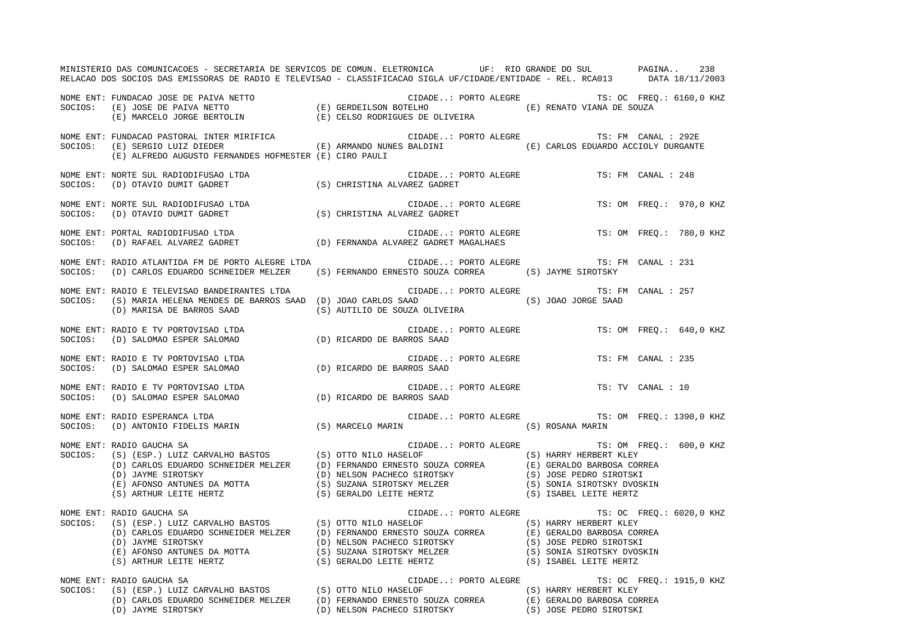NOME ENT: FUNDACAO JOSE DE PAIVA NETTO CIDADE..: PORTO ALEGRE TS: OC FREQ.: 6160,0 KHZ
SOCIOS: (E) JOSE DE PAIVA NETTO (E) GERDEILSON BOTELHO (E) RENATO VIANA DE SOUZA
(E) MARCELO JORGE BERTOLIN (E) CELSO RODRIGUES DE OLIVEIRA

NOME ENT: FUNDACAO PASTORAL INTER MIRIFICA CIDADE..: PORTO ALEGRE TS: FM CANAL : 292E
SOCIOS: (E) SERGIO LUIZ DIEDER (E) ARMANDO NUNES BALDINI (E) CARLOS EDUARDO ACCIOLY DURGANTE
(E) ALFREDO AUGUSTO FERNANDES HOFMESTER (E) CIRO PAULI

NOME ENT: NORTE SUL RADIODIFUSAO LTDA CIDADE..: PORTO ALEGRE TS: FM CANAL : 248
SOCIOS: (D) OTAVIO DUMIT GADRET (S) CHRISTINA ALVAREZ GADRET

NOME ENT: NORTE SUL RADIODIFUSAO LTDA CIDADE..: PORTO ALEGRE TS: OM FREQ.: 970,0 KHZ
SOCIOS: (D) OTAVIO DUMIT GADRET (S) CHRISTINA ALVAREZ GADRET

NOME ENT: PORTAL RADIODIFUSAO LTDA CIDADE..: PORTO ALEGRE TS: OM FREQ.: 780,0 KHZ
SOCIOS: (D) RAFAEL ALVAREZ GADRET (D) FERNANDA ALVAREZ GADRET MAGALHAES

NOME ENT: RADIO ATLANTIDA FM DE PORTO ALEGRE LTDA CIDADE..: PORTO ALEGRE TS: FM CANAL : 231
SOCIOS: (D) CARLOS EDUARDO SCHNEIDER MELZER (S) FERNANDO ERNESTO SOUZA CORREA (S) JAYME SIROTSKY

NOME ENT: RADIO E TELEVISAO BANDEIRANTES LTDA CIDADE..: PORTO ALEGRE TS: FM CANAL : 257
SOCIOS: (S) MARIA HELENA MENDES DE BARROS SAAD (D) JOAO CARLOS SAAD (S) JOAO JORGE SAAD
(D) MARISA DE BARROS SAAD (S) AUTILIO DE SOUZA OLIVEIRA

NOME ENT: RADIO E TV PORTOVISAO LTDA CIDADE..: PORTO ALEGRE TS: OM FREQ.: 640,0 KHZ
SOCIOS: (D) SALOMAO ESPER SALOMAO (D) RICARDO DE BARROS SAAD

NOME ENT: RADIO E TV PORTOVISAO LTDA CIDADE..: PORTO ALEGRE TS: FM CANAL : 235
SOCIOS: (D) SALOMAO ESPER SALOMAO (D) RICARDO DE BARROS SAAD

NOME ENT: RADIO E TV PORTOVISAO LTDA CIDADE..: PORTO ALEGRE TS: TV CANAL : 10
SOCIOS: (D) SALOMAO ESPER SALOMAO (D) RICARDO DE BARROS SAAD

NOME ENT: RADIO ESPERANCA LTDA CIDADE..: PORTO ALEGRE TS: OM FREQ.: 1390,0 KHZ
SOCIOS: (D) ANTONIO FIDELIS MARIN (S) MARCELO MARIN (S) ROSANA MARIN

NOME ENT: RADIO GAUCHA SA CIDADE..: PORTO ALEGRE TS: OM FREQ.: 600,0 KHZ
SOCIOS: (S) (ESP.) LUIZ CARVALHO BASTOS (S) OTTO NILO HASELOF (S) HARRY HERBERT KLEY
(D) CARLOS EDUARDO SCHNEIDER MELZER (D) FERNANDO ERNESTO SOUZA CORREA (E) GERALDO BARBOSA CORREA
(D) JAYME SIROTSKY (D) NELSON PACHECO SIROTSKY (S) JOSE PEDRO SIROTSKI
(E) AFONSO ANTUNES DA MOTTA (S) SUZANA SIROTSKY MELZER (S) SONIA SIROTSKY DVOSKIN
(S) ARTHUR LEITE HERTZ (S) GERALDO LEITE HERTZ (S) ISABEL LEITE HERTZ

NOME ENT: RADIO GAUCHA SA CIDADE..: PORTO ALEGRE TS: OC FREQ.: 6020,0 KHZ
SOCIOS: (S) (ESP.) LUIZ CARVALHO BASTOS (S) OTTO NILO HASELOF (S) HARRY HERBERT KLEY
(D) CARLOS EDUARDO SCHNEIDER MELZER (D) FERNANDO ERNESTO SOUZA CORREA (E) GERALDO BARBOSA CORREA
(D) JAYME SIROTSKY (D) NELSON PACHECO SIROTSKY (S) JOSE PEDRO SIROTSKI
(E) AFONSO ANTUNES DA MOTTA (S) SUZANA SIROTSKY MELZER (S) SONIA SIROTSKY DVOSKIN
(S) ARTHUR LEITE HERTZ (S) GERALDO LEITE HERTZ (S) ISABEL LEITE HERTZ

NOME ENT: RADIO GAUCHA SA CIDADE..: PORTO ALEGRE TS: OC FREQ.: 1915,0 KHZ
SOCIOS: (S) (ESP.) LUIZ CARVALHO BASTOS (S) OTTO NILO HASELOF (S) HARRY HERBERT KLEY
(D) CARLOS EDUARDO SCHNEIDER MELZER (D) FERNANDO ERNESTO SOUZA CORREA (E) GERALDO BARBOSA CORREA
(D) JAYME SIROTSKY (D) NELSON PACHECO SIROTSKY (S) JOSE PEDRO SIROTSKI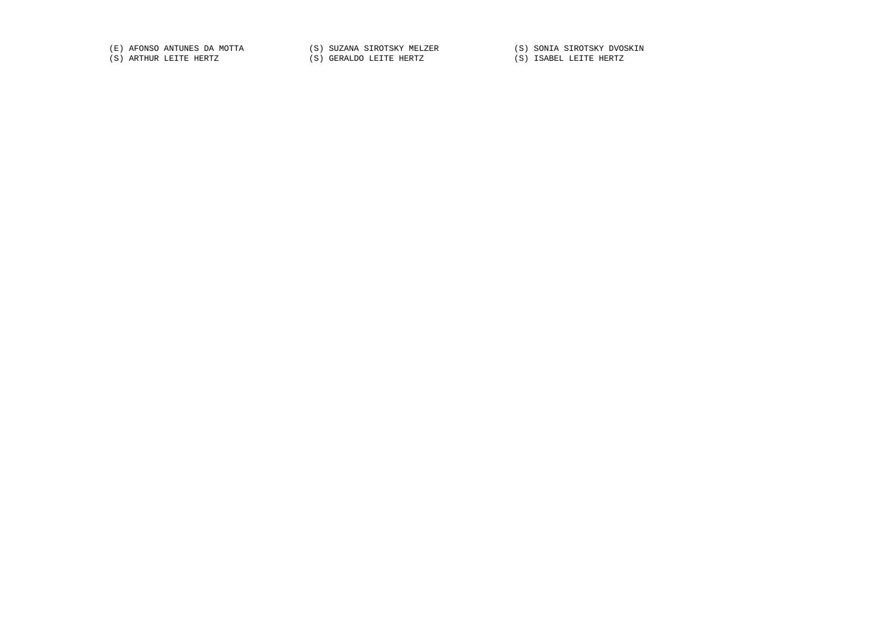(E) AFONSO ANTUNES DA MOTTA (S) SUZANA SIROTSKY MELZER (S) SONIA SIROTSKY DVOSKIN
(S) ARTHUR LEITE HERTZ (S) GERALDO LEITE HERTZ (S) ISABEL LEITE HERTZ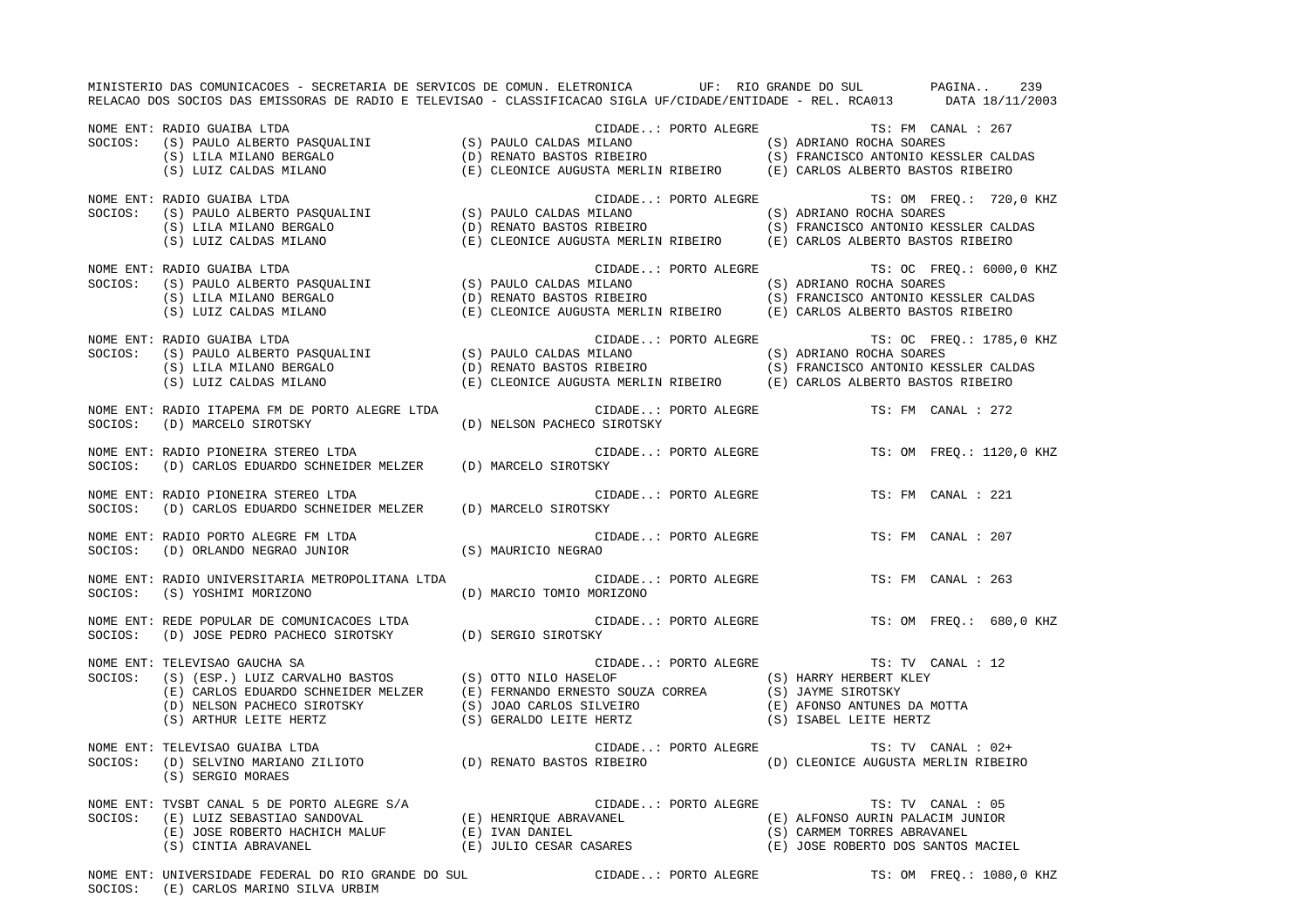MINISTERIO DAS COMUNICACOES - SECRETARIA DE SERVICOS DE COMUN. ELETRONICA UF: RIO GRANDE DO SUL PAGINA.. 239
RELACAO DOS SOCIOS DAS EMISSORAS DE RADIO E TELEVISAO - CLASSIFICACAO SIGLA UF/CIDADE/ENTIDADE - REL. RCA013 DATA 18/11/2003

NOME ENT: RADIO GUAIBA LTDA CIDADE..: PORTO ALEGRE TS: FM CANAL : 267
SOCIOS: (S) PAULO ALBERTO PASQUALINI (S) PAULO CALDAS MILANO (S) ADRIANO ROCHA SOARES
(S) LILA MILANO BERGALO (D) RENATO BASTOS RIBEIRO (S) FRANCISCO ANTONIO KESSLER CALDAS
(S) LUIZ CALDAS MILANO (E) CLEONICE AUGUSTA MERLIN RIBEIRO (E) CARLOS ALBERTO BASTOS RIBEIRO

NOME ENT: RADIO GUAIBA LTDA CIDADE..: PORTO ALEGRE TS: OM FREQ.: 720,0 KHZ
SOCIOS: (S) PAULO ALBERTO PASQUALINI (S) PAULO CALDAS MILANO (S) ADRIANO ROCHA SOARES
(S) LILA MILANO BERGALO (D) RENATO BASTOS RIBEIRO (S) FRANCISCO ANTONIO KESSLER CALDAS
(S) LUIZ CALDAS MILANO (E) CLEONICE AUGUSTA MERLIN RIBEIRO (E) CARLOS ALBERTO BASTOS RIBEIRO

NOME ENT: RADIO GUAIBA LTDA CIDADE..: PORTO ALEGRE TS: OC FREQ.: 6000,0 KHZ
SOCIOS: (S) PAULO ALBERTO PASQUALINI (S) PAULO CALDAS MILANO (S) ADRIANO ROCHA SOARES
(S) LILA MILANO BERGALO (D) RENATO BASTOS RIBEIRO (S) FRANCISCO ANTONIO KESSLER CALDAS
(S) LUIZ CALDAS MILANO (E) CLEONICE AUGUSTA MERLIN RIBEIRO (E) CARLOS ALBERTO BASTOS RIBEIRO

NOME ENT: RADIO GUAIBA LTDA CIDADE..: PORTO ALEGRE TS: OC FREQ.: 1785,0 KHZ
SOCIOS: (S) PAULO ALBERTO PASQUALINI (S) PAULO CALDAS MILANO (S) ADRIANO ROCHA SOARES
(S) LILA MILANO BERGALO (D) RENATO BASTOS RIBEIRO (S) FRANCISCO ANTONIO KESSLER CALDAS
(S) LUIZ CALDAS MILANO (E) CLEONICE AUGUSTA MERLIN RIBEIRO (E) CARLOS ALBERTO BASTOS RIBEIRO

NOME ENT: RADIO ITAPEMA FM DE PORTO ALEGRE LTDA CIDADE..: PORTO ALEGRE TS: FM CANAL : 272
SOCIOS: (D) MARCELO SIROTSKY (D) NELSON PACHECO SIROTSKY

NOME ENT: RADIO PIONEIRA STEREO LTDA CIDADE..: PORTO ALEGRE TS: OM FREQ.: 1120,0 KHZ
SOCIOS: (D) CARLOS EDUARDO SCHNEIDER MELZER (D) MARCELO SIROTSKY

NOME ENT: RADIO PIONEIRA STEREO LTDA CIDADE..: PORTO ALEGRE TS: FM CANAL : 221
SOCIOS: (D) CARLOS EDUARDO SCHNEIDER MELZER (D) MARCELO SIROTSKY

NOME ENT: RADIO PORTO ALEGRE FM LTDA CIDADE..: PORTO ALEGRE TS: FM CANAL : 207
SOCIOS: (D) ORLANDO NEGRAO JUNIOR (S) MAURICIO NEGRAO

NOME ENT: RADIO UNIVERSITARIA METROPOLITANA LTDA CIDADE..: PORTO ALEGRE TS: FM CANAL : 263
SOCIOS: (S) YOSHIMI MORIZONO (D) MARCIO TOMIO MORIZONO

NOME ENT: REDE POPULAR DE COMUNICACOES LTDA CIDADE..: PORTO ALEGRE TS: OM FREQ.: 680,0 KHZ
SOCIOS: (D) JOSE PEDRO PACHECO SIROTSKY (D) SERGIO SIROTSKY

NOME ENT: TELEVISAO GAUCHA SA CIDADE..: PORTO ALEGRE TS: TV CANAL : 12
SOCIOS: (S) (ESP.) LUIZ CARVALHO BASTOS (S) OTTO NILO HASELOF (S) HARRY HERBERT KLEY
(E) CARLOS EDUARDO SCHNEIDER MELZER (E) FERNANDO ERNESTO SOUZA CORREA (S) JAYME SIROTSKY
(D) NELSON PACHECO SIROTSKY (S) JOAO CARLOS SILVEIRO (E) AFONSO ANTUNES DA MOTTA
(S) ARTHUR LEITE HERTZ (S) GERALDO LEITE HERTZ (S) ISABEL LEITE HERTZ

NOME ENT: TELEVISAO GUAIBA LTDA CIDADE..: PORTO ALEGRE TS: TV CANAL : 02+
SOCIOS: (D) SELVINO MARIANO ZILIOTO (D) RENATO BASTOS RIBEIRO (D) CLEONICE AUGUSTA MERLIN RIBEIRO
(S) SERGIO MORAES

NOME ENT: TVSBT CANAL 5 DE PORTO ALEGRE S/A CIDADE..: PORTO ALEGRE TS: TV CANAL : 05
SOCIOS: (E) LUIZ SEBASTIAO SANDOVAL (E) HENRIQUE ABRAVANEL (E) ALFONSO AURIN PALACIM JUNIOR
(E) JOSE ROBERTO HACHICH MALUF (E) IVAN DANIEL (S) CARMEM TORRES ABRAVANEL
(S) CINTIA ABRAVANEL (E) JULIO CESAR CASARES (E) JOSE ROBERTO DOS SANTOS MACIEL

NOME ENT: UNIVERSIDADE FEDERAL DO RIO GRANDE DO SUL CIDADE..: PORTO ALEGRE TS: OM FREQ.: 1080,0 KHZ
SOCIOS: (E) CARLOS MARINO SILVA URBIM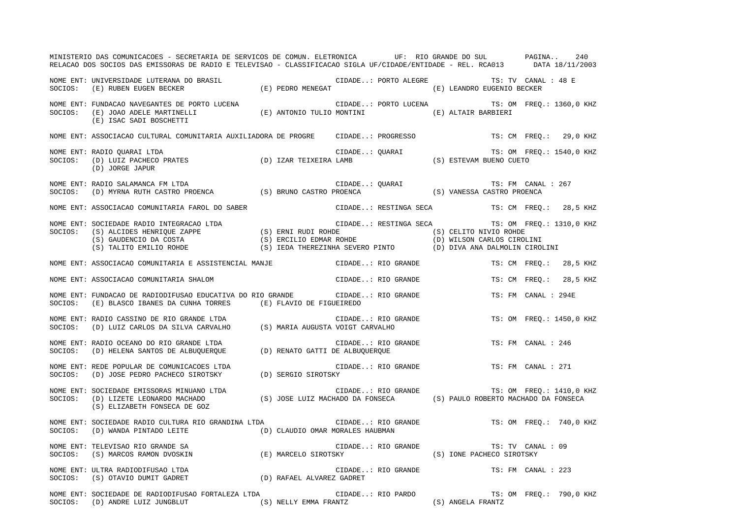MINISTERIO DAS COMUNICACOES - SECRETARIA DE SERVICOS DE COMUN. ELETRONICA UF: RIO GRANDE DO SUL

RELACAO DOS SOCIOS DAS EMISSORAS DE RADIO E TELEVISAO - CLASSIFICACAO SIGLA UF/CIDADE/ENTIDADE - REL. RCA013 DATA 18/11/2003

NOME ENT: UNIVERSIDADE LUTERANA DO BRASIL — CIDADE..: PORTO ALEGRE — TS: TV CANAL : 48 E
SOCIOS: (E) RUBEN EUGEN BECKER (E) PEDRO MENEGAT (E) LEANDRO EUGENIO BECKER

NOME ENT: FUNDACAO NAVEGANTES DE PORTO LUCENA — CIDADE..: PORTO LUCENA — TS: OM FREQ.: 1360,0 KHZ
SOCIOS: (E) JOAO ADELE MARTINELLI (E) ANTONIO TULIO MONTINI (E) ALTAIR BARBIERI
(E) ISAC SADI BOSCHETTI

NOME ENT: ASSOCIACAO CULTURAL COMUNITARIA AUXILIADORA DE PROGRE — CIDADE..: PROGRESSO — TS: CM FREQ.: 29,0 KHZ

NOME ENT: RADIO QUARAI LTDA — CIDADE..: QUARAI — TS: OM FREQ.: 1540,0 KHZ
SOCIOS: (D) LUIZ PACHECO PRATES (D) IZAR TEIXEIRA LAMB (S) ESTEVAM BUENO CUETO
(D) JORGE JAPUR

NOME ENT: RADIO SALAMANCA FM LTDA — CIDADE..: QUARAI — TS: FM CANAL : 267
SOCIOS: (D) MYRNA RUTH CASTRO PROENCA (S) BRUNO CASTRO PROENCA (S) VANESSA CASTRO PROENCA

NOME ENT: ASSOCIACAO COMUNITARIA FAROL DO SABER — CIDADE..: RESTINGA SECA — TS: CM FREQ.: 28,5 KHZ

NOME ENT: SOCIEDADE RADIO INTEGRACAO LTDA — CIDADE..: RESTINGA SECA — TS: OM FREQ.: 1310,0 KHZ
SOCIOS: (S) ALCIDES HENRIQUE ZAPPE (S) ERNI RUDI ROHDE (S) CELITO NIVIO ROHDE
(S) GAUDENCIO DA COSTA (S) ERCILIO EDMAR ROHDE (D) WILSON CARLOS CIROLINI
(S) TALITO EMILIO ROHDE (S) IEDA THEREZINHA SEVERO PINTO (D) DIVA ANA DALMOLIN CIROLINI

NOME ENT: ASSOCIACAO COMUNITARIA E ASSISTENCIAL MANJE — CIDADE..: RIO GRANDE — TS: CM FREQ.: 28,5 KHZ

NOME ENT: ASSOCIACAO COMUNITARIA SHALOM — CIDADE..: RIO GRANDE — TS: CM FREQ.: 28,5 KHZ

NOME ENT: FUNDACAO DE RADIODIFUSAO EDUCATIVA DO RIO GRANDE — CIDADE..: RIO GRANDE — TS: FM CANAL : 294E
SOCIOS: (E) BLASCO IBANES DA CUNHA TORRES (E) FLAVIO DE FIGUEIREDO

NOME ENT: RADIO CASSINO DE RIO GRANDE LTDA — CIDADE..: RIO GRANDE — TS: OM FREQ.: 1450,0 KHZ
SOCIOS: (D) LUIZ CARLOS DA SILVA CARVALHO (S) MARIA AUGUSTA VOIGT CARVALHO

NOME ENT: RADIO OCEANO DO RIO GRANDE LTDA — CIDADE..: RIO GRANDE — TS: FM CANAL : 246
SOCIOS: (D) HELENA SANTOS DE ALBUQUERQUE (D) RENATO GATTI DE ALBUQUERQUE

NOME ENT: REDE POPULAR DE COMUNICACOES LTDA — CIDADE..: RIO GRANDE — TS: FM CANAL : 271
SOCIOS: (D) JOSE PEDRO PACHECO SIROTSKY (D) SERGIO SIROTSKY

NOME ENT: SOCIEDADE EMISSORAS MINUANO LTDA — CIDADE..: RIO GRANDE — TS: OM FREQ.: 1410,0 KHZ
SOCIOS: (D) LIZETE LEONARDO MACHADO (S) JOSE LUIZ MACHADO DA FONSECA (S) PAULO ROBERTO MACHADO DA FONSECA
(S) ELIZABETH FONSECA DE GOZ

NOME ENT: SOCIEDADE RADIO CULTURA RIO GRANDINA LTDA — CIDADE..: RIO GRANDE — TS: OM FREQ.: 740,0 KHZ
SOCIOS: (D) WANDA PINTADO LEITE (D) CLAUDIO OMAR MORALES HAUBMAN

NOME ENT: TELEVISAO RIO GRANDE SA — CIDADE..: RIO GRANDE — TS: TV CANAL : 09
SOCIOS: (S) MARCOS RAMON DVOSKIN (E) MARCELO SIROTSKY (S) IONE PACHECO SIROTSKY

NOME ENT: ULTRA RADIODIFUSAO LTDA — CIDADE..: RIO GRANDE — TS: FM CANAL : 223
SOCIOS: (S) OTAVIO DUMIT GADRET (D) RAFAEL ALVAREZ GADRET

NOME ENT: SOCIEDADE DE RADIODIFUSAO FORTALEZA LTDA — CIDADE..: RIO PARDO — TS: OM FREQ.: 790,0 KHZ
SOCIOS: (D) ANDRE LUIZ JUNGBLUT (S) NELLY EMMA FRANTZ (S) ANGELA FRANTZ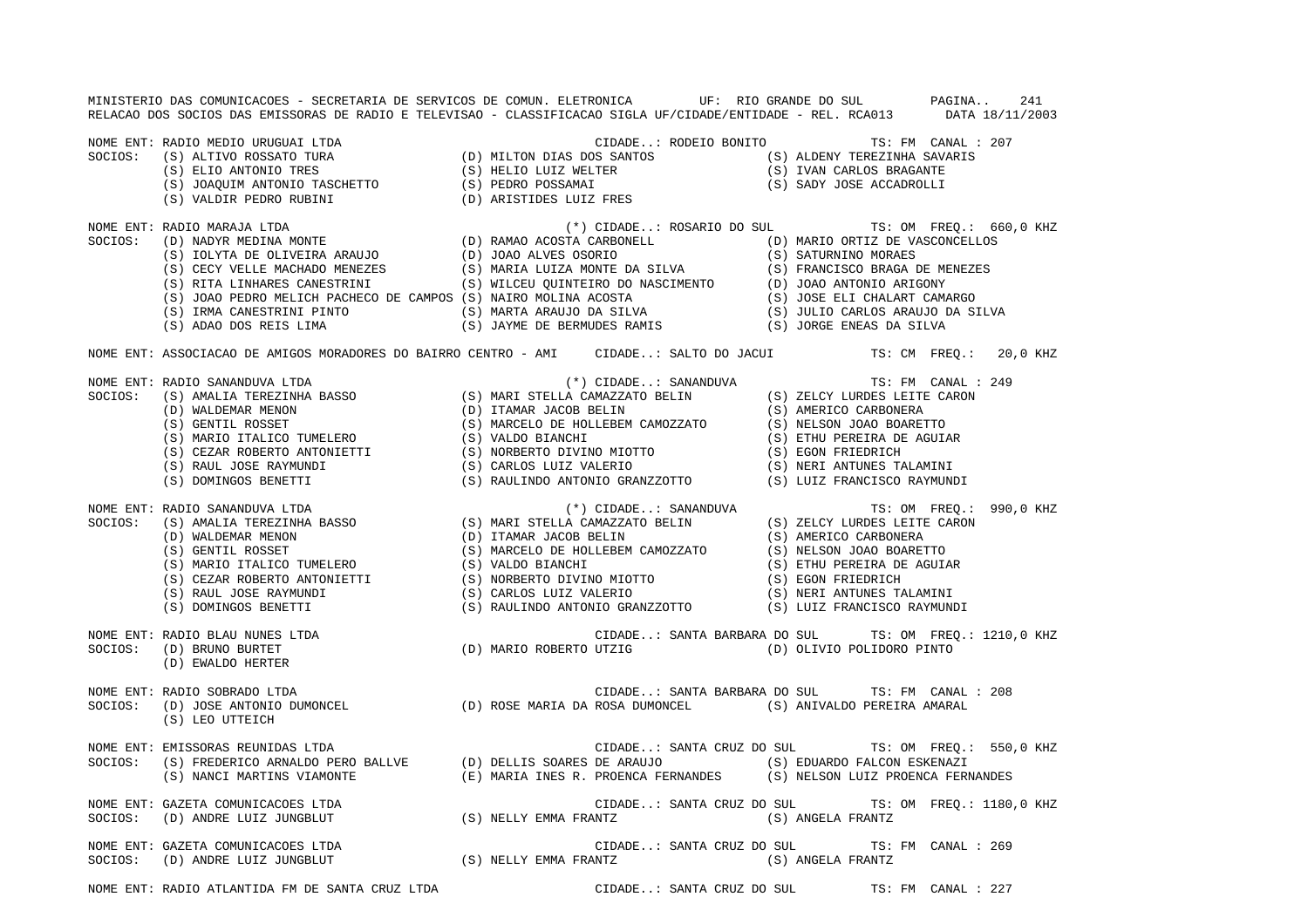NOME ENT: RADIO MEDIO URUGUAI LTDA — CIDADE..: RODEIO BONITO — TS: FM CANAL : 207
SOCIOS: (S) ALTIVO ROSSATO TURA (D) MILTON DIAS DOS SANTOS (S) ALDENY TEREZINHA SAVARIS
(S) ELIO ANTONIO TRES (S) HELIO LUIZ WELTER (S) IVAN CARLOS BRAGANTE
(S) JOAQUIM ANTONIO TASCHETTO (S) PEDRO POSSAMAI (S) SADY JOSE ACCADROLLI
(S) VALDIR PEDRO RUBINI (D) ARISTIDES LUIZ FRES

NOME ENT: RADIO MARAJA LTDA — (*) CIDADE..: ROSARIO DO SUL — TS: OM FREQ.: 660,0 KHZ
SOCIOS: (D) NADYR MEDINA MONTE (D) RAMAO ACOSTA CARBONELL (D) MARIO ORTIZ DE VASCONCELLOS
(S) IOLYTA DE OLIVEIRA ARAUJO (D) JOAO ALVES OSORIO (S) SATURNINO MORAES
(S) CECY VELLE MACHADO MENEZES (S) MARIA LUIZA MONTE DA SILVA (S) FRANCISCO BRAGA DE MENEZES
(S) RITA LINHARES CANESTRINI (S) WILCEU QUINTEIRO DO NASCIMENTO (D) JOAO ANTONIO ARIGONY
(S) JOAO PEDRO MELICH PACHECO DE CAMPOS (S) NAIRO MOLINA ACOSTA (S) JOSE ELI CHALART CAMARGO
(S) IRMA CANESTRINI PINTO (S) MARTA ARAUJO DA SILVA (S) JULIO CARLOS ARAUJO DA SILVA
(S) ADAO DOS REIS LIMA (S) JAYME DE BERMUDES RAMIS (S) JORGE ENEAS DA SILVA

NOME ENT: ASSOCIACAO DE AMIGOS MORADORES DO BAIRRO CENTRO - AMI — CIDADE..: SALTO DO JACUI — TS: CM FREQ.: 20,0 KHZ

NOME ENT: RADIO SANANDUVA LTDA — (*) CIDADE..: SANANDUVA — TS: FM CANAL : 249
SOCIOS: (S) AMALIA TEREZINHA BASSO (S) MARI STELLA CAMAZZATO BELIN (S) ZELCY LURDES LEITE CARON
(D) WALDEMAR MENON (D) ITAMAR JACOB BELIN (S) AMERICO CARBONERA
(S) GENTIL ROSSET (S) MARCELO DE HOLLEBEM CAMOZZATO (S) NELSON JOAO BOARETTO
(S) MARIO ITALICO TUMELERO (S) VALDO BIANCHI (S) ETHU PEREIRA DE AGUIAR
(S) CEZAR ROBERTO ANTONIETTI (S) NORBERTO DIVINO MIOTTO (S) EGON FRIEDRICH
(S) RAUL JOSE RAYMUNDI (S) CARLOS LUIZ VALERIO (S) NERI ANTUNES TALAMINI
(S) DOMINGOS BENETTI (S) RAULINDO ANTONIO GRANZZOTTO (S) LUIZ FRANCISCO RAYMUNDI

NOME ENT: RADIO SANANDUVA LTDA — (*) CIDADE..: SANANDUVA — TS: OM FREQ.: 990,0 KHZ
SOCIOS: (S) AMALIA TEREZINHA BASSO (S) MARI STELLA CAMAZZATO BELIN (S) ZELCY LURDES LEITE CARON
(D) WALDEMAR MENON (D) ITAMAR JACOB BELIN (S) AMERICO CARBONERA
(S) GENTIL ROSSET (S) MARCELO DE HOLLEBEM CAMOZZATO (S) NELSON JOAO BOARETTO
(S) MARIO ITALICO TUMELERO (S) VALDO BIANCHI (S) ETHU PEREIRA DE AGUIAR
(S) CEZAR ROBERTO ANTONIETTI (S) NORBERTO DIVINO MIOTTO (S) EGON FRIEDRICH
(S) RAUL JOSE RAYMUNDI (S) CARLOS LUIZ VALERIO (S) NERI ANTUNES TALAMINI
(S) DOMINGOS BENETTI (S) RAULINDO ANTONIO GRANZZOTTO (S) LUIZ FRANCISCO RAYMUNDI

NOME ENT: RADIO BLAU NUNES LTDA — CIDADE..: SANTA BARBARA DO SUL — TS: OM FREQ.: 1210,0 KHZ
SOCIOS: (D) BRUNO BURTET (D) MARIO ROBERTO UTZIG (D) OLIVIO POLIDORO PINTO
(D) EWALDO HERTER

NOME ENT: RADIO SOBRADO LTDA — CIDADE..: SANTA BARBARA DO SUL — TS: FM CANAL : 208
SOCIOS: (D) JOSE ANTONIO DUMONCEL (D) ROSE MARIA DA ROSA DUMONCEL (S) ANIVALDO PEREIRA AMARAL
(S) LEO UTTEICH

NOME ENT: EMISSORAS REUNIDAS LTDA — CIDADE..: SANTA CRUZ DO SUL — TS: OM FREQ.: 550,0 KHZ
SOCIOS: (S) FREDERICO ARNALDO PERO BALLVE (D) DELLIS SOARES DE ARAUJO (S) EDUARDO FALCON ESKENAZI
(S) NANCI MARTINS VIAMONTE (E) MARIA INES R. PROENCA FERNANDES (S) NELSON LUIZ PROENCA FERNANDES

NOME ENT: GAZETA COMUNICACOES LTDA — CIDADE..: SANTA CRUZ DO SUL — TS: OM FREQ.: 1180,0 KHZ
SOCIOS: (D) ANDRE LUIZ JUNGBLUT (S) NELLY EMMA FRANTZ (S) ANGELA FRANTZ

NOME ENT: GAZETA COMUNICACOES LTDA — CIDADE..: SANTA CRUZ DO SUL — TS: FM CANAL : 269
SOCIOS: (D) ANDRE LUIZ JUNGBLUT (S) NELLY EMMA FRANTZ (S) ANGELA FRANTZ

NOME ENT: RADIO ATLANTIDA FM DE SANTA CRUZ LTDA — CIDADE..: SANTA CRUZ DO SUL — TS: FM CANAL : 227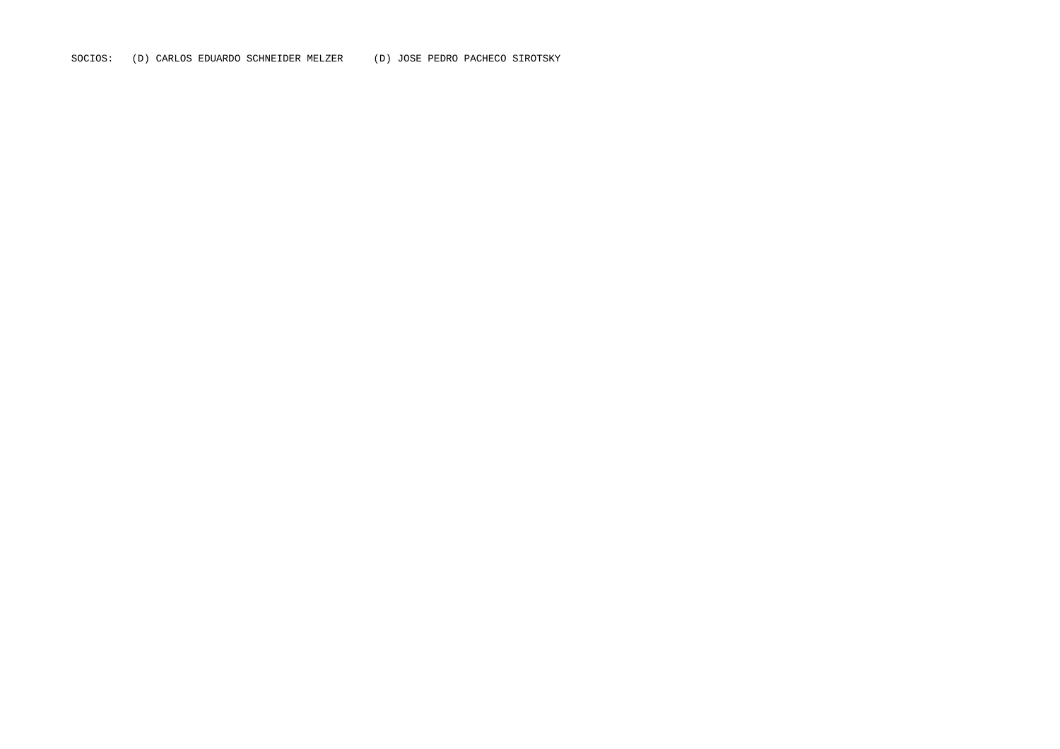SOCIOS: (D) CARLOS EDUARDO SCHNEIDER MELZER (D) JOSE PEDRO PACHECO SIROTSKY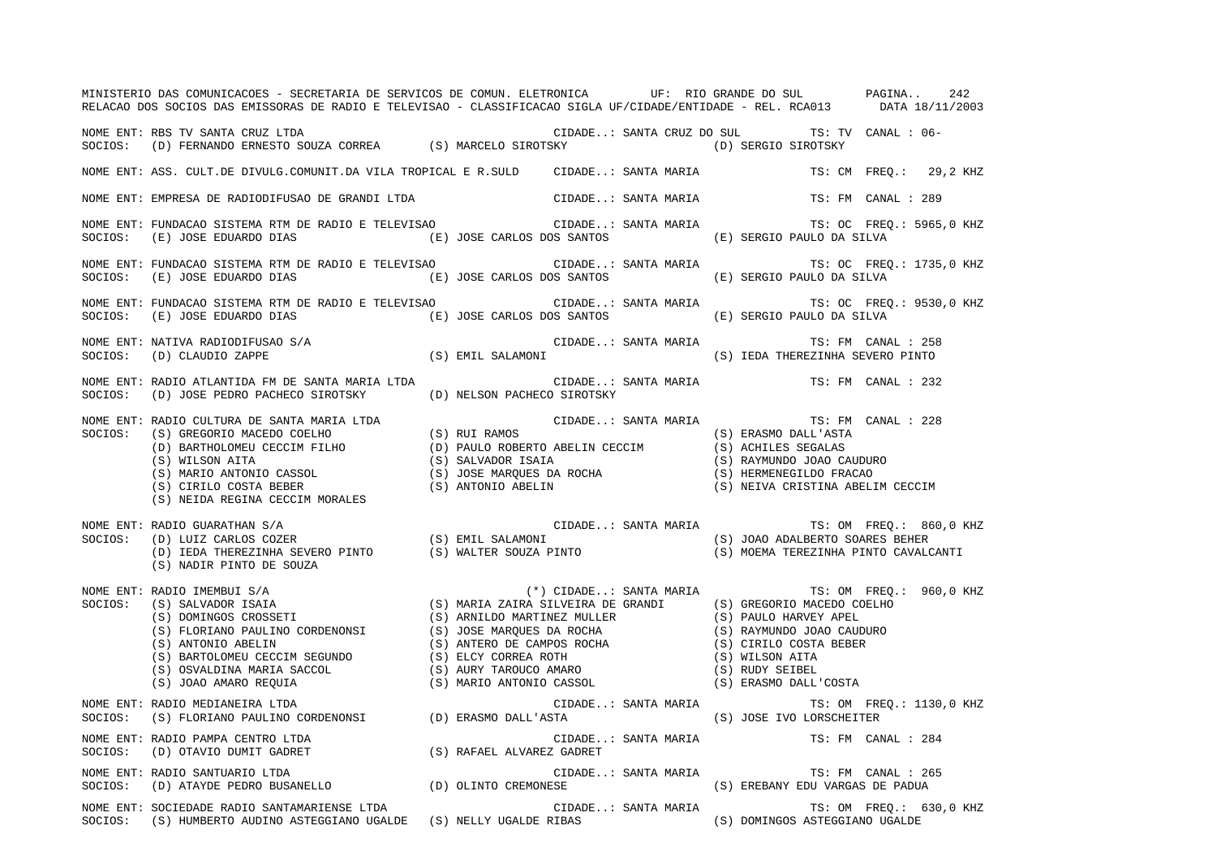MINISTERIO DAS COMUNICACOES - SECRETARIA DE SERVICOS DE COMUN. ELETRONICA UF: RIO GRANDE DO SUL

RELACAO DOS SOCIOS DAS EMISSORAS DE RADIO E TELEVISAO - CLASSIFICACAO SIGLA UF/CIDADE/ENTIDADE - REL. RCA013 DATA 18/11/2003

NOME ENT: RBS TV SANTA CRUZ LTDA — CIDADE..: SANTA CRUZ DO SUL — TS: TV CANAL : 06-
SOCIOS: (D) FERNANDO ERNESTO SOUZA CORREA (S) MARCELO SIROTSKY (D) SERGIO SIROTSKY

NOME ENT: ASS. CULT.DE DIVULG.COMUNIT.DA VILA TROPICAL E R.SULD — CIDADE..: SANTA MARIA — TS: CM FREQ.: 29,2 KHZ

NOME ENT: EMPRESA DE RADIODIFUSAO DE GRANDI LTDA — CIDADE..: SANTA MARIA — TS: FM CANAL : 289

NOME ENT: FUNDACAO SISTEMA RTM DE RADIO E TELEVISAO — CIDADE..: SANTA MARIA — TS: OC FREQ.: 5965,0 KHZ
SOCIOS: (E) JOSE EDUARDO DIAS (E) JOSE CARLOS DOS SANTOS (E) SERGIO PAULO DA SILVA

NOME ENT: FUNDACAO SISTEMA RTM DE RADIO E TELEVISAO — CIDADE..: SANTA MARIA — TS: OC FREQ.: 1735,0 KHZ
SOCIOS: (E) JOSE EDUARDO DIAS (E) JOSE CARLOS DOS SANTOS (E) SERGIO PAULO DA SILVA

NOME ENT: FUNDACAO SISTEMA RTM DE RADIO E TELEVISAO — CIDADE..: SANTA MARIA — TS: OC FREQ.: 9530,0 KHZ
SOCIOS: (E) JOSE EDUARDO DIAS (E) JOSE CARLOS DOS SANTOS (E) SERGIO PAULO DA SILVA

NOME ENT: NATIVA RADIODIFUSAO S/A — CIDADE..: SANTA MARIA — TS: FM CANAL : 258
SOCIOS: (D) CLAUDIO ZAPPE (S) EMIL SALAMONI (S) IEDA THEREZINHA SEVERO PINTO

NOME ENT: RADIO ATLANTIDA FM DE SANTA MARIA LTDA — CIDADE..: SANTA MARIA — TS: FM CANAL : 232
SOCIOS: (D) JOSE PEDRO PACHECO SIROTSKY (D) NELSON PACHECO SIROTSKY

NOME ENT: RADIO CULTURA DE SANTA MARIA LTDA — CIDADE..: SANTA MARIA — TS: FM CANAL : 228
SOCIOS: (S) GREGORIO MACEDO COELHO (S) RUI RAMOS (S) ERASMO DALL'ASTA
(D) BARTHOLOMEU CECCIM FILHO (D) PAULO ROBERTO ABELIN CECCIM (S) ACHILES SEGALAS
(S) WILSON AITA (S) SALVADOR ISAIA (S) RAYMUNDO JOAO CAUDURO
(S) MARIO ANTONIO CASSOL (S) JOSE MARQUES DA ROCHA (S) HERMENEGILDO FRACAO
(S) CIRILO COSTA BEBER (S) ANTONIO ABELIN (S) NEIVA CRISTINA ABELIM CECCIM
(S) NEIDA REGINA CECCIM MORALES

NOME ENT: RADIO GUARATHAN S/A — CIDADE..: SANTA MARIA — TS: OM FREQ.: 860,0 KHZ
SOCIOS: (D) LUIZ CARLOS COZER (S) EMIL SALAMONI (S) JOAO ADALBERTO SOARES BEHER
(D) IEDA THEREZINHA SEVERO PINTO (S) WALTER SOUZA PINTO (S) MOEMA TEREZINHA PINTO CAVALCANTI
(S) NADIR PINTO DE SOUZA

NOME ENT: RADIO IMEMBUI S/A — (*) CIDADE..: SANTA MARIA — TS: OM FREQ.: 960,0 KHZ
SOCIOS: (S) SALVADOR ISAIA (S) MARIA ZAIRA SILVEIRA DE GRANDI (S) GREGORIO MACEDO COELHO
(S) DOMINGOS CROSSETI (S) ARNILDO MARTINEZ MULLER (S) PAULO HARVEY APEL
(S) FLORIANO PAULINO CORDENONSI (S) JOSE MARQUES DA ROCHA (S) RAYMUNDO JOAO CAUDURO
(S) ANTONIO ABELIN (S) ANTERO DE CAMPOS ROCHA (S) CIRILO COSTA BEBER
(S) BARTOLOMEU CECCIM SEGUNDO (S) ELCY CORREA ROTH (S) WILSON AITA
(S) OSVALDINA MARIA SACCOL (S) AURY TAROUCO AMARO (S) RUDY SEIBEL
(S) JOAO AMARO REQUIA (S) MARIO ANTONIO CASSOL (S) ERASMO DALL'COSTA

NOME ENT: RADIO MEDIANEIRA LTDA — CIDADE..: SANTA MARIA — TS: OM FREQ.: 1130,0 KHZ
SOCIOS: (S) FLORIANO PAULINO CORDENONSI (D) ERASMO DALL'ASTA (S) JOSE IVO LORSCHEITER

NOME ENT: RADIO PAMPA CENTRO LTDA — CIDADE..: SANTA MARIA — TS: FM CANAL : 284
SOCIOS: (D) OTAVIO DUMIT GADRET (S) RAFAEL ALVAREZ GADRET

NOME ENT: RADIO SANTUARIO LTDA — CIDADE..: SANTA MARIA — TS: FM CANAL : 265
SOCIOS: (D) ATAYDE PEDRO BUSANELLO (D) OLINTO CREMONESE (S) EREBANY EDU VARGAS DE PADUA

NOME ENT: SOCIEDADE RADIO SANTAMARIENSE LTDA — CIDADE..: SANTA MARIA — TS: OM FREQ.: 630,0 KHZ
SOCIOS: (S) HUMBERTO AUDINO ASTEGGIANO UGALDE (S) NELLY UGALDE RIBAS (S) DOMINGOS ASTEGGIANO UGALDE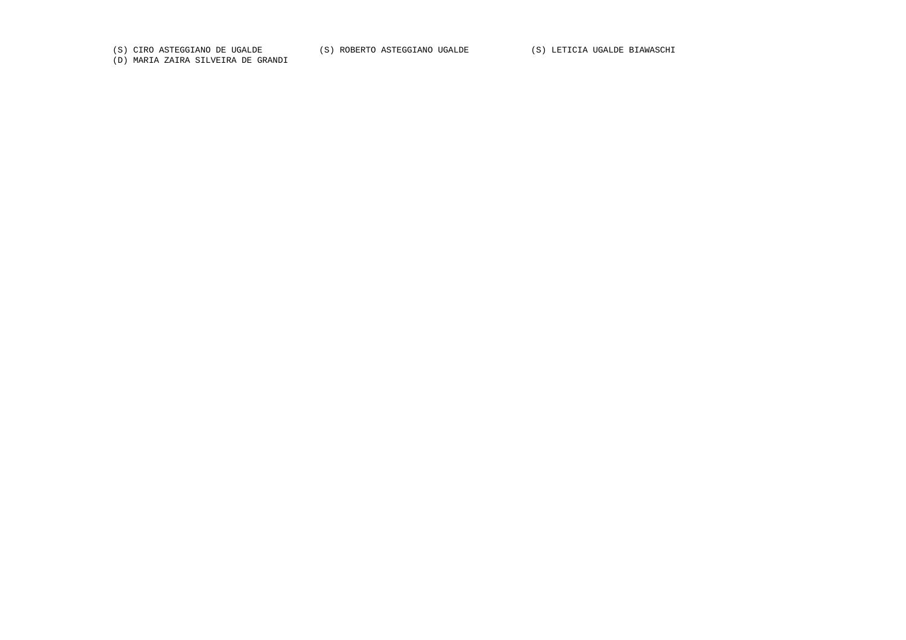(S) CIRO ASTEGGIANO DE UGALDE (S) ROBERTO ASTEGGIANO UGALDE (S) LETICIA UGALDE BIAWASCHI
(D) MARIA ZAIRA SILVEIRA DE GRANDI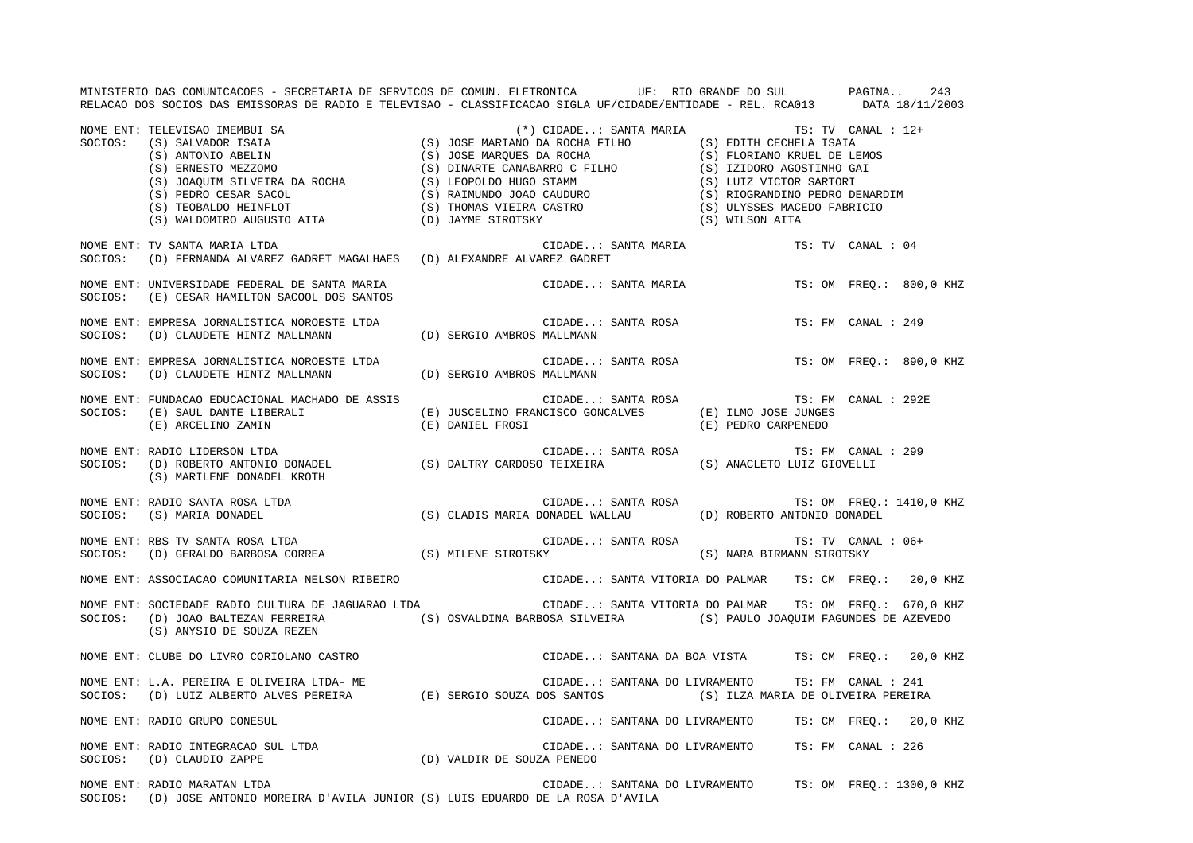NOME ENT: TELEVISAO IMEMBUI SA (*) CIDADE..: SANTA MARIA TS: TV CANAL : 12+
SOCIOS: (S) SALVADOR ISAIA (S) JOSE MARIANO DA ROCHA FILHO (S) EDITH CECHELA ISAIA
(S) ANTONIO ABELIN (S) JOSE MARQUES DA ROCHA (S) FLORIANO KRUEL DE LEMOS
(S) ERNESTO MEZZOMO (S) DINARTE CANABARRO C FILHO (S) IZIDORO AGOSTINHO GAI
(S) JOAQUIM SILVEIRA DA ROCHA (S) LEOPOLDO HUGO STAMM (S) LUIZ VICTOR SARTORI
(S) PEDRO CESAR SACOL (S) RAIMUNDO JOAO CAUDURO (S) RIOGRANDINO PEDRO DENARDIM
(S) TEOBALDO HEINFLOT (S) THOMAS VIEIRA CASTRO (S) ULYSSES MACEDO FABRICIO
(S) WALDOMIRO AUGUSTO AITA (D) JAYME SIROTSKY (S) WILSON AITA

NOME ENT: TV SANTA MARIA LTDA CIDADE..: SANTA MARIA TS: TV CANAL : 04
SOCIOS: (D) FERNANDA ALVAREZ GADRET MAGALHAES (D) ALEXANDRE ALVAREZ GADRET

NOME ENT: UNIVERSIDADE FEDERAL DE SANTA MARIA CIDADE..: SANTA MARIA TS: OM FREQ.: 800,0 KHZ
SOCIOS: (E) CESAR HAMILTON SACOOL DOS SANTOS

NOME ENT: EMPRESA JORNALISTICA NOROESTE LTDA CIDADE..: SANTA ROSA TS: FM CANAL : 249
SOCIOS: (D) CLAUDETE HINTZ MALLMANN (D) SERGIO AMBROS MALLMANN

NOME ENT: EMPRESA JORNALISTICA NOROESTE LTDA CIDADE..: SANTA ROSA TS: OM FREQ.: 890,0 KHZ
SOCIOS: (D) CLAUDETE HINTZ MALLMANN (D) SERGIO AMBROS MALLMANN

NOME ENT: FUNDACAO EDUCACIONAL MACHADO DE ASSIS CIDADE..: SANTA ROSA TS: FM CANAL : 292E
SOCIOS: (E) SAUL DANTE LIBERALI (E) JUSCELINO FRANCISCO GONCALVES (E) ILMO JOSE JUNGES
(E) ARCELINO ZAMIN (E) DANIEL FROSI (E) PEDRO CARPENEDO

NOME ENT: RADIO LIDERSON LTDA CIDADE..: SANTA ROSA TS: FM CANAL : 299
SOCIOS: (D) ROBERTO ANTONIO DONADEL (S) DALTRY CARDOSO TEIXEIRA (S) ANACLETO LUIZ GIOVELLI
(S) MARILENE DONADEL KROTH

NOME ENT: RADIO SANTA ROSA LTDA CIDADE..: SANTA ROSA TS: OM FREQ.: 1410,0 KHZ
SOCIOS: (S) MARIA DONADEL (S) CLADIS MARIA DONADEL WALLAU (D) ROBERTO ANTONIO DONADEL

NOME ENT: RBS TV SANTA ROSA LTDA CIDADE..: SANTA ROSA TS: TV CANAL : 06+
SOCIOS: (D) GERALDO BARBOSA CORREA (S) MILENE SIROTSKY (S) NARA BIRMANN SIROTSKY

NOME ENT: ASSOCIACAO COMUNITARIA NELSON RIBEIRO CIDADE..: SANTA VITORIA DO PALMAR TS: CM FREQ.: 20,0 KHZ

NOME ENT: SOCIEDADE RADIO CULTURA DE JAGUARAO LTDA CIDADE..: SANTA VITORIA DO PALMAR TS: OM FREQ.: 670,0 KHZ
SOCIOS: (D) JOAO BALTEZAN FERREIRA (S) OSVALDINA BARBOSA SILVEIRA (S) PAULO JOAQUIM FAGUNDES DE AZEVEDO
(S) ANYSIO DE SOUZA REZEN

NOME ENT: CLUBE DO LIVRO CORIOLANO CASTRO CIDADE..: SANTANA DA BOA VISTA TS: CM FREQ.: 20,0 KHZ

NOME ENT: L.A. PEREIRA E OLIVEIRA LTDA- ME CIDADE..: SANTANA DO LIVRAMENTO TS: FM CANAL : 241
SOCIOS: (D) LUIZ ALBERTO ALVES PEREIRA (E) SERGIO SOUZA DOS SANTOS (S) ILZA MARIA DE OLIVEIRA PEREIRA

NOME ENT: RADIO GRUPO CONESUL CIDADE..: SANTANA DO LIVRAMENTO TS: CM FREQ.: 20,0 KHZ

NOME ENT: RADIO INTEGRACAO SUL LTDA CIDADE..: SANTANA DO LIVRAMENTO TS: FM CANAL : 226
SOCIOS: (D) CLAUDIO ZAPPE (D) VALDIR DE SOUZA PENEDO

NOME ENT: RADIO MARATAN LTDA CIDADE..: SANTANA DO LIVRAMENTO TS: OM FREQ.: 1300,0 KHZ
SOCIOS: (D) JOSE ANTONIO MOREIRA D'AVILA JUNIOR (S) LUIS EDUARDO DE LA ROSA D'AVILA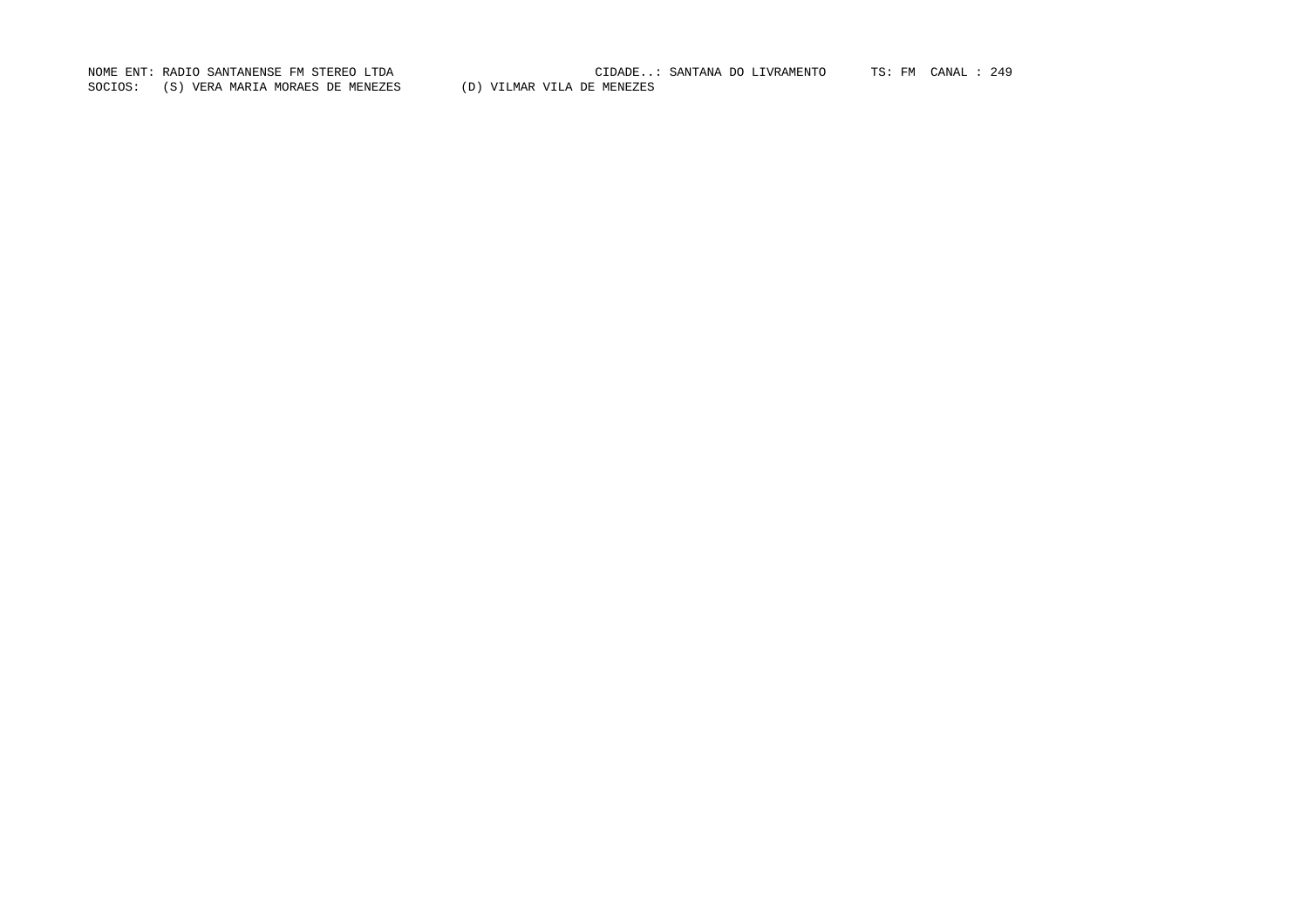NOME ENT: RADIO SANTANENSE FM STEREO LTDA CIDADE..: SANTANA DO LIVRAMENTO TS: FM CANAL : 249

SOCIOS: (S) VERA MARIA MORAES DE MENEZES (D) VILMAR VILA DE MENEZES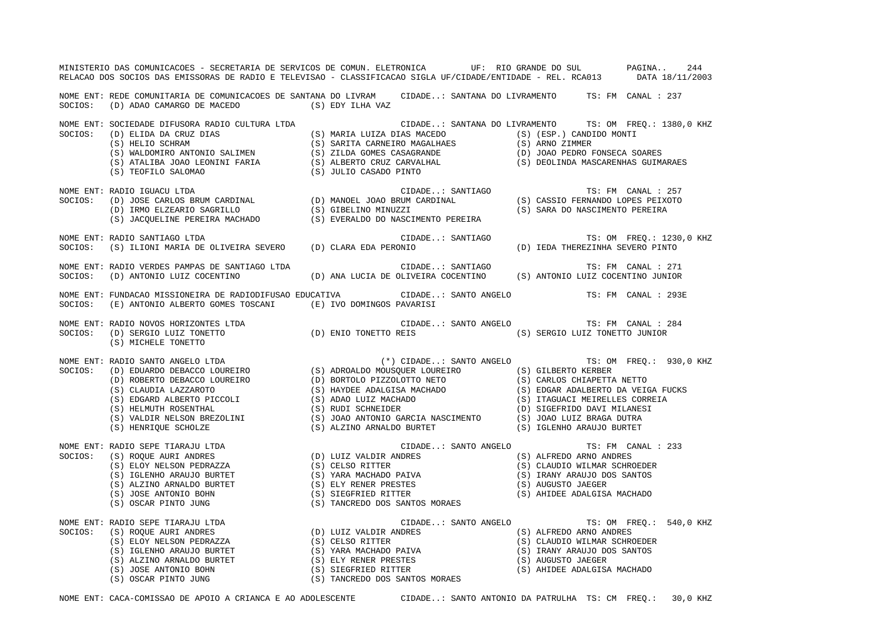NOME ENT: REDE COMUNITARIA DE COMUNICACOES DE SANTANA DO LIVRAM CIDADE..: SANTANA DO LIVRAMENTO TS: FM CANAL : 237
SOCIOS: (D) ADAO CAMARGO DE MACEDO (S) EDY ILHA VAZ

NOME ENT: SOCIEDADE DIFUSORA RADIO CULTURA LTDA CIDADE..: SANTANA DO LIVRAMENTO TS: OM FREQ.: 1380,0 KHZ
SOCIOS: (D) ELIDA DA CRUZ DIAS (S) MARIA LUIZA DIAS MACEDO (S) (ESP.) CANDIDO MONTI
(S) HELIO SCHRAM (S) SARITA CARNEIRO MAGALHAES (S) ARNO ZIMMER
(S) WALDOMIRO ANTONIO SALIMEN (S) ZILDA GOMES CASAGRANDE (D) JOAO PEDRO FONSECA SOARES
(S) ATALIBA JOAO LEONINI FARIA (S) ALBERTO CRUZ CARVALHAL (S) DEOLINDA MASCARENHAS GUIMARAES
(S) TEOFILO SALOMAO (S) JULIO CASADO PINTO

NOME ENT: RADIO IGUACU LTDA CIDADE..: SANTIAGO TS: FM CANAL : 257
SOCIOS: (D) JOSE CARLOS BRUM CARDINAL (D) MANOEL JOAO BRUM CARDINAL (S) CASSIO FERNANDO LOPES PEIXOTO
(D) IRMO ELZEARIO SAGRILLO (S) GIBELINO MINUZZI (S) SARA DO NASCIMENTO PEREIRA
(S) JACQUELINE PEREIRA MACHADO (S) EVERALDO DO NASCIMENTO PEREIRA

NOME ENT: RADIO SANTIAGO LTDA CIDADE..: SANTIAGO TS: OM FREQ.: 1230,0 KHZ
SOCIOS: (S) ILIONI MARIA DE OLIVEIRA SEVERO (D) CLARA EDA PERONIO (D) IEDA THEREZINHA SEVERO PINTO

NOME ENT: RADIO VERDES PAMPAS DE SANTIAGO LTDA CIDADE..: SANTIAGO TS: FM CANAL : 271
SOCIOS: (D) ANTONIO LUIZ COCENTINO (D) ANA LUCIA DE OLIVEIRA COCENTINO (S) ANTONIO LUIZ COCENTINO JUNIOR

NOME ENT: FUNDACAO MISSIONEIRA DE RADIODIFUSAO EDUCATIVA CIDADE..: SANTO ANGELO TS: FM CANAL : 293E
SOCIOS: (E) ANTONIO ALBERTO GOMES TOSCANI (E) IVO DOMINGOS PAVARISI

NOME ENT: RADIO NOVOS HORIZONTES LTDA CIDADE..: SANTO ANGELO TS: FM CANAL : 284
SOCIOS: (D) SERGIO LUIZ TONETTO (D) ENIO TONETTO REIS (S) SERGIO LUIZ TONETTO JUNIOR
(S) MICHELE TONETTO

NOME ENT: RADIO SANTO ANGELO LTDA (*) CIDADE..: SANTO ANGELO TS: OM FREQ.: 930,0 KHZ
SOCIOS: (D) EDUARDO DEBACCO LOUREIRO (S) ADROALDO MOUSQUER LOUREIRO (S) GILBERTO KERBER
(D) ROBERTO DEBACCO LOUREIRO (D) BORTOLO PIZZOLOTTO NETO (S) CARLOS CHIAPETTA NETTO
(S) CLAUDIA LAZZAROTO (S) HAYDEE ADALGISA MACHADO (S) EDGAR ADALBERTO DA VEIGA FUCKS
(S) EDGARD ALBERTO PICCOLI (S) ADAO LUIZ MACHADO (S) ITAGUACI MEIRELLES CORREIA
(S) HELMUTH ROSENTHAL (S) RUDI SCHNEIDER (D) SIGEFRIDO DAVI MILANESI
(S) VALDIR NELSON BREZOLINI (S) JOAO ANTONIO GARCIA NASCIMENTO (S) JOAO LUIZ BRAGA DUTRA
(S) HENRIQUE SCHOLZE (S) ALZINO ARNALDO BURTET (S) IGLENHO ARAUJO BURTET

NOME ENT: RADIO SEPE TIARAJU LTDA CIDADE..: SANTO ANGELO TS: FM CANAL : 233
SOCIOS: (S) ROQUE AURI ANDRES (D) LUIZ VALDIR ANDRES (S) ALFREDO ARNO ANDRES
(S) ELOY NELSON PEDRAZZA (S) CELSO RITTER (S) CLAUDIO WILMAR SCHROEDER
(S) IGLENHO ARAUJO BURTET (S) YARA MACHADO PAIVA (S) IRANY ARAUJO DOS SANTOS
(S) ALZINO ARNALDO BURTET (S) ELY RENER PRESTES (S) AUGUSTO JAEGER
(S) JOSE ANTONIO BOHN (S) SIEGFRIED RITTER (S) AHIDEE ADALGISA MACHADO
(S) OSCAR PINTO JUNG (S) TANCREDO DOS SANTOS MORAES

NOME ENT: RADIO SEPE TIARAJU LTDA CIDADE..: SANTO ANGELO TS: OM FREQ.: 540,0 KHZ
SOCIOS: (S) ROQUE AURI ANDRES (D) LUIZ VALDIR ANDRES (S) ALFREDO ARNO ANDRES
(S) ELOY NELSON PEDRAZZA (S) CELSO RITTER (S) CLAUDIO WILMAR SCHROEDER
(S) IGLENHO ARAUJO BURTET (S) YARA MACHADO PAIVA (S) IRANY ARAUJO DOS SANTOS
(S) ALZINO ARNALDO BURTET (S) ELY RENER PRESTES (S) AUGUSTO JAEGER
(S) JOSE ANTONIO BOHN (S) SIEGFRIED RITTER (S) AHIDEE ADALGISA MACHADO
(S) OSCAR PINTO JUNG (S) TANCREDO DOS SANTOS MORAES

NOME ENT: CACA-COMISSAO DE APOIO A CRIANCA E AO ADOLESCENTE CIDADE..: SANTO ANTONIO DA PATRULHA TS: CM FREQ.: 30,0 KHZ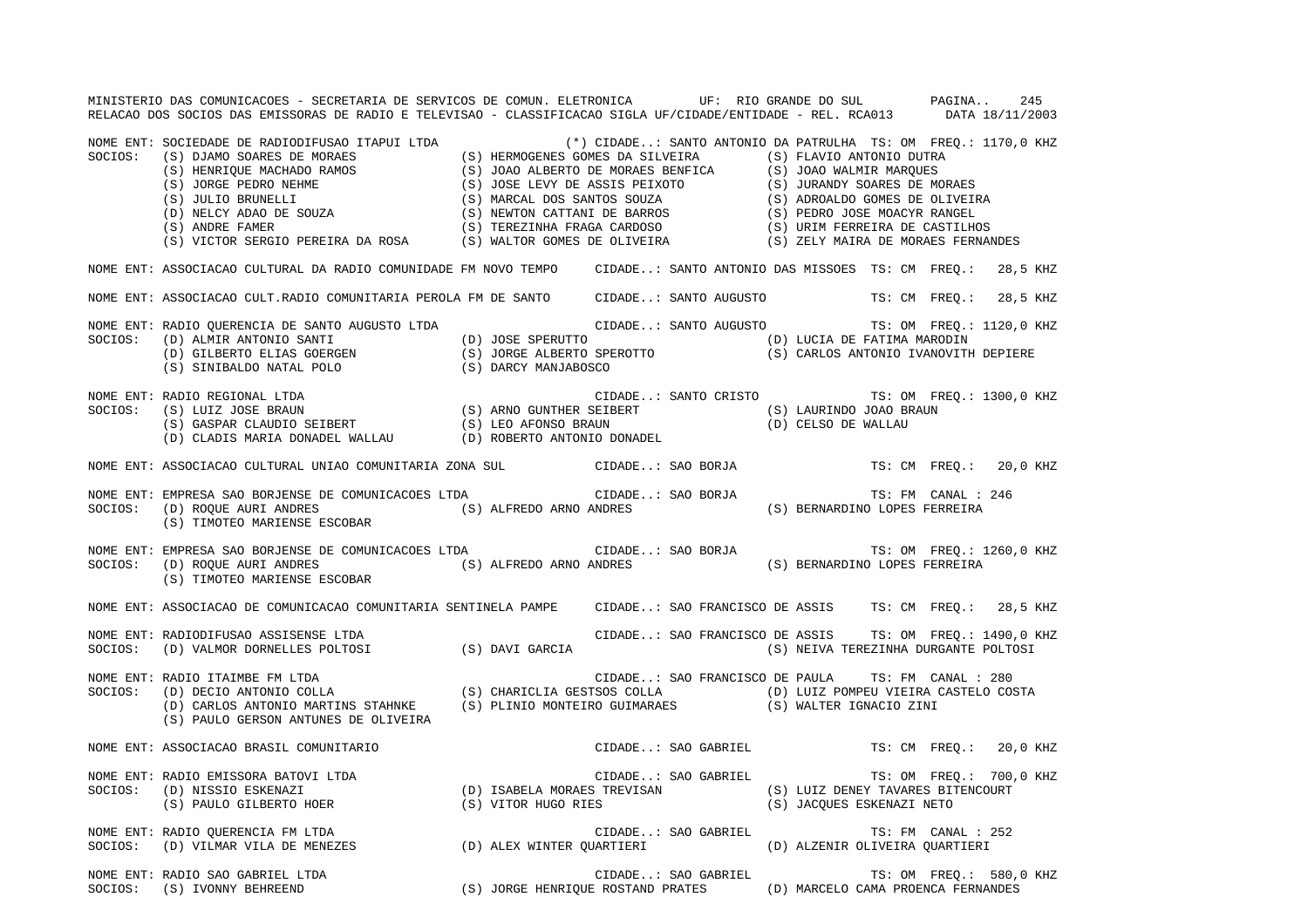NOME ENT: SOCIEDADE DE RADIODIFUSAO ITAPUI LTDA (*) CIDADE..: SANTO ANTONIO DA PATRULHA TS: OM FREQ.: 1170,0 KHZ
SOCIOS: (S) DJAMO SOARES DE MORAES (S) HERMOGENES GOMES DA SILVEIRA (S) FLAVIO ANTONIO DUTRA
(S) HENRIQUE MACHADO RAMOS (S) JOAO ALBERTO DE MORAES BENFICA (S) JOAO WALMIR MARQUES
(S) JORGE PEDRO NEHME (S) JOSE LEVY DE ASSIS PEIXOTO (S) JURANDY SOARES DE MORAES
(S) JULIO BRUNELLI (S) MARCAL DOS SANTOS SOUZA (S) ADROALDO GOMES DE OLIVEIRA
(D) NELCY ADAO DE SOUZA (S) NEWTON CATTANI DE BARROS (S) PEDRO JOSE MOACYR RANGEL
(S) ANDRE FAMER (S) TEREZINHA FRAGA CARDOSO (S) URIM FERREIRA DE CASTILHOS
(S) VICTOR SERGIO PEREIRA DA ROSA (S) WALTOR GOMES DE OLIVEIRA (S) ZELY MAIRA DE MORAES FERNANDES

NOME ENT: ASSOCIACAO CULTURAL DA RADIO COMUNIDADE FM NOVO TEMPO CIDADE..: SANTO ANTONIO DAS MISSOES TS: CM FREQ.: 28,5 KHZ

NOME ENT: ASSOCIACAO CULT.RADIO COMUNITARIA PEROLA FM DE SANTO CIDADE..: SANTO AUGUSTO TS: CM FREQ.: 28,5 KHZ

NOME ENT: RADIO QUERENCIA DE SANTO AUGUSTO LTDA CIDADE..: SANTO AUGUSTO TS: OM FREQ.: 1120,0 KHZ
SOCIOS: (D) ALMIR ANTONIO SANTI (D) JOSE SPERUTTO (D) LUCIA DE FATIMA MARODIN
(D) GILBERTO ELIAS GOERGEN (S) JORGE ALBERTO SPEROTTO (S) CARLOS ANTONIO IVANOVITH DEPIERE
(S) SINIBALDO NATAL POLO (S) DARCY MANJABOSCO

NOME ENT: RADIO REGIONAL LTDA CIDADE..: SANTO CRISTO TS: OM FREQ.: 1300,0 KHZ
SOCIOS: (S) LUIZ JOSE BRAUN (S) ARNO GUNTHER SEIBERT (S) LAURINDO JOAO BRAUN
(S) GASPAR CLAUDIO SEIBERT (S) LEO AFONSO BRAUN (D) CELSO DE WALLAU
(D) CLADIS MARIA DONADEL WALLAU (D) ROBERTO ANTONIO DONADEL

NOME ENT: ASSOCIACAO CULTURAL UNIAO COMUNITARIA ZONA SUL CIDADE..: SAO BORJA TS: CM FREQ.: 20,0 KHZ

NOME ENT: EMPRESA SAO BORJENSE DE COMUNICACOES LTDA CIDADE..: SAO BORJA TS: FM CANAL : 246
SOCIOS: (D) ROQUE AURI ANDRES (S) ALFREDO ARNO ANDRES (S) BERNARDINO LOPES FERREIRA
(S) TIMOTEO MARIENSE ESCOBAR

NOME ENT: EMPRESA SAO BORJENSE DE COMUNICACOES LTDA CIDADE..: SAO BORJA TS: OM FREQ.: 1260,0 KHZ
SOCIOS: (D) ROQUE AURI ANDRES (S) ALFREDO ARNO ANDRES (S) BERNARDINO LOPES FERREIRA
(S) TIMOTEO MARIENSE ESCOBAR

NOME ENT: ASSOCIACAO DE COMUNICACAO COMUNITARIA SENTINELA PAMPE CIDADE..: SAO FRANCISCO DE ASSIS TS: CM FREQ.: 28,5 KHZ

NOME ENT: RADIODIFUSAO ASSISENSE LTDA CIDADE..: SAO FRANCISCO DE ASSIS TS: OM FREQ.: 1490,0 KHZ
SOCIOS: (D) VALMOR DORNELLES POLTOSI (S) DAVI GARCIA (S) NEIVA TEREZINHA DURGANTE POLTOSI

NOME ENT: RADIO ITAIMBE FM LTDA CIDADE..: SAO FRANCISCO DE PAULA TS: FM CANAL : 280
SOCIOS: (D) DECIO ANTONIO COLLA (S) CHARICLIA GESTSOS COLLA (D) LUIZ POMPEU VIEIRA CASTELO COSTA
(D) CARLOS ANTONIO MARTINS STAHNKE (S) PLINIO MONTEIRO GUIMARAES (S) WALTER IGNACIO ZINI
(S) PAULO GERSON ANTUNES DE OLIVEIRA

NOME ENT: ASSOCIACAO BRASIL COMUNITARIO CIDADE..: SAO GABRIEL TS: CM FREQ.: 20,0 KHZ

NOME ENT: RADIO EMISSORA BATOVI LTDA CIDADE..: SAO GABRIEL TS: OM FREQ.: 700,0 KHZ
SOCIOS: (D) NISSIO ESKENAZI (D) ISABELA MORAES TREVISAN (S) LUIZ DENEY TAVARES BITENCOURT
(S) PAULO GILBERTO HOER (S) VITOR HUGO RIES (S) JACQUES ESKENAZI NETO

NOME ENT: RADIO QUERENCIA FM LTDA CIDADE..: SAO GABRIEL TS: FM CANAL : 252
SOCIOS: (D) VILMAR VILA DE MENEZES (D) ALEX WINTER QUARTIERI (D) ALZENIR OLIVEIRA QUARTIERI

NOME ENT: RADIO SAO GABRIEL LTDA CIDADE..: SAO GABRIEL TS: OM FREQ.: 580,0 KHZ
SOCIOS: (S) IVONNY BEHREEND (S) JORGE HENRIQUE ROSTAND PRATES (D) MARCELO CAMA PROENCA FERNANDES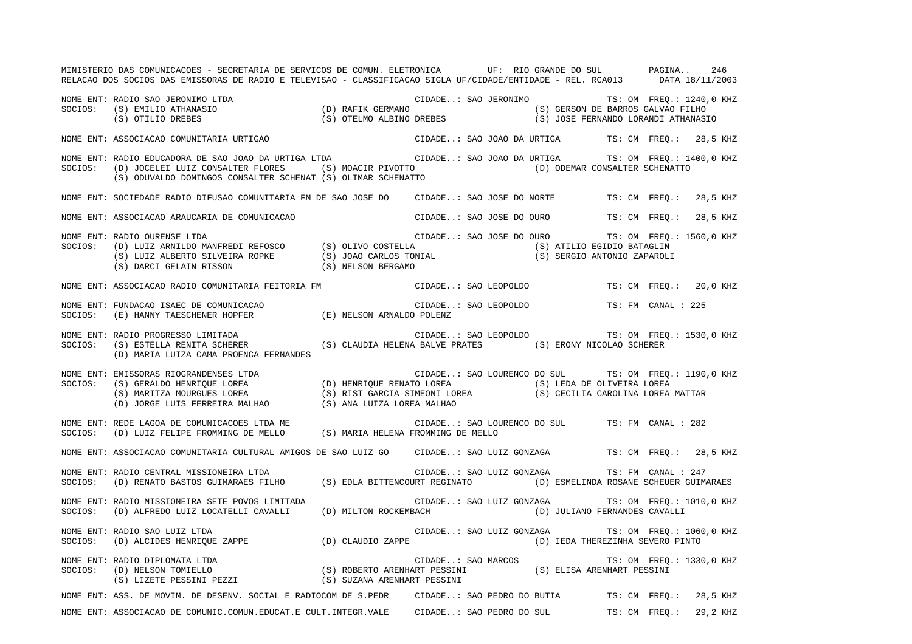NOME ENT: RADIO SAO JERONIMO LTDA — CIDADE..: SAO JERONIMO — TS: OM FREQ.: 1240,0 KHZ
SOCIOS: (S) EMILIO ATHANASIO (D) RAFIK GERMANO (S) GERSON DE BARROS GALVAO FILHO
(S) OTILIO DREBES (S) OTELMO ALBINO DREBES (S) JOSE FERNANDO LORANDI ATHANASIO

NOME ENT: ASSOCIACAO COMUNITARIA URTIGAO — CIDADE..: SAO JOAO DA URTIGA — TS: CM FREQ.: 28,5 KHZ

NOME ENT: RADIO EDUCADORA DE SAO JOAO DA URTIGA LTDA — CIDADE..: SAO JOAO DA URTIGA — TS: OM FREQ.: 1400,0 KHZ
SOCIOS: (D) JOCELEI LUIZ CONSALTER FLORES (S) MOACIR PIVOTTO (D) ODEMAR CONSALTER SCHENATTO
(S) ODUVALDO DOMINGOS CONSALTER SCHENAT (S) OLIMAR SCHENATTO

NOME ENT: SOCIEDADE RADIO DIFUSAO COMUNITARIA FM DE SAO JOSE DO — CIDADE..: SAO JOSE DO NORTE — TS: CM FREQ.: 28,5 KHZ

NOME ENT: ASSOCIACAO ARAUCARIA DE COMUNICACAO — CIDADE..: SAO JOSE DO OURO — TS: CM FREQ.: 28,5 KHZ

NOME ENT: RADIO OURENSE LTDA — CIDADE..: SAO JOSE DO OURO — TS: OM FREQ.: 1560,0 KHZ
SOCIOS: (D) LUIZ ARNILDO MANFREDI REFOSCO (S) OLIVO COSTELLA (S) ATILIO EGIDIO BATAGLIN
(S) LUIZ ALBERTO SILVEIRA ROPKE (S) JOAO CARLOS TONIAL (S) SERGIO ANTONIO ZAPAROLI
(S) DARCI GELAIN RISSON (S) NELSON BERGAMO

NOME ENT: ASSOCIACAO RADIO COMUNITARIA FEITORIA FM — CIDADE..: SAO LEOPOLDO — TS: CM FREQ.: 20,0 KHZ

NOME ENT: FUNDACAO ISAEC DE COMUNICACAO — CIDADE..: SAO LEOPOLDO — TS: FM CANAL : 225
SOCIOS: (E) HANNY TAESCHENER HOPFER (E) NELSON ARNALDO POLENZ

NOME ENT: RADIO PROGRESSO LIMITADA — CIDADE..: SAO LEOPOLDO — TS: OM FREQ.: 1530,0 KHZ
SOCIOS: (S) ESTELLA RENITA SCHERER (S) CLAUDIA HELENA BALVE PRATES (S) ERONY NICOLAO SCHERER
(D) MARIA LUIZA CAMA PROENCA FERNANDES

NOME ENT: EMISSORAS RIOGRANDENSES LTDA — CIDADE..: SAO LOURENCO DO SUL — TS: OM FREQ.: 1190,0 KHZ
SOCIOS: (S) GERALDO HENRIQUE LOREA (D) HENRIQUE RENATO LOREA (S) LEDA DE OLIVEIRA LOREA
(S) MARITZA MOURGUES LOREA (S) RIST GARCIA SIMEONI LOREA (S) CECILIA CAROLINA LOREA MATTAR
(D) JORGE LUIS FERREIRA MALHAO (S) ANA LUIZA LOREA MALHAO

NOME ENT: REDE LAGOA DE COMUNICACOES LTDA ME — CIDADE..: SAO LOURENCO DO SUL — TS: FM CANAL : 282
SOCIOS: (D) LUIZ FELIPE FROMMING DE MELLO (S) MARIA HELENA FROMMING DE MELLO

NOME ENT: ASSOCIACAO COMUNITARIA CULTURAL AMIGOS DE SAO LUIZ GO — CIDADE..: SAO LUIZ GONZAGA — TS: CM FREQ.: 28,5 KHZ

NOME ENT: RADIO CENTRAL MISSIONEIRA LTDA — CIDADE..: SAO LUIZ GONZAGA — TS: FM CANAL : 247
SOCIOS: (D) RENATO BASTOS GUIMARAES FILHO (S) EDLA BITTENCOURT REGINATO (D) ESMELINDA ROSANE SCHEUER GUIMARAES

NOME ENT: RADIO MISSIONEIRA SETE POVOS LIMITADA — CIDADE..: SAO LUIZ GONZAGA — TS: OM FREQ.: 1010,0 KHZ
SOCIOS: (D) ALFREDO LUIZ LOCATELLI CAVALLI (D) MILTON ROCKEMBACH (D) JULIANO FERNANDES CAVALLI

NOME ENT: RADIO SAO LUIZ LTDA — CIDADE..: SAO LUIZ GONZAGA — TS: OM FREQ.: 1060,0 KHZ
SOCIOS: (D) ALCIDES HENRIQUE ZAPPE (D) CLAUDIO ZAPPE (D) IEDA THEREZINHA SEVERO PINTO

NOME ENT: RADIO DIPLOMATA LTDA — CIDADE..: SAO MARCOS — TS: OM FREQ.: 1330,0 KHZ
SOCIOS: (D) NELSON TOMIELLO (S) ROBERTO ARENHART PESSINI (S) ELISA ARENHART PESSINI
(S) LIZETE PESSINI PEZZI (S) SUZANA ARENHART PESSINI

NOME ENT: ASS. DE MOVIM. DE DESENV. SOCIAL E RADIOCOM DE S.PEDR — CIDADE..: SAO PEDRO DO BUTIA — TS: CM FREQ.: 28,5 KHZ

NOME ENT: ASSOCIACAO DE COMUNIC.COMUN.EDUCAT.E CULT.INTEGR.VALE — CIDADE..: SAO PEDRO DO SUL — TS: CM FREQ.: 29,2 KHZ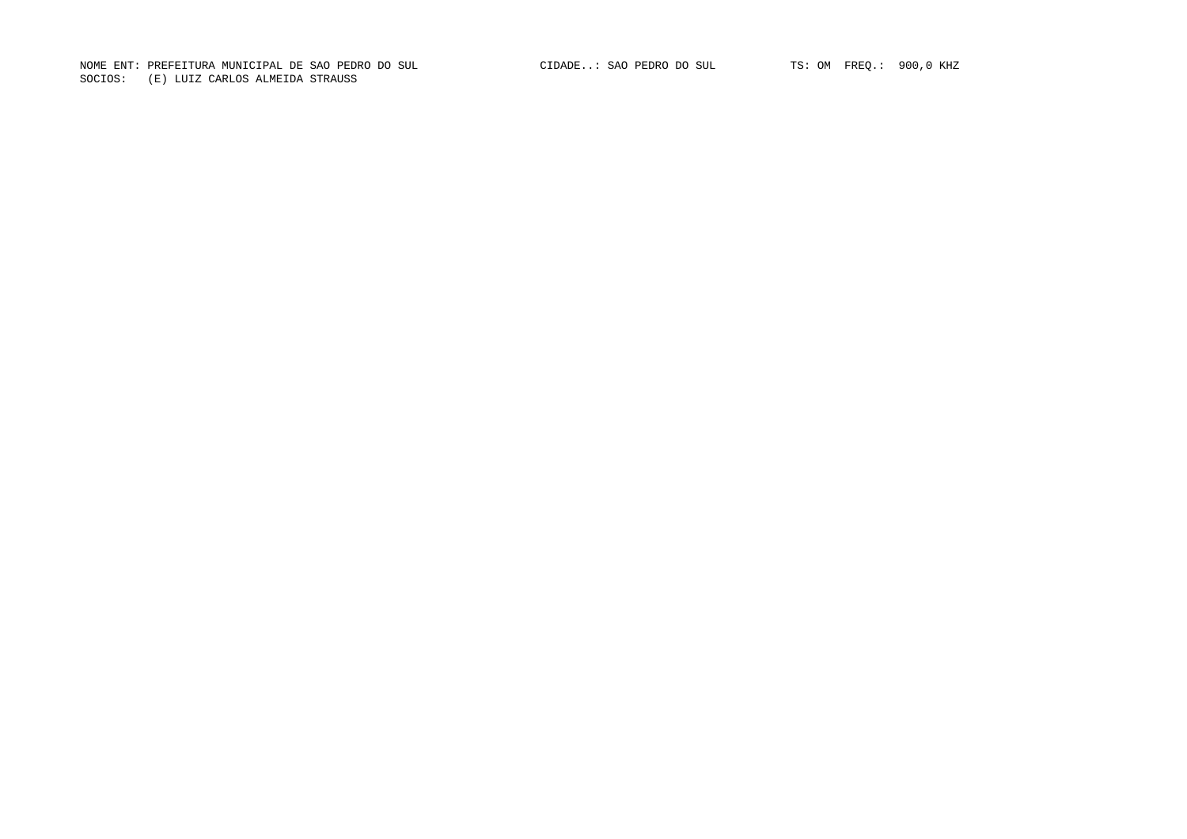NOME ENT: PREFEITURA MUNICIPAL DE SAO PEDRO DO SUL CIDADE..: SAO PEDRO DO SUL TS: OM FREQ.: 900,0 KHZ

SOCIOS: (E) LUIZ CARLOS ALMEIDA STRAUSS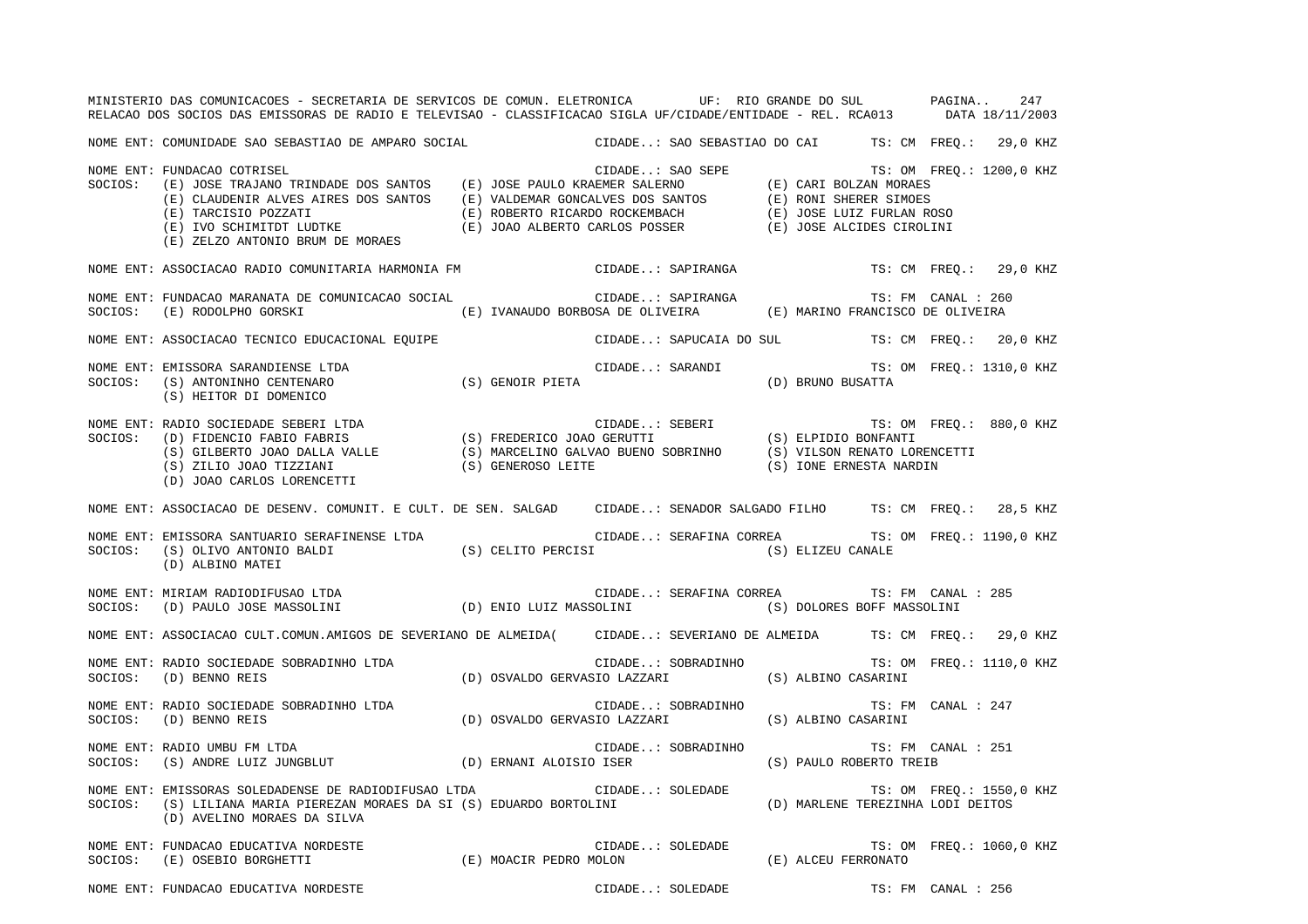MINISTERIO DAS COMUNICACOES - SECRETARIA DE SERVICOS DE COMUN. ELETRONICA UF: RIO GRANDE DO SUL

RELACAO DOS SOCIOS DAS EMISSORAS DE RADIO E TELEVISAO - CLASSIFICACAO SIGLA UF/CIDADE/ENTIDADE - REL. RCA013 DATA 18/11/2003

NOME ENT: COMUNIDADE SAO SEBASTIAO DE AMPARO SOCIAL — CIDADE..: SAO SEBASTIAO DO CAI — TS: CM FREQ.: 29,0 KHZ

NOME ENT: FUNDACAO COTRISEL — CIDADE..: SAO SEPE — TS: OM FREQ.: 1200,0 KHZ
SOCIOS: (E) JOSE TRAJANO TRINDADE DOS SANTOS (E) JOSE PAULO KRAEMER SALERNO (E) CARI BOLZAN MORAES
(E) CLAUDENIR ALVES AIRES DOS SANTOS (E) VALDEMAR GONCALVES DOS SANTOS (E) RONI SHERER SIMOES
(E) TARCISIO POZZATI (E) ROBERTO RICARDO ROCKEMBACH (E) JOSE LUIZ FURLAN ROSO
(E) IVO SCHIMITDT LUDTKE (E) JOAO ALBERTO CARLOS POSSER (E) JOSE ALCIDES CIROLINI
(E) ZELZO ANTONIO BRUM DE MORAES

NOME ENT: ASSOCIACAO RADIO COMUNITARIA HARMONIA FM — CIDADE..: SAPIRANGA — TS: CM FREQ.: 29,0 KHZ

NOME ENT: FUNDACAO MARANATA DE COMUNICACAO SOCIAL — CIDADE..: SAPIRANGA — TS: FM CANAL : 260
SOCIOS: (E) RODOLPHO GORSKI (E) IVANAUDO BORBOSA DE OLIVEIRA (E) MARINO FRANCISCO DE OLIVEIRA

NOME ENT: ASSOCIACAO TECNICO EDUCACIONAL EQUIPE — CIDADE..: SAPUCAIA DO SUL — TS: CM FREQ.: 20,0 KHZ

NOME ENT: EMISSORA SARANDIENSE LTDA — CIDADE..: SARANDI — TS: OM FREQ.: 1310,0 KHZ
SOCIOS: (S) ANTONINHO CENTENARO (S) GENOIR PIETA (D) BRUNO BUSATTA
(S) HEITOR DI DOMENICO

NOME ENT: RADIO SOCIEDADE SEBERI LTDA — CIDADE..: SEBERI — TS: OM FREQ.: 880,0 KHZ
SOCIOS: (D) FIDENCIO FABIO FABRIS (S) FREDERICO JOAO GERUTTI (S) ELPIDIO BONFANTI
(S) GILBERTO JOAO DALLA VALLE (S) MARCELINO GALVAO BUENO SOBRINHO (S) VILSON RENATO LORENCETTI
(S) ZILIO JOAO TIZZIANI (S) GENEROSO LEITE (S) IONE ERNESTA NARDIN
(D) JOAO CARLOS LORENCETTI

NOME ENT: ASSOCIACAO DE DESENV. COMUNIT. E CULT. DE SEN. SALGAD — CIDADE..: SENADOR SALGADO FILHO — TS: CM FREQ.: 28,5 KHZ

NOME ENT: EMISSORA SANTUARIO SERAFINENSE LTDA — CIDADE..: SERAFINA CORREA — TS: OM FREQ.: 1190,0 KHZ
SOCIOS: (S) OLIVO ANTONIO BALDI (S) CELITO PERCISI (S) ELIZEU CANALE
(D) ALBINO MATEI

NOME ENT: MIRIAM RADIODIFUSAO LTDA — CIDADE..: SERAFINA CORREA — TS: FM CANAL : 285
SOCIOS: (D) PAULO JOSE MASSOLINI (D) ENIO LUIZ MASSOLINI (S) DOLORES BOFF MASSOLINI

NOME ENT: ASSOCIACAO CULT.COMUN.AMIGOS DE SEVERIANO DE ALMEIDA( — CIDADE..: SEVERIANO DE ALMEIDA — TS: CM FREQ.: 29,0 KHZ

NOME ENT: RADIO SOCIEDADE SOBRADINHO LTDA — CIDADE..: SOBRADINHO — TS: OM FREQ.: 1110,0 KHZ
SOCIOS: (D) BENNO REIS (D) OSVALDO GERVASIO LAZZARI (S) ALBINO CASARINI

NOME ENT: RADIO SOCIEDADE SOBRADINHO LTDA — CIDADE..: SOBRADINHO — TS: FM CANAL : 247
SOCIOS: (D) BENNO REIS (D) OSVALDO GERVASIO LAZZARI (S) ALBINO CASARINI

NOME ENT: RADIO UMBU FM LTDA — CIDADE..: SOBRADINHO — TS: FM CANAL : 251
SOCIOS: (S) ANDRE LUIZ JUNGBLUT (D) ERNANI ALOISIO ISER (S) PAULO ROBERTO TREIB

NOME ENT: EMISSORAS SOLEDADENSE DE RADIODIFUSAO LTDA — CIDADE..: SOLEDADE — TS: OM FREQ.: 1550,0 KHZ
SOCIOS: (S) LILIANA MARIA PIEREZAN MORAES DA SI (S) EDUARDO BORTOLINI (D) MARLENE TEREZINHA LODI DEITOS
(D) AVELINO MORAES DA SILVA

NOME ENT: FUNDACAO EDUCATIVA NORDESTE — CIDADE..: SOLEDADE — TS: OM FREQ.: 1060,0 KHZ
SOCIOS: (E) OSEBIO BORGHETTI (E) MOACIR PEDRO MOLON (E) ALCEU FERRONATO

NOME ENT: FUNDACAO EDUCATIVA NORDESTE — CIDADE..: SOLEDADE — TS: FM CANAL : 256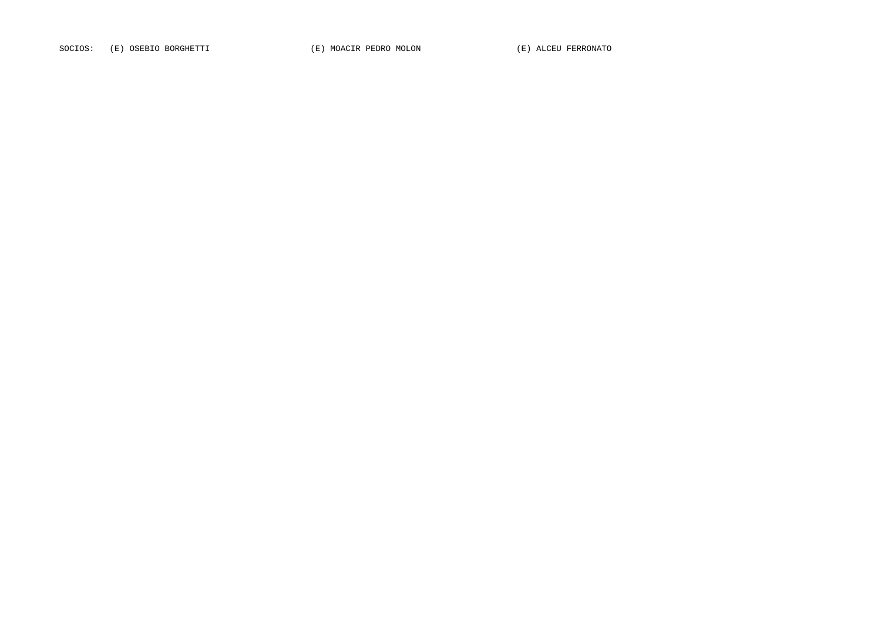SOCIOS: (E) OSEBIO BORGHETTI (E) MOACIR PEDRO MOLON (E) ALCEU FERRONATO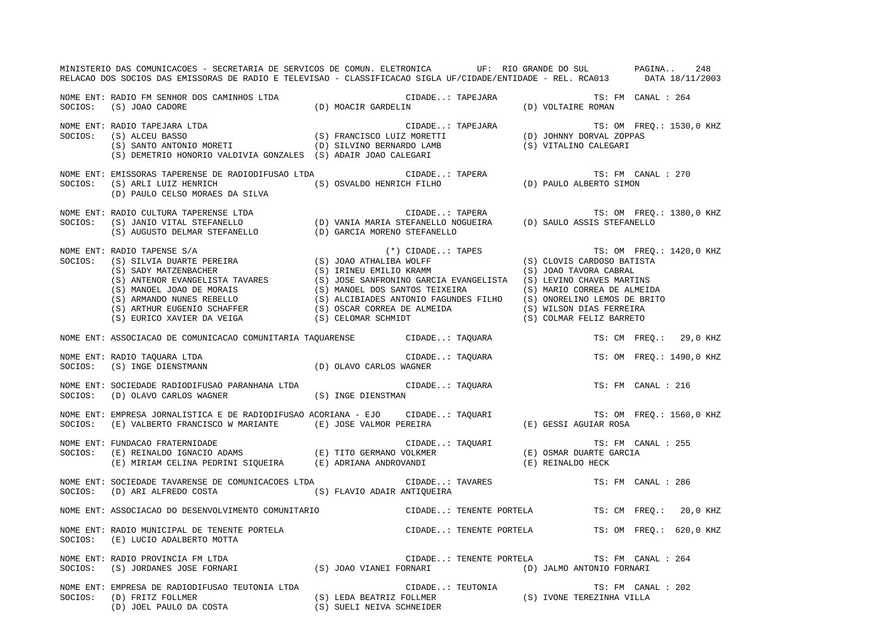MINISTERIO DAS COMUNICACOES - SECRETARIA DE SERVICOS DE COMUN. ELETRONICA UF: RIO GRANDE DO SUL PAGINA.. 248
RELACAO DOS SOCIOS DAS EMISSORAS DE RADIO E TELEVISAO - CLASSIFICACAO SIGLA UF/CIDADE/ENTIDADE - REL. RCA013 DATA 18/11/2003

NOME ENT: RADIO FM SENHOR DOS CAMINHOS LTDA CIDADE..: TAPEJARA TS: FM CANAL : 264
SOCIOS: (S) JOAO CADORE (D) MOACIR GARDELIN (D) VOLTAIRE ROMAN

NOME ENT: RADIO TAPEJARA LTDA CIDADE..: TAPEJARA TS: OM FREQ.: 1530,0 KHZ
SOCIOS: (S) ALCEU BASSO (S) FRANCISCO LUIZ MORETTI (D) JOHNNY DORVAL ZOPPAS
(S) SANTO ANTONIO MORETI (D) SILVINO BERNARDO LAMB (S) VITALINO CALEGARI
(S) DEMETRIO HONORIO VALDIVIA GONZALES (S) ADAIR JOAO CALEGARI

NOME ENT: EMISSORAS TAPERENSE DE RADIODIFUSAO LTDA CIDADE..: TAPERA TS: FM CANAL : 270
SOCIOS: (S) ARLI LUIZ HENRICH (S) OSVALDO HENRICH FILHO (D) PAULO ALBERTO SIMON
(D) PAULO CELSO MORAES DA SILVA

NOME ENT: RADIO CULTURA TAPERENSE LTDA CIDADE..: TAPERA TS: OM FREQ.: 1380,0 KHZ
SOCIOS: (S) JANIO VITAL STEFANELLO (D) VANIA MARIA STEFANELLO NOGUEIRA (D) SAULO ASSIS STEFANELLO
(S) AUGUSTO DELMAR STEFANELLO (D) GARCIA MORENO STEFANELLO

NOME ENT: RADIO TAPENSE S/A (*) CIDADE..: TAPES TS: OM FREQ.: 1420,0 KHZ
SOCIOS: (S) SILVIA DUARTE PEREIRA (S) JOAO ATHALIBA WOLFF (S) CLOVIS CARDOSO BATISTA
(S) SADY MATZENBACHER (S) IRINEU EMILIO KRAMM (S) JOAO TAVORA CABRAL
(S) ANTENOR EVANGELISTA TAVARES (S) JOSE SANFRONINO GARCIA EVANGELISTA (S) LEVINO CHAVES MARTINS
(S) MANOEL JOAO DE MORAIS (S) MANOEL DOS SANTOS TEIXEIRA (S) MARIO CORREA DE ALMEIDA
(S) ARMANDO NUNES REBELLO (S) ALCIBIADES ANTONIO FAGUNDES FILHO (S) ONORELINO LEMOS DE BRITO
(S) ARTHUR EUGENIO SCHAFFER (S) OSCAR CORREA DE ALMEIDA (S) WILSON DIAS FERREIRA
(S) EURICO XAVIER DA VEIGA (S) CELOMAR SCHMIDT (S) COLMAR FELIZ BARRETO

NOME ENT: ASSOCIACAO DE COMUNICACAO COMUNITARIA TAQUARENSE CIDADE..: TAQUARA TS: CM FREQ.: 29,0 KHZ

NOME ENT: RADIO TAQUARA LTDA CIDADE..: TAQUARA TS: OM FREQ.: 1490,0 KHZ
SOCIOS: (S) INGE DIENSTMANN (D) OLAVO CARLOS WAGNER

NOME ENT: SOCIEDADE RADIODIFUSAO PARANHANA LTDA CIDADE..: TAQUARA TS: FM CANAL : 216
SOCIOS: (D) OLAVO CARLOS WAGNER (S) INGE DIENSTMAN

NOME ENT: EMPRESA JORNALISTICA E DE RADIODIFUSAO ACORIANA - EJO CIDADE..: TAQUARI TS: OM FREQ.: 1560,0 KHZ
SOCIOS: (E) VALBERTO FRANCISCO W MARIANTE (E) JOSE VALMOR PEREIRA (E) GESSI AGUIAR ROSA

NOME ENT: FUNDACAO FRATERNIDADE CIDADE..: TAQUARI TS: FM CANAL : 255
SOCIOS: (E) REINALDO IGNACIO ADAMS (E) TITO GERMANO VOLKMER (E) OSMAR DUARTE GARCIA
(E) MIRIAM CELINA PEDRINI SIQUEIRA (E) ADRIANA ANDROVANDI (E) REINALDO HECK

NOME ENT: SOCIEDADE TAVARENSE DE COMUNICACOES LTDA CIDADE..: TAVARES TS: FM CANAL : 286
SOCIOS: (D) ARI ALFREDO COSTA (S) FLAVIO ADAIR ANTIQUEIRA

NOME ENT: ASSOCIACAO DO DESENVOLVIMENTO COMUNITARIO CIDADE..: TENENTE PORTELA TS: CM FREQ.: 20,0 KHZ

NOME ENT: RADIO MUNICIPAL DE TENENTE PORTELA CIDADE..: TENENTE PORTELA TS: OM FREQ.: 620,0 KHZ
SOCIOS: (E) LUCIO ADALBERTO MOTTA

NOME ENT: RADIO PROVINCIA FM LTDA CIDADE..: TENENTE PORTELA TS: FM CANAL : 264
SOCIOS: (S) JORDANES JOSE FORNARI (S) JOAO VIANEI FORNARI (D) JALMO ANTONIO FORNARI

NOME ENT: EMPRESA DE RADIODIFUSAO TEUTONIA LTDA CIDADE..: TEUTONIA TS: FM CANAL : 202
SOCIOS: (D) FRITZ FOLLMER (S) LEDA BEATRIZ FOLLMER (S) IVONE TEREZINHA VILLA
(D) JOEL PAULO DA COSTA (S) SUELI NEIVA SCHNEIDER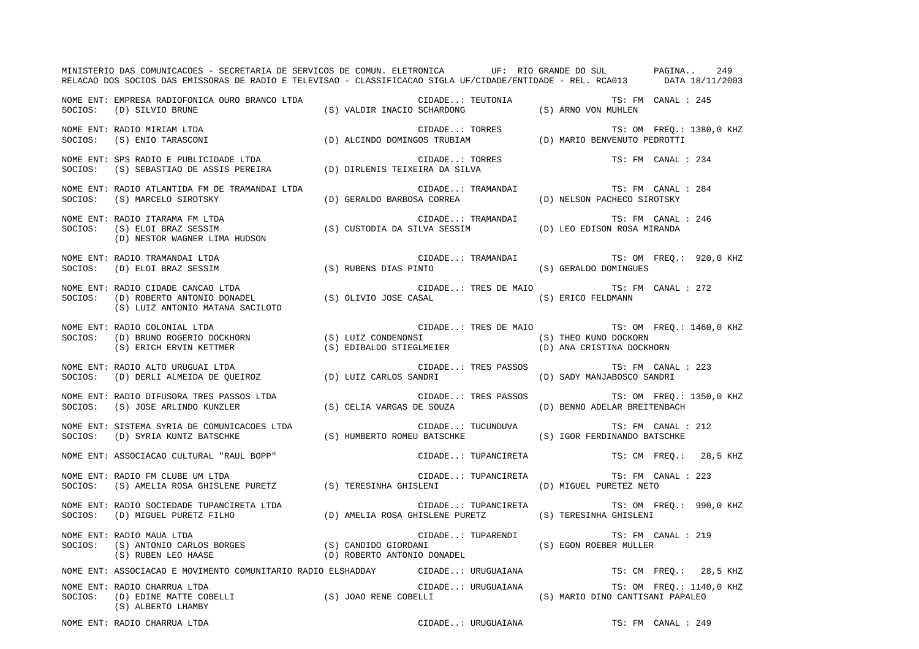NOME ENT: EMPRESA RADIOFONICA OURO BRANCO LTDA CIDADE..: TEUTONIA TS: FM CANAL : 245
SOCIOS: (D) SILVIO BRUNE (S) VALDIR INACIO SCHARDONG (S) ARNO VON MUHLEN

NOME ENT: RADIO MIRIAM LTDA CIDADE..: TORRES TS: OM FREQ.: 1380,0 KHZ
SOCIOS: (S) ENIO TARASCONI (D) ALCINDO DOMINGOS TRUBIAM (D) MARIO BENVENUTO PEDROTTI

NOME ENT: SPS RADIO E PUBLICIDADE LTDA CIDADE..: TORRES TS: FM CANAL : 234
SOCIOS: (S) SEBASTIAO DE ASSIS PEREIRA (D) DIRLENIS TEIXEIRA DA SILVA

NOME ENT: RADIO ATLANTIDA FM DE TRAMANDAI LTDA CIDADE..: TRAMANDAI TS: FM CANAL : 284
SOCIOS: (S) MARCELO SIROTSKY (D) GERALDO BARBOSA CORREA (D) NELSON PACHECO SIROTSKY

NOME ENT: RADIO ITARAMA FM LTDA CIDADE..: TRAMANDAI TS: FM CANAL : 246
SOCIOS: (S) ELOI BRAZ SESSIM (S) CUSTODIA DA SILVA SESSIM (D) LEO EDISON ROSA MIRANDA
(D) NESTOR WAGNER LIMA HUDSON

NOME ENT: RADIO TRAMANDAI LTDA CIDADE..: TRAMANDAI TS: OM FREQ.: 920,0 KHZ
SOCIOS: (D) ELOI BRAZ SESSIM (S) RUBENS DIAS PINTO (S) GERALDO DOMINGUES

NOME ENT: RADIO CIDADE CANCAO LTDA CIDADE..: TRES DE MAIO TS: FM CANAL : 272
SOCIOS: (D) ROBERTO ANTONIO DONADEL (S) OLIVIO JOSE CASAL (S) ERICO FELDMANN
(S) LUIZ ANTONIO MATANA SACILOTO

NOME ENT: RADIO COLONIAL LTDA CIDADE..: TRES DE MAIO TS: OM FREQ.: 1460,0 KHZ
SOCIOS: (D) BRUNO ROGERIO DOCKHORN (S) LUIZ CONDENONSI (S) THEO KUNO DOCKORN
(S) ERICH ERVIN KETTMER (S) EDIBALDO STIEGLMEIER (D) ANA CRISTINA DOCKHORN

NOME ENT: RADIO ALTO URUGUAI LTDA CIDADE..: TRES PASSOS TS: FM CANAL : 223
SOCIOS: (D) DERLI ALMEIDA DE QUEIROZ (D) LUIZ CARLOS SANDRI (D) SADY MANJABOSCO SANDRI

NOME ENT: RADIO DIFUSORA TRES PASSOS LTDA CIDADE..: TRES PASSOS TS: OM FREQ.: 1350,0 KHZ
SOCIOS: (S) JOSE ARLINDO KUNZLER (S) CELIA VARGAS DE SOUZA (D) BENNO ADELAR BREITENBACH

NOME ENT: SISTEMA SYRIA DE COMUNICACOES LTDA CIDADE..: TUCUNDUVA TS: FM CANAL : 212
SOCIOS: (D) SYRIA KUNTZ BATSCHKE (S) HUMBERTO ROMEU BATSCHKE (S) IGOR FERDINANDO BATSCHKE

NOME ENT: ASSOCIACAO CULTURAL "RAUL BOPP" CIDADE..: TUPANCIRETA TS: CM FREQ.: 28,5 KHZ

NOME ENT: RADIO FM CLUBE UM LTDA CIDADE..: TUPANCIRETA TS: FM CANAL : 223
SOCIOS: (S) AMELIA ROSA GHISLENE PURETZ (S) TERESINHA GHISLENI (D) MIGUEL PURETEZ NETO

NOME ENT: RADIO SOCIEDADE TUPANCIRETA LTDA CIDADE..: TUPANCIRETA TS: OM FREQ.: 990,0 KHZ
SOCIOS: (D) MIGUEL PURETZ FILHO (D) AMELIA ROSA GHISLENE PURETZ (S) TERESINHA GHISLENI

NOME ENT: RADIO MAUA LTDA CIDADE..: TUPARENDI TS: FM CANAL : 219
SOCIOS: (S) ANTONIO CARLOS BORGES (S) CANDIDO GIORDANI (S) EGON ROEBER MULLER
(S) RUBEN LEO HAASE (D) ROBERTO ANTONIO DONADEL

NOME ENT: ASSOCIACAO E MOVIMENTO COMUNITARIO RADIO ELSHADDAY CIDADE..: URUGUAIANA TS: CM FREQ.: 28,5 KHZ

NOME ENT: RADIO CHARRUA LTDA CIDADE..: URUGUAIANA TS: OM FREQ.: 1140,0 KHZ
SOCIOS: (D) EDINE MATTE COBELLI (S) JOAO RENE COBELLI (S) MARIO DINO CANTISANI PAPALEO
(S) ALBERTO LHAMBY

NOME ENT: RADIO CHARRUA LTDA CIDADE..: URUGUAIANA TS: FM CANAL : 249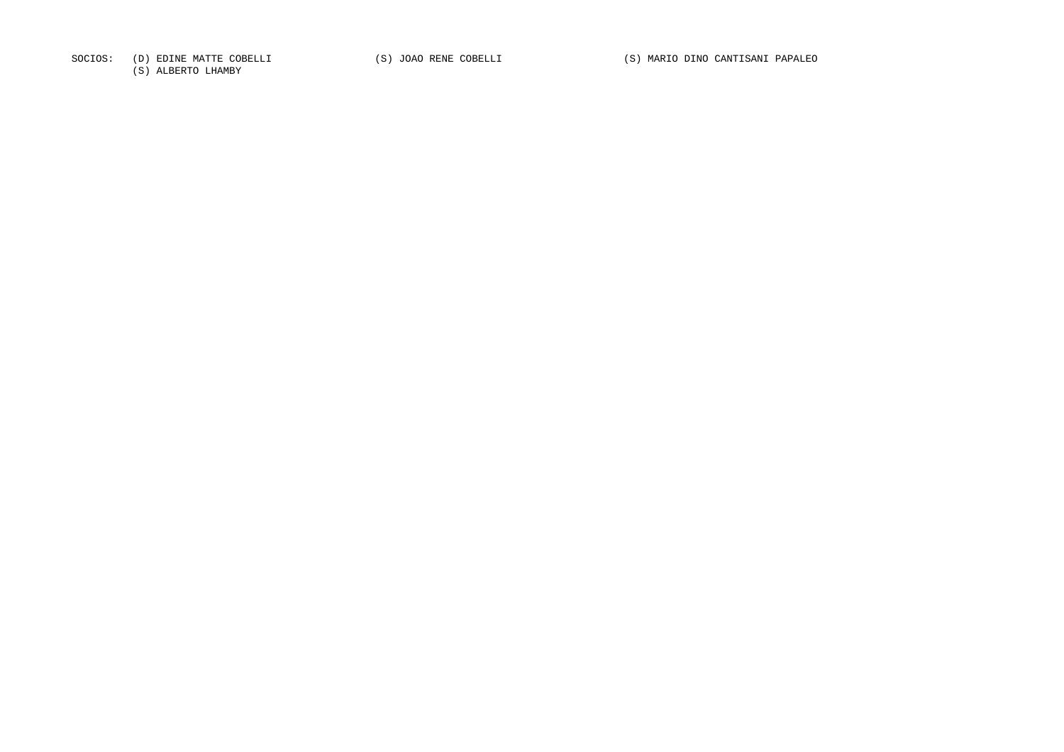SOCIOS: (D) EDINE MATTE COBELLI (S) JOAO RENE COBELLI (S) MARIO DINO CANTISANI PAPALEO
(S) ALBERTO LHAMBY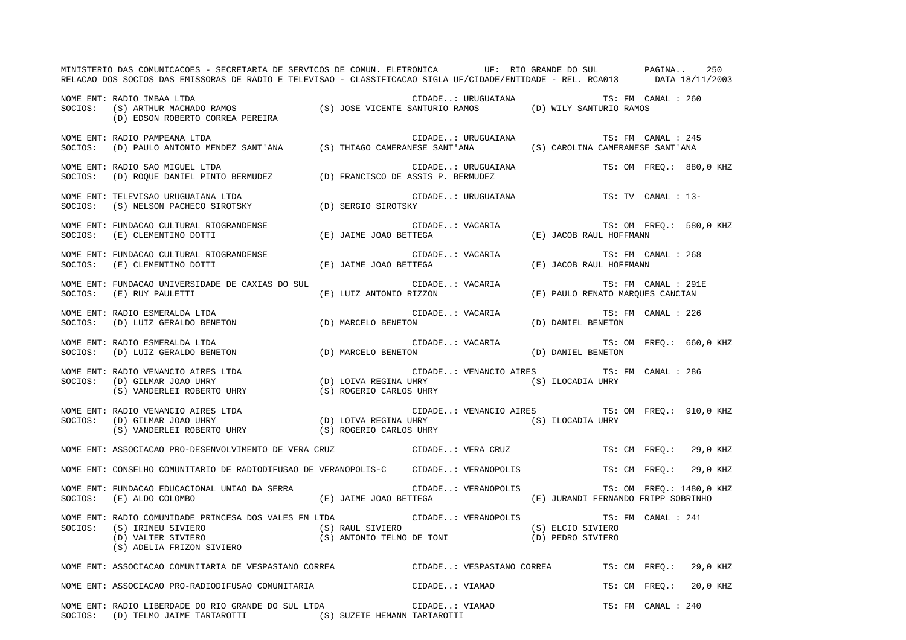NOME ENT: RADIO IMBAA LTDA CIDADE..: URUGUAIANA TS: FM CANAL : 260
SOCIOS: (S) ARTHUR MACHADO RAMOS (S) JOSE VICENTE SANTURIO RAMOS (D) WILY SANTURIO RAMOS
(D) EDSON ROBERTO CORREA PEREIRA

NOME ENT: RADIO PAMPEANA LTDA CIDADE..: URUGUAIANA TS: FM CANAL : 245
SOCIOS: (D) PAULO ANTONIO MENDEZ SANT'ANA (S) THIAGO CAMERANESE SANT'ANA (S) CAROLINA CAMERANESE SANT'ANA

NOME ENT: RADIO SAO MIGUEL LTDA CIDADE..: URUGUAIANA TS: OM FREQ.: 880,0 KHZ
SOCIOS: (D) ROQUE DANIEL PINTO BERMUDEZ (D) FRANCISCO DE ASSIS P. BERMUDEZ

NOME ENT: TELEVISAO URUGUAIANA LTDA CIDADE..: URUGUAIANA TS: TV CANAL : 13-
SOCIOS: (S) NELSON PACHECO SIROTSKY (D) SERGIO SIROTSKY

NOME ENT: FUNDACAO CULTURAL RIOGRANDENSE CIDADE..: VACARIA TS: OM FREQ.: 580,0 KHZ
SOCIOS: (E) CLEMENTINO DOTTI (E) JAIME JOAO BETTEGA (E) JACOB RAUL HOFFMANN

NOME ENT: FUNDACAO CULTURAL RIOGRANDENSE CIDADE..: VACARIA TS: FM CANAL : 268
SOCIOS: (E) CLEMENTINO DOTTI (E) JAIME JOAO BETTEGA (E) JACOB RAUL HOFFMANN

NOME ENT: FUNDACAO UNIVERSIDADE DE CAXIAS DO SUL CIDADE..: VACARIA TS: FM CANAL : 291E
SOCIOS: (E) RUY PAULETTI (E) LUIZ ANTONIO RIZZON (E) PAULO RENATO MARQUES CANCIAN

NOME ENT: RADIO ESMERALDA LTDA CIDADE..: VACARIA TS: FM CANAL : 226
SOCIOS: (D) LUIZ GERALDO BENETON (D) MARCELO BENETON (D) DANIEL BENETON

NOME ENT: RADIO ESMERALDA LTDA CIDADE..: VACARIA TS: OM FREQ.: 660,0 KHZ
SOCIOS: (D) LUIZ GERALDO BENETON (D) MARCELO BENETON (D) DANIEL BENETON

NOME ENT: RADIO VENANCIO AIRES LTDA CIDADE..: VENANCIO AIRES TS: FM CANAL : 286
SOCIOS: (D) GILMAR JOAO UHRY (D) LOIVA REGINA UHRY (S) ILOCADIA UHRY
(S) VANDERLEI ROBERTO UHRY (S) ROGERIO CARLOS UHRY

NOME ENT: RADIO VENANCIO AIRES LTDA CIDADE..: VENANCIO AIRES TS: OM FREQ.: 910,0 KHZ
SOCIOS: (D) GILMAR JOAO UHRY (D) LOIVA REGINA UHRY (S) ILOCADIA UHRY
(S) VANDERLEI ROBERTO UHRY (S) ROGERIO CARLOS UHRY

NOME ENT: ASSOCIACAO PRO-DESENVOLVIMENTO DE VERA CRUZ CIDADE..: VERA CRUZ TS: CM FREQ.: 29,0 KHZ

NOME ENT: CONSELHO COMUNITARIO DE RADIODIFUSAO DE VERANOPOLIS-C CIDADE..: VERANOPOLIS TS: CM FREQ.: 29,0 KHZ

NOME ENT: FUNDACAO EDUCACIONAL UNIAO DA SERRA CIDADE..: VERANOPOLIS TS: OM FREQ.: 1480,0 KHZ
SOCIOS: (E) ALDO COLOMBO (E) JAIME JOAO BETTEGA (E) JURANDI FERNANDO FRIPP SOBRINHO

NOME ENT: RADIO COMUNIDADE PRINCESA DOS VALES FM LTDA CIDADE..: VERANOPOLIS TS: FM CANAL : 241
SOCIOS: (S) IRINEU SIVIERO (S) RAUL SIVIERO (S) ELCIO SIVIERO
(D) VALTER SIVIERO (S) ANTONIO TELMO DE TONI (D) PEDRO SIVIERO
(S) ADELIA FRIZON SIVIERO

NOME ENT: ASSOCIACAO COMUNITARIA DE VESPASIANO CORREA CIDADE..: VESPASIANO CORREA TS: CM FREQ.: 29,0 KHZ

NOME ENT: ASSOCIACAO PRO-RADIODIFUSAO COMUNITARIA CIDADE..: VIAMAO TS: CM FREQ.: 20,0 KHZ

NOME ENT: RADIO LIBERDADE DO RIO GRANDE DO SUL LTDA CIDADE..: VIAMAO TS: FM CANAL : 240
SOCIOS: (D) TELMO JAIME TARTAROTTI (S) SUZETE HEMANN TARTAROTTI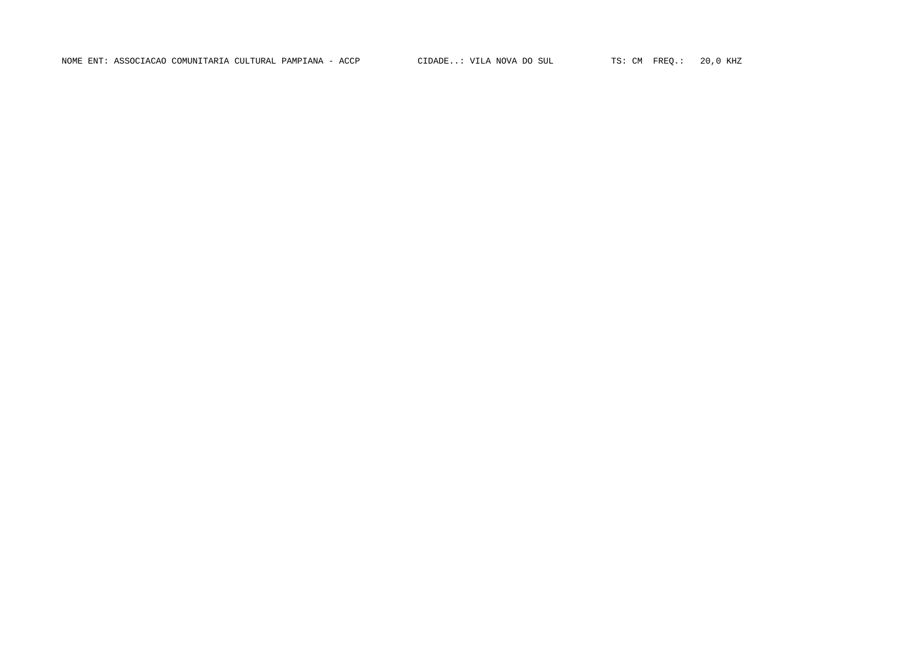NOME ENT: ASSOCIACAO COMUNITARIA CULTURAL PAMPIANA - ACCP CIDADE..: VILA NOVA DO SUL TS: CM FREQ.: 20,0 KHZ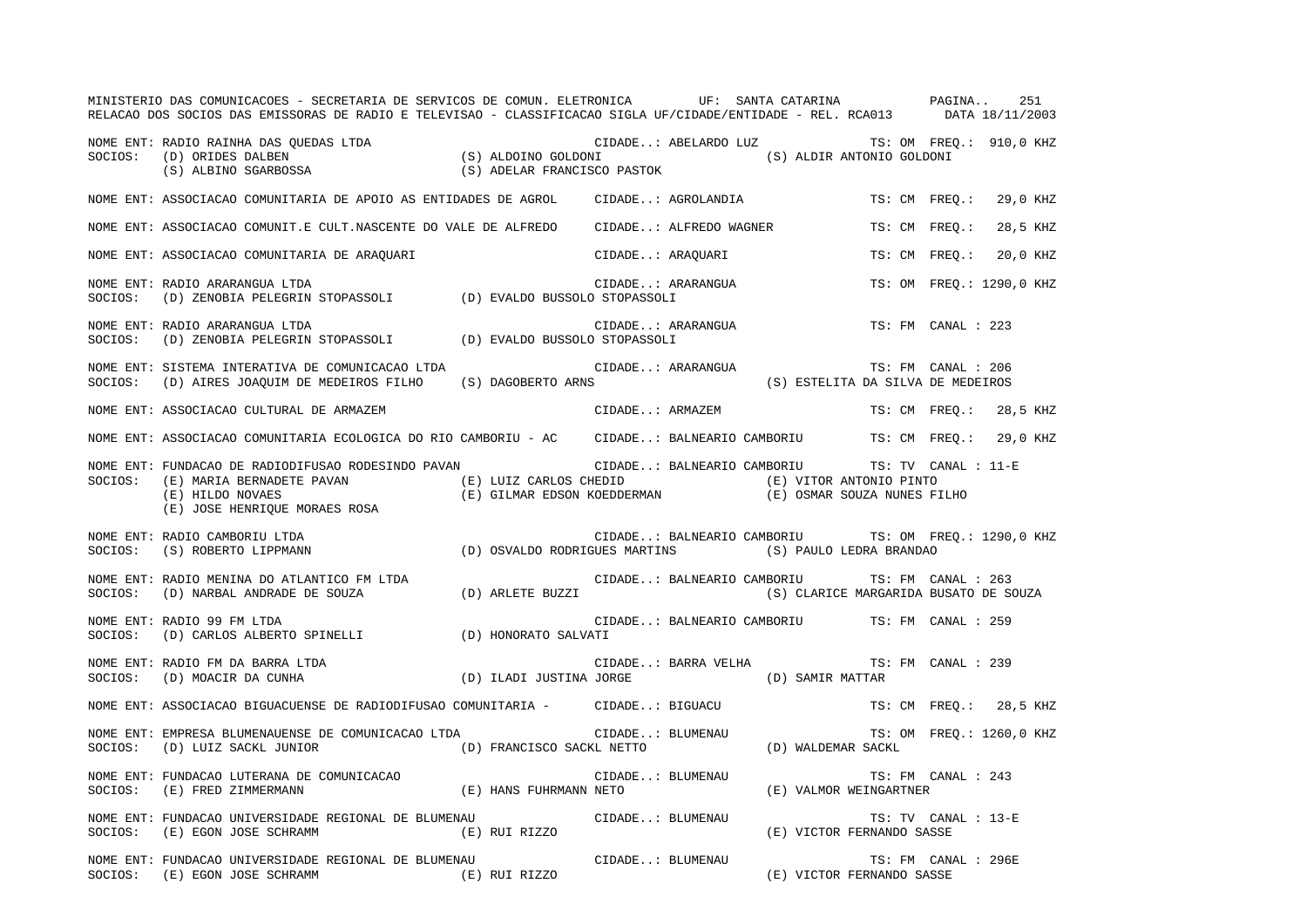MINISTERIO DAS COMUNICACOES - SECRETARIA DE SERVICOS DE COMUN. ELETRONICA UF: SANTA CATARINA

RELACAO DOS SOCIOS DAS EMISSORAS DE RADIO E TELEVISAO - CLASSIFICACAO SIGLA UF/CIDADE/ENTIDADE - REL. RCA013 DATA 18/11/2003

NOME ENT: RADIO RAINHA DAS QUEDAS LTDA CIDADE..: ABELARDO LUZ TS: OM FREQ.: 910,0 KHZ
SOCIOS: (D) ORIDES DALBEN (S) ALDOINO GOLDONI (S) ALDIR ANTONIO GOLDONI
(S) ALBINO SGARBOSSA (S) ADELAR FRANCISCO PASTOK

NOME ENT: ASSOCIACAO COMUNITARIA DE APOIO AS ENTIDADES DE AGROL CIDADE..: AGROLANDIA TS: CM FREQ.: 29,0 KHZ

NOME ENT: ASSOCIACAO COMUNIT.E CULT.NASCENTE DO VALE DE ALFREDO CIDADE..: ALFREDO WAGNER TS: CM FREQ.: 28,5 KHZ

NOME ENT: ASSOCIACAO COMUNITARIA DE ARAQUARI CIDADE..: ARAQUARI TS: CM FREQ.: 20,0 KHZ

NOME ENT: RADIO ARARANGUA LTDA CIDADE..: ARARANGUA TS: OM FREQ.: 1290,0 KHZ
SOCIOS: (D) ZENOBIA PELEGRIN STOPASSOLI (D) EVALDO BUSSOLO STOPASSOLI

NOME ENT: RADIO ARARANGUA LTDA CIDADE..: ARARANGUA TS: FM CANAL : 223
SOCIOS: (D) ZENOBIA PELEGRIN STOPASSOLI (D) EVALDO BUSSOLO STOPASSOLI

NOME ENT: SISTEMA INTERATIVA DE COMUNICACAO LTDA CIDADE..: ARARANGUA TS: FM CANAL : 206
SOCIOS: (D) AIRES JOAQUIM DE MEDEIROS FILHO (S) DAGOBERTO ARNS (S) ESTELITA DA SILVA DE MEDEIROS

NOME ENT: ASSOCIACAO CULTURAL DE ARMAZEM CIDADE..: ARMAZEM TS: CM FREQ.: 28,5 KHZ

NOME ENT: ASSOCIACAO COMUNITARIA ECOLOGICA DO RIO CAMBORIU - AC CIDADE..: BALNEARIO CAMBORIU TS: CM FREQ.: 29,0 KHZ

NOME ENT: FUNDACAO DE RADIODIFUSAO RODESINDO PAVAN CIDADE..: BALNEARIO CAMBORIU TS: TV CANAL : 11-E
SOCIOS: (E) MARIA BERNADETE PAVAN (E) LUIZ CARLOS CHEDID (E) VITOR ANTONIO PINTO
(E) HILDO NOVAES (E) GILMAR EDSON KOEDDERMAN (E) OSMAR SOUZA NUNES FILHO
(E) JOSE HENRIQUE MORAES ROSA

NOME ENT: RADIO CAMBORIU LTDA CIDADE..: BALNEARIO CAMBORIU TS: OM FREQ.: 1290,0 KHZ
SOCIOS: (S) ROBERTO LIPPMANN (D) OSVALDO RODRIGUES MARTINS (S) PAULO LEDRA BRANDAO

NOME ENT: RADIO MENINA DO ATLANTICO FM LTDA CIDADE..: BALNEARIO CAMBORIU TS: FM CANAL : 263
SOCIOS: (D) NARBAL ANDRADE DE SOUZA (D) ARLETE BUZZI (S) CLARICE MARGARIDA BUSATO DE SOUZA

NOME ENT: RADIO 99 FM LTDA CIDADE..: BALNEARIO CAMBORIU TS: FM CANAL : 259
SOCIOS: (D) CARLOS ALBERTO SPINELLI (D) HONORATO SALVATI

NOME ENT: RADIO FM DA BARRA LTDA CIDADE..: BARRA VELHA TS: FM CANAL : 239
SOCIOS: (D) MOACIR DA CUNHA (D) ILADI JUSTINA JORGE (D) SAMIR MATTAR

NOME ENT: ASSOCIACAO BIGUACUENSE DE RADIODIFUSAO COMUNITARIA - CIDADE..: BIGUACU TS: CM FREQ.: 28,5 KHZ

NOME ENT: EMPRESA BLUMENAUENSE DE COMUNICACAO LTDA CIDADE..: BLUMENAU TS: OM FREQ.: 1260,0 KHZ
SOCIOS: (D) LUIZ SACKL JUNIOR (D) FRANCISCO SACKL NETTO (D) WALDEMAR SACKL

NOME ENT: FUNDACAO LUTERANA DE COMUNICACAO CIDADE..: BLUMENAU TS: FM CANAL : 243
SOCIOS: (E) FRED ZIMMERMANN (E) HANS FUHRMANN NETO (E) VALMOR WEINGARTNER

NOME ENT: FUNDACAO UNIVERSIDADE REGIONAL DE BLUMENAU CIDADE..: BLUMENAU TS: TV CANAL : 13-E
SOCIOS: (E) EGON JOSE SCHRAMM (E) RUI RIZZO (E) VICTOR FERNANDO SASSE

NOME ENT: FUNDACAO UNIVERSIDADE REGIONAL DE BLUMENAU CIDADE..: BLUMENAU TS: FM CANAL : 296E
SOCIOS: (E) EGON JOSE SCHRAMM (E) RUI RIZZO (E) VICTOR FERNANDO SASSE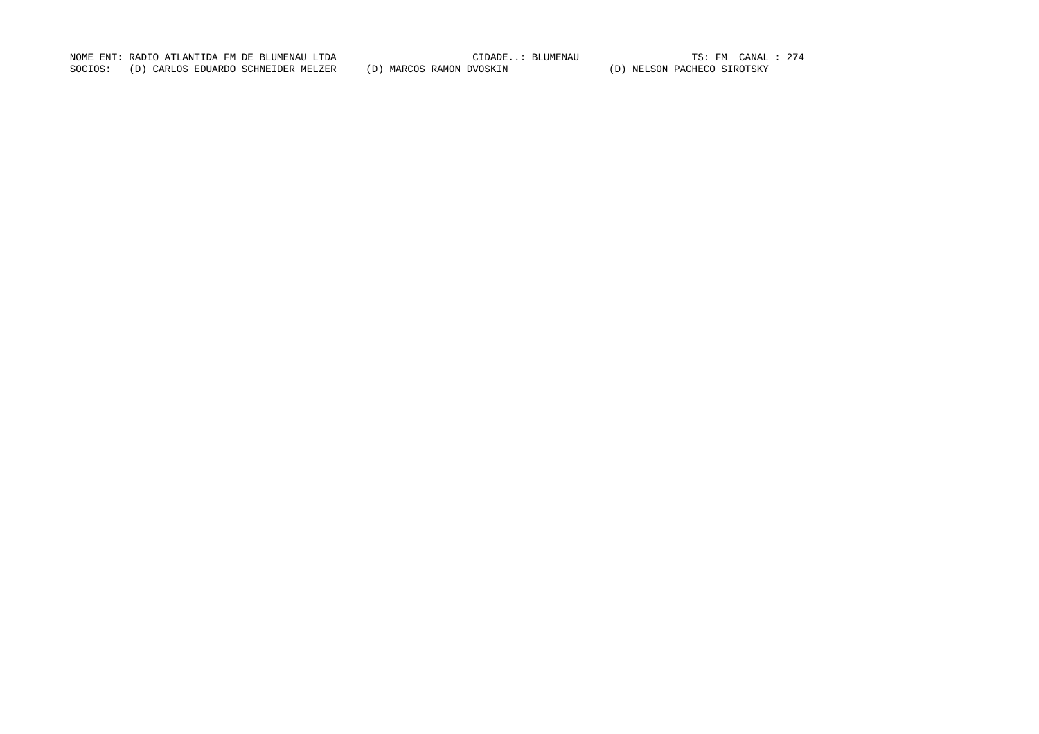NOME ENT: RADIO ATLANTIDA FM DE BLUMENAU LTDA CIDADE..: BLUMENAU TS: FM CANAL : 274

SOCIOS: (D) CARLOS EDUARDO SCHNEIDER MELZER (D) MARCOS RAMON DVOSKIN (D) NELSON PACHECO SIROTSKY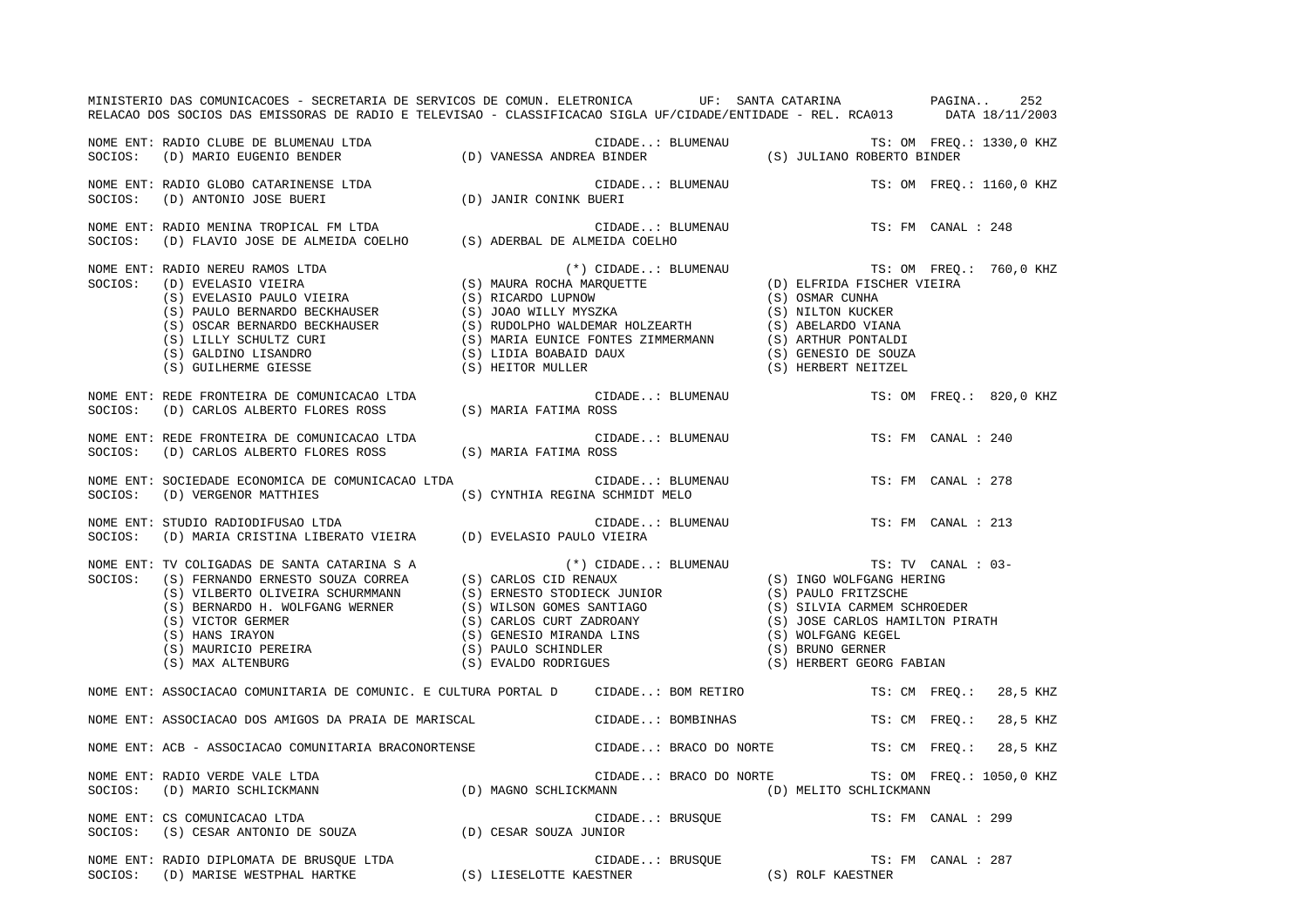MINISTERIO DAS COMUNICACOES - SECRETARIA DE SERVICOS DE COMUN. ELETRONICA UF: SANTA CATARINA

RELACAO DOS SOCIOS DAS EMISSORAS DE RADIO E TELEVISAO - CLASSIFICACAO SIGLA UF/CIDADE/ENTIDADE - REL. RCA013 DATA 18/11/2003

NOME ENT: RADIO CLUBE DE BLUMENAU LTDA — CIDADE..: BLUMENAU — TS: OM FREQ.: 1330,0 KHZ
SOCIOS: (D) MARIO EUGENIO BENDER; (D) VANESSA ANDREA BINDER; (S) JULIANO ROBERTO BINDER

NOME ENT: RADIO GLOBO CATARINENSE LTDA — CIDADE..: BLUMENAU — TS: OM FREQ.: 1160,0 KHZ
SOCIOS: (D) ANTONIO JOSE BUERI; (D) JANIR CONINK BUERI

NOME ENT: RADIO MENINA TROPICAL FM LTDA — CIDADE..: BLUMENAU — TS: FM CANAL : 248
SOCIOS: (D) FLAVIO JOSE DE ALMEIDA COELHO; (S) ADERBAL DE ALMEIDA COELHO

NOME ENT: RADIO NEREU RAMOS LTDA — (*) CIDADE..: BLUMENAU — TS: OM FREQ.: 760,0 KHZ
SOCIOS: (D) EVELASIO VIEIRA; (S) MAURA ROCHA MARQUETTE; (D) ELFRIDA FISCHER VIEIRA; (S) EVELASIO PAULO VIEIRA; (S) RICARDO LUPNOW; (S) OSMAR CUNHA; (S) PAULO BERNARDO BECKHAUSER; (S) JOAO WILLY MYSZKA; (S) NILTON KUCKER; (S) OSCAR BERNARDO BECKHAUSER; (S) RUDOLPHO WALDEMAR HOLZEARTH; (S) ABELARDO VIANA; (S) LILLY SCHULTZ CURI; (S) MARIA EUNICE FONTES ZIMMERMANN; (S) ARTHUR PONTALDI; (S) GALDINO LISANDRO; (S) LIDIA BOABAID DAUX; (S) GENESIO DE SOUZA; (S) GUILHERME GIESSE; (S) HEITOR MULLER; (S) HERBERT NEITZEL

NOME ENT: REDE FRONTEIRA DE COMUNICACAO LTDA — CIDADE..: BLUMENAU — TS: OM FREQ.: 820,0 KHZ
SOCIOS: (D) CARLOS ALBERTO FLORES ROSS; (S) MARIA FATIMA ROSS

NOME ENT: REDE FRONTEIRA DE COMUNICACAO LTDA — CIDADE..: BLUMENAU — TS: FM CANAL : 240
SOCIOS: (D) CARLOS ALBERTO FLORES ROSS; (S) MARIA FATIMA ROSS

NOME ENT: SOCIEDADE ECONOMICA DE COMUNICACAO LTDA — CIDADE..: BLUMENAU — TS: FM CANAL : 278
SOCIOS: (D) VERGENOR MATTHIES; (S) CYNTHIA REGINA SCHMIDT MELO

NOME ENT: STUDIO RADIODIFUSAO LTDA — CIDADE..: BLUMENAU — TS: FM CANAL : 213
SOCIOS: (D) MARIA CRISTINA LIBERATO VIEIRA; (D) EVELASIO PAULO VIEIRA

NOME ENT: TV COLIGADAS DE SANTA CATARINA S A — (*) CIDADE..: BLUMENAU — TS: TV CANAL : 03-
SOCIOS: (S) FERNANDO ERNESTO SOUZA CORREA; (S) CARLOS CID RENAUX; (S) INGO WOLFGANG HERING; (S) VILBERTO OLIVEIRA SCHURMMANN; (S) ERNESTO STODIECK JUNIOR; (S) PAULO FRITZSCHE; (S) BERNARDO H. WOLFGANG WERNER; (S) WILSON GOMES SANTIAGO; (S) SILVIA CARMEM SCHROEDER; (S) VICTOR GERMER; (S) CARLOS CURT ZADROANY; (S) JOSE CARLOS HAMILTON PIRATH; (S) HANS IRAYON; (S) GENESIO MIRANDA LINS; (S) WOLFGANG KEGEL; (S) MAURICIO PEREIRA; (S) PAULO SCHINDLER; (S) BRUNO GERNER; (S) MAX ALTENBURG; (S) EVALDO RODRIGUES; (S) HERBERT GEORG FABIAN

NOME ENT: ASSOCIACAO COMUNITARIA DE COMUNIC. E CULTURA PORTAL D — CIDADE..: BOM RETIRO — TS: CM FREQ.: 28,5 KHZ

NOME ENT: ASSOCIACAO DOS AMIGOS DA PRAIA DE MARISCAL — CIDADE..: BOMBINHAS — TS: CM FREQ.: 28,5 KHZ

NOME ENT: ACB - ASSOCIACAO COMUNITARIA BRACONORTENSE — CIDADE..: BRACO DO NORTE — TS: CM FREQ.: 28,5 KHZ

NOME ENT: RADIO VERDE VALE LTDA — CIDADE..: BRACO DO NORTE — TS: OM FREQ.: 1050,0 KHZ
SOCIOS: (D) MARIO SCHLICKMANN; (D) MAGNO SCHLICKMANN; (D) MELITO SCHLICKMANN

NOME ENT: CS COMUNICACAO LTDA — CIDADE..: BRUSQUE — TS: FM CANAL : 299
SOCIOS: (S) CESAR ANTONIO DE SOUZA; (D) CESAR SOUZA JUNIOR

NOME ENT: RADIO DIPLOMATA DE BRUSQUE LTDA — CIDADE..: BRUSQUE — TS: FM CANAL : 287
SOCIOS: (D) MARISE WESTPHAL HARTKE; (S) LIESELOTTE KAESTNER; (S) ROLF KAESTNER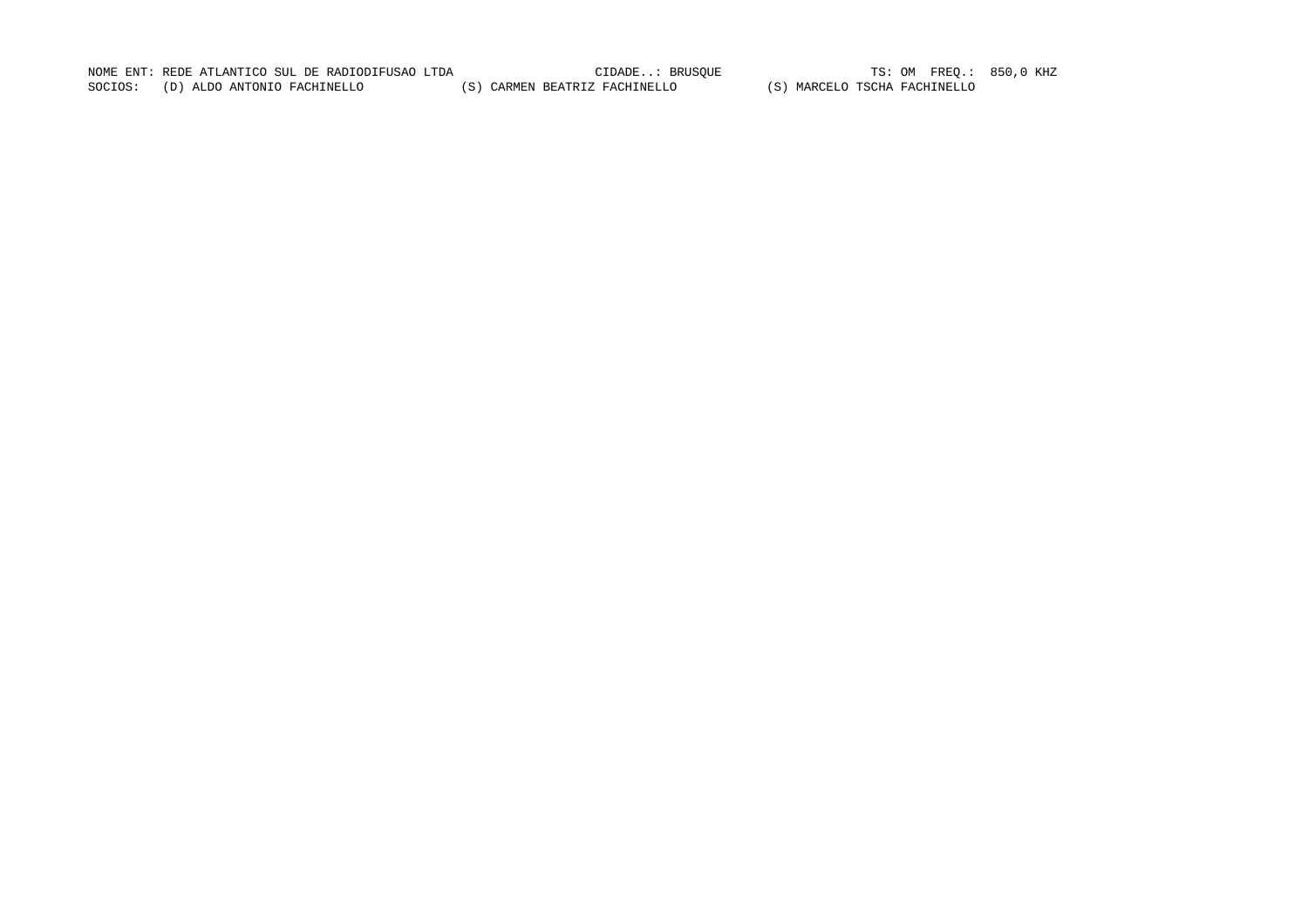NOME ENT: REDE ATLANTICO SUL DE RADIODIFUSAO LTDA CIDADE..: BRUSQUE TS: OM FREQ.: 850,0 KHZ

SOCIOS: (D) ALDO ANTONIO FACHINELLO (S) CARMEN BEATRIZ FACHINELLO (S) MARCELO TSCHA FACHINELLO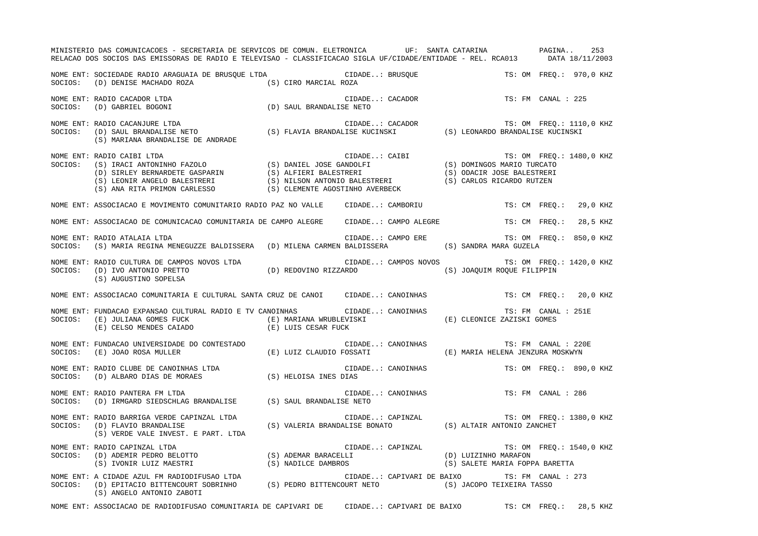MINISTERIO DAS COMUNICACOES - SECRETARIA DE SERVICOS DE COMUN. ELETRONICA UF: SANTA CATARINA

RELACAO DOS SOCIOS DAS EMISSORAS DE RADIO E TELEVISAO - CLASSIFICACAO SIGLA UF/CIDADE/ENTIDADE - REL. RCA013 DATA 18/11/2003

NOME ENT: SOCIEDADE RADIO ARAGUAIA DE BRUSQUE LTDA CIDADE..: BRUSQUE TS: OM FREQ.: 970,0 KHZ
SOCIOS: (D) DENISE MACHADO ROZA (S) CIRO MARCIAL ROZA

NOME ENT: RADIO CACADOR LTDA CIDADE..: CACADOR TS: FM CANAL : 225
SOCIOS: (D) GABRIEL BOGONI (D) SAUL BRANDALISE NETO

NOME ENT: RADIO CACANJURE LTDA CIDADE..: CACADOR TS: OM FREQ.: 1110,0 KHZ
SOCIOS: (D) SAUL BRANDALISE NETO (S) FLAVIA BRANDALISE KUCINSKI (S) LEONARDO BRANDALISE KUCINSKI
(S) MARIANA BRANDALISE DE ANDRADE

NOME ENT: RADIO CAIBI LTDA CIDADE..: CAIBI TS: OM FREQ.: 1480,0 KHZ
SOCIOS: (S) IRACI ANTONINHO FAZOLO (S) DANIEL JOSE GANDOLFI (S) DOMINGOS MARIO TURCATO
(D) SIRLEY BERNARDETE GASPARIN (S) ALFIERI BALESTRERI (S) ODACIR JOSE BALESTRERI
(S) LEONIR ANGELO BALESTRERI (S) NILSON ANTONIO BALESTRERI (S) CARLOS RICARDO RUTZEN
(S) ANA RITA PRIMON CARLESSO (S) CLEMENTE AGOSTINHO AVERBECK

NOME ENT: ASSOCIACAO E MOVIMENTO COMUNITARIO RADIO PAZ NO VALLE CIDADE..: CAMBORIU TS: CM FREQ.: 29,0 KHZ

NOME ENT: ASSOCIACAO DE COMUNICACAO COMUNITARIA DE CAMPO ALEGRE CIDADE..: CAMPO ALEGRE TS: CM FREQ.: 28,5 KHZ

NOME ENT: RADIO ATALAIA LTDA CIDADE..: CAMPO ERE TS: OM FREQ.: 850,0 KHZ
SOCIOS: (S) MARIA REGINA MENEGUZZE BALDISSERA (D) MILENA CARMEN BALDISSERA (S) SANDRA MARA GUZELA

NOME ENT: RADIO CULTURA DE CAMPOS NOVOS LTDA CIDADE..: CAMPOS NOVOS TS: OM FREQ.: 1420,0 KHZ
SOCIOS: (D) IVO ANTONIO PRETTO (D) REDOVINO RIZZARDO (S) JOAQUIM ROQUE FILIPPIN
(S) AUGUSTINO SOPELSA

NOME ENT: ASSOCIACAO COMUNITARIA E CULTURAL SANTA CRUZ DE CANOI CIDADE..: CANOINHAS TS: CM FREQ.: 20,0 KHZ

NOME ENT: FUNDACAO EXPANSAO CULTURAL RADIO E TV CANOINHAS CIDADE..: CANOINHAS TS: FM CANAL : 251E
SOCIOS: (E) JULIANA GOMES FUCK (E) MARIANA WRUBLEVISKI (E) CLEONICE ZAZISKI GOMES
(E) CELSO MENDES CAIADO (E) LUIS CESAR FUCK

NOME ENT: FUNDACAO UNIVERSIDADE DO CONTESTADO CIDADE..: CANOINHAS TS: FM CANAL : 220E
SOCIOS: (E) JOAO ROSA MULLER (E) LUIZ CLAUDIO FOSSATI (E) MARIA HELENA JENZURA MOSKWYN

NOME ENT: RADIO CLUBE DE CANOINHAS LTDA CIDADE..: CANOINHAS TS: OM FREQ.: 890,0 KHZ
SOCIOS: (D) ALBARO DIAS DE MORAES (S) HELOISA INES DIAS

NOME ENT: RADIO PANTERA FM LTDA CIDADE..: CANOINHAS TS: FM CANAL : 286
SOCIOS: (D) IRMGARD SIEDSCHLAG BRANDALISE (S) SAUL BRANDALISE NETO

NOME ENT: RADIO BARRIGA VERDE CAPINZAL LTDA CIDADE..: CAPINZAL TS: OM FREQ.: 1380,0 KHZ
SOCIOS: (D) FLAVIO BRANDALISE (S) VALERIA BRANDALISE BONATO (S) ALTAIR ANTONIO ZANCHET
(S) VERDE VALE INVEST. E PART. LTDA

NOME ENT: RADIO CAPINZAL LTDA CIDADE..: CAPINZAL TS: OM FREQ.: 1540,0 KHZ
SOCIOS: (D) ADEMIR PEDRO BELOTTO (S) ADEMAR BARACELLI (D) LUIZINHO MARAFON
(S) IVONIR LUIZ MAESTRI (S) NADILCE DAMBROS (S) SALETE MARIA FOPPA BARETTA

NOME ENT: A CIDADE AZUL FM RADIODIFUSAO LTDA CIDADE..: CAPIVARI DE BAIXO TS: FM CANAL : 273
SOCIOS: (D) EPITACIO BITTENCOURT SOBRINHO (S) PEDRO BITTENCOURT NETO (S) JACOPO TEIXEIRA TASSO
(S) ANGELO ANTONIO ZABOTI

NOME ENT: ASSOCIACAO DE RADIODIFUSAO COMUNITARIA DE CAPIVARI DE CIDADE..: CAPIVARI DE BAIXO TS: CM FREQ.: 28,5 KHZ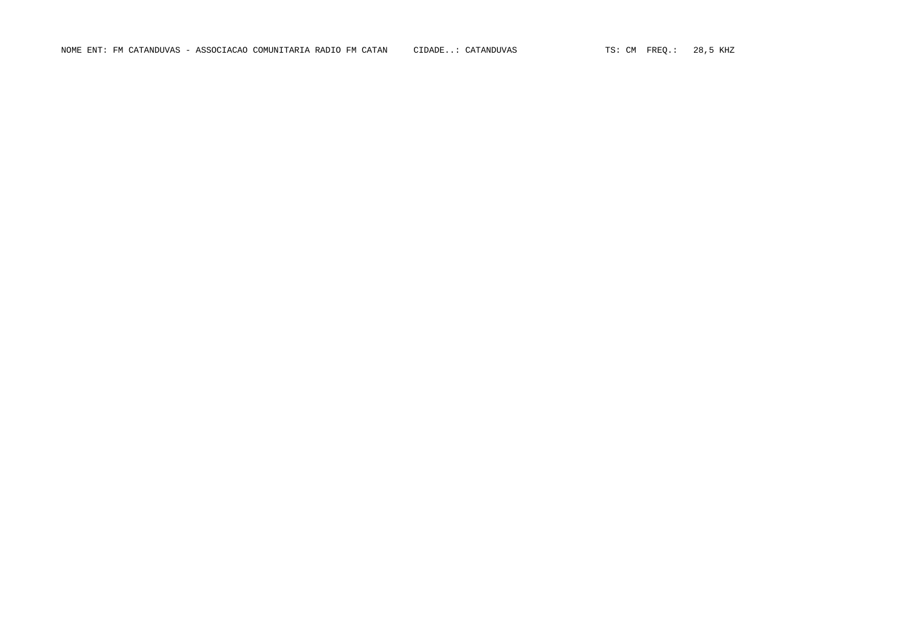NOME ENT: FM CATANDUVAS - ASSOCIACAO COMUNITARIA RADIO FM CATAN     CIDADE..: CATANDUVAS     TS: CM  FREQ.:   28,5 KHZ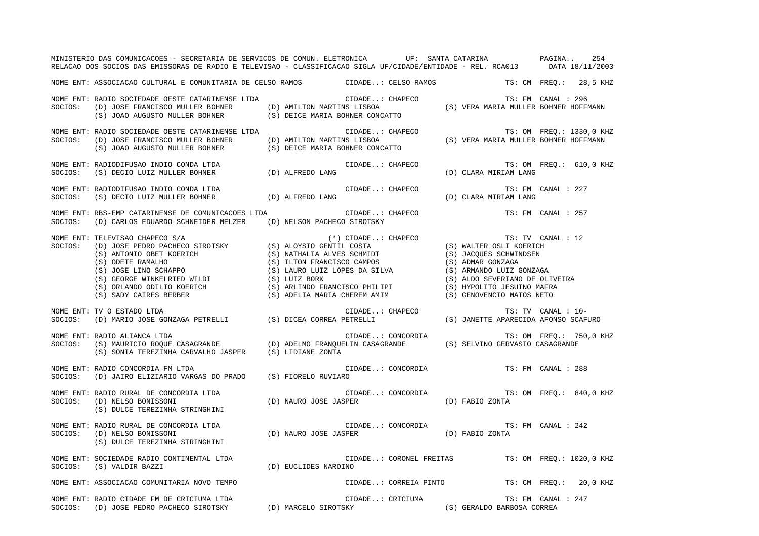NOME ENT: ASSOCIACAO CULTURAL E COMUNITARIA DE CELSO RAMOS CIDADE..: CELSO RAMOS TS: CM FREQ.: 28,5 KHZ

NOME ENT: RADIO SOCIEDADE OESTE CATARINENSE LTDA CIDADE..: CHAPECO TS: FM CANAL : 296
SOCIOS: (D) JOSE FRANCISCO MULLER BOHNER (D) AMILTON MARTINS LISBOA (S) VERA MARIA MULLER BOHNER HOFFMANN
(S) JOAO AUGUSTO MULLER BOHNER (S) DEICE MARIA BOHNER CONCATTO

NOME ENT: RADIO SOCIEDADE OESTE CATARINENSE LTDA CIDADE..: CHAPECO TS: OM FREQ.: 1330,0 KHZ
SOCIOS: (D) JOSE FRANCISCO MULLER BOHNER (D) AMILTON MARTINS LISBOA (S) VERA MARIA MULLER BOHNER HOFFMANN
(S) JOAO AUGUSTO MULLER BOHNER (S) DEICE MARIA BOHNER CONCATTO

NOME ENT: RADIODIFUSAO INDIO CONDA LTDA CIDADE..: CHAPECO TS: OM FREQ.: 610,0 KHZ
SOCIOS: (S) DECIO LUIZ MULLER BOHNER (D) ALFREDO LANG (D) CLARA MIRIAM LANG

NOME ENT: RADIODIFUSAO INDIO CONDA LTDA CIDADE..: CHAPECO TS: FM CANAL : 227
SOCIOS: (S) DECIO LUIZ MULLER BOHNER (D) ALFREDO LANG (D) CLARA MIRIAM LANG

NOME ENT: RBS-EMP CATARINENSE DE COMUNICACOES LTDA CIDADE..: CHAPECO TS: FM CANAL : 257
SOCIOS: (D) CARLOS EDUARDO SCHNEIDER MELZER (D) NELSON PACHECO SIROTSKY

NOME ENT: TELEVISAO CHAPECO S/A (*) CIDADE..: CHAPECO TS: TV CANAL : 12
SOCIOS: (D) JOSE PEDRO PACHECO SIROTSKY (S) ALOYSIO GENTIL COSTA (S) WALTER OSLI KOERICH
(S) ANTONIO OBET KOERICH (S) NATHALIA ALVES SCHMIDT (S) JACQUES SCHWINDSEN
(S) ODETE RAMALHO (S) ILTON FRANCISCO CAMPOS (S) ADMAR GONZAGA
(S) JOSE LINO SCHAPPO (S) LAURO LUIZ LOPES DA SILVA (S) ARMANDO LUIZ GONZAGA
(S) GEORGE WINKELRIED WILDI (S) LUIZ BORK (S) ALDO SEVERIANO DE OLIVEIRA
(S) ORLANDO ODILIO KOERICH (S) ARLINDO FRANCISCO PHILIPI (S) HYPOLITO JESUINO MAFRA
(S) SADY CAIRES BERBER (S) ADELIA MARIA CHEREM AMIM (S) GENOVENCIO MATOS NETO

NOME ENT: TV O ESTADO LTDA CIDADE..: CHAPECO TS: TV CANAL : 10-
SOCIOS: (D) MARIO JOSE GONZAGA PETRELLI (S) DICEA CORREA PETRELLI (S) JANETTE APARECIDA AFONSO SCAFURO

NOME ENT: RADIO ALIANCA LTDA CIDADE..: CONCORDIA TS: OM FREQ.: 750,0 KHZ
SOCIOS: (S) MAURICIO ROQUE CASAGRANDE (D) ADELMO FRANQUELIN CASAGRANDE (S) SELVINO GERVASIO CASAGRANDE
(S) SONIA TEREZINHA CARVALHO JASPER (S) LIDIANE ZONTA

NOME ENT: RADIO CONCORDIA FM LTDA CIDADE..: CONCORDIA TS: FM CANAL : 288
SOCIOS: (D) JAIRO ELIZIARIO VARGAS DO PRADO (S) FIORELO RUVIARO

NOME ENT: RADIO RURAL DE CONCORDIA LTDA CIDADE..: CONCORDIA TS: OM FREQ.: 840,0 KHZ
SOCIOS: (D) NELSO BONISSONI (D) NAURO JOSE JASPER (D) FABIO ZONTA
(S) DULCE TEREZINHA STRINGHINI

NOME ENT: RADIO RURAL DE CONCORDIA LTDA CIDADE..: CONCORDIA TS: FM CANAL : 242
SOCIOS: (D) NELSO BONISSONI (D) NAURO JOSE JASPER (D) FABIO ZONTA
(S) DULCE TEREZINHA STRINGHINI

NOME ENT: SOCIEDADE RADIO CONTINENTAL LTDA CIDADE..: CORONEL FREITAS TS: OM FREQ.: 1020,0 KHZ
SOCIOS: (S) VALDIR BAZZI (D) EUCLIDES NARDINO

NOME ENT: ASSOCIACAO COMUNITARIA NOVO TEMPO CIDADE..: CORREIA PINTO TS: CM FREQ.: 20,0 KHZ

NOME ENT: RADIO CIDADE FM DE CRICIUMA LTDA CIDADE..: CRICIUMA TS: FM CANAL : 247
SOCIOS: (D) JOSE PEDRO PACHECO SIROTSKY (D) MARCELO SIROTSKY (S) GERALDO BARBOSA CORREA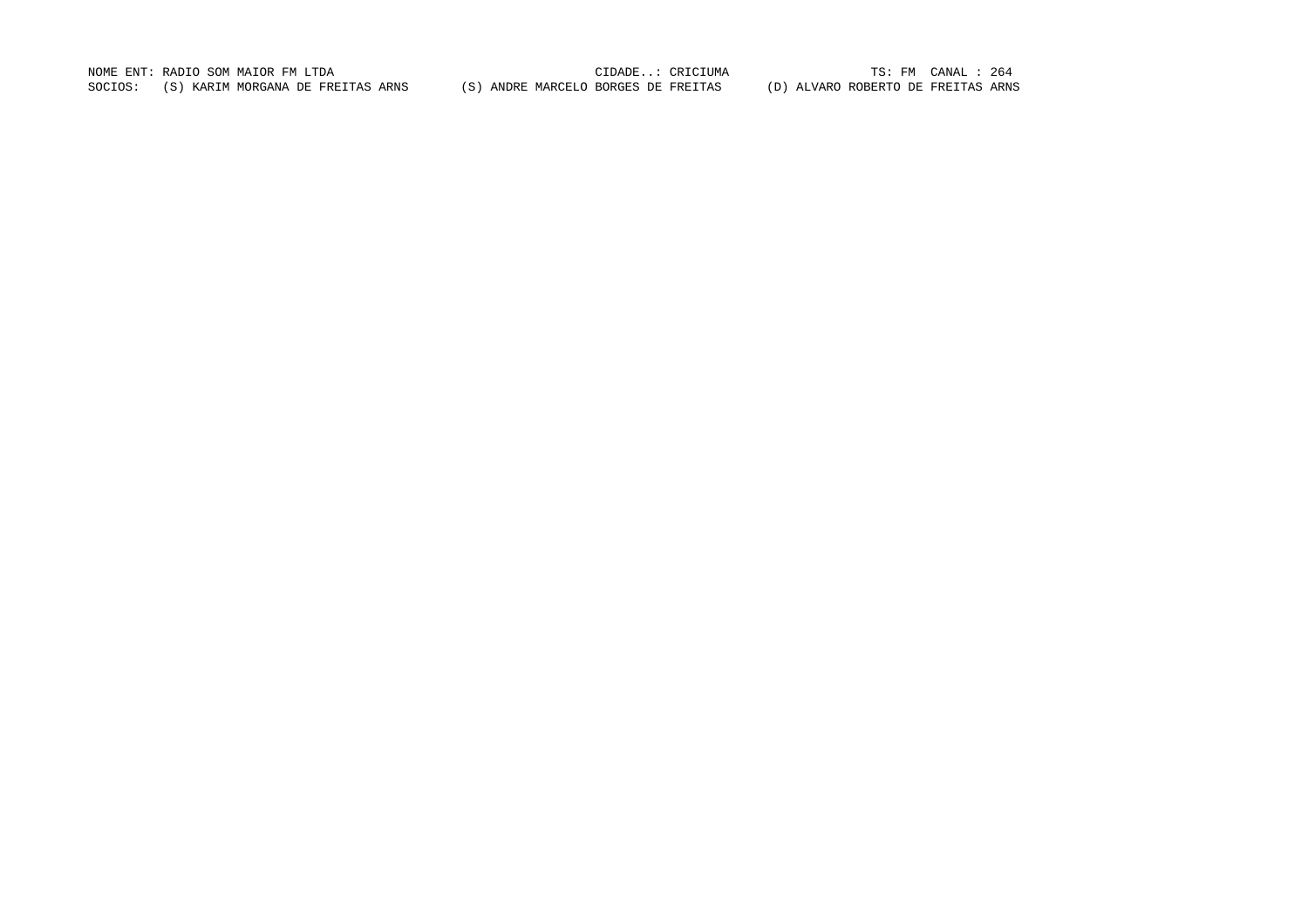NOME ENT: RADIO SOM MAIOR FM LTDA CIDADE..: CRICIUMA TS: FM CANAL : 264

SOCIOS: (S) KARIM MORGANA DE FREITAS ARNS (S) ANDRE MARCELO BORGES DE FREITAS (D) ALVARO ROBERTO DE FREITAS ARNS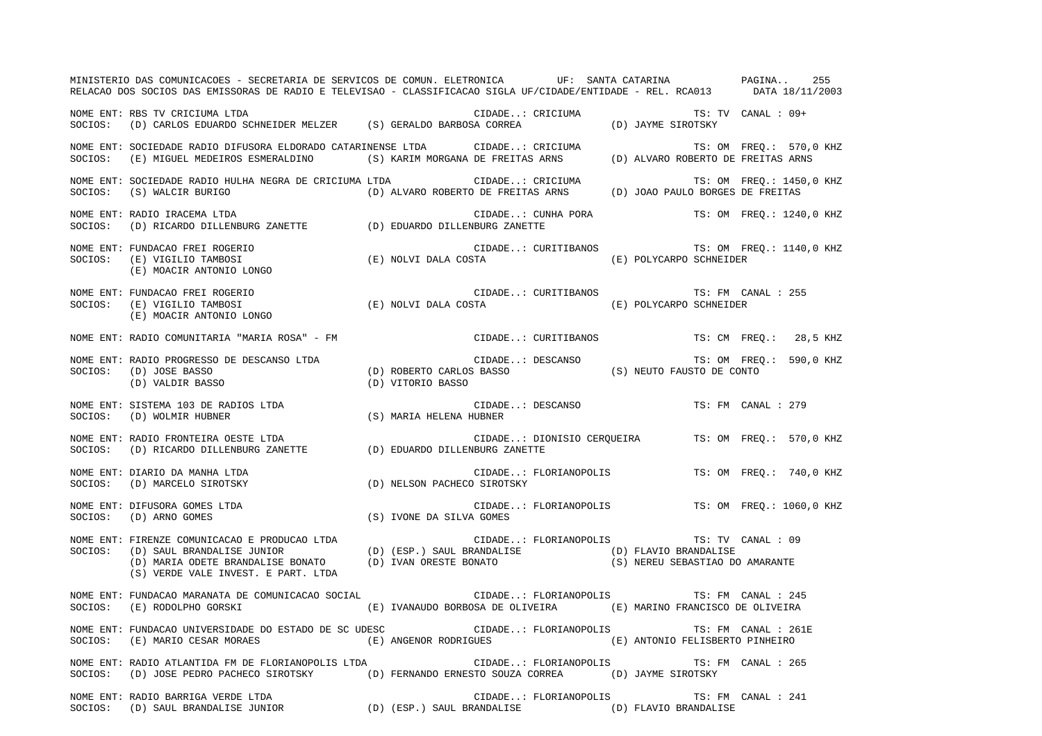MINISTERIO DAS COMUNICACOES - SECRETARIA DE SERVICOS DE COMUN. ELETRONICA UF: SANTA CATARINA

RELACAO DOS SOCIOS DAS EMISSORAS DE RADIO E TELEVISAO - CLASSIFICACAO SIGLA UF/CIDADE/ENTIDADE - REL. RCA013 DATA 18/11/2003

NOME ENT: RBS TV CRICIUMA LTDA — CIDADE..: CRICIUMA — TS: TV CANAL : 09+
SOCIOS: (D) CARLOS EDUARDO SCHNEIDER MELZER (S) GERALDO BARBOSA CORREA (D) JAYME SIROTSKY

NOME ENT: SOCIEDADE RADIO DIFUSORA ELDORADO CATARINENSE LTDA — CIDADE..: CRICIUMA — TS: OM FREQ.: 570,0 KHZ
SOCIOS: (E) MIGUEL MEDEIROS ESMERALDINO (S) KARIM MORGANA DE FREITAS ARNS (D) ALVARO ROBERTO DE FREITAS ARNS

NOME ENT: SOCIEDADE RADIO HULHA NEGRA DE CRICIUMA LTDA — CIDADE..: CRICIUMA — TS: OM FREQ.: 1450,0 KHZ
SOCIOS: (S) WALCIR BURIGO (D) ALVARO ROBERTO DE FREITAS ARNS (D) JOAO PAULO BORGES DE FREITAS

NOME ENT: RADIO IRACEMA LTDA — CIDADE..: CUNHA PORA — TS: OM FREQ.: 1240,0 KHZ
SOCIOS: (D) RICARDO DILLENBURG ZANETTE (D) EDUARDO DILLENBURG ZANETTE

NOME ENT: FUNDACAO FREI ROGERIO — CIDADE..: CURITIBANOS — TS: OM FREQ.: 1140,0 KHZ
SOCIOS: (E) VIGILIO TAMBOSI (E) NOLVI DALA COSTA (E) POLYCARPO SCHNEIDER
(E) MOACIR ANTONIO LONGO

NOME ENT: FUNDACAO FREI ROGERIO — CIDADE..: CURITIBANOS — TS: FM CANAL : 255
SOCIOS: (E) VIGILIO TAMBOSI (E) NOLVI DALA COSTA (E) POLYCARPO SCHNEIDER
(E) MOACIR ANTONIO LONGO

NOME ENT: RADIO COMUNITARIA "MARIA ROSA" - FM — CIDADE..: CURITIBANOS — TS: CM FREQ.: 28,5 KHZ

NOME ENT: RADIO PROGRESSO DE DESCANSO LTDA — CIDADE..: DESCANSO — TS: OM FREQ.: 590,0 KHZ
SOCIOS: (D) JOSE BASSO (D) ROBERTO CARLOS BASSO (S) NEUTO FAUSTO DE CONTO
(D) VALDIR BASSO (D) VITORIO BASSO

NOME ENT: SISTEMA 103 DE RADIOS LTDA — CIDADE..: DESCANSO — TS: FM CANAL : 279
SOCIOS: (D) WOLMIR HUBNER (S) MARIA HELENA HUBNER

NOME ENT: RADIO FRONTEIRA OESTE LTDA — CIDADE..: DIONISIO CERQUEIRA — TS: OM FREQ.: 570,0 KHZ
SOCIOS: (D) RICARDO DILLENBURG ZANETTE (D) EDUARDO DILLENBURG ZANETTE

NOME ENT: DIARIO DA MANHA LTDA — CIDADE..: FLORIANOPOLIS — TS: OM FREQ.: 740,0 KHZ
SOCIOS: (D) MARCELO SIROTSKY (D) NELSON PACHECO SIROTSKY

NOME ENT: DIFUSORA GOMES LTDA — CIDADE..: FLORIANOPOLIS — TS: OM FREQ.: 1060,0 KHZ
SOCIOS: (D) ARNO GOMES (S) IVONE DA SILVA GOMES

NOME ENT: FIRENZE COMUNICACAO E PRODUCAO LTDA — CIDADE..: FLORIANOPOLIS — TS: TV CANAL : 09
SOCIOS: (D) SAUL BRANDALISE JUNIOR (D) (ESP.) SAUL BRANDALISE (D) FLAVIO BRANDALISE
(D) MARIA ODETE BRANDALISE BONATO (D) IVAN ORESTE BONATO (S) NEREU SEBASTIAO DO AMARANTE
(S) VERDE VALE INVEST. E PART. LTDA

NOME ENT: FUNDACAO MARANATA DE COMUNICACAO SOCIAL — CIDADE..: FLORIANOPOLIS — TS: FM CANAL : 245
SOCIOS: (E) RODOLPHO GORSKI (E) IVANAUDO BORBOSA DE OLIVEIRA (E) MARINO FRANCISCO DE OLIVEIRA

NOME ENT: FUNDACAO UNIVERSIDADE DO ESTADO DE SC UDESC — CIDADE..: FLORIANOPOLIS — TS: FM CANAL : 261E
SOCIOS: (E) MARIO CESAR MORAES (E) ANGENOR RODRIGUES (E) ANTONIO FELISBERTO PINHEIRO

NOME ENT: RADIO ATLANTIDA FM DE FLORIANOPOLIS LTDA — CIDADE..: FLORIANOPOLIS — TS: FM CANAL : 265
SOCIOS: (D) JOSE PEDRO PACHECO SIROTSKY (D) FERNANDO ERNESTO SOUZA CORREA (D) JAYME SIROTSKY

NOME ENT: RADIO BARRIGA VERDE LTDA — CIDADE..: FLORIANOPOLIS — TS: FM CANAL : 241
SOCIOS: (D) SAUL BRANDALISE JUNIOR (D) (ESP.) SAUL BRANDALISE (D) FLAVIO BRANDALISE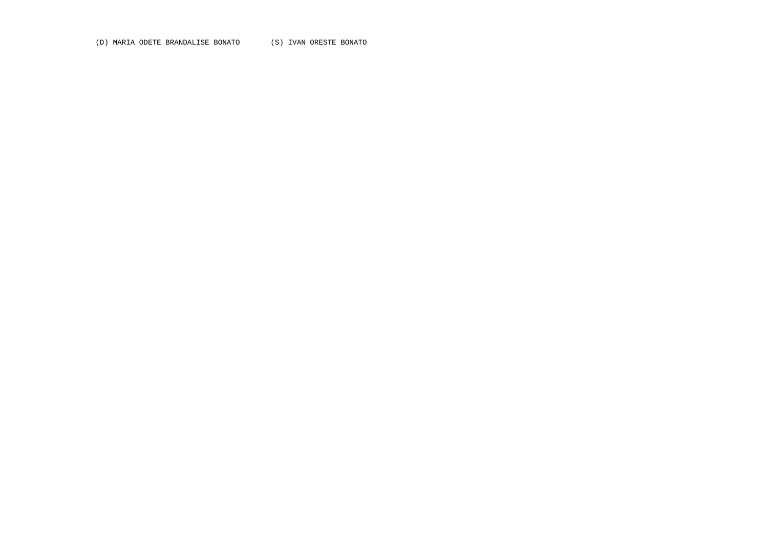(D) MARIA ODETE BRANDALISE BONATO       (S) IVAN ORESTE BONATO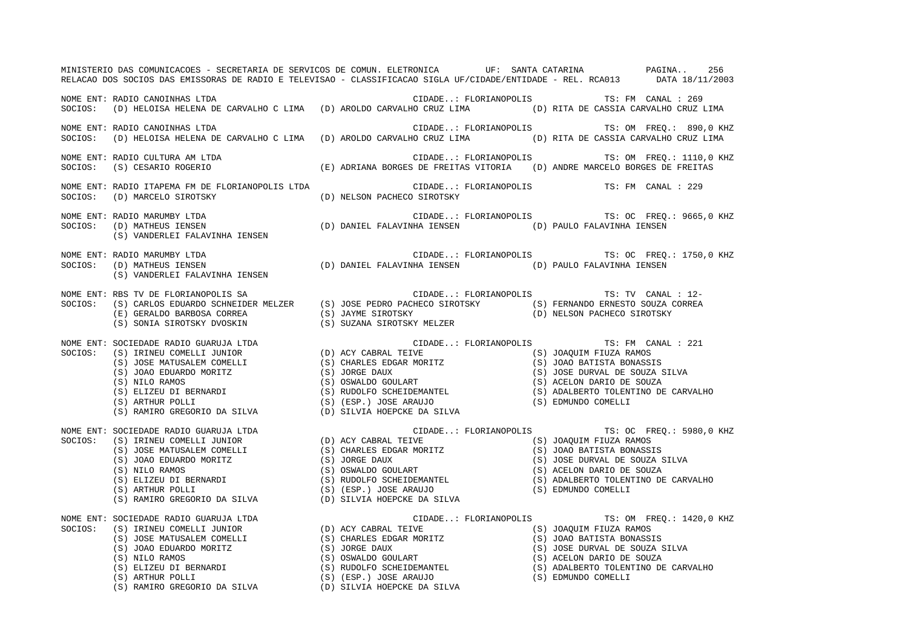MINISTERIO DAS COMUNICACOES - SECRETARIA DE SERVICOS DE COMUN. ELETRONICA UF: SANTA CATARINA PAGINA.. 256
RELACAO DOS SOCIOS DAS EMISSORAS DE RADIO E TELEVISAO - CLASSIFICACAO SIGLA UF/CIDADE/ENTIDADE - REL. RCA013 DATA 18/11/2003

NOME ENT: RADIO CANOINHAS LTDA — CIDADE..: FLORIANOPOLIS — TS: FM CANAL : 269
SOCIOS: (D) HELOISA HELENA DE CARVALHO C LIMA (D) AROLDO CARVALHO CRUZ LIMA (D) RITA DE CASSIA CARVALHO CRUZ LIMA

NOME ENT: RADIO CANOINHAS LTDA — CIDADE..: FLORIANOPOLIS — TS: OM FREQ.: 890,0 KHZ
SOCIOS: (D) HELOISA HELENA DE CARVALHO C LIMA (D) AROLDO CARVALHO CRUZ LIMA (D) RITA DE CASSIA CARVALHO CRUZ LIMA

NOME ENT: RADIO CULTURA AM LTDA — CIDADE..: FLORIANOPOLIS — TS: OM FREQ.: 1110,0 KHZ
SOCIOS: (S) CESARIO ROGERIO (E) ADRIANA BORGES DE FREITAS VITORIA (D) ANDRE MARCELO BORGES DE FREITAS

NOME ENT: RADIO ITAPEMA FM DE FLORIANOPOLIS LTDA — CIDADE..: FLORIANOPOLIS — TS: FM CANAL : 229
SOCIOS: (D) MARCELO SIROTSKY (D) NELSON PACHECO SIROTSKY

NOME ENT: RADIO MARUMBY LTDA — CIDADE..: FLORIANOPOLIS — TS: OC FREQ.: 9665,0 KHZ
SOCIOS: (D) MATHEUS IENSEN (D) DANIEL FALAVINHA IENSEN (D) PAULO FALAVINHA IENSEN
(S) VANDERLEI FALAVINHA IENSEN

NOME ENT: RADIO MARUMBY LTDA — CIDADE..: FLORIANOPOLIS — TS: OC FREQ.: 1750,0 KHZ
SOCIOS: (D) MATHEUS IENSEN (D) DANIEL FALAVINHA IENSEN (D) PAULO FALAVINHA IENSEN
(S) VANDERLEI FALAVINHA IENSEN

NOME ENT: RBS TV DE FLORIANOPOLIS SA — CIDADE..: FLORIANOPOLIS — TS: TV CANAL : 12-
SOCIOS: (S) CARLOS EDUARDO SCHNEIDER MELZER (S) JOSE PEDRO PACHECO SIROTSKY (S) FERNANDO ERNESTO SOUZA CORREA
(E) GERALDO BARBOSA CORREA (S) JAYME SIROTSKY (D) NELSON PACHECO SIROTSKY
(S) SONIA SIROTSKY DVOSKIN (S) SUZANA SIROTSKY MELZER

NOME ENT: SOCIEDADE RADIO GUARUJA LTDA — CIDADE..: FLORIANOPOLIS — TS: FM CANAL : 221
SOCIOS: (S) IRINEU COMELLI JUNIOR (D) ACY CABRAL TEIVE (S) JOAQUIM FIUZA RAMOS
(S) JOSE MATUSALEM COMELLI (S) CHARLES EDGAR MORITZ (S) JOAO BATISTA BONASSIS
(S) JOAO EDUARDO MORITZ (S) JORGE DAUX (S) JOSE DURVAL DE SOUZA SILVA
(S) NILO RAMOS (S) OSWALDO GOULART (S) ACELON DARIO DE SOUZA
(S) ELIZEU DI BERNARDI (S) RUDOLFO SCHEIDEMANTEL (S) ADALBERTO TOLENTINO DE CARVALHO
(S) ARTHUR POLLI (S) (ESP.) JOSE ARAUJO (S) EDMUNDO COMELLI
(S) RAMIRO GREGORIO DA SILVA (D) SILVIA HOEPCKE DA SILVA

NOME ENT: SOCIEDADE RADIO GUARUJA LTDA — CIDADE..: FLORIANOPOLIS — TS: OC FREQ.: 5980,0 KHZ
SOCIOS: (S) IRINEU COMELLI JUNIOR (D) ACY CABRAL TEIVE (S) JOAQUIM FIUZA RAMOS
(S) JOSE MATUSALEM COMELLI (S) CHARLES EDGAR MORITZ (S) JOAO BATISTA BONASSIS
(S) JOAO EDUARDO MORITZ (S) JORGE DAUX (S) JOSE DURVAL DE SOUZA SILVA
(S) NILO RAMOS (S) OSWALDO GOULART (S) ACELON DARIO DE SOUZA
(S) ELIZEU DI BERNARDI (S) RUDOLFO SCHEIDEMANTEL (S) ADALBERTO TOLENTINO DE CARVALHO
(S) ARTHUR POLLI (S) (ESP.) JOSE ARAUJO (S) EDMUNDO COMELLI
(S) RAMIRO GREGORIO DA SILVA (D) SILVIA HOEPCKE DA SILVA

NOME ENT: SOCIEDADE RADIO GUARUJA LTDA — CIDADE..: FLORIANOPOLIS — TS: OM FREQ.: 1420,0 KHZ
SOCIOS: (S) IRINEU COMELLI JUNIOR (D) ACY CABRAL TEIVE (S) JOAQUIM FIUZA RAMOS
(S) JOSE MATUSALEM COMELLI (S) CHARLES EDGAR MORITZ (S) JOAO BATISTA BONASSIS
(S) JOAO EDUARDO MORITZ (S) JORGE DAUX (S) JOSE DURVAL DE SOUZA SILVA
(S) NILO RAMOS (S) OSWALDO GOULART (S) ACELON DARIO DE SOUZA
(S) ELIZEU DI BERNARDI (S) RUDOLFO SCHEIDEMANTEL (S) ADALBERTO TOLENTINO DE CARVALHO
(S) ARTHUR POLLI (S) (ESP.) JOSE ARAUJO (S) EDMUNDO COMELLI
(S) RAMIRO GREGORIO DA SILVA (D) SILVIA HOEPCKE DA SILVA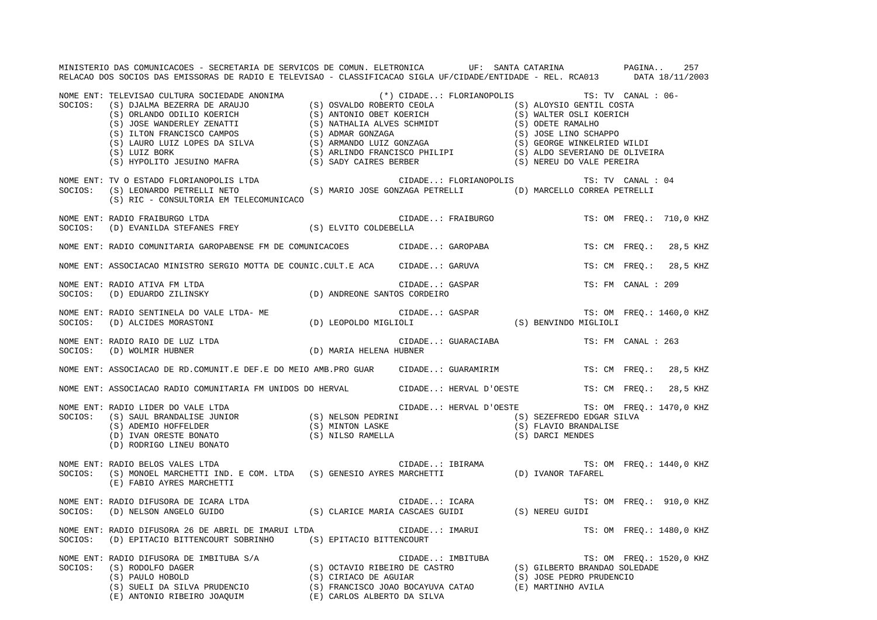MINISTERIO DAS COMUNICACOES - SECRETARIA DE SERVICOS DE COMUN. ELETRONICA UF: SANTA CATARINA

RELACAO DOS SOCIOS DAS EMISSORAS DE RADIO E TELEVISAO - CLASSIFICACAO SIGLA UF/CIDADE/ENTIDADE - REL. RCA013 DATA 18/11/2003

```
NOME ENT: TELEVISAO CULTURA SOCIEDADE ANONIMA                 (*) CIDADE..: FLORIANOPOLIS          TS: TV  CANAL : 06-
SOCIOS:   (S) DJALMA BEZERRA DE ARAUJO        (S) OSVALDO ROBERTO CEOLA              (S) ALOYSIO GENTIL COSTA
          (S) ORLANDO ODILIO KOERICH          (S) ANTONIO OBET KOERICH               (S) WALTER OSLI KOERICH
          (S) JOSE WANDERLEY ZENATTI          (S) NATHALIA ALVES SCHMIDT             (S) ODETE RAMALHO
          (S) ILTON FRANCISCO CAMPOS          (S) ADMAR GONZAGA                      (S) JOSE LINO SCHAPPO
          (S) LAURO LUIZ LOPES DA SILVA       (S) ARMANDO LUIZ GONZAGA               (S) GEORGE WINKELRIED WILDI
          (S) LUIZ BORK                       (S) ARLINDO FRANCISCO PHILIPI          (S) ALDO SEVERIANO DE OLIVEIRA
          (S) HYPOLITO JESUINO MAFRA          (S) SADY CAIRES BERBER                 (S) NEREU DO VALE PEREIRA

NOME ENT: TV O ESTADO FLORIANOPOLIS LTDA                          CIDADE..: FLORIANOPOLIS          TS: TV  CANAL : 04
SOCIOS:   (S) LEONARDO PETRELLI NETO          (S) MARIO JOSE GONZAGA PETRELLI        (D) MARCELLO CORREA PETRELLI
          (S) RIC - CONSULTORIA EM TELECOMUNICACO

NOME ENT: RADIO FRAIBURGO LTDA                                    CIDADE..: FRAIBURGO              TS: OM  FREQ.: 710,0 KHZ
SOCIOS:   (D) EVANILDA STEFANES FREY          (S) ELVITO COLDEBELLA

NOME ENT: RADIO COMUNITARIA GAROPABENSE FM DE COMUNICACOES        CIDADE..: GAROPABA               TS: CM  FREQ.:  28,5 KHZ

NOME ENT: ASSOCIACAO MINISTRO SERGIO MOTTA DE COUNIC.CULT.E ACA   CIDADE..: GARUVA                 TS: CM  FREQ.:  28,5 KHZ

NOME ENT: RADIO ATIVA FM LTDA                                     CIDADE..: GASPAR                 TS: FM  CANAL : 209
SOCIOS:   (D) EDUARDO ZILINSKY                (D) ANDREONE SANTOS CORDEIRO

NOME ENT: RADIO SENTINELA DO VALE LTDA- ME                        CIDADE..: GASPAR                 TS: OM  FREQ.: 1460,0 KHZ
SOCIOS:   (D) ALCIDES MORASTONI               (D) LEOPOLDO MIGLIOLI                  (S) BENVINDO MIGLIOLI

NOME ENT: RADIO RAIO DE LUZ LTDA                                  CIDADE..: GUARACIABA             TS: FM  CANAL : 263
SOCIOS:   (D) WOLMIR HUBNER                   (D) MARIA HELENA HUBNER

NOME ENT: ASSOCIACAO DE RD.COMUNIT.E DEF.E DO MEIO AMB.PRO GUAR   CIDADE..: GUARAMIRIM             TS: CM  FREQ.:  28,5 KHZ

NOME ENT: ASSOCIACAO RADIO COMUNITARIA FM UNIDOS DO HERVAL        CIDADE..: HERVAL D'OESTE         TS: CM  FREQ.:  28,5 KHZ

NOME ENT: RADIO LIDER DO VALE LTDA                                CIDADE..: HERVAL D'OESTE         TS: OM  FREQ.: 1470,0 KHZ
SOCIOS:   (S) SAUL BRANDALISE JUNIOR          (S) NELSON PEDRINI                     (S) SEZEFREDO EDGAR SILVA
          (S) ADEMIO HOFFELDER                (S) MINTON LASKE                       (S) FLAVIO BRANDALISE
          (D) IVAN ORESTE BONATO              (S) NILSO RAMELLA                      (S) DARCI MENDES
          (D) RODRIGO LINEU BONATO

NOME ENT: RADIO BELOS VALES LTDA                                  CIDADE..: IBIRAMA                TS: OM  FREQ.: 1440,0 KHZ
SOCIOS:   (S) MONOEL MARCHETTI IND. E COM. LTDA   (S) GENESIO AYRES MARCHETTI        (D) IVANOR TAFAREL
          (E) FABIO AYRES MARCHETTI

NOME ENT: RADIO DIFUSORA DE ICARA LTDA                            CIDADE..: ICARA                  TS: OM  FREQ.: 910,0 KHZ
SOCIOS:   (D) NELSON ANGELO GUIDO             (S) CLARICE MARIA CASCAES GUIDI        (S) NEREU GUIDI

NOME ENT: RADIO DIFUSORA 26 DE ABRIL DE IMARUI LTDA               CIDADE..: IMARUI                 TS: OM  FREQ.: 1480,0 KHZ
SOCIOS:   (D) EPITACIO BITTENCOURT SOBRINHO   (S) EPITACIO BITTENCOURT

NOME ENT: RADIO DIFUSORA DE IMBITUBA S/A                          CIDADE..: IMBITUBA               TS: OM  FREQ.: 1520,0 KHZ
SOCIOS:   (S) RODOLFO DAGER                   (S) OCTAVIO RIBEIRO DE CASTRO          (S) GILBERTO BRANDAO SOLEDADE
          (S) PAULO HOBOLD                    (S) CIRIACO DE AGUIAR                  (S) JOSE PEDRO PRUDENCIO
          (S) SUELI DA SILVA PRUDENCIO        (S) FRANCISCO JOAO BOCAYUVA CATAO      (E) MARTINHO AVILA
          (E) ANTONIO RIBEIRO JOAQUIM         (E) CARLOS ALBERTO DA SILVA
```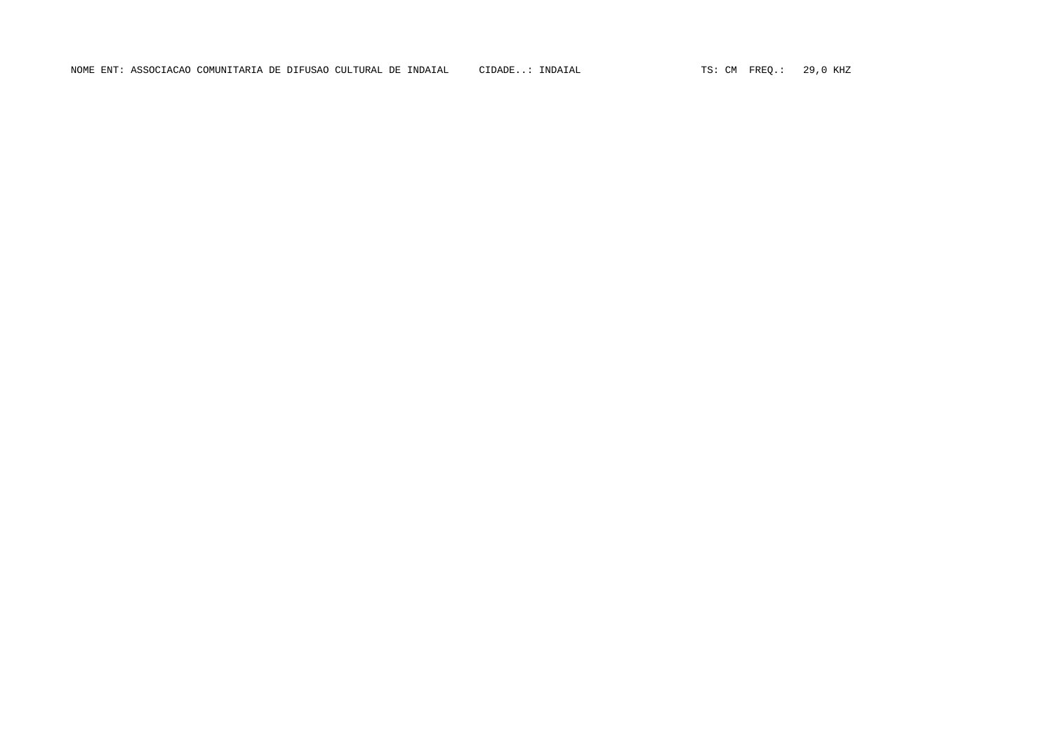NOME ENT: ASSOCIACAO COMUNITARIA DE DIFUSAO CULTURAL DE INDAIAL     CIDADE..: INDAIAL                  TS: CM  FREQ.:   29,0 KHZ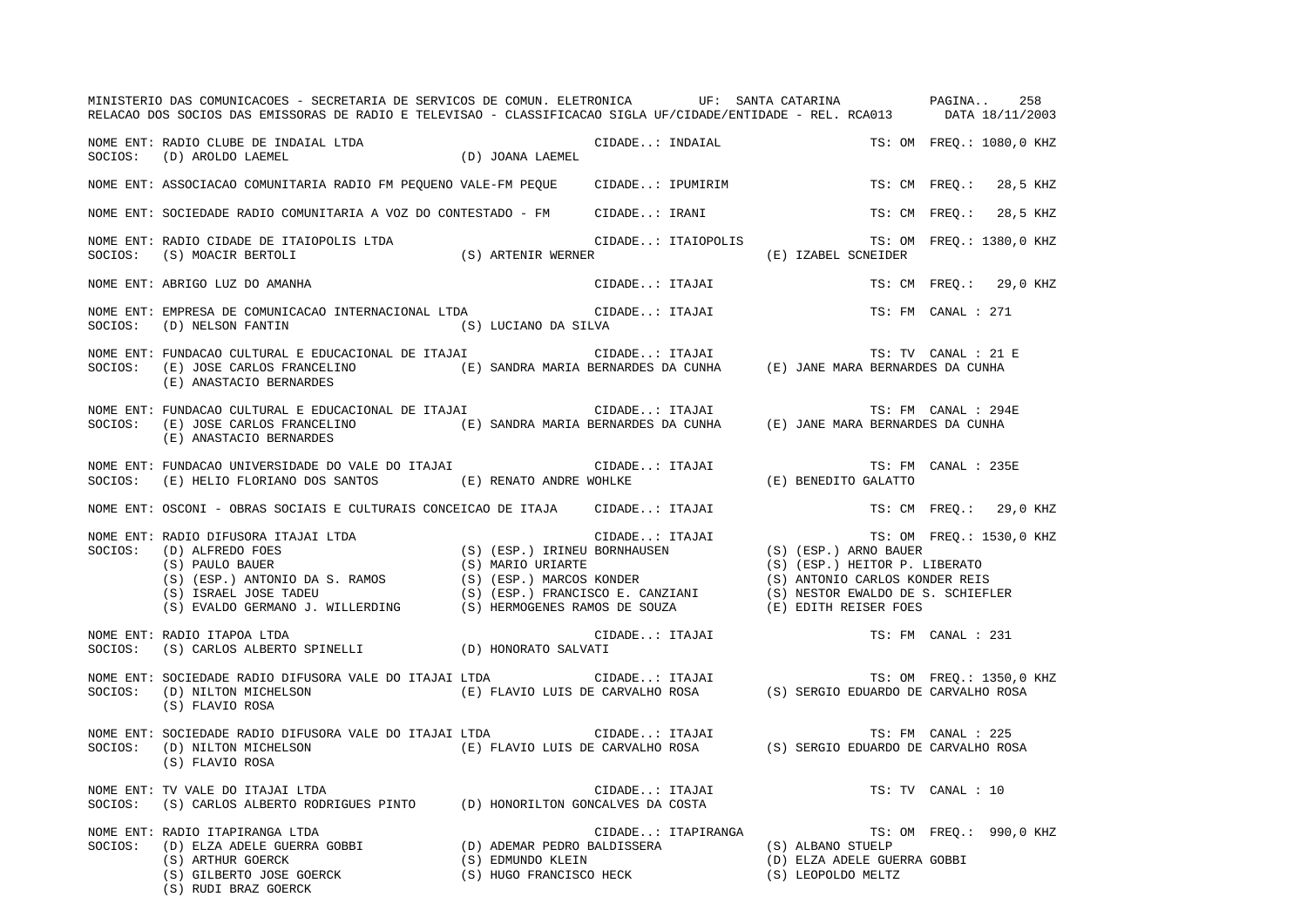NOME ENT: RADIO CLUBE DE INDAIAL LTDA — CIDADE..: INDAIAL — TS: OM FREQ.: 1080,0 KHZ
SOCIOS: (D) AROLDO LAEMEL; (D) JOANA LAEMEL

NOME ENT: ASSOCIACAO COMUNITARIA RADIO FM PEQUENO VALE-FM PEQUE — CIDADE..: IPUMIRIM — TS: CM FREQ.: 28,5 KHZ

NOME ENT: SOCIEDADE RADIO COMUNITARIA A VOZ DO CONTESTADO - FM — CIDADE..: IRANI — TS: CM FREQ.: 28,5 KHZ

NOME ENT: RADIO CIDADE DE ITAIOPOLIS LTDA — CIDADE..: ITAIOPOLIS — TS: OM FREQ.: 1380,0 KHZ
SOCIOS: (S) MOACIR BERTOLI; (S) ARTENIR WERNER; (E) IZABEL SCNEIDER

NOME ENT: ABRIGO LUZ DO AMANHA — CIDADE..: ITAJAI — TS: CM FREQ.: 29,0 KHZ

NOME ENT: EMPRESA DE COMUNICACAO INTERNACIONAL LTDA — CIDADE..: ITAJAI — TS: FM CANAL : 271
SOCIOS: (D) NELSON FANTIN; (S) LUCIANO DA SILVA

NOME ENT: FUNDACAO CULTURAL E EDUCACIONAL DE ITAJAI — CIDADE..: ITAJAI — TS: TV CANAL : 21 E
SOCIOS: (E) JOSE CARLOS FRANCELINO; (E) SANDRA MARIA BERNARDES DA CUNHA; (E) JANE MARA BERNARDES DA CUNHA; (E) ANASTACIO BERNARDES

NOME ENT: FUNDACAO CULTURAL E EDUCACIONAL DE ITAJAI — CIDADE..: ITAJAI — TS: FM CANAL : 294E
SOCIOS: (E) JOSE CARLOS FRANCELINO; (E) SANDRA MARIA BERNARDES DA CUNHA; (E) JANE MARA BERNARDES DA CUNHA; (E) ANASTACIO BERNARDES

NOME ENT: FUNDACAO UNIVERSIDADE DO VALE DO ITAJAI — CIDADE..: ITAJAI — TS: FM CANAL : 235E
SOCIOS: (E) HELIO FLORIANO DOS SANTOS; (E) RENATO ANDRE WOHLKE; (E) BENEDITO GALATTO

NOME ENT: OSCONI - OBRAS SOCIAIS E CULTURAIS CONCEICAO DE ITAJA — CIDADE..: ITAJAI — TS: CM FREQ.: 29,0 KHZ

NOME ENT: RADIO DIFUSORA ITAJAI LTDA — CIDADE..: ITAJAI — TS: OM FREQ.: 1530,0 KHZ
SOCIOS: (D) ALFREDO FOES; (S) (ESP.) IRINEU BORNHAUSEN; (S) (ESP.) ARNO BAUER; (S) PAULO BAUER; (S) MARIO URIARTE; (S) (ESP.) HEITOR P. LIBERATO; (S) (ESP.) ANTONIO DA S. RAMOS; (S) (ESP.) MARCOS KONDER; (S) ANTONIO CARLOS KONDER REIS; (S) ISRAEL JOSE TADEU; (S) (ESP.) FRANCISCO E. CANZIANI; (S) NESTOR EWALDO DE S. SCHIEFLER; (S) EVALDO GERMANO J. WILLERDING; (S) HERMOGENES RAMOS DE SOUZA; (E) EDITH REISER FOES

NOME ENT: RADIO ITAPOA LTDA — CIDADE..: ITAJAI — TS: FM CANAL : 231
SOCIOS: (S) CARLOS ALBERTO SPINELLI; (D) HONORATO SALVATI

NOME ENT: SOCIEDADE RADIO DIFUSORA VALE DO ITAJAI LTDA — CIDADE..: ITAJAI — TS: OM FREQ.: 1350,0 KHZ
SOCIOS: (D) NILTON MICHELSON; (E) FLAVIO LUIS DE CARVALHO ROSA; (S) SERGIO EDUARDO DE CARVALHO ROSA; (S) FLAVIO ROSA

NOME ENT: SOCIEDADE RADIO DIFUSORA VALE DO ITAJAI LTDA — CIDADE..: ITAJAI — TS: FM CANAL : 225
SOCIOS: (D) NILTON MICHELSON; (E) FLAVIO LUIS DE CARVALHO ROSA; (S) SERGIO EDUARDO DE CARVALHO ROSA; (S) FLAVIO ROSA

NOME ENT: TV VALE DO ITAJAI LTDA — CIDADE..: ITAJAI — TS: TV CANAL : 10
SOCIOS: (S) CARLOS ALBERTO RODRIGUES PINTO; (D) HONORILTON GONCALVES DA COSTA

NOME ENT: RADIO ITAPIRANGA LTDA — CIDADE..: ITAPIRANGA — TS: OM FREQ.: 990,0 KHZ
SOCIOS: (D) ELZA ADELE GUERRA GOBBI; (D) ADEMAR PEDRO BALDISSERA; (S) ALBANO STUELP; (S) ARTHUR GOERCK; (S) EDMUNDO KLEIN; (D) ELZA ADELE GUERRA GOBBI; (S) GILBERTO JOSE GOERCK; (S) HUGO FRANCISCO HECK; (S) LEOPOLDO MELTZ; (S) RUDI BRAZ GOERCK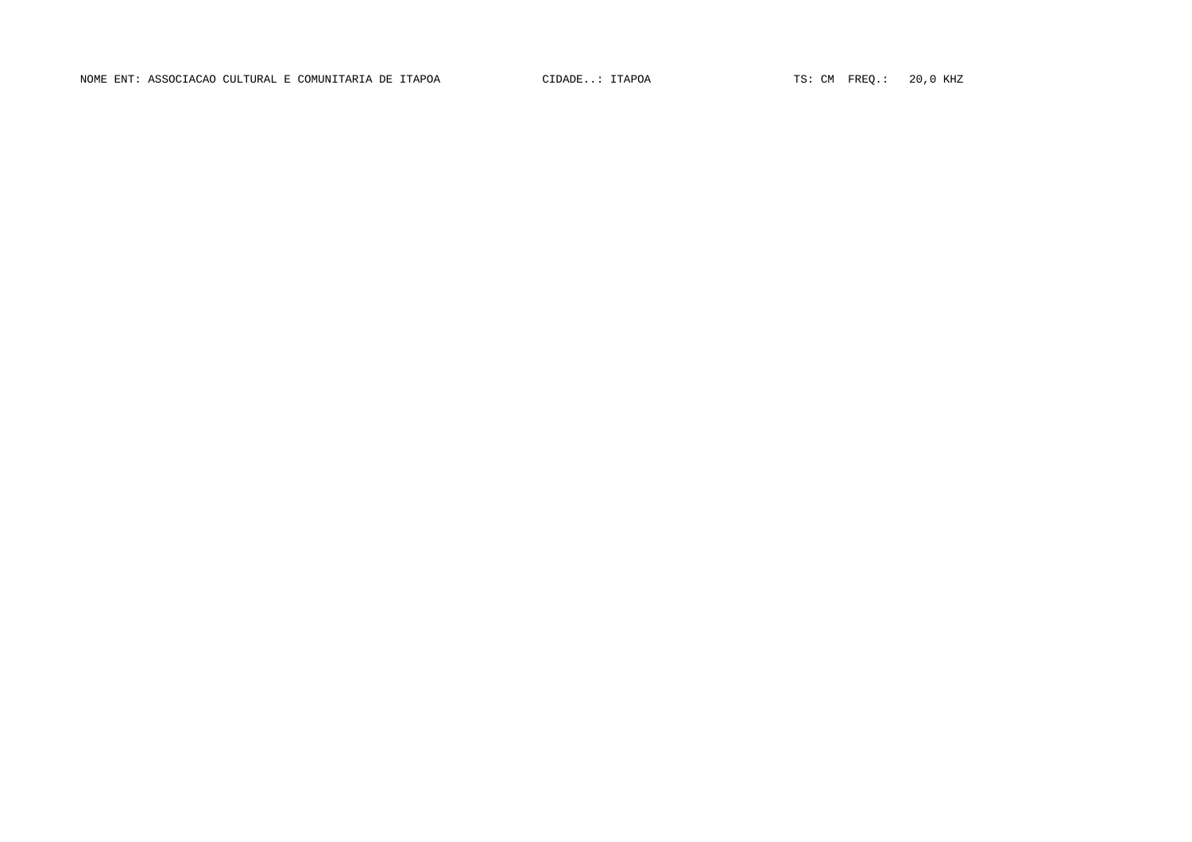NOME ENT: ASSOCIACAO CULTURAL E COMUNITARIA DE ITAPOA CIDADE..: ITAPOA TS: CM FREQ.: 20,0 KHZ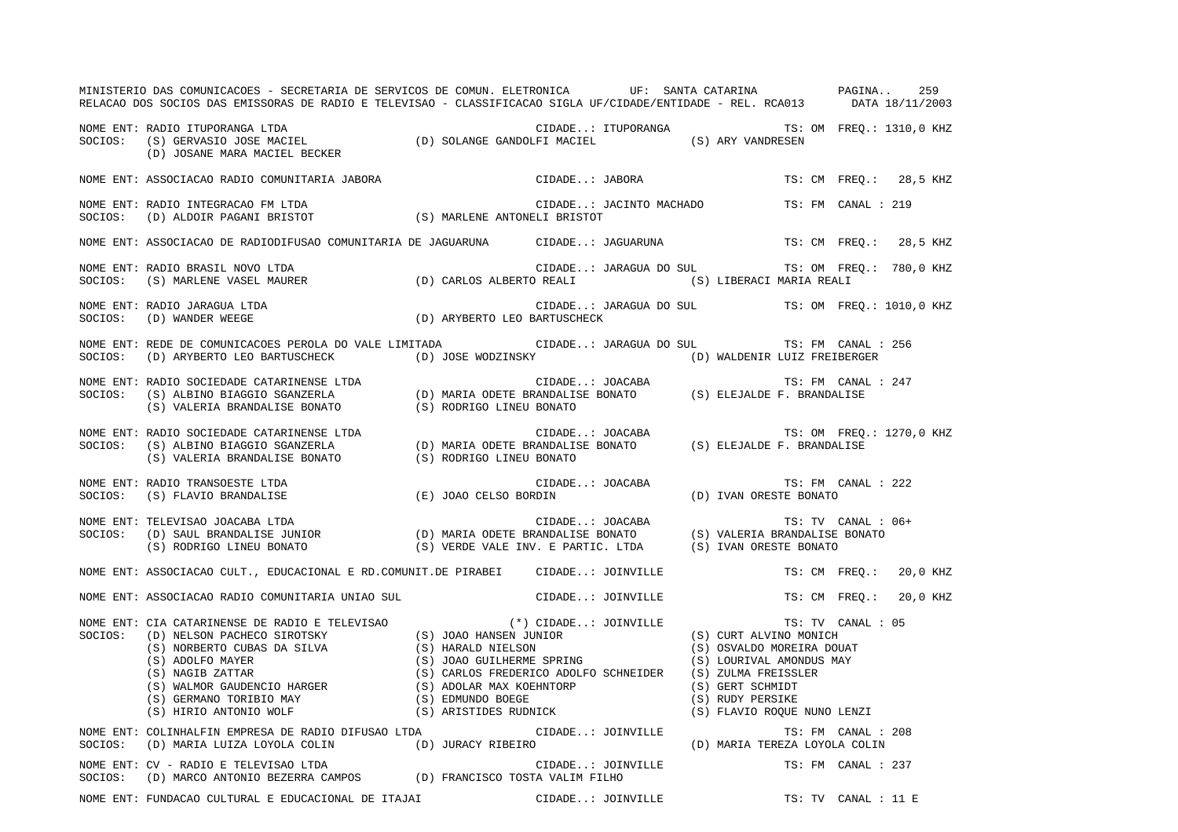NOME ENT: RADIO ITUPORANGA LTDA CIDADE..: ITUPORANGA TS: OM FREQ.: 1310,0 KHZ
SOCIOS: (S) GERVASIO JOSE MACIEL (D) SOLANGE GANDOLFI MACIEL (S) ARY VANDRESEN
(D) JOSANE MARA MACIEL BECKER

NOME ENT: ASSOCIACAO RADIO COMUNITARIA JABORA CIDADE..: JABORA TS: CM FREQ.: 28,5 KHZ

NOME ENT: RADIO INTEGRACAO FM LTDA CIDADE..: JACINTO MACHADO TS: FM CANAL : 219
SOCIOS: (D) ALDOIR PAGANI BRISTOT (S) MARLENE ANTONELI BRISTOT

NOME ENT: ASSOCIACAO DE RADIODIFUSAO COMUNITARIA DE JAGUARUNA CIDADE..: JAGUARUNA TS: CM FREQ.: 28,5 KHZ

NOME ENT: RADIO BRASIL NOVO LTDA CIDADE..: JARAGUA DO SUL TS: OM FREQ.: 780,0 KHZ
SOCIOS: (S) MARLENE VASEL MAURER (D) CARLOS ALBERTO REALI (S) LIBERACI MARIA REALI

NOME ENT: RADIO JARAGUA LTDA CIDADE..: JARAGUA DO SUL TS: OM FREQ.: 1010,0 KHZ
SOCIOS: (D) WANDER WEEGE (D) ARYBERTO LEO BARTUSCHECK

NOME ENT: REDE DE COMUNICACOES PEROLA DO VALE LIMITADA CIDADE..: JARAGUA DO SUL TS: FM CANAL : 256
SOCIOS: (D) ARYBERTO LEO BARTUSCHECK (D) JOSE WODZINSKY (D) WALDENIR LUIZ FREIBERGER

NOME ENT: RADIO SOCIEDADE CATARINENSE LTDA CIDADE..: JOACABA TS: FM CANAL : 247
SOCIOS: (S) ALBINO BIAGGIO SGANZERLA (D) MARIA ODETE BRANDALISE BONATO (S) ELEJALDE F. BRANDALISE
(S) VALERIA BRANDALISE BONATO (S) RODRIGO LINEU BONATO

NOME ENT: RADIO SOCIEDADE CATARINENSE LTDA CIDADE..: JOACABA TS: OM FREQ.: 1270,0 KHZ
SOCIOS: (S) ALBINO BIAGGIO SGANZERLA (D) MARIA ODETE BRANDALISE BONATO (S) ELEJALDE F. BRANDALISE
(S) VALERIA BRANDALISE BONATO (S) RODRIGO LINEU BONATO

NOME ENT: RADIO TRANSOESTE LTDA CIDADE..: JOACABA TS: FM CANAL : 222
SOCIOS: (S) FLAVIO BRANDALISE (E) JOAO CELSO BORDIN (D) IVAN ORESTE BONATO

NOME ENT: TELEVISAO JOACABA LTDA CIDADE..: JOACABA TS: TV CANAL : 06+
SOCIOS: (D) SAUL BRANDALISE JUNIOR (D) MARIA ODETE BRANDALISE BONATO (S) VALERIA BRANDALISE BONATO
(S) RODRIGO LINEU BONATO (S) VERDE VALE INV. E PARTIC. LTDA (S) IVAN ORESTE BONATO

NOME ENT: ASSOCIACAO CULT., EDUCACIONAL E RD.COMUNIT.DE PIRABEI CIDADE..: JOINVILLE TS: CM FREQ.: 20,0 KHZ

NOME ENT: ASSOCIACAO RADIO COMUNITARIA UNIAO SUL CIDADE..: JOINVILLE TS: CM FREQ.: 20,0 KHZ

NOME ENT: CIA CATARINENSE DE RADIO E TELEVISAO (*) CIDADE..: JOINVILLE TS: TV CANAL : 05
SOCIOS: (D) NELSON PACHECO SIROTSKY (S) JOAO HANSEN JUNIOR (S) CURT ALVINO MONICH
(S) NORBERTO CUBAS DA SILVA (S) HARALD NIELSON (S) OSVALDO MOREIRA DOUAT
(S) ADOLFO MAYER (S) JOAO GUILHERME SPRING (S) LOURIVAL AMONDUS MAY
(S) NAGIB ZATTAR (S) CARLOS FREDERICO ADOLFO SCHNEIDER (S) ZULMA FREISSLER
(S) WALMOR GAUDENCIO HARGER (S) ADOLAR MAX KOEHNTORP (S) GERT SCHMIDT
(S) GERMANO TORIBIO MAY (S) EDMUNDO BOEGE (S) RUDY PERSIKE
(S) HIRIO ANTONIO WOLF (S) ARISTIDES RUDNICK (S) FLAVIO ROQUE NUNO LENZI

NOME ENT: COLINHALFIN EMPRESA DE RADIO DIFUSAO LTDA CIDADE..: JOINVILLE TS: FM CANAL : 208
SOCIOS: (D) MARIA LUIZA LOYOLA COLIN (D) JURACY RIBEIRO (D) MARIA TEREZA LOYOLA COLIN

NOME ENT: CV - RADIO E TELEVISAO LTDA CIDADE..: JOINVILLE TS: FM CANAL : 237
SOCIOS: (D) MARCO ANTONIO BEZERRA CAMPOS (D) FRANCISCO TOSTA VALIM FILHO

NOME ENT: FUNDACAO CULTURAL E EDUCACIONAL DE ITAJAI CIDADE..: JOINVILLE TS: TV CANAL : 11 E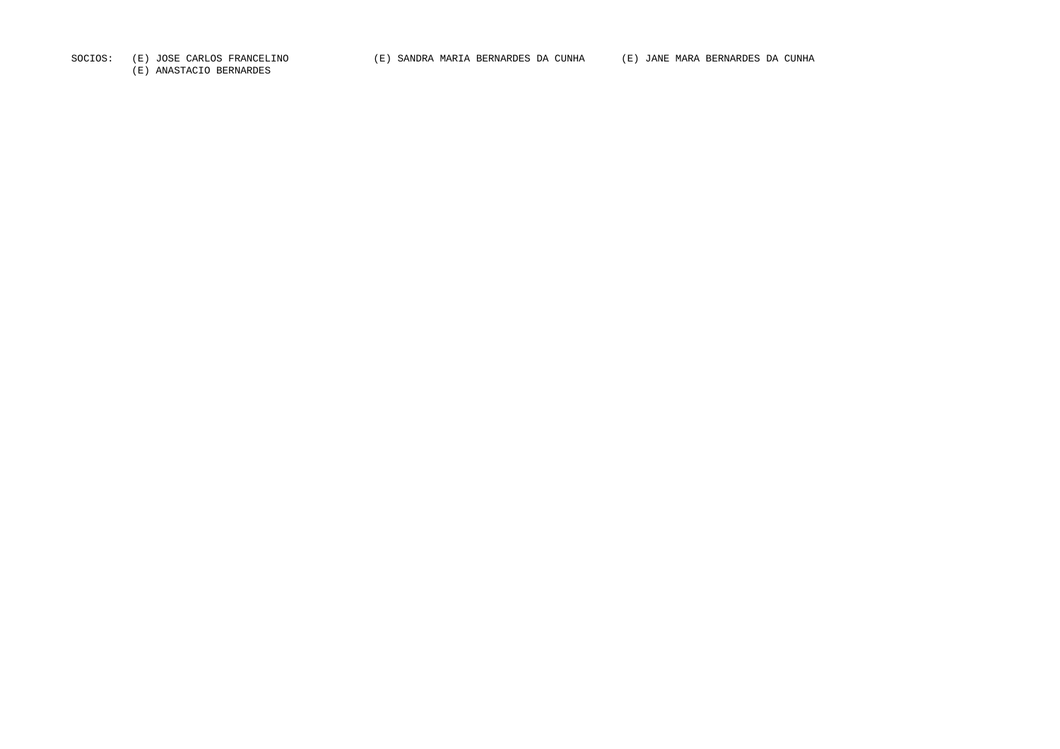SOCIOS: (E) JOSE CARLOS FRANCELINO (E) SANDRA MARIA BERNARDES DA CUNHA (E) JANE MARA BERNARDES DA CUNHA
(E) ANASTACIO BERNARDES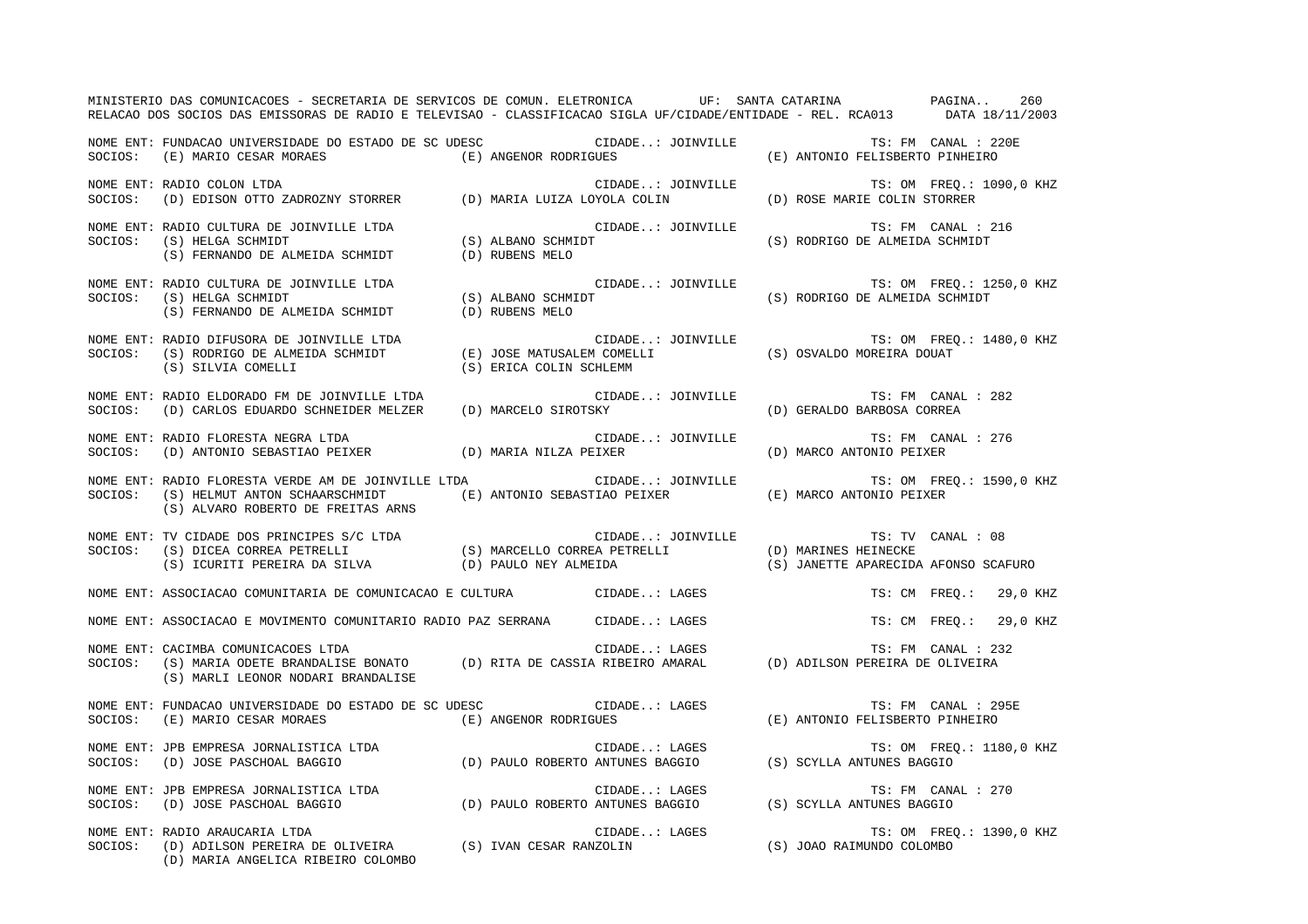MINISTERIO DAS COMUNICACOES - SECRETARIA DE SERVICOS DE COMUN. ELETRONICA UF: SANTA CATARINA

RELACAO DOS SOCIOS DAS EMISSORAS DE RADIO E TELEVISAO - CLASSIFICACAO SIGLA UF/CIDADE/ENTIDADE - REL. RCA013 DATA 18/11/2003

NOME ENT: FUNDACAO UNIVERSIDADE DO ESTADO DE SC UDESC CIDADE..: JOINVILLE TS: FM CANAL : 220E
SOCIOS: (E) MARIO CESAR MORAES (E) ANGENOR RODRIGUES (E) ANTONIO FELISBERTO PINHEIRO

NOME ENT: RADIO COLON LTDA CIDADE..: JOINVILLE TS: OM FREQ.: 1090,0 KHZ
SOCIOS: (D) EDISON OTTO ZADROZNY STORRER (D) MARIA LUIZA LOYOLA COLIN (D) ROSE MARIE COLIN STORRER

NOME ENT: RADIO CULTURA DE JOINVILLE LTDA CIDADE..: JOINVILLE TS: FM CANAL : 216
SOCIOS: (S) HELGA SCHMIDT (S) ALBANO SCHMIDT (S) RODRIGO DE ALMEIDA SCHMIDT
(S) FERNANDO DE ALMEIDA SCHMIDT (D) RUBENS MELO

NOME ENT: RADIO CULTURA DE JOINVILLE LTDA CIDADE..: JOINVILLE TS: OM FREQ.: 1250,0 KHZ
SOCIOS: (S) HELGA SCHMIDT (S) ALBANO SCHMIDT (S) RODRIGO DE ALMEIDA SCHMIDT
(S) FERNANDO DE ALMEIDA SCHMIDT (D) RUBENS MELO

NOME ENT: RADIO DIFUSORA DE JOINVILLE LTDA CIDADE..: JOINVILLE TS: OM FREQ.: 1480,0 KHZ
SOCIOS: (S) RODRIGO DE ALMEIDA SCHMIDT (E) JOSE MATUSALEM COMELLI (S) OSVALDO MOREIRA DOUAT
(S) SILVIA COMELLI (S) ERICA COLIN SCHLEMM

NOME ENT: RADIO ELDORADO FM DE JOINVILLE LTDA CIDADE..: JOINVILLE TS: FM CANAL : 282
SOCIOS: (D) CARLOS EDUARDO SCHNEIDER MELZER (D) MARCELO SIROTSKY (D) GERALDO BARBOSA CORREA

NOME ENT: RADIO FLORESTA NEGRA LTDA CIDADE..: JOINVILLE TS: FM CANAL : 276
SOCIOS: (D) ANTONIO SEBASTIAO PEIXER (D) MARIA NILZA PEIXER (D) MARCO ANTONIO PEIXER

NOME ENT: RADIO FLORESTA VERDE AM DE JOINVILLE LTDA CIDADE..: JOINVILLE TS: OM FREQ.: 1590,0 KHZ
SOCIOS: (S) HELMUT ANTON SCHAARSCHMIDT (E) ANTONIO SEBASTIAO PEIXER (E) MARCO ANTONIO PEIXER
(S) ALVARO ROBERTO DE FREITAS ARNS

NOME ENT: TV CIDADE DOS PRINCIPES S/C LTDA CIDADE..: JOINVILLE TS: TV CANAL : 08
SOCIOS: (S) DICEA CORREA PETRELLI (S) MARCELLO CORREA PETRELLI (D) MARINES HEINECKE
(S) ICURITI PEREIRA DA SILVA (D) PAULO NEY ALMEIDA (S) JANETTE APARECIDA AFONSO SCAFURO

NOME ENT: ASSOCIACAO COMUNITARIA DE COMUNICACAO E CULTURA CIDADE..: LAGES TS: CM FREQ.: 29,0 KHZ

NOME ENT: ASSOCIACAO E MOVIMENTO COMUNITARIO RADIO PAZ SERRANA CIDADE..: LAGES TS: CM FREQ.: 29,0 KHZ

NOME ENT: CACIMBA COMUNICACOES LTDA CIDADE..: LAGES TS: FM CANAL : 232
SOCIOS: (S) MARIA ODETE BRANDALISE BONATO (D) RITA DE CASSIA RIBEIRO AMARAL (D) ADILSON PEREIRA DE OLIVEIRA
(S) MARLI LEONOR NODARI BRANDALISE

NOME ENT: FUNDACAO UNIVERSIDADE DO ESTADO DE SC UDESC CIDADE..: LAGES TS: FM CANAL : 295E
SOCIOS: (E) MARIO CESAR MORAES (E) ANGENOR RODRIGUES (E) ANTONIO FELISBERTO PINHEIRO

NOME ENT: JPB EMPRESA JORNALISTICA LTDA CIDADE..: LAGES TS: OM FREQ.: 1180,0 KHZ
SOCIOS: (D) JOSE PASCHOAL BAGGIO (D) PAULO ROBERTO ANTUNES BAGGIO (S) SCYLLA ANTUNES BAGGIO

NOME ENT: JPB EMPRESA JORNALISTICA LTDA CIDADE..: LAGES TS: FM CANAL : 270
SOCIOS: (D) JOSE PASCHOAL BAGGIO (D) PAULO ROBERTO ANTUNES BAGGIO (S) SCYLLA ANTUNES BAGGIO

NOME ENT: RADIO ARAUCARIA LTDA CIDADE..: LAGES TS: OM FREQ.: 1390,0 KHZ
SOCIOS: (D) ADILSON PEREIRA DE OLIVEIRA (S) IVAN CESAR RANZOLIN (S) JOAO RAIMUNDO COLOMBO
(D) MARIA ANGELICA RIBEIRO COLOMBO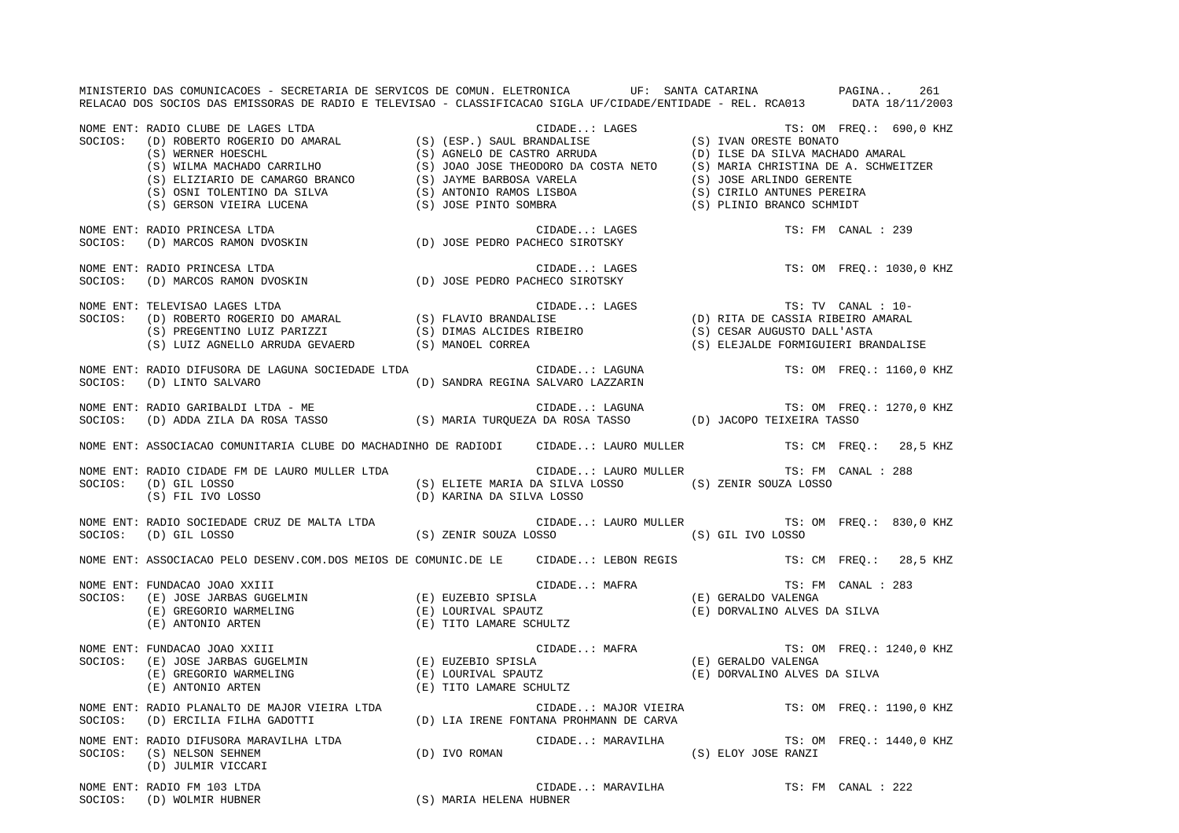MINISTERIO DAS COMUNICACOES - SECRETARIA DE SERVICOS DE COMUN. ELETRONICA UF: SANTA CATARINA

RELACAO DOS SOCIOS DAS EMISSORAS DE RADIO E TELEVISAO - CLASSIFICACAO SIGLA UF/CIDADE/ENTIDADE - REL. RCA013 DATA 18/11/2003

NOME ENT: RADIO CLUBE DE LAGES LTDA — CIDADE..: LAGES — TS: OM FREQ.: 690,0 KHZ
SOCIOS: (D) ROBERTO ROGERIO DO AMARAL, (S) (ESP.) SAUL BRANDALISE, (S) IVAN ORESTE BONATO, (S) WERNER HOESCHL, (S) AGNELO DE CASTRO ARRUDA, (D) ILSE DA SILVA MACHADO AMARAL, (S) WILMA MACHADO CARRILHO, (S) JOAO JOSE THEODORO DA COSTA NETO, (S) MARIA CHRISTINA DE A. SCHWEITZER, (S) ELIZIARIO DE CAMARGO BRANCO, (S) JAYME BARBOSA VARELA, (S) JOSE ARLINDO GERENTE, (S) OSNI TOLENTINO DA SILVA, (S) ANTONIO RAMOS LISBOA, (S) CIRILO ANTUNES PEREIRA, (S) GERSON VIEIRA LUCENA, (S) JOSE PINTO SOMBRA, (S) PLINIO BRANCO SCHMIDT

NOME ENT: RADIO PRINCESA LTDA — CIDADE..: LAGES — TS: FM CANAL : 239
SOCIOS: (D) MARCOS RAMON DVOSKIN, (D) JOSE PEDRO PACHECO SIROTSKY

NOME ENT: RADIO PRINCESA LTDA — CIDADE..: LAGES — TS: OM FREQ.: 1030,0 KHZ
SOCIOS: (D) MARCOS RAMON DVOSKIN, (D) JOSE PEDRO PACHECO SIROTSKY

NOME ENT: TELEVISAO LAGES LTDA — CIDADE..: LAGES — TS: TV CANAL : 10-
SOCIOS: (D) ROBERTO ROGERIO DO AMARAL, (S) FLAVIO BRANDALISE, (D) RITA DE CASSIA RIBEIRO AMARAL, (S) PREGENTINO LUIZ PARIZZI, (S) DIMAS ALCIDES RIBEIRO, (S) CESAR AUGUSTO DALL'ASTA, (S) LUIZ AGNELLO ARRUDA GEVAERD, (S) MANOEL CORREA, (S) ELEJALDE FORMIGUIERI BRANDALISE

NOME ENT: RADIO DIFUSORA DE LAGUNA SOCIEDADE LTDA — CIDADE..: LAGUNA — TS: OM FREQ.: 1160,0 KHZ
SOCIOS: (D) LINTO SALVARO, (D) SANDRA REGINA SALVARO LAZZARIN

NOME ENT: RADIO GARIBALDI LTDA - ME — CIDADE..: LAGUNA — TS: OM FREQ.: 1270,0 KHZ
SOCIOS: (D) ADDA ZILA DA ROSA TASSO, (S) MARIA TURQUEZA DA ROSA TASSO, (D) JACOPO TEIXEIRA TASSO

NOME ENT: ASSOCIACAO COMUNITARIA CLUBE DO MACHADINHO DE RADIODI — CIDADE..: LAURO MULLER — TS: CM FREQ.: 28,5 KHZ

NOME ENT: RADIO CIDADE FM DE LAURO MULLER LTDA — CIDADE..: LAURO MULLER — TS: FM CANAL : 288
SOCIOS: (D) GIL LOSSO, (S) ELIETE MARIA DA SILVA LOSSO, (S) ZENIR SOUZA LOSSO, (S) FIL IVO LOSSO, (D) KARINA DA SILVA LOSSO

NOME ENT: RADIO SOCIEDADE CRUZ DE MALTA LTDA — CIDADE..: LAURO MULLER — TS: OM FREQ.: 830,0 KHZ
SOCIOS: (D) GIL LOSSO, (S) ZENIR SOUZA LOSSO, (S) GIL IVO LOSSO

NOME ENT: ASSOCIACAO PELO DESENV.COM.DOS MEIOS DE COMUNIC.DE LE — CIDADE..: LEBON REGIS — TS: CM FREQ.: 28,5 KHZ

NOME ENT: FUNDACAO JOAO XXIII — CIDADE..: MAFRA — TS: FM CANAL : 283
SOCIOS: (E) JOSE JARBAS GUGELMIN, (E) EUZEBIO SPISLA, (E) GERALDO VALENGA, (E) GREGORIO WARMELING, (E) LOURIVAL SPAUTZ, (E) DORVALINO ALVES DA SILVA, (E) ANTONIO ARTEN, (E) TITO LAMARE SCHULTZ

NOME ENT: FUNDACAO JOAO XXIII — CIDADE..: MAFRA — TS: OM FREQ.: 1240,0 KHZ
SOCIOS: (E) JOSE JARBAS GUGELMIN, (E) EUZEBIO SPISLA, (E) GERALDO VALENGA, (E) GREGORIO WARMELING, (E) LOURIVAL SPAUTZ, (E) DORVALINO ALVES DA SILVA, (E) ANTONIO ARTEN, (E) TITO LAMARE SCHULTZ

NOME ENT: RADIO PLANALTO DE MAJOR VIEIRA LTDA — CIDADE..: MAJOR VIEIRA — TS: OM FREQ.: 1190,0 KHZ
SOCIOS: (D) ERCILIA FILHA GADOTTI, (D) LIA IRENE FONTANA PROHMANN DE CARVA

NOME ENT: RADIO DIFUSORA MARAVILHA LTDA — CIDADE..: MARAVILHA — TS: OM FREQ.: 1440,0 KHZ
SOCIOS: (S) NELSON SEHNEM, (D) IVO ROMAN, (S) ELOY JOSE RANZI, (D) JULMIR VICCARI

NOME ENT: RADIO FM 103 LTDA — CIDADE..: MARAVILHA — TS: FM CANAL : 222
SOCIOS: (D) WOLMIR HUBNER, (S) MARIA HELENA HUBNER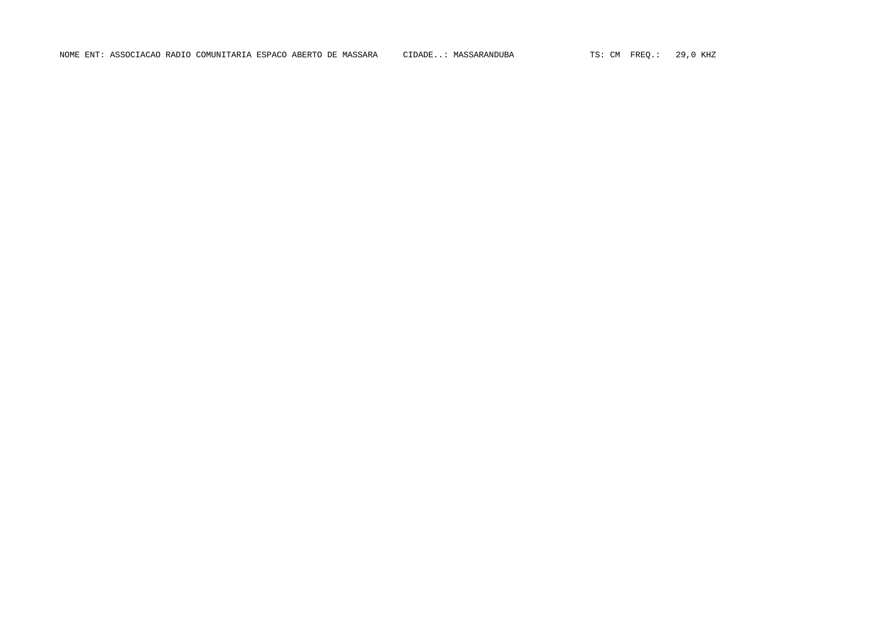NOME ENT: ASSOCIACAO RADIO COMUNITARIA ESPACO ABERTO DE MASSARA     CIDADE..: MASSARANDUBA     TS: CM  FREQ.:  29,0 KHZ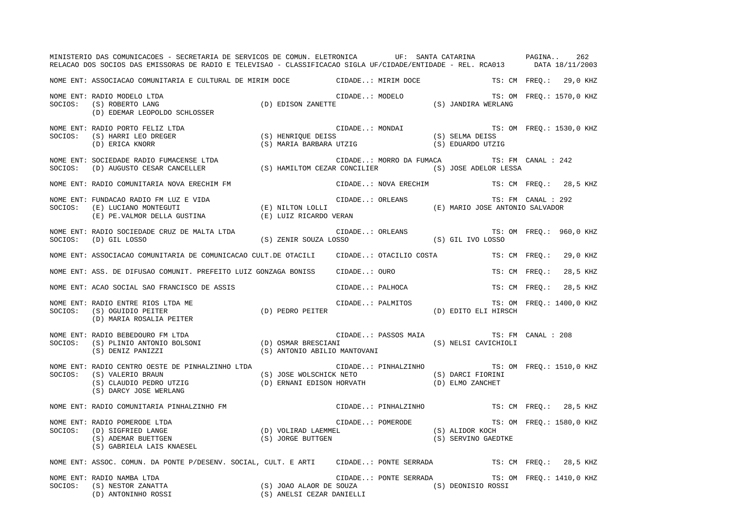MINISTERIO DAS COMUNICACOES - SECRETARIA DE SERVICOS DE COMUN. ELETRONICA UF: SANTA CATARINA

RELACAO DOS SOCIOS DAS EMISSORAS DE RADIO E TELEVISAO - CLASSIFICACAO SIGLA UF/CIDADE/ENTIDADE - REL. RCA013 DATA 18/11/2003

NOME ENT: ASSOCIACAO COMUNITARIA E CULTURAL DE MIRIM DOCE — CIDADE..: MIRIM DOCE — TS: CM FREQ.: 29,0 KHZ

NOME ENT: RADIO MODELO LTDA — CIDADE..: MODELO — TS: OM FREQ.: 1570,0 KHZ
SOCIOS: (S) ROBERTO LANG, (D) EDISON ZANETTE, (S) JANDIRA WERLANG, (D) EDEMAR LEOPOLDO SCHLOSSER

NOME ENT: RADIO PORTO FELIZ LTDA — CIDADE..: MONDAI — TS: OM FREQ.: 1530,0 KHZ
SOCIOS: (S) HARRI LEO DREGER, (S) HENRIQUE DEISS, (S) SELMA DEISS, (D) ERICA KNORR, (S) MARIA BARBARA UTZIG, (S) EDUARDO UTZIG

NOME ENT: SOCIEDADE RADIO FUMACENSE LTDA — CIDADE..: MORRO DA FUMACA — TS: FM CANAL : 242
SOCIOS: (D) AUGUSTO CESAR CANCELLER, (S) HAMILTOM CEZAR CONCILIER, (S) JOSE ADELOR LESSA

NOME ENT: RADIO COMUNITARIA NOVA ERECHIM FM — CIDADE..: NOVA ERECHIM — TS: CM FREQ.: 28,5 KHZ

NOME ENT: FUNDACAO RADIO FM LUZ E VIDA — CIDADE..: ORLEANS — TS: FM CANAL : 292
SOCIOS: (E) LUCIANO MONTEGUTI, (E) NILTON LOLLI, (E) MARIO JOSE ANTONIO SALVADOR, (E) PE.VALMOR DELLA GUSTINA, (E) LUIZ RICARDO VERAN

NOME ENT: RADIO SOCIEDADE CRUZ DE MALTA LTDA — CIDADE..: ORLEANS — TS: OM FREQ.: 960,0 KHZ
SOCIOS: (D) GIL LOSSO, (S) ZENIR SOUZA LOSSO, (S) GIL IVO LOSSO

NOME ENT: ASSOCIACAO COMUNITARIA DE COMUNICACAO CULT.DE OTACILI — CIDADE..: OTACILIO COSTA — TS: CM FREQ.: 29,0 KHZ

NOME ENT: ASS. DE DIFUSAO COMUNIT. PREFEITO LUIZ GONZAGA BONISS — CIDADE..: OURO — TS: CM FREQ.: 28,5 KHZ

NOME ENT: ACAO SOCIAL SAO FRANCISCO DE ASSIS — CIDADE..: PALHOCA — TS: CM FREQ.: 28,5 KHZ

NOME ENT: RADIO ENTRE RIOS LTDA ME — CIDADE..: PALMITOS — TS: OM FREQ.: 1400,0 KHZ
SOCIOS: (S) OGUIDIO PEITER, (D) PEDRO PEITER, (D) EDITO ELI HIRSCH, (D) MARIA ROSALIA PEITER

NOME ENT: RADIO BEBEDOURO FM LTDA — CIDADE..: PASSOS MAIA — TS: FM CANAL : 208
SOCIOS: (S) PLINIO ANTONIO BOLSONI, (D) OSMAR BRESCIANI, (S) NELSI CAVICHIOLI, (S) DENIZ PANIZZI, (S) ANTONIO ABILIO MANTOVANI

NOME ENT: RADIO CENTRO OESTE DE PINHALZINHO LTDA — CIDADE..: PINHALZINHO — TS: OM FREQ.: 1510,0 KHZ
SOCIOS: (S) VALERIO BRAUN, (S) JOSE WOLSCHICK NETO, (S) DARCI FIORINI, (S) CLAUDIO PEDRO UTZIG, (D) ERNANI EDISON HORVATH, (D) ELMO ZANCHET, (S) DARCY JOSE WERLANG

NOME ENT: RADIO COMUNITARIA PINHALZINHO FM — CIDADE..: PINHALZINHO — TS: CM FREQ.: 28,5 KHZ

NOME ENT: RADIO POMERODE LTDA — CIDADE..: POMERODE — TS: OM FREQ.: 1580,0 KHZ
SOCIOS: (D) SIGFRIED LANGE, (D) VOLIRAD LAEMMEL, (S) ALIDOR KOCH, (S) ADEMAR BUETTGEN, (S) JORGE BUTTGEN, (S) SERVINO GAEDTKE, (S) GABRIELA LAIS KNAESEL

NOME ENT: ASSOC. COMUN. DA PONTE P/DESENV. SOCIAL, CULT. E ARTI — CIDADE..: PONTE SERRADA — TS: CM FREQ.: 28,5 KHZ

NOME ENT: RADIO NAMBA LTDA — CIDADE..: PONTE SERRADA — TS: OM FREQ.: 1410,0 KHZ
SOCIOS: (S) NESTOR ZANATTA, (S) JOAO ALAOR DE SOUZA, (S) DEONISIO ROSSI, (D) ANTONINHO ROSSI, (S) ANELSI CEZAR DANIELLI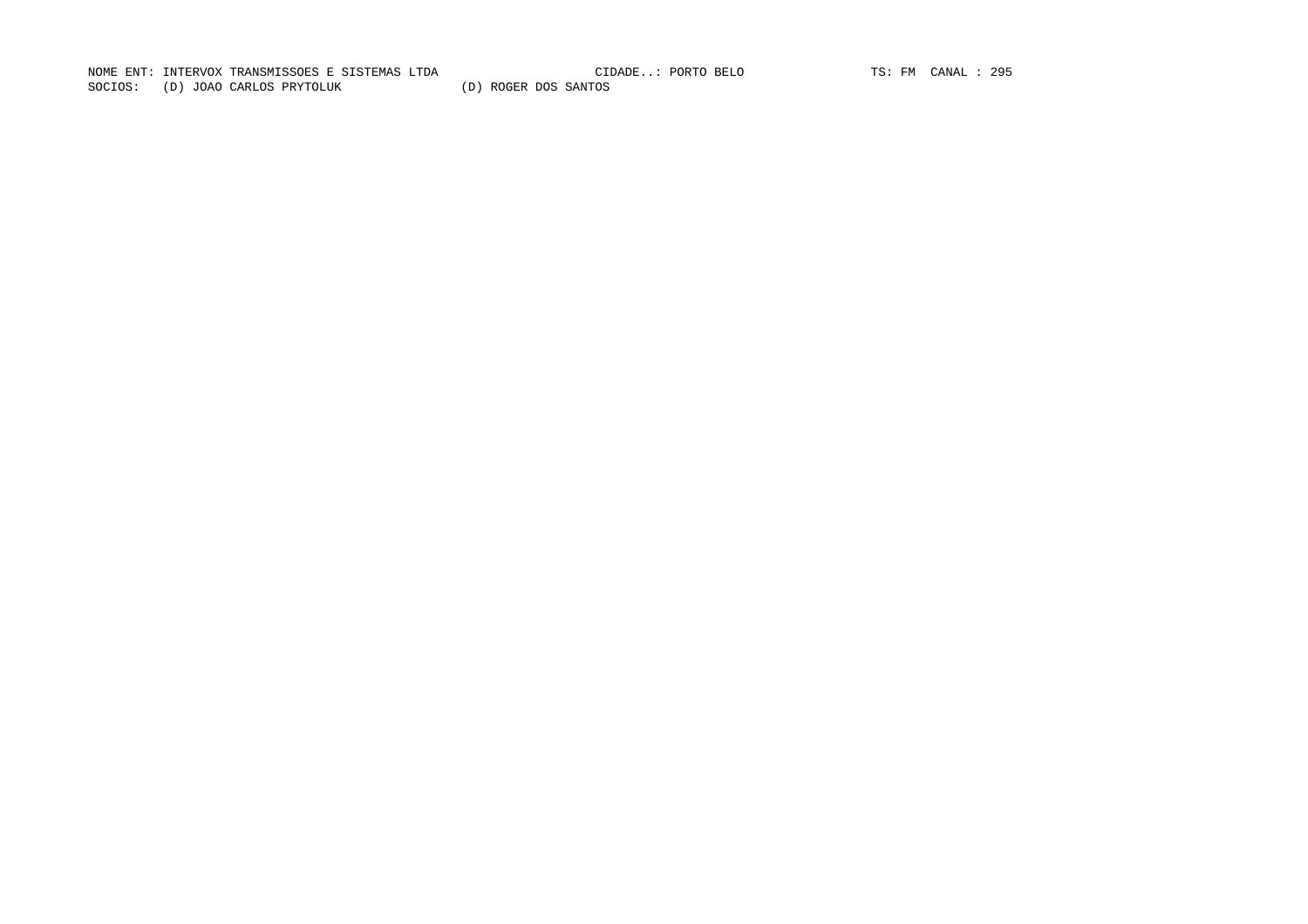NOME ENT: INTERVOX TRANSMISSOES E SISTEMAS LTDA CIDADE..: PORTO BELO TS: FM CANAL : 295

SOCIOS: (D) JOAO CARLOS PRYTOLUK (D) ROGER DOS SANTOS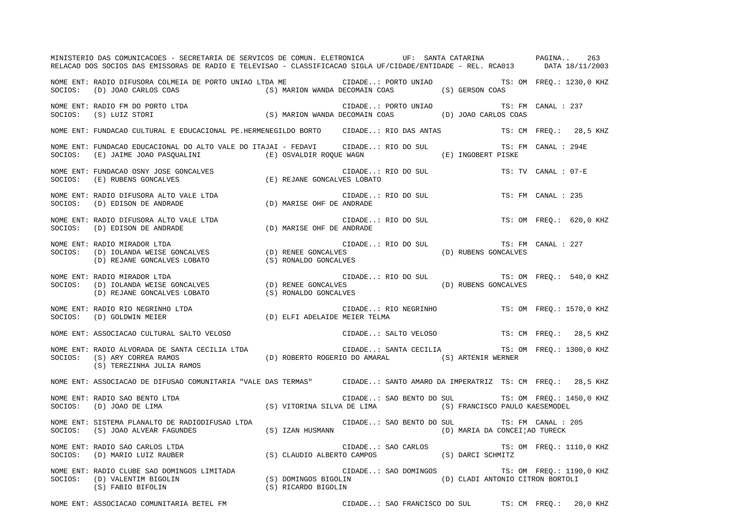MINISTERIO DAS COMUNICACOES - SECRETARIA DE SERVICOS DE COMUN. ELETRONICA UF: SANTA CATARINA

RELACAO DOS SOCIOS DAS EMISSORAS DE RADIO E TELEVISAO - CLASSIFICACAO SIGLA UF/CIDADE/ENTIDADE - REL. RCA013 DATA 18/11/2003

```
NOME ENT: RADIO DIFUSORA COLMEIA DE PORTO UNIAO LTDA ME          CIDADE..: PORTO UNIAO                TS: OM  FREQ.: 1230,0 KHZ
SOCIOS:  (D) JOAO CARLOS COAS              (S) MARION WANDA DECOMAIN COAS         (S) GERSON COAS

NOME ENT: RADIO FM DO PORTO LTDA                                  CIDADE..: PORTO UNIAO                TS: FM  CANAL : 237
SOCIOS:  (S) LUIZ STORI                    (S) MARION WANDA DECOMAIN COAS         (D) JOAO CARLOS COAS

NOME ENT: FUNDACAO CULTURAL E EDUCACIONAL PE.HERMENEGILDO BORTO   CIDADE..: RIO DAS ANTAS              TS: CM  FREQ.: 28,5 KHZ

NOME ENT: FUNDACAO EDUCACIONAL DO ALTO VALE DO ITAJAI - FEDAVI    CIDADE..: RIO DO SUL                 TS: FM  CANAL : 294E
SOCIOS:  (E) JAIME JOAO PASQUALINI         (E) OSVALDIR ROQUE WAGN                (E) INGOBERT PISKE

NOME ENT: FUNDACAO OSNY JOSE GONCALVES                            CIDADE..: RIO DO SUL                 TS: TV  CANAL : 07-E
SOCIOS:  (E) RUBENS GONCALVES              (E) REJANE GONCALVES LOBATO

NOME ENT: RADIO DIFUSORA ALTO VALE LTDA                           CIDADE..: RIO DO SUL                 TS: FM  CANAL : 235
SOCIOS:  (D) EDISON DE ANDRADE             (D) MARISE OHF DE ANDRADE

NOME ENT: RADIO DIFUSORA ALTO VALE LTDA                           CIDADE..: RIO DO SUL                 TS: OM  FREQ.: 620,0 KHZ
SOCIOS:  (D) EDISON DE ANDRADE             (D) MARISE OHF DE ANDRADE

NOME ENT: RADIO MIRADOR LTDA                                      CIDADE..: RIO DO SUL                 TS: FM  CANAL : 227
SOCIOS:  (D) IOLANDA WEISE GONCALVES       (D) RENEE GONCALVES                    (D) RUBENS GONCALVES
         (D) REJANE GONCALVES LOBATO       (S) RONALDO GONCALVES

NOME ENT: RADIO MIRADOR LTDA                                      CIDADE..: RIO DO SUL                 TS: OM  FREQ.: 540,0 KHZ
SOCIOS:  (D) IOLANDA WEISE GONCALVES       (D) RENEE GONCALVES                    (D) RUBENS GONCALVES
         (D) REJANE GONCALVES LOBATO       (S) RONALDO GONCALVES

NOME ENT: RADIO RIO NEGRINHO LTDA                                 CIDADE..: RIO NEGRINHO               TS: OM  FREQ.: 1570,0 KHZ
SOCIOS:  (D) GOLDWIN MEIER                 (D) ELFI ADELAIDE MEIER TELMA

NOME ENT: ASSOCIACAO CULTURAL SALTO VELOSO                        CIDADE..: SALTO VELOSO               TS: CM  FREQ.: 28,5 KHZ

NOME ENT: RADIO ALVORADA DE SANTA CECILIA LTDA                    CIDADE..: SANTA CECILIA              TS: OM  FREQ.: 1300,0 KHZ
SOCIOS:  (S) ARY CORREA RAMOS              (D) ROBERTO ROGERIO DO AMARAL          (S) ARTENIR WERNER
         (S) TEREZINHA JULIA RAMOS

NOME ENT: ASSOCIACAO DE DIFUSAO COMUNITARIA "VALE DAS TERMAS"     CIDADE..: SANTO AMARO DA IMPERATRIZ  TS: CM  FREQ.: 28,5 KHZ

NOME ENT: RADIO SAO BENTO LTDA                                    CIDADE..: SAO BENTO DO SUL           TS: OM  FREQ.: 1450,0 KHZ
SOCIOS:  (D) JOAO DE LIMA                  (S) VITORINA SILVA DE LIMA             (S) FRANCISCO PAULO KAESEMODEL

NOME ENT: SISTEMA PLANALTO DE RADIODIFUSAO LTDA                   CIDADE..: SAO BENTO DO SUL           TS: FM  CANAL : 205
SOCIOS:  (S) JOAO ALVEAR FAGUNDES          (S) IZAN HUSMANN                       (D) MARIA DA CONCEI¦AO TURECK

NOME ENT: RADIO SAO CARLOS LTDA                                   CIDADE..: SAO CARLOS                 TS: OM  FREQ.: 1110,0 KHZ
SOCIOS:  (D) MARIO LUIZ RAUBER             (S) CLAUDIO ALBERTO CAMPOS             (S) DARCI SCHMITZ

NOME ENT: RADIO CLUBE SAO DOMINGOS LIMITADA                       CIDADE..: SAO DOMINGOS               TS: OM  FREQ.: 1190,0 KHZ
SOCIOS:  (D) VALENTIM BIGOLIN              (S) DOMINGOS BIGOLIN                   (D) CLADI ANTONIO CITRON BORTOLI
         (S) FABIO BIFOLIN                 (S) RICARDO BIGOLIN

NOME ENT: ASSOCIACAO COMUNITARIA BETEL FM                         CIDADE..: SAO FRANCISCO DO SUL       TS: CM  FREQ.: 20,0 KHZ
```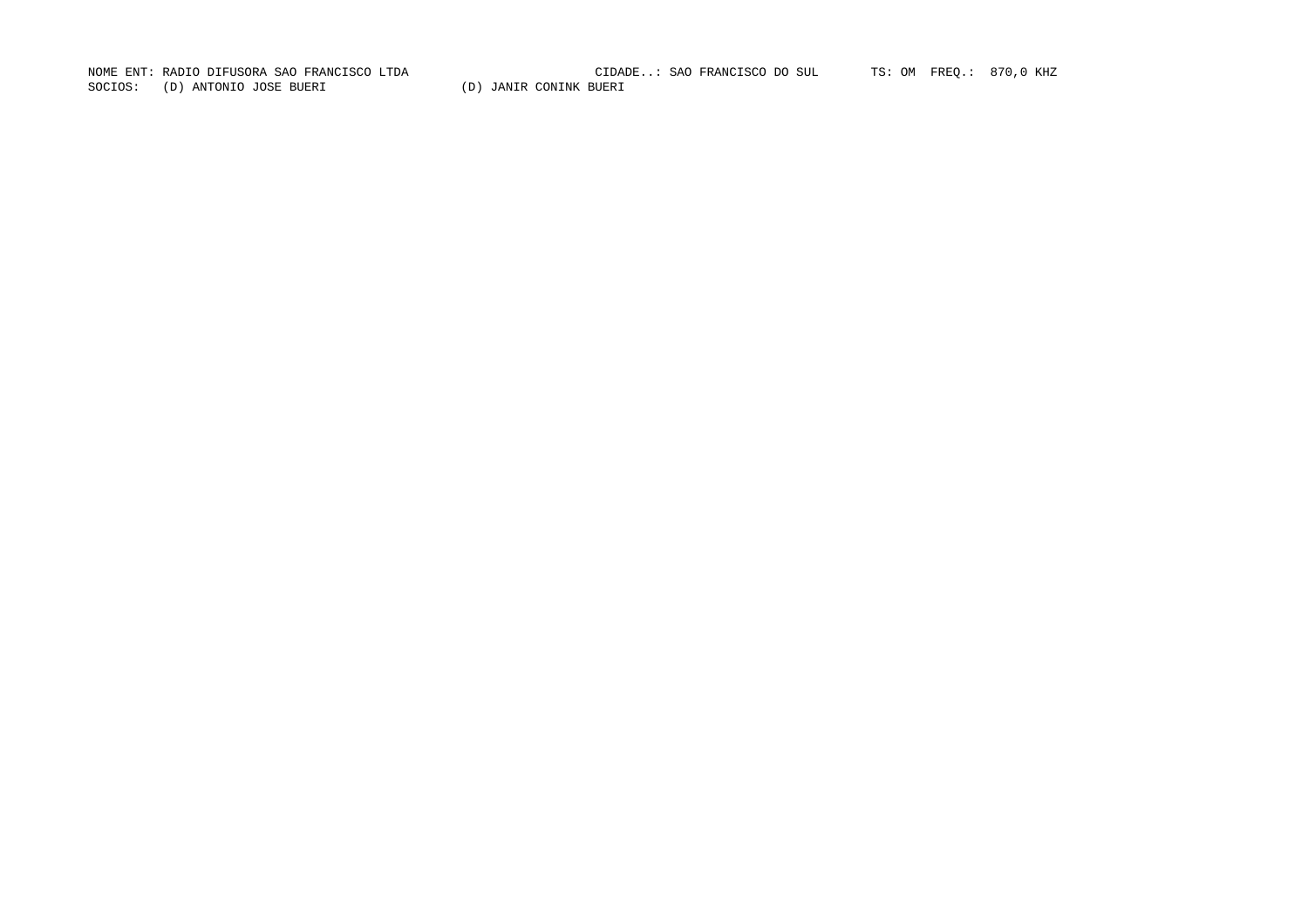NOME ENT: RADIO DIFUSORA SAO FRANCISCO LTDA CIDADE..: SAO FRANCISCO DO SUL TS: OM FREQ.: 870,0 KHZ

SOCIOS: (D) ANTONIO JOSE BUERI (D) JANIR CONINK BUERI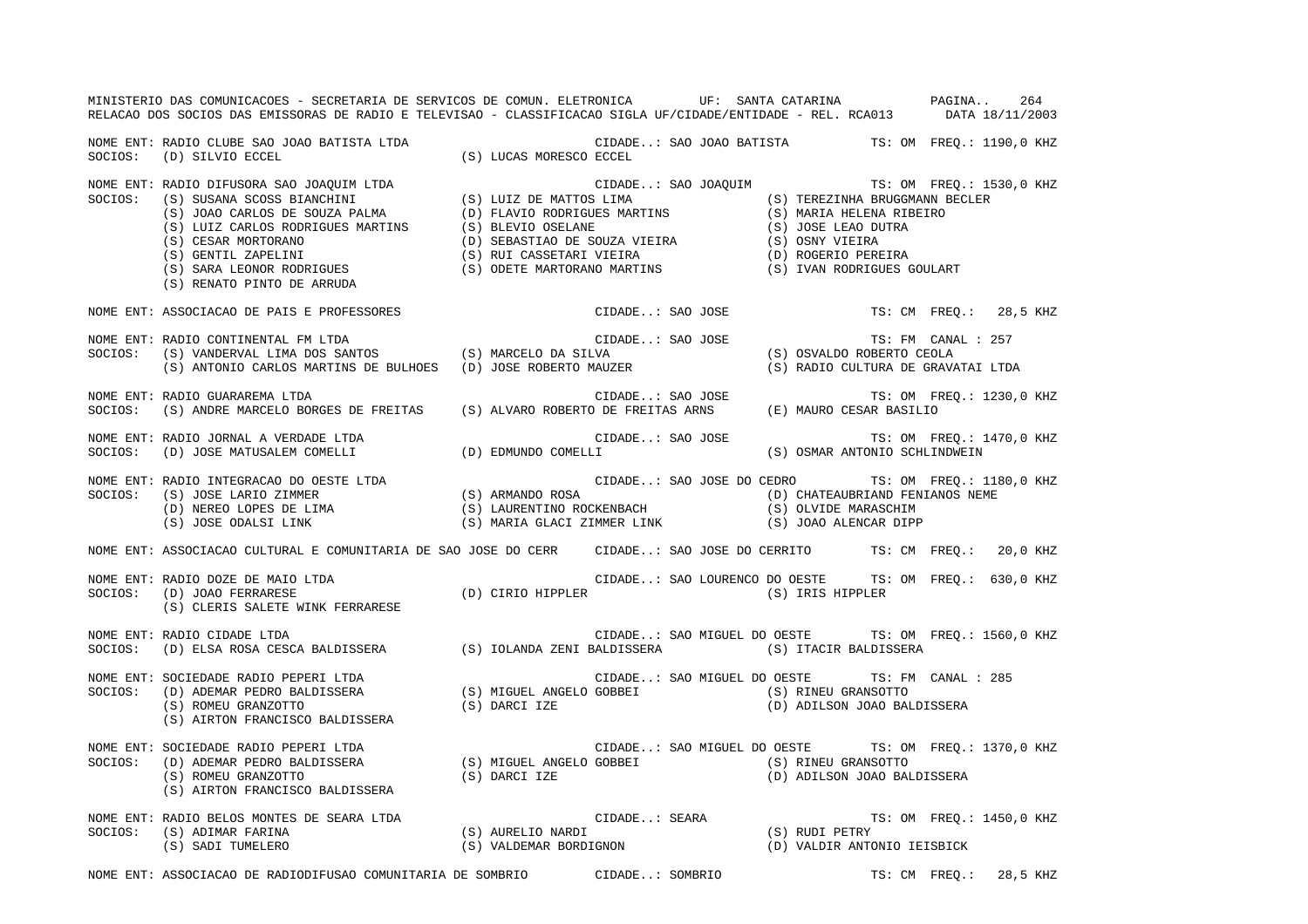NOME ENT: RADIO CLUBE SAO JOAO BATISTA LTDA — CIDADE..: SAO JOAO BATISTA — TS: OM FREQ.: 1190,0 KHZ
SOCIOS: (D) SILVIO ECCEL (S) LUCAS MORESCO ECCEL

NOME ENT: RADIO DIFUSORA SAO JOAQUIM LTDA — CIDADE..: SAO JOAQUIM — TS: OM FREQ.: 1530,0 KHZ
SOCIOS:
(S) SUSANA SCOSS BIANCHINI (S) LUIZ DE MATTOS LIMA (S) TEREZINHA BRUGGMANN BECLER
(S) JOAO CARLOS DE SOUZA PALMA (D) FLAVIO RODRIGUES MARTINS (S) MARIA HELENA RIBEIRO
(S) LUIZ CARLOS RODRIGUES MARTINS (S) BLEVIO OSELANE (S) JOSE LEAO DUTRA
(S) CESAR MORTORANO (D) SEBASTIAO DE SOUZA VIEIRA (S) OSNY VIEIRA
(S) GENTIL ZAPELINI (S) RUI CASSETARI VIEIRA (D) ROGERIO PEREIRA
(S) SARA LEONOR RODRIGUES (S) ODETE MARTORANO MARTINS (S) IVAN RODRIGUES GOULART
(S) RENATO PINTO DE ARRUDA

NOME ENT: ASSOCIACAO DE PAIS E PROFESSORES — CIDADE..: SAO JOSE — TS: CM FREQ.: 28,5 KHZ

NOME ENT: RADIO CONTINENTAL FM LTDA — CIDADE..: SAO JOSE — TS: FM CANAL : 257
SOCIOS:
(S) VANDERVAL LIMA DOS SANTOS (S) MARCELO DA SILVA (S) OSVALDO ROBERTO CEOLA
(S) ANTONIO CARLOS MARTINS DE BULHOES (D) JOSE ROBERTO MAUZER (S) RADIO CULTURA DE GRAVATAI LTDA

NOME ENT: RADIO GUARAREMA LTDA — CIDADE..: SAO JOSE — TS: OM FREQ.: 1230,0 KHZ
SOCIOS: (S) ANDRE MARCELO BORGES DE FREITAS (S) ALVARO ROBERTO DE FREITAS ARNS (E) MAURO CESAR BASILIO

NOME ENT: RADIO JORNAL A VERDADE LTDA — CIDADE..: SAO JOSE — TS: OM FREQ.: 1470,0 KHZ
SOCIOS: (D) JOSE MATUSALEM COMELLI (D) EDMUNDO COMELLI (S) OSMAR ANTONIO SCHLINDWEIN

NOME ENT: RADIO INTEGRACAO DO OESTE LTDA — CIDADE..: SAO JOSE DO CEDRO — TS: OM FREQ.: 1180,0 KHZ
SOCIOS:
(S) JOSE LARIO ZIMMER (S) ARMANDO ROSA (D) CHATEAUBRIAND FENIANOS NEME
(D) NEREO LOPES DE LIMA (S) LAURENTINO ROCKENBACH (S) OLVIDE MARASCHIM
(S) JOSE ODALSI LINK (S) MARIA GLACI ZIMMER LINK (S) JOAO ALENCAR DIPP

NOME ENT: ASSOCIACAO CULTURAL E COMUNITARIA DE SAO JOSE DO CERR — CIDADE..: SAO JOSE DO CERRITO — TS: CM FREQ.: 20,0 KHZ

NOME ENT: RADIO DOZE DE MAIO LTDA — CIDADE..: SAO LOURENCO DO OESTE — TS: OM FREQ.: 630,0 KHZ
SOCIOS:
(D) JOAO FERRARESE (D) CIRIO HIPPLER (S) IRIS HIPPLER
(S) CLERIS SALETE WINK FERRARESE

NOME ENT: RADIO CIDADE LTDA — CIDADE..: SAO MIGUEL DO OESTE — TS: OM FREQ.: 1560,0 KHZ
SOCIOS: (D) ELSA ROSA CESCA BALDISSERA (S) IOLANDA ZENI BALDISSERA (S) ITACIR BALDISSERA

NOME ENT: SOCIEDADE RADIO PEPERI LTDA — CIDADE..: SAO MIGUEL DO OESTE — TS: FM CANAL : 285
SOCIOS:
(D) ADEMAR PEDRO BALDISSERA (S) MIGUEL ANGELO GOBBEI (S) RINEU GRANSOTTO
(S) ROMEU GRANZOTTO (S) DARCI IZE (D) ADILSON JOAO BALDISSERA
(S) AIRTON FRANCISCO BALDISSERA

NOME ENT: SOCIEDADE RADIO PEPERI LTDA — CIDADE..: SAO MIGUEL DO OESTE — TS: OM FREQ.: 1370,0 KHZ
SOCIOS:
(D) ADEMAR PEDRO BALDISSERA (S) MIGUEL ANGELO GOBBEI (S) RINEU GRANSOTTO
(S) ROMEU GRANZOTTO (S) DARCI IZE (D) ADILSON JOAO BALDISSERA
(S) AIRTON FRANCISCO BALDISSERA

NOME ENT: RADIO BELOS MONTES DE SEARA LTDA — CIDADE..: SEARA — TS: OM FREQ.: 1450,0 KHZ
SOCIOS:
(S) ADIMAR FARINA (S) AURELIO NARDI (S) RUDI PETRY
(S) SADI TUMELERO (S) VALDEMAR BORDIGNON (D) VALDIR ANTONIO IEISBICK

NOME ENT: ASSOCIACAO DE RADIODIFUSAO COMUNITARIA DE SOMBRIO — CIDADE..: SOMBRIO — TS: CM FREQ.: 28,5 KHZ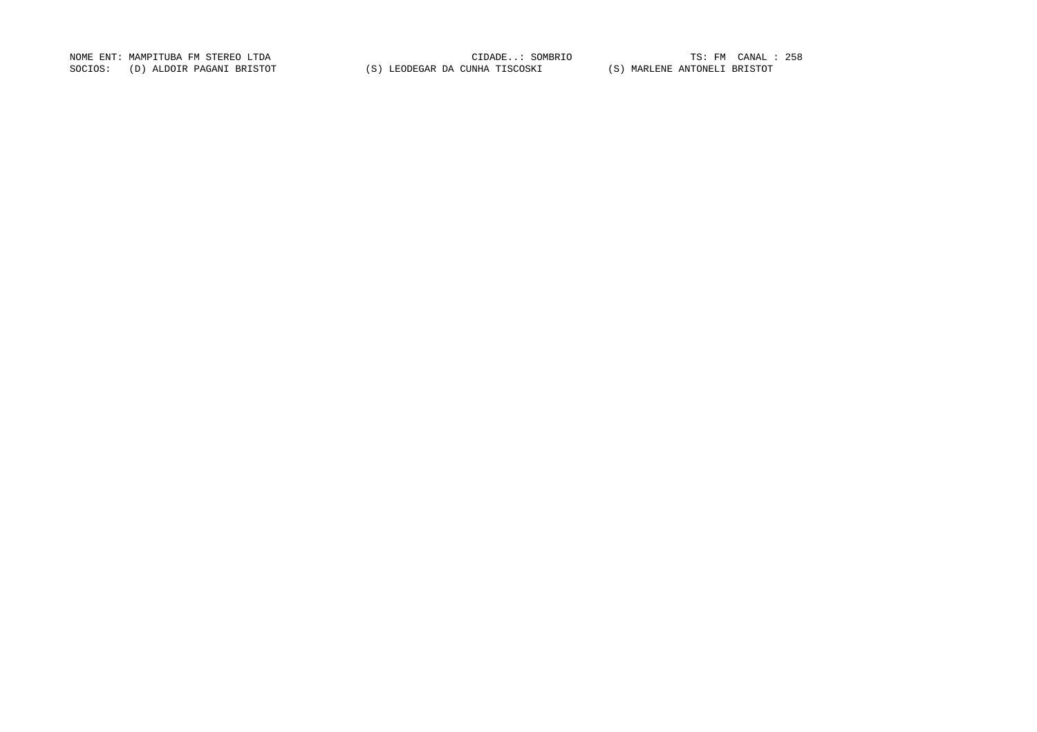NOME ENT: MAMPITUBA FM STEREO LTDA CIDADE..: SOMBRIO TS: FM CANAL : 258

SOCIOS: (D) ALDOIR PAGANI BRISTOT (S) LEODEGAR DA CUNHA TISCOSKI (S) MARLENE ANTONELI BRISTOT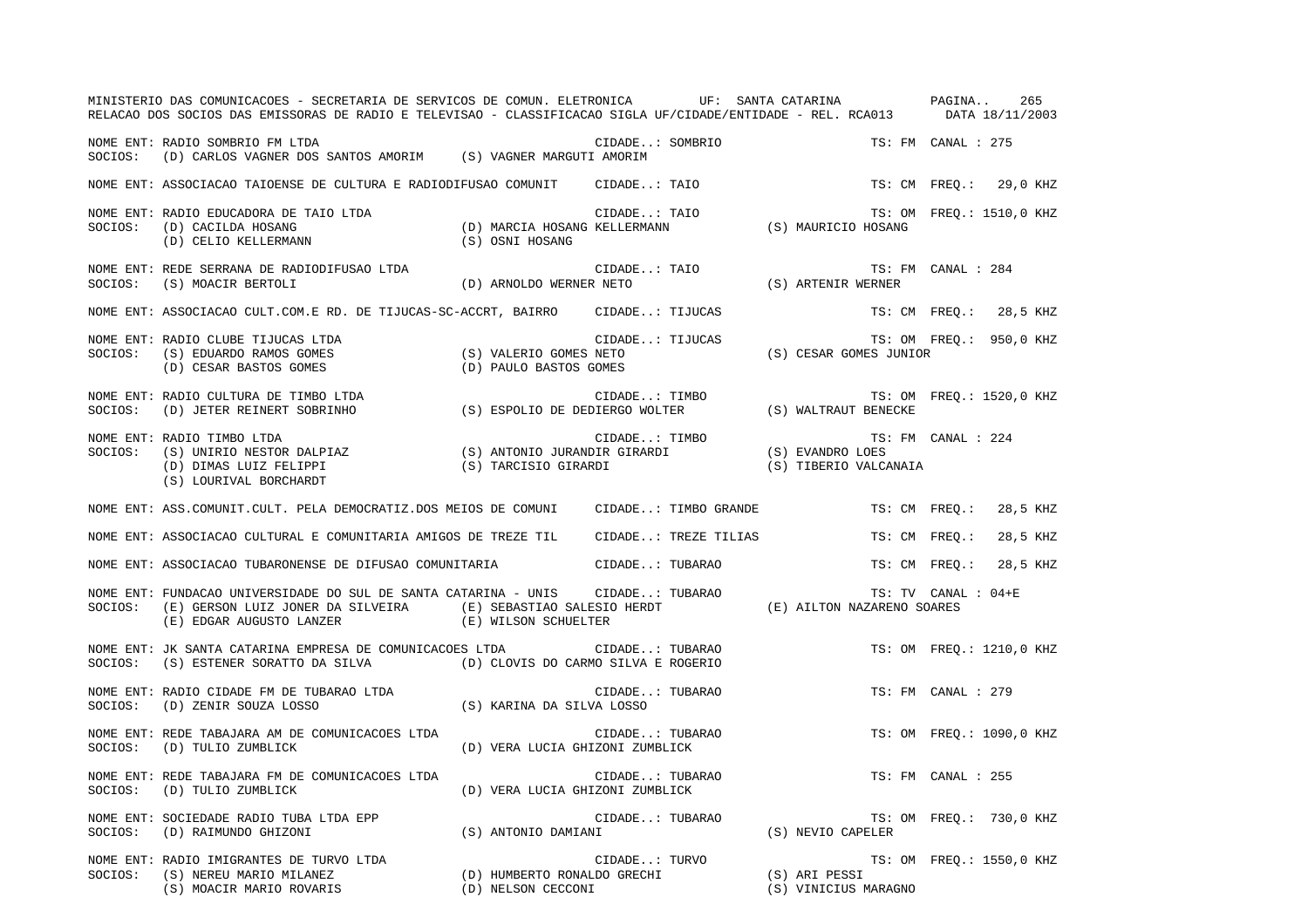MINISTERIO DAS COMUNICACOES - SECRETARIA DE SERVICOS DE COMUN. ELETRONICA UF: SANTA CATARINA PAGINA.. 265
RELACAO DOS SOCIOS DAS EMISSORAS DE RADIO E TELEVISAO - CLASSIFICACAO SIGLA UF/CIDADE/ENTIDADE - REL. RCA013 DATA 18/11/2003

```
NOME ENT: RADIO SOMBRIO FM LTDA                                   CIDADE..: SOMBRIO                    TS: FM  CANAL : 275
SOCIOS:  (D) CARLOS VAGNER DOS SANTOS AMORIM    (S) VAGNER MARGUTI AMORIM

NOME ENT: ASSOCIACAO TAIOENSE DE CULTURA E RADIODIFUSAO COMUNIT     CIDADE..: TAIO                       TS: CM  FREQ.:   29,0 KHZ

NOME ENT: RADIO EDUCADORA DE TAIO LTDA                             CIDADE..: TAIO                       TS: OM  FREQ.: 1510,0 KHZ
SOCIOS:  (D) CACILDA HOSANG                     (D) MARCIA HOSANG KELLERMANN           (S) MAURICIO HOSANG
         (D) CELIO KELLERMANN                   (S) OSNI HOSANG

NOME ENT: REDE SERRANA DE RADIODIFUSAO LTDA                        CIDADE..: TAIO                       TS: FM  CANAL : 284
SOCIOS:  (S) MOACIR BERTOLI                     (D) ARNOLDO WERNER NETO                (S) ARTENIR WERNER

NOME ENT: ASSOCIACAO CULT.COM.E RD. DE TIJUCAS-SC-ACCRT, BAIRRO    CIDADE..: TIJUCAS                    TS: CM  FREQ.:   28,5 KHZ

NOME ENT: RADIO CLUBE TIJUCAS LTDA                                 CIDADE..: TIJUCAS                    TS: OM  FREQ.:  950,0 KHZ
SOCIOS:  (S) EDUARDO RAMOS GOMES                (S) VALERIO GOMES NETO                 (S) CESAR GOMES JUNIOR
         (D) CESAR BASTOS GOMES                 (D) PAULO BASTOS GOMES

NOME ENT: RADIO CULTURA DE TIMBO LTDA                              CIDADE..: TIMBO                      TS: OM  FREQ.: 1520,0 KHZ
SOCIOS:  (D) JETER REINERT SOBRINHO             (S) ESPOLIO DE DEDIERGO WOLTER         (S) WALTRAUT BENECKE

NOME ENT: RADIO TIMBO LTDA                                         CIDADE..: TIMBO                      TS: FM  CANAL : 224
SOCIOS:  (S) UNIRIO NESTOR DALPIAZ              (S) ANTONIO JURANDIR GIRARDI           (S) EVANDRO LOES
         (D) DIMAS LUIZ FELIPPI                 (S) TARCISIO GIRARDI                   (S) TIBERIO VALCANAIA
         (S) LOURIVAL BORCHARDT

NOME ENT: ASS.COMUNIT.CULT. PELA DEMOCRATIZ.DOS MEIOS DE COMUNI    CIDADE..: TIMBO GRANDE               TS: CM  FREQ.:   28,5 KHZ

NOME ENT: ASSOCIACAO CULTURAL E COMUNITARIA AMIGOS DE TREZE TIL    CIDADE..: TREZE TILIAS               TS: CM  FREQ.:   28,5 KHZ

NOME ENT: ASSOCIACAO TUBARONENSE DE DIFUSAO COMUNITARIA            CIDADE..: TUBARAO                    TS: CM  FREQ.:   28,5 KHZ

NOME ENT: FUNDACAO UNIVERSIDADE DO SUL DE SANTA CATARINA - UNIS    CIDADE..: TUBARAO                    TS: TV  CANAL : 04+E
SOCIOS:  (E) GERSON LUIZ JONER DA SILVEIRA      (E) SEBASTIAO SALESIO HERDT            (E) AILTON NAZARENO SOARES
         (E) EDGAR AUGUSTO LANZER               (E) WILSON SCHUELTER

NOME ENT: JK SANTA CATARINA EMPRESA DE COMUNICACOES LTDA           CIDADE..: TUBARAO                    TS: OM  FREQ.: 1210,0 KHZ
SOCIOS:  (S) ESTENER SORATTO DA SILVA           (D) CLOVIS DO CARMO SILVA E ROGERIO

NOME ENT: RADIO CIDADE FM DE TUBARAO LTDA                          CIDADE..: TUBARAO                    TS: FM  CANAL : 279
SOCIOS:  (D) ZENIR SOUZA LOSSO                  (S) KARINA DA SILVA LOSSO

NOME ENT: REDE TABAJARA AM DE COMUNICACOES LTDA                    CIDADE..: TUBARAO                    TS: OM  FREQ.: 1090,0 KHZ
SOCIOS:  (D) TULIO ZUMBLICK                     (D) VERA LUCIA GHIZONI ZUMBLICK

NOME ENT: REDE TABAJARA FM DE COMUNICACOES LTDA                    CIDADE..: TUBARAO                    TS: FM  CANAL : 255
SOCIOS:  (D) TULIO ZUMBLICK                     (D) VERA LUCIA GHIZONI ZUMBLICK

NOME ENT: SOCIEDADE RADIO TUBA LTDA EPP                            CIDADE..: TUBARAO                    TS: OM  FREQ.:  730,0 KHZ
SOCIOS:  (D) RAIMUNDO GHIZONI                   (S) ANTONIO DAMIANI                    (S) NEVIO CAPELER

NOME ENT: RADIO IMIGRANTES DE TURVO LTDA                           CIDADE..: TURVO                      TS: OM  FREQ.: 1550,0 KHZ
SOCIOS:  (S) NEREU MARIO MILANEZ                (D) HUMBERTO RONALDO GRECHI            (S) ARI PESSI
         (S) MOACIR MARIO ROVARIS               (D) NELSON CECCONI                     (S) VINICIUS MARAGNO
```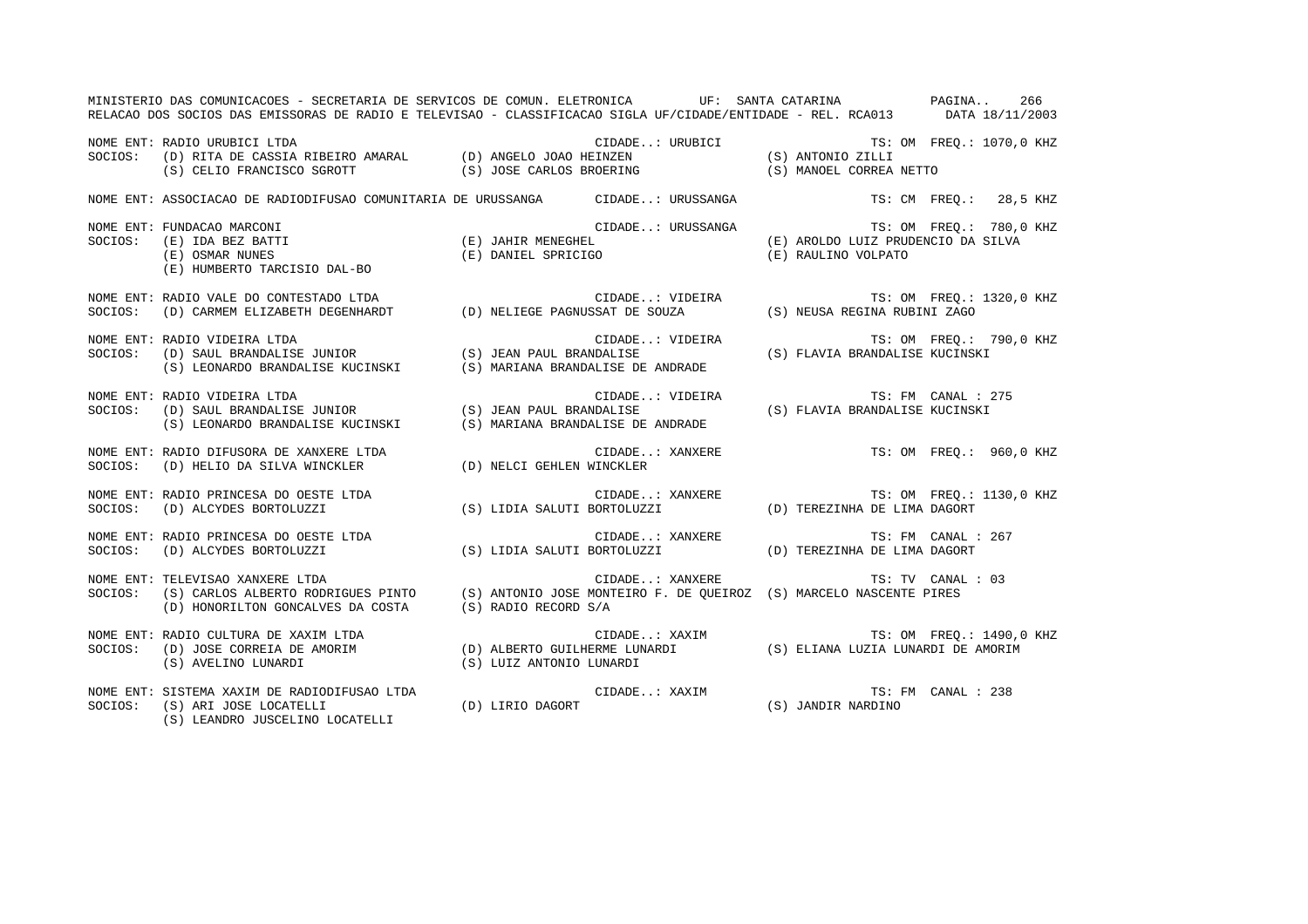MINISTERIO DAS COMUNICACOES - SECRETARIA DE SERVICOS DE COMUN. ELETRONICA UF: SANTA CATARINA

RELACAO DOS SOCIOS DAS EMISSORAS DE RADIO E TELEVISAO - CLASSIFICACAO SIGLA UF/CIDADE/ENTIDADE - REL. RCA013 DATA 18/11/2003

NOME ENT: RADIO URUBICI LTDA — CIDADE..: URUBICI — TS: OM FREQ.: 1070,0 KHZ
SOCIOS: (D) RITA DE CASSIA RIBEIRO AMARAL (D) ANGELO JOAO HEINZEN (S) ANTONIO ZILLI
(S) CELIO FRANCISCO SGROTT (S) JOSE CARLOS BROERING (S) MANOEL CORREA NETTO

NOME ENT: ASSOCIACAO DE RADIODIFUSAO COMUNITARIA DE URUSSANGA — CIDADE..: URUSSANGA — TS: CM FREQ.: 28,5 KHZ

NOME ENT: FUNDACAO MARCONI — CIDADE..: URUSSANGA — TS: OM FREQ.: 780,0 KHZ
SOCIOS: (E) IDA BEZ BATTI (E) JAHIR MENEGHEL (E) AROLDO LUIZ PRUDENCIO DA SILVA
(E) OSMAR NUNES (E) DANIEL SPRICIGO (E) RAULINO VOLPATO
(E) HUMBERTO TARCISIO DAL-BO

NOME ENT: RADIO VALE DO CONTESTADO LTDA — CIDADE..: VIDEIRA — TS: OM FREQ.: 1320,0 KHZ
SOCIOS: (D) CARMEM ELIZABETH DEGENHARDT (D) NELIEGE PAGNUSSAT DE SOUZA (S) NEUSA REGINA RUBINI ZAGO

NOME ENT: RADIO VIDEIRA LTDA — CIDADE..: VIDEIRA — TS: OM FREQ.: 790,0 KHZ
SOCIOS: (D) SAUL BRANDALISE JUNIOR (S) JEAN PAUL BRANDALISE (S) FLAVIA BRANDALISE KUCINSKI
(S) LEONARDO BRANDALISE KUCINSKI (S) MARIANA BRANDALISE DE ANDRADE

NOME ENT: RADIO VIDEIRA LTDA — CIDADE..: VIDEIRA — TS: FM CANAL : 275
SOCIOS: (D) SAUL BRANDALISE JUNIOR (S) JEAN PAUL BRANDALISE (S) FLAVIA BRANDALISE KUCINSKI
(S) LEONARDO BRANDALISE KUCINSKI (S) MARIANA BRANDALISE DE ANDRADE

NOME ENT: RADIO DIFUSORA DE XANXERE LTDA — CIDADE..: XANXERE — TS: OM FREQ.: 960,0 KHZ
SOCIOS: (D) HELIO DA SILVA WINCKLER (D) NELCI GEHLEN WINCKLER

NOME ENT: RADIO PRINCESA DO OESTE LTDA — CIDADE..: XANXERE — TS: OM FREQ.: 1130,0 KHZ
SOCIOS: (D) ALCYDES BORTOLUZZI (S) LIDIA SALUTI BORTOLUZZI (D) TEREZINHA DE LIMA DAGORT

NOME ENT: RADIO PRINCESA DO OESTE LTDA — CIDADE..: XANXERE — TS: FM CANAL : 267
SOCIOS: (D) ALCYDES BORTOLUZZI (S) LIDIA SALUTI BORTOLUZZI (D) TEREZINHA DE LIMA DAGORT

NOME ENT: TELEVISAO XANXERE LTDA — CIDADE..: XANXERE — TS: TV CANAL : 03
SOCIOS: (S) CARLOS ALBERTO RODRIGUES PINTO (S) ANTONIO JOSE MONTEIRO F. DE QUEIROZ (S) MARCELO NASCENTE PIRES
(D) HONORILTON GONCALVES DA COSTA (S) RADIO RECORD S/A

NOME ENT: RADIO CULTURA DE XAXIM LTDA — CIDADE..: XAXIM — TS: OM FREQ.: 1490,0 KHZ
SOCIOS: (D) JOSE CORREIA DE AMORIM (D) ALBERTO GUILHERME LUNARDI (S) ELIANA LUZIA LUNARDI DE AMORIM
(S) AVELINO LUNARDI (S) LUIZ ANTONIO LUNARDI

NOME ENT: SISTEMA XAXIM DE RADIODIFUSAO LTDA — CIDADE..: XAXIM — TS: FM CANAL : 238
SOCIOS: (S) ARI JOSE LOCATELLI (D) LIRIO DAGORT (S) JANDIR NARDINO
(S) LEANDRO JUSCELINO LOCATELLI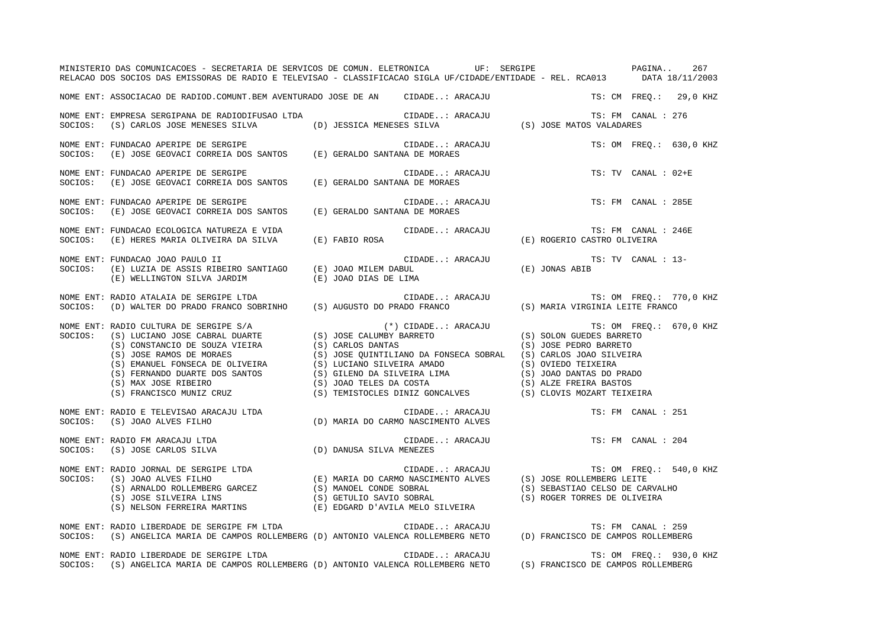MINISTERIO DAS COMUNICACOES - SECRETARIA DE SERVICOS DE COMUN. ELETRONICA UF: SERGIPE

RELACAO DOS SOCIOS DAS EMISSORAS DE RADIO E TELEVISAO - CLASSIFICACAO SIGLA UF/CIDADE/ENTIDADE - REL. RCA013 DATA 18/11/2003

NOME ENT: ASSOCIACAO DE RADIOD.COMUNT.BEM AVENTURADO JOSE DE AN CIDADE..: ARACAJU TS: CM FREQ.: 29,0 KHZ

NOME ENT: EMPRESA SERGIPANA DE RADIODIFUSAO LTDA CIDADE..: ARACAJU TS: FM CANAL : 276
SOCIOS: (S) CARLOS JOSE MENESES SILVA (D) JESSICA MENESES SILVA (S) JOSE MATOS VALADARES

NOME ENT: FUNDACAO APERIPE DE SERGIPE CIDADE..: ARACAJU TS: OM FREQ.: 630,0 KHZ
SOCIOS: (E) JOSE GEOVACI CORREIA DOS SANTOS (E) GERALDO SANTANA DE MORAES

NOME ENT: FUNDACAO APERIPE DE SERGIPE CIDADE..: ARACAJU TS: TV CANAL : 02+E
SOCIOS: (E) JOSE GEOVACI CORREIA DOS SANTOS (E) GERALDO SANTANA DE MORAES

NOME ENT: FUNDACAO APERIPE DE SERGIPE CIDADE..: ARACAJU TS: FM CANAL : 285E
SOCIOS: (E) JOSE GEOVACI CORREIA DOS SANTOS (E) GERALDO SANTANA DE MORAES

NOME ENT: FUNDACAO ECOLOGICA NATUREZA E VIDA CIDADE..: ARACAJU TS: FM CANAL : 246E
SOCIOS: (E) HERES MARIA OLIVEIRA DA SILVA (E) FABIO ROSA (E) ROGERIO CASTRO OLIVEIRA

NOME ENT: FUNDACAO JOAO PAULO II CIDADE..: ARACAJU TS: TV CANAL : 13-
SOCIOS: (E) LUZIA DE ASSIS RIBEIRO SANTIAGO (E) JOAO MILEM DABUL (E) JONAS ABIB
(E) WELLINGTON SILVA JARDIM (E) JOAO DIAS DE LIMA

NOME ENT: RADIO ATALAIA DE SERGIPE LTDA CIDADE..: ARACAJU TS: OM FREQ.: 770,0 KHZ
SOCIOS: (D) WALTER DO PRADO FRANCO SOBRINHO (S) AUGUSTO DO PRADO FRANCO (S) MARIA VIRGINIA LEITE FRANCO

NOME ENT: RADIO CULTURA DE SERGIPE S/A (*) CIDADE..: ARACAJU TS: OM FREQ.: 670,0 KHZ
SOCIOS: (S) LUCIANO JOSE CABRAL DUARTE (S) JOSE CALUMBY BARRETO (S) SOLON GUEDES BARRETO
(S) CONSTANCIO DE SOUZA VIEIRA (S) CARLOS DANTAS (S) JOSE PEDRO BARRETO
(S) JOSE RAMOS DE MORAES (S) JOSE QUINTILIANO DA FONSECA SOBRAL (S) CARLOS JOAO SILVEIRA
(S) EMANUEL FONSECA DE OLIVEIRA (S) LUCIANO SILVEIRA AMADO (S) OVIEDO TEIXEIRA
(S) FERNANDO DUARTE DOS SANTOS (S) GILENO DA SILVEIRA LIMA (S) JOAO DANTAS DO PRADO
(S) MAX JOSE RIBEIRO (S) JOAO TELES DA COSTA (S) ALZE FREIRA BASTOS
(S) FRANCISCO MUNIZ CRUZ (S) TEMISTOCLES DINIZ GONCALVES (S) CLOVIS MOZART TEIXEIRA

NOME ENT: RADIO E TELEVISAO ARACAJU LTDA CIDADE..: ARACAJU TS: FM CANAL : 251
SOCIOS: (S) JOAO ALVES FILHO (D) MARIA DO CARMO NASCIMENTO ALVES

NOME ENT: RADIO FM ARACAJU LTDA CIDADE..: ARACAJU TS: FM CANAL : 204
SOCIOS: (S) JOSE CARLOS SILVA (D) DANUSA SILVA MENEZES

NOME ENT: RADIO JORNAL DE SERGIPE LTDA CIDADE..: ARACAJU TS: OM FREQ.: 540,0 KHZ
SOCIOS: (S) JOAO ALVES FILHO (E) MARIA DO CARMO NASCIMENTO ALVES (S) JOSE ROLLEMBERG LEITE
(S) ARNALDO ROLLEMBERG GARCEZ (S) MANOEL CONDE SOBRAL (S) SEBASTIAO CELSO DE CARVALHO
(S) JOSE SILVEIRA LINS (S) GETULIO SAVIO SOBRAL (S) ROGER TORRES DE OLIVEIRA
(S) NELSON FERREIRA MARTINS (E) EDGARD D'AVILA MELO SILVEIRA

NOME ENT: RADIO LIBERDADE DE SERGIPE FM LTDA CIDADE..: ARACAJU TS: FM CANAL : 259
SOCIOS: (S) ANGELICA MARIA DE CAMPOS ROLLEMBERG (D) ANTONIO VALENCA ROLLEMBERG NETO (D) FRANCISCO DE CAMPOS ROLLEMBERG

NOME ENT: RADIO LIBERDADE DE SERGIPE LTDA CIDADE..: ARACAJU TS: OM FREQ.: 930,0 KHZ
SOCIOS: (S) ANGELICA MARIA DE CAMPOS ROLLEMBERG (D) ANTONIO VALENCA ROLLEMBERG NETO (S) FRANCISCO DE CAMPOS ROLLEMBERG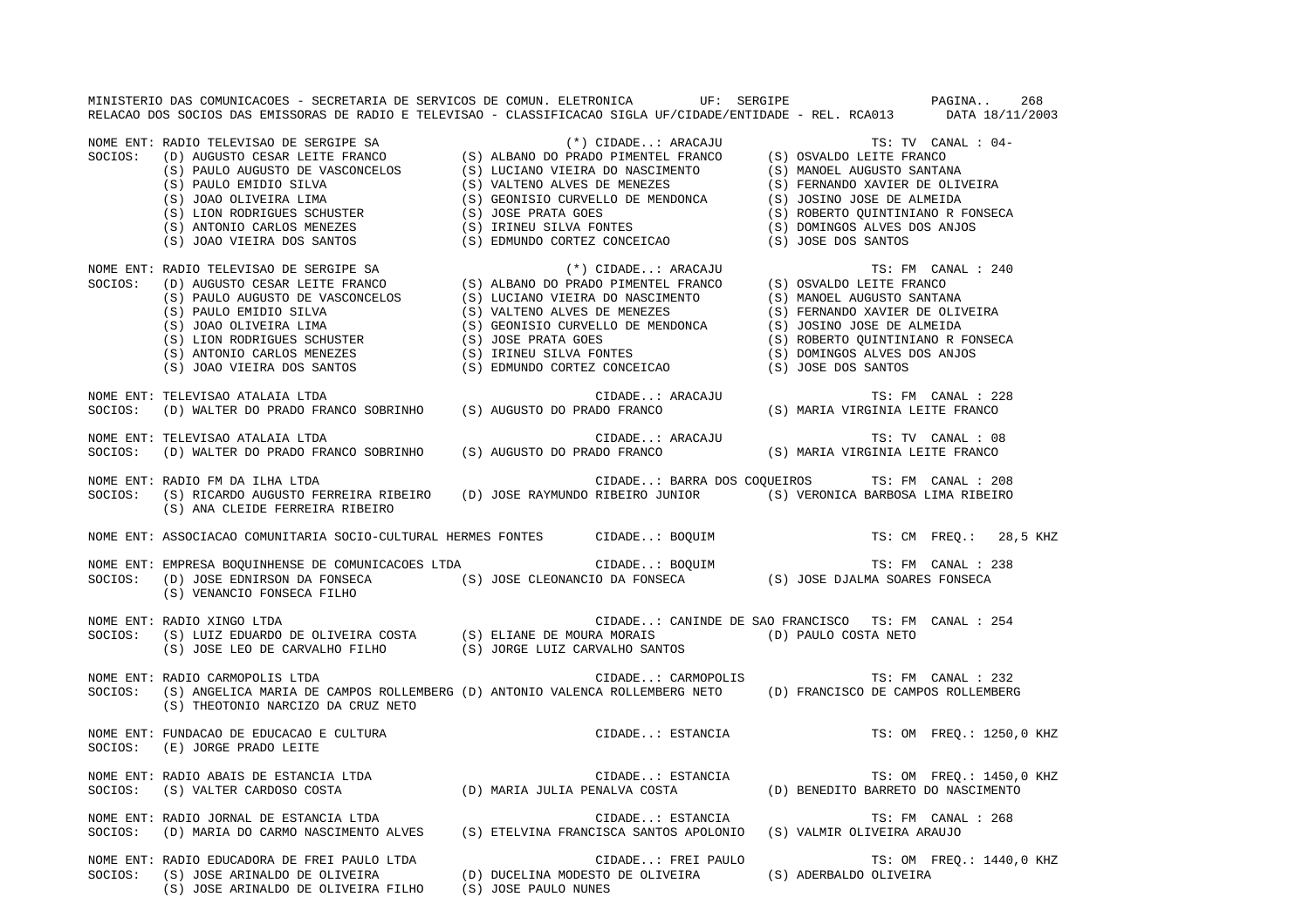NOME ENT: RADIO TELEVISAO DE SERGIPE SA (*) CIDADE..: ARACAJU TS: TV CANAL : 04-
SOCIOS: (D) AUGUSTO CESAR LEITE FRANCO (S) ALBANO DO PRADO PIMENTEL FRANCO (S) OSVALDO LEITE FRANCO
(S) PAULO AUGUSTO DE VASCONCELOS (S) LUCIANO VIEIRA DO NASCIMENTO (S) MANOEL AUGUSTO SANTANA
(S) PAULO EMIDIO SILVA (S) VALTENO ALVES DE MENEZES (S) FERNANDO XAVIER DE OLIVEIRA
(S) JOAO OLIVEIRA LIMA (S) GEONISIO CURVELLO DE MENDONCA (S) JOSINO JOSE DE ALMEIDA
(S) LION RODRIGUES SCHUSTER (S) JOSE PRATA GOES (S) ROBERTO QUINTINIANO R FONSECA
(S) ANTONIO CARLOS MENEZES (S) IRINEU SILVA FONTES (S) DOMINGOS ALVES DOS ANJOS
(S) JOAO VIEIRA DOS SANTOS (S) EDMUNDO CORTEZ CONCEICAO (S) JOSE DOS SANTOS

NOME ENT: RADIO TELEVISAO DE SERGIPE SA (*) CIDADE..: ARACAJU TS: FM CANAL : 240
SOCIOS: (D) AUGUSTO CESAR LEITE FRANCO (S) ALBANO DO PRADO PIMENTEL FRANCO (S) OSVALDO LEITE FRANCO
(S) PAULO AUGUSTO DE VASCONCELOS (S) LUCIANO VIEIRA DO NASCIMENTO (S) MANOEL AUGUSTO SANTANA
(S) PAULO EMIDIO SILVA (S) VALTENO ALVES DE MENEZES (S) FERNANDO XAVIER DE OLIVEIRA
(S) JOAO OLIVEIRA LIMA (S) GEONISIO CURVELLO DE MENDONCA (S) JOSINO JOSE DE ALMEIDA
(S) LION RODRIGUES SCHUSTER (S) JOSE PRATA GOES (S) ROBERTO QUINTINIANO R FONSECA
(S) ANTONIO CARLOS MENEZES (S) IRINEU SILVA FONTES (S) DOMINGOS ALVES DOS ANJOS
(S) JOAO VIEIRA DOS SANTOS (S) EDMUNDO CORTEZ CONCEICAO (S) JOSE DOS SANTOS

NOME ENT: TELEVISAO ATALAIA LTDA CIDADE..: ARACAJU TS: FM CANAL : 228
SOCIOS: (D) WALTER DO PRADO FRANCO SOBRINHO (S) AUGUSTO DO PRADO FRANCO (S) MARIA VIRGINIA LEITE FRANCO

NOME ENT: TELEVISAO ATALAIA LTDA CIDADE..: ARACAJU TS: TV CANAL : 08
SOCIOS: (D) WALTER DO PRADO FRANCO SOBRINHO (S) AUGUSTO DO PRADO FRANCO (S) MARIA VIRGINIA LEITE FRANCO

NOME ENT: RADIO FM DA ILHA LTDA CIDADE..: BARRA DOS COQUEIROS TS: FM CANAL : 208
SOCIOS: (S) RICARDO AUGUSTO FERREIRA RIBEIRO (D) JOSE RAYMUNDO RIBEIRO JUNIOR (S) VERONICA BARBOSA LIMA RIBEIRO
(S) ANA CLEIDE FERREIRA RIBEIRO

NOME ENT: ASSOCIACAO COMUNITARIA SOCIO-CULTURAL HERMES FONTES CIDADE..: BOQUIM TS: CM FREQ.: 28,5 KHZ

NOME ENT: EMPRESA BOQUINHENSE DE COMUNICACOES LTDA CIDADE..: BOQUIM TS: FM CANAL : 238
SOCIOS: (D) JOSE EDNIRSON DA FONSECA (S) JOSE CLEONANCIO DA FONSECA (S) JOSE DJALMA SOARES FONSECA
(S) VENANCIO FONSECA FILHO

NOME ENT: RADIO XINGO LTDA CIDADE..: CANINDE DE SAO FRANCISCO TS: FM CANAL : 254
SOCIOS: (S) LUIZ EDUARDO DE OLIVEIRA COSTA (S) ELIANE DE MOURA MORAIS (D) PAULO COSTA NETO
(S) JOSE LEO DE CARVALHO FILHO (S) JORGE LUIZ CARVALHO SANTOS

NOME ENT: RADIO CARMOPOLIS LTDA CIDADE..: CARMOPOLIS TS: FM CANAL : 232
SOCIOS: (S) ANGELICA MARIA DE CAMPOS ROLLEMBERG (D) ANTONIO VALENCA ROLLEMBERG NETO (D) FRANCISCO DE CAMPOS ROLLEMBERG
(S) THEOTONIO NARCIZO DA CRUZ NETO

NOME ENT: FUNDACAO DE EDUCACAO E CULTURA CIDADE..: ESTANCIA TS: OM FREQ.: 1250,0 KHZ
SOCIOS: (E) JORGE PRADO LEITE

NOME ENT: RADIO ABAIS DE ESTANCIA LTDA CIDADE..: ESTANCIA TS: OM FREQ.: 1450,0 KHZ
SOCIOS: (S) VALTER CARDOSO COSTA (D) MARIA JULIA PENALVA COSTA (D) BENEDITO BARRETO DO NASCIMENTO

NOME ENT: RADIO JORNAL DE ESTANCIA LTDA CIDADE..: ESTANCIA TS: FM CANAL : 268
SOCIOS: (D) MARIA DO CARMO NASCIMENTO ALVES (S) ETELVINA FRANCISCA SANTOS APOLONIO (S) VALMIR OLIVEIRA ARAUJO

NOME ENT: RADIO EDUCADORA DE FREI PAULO LTDA CIDADE..: FREI PAULO TS: OM FREQ.: 1440,0 KHZ
SOCIOS: (S) JOSE ARINALDO DE OLIVEIRA (D) DUCELINA MODESTO DE OLIVEIRA (S) ADERBALDO OLIVEIRA
(S) JOSE ARINALDO DE OLIVEIRA FILHO (S) JOSE PAULO NUNES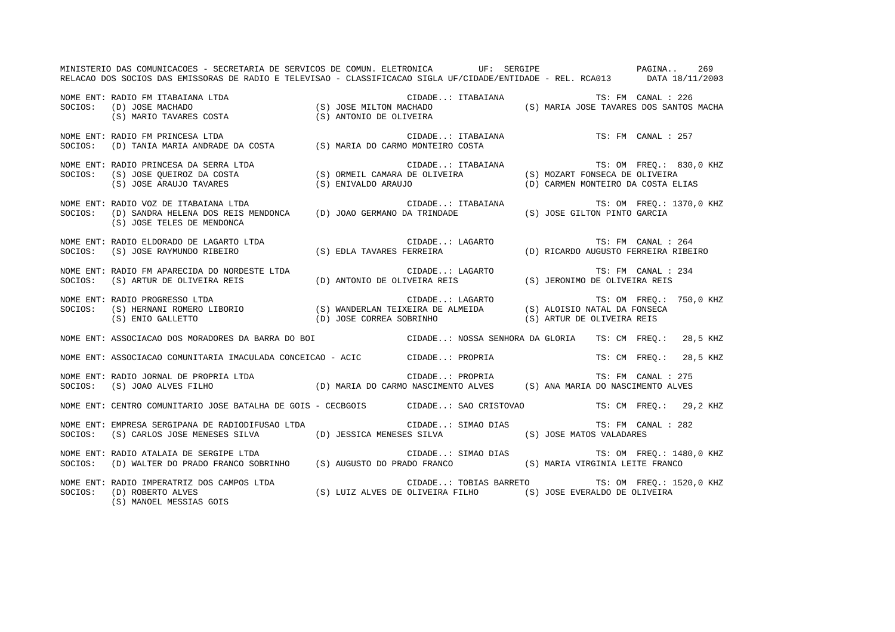MINISTERIO DAS COMUNICACOES - SECRETARIA DE SERVICOS DE COMUN. ELETRONICA UF: SERGIPE PAGINA.. 269
RELACAO DOS SOCIOS DAS EMISSORAS DE RADIO E TELEVISAO - CLASSIFICACAO SIGLA UF/CIDADE/ENTIDADE - REL. RCA013 DATA 18/11/2003

NOME ENT: RADIO FM ITABAIANA LTDA — CIDADE..: ITABAIANA — TS: FM CANAL : 226
SOCIOS: (D) JOSE MACHADO; (S) JOSE MILTON MACHADO; (S) MARIA JOSE TAVARES DOS SANTOS MACHA; (S) MARIO TAVARES COSTA; (S) ANTONIO DE OLIVEIRA

NOME ENT: RADIO FM PRINCESA LTDA — CIDADE..: ITABAIANA — TS: FM CANAL : 257
SOCIOS: (D) TANIA MARIA ANDRADE DA COSTA; (S) MARIA DO CARMO MONTEIRO COSTA

NOME ENT: RADIO PRINCESA DA SERRA LTDA — CIDADE..: ITABAIANA — TS: OM FREQ.: 830,0 KHZ
SOCIOS: (S) JOSE QUEIROZ DA COSTA; (S) ORMEIL CAMARA DE OLIVEIRA; (S) MOZART FONSECA DE OLIVEIRA; (S) JOSE ARAUJO TAVARES; (S) ENIVALDO ARAUJO; (D) CARMEN MONTEIRO DA COSTA ELIAS

NOME ENT: RADIO VOZ DE ITABAIANA LTDA — CIDADE..: ITABAIANA — TS: OM FREQ.: 1370,0 KHZ
SOCIOS: (D) SANDRA HELENA DOS REIS MENDONCA; (D) JOAO GERMANO DA TRINDADE; (S) JOSE GILTON PINTO GARCIA; (S) JOSE TELES DE MENDONCA

NOME ENT: RADIO ELDORADO DE LAGARTO LTDA — CIDADE..: LAGARTO — TS: FM CANAL : 264
SOCIOS: (S) JOSE RAYMUNDO RIBEIRO; (S) EDLA TAVARES FERREIRA; (D) RICARDO AUGUSTO FERREIRA RIBEIRO

NOME ENT: RADIO FM APARECIDA DO NORDESTE LTDA — CIDADE..: LAGARTO — TS: FM CANAL : 234
SOCIOS: (S) ARTUR DE OLIVEIRA REIS; (D) ANTONIO DE OLIVEIRA REIS; (S) JERONIMO DE OLIVEIRA REIS

NOME ENT: RADIO PROGRESSO LTDA — CIDADE..: LAGARTO — TS: OM FREQ.: 750,0 KHZ
SOCIOS: (S) HERNANI ROMERO LIBORIO; (S) WANDERLAN TEIXEIRA DE ALMEIDA; (S) ALOISIO NATAL DA FONSECA; (S) ENIO GALLETTO; (D) JOSE CORREA SOBRINHO; (S) ARTUR DE OLIVEIRA REIS

NOME ENT: ASSOCIACAO DOS MORADORES DA BARRA DO BOI — CIDADE..: NOSSA SENHORA DA GLORIA — TS: CM FREQ.: 28,5 KHZ

NOME ENT: ASSOCIACAO COMUNITARIA IMACULADA CONCEICAO - ACIC — CIDADE..: PROPRIA — TS: CM FREQ.: 28,5 KHZ

NOME ENT: RADIO JORNAL DE PROPRIA LTDA — CIDADE..: PROPRIA — TS: FM CANAL : 275
SOCIOS: (S) JOAO ALVES FILHO; (D) MARIA DO CARMO NASCIMENTO ALVES; (S) ANA MARIA DO NASCIMENTO ALVES

NOME ENT: CENTRO COMUNITARIO JOSE BATALHA DE GOIS - CECBGOIS — CIDADE..: SAO CRISTOVAO — TS: CM FREQ.: 29,2 KHZ

NOME ENT: EMPRESA SERGIPANA DE RADIODIFUSAO LTDA — CIDADE..: SIMAO DIAS — TS: FM CANAL : 282
SOCIOS: (S) CARLOS JOSE MENESES SILVA; (D) JESSICA MENESES SILVA; (S) JOSE MATOS VALADARES

NOME ENT: RADIO ATALAIA DE SERGIPE LTDA — CIDADE..: SIMAO DIAS — TS: OM FREQ.: 1480,0 KHZ
SOCIOS: (D) WALTER DO PRADO FRANCO SOBRINHO; (S) AUGUSTO DO PRADO FRANCO; (S) MARIA VIRGINIA LEITE FRANCO

NOME ENT: RADIO IMPERATRIZ DOS CAMPOS LTDA — CIDADE..: TOBIAS BARRETO — TS: OM FREQ.: 1520,0 KHZ
SOCIOS: (D) ROBERTO ALVES; (S) LUIZ ALVES DE OLIVEIRA FILHO; (S) JOSE EVERALDO DE OLIVEIRA; (S) MANOEL MESSIAS GOIS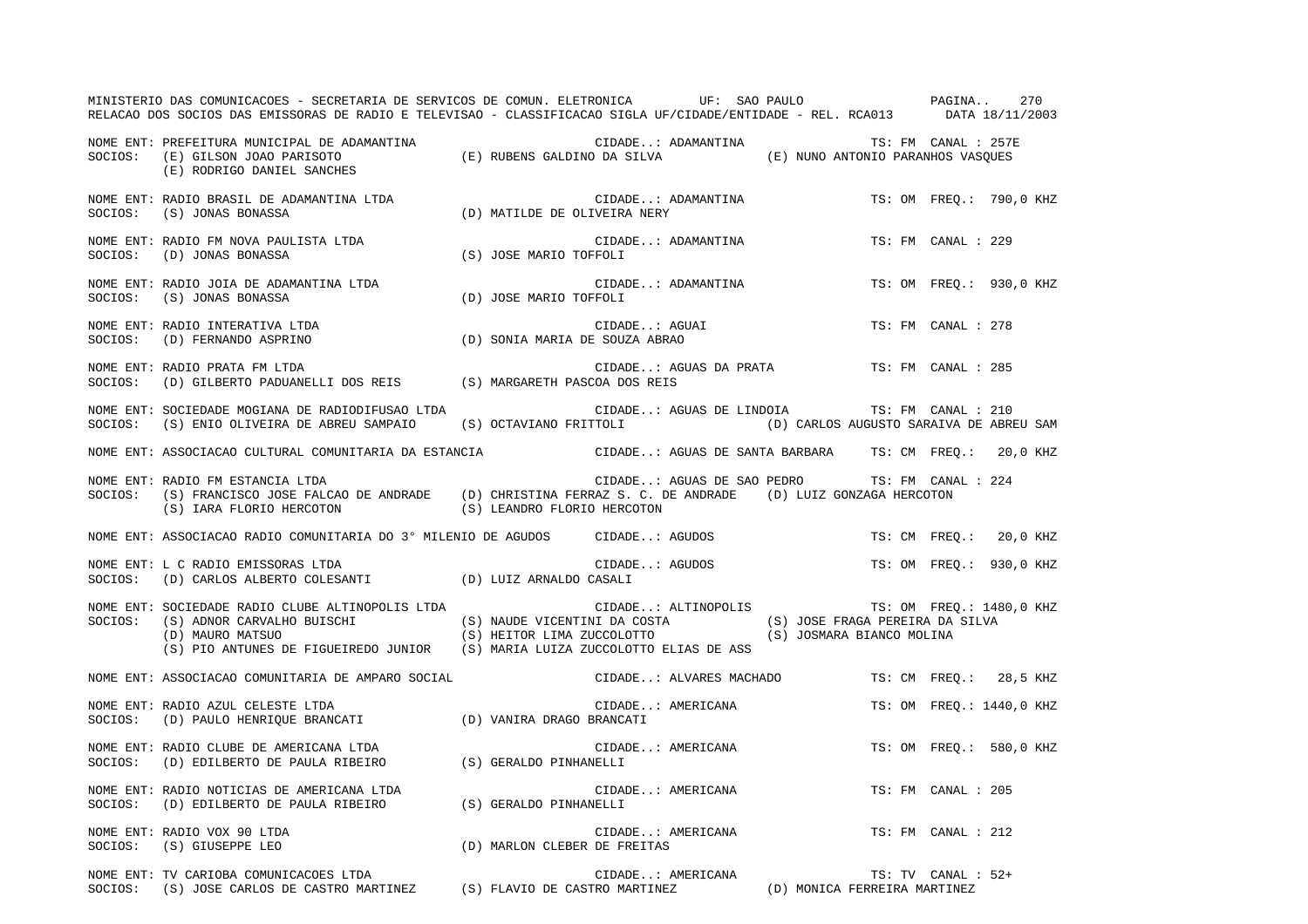MINISTERIO DAS COMUNICACOES - SECRETARIA DE SERVICOS DE COMUN. ELETRONICA UF: SAO PAULO

RELACAO DOS SOCIOS DAS EMISSORAS DE RADIO E TELEVISAO - CLASSIFICACAO SIGLA UF/CIDADE/ENTIDADE - REL. RCA013 DATA 18/11/2003

NOME ENT: PREFEITURA MUNICIPAL DE ADAMANTINA CIDADE..: ADAMANTINA TS: FM CANAL : 257E
SOCIOS: (E) GILSON JOAO PARISOTO (E) RUBENS GALDINO DA SILVA (E) NUNO ANTONIO PARANHOS VASQUES
(E) RODRIGO DANIEL SANCHES

NOME ENT: RADIO BRASIL DE ADAMANTINA LTDA CIDADE..: ADAMANTINA TS: OM FREQ.: 790,0 KHZ
SOCIOS: (S) JONAS BONASSA (D) MATILDE DE OLIVEIRA NERY

NOME ENT: RADIO FM NOVA PAULISTA LTDA CIDADE..: ADAMANTINA TS: FM CANAL : 229
SOCIOS: (D) JONAS BONASSA (S) JOSE MARIO TOFFOLI

NOME ENT: RADIO JOIA DE ADAMANTINA LTDA CIDADE..: ADAMANTINA TS: OM FREQ.: 930,0 KHZ
SOCIOS: (S) JONAS BONASSA (D) JOSE MARIO TOFFOLI

NOME ENT: RADIO INTERATIVA LTDA CIDADE..: AGUAI TS: FM CANAL : 278
SOCIOS: (D) FERNANDO ASPRINO (D) SONIA MARIA DE SOUZA ABRAO

NOME ENT: RADIO PRATA FM LTDA CIDADE..: AGUAS DA PRATA TS: FM CANAL : 285
SOCIOS: (D) GILBERTO PADUANELLI DOS REIS (S) MARGARETH PASCOA DOS REIS

NOME ENT: SOCIEDADE MOGIANA DE RADIODIFUSAO LTDA CIDADE..: AGUAS DE LINDOIA TS: FM CANAL : 210
SOCIOS: (S) ENIO OLIVEIRA DE ABREU SAMPAIO (S) OCTAVIANO FRITTOLI (D) CARLOS AUGUSTO SARAIVA DE ABREU SAM

NOME ENT: ASSOCIACAO CULTURAL COMUNITARIA DA ESTANCIA CIDADE..: AGUAS DE SANTA BARBARA TS: CM FREQ.: 20,0 KHZ

NOME ENT: RADIO FM ESTANCIA LTDA CIDADE..: AGUAS DE SAO PEDRO TS: FM CANAL : 224
SOCIOS: (S) FRANCISCO JOSE FALCAO DE ANDRADE (D) CHRISTINA FERRAZ S. C. DE ANDRADE (D) LUIZ GONZAGA HERCOTON
(S) IARA FLORIO HERCOTON (S) LEANDRO FLORIO HERCOTON

NOME ENT: ASSOCIACAO RADIO COMUNITARIA DO 3° MILENIO DE AGUDOS CIDADE..: AGUDOS TS: CM FREQ.: 20,0 KHZ

NOME ENT: L C RADIO EMISSORAS LTDA CIDADE..: AGUDOS TS: OM FREQ.: 930,0 KHZ
SOCIOS: (D) CARLOS ALBERTO COLESANTI (D) LUIZ ARNALDO CASALI

NOME ENT: SOCIEDADE RADIO CLUBE ALTINOPOLIS LTDA CIDADE..: ALTINOPOLIS TS: OM FREQ.: 1480,0 KHZ
SOCIOS: (S) ADNOR CARVALHO BUISCHI (S) NAUDE VICENTINI DA COSTA (S) JOSE FRAGA PEREIRA DA SILVA
(D) MAURO MATSUO (S) HEITOR LIMA ZUCCOLOTTO (S) JOSMARA BIANCO MOLINA
(S) PIO ANTUNES DE FIGUEIREDO JUNIOR (S) MARIA LUIZA ZUCCOLOTTO ELIAS DE ASS

NOME ENT: ASSOCIACAO COMUNITARIA DE AMPARO SOCIAL CIDADE..: ALVARES MACHADO TS: CM FREQ.: 28,5 KHZ

NOME ENT: RADIO AZUL CELESTE LTDA CIDADE..: AMERICANA TS: OM FREQ.: 1440,0 KHZ
SOCIOS: (D) PAULO HENRIQUE BRANCATI (D) VANIRA DRAGO BRANCATI

NOME ENT: RADIO CLUBE DE AMERICANA LTDA CIDADE..: AMERICANA TS: OM FREQ.: 580,0 KHZ
SOCIOS: (D) EDILBERTO DE PAULA RIBEIRO (S) GERALDO PINHANELLI

NOME ENT: RADIO NOTICIAS DE AMERICANA LTDA CIDADE..: AMERICANA TS: FM CANAL : 205
SOCIOS: (D) EDILBERTO DE PAULA RIBEIRO (S) GERALDO PINHANELLI

NOME ENT: RADIO VOX 90 LTDA CIDADE..: AMERICANA TS: FM CANAL : 212
SOCIOS: (S) GIUSEPPE LEO (D) MARLON CLEBER DE FREITAS

NOME ENT: TV CARIOBA COMUNICACOES LTDA CIDADE..: AMERICANA TS: TV CANAL : 52+
SOCIOS: (S) JOSE CARLOS DE CASTRO MARTINEZ (S) FLAVIO DE CASTRO MARTINEZ (D) MONICA FERREIRA MARTINEZ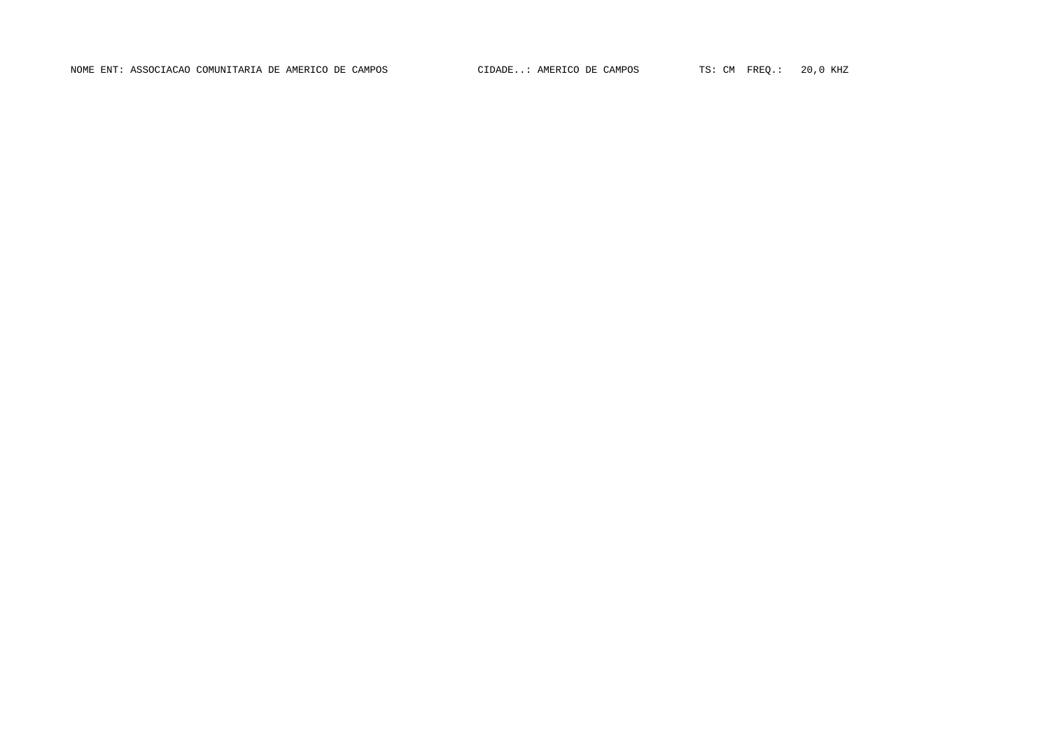NOME ENT: ASSOCIACAO COMUNITARIA DE AMERICO DE CAMPOS CIDADE..: AMERICO DE CAMPOS TS: CM FREQ.: 20,0 KHZ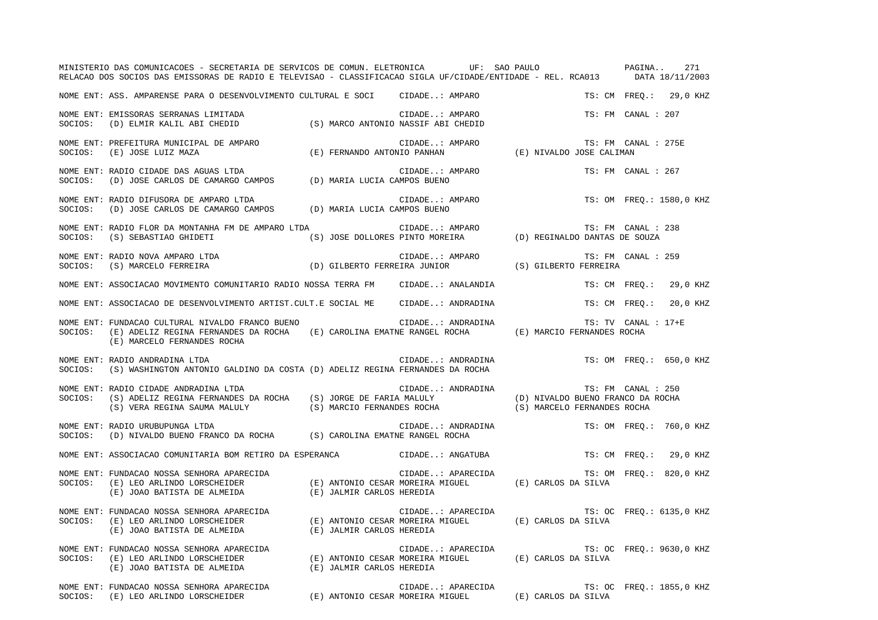NOME ENT: ASS. AMPARENSE PARA O DESENVOLVIMENTO CULTURAL E SOCI CIDADE..: AMPARO TS: CM FREQ.: 29,0 KHZ

NOME ENT: EMISSORAS SERRANAS LIMITADA CIDADE..: AMPARO TS: FM CANAL : 207
SOCIOS: (D) ELMIR KALIL ABI CHEDID (S) MARCO ANTONIO NASSIF ABI CHEDID

NOME ENT: PREFEITURA MUNICIPAL DE AMPARO CIDADE..: AMPARO TS: FM CANAL : 275E
SOCIOS: (E) JOSE LUIZ MAZA (E) FERNANDO ANTONIO PANHAN (E) NIVALDO JOSE CALIMAN

NOME ENT: RADIO CIDADE DAS AGUAS LTDA CIDADE..: AMPARO TS: FM CANAL : 267
SOCIOS: (D) JOSE CARLOS DE CAMARGO CAMPOS (D) MARIA LUCIA CAMPOS BUENO

NOME ENT: RADIO DIFUSORA DE AMPARO LTDA CIDADE..: AMPARO TS: OM FREQ.: 1580,0 KHZ
SOCIOS: (D) JOSE CARLOS DE CAMARGO CAMPOS (D) MARIA LUCIA CAMPOS BUENO

NOME ENT: RADIO FLOR DA MONTANHA FM DE AMPARO LTDA CIDADE..: AMPARO TS: FM CANAL : 238
SOCIOS: (S) SEBASTIAO GHIDETI (S) JOSE DOLLORES PINTO MOREIRA (D) REGINALDO DANTAS DE SOUZA

NOME ENT: RADIO NOVA AMPARO LTDA CIDADE..: AMPARO TS: FM CANAL : 259
SOCIOS: (S) MARCELO FERREIRA (D) GILBERTO FERREIRA JUNIOR (S) GILBERTO FERREIRA

NOME ENT: ASSOCIACAO MOVIMENTO COMUNITARIO RADIO NOSSA TERRA FM CIDADE..: ANALANDIA TS: CM FREQ.: 29,0 KHZ

NOME ENT: ASSOCIACAO DE DESENVOLVIMENTO ARTIST.CULT.E SOCIAL ME CIDADE..: ANDRADINA TS: CM FREQ.: 20,0 KHZ

NOME ENT: FUNDACAO CULTURAL NIVALDO FRANCO BUENO CIDADE..: ANDRADINA TS: TV CANAL : 17+E
SOCIOS: (E) ADELIZ REGINA FERNANDES DA ROCHA (E) CAROLINA EMATNE RANGEL ROCHA (E) MARCIO FERNANDES ROCHA
(E) MARCELO FERNANDES ROCHA

NOME ENT: RADIO ANDRADINA LTDA CIDADE..: ANDRADINA TS: OM FREQ.: 650,0 KHZ
SOCIOS: (S) WASHINGTON ANTONIO GALDINO DA COSTA (D) ADELIZ REGINA FERNANDES DA ROCHA

NOME ENT: RADIO CIDADE ANDRADINA LTDA CIDADE..: ANDRADINA TS: FM CANAL : 250
SOCIOS: (S) ADELIZ REGINA FERNANDES DA ROCHA (S) JORGE DE FARIA MALULY (D) NIVALDO BUENO FRANCO DA ROCHA
(S) VERA REGINA SAUMA MALULY (S) MARCIO FERNANDES ROCHA (S) MARCELO FERNANDES ROCHA

NOME ENT: RADIO URUBUPUNGA LTDA CIDADE..: ANDRADINA TS: OM FREQ.: 760,0 KHZ
SOCIOS: (D) NIVALDO BUENO FRANCO DA ROCHA (S) CAROLINA EMATNE RANGEL ROCHA

NOME ENT: ASSOCIACAO COMUNITARIA BOM RETIRO DA ESPERANCA CIDADE..: ANGATUBA TS: CM FREQ.: 29,0 KHZ

NOME ENT: FUNDACAO NOSSA SENHORA APARECIDA CIDADE..: APARECIDA TS: OM FREQ.: 820,0 KHZ
SOCIOS: (E) LEO ARLINDO LORSCHEIDER (E) ANTONIO CESAR MOREIRA MIGUEL (E) CARLOS DA SILVA
(E) JOAO BATISTA DE ALMEIDA (E) JALMIR CARLOS HEREDIA

NOME ENT: FUNDACAO NOSSA SENHORA APARECIDA CIDADE..: APARECIDA TS: OC FREQ.: 6135,0 KHZ
SOCIOS: (E) LEO ARLINDO LORSCHEIDER (E) ANTONIO CESAR MOREIRA MIGUEL (E) CARLOS DA SILVA
(E) JOAO BATISTA DE ALMEIDA (E) JALMIR CARLOS HEREDIA

NOME ENT: FUNDACAO NOSSA SENHORA APARECIDA CIDADE..: APARECIDA TS: OC FREQ.: 9630,0 KHZ
SOCIOS: (E) LEO ARLINDO LORSCHEIDER (E) ANTONIO CESAR MOREIRA MIGUEL (E) CARLOS DA SILVA
(E) JOAO BATISTA DE ALMEIDA (E) JALMIR CARLOS HEREDIA

NOME ENT: FUNDACAO NOSSA SENHORA APARECIDA CIDADE..: APARECIDA TS: OC FREQ.: 1855,0 KHZ
SOCIOS: (E) LEO ARLINDO LORSCHEIDER (E) ANTONIO CESAR MOREIRA MIGUEL (E) CARLOS DA SILVA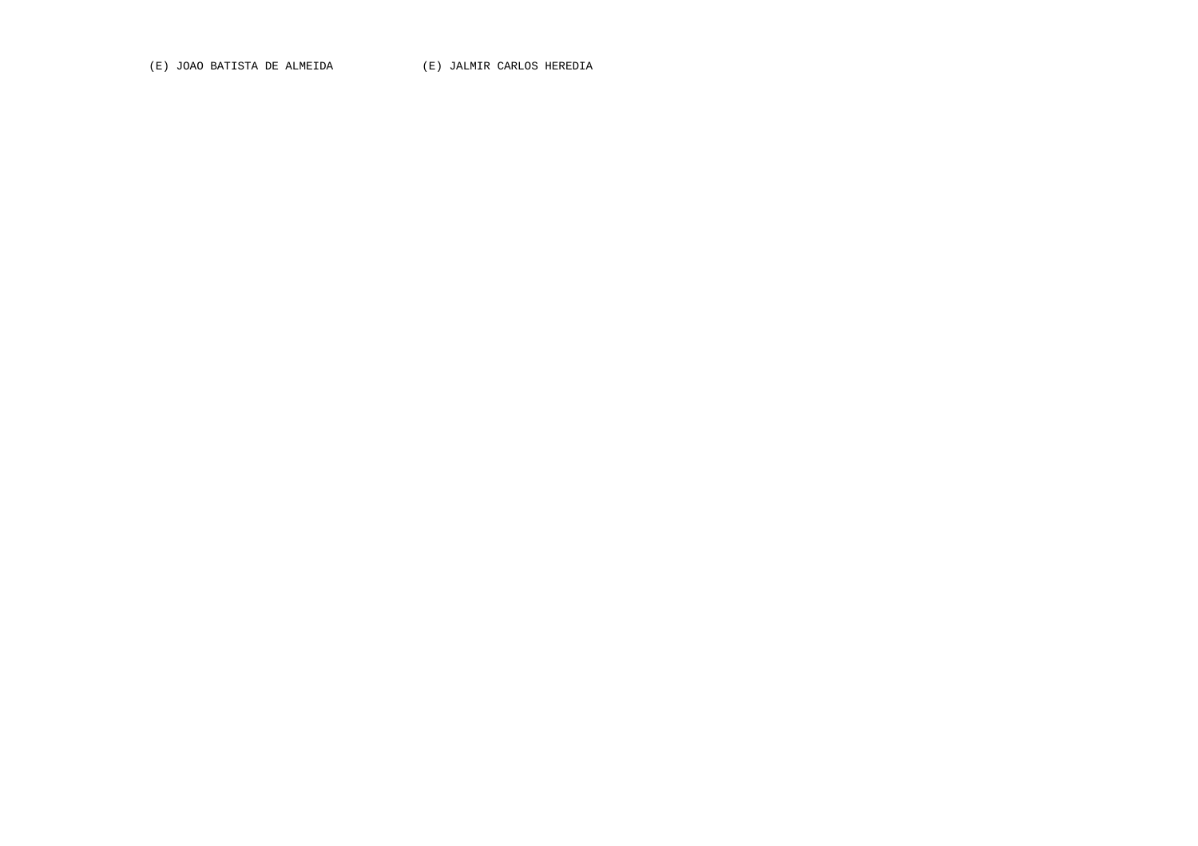(E) JOAO BATISTA DE ALMEIDA (E) JALMIR CARLOS HEREDIA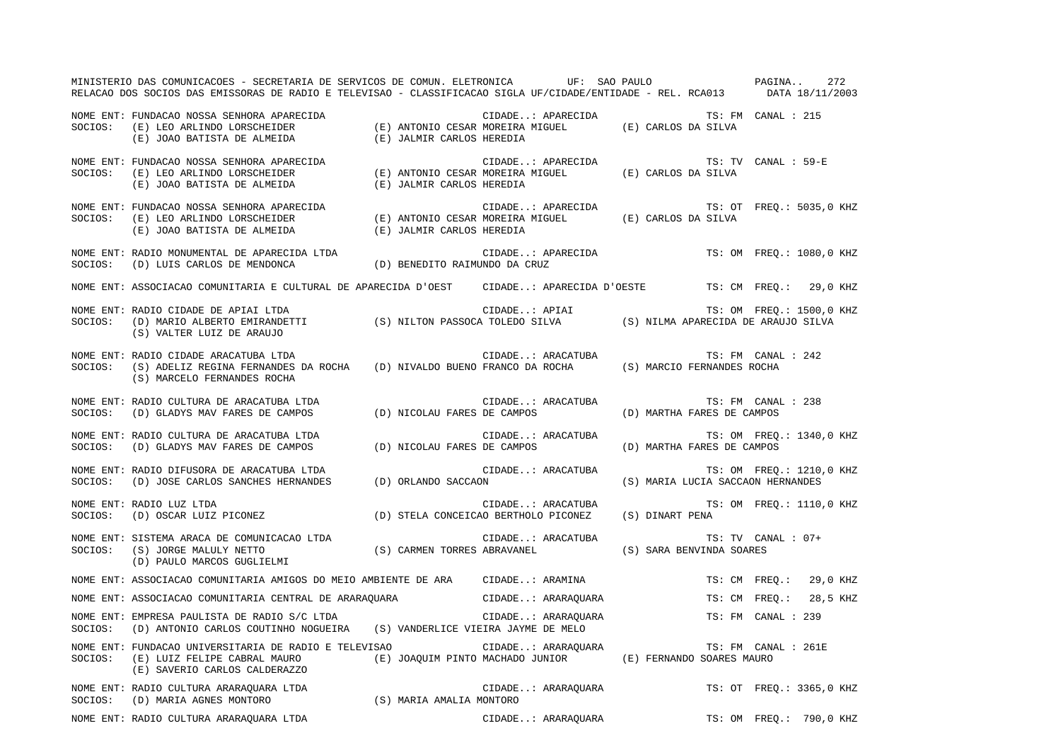MINISTERIO DAS COMUNICACOES - SECRETARIA DE SERVICOS DE COMUN. ELETRONICA UF: SAO PAULO

RELACAO DOS SOCIOS DAS EMISSORAS DE RADIO E TELEVISAO - CLASSIFICACAO SIGLA UF/CIDADE/ENTIDADE - REL. RCA013 DATA 18/11/2003

NOME ENT: FUNDACAO NOSSA SENHORA APARECIDA CIDADE..: APARECIDA TS: FM CANAL : 215
SOCIOS: (E) LEO ARLINDO LORSCHEIDER (E) ANTONIO CESAR MOREIRA MIGUEL (E) CARLOS DA SILVA
(E) JOAO BATISTA DE ALMEIDA (E) JALMIR CARLOS HEREDIA

NOME ENT: FUNDACAO NOSSA SENHORA APARECIDA CIDADE..: APARECIDA TS: TV CANAL : 59-E
SOCIOS: (E) LEO ARLINDO LORSCHEIDER (E) ANTONIO CESAR MOREIRA MIGUEL (E) CARLOS DA SILVA
(E) JOAO BATISTA DE ALMEIDA (E) JALMIR CARLOS HEREDIA

NOME ENT: FUNDACAO NOSSA SENHORA APARECIDA CIDADE..: APARECIDA TS: OT FREQ.: 5035,0 KHZ
SOCIOS: (E) LEO ARLINDO LORSCHEIDER (E) ANTONIO CESAR MOREIRA MIGUEL (E) CARLOS DA SILVA
(E) JOAO BATISTA DE ALMEIDA (E) JALMIR CARLOS HEREDIA

NOME ENT: RADIO MONUMENTAL DE APARECIDA LTDA CIDADE..: APARECIDA TS: OM FREQ.: 1080,0 KHZ
SOCIOS: (D) LUIS CARLOS DE MENDONCA (D) BENEDITO RAIMUNDO DA CRUZ

NOME ENT: ASSOCIACAO COMUNITARIA E CULTURAL DE APARECIDA D'OEST CIDADE..: APARECIDA D'OESTE TS: CM FREQ.: 29,0 KHZ

NOME ENT: RADIO CIDADE DE APIAI LTDA CIDADE..: APIAI TS: OM FREQ.: 1500,0 KHZ
SOCIOS: (D) MARIO ALBERTO EMIRANDETTI (S) NILTON PASSOCA TOLEDO SILVA (S) NILMA APARECIDA DE ARAUJO SILVA
(S) VALTER LUIZ DE ARAUJO

NOME ENT: RADIO CIDADE ARACATUBA LTDA CIDADE..: ARACATUBA TS: FM CANAL : 242
SOCIOS: (S) ADELIZ REGINA FERNANDES DA ROCHA (D) NIVALDO BUENO FRANCO DA ROCHA (S) MARCIO FERNANDES ROCHA
(S) MARCELO FERNANDES ROCHA

NOME ENT: RADIO CULTURA DE ARACATUBA LTDA CIDADE..: ARACATUBA TS: FM CANAL : 238
SOCIOS: (D) GLADYS MAV FARES DE CAMPOS (D) NICOLAU FARES DE CAMPOS (D) MARTHA FARES DE CAMPOS

NOME ENT: RADIO CULTURA DE ARACATUBA LTDA CIDADE..: ARACATUBA TS: OM FREQ.: 1340,0 KHZ
SOCIOS: (D) GLADYS MAV FARES DE CAMPOS (D) NICOLAU FARES DE CAMPOS (D) MARTHA FARES DE CAMPOS

NOME ENT: RADIO DIFUSORA DE ARACATUBA LTDA CIDADE..: ARACATUBA TS: OM FREQ.: 1210,0 KHZ
SOCIOS: (D) JOSE CARLOS SANCHES HERNANDES (D) ORLANDO SACCAON (S) MARIA LUCIA SACCAON HERNANDES

NOME ENT: RADIO LUZ LTDA CIDADE..: ARACATUBA TS: OM FREQ.: 1110,0 KHZ
SOCIOS: (D) OSCAR LUIZ PICONEZ (D) STELA CONCEICAO BERTHOLO PICONEZ (S) DINART PENA

NOME ENT: SISTEMA ARACA DE COMUNICACAO LTDA CIDADE..: ARACATUBA TS: TV CANAL : 07+
SOCIOS: (S) JORGE MALULY NETTO (S) CARMEN TORRES ABRAVANEL (S) SARA BENVINDA SOARES
(D) PAULO MARCOS GUGLIELMI

NOME ENT: ASSOCIACAO COMUNITARIA AMIGOS DO MEIO AMBIENTE DE ARA CIDADE..: ARAMINA TS: CM FREQ.: 29,0 KHZ

NOME ENT: ASSOCIACAO COMUNITARIA CENTRAL DE ARARAQUARA CIDADE..: ARARAQUARA TS: CM FREQ.: 28,5 KHZ

NOME ENT: EMPRESA PAULISTA DE RADIO S/C LTDA CIDADE..: ARARAQUARA TS: FM CANAL : 239
SOCIOS: (D) ANTONIO CARLOS COUTINHO NOGUEIRA (S) VANDERLICE VIEIRA JAYME DE MELO

NOME ENT: FUNDACAO UNIVERSITARIA DE RADIO E TELEVISAO CIDADE..: ARARAQUARA TS: FM CANAL : 261E
SOCIOS: (E) LUIZ FELIPE CABRAL MAURO (E) JOAQUIM PINTO MACHADO JUNIOR (E) FERNANDO SOARES MAURO
(E) SAVERIO CARLOS CALDERAZZO

NOME ENT: RADIO CULTURA ARARAQUARA LTDA CIDADE..: ARARAQUARA TS: OT FREQ.: 3365,0 KHZ
SOCIOS: (D) MARIA AGNES MONTORO (S) MARIA AMALIA MONTORO

NOME ENT: RADIO CULTURA ARARAQUARA LTDA CIDADE..: ARARAQUARA TS: OM FREQ.: 790,0 KHZ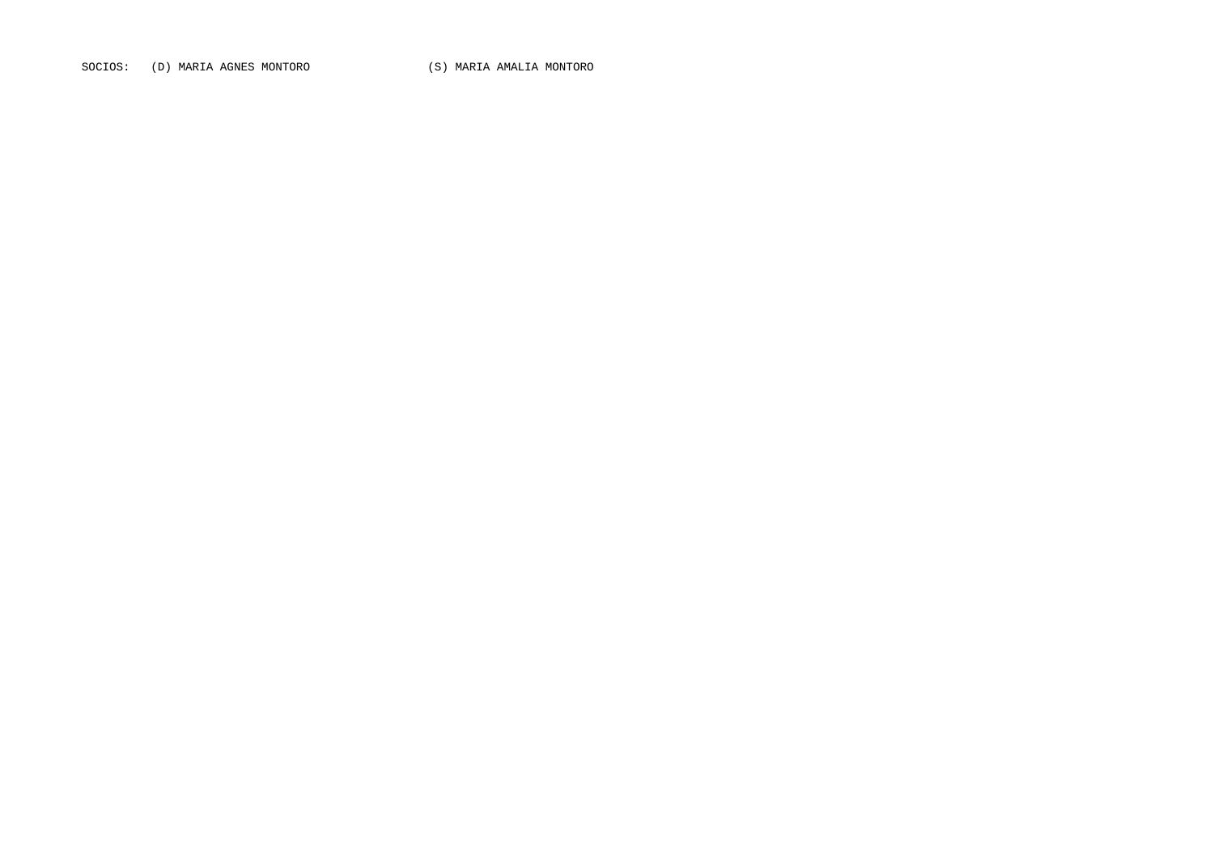SOCIOS: (D) MARIA AGNES MONTORO (S) MARIA AMALIA MONTORO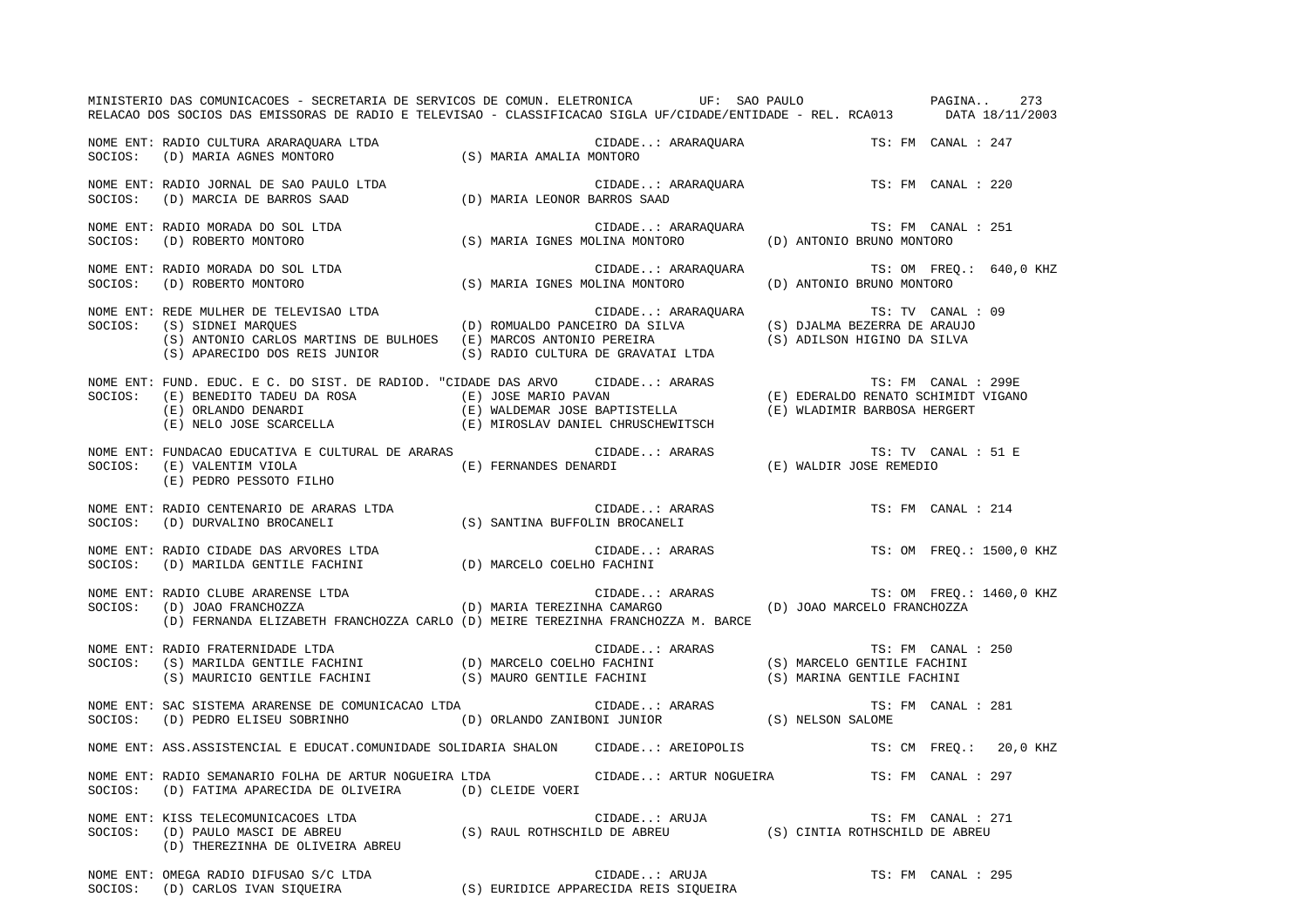NOME ENT: RADIO CULTURA ARARAQUARA LTDA CIDADE..: ARARAQUARA TS: FM CANAL : 247
SOCIOS: (D) MARIA AGNES MONTORO (S) MARIA AMALIA MONTORO

NOME ENT: RADIO JORNAL DE SAO PAULO LTDA CIDADE..: ARARAQUARA TS: FM CANAL : 220
SOCIOS: (D) MARCIA DE BARROS SAAD (D) MARIA LEONOR BARROS SAAD

NOME ENT: RADIO MORADA DO SOL LTDA CIDADE..: ARARAQUARA TS: FM CANAL : 251
SOCIOS: (D) ROBERTO MONTORO (S) MARIA IGNES MOLINA MONTORO (D) ANTONIO BRUNO MONTORO

NOME ENT: RADIO MORADA DO SOL LTDA CIDADE..: ARARAQUARA TS: OM FREQ.: 640,0 KHZ
SOCIOS: (D) ROBERTO MONTORO (S) MARIA IGNES MOLINA MONTORO (D) ANTONIO BRUNO MONTORO

NOME ENT: REDE MULHER DE TELEVISAO LTDA CIDADE..: ARARAQUARA TS: TV CANAL : 09
SOCIOS: (S) SIDNEI MARQUES (D) ROMUALDO PANCEIRO DA SILVA (S) DJALMA BEZERRA DE ARAUJO
(S) ANTONIO CARLOS MARTINS DE BULHOES (E) MARCOS ANTONIO PEREIRA (S) ADILSON HIGINO DA SILVA
(S) APARECIDO DOS REIS JUNIOR (S) RADIO CULTURA DE GRAVATAI LTDA

NOME ENT: FUND. EDUC. E C. DO SIST. DE RADIOD. "CIDADE DAS ARVO CIDADE..: ARARAS TS: FM CANAL : 299E
SOCIOS: (E) BENEDITO TADEU DA ROSA (E) JOSE MARIO PAVAN (E) EDERALDO RENATO SCHIMIDT VIGANO
(E) ORLANDO DENARDI (E) WALDEMAR JOSE BAPTISTELLA (E) WLADIMIR BARBOSA HERGERT
(E) NELO JOSE SCARCELLA (E) MIROSLAV DANIEL CHRUSCHEWITSCH

NOME ENT: FUNDACAO EDUCATIVA E CULTURAL DE ARARAS CIDADE..: ARARAS TS: TV CANAL : 51 E
SOCIOS: (E) VALENTIM VIOLA (E) FERNANDES DENARDI (E) WALDIR JOSE REMEDIO
(E) PEDRO PESSOTO FILHO

NOME ENT: RADIO CENTENARIO DE ARARAS LTDA CIDADE..: ARARAS TS: FM CANAL : 214
SOCIOS: (D) DURVALINO BROCANELI (S) SANTINA BUFFOLIN BROCANELI

NOME ENT: RADIO CIDADE DAS ARVORES LTDA CIDADE..: ARARAS TS: OM FREQ.: 1500,0 KHZ
SOCIOS: (D) MARILDA GENTILE FACHINI (D) MARCELO COELHO FACHINI

NOME ENT: RADIO CLUBE ARARENSE LTDA CIDADE..: ARARAS TS: OM FREQ.: 1460,0 KHZ
SOCIOS: (D) JOAO FRANCHOZZA (D) MARIA TEREZINHA CAMARGO (D) JOAO MARCELO FRANCHOZZA
(D) FERNANDA ELIZABETH FRANCHOZZA CARLO (D) MEIRE TEREZINHA FRANCHOZZA M. BARCE

NOME ENT: RADIO FRATERNIDADE LTDA CIDADE..: ARARAS TS: FM CANAL : 250
SOCIOS: (S) MARILDA GENTILE FACHINI (D) MARCELO COELHO FACHINI (S) MARCELO GENTILE FACHINI
(S) MAURICIO GENTILE FACHINI (S) MAURO GENTILE FACHINI (S) MARINA GENTILE FACHINI

NOME ENT: SAC SISTEMA ARARENSE DE COMUNICACAO LTDA CIDADE..: ARARAS TS: FM CANAL : 281
SOCIOS: (D) PEDRO ELISEU SOBRINHO (D) ORLANDO ZANIBONI JUNIOR (S) NELSON SALOME

NOME ENT: ASS.ASSISTENCIAL E EDUCAT.COMUNIDADE SOLIDARIA SHALON CIDADE..: AREIOPOLIS TS: CM FREQ.: 20,0 KHZ

NOME ENT: RADIO SEMANARIO FOLHA DE ARTUR NOGUEIRA LTDA CIDADE..: ARTUR NOGUEIRA TS: FM CANAL : 297
SOCIOS: (D) FATIMA APARECIDA DE OLIVEIRA (D) CLEIDE VOERI

NOME ENT: KISS TELECOMUNICACOES LTDA CIDADE..: ARUJA TS: FM CANAL : 271
SOCIOS: (D) PAULO MASCI DE ABREU (S) RAUL ROTHSCHILD DE ABREU (S) CINTIA ROTHSCHILD DE ABREU
(D) THEREZINHA DE OLIVEIRA ABREU

NOME ENT: OMEGA RADIO DIFUSAO S/C LTDA CIDADE..: ARUJA TS: FM CANAL : 295
SOCIOS: (D) CARLOS IVAN SIQUEIRA (S) EURIDICE APPARECIDA REIS SIQUEIRA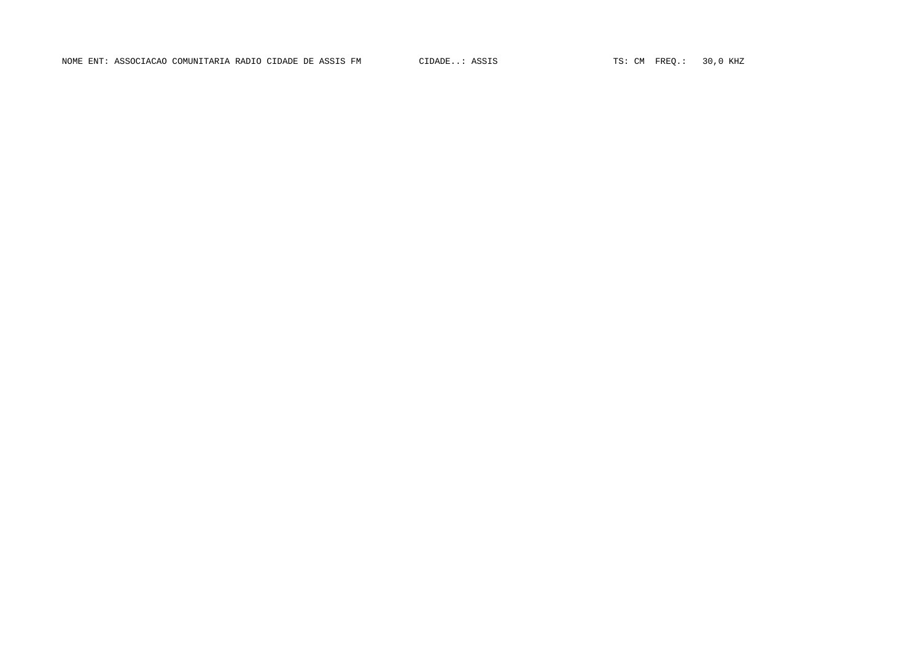NOME ENT: ASSOCIACAO COMUNITARIA RADIO CIDADE DE ASSIS FM CIDADE..: ASSIS TS: CM FREQ.: 30,0 KHZ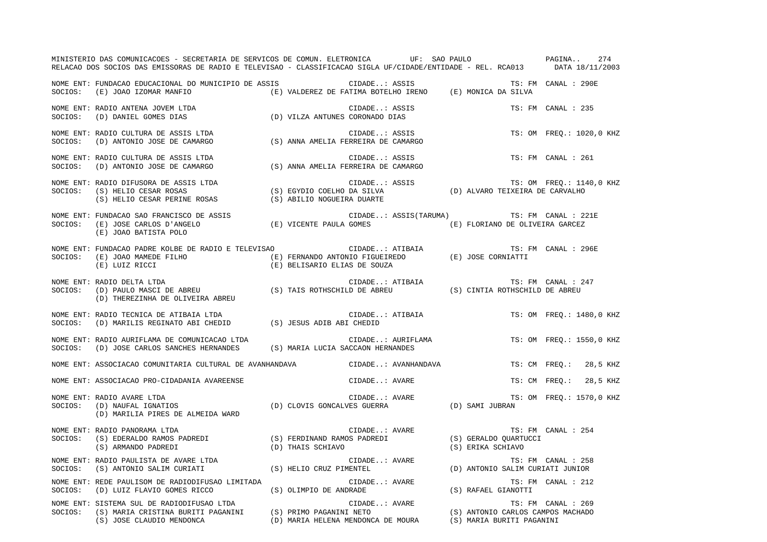MINISTERIO DAS COMUNICACOES - SECRETARIA DE SERVICOS DE COMUN. ELETRONICA UF: SAO PAULO
RELACAO DOS SOCIOS DAS EMISSORAS DE RADIO E TELEVISAO - CLASSIFICACAO SIGLA UF/CIDADE/ENTIDADE - REL. RCA013 DATA 18/11/2003

NOME ENT: FUNDACAO EDUCACIONAL DO MUNICIPIO DE ASSIS — CIDADE..: ASSIS — TS: FM CANAL : 290E
SOCIOS: (E) JOAO IZOMAR MANFIO (E) VALDEREZ DE FATIMA BOTELHO IRENO (E) MONICA DA SILVA

NOME ENT: RADIO ANTENA JOVEM LTDA — CIDADE..: ASSIS — TS: FM CANAL : 235
SOCIOS: (D) DANIEL GOMES DIAS (D) VILZA ANTUNES CORONADO DIAS

NOME ENT: RADIO CULTURA DE ASSIS LTDA — CIDADE..: ASSIS — TS: OM FREQ.: 1020,0 KHZ
SOCIOS: (D) ANTONIO JOSE DE CAMARGO (S) ANNA AMELIA FERREIRA DE CAMARGO

NOME ENT: RADIO CULTURA DE ASSIS LTDA — CIDADE..: ASSIS — TS: FM CANAL : 261
SOCIOS: (D) ANTONIO JOSE DE CAMARGO (S) ANNA AMELIA FERREIRA DE CAMARGO

NOME ENT: RADIO DIFUSORA DE ASSIS LTDA — CIDADE..: ASSIS — TS: OM FREQ.: 1140,0 KHZ
SOCIOS: (S) HELIO CESAR ROSAS (S) EGYDIO COELHO DA SILVA (D) ALVARO TEIXEIRA DE CARVALHO
(S) HELIO CESAR PERINE ROSAS (S) ABILIO NOGUEIRA DUARTE

NOME ENT: FUNDACAO SAO FRANCISCO DE ASSIS — CIDADE..: ASSIS(TARUMA) — TS: FM CANAL : 221E
SOCIOS: (E) JOSE CARLOS D'ANGELO (E) VICENTE PAULA GOMES (E) FLORIANO DE OLIVEIRA GARCEZ
(E) JOAO BATISTA POLO

NOME ENT: FUNDACAO PADRE KOLBE DE RADIO E TELEVISAO — CIDADE..: ATIBAIA — TS: FM CANAL : 296E
SOCIOS: (E) JOAO MAMEDE FILHO (E) FERNANDO ANTONIO FIGUEIREDO (E) JOSE CORNIATTI
(E) LUIZ RICCI (E) BELISARIO ELIAS DE SOUZA

NOME ENT: RADIO DELTA LTDA — CIDADE..: ATIBAIA — TS: FM CANAL : 247
SOCIOS: (D) PAULO MASCI DE ABREU (S) TAIS ROTHSCHILD DE ABREU (S) CINTIA ROTHSCHILD DE ABREU
(D) THEREZINHA DE OLIVEIRA ABREU

NOME ENT: RADIO TECNICA DE ATIBAIA LTDA — CIDADE..: ATIBAIA — TS: OM FREQ.: 1480,0 KHZ
SOCIOS: (D) MARILIS REGINATO ABI CHEDID (S) JESUS ADIB ABI CHEDID

NOME ENT: RADIO AURIFLAMA DE COMUNICACAO LTDA — CIDADE..: AURIFLAMA — TS: OM FREQ.: 1550,0 KHZ
SOCIOS: (D) JOSE CARLOS SANCHES HERNANDES (S) MARIA LUCIA SACCAON HERNANDES

NOME ENT: ASSOCIACAO COMUNITARIA CULTURAL DE AVANHANDAVA — CIDADE..: AVANHANDAVA — TS: CM FREQ.: 28,5 KHZ

NOME ENT: ASSOCIACAO PRO-CIDADANIA AVAREENSE — CIDADE..: AVARE — TS: CM FREQ.: 28,5 KHZ

NOME ENT: RADIO AVARE LTDA — CIDADE..: AVARE — TS: OM FREQ.: 1570,0 KHZ
SOCIOS: (D) NAUFAL IGNATIOS (D) CLOVIS GONCALVES GUERRA (D) SAMI JUBRAN
(D) MARILIA PIRES DE ALMEIDA WARD

NOME ENT: RADIO PANORAMA LTDA — CIDADE..: AVARE — TS: FM CANAL : 254
SOCIOS: (S) EDERALDO RAMOS PADREDI (S) FERDINAND RAMOS PADREDI (S) GERALDO QUARTUCCI
(S) ARMANDO PADREDI (D) THAIS SCHIAVO (S) ERIKA SCHIAVO

NOME ENT: RADIO PAULISTA DE AVARE LTDA — CIDADE..: AVARE — TS: FM CANAL : 258
SOCIOS: (S) ANTONIO SALIM CURIATI (S) HELIO CRUZ PIMENTEL (D) ANTONIO SALIM CURIATI JUNIOR

NOME ENT: REDE PAULISOM DE RADIODIFUSAO LIMITADA — CIDADE..: AVARE — TS: FM CANAL : 212
SOCIOS: (D) LUIZ FLAVIO GOMES RICCO (S) OLIMPIO DE ANDRADE (S) RAFAEL GIANOTTI

NOME ENT: SISTEMA SUL DE RADIODIFUSAO LTDA — CIDADE..: AVARE — TS: FM CANAL : 269
SOCIOS: (S) MARIA CRISTINA BURITI PAGANINI (S) PRIMO PAGANINI NETO (S) ANTONIO CARLOS CAMPOS MACHADO
(S) JOSE CLAUDIO MENDONCA (D) MARIA HELENA MENDONCA DE MOURA (S) MARIA BURITI PAGANINI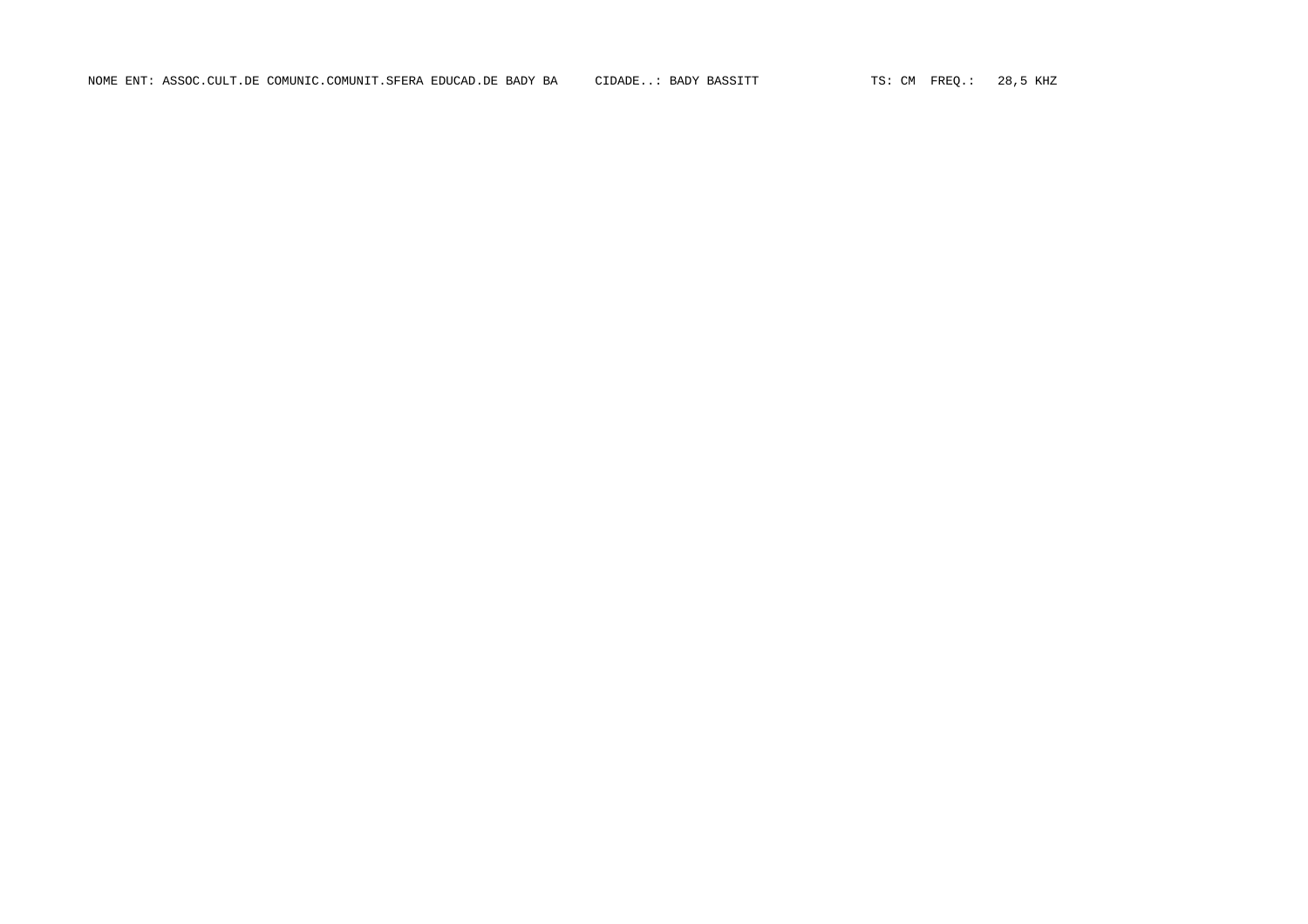NOME ENT: ASSOC.CULT.DE COMUNIC.COMUNIT.SFERA EDUCAD.DE BADY BA     CIDADE..: BADY BASSITT               TS: CM  FREQ.:   28,5 KHZ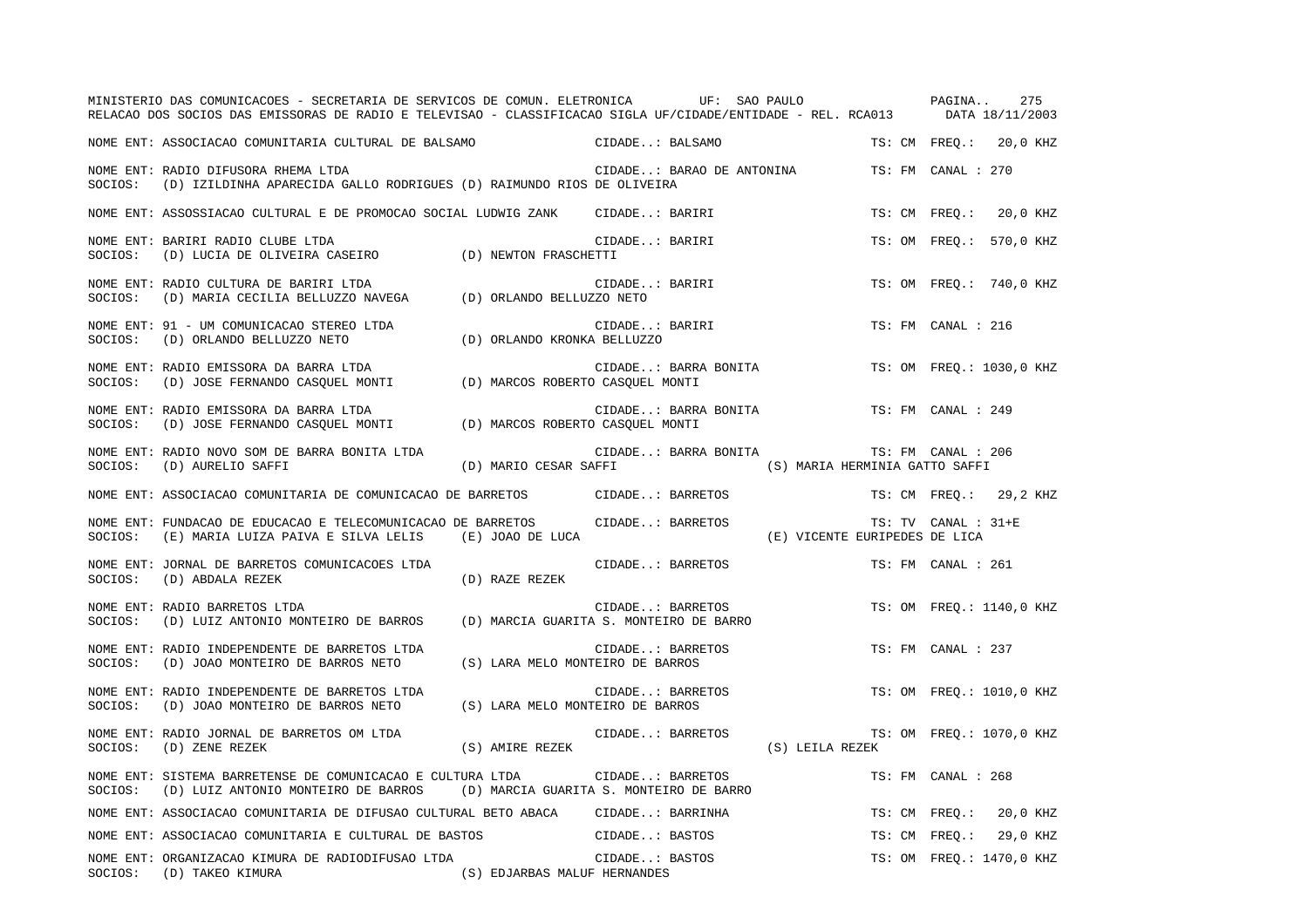MINISTERIO DAS COMUNICACOES - SECRETARIA DE SERVICOS DE COMUN. ELETRONICA UF: SAO PAULO

RELACAO DOS SOCIOS DAS EMISSORAS DE RADIO E TELEVISAO - CLASSIFICACAO SIGLA UF/CIDADE/ENTIDADE - REL. RCA013 DATA 18/11/2003

NOME ENT: ASSOCIACAO COMUNITARIA CULTURAL DE BALSAMO | CIDADE..: BALSAMO | TS: CM FREQ.: 20,0 KHZ

NOME ENT: RADIO DIFUSORA RHEMA LTDA | CIDADE..: BARAO DE ANTONINA | TS: FM CANAL : 270
SOCIOS: (D) IZILDINHA APARECIDA GALLO RODRIGUES (D) RAIMUNDO RIOS DE OLIVEIRA

NOME ENT: ASSOSSIACAO CULTURAL E DE PROMOCAO SOCIAL LUDWIG ZANK | CIDADE..: BARIRI | TS: CM FREQ.: 20,0 KHZ

NOME ENT: BARIRI RADIO CLUBE LTDA | CIDADE..: BARIRI | TS: OM FREQ.: 570,0 KHZ
SOCIOS: (D) LUCIA DE OLIVEIRA CASEIRO (D) NEWTON FRASCHETTI

NOME ENT: RADIO CULTURA DE BARIRI LTDA | CIDADE..: BARIRI | TS: OM FREQ.: 740,0 KHZ
SOCIOS: (D) MARIA CECILIA BELLUZZO NAVEGA (D) ORLANDO BELLUZZO NETO

NOME ENT: 91 - UM COMUNICACAO STEREO LTDA | CIDADE..: BARIRI | TS: FM CANAL : 216
SOCIOS: (D) ORLANDO BELLUZZO NETO (D) ORLANDO KRONKA BELLUZZO

NOME ENT: RADIO EMISSORA DA BARRA LTDA | CIDADE..: BARRA BONITA | TS: OM FREQ.: 1030,0 KHZ
SOCIOS: (D) JOSE FERNANDO CASQUEL MONTI (D) MARCOS ROBERTO CASQUEL MONTI

NOME ENT: RADIO EMISSORA DA BARRA LTDA | CIDADE..: BARRA BONITA | TS: FM CANAL : 249
SOCIOS: (D) JOSE FERNANDO CASQUEL MONTI (D) MARCOS ROBERTO CASQUEL MONTI

NOME ENT: RADIO NOVO SOM DE BARRA BONITA LTDA | CIDADE..: BARRA BONITA | TS: FM CANAL : 206
SOCIOS: (D) AURELIO SAFFI (D) MARIO CESAR SAFFI (S) MARIA HERMINIA GATTO SAFFI

NOME ENT: ASSOCIACAO COMUNITARIA DE COMUNICACAO DE BARRETOS | CIDADE..: BARRETOS | TS: CM FREQ.: 29,2 KHZ

NOME ENT: FUNDACAO DE EDUCACAO E TELECOMUNICACAO DE BARRETOS | CIDADE..: BARRETOS | TS: TV CANAL : 31+E
SOCIOS: (E) MARIA LUIZA PAIVA E SILVA LELIS (E) JOAO DE LUCA (E) VICENTE EURIPEDES DE LICA

NOME ENT: JORNAL DE BARRETOS COMUNICACOES LTDA | CIDADE..: BARRETOS | TS: FM CANAL : 261
SOCIOS: (D) ABDALA REZEK (D) RAZE REZEK

NOME ENT: RADIO BARRETOS LTDA | CIDADE..: BARRETOS | TS: OM FREQ.: 1140,0 KHZ
SOCIOS: (D) LUIZ ANTONIO MONTEIRO DE BARROS (D) MARCIA GUARITA S. MONTEIRO DE BARRO

NOME ENT: RADIO INDEPENDENTE DE BARRETOS LTDA | CIDADE..: BARRETOS | TS: FM CANAL : 237
SOCIOS: (D) JOAO MONTEIRO DE BARROS NETO (S) LARA MELO MONTEIRO DE BARROS

NOME ENT: RADIO INDEPENDENTE DE BARRETOS LTDA | CIDADE..: BARRETOS | TS: OM FREQ.: 1010,0 KHZ
SOCIOS: (D) JOAO MONTEIRO DE BARROS NETO (S) LARA MELO MONTEIRO DE BARROS

NOME ENT: RADIO JORNAL DE BARRETOS OM LTDA | CIDADE..: BARRETOS | TS: OM FREQ.: 1070,0 KHZ
SOCIOS: (D) ZENE REZEK (S) AMIRE REZEK (S) LEILA REZEK

NOME ENT: SISTEMA BARRETENSE DE COMUNICACAO E CULTURA LTDA | CIDADE..: BARRETOS | TS: FM CANAL : 268
SOCIOS: (D) LUIZ ANTONIO MONTEIRO DE BARROS (D) MARCIA GUARITA S. MONTEIRO DE BARRO

NOME ENT: ASSOCIACAO COMUNITARIA DE DIFUSAO CULTURAL BETO ABACA | CIDADE..: BARRINHA | TS: CM FREQ.: 20,0 KHZ

NOME ENT: ASSOCIACAO COMUNITARIA E CULTURAL DE BASTOS | CIDADE..: BASTOS | TS: CM FREQ.: 29,0 KHZ

NOME ENT: ORGANIZACAO KIMURA DE RADIODIFUSAO LTDA | CIDADE..: BASTOS | TS: OM FREQ.: 1470,0 KHZ
SOCIOS: (D) TAKEO KIMURA (S) EDJARBAS MALUF HERNANDES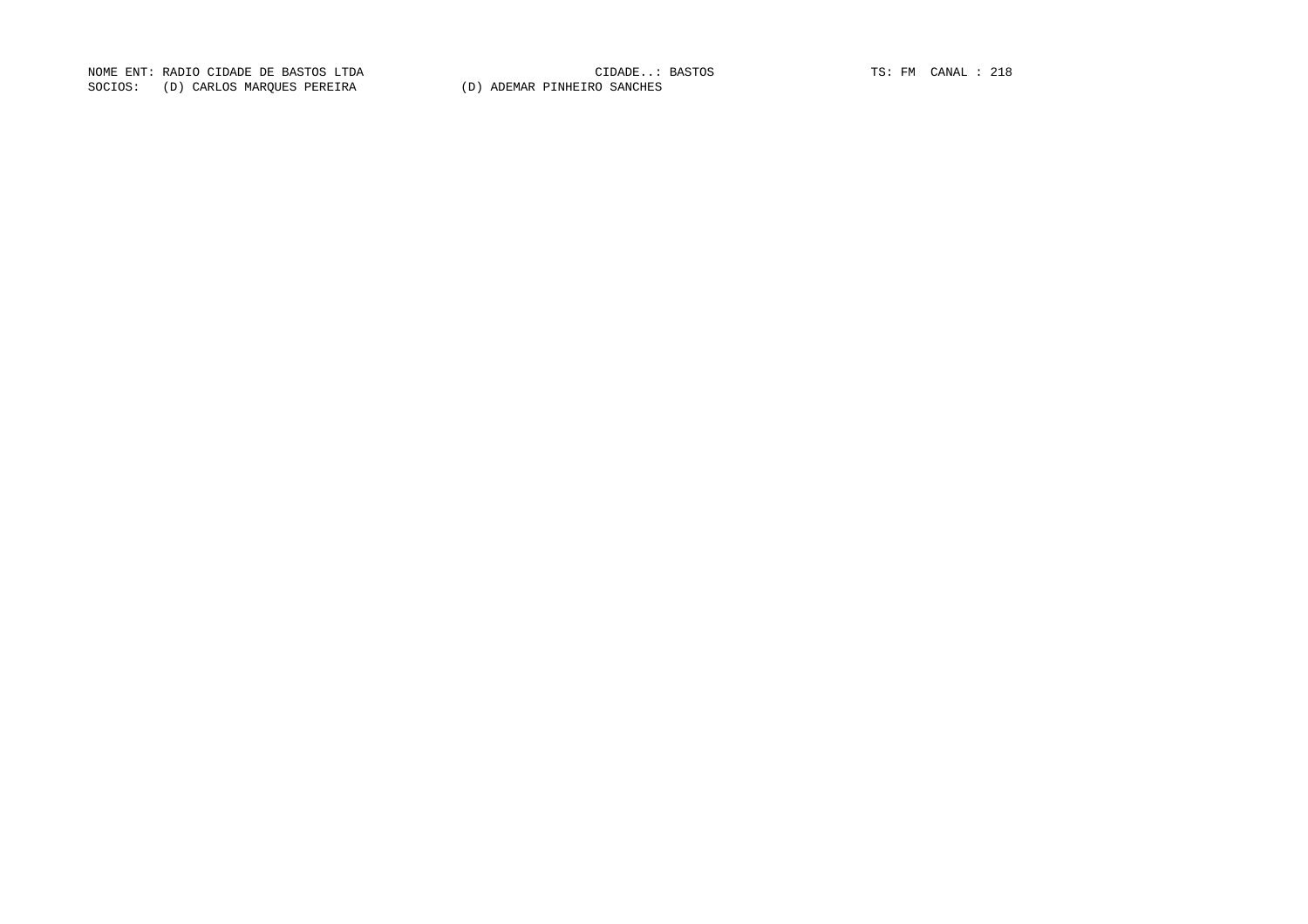NOME ENT: RADIO CIDADE DE BASTOS LTDA CIDADE..: BASTOS TS: FM CANAL : 218

SOCIOS: (D) CARLOS MARQUES PEREIRA (D) ADEMAR PINHEIRO SANCHES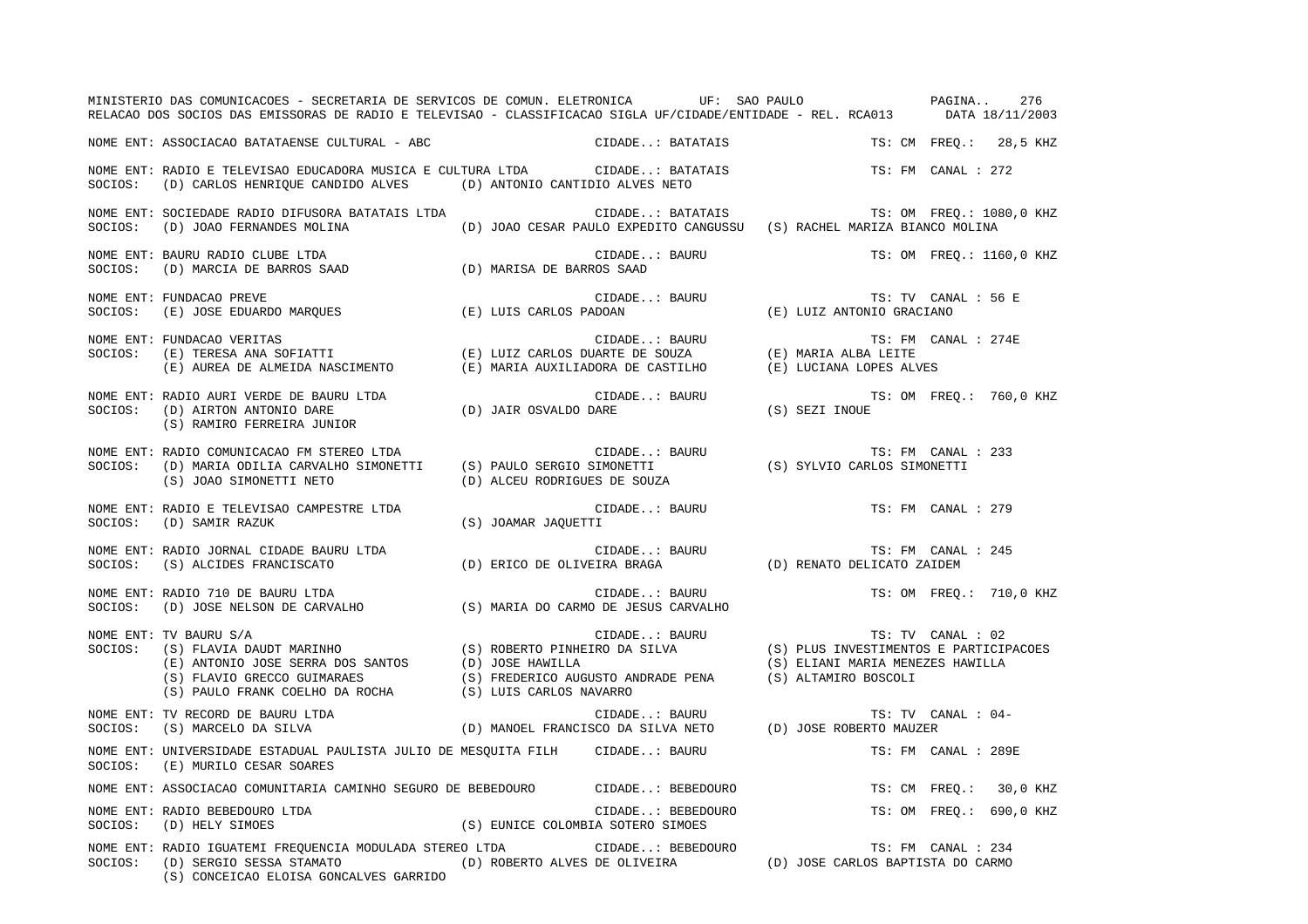MINISTERIO DAS COMUNICACOES - SECRETARIA DE SERVICOS DE COMUN. ELETRONICA UF: SAO PAULO

RELACAO DOS SOCIOS DAS EMISSORAS DE RADIO E TELEVISAO - CLASSIFICACAO SIGLA UF/CIDADE/ENTIDADE - REL. RCA013 DATA 18/11/2003

NOME ENT: ASSOCIACAO BATATAENSE CULTURAL - ABC CIDADE..: BATATAIS TS: CM FREQ.: 28,5 KHZ

NOME ENT: RADIO E TELEVISAO EDUCADORA MUSICA E CULTURA LTDA CIDADE..: BATATAIS TS: FM CANAL : 272
SOCIOS: (D) CARLOS HENRIQUE CANDIDO ALVES (D) ANTONIO CANTIDIO ALVES NETO

NOME ENT: SOCIEDADE RADIO DIFUSORA BATATAIS LTDA CIDADE..: BATATAIS TS: OM FREQ.: 1080,0 KHZ
SOCIOS: (D) JOAO FERNANDES MOLINA (D) JOAO CESAR PAULO EXPEDITO CANGUSSU (S) RACHEL MARIZA BIANCO MOLINA

NOME ENT: BAURU RADIO CLUBE LTDA CIDADE..: BAURU TS: OM FREQ.: 1160,0 KHZ
SOCIOS: (D) MARCIA DE BARROS SAAD (D) MARISA DE BARROS SAAD

NOME ENT: FUNDACAO PREVE CIDADE..: BAURU TS: TV CANAL : 56 E
SOCIOS: (E) JOSE EDUARDO MARQUES (E) LUIS CARLOS PADOAN (E) LUIZ ANTONIO GRACIANO

NOME ENT: FUNDACAO VERITAS CIDADE..: BAURU TS: FM CANAL : 274E
SOCIOS: (E) TERESA ANA SOFIATTI (E) LUIZ CARLOS DUARTE DE SOUZA (E) MARIA ALBA LEITE
(E) AUREA DE ALMEIDA NASCIMENTO (E) MARIA AUXILIADORA DE CASTILHO (E) LUCIANA LOPES ALVES

NOME ENT: RADIO AURI VERDE DE BAURU LTDA CIDADE..: BAURU TS: OM FREQ.: 760,0 KHZ
SOCIOS: (D) AIRTON ANTONIO DARE (D) JAIR OSVALDO DARE (S) SEZI INOUE
(S) RAMIRO FERREIRA JUNIOR

NOME ENT: RADIO COMUNICACAO FM STEREO LTDA CIDADE..: BAURU TS: FM CANAL : 233
SOCIOS: (D) MARIA ODILIA CARVALHO SIMONETTI (S) PAULO SERGIO SIMONETTI (S) SYLVIO CARLOS SIMONETTI
(S) JOAO SIMONETTI NETO (D) ALCEU RODRIGUES DE SOUZA

NOME ENT: RADIO E TELEVISAO CAMPESTRE LTDA CIDADE..: BAURU TS: FM CANAL : 279
SOCIOS: (D) SAMIR RAZUK (S) JOAMAR JAQUETTI

NOME ENT: RADIO JORNAL CIDADE BAURU LTDA CIDADE..: BAURU TS: FM CANAL : 245
SOCIOS: (S) ALCIDES FRANCISCATO (D) ERICO DE OLIVEIRA BRAGA (D) RENATO DELICATO ZAIDEM

NOME ENT: RADIO 710 DE BAURU LTDA CIDADE..: BAURU TS: OM FREQ.: 710,0 KHZ
SOCIOS: (D) JOSE NELSON DE CARVALHO (S) MARIA DO CARMO DE JESUS CARVALHO

NOME ENT: TV BAURU S/A CIDADE..: BAURU TS: TV CANAL : 02
SOCIOS: (S) FLAVIA DAUDT MARINHO (S) ROBERTO PINHEIRO DA SILVA (S) PLUS INVESTIMENTOS E PARTICIPACOES
(E) ANTONIO JOSE SERRA DOS SANTOS (D) JOSE HAWILLA (S) ELIANI MARIA MENEZES HAWILLA
(S) FLAVIO GRECCO GUIMARAES (S) FREDERICO AUGUSTO ANDRADE PENA (S) ALTAMIRO BOSCOLI
(S) PAULO FRANK COELHO DA ROCHA (S) LUIS CARLOS NAVARRO

NOME ENT: TV RECORD DE BAURU LTDA CIDADE..: BAURU TS: TV CANAL : 04-
SOCIOS: (S) MARCELO DA SILVA (D) MANOEL FRANCISCO DA SILVA NETO (D) JOSE ROBERTO MAUZER

NOME ENT: UNIVERSIDADE ESTADUAL PAULISTA JULIO DE MESQUITA FILH CIDADE..: BAURU TS: FM CANAL : 289E
SOCIOS: (E) MURILO CESAR SOARES

NOME ENT: ASSOCIACAO COMUNITARIA CAMINHO SEGURO DE BEBEDOURO CIDADE..: BEBEDOURO TS: CM FREQ.: 30,0 KHZ

NOME ENT: RADIO BEBEDOURO LTDA CIDADE..: BEBEDOURO TS: OM FREQ.: 690,0 KHZ
SOCIOS: (D) HELY SIMOES (S) EUNICE COLOMBIA SOTERO SIMOES

NOME ENT: RADIO IGUATEMI FREQUENCIA MODULADA STEREO LTDA CIDADE..: BEBEDOURO TS: FM CANAL : 234
SOCIOS: (D) SERGIO SESSA STAMATO (D) ROBERTO ALVES DE OLIVEIRA (D) JOSE CARLOS BAPTISTA DO CARMO
(S) CONCEICAO ELOISA GONCALVES GARRIDO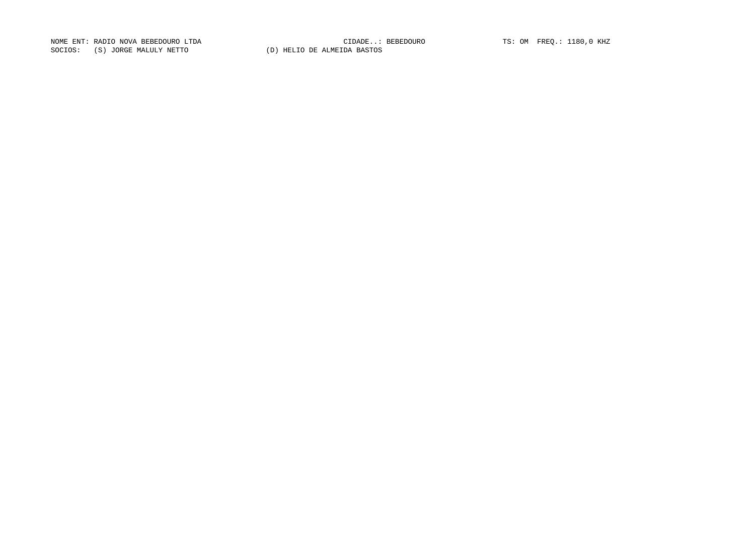NOME ENT: RADIO NOVA BEBEDOURO LTDA CIDADE..: BEBEDOURO TS: OM FREQ.: 1180,0 KHZ

SOCIOS: (S) JORGE MALULY NETTO (D) HELIO DE ALMEIDA BASTOS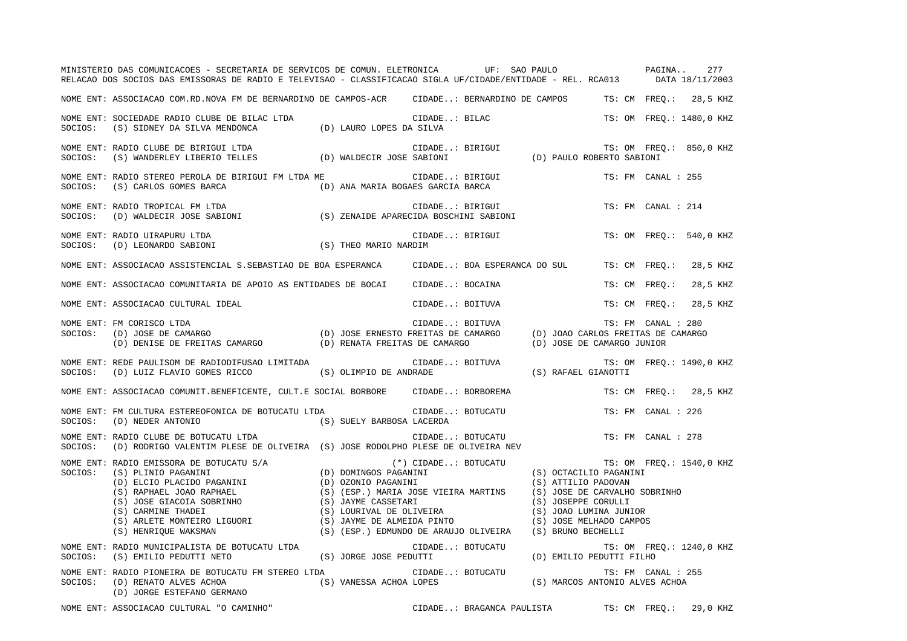MINISTERIO DAS COMUNICACOES - SECRETARIA DE SERVICOS DE COMUN. ELETRONICA UF: SAO PAULO

RELACAO DOS SOCIOS DAS EMISSORAS DE RADIO E TELEVISAO - CLASSIFICACAO SIGLA UF/CIDADE/ENTIDADE - REL. RCA013 DATA 18/11/2003

NOME ENT: ASSOCIACAO COM.RD.NOVA FM DE BERNARDINO DE CAMPOS-ACR CIDADE..: BERNARDINO DE CAMPOS TS: CM FREQ.: 28,5 KHZ

NOME ENT: SOCIEDADE RADIO CLUBE DE BILAC LTDA CIDADE..: BILAC TS: OM FREQ.: 1480,0 KHZ
SOCIOS: (S) SIDNEY DA SILVA MENDONCA (D) LAURO LOPES DA SILVA

NOME ENT: RADIO CLUBE DE BIRIGUI LTDA CIDADE..: BIRIGUI TS: OM FREQ.: 850,0 KHZ
SOCIOS: (S) WANDERLEY LIBERIO TELLES (D) WALDECIR JOSE SABIONI (D) PAULO ROBERTO SABIONI

NOME ENT: RADIO STEREO PEROLA DE BIRIGUI FM LTDA ME CIDADE..: BIRIGUI TS: FM CANAL : 255
SOCIOS: (S) CARLOS GOMES BARCA (D) ANA MARIA BOGAES GARCIA BARCA

NOME ENT: RADIO TROPICAL FM LTDA CIDADE..: BIRIGUI TS: FM CANAL : 214
SOCIOS: (D) WALDECIR JOSE SABIONI (S) ZENAIDE APARECIDA BOSCHINI SABIONI

NOME ENT: RADIO UIRAPURU LTDA CIDADE..: BIRIGUI TS: OM FREQ.: 540,0 KHZ
SOCIOS: (D) LEONARDO SABIONI (S) THEO MARIO NARDIM

NOME ENT: ASSOCIACAO ASSISTENCIAL S.SEBASTIAO DE BOA ESPERANCA CIDADE..: BOA ESPERANCA DO SUL TS: CM FREQ.: 28,5 KHZ

NOME ENT: ASSOCIACAO COMUNITARIA DE APOIO AS ENTIDADES DE BOCAI CIDADE..: BOCAINA TS: CM FREQ.: 28,5 KHZ

NOME ENT: ASSOCIACAO CULTURAL IDEAL CIDADE..: BOITUVA TS: CM FREQ.: 28,5 KHZ

NOME ENT: FM CORISCO LTDA CIDADE..: BOITUVA TS: FM CANAL : 280
SOCIOS: (D) JOSE DE CAMARGO (D) JOSE ERNESTO FREITAS DE CAMARGO (D) JOAO CARLOS FREITAS DE CAMARGO
(D) DENISE DE FREITAS CAMARGO (D) RENATA FREITAS DE CAMARGO (D) JOSE DE CAMARGO JUNIOR

NOME ENT: REDE PAULISOM DE RADIODIFUSAO LIMITADA CIDADE..: BOITUVA TS: OM FREQ.: 1490,0 KHZ
SOCIOS: (D) LUIZ FLAVIO GOMES RICCO (S) OLIMPIO DE ANDRADE (S) RAFAEL GIANOTTI

NOME ENT: ASSOCIACAO COMUNIT.BENEFICENTE, CULT.E SOCIAL BORBORE CIDADE..: BORBOREMA TS: CM FREQ.: 28,5 KHZ

NOME ENT: FM CULTURA ESTEREOFONICA DE BOTUCATU LTDA CIDADE..: BOTUCATU TS: FM CANAL : 226
SOCIOS: (D) NEDER ANTONIO (S) SUELY BARBOSA LACERDA

NOME ENT: RADIO CLUBE DE BOTUCATU LTDA CIDADE..: BOTUCATU TS: FM CANAL : 278
SOCIOS: (D) RODRIGO VALENTIM PLESE DE OLIVEIRA (S) JOSE RODOLPHO PLESE DE OLIVEIRA NEV

NOME ENT: RADIO EMISSORA DE BOTUCATU S/A (*) CIDADE..: BOTUCATU TS: OM FREQ.: 1540,0 KHZ
SOCIOS: (S) PLINIO PAGANINI (D) DOMINGOS PAGANINI (S) OCTACILIO PAGANINI
(D) ELCIO PLACIDO PAGANINI (D) OZONIO PAGANINI (S) ATTILIO PADOVAN
(S) RAPHAEL JOAO RAPHAEL (S) (ESP.) MARIA JOSE VIEIRA MARTINS (S) JOSE DE CARVALHO SOBRINHO
(S) JOSE GIACOIA SOBRINHO (S) JAYME CASSETARI (S) JOSEPPE CORULLI
(S) CARMINE THADEI (S) LOURIVAL DE OLIVEIRA (S) JOAO LUMINA JUNIOR
(S) ARLETE MONTEIRO LIGUORI (S) JAYME DE ALMEIDA PINTO (S) JOSE MELHADO CAMPOS
(S) HENRIQUE WAKSMAN (S) (ESP.) EDMUNDO DE ARAUJO OLIVEIRA (S) BRUNO BECHELLI

NOME ENT: RADIO MUNICIPALISTA DE BOTUCATU LTDA CIDADE..: BOTUCATU TS: OM FREQ.: 1240,0 KHZ
SOCIOS: (S) EMILIO PEDUTTI NETO (S) JORGE JOSE PEDUTTI (D) EMILIO PEDUTTI FILHO

NOME ENT: RADIO PIONEIRA DE BOTUCATU FM STEREO LTDA CIDADE..: BOTUCATU TS: FM CANAL : 255
SOCIOS: (D) RENATO ALVES ACHOA (S) VANESSA ACHOA LOPES (S) MARCOS ANTONIO ALVES ACHOA
(D) JORGE ESTEFANO GERMANO

NOME ENT: ASSOCIACAO CULTURAL "O CAMINHO" CIDADE..: BRAGANCA PAULISTA TS: CM FREQ.: 29,0 KHZ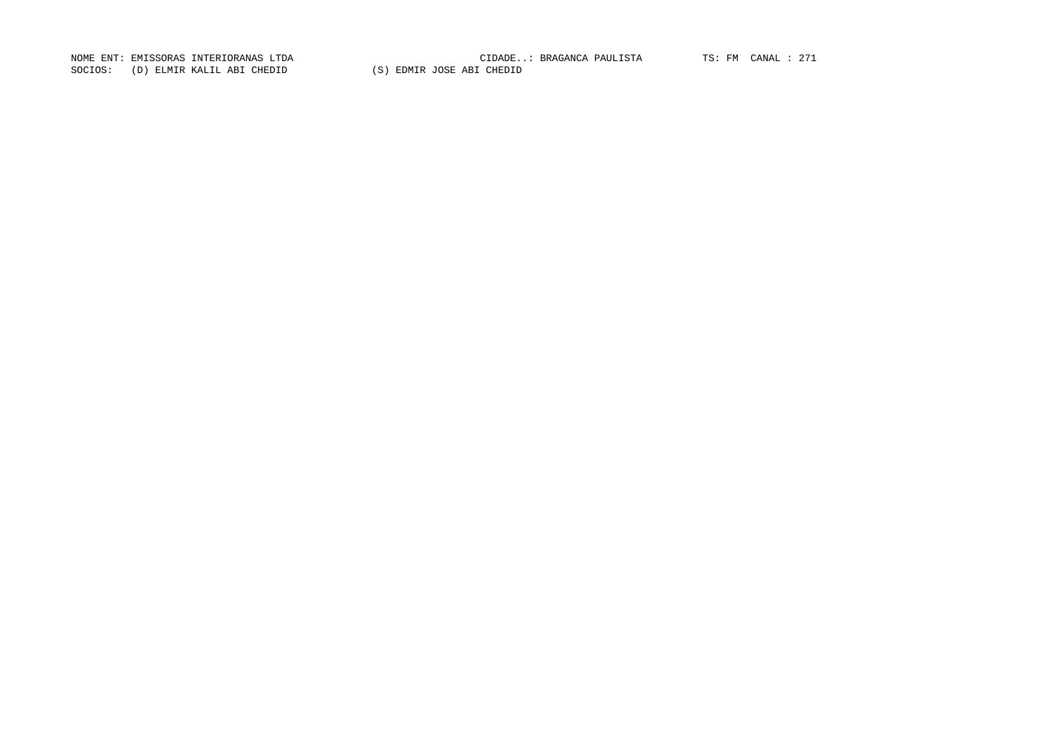NOME ENT: EMISSORAS INTERIORANAS LTDA CIDADE..: BRAGANCA PAULISTA TS: FM CANAL : 271

SOCIOS: (D) ELMIR KALIL ABI CHEDID (S) EDMIR JOSE ABI CHEDID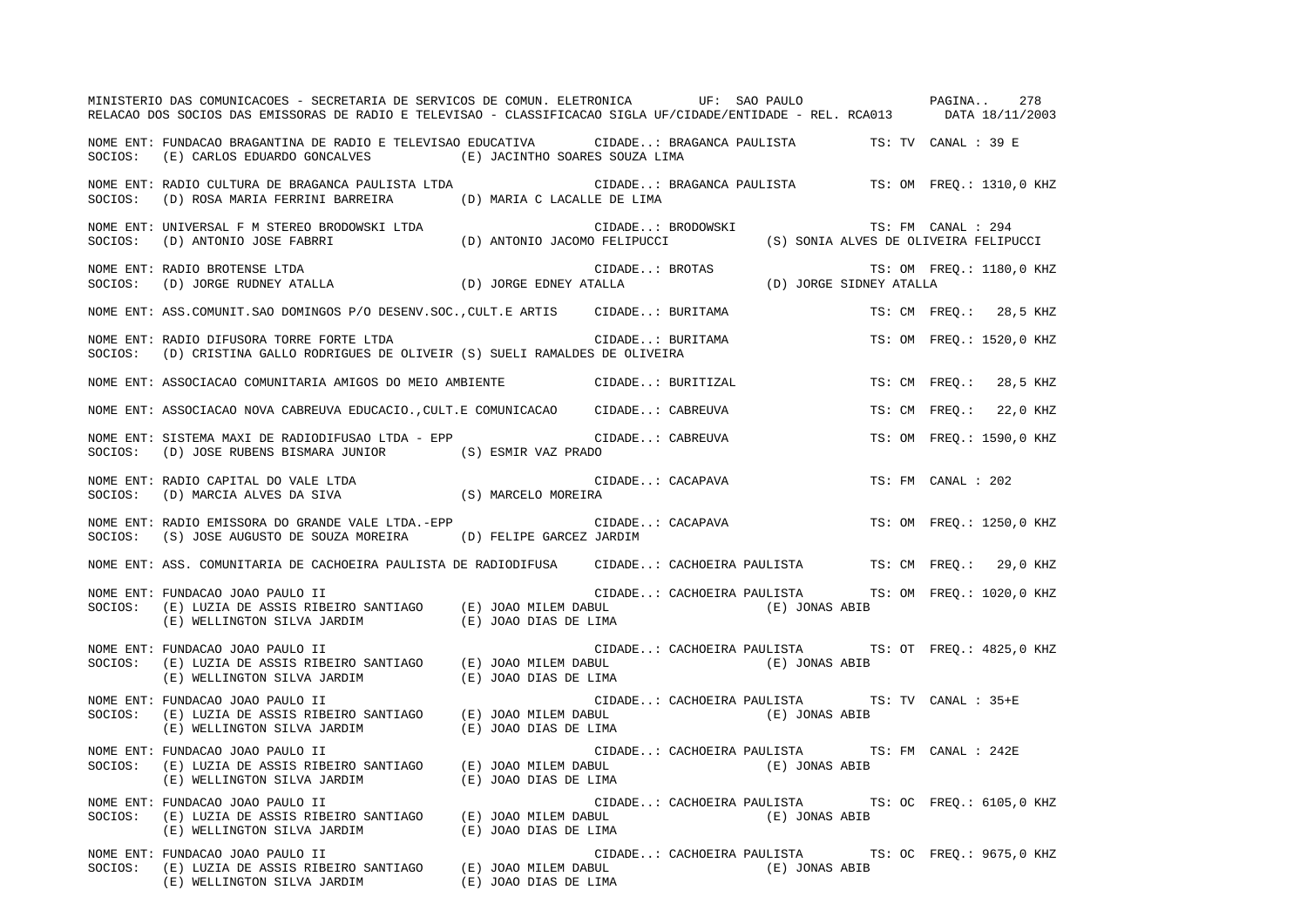MINISTERIO DAS COMUNICACOES - SECRETARIA DE SERVICOS DE COMUN. ELETRONICA UF: SAO PAULO

RELACAO DOS SOCIOS DAS EMISSORAS DE RADIO E TELEVISAO - CLASSIFICACAO SIGLA UF/CIDADE/ENTIDADE - REL. RCA013 DATA 18/11/2003

NOME ENT: FUNDACAO BRAGANTINA DE RADIO E TELEVISAO EDUCATIVA CIDADE..: BRAGANCA PAULISTA TS: TV CANAL : 39 E
SOCIOS: (E) CARLOS EDUARDO GONCALVES (E) JACINTHO SOARES SOUZA LIMA

NOME ENT: RADIO CULTURA DE BRAGANCA PAULISTA LTDA CIDADE..: BRAGANCA PAULISTA TS: OM FREQ.: 1310,0 KHZ
SOCIOS: (D) ROSA MARIA FERRINI BARREIRA (D) MARIA C LACALLE DE LIMA

NOME ENT: UNIVERSAL F M STEREO BRODOWSKI LTDA CIDADE..: BRODOWSKI TS: FM CANAL : 294
SOCIOS: (D) ANTONIO JOSE FABRRI (D) ANTONIO JACOMO FELIPUCCI (S) SONIA ALVES DE OLIVEIRA FELIPUCCI

NOME ENT: RADIO BROTENSE LTDA CIDADE..: BROTAS TS: OM FREQ.: 1180,0 KHZ
SOCIOS: (D) JORGE RUDNEY ATALLA (D) JORGE EDNEY ATALLA (D) JORGE SIDNEY ATALLA

NOME ENT: ASS.COMUNIT.SAO DOMINGOS P/O DESENV.SOC.,CULT.E ARTIS CIDADE..: BURITAMA TS: CM FREQ.: 28,5 KHZ

NOME ENT: RADIO DIFUSORA TORRE FORTE LTDA CIDADE..: BURITAMA TS: OM FREQ.: 1520,0 KHZ
SOCIOS: (D) CRISTINA GALLO RODRIGUES DE OLIVEIR (S) SUELI RAMALDES DE OLIVEIRA

NOME ENT: ASSOCIACAO COMUNITARIA AMIGOS DO MEIO AMBIENTE CIDADE..: BURITIZAL TS: CM FREQ.: 28,5 KHZ

NOME ENT: ASSOCIACAO NOVA CABREUVA EDUCACIO.,CULT.E COMUNICACAO CIDADE..: CABREUVA TS: CM FREQ.: 22,0 KHZ

NOME ENT: SISTEMA MAXI DE RADIODIFUSAO LTDA - EPP CIDADE..: CABREUVA TS: OM FREQ.: 1590,0 KHZ
SOCIOS: (D) JOSE RUBENS BISMARA JUNIOR (S) ESMIR VAZ PRADO

NOME ENT: RADIO CAPITAL DO VALE LTDA CIDADE..: CACAPAVA TS: FM CANAL : 202
SOCIOS: (D) MARCIA ALVES DA SIVA (S) MARCELO MOREIRA

NOME ENT: RADIO EMISSORA DO GRANDE VALE LTDA.-EPP CIDADE..: CACAPAVA TS: OM FREQ.: 1250,0 KHZ
SOCIOS: (S) JOSE AUGUSTO DE SOUZA MOREIRA (D) FELIPE GARCEZ JARDIM

NOME ENT: ASS. COMUNITARIA DE CACHOEIRA PAULISTA DE RADIODIFUSA CIDADE..: CACHOEIRA PAULISTA TS: CM FREQ.: 29,0 KHZ

NOME ENT: FUNDACAO JOAO PAULO II CIDADE..: CACHOEIRA PAULISTA TS: OM FREQ.: 1020,0 KHZ
SOCIOS: (E) LUZIA DE ASSIS RIBEIRO SANTIAGO (E) JOAO MILEM DABUL (E) JONAS ABIB
(E) WELLINGTON SILVA JARDIM (E) JOAO DIAS DE LIMA

NOME ENT: FUNDACAO JOAO PAULO II CIDADE..: CACHOEIRA PAULISTA TS: OT FREQ.: 4825,0 KHZ
SOCIOS: (E) LUZIA DE ASSIS RIBEIRO SANTIAGO (E) JOAO MILEM DABUL (E) JONAS ABIB
(E) WELLINGTON SILVA JARDIM (E) JOAO DIAS DE LIMA

NOME ENT: FUNDACAO JOAO PAULO II CIDADE..: CACHOEIRA PAULISTA TS: TV CANAL : 35+E
SOCIOS: (E) LUZIA DE ASSIS RIBEIRO SANTIAGO (E) JOAO MILEM DABUL (E) JONAS ABIB
(E) WELLINGTON SILVA JARDIM (E) JOAO DIAS DE LIMA

NOME ENT: FUNDACAO JOAO PAULO II CIDADE..: CACHOEIRA PAULISTA TS: FM CANAL : 242E
SOCIOS: (E) LUZIA DE ASSIS RIBEIRO SANTIAGO (E) JOAO MILEM DABUL (E) JONAS ABIB
(E) WELLINGTON SILVA JARDIM (E) JOAO DIAS DE LIMA

NOME ENT: FUNDACAO JOAO PAULO II CIDADE..: CACHOEIRA PAULISTA TS: OC FREQ.: 6105,0 KHZ
SOCIOS: (E) LUZIA DE ASSIS RIBEIRO SANTIAGO (E) JOAO MILEM DABUL (E) JONAS ABIB
(E) WELLINGTON SILVA JARDIM (E) JOAO DIAS DE LIMA

NOME ENT: FUNDACAO JOAO PAULO II CIDADE..: CACHOEIRA PAULISTA TS: OC FREQ.: 9675,0 KHZ
SOCIOS: (E) LUZIA DE ASSIS RIBEIRO SANTIAGO (E) JOAO MILEM DABUL (E) JONAS ABIB
(E) WELLINGTON SILVA JARDIM (E) JOAO DIAS DE LIMA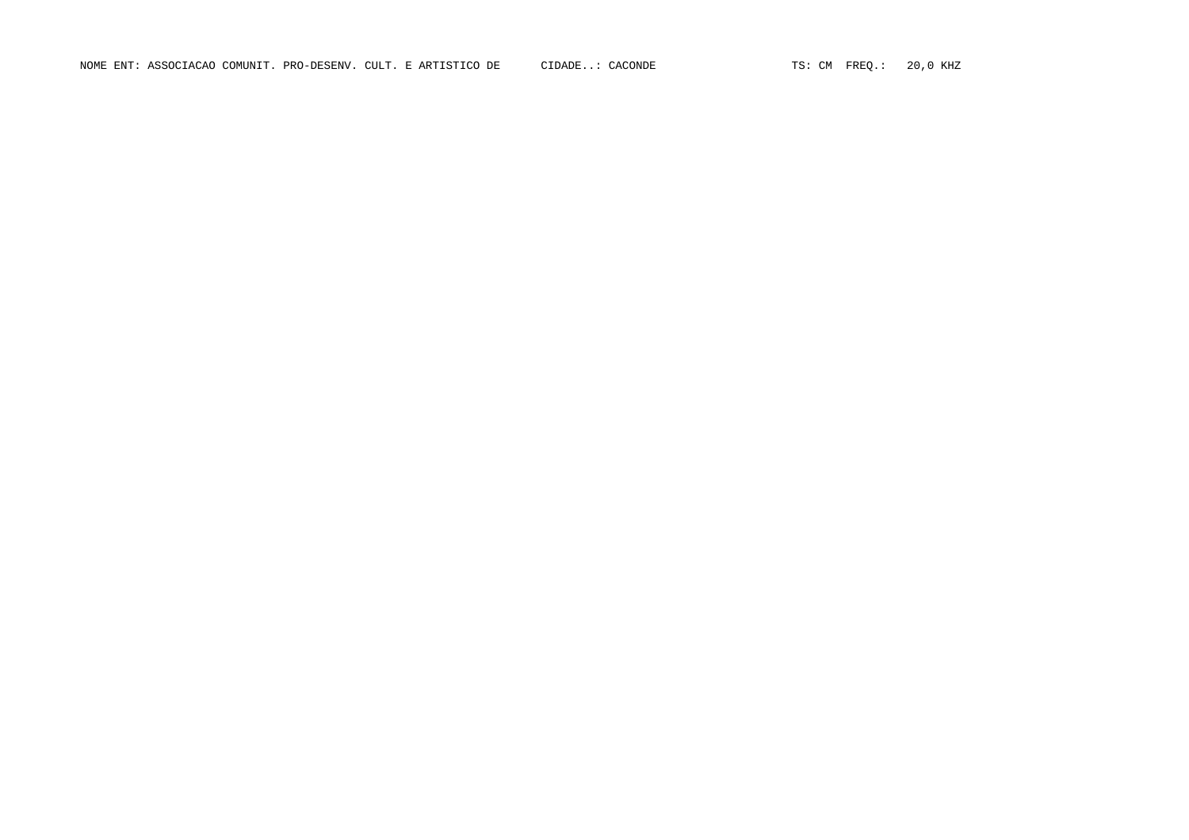NOME ENT: ASSOCIACAO COMUNIT. PRO-DESENV. CULT. E ARTISTICO DE      CIDADE..: CACONDE                    TS: CM  FREQ.:   20,0 KHZ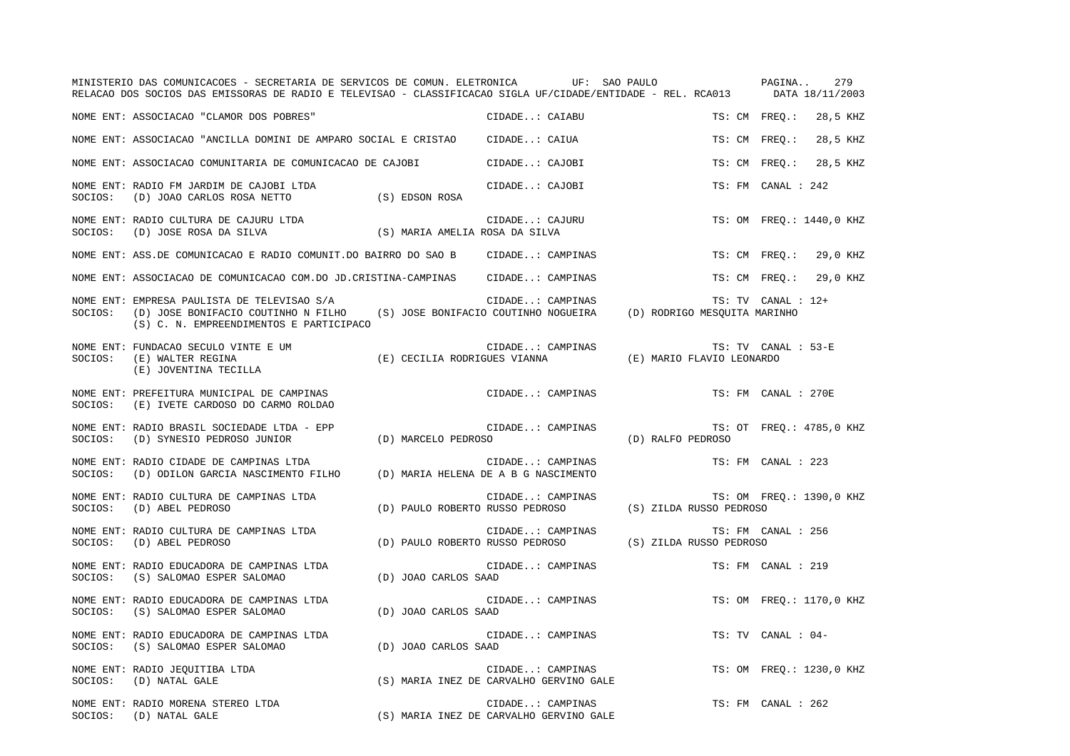MINISTERIO DAS COMUNICACOES - SECRETARIA DE SERVICOS DE COMUN. ELETRONICA UF: SAO PAULO
RELACAO DOS SOCIOS DAS EMISSORAS DE RADIO E TELEVISAO - CLASSIFICACAO SIGLA UF/CIDADE/ENTIDADE - REL. RCA013 DATA 18/11/2003

NOME ENT: ASSOCIACAO "CLAMOR DOS POBRES" CIDADE..: CAIABU TS: CM FREQ.: 28,5 KHZ

NOME ENT: ASSOCIACAO "ANCILLA DOMINI DE AMPARO SOCIAL E CRISTAO CIDADE..: CAIUA TS: CM FREQ.: 28,5 KHZ

NOME ENT: ASSOCIACAO COMUNITARIA DE COMUNICACAO DE CAJOBI CIDADE..: CAJOBI TS: CM FREQ.: 28,5 KHZ

NOME ENT: RADIO FM JARDIM DE CAJOBI LTDA CIDADE..: CAJOBI TS: FM CANAL : 242
SOCIOS: (D) JOAO CARLOS ROSA NETTO (S) EDSON ROSA

NOME ENT: RADIO CULTURA DE CAJURU LTDA CIDADE..: CAJURU TS: OM FREQ.: 1440,0 KHZ
SOCIOS: (D) JOSE ROSA DA SILVA (S) MARIA AMELIA ROSA DA SILVA

NOME ENT: ASS.DE COMUNICACAO E RADIO COMUNIT.DO BAIRRO DO SAO B CIDADE..: CAMPINAS TS: CM FREQ.: 29,0 KHZ

NOME ENT: ASSOCIACAO DE COMUNICACAO COM.DO JD.CRISTINA-CAMPINAS CIDADE..: CAMPINAS TS: CM FREQ.: 29,0 KHZ

NOME ENT: EMPRESA PAULISTA DE TELEVISAO S/A CIDADE..: CAMPINAS TS: TV CANAL : 12+
SOCIOS: (D) JOSE BONIFACIO COUTINHO N FILHO (S) JOSE BONIFACIO COUTINHO NOGUEIRA (D) RODRIGO MESQUITA MARINHO
(S) C. N. EMPREENDIMENTOS E PARTICIPACO

NOME ENT: FUNDACAO SECULO VINTE E UM CIDADE..: CAMPINAS TS: TV CANAL : 53-E
SOCIOS: (E) WALTER REGINA (E) CECILIA RODRIGUES VIANNA (E) MARIO FLAVIO LEONARDO
(E) JOVENTINA TECILLA

NOME ENT: PREFEITURA MUNICIPAL DE CAMPINAS CIDADE..: CAMPINAS TS: FM CANAL : 270E
SOCIOS: (E) IVETE CARDOSO DO CARMO ROLDAO

NOME ENT: RADIO BRASIL SOCIEDADE LTDA - EPP CIDADE..: CAMPINAS TS: OT FREQ.: 4785,0 KHZ
SOCIOS: (D) SYNESIO PEDROSO JUNIOR (D) MARCELO PEDROSO (D) RALFO PEDROSO

NOME ENT: RADIO CIDADE DE CAMPINAS LTDA CIDADE..: CAMPINAS TS: FM CANAL : 223
SOCIOS: (D) ODILON GARCIA NASCIMENTO FILHO (D) MARIA HELENA DE A B G NASCIMENTO

NOME ENT: RADIO CULTURA DE CAMPINAS LTDA CIDADE..: CAMPINAS TS: OM FREQ.: 1390,0 KHZ
SOCIOS: (D) ABEL PEDROSO (D) PAULO ROBERTO RUSSO PEDROSO (S) ZILDA RUSSO PEDROSO

NOME ENT: RADIO CULTURA DE CAMPINAS LTDA CIDADE..: CAMPINAS TS: FM CANAL : 256
SOCIOS: (D) ABEL PEDROSO (D) PAULO ROBERTO RUSSO PEDROSO (S) ZILDA RUSSO PEDROSO

NOME ENT: RADIO EDUCADORA DE CAMPINAS LTDA CIDADE..: CAMPINAS TS: FM CANAL : 219
SOCIOS: (S) SALOMAO ESPER SALOMAO (D) JOAO CARLOS SAAD

NOME ENT: RADIO EDUCADORA DE CAMPINAS LTDA CIDADE..: CAMPINAS TS: OM FREQ.: 1170,0 KHZ
SOCIOS: (S) SALOMAO ESPER SALOMAO (D) JOAO CARLOS SAAD

NOME ENT: RADIO EDUCADORA DE CAMPINAS LTDA CIDADE..: CAMPINAS TS: TV CANAL : 04-
SOCIOS: (S) SALOMAO ESPER SALOMAO (D) JOAO CARLOS SAAD

NOME ENT: RADIO JEQUITIBA LTDA CIDADE..: CAMPINAS TS: OM FREQ.: 1230,0 KHZ
SOCIOS: (D) NATAL GALE (S) MARIA INEZ DE CARVALHO GERVINO GALE

NOME ENT: RADIO MORENA STEREO LTDA CIDADE..: CAMPINAS TS: FM CANAL : 262
SOCIOS: (D) NATAL GALE (S) MARIA INEZ DE CARVALHO GERVINO GALE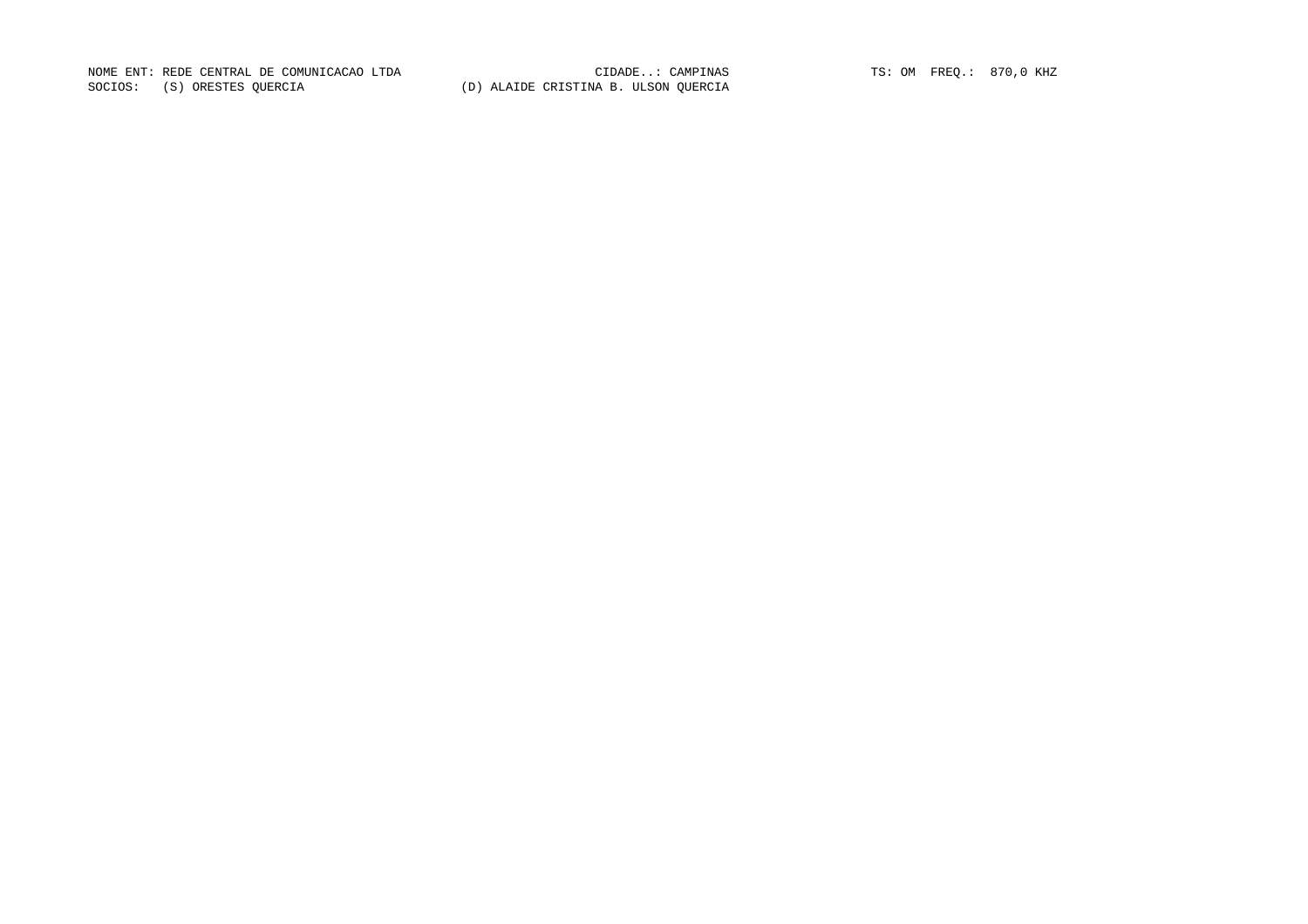NOME ENT: REDE CENTRAL DE COMUNICACAO LTDA CIDADE..: CAMPINAS TS: OM FREQ.: 870,0 KHZ
SOCIOS: (S) ORESTES QUERCIA (D) ALAIDE CRISTINA B. ULSON QUERCIA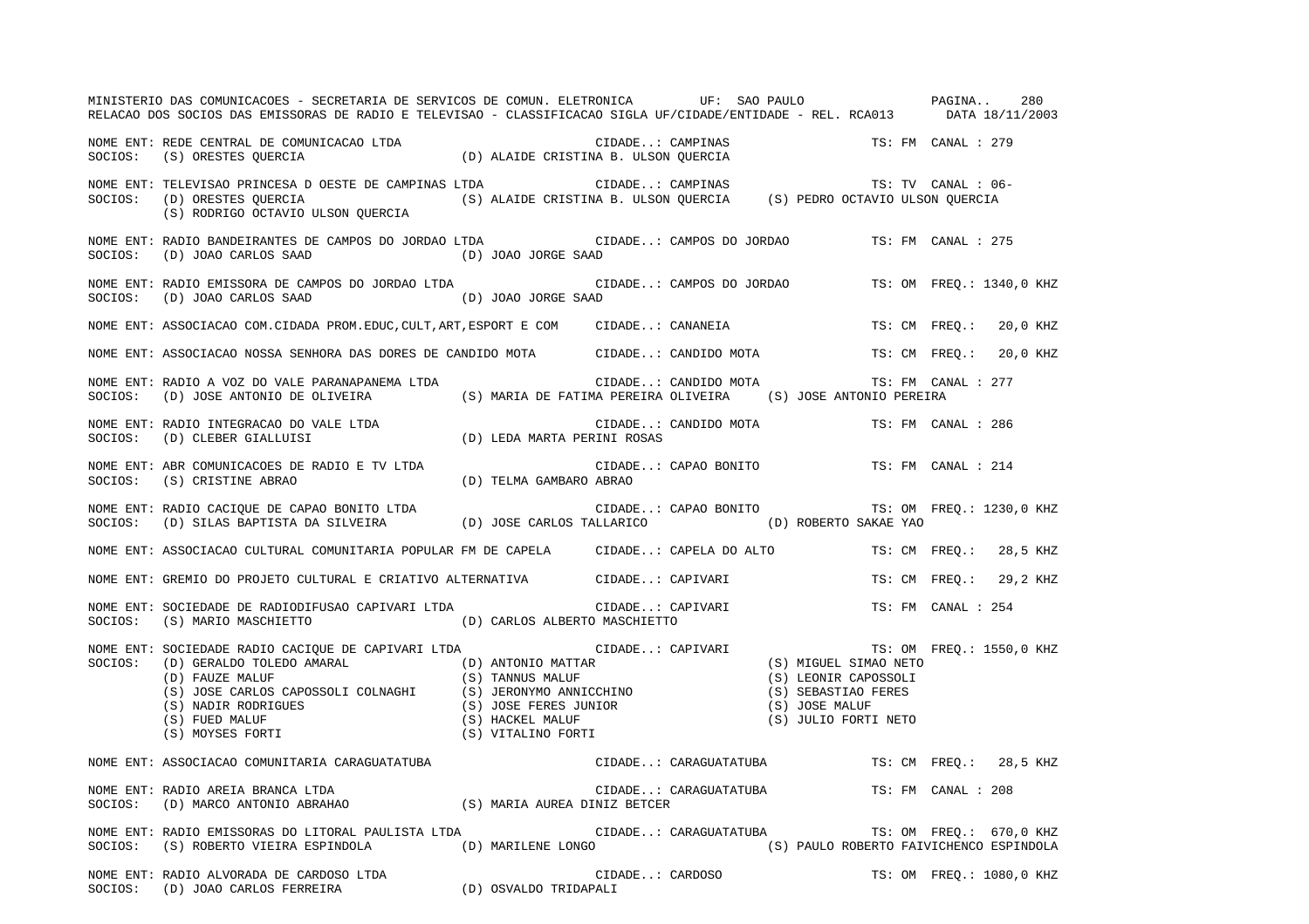NOME ENT: REDE CENTRAL DE COMUNICACAO LTDA — CIDADE..: CAMPINAS — TS: FM CANAL : 279
SOCIOS: (S) ORESTES QUERCIA (D) ALAIDE CRISTINA B. ULSON QUERCIA

NOME ENT: TELEVISAO PRINCESA D OESTE DE CAMPINAS LTDA — CIDADE..: CAMPINAS — TS: TV CANAL : 06-
SOCIOS: (D) ORESTES QUERCIA (S) ALAIDE CRISTINA B. ULSON QUERCIA (S) PEDRO OCTAVIO ULSON QUERCIA (S) RODRIGO OCTAVIO ULSON QUERCIA

NOME ENT: RADIO BANDEIRANTES DE CAMPOS DO JORDAO LTDA — CIDADE..: CAMPOS DO JORDAO — TS: FM CANAL : 275
SOCIOS: (D) JOAO CARLOS SAAD (D) JOAO JORGE SAAD

NOME ENT: RADIO EMISSORA DE CAMPOS DO JORDAO LTDA — CIDADE..: CAMPOS DO JORDAO — TS: OM FREQ.: 1340,0 KHZ
SOCIOS: (D) JOAO CARLOS SAAD (D) JOAO JORGE SAAD

NOME ENT: ASSOCIACAO COM.CIDADA PROM.EDUC,CULT,ART,ESPORT E COM — CIDADE..: CANANEIA — TS: CM FREQ.: 20,0 KHZ

NOME ENT: ASSOCIACAO NOSSA SENHORA DAS DORES DE CANDIDO MOTA — CIDADE..: CANDIDO MOTA — TS: CM FREQ.: 20,0 KHZ

NOME ENT: RADIO A VOZ DO VALE PARANAPANEMA LTDA — CIDADE..: CANDIDO MOTA — TS: FM CANAL : 277
SOCIOS: (D) JOSE ANTONIO DE OLIVEIRA (S) MARIA DE FATIMA PEREIRA OLIVEIRA (S) JOSE ANTONIO PEREIRA

NOME ENT: RADIO INTEGRACAO DO VALE LTDA — CIDADE..: CANDIDO MOTA — TS: FM CANAL : 286
SOCIOS: (D) CLEBER GIALLUISI (D) LEDA MARTA PERINI ROSAS

NOME ENT: ABR COMUNICACOES DE RADIO E TV LTDA — CIDADE..: CAPAO BONITO — TS: FM CANAL : 214
SOCIOS: (S) CRISTINE ABRAO (D) TELMA GAMBARO ABRAO

NOME ENT: RADIO CACIQUE DE CAPAO BONITO LTDA — CIDADE..: CAPAO BONITO — TS: OM FREQ.: 1230,0 KHZ
SOCIOS: (D) SILAS BAPTISTA DA SILVEIRA (D) JOSE CARLOS TALLARICO (D) ROBERTO SAKAE YAO

NOME ENT: ASSOCIACAO CULTURAL COMUNITARIA POPULAR FM DE CAPELA — CIDADE..: CAPELA DO ALTO — TS: CM FREQ.: 28,5 KHZ

NOME ENT: GREMIO DO PROJETO CULTURAL E CRIATIVO ALTERNATIVA — CIDADE..: CAPIVARI — TS: CM FREQ.: 29,2 KHZ

NOME ENT: SOCIEDADE DE RADIODIFUSAO CAPIVARI LTDA — CIDADE..: CAPIVARI — TS: FM CANAL : 254
SOCIOS: (S) MARIO MASCHIETTO (D) CARLOS ALBERTO MASCHIETTO

NOME ENT: SOCIEDADE RADIO CACIQUE DE CAPIVARI LTDA — CIDADE..: CAPIVARI — TS: OM FREQ.: 1550,0 KHZ
SOCIOS: (D) GERALDO TOLEDO AMARAL (D) ANTONIO MATTAR (S) MIGUEL SIMAO NETO (D) FAUZE MALUF (S) TANNUS MALUF (S) LEONIR CAPOSSOLI (S) JOSE CARLOS CAPOSSOLI COLNAGHI (S) JERONYMO ANNICCHINO (S) SEBASTIAO FERES (S) NADIR RODRIGUES (S) JOSE FERES JUNIOR (S) JOSE MALUF (S) FUED MALUF (S) HACKEL MALUF (S) JULIO FORTI NETO (S) MOYSES FORTI (S) VITALINO FORTI

NOME ENT: ASSOCIACAO COMUNITARIA CARAGUATATUBA — CIDADE..: CARAGUATATUBA — TS: CM FREQ.: 28,5 KHZ

NOME ENT: RADIO AREIA BRANCA LTDA — CIDADE..: CARAGUATATUBA — TS: FM CANAL : 208
SOCIOS: (D) MARCO ANTONIO ABRAHAO (S) MARIA AUREA DINIZ BETCER

NOME ENT: RADIO EMISSORAS DO LITORAL PAULISTA LTDA — CIDADE..: CARAGUATATUBA — TS: OM FREQ.: 670,0 KHZ
SOCIOS: (S) ROBERTO VIEIRA ESPINDOLA (D) MARILENE LONGO (S) PAULO ROBERTO FAIVICHENCO ESPINDOLA

NOME ENT: RADIO ALVORADA DE CARDOSO LTDA — CIDADE..: CARDOSO — TS: OM FREQ.: 1080,0 KHZ
SOCIOS: (D) JOAO CARLOS FERREIRA (D) OSVALDO TRIDAPALI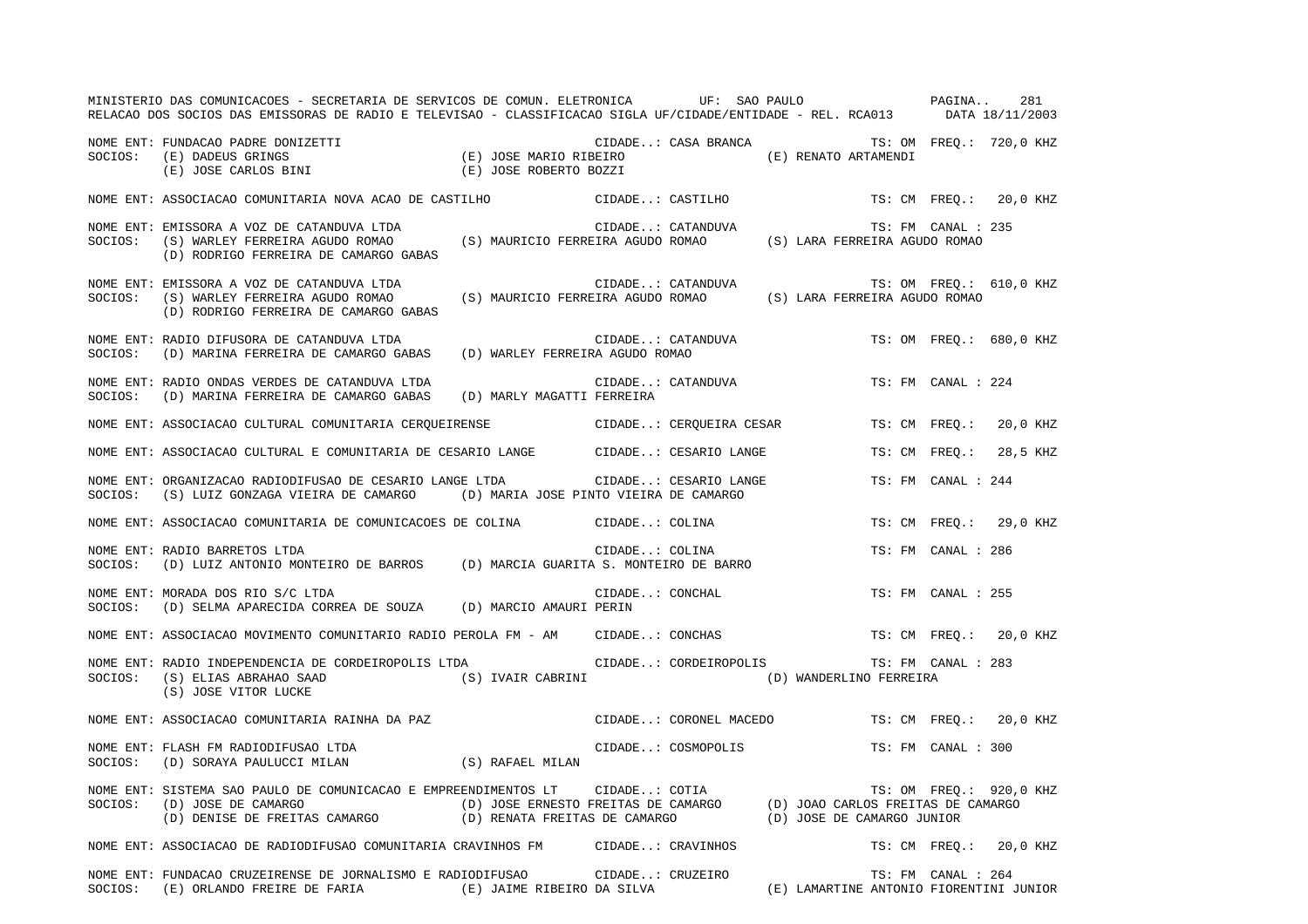MINISTERIO DAS COMUNICACOES - SECRETARIA DE SERVICOS DE COMUN. ELETRONICA UF: SAO PAULO

RELACAO DOS SOCIOS DAS EMISSORAS DE RADIO E TELEVISAO - CLASSIFICACAO SIGLA UF/CIDADE/ENTIDADE - REL. RCA013 DATA 18/11/2003

NOME ENT: FUNDACAO PADRE DONIZETTI CIDADE..: CASA BRANCA TS: OM FREQ.: 720,0 KHZ
SOCIOS: (E) DADEUS GRINGS (E) JOSE MARIO RIBEIRO (E) RENATO ARTAMENDI
(E) JOSE CARLOS BINI (E) JOSE ROBERTO BOZZI

NOME ENT: ASSOCIACAO COMUNITARIA NOVA ACAO DE CASTILHO CIDADE..: CASTILHO TS: CM FREQ.: 20,0 KHZ

NOME ENT: EMISSORA A VOZ DE CATANDUVA LTDA CIDADE..: CATANDUVA TS: FM CANAL : 235
SOCIOS: (S) WARLEY FERREIRA AGUDO ROMAO (S) MAURICIO FERREIRA AGUDO ROMAO (S) LARA FERREIRA AGUDO ROMAO
(D) RODRIGO FERREIRA DE CAMARGO GABAS

NOME ENT: EMISSORA A VOZ DE CATANDUVA LTDA CIDADE..: CATANDUVA TS: OM FREQ.: 610,0 KHZ
SOCIOS: (S) WARLEY FERREIRA AGUDO ROMAO (S) MAURICIO FERREIRA AGUDO ROMAO (S) LARA FERREIRA AGUDO ROMAO
(D) RODRIGO FERREIRA DE CAMARGO GABAS

NOME ENT: RADIO DIFUSORA DE CATANDUVA LTDA CIDADE..: CATANDUVA TS: OM FREQ.: 680,0 KHZ
SOCIOS: (D) MARINA FERREIRA DE CAMARGO GABAS (D) WARLEY FERREIRA AGUDO ROMAO

NOME ENT: RADIO ONDAS VERDES DE CATANDUVA LTDA CIDADE..: CATANDUVA TS: FM CANAL : 224
SOCIOS: (D) MARINA FERREIRA DE CAMARGO GABAS (D) MARLY MAGATTI FERREIRA

NOME ENT: ASSOCIACAO CULTURAL COMUNITARIA CERQUEIRENSE CIDADE..: CERQUEIRA CESAR TS: CM FREQ.: 20,0 KHZ

NOME ENT: ASSOCIACAO CULTURAL E COMUNITARIA DE CESARIO LANGE CIDADE..: CESARIO LANGE TS: CM FREQ.: 28,5 KHZ

NOME ENT: ORGANIZACAO RADIODIFUSAO DE CESARIO LANGE LTDA CIDADE..: CESARIO LANGE TS: FM CANAL : 244
SOCIOS: (S) LUIZ GONZAGA VIEIRA DE CAMARGO (D) MARIA JOSE PINTO VIEIRA DE CAMARGO

NOME ENT: ASSOCIACAO COMUNITARIA DE COMUNICACOES DE COLINA CIDADE..: COLINA TS: CM FREQ.: 29,0 KHZ

NOME ENT: RADIO BARRETOS LTDA CIDADE..: COLINA TS: FM CANAL : 286
SOCIOS: (D) LUIZ ANTONIO MONTEIRO DE BARROS (D) MARCIA GUARITA S. MONTEIRO DE BARRO

NOME ENT: MORADA DOS RIO S/C LTDA CIDADE..: CONCHAL TS: FM CANAL : 255
SOCIOS: (D) SELMA APARECIDA CORREA DE SOUZA (D) MARCIO AMAURI PERIN

NOME ENT: ASSOCIACAO MOVIMENTO COMUNITARIO RADIO PEROLA FM - AM CIDADE..: CONCHAS TS: CM FREQ.: 20,0 KHZ

NOME ENT: RADIO INDEPENDENCIA DE CORDEIROPOLIS LTDA CIDADE..: CORDEIROPOLIS TS: FM CANAL : 283
SOCIOS: (S) ELIAS ABRAHAO SAAD (S) IVAIR CABRINI (D) WANDERLINO FERREIRA
(S) JOSE VITOR LUCKE

NOME ENT: ASSOCIACAO COMUNITARIA RAINHA DA PAZ CIDADE..: CORONEL MACEDO TS: CM FREQ.: 20,0 KHZ

NOME ENT: FLASH FM RADIODIFUSAO LTDA CIDADE..: COSMOPOLIS TS: FM CANAL : 300
SOCIOS: (D) SORAYA PAULUCCI MILAN (S) RAFAEL MILAN

NOME ENT: SISTEMA SAO PAULO DE COMUNICACAO E EMPREENDIMENTOS LT CIDADE..: COTIA TS: OM FREQ.: 920,0 KHZ
SOCIOS: (D) JOSE DE CAMARGO (D) JOSE ERNESTO FREITAS DE CAMARGO (D) JOAO CARLOS FREITAS DE CAMARGO
(D) DENISE DE FREITAS CAMARGO (D) RENATA FREITAS DE CAMARGO (D) JOSE DE CAMARGO JUNIOR

NOME ENT: ASSOCIACAO DE RADIODIFUSAO COMUNITARIA CRAVINHOS FM CIDADE..: CRAVINHOS TS: CM FREQ.: 20,0 KHZ

NOME ENT: FUNDACAO CRUZEIRENSE DE JORNALISMO E RADIODIFUSAO CIDADE..: CRUZEIRO TS: FM CANAL : 264
SOCIOS: (E) ORLANDO FREIRE DE FARIA (E) JAIME RIBEIRO DA SILVA (E) LAMARTINE ANTONIO FIORENTINI JUNIOR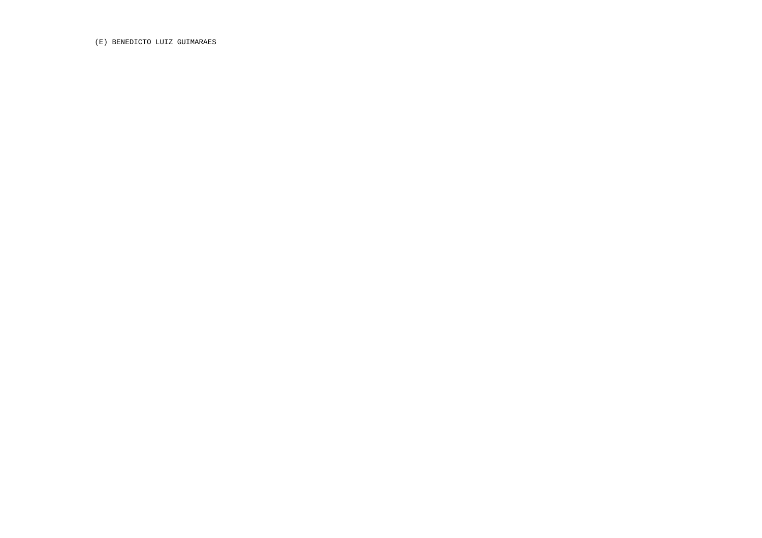(E) BENEDICTO LUIZ GUIMARAES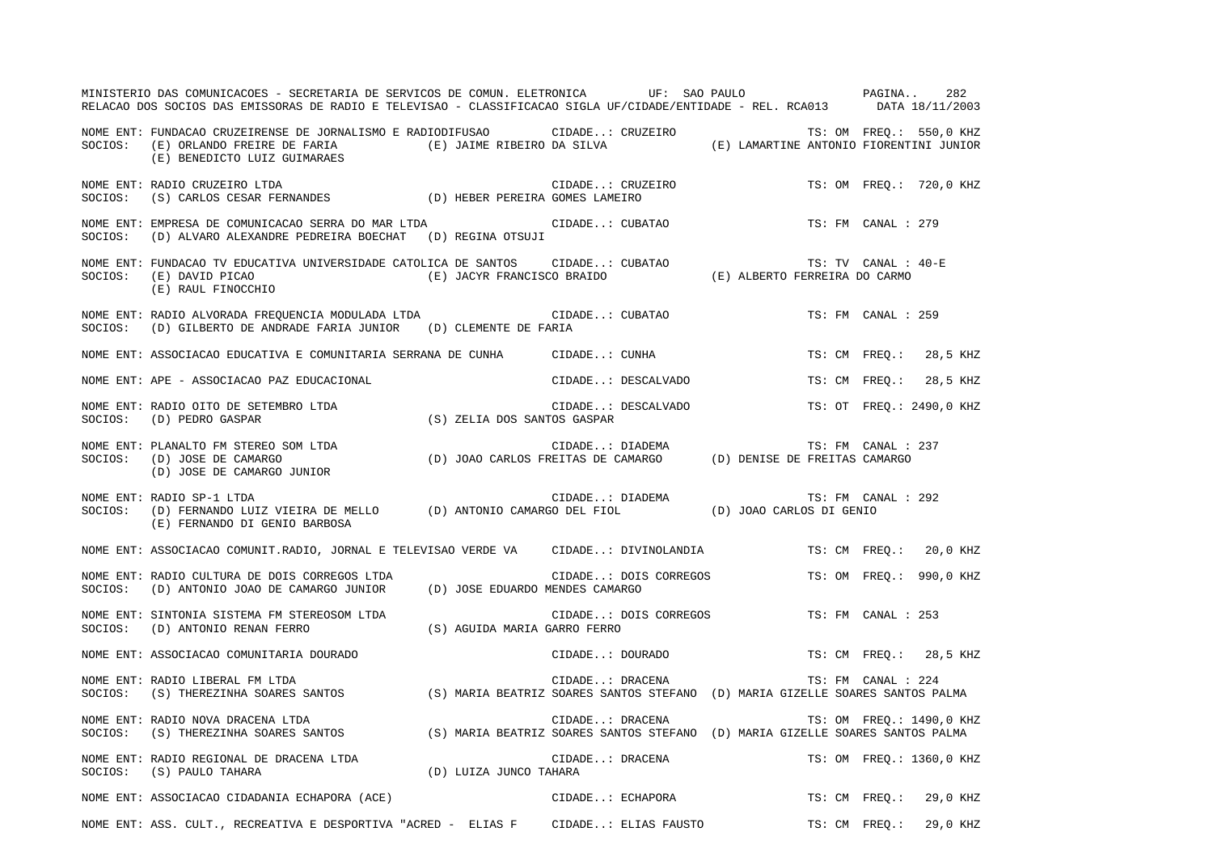MINISTERIO DAS COMUNICACOES - SECRETARIA DE SERVICOS DE COMUN. ELETRONICA UF: SAO PAULO

RELACAO DOS SOCIOS DAS EMISSORAS DE RADIO E TELEVISAO - CLASSIFICACAO SIGLA UF/CIDADE/ENTIDADE - REL. RCA013 DATA 18/11/2003

NOME ENT: FUNDACAO CRUZEIRENSE DE JORNALISMO E RADIODIFUSAO CIDADE..: CRUZEIRO TS: OM FREQ.: 550,0 KHZ
SOCIOS: (E) ORLANDO FREIRE DE FARIA (E) JAIME RIBEIRO DA SILVA (E) LAMARTINE ANTONIO FIORENTINI JUNIOR
(E) BENEDICTO LUIZ GUIMARAES

NOME ENT: RADIO CRUZEIRO LTDA CIDADE..: CRUZEIRO TS: OM FREQ.: 720,0 KHZ
SOCIOS: (S) CARLOS CESAR FERNANDES (D) HEBER PEREIRA GOMES LAMEIRO

NOME ENT: EMPRESA DE COMUNICACAO SERRA DO MAR LTDA CIDADE..: CUBATAO TS: FM CANAL : 279
SOCIOS: (D) ALVARO ALEXANDRE PEDREIRA BOECHAT (D) REGINA OTSUJI

NOME ENT: FUNDACAO TV EDUCATIVA UNIVERSIDADE CATOLICA DE SANTOS CIDADE..: CUBATAO TS: TV CANAL : 40-E
SOCIOS: (E) DAVID PICAO (E) JACYR FRANCISCO BRAIDO (E) ALBERTO FERREIRA DO CARMO
(E) RAUL FINOCCHIO

NOME ENT: RADIO ALVORADA FREQUENCIA MODULADA LTDA CIDADE..: CUBATAO TS: FM CANAL : 259
SOCIOS: (D) GILBERTO DE ANDRADE FARIA JUNIOR (D) CLEMENTE DE FARIA

NOME ENT: ASSOCIACAO EDUCATIVA E COMUNITARIA SERRANA DE CUNHA CIDADE..: CUNHA TS: CM FREQ.: 28,5 KHZ

NOME ENT: APE - ASSOCIACAO PAZ EDUCACIONAL CIDADE..: DESCALVADO TS: CM FREQ.: 28,5 KHZ

NOME ENT: RADIO OITO DE SETEMBRO LTDA CIDADE..: DESCALVADO TS: OT FREQ.: 2490,0 KHZ
SOCIOS: (D) PEDRO GASPAR (S) ZELIA DOS SANTOS GASPAR

NOME ENT: PLANALTO FM STEREO SOM LTDA CIDADE..: DIADEMA TS: FM CANAL : 237
SOCIOS: (D) JOSE DE CAMARGO (D) JOAO CARLOS FREITAS DE CAMARGO (D) DENISE DE FREITAS CAMARGO
(D) JOSE DE CAMARGO JUNIOR

NOME ENT: RADIO SP-1 LTDA CIDADE..: DIADEMA TS: FM CANAL : 292
SOCIOS: (D) FERNANDO LUIZ VIEIRA DE MELLO (D) ANTONIO CAMARGO DEL FIOL (D) JOAO CARLOS DI GENIO
(E) FERNANDO DI GENIO BARBOSA

NOME ENT: ASSOCIACAO COMUNIT.RADIO, JORNAL E TELEVISAO VERDE VA CIDADE..: DIVINOLANDIA TS: CM FREQ.: 20,0 KHZ

NOME ENT: RADIO CULTURA DE DOIS CORREGOS LTDA CIDADE..: DOIS CORREGOS TS: OM FREQ.: 990,0 KHZ
SOCIOS: (D) ANTONIO JOAO DE CAMARGO JUNIOR (D) JOSE EDUARDO MENDES CAMARGO

NOME ENT: SINTONIA SISTEMA FM STEREOSOM LTDA CIDADE..: DOIS CORREGOS TS: FM CANAL : 253
SOCIOS: (D) ANTONIO RENAN FERRO (S) AGUIDA MARIA GARRO FERRO

NOME ENT: ASSOCIACAO COMUNITARIA DOURADO CIDADE..: DOURADO TS: CM FREQ.: 28,5 KHZ

NOME ENT: RADIO LIBERAL FM LTDA CIDADE..: DRACENA TS: FM CANAL : 224
SOCIOS: (S) THEREZINHA SOARES SANTOS (S) MARIA BEATRIZ SOARES SANTOS STEFANO (D) MARIA GIZELLE SOARES SANTOS PALMA

NOME ENT: RADIO NOVA DRACENA LTDA CIDADE..: DRACENA TS: OM FREQ.: 1490,0 KHZ
SOCIOS: (S) THEREZINHA SOARES SANTOS (S) MARIA BEATRIZ SOARES SANTOS STEFANO (D) MARIA GIZELLE SOARES SANTOS PALMA

NOME ENT: RADIO REGIONAL DE DRACENA LTDA CIDADE..: DRACENA TS: OM FREQ.: 1360,0 KHZ
SOCIOS: (S) PAULO TAHARA (D) LUIZA JUNCO TAHARA

NOME ENT: ASSOCIACAO CIDADANIA ECHAPORA (ACE) CIDADE..: ECHAPORA TS: CM FREQ.: 29,0 KHZ

NOME ENT: ASS. CULT., RECREATIVA E DESPORTIVA "ACRED - ELIAS F CIDADE..: ELIAS FAUSTO TS: CM FREQ.: 29,0 KHZ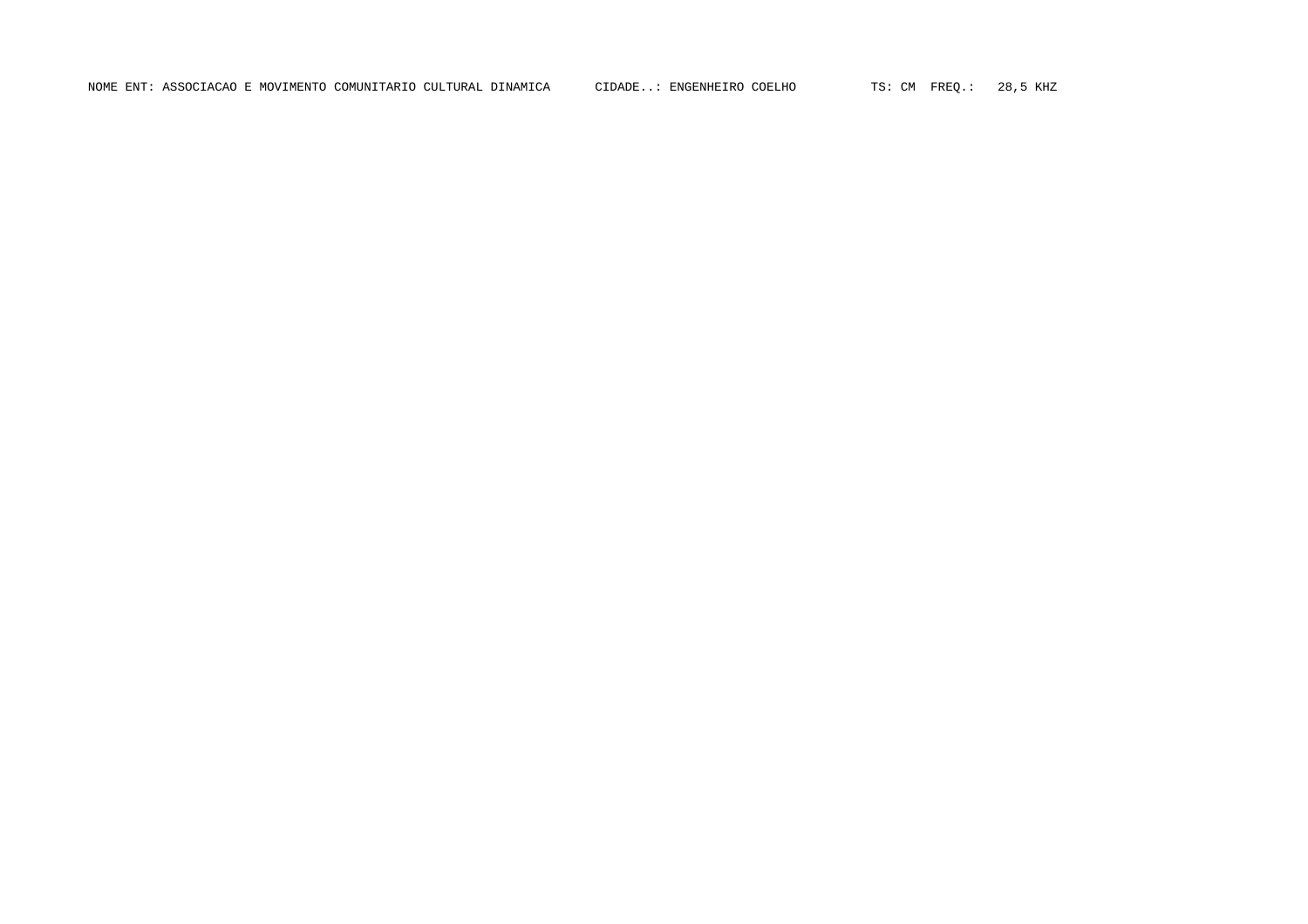NOME ENT: ASSOCIACAO E MOVIMENTO COMUNITARIO CULTURAL DINAMICA      CIDADE..: ENGENHEIRO COELHO         TS: CM  FREQ.:   28,5 KHZ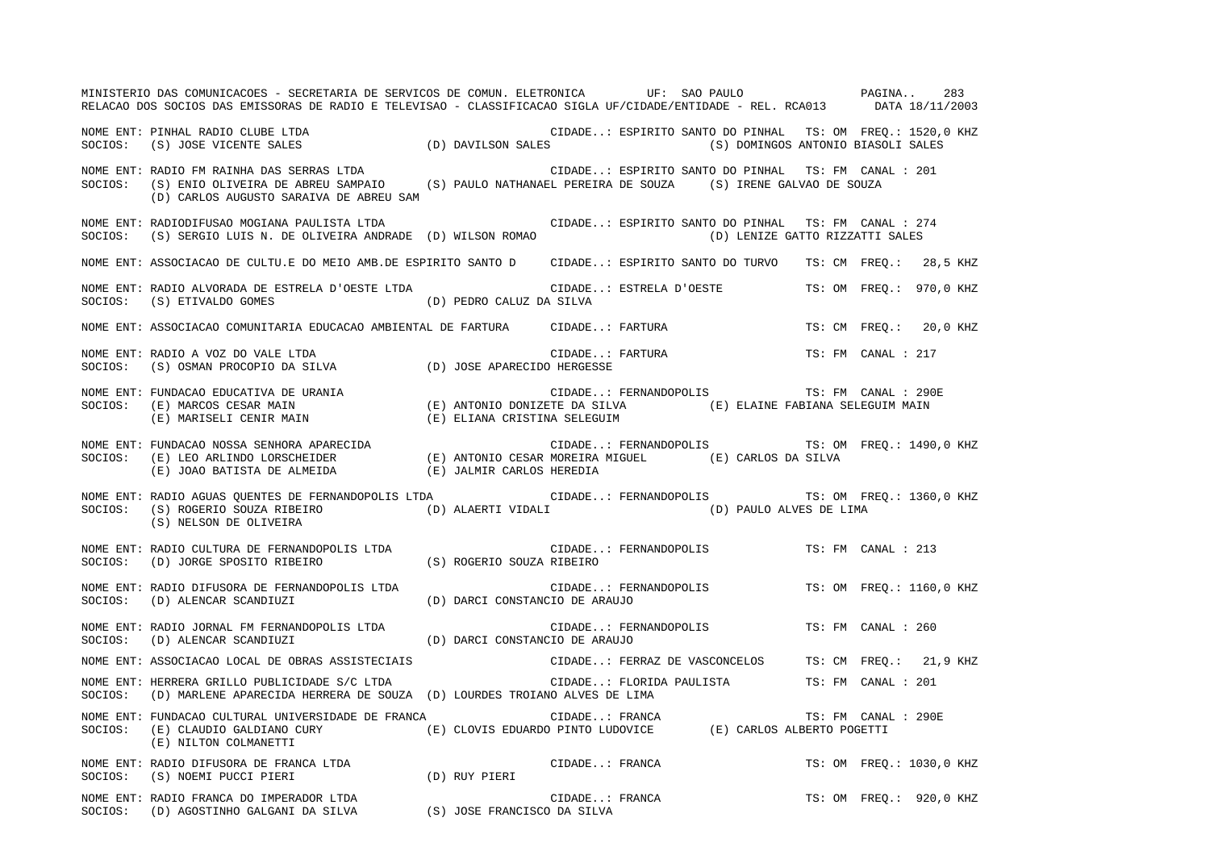NOME ENT: PINHAL RADIO CLUBE LTDA — CIDADE..: ESPIRITO SANTO DO PINHAL — TS: OM FREQ.: 1520,0 KHZ
SOCIOS: (S) JOSE VICENTE SALES (D) DAVILSON SALES (S) DOMINGOS ANTONIO BIASOLI SALES

NOME ENT: RADIO FM RAINHA DAS SERRAS LTDA — CIDADE..: ESPIRITO SANTO DO PINHAL — TS: FM CANAL : 201
SOCIOS: (S) ENIO OLIVEIRA DE ABREU SAMPAIO (S) PAULO NATHANAEL PEREIRA DE SOUZA (S) IRENE GALVAO DE SOUZA (D) CARLOS AUGUSTO SARAIVA DE ABREU SAM

NOME ENT: RADIODIFUSAO MOGIANA PAULISTA LTDA — CIDADE..: ESPIRITO SANTO DO PINHAL — TS: FM CANAL : 274
SOCIOS: (S) SERGIO LUIS N. DE OLIVEIRA ANDRADE (D) WILSON ROMAO (D) LENIZE GATTO RIZZATTI SALES

NOME ENT: ASSOCIACAO DE CULTU.E DO MEIO AMB.DE ESPIRITO SANTO D — CIDADE..: ESPIRITO SANTO DO TURVO — TS: CM FREQ.: 28,5 KHZ

NOME ENT: RADIO ALVORADA DE ESTRELA D'OESTE LTDA — CIDADE..: ESTRELA D'OESTE — TS: OM FREQ.: 970,0 KHZ
SOCIOS: (S) ETIVALDO GOMES (D) PEDRO CALUZ DA SILVA

NOME ENT: ASSOCIACAO COMUNITARIA EDUCACAO AMBIENTAL DE FARTURA — CIDADE..: FARTURA — TS: CM FREQ.: 20,0 KHZ

NOME ENT: RADIO A VOZ DO VALE LTDA — CIDADE..: FARTURA — TS: FM CANAL : 217
SOCIOS: (S) OSMAN PROCOPIO DA SILVA (D) JOSE APARECIDO HERGESSE

NOME ENT: FUNDACAO EDUCATIVA DE URANIA — CIDADE..: FERNANDOPOLIS — TS: FM CANAL : 290E
SOCIOS: (E) MARCOS CESAR MAIN (E) ANTONIO DONIZETE DA SILVA (E) ELAINE FABIANA SELEGUIM MAIN (E) MARISELI CENIR MAIN (E) ELIANA CRISTINA SELEGUIM

NOME ENT: FUNDACAO NOSSA SENHORA APARECIDA — CIDADE..: FERNANDOPOLIS — TS: OM FREQ.: 1490,0 KHZ
SOCIOS: (E) LEO ARLINDO LORSCHEIDER (E) ANTONIO CESAR MOREIRA MIGUEL (E) CARLOS DA SILVA (E) JOAO BATISTA DE ALMEIDA (E) JALMIR CARLOS HEREDIA

NOME ENT: RADIO AGUAS QUENTES DE FERNANDOPOLIS LTDA — CIDADE..: FERNANDOPOLIS — TS: OM FREQ.: 1360,0 KHZ
SOCIOS: (S) ROGERIO SOUZA RIBEIRO (D) ALAERTI VIDALI (D) PAULO ALVES DE LIMA (S) NELSON DE OLIVEIRA

NOME ENT: RADIO CULTURA DE FERNANDOPOLIS LTDA — CIDADE..: FERNANDOPOLIS — TS: FM CANAL : 213
SOCIOS: (D) JORGE SPOSITO RIBEIRO (S) ROGERIO SOUZA RIBEIRO

NOME ENT: RADIO DIFUSORA DE FERNANDOPOLIS LTDA — CIDADE..: FERNANDOPOLIS — TS: OM FREQ.: 1160,0 KHZ
SOCIOS: (D) ALENCAR SCANDIUZI (D) DARCI CONSTANCIO DE ARAUJO

NOME ENT: RADIO JORNAL FM FERNANDOPOLIS LTDA — CIDADE..: FERNANDOPOLIS — TS: FM CANAL : 260
SOCIOS: (D) ALENCAR SCANDIUZI (D) DARCI CONSTANCIO DE ARAUJO

NOME ENT: ASSOCIACAO LOCAL DE OBRAS ASSISTECIAIS — CIDADE..: FERRAZ DE VASCONCELOS — TS: CM FREQ.: 21,9 KHZ

NOME ENT: HERRERA GRILLO PUBLICIDADE S/C LTDA — CIDADE..: FLORIDA PAULISTA — TS: FM CANAL : 201
SOCIOS: (D) MARLENE APARECIDA HERRERA DE SOUZA (D) LOURDES TROIANO ALVES DE LIMA

NOME ENT: FUNDACAO CULTURAL UNIVERSIDADE DE FRANCA — CIDADE..: FRANCA — TS: FM CANAL : 290E
SOCIOS: (E) CLAUDIO GALDIANO CURY (E) CLOVIS EDUARDO PINTO LUDOVICE (E) CARLOS ALBERTO POGETTI (E) NILTON COLMANETTI

NOME ENT: RADIO DIFUSORA DE FRANCA LTDA — CIDADE..: FRANCA — TS: OM FREQ.: 1030,0 KHZ
SOCIOS: (S) NOEMI PUCCI PIERI (D) RUY PIERI

NOME ENT: RADIO FRANCA DO IMPERADOR LTDA — CIDADE..: FRANCA — TS: OM FREQ.: 920,0 KHZ
SOCIOS: (D) AGOSTINHO GALGANI DA SILVA (S) JOSE FRANCISCO DA SILVA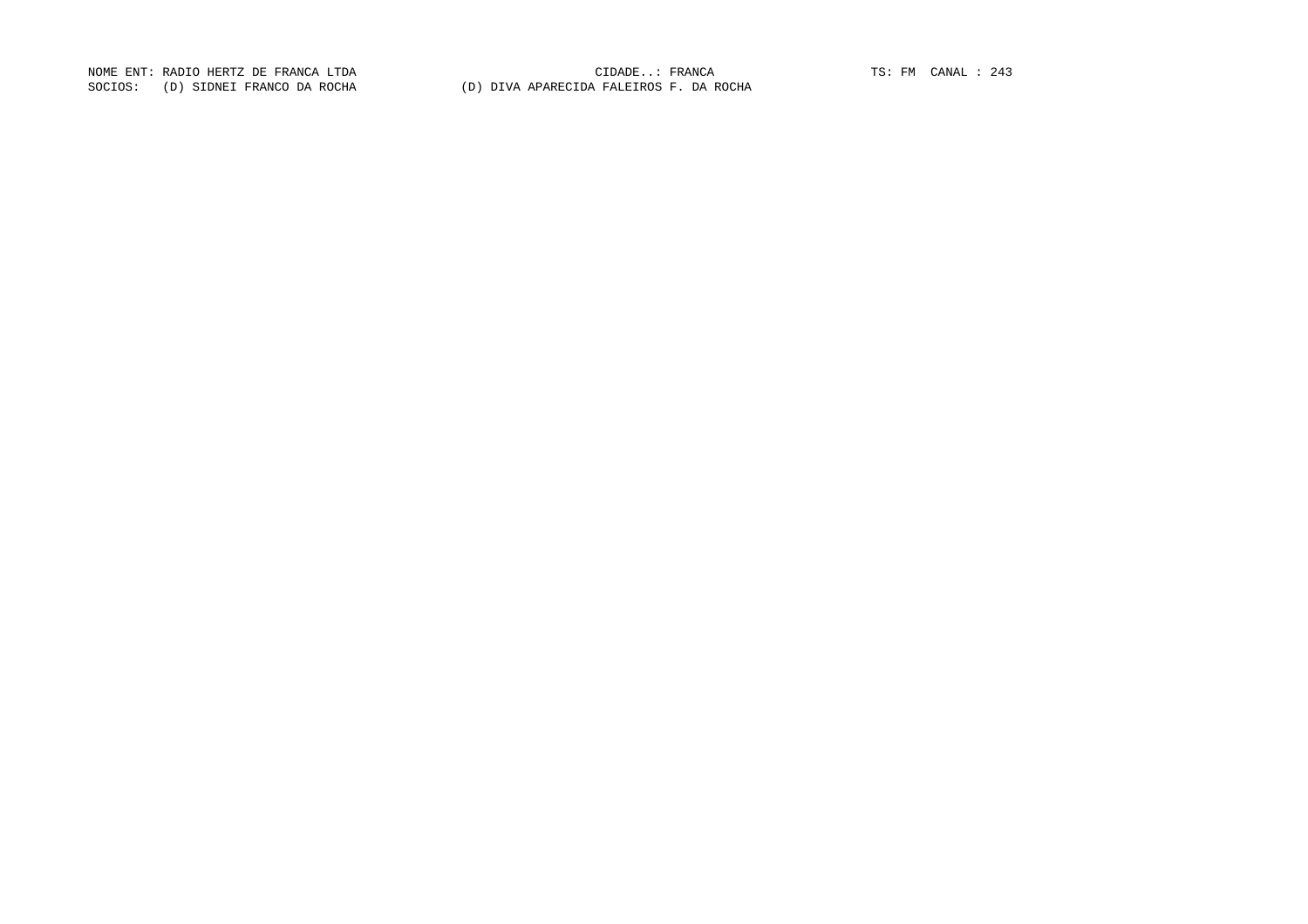NOME ENT: RADIO HERTZ DE FRANCA LTDA CIDADE..: FRANCA TS: FM CANAL : 243

SOCIOS: (D) SIDNEI FRANCO DA ROCHA (D) DIVA APARECIDA FALEIROS F. DA ROCHA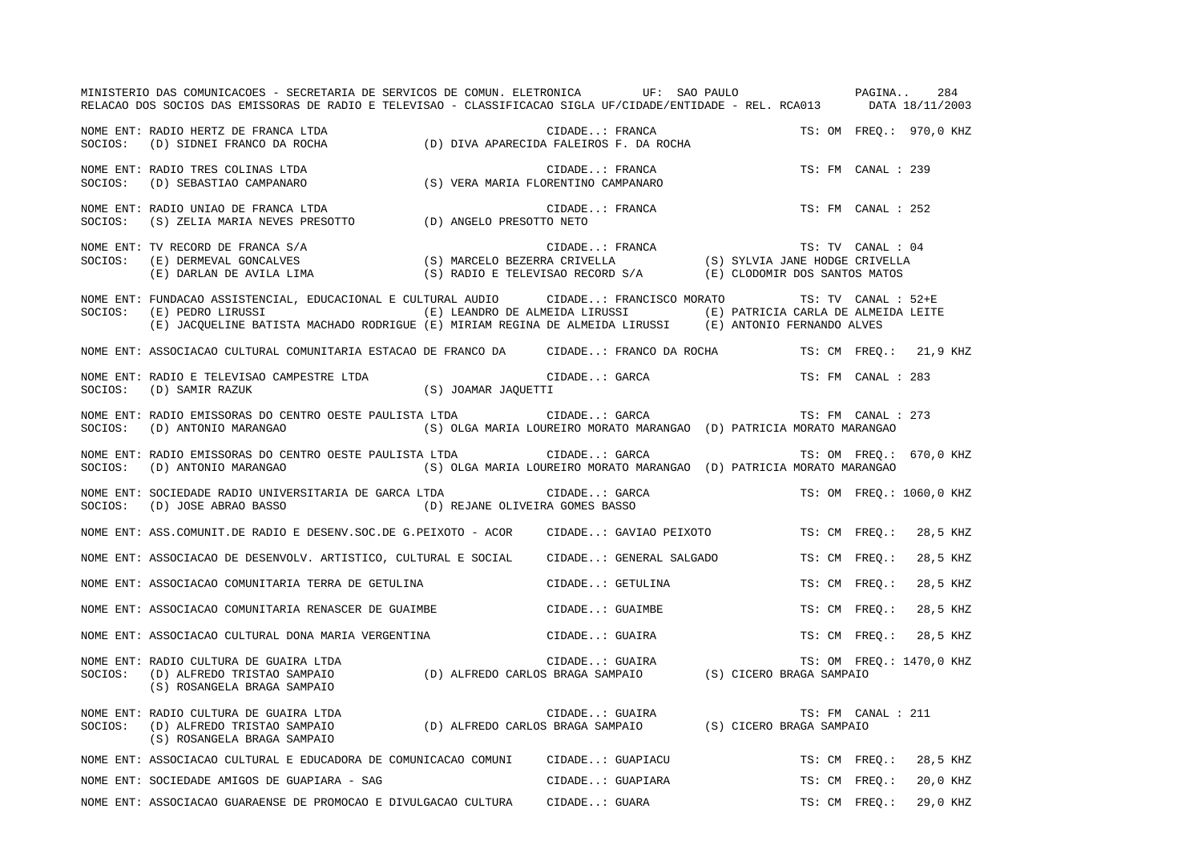MINISTERIO DAS COMUNICACOES - SECRETARIA DE SERVICOS DE COMUN. ELETRONICA UF: SAO PAULO PAGINA.. 284
RELACAO DOS SOCIOS DAS EMISSORAS DE RADIO E TELEVISAO - CLASSIFICACAO SIGLA UF/CIDADE/ENTIDADE - REL. RCA013 DATA 18/11/2003

NOME ENT: RADIO HERTZ DE FRANCA LTDA CIDADE..: FRANCA TS: OM FREQ.: 970,0 KHZ
SOCIOS: (D) SIDNEI FRANCO DA ROCHA (D) DIVA APARECIDA FALEIROS F. DA ROCHA

NOME ENT: RADIO TRES COLINAS LTDA CIDADE..: FRANCA TS: FM CANAL : 239
SOCIOS: (D) SEBASTIAO CAMPANARO (S) VERA MARIA FLORENTINO CAMPANARO

NOME ENT: RADIO UNIAO DE FRANCA LTDA CIDADE..: FRANCA TS: FM CANAL : 252
SOCIOS: (S) ZELIA MARIA NEVES PRESOTTO (D) ANGELO PRESOTTO NETO

NOME ENT: TV RECORD DE FRANCA S/A CIDADE..: FRANCA TS: TV CANAL : 04
SOCIOS: (E) DERMEVAL GONCALVES (S) MARCELO BEZERRA CRIVELLA (S) SYLVIA JANE HODGE CRIVELLA
(E) DARLAN DE AVILA LIMA (S) RADIO E TELEVISAO RECORD S/A (E) CLODOMIR DOS SANTOS MATOS

NOME ENT: FUNDACAO ASSISTENCIAL, EDUCACIONAL E CULTURAL AUDIO CIDADE..: FRANCISCO MORATO TS: TV CANAL : 52+E
SOCIOS: (E) PEDRO LIRUSSI (E) LEANDRO DE ALMEIDA LIRUSSI (E) PATRICIA CARLA DE ALMEIDA LEITE
(E) JACQUELINE BATISTA MACHADO RODRIGUE (E) MIRIAM REGINA DE ALMEIDA LIRUSSI (E) ANTONIO FERNANDO ALVES

NOME ENT: ASSOCIACAO CULTURAL COMUNITARIA ESTACAO DE FRANCO DA CIDADE..: FRANCO DA ROCHA TS: CM FREQ.: 21,9 KHZ

NOME ENT: RADIO E TELEVISAO CAMPESTRE LTDA CIDADE..: GARCA TS: FM CANAL : 283
SOCIOS: (D) SAMIR RAZUK (S) JOAMAR JAQUETTI

NOME ENT: RADIO EMISSORAS DO CENTRO OESTE PAULISTA LTDA CIDADE..: GARCA TS: FM CANAL : 273
SOCIOS: (D) ANTONIO MARANGAO (S) OLGA MARIA LOUREIRO MORATO MARANGAO (D) PATRICIA MORATO MARANGAO

NOME ENT: RADIO EMISSORAS DO CENTRO OESTE PAULISTA LTDA CIDADE..: GARCA TS: OM FREQ.: 670,0 KHZ
SOCIOS: (D) ANTONIO MARANGAO (S) OLGA MARIA LOUREIRO MORATO MARANGAO (D) PATRICIA MORATO MARANGAO

NOME ENT: SOCIEDADE RADIO UNIVERSITARIA DE GARCA LTDA CIDADE..: GARCA TS: OM FREQ.: 1060,0 KHZ
SOCIOS: (D) JOSE ABRAO BASSO (D) REJANE OLIVEIRA GOMES BASSO

NOME ENT: ASS.COMUNIT.DE RADIO E DESENV.SOC.DE G.PEIXOTO - ACOR CIDADE..: GAVIAO PEIXOTO TS: CM FREQ.: 28,5 KHZ

NOME ENT: ASSOCIACAO DE DESENVOLV. ARTISTICO, CULTURAL E SOCIAL CIDADE..: GENERAL SALGADO TS: CM FREQ.: 28,5 KHZ

NOME ENT: ASSOCIACAO COMUNITARIA TERRA DE GETULINA CIDADE..: GETULINA TS: CM FREQ.: 28,5 KHZ

NOME ENT: ASSOCIACAO COMUNITARIA RENASCER DE GUAIMBE CIDADE..: GUAIMBE TS: CM FREQ.: 28,5 KHZ

NOME ENT: ASSOCIACAO CULTURAL DONA MARIA VERGENTINA CIDADE..: GUAIRA TS: CM FREQ.: 28,5 KHZ

NOME ENT: RADIO CULTURA DE GUAIRA LTDA CIDADE..: GUAIRA TS: OM FREQ.: 1470,0 KHZ
SOCIOS: (D) ALFREDO TRISTAO SAMPAIO (D) ALFREDO CARLOS BRAGA SAMPAIO (S) CICERO BRAGA SAMPAIO
(S) ROSANGELA BRAGA SAMPAIO

NOME ENT: RADIO CULTURA DE GUAIRA LTDA CIDADE..: GUAIRA TS: FM CANAL : 211
SOCIOS: (D) ALFREDO TRISTAO SAMPAIO (D) ALFREDO CARLOS BRAGA SAMPAIO (S) CICERO BRAGA SAMPAIO
(S) ROSANGELA BRAGA SAMPAIO

NOME ENT: ASSOCIACAO CULTURAL E EDUCADORA DE COMUNICACAO COMUNI CIDADE..: GUAPIACU TS: CM FREQ.: 28,5 KHZ

NOME ENT: SOCIEDADE AMIGOS DE GUAPIARA - SAG CIDADE..: GUAPIARA TS: CM FREQ.: 20,0 KHZ

NOME ENT: ASSOCIACAO GUARAENSE DE PROMOCAO E DIVULGACAO CULTURA CIDADE..: GUARA TS: CM FREQ.: 29,0 KHZ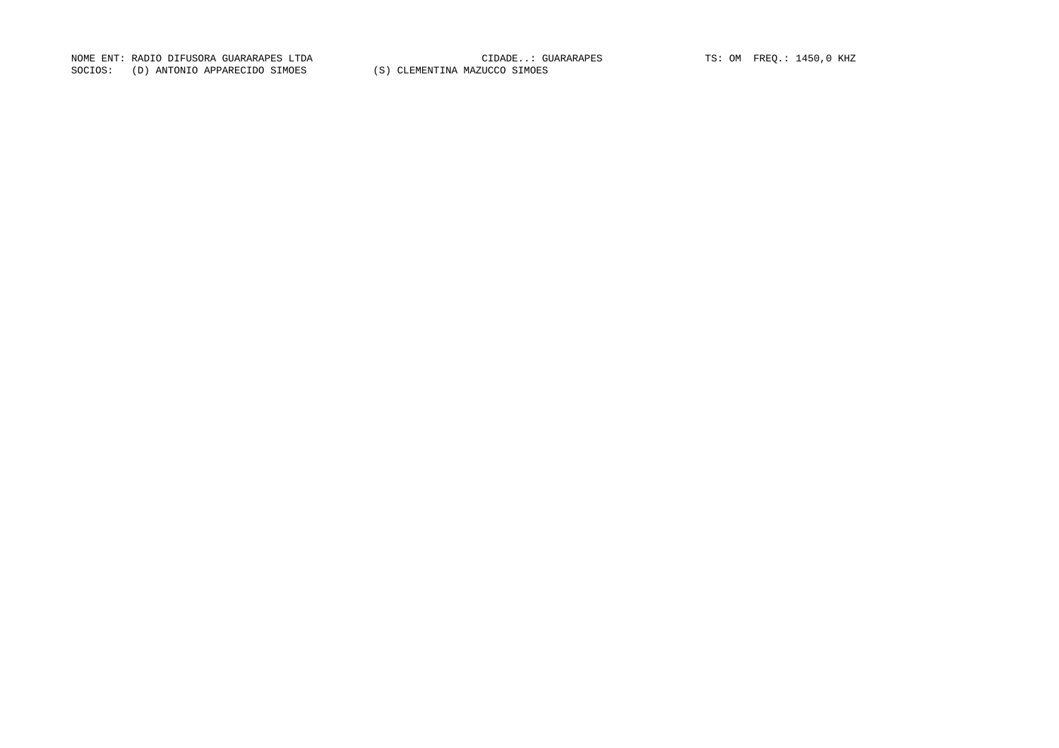NOME ENT: RADIO DIFUSORA GUARARAPES LTDA CIDADE..: GUARARAPES TS: OM FREQ.: 1450,0 KHZ

SOCIOS: (D) ANTONIO APPARECIDO SIMOES (S) CLEMENTINA MAZUCCO SIMOES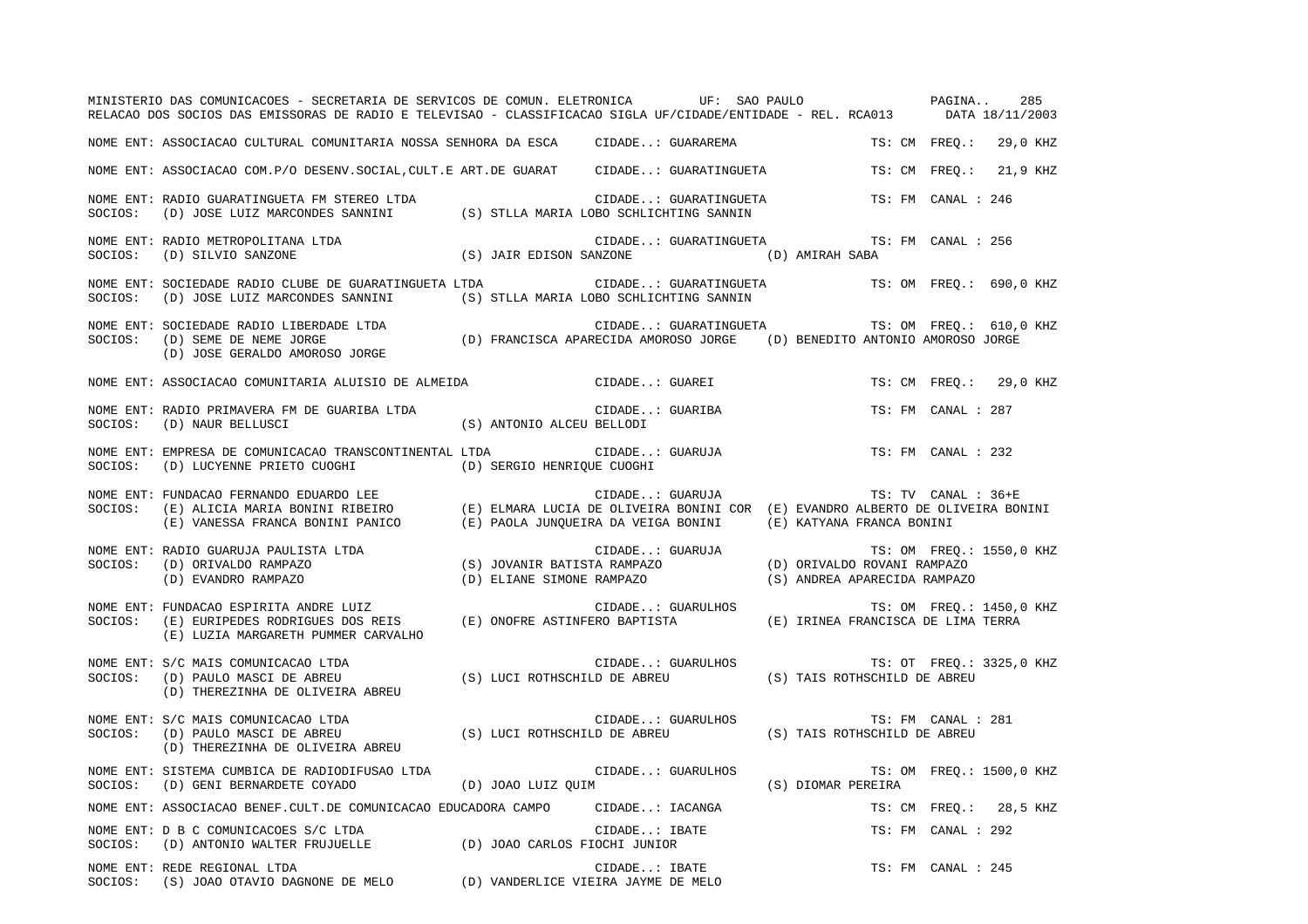MINISTERIO DAS COMUNICACOES - SECRETARIA DE SERVICOS DE COMUN. ELETRONICA UF: SAO PAULO PAGINA.. 285
RELACAO DOS SOCIOS DAS EMISSORAS DE RADIO E TELEVISAO - CLASSIFICACAO SIGLA UF/CIDADE/ENTIDADE - REL. RCA013 DATA 18/11/2003

NOME ENT: ASSOCIACAO CULTURAL COMUNITARIA NOSSA SENHORA DA ESCA CIDADE..: GUARAREMA TS: CM FREQ.: 29,0 KHZ

NOME ENT: ASSOCIACAO COM.P/O DESENV.SOCIAL,CULT.E ART.DE GUARAT CIDADE..: GUARATINGUETA TS: CM FREQ.: 21,9 KHZ

NOME ENT: RADIO GUARATINGUETA FM STEREO LTDA CIDADE..: GUARATINGUETA TS: FM CANAL : 246
SOCIOS: (D) JOSE LUIZ MARCONDES SANNINI (S) STLLA MARIA LOBO SCHLICHTING SANNIN

NOME ENT: RADIO METROPOLITANA LTDA CIDADE..: GUARATINGUETA TS: FM CANAL : 256
SOCIOS: (D) SILVIO SANZONE (S) JAIR EDISON SANZONE (D) AMIRAH SABA

NOME ENT: SOCIEDADE RADIO CLUBE DE GUARATINGUETA LTDA CIDADE..: GUARATINGUETA TS: OM FREQ.: 690,0 KHZ
SOCIOS: (D) JOSE LUIZ MARCONDES SANNINI (S) STLLA MARIA LOBO SCHLICHTING SANNIN

NOME ENT: SOCIEDADE RADIO LIBERDADE LTDA CIDADE..: GUARATINGUETA TS: OM FREQ.: 610,0 KHZ
SOCIOS: (D) SEME DE NEME JORGE (D) FRANCISCA APARECIDA AMOROSO JORGE (D) BENEDITO ANTONIO AMOROSO JORGE
(D) JOSE GERALDO AMOROSO JORGE

NOME ENT: ASSOCIACAO COMUNITARIA ALUISIO DE ALMEIDA CIDADE..: GUAREI TS: CM FREQ.: 29,0 KHZ

NOME ENT: RADIO PRIMAVERA FM DE GUARIBA LTDA CIDADE..: GUARIBA TS: FM CANAL : 287
SOCIOS: (D) NAUR BELLUSCI (S) ANTONIO ALCEU BELLODI

NOME ENT: EMPRESA DE COMUNICACAO TRANSCONTINENTAL LTDA CIDADE..: GUARUJA TS: FM CANAL : 232
SOCIOS: (D) LUCYENNE PRIETO CUOGHI (D) SERGIO HENRIQUE CUOGHI

NOME ENT: FUNDACAO FERNANDO EDUARDO LEE CIDADE..: GUARUJA TS: TV CANAL : 36+E
SOCIOS: (E) ALICIA MARIA BONINI RIBEIRO (E) ELMARA LUCIA DE OLIVEIRA BONINI COR (E) EVANDRO ALBERTO DE OLIVEIRA BONINI
(E) VANESSA FRANCA BONINI PANICO (E) PAOLA JUNQUEIRA DA VEIGA BONINI (E) KATYANA FRANCA BONINI

NOME ENT: RADIO GUARUJA PAULISTA LTDA CIDADE..: GUARUJA TS: OM FREQ.: 1550,0 KHZ
SOCIOS: (D) ORIVALDO RAMPAZO (S) JOVANIR BATISTA RAMPAZO (D) ORIVALDO ROVANI RAMPAZO
(D) EVANDRO RAMPAZO (D) ELIANE SIMONE RAMPAZO (S) ANDREA APARECIDA RAMPAZO

NOME ENT: FUNDACAO ESPIRITA ANDRE LUIZ CIDADE..: GUARULHOS TS: OM FREQ.: 1450,0 KHZ
SOCIOS: (E) EURIPEDES RODRIGUES DOS REIS (E) ONOFRE ASTINFERO BAPTISTA (E) IRINEA FRANCISCA DE LIMA TERRA
(E) LUZIA MARGARETH PUMMER CARVALHO

NOME ENT: S/C MAIS COMUNICACAO LTDA CIDADE..: GUARULHOS TS: OT FREQ.: 3325,0 KHZ
SOCIOS: (D) PAULO MASCI DE ABREU (S) LUCI ROTHSCHILD DE ABREU (S) TAIS ROTHSCHILD DE ABREU
(D) THEREZINHA DE OLIVEIRA ABREU

NOME ENT: S/C MAIS COMUNICACAO LTDA CIDADE..: GUARULHOS TS: FM CANAL : 281
SOCIOS: (D) PAULO MASCI DE ABREU (S) LUCI ROTHSCHILD DE ABREU (S) TAIS ROTHSCHILD DE ABREU
(D) THEREZINHA DE OLIVEIRA ABREU

NOME ENT: SISTEMA CUMBICA DE RADIODIFUSAO LTDA CIDADE..: GUARULHOS TS: OM FREQ.: 1500,0 KHZ
SOCIOS: (D) GENI BERNARDETE COYADO (D) JOAO LUIZ QUIM (S) DIOMAR PEREIRA

NOME ENT: ASSOCIACAO BENEF.CULT.DE COMUNICACAO EDUCADORA CAMPO CIDADE..: IACANGA TS: CM FREQ.: 28,5 KHZ

NOME ENT: D B C COMUNICACOES S/C LTDA CIDADE..: IBATE TS: FM CANAL : 292
SOCIOS: (D) ANTONIO WALTER FRUJUELLE (D) JOAO CARLOS FIOCHI JUNIOR

NOME ENT: REDE REGIONAL LTDA CIDADE..: IBATE TS: FM CANAL : 245
SOCIOS: (S) JOAO OTAVIO DAGNONE DE MELO (D) VANDERLICE VIEIRA JAYME DE MELO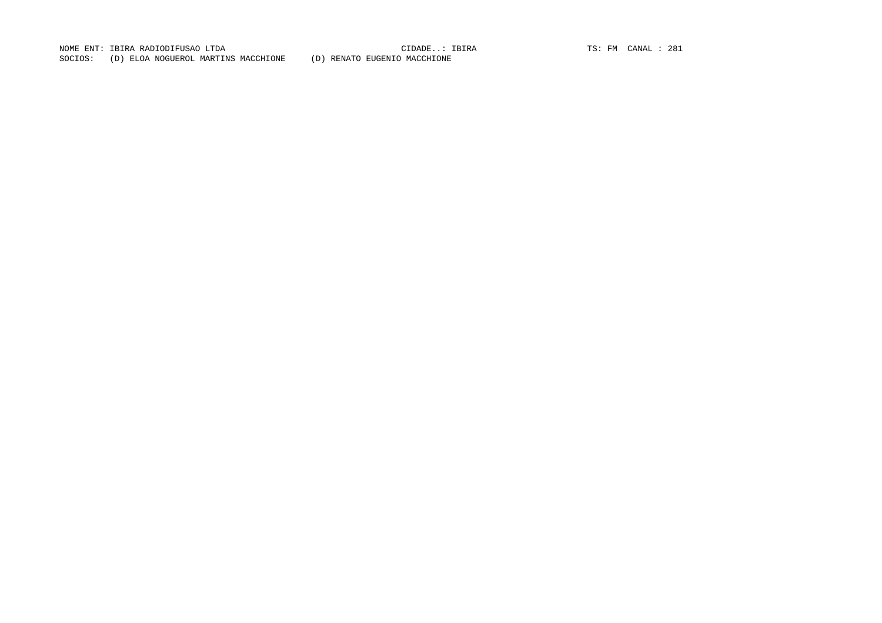NOME ENT: IBIRA RADIODIFUSAO LTDA CIDADE..: IBIRA TS: FM CANAL : 281

SOCIOS: (D) ELOA NOGUEROL MARTINS MACCHIONE (D) RENATO EUGENIO MACCHIONE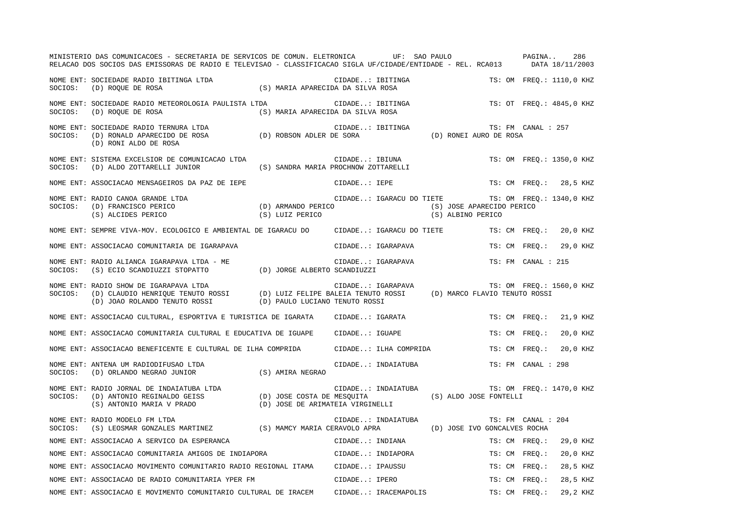NOME ENT: SOCIEDADE RADIO IBITINGA LTDA CIDADE..: IBITINGA TS: OM FREQ.: 1110,0 KHZ
SOCIOS: (D) ROQUE DE ROSA (S) MARIA APARECIDA DA SILVA ROSA

NOME ENT: SOCIEDADE RADIO METEOROLOGIA PAULISTA LTDA CIDADE..: IBITINGA TS: OT FREQ.: 4845,0 KHZ
SOCIOS: (D) ROQUE DE ROSA (S) MARIA APARECIDA DA SILVA ROSA

NOME ENT: SOCIEDADE RADIO TERNURA LTDA CIDADE..: IBITINGA TS: FM CANAL : 257
SOCIOS: (D) RONALD APARECIDO DE ROSA (D) ROBSON ADLER DE SORA (D) RONEI AURO DE ROSA
(D) RONI ALDO DE ROSA

NOME ENT: SISTEMA EXCELSIOR DE COMUNICACAO LTDA CIDADE..: IBIUNA TS: OM FREQ.: 1350,0 KHZ
SOCIOS: (D) ALDO ZOTTARELLI JUNIOR (S) SANDRA MARIA PROCHNOW ZOTTARELLI

NOME ENT: ASSOCIACAO MENSAGEIROS DA PAZ DE IEPE CIDADE..: IEPE TS: CM FREQ.: 28,5 KHZ

NOME ENT: RADIO CANOA GRANDE LTDA CIDADE..: IGARACU DO TIETE TS: OM FREQ.: 1340,0 KHZ
SOCIOS: (D) FRANCISCO PERICO (D) ARMANDO PERICO (S) JOSE APARECIDO PERICO
(S) ALCIDES PERICO (S) LUIZ PERICO (S) ALBINO PERICO

NOME ENT: SEMPRE VIVA-MOV. ECOLOGICO E AMBIENTAL DE IGARACU DO CIDADE..: IGARACU DO TIETE TS: CM FREQ.: 20,0 KHZ

NOME ENT: ASSOCIACAO COMUNITARIA DE IGARAPAVA CIDADE..: IGARAPAVA TS: CM FREQ.: 29,0 KHZ

NOME ENT: RADIO ALIANCA IGARAPAVA LTDA - ME CIDADE..: IGARAPAVA TS: FM CANAL : 215
SOCIOS: (S) ECIO SCANDIUZZI STOPATTO (D) JORGE ALBERTO SCANDIUZZI

NOME ENT: RADIO SHOW DE IGARAPAVA LTDA CIDADE..: IGARAPAVA TS: OM FREQ.: 1560,0 KHZ
SOCIOS: (D) CLAUDIO HENRIQUE TENUTO ROSSI (D) LUIZ FELIPE BALEIA TENUTO ROSSI (D) MARCO FLAVIO TENUTO ROSSI
(D) JOAO ROLANDO TENUTO ROSSI (D) PAULO LUCIANO TENUTO ROSSI

NOME ENT: ASSOCIACAO CULTURAL, ESPORTIVA E TURISTICA DE IGARATA CIDADE..: IGARATA TS: CM FREQ.: 21,9 KHZ

NOME ENT: ASSOCIACAO COMUNITARIA CULTURAL E EDUCATIVA DE IGUAPE CIDADE..: IGUAPE TS: CM FREQ.: 20,0 KHZ

NOME ENT: ASSOCIACAO BENEFICENTE E CULTURAL DE ILHA COMPRIDA CIDADE..: ILHA COMPRIDA TS: CM FREQ.: 20,0 KHZ

NOME ENT: ANTENA UM RADIODIFUSAO LTDA CIDADE..: INDAIATUBA TS: FM CANAL : 298
SOCIOS: (D) ORLANDO NEGRAO JUNIOR (S) AMIRA NEGRAO

NOME ENT: RADIO JORNAL DE INDAIATUBA LTDA CIDADE..: INDAIATUBA TS: OM FREQ.: 1470,0 KHZ
SOCIOS: (D) ANTONIO REGINALDO GEISS (D) JOSE COSTA DE MESQUITA (S) ALDO JOSE FONTELLI
(S) ANTONIO MARIA V PRADO (D) JOSE DE ARIMATEIA VIRGINELLI

NOME ENT: RADIO MODELO FM LTDA CIDADE..: INDAIATUBA TS: FM CANAL : 204
SOCIOS: (S) LEOSMAR GONZALES MARTINEZ (S) MAMCY MARIA CERAVOLO APRA (D) JOSE IVO GONCALVES ROCHA

NOME ENT: ASSOCIACAO A SERVICO DA ESPERANCA CIDADE..: INDIANA TS: CM FREQ.: 29,0 KHZ

NOME ENT: ASSOCIACAO COMUNITARIA AMIGOS DE INDIAPORA CIDADE..: INDIAPORA TS: CM FREQ.: 20,0 KHZ

NOME ENT: ASSOCIACAO MOVIMENTO COMUNITARIO RADIO REGIONAL ITAMA CIDADE..: IPAUSSU TS: CM FREQ.: 28,5 KHZ

NOME ENT: ASSOCIACAO DE RADIO COMUNITARIA YPER FM CIDADE..: IPERO TS: CM FREQ.: 28,5 KHZ

NOME ENT: ASSOCIACAO E MOVIMENTO COMUNITARIO CULTURAL DE IRACEM CIDADE..: IRACEMAPOLIS TS: CM FREQ.: 29,2 KHZ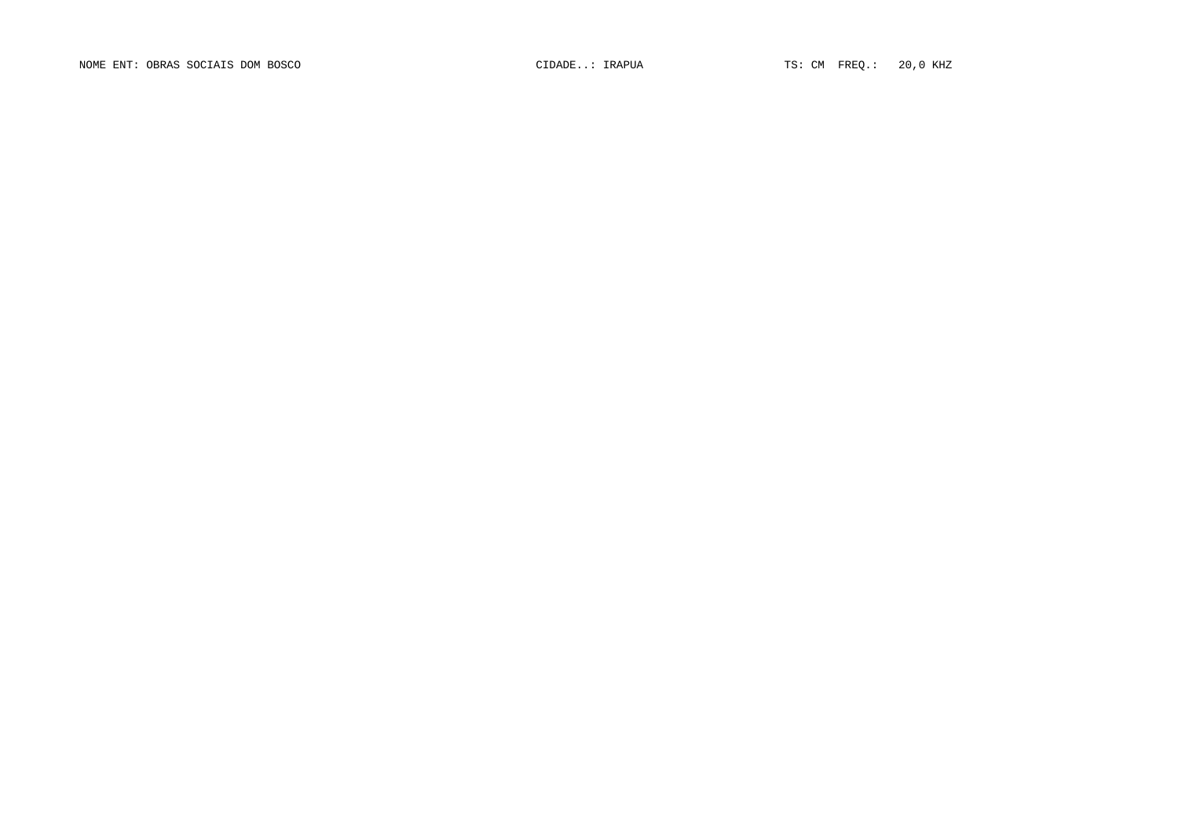NOME ENT: OBRAS SOCIAIS DOM BOSCO CIDADE..: IRAPUA TS: CM FREQ.: 20,0 KHZ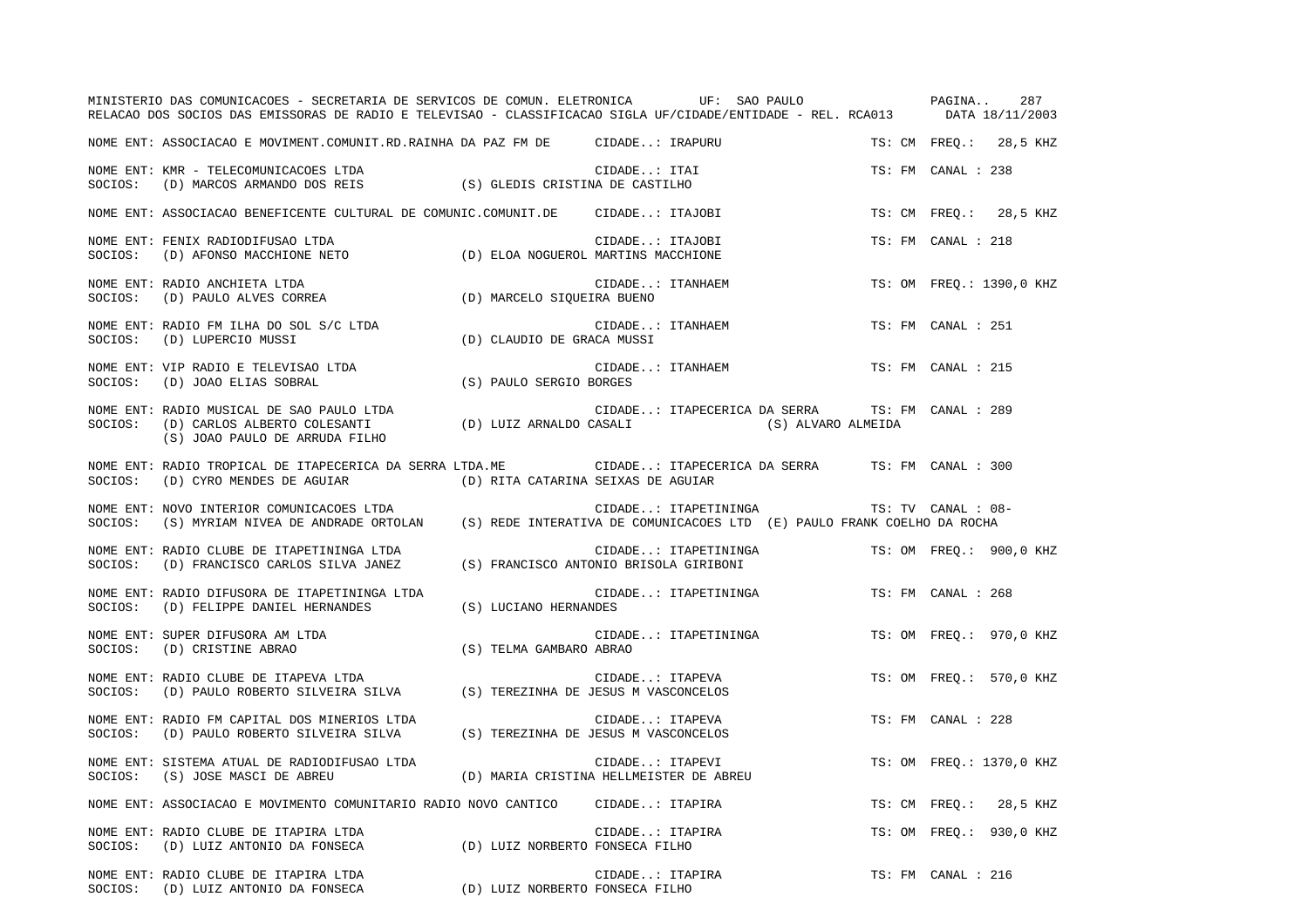NOME ENT: ASSOCIACAO E MOVIMENT.COMUNIT.RD.RAINHA DA PAZ FM DE CIDADE..: IRAPURU TS: CM FREQ.: 28,5 KHZ

NOME ENT: KMR - TELECOMUNICACOES LTDA CIDADE..: ITAI TS: FM CANAL : 238
SOCIOS: (D) MARCOS ARMANDO DOS REIS (S) GLEDIS CRISTINA DE CASTILHO

NOME ENT: ASSOCIACAO BENEFICENTE CULTURAL DE COMUNIC.COMUNIT.DE CIDADE..: ITAJOBI TS: CM FREQ.: 28,5 KHZ

NOME ENT: FENIX RADIODIFUSAO LTDA CIDADE..: ITAJOBI TS: FM CANAL : 218
SOCIOS: (D) AFONSO MACCHIONE NETO (D) ELOA NOGUEROL MARTINS MACCHIONE

NOME ENT: RADIO ANCHIETA LTDA CIDADE..: ITANHAEM TS: OM FREQ.: 1390,0 KHZ
SOCIOS: (D) PAULO ALVES CORREA (D) MARCELO SIQUEIRA BUENO

NOME ENT: RADIO FM ILHA DO SOL S/C LTDA CIDADE..: ITANHAEM TS: FM CANAL : 251
SOCIOS: (D) LUPERCIO MUSSI (D) CLAUDIO DE GRACA MUSSI

NOME ENT: VIP RADIO E TELEVISAO LTDA CIDADE..: ITANHAEM TS: FM CANAL : 215
SOCIOS: (D) JOAO ELIAS SOBRAL (S) PAULO SERGIO BORGES

NOME ENT: RADIO MUSICAL DE SAO PAULO LTDA CIDADE..: ITAPECERICA DA SERRA TS: FM CANAL : 289
SOCIOS: (D) CARLOS ALBERTO COLESANTI (D) LUIZ ARNALDO CASALI (S) ALVARO ALMEIDA
(S) JOAO PAULO DE ARRUDA FILHO

NOME ENT: RADIO TROPICAL DE ITAPECERICA DA SERRA LTDA.ME CIDADE..: ITAPECERICA DA SERRA TS: FM CANAL : 300
SOCIOS: (D) CYRO MENDES DE AGUIAR (D) RITA CATARINA SEIXAS DE AGUIAR

NOME ENT: NOVO INTERIOR COMUNICACOES LTDA CIDADE..: ITAPETININGA TS: TV CANAL : 08-
SOCIOS: (S) MYRIAM NIVEA DE ANDRADE ORTOLAN (S) REDE INTERATIVA DE COMUNICACOES LTD (E) PAULO FRANK COELHO DA ROCHA

NOME ENT: RADIO CLUBE DE ITAPETININGA LTDA CIDADE..: ITAPETININGA TS: OM FREQ.: 900,0 KHZ
SOCIOS: (D) FRANCISCO CARLOS SILVA JANEZ (S) FRANCISCO ANTONIO BRISOLA GIRIBONI

NOME ENT: RADIO DIFUSORA DE ITAPETININGA LTDA CIDADE..: ITAPETININGA TS: FM CANAL : 268
SOCIOS: (D) FELIPPE DANIEL HERNANDES (S) LUCIANO HERNANDES

NOME ENT: SUPER DIFUSORA AM LTDA CIDADE..: ITAPETININGA TS: OM FREQ.: 970,0 KHZ
SOCIOS: (D) CRISTINE ABRAO (S) TELMA GAMBARO ABRAO

NOME ENT: RADIO CLUBE DE ITAPEVA LTDA CIDADE..: ITAPEVA TS: OM FREQ.: 570,0 KHZ
SOCIOS: (D) PAULO ROBERTO SILVEIRA SILVA (S) TEREZINHA DE JESUS M VASCONCELOS

NOME ENT: RADIO FM CAPITAL DOS MINERIOS LTDA CIDADE..: ITAPEVA TS: FM CANAL : 228
SOCIOS: (D) PAULO ROBERTO SILVEIRA SILVA (S) TEREZINHA DE JESUS M VASCONCELOS

NOME ENT: SISTEMA ATUAL DE RADIODIFUSAO LTDA CIDADE..: ITAPEVI TS: OM FREQ.: 1370,0 KHZ
SOCIOS: (S) JOSE MASCI DE ABREU (D) MARIA CRISTINA HELLMEISTER DE ABREU

NOME ENT: ASSOCIACAO E MOVIMENTO COMUNITARIO RADIO NOVO CANTICO CIDADE..: ITAPIRA TS: CM FREQ.: 28,5 KHZ

NOME ENT: RADIO CLUBE DE ITAPIRA LTDA CIDADE..: ITAPIRA TS: OM FREQ.: 930,0 KHZ
SOCIOS: (D) LUIZ ANTONIO DA FONSECA (D) LUIZ NORBERTO FONSECA FILHO

NOME ENT: RADIO CLUBE DE ITAPIRA LTDA CIDADE..: ITAPIRA TS: FM CANAL : 216
SOCIOS: (D) LUIZ ANTONIO DA FONSECA (D) LUIZ NORBERTO FONSECA FILHO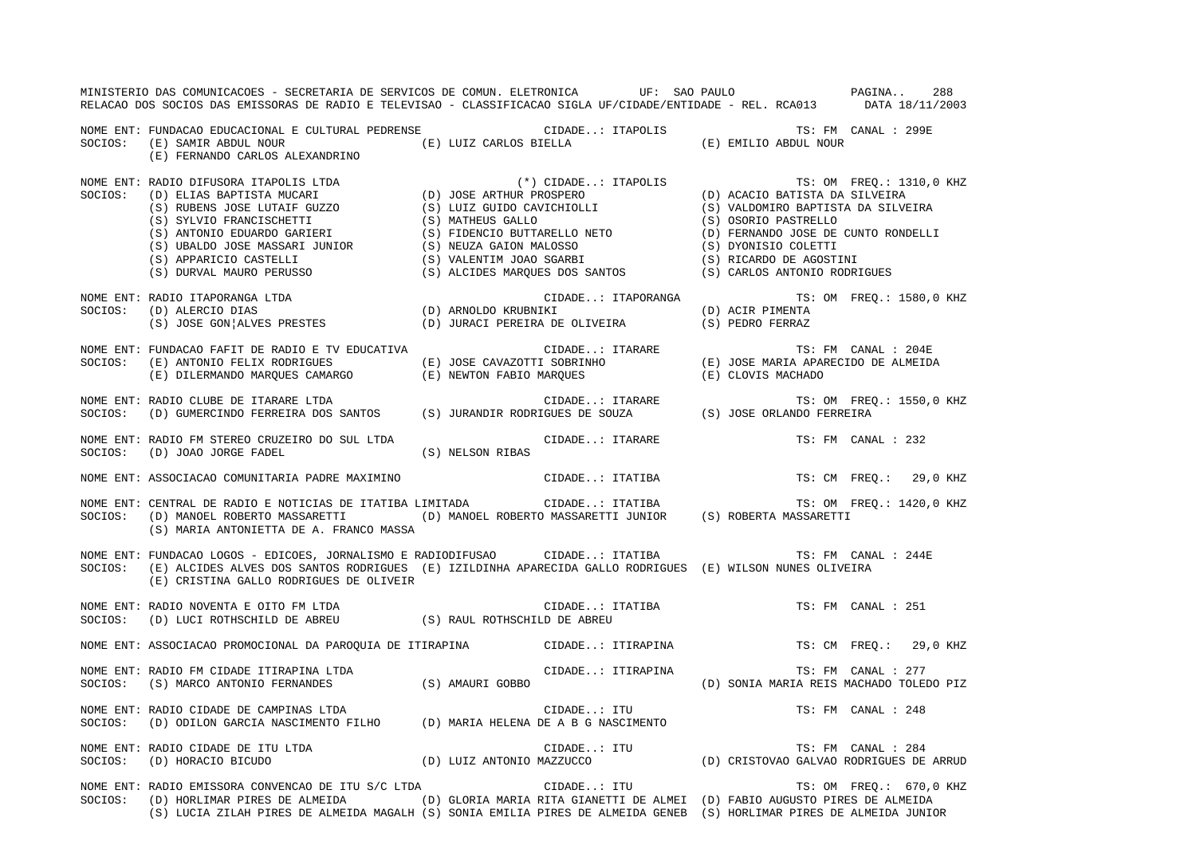MINISTERIO DAS COMUNICACOES - SECRETARIA DE SERVICOS DE COMUN. ELETRONICA UF: SAO PAULO

RELACAO DOS SOCIOS DAS EMISSORAS DE RADIO E TELEVISAO - CLASSIFICACAO SIGLA UF/CIDADE/ENTIDADE - REL. RCA013 DATA 18/11/2003

NOME ENT: FUNDACAO EDUCACIONAL E CULTURAL PEDRENSE CIDADE..: ITAPOLIS TS: FM CANAL : 299E
SOCIOS: (E) SAMIR ABDUL NOUR (E) LUIZ CARLOS BIELLA (E) EMILIO ABDUL NOUR
(E) FERNANDO CARLOS ALEXANDRINO

NOME ENT: RADIO DIFUSORA ITAPOLIS LTDA (*) CIDADE..: ITAPOLIS TS: OM FREQ.: 1310,0 KHZ
SOCIOS: (D) ELIAS BAPTISTA MUCARI (D) JOSE ARTHUR PROSPERO (D) ACACIO BATISTA DA SILVEIRA
(S) RUBENS JOSE LUTAIF GUZZO (S) LUIZ GUIDO CAVICHIOLLI (S) VALDOMIRO BAPTISTA DA SILVEIRA
(S) SYLVIO FRANCISCHETTI (S) MATHEUS GALLO (S) OSORIO PASTRELLO
(S) ANTONIO EDUARDO GARIERI (S) FIDENCIO BUTTARELLO NETO (D) FERNANDO JOSE DE CUNTO RONDELLI
(S) UBALDO JOSE MASSARI JUNIOR (S) NEUZA GAION MALOSSO (S) DYONISIO COLETTI
(S) APPARICIO CASTELLI (S) VALENTIM JOAO SGARBI (S) RICARDO DE AGOSTINI
(S) DURVAL MAURO PERUSSO (S) ALCIDES MARQUES DOS SANTOS (S) CARLOS ANTONIO RODRIGUES

NOME ENT: RADIO ITAPORANGA LTDA CIDADE..: ITAPORANGA TS: OM FREQ.: 1580,0 KHZ
SOCIOS: (D) ALERCIO DIAS (D) ARNOLDO KRUBNIKI (D) ACIR PIMENTA
(S) JOSE GON¦ALVES PRESTES (D) JURACI PEREIRA DE OLIVEIRA (S) PEDRO FERRAZ

NOME ENT: FUNDACAO FAFIT DE RADIO E TV EDUCATIVA CIDADE..: ITARARE TS: FM CANAL : 204E
SOCIOS: (E) ANTONIO FELIX RODRIGUES (E) JOSE CAVAZOTTI SOBRINHO (E) JOSE MARIA APARECIDO DE ALMEIDA
(E) DILERMANDO MARQUES CAMARGO (E) NEWTON FABIO MARQUES (E) CLOVIS MACHADO

NOME ENT: RADIO CLUBE DE ITARARE LTDA CIDADE..: ITARARE TS: OM FREQ.: 1550,0 KHZ
SOCIOS: (D) GUMERCINDO FERREIRA DOS SANTOS (S) JURANDIR RODRIGUES DE SOUZA (S) JOSE ORLANDO FERREIRA

NOME ENT: RADIO FM STEREO CRUZEIRO DO SUL LTDA CIDADE..: ITARARE TS: FM CANAL : 232
SOCIOS: (D) JOAO JORGE FADEL (S) NELSON RIBAS

NOME ENT: ASSOCIACAO COMUNITARIA PADRE MAXIMINO CIDADE..: ITATIBA TS: CM FREQ.: 29,0 KHZ

NOME ENT: CENTRAL DE RADIO E NOTICIAS DE ITATIBA LIMITADA CIDADE..: ITATIBA TS: OM FREQ.: 1420,0 KHZ
SOCIOS: (D) MANOEL ROBERTO MASSARETTI (D) MANOEL ROBERTO MASSARETTI JUNIOR (S) ROBERTA MASSARETTI
(S) MARIA ANTONIETTA DE A. FRANCO MASSA

NOME ENT: FUNDACAO LOGOS - EDICOES, JORNALISMO E RADIODIFUSAO CIDADE..: ITATIBA TS: FM CANAL : 244E
SOCIOS: (E) ALCIDES ALVES DOS SANTOS RODRIGUES (E) IZILDINHA APARECIDA GALLO RODRIGUES (E) WILSON NUNES OLIVEIRA
(E) CRISTINA GALLO RODRIGUES DE OLIVEIR

NOME ENT: RADIO NOVENTA E OITO FM LTDA CIDADE..: ITATIBA TS: FM CANAL : 251
SOCIOS: (D) LUCI ROTHSCHILD DE ABREU (S) RAUL ROTHSCHILD DE ABREU

NOME ENT: ASSOCIACAO PROMOCIONAL DA PAROQUIA DE ITIRAPINA CIDADE..: ITIRAPINA TS: CM FREQ.: 29,0 KHZ

NOME ENT: RADIO FM CIDADE ITIRAPINA LTDA CIDADE..: ITIRAPINA TS: FM CANAL : 277
SOCIOS: (S) MARCO ANTONIO FERNANDES (S) AMAURI GOBBO (D) SONIA MARIA REIS MACHADO TOLEDO PIZ

NOME ENT: RADIO CIDADE DE CAMPINAS LTDA CIDADE..: ITU TS: FM CANAL : 248
SOCIOS: (D) ODILON GARCIA NASCIMENTO FILHO (D) MARIA HELENA DE A B G NASCIMENTO

NOME ENT: RADIO CIDADE DE ITU LTDA CIDADE..: ITU TS: FM CANAL : 284
SOCIOS: (D) HORACIO BICUDO (D) LUIZ ANTONIO MAZZUCCO (D) CRISTOVAO GALVAO RODRIGUES DE ARRUD

NOME ENT: RADIO EMISSORA CONVENCAO DE ITU S/C LTDA CIDADE..: ITU TS: OM FREQ.: 670,0 KHZ
SOCIOS: (D) HORLIMAR PIRES DE ALMEIDA (D) GLORIA MARIA RITA GIANETTI DE ALMEI (D) FABIO AUGUSTO PIRES DE ALMEIDA
(S) LUCIA ZILAH PIRES DE ALMEIDA MAGALH (S) SONIA EMILIA PIRES DE ALMEIDA GENEB (S) HORLIMAR PIRES DE ALMEIDA JUNIOR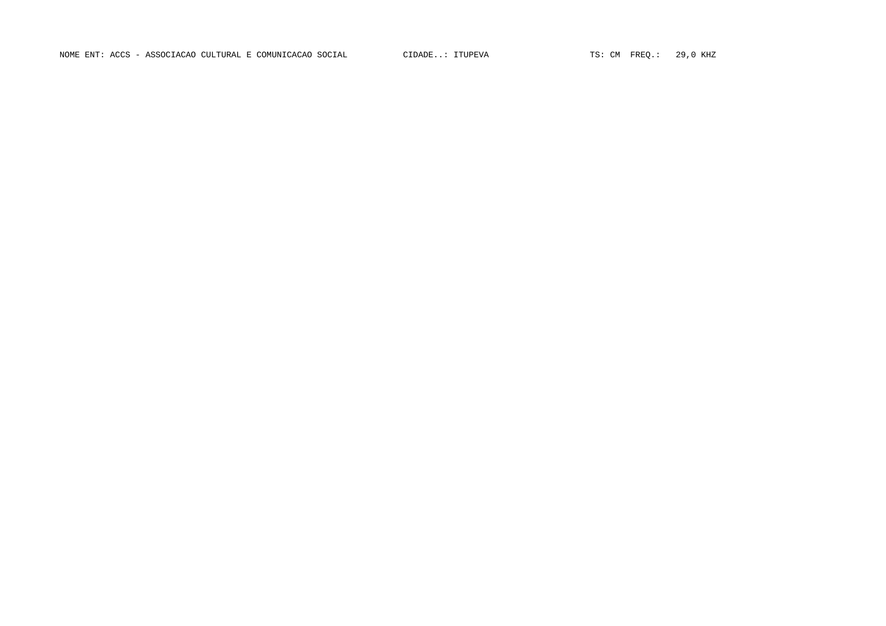NOME ENT: ACCS - ASSOCIACAO CULTURAL E COMUNICACAO SOCIAL CIDADE..: ITUPEVA TS: CM FREQ.: 29,0 KHZ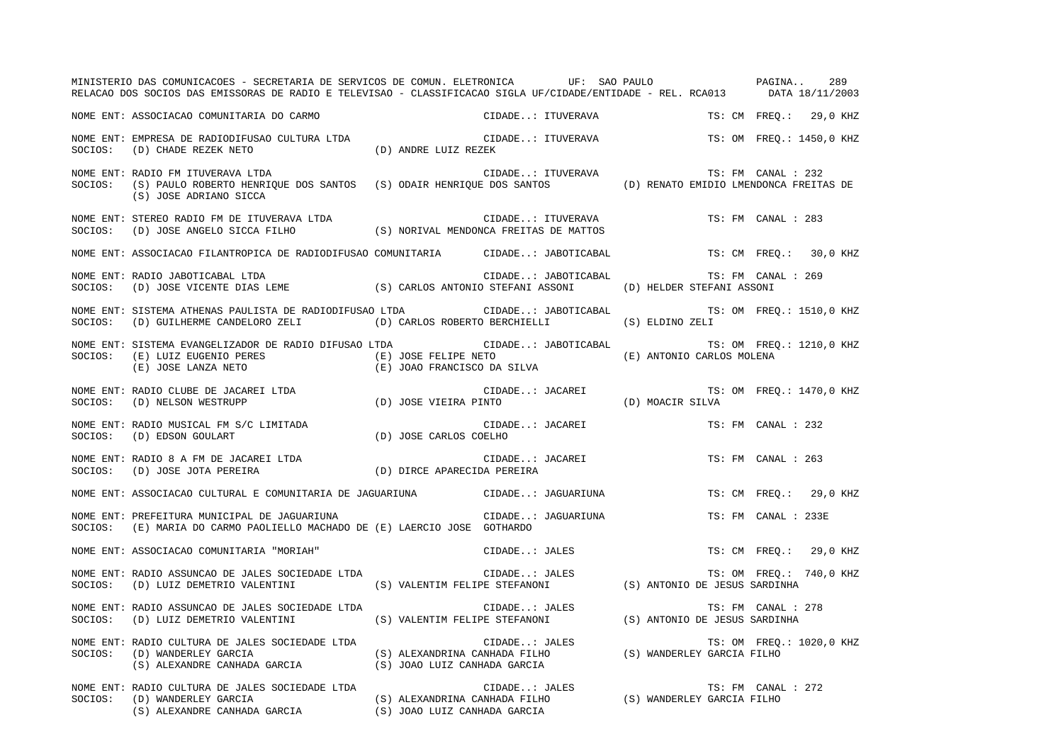NOME ENT: ASSOCIACAO COMUNITARIA DO CARMO CIDADE..: ITUVERAVA TS: CM FREQ.: 29,0 KHZ

NOME ENT: EMPRESA DE RADIODIFUSAO CULTURA LTDA CIDADE..: ITUVERAVA TS: OM FREQ.: 1450,0 KHZ
SOCIOS: (D) CHADE REZEK NETO (D) ANDRE LUIZ REZEK

NOME ENT: RADIO FM ITUVERAVA LTDA CIDADE..: ITUVERAVA TS: FM CANAL : 232
SOCIOS: (S) PAULO ROBERTO HENRIQUE DOS SANTOS (S) ODAIR HENRIQUE DOS SANTOS (D) RENATO EMIDIO LMENDONCA FREITAS DE
(S) JOSE ADRIANO SICCA

NOME ENT: STEREO RADIO FM DE ITUVERAVA LTDA CIDADE..: ITUVERAVA TS: FM CANAL : 283
SOCIOS: (D) JOSE ANGELO SICCA FILHO (S) NORIVAL MENDONCA FREITAS DE MATTOS

NOME ENT: ASSOCIACAO FILANTROPICA DE RADIODIFUSAO COMUNITARIA CIDADE..: JABOTICABAL TS: CM FREQ.: 30,0 KHZ

NOME ENT: RADIO JABOTICABAL LTDA CIDADE..: JABOTICABAL TS: FM CANAL : 269
SOCIOS: (D) JOSE VICENTE DIAS LEME (S) CARLOS ANTONIO STEFANI ASSONI (D) HELDER STEFANI ASSONI

NOME ENT: SISTEMA ATHENAS PAULISTA DE RADIODIFUSAO LTDA CIDADE..: JABOTICABAL TS: OM FREQ.: 1510,0 KHZ
SOCIOS: (D) GUILHERME CANDELORO ZELI (D) CARLOS ROBERTO BERCHIELLI (S) ELDINO ZELI

NOME ENT: SISTEMA EVANGELIZADOR DE RADIO DIFUSAO LTDA CIDADE..: JABOTICABAL TS: OM FREQ.: 1210,0 KHZ
SOCIOS: (E) LUIZ EUGENIO PERES (E) JOSE FELIPE NETO (E) ANTONIO CARLOS MOLENA
(E) JOSE LANZA NETO (E) JOAO FRANCISCO DA SILVA

NOME ENT: RADIO CLUBE DE JACAREI LTDA CIDADE..: JACAREI TS: OM FREQ.: 1470,0 KHZ
SOCIOS: (D) NELSON WESTRUPP (D) JOSE VIEIRA PINTO (D) MOACIR SILVA

NOME ENT: RADIO MUSICAL FM S/C LIMITADA CIDADE..: JACAREI TS: FM CANAL : 232
SOCIOS: (D) EDSON GOULART (D) JOSE CARLOS COELHO

NOME ENT: RADIO 8 A FM DE JACAREI LTDA CIDADE..: JACAREI TS: FM CANAL : 263
SOCIOS: (D) JOSE JOTA PEREIRA (D) DIRCE APARECIDA PEREIRA

NOME ENT: ASSOCIACAO CULTURAL E COMUNITARIA DE JAGUARIUNA CIDADE..: JAGUARIUNA TS: CM FREQ.: 29,0 KHZ

NOME ENT: PREFEITURA MUNICIPAL DE JAGUARIUNA CIDADE..: JAGUARIUNA TS: FM CANAL : 233E
SOCIOS: (E) MARIA DO CARMO PAOLIELLO MACHADO DE (E) LAERCIO JOSE GOTHARDO

NOME ENT: ASSOCIACAO COMUNITARIA "MORIAH" CIDADE..: JALES TS: CM FREQ.: 29,0 KHZ

NOME ENT: RADIO ASSUNCAO DE JALES SOCIEDADE LTDA CIDADE..: JALES TS: OM FREQ.: 740,0 KHZ
SOCIOS: (D) LUIZ DEMETRIO VALENTINI (S) VALENTIM FELIPE STEFANONI (S) ANTONIO DE JESUS SARDINHA

NOME ENT: RADIO ASSUNCAO DE JALES SOCIEDADE LTDA CIDADE..: JALES TS: FM CANAL : 278
SOCIOS: (D) LUIZ DEMETRIO VALENTINI (S) VALENTIM FELIPE STEFANONI (S) ANTONIO DE JESUS SARDINHA

NOME ENT: RADIO CULTURA DE JALES SOCIEDADE LTDA CIDADE..: JALES TS: OM FREQ.: 1020,0 KHZ
SOCIOS: (D) WANDERLEY GARCIA (S) ALEXANDRINA CANHADA FILHO (S) WANDERLEY GARCIA FILHO
(S) ALEXANDRE CANHADA GARCIA (S) JOAO LUIZ CANHADA GARCIA

NOME ENT: RADIO CULTURA DE JALES SOCIEDADE LTDA CIDADE..: JALES TS: FM CANAL : 272
SOCIOS: (D) WANDERLEY GARCIA (S) ALEXANDRINA CANHADA FILHO (S) WANDERLEY GARCIA FILHO
(S) ALEXANDRE CANHADA GARCIA (S) JOAO LUIZ CANHADA GARCIA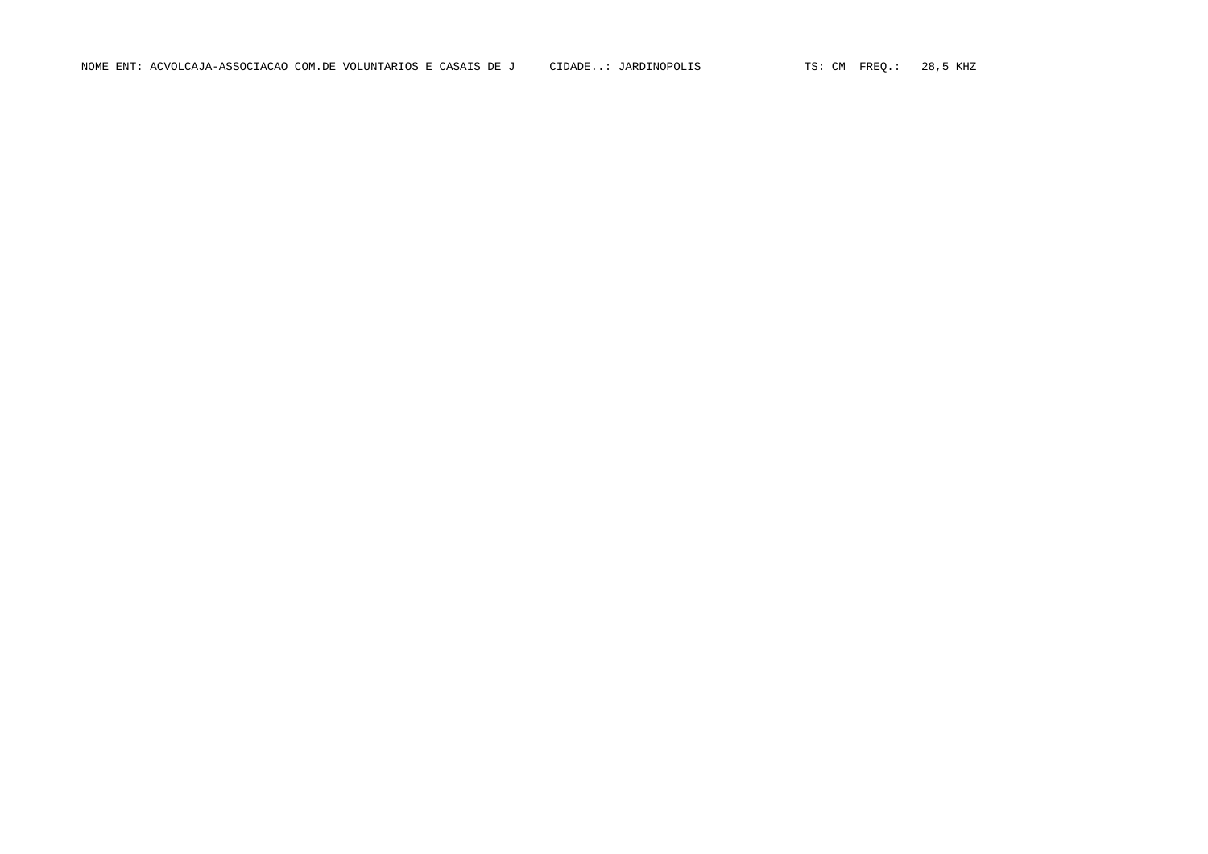NOME ENT: ACVOLCAJA-ASSOCIACAO COM.DE VOLUNTARIOS E CASAIS DE J     CIDADE..: JARDINOPOLIS     TS: CM  FREQ.:  28,5 KHZ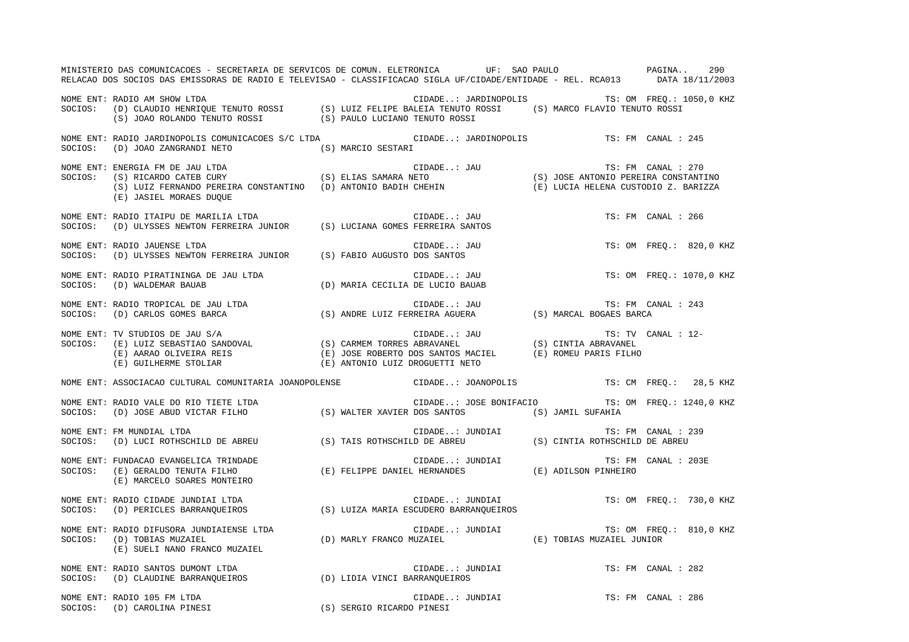MINISTERIO DAS COMUNICACOES - SECRETARIA DE SERVICOS DE COMUN. ELETRONICA UF: SAO PAULO
RELACAO DOS SOCIOS DAS EMISSORAS DE RADIO E TELEVISAO - CLASSIFICACAO SIGLA UF/CIDADE/ENTIDADE - REL. RCA013 DATA 18/11/2003

NOME ENT: RADIO AM SHOW LTDA — CIDADE..: JARDINOPOLIS — TS: OM FREQ.: 1050,0 KHZ
SOCIOS: (D) CLAUDIO HENRIQUE TENUTO ROSSI (S) LUIZ FELIPE BALEIA TENUTO ROSSI (S) MARCO FLAVIO TENUTO ROSSI
(S) JOAO ROLANDO TENUTO ROSSI (S) PAULO LUCIANO TENUTO ROSSI

NOME ENT: RADIO JARDINOPOLIS COMUNICACOES S/C LTDA — CIDADE..: JARDINOPOLIS — TS: FM CANAL : 245
SOCIOS: (D) JOAO ZANGRANDI NETO (S) MARCIO SESTARI

NOME ENT: ENERGIA FM DE JAU LTDA — CIDADE..: JAU — TS: FM CANAL : 270
SOCIOS: (S) RICARDO CATEB CURY (S) ELIAS SAMARA NETO (S) JOSE ANTONIO PEREIRA CONSTANTINO
(S) LUIZ FERNANDO PEREIRA CONSTANTINO (D) ANTONIO BADIH CHEHIN (E) LUCIA HELENA CUSTODIO Z. BARIZZA
(E) JASIEL MORAES DUQUE

NOME ENT: RADIO ITAIPU DE MARILIA LTDA — CIDADE..: JAU — TS: FM CANAL : 266
SOCIOS: (D) ULYSSES NEWTON FERREIRA JUNIOR (S) LUCIANA GOMES FERREIRA SANTOS

NOME ENT: RADIO JAUENSE LTDA — CIDADE..: JAU — TS: OM FREQ.: 820,0 KHZ
SOCIOS: (D) ULYSSES NEWTON FERREIRA JUNIOR (S) FABIO AUGUSTO DOS SANTOS

NOME ENT: RADIO PIRATININGA DE JAU LTDA — CIDADE..: JAU — TS: OM FREQ.: 1070,0 KHZ
SOCIOS: (D) WALDEMAR BAUAB (D) MARIA CECILIA DE LUCIO BAUAB

NOME ENT: RADIO TROPICAL DE JAU LTDA — CIDADE..: JAU — TS: FM CANAL : 243
SOCIOS: (D) CARLOS GOMES BARCA (S) ANDRE LUIZ FERREIRA AGUERA (S) MARCAL BOGAES BARCA

NOME ENT: TV STUDIOS DE JAU S/A — CIDADE..: JAU — TS: TV CANAL : 12-
SOCIOS: (E) LUIZ SEBASTIAO SANDOVAL (S) CARMEM TORRES ABRAVANEL (S) CINTIA ABRAVANEL
(E) AARAO OLIVEIRA REIS (E) JOSE ROBERTO DOS SANTOS MACIEL (E) ROMEU PARIS FILHO
(E) GUILHERME STOLIAR (E) ANTONIO LUIZ DROGUETTI NETO

NOME ENT: ASSOCIACAO CULTURAL COMUNITARIA JOANOPOLENSE — CIDADE..: JOANOPOLIS — TS: CM FREQ.: 28,5 KHZ

NOME ENT: RADIO VALE DO RIO TIETE LTDA — CIDADE..: JOSE BONIFACIO — TS: OM FREQ.: 1240,0 KHZ
SOCIOS: (D) JOSE ABUD VICTAR FILHO (S) WALTER XAVIER DOS SANTOS (S) JAMIL SUFAHIA

NOME ENT: FM MUNDIAL LTDA — CIDADE..: JUNDIAI — TS: FM CANAL : 239
SOCIOS: (D) LUCI ROTHSCHILD DE ABREU (S) TAIS ROTHSCHILD DE ABREU (S) CINTIA ROTHSCHILD DE ABREU

NOME ENT: FUNDACAO EVANGELICA TRINDADE — CIDADE..: JUNDIAI — TS: FM CANAL : 203E
SOCIOS: (E) GERALDO TENUTA FILHO (E) FELIPPE DANIEL HERNANDES (E) ADILSON PINHEIRO
(E) MARCELO SOARES MONTEIRO

NOME ENT: RADIO CIDADE JUNDIAI LTDA — CIDADE..: JUNDIAI — TS: OM FREQ.: 730,0 KHZ
SOCIOS: (D) PERICLES BARRANQUEIROS (S) LUIZA MARIA ESCUDERO BARRANQUEIROS

NOME ENT: RADIO DIFUSORA JUNDIAIENSE LTDA — CIDADE..: JUNDIAI — TS: OM FREQ.: 810,0 KHZ
SOCIOS: (D) TOBIAS MUZAIEL (D) MARLY FRANCO MUZAIEL (E) TOBIAS MUZAIEL JUNIOR
(E) SUELI NANO FRANCO MUZAIEL

NOME ENT: RADIO SANTOS DUMONT LTDA — CIDADE..: JUNDIAI — TS: FM CANAL : 282
SOCIOS: (D) CLAUDINE BARRANQUEIROS (D) LIDIA VINCI BARRANQUEIROS

NOME ENT: RADIO 105 FM LTDA — CIDADE..: JUNDIAI — TS: FM CANAL : 286
SOCIOS: (D) CAROLINA PINESI (S) SERGIO RICARDO PINESI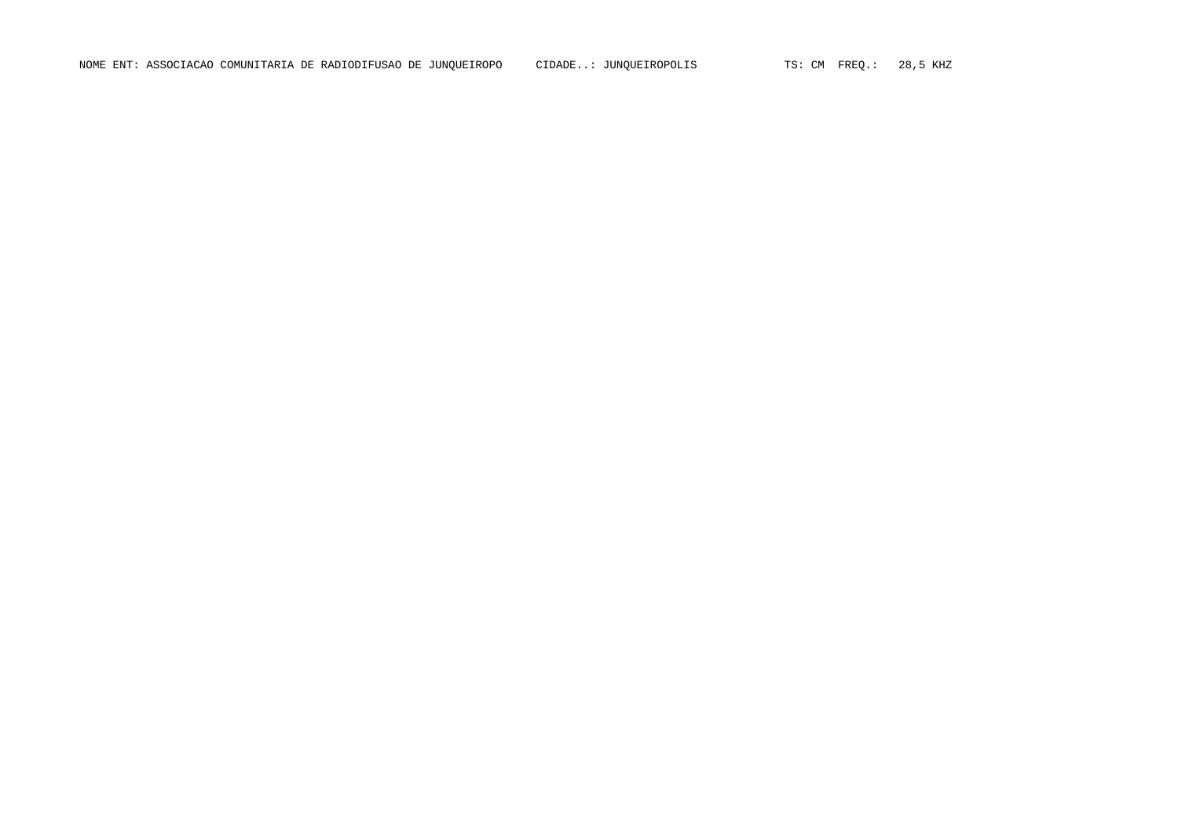NOME ENT: ASSOCIACAO COMUNITARIA DE RADIODIFUSAO DE JUNQUEIROPO     CIDADE..: JUNQUEIROPOLIS     TS: CM  FREQ.:   28,5 KHZ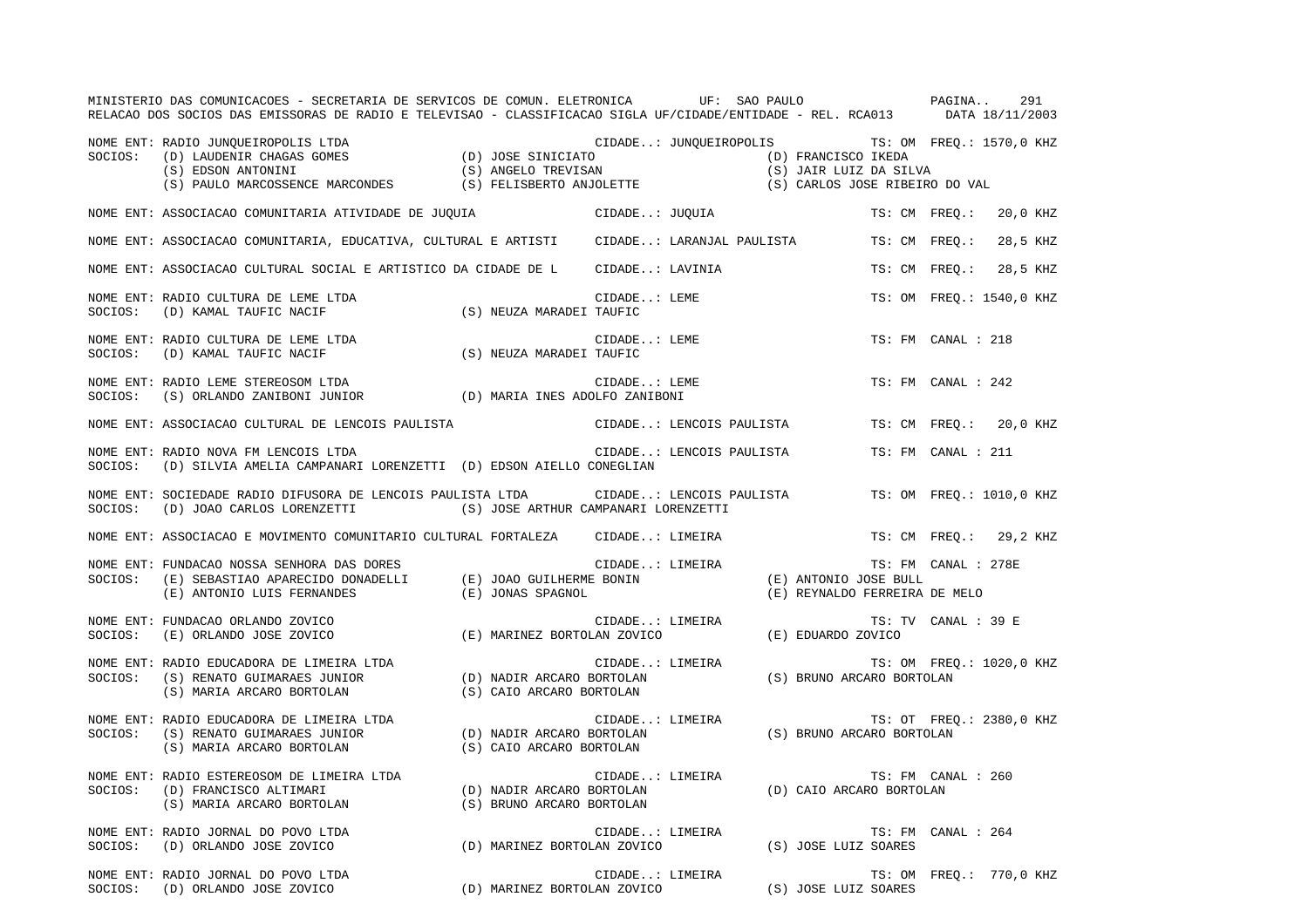MINISTERIO DAS COMUNICACOES - SECRETARIA DE SERVICOS DE COMUN. ELETRONICA UF: SAO PAULO

RELACAO DOS SOCIOS DAS EMISSORAS DE RADIO E TELEVISAO - CLASSIFICACAO SIGLA UF/CIDADE/ENTIDADE - REL. RCA013 DATA 18/11/2003

```
NOME ENT: RADIO JUNQUEIROPOLIS LTDA                              CIDADE..: JUNQUEIROPOLIS          TS: OM  FREQ.: 1570,0 KHZ
SOCIOS:   (D) LAUDENIR CHAGAS GOMES        (D) JOSE SINICIATO                   (D) FRANCISCO IKEDA
          (S) EDSON ANTONINI               (S) ANGELO TREVISAN                  (S) JAIR LUIZ DA SILVA
          (S) PAULO MARCOSSENCE MARCONDES  (S) FELISBERTO ANJOLETTE             (S) CARLOS JOSE RIBEIRO DO VAL

NOME ENT: ASSOCIACAO COMUNITARIA ATIVIDADE DE JUQUIA             CIDADE..: JUQUIA                  TS: CM  FREQ.:   20,0 KHZ

NOME ENT: ASSOCIACAO COMUNITARIA, EDUCATIVA, CULTURAL E ARTISTI  CIDADE..: LARANJAL PAULISTA       TS: CM  FREQ.:   28,5 KHZ

NOME ENT: ASSOCIACAO CULTURAL SOCIAL E ARTISTICO DA CIDADE DE L  CIDADE..: LAVINIA                 TS: CM  FREQ.:   28,5 KHZ

NOME ENT: RADIO CULTURA DE LEME LTDA                             CIDADE..: LEME                    TS: OM  FREQ.: 1540,0 KHZ
SOCIOS:   (D) KAMAL TAUFIC NACIF           (S) NEUZA MARADEI TAUFIC

NOME ENT: RADIO CULTURA DE LEME LTDA                             CIDADE..: LEME                    TS: FM  CANAL : 218
SOCIOS:   (D) KAMAL TAUFIC NACIF           (S) NEUZA MARADEI TAUFIC

NOME ENT: RADIO LEME STEREOSOM LTDA                              CIDADE..: LEME                    TS: FM  CANAL : 242
SOCIOS:   (S) ORLANDO ZANIBONI JUNIOR      (D) MARIA INES ADOLFO ZANIBONI

NOME ENT: ASSOCIACAO CULTURAL DE LENCOIS PAULISTA                CIDADE..: LENCOIS PAULISTA        TS: CM  FREQ.:   20,0 KHZ

NOME ENT: RADIO NOVA FM LENCOIS LTDA                             CIDADE..: LENCOIS PAULISTA        TS: FM  CANAL : 211
SOCIOS:   (D) SILVIA AMELIA CAMPANARI LORENZETTI  (D) EDSON AIELLO CONEGLIAN

NOME ENT: SOCIEDADE RADIO DIFUSORA DE LENCOIS PAULISTA LTDA      CIDADE..: LENCOIS PAULISTA        TS: OM  FREQ.: 1010,0 KHZ
SOCIOS:   (D) JOAO CARLOS LORENZETTI       (S) JOSE ARTHUR CAMPANARI LORENZETTI

NOME ENT: ASSOCIACAO E MOVIMENTO COMUNITARIO CULTURAL FORTALEZA  CIDADE..: LIMEIRA                 TS: CM  FREQ.:   29,2 KHZ

NOME ENT: FUNDACAO NOSSA SENHORA DAS DORES                       CIDADE..: LIMEIRA                 TS: FM  CANAL : 278E
SOCIOS:   (E) SEBASTIAO APARECIDO DONADELLI  (E) JOAO GUILHERME BONIN            (E) ANTONIO JOSE BULL
          (E) ANTONIO LUIS FERNANDES       (E) JONAS SPAGNOL                    (E) REYNALDO FERREIRA DE MELO

NOME ENT: FUNDACAO ORLANDO ZOVICO                                CIDADE..: LIMEIRA                 TS: TV  CANAL : 39 E
SOCIOS:   (E) ORLANDO JOSE ZOVICO          (E) MARINEZ BORTOLAN ZOVICO          (E) EDUARDO ZOVICO

NOME ENT: RADIO EDUCADORA DE LIMEIRA LTDA                        CIDADE..: LIMEIRA                 TS: OM  FREQ.: 1020,0 KHZ
SOCIOS:   (S) RENATO GUIMARAES JUNIOR      (D) NADIR ARCARO BORTOLAN            (S) BRUNO ARCARO BORTOLAN
          (S) MARIA ARCARO BORTOLAN        (S) CAIO ARCARO BORTOLAN

NOME ENT: RADIO EDUCADORA DE LIMEIRA LTDA                        CIDADE..: LIMEIRA                 TS: OT  FREQ.: 2380,0 KHZ
SOCIOS:   (S) RENATO GUIMARAES JUNIOR      (D) NADIR ARCARO BORTOLAN            (S) BRUNO ARCARO BORTOLAN
          (S) MARIA ARCARO BORTOLAN        (S) CAIO ARCARO BORTOLAN

NOME ENT: RADIO ESTEREOSOM DE LIMEIRA LTDA                       CIDADE..: LIMEIRA                 TS: FM  CANAL : 260
SOCIOS:   (D) FRANCISCO ALTIMARI           (D) NADIR ARCARO BORTOLAN            (D) CAIO ARCARO BORTOLAN
          (S) MARIA ARCARO BORTOLAN        (S) BRUNO ARCARO BORTOLAN

NOME ENT: RADIO JORNAL DO POVO LTDA                              CIDADE..: LIMEIRA                 TS: FM  CANAL : 264
SOCIOS:   (D) ORLANDO JOSE ZOVICO          (D) MARINEZ BORTOLAN ZOVICO          (S) JOSE LUIZ SOARES

NOME ENT: RADIO JORNAL DO POVO LTDA                              CIDADE..: LIMEIRA                 TS: OM  FREQ.:  770,0 KHZ
SOCIOS:   (D) ORLANDO JOSE ZOVICO          (D) MARINEZ BORTOLAN ZOVICO          (S) JOSE LUIZ SOARES
```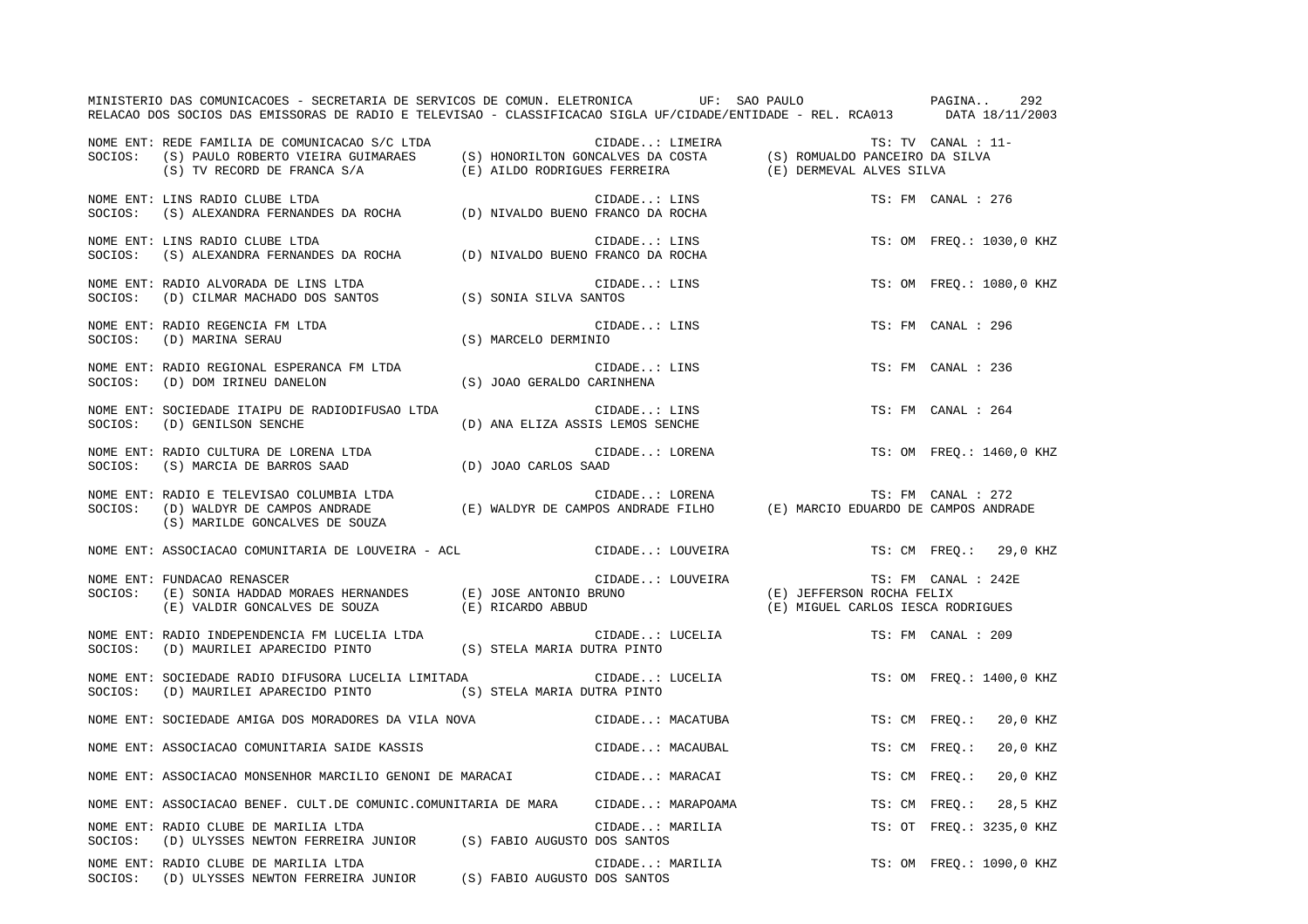MINISTERIO DAS COMUNICACOES - SECRETARIA DE SERVICOS DE COMUN. ELETRONICA UF: SAO PAULO

RELACAO DOS SOCIOS DAS EMISSORAS DE RADIO E TELEVISAO - CLASSIFICACAO SIGLA UF/CIDADE/ENTIDADE - REL. RCA013 DATA 18/11/2003

NOME ENT: REDE FAMILIA DE COMUNICACAO S/C LTDA CIDADE..: LIMEIRA TS: TV CANAL : 11-
SOCIOS: (S) PAULO ROBERTO VIEIRA GUIMARAES (S) HONORILTON GONCALVES DA COSTA (S) ROMUALDO PANCEIRO DA SILVA
(S) TV RECORD DE FRANCA S/A (E) AILDO RODRIGUES FERREIRA (E) DERMEVAL ALVES SILVA

NOME ENT: LINS RADIO CLUBE LTDA CIDADE..: LINS TS: FM CANAL : 276
SOCIOS: (S) ALEXANDRA FERNANDES DA ROCHA (D) NIVALDO BUENO FRANCO DA ROCHA

NOME ENT: LINS RADIO CLUBE LTDA CIDADE..: LINS TS: OM FREQ.: 1030,0 KHZ
SOCIOS: (S) ALEXANDRA FERNANDES DA ROCHA (D) NIVALDO BUENO FRANCO DA ROCHA

NOME ENT: RADIO ALVORADA DE LINS LTDA CIDADE..: LINS TS: OM FREQ.: 1080,0 KHZ
SOCIOS: (D) CILMAR MACHADO DOS SANTOS (S) SONIA SILVA SANTOS

NOME ENT: RADIO REGENCIA FM LTDA CIDADE..: LINS TS: FM CANAL : 296
SOCIOS: (D) MARINA SERAU (S) MARCELO DERMINIO

NOME ENT: RADIO REGIONAL ESPERANCA FM LTDA CIDADE..: LINS TS: FM CANAL : 236
SOCIOS: (D) DOM IRINEU DANELON (S) JOAO GERALDO CARINHENA

NOME ENT: SOCIEDADE ITAIPU DE RADIODIFUSAO LTDA CIDADE..: LINS TS: FM CANAL : 264
SOCIOS: (D) GENILSON SENCHE (D) ANA ELIZA ASSIS LEMOS SENCHE

NOME ENT: RADIO CULTURA DE LORENA LTDA CIDADE..: LORENA TS: OM FREQ.: 1460,0 KHZ
SOCIOS: (S) MARCIA DE BARROS SAAD (D) JOAO CARLOS SAAD

NOME ENT: RADIO E TELEVISAO COLUMBIA LTDA CIDADE..: LORENA TS: FM CANAL : 272
SOCIOS: (D) WALDYR DE CAMPOS ANDRADE (E) WALDYR DE CAMPOS ANDRADE FILHO (E) MARCIO EDUARDO DE CAMPOS ANDRADE
(S) MARILDE GONCALVES DE SOUZA

NOME ENT: ASSOCIACAO COMUNITARIA DE LOUVEIRA - ACL CIDADE..: LOUVEIRA TS: CM FREQ.: 29,0 KHZ

NOME ENT: FUNDACAO RENASCER CIDADE..: LOUVEIRA TS: FM CANAL : 242E
SOCIOS: (E) SONIA HADDAD MORAES HERNANDES (E) JOSE ANTONIO BRUNO (E) JEFFERSON ROCHA FELIX
(E) VALDIR GONCALVES DE SOUZA (E) RICARDO ABBUD (E) MIGUEL CARLOS IESCA RODRIGUES

NOME ENT: RADIO INDEPENDENCIA FM LUCELIA LTDA CIDADE..: LUCELIA TS: FM CANAL : 209
SOCIOS: (D) MAURILEI APARECIDO PINTO (S) STELA MARIA DUTRA PINTO

NOME ENT: SOCIEDADE RADIO DIFUSORA LUCELIA LIMITADA CIDADE..: LUCELIA TS: OM FREQ.: 1400,0 KHZ
SOCIOS: (D) MAURILEI APARECIDO PINTO (S) STELA MARIA DUTRA PINTO

NOME ENT: SOCIEDADE AMIGA DOS MORADORES DA VILA NOVA CIDADE..: MACATUBA TS: CM FREQ.: 20,0 KHZ

NOME ENT: ASSOCIACAO COMUNITARIA SAIDE KASSIS CIDADE..: MACAUBAL TS: CM FREQ.: 20,0 KHZ

NOME ENT: ASSOCIACAO MONSENHOR MARCILIO GENONI DE MARACAI CIDADE..: MARACAI TS: CM FREQ.: 20,0 KHZ

NOME ENT: ASSOCIACAO BENEF. CULT.DE COMUNIC.COMUNITARIA DE MARA CIDADE..: MARAPOAMA TS: CM FREQ.: 28,5 KHZ

NOME ENT: RADIO CLUBE DE MARILIA LTDA CIDADE..: MARILIA TS: OT FREQ.: 3235,0 KHZ
SOCIOS: (D) ULYSSES NEWTON FERREIRA JUNIOR (S) FABIO AUGUSTO DOS SANTOS

NOME ENT: RADIO CLUBE DE MARILIA LTDA CIDADE..: MARILIA TS: OM FREQ.: 1090,0 KHZ
SOCIOS: (D) ULYSSES NEWTON FERREIRA JUNIOR (S) FABIO AUGUSTO DOS SANTOS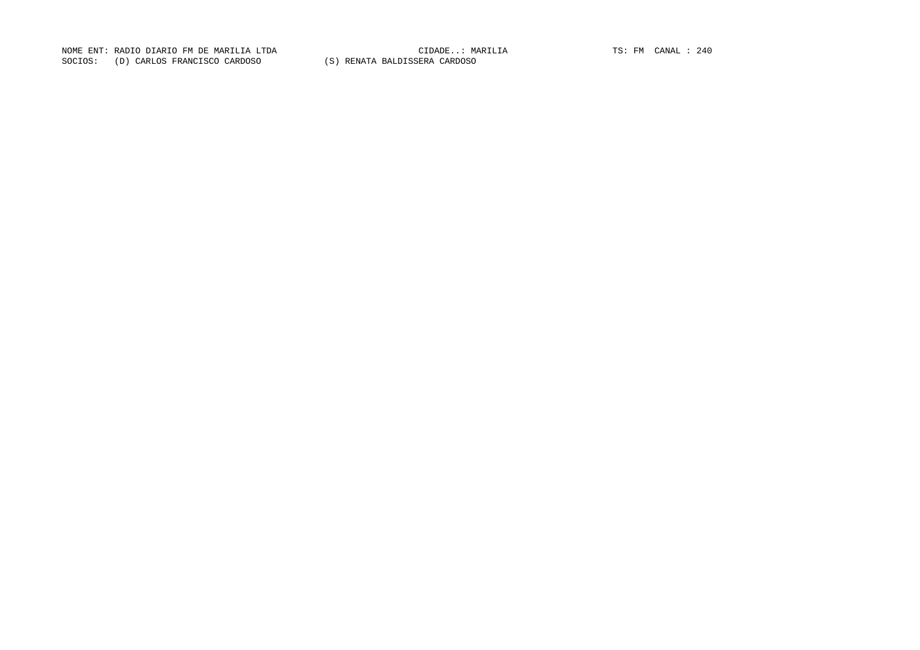NOME ENT: RADIO DIARIO FM DE MARILIA LTDA CIDADE..: MARILIA TS: FM CANAL : 240

SOCIOS: (D) CARLOS FRANCISCO CARDOSO (S) RENATA BALDISSERA CARDOSO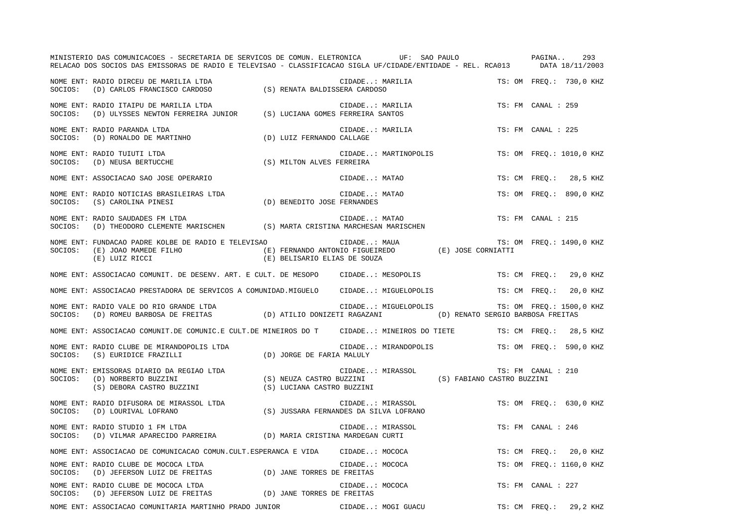MINISTERIO DAS COMUNICACOES - SECRETARIA DE SERVICOS DE COMUN. ELETRONICA UF: SAO PAULO

RELACAO DOS SOCIOS DAS EMISSORAS DE RADIO E TELEVISAO - CLASSIFICACAO SIGLA UF/CIDADE/ENTIDADE - REL. RCA013 DATA 18/11/2003

NOME ENT: RADIO DIRCEU DE MARILIA LTDA — CIDADE..: MARILIA — TS: OM FREQ.: 730,0 KHZ
SOCIOS: (D) CARLOS FRANCISCO CARDOSO; (S) RENATA BALDISSERA CARDOSO

NOME ENT: RADIO ITAIPU DE MARILIA LTDA — CIDADE..: MARILIA — TS: FM CANAL : 259
SOCIOS: (D) ULYSSES NEWTON FERREIRA JUNIOR; (S) LUCIANA GOMES FERREIRA SANTOS

NOME ENT: RADIO PARANDA LTDA — CIDADE..: MARILIA — TS: FM CANAL : 225
SOCIOS: (D) RONALDO DE MARTINHO; (D) LUIZ FERNANDO CALLAGE

NOME ENT: RADIO TUIUTI LTDA — CIDADE..: MARTINOPOLIS — TS: OM FREQ.: 1010,0 KHZ
SOCIOS: (D) NEUSA BERTUCCHE; (S) MILTON ALVES FERREIRA

NOME ENT: ASSOCIACAO SAO JOSE OPERARIO — CIDADE..: MATAO — TS: CM FREQ.: 28,5 KHZ

NOME ENT: RADIO NOTICIAS BRASILEIRAS LTDA — CIDADE..: MATAO — TS: OM FREQ.: 890,0 KHZ
SOCIOS: (S) CAROLINA PINESI; (D) BENEDITO JOSE FERNANDES

NOME ENT: RADIO SAUDADES FM LTDA — CIDADE..: MATAO — TS: FM CANAL : 215
SOCIOS: (D) THEODORO CLEMENTE MARISCHEN; (S) MARTA CRISTINA MARCHESAN MARISCHEN

NOME ENT: FUNDACAO PADRE KOLBE DE RADIO E TELEVISAO — CIDADE..: MAUA — TS: OM FREQ.: 1490,0 KHZ
SOCIOS: (E) JOAO MAMEDE FILHO; (E) FERNANDO ANTONIO FIGUEIREDO; (E) JOSE CORNIATTI; (E) LUIZ RICCI; (E) BELISARIO ELIAS DE SOUZA

NOME ENT: ASSOCIACAO COMUNIT. DE DESENV. ART. E CULT. DE MESOPO — CIDADE..: MESOPOLIS — TS: CM FREQ.: 29,0 KHZ

NOME ENT: ASSOCIACAO PRESTADORA DE SERVICOS A COMUNIDAD.MIGUELO — CIDADE..: MIGUELOPOLIS — TS: CM FREQ.: 20,0 KHZ

NOME ENT: RADIO VALE DO RIO GRANDE LTDA — CIDADE..: MIGUELOPOLIS — TS: OM FREQ.: 1500,0 KHZ
SOCIOS: (D) ROMEU BARBOSA DE FREITAS; (D) ATILIO DONIZETI RAGAZANI; (D) RENATO SERGIO BARBOSA FREITAS

NOME ENT: ASSOCIACAO COMUNIT.DE COMUNIC.E CULT.DE MINEIROS DO T — CIDADE..: MINEIROS DO TIETE — TS: CM FREQ.: 28,5 KHZ

NOME ENT: RADIO CLUBE DE MIRANDOPOLIS LTDA — CIDADE..: MIRANDOPOLIS — TS: OM FREQ.: 590,0 KHZ
SOCIOS: (S) EURIDICE FRAZILLI; (D) JORGE DE FARIA MALULY

NOME ENT: EMISSORAS DIARIO DA REGIAO LTDA — CIDADE..: MIRASSOL — TS: FM CANAL : 210
SOCIOS: (D) NORBERTO BUZZINI; (S) NEUZA CASTRO BUZZINI; (S) FABIANO CASTRO BUZZINI; (S) DEBORA CASTRO BUZZINI; (S) LUCIANA CASTRO BUZZINI

NOME ENT: RADIO DIFUSORA DE MIRASSOL LTDA — CIDADE..: MIRASSOL — TS: OM FREQ.: 630,0 KHZ
SOCIOS: (D) LOURIVAL LOFRANO; (S) JUSSARA FERNANDES DA SILVA LOFRANO

NOME ENT: RADIO STUDIO 1 FM LTDA — CIDADE..: MIRASSOL — TS: FM CANAL : 246
SOCIOS: (D) VILMAR APARECIDO PARREIRA; (D) MARIA CRISTINA MARDEGAN CURTI

NOME ENT: ASSOCIACAO DE COMUNICACAO COMUN.CULT.ESPERANCA E VIDA — CIDADE..: MOCOCA — TS: CM FREQ.: 20,0 KHZ

NOME ENT: RADIO CLUBE DE MOCOCA LTDA — CIDADE..: MOCOCA — TS: OM FREQ.: 1160,0 KHZ
SOCIOS: (D) JEFERSON LUIZ DE FREITAS; (D) JANE TORRES DE FREITAS

NOME ENT: RADIO CLUBE DE MOCOCA LTDA — CIDADE..: MOCOCA — TS: FM CANAL : 227
SOCIOS: (D) JEFERSON LUIZ DE FREITAS; (D) JANE TORRES DE FREITAS

NOME ENT: ASSOCIACAO COMUNITARIA MARTINHO PRADO JUNIOR — CIDADE..: MOGI GUACU — TS: CM FREQ.: 29,2 KHZ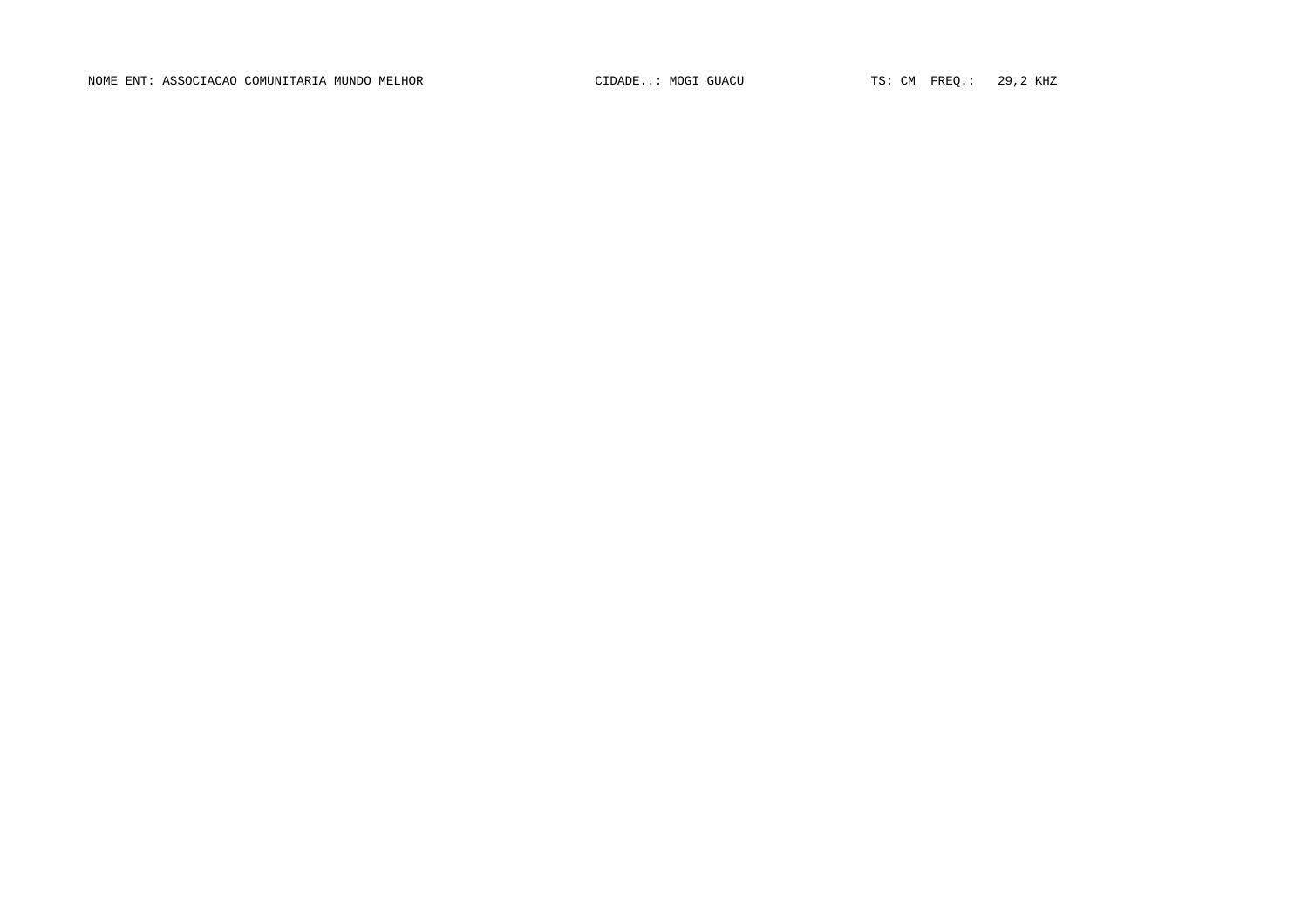NOME ENT: ASSOCIACAO COMUNITARIA MUNDO MELHOR CIDADE..: MOGI GUACU TS: CM FREQ.: 29,2 KHZ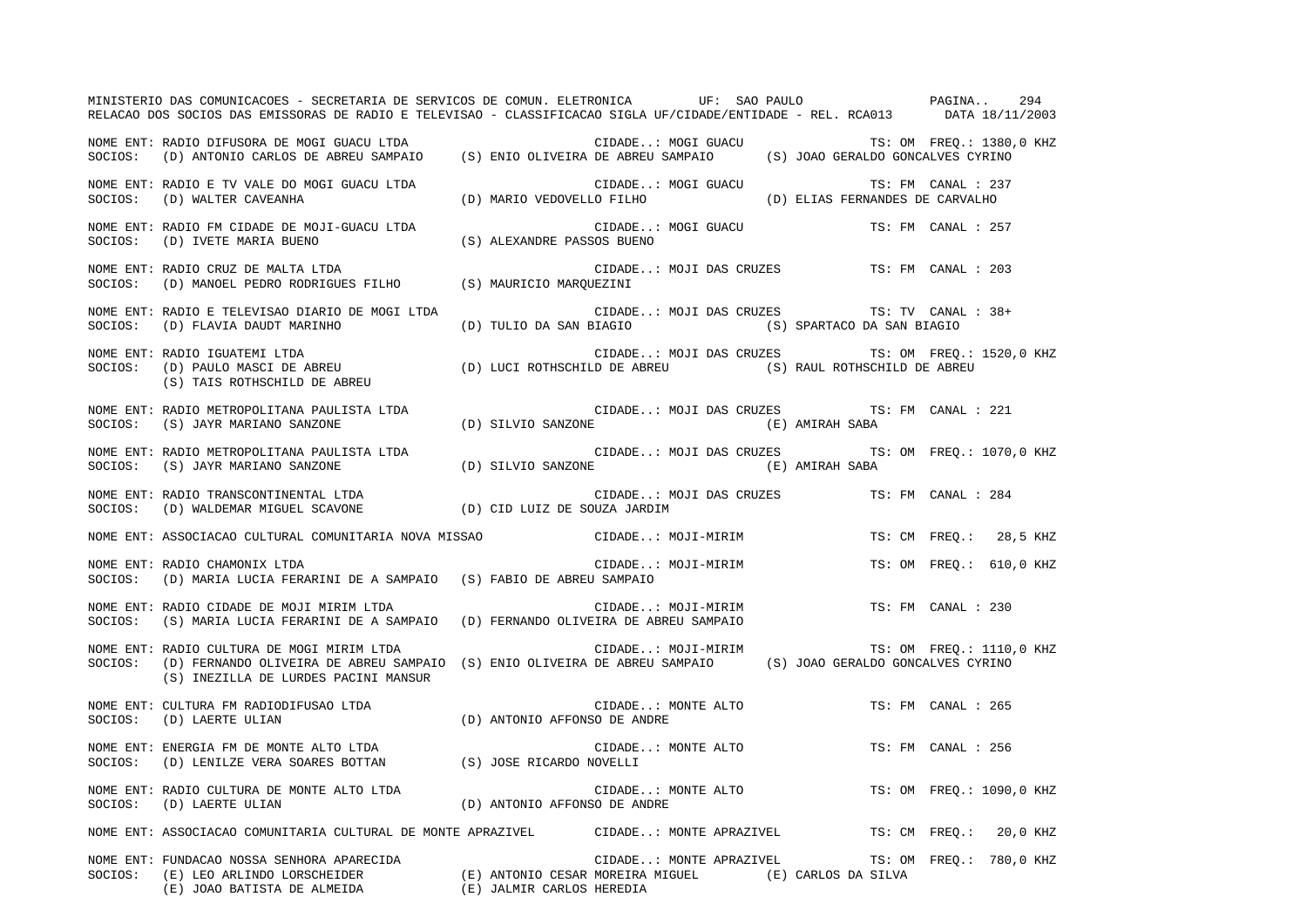MINISTERIO DAS COMUNICACOES - SECRETARIA DE SERVICOS DE COMUN. ELETRONICA UF: SAO PAULO

RELACAO DOS SOCIOS DAS EMISSORAS DE RADIO E TELEVISAO - CLASSIFICACAO SIGLA UF/CIDADE/ENTIDADE - REL. RCA013 DATA 18/11/2003

NOME ENT: RADIO DIFUSORA DE MOGI GUACU LTDA — CIDADE..: MOGI GUACU — TS: OM FREQ.: 1380,0 KHZ
SOCIOS: (D) ANTONIO CARLOS DE ABREU SAMPAIO (S) ENIO OLIVEIRA DE ABREU SAMPAIO (S) JOAO GERALDO GONCALVES CYRINO

NOME ENT: RADIO E TV VALE DO MOGI GUACU LTDA — CIDADE..: MOGI GUACU — TS: FM CANAL : 237
SOCIOS: (D) WALTER CAVEANHA (D) MARIO VEDOVELLO FILHO (D) ELIAS FERNANDES DE CARVALHO

NOME ENT: RADIO FM CIDADE DE MOJI-GUACU LTDA — CIDADE..: MOGI GUACU — TS: FM CANAL : 257
SOCIOS: (D) IVETE MARIA BUENO (S) ALEXANDRE PASSOS BUENO

NOME ENT: RADIO CRUZ DE MALTA LTDA — CIDADE..: MOJI DAS CRUZES — TS: FM CANAL : 203
SOCIOS: (D) MANOEL PEDRO RODRIGUES FILHO (S) MAURICIO MARQUEZINI

NOME ENT: RADIO E TELEVISAO DIARIO DE MOGI LTDA — CIDADE..: MOJI DAS CRUZES — TS: TV CANAL : 38+
SOCIOS: (D) FLAVIA DAUDT MARINHO (D) TULIO DA SAN BIAGIO (S) SPARTACO DA SAN BIAGIO

NOME ENT: RADIO IGUATEMI LTDA — CIDADE..: MOJI DAS CRUZES — TS: OM FREQ.: 1520,0 KHZ
SOCIOS: (D) PAULO MASCI DE ABREU (D) LUCI ROTHSCHILD DE ABREU (S) RAUL ROTHSCHILD DE ABREU (S) TAIS ROTHSCHILD DE ABREU

NOME ENT: RADIO METROPOLITANA PAULISTA LTDA — CIDADE..: MOJI DAS CRUZES — TS: FM CANAL : 221
SOCIOS: (S) JAYR MARIANO SANZONE (D) SILVIO SANZONE (E) AMIRAH SABA

NOME ENT: RADIO METROPOLITANA PAULISTA LTDA — CIDADE..: MOJI DAS CRUZES — TS: OM FREQ.: 1070,0 KHZ
SOCIOS: (S) JAYR MARIANO SANZONE (D) SILVIO SANZONE (E) AMIRAH SABA

NOME ENT: RADIO TRANSCONTINENTAL LTDA — CIDADE..: MOJI DAS CRUZES — TS: FM CANAL : 284
SOCIOS: (D) WALDEMAR MIGUEL SCAVONE (D) CID LUIZ DE SOUZA JARDIM

NOME ENT: ASSOCIACAO CULTURAL COMUNITARIA NOVA MISSAO — CIDADE..: MOJI-MIRIM — TS: CM FREQ.: 28,5 KHZ

NOME ENT: RADIO CHAMONIX LTDA — CIDADE..: MOJI-MIRIM — TS: OM FREQ.: 610,0 KHZ
SOCIOS: (D) MARIA LUCIA FERARINI DE A SAMPAIO (S) FABIO DE ABREU SAMPAIO

NOME ENT: RADIO CIDADE DE MOJI MIRIM LTDA — CIDADE..: MOJI-MIRIM — TS: FM CANAL : 230
SOCIOS: (S) MARIA LUCIA FERARINI DE A SAMPAIO (D) FERNANDO OLIVEIRA DE ABREU SAMPAIO

NOME ENT: RADIO CULTURA DE MOGI MIRIM LTDA — CIDADE..: MOJI-MIRIM — TS: OM FREQ.: 1110,0 KHZ
SOCIOS: (D) FERNANDO OLIVEIRA DE ABREU SAMPAIO (S) ENIO OLIVEIRA DE ABREU SAMPAIO (S) JOAO GERALDO GONCALVES CYRINO (S) INEZILLA DE LURDES PACINI MANSUR

NOME ENT: CULTURA FM RADIODIFUSAO LTDA — CIDADE..: MONTE ALTO — TS: FM CANAL : 265
SOCIOS: (D) LAERTE ULIAN (D) ANTONIO AFFONSO DE ANDRE

NOME ENT: ENERGIA FM DE MONTE ALTO LTDA — CIDADE..: MONTE ALTO — TS: FM CANAL : 256
SOCIOS: (D) LENILZE VERA SOARES BOTTAN (S) JOSE RICARDO NOVELLI

NOME ENT: RADIO CULTURA DE MONTE ALTO LTDA — CIDADE..: MONTE ALTO — TS: OM FREQ.: 1090,0 KHZ
SOCIOS: (D) LAERTE ULIAN (D) ANTONIO AFFONSO DE ANDRE

NOME ENT: ASSOCIACAO COMUNITARIA CULTURAL DE MONTE APRAZIVEL — CIDADE..: MONTE APRAZIVEL — TS: CM FREQ.: 20,0 KHZ

NOME ENT: FUNDACAO NOSSA SENHORA APARECIDA — CIDADE..: MONTE APRAZIVEL — TS: OM FREQ.: 780,0 KHZ
SOCIOS: (E) LEO ARLINDO LORSCHEIDER (E) ANTONIO CESAR MOREIRA MIGUEL (E) CARLOS DA SILVA (E) JOAO BATISTA DE ALMEIDA (E) JALMIR CARLOS HEREDIA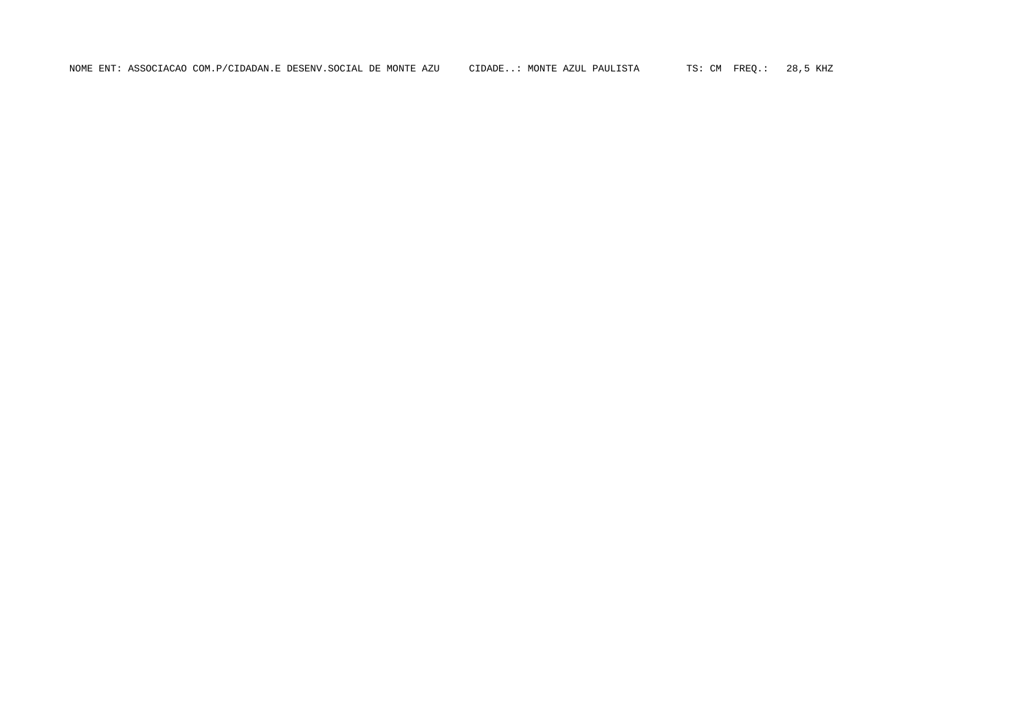NOME ENT: ASSOCIACAO COM.P/CIDADAN.E DESENV.SOCIAL DE MONTE AZU     CIDADE..: MONTE AZUL PAULISTA       TS: CM  FREQ.:   28,5 KHZ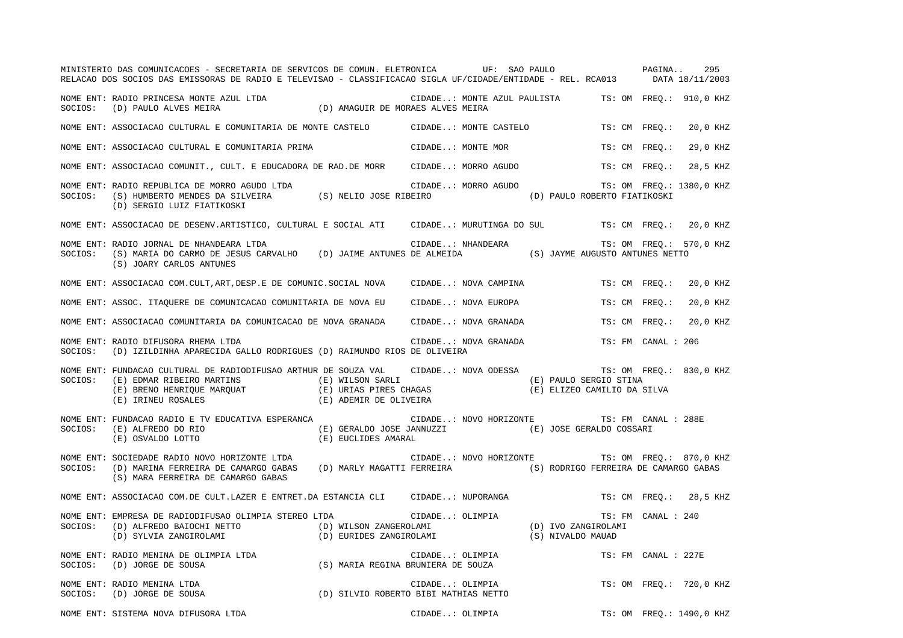MINISTERIO DAS COMUNICACOES - SECRETARIA DE SERVICOS DE COMUN. ELETRONICA UF: SAO PAULO
RELACAO DOS SOCIOS DAS EMISSORAS DE RADIO E TELEVISAO - CLASSIFICACAO SIGLA UF/CIDADE/ENTIDADE - REL. RCA013 DATA 18/11/2003

NOME ENT: RADIO PRINCESA MONTE AZUL LTDA CIDADE..: MONTE AZUL PAULISTA TS: OM FREQ.: 910,0 KHZ
SOCIOS: (D) PAULO ALVES MEIRA (D) AMAGUIR DE MORAES ALVES MEIRA

NOME ENT: ASSOCIACAO CULTURAL E COMUNITARIA DE MONTE CASTELO CIDADE..: MONTE CASTELO TS: CM FREQ.: 20,0 KHZ

NOME ENT: ASSOCIACAO CULTURAL E COMUNITARIA PRIMA CIDADE..: MONTE MOR TS: CM FREQ.: 29,0 KHZ

NOME ENT: ASSOCIACAO COMUNIT., CULT. E EDUCADORA DE RAD.DE MORR CIDADE..: MORRO AGUDO TS: CM FREQ.: 28,5 KHZ

NOME ENT: RADIO REPUBLICA DE MORRO AGUDO LTDA CIDADE..: MORRO AGUDO TS: OM FREQ.: 1380,0 KHZ
SOCIOS: (S) HUMBERTO MENDES DA SILVEIRA (S) NELIO JOSE RIBEIRO (D) PAULO ROBERTO FIATIKOSKI
(D) SERGIO LUIZ FIATIKOSKI

NOME ENT: ASSOCIACAO DE DESENV.ARTISTICO, CULTURAL E SOCIAL ATI CIDADE..: MURUTINGA DO SUL TS: CM FREQ.: 20,0 KHZ

NOME ENT: RADIO JORNAL DE NHANDEARA LTDA CIDADE..: NHANDEARA TS: OM FREQ.: 570,0 KHZ
SOCIOS: (S) MARIA DO CARMO DE JESUS CARVALHO (D) JAIME ANTUNES DE ALMEIDA (S) JAYME AUGUSTO ANTUNES NETTO
(S) JOARY CARLOS ANTUNES

NOME ENT: ASSOCIACAO COM.CULT,ART,DESP.E DE COMUNIC.SOCIAL NOVA CIDADE..: NOVA CAMPINA TS: CM FREQ.: 20,0 KHZ

NOME ENT: ASSOC. ITAQUERE DE COMUNICACAO COMUNITARIA DE NOVA EU CIDADE..: NOVA EUROPA TS: CM FREQ.: 20,0 KHZ

NOME ENT: ASSOCIACAO COMUNITARIA DA COMUNICACAO DE NOVA GRANADA CIDADE..: NOVA GRANADA TS: CM FREQ.: 20,0 KHZ

NOME ENT: RADIO DIFUSORA RHEMA LTDA CIDADE..: NOVA GRANADA TS: FM CANAL : 206
SOCIOS: (D) IZILDINHA APARECIDA GALLO RODRIGUES (D) RAIMUNDO RIOS DE OLIVEIRA

NOME ENT: FUNDACAO CULTURAL DE RADIODIFUSAO ARTHUR DE SOUZA VAL CIDADE..: NOVA ODESSA TS: OM FREQ.: 830,0 KHZ
SOCIOS: (E) EDMAR RIBEIRO MARTINS (E) WILSON SARLI (E) PAULO SERGIO STINA
(E) BRENO HENRIQUE MARQUAT (E) URIAS PIRES CHAGAS (E) ELIZEO CAMILIO DA SILVA
(E) IRINEU ROSALES (E) ADEMIR DE OLIVEIRA

NOME ENT: FUNDACAO RADIO E TV EDUCATIVA ESPERANCA CIDADE..: NOVO HORIZONTE TS: FM CANAL : 288E
SOCIOS: (E) ALFREDO DO RIO (E) GERALDO JOSE JANNUZZI (E) JOSE GERALDO COSSARI
(E) OSVALDO LOTTO (E) EUCLIDES AMARAL

NOME ENT: SOCIEDADE RADIO NOVO HORIZONTE LTDA CIDADE..: NOVO HORIZONTE TS: OM FREQ.: 870,0 KHZ
SOCIOS: (D) MARINA FERREIRA DE CAMARGO GABAS (D) MARLY MAGATTI FERREIRA (S) RODRIGO FERREIRA DE CAMARGO GABAS
(S) MARA FERREIRA DE CAMARGO GABAS

NOME ENT: ASSOCIACAO COM.DE CULT.LAZER E ENTRET.DA ESTANCIA CLI CIDADE..: NUPORANGA TS: CM FREQ.: 28,5 KHZ

NOME ENT: EMPRESA DE RADIODIFUSAO OLIMPIA STEREO LTDA CIDADE..: OLIMPIA TS: FM CANAL : 240
SOCIOS: (D) ALFREDO BAIOCHI NETTO (D) WILSON ZANGEROLAMI (D) IVO ZANGIROLAMI
(D) SYLVIA ZANGIROLAMI (D) EURIDES ZANGIROLAMI (S) NIVALDO MAUAD

NOME ENT: RADIO MENINA DE OLIMPIA LTDA CIDADE..: OLIMPIA TS: FM CANAL : 227E
SOCIOS: (D) JORGE DE SOUSA (S) MARIA REGINA BRUNIERA DE SOUZA

NOME ENT: RADIO MENINA LTDA CIDADE..: OLIMPIA TS: OM FREQ.: 720,0 KHZ
SOCIOS: (D) JORGE DE SOUSA (D) SILVIO ROBERTO BIBI MATHIAS NETTO

NOME ENT: SISTEMA NOVA DIFUSORA LTDA CIDADE..: OLIMPIA TS: OM FREQ.: 1490,0 KHZ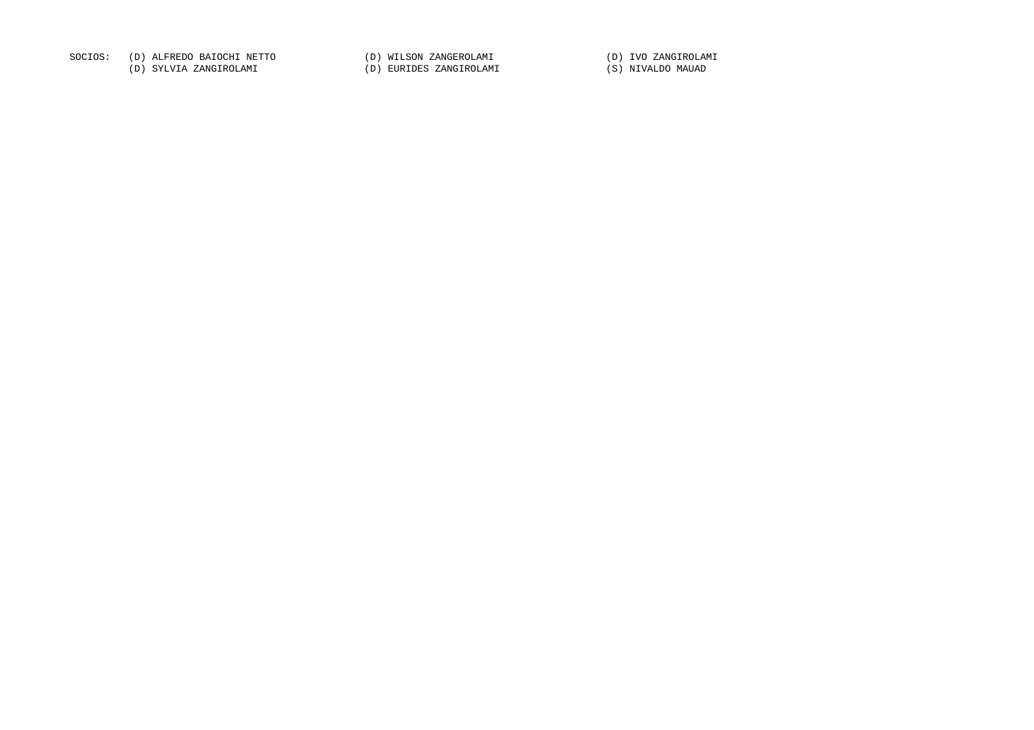SOCIOS: (D) ALFREDO BAIOCHI NETTO (D) WILSON ZANGEROLAMI (D) IVO ZANGIROLAMI
(D) SYLVIA ZANGIROLAMI (D) EURIDES ZANGIROLAMI (S) NIVALDO MAUAD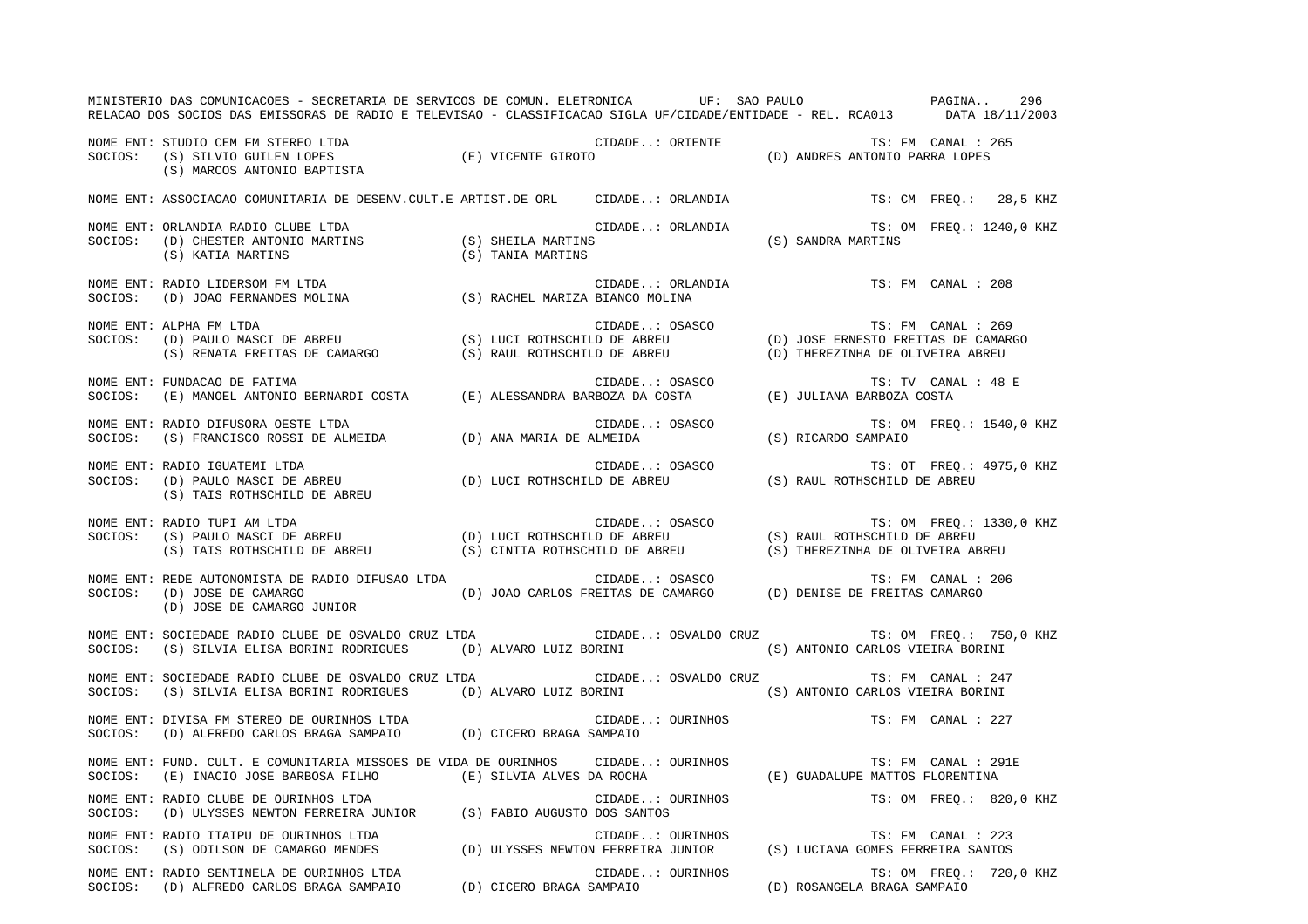MINISTERIO DAS COMUNICACOES - SECRETARIA DE SERVICOS DE COMUN. ELETRONICA UF: SAO PAULO

RELACAO DOS SOCIOS DAS EMISSORAS DE RADIO E TELEVISAO - CLASSIFICACAO SIGLA UF/CIDADE/ENTIDADE - REL. RCA013 DATA 18/11/2003

NOME ENT: STUDIO CEM FM STEREO LTDA CIDADE..: ORIENTE TS: FM CANAL : 265
SOCIOS: (S) SILVIO GUILEN LOPES (E) VICENTE GIROTO (D) ANDRES ANTONIO PARRA LOPES
(S) MARCOS ANTONIO BAPTISTA

NOME ENT: ASSOCIACAO COMUNITARIA DE DESENV.CULT.E ARTIST.DE ORL CIDADE..: ORLANDIA TS: CM FREQ.: 28,5 KHZ

NOME ENT: ORLANDIA RADIO CLUBE LTDA CIDADE..: ORLANDIA TS: OM FREQ.: 1240,0 KHZ
SOCIOS: (D) CHESTER ANTONIO MARTINS (S) SHEILA MARTINS (S) SANDRA MARTINS
(S) KATIA MARTINS (S) TANIA MARTINS

NOME ENT: RADIO LIDERSOM FM LTDA CIDADE..: ORLANDIA TS: FM CANAL : 208
SOCIOS: (D) JOAO FERNANDES MOLINA (S) RACHEL MARIZA BIANCO MOLINA

NOME ENT: ALPHA FM LTDA CIDADE..: OSASCO TS: FM CANAL : 269
SOCIOS: (D) PAULO MASCI DE ABREU (S) LUCI ROTHSCHILD DE ABREU (D) JOSE ERNESTO FREITAS DE CAMARGO
(S) RENATA FREITAS DE CAMARGO (S) RAUL ROTHSCHILD DE ABREU (D) THEREZINHA DE OLIVEIRA ABREU

NOME ENT: FUNDACAO DE FATIMA CIDADE..: OSASCO TS: TV CANAL : 48 E
SOCIOS: (E) MANOEL ANTONIO BERNARDI COSTA (E) ALESSANDRA BARBOZA DA COSTA (E) JULIANA BARBOZA COSTA

NOME ENT: RADIO DIFUSORA OESTE LTDA CIDADE..: OSASCO TS: OM FREQ.: 1540,0 KHZ
SOCIOS: (S) FRANCISCO ROSSI DE ALMEIDA (D) ANA MARIA DE ALMEIDA (S) RICARDO SAMPAIO

NOME ENT: RADIO IGUATEMI LTDA CIDADE..: OSASCO TS: OT FREQ.: 4975,0 KHZ
SOCIOS: (D) PAULO MASCI DE ABREU (D) LUCI ROTHSCHILD DE ABREU (S) RAUL ROTHSCHILD DE ABREU
(S) TAIS ROTHSCHILD DE ABREU

NOME ENT: RADIO TUPI AM LTDA CIDADE..: OSASCO TS: OM FREQ.: 1330,0 KHZ
SOCIOS: (S) PAULO MASCI DE ABREU (D) LUCI ROTHSCHILD DE ABREU (S) RAUL ROTHSCHILD DE ABREU
(S) TAIS ROTHSCHILD DE ABREU (S) CINTIA ROTHSCHILD DE ABREU (S) THEREZINHA DE OLIVEIRA ABREU

NOME ENT: REDE AUTONOMISTA DE RADIO DIFUSAO LTDA CIDADE..: OSASCO TS: FM CANAL : 206
SOCIOS: (D) JOSE DE CAMARGO (D) JOAO CARLOS FREITAS DE CAMARGO (D) DENISE DE FREITAS CAMARGO
(D) JOSE DE CAMARGO JUNIOR

NOME ENT: SOCIEDADE RADIO CLUBE DE OSVALDO CRUZ LTDA CIDADE..: OSVALDO CRUZ TS: OM FREQ.: 750,0 KHZ
SOCIOS: (S) SILVIA ELISA BORINI RODRIGUES (D) ALVARO LUIZ BORINI (S) ANTONIO CARLOS VIEIRA BORINI

NOME ENT: SOCIEDADE RADIO CLUBE DE OSVALDO CRUZ LTDA CIDADE..: OSVALDO CRUZ TS: FM CANAL : 247
SOCIOS: (S) SILVIA ELISA BORINI RODRIGUES (D) ALVARO LUIZ BORINI (S) ANTONIO CARLOS VIEIRA BORINI

NOME ENT: DIVISA FM STEREO DE OURINHOS LTDA CIDADE..: OURINHOS TS: FM CANAL : 227
SOCIOS: (D) ALFREDO CARLOS BRAGA SAMPAIO (D) CICERO BRAGA SAMPAIO

NOME ENT: FUND. CULT. E COMUNITARIA MISSOES DE VIDA DE OURINHOS CIDADE..: OURINHOS TS: FM CANAL : 291E
SOCIOS: (E) INACIO JOSE BARBOSA FILHO (E) SILVIA ALVES DA ROCHA (E) GUADALUPE MATTOS FLORENTINA

NOME ENT: RADIO CLUBE DE OURINHOS LTDA CIDADE..: OURINHOS TS: OM FREQ.: 820,0 KHZ
SOCIOS: (D) ULYSSES NEWTON FERREIRA JUNIOR (S) FABIO AUGUSTO DOS SANTOS

NOME ENT: RADIO ITAIPU DE OURINHOS LTDA CIDADE..: OURINHOS TS: FM CANAL : 223
SOCIOS: (S) ODILSON DE CAMARGO MENDES (D) ULYSSES NEWTON FERREIRA JUNIOR (S) LUCIANA GOMES FERREIRA SANTOS

NOME ENT: RADIO SENTINELA DE OURINHOS LTDA CIDADE..: OURINHOS TS: OM FREQ.: 720,0 KHZ
SOCIOS: (D) ALFREDO CARLOS BRAGA SAMPAIO (D) CICERO BRAGA SAMPAIO (D) ROSANGELA BRAGA SAMPAIO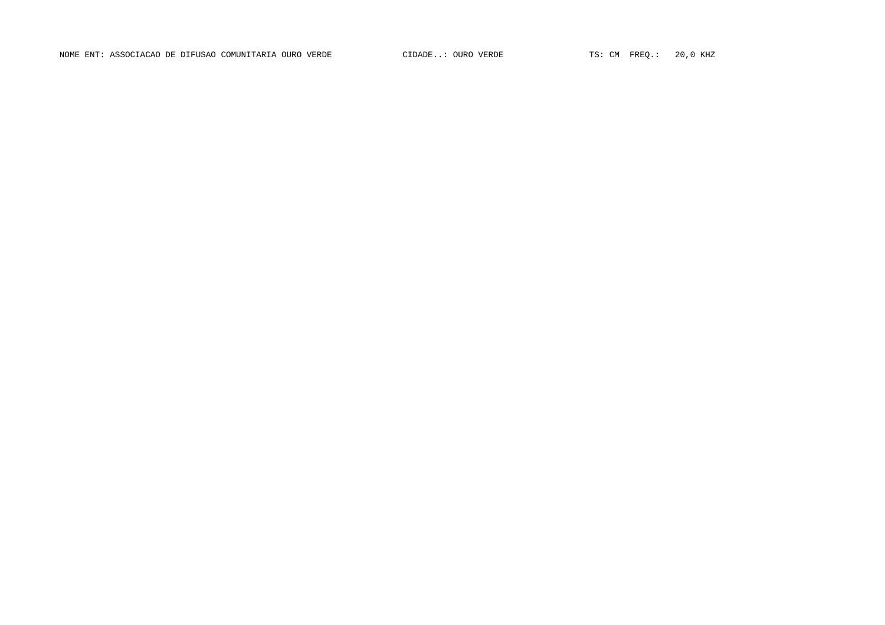NOME ENT: ASSOCIACAO DE DIFUSAO COMUNITARIA OURO VERDE CIDADE..: OURO VERDE TS: CM FREQ.: 20,0 KHZ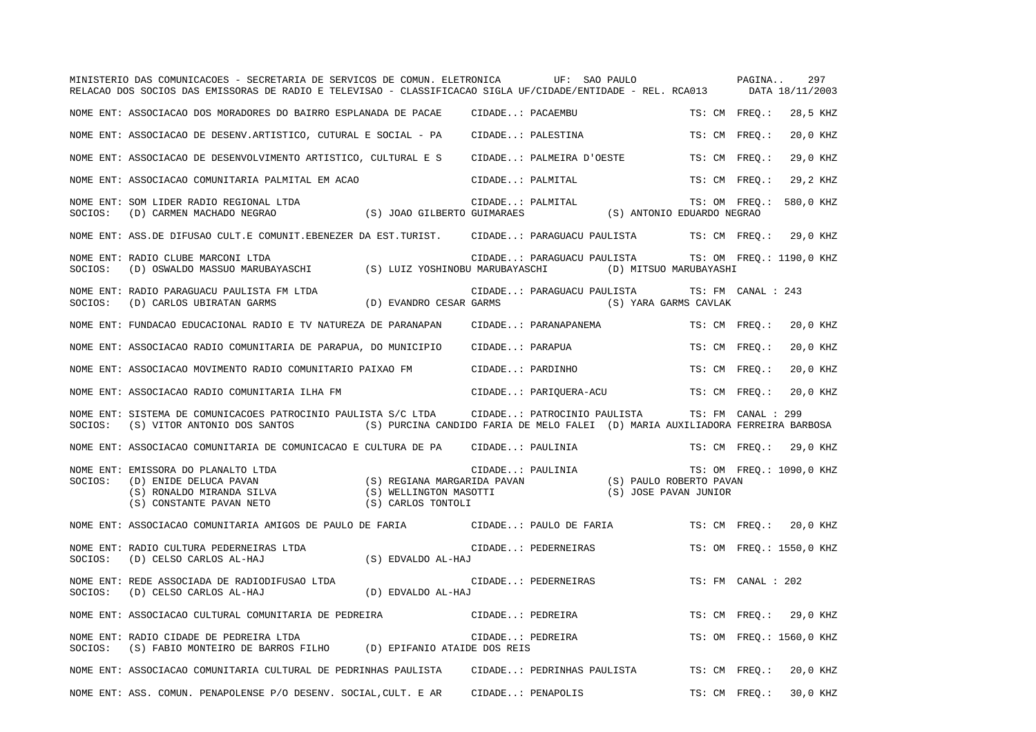MINISTERIO DAS COMUNICACOES - SECRETARIA DE SERVICOS DE COMUN. ELETRONICA UF: SAO PAULO

RELACAO DOS SOCIOS DAS EMISSORAS DE RADIO E TELEVISAO - CLASSIFICACAO SIGLA UF/CIDADE/ENTIDADE - REL. RCA013 DATA 18/11/2003

NOME ENT: ASSOCIACAO DOS MORADORES DO BAIRRO ESPLANADA DE PACAE CIDADE..: PACAEMBU TS: CM FREQ.: 28,5 KHZ

NOME ENT: ASSOCIACAO DE DESENV.ARTISTICO, CUTURAL E SOCIAL - PA CIDADE..: PALESTINA TS: CM FREQ.: 20,0 KHZ

NOME ENT: ASSOCIACAO DE DESENVOLVIMENTO ARTISTICO, CULTURAL E S CIDADE..: PALMEIRA D'OESTE TS: CM FREQ.: 29,0 KHZ

NOME ENT: ASSOCIACAO COMUNITARIA PALMITAL EM ACAO CIDADE..: PALMITAL TS: CM FREQ.: 29,2 KHZ

NOME ENT: SOM LIDER RADIO REGIONAL LTDA CIDADE..: PALMITAL TS: OM FREQ.: 580,0 KHZ
SOCIOS: (D) CARMEN MACHADO NEGRAO (S) JOAO GILBERTO GUIMARAES (S) ANTONIO EDUARDO NEGRAO

NOME ENT: ASS.DE DIFUSAO CULT.E COMUNIT.EBENEZER DA EST.TURIST. CIDADE..: PARAGUACU PAULISTA TS: CM FREQ.: 29,0 KHZ

NOME ENT: RADIO CLUBE MARCONI LTDA CIDADE..: PARAGUACU PAULISTA TS: OM FREQ.: 1190,0 KHZ
SOCIOS: (D) OSWALDO MASSUO MARUBAYASCHI (S) LUIZ YOSHINOBU MARUBAYASCHI (D) MITSUO MARUBAYASHI

NOME ENT: RADIO PARAGUACU PAULISTA FM LTDA CIDADE..: PARAGUACU PAULISTA TS: FM CANAL : 243
SOCIOS: (D) CARLOS UBIRATAN GARMS (D) EVANDRO CESAR GARMS (S) YARA GARMS CAVLAK

NOME ENT: FUNDACAO EDUCACIONAL RADIO E TV NATUREZA DE PARANAPAN CIDADE..: PARANAPANEMA TS: CM FREQ.: 20,0 KHZ

NOME ENT: ASSOCIACAO RADIO COMUNITARIA DE PARAPUA, DO MUNICIPIO CIDADE..: PARAPUA TS: CM FREQ.: 20,0 KHZ

NOME ENT: ASSOCIACAO MOVIMENTO RADIO COMUNITARIO PAIXAO FM CIDADE..: PARDINHO TS: CM FREQ.: 20,0 KHZ

NOME ENT: ASSOCIACAO RADIO COMUNITARIA ILHA FM CIDADE..: PARIQUERA-ACU TS: CM FREQ.: 20,0 KHZ

NOME ENT: SISTEMA DE COMUNICACOES PATROCINIO PAULISTA S/C LTDA CIDADE..: PATROCINIO PAULISTA TS: FM CANAL : 299
SOCIOS: (S) VITOR ANTONIO DOS SANTOS (S) PURCINA CANDIDO FARIA DE MELO FALEI (D) MARIA AUXILIADORA FERREIRA BARBOSA

NOME ENT: ASSOCIACAO COMUNITARIA DE COMUNICACAO E CULTURA DE PA CIDADE..: PAULINIA TS: CM FREQ.: 29,0 KHZ

NOME ENT: EMISSORA DO PLANALTO LTDA CIDADE..: PAULINIA TS: OM FREQ.: 1090,0 KHZ
SOCIOS: (D) ENIDE DELUCA PAVAN (S) REGIANA MARGARIDA PAVAN (S) PAULO ROBERTO PAVAN
(S) RONALDO MIRANDA SILVA (S) WELLINGTON MASOTTI (S) JOSE PAVAN JUNIOR
(S) CONSTANTE PAVAN NETO (S) CARLOS TONTOLI

NOME ENT: ASSOCIACAO COMUNITARIA AMIGOS DE PAULO DE FARIA CIDADE..: PAULO DE FARIA TS: CM FREQ.: 20,0 KHZ

NOME ENT: RADIO CULTURA PEDERNEIRAS LTDA CIDADE..: PEDERNEIRAS TS: OM FREQ.: 1550,0 KHZ
SOCIOS: (D) CELSO CARLOS AL-HAJ (S) EDVALDO AL-HAJ

NOME ENT: REDE ASSOCIADA DE RADIODIFUSAO LTDA CIDADE..: PEDERNEIRAS TS: FM CANAL : 202
SOCIOS: (D) CELSO CARLOS AL-HAJ (D) EDVALDO AL-HAJ

NOME ENT: ASSOCIACAO CULTURAL COMUNITARIA DE PEDREIRA CIDADE..: PEDREIRA TS: CM FREQ.: 29,0 KHZ

NOME ENT: RADIO CIDADE DE PEDREIRA LTDA CIDADE..: PEDREIRA TS: OM FREQ.: 1560,0 KHZ
SOCIOS: (S) FABIO MONTEIRO DE BARROS FILHO (D) EPIFANIO ATAIDE DOS REIS

NOME ENT: ASSOCIACAO COMUNITARIA CULTURAL DE PEDRINHAS PAULISTA CIDADE..: PEDRINHAS PAULISTA TS: CM FREQ.: 20,0 KHZ

NOME ENT: ASS. COMUN. PENAPOLENSE P/O DESENV. SOCIAL,CULT. E AR CIDADE..: PENAPOLIS TS: CM FREQ.: 30,0 KHZ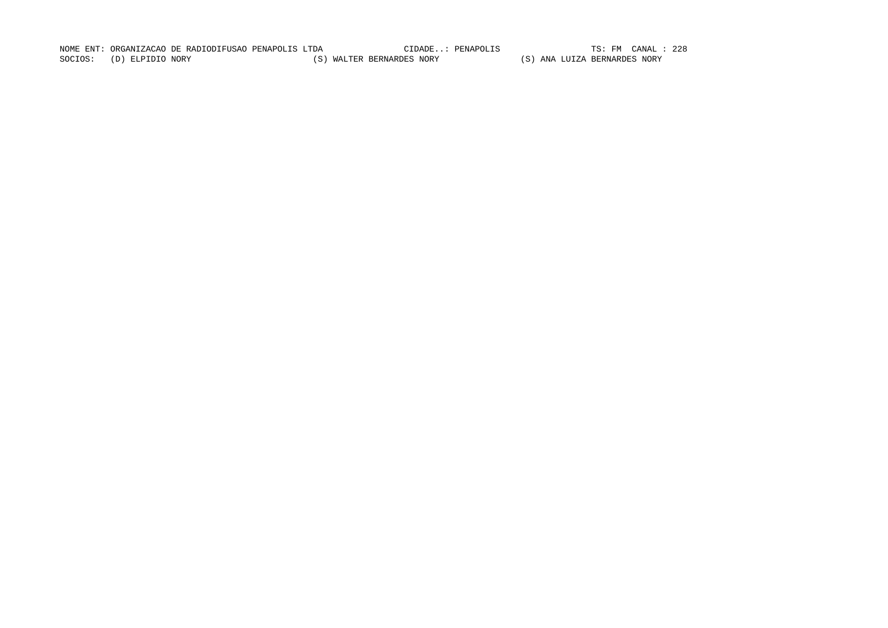NOME ENT: ORGANIZACAO DE RADIODIFUSAO PENAPOLIS LTDA CIDADE..: PENAPOLIS TS: FM CANAL : 228

SOCIOS: (D) ELPIDIO NORY (S) WALTER BERNARDES NORY (S) ANA LUIZA BERNARDES NORY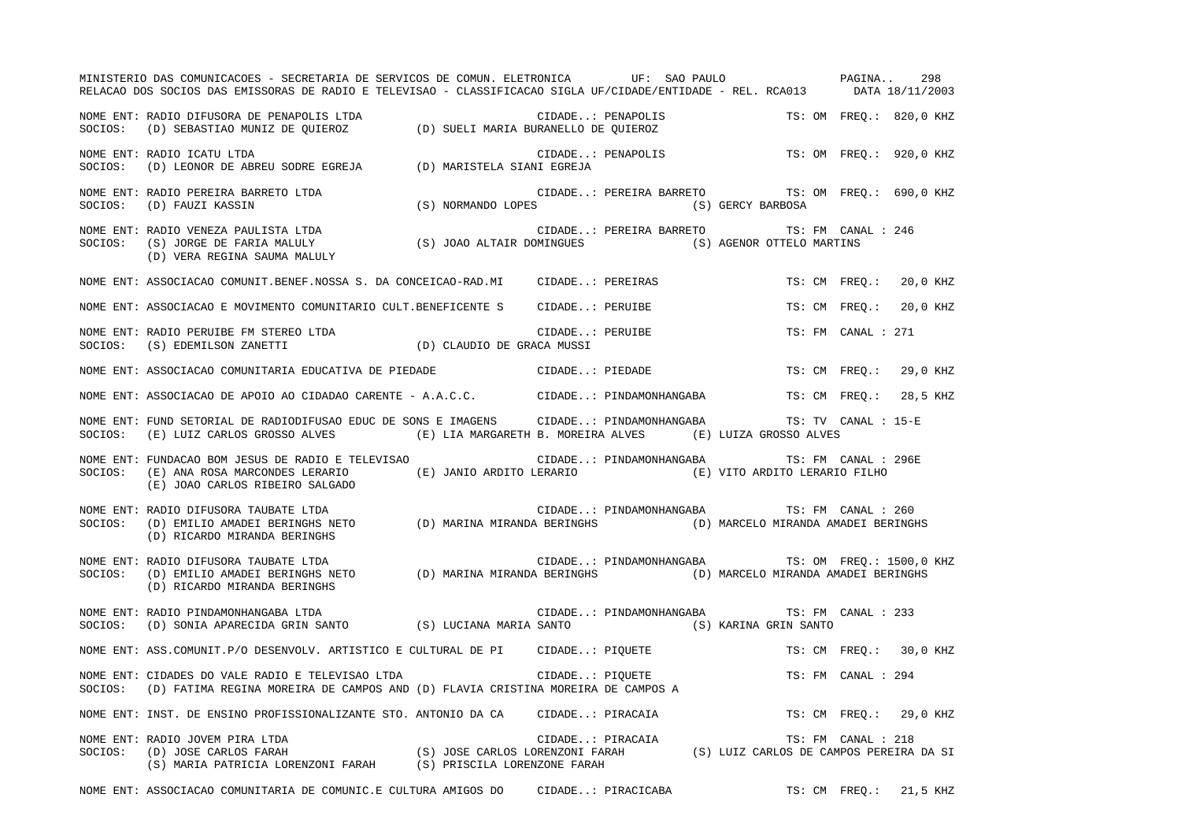NOME ENT: RADIO DIFUSORA DE PENAPOLIS LTDA — CIDADE..: PENAPOLIS — TS: OM FREQ.: 820,0 KHZ
SOCIOS: (D) SEBASTIAO MUNIZ DE QUIEROZ (D) SUELI MARIA BURANELLO DE QUIEROZ

NOME ENT: RADIO ICATU LTDA — CIDADE..: PENAPOLIS — TS: OM FREQ.: 920,0 KHZ
SOCIOS: (D) LEONOR DE ABREU SODRE EGREJA (D) MARISTELA SIANI EGREJA

NOME ENT: RADIO PEREIRA BARRETO LTDA — CIDADE..: PEREIRA BARRETO — TS: OM FREQ.: 690,0 KHZ
SOCIOS: (D) FAUZI KASSIN (S) NORMANDO LOPES (S) GERCY BARBOSA

NOME ENT: RADIO VENEZA PAULISTA LTDA — CIDADE..: PEREIRA BARRETO — TS: FM CANAL : 246
SOCIOS: (S) JORGE DE FARIA MALULY (S) JOAO ALTAIR DOMINGUES (S) AGENOR OTTELO MARTINS (D) VERA REGINA SAUMA MALULY

NOME ENT: ASSOCIACAO COMUNIT.BENEF.NOSSA S. DA CONCEICAO-RAD.MI — CIDADE..: PEREIRAS — TS: CM FREQ.: 20,0 KHZ

NOME ENT: ASSOCIACAO E MOVIMENTO COMUNITARIO CULT.BENEFICENTE S — CIDADE..: PERUIBE — TS: CM FREQ.: 20,0 KHZ

NOME ENT: RADIO PERUIBE FM STEREO LTDA — CIDADE..: PERUIBE — TS: FM CANAL : 271
SOCIOS: (S) EDEMILSON ZANETTI (D) CLAUDIO DE GRACA MUSSI

NOME ENT: ASSOCIACAO COMUNITARIA EDUCATIVA DE PIEDADE — CIDADE..: PIEDADE — TS: CM FREQ.: 29,0 KHZ

NOME ENT: ASSOCIACAO DE APOIO AO CIDADAO CARENTE - A.A.C.C. — CIDADE..: PINDAMONHANGABA — TS: CM FREQ.: 28,5 KHZ

NOME ENT: FUND SETORIAL DE RADIODIFUSAO EDUC DE SONS E IMAGENS — CIDADE..: PINDAMONHANGABA — TS: TV CANAL : 15-E
SOCIOS: (E) LUIZ CARLOS GROSSO ALVES (E) LIA MARGARETH B. MOREIRA ALVES (E) LUIZA GROSSO ALVES

NOME ENT: FUNDACAO BOM JESUS DE RADIO E TELEVISAO — CIDADE..: PINDAMONHANGABA — TS: FM CANAL : 296E
SOCIOS: (E) ANA ROSA MARCONDES LERARIO (E) JANIO ARDITO LERARIO (E) VITO ARDITO LERARIO FILHO (E) JOAO CARLOS RIBEIRO SALGADO

NOME ENT: RADIO DIFUSORA TAUBATE LTDA — CIDADE..: PINDAMONHANGABA — TS: FM CANAL : 260
SOCIOS: (D) EMILIO AMADEI BERINGHS NETO (D) MARINA MIRANDA BERINGHS (D) MARCELO MIRANDA AMADEI BERINGHS (D) RICARDO MIRANDA BERINGHS

NOME ENT: RADIO DIFUSORA TAUBATE LTDA — CIDADE..: PINDAMONHANGABA — TS: OM FREQ.: 1500,0 KHZ
SOCIOS: (D) EMILIO AMADEI BERINGHS NETO (D) MARINA MIRANDA BERINGHS (D) MARCELO MIRANDA AMADEI BERINGHS (D) RICARDO MIRANDA BERINGHS

NOME ENT: RADIO PINDAMONHANGABA LTDA — CIDADE..: PINDAMONHANGABA — TS: FM CANAL : 233
SOCIOS: (D) SONIA APARECIDA GRIN SANTO (S) LUCIANA MARIA SANTO (S) KARINA GRIN SANTO

NOME ENT: ASS.COMUNIT.P/O DESENVOLV. ARTISTICO E CULTURAL DE PI — CIDADE..: PIQUETE — TS: CM FREQ.: 30,0 KHZ

NOME ENT: CIDADES DO VALE RADIO E TELEVISAO LTDA — CIDADE..: PIQUETE — TS: FM CANAL : 294
SOCIOS: (D) FATIMA REGINA MOREIRA DE CAMPOS AND (D) FLAVIA CRISTINA MOREIRA DE CAMPOS A

NOME ENT: INST. DE ENSINO PROFISSIONALIZANTE STO. ANTONIO DA CA — CIDADE..: PIRACAIA — TS: CM FREQ.: 29,0 KHZ

NOME ENT: RADIO JOVEM PIRA LTDA — CIDADE..: PIRACAIA — TS: FM CANAL : 218
SOCIOS: (D) JOSE CARLOS FARAH (S) JOSE CARLOS LORENZONI FARAH (S) LUIZ CARLOS DE CAMPOS PEREIRA DA SI (S) MARIA PATRICIA LORENZONI FARAH (S) PRISCILA LORENZONE FARAH

NOME ENT: ASSOCIACAO COMUNITARIA DE COMUNIC.E CULTURA AMIGOS DO — CIDADE..: PIRACICABA — TS: CM FREQ.: 21,5 KHZ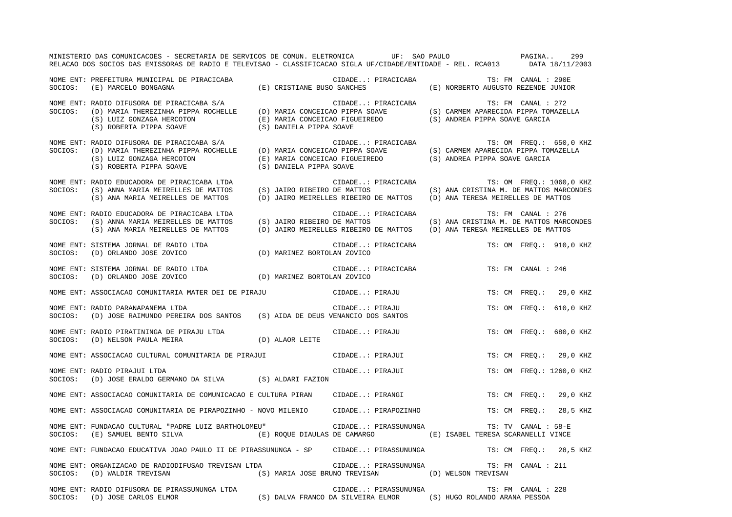MINISTERIO DAS COMUNICACOES - SECRETARIA DE SERVICOS DE COMUN. ELETRONICA UF: SAO PAULO

RELACAO DOS SOCIOS DAS EMISSORAS DE RADIO E TELEVISAO - CLASSIFICACAO SIGLA UF/CIDADE/ENTIDADE - REL. RCA013 DATA 18/11/2003

NOME ENT: PREFEITURA MUNICIPAL DE PIRACICABA — CIDADE..: PIRACICABA — TS: FM CANAL : 290E
SOCIOS: (E) MARCELO BONGAGNA (E) CRISTIANE BUSO SANCHES (E) NORBERTO AUGUSTO REZENDE JUNIOR

NOME ENT: RADIO DIFUSORA DE PIRACICABA S/A — CIDADE..: PIRACICABA — TS: FM CANAL : 272
SOCIOS: (D) MARIA THEREZINHA PIPPA ROCHELLE (D) MARIA CONCEICAO PIPPA SOAVE (S) CARMEM APARECIDA PIPPA TOMAZELLA (S) LUIZ GONZAGA HERCOTON (E) MARIA CONCEICAO FIGUEIREDO (S) ANDREA PIPPA SOAVE GARCIA (S) ROBERTA PIPPA SOAVE (S) DANIELA PIPPA SOAVE

NOME ENT: RADIO DIFUSORA DE PIRACICABA S/A — CIDADE..: PIRACICABA — TS: OM FREQ.: 650,0 KHZ
SOCIOS: (D) MARIA THEREZINHA PIPPA ROCHELLE (D) MARIA CONCEICAO PIPPA SOAVE (S) CARMEM APARECIDA PIPPA TOMAZELLA (S) LUIZ GONZAGA HERCOTON (E) MARIA CONCEICAO FIGUEIREDO (S) ANDREA PIPPA SOAVE GARCIA (S) ROBERTA PIPPA SOAVE (S) DANIELA PIPPA SOAVE

NOME ENT: RADIO EDUCADORA DE PIRACICABA LTDA — CIDADE..: PIRACICABA — TS: OM FREQ.: 1060,0 KHZ
SOCIOS: (S) ANNA MARIA MEIRELLES DE MATTOS (S) JAIRO RIBEIRO DE MATTOS (S) ANA CRISTINA M. DE MATTOS MARCONDES (S) ANA MARIA MEIRELLES DE MATTOS (D) JAIRO MEIRELLES RIBEIRO DE MATTOS (D) ANA TERESA MEIRELLES DE MATTOS

NOME ENT: RADIO EDUCADORA DE PIRACICABA LTDA — CIDADE..: PIRACICABA — TS: FM CANAL : 276
SOCIOS: (S) ANNA MARIA MEIRELLES DE MATTOS (S) JAIRO RIBEIRO DE MATTOS (S) ANA CRISTINA M. DE MATTOS MARCONDES (S) ANA MARIA MEIRELLES DE MATTOS (D) JAIRO MEIRELLES RIBEIRO DE MATTOS (D) ANA TERESA MEIRELLES DE MATTOS

NOME ENT: SISTEMA JORNAL DE RADIO LTDA — CIDADE..: PIRACICABA — TS: OM FREQ.: 910,0 KHZ
SOCIOS: (D) ORLANDO JOSE ZOVICO (D) MARINEZ BORTOLAN ZOVICO

NOME ENT: SISTEMA JORNAL DE RADIO LTDA — CIDADE..: PIRACICABA — TS: FM CANAL : 246
SOCIOS: (D) ORLANDO JOSE ZOVICO (D) MARINEZ BORTOLAN ZOVICO

NOME ENT: ASSOCIACAO COMUNITARIA MATER DEI DE PIRAJU — CIDADE..: PIRAJU — TS: CM FREQ.: 29,0 KHZ

NOME ENT: RADIO PARANAPANEMA LTDA — CIDADE..: PIRAJU — TS: OM FREQ.: 610,0 KHZ
SOCIOS: (D) JOSE RAIMUNDO PEREIRA DOS SANTOS (S) AIDA DE DEUS VENANCIO DOS SANTOS

NOME ENT: RADIO PIRATININGA DE PIRAJU LTDA — CIDADE..: PIRAJU — TS: OM FREQ.: 680,0 KHZ
SOCIOS: (D) NELSON PAULA MEIRA (D) ALAOR LEITE

NOME ENT: ASSOCIACAO CULTURAL COMUNITARIA DE PIRAJUI — CIDADE..: PIRAJUI — TS: CM FREQ.: 29,0 KHZ

NOME ENT: RADIO PIRAJUI LTDA — CIDADE..: PIRAJUI — TS: OM FREQ.: 1260,0 KHZ
SOCIOS: (D) JOSE ERALDO GERMANO DA SILVA (S) ALDARI FAZION

NOME ENT: ASSOCIACAO COMUNITARIA DE COMUNICACAO E CULTURA PIRAN — CIDADE..: PIRANGI — TS: CM FREQ.: 29,0 KHZ

NOME ENT: ASSOCIACAO COMUNITARIA DE PIRAPOZINHO - NOVO MILENIO — CIDADE..: PIRAPOZINHO — TS: CM FREQ.: 28,5 KHZ

NOME ENT: FUNDACAO CULTURAL "PADRE LUIZ BARTHOLOMEU" — CIDADE..: PIRASSUNUNGA — TS: TV CANAL : 58-E
SOCIOS: (E) SAMUEL BENTO SILVA (E) ROQUE DIAULAS DE CAMARGO (E) ISABEL TERESA SCARANELLI VINCE

NOME ENT: FUNDACAO EDUCATIVA JOAO PAULO II DE PIRASSUNUNGA - SP — CIDADE..: PIRASSUNUNGA — TS: CM FREQ.: 28,5 KHZ

NOME ENT: ORGANIZACAO DE RADIODIFUSAO TREVISAN LTDA — CIDADE..: PIRASSUNUNGA — TS: FM CANAL : 211
SOCIOS: (D) WALDIR TREVISAN (S) MARIA JOSE BRUNO TREVISAN (D) WELSON TREVISAN

NOME ENT: RADIO DIFUSORA DE PIRASSUNUNGA LTDA — CIDADE..: PIRASSUNUNGA — TS: FM CANAL : 228
SOCIOS: (D) JOSE CARLOS ELMOR (S) DALVA FRANCO DA SILVEIRA ELMOR (S) HUGO ROLANDO ARANA PESSOA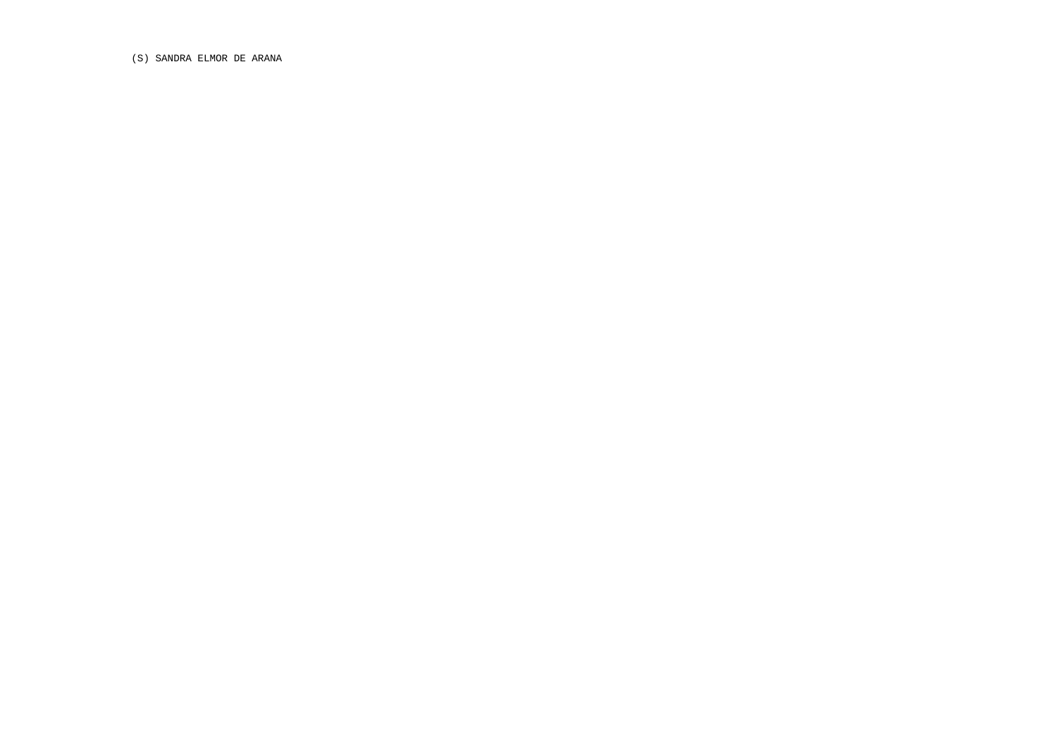(S) SANDRA ELMOR DE ARANA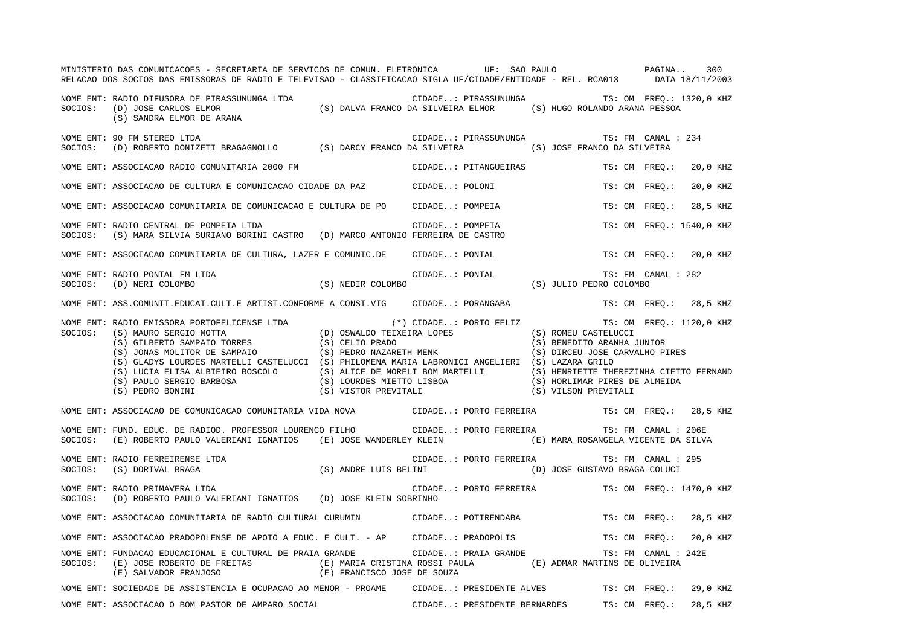MINISTERIO DAS COMUNICACOES - SECRETARIA DE SERVICOS DE COMUN. ELETRONICA UF: SAO PAULO

RELACAO DOS SOCIOS DAS EMISSORAS DE RADIO E TELEVISAO - CLASSIFICACAO SIGLA UF/CIDADE/ENTIDADE - REL. RCA013 DATA 18/11/2003

NOME ENT: RADIO DIFUSORA DE PIRASSUNUNGA LTDA — CIDADE..: PIRASSUNUNGA — TS: OM FREQ.: 1320,0 KHZ
SOCIOS: (D) JOSE CARLOS ELMOR (S) DALVA FRANCO DA SILVEIRA ELMOR (S) HUGO ROLANDO ARANA PESSOA
(S) SANDRA ELMOR DE ARANA

NOME ENT: 90 FM STEREO LTDA — CIDADE..: PIRASSUNUNGA — TS: FM CANAL : 234
SOCIOS: (D) ROBERTO DONIZETI BRAGAGNOLLO (S) DARCY FRANCO DA SILVEIRA (S) JOSE FRANCO DA SILVEIRA

NOME ENT: ASSOCIACAO RADIO COMUNITARIA 2000 FM — CIDADE..: PITANGUEIRAS — TS: CM FREQ.: 20,0 KHZ

NOME ENT: ASSOCIACAO DE CULTURA E COMUNICACAO CIDADE DA PAZ — CIDADE..: POLONI — TS: CM FREQ.: 20,0 KHZ

NOME ENT: ASSOCIACAO COMUNITARIA DE COMUNICACAO E CULTURA DE PO — CIDADE..: POMPEIA — TS: CM FREQ.: 28,5 KHZ

NOME ENT: RADIO CENTRAL DE POMPEIA LTDA — CIDADE..: POMPEIA — TS: OM FREQ.: 1540,0 KHZ
SOCIOS: (S) MARA SILVIA SURIANO BORINI CASTRO (D) MARCO ANTONIO FERREIRA DE CASTRO

NOME ENT: ASSOCIACAO COMUNITARIA DE CULTURA, LAZER E COMUNIC.DE — CIDADE..: PONTAL — TS: CM FREQ.: 20,0 KHZ

NOME ENT: RADIO PONTAL FM LTDA — CIDADE..: PONTAL — TS: FM CANAL : 282
SOCIOS: (D) NERI COLOMBO (S) NEDIR COLOMBO (S) JULIO PEDRO COLOMBO

NOME ENT: ASS.COMUNIT.EDUCAT.CULT.E ARTIST.CONFORME A CONST.VIG — CIDADE..: PORANGABA — TS: CM FREQ.: 28,5 KHZ

NOME ENT: RADIO EMISSORA PORTOFELICENSE LTDA — (*) CIDADE..: PORTO FELIZ — TS: OM FREQ.: 1120,0 KHZ
SOCIOS: (S) MAURO SERGIO MOTTA (D) OSWALDO TEIXEIRA LOPES (S) ROMEU CASTELUCCI
(S) GILBERTO SAMPAIO TORRES (S) CELIO PRADO (S) BENEDITO ARANHA JUNIOR
(S) JONAS MOLITOR DE SAMPAIO (S) PEDRO NAZARETH MENK (S) DIRCEU JOSE CARVALHO PIRES
(S) GLADYS LOURDES MARTELLI CASTELUCCI (S) PHILOMENA MARIA LABRONICI ANGELIERI (S) LAZARA GRILO
(S) LUCIA ELISA ALBIEIRO BOSCOLO (S) ALICE DE MORELI BOM MARTELLI (S) HENRIETTE THEREZINHA CIETTO FERNAND
(S) PAULO SERGIO BARBOSA (S) LOURDES MIETTO LISBOA (S) HORLIMAR PIRES DE ALMEIDA
(S) PEDRO BONINI (S) VISTOR PREVITALI (S) VILSON PREVITALI

NOME ENT: ASSOCIACAO DE COMUNICACAO COMUNITARIA VIDA NOVA — CIDADE..: PORTO FERREIRA — TS: CM FREQ.: 28,5 KHZ

NOME ENT: FUND. EDUC. DE RADIOD. PROFESSOR LOURENCO FILHO — CIDADE..: PORTO FERREIRA — TS: FM CANAL : 206E
SOCIOS: (E) ROBERTO PAULO VALERIANI IGNATIOS (E) JOSE WANDERLEY KLEIN (E) MARA ROSANGELA VICENTE DA SILVA

NOME ENT: RADIO FERREIRENSE LTDA — CIDADE..: PORTO FERREIRA — TS: FM CANAL : 295
SOCIOS: (S) DORIVAL BRAGA (S) ANDRE LUIS BELINI (D) JOSE GUSTAVO BRAGA COLUCI

NOME ENT: RADIO PRIMAVERA LTDA — CIDADE..: PORTO FERREIRA — TS: OM FREQ.: 1470,0 KHZ
SOCIOS: (D) ROBERTO PAULO VALERIANI IGNATIOS (D) JOSE KLEIN SOBRINHO

NOME ENT: ASSOCIACAO COMUNITARIA DE RADIO CULTURAL CURUMIN — CIDADE..: POTIRENDABA — TS: CM FREQ.: 28,5 KHZ

NOME ENT: ASSOCIACAO PRADOPOLENSE DE APOIO A EDUC. E CULT. - AP — CIDADE..: PRADOPOLIS — TS: CM FREQ.: 20,0 KHZ

NOME ENT: FUNDACAO EDUCACIONAL E CULTURAL DE PRAIA GRANDE — CIDADE..: PRAIA GRANDE — TS: FM CANAL : 242E
SOCIOS: (E) JOSE ROBERTO DE FREITAS (E) MARIA CRISTINA ROSSI PAULA (E) ADMAR MARTINS DE OLIVEIRA
(E) SALVADOR FRANJOSO (E) FRANCISCO JOSE DE SOUZA

NOME ENT: SOCIEDADE DE ASSISTENCIA E OCUPACAO AO MENOR - PROAME — CIDADE..: PRESIDENTE ALVES — TS: CM FREQ.: 29,0 KHZ

NOME ENT: ASSOCIACAO O BOM PASTOR DE AMPARO SOCIAL — CIDADE..: PRESIDENTE BERNARDES — TS: CM FREQ.: 28,5 KHZ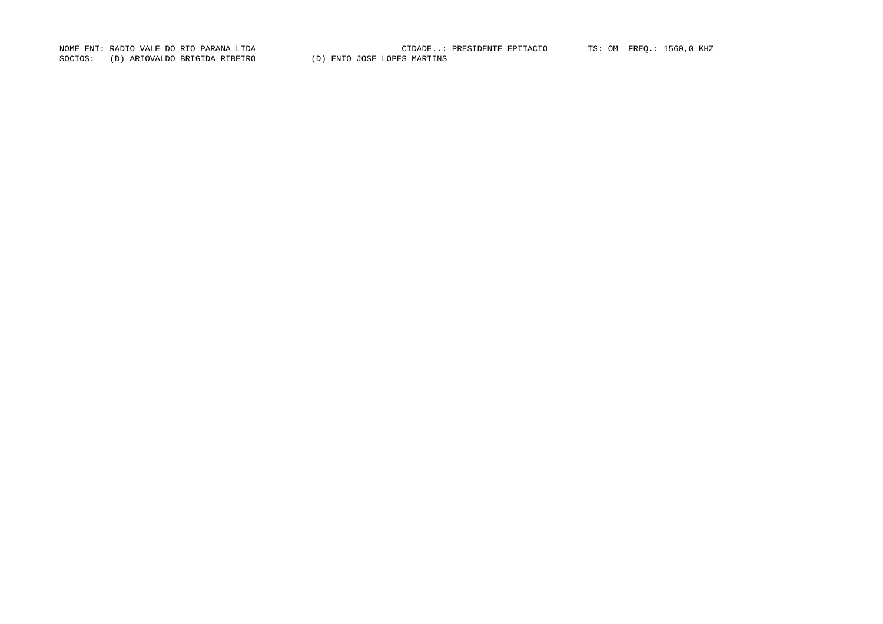NOME ENT: RADIO VALE DO RIO PARANA LTDA CIDADE..: PRESIDENTE EPITACIO TS: OM FREQ.: 1560,0 KHZ
SOCIOS: (D) ARIOVALDO BRIGIDA RIBEIRO (D) ENIO JOSE LOPES MARTINS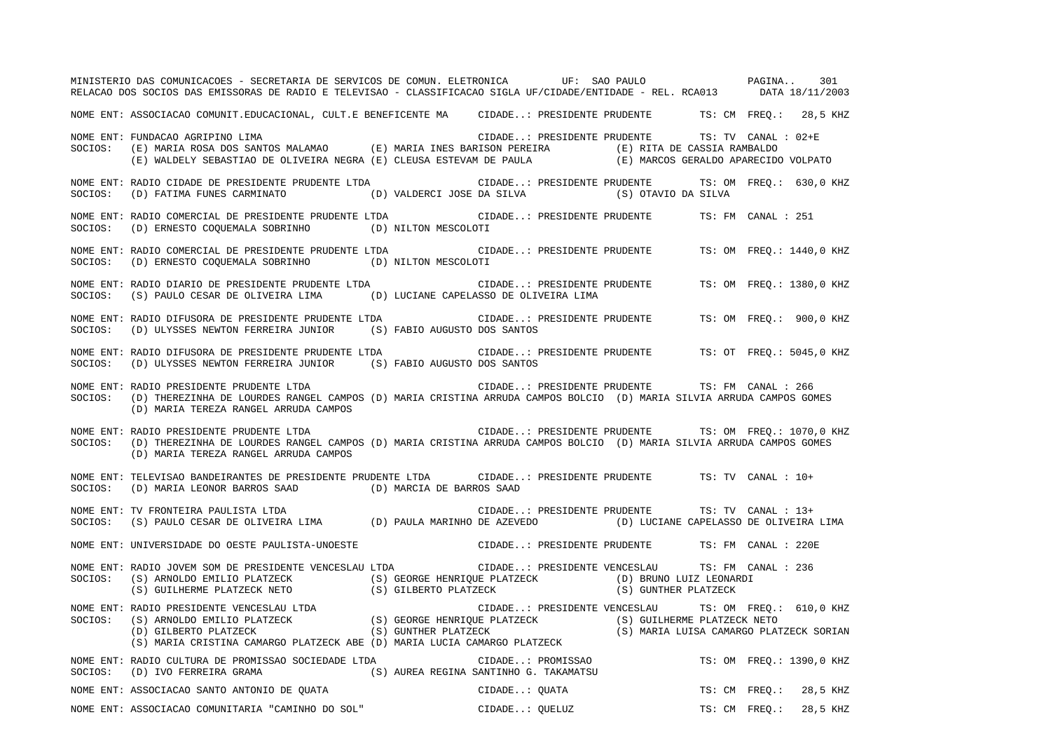NOME ENT: ASSOCIACAO COMUNIT.EDUCACIONAL, CULT.E BENEFICENTE MA    CIDADE..: PRESIDENTE PRUDENTE    TS: CM  FREQ.:  28,5 KHZ

NOME ENT: FUNDACAO AGRIPINO LIMA    CIDADE..: PRESIDENTE PRUDENTE    TS: TV  CANAL : 02+E
SOCIOS: (E) MARIA ROSA DOS SANTOS MALAMAO    (E) MARIA INES BARISON PEREIRA    (E) RITA DE CASSIA RAMBALDO
(E) WALDELY SEBASTIAO DE OLIVEIRA NEGRA (E) CLEUSA ESTEVAM DE PAULA    (E) MARCOS GERALDO APARECIDO VOLPATO

NOME ENT: RADIO CIDADE DE PRESIDENTE PRUDENTE LTDA    CIDADE..: PRESIDENTE PRUDENTE    TS: OM  FREQ.:  630,0 KHZ
SOCIOS: (D) FATIMA FUNES CARMINATO    (D) VALDERCI JOSE DA SILVA    (S) OTAVIO DA SILVA

NOME ENT: RADIO COMERCIAL DE PRESIDENTE PRUDENTE LTDA    CIDADE..: PRESIDENTE PRUDENTE    TS: FM  CANAL : 251
SOCIOS: (D) ERNESTO COQUEMALA SOBRINHO    (D) NILTON MESCOLOTI

NOME ENT: RADIO COMERCIAL DE PRESIDENTE PRUDENTE LTDA    CIDADE..: PRESIDENTE PRUDENTE    TS: OM  FREQ.: 1440,0 KHZ
SOCIOS: (D) ERNESTO COQUEMALA SOBRINHO    (D) NILTON MESCOLOTI

NOME ENT: RADIO DIARIO DE PRESIDENTE PRUDENTE LTDA    CIDADE..: PRESIDENTE PRUDENTE    TS: OM  FREQ.: 1380,0 KHZ
SOCIOS: (S) PAULO CESAR DE OLIVEIRA LIMA    (D) LUCIANE CAPELASSO DE OLIVEIRA LIMA

NOME ENT: RADIO DIFUSORA DE PRESIDENTE PRUDENTE LTDA    CIDADE..: PRESIDENTE PRUDENTE    TS: OM  FREQ.:  900,0 KHZ
SOCIOS: (D) ULYSSES NEWTON FERREIRA JUNIOR    (S) FABIO AUGUSTO DOS SANTOS

NOME ENT: RADIO DIFUSORA DE PRESIDENTE PRUDENTE LTDA    CIDADE..: PRESIDENTE PRUDENTE    TS: OT  FREQ.: 5045,0 KHZ
SOCIOS: (D) ULYSSES NEWTON FERREIRA JUNIOR    (S) FABIO AUGUSTO DOS SANTOS

NOME ENT: RADIO PRESIDENTE PRUDENTE LTDA    CIDADE..: PRESIDENTE PRUDENTE    TS: FM  CANAL : 266
SOCIOS: (D) THEREZINHA DE LOURDES RANGEL CAMPOS (D) MARIA CRISTINA ARRUDA CAMPOS BOLCIO  (D) MARIA SILVIA ARRUDA CAMPOS GOMES
(D) MARIA TEREZA RANGEL ARRUDA CAMPOS

NOME ENT: RADIO PRESIDENTE PRUDENTE LTDA    CIDADE..: PRESIDENTE PRUDENTE    TS: OM  FREQ.: 1070,0 KHZ
SOCIOS: (D) THEREZINHA DE LOURDES RANGEL CAMPOS (D) MARIA CRISTINA ARRUDA CAMPOS BOLCIO  (D) MARIA SILVIA ARRUDA CAMPOS GOMES
(D) MARIA TEREZA RANGEL ARRUDA CAMPOS

NOME ENT: TELEVISAO BANDEIRANTES DE PRESIDENTE PRUDENTE LTDA    CIDADE..: PRESIDENTE PRUDENTE    TS: TV  CANAL : 10+
SOCIOS: (D) MARIA LEONOR BARROS SAAD    (D) MARCIA DE BARROS SAAD

NOME ENT: TV FRONTEIRA PAULISTA LTDA    CIDADE..: PRESIDENTE PRUDENTE    TS: TV  CANAL : 13+
SOCIOS: (S) PAULO CESAR DE OLIVEIRA LIMA    (D) PAULA MARINHO DE AZEVEDO    (D) LUCIANE CAPELASSO DE OLIVEIRA LIMA

NOME ENT: UNIVERSIDADE DO OESTE PAULISTA-UNOESTE    CIDADE..: PRESIDENTE PRUDENTE    TS: FM  CANAL : 220E

NOME ENT: RADIO JOVEM SOM DE PRESIDENTE VENCESLAU LTDA    CIDADE..: PRESIDENTE VENCESLAU    TS: FM  CANAL : 236
SOCIOS: (S) ARNOLDO EMILIO PLATZECK    (S) GEORGE HENRIQUE PLATZECK    (D) BRUNO LUIZ LEONARDI
(S) GUILHERME PLATZECK NETO    (S) GILBERTO PLATZECK    (S) GUNTHER PLATZECK

NOME ENT: RADIO PRESIDENTE VENCESLAU LTDA    CIDADE..: PRESIDENTE VENCESLAU    TS: OM  FREQ.:  610,0 KHZ
SOCIOS: (S) ARNOLDO EMILIO PLATZECK    (S) GEORGE HENRIQUE PLATZECK    (S) GUILHERME PLATZECK NETO
(D) GILBERTO PLATZECK    (S) GUNTHER PLATZECK    (S) MARIA LUISA CAMARGO PLATZECK SORIAN
(S) MARIA CRISTINA CAMARGO PLATZECK ABE (D) MARIA LUCIA CAMARGO PLATZECK

NOME ENT: RADIO CULTURA DE PROMISSAO SOCIEDADE LTDA    CIDADE..: PROMISSAO    TS: OM  FREQ.: 1390,0 KHZ
SOCIOS: (D) IVO FERREIRA GRAMA    (S) AUREA REGINA SANTINHO G. TAKAMATSU

NOME ENT: ASSOCIACAO SANTO ANTONIO DE QUATA    CIDADE..: QUATA    TS: CM  FREQ.:  28,5 KHZ

NOME ENT: ASSOCIACAO COMUNITARIA "CAMINHO DO SOL"    CIDADE..: QUELUZ    TS: CM  FREQ.:  28,5 KHZ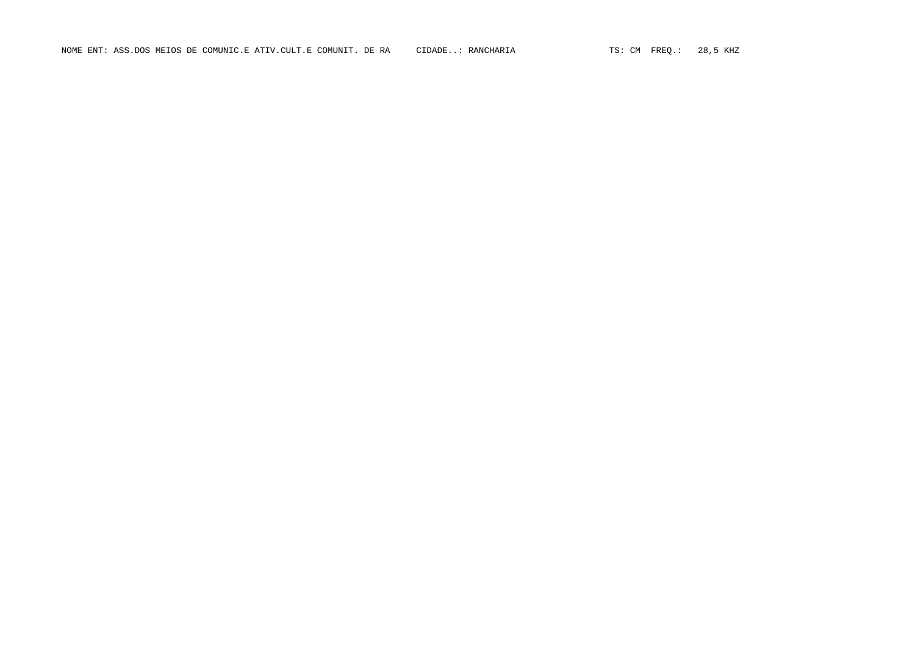NOME ENT: ASS.DOS MEIOS DE COMUNIC.E ATIV.CULT.E COMUNIT. DE RA     CIDADE..: RANCHARIA     TS: CM  FREQ.:   28,5 KHZ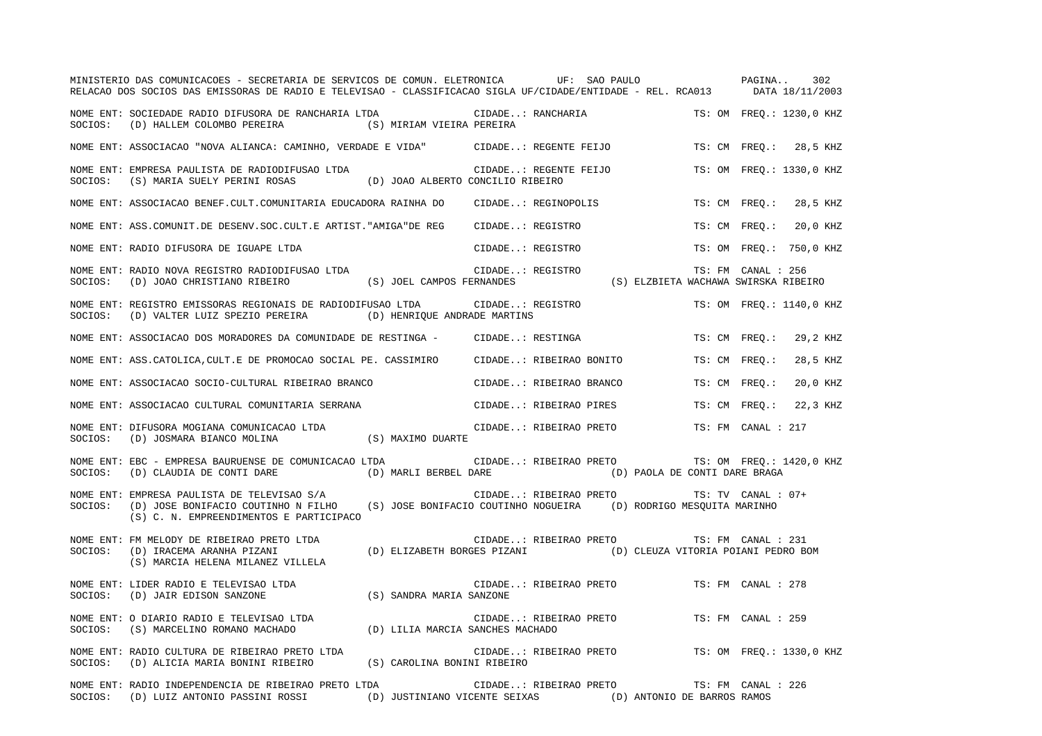MINISTERIO DAS COMUNICACOES - SECRETARIA DE SERVICOS DE COMUN. ELETRONICA UF: SAO PAULO
RELACAO DOS SOCIOS DAS EMISSORAS DE RADIO E TELEVISAO - CLASSIFICACAO SIGLA UF/CIDADE/ENTIDADE - REL. RCA013 DATA 18/11/2003

NOME ENT: SOCIEDADE RADIO DIFUSORA DE RANCHARIA LTDA — CIDADE..: RANCHARIA — TS: OM FREQ.: 1230,0 KHZ
SOCIOS: (D) HALLEM COLOMBO PEREIRA (S) MIRIAM VIEIRA PEREIRA

NOME ENT: ASSOCIACAO "NOVA ALIANCA: CAMINHO, VERDADE E VIDA" — CIDADE..: REGENTE FEIJO — TS: CM FREQ.: 28,5 KHZ

NOME ENT: EMPRESA PAULISTA DE RADIODIFUSAO LTDA — CIDADE..: REGENTE FEIJO — TS: OM FREQ.: 1330,0 KHZ
SOCIOS: (S) MARIA SUELY PERINI ROSAS (D) JOAO ALBERTO CONCILIO RIBEIRO

NOME ENT: ASSOCIACAO BENEF.CULT.COMUNITARIA EDUCADORA RAINHA DO — CIDADE..: REGINOPOLIS — TS: CM FREQ.: 28,5 KHZ

NOME ENT: ASS.COMUNIT.DE DESENV.SOC.CULT.E ARTIST."AMIGA"DE REG — CIDADE..: REGISTRO — TS: CM FREQ.: 20,0 KHZ

NOME ENT: RADIO DIFUSORA DE IGUAPE LTDA — CIDADE..: REGISTRO — TS: OM FREQ.: 750,0 KHZ

NOME ENT: RADIO NOVA REGISTRO RADIODIFUSAO LTDA — CIDADE..: REGISTRO — TS: FM CANAL : 256
SOCIOS: (D) JOAO CHRISTIANO RIBEIRO (S) JOEL CAMPOS FERNANDES (S) ELZBIETA WACHAWA SWIRSKA RIBEIRO

NOME ENT: REGISTRO EMISSORAS REGIONAIS DE RADIODIFUSAO LTDA — CIDADE..: REGISTRO — TS: OM FREQ.: 1140,0 KHZ
SOCIOS: (D) VALTER LUIZ SPEZIO PEREIRA (D) HENRIQUE ANDRADE MARTINS

NOME ENT: ASSOCIACAO DOS MORADORES DA COMUNIDADE DE RESTINGA - — CIDADE..: RESTINGA — TS: CM FREQ.: 29,2 KHZ

NOME ENT: ASS.CATOLICA,CULT.E DE PROMOCAO SOCIAL PE. CASSIMIRO — CIDADE..: RIBEIRAO BONITO — TS: CM FREQ.: 28,5 KHZ

NOME ENT: ASSOCIACAO SOCIO-CULTURAL RIBEIRAO BRANCO — CIDADE..: RIBEIRAO BRANCO — TS: CM FREQ.: 20,0 KHZ

NOME ENT: ASSOCIACAO CULTURAL COMUNITARIA SERRANA — CIDADE..: RIBEIRAO PIRES — TS: CM FREQ.: 22,3 KHZ

NOME ENT: DIFUSORA MOGIANA COMUNICACAO LTDA — CIDADE..: RIBEIRAO PRETO — TS: FM CANAL : 217
SOCIOS: (D) JOSMARA BIANCO MOLINA (S) MAXIMO DUARTE

NOME ENT: EBC - EMPRESA BAURUENSE DE COMUNICACAO LTDA — CIDADE..: RIBEIRAO PRETO — TS: OM FREQ.: 1420,0 KHZ
SOCIOS: (D) CLAUDIA DE CONTI DARE (D) MARLI BERBEL DARE (D) PAOLA DE CONTI DARE BRAGA

NOME ENT: EMPRESA PAULISTA DE TELEVISAO S/A — CIDADE..: RIBEIRAO PRETO — TS: TV CANAL : 07+
SOCIOS: (D) JOSE BONIFACIO COUTINHO N FILHO (S) JOSE BONIFACIO COUTINHO NOGUEIRA (D) RODRIGO MESQUITA MARINHO (S) C. N. EMPREENDIMENTOS E PARTICIPACO

NOME ENT: FM MELODY DE RIBEIRAO PRETO LTDA — CIDADE..: RIBEIRAO PRETO — TS: FM CANAL : 231
SOCIOS: (D) IRACEMA ARANHA PIZANI (D) ELIZABETH BORGES PIZANI (D) CLEUZA VITORIA POIANI PEDRO BOM (S) MARCIA HELENA MILANEZ VILLELA

NOME ENT: LIDER RADIO E TELEVISAO LTDA — CIDADE..: RIBEIRAO PRETO — TS: FM CANAL : 278
SOCIOS: (D) JAIR EDISON SANZONE (S) SANDRA MARIA SANZONE

NOME ENT: O DIARIO RADIO E TELEVISAO LTDA — CIDADE..: RIBEIRAO PRETO — TS: FM CANAL : 259
SOCIOS: (S) MARCELINO ROMANO MACHADO (D) LILIA MARCIA SANCHES MACHADO

NOME ENT: RADIO CULTURA DE RIBEIRAO PRETO LTDA — CIDADE..: RIBEIRAO PRETO — TS: OM FREQ.: 1330,0 KHZ
SOCIOS: (D) ALICIA MARIA BONINI RIBEIRO (S) CAROLINA BONINI RIBEIRO

NOME ENT: RADIO INDEPENDENCIA DE RIBEIRAO PRETO LTDA — CIDADE..: RIBEIRAO PRETO — TS: FM CANAL : 226
SOCIOS: (D) LUIZ ANTONIO PASSINI ROSSI (D) JUSTINIANO VICENTE SEIXAS (D) ANTONIO DE BARROS RAMOS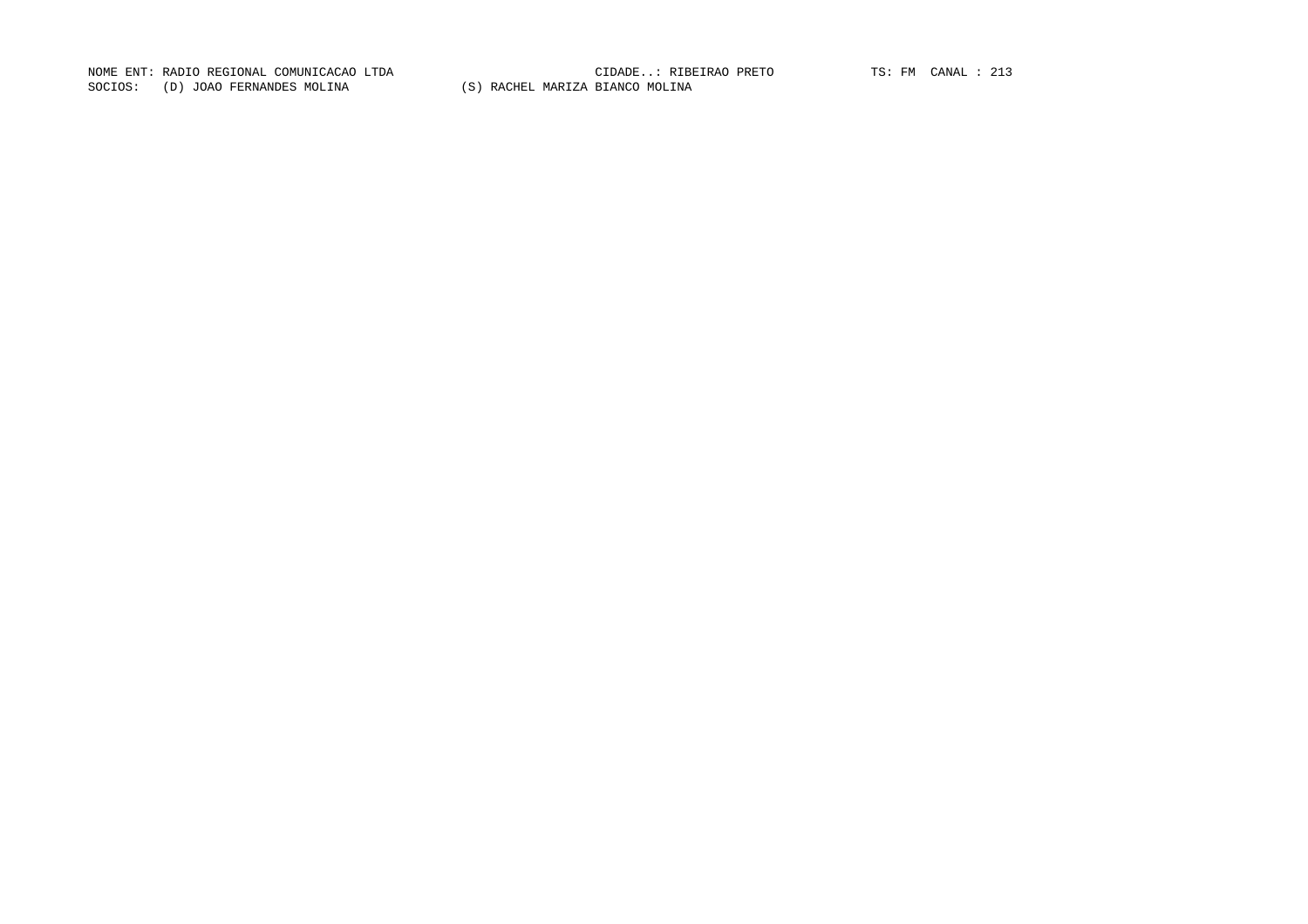NOME ENT: RADIO REGIONAL COMUNICACAO LTDA CIDADE..: RIBEIRAO PRETO TS: FM CANAL : 213
SOCIOS: (D) JOAO FERNANDES MOLINA (S) RACHEL MARIZA BIANCO MOLINA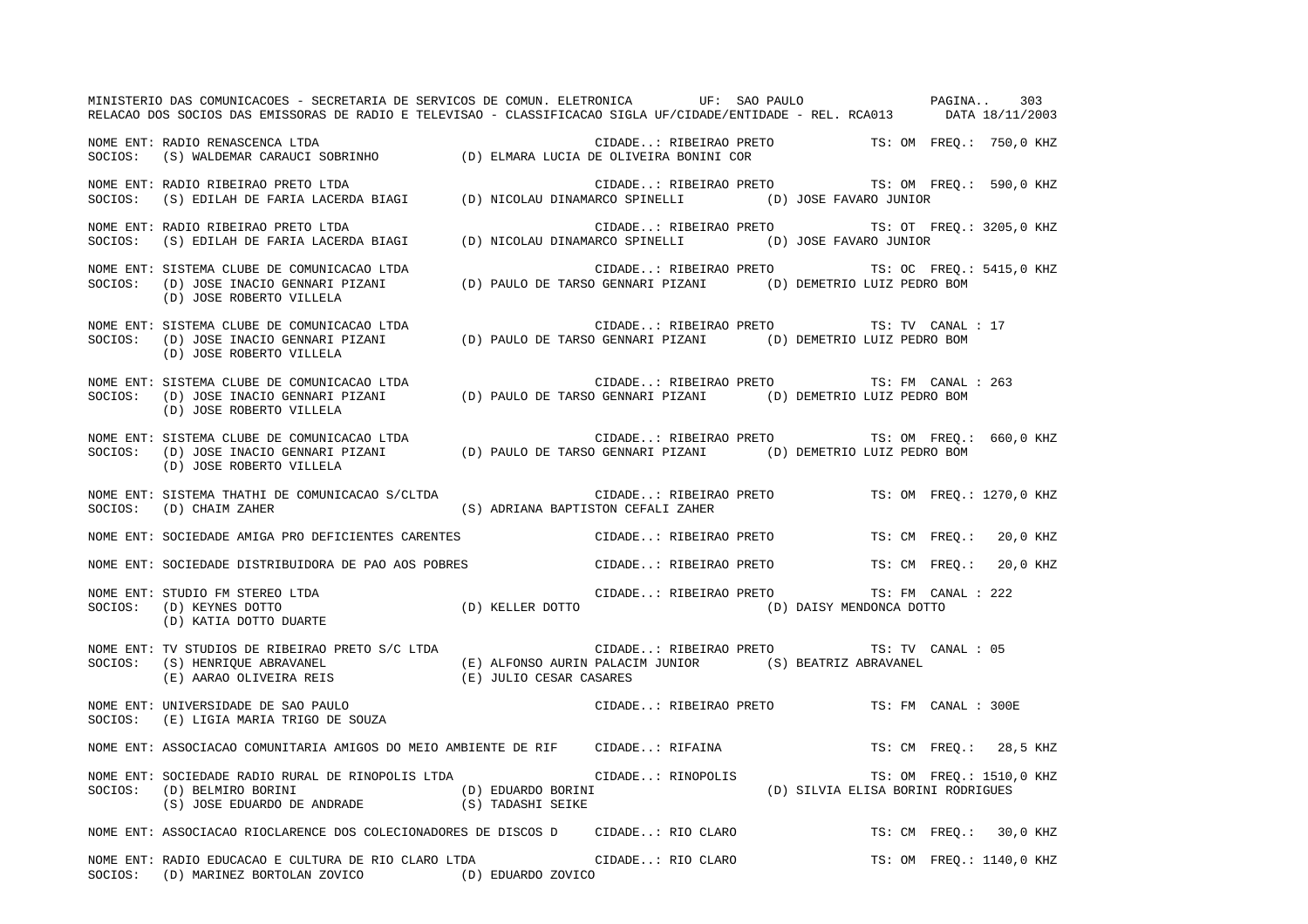NOME ENT: RADIO RENASCENCA LTDA CIDADE..: RIBEIRAO PRETO TS: OM FREQ.: 750,0 KHZ
SOCIOS: (S) WALDEMAR CARAUCI SOBRINHO (D) ELMARA LUCIA DE OLIVEIRA BONINI COR

NOME ENT: RADIO RIBEIRAO PRETO LTDA CIDADE..: RIBEIRAO PRETO TS: OM FREQ.: 590,0 KHZ
SOCIOS: (S) EDILAH DE FARIA LACERDA BIAGI (D) NICOLAU DINAMARCO SPINELLI (D) JOSE FAVARO JUNIOR

NOME ENT: RADIO RIBEIRAO PRETO LTDA CIDADE..: RIBEIRAO PRETO TS: OT FREQ.: 3205,0 KHZ
SOCIOS: (S) EDILAH DE FARIA LACERDA BIAGI (D) NICOLAU DINAMARCO SPINELLI (D) JOSE FAVARO JUNIOR

NOME ENT: SISTEMA CLUBE DE COMUNICACAO LTDA CIDADE..: RIBEIRAO PRETO TS: OC FREQ.: 5415,0 KHZ
SOCIOS: (D) JOSE INACIO GENNARI PIZANI (D) PAULO DE TARSO GENNARI PIZANI (D) DEMETRIO LUIZ PEDRO BOM
(D) JOSE ROBERTO VILLELA

NOME ENT: SISTEMA CLUBE DE COMUNICACAO LTDA CIDADE..: RIBEIRAO PRETO TS: TV CANAL : 17
SOCIOS: (D) JOSE INACIO GENNARI PIZANI (D) PAULO DE TARSO GENNARI PIZANI (D) DEMETRIO LUIZ PEDRO BOM
(D) JOSE ROBERTO VILLELA

NOME ENT: SISTEMA CLUBE DE COMUNICACAO LTDA CIDADE..: RIBEIRAO PRETO TS: FM CANAL : 263
SOCIOS: (D) JOSE INACIO GENNARI PIZANI (D) PAULO DE TARSO GENNARI PIZANI (D) DEMETRIO LUIZ PEDRO BOM
(D) JOSE ROBERTO VILLELA

NOME ENT: SISTEMA CLUBE DE COMUNICACAO LTDA CIDADE..: RIBEIRAO PRETO TS: OM FREQ.: 660,0 KHZ
SOCIOS: (D) JOSE INACIO GENNARI PIZANI (D) PAULO DE TARSO GENNARI PIZANI (D) DEMETRIO LUIZ PEDRO BOM
(D) JOSE ROBERTO VILLELA

NOME ENT: SISTEMA THATHI DE COMUNICACAO S/CLTDA CIDADE..: RIBEIRAO PRETO TS: OM FREQ.: 1270,0 KHZ
SOCIOS: (D) CHAIM ZAHER (S) ADRIANA BAPTISTON CEFALI ZAHER

NOME ENT: SOCIEDADE AMIGA PRO DEFICIENTES CARENTES CIDADE..: RIBEIRAO PRETO TS: CM FREQ.: 20,0 KHZ

NOME ENT: SOCIEDADE DISTRIBUIDORA DE PAO AOS POBRES CIDADE..: RIBEIRAO PRETO TS: CM FREQ.: 20,0 KHZ

NOME ENT: STUDIO FM STEREO LTDA CIDADE..: RIBEIRAO PRETO TS: FM CANAL : 222
SOCIOS: (D) KEYNES DOTTO (D) KELLER DOTTO (D) DAISY MENDONCA DOTTO
(D) KATIA DOTTO DUARTE

NOME ENT: TV STUDIOS DE RIBEIRAO PRETO S/C LTDA CIDADE..: RIBEIRAO PRETO TS: TV CANAL : 05
SOCIOS: (S) HENRIQUE ABRAVANEL (E) ALFONSO AURIN PALACIM JUNIOR (S) BEATRIZ ABRAVANEL
(E) AARAO OLIVEIRA REIS (E) JULIO CESAR CASARES

NOME ENT: UNIVERSIDADE DE SAO PAULO CIDADE..: RIBEIRAO PRETO TS: FM CANAL : 300E
SOCIOS: (E) LIGIA MARIA TRIGO DE SOUZA

NOME ENT: ASSOCIACAO COMUNITARIA AMIGOS DO MEIO AMBIENTE DE RIF CIDADE..: RIFAINA TS: CM FREQ.: 28,5 KHZ

NOME ENT: SOCIEDADE RADIO RURAL DE RINOPOLIS LTDA CIDADE..: RINOPOLIS TS: OM FREQ.: 1510,0 KHZ
SOCIOS: (D) BELMIRO BORINI (D) EDUARDO BORINI (D) SILVIA ELISA BORINI RODRIGUES
(S) JOSE EDUARDO DE ANDRADE (S) TADASHI SEIKE

NOME ENT: ASSOCIACAO RIOCLARENCE DOS COLECIONADORES DE DISCOS D CIDADE..: RIO CLARO TS: CM FREQ.: 30,0 KHZ

NOME ENT: RADIO EDUCACAO E CULTURA DE RIO CLARO LTDA CIDADE..: RIO CLARO TS: OM FREQ.: 1140,0 KHZ
SOCIOS: (D) MARINEZ BORTOLAN ZOVICO (D) EDUARDO ZOVICO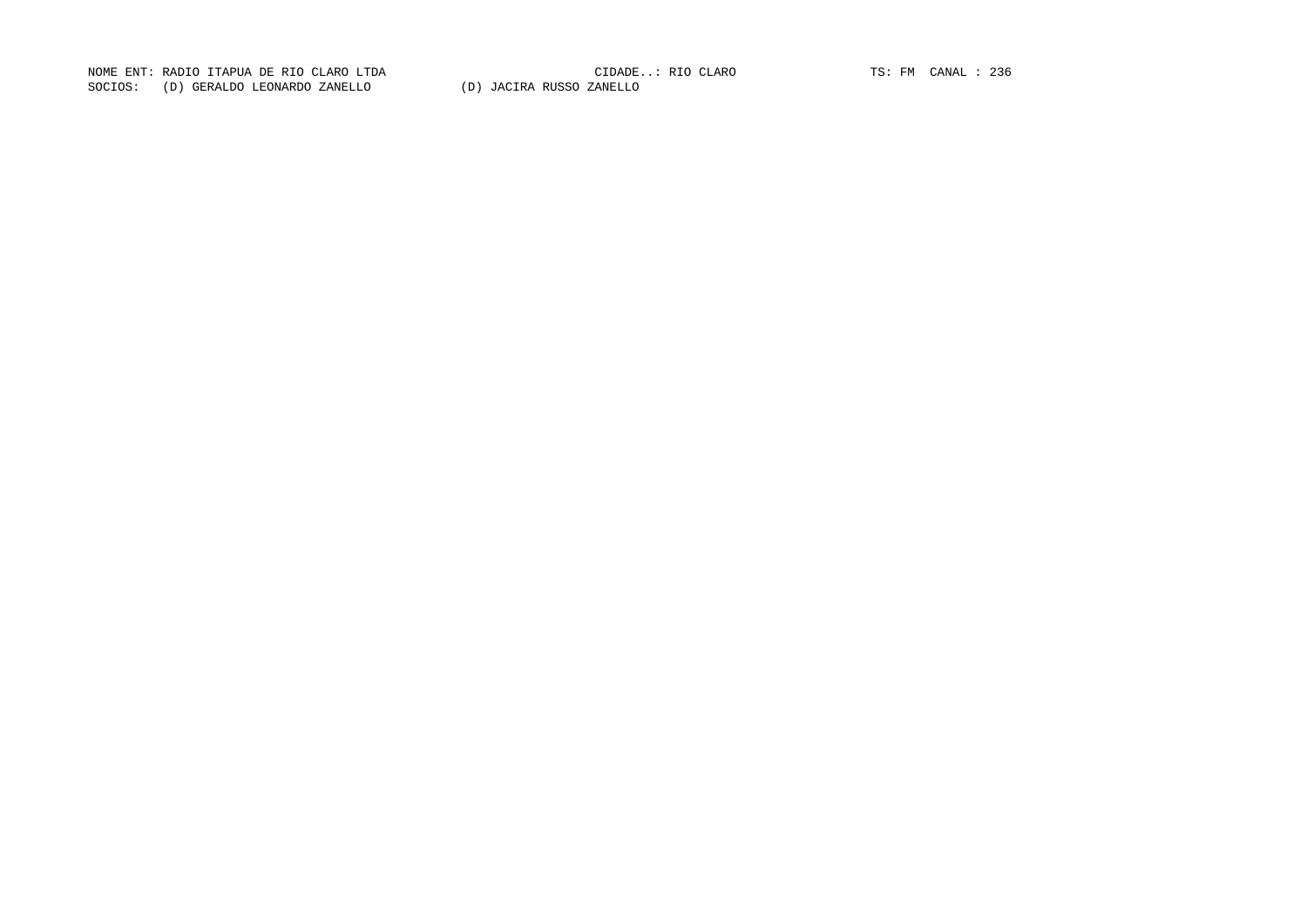NOME ENT: RADIO ITAPUA DE RIO CLARO LTDA CIDADE..: RIO CLARO TS: FM CANAL : 236

SOCIOS: (D) GERALDO LEONARDO ZANELLO (D) JACIRA RUSSO ZANELLO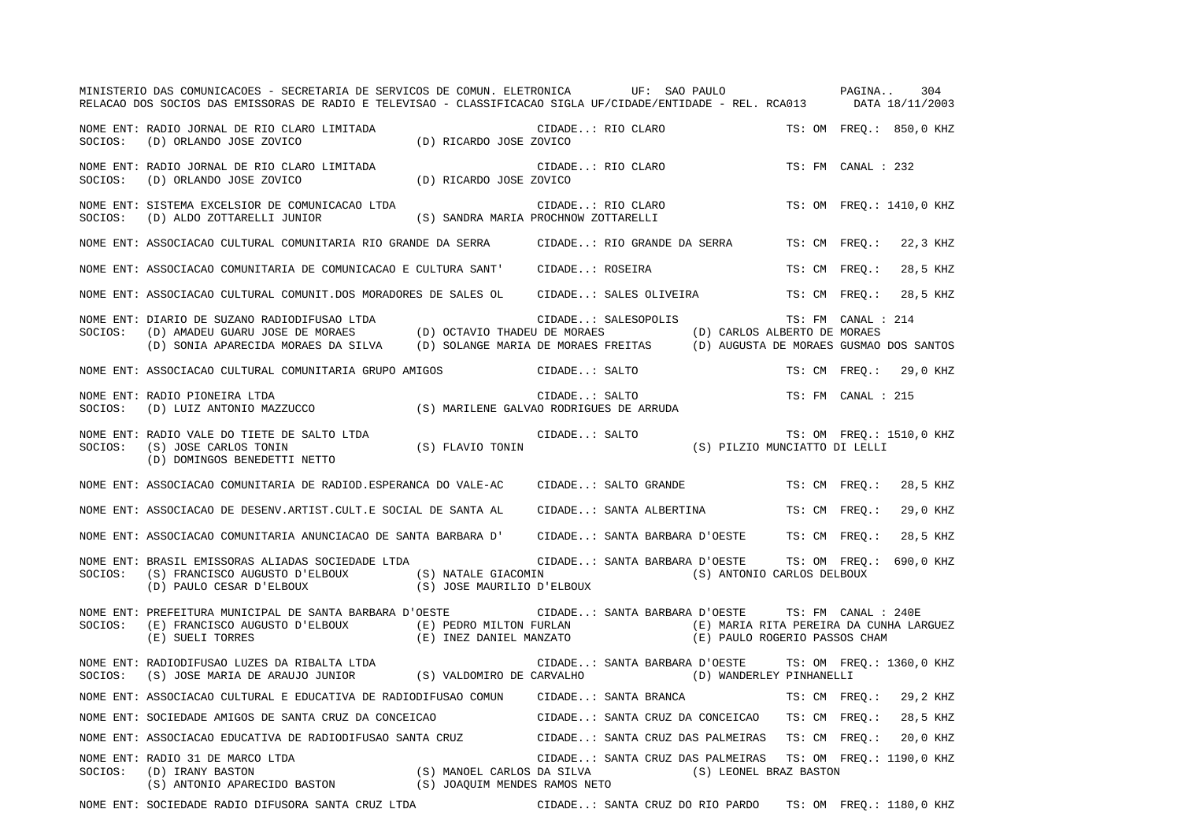MINISTERIO DAS COMUNICACOES - SECRETARIA DE SERVICOS DE COMUN. ELETRONICA UF: SAO PAULO

RELACAO DOS SOCIOS DAS EMISSORAS DE RADIO E TELEVISAO - CLASSIFICACAO SIGLA UF/CIDADE/ENTIDADE - REL. RCA013 DATA 18/11/2003

NOME ENT: RADIO JORNAL DE RIO CLARO LIMITADA — CIDADE..: RIO CLARO — TS: OM FREQ.: 850,0 KHZ
SOCIOS: (D) ORLANDO JOSE ZOVICO; (D) RICARDO JOSE ZOVICO

NOME ENT: RADIO JORNAL DE RIO CLARO LIMITADA — CIDADE..: RIO CLARO — TS: FM CANAL : 232
SOCIOS: (D) ORLANDO JOSE ZOVICO; (D) RICARDO JOSE ZOVICO

NOME ENT: SISTEMA EXCELSIOR DE COMUNICACAO LTDA — CIDADE..: RIO CLARO — TS: OM FREQ.: 1410,0 KHZ
SOCIOS: (D) ALDO ZOTTARELLI JUNIOR; (S) SANDRA MARIA PROCHNOW ZOTTARELLI

NOME ENT: ASSOCIACAO CULTURAL COMUNITARIA RIO GRANDE DA SERRA — CIDADE..: RIO GRANDE DA SERRA — TS: CM FREQ.: 22,3 KHZ

NOME ENT: ASSOCIACAO COMUNITARIA DE COMUNICACAO E CULTURA SANT' — CIDADE..: ROSEIRA — TS: CM FREQ.: 28,5 KHZ

NOME ENT: ASSOCIACAO CULTURAL COMUNIT.DOS MORADORES DE SALES OL — CIDADE..: SALES OLIVEIRA — TS: CM FREQ.: 28,5 KHZ

NOME ENT: DIARIO DE SUZANO RADIODIFUSAO LTDA — CIDADE..: SALESOPOLIS — TS: FM CANAL : 214
SOCIOS: (D) AMADEU GUARU JOSE DE MORAES; (D) OCTAVIO THADEU DE MORAES; (D) CARLOS ALBERTO DE MORAES; (D) SONIA APARECIDA MORAES DA SILVA; (D) SOLANGE MARIA DE MORAES FREITAS; (D) AUGUSTA DE MORAES GUSMAO DOS SANTOS

NOME ENT: ASSOCIACAO CULTURAL COMUNITARIA GRUPO AMIGOS — CIDADE..: SALTO — TS: CM FREQ.: 29,0 KHZ

NOME ENT: RADIO PIONEIRA LTDA — CIDADE..: SALTO — TS: FM CANAL : 215
SOCIOS: (D) LUIZ ANTONIO MAZZUCCO; (S) MARILENE GALVAO RODRIGUES DE ARRUDA

NOME ENT: RADIO VALE DO TIETE DE SALTO LTDA — CIDADE..: SALTO — TS: OM FREQ.: 1510,0 KHZ
SOCIOS: (S) JOSE CARLOS TONIN; (S) FLAVIO TONIN; (S) PILZIO MUNCIATTO DI LELLI; (D) DOMINGOS BENEDETTI NETTO

NOME ENT: ASSOCIACAO COMUNITARIA DE RADIOD.ESPERANCA DO VALE-AC — CIDADE..: SALTO GRANDE — TS: CM FREQ.: 28,5 KHZ

NOME ENT: ASSOCIACAO DE DESENV.ARTIST.CULT.E SOCIAL DE SANTA AL — CIDADE..: SANTA ALBERTINA — TS: CM FREQ.: 29,0 KHZ

NOME ENT: ASSOCIACAO COMUNITARIA ANUNCIACAO DE SANTA BARBARA D' — CIDADE..: SANTA BARBARA D'OESTE — TS: CM FREQ.: 28,5 KHZ

NOME ENT: BRASIL EMISSORAS ALIADAS SOCIEDADE LTDA — CIDADE..: SANTA BARBARA D'OESTE — TS: OM FREQ.: 690,0 KHZ
SOCIOS: (S) FRANCISCO AUGUSTO D'ELBOUX; (S) NATALE GIACOMIN; (S) ANTONIO CARLOS DELBOUX; (D) PAULO CESAR D'ELBOUX; (S) JOSE MAURILIO D'ELBOUX

NOME ENT: PREFEITURA MUNICIPAL DE SANTA BARBARA D'OESTE — CIDADE..: SANTA BARBARA D'OESTE — TS: FM CANAL : 240E
SOCIOS: (E) FRANCISCO AUGUSTO D'ELBOUX; (E) PEDRO MILTON FURLAN; (E) MARIA RITA PEREIRA DA CUNHA LARGUEZ; (E) SUELI TORRES; (E) INEZ DANIEL MANZATO; (E) PAULO ROGERIO PASSOS CHAM

NOME ENT: RADIODIFUSAO LUZES DA RIBALTA LTDA — CIDADE..: SANTA BARBARA D'OESTE — TS: OM FREQ.: 1360,0 KHZ
SOCIOS: (S) JOSE MARIA DE ARAUJO JUNIOR; (S) VALDOMIRO DE CARVALHO; (D) WANDERLEY PINHANELLI

NOME ENT: ASSOCIACAO CULTURAL E EDUCATIVA DE RADIODIFUSAO COMUN — CIDADE..: SANTA BRANCA — TS: CM FREQ.: 29,2 KHZ

NOME ENT: SOCIEDADE AMIGOS DE SANTA CRUZ DA CONCEICAO — CIDADE..: SANTA CRUZ DA CONCEICAO — TS: CM FREQ.: 28,5 KHZ

NOME ENT: ASSOCIACAO EDUCATIVA DE RADIODIFUSAO SANTA CRUZ — CIDADE..: SANTA CRUZ DAS PALMEIRAS — TS: CM FREQ.: 20,0 KHZ

NOME ENT: RADIO 31 DE MARCO LTDA — CIDADE..: SANTA CRUZ DAS PALMEIRAS — TS: OM FREQ.: 1190,0 KHZ
SOCIOS: (D) IRANY BASTON; (S) MANOEL CARLOS DA SILVA; (S) LEONEL BRAZ BASTON; (S) ANTONIO APARECIDO BASTON; (S) JOAQUIM MENDES RAMOS NETO

NOME ENT: SOCIEDADE RADIO DIFUSORA SANTA CRUZ LTDA — CIDADE..: SANTA CRUZ DO RIO PARDO — TS: OM FREQ.: 1180,0 KHZ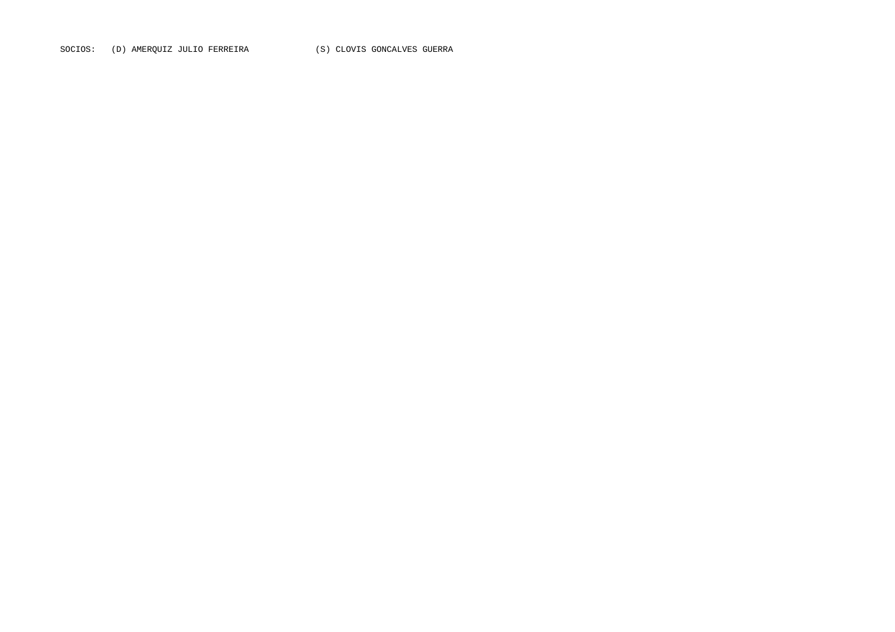SOCIOS: (D) AMERQUIZ JULIO FERREIRA (S) CLOVIS GONCALVES GUERRA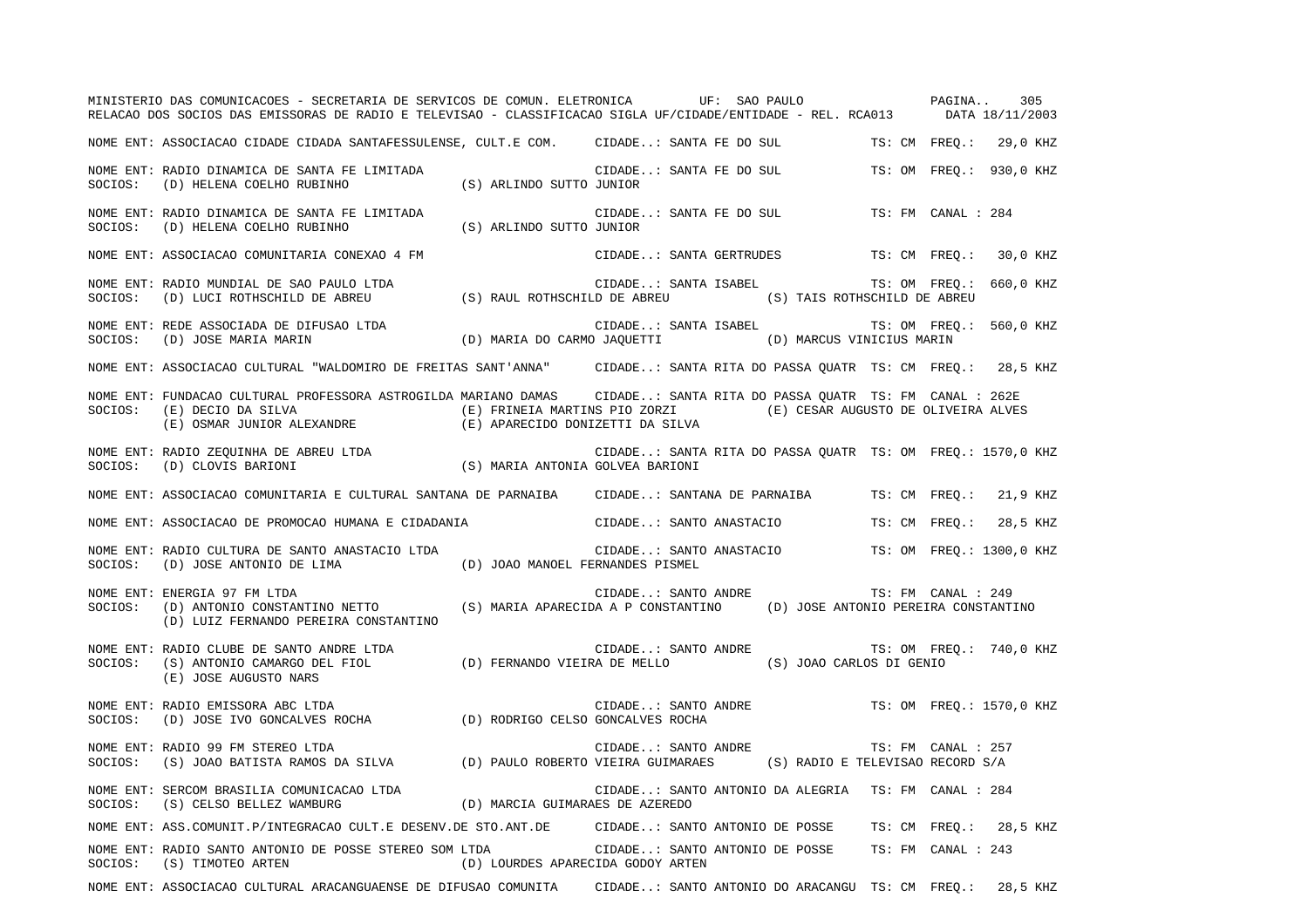MINISTERIO DAS COMUNICACOES - SECRETARIA DE SERVICOS DE COMUN. ELETRONICA UF: SAO PAULO

RELACAO DOS SOCIOS DAS EMISSORAS DE RADIO E TELEVISAO - CLASSIFICACAO SIGLA UF/CIDADE/ENTIDADE - REL. RCA013 DATA 18/11/2003

NOME ENT: ASSOCIACAO CIDADE CIDADA SANTAFESSULENSE, CULT.E COM. CIDADE..: SANTA FE DO SUL TS: CM FREQ.: 29,0 KHZ

NOME ENT: RADIO DINAMICA DE SANTA FE LIMITADA CIDADE..: SANTA FE DO SUL TS: OM FREQ.: 930,0 KHZ
SOCIOS: (D) HELENA COELHO RUBINHO (S) ARLINDO SUTTO JUNIOR

NOME ENT: RADIO DINAMICA DE SANTA FE LIMITADA CIDADE..: SANTA FE DO SUL TS: FM CANAL : 284
SOCIOS: (D) HELENA COELHO RUBINHO (S) ARLINDO SUTTO JUNIOR

NOME ENT: ASSOCIACAO COMUNITARIA CONEXAO 4 FM CIDADE..: SANTA GERTRUDES TS: CM FREQ.: 30,0 KHZ

NOME ENT: RADIO MUNDIAL DE SAO PAULO LTDA CIDADE..: SANTA ISABEL TS: OM FREQ.: 660,0 KHZ
SOCIOS: (D) LUCI ROTHSCHILD DE ABREU (S) RAUL ROTHSCHILD DE ABREU (S) TAIS ROTHSCHILD DE ABREU

NOME ENT: REDE ASSOCIADA DE DIFUSAO LTDA CIDADE..: SANTA ISABEL TS: OM FREQ.: 560,0 KHZ
SOCIOS: (D) JOSE MARIA MARIN (D) MARIA DO CARMO JAQUETTI (D) MARCUS VINICIUS MARIN

NOME ENT: ASSOCIACAO CULTURAL "WALDOMIRO DE FREITAS SANT'ANNA" CIDADE..: SANTA RITA DO PASSA QUATR TS: CM FREQ.: 28,5 KHZ

NOME ENT: FUNDACAO CULTURAL PROFESSORA ASTROGILDA MARIANO DAMAS CIDADE..: SANTA RITA DO PASSA QUATR TS: FM CANAL : 262E
SOCIOS: (E) DECIO DA SILVA (E) FRINEIA MARTINS PIO ZORZI (E) CESAR AUGUSTO DE OLIVEIRA ALVES
(E) OSMAR JUNIOR ALEXANDRE (E) APARECIDO DONIZETTI DA SILVA

NOME ENT: RADIO ZEQUINHA DE ABREU LTDA CIDADE..: SANTA RITA DO PASSA QUATR TS: OM FREQ.: 1570,0 KHZ
SOCIOS: (D) CLOVIS BARIONI (S) MARIA ANTONIA GOLVEA BARIONI

NOME ENT: ASSOCIACAO COMUNITARIA E CULTURAL SANTANA DE PARNAIBA CIDADE..: SANTANA DE PARNAIBA TS: CM FREQ.: 21,9 KHZ

NOME ENT: ASSOCIACAO DE PROMOCAO HUMANA E CIDADANIA CIDADE..: SANTO ANASTACIO TS: CM FREQ.: 28,5 KHZ

NOME ENT: RADIO CULTURA DE SANTO ANASTACIO LTDA CIDADE..: SANTO ANASTACIO TS: OM FREQ.: 1300,0 KHZ
SOCIOS: (D) JOSE ANTONIO DE LIMA (D) JOAO MANOEL FERNANDES PISMEL

NOME ENT: ENERGIA 97 FM LTDA CIDADE..: SANTO ANDRE TS: FM CANAL : 249
SOCIOS: (D) ANTONIO CONSTANTINO NETTO (S) MARIA APARECIDA A P CONSTANTINO (D) JOSE ANTONIO PEREIRA CONSTANTINO
(D) LUIZ FERNANDO PEREIRA CONSTANTINO

NOME ENT: RADIO CLUBE DE SANTO ANDRE LTDA CIDADE..: SANTO ANDRE TS: OM FREQ.: 740,0 KHZ
SOCIOS: (S) ANTONIO CAMARGO DEL FIOL (D) FERNANDO VIEIRA DE MELLO (S) JOAO CARLOS DI GENIO
(E) JOSE AUGUSTO NARS

NOME ENT: RADIO EMISSORA ABC LTDA CIDADE..: SANTO ANDRE TS: OM FREQ.: 1570,0 KHZ
SOCIOS: (D) JOSE IVO GONCALVES ROCHA (D) RODRIGO CELSO GONCALVES ROCHA

NOME ENT: RADIO 99 FM STEREO LTDA CIDADE..: SANTO ANDRE TS: FM CANAL : 257
SOCIOS: (S) JOAO BATISTA RAMOS DA SILVA (D) PAULO ROBERTO VIEIRA GUIMARAES (S) RADIO E TELEVISAO RECORD S/A

NOME ENT: SERCOM BRASILIA COMUNICACAO LTDA CIDADE..: SANTO ANTONIO DA ALEGRIA TS: FM CANAL : 284
SOCIOS: (S) CELSO BELLEZ WAMBURG (D) MARCIA GUIMARAES DE AZEREDO

NOME ENT: ASS.COMUNIT.P/INTEGRACAO CULT.E DESENV.DE STO.ANT.DE CIDADE..: SANTO ANTONIO DE POSSE TS: CM FREQ.: 28,5 KHZ

NOME ENT: RADIO SANTO ANTONIO DE POSSE STEREO SOM LTDA CIDADE..: SANTO ANTONIO DE POSSE TS: FM CANAL : 243
SOCIOS: (S) TIMOTEO ARTEN (D) LOURDES APARECIDA GODOY ARTEN

NOME ENT: ASSOCIACAO CULTURAL ARACANGUAENSE DE DIFUSAO COMUNITA CIDADE..: SANTO ANTONIO DO ARACANGU TS: CM FREQ.: 28,5 KHZ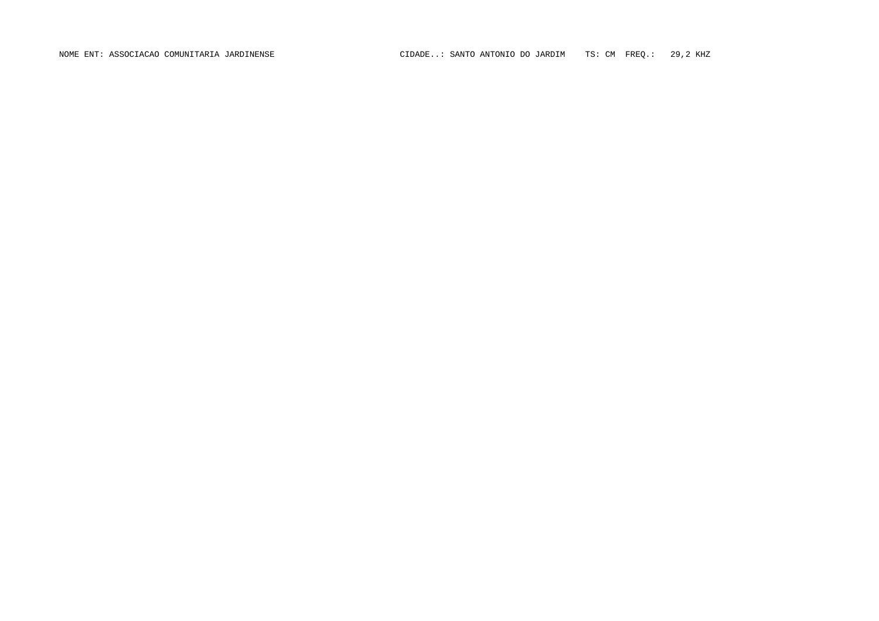NOME ENT: ASSOCIACAO COMUNITARIA JARDINENSE CIDADE..: SANTO ANTONIO DO JARDIM TS: CM FREQ.: 29,2 KHZ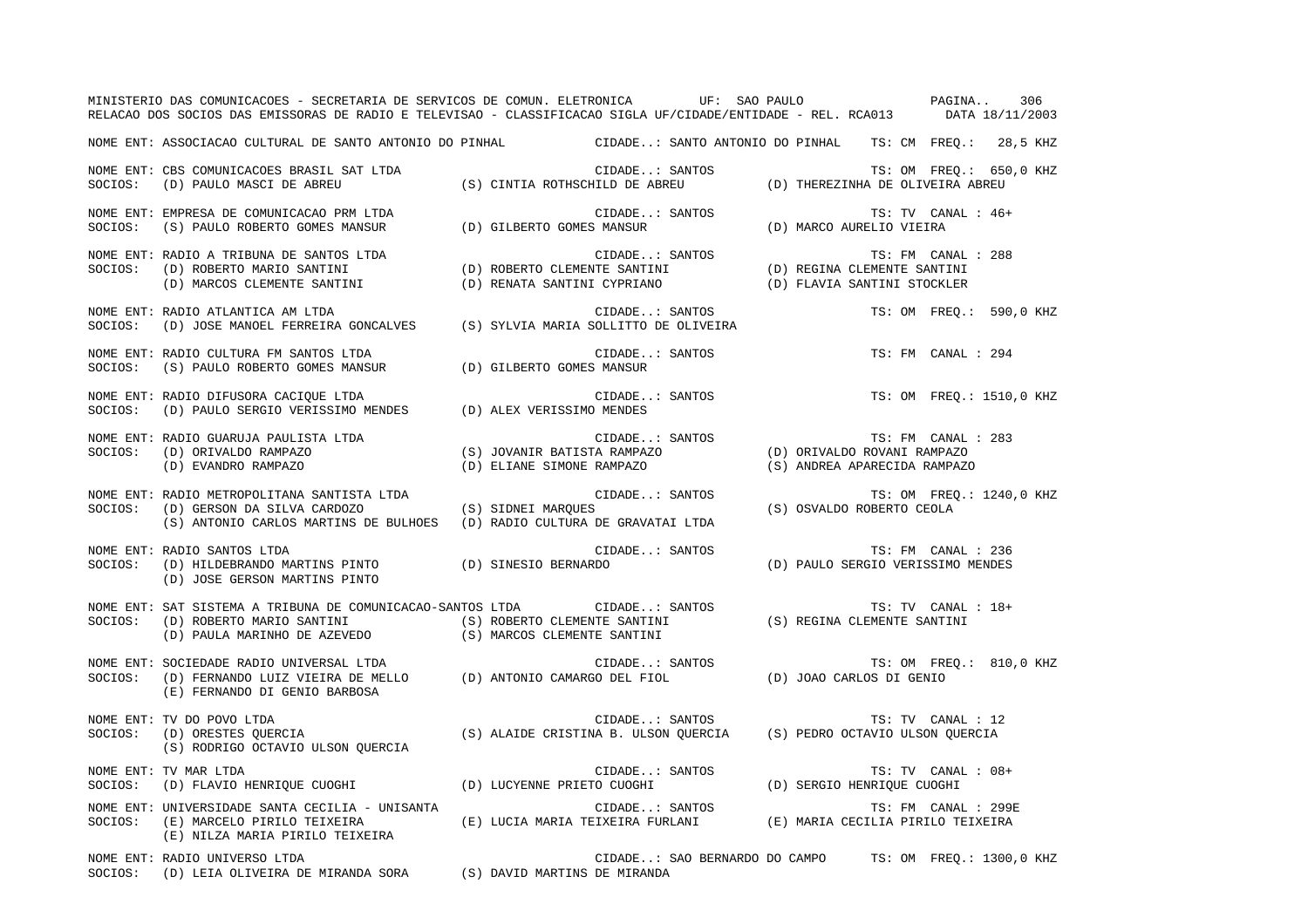NOME ENT: ASSOCIACAO CULTURAL DE SANTO ANTONIO DO PINHAL  CIDADE..: SANTO ANTONIO DO PINHAL  TS: CM  FREQ.: 28,5 KHZ

NOME ENT: CBS COMUNICACOES BRASIL SAT LTDA  CIDADE..: SANTOS  TS: OM  FREQ.: 650,0 KHZ
SOCIOS: (D) PAULO MASCI DE ABREU  (S) CINTIA ROTHSCHILD DE ABREU  (D) THEREZINHA DE OLIVEIRA ABREU

NOME ENT: EMPRESA DE COMUNICACAO PRM LTDA  CIDADE..: SANTOS  TS: TV  CANAL : 46+
SOCIOS: (S) PAULO ROBERTO GOMES MANSUR  (D) GILBERTO GOMES MANSUR  (D) MARCO AURELIO VIEIRA

NOME ENT: RADIO A TRIBUNA DE SANTOS LTDA  CIDADE..: SANTOS  TS: FM  CANAL : 288
SOCIOS: (D) ROBERTO MARIO SANTINI  (D) ROBERTO CLEMENTE SANTINI  (D) REGINA CLEMENTE SANTINI
(D) MARCOS CLEMENTE SANTINI  (D) RENATA SANTINI CYPRIANO  (D) FLAVIA SANTINI STOCKLER

NOME ENT: RADIO ATLANTICA AM LTDA  CIDADE..: SANTOS  TS: OM  FREQ.: 590,0 KHZ
SOCIOS: (D) JOSE MANOEL FERREIRA GONCALVES  (S) SYLVIA MARIA SOLLITTO DE OLIVEIRA

NOME ENT: RADIO CULTURA FM SANTOS LTDA  CIDADE..: SANTOS  TS: FM  CANAL : 294
SOCIOS: (S) PAULO ROBERTO GOMES MANSUR  (D) GILBERTO GOMES MANSUR

NOME ENT: RADIO DIFUSORA CACIQUE LTDA  CIDADE..: SANTOS  TS: OM  FREQ.: 1510,0 KHZ
SOCIOS: (D) PAULO SERGIO VERISSIMO MENDES  (D) ALEX VERISSIMO MENDES

NOME ENT: RADIO GUARUJA PAULISTA LTDA  CIDADE..: SANTOS  TS: FM  CANAL : 283
SOCIOS: (D) ORIVALDO RAMPAZO  (S) JOVANIR BATISTA RAMPAZO  (D) ORIVALDO ROVANI RAMPAZO
(D) EVANDRO RAMPAZO  (D) ELIANE SIMONE RAMPAZO  (S) ANDREA APARECIDA RAMPAZO

NOME ENT: RADIO METROPOLITANA SANTISTA LTDA  CIDADE..: SANTOS  TS: OM  FREQ.: 1240,0 KHZ
SOCIOS: (D) GERSON DA SILVA CARDOZO  (S) SIDNEI MARQUES  (S) OSVALDO ROBERTO CEOLA
(S) ANTONIO CARLOS MARTINS DE BULHOES  (D) RADIO CULTURA DE GRAVATAI LTDA

NOME ENT: RADIO SANTOS LTDA  CIDADE..: SANTOS  TS: FM  CANAL : 236
SOCIOS: (D) HILDEBRANDO MARTINS PINTO  (D) SINESIO BERNARDO  (D) PAULO SERGIO VERISSIMO MENDES
(D) JOSE GERSON MARTINS PINTO

NOME ENT: SAT SISTEMA A TRIBUNA DE COMUNICACAO-SANTOS LTDA  CIDADE..: SANTOS  TS: TV  CANAL : 18+
SOCIOS: (D) ROBERTO MARIO SANTINI  (S) ROBERTO CLEMENTE SANTINI  (S) REGINA CLEMENTE SANTINI
(D) PAULA MARINHO DE AZEVEDO  (S) MARCOS CLEMENTE SANTINI

NOME ENT: SOCIEDADE RADIO UNIVERSAL LTDA  CIDADE..: SANTOS  TS: OM  FREQ.: 810,0 KHZ
SOCIOS: (D) FERNANDO LUIZ VIEIRA DE MELLO  (D) ANTONIO CAMARGO DEL FIOL  (D) JOAO CARLOS DI GENIO
(E) FERNANDO DI GENIO BARBOSA

NOME ENT: TV DO POVO LTDA  CIDADE..: SANTOS  TS: TV  CANAL : 12
SOCIOS: (D) ORESTES QUERCIA  (S) ALAIDE CRISTINA B. ULSON QUERCIA  (S) PEDRO OCTAVIO ULSON QUERCIA
(S) RODRIGO OCTAVIO ULSON QUERCIA

NOME ENT: TV MAR LTDA  CIDADE..: SANTOS  TS: TV  CANAL : 08+
SOCIOS: (D) FLAVIO HENRIQUE CUOGHI  (D) LUCYENNE PRIETO CUOGHI  (D) SERGIO HENRIQUE CUOGHI

NOME ENT: UNIVERSIDADE SANTA CECILIA - UNISANTA  CIDADE..: SANTOS  TS: FM  CANAL : 299E
SOCIOS: (E) MARCELO PIRILO TEIXEIRA  (E) LUCIA MARIA TEIXEIRA FURLANI  (E) MARIA CECILIA PIRILO TEIXEIRA
(E) NILZA MARIA PIRILO TEIXEIRA

NOME ENT: RADIO UNIVERSO LTDA  CIDADE..: SAO BERNARDO DO CAMPO  TS: OM  FREQ.: 1300,0 KHZ
SOCIOS: (D) LEIA OLIVEIRA DE MIRANDA SORA  (S) DAVID MARTINS DE MIRANDA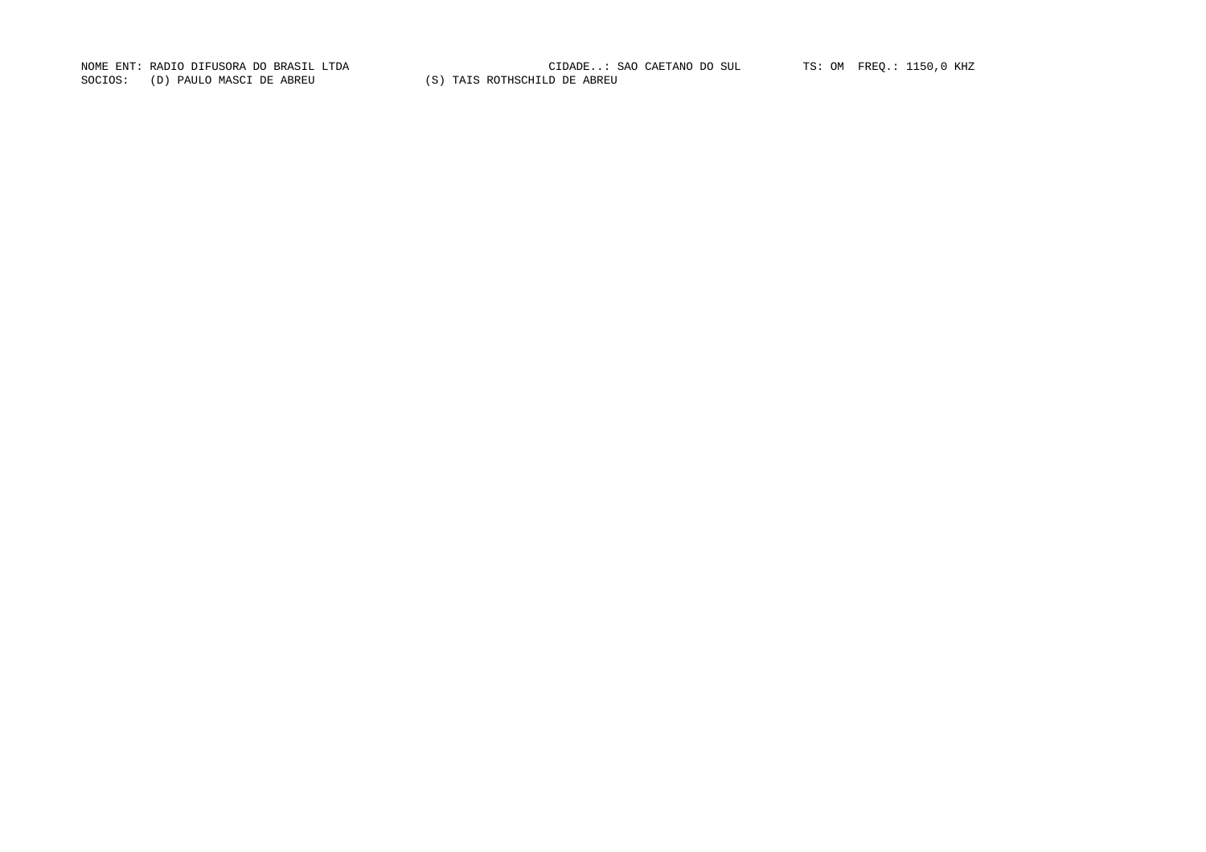NOME ENT: RADIO DIFUSORA DO BRASIL LTDA CIDADE..: SAO CAETANO DO SUL TS: OM FREQ.: 1150,0 KHZ
SOCIOS: (D) PAULO MASCI DE ABREU (S) TAIS ROTHSCHILD DE ABREU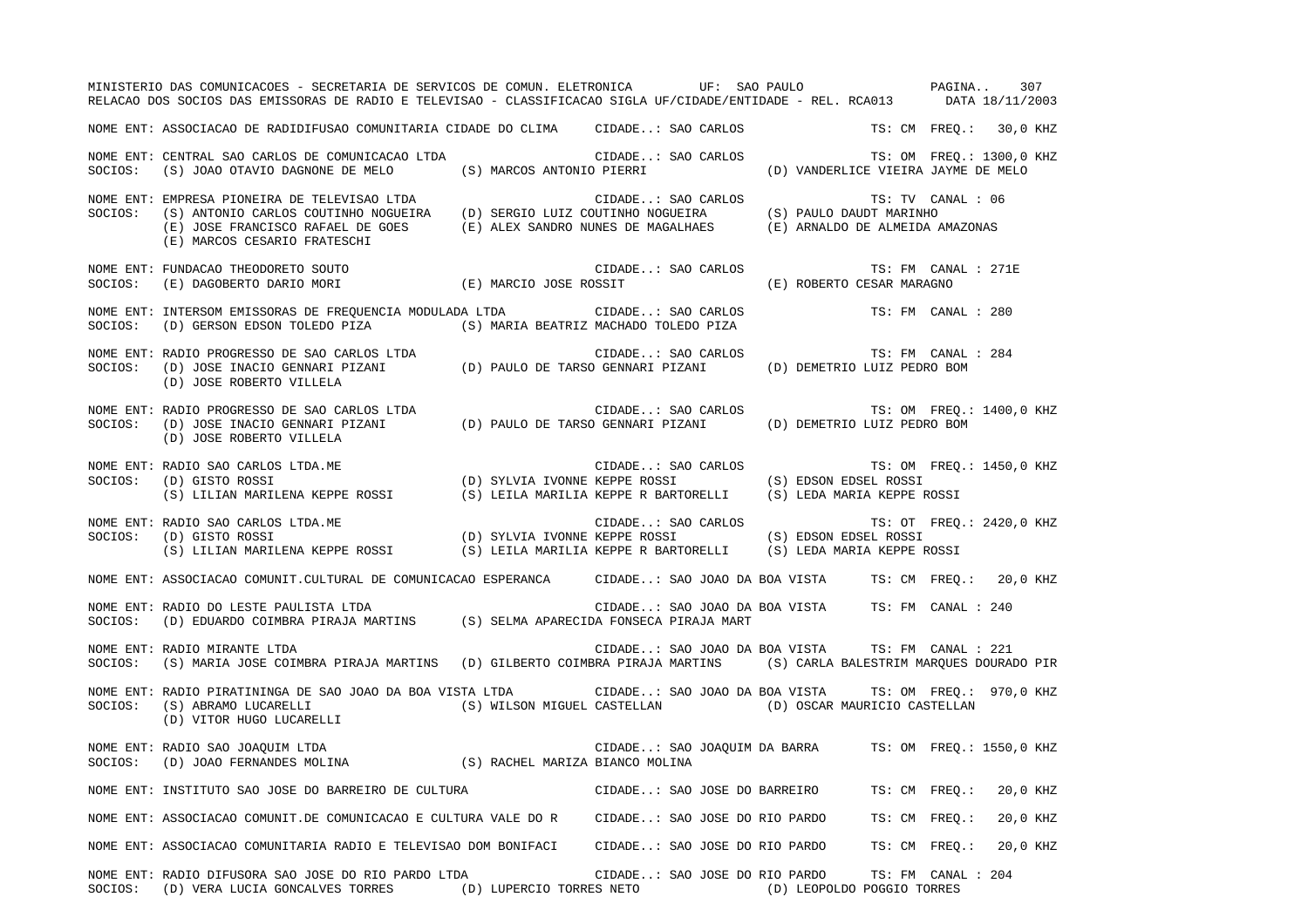MINISTERIO DAS COMUNICACOES - SECRETARIA DE SERVICOS DE COMUN. ELETRONICA UF: SAO PAULO

RELACAO DOS SOCIOS DAS EMISSORAS DE RADIO E TELEVISAO - CLASSIFICACAO SIGLA UF/CIDADE/ENTIDADE - REL. RCA013 DATA 18/11/2003

NOME ENT: ASSOCIACAO DE RADIDIFUSAO COMUNITARIA CIDADE DO CLIMA CIDADE..: SAO CARLOS TS: CM FREQ.: 30,0 KHZ

NOME ENT: CENTRAL SAO CARLOS DE COMUNICACAO LTDA CIDADE..: SAO CARLOS TS: OM FREQ.: 1300,0 KHZ
SOCIOS: (S) JOAO OTAVIO DAGNONE DE MELO (S) MARCOS ANTONIO PIERRI (D) VANDERLICE VIEIRA JAYME DE MELO

NOME ENT: EMPRESA PIONEIRA DE TELEVISAO LTDA CIDADE..: SAO CARLOS TS: TV CANAL : 06
SOCIOS: (S) ANTONIO CARLOS COUTINHO NOGUEIRA (D) SERGIO LUIZ COUTINHO NOGUEIRA (S) PAULO DAUDT MARINHO
(E) JOSE FRANCISCO RAFAEL DE GOES (E) ALEX SANDRO NUNES DE MAGALHAES (E) ARNALDO DE ALMEIDA AMAZONAS
(E) MARCOS CESARIO FRATESCHI

NOME ENT: FUNDACAO THEODORETO SOUTO CIDADE..: SAO CARLOS TS: FM CANAL : 271E
SOCIOS: (E) DAGOBERTO DARIO MORI (E) MARCIO JOSE ROSSIT (E) ROBERTO CESAR MARAGNO

NOME ENT: INTERSOM EMISSORAS DE FREQUENCIA MODULADA LTDA CIDADE..: SAO CARLOS TS: FM CANAL : 280
SOCIOS: (D) GERSON EDSON TOLEDO PIZA (S) MARIA BEATRIZ MACHADO TOLEDO PIZA

NOME ENT: RADIO PROGRESSO DE SAO CARLOS LTDA CIDADE..: SAO CARLOS TS: FM CANAL : 284
SOCIOS: (D) JOSE INACIO GENNARI PIZANI (D) PAULO DE TARSO GENNARI PIZANI (D) DEMETRIO LUIZ PEDRO BOM
(D) JOSE ROBERTO VILLELA

NOME ENT: RADIO PROGRESSO DE SAO CARLOS LTDA CIDADE..: SAO CARLOS TS: OM FREQ.: 1400,0 KHZ
SOCIOS: (D) JOSE INACIO GENNARI PIZANI (D) PAULO DE TARSO GENNARI PIZANI (D) DEMETRIO LUIZ PEDRO BOM
(D) JOSE ROBERTO VILLELA

NOME ENT: RADIO SAO CARLOS LTDA.ME CIDADE..: SAO CARLOS TS: OM FREQ.: 1450,0 KHZ
SOCIOS: (D) GISTO ROSSI (D) SYLVIA IVONNE KEPPE ROSSI (S) EDSON EDSEL ROSSI
(S) LILIAN MARILENA KEPPE ROSSI (S) LEILA MARILIA KEPPE R BARTORELLI (S) LEDA MARIA KEPPE ROSSI

NOME ENT: RADIO SAO CARLOS LTDA.ME CIDADE..: SAO CARLOS TS: OT FREQ.: 2420,0 KHZ
SOCIOS: (D) GISTO ROSSI (D) SYLVIA IVONNE KEPPE ROSSI (S) EDSON EDSEL ROSSI
(S) LILIAN MARILENA KEPPE ROSSI (S) LEILA MARILIA KEPPE R BARTORELLI (S) LEDA MARIA KEPPE ROSSI

NOME ENT: ASSOCIACAO COMUNIT.CULTURAL DE COMUNICACAO ESPERANCA CIDADE..: SAO JOAO DA BOA VISTA TS: CM FREQ.: 20,0 KHZ

NOME ENT: RADIO DO LESTE PAULISTA LTDA CIDADE..: SAO JOAO DA BOA VISTA TS: FM CANAL : 240
SOCIOS: (D) EDUARDO COIMBRA PIRAJA MARTINS (S) SELMA APARECIDA FONSECA PIRAJA MART

NOME ENT: RADIO MIRANTE LTDA CIDADE..: SAO JOAO DA BOA VISTA TS: FM CANAL : 221
SOCIOS: (S) MARIA JOSE COIMBRA PIRAJA MARTINS (D) GILBERTO COIMBRA PIRAJA MARTINS (S) CARLA BALESTRIM MARQUES DOURADO PIR

NOME ENT: RADIO PIRATININGA DE SAO JOAO DA BOA VISTA LTDA CIDADE..: SAO JOAO DA BOA VISTA TS: OM FREQ.: 970,0 KHZ
SOCIOS: (S) ABRAMO LUCARELLI (S) WILSON MIGUEL CASTELLAN (D) OSCAR MAURICIO CASTELLAN
(D) VITOR HUGO LUCARELLI

NOME ENT: RADIO SAO JOAQUIM LTDA CIDADE..: SAO JOAQUIM DA BARRA TS: OM FREQ.: 1550,0 KHZ
SOCIOS: (D) JOAO FERNANDES MOLINA (S) RACHEL MARIZA BIANCO MOLINA

NOME ENT: INSTITUTO SAO JOSE DO BARREIRO DE CULTURA CIDADE..: SAO JOSE DO BARREIRO TS: CM FREQ.: 20,0 KHZ

NOME ENT: ASSOCIACAO COMUNIT.DE COMUNICACAO E CULTURA VALE DO R CIDADE..: SAO JOSE DO RIO PARDO TS: CM FREQ.: 20,0 KHZ

NOME ENT: ASSOCIACAO COMUNITARIA RADIO E TELEVISAO DOM BONIFACI CIDADE..: SAO JOSE DO RIO PARDO TS: CM FREQ.: 20,0 KHZ

NOME ENT: RADIO DIFUSORA SAO JOSE DO RIO PARDO LTDA CIDADE..: SAO JOSE DO RIO PARDO TS: FM CANAL : 204
SOCIOS: (D) VERA LUCIA GONCALVES TORRES (D) LUPERCIO TORRES NETO (D) LEOPOLDO POGGIO TORRES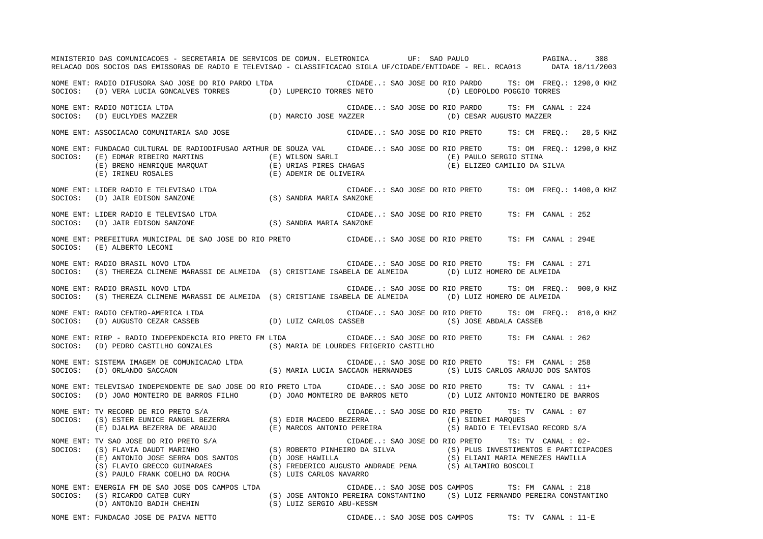NOME ENT: RADIO DIFUSORA SAO JOSE DO RIO PARDO LTDA CIDADE..: SAO JOSE DO RIO PARDO TS: OM FREQ.: 1290,0 KHZ
SOCIOS: (D) VERA LUCIA GONCALVES TORRES (D) LUPERCIO TORRES NETO (D) LEOPOLDO POGGIO TORRES

NOME ENT: RADIO NOTICIA LTDA CIDADE..: SAO JOSE DO RIO PARDO TS: FM CANAL : 224
SOCIOS: (D) EUCLYDES MAZZER (D) MARCIO JOSE MAZZER (D) CESAR AUGUSTO MAZZER

NOME ENT: ASSOCIACAO COMUNITARIA SAO JOSE CIDADE..: SAO JOSE DO RIO PRETO TS: CM FREQ.: 28,5 KHZ

NOME ENT: FUNDACAO CULTURAL DE RADIODIFUSAO ARTHUR DE SOUZA VAL CIDADE..: SAO JOSE DO RIO PRETO TS: OM FREQ.: 1290,0 KHZ
SOCIOS: (E) EDMAR RIBEIRO MARTINS (E) WILSON SARLI (E) PAULO SERGIO STINA
(E) BRENO HENRIQUE MARQUAT (E) URIAS PIRES CHAGAS (E) ELIZEO CAMILIO DA SILVA
(E) IRINEU ROSALES (E) ADEMIR DE OLIVEIRA

NOME ENT: LIDER RADIO E TELEVISAO LTDA CIDADE..: SAO JOSE DO RIO PRETO TS: OM FREQ.: 1400,0 KHZ
SOCIOS: (D) JAIR EDISON SANZONE (S) SANDRA MARIA SANZONE

NOME ENT: LIDER RADIO E TELEVISAO LTDA CIDADE..: SAO JOSE DO RIO PRETO TS: FM CANAL : 252
SOCIOS: (D) JAIR EDISON SANZONE (S) SANDRA MARIA SANZONE

NOME ENT: PREFEITURA MUNICIPAL DE SAO JOSE DO RIO PRETO CIDADE..: SAO JOSE DO RIO PRETO TS: FM CANAL : 294E
SOCIOS: (E) ALBERTO LECONI

NOME ENT: RADIO BRASIL NOVO LTDA CIDADE..: SAO JOSE DO RIO PRETO TS: FM CANAL : 271
SOCIOS: (S) THEREZA CLIMENE MARASSI DE ALMEIDA (S) CRISTIANE ISABELA DE ALMEIDA (D) LUIZ HOMERO DE ALMEIDA

NOME ENT: RADIO BRASIL NOVO LTDA CIDADE..: SAO JOSE DO RIO PRETO TS: OM FREQ.: 900,0 KHZ
SOCIOS: (S) THEREZA CLIMENE MARASSI DE ALMEIDA (S) CRISTIANE ISABELA DE ALMEIDA (D) LUIZ HOMERO DE ALMEIDA

NOME ENT: RADIO CENTRO-AMERICA LTDA CIDADE..: SAO JOSE DO RIO PRETO TS: OM FREQ.: 810,0 KHZ
SOCIOS: (D) AUGUSTO CEZAR CASSEB (D) LUIZ CARLOS CASSEB (S) JOSE ABDALA CASSEB

NOME ENT: RIRP - RADIO INDEPENDENCIA RIO PRETO FM LTDA CIDADE..: SAO JOSE DO RIO PRETO TS: FM CANAL : 262
SOCIOS: (D) PEDRO CASTILHO GONZALES (S) MARIA DE LOURDES FRIGERIO CASTILHO

NOME ENT: SISTEMA IMAGEM DE COMUNICACAO LTDA CIDADE..: SAO JOSE DO RIO PRETO TS: FM CANAL : 258
SOCIOS: (D) ORLANDO SACCAON (S) MARIA LUCIA SACCAON HERNANDES (S) LUIS CARLOS ARAUJO DOS SANTOS

NOME ENT: TELEVISAO INDEPENDENTE DE SAO JOSE DO RIO PRETO LTDA CIDADE..: SAO JOSE DO RIO PRETO TS: TV CANAL : 11+
SOCIOS: (D) JOAO MONTEIRO DE BARROS FILHO (D) JOAO MONTEIRO DE BARROS NETO (D) LUIZ ANTONIO MONTEIRO DE BARROS

NOME ENT: TV RECORD DE RIO PRETO S/A CIDADE..: SAO JOSE DO RIO PRETO TS: TV CANAL : 07
SOCIOS: (S) ESTER EUNICE RANGEL BEZERRA (S) EDIR MACEDO BEZERRA (E) SIDNEI MARQUES
(E) DJALMA BEZERRA DE ARAUJO (E) MARCOS ANTONIO PEREIRA (S) RADIO E TELEVISAO RECORD S/A

NOME ENT: TV SAO JOSE DO RIO PRETO S/A CIDADE..: SAO JOSE DO RIO PRETO TS: TV CANAL : 02-
SOCIOS: (S) FLAVIA DAUDT MARINHO (S) ROBERTO PINHEIRO DA SILVA (S) PLUS INVESTIMENTOS E PARTICIPACOES
(E) ANTONIO JOSE SERRA DOS SANTOS (D) JOSE HAWILLA (S) ELIANI MARIA MENEZES HAWILLA
(S) FLAVIO GRECCO GUIMARAES (S) FREDERICO AUGUSTO ANDRADE PENA (S) ALTAMIRO BOSCOLI
(S) PAULO FRANK COELHO DA ROCHA (S) LUIS CARLOS NAVARRO

NOME ENT: ENERGIA FM DE SAO JOSE DOS CAMPOS LTDA CIDADE..: SAO JOSE DOS CAMPOS TS: FM CANAL : 218
SOCIOS: (S) RICARDO CATEB CURY (S) JOSE ANTONIO PEREIRA CONSTANTINO (S) LUIZ FERNANDO PEREIRA CONSTANTINO
(D) ANTONIO BADIH CHEHIN (S) LUIZ SERGIO ABU-KESSM

NOME ENT: FUNDACAO JOSE DE PAIVA NETTO CIDADE..: SAO JOSE DOS CAMPOS TS: TV CANAL : 11-E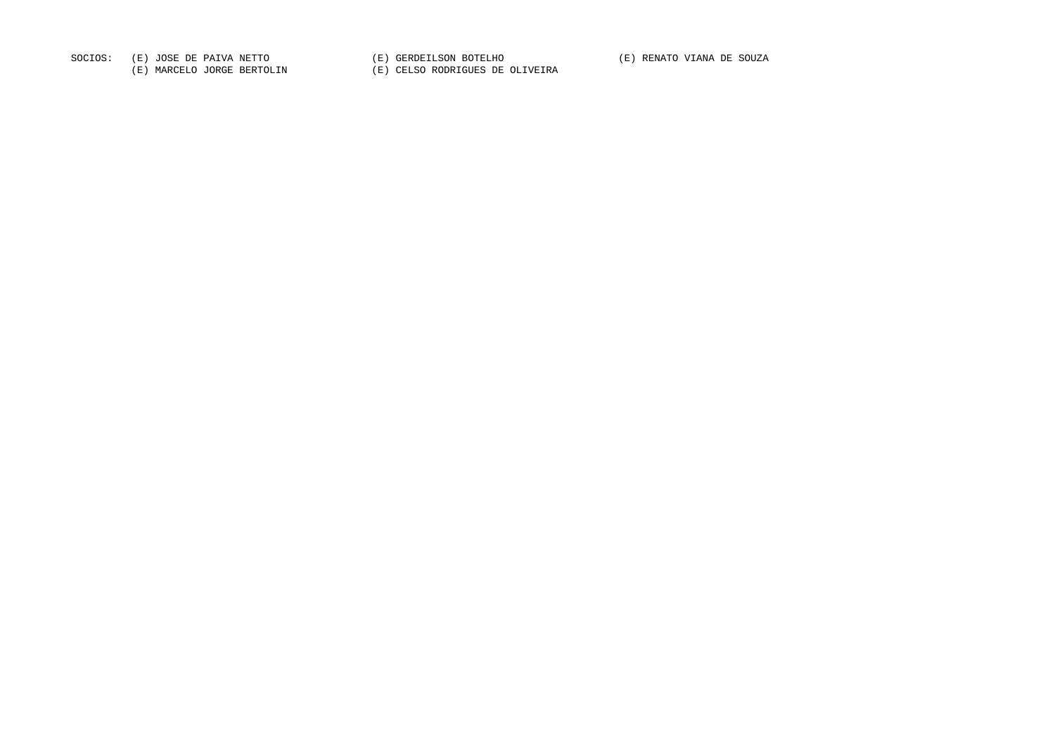SOCIOS: (E) JOSE DE PAIVA NETTO (E) GERDEILSON BOTELHO (E) RENATO VIANA DE SOUZA
(E) MARCELO JORGE BERTOLIN (E) CELSO RODRIGUES DE OLIVEIRA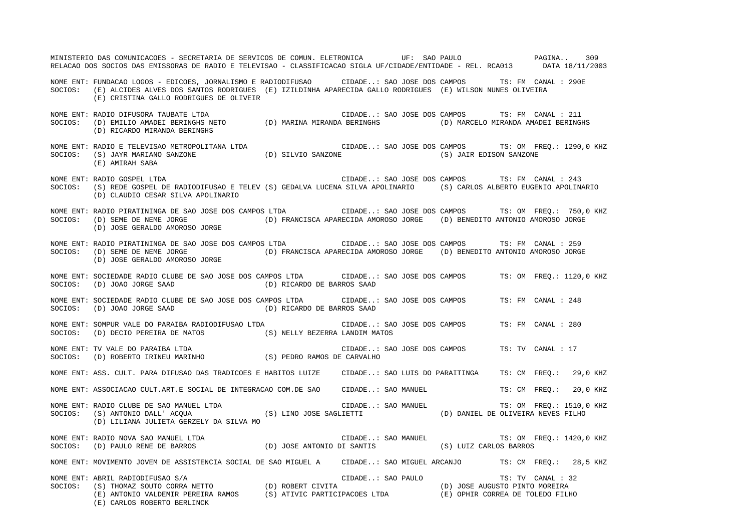MINISTERIO DAS COMUNICACOES - SECRETARIA DE SERVICOS DE COMUN. ELETRONICA UF: SAO PAULO

RELACAO DOS SOCIOS DAS EMISSORAS DE RADIO E TELEVISAO - CLASSIFICACAO SIGLA UF/CIDADE/ENTIDADE - REL. RCA013 DATA 18/11/2003

NOME ENT: FUNDACAO LOGOS - EDICOES, JORNALISMO E RADIODIFUSAO CIDADE..: SAO JOSE DOS CAMPOS TS: FM CANAL : 290E
SOCIOS: (E) ALCIDES ALVES DOS SANTOS RODRIGUES (E) IZILDINHA APARECIDA GALLO RODRIGUES (E) WILSON NUNES OLIVEIRA
(E) CRISTINA GALLO RODRIGUES DE OLIVEIR

NOME ENT: RADIO DIFUSORA TAUBATE LTDA CIDADE..: SAO JOSE DOS CAMPOS TS: FM CANAL : 211
SOCIOS: (D) EMILIO AMADEI BERINGHS NETO (D) MARINA MIRANDA BERINGHS (D) MARCELO MIRANDA AMADEI BERINGHS
(D) RICARDO MIRANDA BERINGHS

NOME ENT: RADIO E TELEVISAO METROPOLITANA LTDA CIDADE..: SAO JOSE DOS CAMPOS TS: OM FREQ.: 1290,0 KHZ
SOCIOS: (S) JAYR MARIANO SANZONE (D) SILVIO SANZONE (S) JAIR EDISON SANZONE
(E) AMIRAH SABA

NOME ENT: RADIO GOSPEL LTDA CIDADE..: SAO JOSE DOS CAMPOS TS: FM CANAL : 243
SOCIOS: (S) REDE GOSPEL DE RADIODIFUSAO E TELEV (S) GEDALVA LUCENA SILVA APOLINARIO (S) CARLOS ALBERTO EUGENIO APOLINARIO
(D) CLAUDIO CESAR SILVA APOLINARIO

NOME ENT: RADIO PIRATININGA DE SAO JOSE DOS CAMPOS LTDA CIDADE..: SAO JOSE DOS CAMPOS TS: OM FREQ.: 750,0 KHZ
SOCIOS: (D) SEME DE NEME JORGE (D) FRANCISCA APARECIDA AMOROSO JORGE (D) BENEDITO ANTONIO AMOROSO JORGE
(D) JOSE GERALDO AMOROSO JORGE

NOME ENT: RADIO PIRATININGA DE SAO JOSE DOS CAMPOS LTDA CIDADE..: SAO JOSE DOS CAMPOS TS: FM CANAL : 259
SOCIOS: (D) SEME DE NEME JORGE (D) FRANCISCA APARECIDA AMOROSO JORGE (D) BENEDITO ANTONIO AMOROSO JORGE
(D) JOSE GERALDO AMOROSO JORGE

NOME ENT: SOCIEDADE RADIO CLUBE DE SAO JOSE DOS CAMPOS LTDA CIDADE..: SAO JOSE DOS CAMPOS TS: OM FREQ.: 1120,0 KHZ
SOCIOS: (D) JOAO JORGE SAAD (D) RICARDO DE BARROS SAAD

NOME ENT: SOCIEDADE RADIO CLUBE DE SAO JOSE DOS CAMPOS LTDA CIDADE..: SAO JOSE DOS CAMPOS TS: FM CANAL : 248
SOCIOS: (D) JOAO JORGE SAAD (D) RICARDO DE BARROS SAAD

NOME ENT: SOMPUR VALE DO PARAIBA RADIODIFUSAO LTDA CIDADE..: SAO JOSE DOS CAMPOS TS: FM CANAL : 280
SOCIOS: (D) DECIO PEREIRA DE MATOS (S) NELLY BEZERRA LANDIM MATOS

NOME ENT: TV VALE DO PARAIBA LTDA CIDADE..: SAO JOSE DOS CAMPOS TS: TV CANAL : 17
SOCIOS: (D) ROBERTO IRINEU MARINHO (S) PEDRO RAMOS DE CARVALHO

NOME ENT: ASS. CULT. PARA DIFUSAO DAS TRADICOES E HABITOS LUIZE CIDADE..: SAO LUIS DO PARAITINGA TS: CM FREQ.: 29,0 KHZ

NOME ENT: ASSOCIACAO CULT.ART.E SOCIAL DE INTEGRACAO COM.DE SAO CIDADE..: SAO MANUEL TS: CM FREQ.: 20,0 KHZ

NOME ENT: RADIO CLUBE DE SAO MANUEL LTDA CIDADE..: SAO MANUEL TS: OM FREQ.: 1510,0 KHZ
SOCIOS: (S) ANTONIO DALL' ACQUA (S) LINO JOSE SAGLIETTI (D) DANIEL DE OLIVEIRA NEVES FILHO
(D) LILIANA JULIETA GERZELY DA SILVA MO

NOME ENT: RADIO NOVA SAO MANUEL LTDA CIDADE..: SAO MANUEL TS: OM FREQ.: 1420,0 KHZ
SOCIOS: (D) PAULO RENE DE BARROS (D) JOSE ANTONIO DI SANTIS (S) LUIZ CARLOS BARROS

NOME ENT: MOVIMENTO JOVEM DE ASSISTENCIA SOCIAL DE SAO MIGUEL A CIDADE..: SAO MIGUEL ARCANJO TS: CM FREQ.: 28,5 KHZ

NOME ENT: ABRIL RADIODIFUSAO S/A CIDADE..: SAO PAULO TS: TV CANAL : 32
SOCIOS: (S) THOMAZ SOUTO CORRA NETTO (D) ROBERT CIVITA (D) JOSE AUGUSTO PINTO MOREIRA
(E) ANTONIO VALDEMIR PEREIRA RAMOS (S) ATIVIC PARTICIPACOES LTDA (E) OPHIR CORREA DE TOLEDO FILHO
(E) CARLOS ROBERTO BERLINCK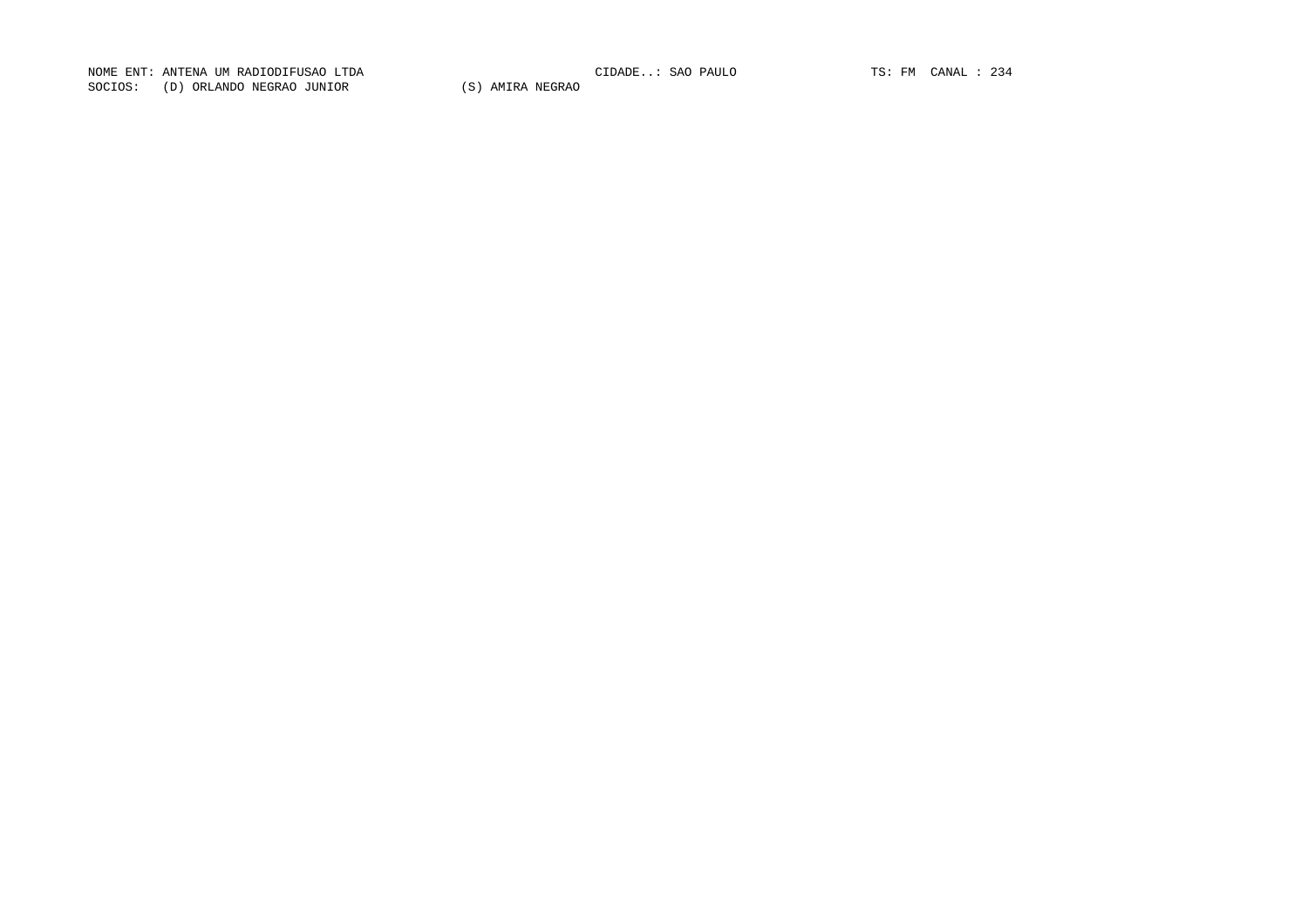NOME ENT: ANTENA UM RADIODIFUSAO LTDA CIDADE..: SAO PAULO TS: FM CANAL : 234

SOCIOS: (D) ORLANDO NEGRAO JUNIOR (S) AMIRA NEGRAO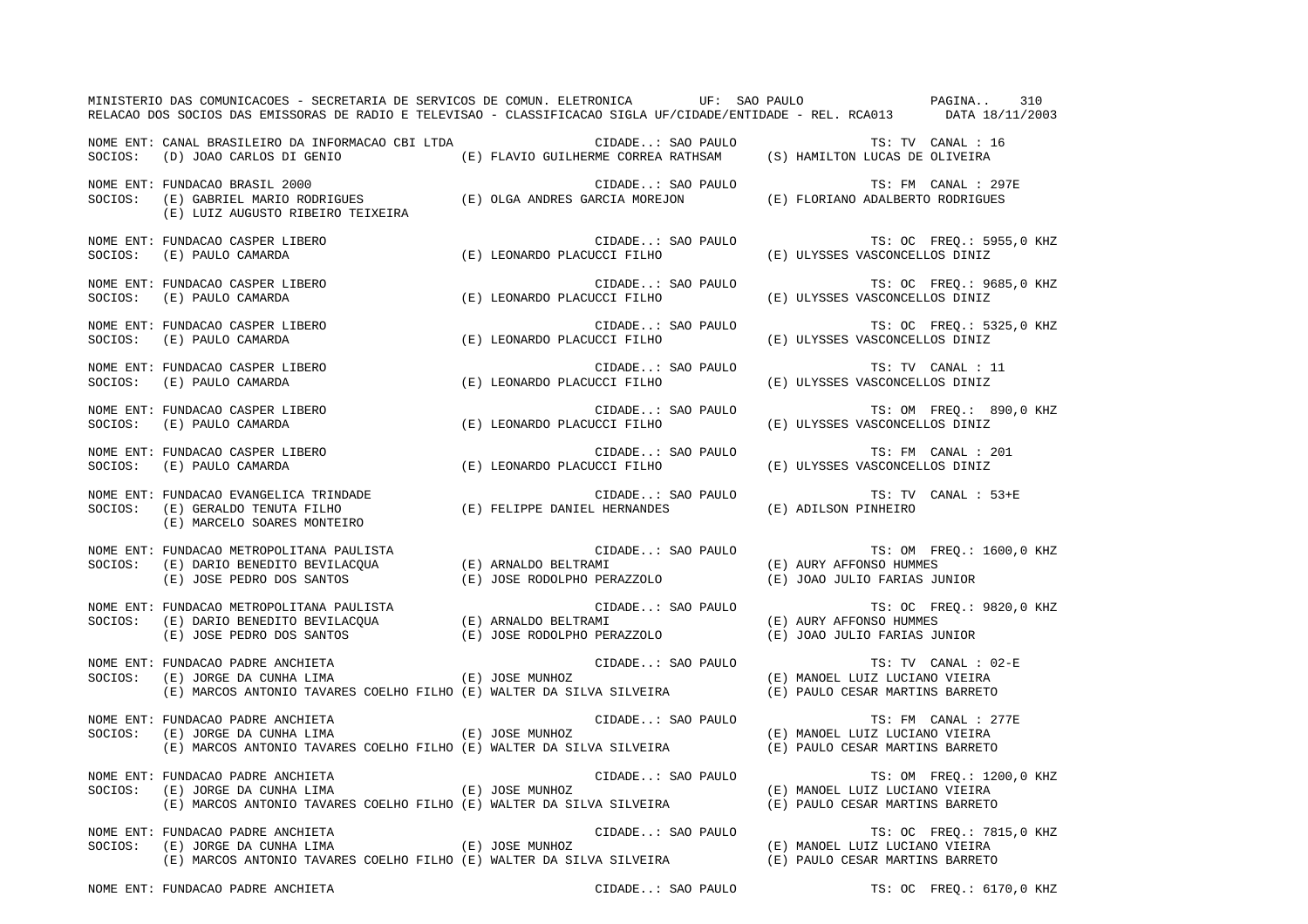MINISTERIO DAS COMUNICACOES - SECRETARIA DE SERVICOS DE COMUN. ELETRONICA UF: SAO PAULO PAGINA.. 310
RELACAO DOS SOCIOS DAS EMISSORAS DE RADIO E TELEVISAO - CLASSIFICACAO SIGLA UF/CIDADE/ENTIDADE - REL. RCA013 DATA 18/11/2003

NOME ENT: CANAL BRASILEIRO DA INFORMACAO CBI LTDA CIDADE..: SAO PAULO TS: TV CANAL : 16
SOCIOS: (D) JOAO CARLOS DI GENIO (E) FLAVIO GUILHERME CORREA RATHSAM (S) HAMILTON LUCAS DE OLIVEIRA

NOME ENT: FUNDACAO BRASIL 2000 CIDADE..: SAO PAULO TS: FM CANAL : 297E
SOCIOS: (E) GABRIEL MARIO RODRIGUES (E) OLGA ANDRES GARCIA MOREJON (E) FLORIANO ADALBERTO RODRIGUES
(E) LUIZ AUGUSTO RIBEIRO TEIXEIRA

NOME ENT: FUNDACAO CASPER LIBERO CIDADE..: SAO PAULO TS: OC FREQ.: 5955,0 KHZ
SOCIOS: (E) PAULO CAMARDA (E) LEONARDO PLACUCCI FILHO (E) ULYSSES VASCONCELLOS DINIZ

NOME ENT: FUNDACAO CASPER LIBERO CIDADE..: SAO PAULO TS: OC FREQ.: 9685,0 KHZ
SOCIOS: (E) PAULO CAMARDA (E) LEONARDO PLACUCCI FILHO (E) ULYSSES VASCONCELLOS DINIZ

NOME ENT: FUNDACAO CASPER LIBERO CIDADE..: SAO PAULO TS: OC FREQ.: 5325,0 KHZ
SOCIOS: (E) PAULO CAMARDA (E) LEONARDO PLACUCCI FILHO (E) ULYSSES VASCONCELLOS DINIZ

NOME ENT: FUNDACAO CASPER LIBERO CIDADE..: SAO PAULO TS: TV CANAL : 11
SOCIOS: (E) PAULO CAMARDA (E) LEONARDO PLACUCCI FILHO (E) ULYSSES VASCONCELLOS DINIZ

NOME ENT: FUNDACAO CASPER LIBERO CIDADE..: SAO PAULO TS: OM FREQ.: 890,0 KHZ
SOCIOS: (E) PAULO CAMARDA (E) LEONARDO PLACUCCI FILHO (E) ULYSSES VASCONCELLOS DINIZ

NOME ENT: FUNDACAO CASPER LIBERO CIDADE..: SAO PAULO TS: FM CANAL : 201
SOCIOS: (E) PAULO CAMARDA (E) LEONARDO PLACUCCI FILHO (E) ULYSSES VASCONCELLOS DINIZ

NOME ENT: FUNDACAO EVANGELICA TRINDADE CIDADE..: SAO PAULO TS: TV CANAL : 53+E
SOCIOS: (E) GERALDO TENUTA FILHO (E) FELIPPE DANIEL HERNANDES (E) ADILSON PINHEIRO
(E) MARCELO SOARES MONTEIRO

NOME ENT: FUNDACAO METROPOLITANA PAULISTA CIDADE..: SAO PAULO TS: OM FREQ.: 1600,0 KHZ
SOCIOS: (E) DARIO BENEDITO BEVILACQUA (E) ARNALDO BELTRAMI (E) AURY AFFONSO HUMMES
(E) JOSE PEDRO DOS SANTOS (E) JOSE RODOLPHO PERAZZOLO (E) JOAO JULIO FARIAS JUNIOR

NOME ENT: FUNDACAO METROPOLITANA PAULISTA CIDADE..: SAO PAULO TS: OC FREQ.: 9820,0 KHZ
SOCIOS: (E) DARIO BENEDITO BEVILACQUA (E) ARNALDO BELTRAMI (E) AURY AFFONSO HUMMES
(E) JOSE PEDRO DOS SANTOS (E) JOSE RODOLPHO PERAZZOLO (E) JOAO JULIO FARIAS JUNIOR

NOME ENT: FUNDACAO PADRE ANCHIETA CIDADE..: SAO PAULO TS: TV CANAL : 02-E
SOCIOS: (E) JORGE DA CUNHA LIMA (E) JOSE MUNHOZ (E) MANOEL LUIZ LUCIANO VIEIRA
(E) MARCOS ANTONIO TAVARES COELHO FILHO (E) WALTER DA SILVA SILVEIRA (E) PAULO CESAR MARTINS BARRETO

NOME ENT: FUNDACAO PADRE ANCHIETA CIDADE..: SAO PAULO TS: FM CANAL : 277E
SOCIOS: (E) JORGE DA CUNHA LIMA (E) JOSE MUNHOZ (E) MANOEL LUIZ LUCIANO VIEIRA
(E) MARCOS ANTONIO TAVARES COELHO FILHO (E) WALTER DA SILVA SILVEIRA (E) PAULO CESAR MARTINS BARRETO

NOME ENT: FUNDACAO PADRE ANCHIETA CIDADE..: SAO PAULO TS: OM FREQ.: 1200,0 KHZ
SOCIOS: (E) JORGE DA CUNHA LIMA (E) JOSE MUNHOZ (E) MANOEL LUIZ LUCIANO VIEIRA
(E) MARCOS ANTONIO TAVARES COELHO FILHO (E) WALTER DA SILVA SILVEIRA (E) PAULO CESAR MARTINS BARRETO

NOME ENT: FUNDACAO PADRE ANCHIETA CIDADE..: SAO PAULO TS: OC FREQ.: 7815,0 KHZ
SOCIOS: (E) JORGE DA CUNHA LIMA (E) JOSE MUNHOZ (E) MANOEL LUIZ LUCIANO VIEIRA
(E) MARCOS ANTONIO TAVARES COELHO FILHO (E) WALTER DA SILVA SILVEIRA (E) PAULO CESAR MARTINS BARRETO

NOME ENT: FUNDACAO PADRE ANCHIETA CIDADE..: SAO PAULO TS: OC FREQ.: 6170,0 KHZ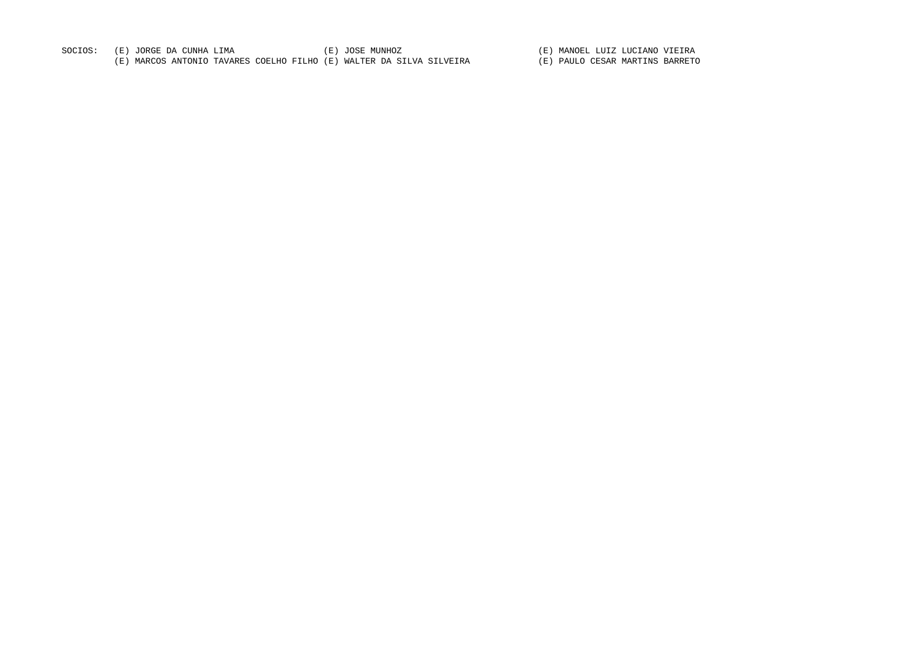SOCIOS: (E) JORGE DA CUNHA LIMA (E) JOSE MUNHOZ (E) MANOEL LUIZ LUCIANO VIEIRA
(E) MARCOS ANTONIO TAVARES COELHO FILHO (E) WALTER DA SILVA SILVEIRA (E) PAULO CESAR MARTINS BARRETO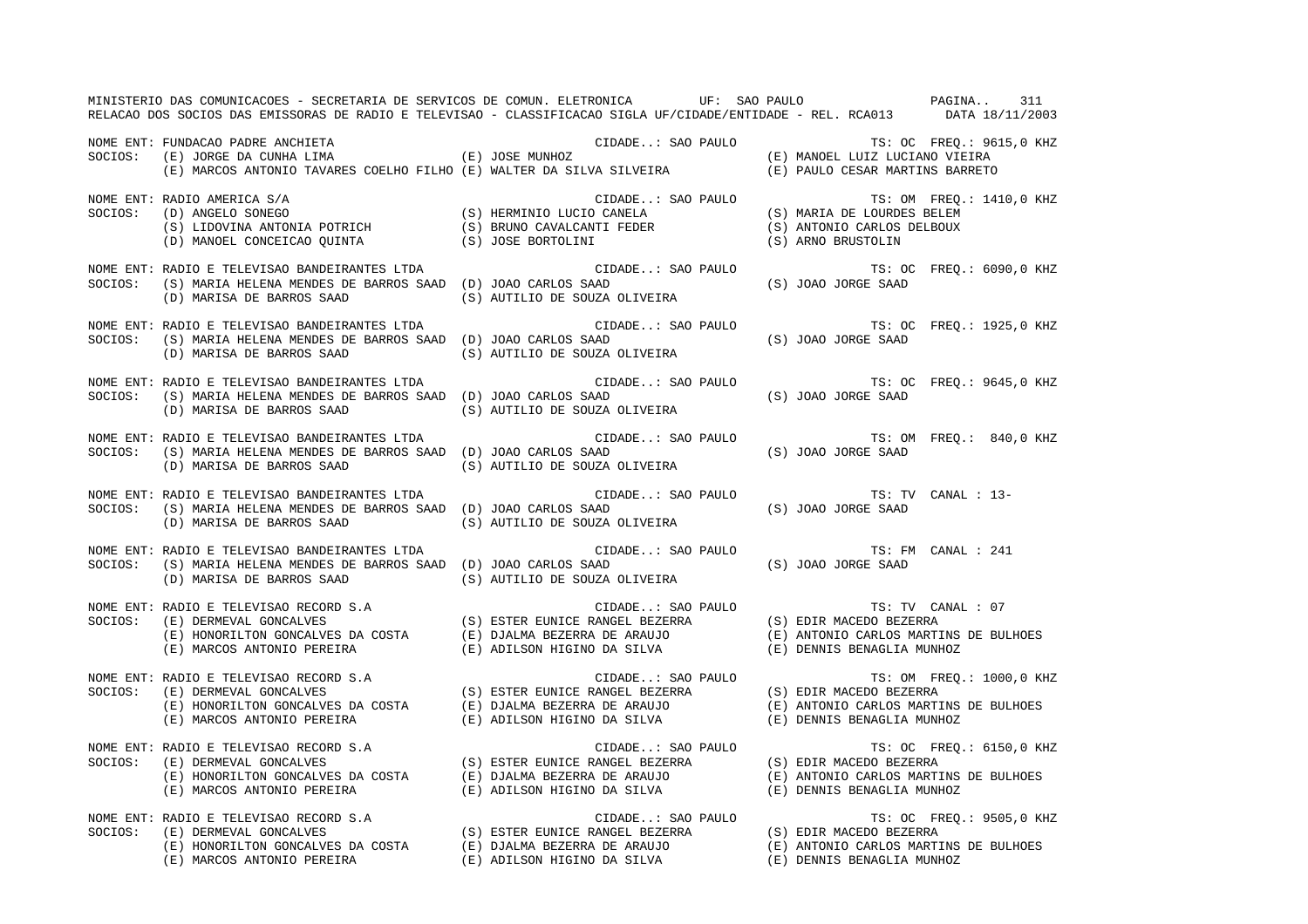MINISTERIO DAS COMUNICACOES - SECRETARIA DE SERVICOS DE COMUN. ELETRONICA UF: SAO PAULO

RELACAO DOS SOCIOS DAS EMISSORAS DE RADIO E TELEVISAO - CLASSIFICACAO SIGLA UF/CIDADE/ENTIDADE - REL. RCA013 DATA 18/11/2003

NOME ENT: FUNDACAO PADRE ANCHIETA CIDADE..: SAO PAULO TS: OC FREQ.: 9615,0 KHZ
SOCIOS: (E) JORGE DA CUNHA LIMA (E) JOSE MUNHOZ (E) MANOEL LUIZ LUCIANO VIEIRA
(E) MARCOS ANTONIO TAVARES COELHO FILHO (E) WALTER DA SILVA SILVEIRA (E) PAULO CESAR MARTINS BARRETO

NOME ENT: RADIO AMERICA S/A CIDADE..: SAO PAULO TS: OM FREQ.: 1410,0 KHZ
SOCIOS: (D) ANGELO SONEGO (S) HERMINIO LUCIO CANELA (S) MARIA DE LOURDES BELEM
(S) LIDOVINA ANTONIA POTRICH (S) BRUNO CAVALCANTI FEDER (S) ANTONIO CARLOS DELBOUX
(D) MANOEL CONCEICAO QUINTA (S) JOSE BORTOLINI (S) ARNO BRUSTOLIN

NOME ENT: RADIO E TELEVISAO BANDEIRANTES LTDA CIDADE..: SAO PAULO TS: OC FREQ.: 6090,0 KHZ
SOCIOS: (S) MARIA HELENA MENDES DE BARROS SAAD (D) JOAO CARLOS SAAD (S) JOAO JORGE SAAD
(D) MARISA DE BARROS SAAD (S) AUTILIO DE SOUZA OLIVEIRA

NOME ENT: RADIO E TELEVISAO BANDEIRANTES LTDA CIDADE..: SAO PAULO TS: OC FREQ.: 1925,0 KHZ
SOCIOS: (S) MARIA HELENA MENDES DE BARROS SAAD (D) JOAO CARLOS SAAD (S) JOAO JORGE SAAD
(D) MARISA DE BARROS SAAD (S) AUTILIO DE SOUZA OLIVEIRA

NOME ENT: RADIO E TELEVISAO BANDEIRANTES LTDA CIDADE..: SAO PAULO TS: OC FREQ.: 9645,0 KHZ
SOCIOS: (S) MARIA HELENA MENDES DE BARROS SAAD (D) JOAO CARLOS SAAD (S) JOAO JORGE SAAD
(D) MARISA DE BARROS SAAD (S) AUTILIO DE SOUZA OLIVEIRA

NOME ENT: RADIO E TELEVISAO BANDEIRANTES LTDA CIDADE..: SAO PAULO TS: OM FREQ.: 840,0 KHZ
SOCIOS: (S) MARIA HELENA MENDES DE BARROS SAAD (D) JOAO CARLOS SAAD (S) JOAO JORGE SAAD
(D) MARISA DE BARROS SAAD (S) AUTILIO DE SOUZA OLIVEIRA

NOME ENT: RADIO E TELEVISAO BANDEIRANTES LTDA CIDADE..: SAO PAULO TS: TV CANAL : 13-
SOCIOS: (S) MARIA HELENA MENDES DE BARROS SAAD (D) JOAO CARLOS SAAD (S) JOAO JORGE SAAD
(D) MARISA DE BARROS SAAD (S) AUTILIO DE SOUZA OLIVEIRA

NOME ENT: RADIO E TELEVISAO BANDEIRANTES LTDA CIDADE..: SAO PAULO TS: FM CANAL : 241
SOCIOS: (S) MARIA HELENA MENDES DE BARROS SAAD (D) JOAO CARLOS SAAD (S) JOAO JORGE SAAD
(D) MARISA DE BARROS SAAD (S) AUTILIO DE SOUZA OLIVEIRA

NOME ENT: RADIO E TELEVISAO RECORD S.A CIDADE..: SAO PAULO TS: TV CANAL : 07
SOCIOS: (E) DERMEVAL GONCALVES (S) ESTER EUNICE RANGEL BEZERRA (S) EDIR MACEDO BEZERRA
(E) HONORILTON GONCALVES DA COSTA (E) DJALMA BEZERRA DE ARAUJO (E) ANTONIO CARLOS MARTINS DE BULHOES
(E) MARCOS ANTONIO PEREIRA (E) ADILSON HIGINO DA SILVA (E) DENNIS BENAGLIA MUNHOZ

NOME ENT: RADIO E TELEVISAO RECORD S.A CIDADE..: SAO PAULO TS: OM FREQ.: 1000,0 KHZ
SOCIOS: (E) DERMEVAL GONCALVES (S) ESTER EUNICE RANGEL BEZERRA (S) EDIR MACEDO BEZERRA
(E) HONORILTON GONCALVES DA COSTA (E) DJALMA BEZERRA DE ARAUJO (E) ANTONIO CARLOS MARTINS DE BULHOES
(E) MARCOS ANTONIO PEREIRA (E) ADILSON HIGINO DA SILVA (E) DENNIS BENAGLIA MUNHOZ

NOME ENT: RADIO E TELEVISAO RECORD S.A CIDADE..: SAO PAULO TS: OC FREQ.: 6150,0 KHZ
SOCIOS: (E) DERMEVAL GONCALVES (S) ESTER EUNICE RANGEL BEZERRA (S) EDIR MACEDO BEZERRA
(E) HONORILTON GONCALVES DA COSTA (E) DJALMA BEZERRA DE ARAUJO (E) ANTONIO CARLOS MARTINS DE BULHOES
(E) MARCOS ANTONIO PEREIRA (E) ADILSON HIGINO DA SILVA (E) DENNIS BENAGLIA MUNHOZ

NOME ENT: RADIO E TELEVISAO RECORD S.A CIDADE..: SAO PAULO TS: OC FREQ.: 9505,0 KHZ
SOCIOS: (E) DERMEVAL GONCALVES (S) ESTER EUNICE RANGEL BEZERRA (S) EDIR MACEDO BEZERRA
(E) HONORILTON GONCALVES DA COSTA (E) DJALMA BEZERRA DE ARAUJO (E) ANTONIO CARLOS MARTINS DE BULHOES
(E) MARCOS ANTONIO PEREIRA (E) ADILSON HIGINO DA SILVA (E) DENNIS BENAGLIA MUNHOZ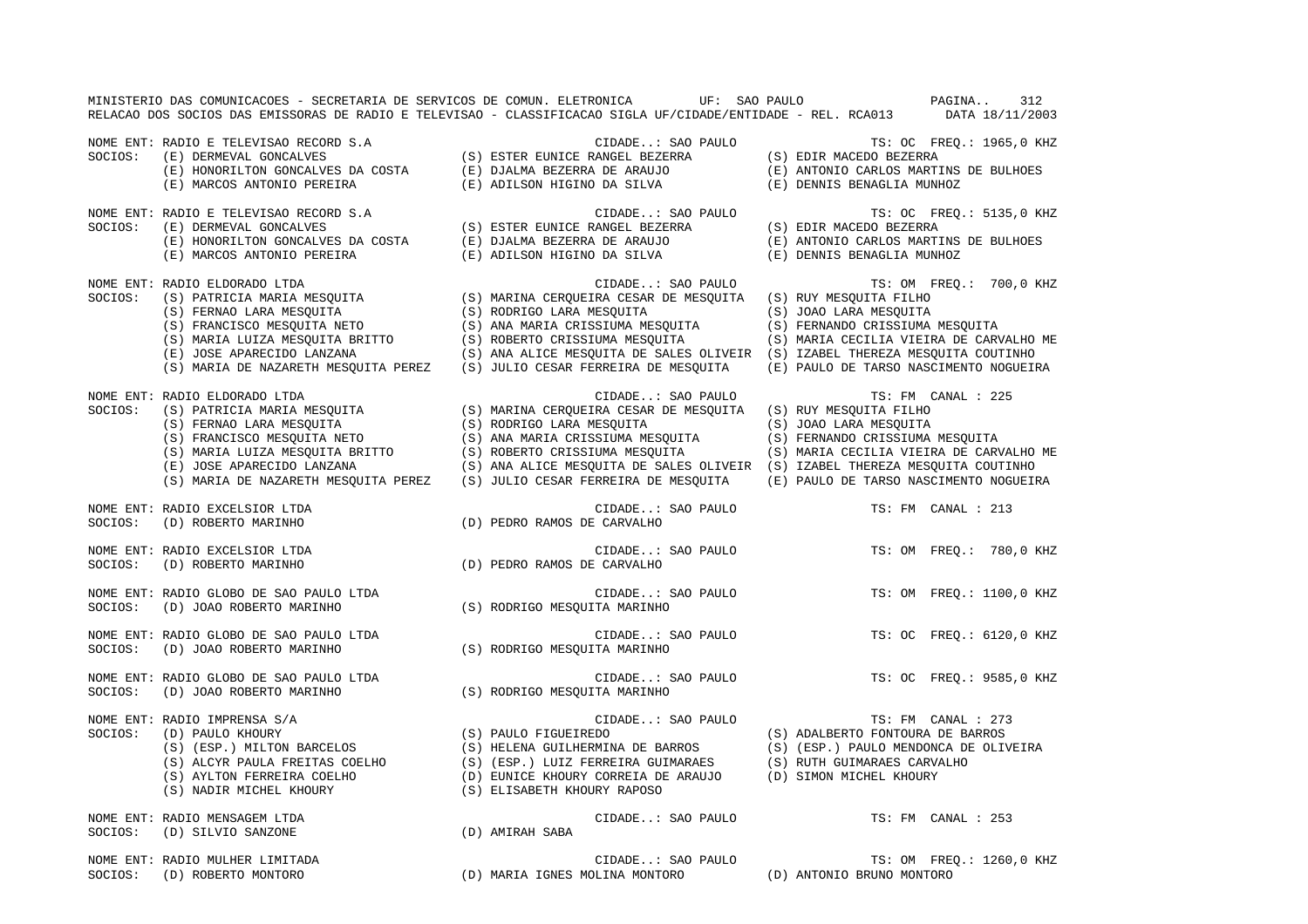MINISTERIO DAS COMUNICACOES - SECRETARIA DE SERVICOS DE COMUN. ELETRONICA UF: SAO PAULO PAGINA.. 312
RELACAO DOS SOCIOS DAS EMISSORAS DE RADIO E TELEVISAO - CLASSIFICACAO SIGLA UF/CIDADE/ENTIDADE - REL. RCA013 DATA 18/11/2003

NOME ENT: RADIO E TELEVISAO RECORD S.A CIDADE..: SAO PAULO TS: OC FREQ.: 1965,0 KHZ
SOCIOS: (E) DERMEVAL GONCALVES (S) ESTER EUNICE RANGEL BEZERRA (S) EDIR MACEDO BEZERRA
(E) HONORILTON GONCALVES DA COSTA (E) DJALMA BEZERRA DE ARAUJO (E) ANTONIO CARLOS MARTINS DE BULHOES
(E) MARCOS ANTONIO PEREIRA (E) ADILSON HIGINO DA SILVA (E) DENNIS BENAGLIA MUNHOZ

NOME ENT: RADIO E TELEVISAO RECORD S.A CIDADE..: SAO PAULO TS: OC FREQ.: 5135,0 KHZ
SOCIOS: (E) DERMEVAL GONCALVES (S) ESTER EUNICE RANGEL BEZERRA (S) EDIR MACEDO BEZERRA
(E) HONORILTON GONCALVES DA COSTA (E) DJALMA BEZERRA DE ARAUJO (E) ANTONIO CARLOS MARTINS DE BULHOES
(E) MARCOS ANTONIO PEREIRA (E) ADILSON HIGINO DA SILVA (E) DENNIS BENAGLIA MUNHOZ

NOME ENT: RADIO ELDORADO LTDA CIDADE..: SAO PAULO TS: OM FREQ.: 700,0 KHZ
SOCIOS: (S) PATRICIA MARIA MESQUITA (S) MARINA CERQUEIRA CESAR DE MESQUITA (S) RUY MESQUITA FILHO
(S) FERNAO LARA MESQUITA (S) RODRIGO LARA MESQUITA (S) JOAO LARA MESQUITA
(S) FRANCISCO MESQUITA NETO (S) ANA MARIA CRISSIUMA MESQUITA (S) FERNANDO CRISSIUMA MESQUITA
(S) MARIA LUIZA MESQUITA BRITTO (S) ROBERTO CRISSIUMA MESQUITA (S) MARIA CECILIA VIEIRA DE CARVALHO ME
(E) JOSE APARECIDO LANZANA (S) ANA ALICE MESQUITA DE SALES OLIVEIR (S) IZABEL THEREZA MESQUITA COUTINHO
(S) MARIA DE NAZARETH MESQUITA PEREZ (S) JULIO CESAR FERREIRA DE MESQUITA (E) PAULO DE TARSO NASCIMENTO NOGUEIRA

NOME ENT: RADIO ELDORADO LTDA CIDADE..: SAO PAULO TS: FM CANAL : 225
SOCIOS: (S) PATRICIA MARIA MESQUITA (S) MARINA CERQUEIRA CESAR DE MESQUITA (S) RUY MESQUITA FILHO
(S) FERNAO LARA MESQUITA (S) RODRIGO LARA MESQUITA (S) JOAO LARA MESQUITA
(S) FRANCISCO MESQUITA NETO (S) ANA MARIA CRISSIUMA MESQUITA (S) FERNANDO CRISSIUMA MESQUITA
(S) MARIA LUIZA MESQUITA BRITTO (S) ROBERTO CRISSIUMA MESQUITA (S) MARIA CECILIA VIEIRA DE CARVALHO ME
(E) JOSE APARECIDO LANZANA (S) ANA ALICE MESQUITA DE SALES OLIVEIR (S) IZABEL THEREZA MESQUITA COUTINHO
(S) MARIA DE NAZARETH MESQUITA PEREZ (S) JULIO CESAR FERREIRA DE MESQUITA (E) PAULO DE TARSO NASCIMENTO NOGUEIRA

NOME ENT: RADIO EXCELSIOR LTDA CIDADE..: SAO PAULO TS: FM CANAL : 213
SOCIOS: (D) ROBERTO MARINHO (D) PEDRO RAMOS DE CARVALHO

NOME ENT: RADIO EXCELSIOR LTDA CIDADE..: SAO PAULO TS: OM FREQ.: 780,0 KHZ
SOCIOS: (D) ROBERTO MARINHO (D) PEDRO RAMOS DE CARVALHO

NOME ENT: RADIO GLOBO DE SAO PAULO LTDA CIDADE..: SAO PAULO TS: OM FREQ.: 1100,0 KHZ
SOCIOS: (D) JOAO ROBERTO MARINHO (S) RODRIGO MESQUITA MARINHO

NOME ENT: RADIO GLOBO DE SAO PAULO LTDA CIDADE..: SAO PAULO TS: OC FREQ.: 6120,0 KHZ
SOCIOS: (D) JOAO ROBERTO MARINHO (S) RODRIGO MESQUITA MARINHO

NOME ENT: RADIO GLOBO DE SAO PAULO LTDA CIDADE..: SAO PAULO TS: OC FREQ.: 9585,0 KHZ
SOCIOS: (D) JOAO ROBERTO MARINHO (S) RODRIGO MESQUITA MARINHO

NOME ENT: RADIO IMPRENSA S/A CIDADE..: SAO PAULO TS: FM CANAL : 273
SOCIOS: (D) PAULO KHOURY (S) PAULO FIGUEIREDO (S) ADALBERTO FONTOURA DE BARROS
(S) (ESP.) MILTON BARCELOS (S) HELENA GUILHERMINA DE BARROS (S) (ESP.) PAULO MENDONCA DE OLIVEIRA
(S) ALCYR PAULA FREITAS COELHO (S) (ESP.) LUIZ FERREIRA GUIMARAES (S) RUTH GUIMARAES CARVALHO
(S) AYLTON FERREIRA COELHO (D) EUNICE KHOURY CORREIA DE ARAUJO (D) SIMON MICHEL KHOURY
(S) NADIR MICHEL KHOURY (S) ELISABETH KHOURY RAPOSO

NOME ENT: RADIO MENSAGEM LTDA CIDADE..: SAO PAULO TS: FM CANAL : 253
SOCIOS: (D) SILVIO SANZONE (D) AMIRAH SABA

NOME ENT: RADIO MULHER LIMITADA CIDADE..: SAO PAULO TS: OM FREQ.: 1260,0 KHZ
SOCIOS: (D) ROBERTO MONTORO (D) MARIA IGNES MOLINA MONTORO (D) ANTONIO BRUNO MONTORO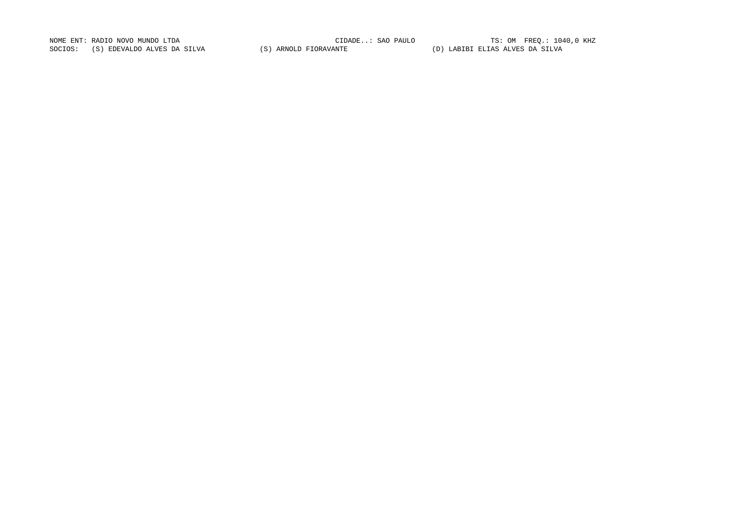NOME ENT: RADIO NOVO MUNDO LTDA CIDADE..: SAO PAULO TS: OM FREQ.: 1040,0 KHZ

SOCIOS: (S) EDEVALDO ALVES DA SILVA (S) ARNOLD FIORAVANTE (D) LABIBI ELIAS ALVES DA SILVA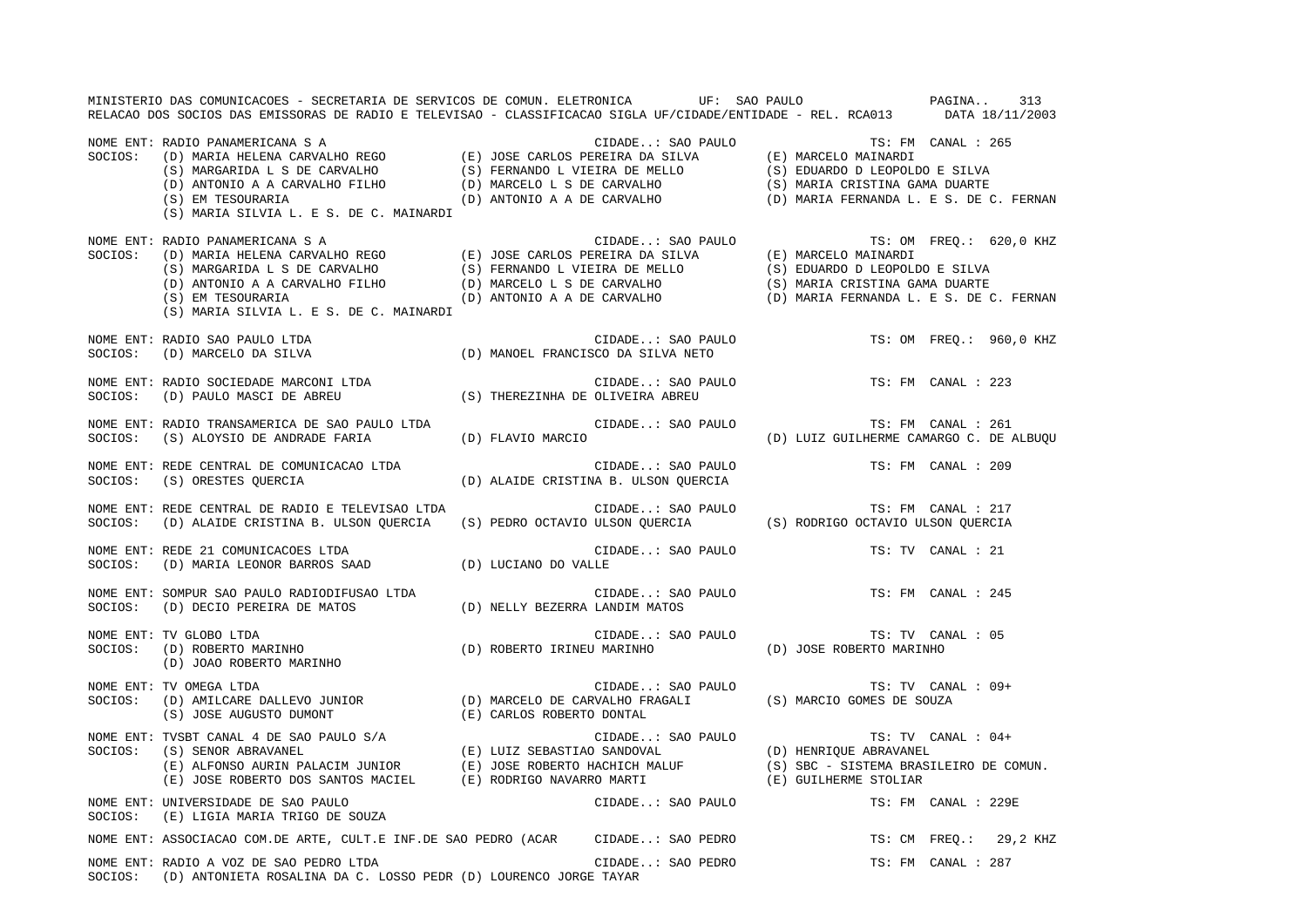NOME ENT: RADIO PANAMERICANA S A — CIDADE..: SAO PAULO — TS: FM CANAL : 265
SOCIOS: (D) MARIA HELENA CARVALHO REGO (E) JOSE CARLOS PEREIRA DA SILVA (E) MARCELO MAINARDI
(S) MARGARIDA L S DE CARVALHO (S) FERNANDO L VIEIRA DE MELLO (S) EDUARDO D LEOPOLDO E SILVA
(D) ANTONIO A A CARVALHO FILHO (D) MARCELO L S DE CARVALHO (S) MARIA CRISTINA GAMA DUARTE
(S) EM TESOURARIA (D) ANTONIO A A DE CARVALHO (D) MARIA FERNANDA L. E S. DE C. FERNAN
(S) MARIA SILVIA L. E S. DE C. MAINARDI

NOME ENT: RADIO PANAMERICANA S A — CIDADE..: SAO PAULO — TS: OM FREQ.: 620,0 KHZ
SOCIOS: (D) MARIA HELENA CARVALHO REGO (E) JOSE CARLOS PEREIRA DA SILVA (E) MARCELO MAINARDI
(S) MARGARIDA L S DE CARVALHO (S) FERNANDO L VIEIRA DE MELLO (S) EDUARDO D LEOPOLDO E SILVA
(D) ANTONIO A A CARVALHO FILHO (D) MARCELO L S DE CARVALHO (S) MARIA CRISTINA GAMA DUARTE
(S) EM TESOURARIA (D) ANTONIO A A DE CARVALHO (D) MARIA FERNANDA L. E S. DE C. FERNAN
(S) MARIA SILVIA L. E S. DE C. MAINARDI

NOME ENT: RADIO SAO PAULO LTDA — CIDADE..: SAO PAULO — TS: OM FREQ.: 960,0 KHZ
SOCIOS: (D) MARCELO DA SILVA (D) MANOEL FRANCISCO DA SILVA NETO

NOME ENT: RADIO SOCIEDADE MARCONI LTDA — CIDADE..: SAO PAULO — TS: FM CANAL : 223
SOCIOS: (D) PAULO MASCI DE ABREU (S) THEREZINHA DE OLIVEIRA ABREU

NOME ENT: RADIO TRANSAMERICA DE SAO PAULO LTDA — CIDADE..: SAO PAULO — TS: FM CANAL : 261
SOCIOS: (S) ALOYSIO DE ANDRADE FARIA (D) FLAVIO MARCIO (D) LUIZ GUILHERME CAMARGO C. DE ALBUQU

NOME ENT: REDE CENTRAL DE COMUNICACAO LTDA — CIDADE..: SAO PAULO — TS: FM CANAL : 209
SOCIOS: (S) ORESTES QUERCIA (D) ALAIDE CRISTINA B. ULSON QUERCIA

NOME ENT: REDE CENTRAL DE RADIO E TELEVISAO LTDA — CIDADE..: SAO PAULO — TS: FM CANAL : 217
SOCIOS: (D) ALAIDE CRISTINA B. ULSON QUERCIA (S) PEDRO OCTAVIO ULSON QUERCIA (S) RODRIGO OCTAVIO ULSON QUERCIA

NOME ENT: REDE 21 COMUNICACOES LTDA — CIDADE..: SAO PAULO — TS: TV CANAL : 21
SOCIOS: (D) MARIA LEONOR BARROS SAAD (D) LUCIANO DO VALLE

NOME ENT: SOMPUR SAO PAULO RADIODIFUSAO LTDA — CIDADE..: SAO PAULO — TS: FM CANAL : 245
SOCIOS: (D) DECIO PEREIRA DE MATOS (D) NELLY BEZERRA LANDIM MATOS

NOME ENT: TV GLOBO LTDA — CIDADE..: SAO PAULO — TS: TV CANAL : 05
SOCIOS: (D) ROBERTO MARINHO (D) ROBERTO IRINEU MARINHO (D) JOSE ROBERTO MARINHO
(D) JOAO ROBERTO MARINHO

NOME ENT: TV OMEGA LTDA — CIDADE..: SAO PAULO — TS: TV CANAL : 09+
SOCIOS: (D) AMILCARE DALLEVO JUNIOR (D) MARCELO DE CARVALHO FRAGALI (S) MARCIO GOMES DE SOUZA
(S) JOSE AUGUSTO DUMONT (E) CARLOS ROBERTO DONTAL

NOME ENT: TVSBT CANAL 4 DE SAO PAULO S/A — CIDADE..: SAO PAULO — TS: TV CANAL : 04+
SOCIOS: (S) SENOR ABRAVANEL (E) LUIZ SEBASTIAO SANDOVAL (D) HENRIQUE ABRAVANEL
(E) ALFONSO AURIN PALACIM JUNIOR (E) JOSE ROBERTO HACHICH MALUF (S) SBC - SISTEMA BRASILEIRO DE COMUN.
(E) JOSE ROBERTO DOS SANTOS MACIEL (E) RODRIGO NAVARRO MARTI (E) GUILHERME STOLIAR

NOME ENT: UNIVERSIDADE DE SAO PAULO — CIDADE..: SAO PAULO — TS: FM CANAL : 229E
SOCIOS: (E) LIGIA MARIA TRIGO DE SOUZA

NOME ENT: ASSOCIACAO COM.DE ARTE, CULT.E INF.DE SAO PEDRO (ACAR — CIDADE..: SAO PEDRO — TS: CM FREQ.: 29,2 KHZ

NOME ENT: RADIO A VOZ DE SAO PEDRO LTDA — CIDADE..: SAO PEDRO — TS: FM CANAL : 287
SOCIOS: (D) ANTONIETA ROSALINA DA C. LOSSO PEDR (D) LOURENCO JORGE TAYAR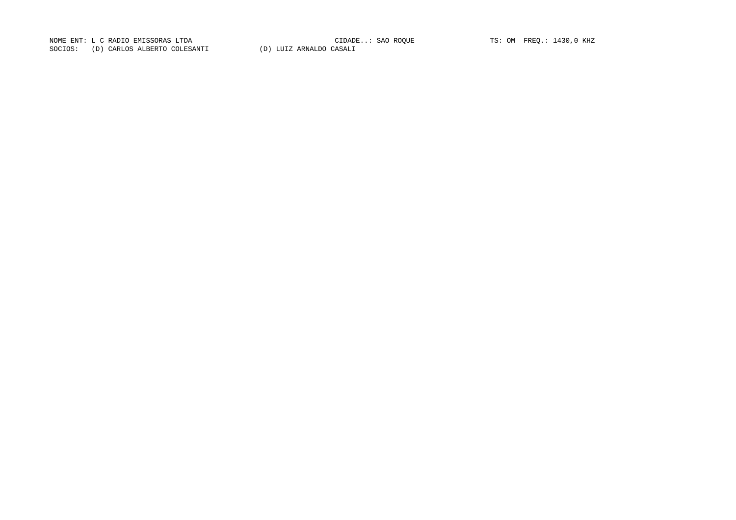NOME ENT: L C RADIO EMISSORAS LTDA CIDADE..: SAO ROQUE TS: OM FREQ.: 1430,0 KHZ

SOCIOS: (D) CARLOS ALBERTO COLESANTI (D) LUIZ ARNALDO CASALI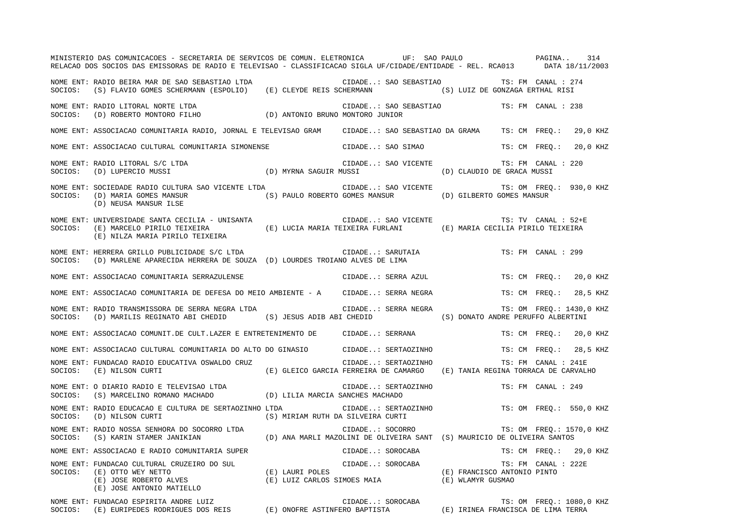MINISTERIO DAS COMUNICACOES - SECRETARIA DE SERVICOS DE COMUN. ELETRONICA UF: SAO PAULO

RELACAO DOS SOCIOS DAS EMISSORAS DE RADIO E TELEVISAO - CLASSIFICACAO SIGLA UF/CIDADE/ENTIDADE - REL. RCA013 DATA 18/11/2003

NOME ENT: RADIO BEIRA MAR DE SAO SEBASTIAO LTDA CIDADE..: SAO SEBASTIAO TS: FM CANAL : 274
SOCIOS: (S) FLAVIO GOMES SCHERMANN (ESPOLIO) (E) CLEYDE REIS SCHERMANN (S) LUIZ DE GONZAGA ERTHAL RISI

NOME ENT: RADIO LITORAL NORTE LTDA CIDADE..: SAO SEBASTIAO TS: FM CANAL : 238
SOCIOS: (D) ROBERTO MONTORO FILHO (D) ANTONIO BRUNO MONTORO JUNIOR

NOME ENT: ASSOCIACAO COMUNITARIA RADIO, JORNAL E TELEVISAO GRAM CIDADE..: SAO SEBASTIAO DA GRAMA TS: CM FREQ.: 29,0 KHZ

NOME ENT: ASSOCIACAO CULTURAL COMUNITARIA SIMONENSE CIDADE..: SAO SIMAO TS: CM FREQ.: 20,0 KHZ

NOME ENT: RADIO LITORAL S/C LTDA CIDADE..: SAO VICENTE TS: FM CANAL : 220
SOCIOS: (D) LUPERCIO MUSSI (D) MYRNA SAGUIR MUSSI (D) CLAUDIO DE GRACA MUSSI

NOME ENT: SOCIEDADE RADIO CULTURA SAO VICENTE LTDA CIDADE..: SAO VICENTE TS: OM FREQ.: 930,0 KHZ
SOCIOS: (D) MARIA GOMES MANSUR (S) PAULO ROBERTO GOMES MANSUR (D) GILBERTO GOMES MANSUR
(D) NEUSA MANSUR ILSE

NOME ENT: UNIVERSIDADE SANTA CECILIA - UNISANTA CIDADE..: SAO VICENTE TS: TV CANAL : 52+E
SOCIOS: (E) MARCELO PIRILO TEIXEIRA (E) LUCIA MARIA TEIXEIRA FURLANI (E) MARIA CECILIA PIRILO TEIXEIRA
(E) NILZA MARIA PIRILO TEIXEIRA

NOME ENT: HERRERA GRILLO PUBLICIDADE S/C LTDA CIDADE..: SARUTAIA TS: FM CANAL : 299
SOCIOS: (D) MARLENE APARECIDA HERRERA DE SOUZA (D) LOURDES TROIANO ALVES DE LIMA

NOME ENT: ASSOCIACAO COMUNITARIA SERRAZULENSE CIDADE..: SERRA AZUL TS: CM FREQ.: 20,0 KHZ

NOME ENT: ASSOCIACAO COMUNITARIA DE DEFESA DO MEIO AMBIENTE - A CIDADE..: SERRA NEGRA TS: CM FREQ.: 28,5 KHZ

NOME ENT: RADIO TRANSMISSORA DE SERRA NEGRA LTDA CIDADE..: SERRA NEGRA TS: OM FREQ.: 1430,0 KHZ
SOCIOS: (D) MARILIS REGINATO ABI CHEDID (S) JESUS ADIB ABI CHEDID (S) DONATO ANDRE PERUFFO ALBERTINI

NOME ENT: ASSOCIACAO COMUNIT.DE CULT.LAZER E ENTRETENIMENTO DE CIDADE..: SERRANA TS: CM FREQ.: 20,0 KHZ

NOME ENT: ASSOCIACAO CULTURAL COMUNITARIA DO ALTO DO GINASIO CIDADE..: SERTAOZINHO TS: CM FREQ.: 28,5 KHZ

NOME ENT: FUNDACAO RADIO EDUCATIVA OSWALDO CRUZ CIDADE..: SERTAOZINHO TS: FM CANAL : 241E
SOCIOS: (E) NILSON CURTI (E) GLEICO GARCIA FERREIRA DE CAMARGO (E) TANIA REGINA TORRACA DE CARVALHO

NOME ENT: O DIARIO RADIO E TELEVISAO LTDA CIDADE..: SERTAOZINHO TS: FM CANAL : 249
SOCIOS: (S) MARCELINO ROMANO MACHADO (D) LILIA MARCIA SANCHES MACHADO

NOME ENT: RADIO EDUCACAO E CULTURA DE SERTAOZINHO LTDA CIDADE..: SERTAOZINHO TS: OM FREQ.: 550,0 KHZ
SOCIOS: (D) NILSON CURTI (S) MIRIAM RUTH DA SILVEIRA CURTI

NOME ENT: RADIO NOSSA SENHORA DO SOCORRO LTDA CIDADE..: SOCORRO TS: OM FREQ.: 1570,0 KHZ
SOCIOS: (S) KARIN STAMER JANIKIAN (D) ANA MARLI MAZOLINI DE OLIVEIRA SANT (S) MAURICIO DE OLIVEIRA SANTOS

NOME ENT: ASSOCIACAO E RADIO COMUNITARIA SUPER CIDADE..: SOROCABA TS: CM FREQ.: 29,0 KHZ

NOME ENT: FUNDACAO CULTURAL CRUZEIRO DO SUL CIDADE..: SOROCABA TS: FM CANAL : 222E
SOCIOS: (E) OTTO WEY NETTO (E) LAURI POLES (E) FRANCISCO ANTONIO PINTO
(E) JOSE ROBERTO ALVES (E) LUIZ CARLOS SIMOES MAIA (E) WLAMYR GUSMAO
(E) JOSE ANTONIO MATIELLO

NOME ENT: FUNDACAO ESPIRITA ANDRE LUIZ CIDADE..: SOROCABA TS: OM FREQ.: 1080,0 KHZ
SOCIOS: (E) EURIPEDES RODRIGUES DOS REIS (E) ONOFRE ASTINFERO BAPTISTA (E) IRINEA FRANCISCA DE LIMA TERRA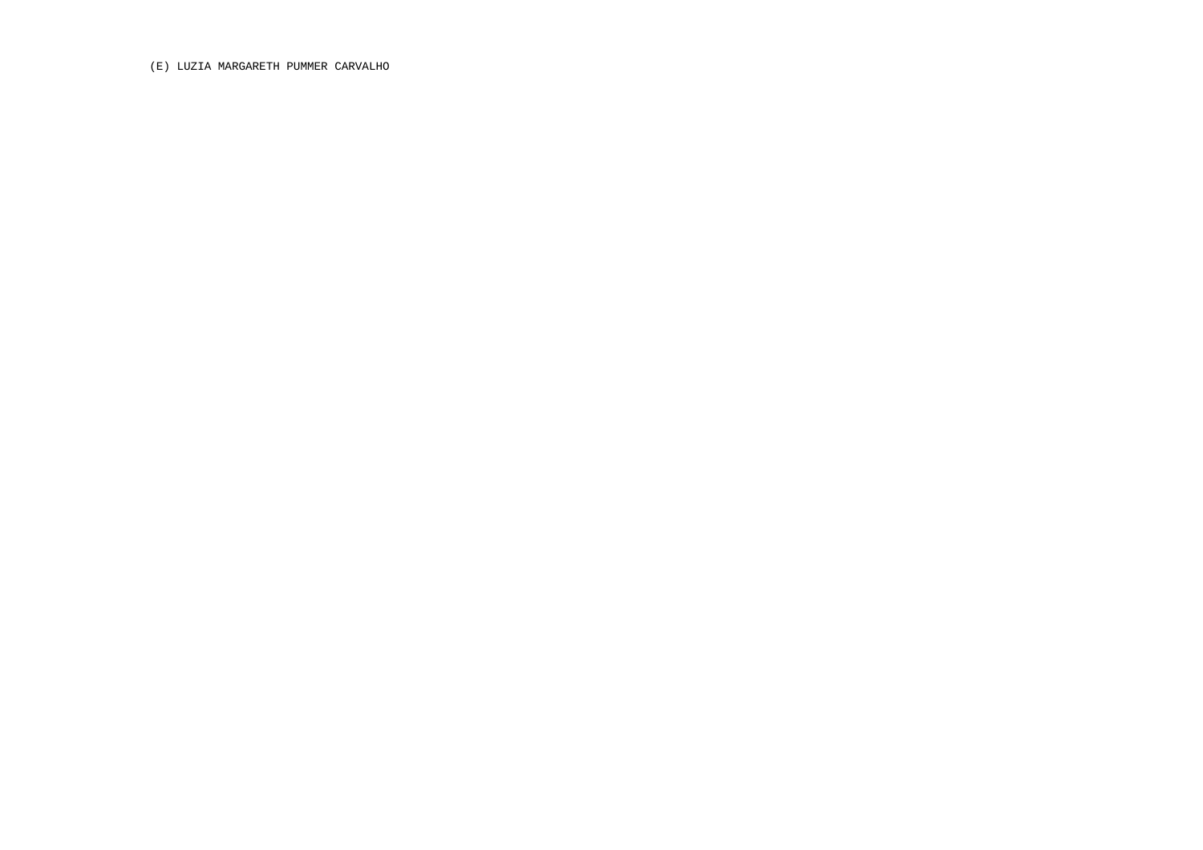(E) LUZIA MARGARETH PUMMER CARVALHO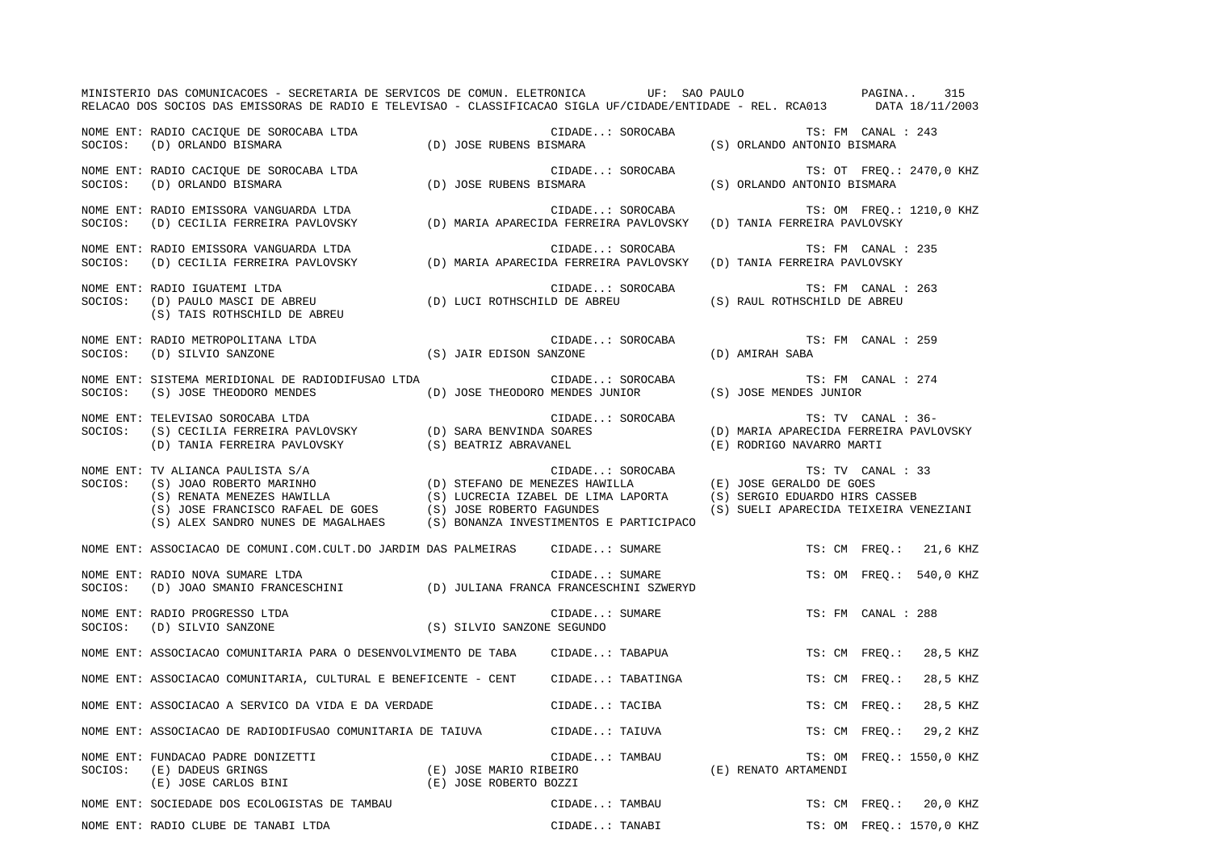MINISTERIO DAS COMUNICACOES - SECRETARIA DE SERVICOS DE COMUN. ELETRONICA UF: SAO PAULO

RELACAO DOS SOCIOS DAS EMISSORAS DE RADIO E TELEVISAO - CLASSIFICACAO SIGLA UF/CIDADE/ENTIDADE - REL. RCA013 DATA 18/11/2003

```
NOME ENT: RADIO CACIQUE DE SOROCABA LTDA                          CIDADE..: SOROCABA                  TS: FM  CANAL : 243
SOCIOS:   (D) ORLANDO BISMARA              (D) JOSE RUBENS BISMARA                   (S) ORLANDO ANTONIO BISMARA

NOME ENT: RADIO CACIQUE DE SOROCABA LTDA                          CIDADE..: SOROCABA                  TS: OT  FREQ.: 2470,0 KHZ
SOCIOS:   (D) ORLANDO BISMARA              (D) JOSE RUBENS BISMARA                   (S) ORLANDO ANTONIO BISMARA

NOME ENT: RADIO EMISSORA VANGUARDA LTDA                           CIDADE..: SOROCABA                  TS: OM  FREQ.: 1210,0 KHZ
SOCIOS:   (D) CECILIA FERREIRA PAVLOVSKY   (D) MARIA APARECIDA FERREIRA PAVLOVSKY    (D) TANIA FERREIRA PAVLOVSKY

NOME ENT: RADIO EMISSORA VANGUARDA LTDA                           CIDADE..: SOROCABA                  TS: FM  CANAL : 235
SOCIOS:   (D) CECILIA FERREIRA PAVLOVSKY   (D) MARIA APARECIDA FERREIRA PAVLOVSKY    (D) TANIA FERREIRA PAVLOVSKY

NOME ENT: RADIO IGUATEMI LTDA                                     CIDADE..: SOROCABA                  TS: FM  CANAL : 263
SOCIOS:   (D) PAULO MASCI DE ABREU         (D) LUCI ROTHSCHILD DE ABREU              (S) RAUL ROTHSCHILD DE ABREU
          (S) TAIS ROTHSCHILD DE ABREU

NOME ENT: RADIO METROPOLITANA LTDA                                CIDADE..: SOROCABA                  TS: FM  CANAL : 259
SOCIOS:   (D) SILVIO SANZONE               (S) JAIR EDISON SANZONE                   (D) AMIRAH SABA

NOME ENT: SISTEMA MERIDIONAL DE RADIODIFUSAO LTDA                 CIDADE..: SOROCABA                  TS: FM  CANAL : 274
SOCIOS:   (S) JOSE THEODORO MENDES         (D) JOSE THEODORO MENDES JUNIOR           (S) JOSE MENDES JUNIOR

NOME ENT: TELEVISAO SOROCABA LTDA                                 CIDADE..: SOROCABA                  TS: TV  CANAL : 36-
SOCIOS:   (S) CECILIA FERREIRA PAVLOVSKY   (D) SARA BENVINDA SOARES                  (D) MARIA APARECIDA FERREIRA PAVLOVSKY
          (D) TANIA FERREIRA PAVLOVSKY     (S) BEATRIZ ABRAVANEL                     (E) RODRIGO NAVARRO MARTI

NOME ENT: TV ALIANCA PAULISTA S/A                                 CIDADE..: SOROCABA                  TS: TV  CANAL : 33
SOCIOS:   (S) JOAO ROBERTO MARINHO         (D) STEFANO DE MENEZES HAWILLA            (E) JOSE GERALDO DE GOES
          (S) RENATA MENEZES HAWILLA       (S) LUCRECIA IZABEL DE LIMA LAPORTA       (S) SERGIO EDUARDO HIRS CASSEB
          (S) JOSE FRANCISCO RAFAEL DE GOES (S) JOSE ROBERTO FAGUNDES                (S) SUELI APARECIDA TEIXEIRA VENEZIANI
          (S) ALEX SANDRO NUNES DE MAGALHAES (S) BONANZA INVESTIMENTOS E PARTICIPACO

NOME ENT: ASSOCIACAO DE COMUNI.COM.CULT.DO JARDIM DAS PALMEIRAS   CIDADE..: SUMARE                    TS: CM  FREQ.:   21,6 KHZ

NOME ENT: RADIO NOVA SUMARE LTDA                                  CIDADE..: SUMARE                    TS: OM  FREQ.:  540,0 KHZ
SOCIOS:   (D) JOAO SMANIO FRANCESCHINI     (D) JULIANA FRANCA FRANCESCHINI SZWERYD

NOME ENT: RADIO PROGRESSO LTDA                                    CIDADE..: SUMARE                    TS: FM  CANAL : 288
SOCIOS:   (D) SILVIO SANZONE               (S) SILVIO SANZONE SEGUNDO

NOME ENT: ASSOCIACAO COMUNITARIA PARA O DESENVOLVIMENTO DE TABA   CIDADE..: TABAPUA                   TS: CM  FREQ.:   28,5 KHZ

NOME ENT: ASSOCIACAO COMUNITARIA, CULTURAL E BENEFICENTE - CENT   CIDADE..: TABATINGA                 TS: CM  FREQ.:   28,5 KHZ

NOME ENT: ASSOCIACAO A SERVICO DA VIDA E DA VERDADE               CIDADE..: TACIBA                    TS: CM  FREQ.:   28,5 KHZ

NOME ENT: ASSOCIACAO DE RADIODIFUSAO COMUNITARIA DE TAIUVA        CIDADE..: TAIUVA                    TS: CM  FREQ.:   29,2 KHZ

NOME ENT: FUNDACAO PADRE DONIZETTI                                CIDADE..: TAMBAU                    TS: OM  FREQ.: 1550,0 KHZ
SOCIOS:   (E) DADEUS GRINGS                (E) JOSE MARIO RIBEIRO                    (E) RENATO ARTAMENDI
          (E) JOSE CARLOS BINI             (E) JOSE ROBERTO BOZZI

NOME ENT: SOCIEDADE DOS ECOLOGISTAS DE TAMBAU                     CIDADE..: TAMBAU                    TS: CM  FREQ.:   20,0 KHZ

NOME ENT: RADIO CLUBE DE TANABI LTDA                              CIDADE..: TANABI                    TS: OM  FREQ.: 1570,0 KHZ
```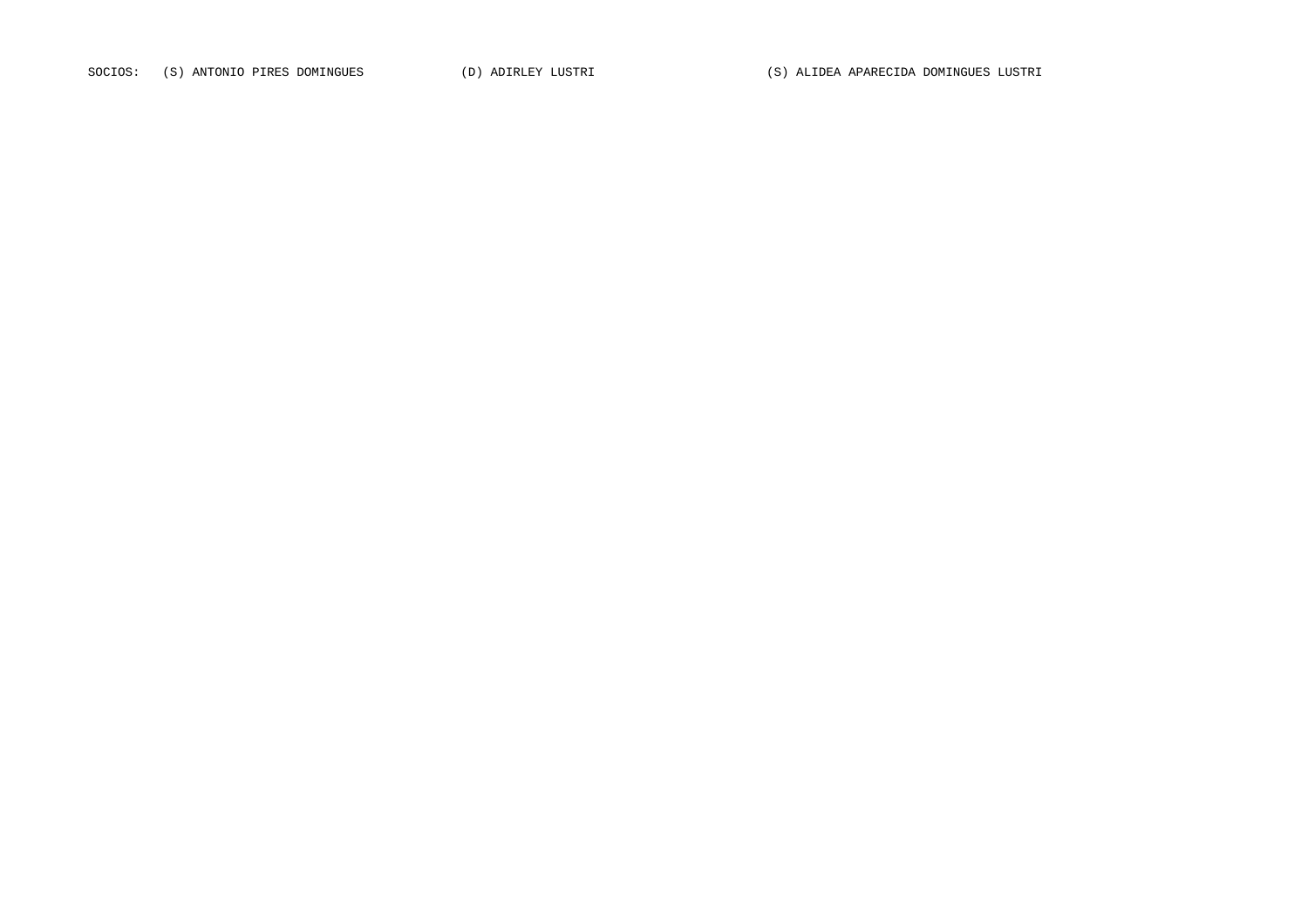SOCIOS: (S) ANTONIO PIRES DOMINGUES (D) ADIRLEY LUSTRI (S) ALIDEA APARECIDA DOMINGUES LUSTRI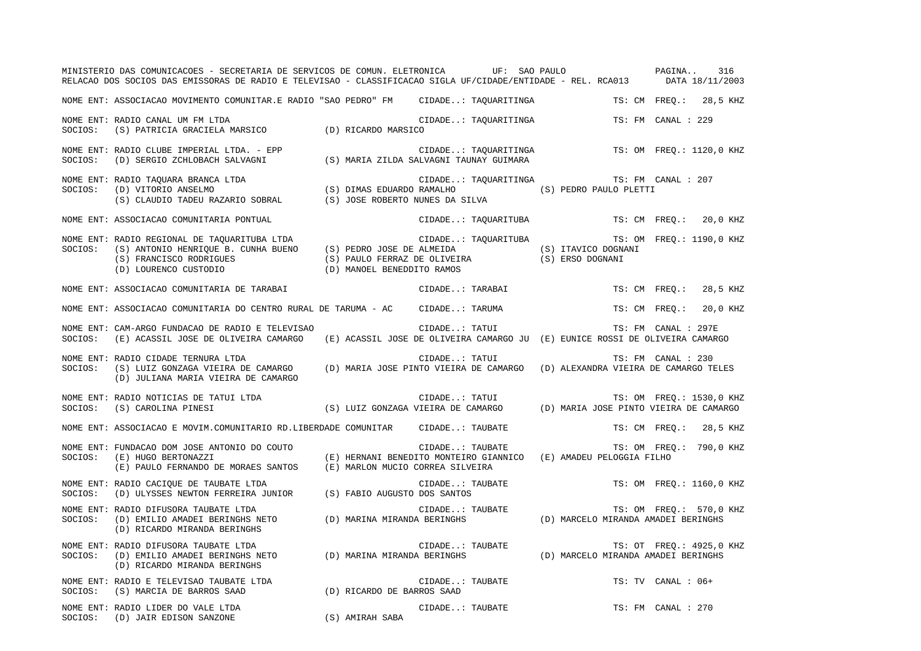NOME ENT: ASSOCIACAO MOVIMENTO COMUNITAR.E RADIO "SAO PEDRO" FM CIDADE..: TAQUARITINGA TS: CM FREQ.: 28,5 KHZ

NOME ENT: RADIO CANAL UM FM LTDA CIDADE..: TAQUARITINGA TS: FM CANAL : 229
SOCIOS: (S) PATRICIA GRACIELA MARSICO (D) RICARDO MARSICO

NOME ENT: RADIO CLUBE IMPERIAL LTDA. - EPP CIDADE..: TAQUARITINGA TS: OM FREQ.: 1120,0 KHZ
SOCIOS: (D) SERGIO ZCHLOBACH SALVAGNI (S) MARIA ZILDA SALVAGNI TAUNAY GUIMARA

NOME ENT: RADIO TAQUARA BRANCA LTDA CIDADE..: TAQUARITINGA TS: FM CANAL : 207
SOCIOS: (D) VITORIO ANSELMO (S) DIMAS EDUARDO RAMALHO (S) PEDRO PAULO PLETTI
(S) CLAUDIO TADEU RAZARIO SOBRAL (S) JOSE ROBERTO NUNES DA SILVA

NOME ENT: ASSOCIACAO COMUNITARIA PONTUAL CIDADE..: TAQUARITUBA TS: CM FREQ.: 20,0 KHZ

NOME ENT: RADIO REGIONAL DE TAQUARITUBA LTDA CIDADE..: TAQUARITUBA TS: OM FREQ.: 1190,0 KHZ
SOCIOS: (S) ANTONIO HENRIQUE B. CUNHA BUENO (S) PEDRO JOSE DE ALMEIDA (S) ITAVICO DOGNANI
(S) FRANCISCO RODRIGUES (S) PAULO FERRAZ DE OLIVEIRA (S) ERSO DOGNANI
(D) LOURENCO CUSTODIO (D) MANOEL BENEDDITO RAMOS

NOME ENT: ASSOCIACAO COMUNITARIA DE TARABAI CIDADE..: TARABAI TS: CM FREQ.: 28,5 KHZ

NOME ENT: ASSOCIACAO COMUNITARIA DO CENTRO RURAL DE TARUMA - AC CIDADE..: TARUMA TS: CM FREQ.: 20,0 KHZ

NOME ENT: CAM-ARGO FUNDACAO DE RADIO E TELEVISAO CIDADE..: TATUI TS: FM CANAL : 297E
SOCIOS: (E) ACASSIL JOSE DE OLIVEIRA CAMARGO (E) ACASSIL JOSE DE OLIVEIRA CAMARGO JU (E) EUNICE ROSSI DE OLIVEIRA CAMARGO

NOME ENT: RADIO CIDADE TERNURA LTDA CIDADE..: TATUI TS: FM CANAL : 230
SOCIOS: (S) LUIZ GONZAGA VIEIRA DE CAMARGO (D) MARIA JOSE PINTO VIEIRA DE CAMARGO (D) ALEXANDRA VIEIRA DE CAMARGO TELES
(D) JULIANA MARIA VIEIRA DE CAMARGO

NOME ENT: RADIO NOTICIAS DE TATUI LTDA CIDADE..: TATUI TS: OM FREQ.: 1530,0 KHZ
SOCIOS: (S) CAROLINA PINESI (S) LUIZ GONZAGA VIEIRA DE CAMARGO (D) MARIA JOSE PINTO VIEIRA DE CAMARGO

NOME ENT: ASSOCIACAO E MOVIM.COMUNITARIO RD.LIBERDADE COMUNITAR CIDADE..: TAUBATE TS: CM FREQ.: 28,5 KHZ

NOME ENT: FUNDACAO DOM JOSE ANTONIO DO COUTO CIDADE..: TAUBATE TS: OM FREQ.: 790,0 KHZ
SOCIOS: (E) HUGO BERTONAZZI (E) HERNANI BENEDITO MONTEIRO GIANNICO (E) AMADEU PELOGGIA FILHO
(E) PAULO FERNANDO DE MORAES SANTOS (E) MARLON MUCIO CORREA SILVEIRA

NOME ENT: RADIO CACIQUE DE TAUBATE LTDA CIDADE..: TAUBATE TS: OM FREQ.: 1160,0 KHZ
SOCIOS: (D) ULYSSES NEWTON FERREIRA JUNIOR (S) FABIO AUGUSTO DOS SANTOS

NOME ENT: RADIO DIFUSORA TAUBATE LTDA CIDADE..: TAUBATE TS: OM FREQ.: 570,0 KHZ
SOCIOS: (D) EMILIO AMADEI BERINGHS NETO (D) MARINA MIRANDA BERINGHS (D) MARCELO MIRANDA AMADEI BERINGHS
(D) RICARDO MIRANDA BERINGHS

NOME ENT: RADIO DIFUSORA TAUBATE LTDA CIDADE..: TAUBATE TS: OT FREQ.: 4925,0 KHZ
SOCIOS: (D) EMILIO AMADEI BERINGHS NETO (D) MARINA MIRANDA BERINGHS (D) MARCELO MIRANDA AMADEI BERINGHS
(D) RICARDO MIRANDA BERINGHS

NOME ENT: RADIO E TELEVISAO TAUBATE LTDA CIDADE..: TAUBATE TS: TV CANAL : 06+
SOCIOS: (S) MARCIA DE BARROS SAAD (D) RICARDO DE BARROS SAAD

NOME ENT: RADIO LIDER DO VALE LTDA CIDADE..: TAUBATE TS: FM CANAL : 270
SOCIOS: (D) JAIR EDISON SANZONE (S) AMIRAH SABA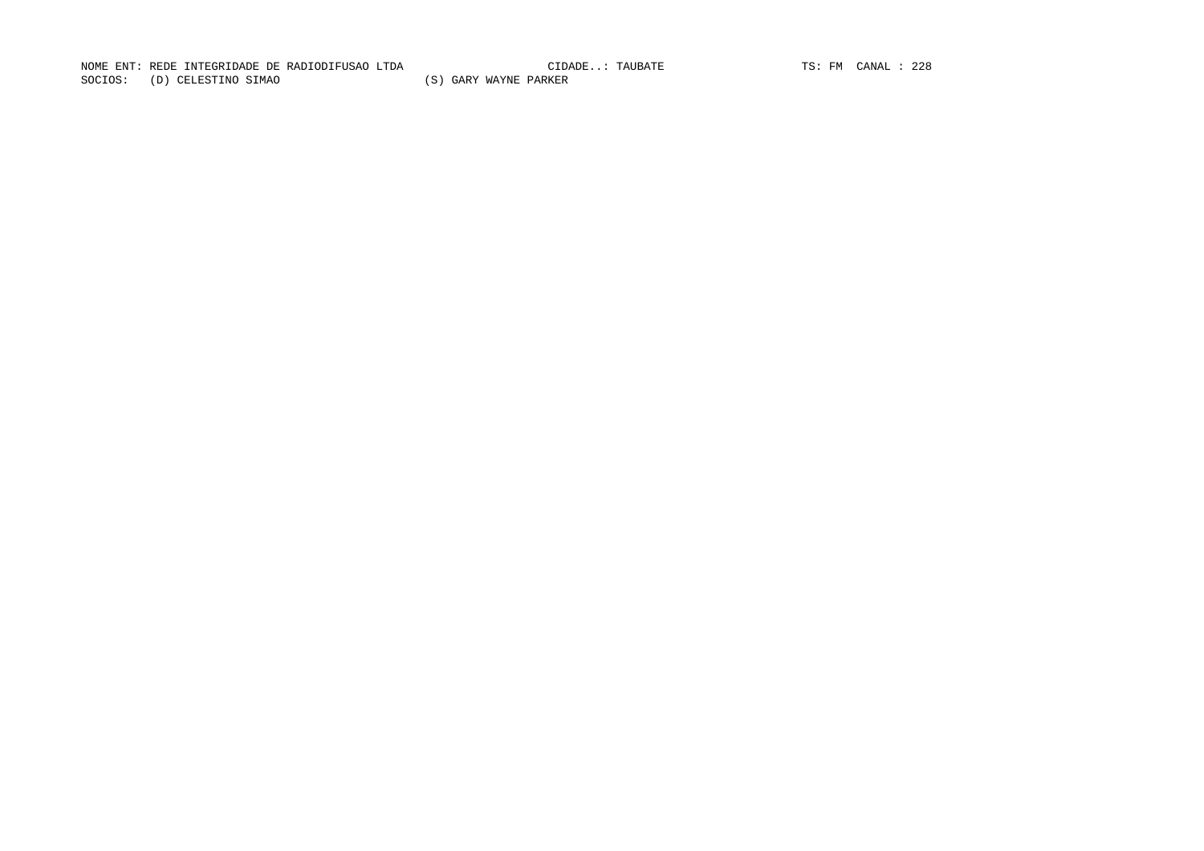NOME ENT: REDE INTEGRIDADE DE RADIODIFUSAO LTDA CIDADE..: TAUBATE TS: FM CANAL : 228

SOCIOS: (D) CELESTINO SIMAO (S) GARY WAYNE PARKER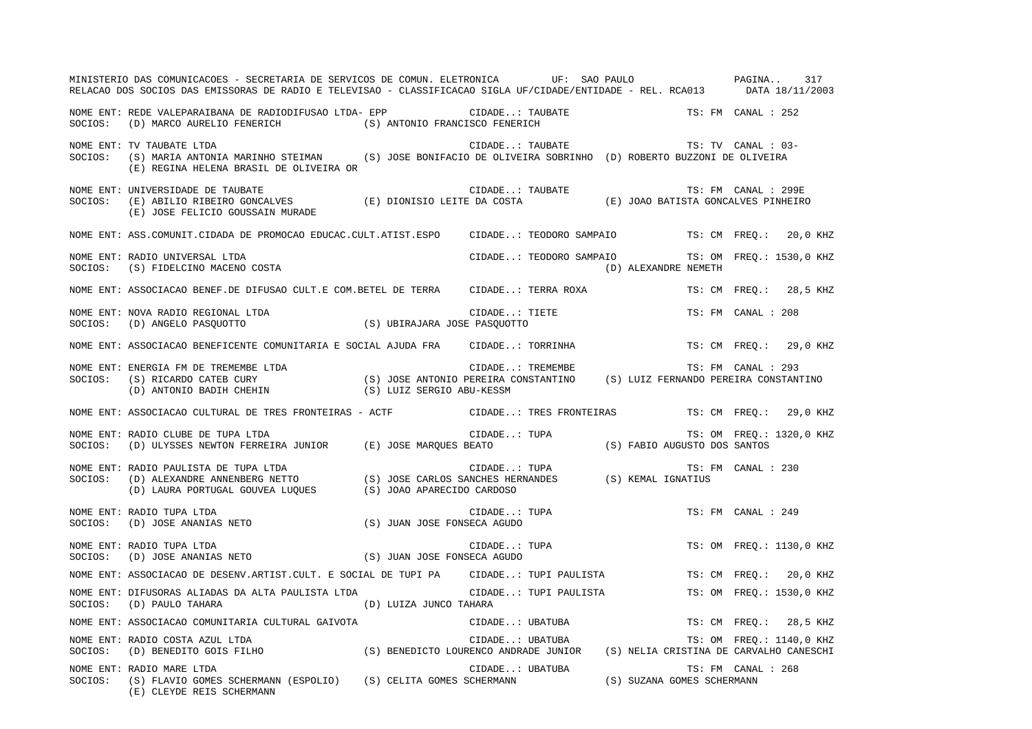NOME ENT: REDE VALEPARAIBANA DE RADIODIFUSAO LTDA- EPP CIDADE..: TAUBATE TS: FM CANAL : 252
SOCIOS: (D) MARCO AURELIO FENERICH (S) ANTONIO FRANCISCO FENERICH

NOME ENT: TV TAUBATE LTDA CIDADE..: TAUBATE TS: TV CANAL : 03-
SOCIOS: (S) MARIA ANTONIA MARINHO STEIMAN (S) JOSE BONIFACIO DE OLIVEIRA SOBRINHO (D) ROBERTO BUZZONI DE OLIVEIRA
(E) REGINA HELENA BRASIL DE OLIVEIRA OR

NOME ENT: UNIVERSIDADE DE TAUBATE CIDADE..: TAUBATE TS: FM CANAL : 299E
SOCIOS: (E) ABILIO RIBEIRO GONCALVES (E) DIONISIO LEITE DA COSTA (E) JOAO BATISTA GONCALVES PINHEIRO
(E) JOSE FELICIO GOUSSAIN MURADE

NOME ENT: ASS.COMUNIT.CIDADA DE PROMOCAO EDUCAC.CULT.ATIST.ESPO CIDADE..: TEODORO SAMPAIO TS: CM FREQ.: 20,0 KHZ

NOME ENT: RADIO UNIVERSAL LTDA CIDADE..: TEODORO SAMPAIO TS: OM FREQ.: 1530,0 KHZ
SOCIOS: (S) FIDELCINO MACENO COSTA (D) ALEXANDRE NEMETH

NOME ENT: ASSOCIACAO BENEF.DE DIFUSAO CULT.E COM.BETEL DE TERRA CIDADE..: TERRA ROXA TS: CM FREQ.: 28,5 KHZ

NOME ENT: NOVA RADIO REGIONAL LTDA CIDADE..: TIETE TS: FM CANAL : 208
SOCIOS: (D) ANGELO PASQUOTTO (S) UBIRAJARA JOSE PASQUOTTO

NOME ENT: ASSOCIACAO BENEFICENTE COMUNITARIA E SOCIAL AJUDA FRA CIDADE..: TORRINHA TS: CM FREQ.: 29,0 KHZ

NOME ENT: ENERGIA FM DE TREMEMBE LTDA CIDADE..: TREMEMBE TS: FM CANAL : 293
SOCIOS: (S) RICARDO CATEB CURY (S) JOSE ANTONIO PEREIRA CONSTANTINO (S) LUIZ FERNANDO PEREIRA CONSTANTINO
(D) ANTONIO BADIH CHEHIN (S) LUIZ SERGIO ABU-KESSM

NOME ENT: ASSOCIACAO CULTURAL DE TRES FRONTEIRAS - ACTF CIDADE..: TRES FRONTEIRAS TS: CM FREQ.: 29,0 KHZ

NOME ENT: RADIO CLUBE DE TUPA LTDA CIDADE..: TUPA TS: OM FREQ.: 1320,0 KHZ
SOCIOS: (D) ULYSSES NEWTON FERREIRA JUNIOR (E) JOSE MARQUES BEATO (S) FABIO AUGUSTO DOS SANTOS

NOME ENT: RADIO PAULISTA DE TUPA LTDA CIDADE..: TUPA TS: FM CANAL : 230
SOCIOS: (D) ALEXANDRE ANNENBERG NETTO (S) JOSE CARLOS SANCHES HERNANDES (S) KEMAL IGNATIUS
(D) LAURA PORTUGAL GOUVEA LUQUES (S) JOAO APARECIDO CARDOSO

NOME ENT: RADIO TUPA LTDA CIDADE..: TUPA TS: FM CANAL : 249
SOCIOS: (D) JOSE ANANIAS NETO (S) JUAN JOSE FONSECA AGUDO

NOME ENT: RADIO TUPA LTDA CIDADE..: TUPA TS: OM FREQ.: 1130,0 KHZ
SOCIOS: (D) JOSE ANANIAS NETO (S) JUAN JOSE FONSECA AGUDO

NOME ENT: ASSOCIACAO DE DESENV.ARTIST.CULT. E SOCIAL DE TUPI PA CIDADE..: TUPI PAULISTA TS: CM FREQ.: 20,0 KHZ

NOME ENT: DIFUSORAS ALIADAS DA ALTA PAULISTA LTDA CIDADE..: TUPI PAULISTA TS: OM FREQ.: 1530,0 KHZ
SOCIOS: (D) PAULO TAHARA (D) LUIZA JUNCO TAHARA

NOME ENT: ASSOCIACAO COMUNITARIA CULTURAL GAIVOTA CIDADE..: UBATUBA TS: CM FREQ.: 28,5 KHZ

NOME ENT: RADIO COSTA AZUL LTDA CIDADE..: UBATUBA TS: OM FREQ.: 1140,0 KHZ
SOCIOS: (D) BENEDITO GOIS FILHO (S) BENEDICTO LOURENCO ANDRADE JUNIOR (S) NELIA CRISTINA DE CARVALHO CANESCHI

NOME ENT: RADIO MARE LTDA CIDADE..: UBATUBA TS: FM CANAL : 268
SOCIOS: (S) FLAVIO GOMES SCHERMANN (ESPOLIO) (S) CELITA GOMES SCHERMANN (S) SUZANA GOMES SCHERMANN
(E) CLEYDE REIS SCHERMANN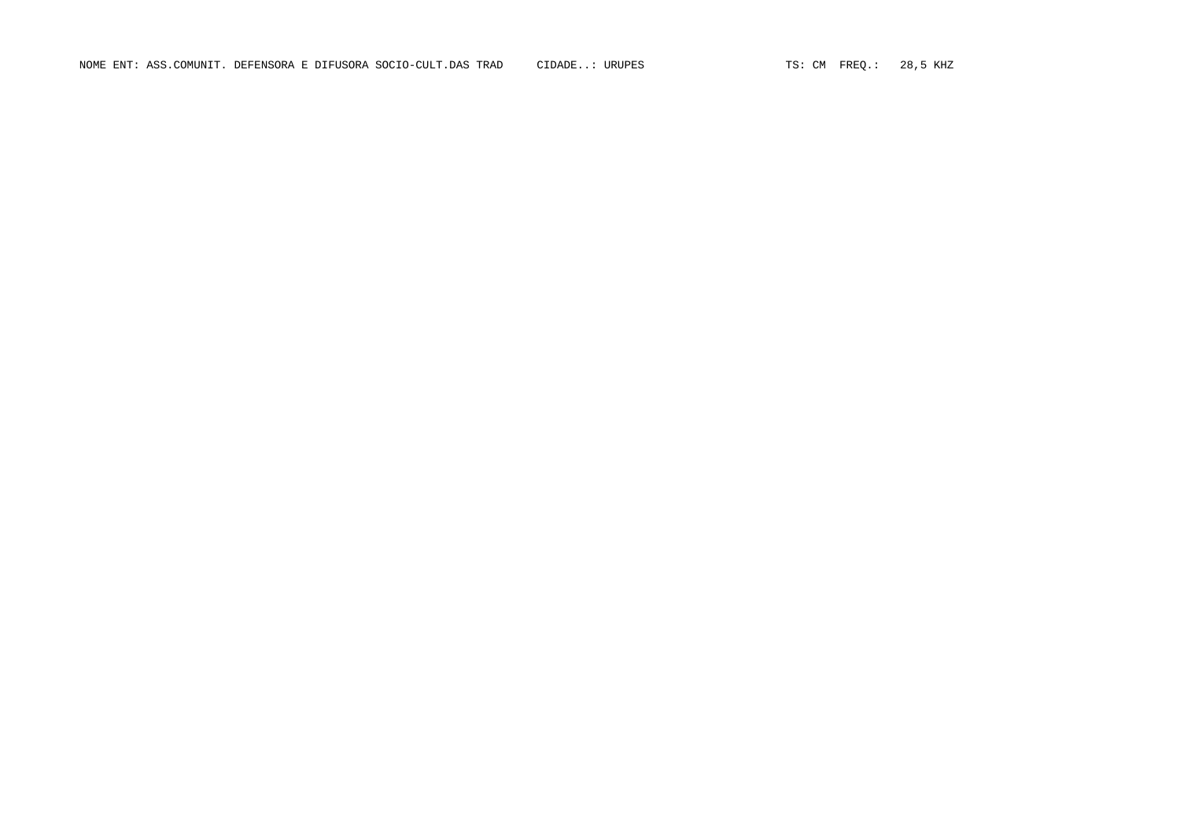NOME ENT: ASS.COMUNIT. DEFENSORA E DIFUSORA SOCIO-CULT.DAS TRAD     CIDADE..: URUPES     TS: CM  FREQ.:   28,5 KHZ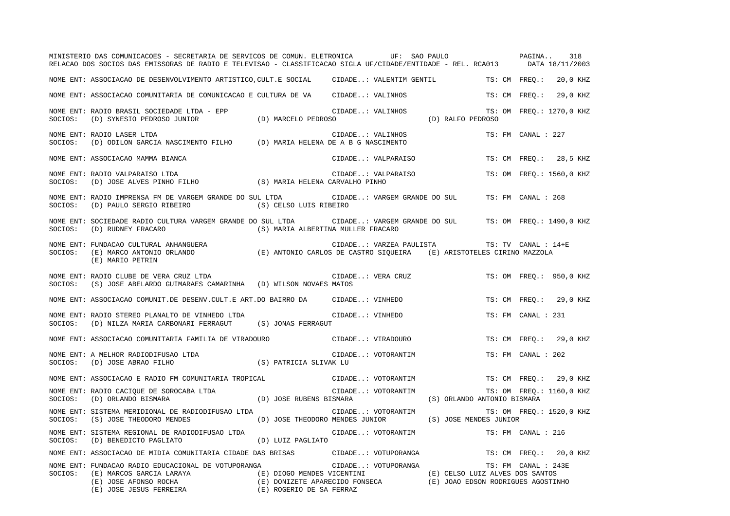NOME ENT: ASSOCIACAO DE DESENVOLVIMENTO ARTISTICO,CULT.E SOCIAL CIDADE..: VALENTIM GENTIL TS: CM FREQ.: 20,0 KHZ

NOME ENT: ASSOCIACAO COMUNITARIA DE COMUNICACAO E CULTURA DE VA CIDADE..: VALINHOS TS: CM FREQ.: 29,0 KHZ

NOME ENT: RADIO BRASIL SOCIEDADE LTDA - EPP CIDADE..: VALINHOS TS: OM FREQ.: 1270,0 KHZ
SOCIOS: (D) SYNESIO PEDROSO JUNIOR (D) MARCELO PEDROSO (D) RALFO PEDROSO

NOME ENT: RADIO LASER LTDA CIDADE..: VALINHOS TS: FM CANAL : 227
SOCIOS: (D) ODILON GARCIA NASCIMENTO FILHO (D) MARIA HELENA DE A B G NASCIMENTO

NOME ENT: ASSOCIACAO MAMMA BIANCA CIDADE..: VALPARAISO TS: CM FREQ.: 28,5 KHZ

NOME ENT: RADIO VALPARAISO LTDA CIDADE..: VALPARAISO TS: OM FREQ.: 1560,0 KHZ
SOCIOS: (D) JOSE ALVES PINHO FILHO (S) MARIA HELENA CARVALHO PINHO

NOME ENT: RADIO IMPRENSA FM DE VARGEM GRANDE DO SUL LTDA CIDADE..: VARGEM GRANDE DO SUL TS: FM CANAL : 268
SOCIOS: (D) PAULO SERGIO RIBEIRO (S) CELSO LUIS RIBEIRO

NOME ENT: SOCIEDADE RADIO CULTURA VARGEM GRANDE DO SUL LTDA CIDADE..: VARGEM GRANDE DO SUL TS: OM FREQ.: 1490,0 KHZ
SOCIOS: (D) RUDNEY FRACARO (S) MARIA ALBERTINA MULLER FRACARO

NOME ENT: FUNDACAO CULTURAL ANHANGUERA CIDADE..: VARZEA PAULISTA TS: TV CANAL : 14+E
SOCIOS: (E) MARCO ANTONIO ORLANDO (E) ANTONIO CARLOS DE CASTRO SIQUEIRA (E) ARISTOTELES CIRINO MAZZOLA
(E) MARIO PETRIN

NOME ENT: RADIO CLUBE DE VERA CRUZ LTDA CIDADE..: VERA CRUZ TS: OM FREQ.: 950,0 KHZ
SOCIOS: (S) JOSE ABELARDO GUIMARAES CAMARINHA (D) WILSON NOVAES MATOS

NOME ENT: ASSOCIACAO COMUNIT.DE DESENV.CULT.E ART.DO BAIRRO DA CIDADE..: VINHEDO TS: CM FREQ.: 29,0 KHZ

NOME ENT: RADIO STEREO PLANALTO DE VINHEDO LTDA CIDADE..: VINHEDO TS: FM CANAL : 231
SOCIOS: (D) NILZA MARIA CARBONARI FERRAGUT (S) JONAS FERRAGUT

NOME ENT: ASSOCIACAO COMUNITARIA FAMILIA DE VIRADOURO CIDADE..: VIRADOURO TS: CM FREQ.: 29,0 KHZ

NOME ENT: A MELHOR RADIODIFUSAO LTDA CIDADE..: VOTORANTIM TS: FM CANAL : 202
SOCIOS: (D) JOSE ABRAO FILHO (S) PATRICIA SLIVAK LU

NOME ENT: ASSOCIACAO E RADIO FM COMUNITARIA TROPICAL CIDADE..: VOTORANTIM TS: CM FREQ.: 29,0 KHZ

NOME ENT: RADIO CACIQUE DE SOROCABA LTDA CIDADE..: VOTORANTIM TS: OM FREQ.: 1160,0 KHZ
SOCIOS: (D) ORLANDO BISMARA (D) JOSE RUBENS BISMARA (S) ORLANDO ANTONIO BISMARA

NOME ENT: SISTEMA MERIDIONAL DE RADIODIFUSAO LTDA CIDADE..: VOTORANTIM TS: OM FREQ.: 1520,0 KHZ
SOCIOS: (S) JOSE THEODORO MENDES (D) JOSE THEODORO MENDES JUNIOR (S) JOSE MENDES JUNIOR

NOME ENT: SISTEMA REGIONAL DE RADIODIFUSAO LTDA CIDADE..: VOTORANTIM TS: FM CANAL : 216
SOCIOS: (D) BENEDICTO PAGLIATO (D) LUIZ PAGLIATO

NOME ENT: ASSOCIACAO DE MIDIA COMUNITARIA CIDADE DAS BRISAS CIDADE..: VOTUPORANGA TS: CM FREQ.: 20,0 KHZ

NOME ENT: FUNDACAO RADIO EDUCACIONAL DE VOTUPORANGA CIDADE..: VOTUPORANGA TS: FM CANAL : 243E
SOCIOS: (E) MARCOS GARCIA LARAYA (E) DIOGO MENDES VICENTINI (E) CELSO LUIZ ALVES DOS SANTOS
(E) JOSE AFONSO ROCHA (E) DONIZETE APARECIDO FONSECA (E) JOAO EDSON RODRIGUES AGOSTINHO
(E) JOSE JESUS FERREIRA (E) ROGERIO DE SA FERRAZ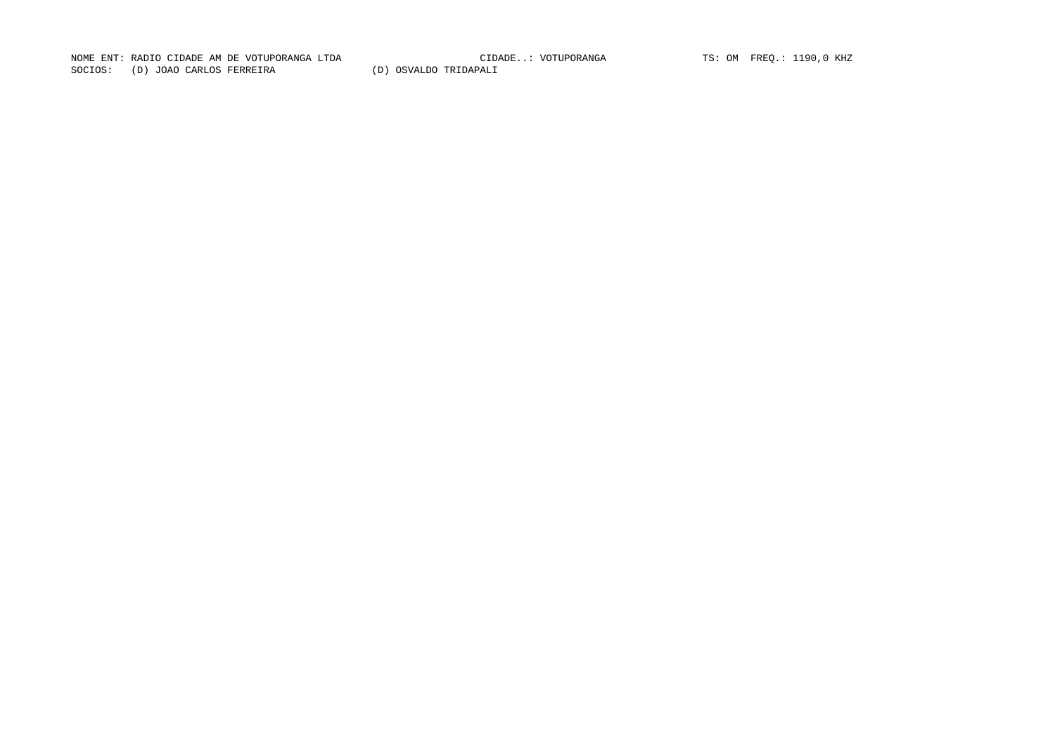NOME ENT: RADIO CIDADE AM DE VOTUPORANGA LTDA CIDADE..: VOTUPORANGA TS: OM FREQ.: 1190,0 KHZ

SOCIOS: (D) JOAO CARLOS FERREIRA (D) OSVALDO TRIDAPALI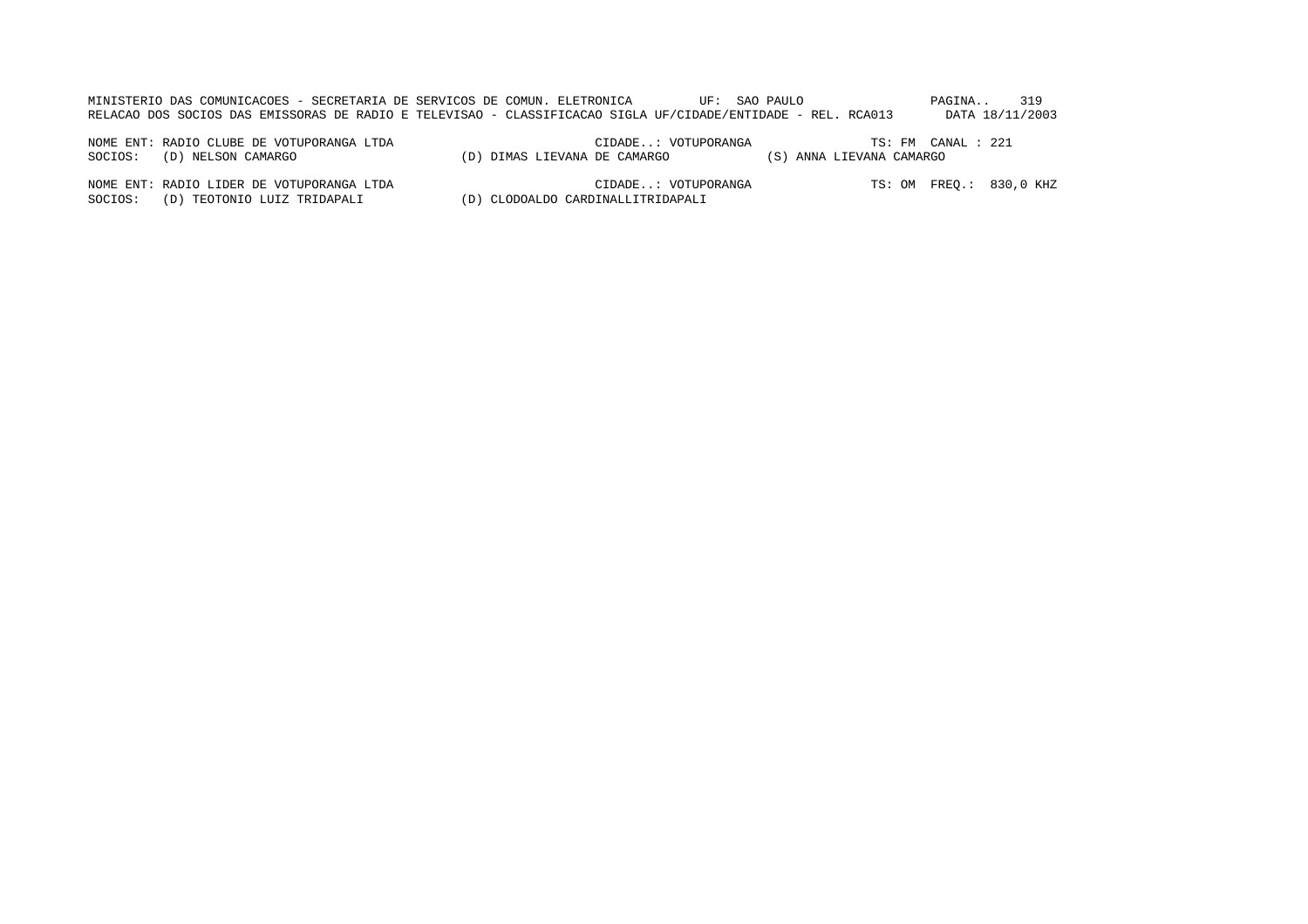NOME ENT: RADIO CLUBE DE VOTUPORANGA LTDA CIDADE..: VOTUPORANGA TS: FM CANAL : 221
SOCIOS: (D) NELSON CAMARGO (D) DIMAS LIEVANA DE CAMARGO (S) ANNA LIEVANA CAMARGO

NOME ENT: RADIO LIDER DE VOTUPORANGA LTDA CIDADE..: VOTUPORANGA TS: OM FREQ.: 830,0 KHZ
SOCIOS: (D) TEOTONIO LUIZ TRIDAPALI (D) CLODOALDO CARDINALLITRIDAPALI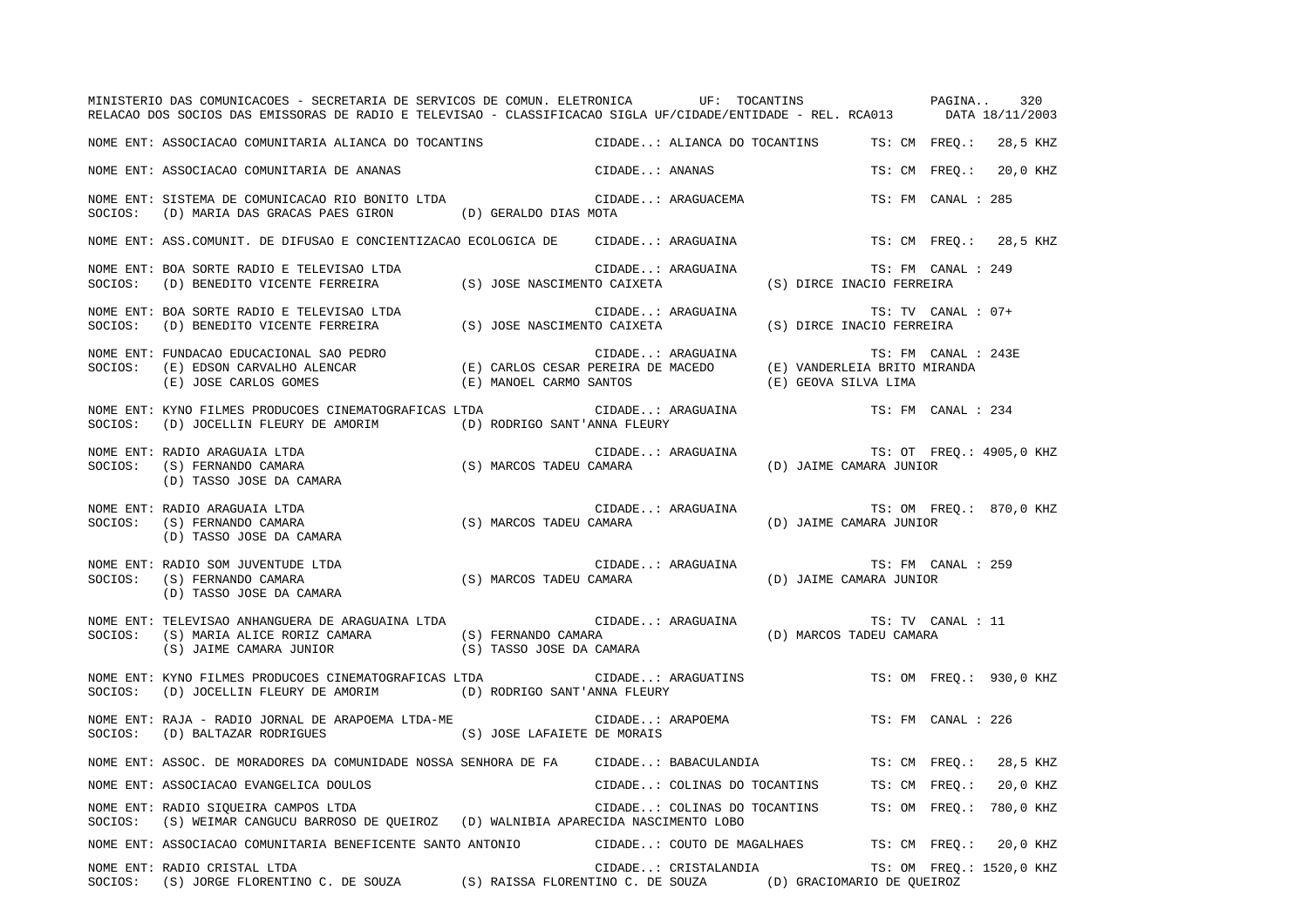MINISTERIO DAS COMUNICACOES - SECRETARIA DE SERVICOS DE COMUN. ELETRONICA UF: TOCANTINS

RELACAO DOS SOCIOS DAS EMISSORAS DE RADIO E TELEVISAO - CLASSIFICACAO SIGLA UF/CIDADE/ENTIDADE - REL. RCA013 DATA 18/11/2003

NOME ENT: ASSOCIACAO COMUNITARIA ALIANCA DO TOCANTINS — CIDADE..: ALIANCA DO TOCANTINS — TS: CM FREQ.: 28,5 KHZ

NOME ENT: ASSOCIACAO COMUNITARIA DE ANANAS — CIDADE..: ANANAS — TS: CM FREQ.: 20,0 KHZ

NOME ENT: SISTEMA DE COMUNICACAO RIO BONITO LTDA — CIDADE..: ARAGUACEMA — TS: FM CANAL : 285
SOCIOS: (D) MARIA DAS GRACAS PAES GIRON (D) GERALDO DIAS MOTA

NOME ENT: ASS.COMUNIT. DE DIFUSAO E CONCIENTIZACAO ECOLOGICA DE — CIDADE..: ARAGUAINA — TS: CM FREQ.: 28,5 KHZ

NOME ENT: BOA SORTE RADIO E TELEVISAO LTDA — CIDADE..: ARAGUAINA — TS: FM CANAL : 249
SOCIOS: (D) BENEDITO VICENTE FERREIRA (S) JOSE NASCIMENTO CAIXETA (S) DIRCE INACIO FERREIRA

NOME ENT: BOA SORTE RADIO E TELEVISAO LTDA — CIDADE..: ARAGUAINA — TS: TV CANAL : 07+
SOCIOS: (D) BENEDITO VICENTE FERREIRA (S) JOSE NASCIMENTO CAIXETA (S) DIRCE INACIO FERREIRA

NOME ENT: FUNDACAO EDUCACIONAL SAO PEDRO — CIDADE..: ARAGUAINA — TS: FM CANAL : 243E
SOCIOS: (E) EDSON CARVALHO ALENCAR (E) CARLOS CESAR PEREIRA DE MACEDO (E) VANDERLEIA BRITO MIRANDA
(E) JOSE CARLOS GOMES (E) MANOEL CARMO SANTOS (E) GEOVA SILVA LIMA

NOME ENT: KYNO FILMES PRODUCOES CINEMATOGRAFICAS LTDA — CIDADE..: ARAGUAINA — TS: FM CANAL : 234
SOCIOS: (D) JOCELLIN FLEURY DE AMORIM (D) RODRIGO SANT'ANNA FLEURY

NOME ENT: RADIO ARAGUAIA LTDA — CIDADE..: ARAGUAINA — TS: OT FREQ.: 4905,0 KHZ
SOCIOS: (S) FERNANDO CAMARA (S) MARCOS TADEU CAMARA (D) JAIME CAMARA JUNIOR
(D) TASSO JOSE DA CAMARA

NOME ENT: RADIO ARAGUAIA LTDA — CIDADE..: ARAGUAINA — TS: OM FREQ.: 870,0 KHZ
SOCIOS: (S) FERNANDO CAMARA (S) MARCOS TADEU CAMARA (D) JAIME CAMARA JUNIOR
(D) TASSO JOSE DA CAMARA

NOME ENT: RADIO SOM JUVENTUDE LTDA — CIDADE..: ARAGUAINA — TS: FM CANAL : 259
SOCIOS: (S) FERNANDO CAMARA (S) MARCOS TADEU CAMARA (D) JAIME CAMARA JUNIOR
(D) TASSO JOSE DA CAMARA

NOME ENT: TELEVISAO ANHANGUERA DE ARAGUAINA LTDA — CIDADE..: ARAGUAINA — TS: TV CANAL : 11
SOCIOS: (S) MARIA ALICE RORIZ CAMARA (S) FERNANDO CAMARA (D) MARCOS TADEU CAMARA
(S) JAIME CAMARA JUNIOR (S) TASSO JOSE DA CAMARA

NOME ENT: KYNO FILMES PRODUCOES CINEMATOGRAFICAS LTDA — CIDADE..: ARAGUATINS — TS: OM FREQ.: 930,0 KHZ
SOCIOS: (D) JOCELLIN FLEURY DE AMORIM (D) RODRIGO SANT'ANNA FLEURY

NOME ENT: RAJA - RADIO JORNAL DE ARAPOEMA LTDA-ME — CIDADE..: ARAPOEMA — TS: FM CANAL : 226
SOCIOS: (D) BALTAZAR RODRIGUES (S) JOSE LAFAIETE DE MORAIS

NOME ENT: ASSOC. DE MORADORES DA COMUNIDADE NOSSA SENHORA DE FA — CIDADE..: BABACULANDIA — TS: CM FREQ.: 28,5 KHZ

NOME ENT: ASSOCIACAO EVANGELICA DOULOS — CIDADE..: COLINAS DO TOCANTINS — TS: CM FREQ.: 20,0 KHZ

NOME ENT: RADIO SIQUEIRA CAMPOS LTDA — CIDADE..: COLINAS DO TOCANTINS — TS: OM FREQ.: 780,0 KHZ
SOCIOS: (S) WEIMAR CANGUCU BARROSO DE QUEIROZ (D) WALNIBIA APARECIDA NASCIMENTO LOBO

NOME ENT: ASSOCIACAO COMUNITARIA BENEFICENTE SANTO ANTONIO — CIDADE..: COUTO DE MAGALHAES — TS: CM FREQ.: 20,0 KHZ

NOME ENT: RADIO CRISTAL LTDA — CIDADE..: CRISTALANDIA — TS: OM FREQ.: 1520,0 KHZ
SOCIOS: (S) JORGE FLORENTINO C. DE SOUZA (S) RAISSA FLORENTINO C. DE SOUZA (D) GRACIOMARIO DE QUEIROZ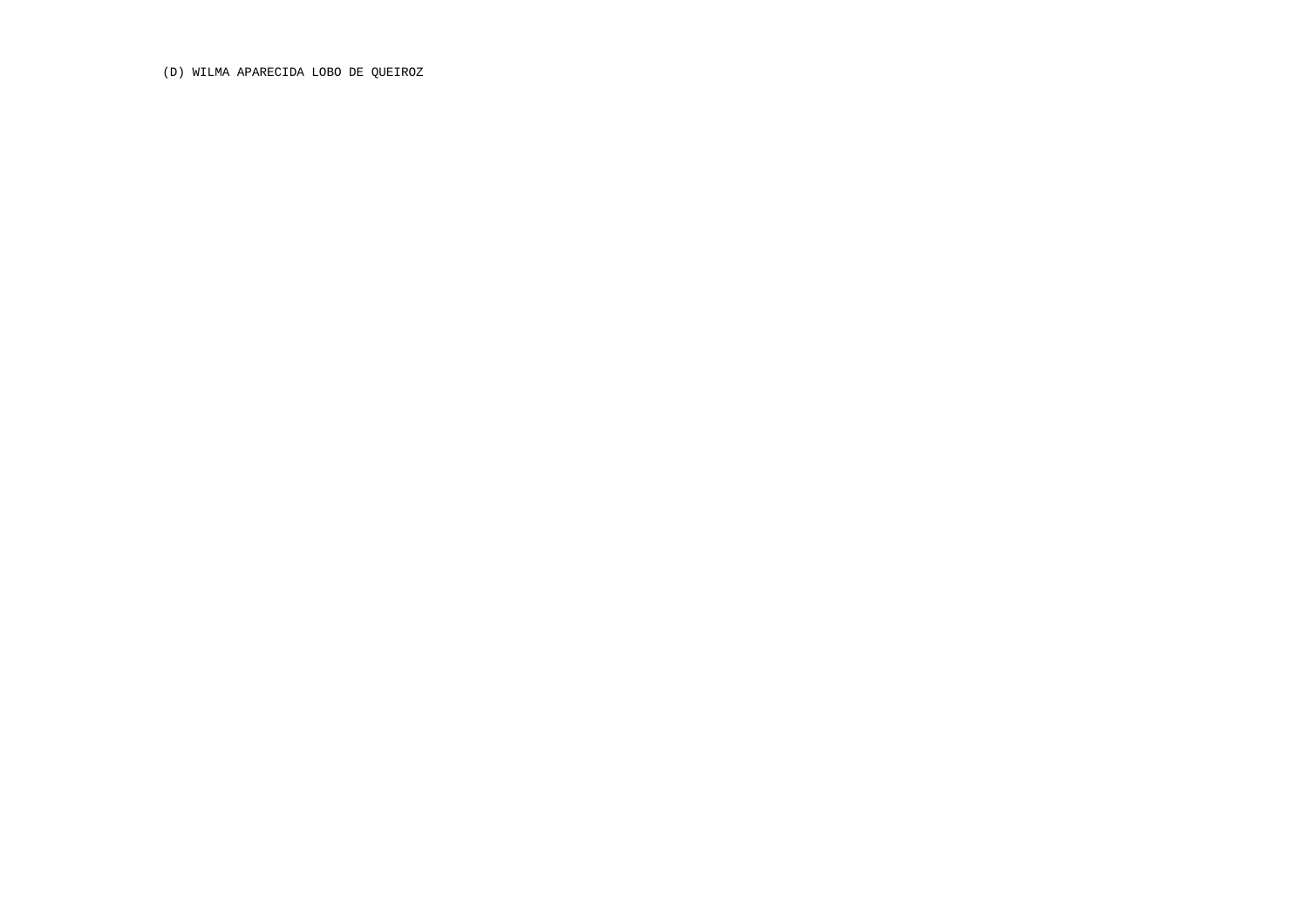(D) WILMA APARECIDA LOBO DE QUEIROZ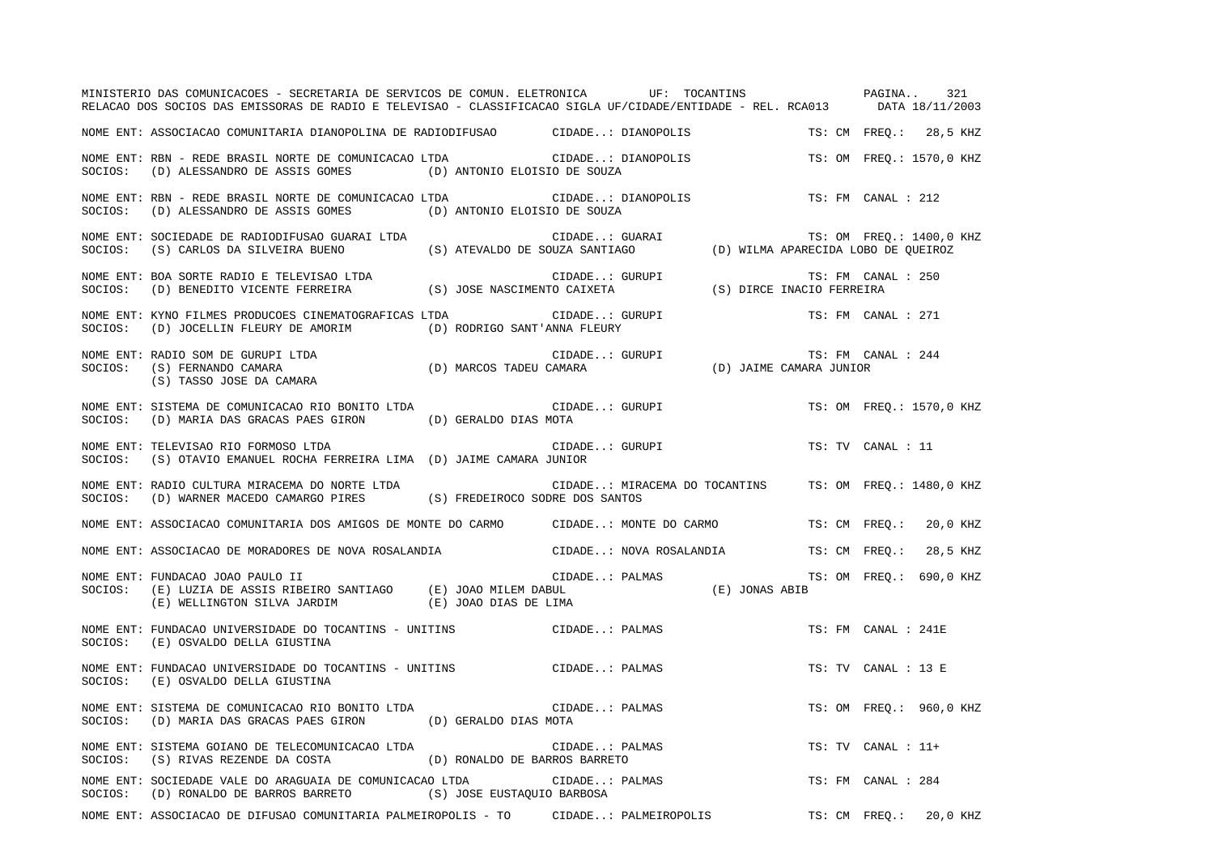MINISTERIO DAS COMUNICACOES - SECRETARIA DE SERVICOS DE COMUN. ELETRONICA UF: TOCANTINS

RELACAO DOS SOCIOS DAS EMISSORAS DE RADIO E TELEVISAO - CLASSIFICACAO SIGLA UF/CIDADE/ENTIDADE - REL. RCA013 DATA 18/11/2003

NOME ENT: ASSOCIACAO COMUNITARIA DIANOPOLINA DE RADIODIFUSAO CIDADE..: DIANOPOLIS TS: CM FREQ.: 28,5 KHZ

NOME ENT: RBN - REDE BRASIL NORTE DE COMUNICACAO LTDA CIDADE..: DIANOPOLIS TS: OM FREQ.: 1570,0 KHZ
SOCIOS: (D) ALESSANDRO DE ASSIS GOMES (D) ANTONIO ELOISIO DE SOUZA

NOME ENT: RBN - REDE BRASIL NORTE DE COMUNICACAO LTDA CIDADE..: DIANOPOLIS TS: FM CANAL : 212
SOCIOS: (D) ALESSANDRO DE ASSIS GOMES (D) ANTONIO ELOISIO DE SOUZA

NOME ENT: SOCIEDADE DE RADIODIFUSAO GUARAI LTDA CIDADE..: GUARAI TS: OM FREQ.: 1400,0 KHZ
SOCIOS: (S) CARLOS DA SILVEIRA BUENO (S) ATEVALDO DE SOUZA SANTIAGO (D) WILMA APARECIDA LOBO DE QUEIROZ

NOME ENT: BOA SORTE RADIO E TELEVISAO LTDA CIDADE..: GURUPI TS: FM CANAL : 250
SOCIOS: (D) BENEDITO VICENTE FERREIRA (S) JOSE NASCIMENTO CAIXETA (S) DIRCE INACIO FERREIRA

NOME ENT: KYNO FILMES PRODUCOES CINEMATOGRAFICAS LTDA CIDADE..: GURUPI TS: FM CANAL : 271
SOCIOS: (D) JOCELLIN FLEURY DE AMORIM (D) RODRIGO SANT'ANNA FLEURY

NOME ENT: RADIO SOM DE GURUPI LTDA CIDADE..: GURUPI TS: FM CANAL : 244
SOCIOS: (S) FERNANDO CAMARA (D) MARCOS TADEU CAMARA (D) JAIME CAMARA JUNIOR
(S) TASSO JOSE DA CAMARA

NOME ENT: SISTEMA DE COMUNICACAO RIO BONITO LTDA CIDADE..: GURUPI TS: OM FREQ.: 1570,0 KHZ
SOCIOS: (D) MARIA DAS GRACAS PAES GIRON (D) GERALDO DIAS MOTA

NOME ENT: TELEVISAO RIO FORMOSO LTDA CIDADE..: GURUPI TS: TV CANAL : 11
SOCIOS: (S) OTAVIO EMANUEL ROCHA FERREIRA LIMA (D) JAIME CAMARA JUNIOR

NOME ENT: RADIO CULTURA MIRACEMA DO NORTE LTDA CIDADE..: MIRACEMA DO TOCANTINS TS: OM FREQ.: 1480,0 KHZ
SOCIOS: (D) WARNER MACEDO CAMARGO PIRES (S) FREDEIROCO SODRE DOS SANTOS

NOME ENT: ASSOCIACAO COMUNITARIA DOS AMIGOS DE MONTE DO CARMO CIDADE..: MONTE DO CARMO TS: CM FREQ.: 20,0 KHZ

NOME ENT: ASSOCIACAO DE MORADORES DE NOVA ROSALANDIA CIDADE..: NOVA ROSALANDIA TS: CM FREQ.: 28,5 KHZ

NOME ENT: FUNDACAO JOAO PAULO II CIDADE..: PALMAS TS: OM FREQ.: 690,0 KHZ
SOCIOS: (E) LUZIA DE ASSIS RIBEIRO SANTIAGO (E) JOAO MILEM DABUL (E) JONAS ABIB
(E) WELLINGTON SILVA JARDIM (E) JOAO DIAS DE LIMA

NOME ENT: FUNDACAO UNIVERSIDADE DO TOCANTINS - UNITINS CIDADE..: PALMAS TS: FM CANAL : 241E
SOCIOS: (E) OSVALDO DELLA GIUSTINA

NOME ENT: FUNDACAO UNIVERSIDADE DO TOCANTINS - UNITINS CIDADE..: PALMAS TS: TV CANAL : 13 E
SOCIOS: (E) OSVALDO DELLA GIUSTINA

NOME ENT: SISTEMA DE COMUNICACAO RIO BONITO LTDA CIDADE..: PALMAS TS: OM FREQ.: 960,0 KHZ
SOCIOS: (D) MARIA DAS GRACAS PAES GIRON (D) GERALDO DIAS MOTA

NOME ENT: SISTEMA GOIANO DE TELECOMUNICACAO LTDA CIDADE..: PALMAS TS: TV CANAL : 11+
SOCIOS: (S) RIVAS REZENDE DA COSTA (D) RONALDO DE BARROS BARRETO

NOME ENT: SOCIEDADE VALE DO ARAGUAIA DE COMUNICACAO LTDA CIDADE..: PALMAS TS: FM CANAL : 284
SOCIOS: (D) RONALDO DE BARROS BARRETO (S) JOSE EUSTAQUIO BARBOSA

NOME ENT: ASSOCIACAO DE DIFUSAO COMUNITARIA PALMEIROPOLIS - TO CIDADE..: PALMEIROPOLIS TS: CM FREQ.: 20,0 KHZ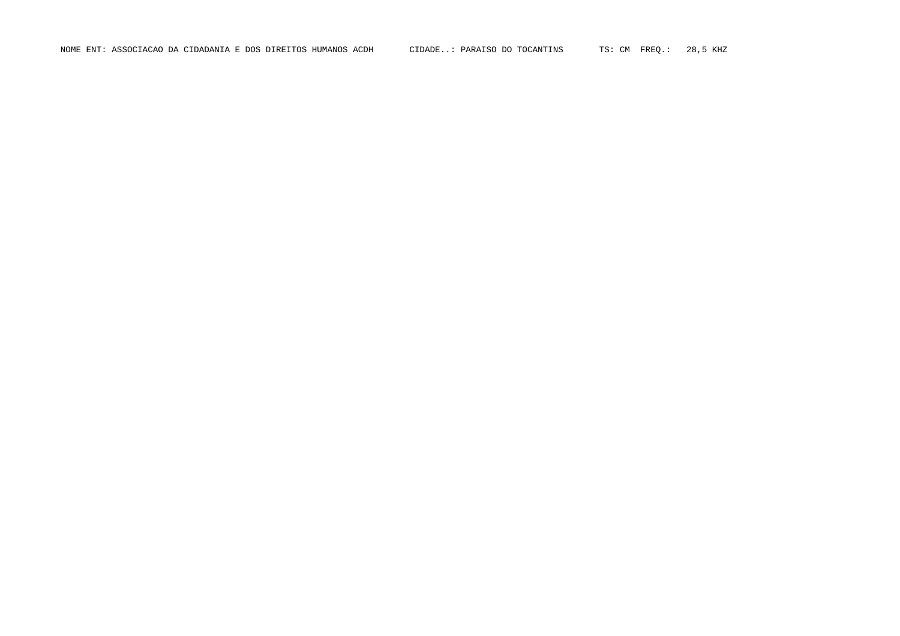NOME ENT: ASSOCIACAO DA CIDADANIA E DOS DIREITOS HUMANOS ACDH CIDADE..: PARAISO DO TOCANTINS TS: CM FREQ.: 28,5 KHZ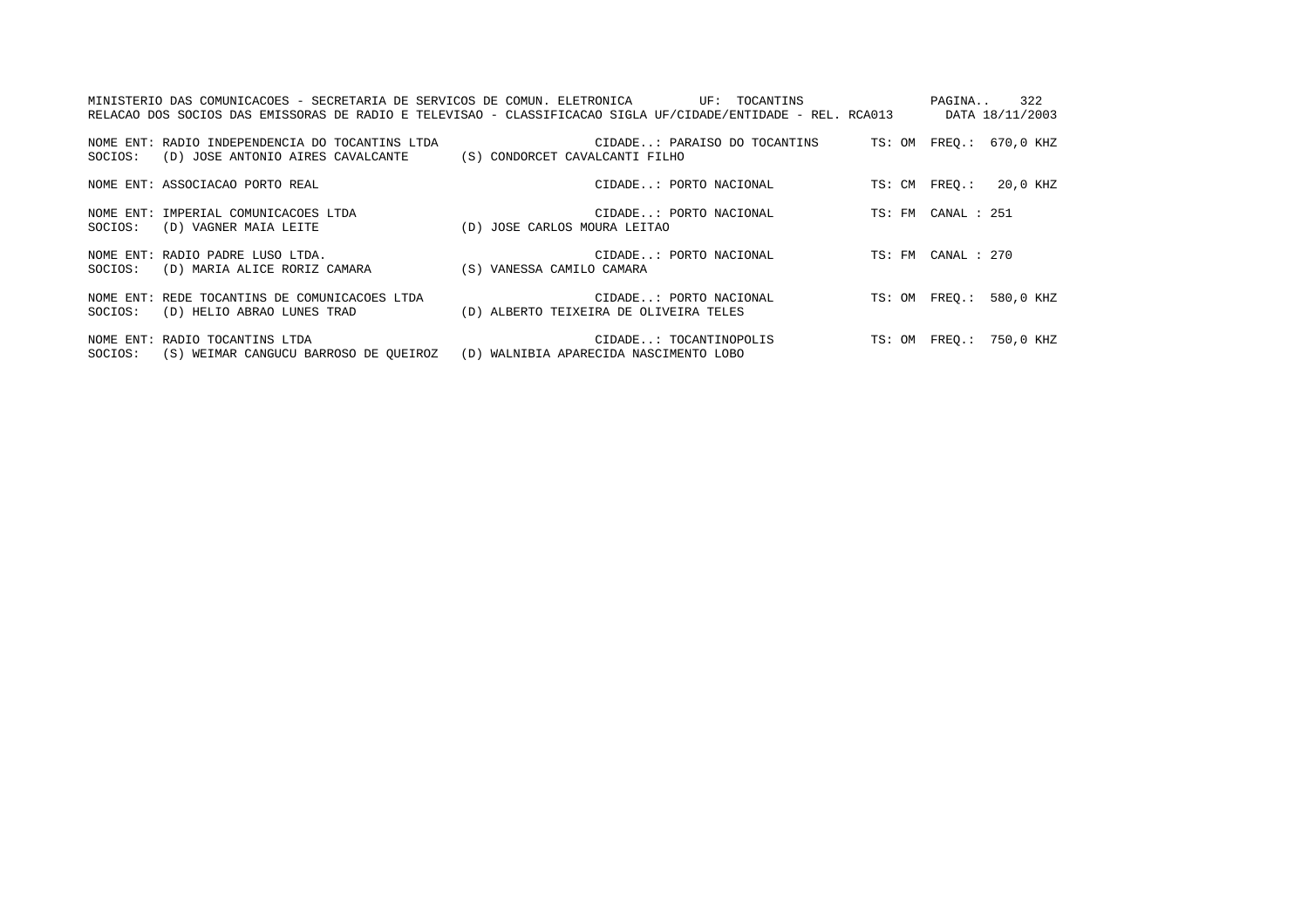NOME ENT: RADIO INDEPENDENCIA DO TOCANTINS LTDA — CIDADE..: PARAISO DO TOCANTINS — TS: OM FREQ.: 670,0 KHZ
SOCIOS: (D) JOSE ANTONIO AIRES CAVALCANTE (S) CONDORCET CAVALCANTI FILHO

NOME ENT: ASSOCIACAO PORTO REAL — CIDADE..: PORTO NACIONAL — TS: CM FREQ.: 20,0 KHZ

NOME ENT: IMPERIAL COMUNICACOES LTDA — CIDADE..: PORTO NACIONAL — TS: FM CANAL : 251
SOCIOS: (D) VAGNER MAIA LEITE (D) JOSE CARLOS MOURA LEITAO

NOME ENT: RADIO PADRE LUSO LTDA. — CIDADE..: PORTO NACIONAL — TS: FM CANAL : 270
SOCIOS: (D) MARIA ALICE RORIZ CAMARA (S) VANESSA CAMILO CAMARA

NOME ENT: REDE TOCANTINS DE COMUNICACOES LTDA — CIDADE..: PORTO NACIONAL — TS: OM FREQ.: 580,0 KHZ
SOCIOS: (D) HELIO ABRAO LUNES TRAD (D) ALBERTO TEIXEIRA DE OLIVEIRA TELES

NOME ENT: RADIO TOCANTINS LTDA — CIDADE..: TOCANTINOPOLIS — TS: OM FREQ.: 750,0 KHZ
SOCIOS: (S) WEIMAR CANGUCU BARROSO DE QUEIROZ (D) WALNIBIA APARECIDA NASCIMENTO LOBO